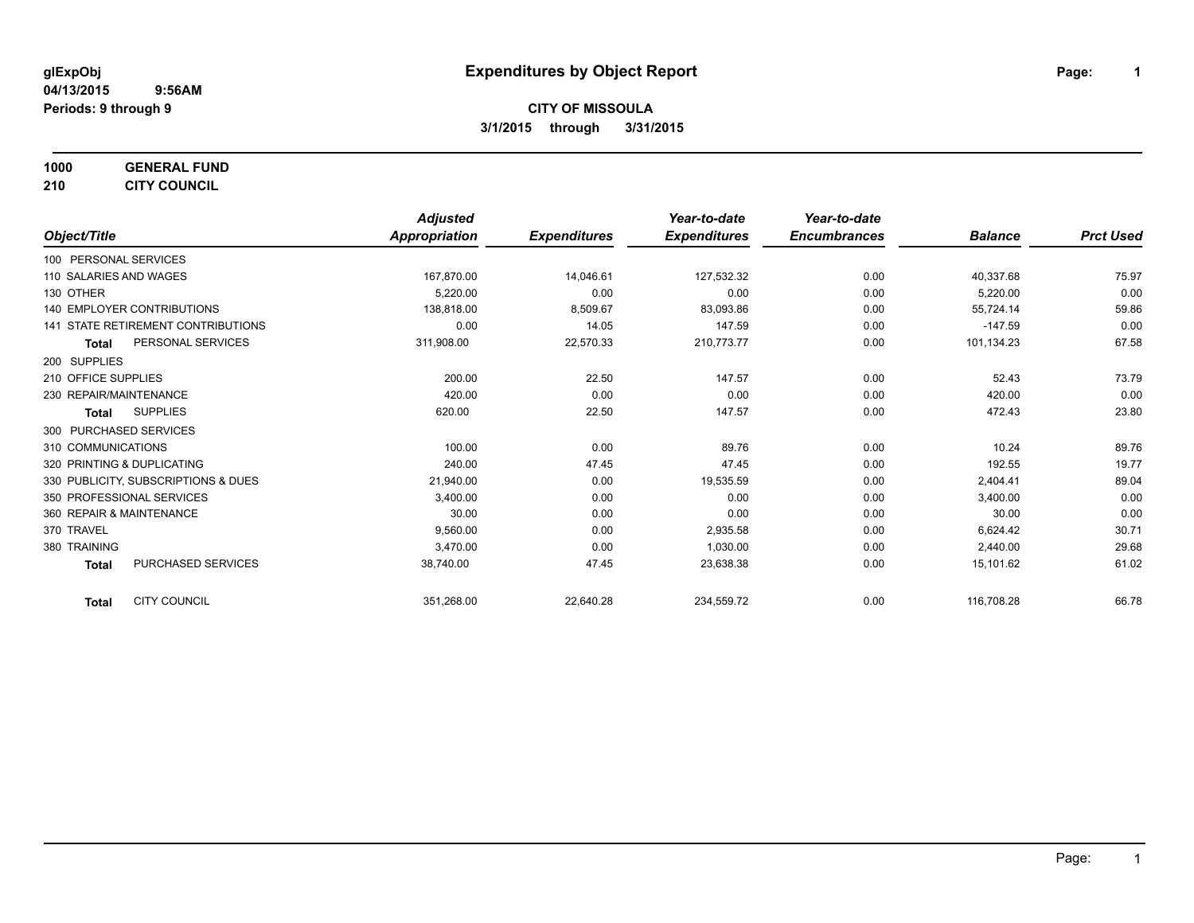**glExpObj**
**04/13/2015 9:56AM**
**Periods: 9 through 9**

# Expenditures by Object Report

**CITY OF MISSOULA**
**3/1/2015 through 3/31/2015**

**1000 GENERAL FUND**
**210 CITY COUNCIL**

| Object/Title | Adjusted Appropriation | Expenditures | Year-to-date Expenditures | Year-to-date Encumbrances | Balance | Prct Used |
|---|---|---|---|---|---|---|
| 100 PERSONAL SERVICES | | | | | | |
| 110 SALARIES AND WAGES | 167,870.00 | 14,046.61 | 127,532.32 | 0.00 | 40,337.68 | 75.97 |
| 130 OTHER | 5,220.00 | 0.00 | 0.00 | 0.00 | 5,220.00 | 0.00 |
| 140 EMPLOYER CONTRIBUTIONS | 138,818.00 | 8,509.67 | 83,093.86 | 0.00 | 55,724.14 | 59.86 |
| 141 STATE RETIREMENT CONTRIBUTIONS | 0.00 | 14.05 | 147.59 | 0.00 | -147.59 | 0.00 |
| **Total** PERSONAL SERVICES | 311,908.00 | 22,570.33 | 210,773.77 | 0.00 | 101,134.23 | 67.58 |
| 200 SUPPLIES | | | | | | |
| 210 OFFICE SUPPLIES | 200.00 | 22.50 | 147.57 | 0.00 | 52.43 | 73.79 |
| 230 REPAIR/MAINTENANCE | 420.00 | 0.00 | 0.00 | 0.00 | 420.00 | 0.00 |
| **Total** SUPPLIES | 620.00 | 22.50 | 147.57 | 0.00 | 472.43 | 23.80 |
| 300 PURCHASED SERVICES | | | | | | |
| 310 COMMUNICATIONS | 100.00 | 0.00 | 89.76 | 0.00 | 10.24 | 89.76 |
| 320 PRINTING & DUPLICATING | 240.00 | 47.45 | 47.45 | 0.00 | 192.55 | 19.77 |
| 330 PUBLICITY, SUBSCRIPTIONS & DUES | 21,940.00 | 0.00 | 19,535.59 | 0.00 | 2,404.41 | 89.04 |
| 350 PROFESSIONAL SERVICES | 3,400.00 | 0.00 | 0.00 | 0.00 | 3,400.00 | 0.00 |
| 360 REPAIR & MAINTENANCE | 30.00 | 0.00 | 0.00 | 0.00 | 30.00 | 0.00 |
| 370 TRAVEL | 9,560.00 | 0.00 | 2,935.58 | 0.00 | 6,624.42 | 30.71 |
| 380 TRAINING | 3,470.00 | 0.00 | 1,030.00 | 0.00 | 2,440.00 | 29.68 |
| **Total** PURCHASED SERVICES | 38,740.00 | 47.45 | 23,638.38 | 0.00 | 15,101.62 | 61.02 |
| **Total** CITY COUNCIL | 351,268.00 | 22,640.28 | 234,559.72 | 0.00 | 116,708.28 | 66.78 |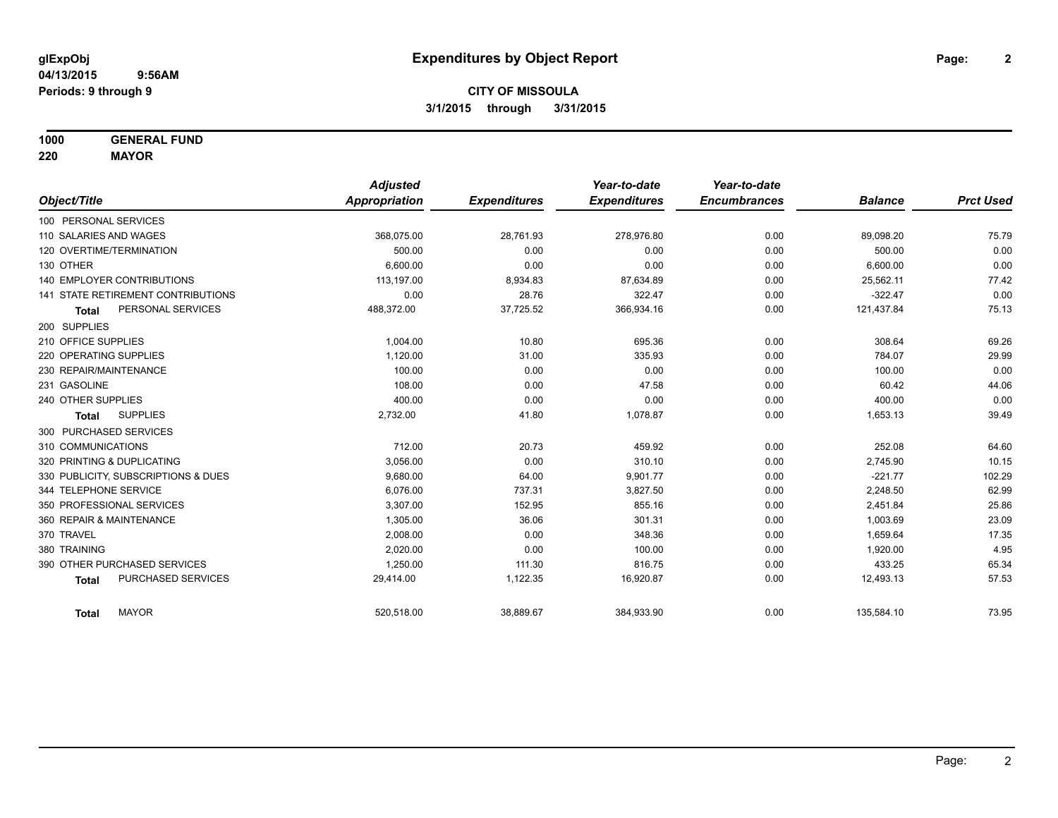# Expenditures by Object Report

glExpObj
04/13/2015 9:56AM
Periods: 9 through 9

**CITY OF MISSOULA**
**3/1/2015 through 3/31/2015**

**1000 GENERAL FUND**
**220 MAYOR**

| Object/Title | Adjusted Appropriation | Expenditures | Year-to-date Expenditures | Year-to-date Encumbrances | Balance | Prct Used |
|---|---|---|---|---|---|---|
| 100 PERSONAL SERVICES | | | | | | |
| 110 SALARIES AND WAGES | 368,075.00 | 28,761.93 | 278,976.80 | 0.00 | 89,098.20 | 75.79 |
| 120 OVERTIME/TERMINATION | 500.00 | 0.00 | 0.00 | 0.00 | 500.00 | 0.00 |
| 130 OTHER | 6,600.00 | 0.00 | 0.00 | 0.00 | 6,600.00 | 0.00 |
| 140 EMPLOYER CONTRIBUTIONS | 113,197.00 | 8,934.83 | 87,634.89 | 0.00 | 25,562.11 | 77.42 |
| 141 STATE RETIREMENT CONTRIBUTIONS | 0.00 | 28.76 | 322.47 | 0.00 | -322.47 | 0.00 |
| **Total** PERSONAL SERVICES | 488,372.00 | 37,725.52 | 366,934.16 | 0.00 | 121,437.84 | 75.13 |
| 200 SUPPLIES | | | | | | |
| 210 OFFICE SUPPLIES | 1,004.00 | 10.80 | 695.36 | 0.00 | 308.64 | 69.26 |
| 220 OPERATING SUPPLIES | 1,120.00 | 31.00 | 335.93 | 0.00 | 784.07 | 29.99 |
| 230 REPAIR/MAINTENANCE | 100.00 | 0.00 | 0.00 | 0.00 | 100.00 | 0.00 |
| 231 GASOLINE | 108.00 | 0.00 | 47.58 | 0.00 | 60.42 | 44.06 |
| 240 OTHER SUPPLIES | 400.00 | 0.00 | 0.00 | 0.00 | 400.00 | 0.00 |
| **Total** SUPPLIES | 2,732.00 | 41.80 | 1,078.87 | 0.00 | 1,653.13 | 39.49 |
| 300 PURCHASED SERVICES | | | | | | |
| 310 COMMUNICATIONS | 712.00 | 20.73 | 459.92 | 0.00 | 252.08 | 64.60 |
| 320 PRINTING & DUPLICATING | 3,056.00 | 0.00 | 310.10 | 0.00 | 2,745.90 | 10.15 |
| 330 PUBLICITY, SUBSCRIPTIONS & DUES | 9,680.00 | 64.00 | 9,901.77 | 0.00 | -221.77 | 102.29 |
| 344 TELEPHONE SERVICE | 6,076.00 | 737.31 | 3,827.50 | 0.00 | 2,248.50 | 62.99 |
| 350 PROFESSIONAL SERVICES | 3,307.00 | 152.95 | 855.16 | 0.00 | 2,451.84 | 25.86 |
| 360 REPAIR & MAINTENANCE | 1,305.00 | 36.06 | 301.31 | 0.00 | 1,003.69 | 23.09 |
| 370 TRAVEL | 2,008.00 | 0.00 | 348.36 | 0.00 | 1,659.64 | 17.35 |
| 380 TRAINING | 2,020.00 | 0.00 | 100.00 | 0.00 | 1,920.00 | 4.95 |
| 390 OTHER PURCHASED SERVICES | 1,250.00 | 111.30 | 816.75 | 0.00 | 433.25 | 65.34 |
| **Total** PURCHASED SERVICES | 29,414.00 | 1,122.35 | 16,920.87 | 0.00 | 12,493.13 | 57.53 |
| **Total** MAYOR | 520,518.00 | 38,889.67 | 384,933.90 | 0.00 | 135,584.10 | 73.95 |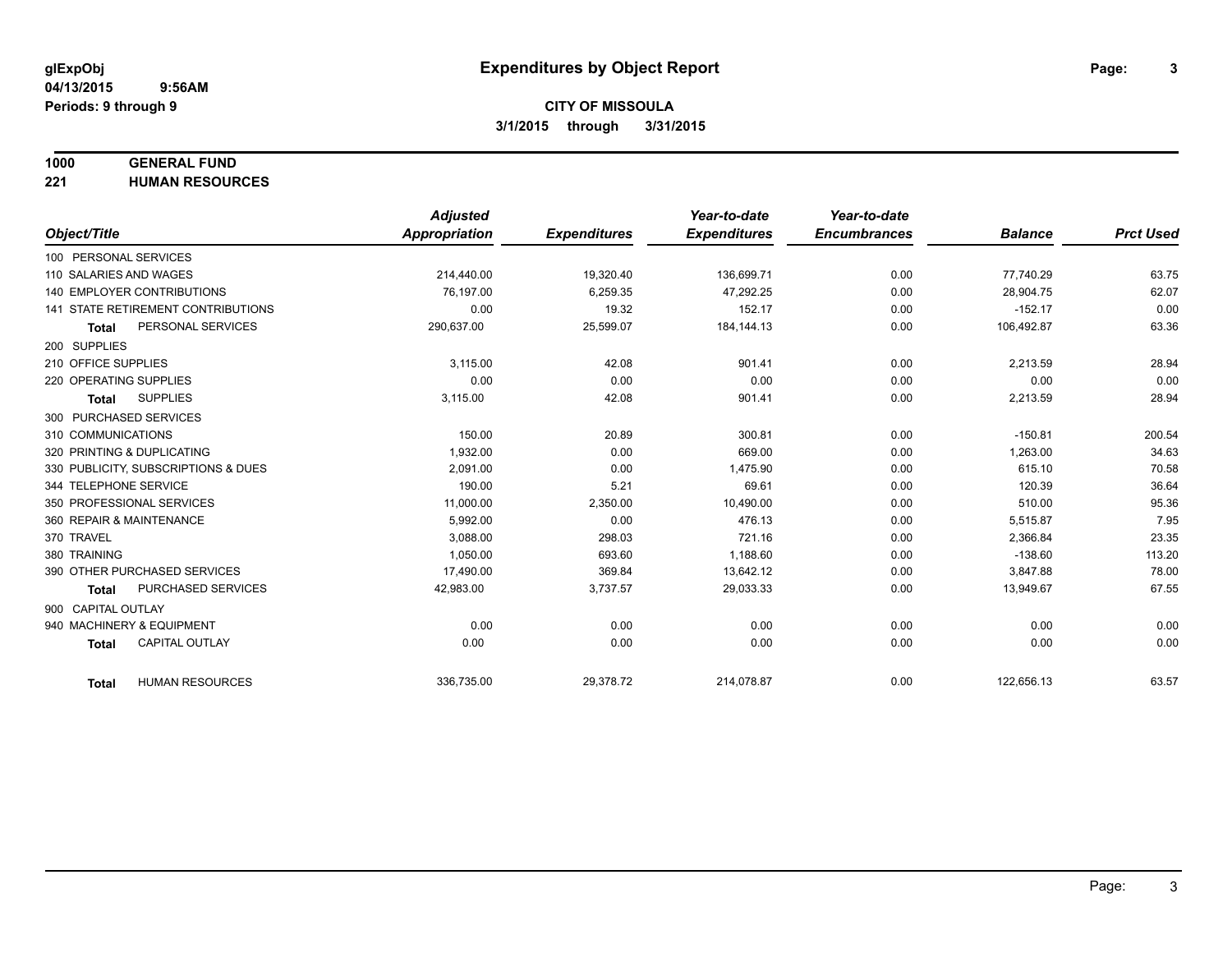**glExpObj** **Expenditures by Object Report**

**04/13/2015 9:56AM**

**Periods: 9 through 9**

**CITY OF MISSOULA**

**3/1/2015 through 3/31/2015**

**1000 GENERAL FUND**

**221 HUMAN RESOURCES**

| Object/Title | Adjusted Appropriation | Expenditures | Year-to-date Expenditures | Year-to-date Encumbrances | Balance | Prct Used |
|---|---|---|---|---|---|---|
| 100 PERSONAL SERVICES | | | | | | |
| 110 SALARIES AND WAGES | 214,440.00 | 19,320.40 | 136,699.71 | 0.00 | 77,740.29 | 63.75 |
| 140 EMPLOYER CONTRIBUTIONS | 76,197.00 | 6,259.35 | 47,292.25 | 0.00 | 28,904.75 | 62.07 |
| 141 STATE RETIREMENT CONTRIBUTIONS | 0.00 | 19.32 | 152.17 | 0.00 | -152.17 | 0.00 |
| **Total** PERSONAL SERVICES | 290,637.00 | 25,599.07 | 184,144.13 | 0.00 | 106,492.87 | 63.36 |
| 200 SUPPLIES | | | | | | |
| 210 OFFICE SUPPLIES | 3,115.00 | 42.08 | 901.41 | 0.00 | 2,213.59 | 28.94 |
| 220 OPERATING SUPPLIES | 0.00 | 0.00 | 0.00 | 0.00 | 0.00 | 0.00 |
| **Total** SUPPLIES | 3,115.00 | 42.08 | 901.41 | 0.00 | 2,213.59 | 28.94 |
| 300 PURCHASED SERVICES | | | | | | |
| 310 COMMUNICATIONS | 150.00 | 20.89 | 300.81 | 0.00 | -150.81 | 200.54 |
| 320 PRINTING & DUPLICATING | 1,932.00 | 0.00 | 669.00 | 0.00 | 1,263.00 | 34.63 |
| 330 PUBLICITY, SUBSCRIPTIONS & DUES | 2,091.00 | 0.00 | 1,475.90 | 0.00 | 615.10 | 70.58 |
| 344 TELEPHONE SERVICE | 190.00 | 5.21 | 69.61 | 0.00 | 120.39 | 36.64 |
| 350 PROFESSIONAL SERVICES | 11,000.00 | 2,350.00 | 10,490.00 | 0.00 | 510.00 | 95.36 |
| 360 REPAIR & MAINTENANCE | 5,992.00 | 0.00 | 476.13 | 0.00 | 5,515.87 | 7.95 |
| 370 TRAVEL | 3,088.00 | 298.03 | 721.16 | 0.00 | 2,366.84 | 23.35 |
| 380 TRAINING | 1,050.00 | 693.60 | 1,188.60 | 0.00 | -138.60 | 113.20 |
| 390 OTHER PURCHASED SERVICES | 17,490.00 | 369.84 | 13,642.12 | 0.00 | 3,847.88 | 78.00 |
| **Total** PURCHASED SERVICES | 42,983.00 | 3,737.57 | 29,033.33 | 0.00 | 13,949.67 | 67.55 |
| 900 CAPITAL OUTLAY | | | | | | |
| 940 MACHINERY & EQUIPMENT | 0.00 | 0.00 | 0.00 | 0.00 | 0.00 | 0.00 |
| **Total** CAPITAL OUTLAY | 0.00 | 0.00 | 0.00 | 0.00 | 0.00 | 0.00 |
| **Total** HUMAN RESOURCES | 336,735.00 | 29,378.72 | 214,078.87 | 0.00 | 122,656.13 | 63.57 |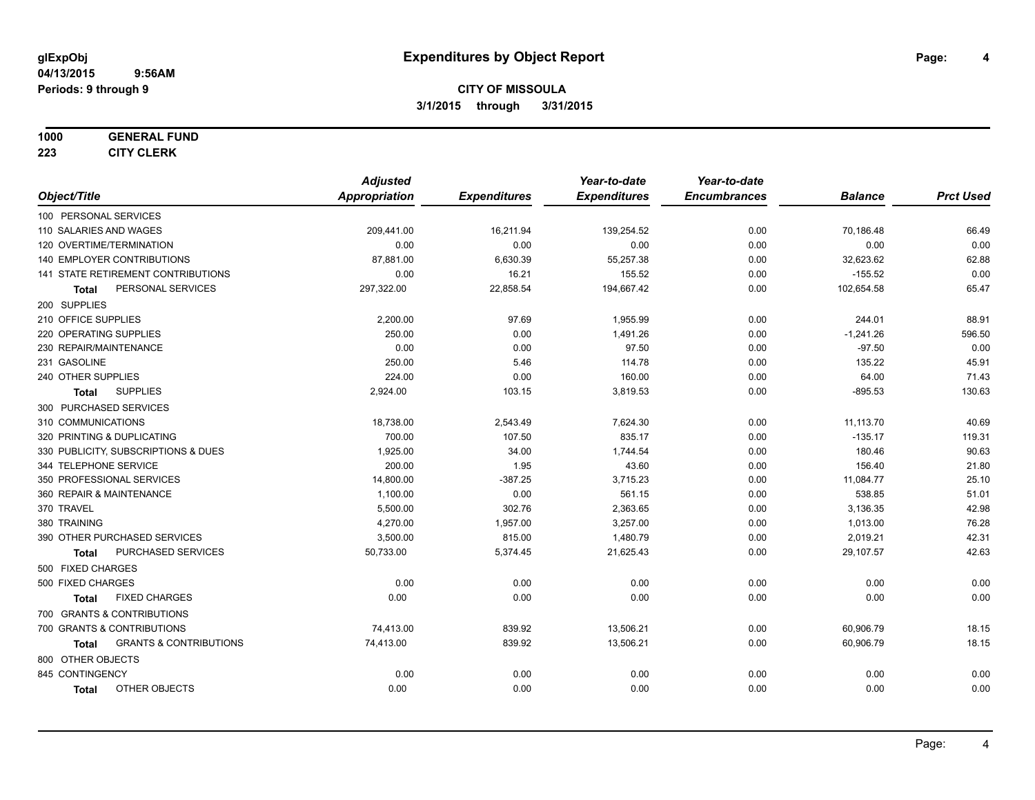glExpObj
04/13/2015 9:56AM
Periods: 9 through 9

# Expenditures by Object Report

**CITY OF MISSOULA**
**3/1/2015 through 3/31/2015**

**1000 GENERAL FUND**
**223 CITY CLERK**

| Object/Title | Adjusted Appropriation | Expenditures | Year-to-date Expenditures | Year-to-date Encumbrances | Balance | Prct Used |
|---|---|---|---|---|---|---|
| 100 PERSONAL SERVICES | | | | | | |
| 110 SALARIES AND WAGES | 209,441.00 | 16,211.94 | 139,254.52 | 0.00 | 70,186.48 | 66.49 |
| 120 OVERTIME/TERMINATION | 0.00 | 0.00 | 0.00 | 0.00 | 0.00 | 0.00 |
| 140 EMPLOYER CONTRIBUTIONS | 87,881.00 | 6,630.39 | 55,257.38 | 0.00 | 32,623.62 | 62.88 |
| 141 STATE RETIREMENT CONTRIBUTIONS | 0.00 | 16.21 | 155.52 | 0.00 | -155.52 | 0.00 |
| **Total** PERSONAL SERVICES | 297,322.00 | 22,858.54 | 194,667.42 | 0.00 | 102,654.58 | 65.47 |
| 200 SUPPLIES | | | | | | |
| 210 OFFICE SUPPLIES | 2,200.00 | 97.69 | 1,955.99 | 0.00 | 244.01 | 88.91 |
| 220 OPERATING SUPPLIES | 250.00 | 0.00 | 1,491.26 | 0.00 | -1,241.26 | 596.50 |
| 230 REPAIR/MAINTENANCE | 0.00 | 0.00 | 97.50 | 0.00 | -97.50 | 0.00 |
| 231 GASOLINE | 250.00 | 5.46 | 114.78 | 0.00 | 135.22 | 45.91 |
| 240 OTHER SUPPLIES | 224.00 | 0.00 | 160.00 | 0.00 | 64.00 | 71.43 |
| **Total** SUPPLIES | 2,924.00 | 103.15 | 3,819.53 | 0.00 | -895.53 | 130.63 |
| 300 PURCHASED SERVICES | | | | | | |
| 310 COMMUNICATIONS | 18,738.00 | 2,543.49 | 7,624.30 | 0.00 | 11,113.70 | 40.69 |
| 320 PRINTING & DUPLICATING | 700.00 | 107.50 | 835.17 | 0.00 | -135.17 | 119.31 |
| 330 PUBLICITY, SUBSCRIPTIONS & DUES | 1,925.00 | 34.00 | 1,744.54 | 0.00 | 180.46 | 90.63 |
| 344 TELEPHONE SERVICE | 200.00 | 1.95 | 43.60 | 0.00 | 156.40 | 21.80 |
| 350 PROFESSIONAL SERVICES | 14,800.00 | -387.25 | 3,715.23 | 0.00 | 11,084.77 | 25.10 |
| 360 REPAIR & MAINTENANCE | 1,100.00 | 0.00 | 561.15 | 0.00 | 538.85 | 51.01 |
| 370 TRAVEL | 5,500.00 | 302.76 | 2,363.65 | 0.00 | 3,136.35 | 42.98 |
| 380 TRAINING | 4,270.00 | 1,957.00 | 3,257.00 | 0.00 | 1,013.00 | 76.28 |
| 390 OTHER PURCHASED SERVICES | 3,500.00 | 815.00 | 1,480.79 | 0.00 | 2,019.21 | 42.31 |
| **Total** PURCHASED SERVICES | 50,733.00 | 5,374.45 | 21,625.43 | 0.00 | 29,107.57 | 42.63 |
| 500 FIXED CHARGES | | | | | | |
| 500 FIXED CHARGES | 0.00 | 0.00 | 0.00 | 0.00 | 0.00 | 0.00 |
| **Total** FIXED CHARGES | 0.00 | 0.00 | 0.00 | 0.00 | 0.00 | 0.00 |
| 700 GRANTS & CONTRIBUTIONS | | | | | | |
| 700 GRANTS & CONTRIBUTIONS | 74,413.00 | 839.92 | 13,506.21 | 0.00 | 60,906.79 | 18.15 |
| **Total** GRANTS & CONTRIBUTIONS | 74,413.00 | 839.92 | 13,506.21 | 0.00 | 60,906.79 | 18.15 |
| 800 OTHER OBJECTS | | | | | | |
| 845 CONTINGENCY | 0.00 | 0.00 | 0.00 | 0.00 | 0.00 | 0.00 |
| **Total** OTHER OBJECTS | 0.00 | 0.00 | 0.00 | 0.00 | 0.00 | 0.00 |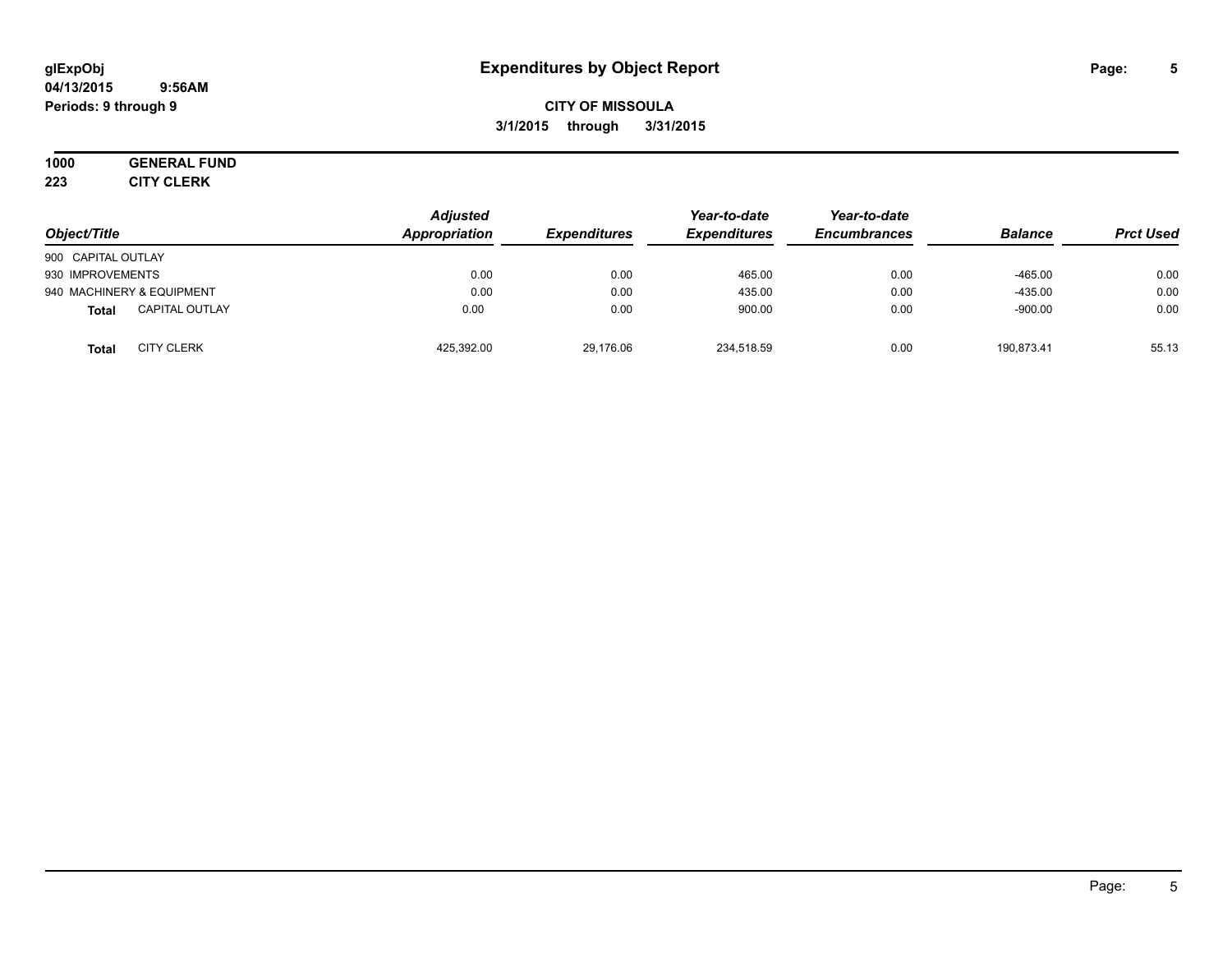**glExpObj**
**04/13/2015 9:56AM**
**Periods: 9 through 9**

# Expenditures by Object Report

**CITY OF MISSOULA**
**3/1/2015 through 3/31/2015**

**1000 GENERAL FUND**
**223 CITY CLERK**

| Object/Title | Adjusted Appropriation | Expenditures | Year-to-date Expenditures | Year-to-date Encumbrances | Balance | Prct Used |
|---|---|---|---|---|---|---|
| 900 CAPITAL OUTLAY | | | | | | |
| 930 IMPROVEMENTS | 0.00 | 0.00 | 465.00 | 0.00 | -465.00 | 0.00 |
| 940 MACHINERY & EQUIPMENT | 0.00 | 0.00 | 435.00 | 0.00 | -435.00 | 0.00 |
| **Total** CAPITAL OUTLAY | 0.00 | 0.00 | 900.00 | 0.00 | -900.00 | 0.00 |
| **Total** CITY CLERK | 425,392.00 | 29,176.06 | 234,518.59 | 0.00 | 190,873.41 | 55.13 |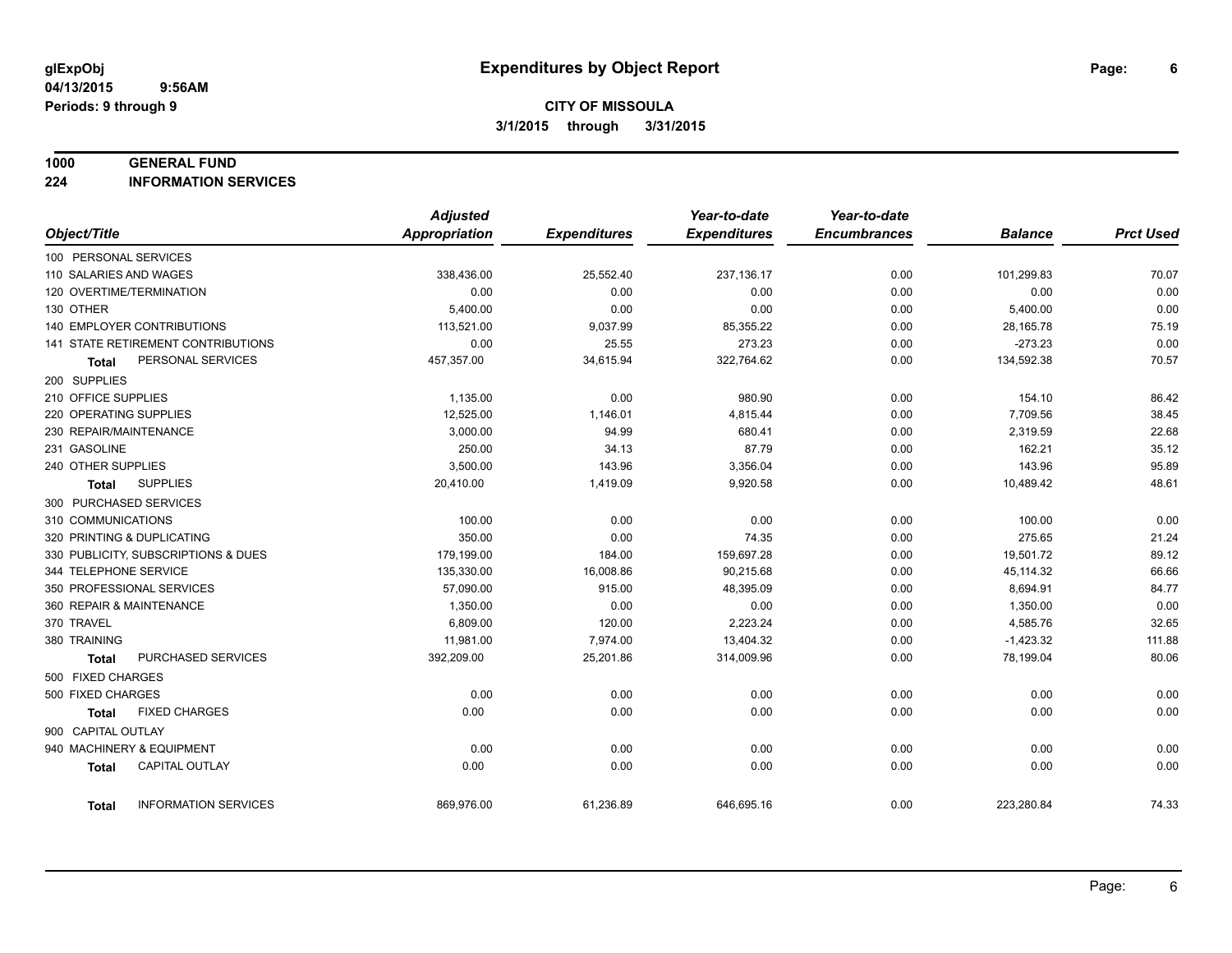**glExpObj**
**04/13/2015 9:56AM**
**Periods: 9 through 9**

# Expenditures by Object Report

**CITY OF MISSOULA**
**3/1/2015 through 3/31/2015**

**1000 GENERAL FUND**
**224 INFORMATION SERVICES**

| Object/Title | Adjusted Appropriation | Expenditures | Year-to-date Expenditures | Year-to-date Encumbrances | Balance | Prct Used |
|---|---|---|---|---|---|---|
| 100 PERSONAL SERVICES | | | | | | |
| 110 SALARIES AND WAGES | 338,436.00 | 25,552.40 | 237,136.17 | 0.00 | 101,299.83 | 70.07 |
| 120 OVERTIME/TERMINATION | 0.00 | 0.00 | 0.00 | 0.00 | 0.00 | 0.00 |
| 130 OTHER | 5,400.00 | 0.00 | 0.00 | 0.00 | 5,400.00 | 0.00 |
| 140 EMPLOYER CONTRIBUTIONS | 113,521.00 | 9,037.99 | 85,355.22 | 0.00 | 28,165.78 | 75.19 |
| 141 STATE RETIREMENT CONTRIBUTIONS | 0.00 | 25.55 | 273.23 | 0.00 | -273.23 | 0.00 |
| **Total** PERSONAL SERVICES | 457,357.00 | 34,615.94 | 322,764.62 | 0.00 | 134,592.38 | 70.57 |
| 200 SUPPLIES | | | | | | |
| 210 OFFICE SUPPLIES | 1,135.00 | 0.00 | 980.90 | 0.00 | 154.10 | 86.42 |
| 220 OPERATING SUPPLIES | 12,525.00 | 1,146.01 | 4,815.44 | 0.00 | 7,709.56 | 38.45 |
| 230 REPAIR/MAINTENANCE | 3,000.00 | 94.99 | 680.41 | 0.00 | 2,319.59 | 22.68 |
| 231 GASOLINE | 250.00 | 34.13 | 87.79 | 0.00 | 162.21 | 35.12 |
| 240 OTHER SUPPLIES | 3,500.00 | 143.96 | 3,356.04 | 0.00 | 143.96 | 95.89 |
| **Total** SUPPLIES | 20,410.00 | 1,419.09 | 9,920.58 | 0.00 | 10,489.42 | 48.61 |
| 300 PURCHASED SERVICES | | | | | | |
| 310 COMMUNICATIONS | 100.00 | 0.00 | 0.00 | 0.00 | 100.00 | 0.00 |
| 320 PRINTING & DUPLICATING | 350.00 | 0.00 | 74.35 | 0.00 | 275.65 | 21.24 |
| 330 PUBLICITY, SUBSCRIPTIONS & DUES | 179,199.00 | 184.00 | 159,697.28 | 0.00 | 19,501.72 | 89.12 |
| 344 TELEPHONE SERVICE | 135,330.00 | 16,008.86 | 90,215.68 | 0.00 | 45,114.32 | 66.66 |
| 350 PROFESSIONAL SERVICES | 57,090.00 | 915.00 | 48,395.09 | 0.00 | 8,694.91 | 84.77 |
| 360 REPAIR & MAINTENANCE | 1,350.00 | 0.00 | 0.00 | 0.00 | 1,350.00 | 0.00 |
| 370 TRAVEL | 6,809.00 | 120.00 | 2,223.24 | 0.00 | 4,585.76 | 32.65 |
| 380 TRAINING | 11,981.00 | 7,974.00 | 13,404.32 | 0.00 | -1,423.32 | 111.88 |
| **Total** PURCHASED SERVICES | 392,209.00 | 25,201.86 | 314,009.96 | 0.00 | 78,199.04 | 80.06 |
| 500 FIXED CHARGES | | | | | | |
| 500 FIXED CHARGES | 0.00 | 0.00 | 0.00 | 0.00 | 0.00 | 0.00 |
| **Total** FIXED CHARGES | 0.00 | 0.00 | 0.00 | 0.00 | 0.00 | 0.00 |
| 900 CAPITAL OUTLAY | | | | | | |
| 940 MACHINERY & EQUIPMENT | 0.00 | 0.00 | 0.00 | 0.00 | 0.00 | 0.00 |
| **Total** CAPITAL OUTLAY | 0.00 | 0.00 | 0.00 | 0.00 | 0.00 | 0.00 |
| **Total** INFORMATION SERVICES | 869,976.00 | 61,236.89 | 646,695.16 | 0.00 | 223,280.84 | 74.33 |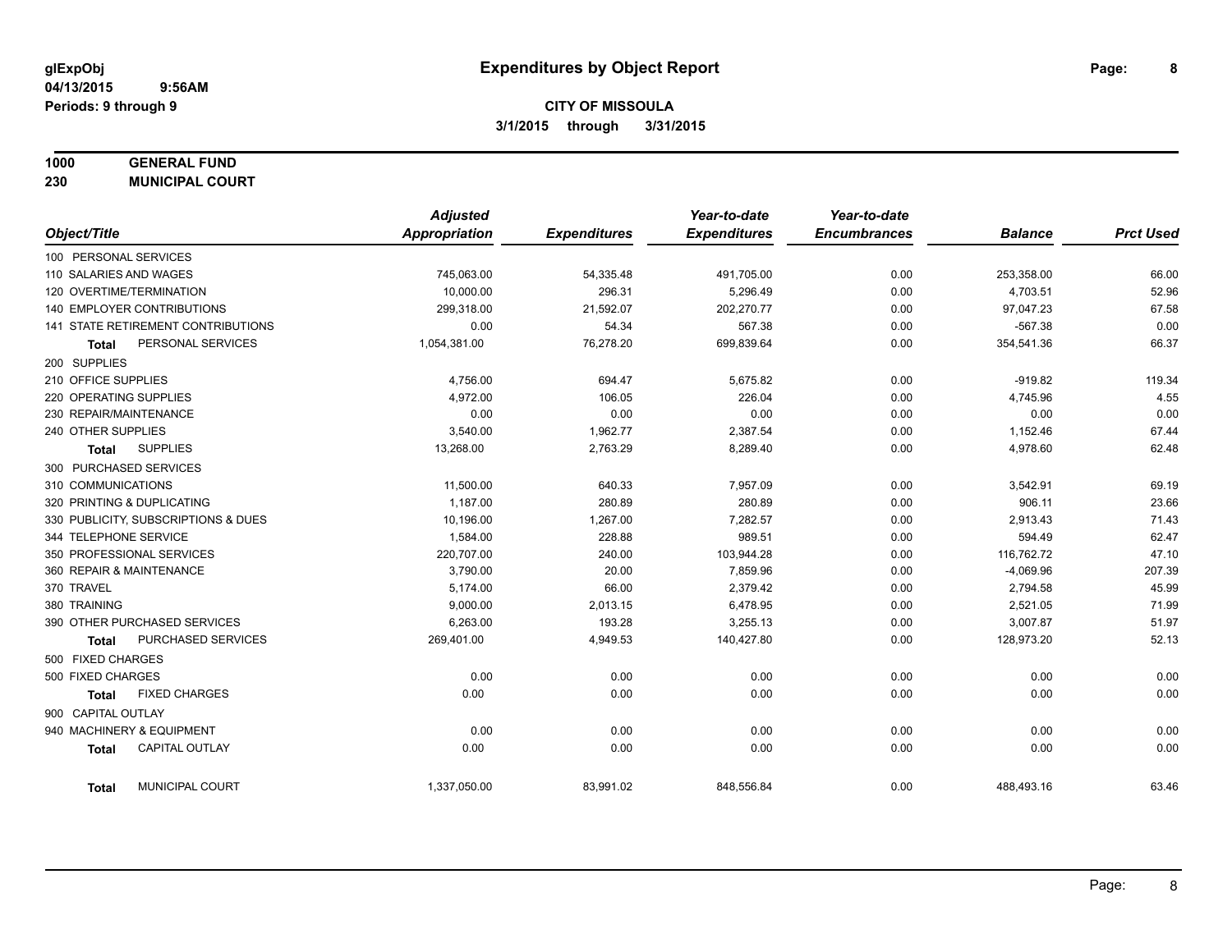glExpObj
04/13/2015 9:56AM
Periods: 9 through 9

# Expenditures by Object Report

**CITY OF MISSOULA**

**3/1/2015 through 3/31/2015**

**1000 GENERAL FUND**
**230 MUNICIPAL COURT**

| Object/Title | Adjusted Appropriation | Expenditures | Year-to-date Expenditures | Year-to-date Encumbrances | Balance | Prct Used |
|---|---|---|---|---|---|---|
| 100 PERSONAL SERVICES | | | | | | |
| 110 SALARIES AND WAGES | 745,063.00 | 54,335.48 | 491,705.00 | 0.00 | 253,358.00 | 66.00 |
| 120 OVERTIME/TERMINATION | 10,000.00 | 296.31 | 5,296.49 | 0.00 | 4,703.51 | 52.96 |
| 140 EMPLOYER CONTRIBUTIONS | 299,318.00 | 21,592.07 | 202,270.77 | 0.00 | 97,047.23 | 67.58 |
| 141 STATE RETIREMENT CONTRIBUTIONS | 0.00 | 54.34 | 567.38 | 0.00 | -567.38 | 0.00 |
| **Total** PERSONAL SERVICES | 1,054,381.00 | 76,278.20 | 699,839.64 | 0.00 | 354,541.36 | 66.37 |
| 200 SUPPLIES | | | | | | |
| 210 OFFICE SUPPLIES | 4,756.00 | 694.47 | 5,675.82 | 0.00 | -919.82 | 119.34 |
| 220 OPERATING SUPPLIES | 4,972.00 | 106.05 | 226.04 | 0.00 | 4,745.96 | 4.55 |
| 230 REPAIR/MAINTENANCE | 0.00 | 0.00 | 0.00 | 0.00 | 0.00 | 0.00 |
| 240 OTHER SUPPLIES | 3,540.00 | 1,962.77 | 2,387.54 | 0.00 | 1,152.46 | 67.44 |
| **Total** SUPPLIES | 13,268.00 | 2,763.29 | 8,289.40 | 0.00 | 4,978.60 | 62.48 |
| 300 PURCHASED SERVICES | | | | | | |
| 310 COMMUNICATIONS | 11,500.00 | 640.33 | 7,957.09 | 0.00 | 3,542.91 | 69.19 |
| 320 PRINTING & DUPLICATING | 1,187.00 | 280.89 | 280.89 | 0.00 | 906.11 | 23.66 |
| 330 PUBLICITY, SUBSCRIPTIONS & DUES | 10,196.00 | 1,267.00 | 7,282.57 | 0.00 | 2,913.43 | 71.43 |
| 344 TELEPHONE SERVICE | 1,584.00 | 228.88 | 989.51 | 0.00 | 594.49 | 62.47 |
| 350 PROFESSIONAL SERVICES | 220,707.00 | 240.00 | 103,944.28 | 0.00 | 116,762.72 | 47.10 |
| 360 REPAIR & MAINTENANCE | 3,790.00 | 20.00 | 7,859.96 | 0.00 | -4,069.96 | 207.39 |
| 370 TRAVEL | 5,174.00 | 66.00 | 2,379.42 | 0.00 | 2,794.58 | 45.99 |
| 380 TRAINING | 9,000.00 | 2,013.15 | 6,478.95 | 0.00 | 2,521.05 | 71.99 |
| 390 OTHER PURCHASED SERVICES | 6,263.00 | 193.28 | 3,255.13 | 0.00 | 3,007.87 | 51.97 |
| **Total** PURCHASED SERVICES | 269,401.00 | 4,949.53 | 140,427.80 | 0.00 | 128,973.20 | 52.13 |
| 500 FIXED CHARGES | | | | | | |
| 500 FIXED CHARGES | 0.00 | 0.00 | 0.00 | 0.00 | 0.00 | 0.00 |
| **Total** FIXED CHARGES | 0.00 | 0.00 | 0.00 | 0.00 | 0.00 | 0.00 |
| 900 CAPITAL OUTLAY | | | | | | |
| 940 MACHINERY & EQUIPMENT | 0.00 | 0.00 | 0.00 | 0.00 | 0.00 | 0.00 |
| **Total** CAPITAL OUTLAY | 0.00 | 0.00 | 0.00 | 0.00 | 0.00 | 0.00 |
| **Total** MUNICIPAL COURT | 1,337,050.00 | 83,991.02 | 848,556.84 | 0.00 | 488,493.16 | 63.46 |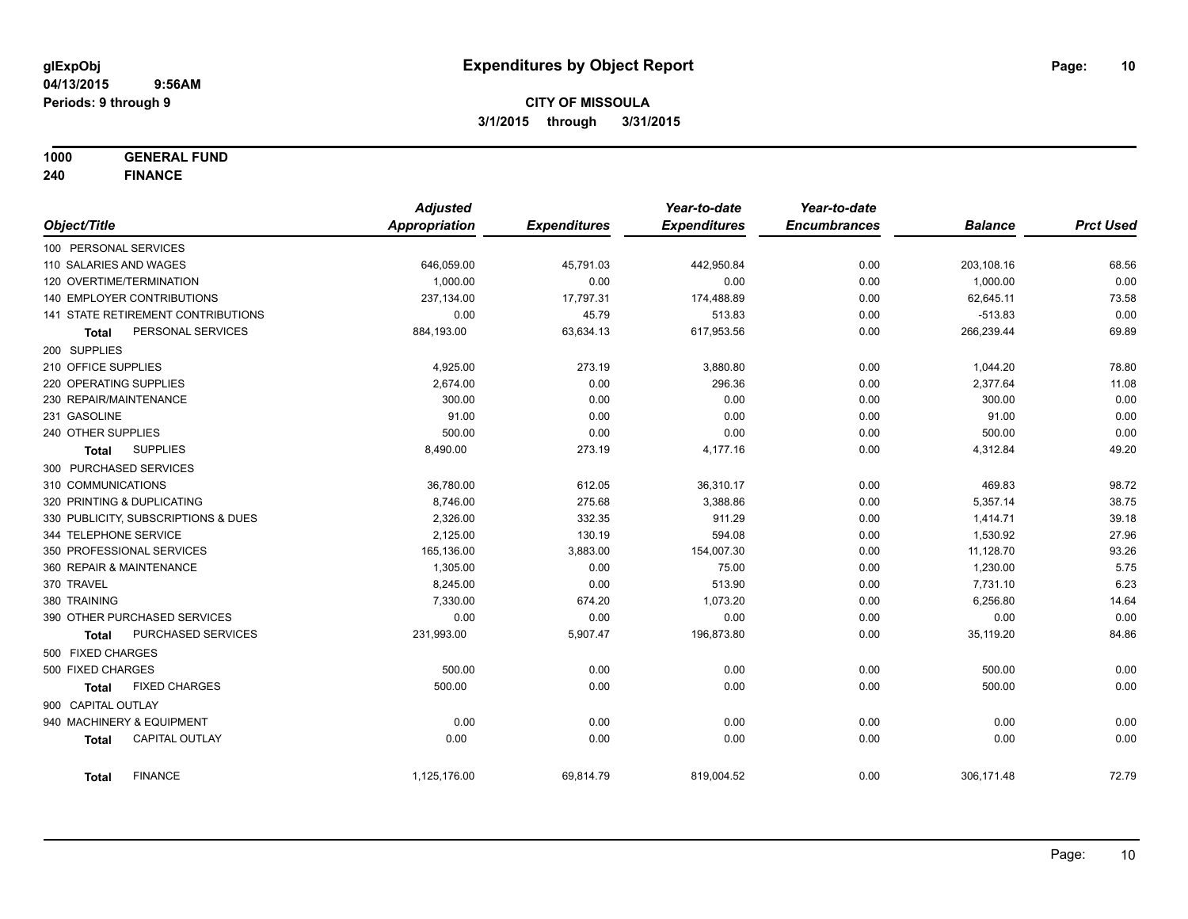glExpObj
04/13/2015 9:56AM
Periods: 9 through 9

# Expenditures by Object Report

**CITY OF MISSOULA**
**3/1/2015 through 3/31/2015**

**1000 GENERAL FUND**
**240 FINANCE**

| Object/Title | Adjusted Appropriation | Expenditures | Year-to-date Expenditures | Year-to-date Encumbrances | Balance | Prct Used |
|---|---|---|---|---|---|---|
| 100 PERSONAL SERVICES | | | | | | |
| 110 SALARIES AND WAGES | 646,059.00 | 45,791.03 | 442,950.84 | 0.00 | 203,108.16 | 68.56 |
| 120 OVERTIME/TERMINATION | 1,000.00 | 0.00 | 0.00 | 0.00 | 1,000.00 | 0.00 |
| 140 EMPLOYER CONTRIBUTIONS | 237,134.00 | 17,797.31 | 174,488.89 | 0.00 | 62,645.11 | 73.58 |
| 141 STATE RETIREMENT CONTRIBUTIONS | 0.00 | 45.79 | 513.83 | 0.00 | -513.83 | 0.00 |
| **Total** PERSONAL SERVICES | 884,193.00 | 63,634.13 | 617,953.56 | 0.00 | 266,239.44 | 69.89 |
| 200 SUPPLIES | | | | | | |
| 210 OFFICE SUPPLIES | 4,925.00 | 273.19 | 3,880.80 | 0.00 | 1,044.20 | 78.80 |
| 220 OPERATING SUPPLIES | 2,674.00 | 0.00 | 296.36 | 0.00 | 2,377.64 | 11.08 |
| 230 REPAIR/MAINTENANCE | 300.00 | 0.00 | 0.00 | 0.00 | 300.00 | 0.00 |
| 231 GASOLINE | 91.00 | 0.00 | 0.00 | 0.00 | 91.00 | 0.00 |
| 240 OTHER SUPPLIES | 500.00 | 0.00 | 0.00 | 0.00 | 500.00 | 0.00 |
| **Total** SUPPLIES | 8,490.00 | 273.19 | 4,177.16 | 0.00 | 4,312.84 | 49.20 |
| 300 PURCHASED SERVICES | | | | | | |
| 310 COMMUNICATIONS | 36,780.00 | 612.05 | 36,310.17 | 0.00 | 469.83 | 98.72 |
| 320 PRINTING & DUPLICATING | 8,746.00 | 275.68 | 3,388.86 | 0.00 | 5,357.14 | 38.75 |
| 330 PUBLICITY, SUBSCRIPTIONS & DUES | 2,326.00 | 332.35 | 911.29 | 0.00 | 1,414.71 | 39.18 |
| 344 TELEPHONE SERVICE | 2,125.00 | 130.19 | 594.08 | 0.00 | 1,530.92 | 27.96 |
| 350 PROFESSIONAL SERVICES | 165,136.00 | 3,883.00 | 154,007.30 | 0.00 | 11,128.70 | 93.26 |
| 360 REPAIR & MAINTENANCE | 1,305.00 | 0.00 | 75.00 | 0.00 | 1,230.00 | 5.75 |
| 370 TRAVEL | 8,245.00 | 0.00 | 513.90 | 0.00 | 7,731.10 | 6.23 |
| 380 TRAINING | 7,330.00 | 674.20 | 1,073.20 | 0.00 | 6,256.80 | 14.64 |
| 390 OTHER PURCHASED SERVICES | 0.00 | 0.00 | 0.00 | 0.00 | 0.00 | 0.00 |
| **Total** PURCHASED SERVICES | 231,993.00 | 5,907.47 | 196,873.80 | 0.00 | 35,119.20 | 84.86 |
| 500 FIXED CHARGES | | | | | | |
| 500 FIXED CHARGES | 500.00 | 0.00 | 0.00 | 0.00 | 500.00 | 0.00 |
| **Total** FIXED CHARGES | 500.00 | 0.00 | 0.00 | 0.00 | 500.00 | 0.00 |
| 900 CAPITAL OUTLAY | | | | | | |
| 940 MACHINERY & EQUIPMENT | 0.00 | 0.00 | 0.00 | 0.00 | 0.00 | 0.00 |
| **Total** CAPITAL OUTLAY | 0.00 | 0.00 | 0.00 | 0.00 | 0.00 | 0.00 |
| **Total** FINANCE | 1,125,176.00 | 69,814.79 | 819,004.52 | 0.00 | 306,171.48 | 72.79 |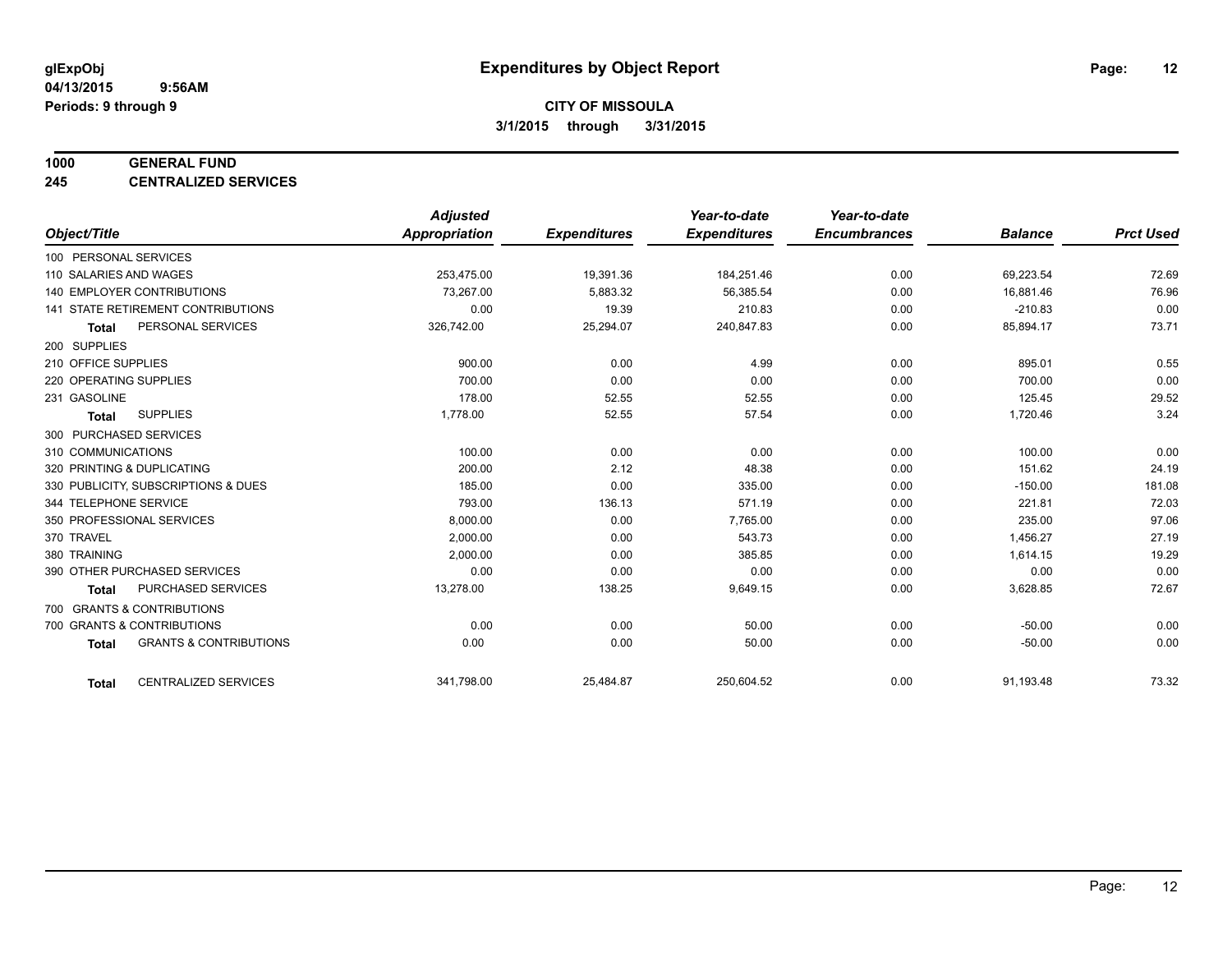**glExpObj**
**04/13/2015 9:56AM**
**Periods: 9 through 9**

# Expenditures by Object Report

**CITY OF MISSOULA**
**3/1/2015 through 3/31/2015**

**1000 GENERAL FUND**
**245 CENTRALIZED SERVICES**

| Object/Title | Adjusted Appropriation | Expenditures | Year-to-date Expenditures | Year-to-date Encumbrances | Balance | Prct Used |
|---|---|---|---|---|---|---|
| 100 PERSONAL SERVICES | | | | | | |
| 110 SALARIES AND WAGES | 253,475.00 | 19,391.36 | 184,251.46 | 0.00 | 69,223.54 | 72.69 |
| 140 EMPLOYER CONTRIBUTIONS | 73,267.00 | 5,883.32 | 56,385.54 | 0.00 | 16,881.46 | 76.96 |
| 141 STATE RETIREMENT CONTRIBUTIONS | 0.00 | 19.39 | 210.83 | 0.00 | -210.83 | 0.00 |
| **Total** PERSONAL SERVICES | 326,742.00 | 25,294.07 | 240,847.83 | 0.00 | 85,894.17 | 73.71 |
| 200 SUPPLIES | | | | | | |
| 210 OFFICE SUPPLIES | 900.00 | 0.00 | 4.99 | 0.00 | 895.01 | 0.55 |
| 220 OPERATING SUPPLIES | 700.00 | 0.00 | 0.00 | 0.00 | 700.00 | 0.00 |
| 231 GASOLINE | 178.00 | 52.55 | 52.55 | 0.00 | 125.45 | 29.52 |
| **Total** SUPPLIES | 1,778.00 | 52.55 | 57.54 | 0.00 | 1,720.46 | 3.24 |
| 300 PURCHASED SERVICES | | | | | | |
| 310 COMMUNICATIONS | 100.00 | 0.00 | 0.00 | 0.00 | 100.00 | 0.00 |
| 320 PRINTING & DUPLICATING | 200.00 | 2.12 | 48.38 | 0.00 | 151.62 | 24.19 |
| 330 PUBLICITY, SUBSCRIPTIONS & DUES | 185.00 | 0.00 | 335.00 | 0.00 | -150.00 | 181.08 |
| 344 TELEPHONE SERVICE | 793.00 | 136.13 | 571.19 | 0.00 | 221.81 | 72.03 |
| 350 PROFESSIONAL SERVICES | 8,000.00 | 0.00 | 7,765.00 | 0.00 | 235.00 | 97.06 |
| 370 TRAVEL | 2,000.00 | 0.00 | 543.73 | 0.00 | 1,456.27 | 27.19 |
| 380 TRAINING | 2,000.00 | 0.00 | 385.85 | 0.00 | 1,614.15 | 19.29 |
| 390 OTHER PURCHASED SERVICES | 0.00 | 0.00 | 0.00 | 0.00 | 0.00 | 0.00 |
| **Total** PURCHASED SERVICES | 13,278.00 | 138.25 | 9,649.15 | 0.00 | 3,628.85 | 72.67 |
| 700 GRANTS & CONTRIBUTIONS | | | | | | |
| 700 GRANTS & CONTRIBUTIONS | 0.00 | 0.00 | 50.00 | 0.00 | -50.00 | 0.00 |
| **Total** GRANTS & CONTRIBUTIONS | 0.00 | 0.00 | 50.00 | 0.00 | -50.00 | 0.00 |
| **Total** CENTRALIZED SERVICES | 341,798.00 | 25,484.87 | 250,604.52 | 0.00 | 91,193.48 | 73.32 |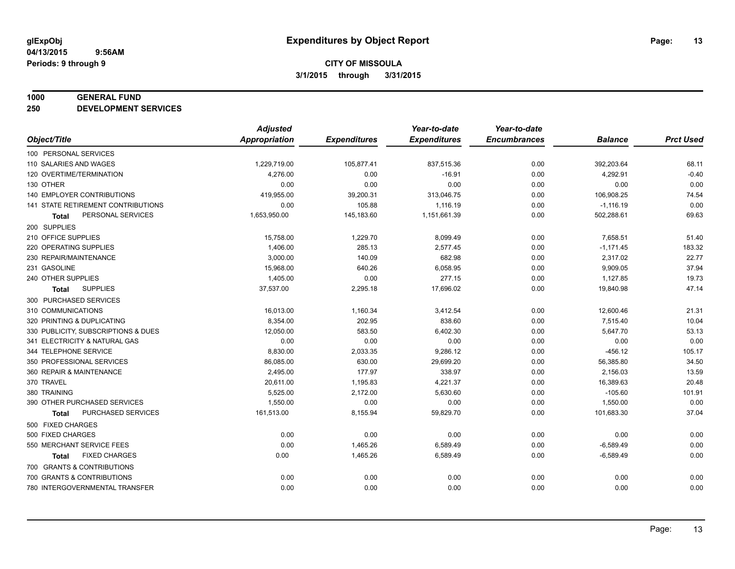**glExpObj**
**04/13/2015 9:56AM**
**Periods: 9 through 9**

# Expenditures by Object Report

**CITY OF MISSOULA**
**3/1/2015 through 3/31/2015**

## 1000 GENERAL FUND
## 250 DEVELOPMENT SERVICES

| Object/Title | Adjusted Appropriation | Expenditures | Year-to-date Expenditures | Year-to-date Encumbrances | Balance | Prct Used |
|---|---|---|---|---|---|---|
| 100 PERSONAL SERVICES | | | | | | |
| 110 SALARIES AND WAGES | 1,229,719.00 | 105,877.41 | 837,515.36 | 0.00 | 392,203.64 | 68.11 |
| 120 OVERTIME/TERMINATION | 4,276.00 | 0.00 | -16.91 | 0.00 | 4,292.91 | -0.40 |
| 130 OTHER | 0.00 | 0.00 | 0.00 | 0.00 | 0.00 | 0.00 |
| 140 EMPLOYER CONTRIBUTIONS | 419,955.00 | 39,200.31 | 313,046.75 | 0.00 | 106,908.25 | 74.54 |
| 141 STATE RETIREMENT CONTRIBUTIONS | 0.00 | 105.88 | 1,116.19 | 0.00 | -1,116.19 | 0.00 |
| **Total** PERSONAL SERVICES | 1,653,950.00 | 145,183.60 | 1,151,661.39 | 0.00 | 502,288.61 | 69.63 |
| 200 SUPPLIES | | | | | | |
| 210 OFFICE SUPPLIES | 15,758.00 | 1,229.70 | 8,099.49 | 0.00 | 7,658.51 | 51.40 |
| 220 OPERATING SUPPLIES | 1,406.00 | 285.13 | 2,577.45 | 0.00 | -1,171.45 | 183.32 |
| 230 REPAIR/MAINTENANCE | 3,000.00 | 140.09 | 682.98 | 0.00 | 2,317.02 | 22.77 |
| 231 GASOLINE | 15,968.00 | 640.26 | 6,058.95 | 0.00 | 9,909.05 | 37.94 |
| 240 OTHER SUPPLIES | 1,405.00 | 0.00 | 277.15 | 0.00 | 1,127.85 | 19.73 |
| **Total** SUPPLIES | 37,537.00 | 2,295.18 | 17,696.02 | 0.00 | 19,840.98 | 47.14 |
| 300 PURCHASED SERVICES | | | | | | |
| 310 COMMUNICATIONS | 16,013.00 | 1,160.34 | 3,412.54 | 0.00 | 12,600.46 | 21.31 |
| 320 PRINTING & DUPLICATING | 8,354.00 | 202.95 | 838.60 | 0.00 | 7,515.40 | 10.04 |
| 330 PUBLICITY, SUBSCRIPTIONS & DUES | 12,050.00 | 583.50 | 6,402.30 | 0.00 | 5,647.70 | 53.13 |
| 341 ELECTRICITY & NATURAL GAS | 0.00 | 0.00 | 0.00 | 0.00 | 0.00 | 0.00 |
| 344 TELEPHONE SERVICE | 8,830.00 | 2,033.35 | 9,286.12 | 0.00 | -456.12 | 105.17 |
| 350 PROFESSIONAL SERVICES | 86,085.00 | 630.00 | 29,699.20 | 0.00 | 56,385.80 | 34.50 |
| 360 REPAIR & MAINTENANCE | 2,495.00 | 177.97 | 338.97 | 0.00 | 2,156.03 | 13.59 |
| 370 TRAVEL | 20,611.00 | 1,195.83 | 4,221.37 | 0.00 | 16,389.63 | 20.48 |
| 380 TRAINING | 5,525.00 | 2,172.00 | 5,630.60 | 0.00 | -105.60 | 101.91 |
| 390 OTHER PURCHASED SERVICES | 1,550.00 | 0.00 | 0.00 | 0.00 | 1,550.00 | 0.00 |
| **Total** PURCHASED SERVICES | 161,513.00 | 8,155.94 | 59,829.70 | 0.00 | 101,683.30 | 37.04 |
| 500 FIXED CHARGES | | | | | | |
| 500 FIXED CHARGES | 0.00 | 0.00 | 0.00 | 0.00 | 0.00 | 0.00 |
| 550 MERCHANT SERVICE FEES | 0.00 | 1,465.26 | 6,589.49 | 0.00 | -6,589.49 | 0.00 |
| **Total** FIXED CHARGES | 0.00 | 1,465.26 | 6,589.49 | 0.00 | -6,589.49 | 0.00 |
| 700 GRANTS & CONTRIBUTIONS | | | | | | |
| 700 GRANTS & CONTRIBUTIONS | 0.00 | 0.00 | 0.00 | 0.00 | 0.00 | 0.00 |
| 780 INTERGOVERNMENTAL TRANSFER | 0.00 | 0.00 | 0.00 | 0.00 | 0.00 | 0.00 |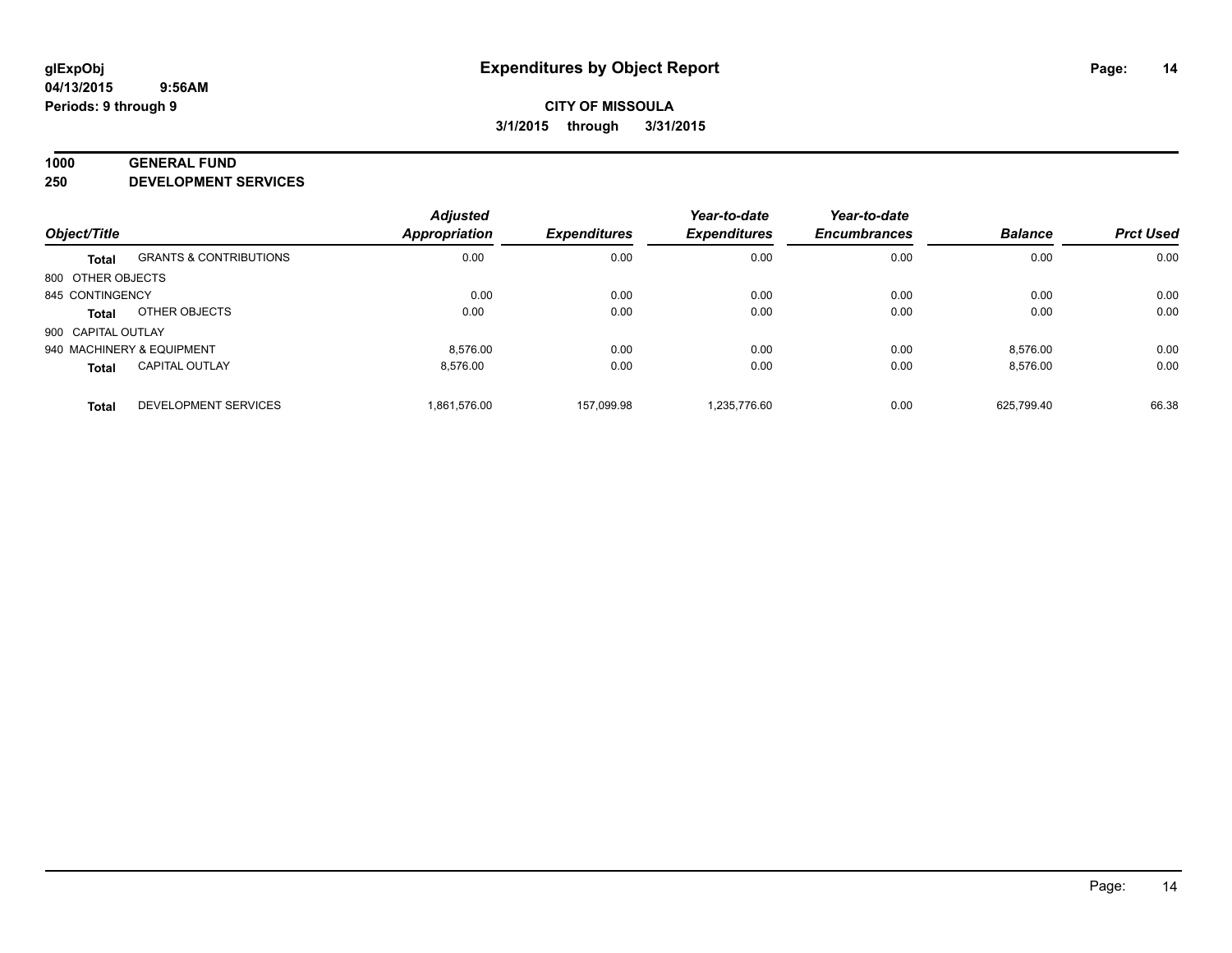**CITY OF MISSOULA**

**3/1/2015 through 3/31/2015**

**1000 GENERAL FUND**

**250 DEVELOPMENT SERVICES**

| Object/Title | | Adjusted Appropriation | Expenditures | Year-to-date Expenditures | Year-to-date Encumbrances | Balance | Prct Used |
|---|---|---|---|---|---|---|---|
| **Total** | GRANTS & CONTRIBUTIONS | 0.00 | 0.00 | 0.00 | 0.00 | 0.00 | 0.00 |
| 800 OTHER OBJECTS | | | | | | | |
| 845 CONTINGENCY | | 0.00 | 0.00 | 0.00 | 0.00 | 0.00 | 0.00 |
| **Total** | OTHER OBJECTS | 0.00 | 0.00 | 0.00 | 0.00 | 0.00 | 0.00 |
| 900 CAPITAL OUTLAY | | | | | | | |
| 940 MACHINERY & EQUIPMENT | | 8,576.00 | 0.00 | 0.00 | 0.00 | 8,576.00 | 0.00 |
| **Total** | CAPITAL OUTLAY | 8,576.00 | 0.00 | 0.00 | 0.00 | 8,576.00 | 0.00 |
| **Total** | DEVELOPMENT SERVICES | 1,861,576.00 | 157,099.98 | 1,235,776.60 | 0.00 | 625,799.40 | 66.38 |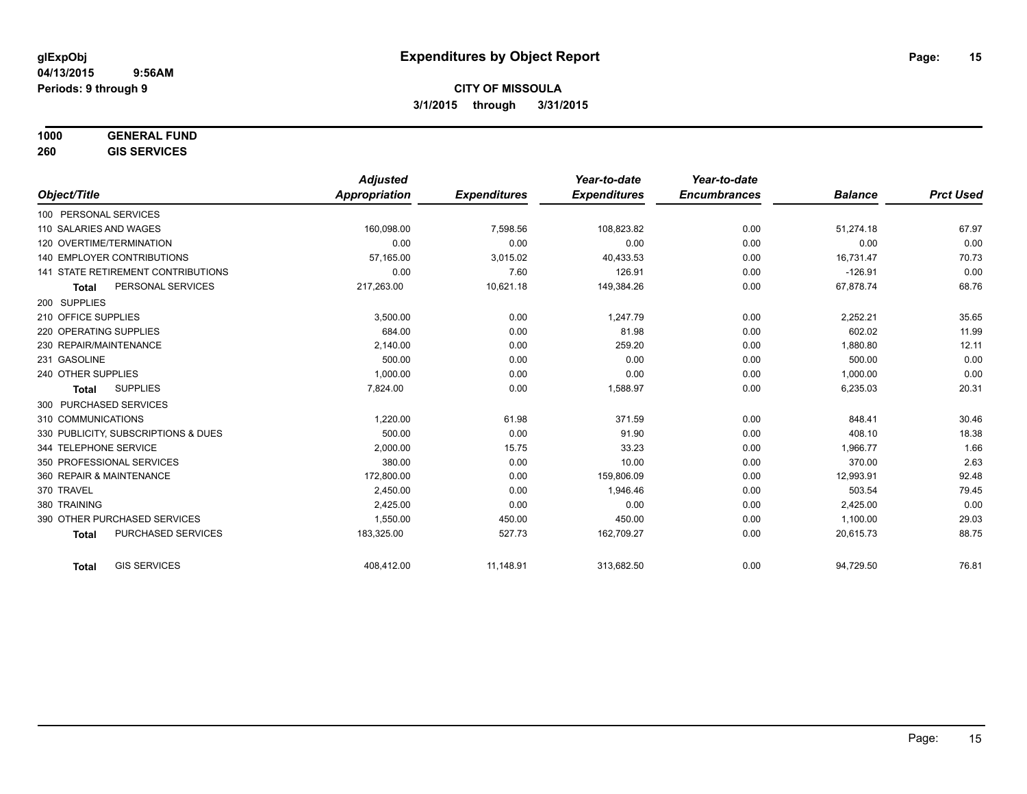glExpObj
04/13/2015 9:56AM
Periods: 9 through 9

# Expenditures by Object Report

**CITY OF MISSOULA**
**3/1/2015 through 3/31/2015**

**1000 GENERAL FUND**
**260 GIS SERVICES**

| Object/Title | Adjusted Appropriation | Expenditures | Year-to-date Expenditures | Year-to-date Encumbrances | Balance | Prct Used |
|---|---|---|---|---|---|---|
| 100 PERSONAL SERVICES | | | | | | |
| 110 SALARIES AND WAGES | 160,098.00 | 7,598.56 | 108,823.82 | 0.00 | 51,274.18 | 67.97 |
| 120 OVERTIME/TERMINATION | 0.00 | 0.00 | 0.00 | 0.00 | 0.00 | 0.00 |
| 140 EMPLOYER CONTRIBUTIONS | 57,165.00 | 3,015.02 | 40,433.53 | 0.00 | 16,731.47 | 70.73 |
| 141 STATE RETIREMENT CONTRIBUTIONS | 0.00 | 7.60 | 126.91 | 0.00 | -126.91 | 0.00 |
| **Total** PERSONAL SERVICES | 217,263.00 | 10,621.18 | 149,384.26 | 0.00 | 67,878.74 | 68.76 |
| 200 SUPPLIES | | | | | | |
| 210 OFFICE SUPPLIES | 3,500.00 | 0.00 | 1,247.79 | 0.00 | 2,252.21 | 35.65 |
| 220 OPERATING SUPPLIES | 684.00 | 0.00 | 81.98 | 0.00 | 602.02 | 11.99 |
| 230 REPAIR/MAINTENANCE | 2,140.00 | 0.00 | 259.20 | 0.00 | 1,880.80 | 12.11 |
| 231 GASOLINE | 500.00 | 0.00 | 0.00 | 0.00 | 500.00 | 0.00 |
| 240 OTHER SUPPLIES | 1,000.00 | 0.00 | 0.00 | 0.00 | 1,000.00 | 0.00 |
| **Total** SUPPLIES | 7,824.00 | 0.00 | 1,588.97 | 0.00 | 6,235.03 | 20.31 |
| 300 PURCHASED SERVICES | | | | | | |
| 310 COMMUNICATIONS | 1,220.00 | 61.98 | 371.59 | 0.00 | 848.41 | 30.46 |
| 330 PUBLICITY, SUBSCRIPTIONS & DUES | 500.00 | 0.00 | 91.90 | 0.00 | 408.10 | 18.38 |
| 344 TELEPHONE SERVICE | 2,000.00 | 15.75 | 33.23 | 0.00 | 1,966.77 | 1.66 |
| 350 PROFESSIONAL SERVICES | 380.00 | 0.00 | 10.00 | 0.00 | 370.00 | 2.63 |
| 360 REPAIR & MAINTENANCE | 172,800.00 | 0.00 | 159,806.09 | 0.00 | 12,993.91 | 92.48 |
| 370 TRAVEL | 2,450.00 | 0.00 | 1,946.46 | 0.00 | 503.54 | 79.45 |
| 380 TRAINING | 2,425.00 | 0.00 | 0.00 | 0.00 | 2,425.00 | 0.00 |
| 390 OTHER PURCHASED SERVICES | 1,550.00 | 450.00 | 450.00 | 0.00 | 1,100.00 | 29.03 |
| **Total** PURCHASED SERVICES | 183,325.00 | 527.73 | 162,709.27 | 0.00 | 20,615.73 | 88.75 |
| **Total** GIS SERVICES | 408,412.00 | 11,148.91 | 313,682.50 | 0.00 | 94,729.50 | 76.81 |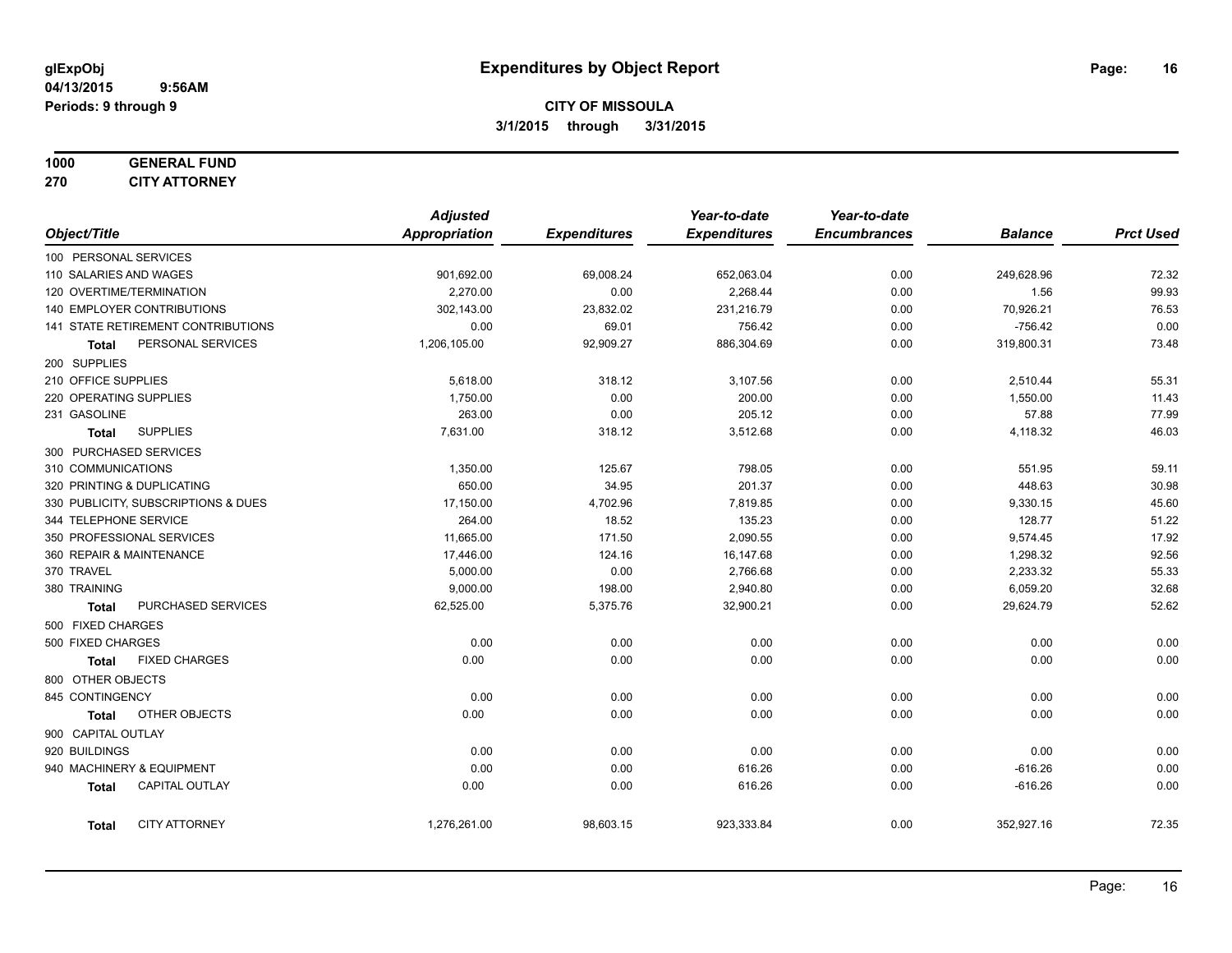glExpObj
04/13/2015 9:56AM
Periods: 9 through 9

# Expenditures by Object Report

**CITY OF MISSOULA**
**3/1/2015 through 3/31/2015**

**1000 GENERAL FUND**
**270 CITY ATTORNEY**

| Object/Title | Adjusted Appropriation | Expenditures | Year-to-date Expenditures | Year-to-date Encumbrances | Balance | Prct Used |
|---|---|---|---|---|---|---|
| 100 PERSONAL SERVICES | | | | | | |
| 110 SALARIES AND WAGES | 901,692.00 | 69,008.24 | 652,063.04 | 0.00 | 249,628.96 | 72.32 |
| 120 OVERTIME/TERMINATION | 2,270.00 | 0.00 | 2,268.44 | 0.00 | 1.56 | 99.93 |
| 140 EMPLOYER CONTRIBUTIONS | 302,143.00 | 23,832.02 | 231,216.79 | 0.00 | 70,926.21 | 76.53 |
| 141 STATE RETIREMENT CONTRIBUTIONS | 0.00 | 69.01 | 756.42 | 0.00 | -756.42 | 0.00 |
| **Total** PERSONAL SERVICES | 1,206,105.00 | 92,909.27 | 886,304.69 | 0.00 | 319,800.31 | 73.48 |
| 200 SUPPLIES | | | | | | |
| 210 OFFICE SUPPLIES | 5,618.00 | 318.12 | 3,107.56 | 0.00 | 2,510.44 | 55.31 |
| 220 OPERATING SUPPLIES | 1,750.00 | 0.00 | 200.00 | 0.00 | 1,550.00 | 11.43 |
| 231 GASOLINE | 263.00 | 0.00 | 205.12 | 0.00 | 57.88 | 77.99 |
| **Total** SUPPLIES | 7,631.00 | 318.12 | 3,512.68 | 0.00 | 4,118.32 | 46.03 |
| 300 PURCHASED SERVICES | | | | | | |
| 310 COMMUNICATIONS | 1,350.00 | 125.67 | 798.05 | 0.00 | 551.95 | 59.11 |
| 320 PRINTING & DUPLICATING | 650.00 | 34.95 | 201.37 | 0.00 | 448.63 | 30.98 |
| 330 PUBLICITY, SUBSCRIPTIONS & DUES | 17,150.00 | 4,702.96 | 7,819.85 | 0.00 | 9,330.15 | 45.60 |
| 344 TELEPHONE SERVICE | 264.00 | 18.52 | 135.23 | 0.00 | 128.77 | 51.22 |
| 350 PROFESSIONAL SERVICES | 11,665.00 | 171.50 | 2,090.55 | 0.00 | 9,574.45 | 17.92 |
| 360 REPAIR & MAINTENANCE | 17,446.00 | 124.16 | 16,147.68 | 0.00 | 1,298.32 | 92.56 |
| 370 TRAVEL | 5,000.00 | 0.00 | 2,766.68 | 0.00 | 2,233.32 | 55.33 |
| 380 TRAINING | 9,000.00 | 198.00 | 2,940.80 | 0.00 | 6,059.20 | 32.68 |
| **Total** PURCHASED SERVICES | 62,525.00 | 5,375.76 | 32,900.21 | 0.00 | 29,624.79 | 52.62 |
| 500 FIXED CHARGES | | | | | | |
| 500 FIXED CHARGES | 0.00 | 0.00 | 0.00 | 0.00 | 0.00 | 0.00 |
| **Total** FIXED CHARGES | 0.00 | 0.00 | 0.00 | 0.00 | 0.00 | 0.00 |
| 800 OTHER OBJECTS | | | | | | |
| 845 CONTINGENCY | 0.00 | 0.00 | 0.00 | 0.00 | 0.00 | 0.00 |
| **Total** OTHER OBJECTS | 0.00 | 0.00 | 0.00 | 0.00 | 0.00 | 0.00 |
| 900 CAPITAL OUTLAY | | | | | | |
| 920 BUILDINGS | 0.00 | 0.00 | 0.00 | 0.00 | 0.00 | 0.00 |
| 940 MACHINERY & EQUIPMENT | 0.00 | 0.00 | 616.26 | 0.00 | -616.26 | 0.00 |
| **Total** CAPITAL OUTLAY | 0.00 | 0.00 | 616.26 | 0.00 | -616.26 | 0.00 |
| **Total** CITY ATTORNEY | 1,276,261.00 | 98,603.15 | 923,333.84 | 0.00 | 352,927.16 | 72.35 |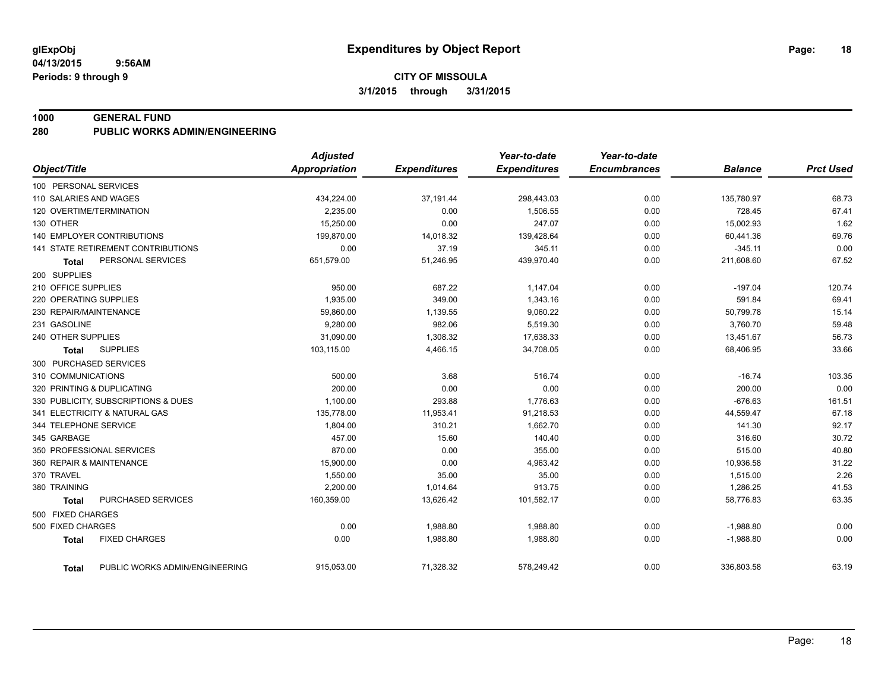glExpObj
04/13/2015 9:56AM
Periods: 9 through 9

# Expenditures by Object Report

**CITY OF MISSOULA**

**3/1/2015 through 3/31/2015**

**1000 GENERAL FUND**

**280 PUBLIC WORKS ADMIN/ENGINEERING**

| Object/Title | Adjusted Appropriation | Expenditures | Year-to-date Expenditures | Year-to-date Encumbrances | Balance | Prct Used |
|---|---|---|---|---|---|---|
| 100 PERSONAL SERVICES | | | | | | |
| 110 SALARIES AND WAGES | 434,224.00 | 37,191.44 | 298,443.03 | 0.00 | 135,780.97 | 68.73 |
| 120 OVERTIME/TERMINATION | 2,235.00 | 0.00 | 1,506.55 | 0.00 | 728.45 | 67.41 |
| 130 OTHER | 15,250.00 | 0.00 | 247.07 | 0.00 | 15,002.93 | 1.62 |
| 140 EMPLOYER CONTRIBUTIONS | 199,870.00 | 14,018.32 | 139,428.64 | 0.00 | 60,441.36 | 69.76 |
| 141 STATE RETIREMENT CONTRIBUTIONS | 0.00 | 37.19 | 345.11 | 0.00 | -345.11 | 0.00 |
| **Total** PERSONAL SERVICES | 651,579.00 | 51,246.95 | 439,970.40 | 0.00 | 211,608.60 | 67.52 |
| 200 SUPPLIES | | | | | | |
| 210 OFFICE SUPPLIES | 950.00 | 687.22 | 1,147.04 | 0.00 | -197.04 | 120.74 |
| 220 OPERATING SUPPLIES | 1,935.00 | 349.00 | 1,343.16 | 0.00 | 591.84 | 69.41 |
| 230 REPAIR/MAINTENANCE | 59,860.00 | 1,139.55 | 9,060.22 | 0.00 | 50,799.78 | 15.14 |
| 231 GASOLINE | 9,280.00 | 982.06 | 5,519.30 | 0.00 | 3,760.70 | 59.48 |
| 240 OTHER SUPPLIES | 31,090.00 | 1,308.32 | 17,638.33 | 0.00 | 13,451.67 | 56.73 |
| **Total** SUPPLIES | 103,115.00 | 4,466.15 | 34,708.05 | 0.00 | 68,406.95 | 33.66 |
| 300 PURCHASED SERVICES | | | | | | |
| 310 COMMUNICATIONS | 500.00 | 3.68 | 516.74 | 0.00 | -16.74 | 103.35 |
| 320 PRINTING & DUPLICATING | 200.00 | 0.00 | 0.00 | 0.00 | 200.00 | 0.00 |
| 330 PUBLICITY, SUBSCRIPTIONS & DUES | 1,100.00 | 293.88 | 1,776.63 | 0.00 | -676.63 | 161.51 |
| 341 ELECTRICITY & NATURAL GAS | 135,778.00 | 11,953.41 | 91,218.53 | 0.00 | 44,559.47 | 67.18 |
| 344 TELEPHONE SERVICE | 1,804.00 | 310.21 | 1,662.70 | 0.00 | 141.30 | 92.17 |
| 345 GARBAGE | 457.00 | 15.60 | 140.40 | 0.00 | 316.60 | 30.72 |
| 350 PROFESSIONAL SERVICES | 870.00 | 0.00 | 355.00 | 0.00 | 515.00 | 40.80 |
| 360 REPAIR & MAINTENANCE | 15,900.00 | 0.00 | 4,963.42 | 0.00 | 10,936.58 | 31.22 |
| 370 TRAVEL | 1,550.00 | 35.00 | 35.00 | 0.00 | 1,515.00 | 2.26 |
| 380 TRAINING | 2,200.00 | 1,014.64 | 913.75 | 0.00 | 1,286.25 | 41.53 |
| **Total** PURCHASED SERVICES | 160,359.00 | 13,626.42 | 101,582.17 | 0.00 | 58,776.83 | 63.35 |
| 500 FIXED CHARGES | | | | | | |
| 500 FIXED CHARGES | 0.00 | 1,988.80 | 1,988.80 | 0.00 | -1,988.80 | 0.00 |
| **Total** FIXED CHARGES | 0.00 | 1,988.80 | 1,988.80 | 0.00 | -1,988.80 | 0.00 |
| **Total** PUBLIC WORKS ADMIN/ENGINEERING | 915,053.00 | 71,328.32 | 578,249.42 | 0.00 | 336,803.58 | 63.19 |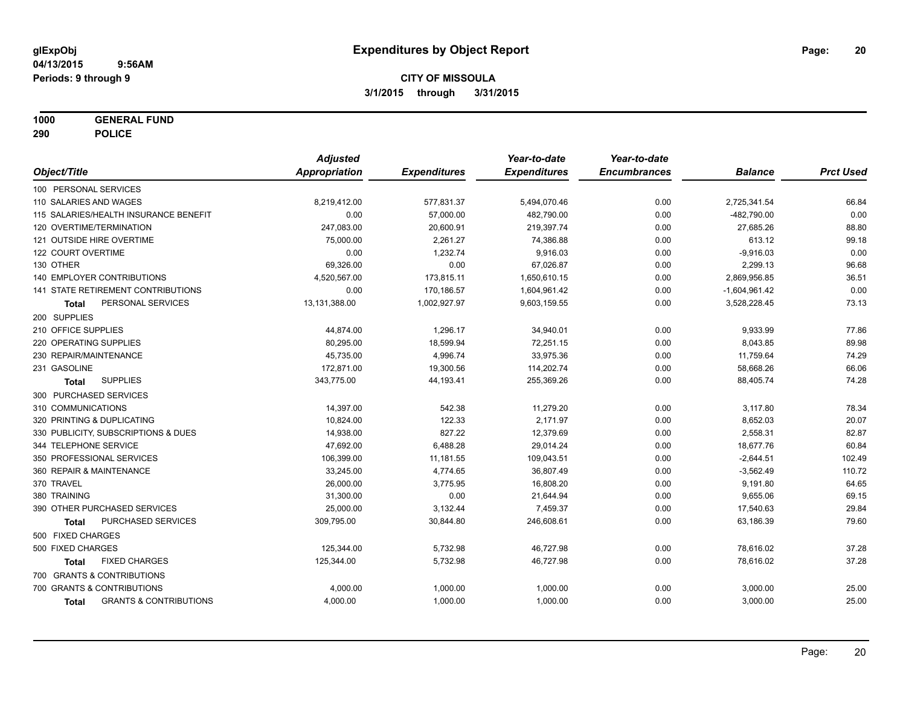glExpObj
04/13/2015 9:56AM
Periods: 9 through 9

# Expenditures by Object Report

**CITY OF MISSOULA**
**3/1/2015 through 3/31/2015**

**1000 GENERAL FUND**
**290 POLICE**

| Object/Title | Adjusted Appropriation | Expenditures | Year-to-date Expenditures | Year-to-date Encumbrances | Balance | Prct Used |
|---|---|---|---|---|---|---|
| 100 PERSONAL SERVICES | | | | | | |
| 110 SALARIES AND WAGES | 8,219,412.00 | 577,831.37 | 5,494,070.46 | 0.00 | 2,725,341.54 | 66.84 |
| 115 SALARIES/HEALTH INSURANCE BENEFIT | 0.00 | 57,000.00 | 482,790.00 | 0.00 | -482,790.00 | 0.00 |
| 120 OVERTIME/TERMINATION | 247,083.00 | 20,600.91 | 219,397.74 | 0.00 | 27,685.26 | 88.80 |
| 121 OUTSIDE HIRE OVERTIME | 75,000.00 | 2,261.27 | 74,386.88 | 0.00 | 613.12 | 99.18 |
| 122 COURT OVERTIME | 0.00 | 1,232.74 | 9,916.03 | 0.00 | -9,916.03 | 0.00 |
| 130 OTHER | 69,326.00 | 0.00 | 67,026.87 | 0.00 | 2,299.13 | 96.68 |
| 140 EMPLOYER CONTRIBUTIONS | 4,520,567.00 | 173,815.11 | 1,650,610.15 | 0.00 | 2,869,956.85 | 36.51 |
| 141 STATE RETIREMENT CONTRIBUTIONS | 0.00 | 170,186.57 | 1,604,961.42 | 0.00 | -1,604,961.42 | 0.00 |
| **Total** PERSONAL SERVICES | 13,131,388.00 | 1,002,927.97 | 9,603,159.55 | 0.00 | 3,528,228.45 | 73.13 |
| 200 SUPPLIES | | | | | | |
| 210 OFFICE SUPPLIES | 44,874.00 | 1,296.17 | 34,940.01 | 0.00 | 9,933.99 | 77.86 |
| 220 OPERATING SUPPLIES | 80,295.00 | 18,599.94 | 72,251.15 | 0.00 | 8,043.85 | 89.98 |
| 230 REPAIR/MAINTENANCE | 45,735.00 | 4,996.74 | 33,975.36 | 0.00 | 11,759.64 | 74.29 |
| 231 GASOLINE | 172,871.00 | 19,300.56 | 114,202.74 | 0.00 | 58,668.26 | 66.06 |
| **Total** SUPPLIES | 343,775.00 | 44,193.41 | 255,369.26 | 0.00 | 88,405.74 | 74.28 |
| 300 PURCHASED SERVICES | | | | | | |
| 310 COMMUNICATIONS | 14,397.00 | 542.38 | 11,279.20 | 0.00 | 3,117.80 | 78.34 |
| 320 PRINTING & DUPLICATING | 10,824.00 | 122.33 | 2,171.97 | 0.00 | 8,652.03 | 20.07 |
| 330 PUBLICITY, SUBSCRIPTIONS & DUES | 14,938.00 | 827.22 | 12,379.69 | 0.00 | 2,558.31 | 82.87 |
| 344 TELEPHONE SERVICE | 47,692.00 | 6,488.28 | 29,014.24 | 0.00 | 18,677.76 | 60.84 |
| 350 PROFESSIONAL SERVICES | 106,399.00 | 11,181.55 | 109,043.51 | 0.00 | -2,644.51 | 102.49 |
| 360 REPAIR & MAINTENANCE | 33,245.00 | 4,774.65 | 36,807.49 | 0.00 | -3,562.49 | 110.72 |
| 370 TRAVEL | 26,000.00 | 3,775.95 | 16,808.20 | 0.00 | 9,191.80 | 64.65 |
| 380 TRAINING | 31,300.00 | 0.00 | 21,644.94 | 0.00 | 9,655.06 | 69.15 |
| 390 OTHER PURCHASED SERVICES | 25,000.00 | 3,132.44 | 7,459.37 | 0.00 | 17,540.63 | 29.84 |
| **Total** PURCHASED SERVICES | 309,795.00 | 30,844.80 | 246,608.61 | 0.00 | 63,186.39 | 79.60 |
| 500 FIXED CHARGES | | | | | | |
| 500 FIXED CHARGES | 125,344.00 | 5,732.98 | 46,727.98 | 0.00 | 78,616.02 | 37.28 |
| **Total** FIXED CHARGES | 125,344.00 | 5,732.98 | 46,727.98 | 0.00 | 78,616.02 | 37.28 |
| 700 GRANTS & CONTRIBUTIONS | | | | | | |
| 700 GRANTS & CONTRIBUTIONS | 4,000.00 | 1,000.00 | 1,000.00 | 0.00 | 3,000.00 | 25.00 |
| **Total** GRANTS & CONTRIBUTIONS | 4,000.00 | 1,000.00 | 1,000.00 | 0.00 | 3,000.00 | 25.00 |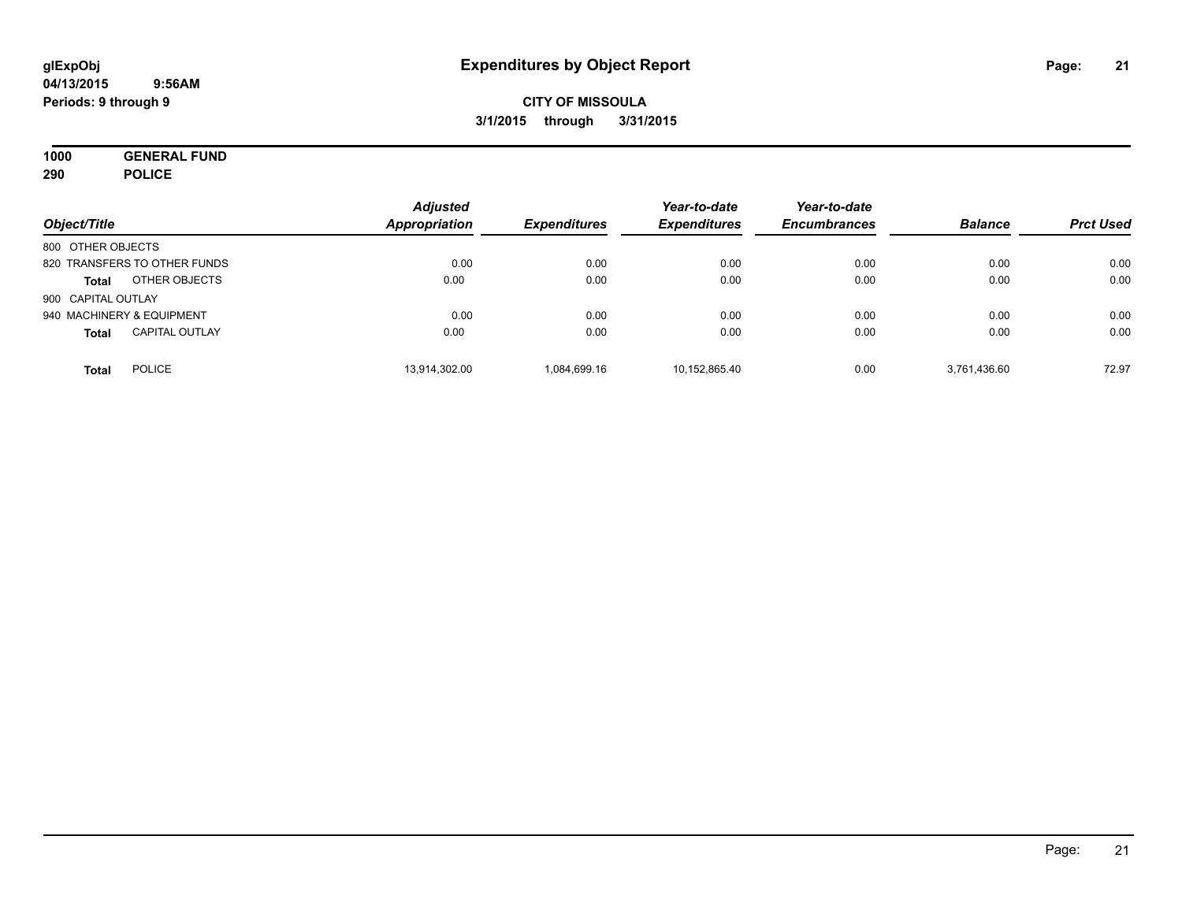**glExpObj** 04/13/2015 9:56AM
**Periods: 9 through 9**

# Expenditures by Object Report

**CITY OF MISSOULA**
**3/1/2015 through 3/31/2015**

**1000 GENERAL FUND**
**290 POLICE**

| Object/Title | | Adjusted Appropriation | Expenditures | Year-to-date Expenditures | Year-to-date Encumbrances | Balance | Prct Used |
|---|---|---|---|---|---|---|---|
| 800 OTHER OBJECTS | | | | | | | |
| 820 TRANSFERS TO OTHER FUNDS | | 0.00 | 0.00 | 0.00 | 0.00 | 0.00 | 0.00 |
| **Total** | OTHER OBJECTS | 0.00 | 0.00 | 0.00 | 0.00 | 0.00 | 0.00 |
| 900 CAPITAL OUTLAY | | | | | | | |
| 940 MACHINERY & EQUIPMENT | | 0.00 | 0.00 | 0.00 | 0.00 | 0.00 | 0.00 |
| **Total** | CAPITAL OUTLAY | 0.00 | 0.00 | 0.00 | 0.00 | 0.00 | 0.00 |
| **Total** | POLICE | 13,914,302.00 | 1,084,699.16 | 10,152,865.40 | 0.00 | 3,761,436.60 | 72.97 |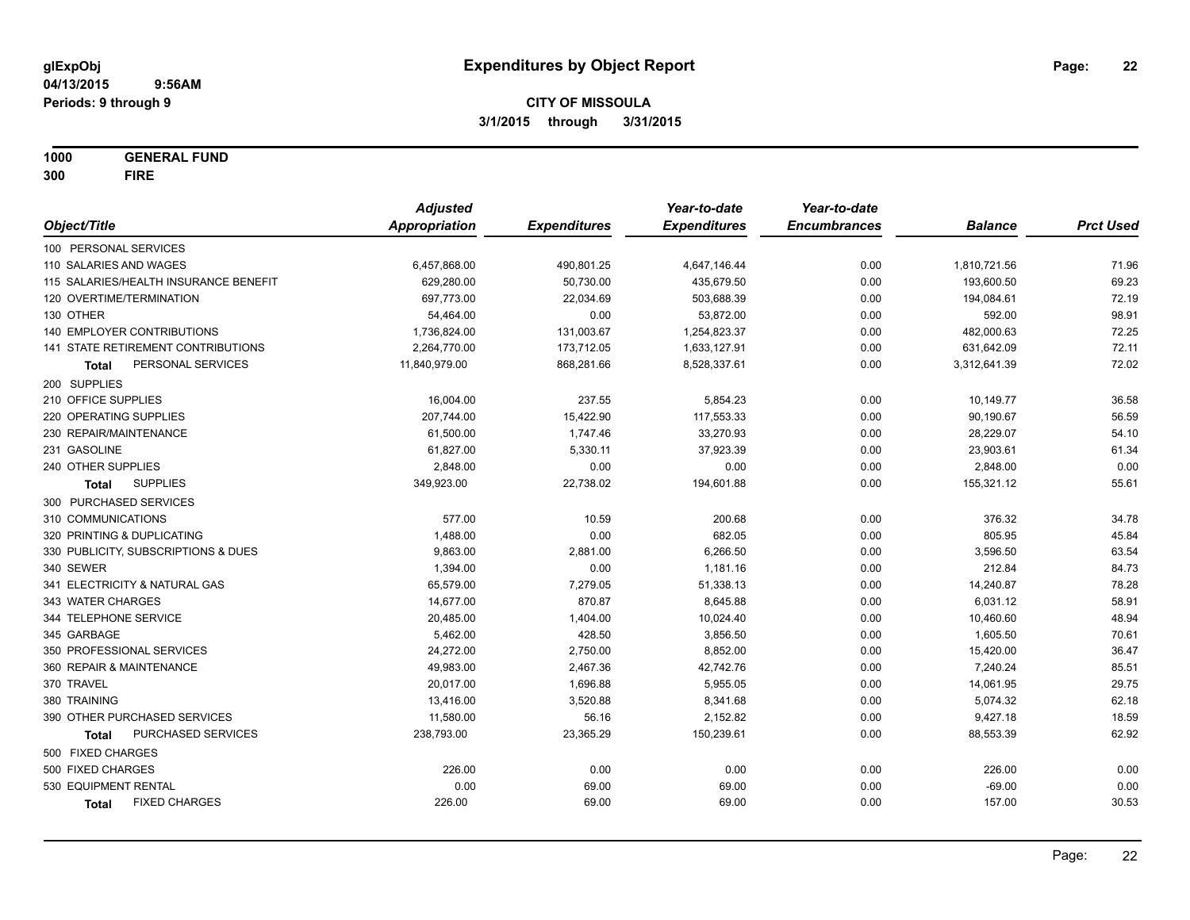**glExpObj** 
**04/13/2015 9:56AM** 
**Periods: 9 through 9**

# Expenditures by Object Report

**CITY OF MISSOULA**

**3/1/2015 through 3/31/2015**

**1000 GENERAL FUND**
**300 FIRE**

| Object/Title | Adjusted Appropriation | Expenditures | Year-to-date Expenditures | Year-to-date Encumbrances | Balance | Prct Used |
|---|---|---|---|---|---|---|
| 100 PERSONAL SERVICES | | | | | | |
| 110 SALARIES AND WAGES | 6,457,868.00 | 490,801.25 | 4,647,146.44 | 0.00 | 1,810,721.56 | 71.96 |
| 115 SALARIES/HEALTH INSURANCE BENEFIT | 629,280.00 | 50,730.00 | 435,679.50 | 0.00 | 193,600.50 | 69.23 |
| 120 OVERTIME/TERMINATION | 697,773.00 | 22,034.69 | 503,688.39 | 0.00 | 194,084.61 | 72.19 |
| 130 OTHER | 54,464.00 | 0.00 | 53,872.00 | 0.00 | 592.00 | 98.91 |
| 140 EMPLOYER CONTRIBUTIONS | 1,736,824.00 | 131,003.67 | 1,254,823.37 | 0.00 | 482,000.63 | 72.25 |
| 141 STATE RETIREMENT CONTRIBUTIONS | 2,264,770.00 | 173,712.05 | 1,633,127.91 | 0.00 | 631,642.09 | 72.11 |
| **Total** PERSONAL SERVICES | 11,840,979.00 | 868,281.66 | 8,528,337.61 | 0.00 | 3,312,641.39 | 72.02 |
| 200 SUPPLIES | | | | | | |
| 210 OFFICE SUPPLIES | 16,004.00 | 237.55 | 5,854.23 | 0.00 | 10,149.77 | 36.58 |
| 220 OPERATING SUPPLIES | 207,744.00 | 15,422.90 | 117,553.33 | 0.00 | 90,190.67 | 56.59 |
| 230 REPAIR/MAINTENANCE | 61,500.00 | 1,747.46 | 33,270.93 | 0.00 | 28,229.07 | 54.10 |
| 231 GASOLINE | 61,827.00 | 5,330.11 | 37,923.39 | 0.00 | 23,903.61 | 61.34 |
| 240 OTHER SUPPLIES | 2,848.00 | 0.00 | 0.00 | 0.00 | 2,848.00 | 0.00 |
| **Total** SUPPLIES | 349,923.00 | 22,738.02 | 194,601.88 | 0.00 | 155,321.12 | 55.61 |
| 300 PURCHASED SERVICES | | | | | | |
| 310 COMMUNICATIONS | 577.00 | 10.59 | 200.68 | 0.00 | 376.32 | 34.78 |
| 320 PRINTING & DUPLICATING | 1,488.00 | 0.00 | 682.05 | 0.00 | 805.95 | 45.84 |
| 330 PUBLICITY, SUBSCRIPTIONS & DUES | 9,863.00 | 2,881.00 | 6,266.50 | 0.00 | 3,596.50 | 63.54 |
| 340 SEWER | 1,394.00 | 0.00 | 1,181.16 | 0.00 | 212.84 | 84.73 |
| 341 ELECTRICITY & NATURAL GAS | 65,579.00 | 7,279.05 | 51,338.13 | 0.00 | 14,240.87 | 78.28 |
| 343 WATER CHARGES | 14,677.00 | 870.87 | 8,645.88 | 0.00 | 6,031.12 | 58.91 |
| 344 TELEPHONE SERVICE | 20,485.00 | 1,404.00 | 10,024.40 | 0.00 | 10,460.60 | 48.94 |
| 345 GARBAGE | 5,462.00 | 428.50 | 3,856.50 | 0.00 | 1,605.50 | 70.61 |
| 350 PROFESSIONAL SERVICES | 24,272.00 | 2,750.00 | 8,852.00 | 0.00 | 15,420.00 | 36.47 |
| 360 REPAIR & MAINTENANCE | 49,983.00 | 2,467.36 | 42,742.76 | 0.00 | 7,240.24 | 85.51 |
| 370 TRAVEL | 20,017.00 | 1,696.88 | 5,955.05 | 0.00 | 14,061.95 | 29.75 |
| 380 TRAINING | 13,416.00 | 3,520.88 | 8,341.68 | 0.00 | 5,074.32 | 62.18 |
| 390 OTHER PURCHASED SERVICES | 11,580.00 | 56.16 | 2,152.82 | 0.00 | 9,427.18 | 18.59 |
| **Total** PURCHASED SERVICES | 238,793.00 | 23,365.29 | 150,239.61 | 0.00 | 88,553.39 | 62.92 |
| 500 FIXED CHARGES | | | | | | |
| 500 FIXED CHARGES | 226.00 | 0.00 | 0.00 | 0.00 | 226.00 | 0.00 |
| 530 EQUIPMENT RENTAL | 0.00 | 69.00 | 69.00 | 0.00 | -69.00 | 0.00 |
| **Total** FIXED CHARGES | 226.00 | 69.00 | 69.00 | 0.00 | 157.00 | 30.53 |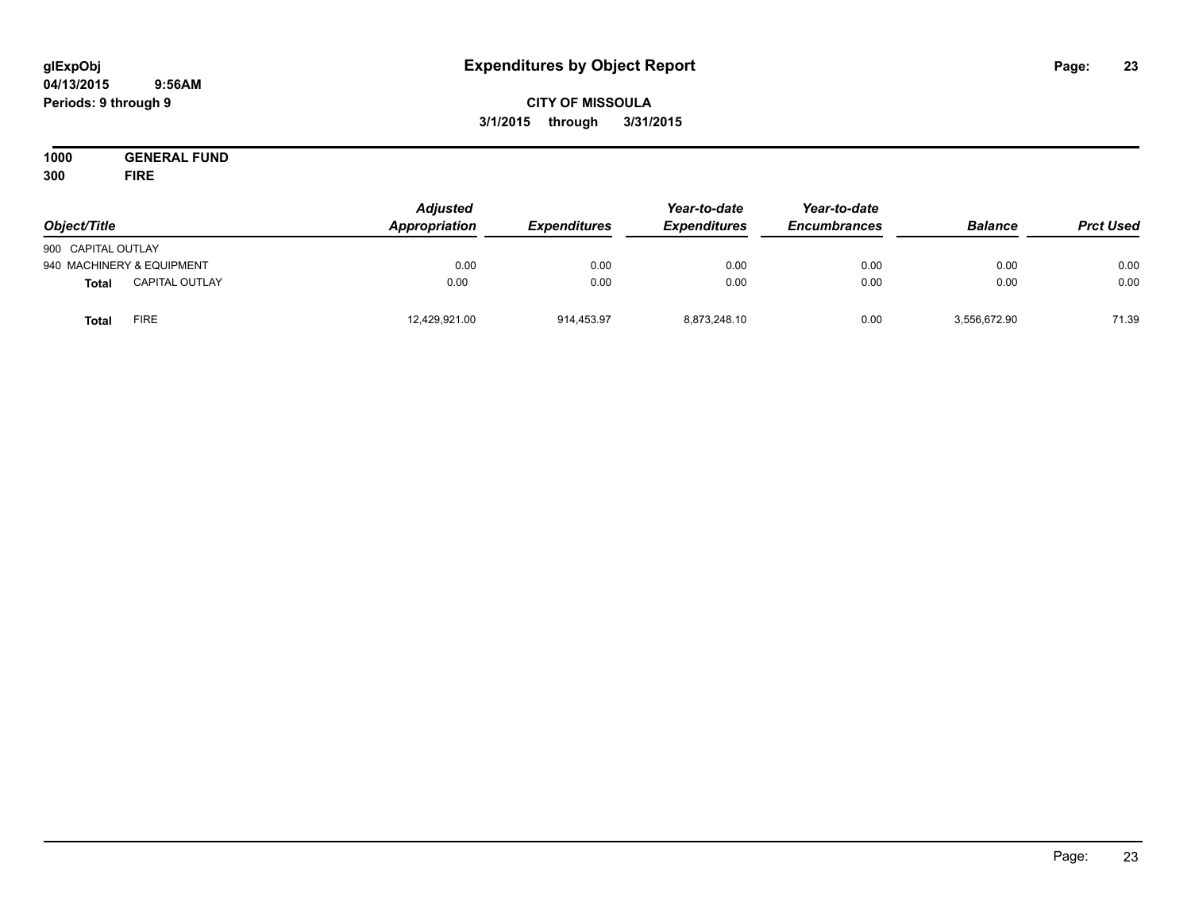glExpObj
04/13/2015 9:56AM
Periods: 9 through 9

# Expenditures by Object Report

**CITY OF MISSOULA**
**3/1/2015 through 3/31/2015**

**1000 GENERAL FUND**
**300 FIRE**

| Object/Title | | Adjusted Appropriation | Expenditures | Year-to-date Expenditures | Year-to-date Encumbrances | Balance | Prct Used |
|---|---|---|---|---|---|---|---|
| 900 CAPITAL OUTLAY | | | | | | | |
| 940 MACHINERY & EQUIPMENT | | 0.00 | 0.00 | 0.00 | 0.00 | 0.00 | 0.00 |
| **Total** | CAPITAL OUTLAY | 0.00 | 0.00 | 0.00 | 0.00 | 0.00 | 0.00 |
| **Total** | FIRE | 12,429,921.00 | 914,453.97 | 8,873,248.10 | 0.00 | 3,556,672.90 | 71.39 |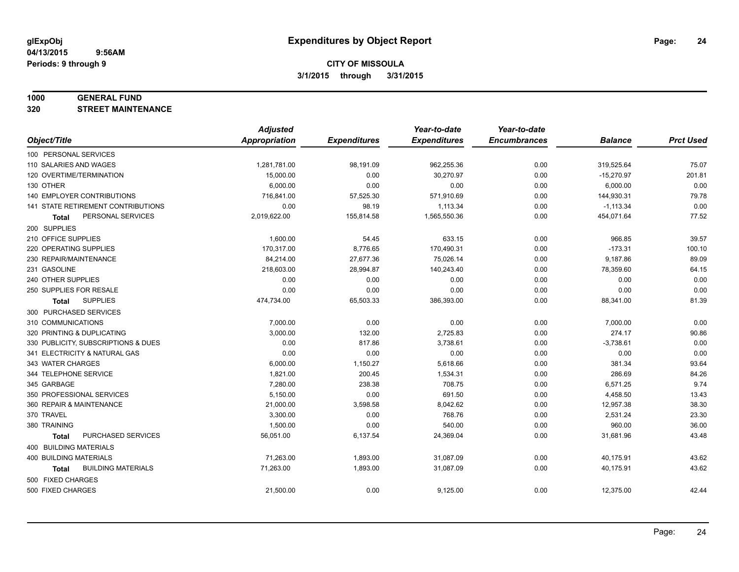# Expenditures by Object Report

glExpObj
04/13/2015 9:56AM
Periods: 9 through 9

**CITY OF MISSOULA**
**3/1/2015 through 3/31/2015**

**1000 GENERAL FUND**
**320 STREET MAINTENANCE**

| Object/Title | Adjusted Appropriation | Expenditures | Year-to-date Expenditures | Year-to-date Encumbrances | Balance | Prct Used |
|---|---|---|---|---|---|---|
| 100 PERSONAL SERVICES | | | | | | |
| 110 SALARIES AND WAGES | 1,281,781.00 | 98,191.09 | 962,255.36 | 0.00 | 319,525.64 | 75.07 |
| 120 OVERTIME/TERMINATION | 15,000.00 | 0.00 | 30,270.97 | 0.00 | -15,270.97 | 201.81 |
| 130 OTHER | 6,000.00 | 0.00 | 0.00 | 0.00 | 6,000.00 | 0.00 |
| 140 EMPLOYER CONTRIBUTIONS | 716,841.00 | 57,525.30 | 571,910.69 | 0.00 | 144,930.31 | 79.78 |
| 141 STATE RETIREMENT CONTRIBUTIONS | 0.00 | 98.19 | 1,113.34 | 0.00 | -1,113.34 | 0.00 |
| **Total** PERSONAL SERVICES | 2,019,622.00 | 155,814.58 | 1,565,550.36 | 0.00 | 454,071.64 | 77.52 |
| 200 SUPPLIES | | | | | | |
| 210 OFFICE SUPPLIES | 1,600.00 | 54.45 | 633.15 | 0.00 | 966.85 | 39.57 |
| 220 OPERATING SUPPLIES | 170,317.00 | 8,776.65 | 170,490.31 | 0.00 | -173.31 | 100.10 |
| 230 REPAIR/MAINTENANCE | 84,214.00 | 27,677.36 | 75,026.14 | 0.00 | 9,187.86 | 89.09 |
| 231 GASOLINE | 218,603.00 | 28,994.87 | 140,243.40 | 0.00 | 78,359.60 | 64.15 |
| 240 OTHER SUPPLIES | 0.00 | 0.00 | 0.00 | 0.00 | 0.00 | 0.00 |
| 250 SUPPLIES FOR RESALE | 0.00 | 0.00 | 0.00 | 0.00 | 0.00 | 0.00 |
| **Total** SUPPLIES | 474,734.00 | 65,503.33 | 386,393.00 | 0.00 | 88,341.00 | 81.39 |
| 300 PURCHASED SERVICES | | | | | | |
| 310 COMMUNICATIONS | 7,000.00 | 0.00 | 0.00 | 0.00 | 7,000.00 | 0.00 |
| 320 PRINTING & DUPLICATING | 3,000.00 | 132.00 | 2,725.83 | 0.00 | 274.17 | 90.86 |
| 330 PUBLICITY, SUBSCRIPTIONS & DUES | 0.00 | 817.86 | 3,738.61 | 0.00 | -3,738.61 | 0.00 |
| 341 ELECTRICITY & NATURAL GAS | 0.00 | 0.00 | 0.00 | 0.00 | 0.00 | 0.00 |
| 343 WATER CHARGES | 6,000.00 | 1,150.27 | 5,618.66 | 0.00 | 381.34 | 93.64 |
| 344 TELEPHONE SERVICE | 1,821.00 | 200.45 | 1,534.31 | 0.00 | 286.69 | 84.26 |
| 345 GARBAGE | 7,280.00 | 238.38 | 708.75 | 0.00 | 6,571.25 | 9.74 |
| 350 PROFESSIONAL SERVICES | 5,150.00 | 0.00 | 691.50 | 0.00 | 4,458.50 | 13.43 |
| 360 REPAIR & MAINTENANCE | 21,000.00 | 3,598.58 | 8,042.62 | 0.00 | 12,957.38 | 38.30 |
| 370 TRAVEL | 3,300.00 | 0.00 | 768.76 | 0.00 | 2,531.24 | 23.30 |
| 380 TRAINING | 1,500.00 | 0.00 | 540.00 | 0.00 | 960.00 | 36.00 |
| **Total** PURCHASED SERVICES | 56,051.00 | 6,137.54 | 24,369.04 | 0.00 | 31,681.96 | 43.48 |
| 400 BUILDING MATERIALS | | | | | | |
| 400 BUILDING MATERIALS | 71,263.00 | 1,893.00 | 31,087.09 | 0.00 | 40,175.91 | 43.62 |
| **Total** BUILDING MATERIALS | 71,263.00 | 1,893.00 | 31,087.09 | 0.00 | 40,175.91 | 43.62 |
| 500 FIXED CHARGES | | | | | | |
| 500 FIXED CHARGES | 21,500.00 | 0.00 | 9,125.00 | 0.00 | 12,375.00 | 42.44 |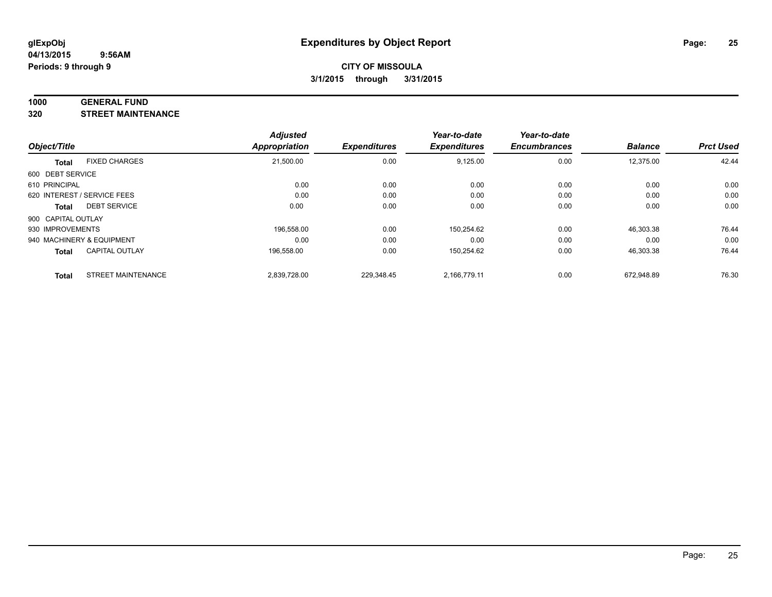glExpObj
04/13/2015 9:56AM
Periods: 9 through 9

# Expenditures by Object Report

**CITY OF MISSOULA**
**3/1/2015 through 3/31/2015**

**1000 GENERAL FUND**
**320 STREET MAINTENANCE**

| Object/Title | | Adjusted Appropriation | Expenditures | Year-to-date Expenditures | Year-to-date Encumbrances | Balance | Prct Used |
|---|---|---|---|---|---|---|---|
| **Total** | FIXED CHARGES | 21,500.00 | 0.00 | 9,125.00 | 0.00 | 12,375.00 | 42.44 |
| 600 DEBT SERVICE | | | | | | | |
| 610 PRINCIPAL | | 0.00 | 0.00 | 0.00 | 0.00 | 0.00 | 0.00 |
| 620 INTEREST / SERVICE FEES | | 0.00 | 0.00 | 0.00 | 0.00 | 0.00 | 0.00 |
| **Total** | DEBT SERVICE | 0.00 | 0.00 | 0.00 | 0.00 | 0.00 | 0.00 |
| 900 CAPITAL OUTLAY | | | | | | | |
| 930 IMPROVEMENTS | | 196,558.00 | 0.00 | 150,254.62 | 0.00 | 46,303.38 | 76.44 |
| 940 MACHINERY & EQUIPMENT | | 0.00 | 0.00 | 0.00 | 0.00 | 0.00 | 0.00 |
| **Total** | CAPITAL OUTLAY | 196,558.00 | 0.00 | 150,254.62 | 0.00 | 46,303.38 | 76.44 |
| **Total** | STREET MAINTENANCE | 2,839,728.00 | 229,348.45 | 2,166,779.11 | 0.00 | 672,948.89 | 76.30 |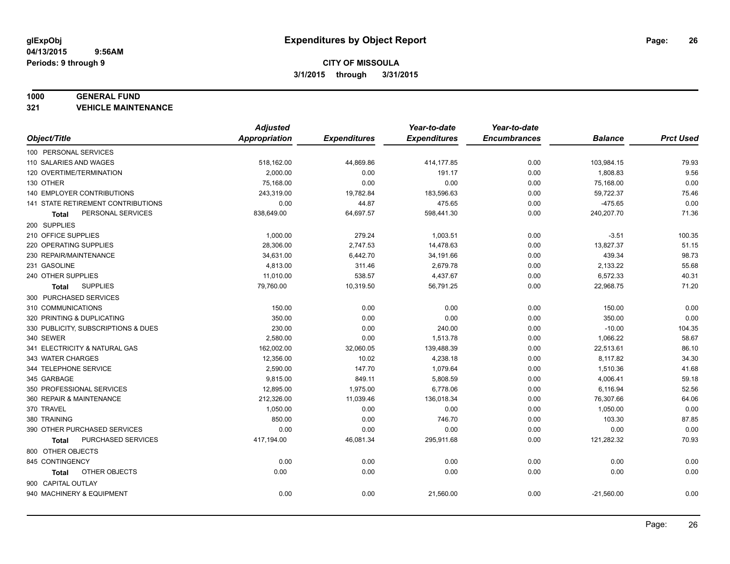# Expenditures by Object Report

**CITY OF MISSOULA**

**3/1/2015 through 3/31/2015**

glExpObj
04/13/2015 9:56AM
Periods: 9 through 9

**1000 GENERAL FUND**

**321 VEHICLE MAINTENANCE**

| Object/Title | Adjusted Appropriation | Expenditures | Year-to-date Expenditures | Year-to-date Encumbrances | Balance | Prct Used |
|---|---|---|---|---|---|---|
| 100 PERSONAL SERVICES | | | | | | |
| 110 SALARIES AND WAGES | 518,162.00 | 44,869.86 | 414,177.85 | 0.00 | 103,984.15 | 79.93 |
| 120 OVERTIME/TERMINATION | 2,000.00 | 0.00 | 191.17 | 0.00 | 1,808.83 | 9.56 |
| 130 OTHER | 75,168.00 | 0.00 | 0.00 | 0.00 | 75,168.00 | 0.00 |
| 140 EMPLOYER CONTRIBUTIONS | 243,319.00 | 19,782.84 | 183,596.63 | 0.00 | 59,722.37 | 75.46 |
| 141 STATE RETIREMENT CONTRIBUTIONS | 0.00 | 44.87 | 475.65 | 0.00 | -475.65 | 0.00 |
| **Total** PERSONAL SERVICES | 838,649.00 | 64,697.57 | 598,441.30 | 0.00 | 240,207.70 | 71.36 |
| 200 SUPPLIES | | | | | | |
| 210 OFFICE SUPPLIES | 1,000.00 | 279.24 | 1,003.51 | 0.00 | -3.51 | 100.35 |
| 220 OPERATING SUPPLIES | 28,306.00 | 2,747.53 | 14,478.63 | 0.00 | 13,827.37 | 51.15 |
| 230 REPAIR/MAINTENANCE | 34,631.00 | 6,442.70 | 34,191.66 | 0.00 | 439.34 | 98.73 |
| 231 GASOLINE | 4,813.00 | 311.46 | 2,679.78 | 0.00 | 2,133.22 | 55.68 |
| 240 OTHER SUPPLIES | 11,010.00 | 538.57 | 4,437.67 | 0.00 | 6,572.33 | 40.31 |
| **Total** SUPPLIES | 79,760.00 | 10,319.50 | 56,791.25 | 0.00 | 22,968.75 | 71.20 |
| 300 PURCHASED SERVICES | | | | | | |
| 310 COMMUNICATIONS | 150.00 | 0.00 | 0.00 | 0.00 | 150.00 | 0.00 |
| 320 PRINTING & DUPLICATING | 350.00 | 0.00 | 0.00 | 0.00 | 350.00 | 0.00 |
| 330 PUBLICITY, SUBSCRIPTIONS & DUES | 230.00 | 0.00 | 240.00 | 0.00 | -10.00 | 104.35 |
| 340 SEWER | 2,580.00 | 0.00 | 1,513.78 | 0.00 | 1,066.22 | 58.67 |
| 341 ELECTRICITY & NATURAL GAS | 162,002.00 | 32,060.05 | 139,488.39 | 0.00 | 22,513.61 | 86.10 |
| 343 WATER CHARGES | 12,356.00 | 10.02 | 4,238.18 | 0.00 | 8,117.82 | 34.30 |
| 344 TELEPHONE SERVICE | 2,590.00 | 147.70 | 1,079.64 | 0.00 | 1,510.36 | 41.68 |
| 345 GARBAGE | 9,815.00 | 849.11 | 5,808.59 | 0.00 | 4,006.41 | 59.18 |
| 350 PROFESSIONAL SERVICES | 12,895.00 | 1,975.00 | 6,778.06 | 0.00 | 6,116.94 | 52.56 |
| 360 REPAIR & MAINTENANCE | 212,326.00 | 11,039.46 | 136,018.34 | 0.00 | 76,307.66 | 64.06 |
| 370 TRAVEL | 1,050.00 | 0.00 | 0.00 | 0.00 | 1,050.00 | 0.00 |
| 380 TRAINING | 850.00 | 0.00 | 746.70 | 0.00 | 103.30 | 87.85 |
| 390 OTHER PURCHASED SERVICES | 0.00 | 0.00 | 0.00 | 0.00 | 0.00 | 0.00 |
| **Total** PURCHASED SERVICES | 417,194.00 | 46,081.34 | 295,911.68 | 0.00 | 121,282.32 | 70.93 |
| 800 OTHER OBJECTS | | | | | | |
| 845 CONTINGENCY | 0.00 | 0.00 | 0.00 | 0.00 | 0.00 | 0.00 |
| **Total** OTHER OBJECTS | 0.00 | 0.00 | 0.00 | 0.00 | 0.00 | 0.00 |
| 900 CAPITAL OUTLAY | | | | | | |
| 940 MACHINERY & EQUIPMENT | 0.00 | 0.00 | 21,560.00 | 0.00 | -21,560.00 | 0.00 |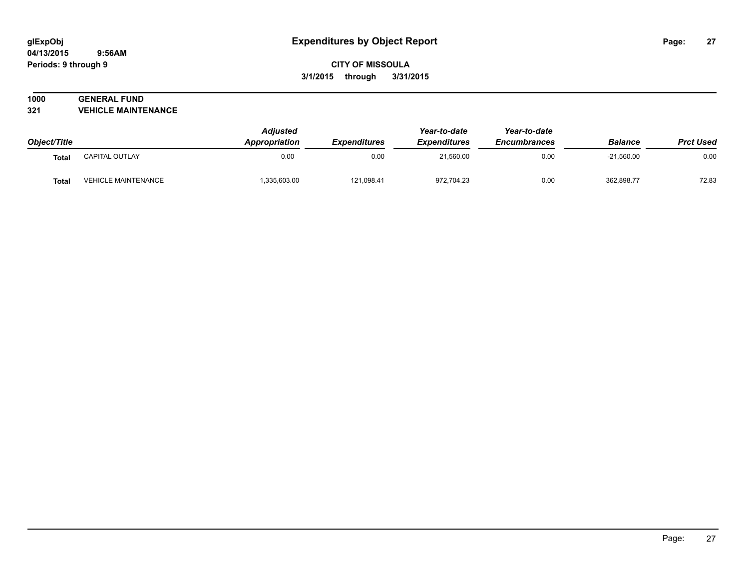# Expenditures by Object Report

glExpObj
04/13/2015 9:56AM
Periods: 9 through 9

**CITY OF MISSOULA**
**3/1/2015 through 3/31/2015**

**1000 GENERAL FUND**
**321 VEHICLE MAINTENANCE**

| Object/Title | | Adjusted Appropriation | Expenditures | Year-to-date Expenditures | Year-to-date Encumbrances | Balance | Prct Used |
|---|---|---|---|---|---|---|---|
| **Total** | CAPITAL OUTLAY | 0.00 | 0.00 | 21,560.00 | 0.00 | -21,560.00 | 0.00 |
| **Total** | VEHICLE MAINTENANCE | 1,335,603.00 | 121,098.41 | 972,704.23 | 0.00 | 362,898.77 | 72.83 |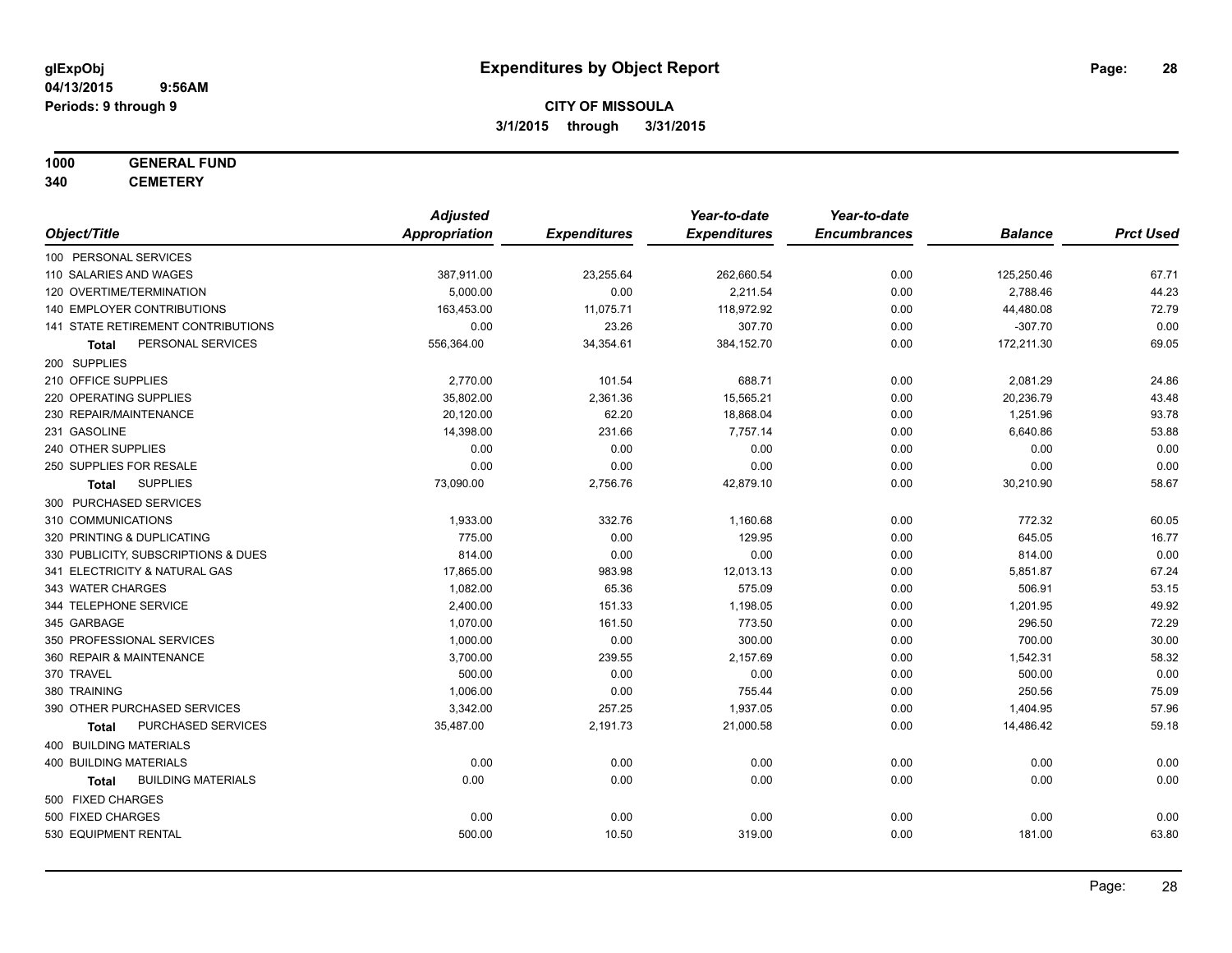**CITY OF MISSOULA**

**3/1/2015 through 3/31/2015**

**glExpObj** 04/13/2015 9:56AM Periods: 9 through 9

# Expenditures by Object Report

**1000 GENERAL FUND**
**340 CEMETERY**

| Object/Title | Adjusted Appropriation | Expenditures | Year-to-date Expenditures | Year-to-date Encumbrances | Balance | Prct Used |
|---|---|---|---|---|---|---|
| 100 PERSONAL SERVICES | | | | | | |
| 110 SALARIES AND WAGES | 387,911.00 | 23,255.64 | 262,660.54 | 0.00 | 125,250.46 | 67.71 |
| 120 OVERTIME/TERMINATION | 5,000.00 | 0.00 | 2,211.54 | 0.00 | 2,788.46 | 44.23 |
| 140 EMPLOYER CONTRIBUTIONS | 163,453.00 | 11,075.71 | 118,972.92 | 0.00 | 44,480.08 | 72.79 |
| 141 STATE RETIREMENT CONTRIBUTIONS | 0.00 | 23.26 | 307.70 | 0.00 | -307.70 | 0.00 |
| **Total** PERSONAL SERVICES | 556,364.00 | 34,354.61 | 384,152.70 | 0.00 | 172,211.30 | 69.05 |
| 200 SUPPLIES | | | | | | |
| 210 OFFICE SUPPLIES | 2,770.00 | 101.54 | 688.71 | 0.00 | 2,081.29 | 24.86 |
| 220 OPERATING SUPPLIES | 35,802.00 | 2,361.36 | 15,565.21 | 0.00 | 20,236.79 | 43.48 |
| 230 REPAIR/MAINTENANCE | 20,120.00 | 62.20 | 18,868.04 | 0.00 | 1,251.96 | 93.78 |
| 231 GASOLINE | 14,398.00 | 231.66 | 7,757.14 | 0.00 | 6,640.86 | 53.88 |
| 240 OTHER SUPPLIES | 0.00 | 0.00 | 0.00 | 0.00 | 0.00 | 0.00 |
| 250 SUPPLIES FOR RESALE | 0.00 | 0.00 | 0.00 | 0.00 | 0.00 | 0.00 |
| **Total** SUPPLIES | 73,090.00 | 2,756.76 | 42,879.10 | 0.00 | 30,210.90 | 58.67 |
| 300 PURCHASED SERVICES | | | | | | |
| 310 COMMUNICATIONS | 1,933.00 | 332.76 | 1,160.68 | 0.00 | 772.32 | 60.05 |
| 320 PRINTING & DUPLICATING | 775.00 | 0.00 | 129.95 | 0.00 | 645.05 | 16.77 |
| 330 PUBLICITY, SUBSCRIPTIONS & DUES | 814.00 | 0.00 | 0.00 | 0.00 | 814.00 | 0.00 |
| 341 ELECTRICITY & NATURAL GAS | 17,865.00 | 983.98 | 12,013.13 | 0.00 | 5,851.87 | 67.24 |
| 343 WATER CHARGES | 1,082.00 | 65.36 | 575.09 | 0.00 | 506.91 | 53.15 |
| 344 TELEPHONE SERVICE | 2,400.00 | 151.33 | 1,198.05 | 0.00 | 1,201.95 | 49.92 |
| 345 GARBAGE | 1,070.00 | 161.50 | 773.50 | 0.00 | 296.50 | 72.29 |
| 350 PROFESSIONAL SERVICES | 1,000.00 | 0.00 | 300.00 | 0.00 | 700.00 | 30.00 |
| 360 REPAIR & MAINTENANCE | 3,700.00 | 239.55 | 2,157.69 | 0.00 | 1,542.31 | 58.32 |
| 370 TRAVEL | 500.00 | 0.00 | 0.00 | 0.00 | 500.00 | 0.00 |
| 380 TRAINING | 1,006.00 | 0.00 | 755.44 | 0.00 | 250.56 | 75.09 |
| 390 OTHER PURCHASED SERVICES | 3,342.00 | 257.25 | 1,937.05 | 0.00 | 1,404.95 | 57.96 |
| **Total** PURCHASED SERVICES | 35,487.00 | 2,191.73 | 21,000.58 | 0.00 | 14,486.42 | 59.18 |
| 400 BUILDING MATERIALS | | | | | | |
| 400 BUILDING MATERIALS | 0.00 | 0.00 | 0.00 | 0.00 | 0.00 | 0.00 |
| **Total** BUILDING MATERIALS | 0.00 | 0.00 | 0.00 | 0.00 | 0.00 | 0.00 |
| 500 FIXED CHARGES | | | | | | |
| 500 FIXED CHARGES | 0.00 | 0.00 | 0.00 | 0.00 | 0.00 | 0.00 |
| 530 EQUIPMENT RENTAL | 500.00 | 10.50 | 319.00 | 0.00 | 181.00 | 63.80 |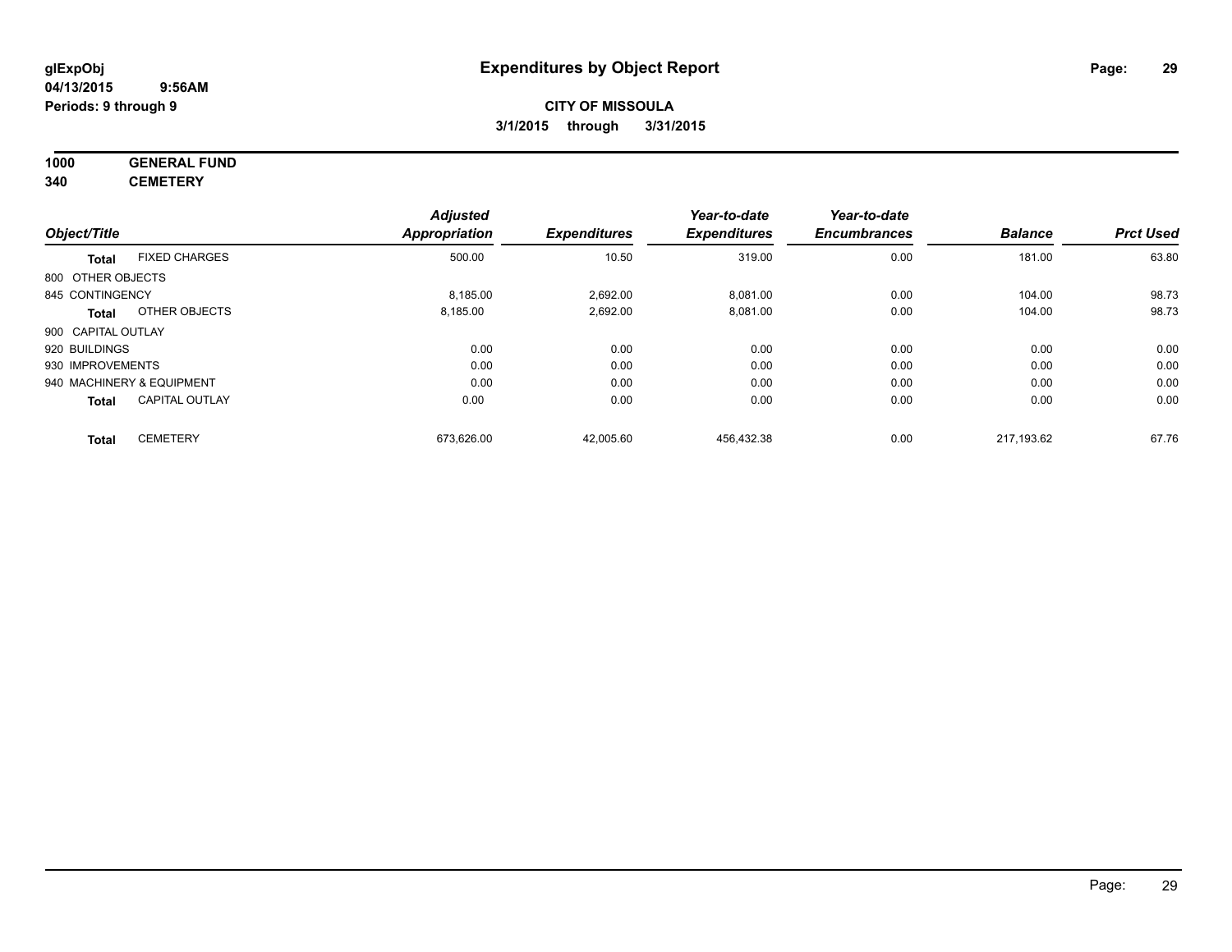# Expenditures by Object Report

glExpObj
04/13/2015 9:56AM
Periods: 9 through 9

**CITY OF MISSOULA**
**3/1/2015 through 3/31/2015**

**1000 GENERAL FUND**
**340 CEMETERY**

| Object/Title | | Adjusted Appropriation | Expenditures | Year-to-date Expenditures | Year-to-date Encumbrances | Balance | Prct Used |
|---|---|---|---|---|---|---|---|
| **Total** | FIXED CHARGES | 500.00 | 10.50 | 319.00 | 0.00 | 181.00 | 63.80 |
| 800 OTHER OBJECTS | | | | | | | |
| 845 CONTINGENCY | | 8,185.00 | 2,692.00 | 8,081.00 | 0.00 | 104.00 | 98.73 |
| **Total** | OTHER OBJECTS | 8,185.00 | 2,692.00 | 8,081.00 | 0.00 | 104.00 | 98.73 |
| 900 CAPITAL OUTLAY | | | | | | | |
| 920 BUILDINGS | | 0.00 | 0.00 | 0.00 | 0.00 | 0.00 | 0.00 |
| 930 IMPROVEMENTS | | 0.00 | 0.00 | 0.00 | 0.00 | 0.00 | 0.00 |
| 940 MACHINERY & EQUIPMENT | | 0.00 | 0.00 | 0.00 | 0.00 | 0.00 | 0.00 |
| **Total** | CAPITAL OUTLAY | 0.00 | 0.00 | 0.00 | 0.00 | 0.00 | 0.00 |
| **Total** | CEMETERY | 673,626.00 | 42,005.60 | 456,432.38 | 0.00 | 217,193.62 | 67.76 |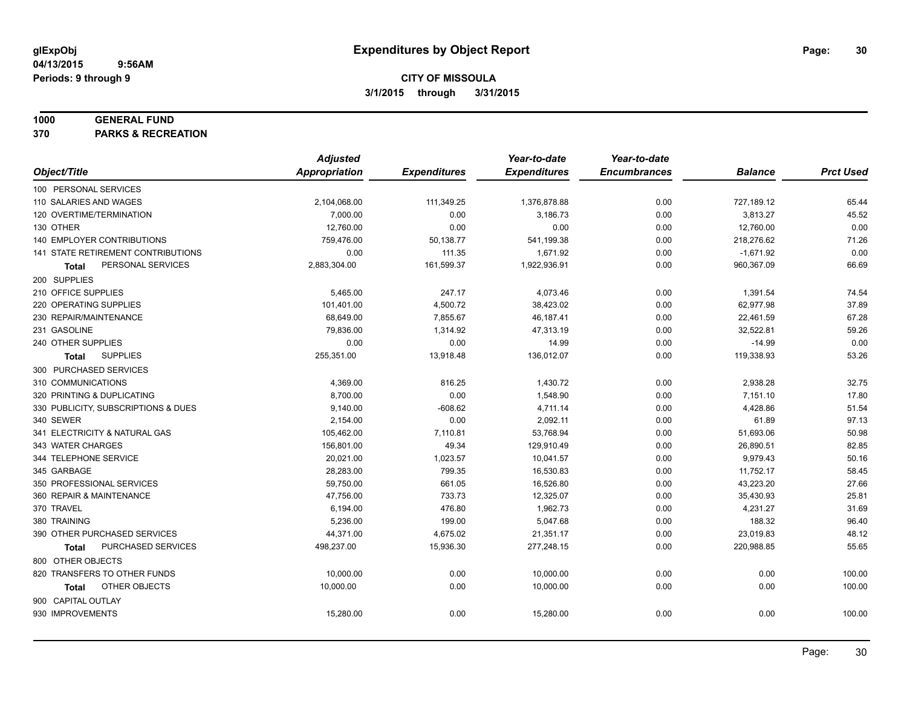# Expenditures by Object Report

glExpObj
04/13/2015 9:56AM
Periods: 9 through 9

**CITY OF MISSOULA**
**3/1/2015 through 3/31/2015**

**1000 GENERAL FUND**
**370 PARKS & RECREATION**

| Object/Title | Adjusted Appropriation | Expenditures | Year-to-date Expenditures | Year-to-date Encumbrances | Balance | Prct Used |
|---|---|---|---|---|---|---|
| 100 PERSONAL SERVICES | | | | | | |
| 110 SALARIES AND WAGES | 2,104,068.00 | 111,349.25 | 1,376,878.88 | 0.00 | 727,189.12 | 65.44 |
| 120 OVERTIME/TERMINATION | 7,000.00 | 0.00 | 3,186.73 | 0.00 | 3,813.27 | 45.52 |
| 130 OTHER | 12,760.00 | 0.00 | 0.00 | 0.00 | 12,760.00 | 0.00 |
| 140 EMPLOYER CONTRIBUTIONS | 759,476.00 | 50,138.77 | 541,199.38 | 0.00 | 218,276.62 | 71.26 |
| 141 STATE RETIREMENT CONTRIBUTIONS | 0.00 | 111.35 | 1,671.92 | 0.00 | -1,671.92 | 0.00 |
| **Total** PERSONAL SERVICES | 2,883,304.00 | 161,599.37 | 1,922,936.91 | 0.00 | 960,367.09 | 66.69 |
| 200 SUPPLIES | | | | | | |
| 210 OFFICE SUPPLIES | 5,465.00 | 247.17 | 4,073.46 | 0.00 | 1,391.54 | 74.54 |
| 220 OPERATING SUPPLIES | 101,401.00 | 4,500.72 | 38,423.02 | 0.00 | 62,977.98 | 37.89 |
| 230 REPAIR/MAINTENANCE | 68,649.00 | 7,855.67 | 46,187.41 | 0.00 | 22,461.59 | 67.28 |
| 231 GASOLINE | 79,836.00 | 1,314.92 | 47,313.19 | 0.00 | 32,522.81 | 59.26 |
| 240 OTHER SUPPLIES | 0.00 | 0.00 | 14.99 | 0.00 | -14.99 | 0.00 |
| **Total** SUPPLIES | 255,351.00 | 13,918.48 | 136,012.07 | 0.00 | 119,338.93 | 53.26 |
| 300 PURCHASED SERVICES | | | | | | |
| 310 COMMUNICATIONS | 4,369.00 | 816.25 | 1,430.72 | 0.00 | 2,938.28 | 32.75 |
| 320 PRINTING & DUPLICATING | 8,700.00 | 0.00 | 1,548.90 | 0.00 | 7,151.10 | 17.80 |
| 330 PUBLICITY, SUBSCRIPTIONS & DUES | 9,140.00 | -608.62 | 4,711.14 | 0.00 | 4,428.86 | 51.54 |
| 340 SEWER | 2,154.00 | 0.00 | 2,092.11 | 0.00 | 61.89 | 97.13 |
| 341 ELECTRICITY & NATURAL GAS | 105,462.00 | 7,110.81 | 53,768.94 | 0.00 | 51,693.06 | 50.98 |
| 343 WATER CHARGES | 156,801.00 | 49.34 | 129,910.49 | 0.00 | 26,890.51 | 82.85 |
| 344 TELEPHONE SERVICE | 20,021.00 | 1,023.57 | 10,041.57 | 0.00 | 9,979.43 | 50.16 |
| 345 GARBAGE | 28,283.00 | 799.35 | 16,530.83 | 0.00 | 11,752.17 | 58.45 |
| 350 PROFESSIONAL SERVICES | 59,750.00 | 661.05 | 16,526.80 | 0.00 | 43,223.20 | 27.66 |
| 360 REPAIR & MAINTENANCE | 47,756.00 | 733.73 | 12,325.07 | 0.00 | 35,430.93 | 25.81 |
| 370 TRAVEL | 6,194.00 | 476.80 | 1,962.73 | 0.00 | 4,231.27 | 31.69 |
| 380 TRAINING | 5,236.00 | 199.00 | 5,047.68 | 0.00 | 188.32 | 96.40 |
| 390 OTHER PURCHASED SERVICES | 44,371.00 | 4,675.02 | 21,351.17 | 0.00 | 23,019.83 | 48.12 |
| **Total** PURCHASED SERVICES | 498,237.00 | 15,936.30 | 277,248.15 | 0.00 | 220,988.85 | 55.65 |
| 800 OTHER OBJECTS | | | | | | |
| 820 TRANSFERS TO OTHER FUNDS | 10,000.00 | 0.00 | 10,000.00 | 0.00 | 0.00 | 100.00 |
| **Total** OTHER OBJECTS | 10,000.00 | 0.00 | 10,000.00 | 0.00 | 0.00 | 100.00 |
| 900 CAPITAL OUTLAY | | | | | | |
| 930 IMPROVEMENTS | 15,280.00 | 0.00 | 15,280.00 | 0.00 | 0.00 | 100.00 |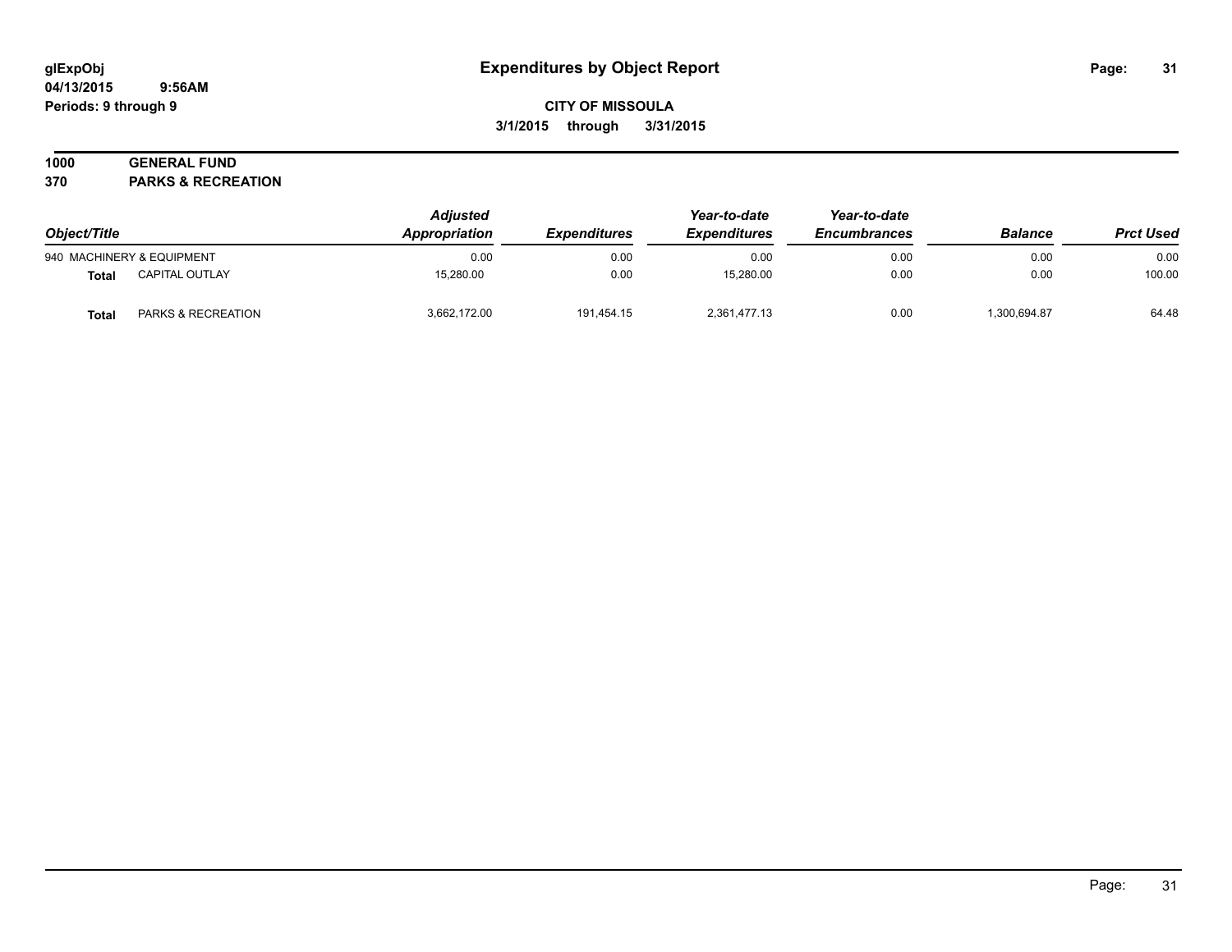glExpObj
04/13/2015 9:56AM
Periods: 9 through 9

# Expenditures by Object Report

**CITY OF MISSOULA**

**3/1/2015 through 3/31/2015**

**1000 GENERAL FUND**
**370 PARKS & RECREATION**

| Object/Title | | Adjusted Appropriation | Expenditures | Year-to-date Expenditures | Year-to-date Encumbrances | Balance | Prct Used |
|---|---|---|---|---|---|---|---|
| 940 MACHINERY & EQUIPMENT | | 0.00 | 0.00 | 0.00 | 0.00 | 0.00 | 0.00 |
| **Total** | CAPITAL OUTLAY | 15,280.00 | 0.00 | 15,280.00 | 0.00 | 0.00 | 100.00 |
| **Total** | PARKS & RECREATION | 3,662,172.00 | 191,454.15 | 2,361,477.13 | 0.00 | 1,300,694.87 | 64.48 |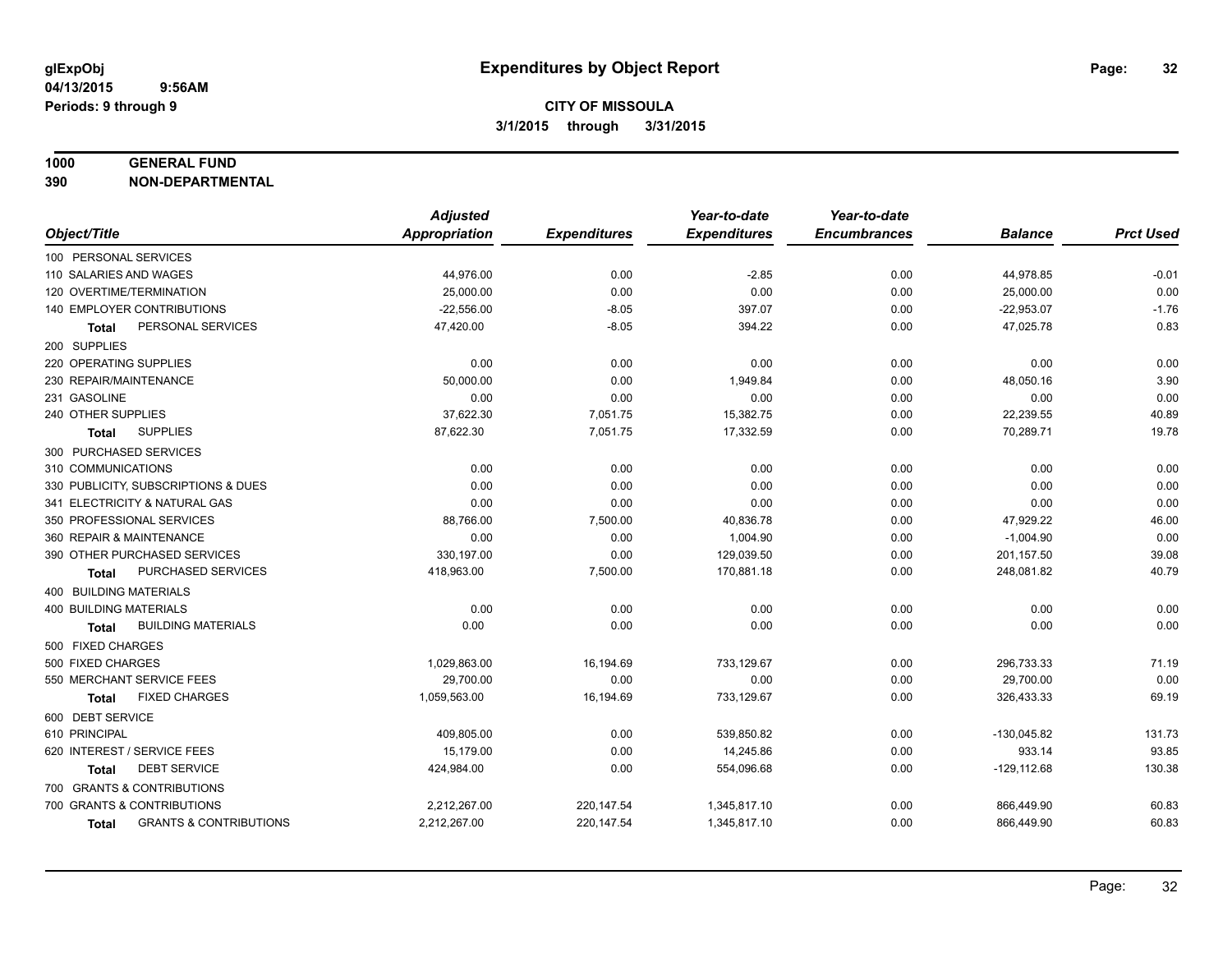**glExpObj**
**04/13/2015 9:56AM**
**Periods: 9 through 9**

# Expenditures by Object Report

**CITY OF MISSOULA**
**3/1/2015 through 3/31/2015**

**1000 GENERAL FUND**
**390 NON-DEPARTMENTAL**

| Object/Title | Adjusted Appropriation | Expenditures | Year-to-date Expenditures | Year-to-date Encumbrances | Balance | Prct Used |
|---|---|---|---|---|---|---|
| 100 PERSONAL SERVICES | | | | | | |
| 110 SALARIES AND WAGES | 44,976.00 | 0.00 | -2.85 | 0.00 | 44,978.85 | -0.01 |
| 120 OVERTIME/TERMINATION | 25,000.00 | 0.00 | 0.00 | 0.00 | 25,000.00 | 0.00 |
| 140 EMPLOYER CONTRIBUTIONS | -22,556.00 | -8.05 | 397.07 | 0.00 | -22,953.07 | -1.76 |
| **Total** PERSONAL SERVICES | 47,420.00 | -8.05 | 394.22 | 0.00 | 47,025.78 | 0.83 |
| 200 SUPPLIES | | | | | | |
| 220 OPERATING SUPPLIES | 0.00 | 0.00 | 0.00 | 0.00 | 0.00 | 0.00 |
| 230 REPAIR/MAINTENANCE | 50,000.00 | 0.00 | 1,949.84 | 0.00 | 48,050.16 | 3.90 |
| 231 GASOLINE | 0.00 | 0.00 | 0.00 | 0.00 | 0.00 | 0.00 |
| 240 OTHER SUPPLIES | 37,622.30 | 7,051.75 | 15,382.75 | 0.00 | 22,239.55 | 40.89 |
| **Total** SUPPLIES | 87,622.30 | 7,051.75 | 17,332.59 | 0.00 | 70,289.71 | 19.78 |
| 300 PURCHASED SERVICES | | | | | | |
| 310 COMMUNICATIONS | 0.00 | 0.00 | 0.00 | 0.00 | 0.00 | 0.00 |
| 330 PUBLICITY, SUBSCRIPTIONS & DUES | 0.00 | 0.00 | 0.00 | 0.00 | 0.00 | 0.00 |
| 341 ELECTRICITY & NATURAL GAS | 0.00 | 0.00 | 0.00 | 0.00 | 0.00 | 0.00 |
| 350 PROFESSIONAL SERVICES | 88,766.00 | 7,500.00 | 40,836.78 | 0.00 | 47,929.22 | 46.00 |
| 360 REPAIR & MAINTENANCE | 0.00 | 0.00 | 1,004.90 | 0.00 | -1,004.90 | 0.00 |
| 390 OTHER PURCHASED SERVICES | 330,197.00 | 0.00 | 129,039.50 | 0.00 | 201,157.50 | 39.08 |
| **Total** PURCHASED SERVICES | 418,963.00 | 7,500.00 | 170,881.18 | 0.00 | 248,081.82 | 40.79 |
| 400 BUILDING MATERIALS | | | | | | |
| 400 BUILDING MATERIALS | 0.00 | 0.00 | 0.00 | 0.00 | 0.00 | 0.00 |
| **Total** BUILDING MATERIALS | 0.00 | 0.00 | 0.00 | 0.00 | 0.00 | 0.00 |
| 500 FIXED CHARGES | | | | | | |
| 500 FIXED CHARGES | 1,029,863.00 | 16,194.69 | 733,129.67 | 0.00 | 296,733.33 | 71.19 |
| 550 MERCHANT SERVICE FEES | 29,700.00 | 0.00 | 0.00 | 0.00 | 29,700.00 | 0.00 |
| **Total** FIXED CHARGES | 1,059,563.00 | 16,194.69 | 733,129.67 | 0.00 | 326,433.33 | 69.19 |
| 600 DEBT SERVICE | | | | | | |
| 610 PRINCIPAL | 409,805.00 | 0.00 | 539,850.82 | 0.00 | -130,045.82 | 131.73 |
| 620 INTEREST / SERVICE FEES | 15,179.00 | 0.00 | 14,245.86 | 0.00 | 933.14 | 93.85 |
| **Total** DEBT SERVICE | 424,984.00 | 0.00 | 554,096.68 | 0.00 | -129,112.68 | 130.38 |
| 700 GRANTS & CONTRIBUTIONS | | | | | | |
| 700 GRANTS & CONTRIBUTIONS | 2,212,267.00 | 220,147.54 | 1,345,817.10 | 0.00 | 866,449.90 | 60.83 |
| **Total** GRANTS & CONTRIBUTIONS | 2,212,267.00 | 220,147.54 | 1,345,817.10 | 0.00 | 866,449.90 | 60.83 |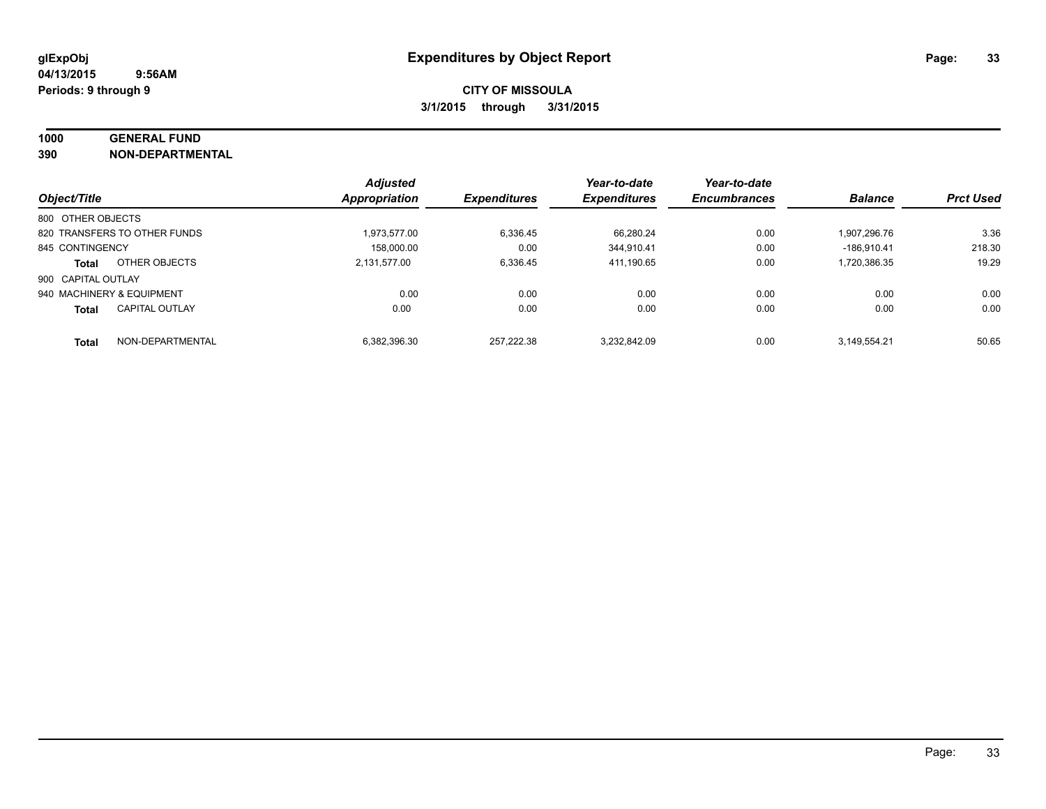# Expenditures by Object Report

glExpObj
04/13/2015 9:56AM
Periods: 9 through 9

**CITY OF MISSOULA**
**3/1/2015 through 3/31/2015**

**1000 GENERAL FUND**
**390 NON-DEPARTMENTAL**

| Object/Title | | Adjusted Appropriation | Expenditures | Year-to-date Expenditures | Year-to-date Encumbrances | Balance | Prct Used |
|---|---|---|---|---|---|---|---|
| 800 OTHER OBJECTS | | | | | | | |
| 820 TRANSFERS TO OTHER FUNDS | | 1,973,577.00 | 6,336.45 | 66,280.24 | 0.00 | 1,907,296.76 | 3.36 |
| 845 CONTINGENCY | | 158,000.00 | 0.00 | 344,910.41 | 0.00 | -186,910.41 | 218.30 |
| **Total** | OTHER OBJECTS | 2,131,577.00 | 6,336.45 | 411,190.65 | 0.00 | 1,720,386.35 | 19.29 |
| 900 CAPITAL OUTLAY | | | | | | | |
| 940 MACHINERY & EQUIPMENT | | 0.00 | 0.00 | 0.00 | 0.00 | 0.00 | 0.00 |
| **Total** | CAPITAL OUTLAY | 0.00 | 0.00 | 0.00 | 0.00 | 0.00 | 0.00 |
| **Total** | NON-DEPARTMENTAL | 6,382,396.30 | 257,222.38 | 3,232,842.09 | 0.00 | 3,149,554.21 | 50.65 |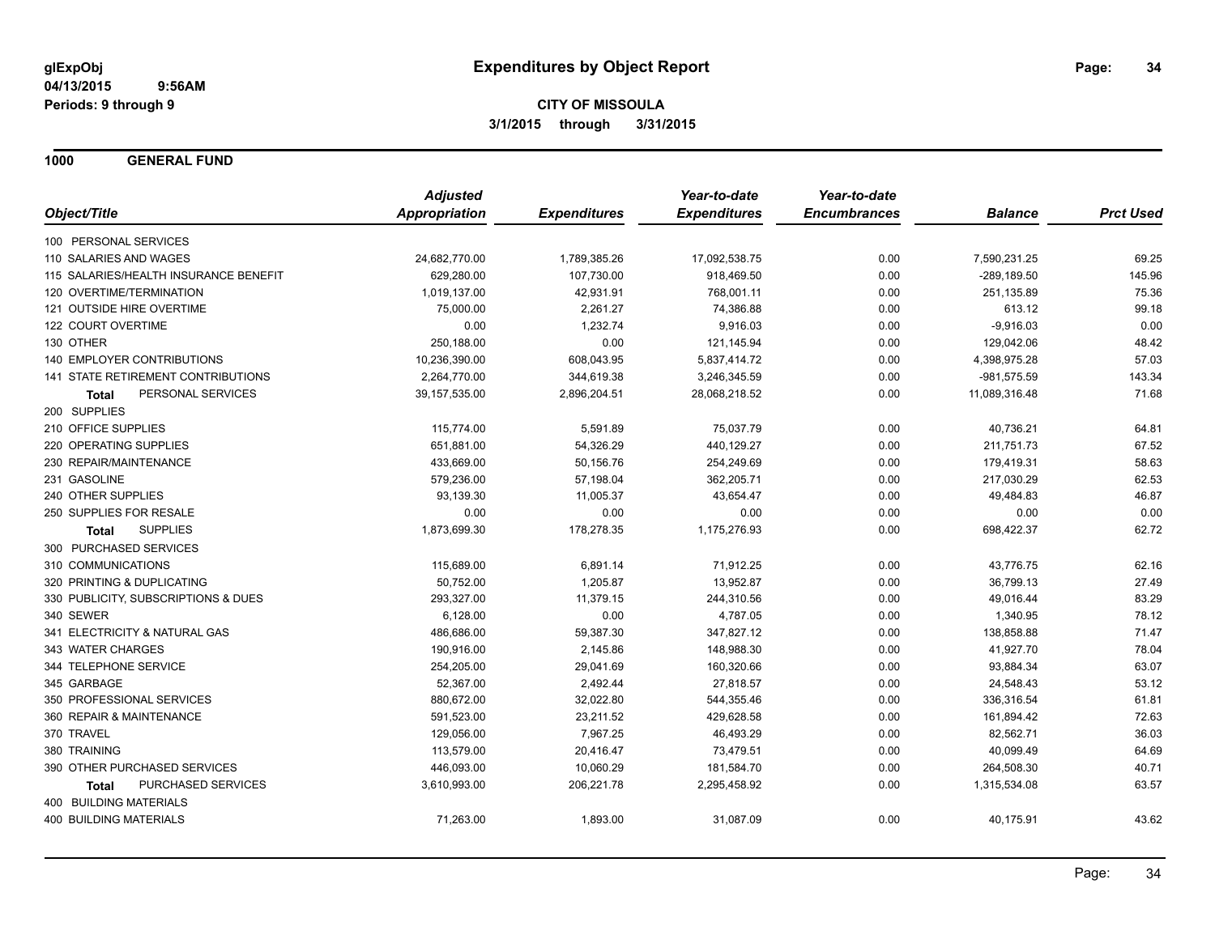**glExpObj**
**04/13/2015 9:56AM**
**Periods: 9 through 9**

# Expenditures by Object Report

**CITY OF MISSOULA**
**3/1/2015 through 3/31/2015**

## 1000 GENERAL FUND

| Object/Title | *Adjusted Appropriation* | *Expenditures* | *Year-to-date Expenditures* | *Year-to-date Encumbrances* | *Balance* | *Prct Used* |
|---|---|---|---|---|---|---|
| 100 PERSONAL SERVICES | | | | | | |
| 110 SALARIES AND WAGES | 24,682,770.00 | 1,789,385.26 | 17,092,538.75 | 0.00 | 7,590,231.25 | 69.25 |
| 115 SALARIES/HEALTH INSURANCE BENEFIT | 629,280.00 | 107,730.00 | 918,469.50 | 0.00 | -289,189.50 | 145.96 |
| 120 OVERTIME/TERMINATION | 1,019,137.00 | 42,931.91 | 768,001.11 | 0.00 | 251,135.89 | 75.36 |
| 121 OUTSIDE HIRE OVERTIME | 75,000.00 | 2,261.27 | 74,386.88 | 0.00 | 613.12 | 99.18 |
| 122 COURT OVERTIME | 0.00 | 1,232.74 | 9,916.03 | 0.00 | -9,916.03 | 0.00 |
| 130 OTHER | 250,188.00 | 0.00 | 121,145.94 | 0.00 | 129,042.06 | 48.42 |
| 140 EMPLOYER CONTRIBUTIONS | 10,236,390.00 | 608,043.95 | 5,837,414.72 | 0.00 | 4,398,975.28 | 57.03 |
| 141 STATE RETIREMENT CONTRIBUTIONS | 2,264,770.00 | 344,619.38 | 3,246,345.59 | 0.00 | -981,575.59 | 143.34 |
| **Total** PERSONAL SERVICES | 39,157,535.00 | 2,896,204.51 | 28,068,218.52 | 0.00 | 11,089,316.48 | 71.68 |
| 200 SUPPLIES | | | | | | |
| 210 OFFICE SUPPLIES | 115,774.00 | 5,591.89 | 75,037.79 | 0.00 | 40,736.21 | 64.81 |
| 220 OPERATING SUPPLIES | 651,881.00 | 54,326.29 | 440,129.27 | 0.00 | 211,751.73 | 67.52 |
| 230 REPAIR/MAINTENANCE | 433,669.00 | 50,156.76 | 254,249.69 | 0.00 | 179,419.31 | 58.63 |
| 231 GASOLINE | 579,236.00 | 57,198.04 | 362,205.71 | 0.00 | 217,030.29 | 62.53 |
| 240 OTHER SUPPLIES | 93,139.30 | 11,005.37 | 43,654.47 | 0.00 | 49,484.83 | 46.87 |
| 250 SUPPLIES FOR RESALE | 0.00 | 0.00 | 0.00 | 0.00 | 0.00 | 0.00 |
| **Total** SUPPLIES | 1,873,699.30 | 178,278.35 | 1,175,276.93 | 0.00 | 698,422.37 | 62.72 |
| 300 PURCHASED SERVICES | | | | | | |
| 310 COMMUNICATIONS | 115,689.00 | 6,891.14 | 71,912.25 | 0.00 | 43,776.75 | 62.16 |
| 320 PRINTING & DUPLICATING | 50,752.00 | 1,205.87 | 13,952.87 | 0.00 | 36,799.13 | 27.49 |
| 330 PUBLICITY, SUBSCRIPTIONS & DUES | 293,327.00 | 11,379.15 | 244,310.56 | 0.00 | 49,016.44 | 83.29 |
| 340 SEWER | 6,128.00 | 0.00 | 4,787.05 | 0.00 | 1,340.95 | 78.12 |
| 341 ELECTRICITY & NATURAL GAS | 486,686.00 | 59,387.30 | 347,827.12 | 0.00 | 138,858.88 | 71.47 |
| 343 WATER CHARGES | 190,916.00 | 2,145.86 | 148,988.30 | 0.00 | 41,927.70 | 78.04 |
| 344 TELEPHONE SERVICE | 254,205.00 | 29,041.69 | 160,320.66 | 0.00 | 93,884.34 | 63.07 |
| 345 GARBAGE | 52,367.00 | 2,492.44 | 27,818.57 | 0.00 | 24,548.43 | 53.12 |
| 350 PROFESSIONAL SERVICES | 880,672.00 | 32,022.80 | 544,355.46 | 0.00 | 336,316.54 | 61.81 |
| 360 REPAIR & MAINTENANCE | 591,523.00 | 23,211.52 | 429,628.58 | 0.00 | 161,894.42 | 72.63 |
| 370 TRAVEL | 129,056.00 | 7,967.25 | 46,493.29 | 0.00 | 82,562.71 | 36.03 |
| 380 TRAINING | 113,579.00 | 20,416.47 | 73,479.51 | 0.00 | 40,099.49 | 64.69 |
| 390 OTHER PURCHASED SERVICES | 446,093.00 | 10,060.29 | 181,584.70 | 0.00 | 264,508.30 | 40.71 |
| **Total** PURCHASED SERVICES | 3,610,993.00 | 206,221.78 | 2,295,458.92 | 0.00 | 1,315,534.08 | 63.57 |
| 400 BUILDING MATERIALS | | | | | | |
| 400 BUILDING MATERIALS | 71,263.00 | 1,893.00 | 31,087.09 | 0.00 | 40,175.91 | 43.62 |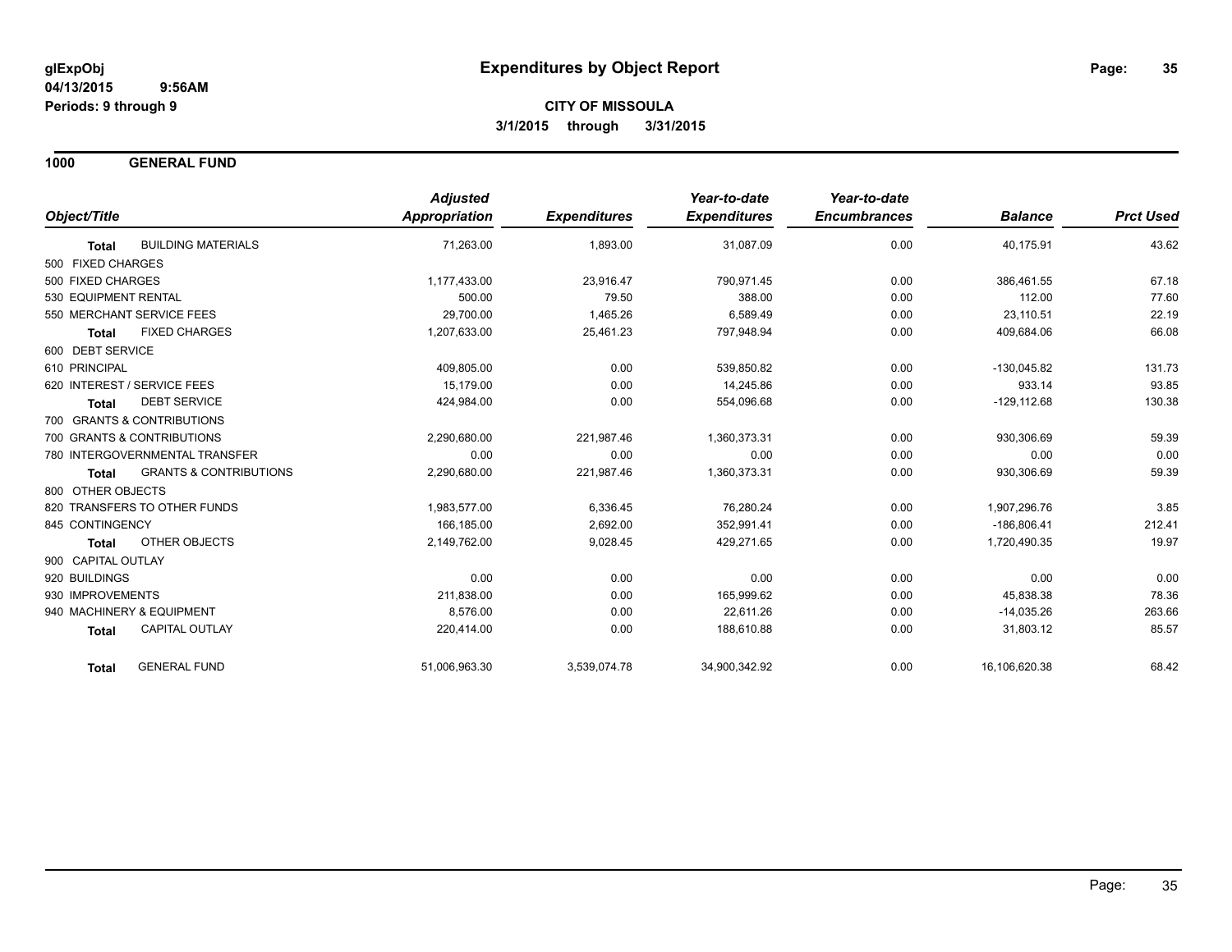**CITY OF MISSOULA**

**3/1/2015 through 3/31/2015**

**1000 GENERAL FUND**

| Object/Title | Adjusted Appropriation | Expenditures | Year-to-date Expenditures | Year-to-date Encumbrances | Balance | Prct Used |
|---|---|---|---|---|---|---|
| **Total** BUILDING MATERIALS | 71,263.00 | 1,893.00 | 31,087.09 | 0.00 | 40,175.91 | 43.62 |
| 500 FIXED CHARGES | | | | | | |
| 500 FIXED CHARGES | 1,177,433.00 | 23,916.47 | 790,971.45 | 0.00 | 386,461.55 | 67.18 |
| 530 EQUIPMENT RENTAL | 500.00 | 79.50 | 388.00 | 0.00 | 112.00 | 77.60 |
| 550 MERCHANT SERVICE FEES | 29,700.00 | 1,465.26 | 6,589.49 | 0.00 | 23,110.51 | 22.19 |
| **Total** FIXED CHARGES | 1,207,633.00 | 25,461.23 | 797,948.94 | 0.00 | 409,684.06 | 66.08 |
| 600 DEBT SERVICE | | | | | | |
| 610 PRINCIPAL | 409,805.00 | 0.00 | 539,850.82 | 0.00 | -130,045.82 | 131.73 |
| 620 INTEREST / SERVICE FEES | 15,179.00 | 0.00 | 14,245.86 | 0.00 | 933.14 | 93.85 |
| **Total** DEBT SERVICE | 424,984.00 | 0.00 | 554,096.68 | 0.00 | -129,112.68 | 130.38 |
| 700 GRANTS & CONTRIBUTIONS | | | | | | |
| 700 GRANTS & CONTRIBUTIONS | 2,290,680.00 | 221,987.46 | 1,360,373.31 | 0.00 | 930,306.69 | 59.39 |
| 780 INTERGOVERNMENTAL TRANSFER | 0.00 | 0.00 | 0.00 | 0.00 | 0.00 | 0.00 |
| **Total** GRANTS & CONTRIBUTIONS | 2,290,680.00 | 221,987.46 | 1,360,373.31 | 0.00 | 930,306.69 | 59.39 |
| 800 OTHER OBJECTS | | | | | | |
| 820 TRANSFERS TO OTHER FUNDS | 1,983,577.00 | 6,336.45 | 76,280.24 | 0.00 | 1,907,296.76 | 3.85 |
| 845 CONTINGENCY | 166,185.00 | 2,692.00 | 352,991.41 | 0.00 | -186,806.41 | 212.41 |
| **Total** OTHER OBJECTS | 2,149,762.00 | 9,028.45 | 429,271.65 | 0.00 | 1,720,490.35 | 19.97 |
| 900 CAPITAL OUTLAY | | | | | | |
| 920 BUILDINGS | 0.00 | 0.00 | 0.00 | 0.00 | 0.00 | 0.00 |
| 930 IMPROVEMENTS | 211,838.00 | 0.00 | 165,999.62 | 0.00 | 45,838.38 | 78.36 |
| 940 MACHINERY & EQUIPMENT | 8,576.00 | 0.00 | 22,611.26 | 0.00 | -14,035.26 | 263.66 |
| **Total** CAPITAL OUTLAY | 220,414.00 | 0.00 | 188,610.88 | 0.00 | 31,803.12 | 85.57 |
| **Total** GENERAL FUND | 51,006,963.30 | 3,539,074.78 | 34,900,342.92 | 0.00 | 16,106,620.38 | 68.42 |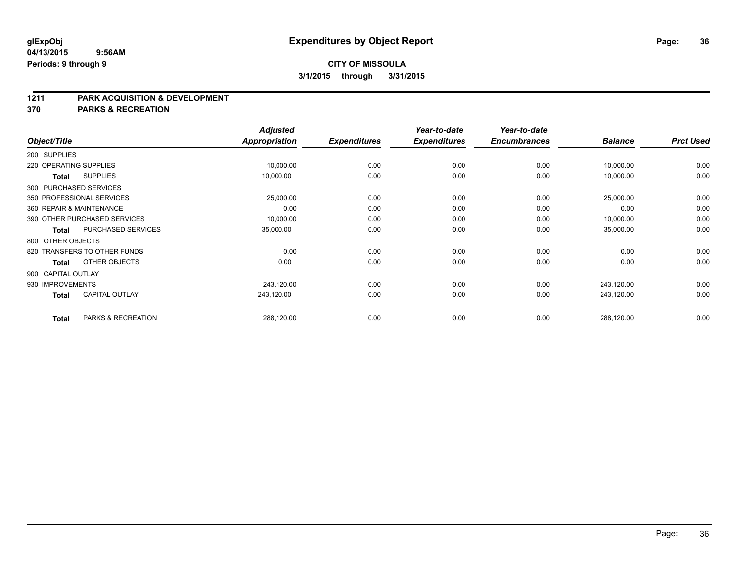# Expenditures by Object Report

glExpObj
04/13/2015 9:56AM
Periods: 9 through 9

**CITY OF MISSOULA**
**3/1/2015 through 3/31/2015**

## 1211 PARK ACQUISITION & DEVELOPMENT
## 370 PARKS & RECREATION

| Object/Title | | Adjusted Appropriation | Expenditures | Year-to-date Expenditures | Year-to-date Encumbrances | Balance | Prct Used |
|---|---|---|---|---|---|---|---|
| 200 SUPPLIES | | | | | | | |
| 220 OPERATING SUPPLIES | | 10,000.00 | 0.00 | 0.00 | 0.00 | 10,000.00 | 0.00 |
| **Total** | SUPPLIES | 10,000.00 | 0.00 | 0.00 | 0.00 | 10,000.00 | 0.00 |
| 300 PURCHASED SERVICES | | | | | | | |
| 350 PROFESSIONAL SERVICES | | 25,000.00 | 0.00 | 0.00 | 0.00 | 25,000.00 | 0.00 |
| 360 REPAIR & MAINTENANCE | | 0.00 | 0.00 | 0.00 | 0.00 | 0.00 | 0.00 |
| 390 OTHER PURCHASED SERVICES | | 10,000.00 | 0.00 | 0.00 | 0.00 | 10,000.00 | 0.00 |
| **Total** | PURCHASED SERVICES | 35,000.00 | 0.00 | 0.00 | 0.00 | 35,000.00 | 0.00 |
| 800 OTHER OBJECTS | | | | | | | |
| 820 TRANSFERS TO OTHER FUNDS | | 0.00 | 0.00 | 0.00 | 0.00 | 0.00 | 0.00 |
| **Total** | OTHER OBJECTS | 0.00 | 0.00 | 0.00 | 0.00 | 0.00 | 0.00 |
| 900 CAPITAL OUTLAY | | | | | | | |
| 930 IMPROVEMENTS | | 243,120.00 | 0.00 | 0.00 | 0.00 | 243,120.00 | 0.00 |
| **Total** | CAPITAL OUTLAY | 243,120.00 | 0.00 | 0.00 | 0.00 | 243,120.00 | 0.00 |
| **Total** | PARKS & RECREATION | 288,120.00 | 0.00 | 0.00 | 0.00 | 288,120.00 | 0.00 |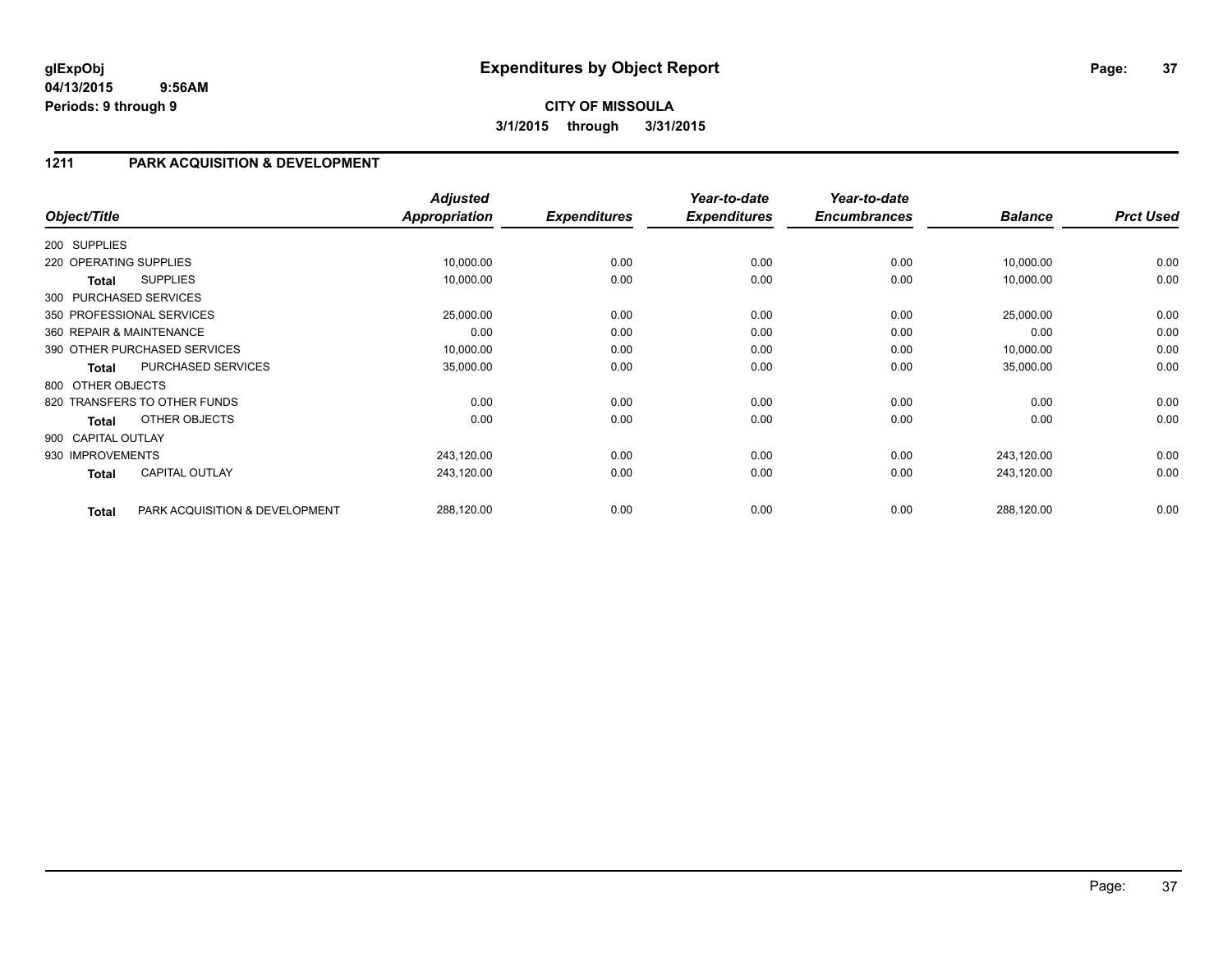**glExpObj**
**04/13/2015 9:56AM**
**Periods: 9 through 9**

# Expenditures by Object Report

**CITY OF MISSOULA**
**3/1/2015 through 3/31/2015**

## 1211 PARK ACQUISITION & DEVELOPMENT

| Object/Title | | Adjusted Appropriation | Expenditures | Year-to-date Expenditures | Year-to-date Encumbrances | Balance | Prct Used |
|---|---|---|---|---|---|---|---|
| 200 SUPPLIES | | | | | | | |
| 220 OPERATING SUPPLIES | | 10,000.00 | 0.00 | 0.00 | 0.00 | 10,000.00 | 0.00 |
| **Total** | SUPPLIES | 10,000.00 | 0.00 | 0.00 | 0.00 | 10,000.00 | 0.00 |
| 300 PURCHASED SERVICES | | | | | | | |
| 350 PROFESSIONAL SERVICES | | 25,000.00 | 0.00 | 0.00 | 0.00 | 25,000.00 | 0.00 |
| 360 REPAIR & MAINTENANCE | | 0.00 | 0.00 | 0.00 | 0.00 | 0.00 | 0.00 |
| 390 OTHER PURCHASED SERVICES | | 10,000.00 | 0.00 | 0.00 | 0.00 | 10,000.00 | 0.00 |
| **Total** | PURCHASED SERVICES | 35,000.00 | 0.00 | 0.00 | 0.00 | 35,000.00 | 0.00 |
| 800 OTHER OBJECTS | | | | | | | |
| 820 TRANSFERS TO OTHER FUNDS | | 0.00 | 0.00 | 0.00 | 0.00 | 0.00 | 0.00 |
| **Total** | OTHER OBJECTS | 0.00 | 0.00 | 0.00 | 0.00 | 0.00 | 0.00 |
| 900 CAPITAL OUTLAY | | | | | | | |
| 930 IMPROVEMENTS | | 243,120.00 | 0.00 | 0.00 | 0.00 | 243,120.00 | 0.00 |
| **Total** | CAPITAL OUTLAY | 243,120.00 | 0.00 | 0.00 | 0.00 | 243,120.00 | 0.00 |
| **Total** | PARK ACQUISITION & DEVELOPMENT | 288,120.00 | 0.00 | 0.00 | 0.00 | 288,120.00 | 0.00 |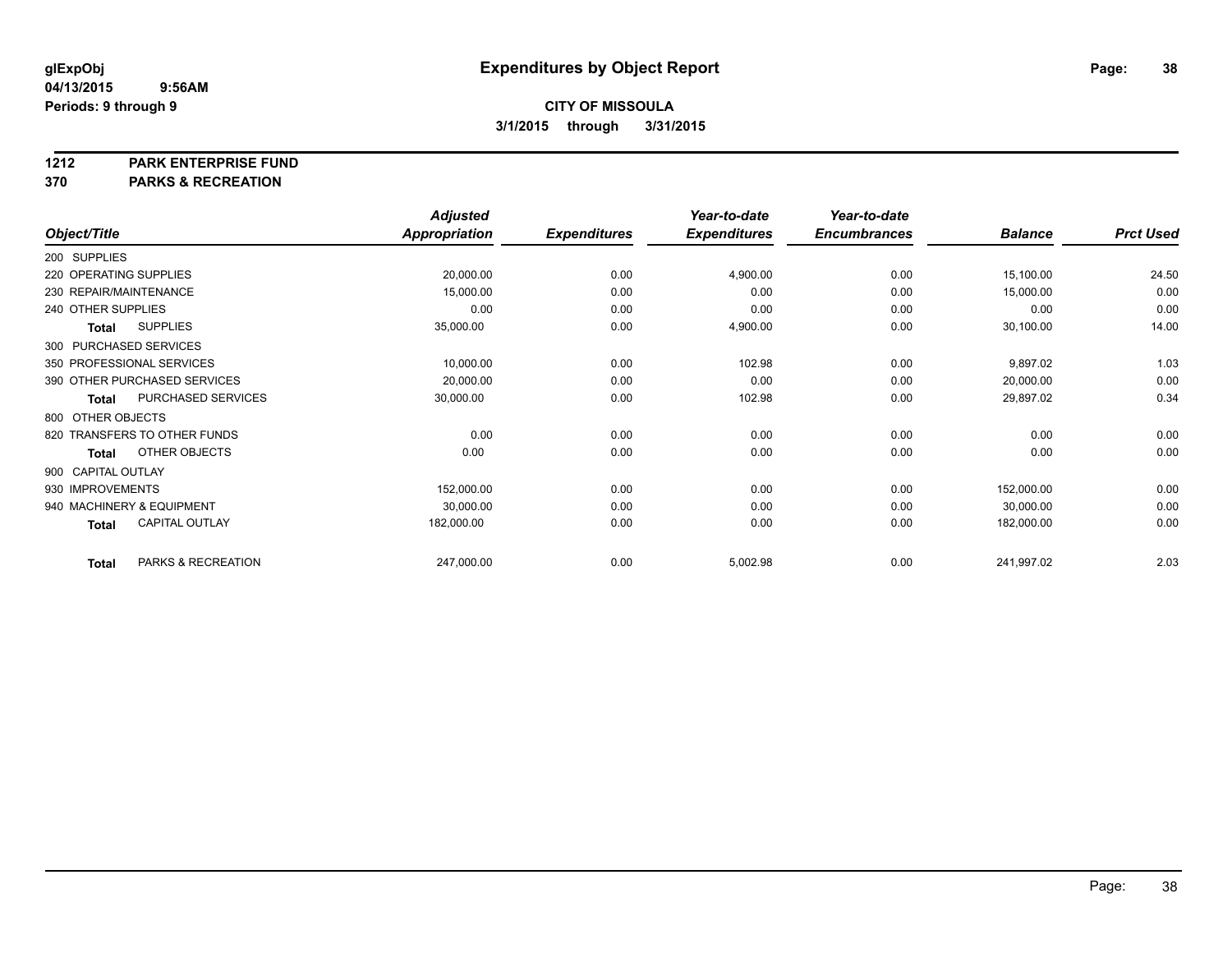**glExpObj** 
**04/13/2015 9:56AM**
**Periods: 9 through 9**

# Expenditures by Object Report

**CITY OF MISSOULA**
**3/1/2015 through 3/31/2015**

**1212 PARK ENTERPRISE FUND**
**370 PARKS & RECREATION**

| Object/Title | Adjusted Appropriation | Expenditures | Year-to-date Expenditures | Year-to-date Encumbrances | Balance | Prct Used |
|---|---|---|---|---|---|---|
| 200 SUPPLIES | | | | | | |
| 220 OPERATING SUPPLIES | 20,000.00 | 0.00 | 4,900.00 | 0.00 | 15,100.00 | 24.50 |
| 230 REPAIR/MAINTENANCE | 15,000.00 | 0.00 | 0.00 | 0.00 | 15,000.00 | 0.00 |
| 240 OTHER SUPPLIES | 0.00 | 0.00 | 0.00 | 0.00 | 0.00 | 0.00 |
| **Total** SUPPLIES | 35,000.00 | 0.00 | 4,900.00 | 0.00 | 30,100.00 | 14.00 |
| 300 PURCHASED SERVICES | | | | | | |
| 350 PROFESSIONAL SERVICES | 10,000.00 | 0.00 | 102.98 | 0.00 | 9,897.02 | 1.03 |
| 390 OTHER PURCHASED SERVICES | 20,000.00 | 0.00 | 0.00 | 0.00 | 20,000.00 | 0.00 |
| **Total** PURCHASED SERVICES | 30,000.00 | 0.00 | 102.98 | 0.00 | 29,897.02 | 0.34 |
| 800 OTHER OBJECTS | | | | | | |
| 820 TRANSFERS TO OTHER FUNDS | 0.00 | 0.00 | 0.00 | 0.00 | 0.00 | 0.00 |
| **Total** OTHER OBJECTS | 0.00 | 0.00 | 0.00 | 0.00 | 0.00 | 0.00 |
| 900 CAPITAL OUTLAY | | | | | | |
| 930 IMPROVEMENTS | 152,000.00 | 0.00 | 0.00 | 0.00 | 152,000.00 | 0.00 |
| 940 MACHINERY & EQUIPMENT | 30,000.00 | 0.00 | 0.00 | 0.00 | 30,000.00 | 0.00 |
| **Total** CAPITAL OUTLAY | 182,000.00 | 0.00 | 0.00 | 0.00 | 182,000.00 | 0.00 |
| **Total** PARKS & RECREATION | 247,000.00 | 0.00 | 5,002.98 | 0.00 | 241,997.02 | 2.03 |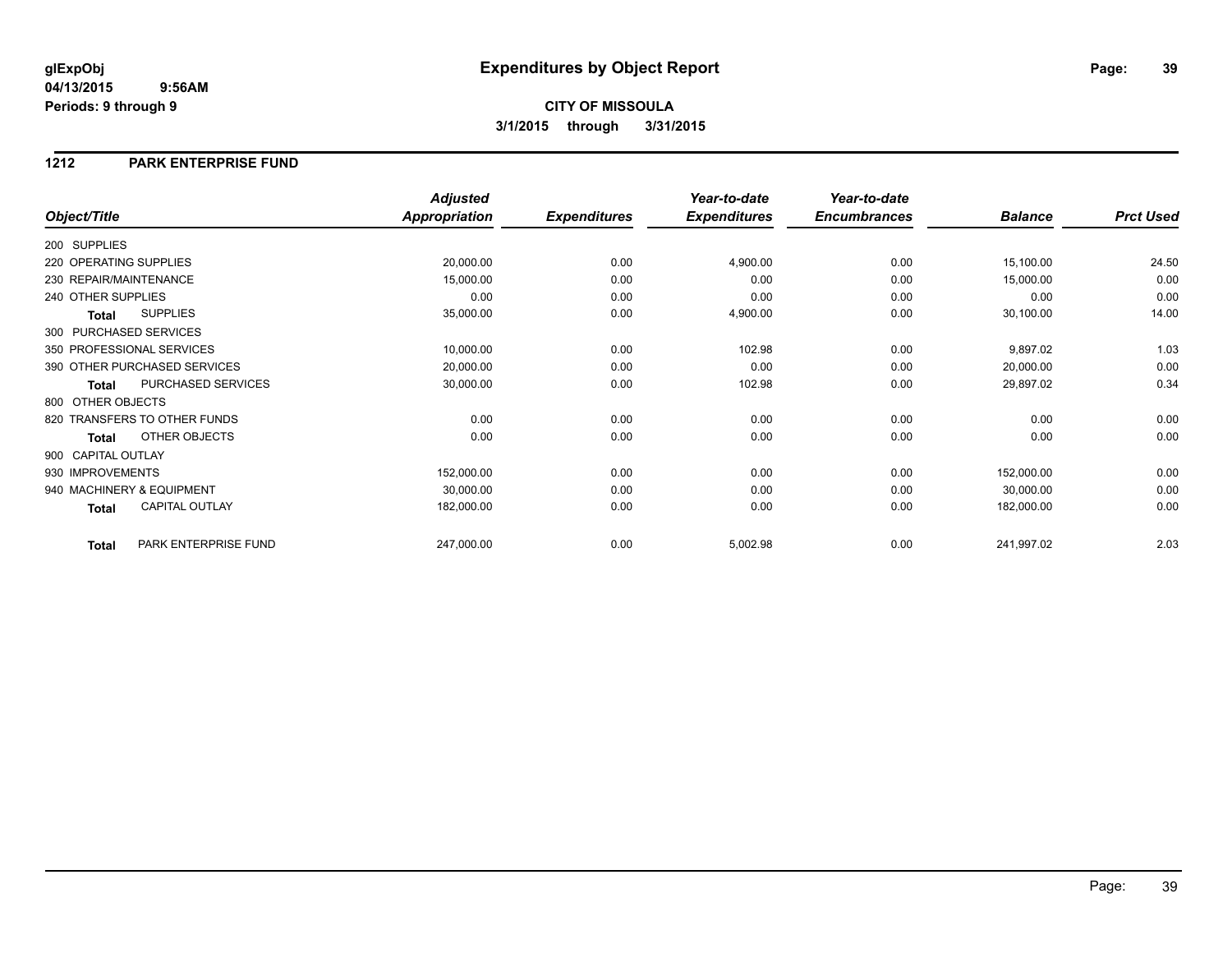**glExpObj** **Expenditures by Object Report**
**04/13/2015 9:56AM**
**Periods: 9 through 9**

**CITY OF MISSOULA**
**3/1/2015 through 3/31/2015**

## 1212 PARK ENTERPRISE FUND

| Object/Title | Adjusted Appropriation | Expenditures | Year-to-date Expenditures | Year-to-date Encumbrances | Balance | Prct Used |
|---|---|---|---|---|---|---|
| 200 SUPPLIES | | | | | | |
| 220 OPERATING SUPPLIES | 20,000.00 | 0.00 | 4,900.00 | 0.00 | 15,100.00 | 24.50 |
| 230 REPAIR/MAINTENANCE | 15,000.00 | 0.00 | 0.00 | 0.00 | 15,000.00 | 0.00 |
| 240 OTHER SUPPLIES | 0.00 | 0.00 | 0.00 | 0.00 | 0.00 | 0.00 |
| **Total** SUPPLIES | 35,000.00 | 0.00 | 4,900.00 | 0.00 | 30,100.00 | 14.00 |
| 300 PURCHASED SERVICES | | | | | | |
| 350 PROFESSIONAL SERVICES | 10,000.00 | 0.00 | 102.98 | 0.00 | 9,897.02 | 1.03 |
| 390 OTHER PURCHASED SERVICES | 20,000.00 | 0.00 | 0.00 | 0.00 | 20,000.00 | 0.00 |
| **Total** PURCHASED SERVICES | 30,000.00 | 0.00 | 102.98 | 0.00 | 29,897.02 | 0.34 |
| 800 OTHER OBJECTS | | | | | | |
| 820 TRANSFERS TO OTHER FUNDS | 0.00 | 0.00 | 0.00 | 0.00 | 0.00 | 0.00 |
| **Total** OTHER OBJECTS | 0.00 | 0.00 | 0.00 | 0.00 | 0.00 | 0.00 |
| 900 CAPITAL OUTLAY | | | | | | |
| 930 IMPROVEMENTS | 152,000.00 | 0.00 | 0.00 | 0.00 | 152,000.00 | 0.00 |
| 940 MACHINERY & EQUIPMENT | 30,000.00 | 0.00 | 0.00 | 0.00 | 30,000.00 | 0.00 |
| **Total** CAPITAL OUTLAY | 182,000.00 | 0.00 | 0.00 | 0.00 | 182,000.00 | 0.00 |
| **Total** PARK ENTERPRISE FUND | 247,000.00 | 0.00 | 5,002.98 | 0.00 | 241,997.02 | 2.03 |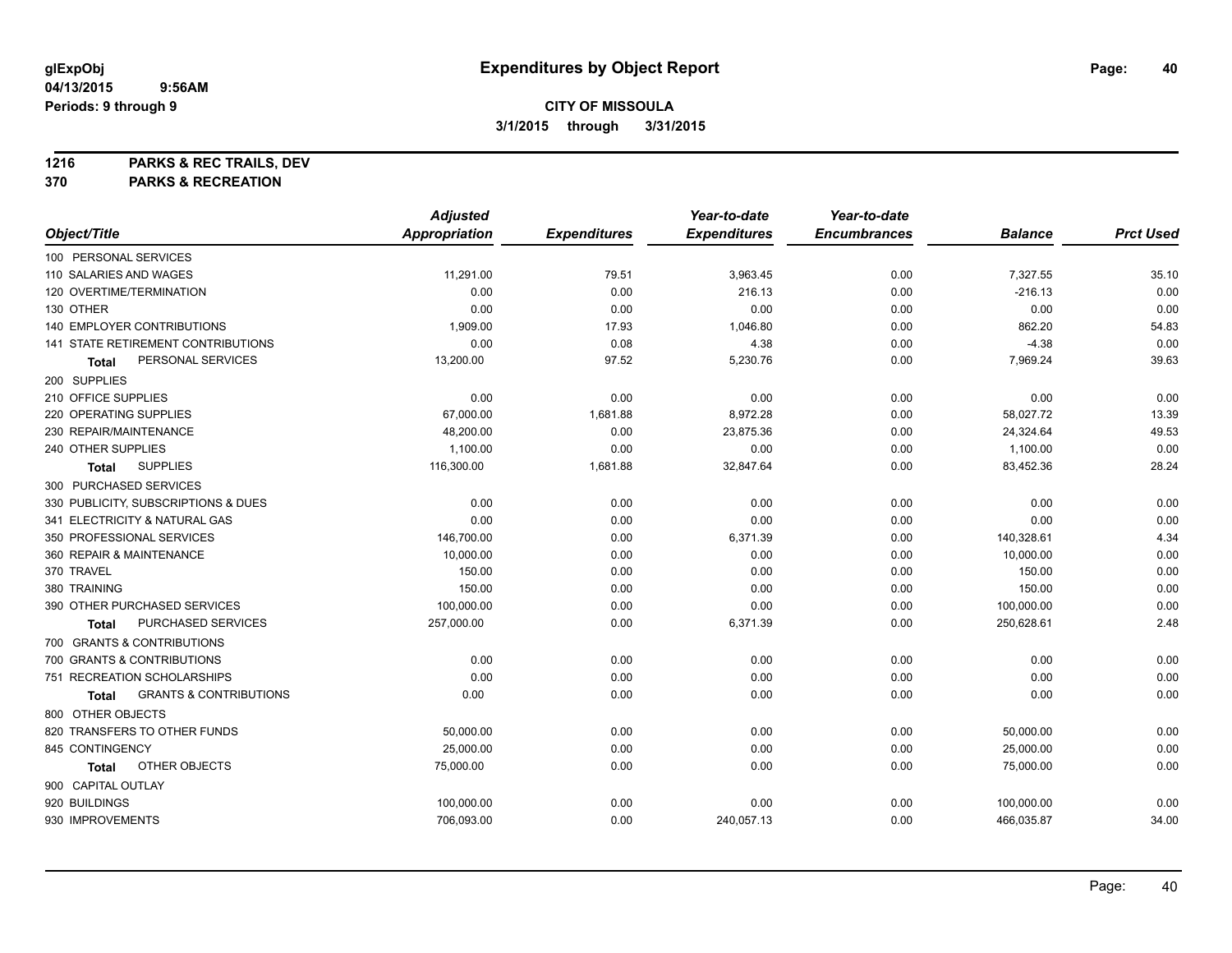**glExpObj** **Expenditures by Object Report**
**04/13/2015 9:56AM**
**Periods: 9 through 9**

**CITY OF MISSOULA**
**3/1/2015 through 3/31/2015**

**1216 PARKS & REC TRAILS, DEV**
**370 PARKS & RECREATION**

| Object/Title | Adjusted Appropriation | Expenditures | Year-to-date Expenditures | Year-to-date Encumbrances | Balance | Prct Used |
|---|---|---|---|---|---|---|
| 100 PERSONAL SERVICES | | | | | | |
| 110 SALARIES AND WAGES | 11,291.00 | 79.51 | 3,963.45 | 0.00 | 7,327.55 | 35.10 |
| 120 OVERTIME/TERMINATION | 0.00 | 0.00 | 216.13 | 0.00 | -216.13 | 0.00 |
| 130 OTHER | 0.00 | 0.00 | 0.00 | 0.00 | 0.00 | 0.00 |
| 140 EMPLOYER CONTRIBUTIONS | 1,909.00 | 17.93 | 1,046.80 | 0.00 | 862.20 | 54.83 |
| 141 STATE RETIREMENT CONTRIBUTIONS | 0.00 | 0.08 | 4.38 | 0.00 | -4.38 | 0.00 |
| **Total** PERSONAL SERVICES | 13,200.00 | 97.52 | 5,230.76 | 0.00 | 7,969.24 | 39.63 |
| 200 SUPPLIES | | | | | | |
| 210 OFFICE SUPPLIES | 0.00 | 0.00 | 0.00 | 0.00 | 0.00 | 0.00 |
| 220 OPERATING SUPPLIES | 67,000.00 | 1,681.88 | 8,972.28 | 0.00 | 58,027.72 | 13.39 |
| 230 REPAIR/MAINTENANCE | 48,200.00 | 0.00 | 23,875.36 | 0.00 | 24,324.64 | 49.53 |
| 240 OTHER SUPPLIES | 1,100.00 | 0.00 | 0.00 | 0.00 | 1,100.00 | 0.00 |
| **Total** SUPPLIES | 116,300.00 | 1,681.88 | 32,847.64 | 0.00 | 83,452.36 | 28.24 |
| 300 PURCHASED SERVICES | | | | | | |
| 330 PUBLICITY, SUBSCRIPTIONS & DUES | 0.00 | 0.00 | 0.00 | 0.00 | 0.00 | 0.00 |
| 341 ELECTRICITY & NATURAL GAS | 0.00 | 0.00 | 0.00 | 0.00 | 0.00 | 0.00 |
| 350 PROFESSIONAL SERVICES | 146,700.00 | 0.00 | 6,371.39 | 0.00 | 140,328.61 | 4.34 |
| 360 REPAIR & MAINTENANCE | 10,000.00 | 0.00 | 0.00 | 0.00 | 10,000.00 | 0.00 |
| 370 TRAVEL | 150.00 | 0.00 | 0.00 | 0.00 | 150.00 | 0.00 |
| 380 TRAINING | 150.00 | 0.00 | 0.00 | 0.00 | 150.00 | 0.00 |
| 390 OTHER PURCHASED SERVICES | 100,000.00 | 0.00 | 0.00 | 0.00 | 100,000.00 | 0.00 |
| **Total** PURCHASED SERVICES | 257,000.00 | 0.00 | 6,371.39 | 0.00 | 250,628.61 | 2.48 |
| 700 GRANTS & CONTRIBUTIONS | | | | | | |
| 700 GRANTS & CONTRIBUTIONS | 0.00 | 0.00 | 0.00 | 0.00 | 0.00 | 0.00 |
| 751 RECREATION SCHOLARSHIPS | 0.00 | 0.00 | 0.00 | 0.00 | 0.00 | 0.00 |
| **Total** GRANTS & CONTRIBUTIONS | 0.00 | 0.00 | 0.00 | 0.00 | 0.00 | 0.00 |
| 800 OTHER OBJECTS | | | | | | |
| 820 TRANSFERS TO OTHER FUNDS | 50,000.00 | 0.00 | 0.00 | 0.00 | 50,000.00 | 0.00 |
| 845 CONTINGENCY | 25,000.00 | 0.00 | 0.00 | 0.00 | 25,000.00 | 0.00 |
| **Total** OTHER OBJECTS | 75,000.00 | 0.00 | 0.00 | 0.00 | 75,000.00 | 0.00 |
| 900 CAPITAL OUTLAY | | | | | | |
| 920 BUILDINGS | 100,000.00 | 0.00 | 0.00 | 0.00 | 100,000.00 | 0.00 |
| 930 IMPROVEMENTS | 706,093.00 | 0.00 | 240,057.13 | 0.00 | 466,035.87 | 34.00 |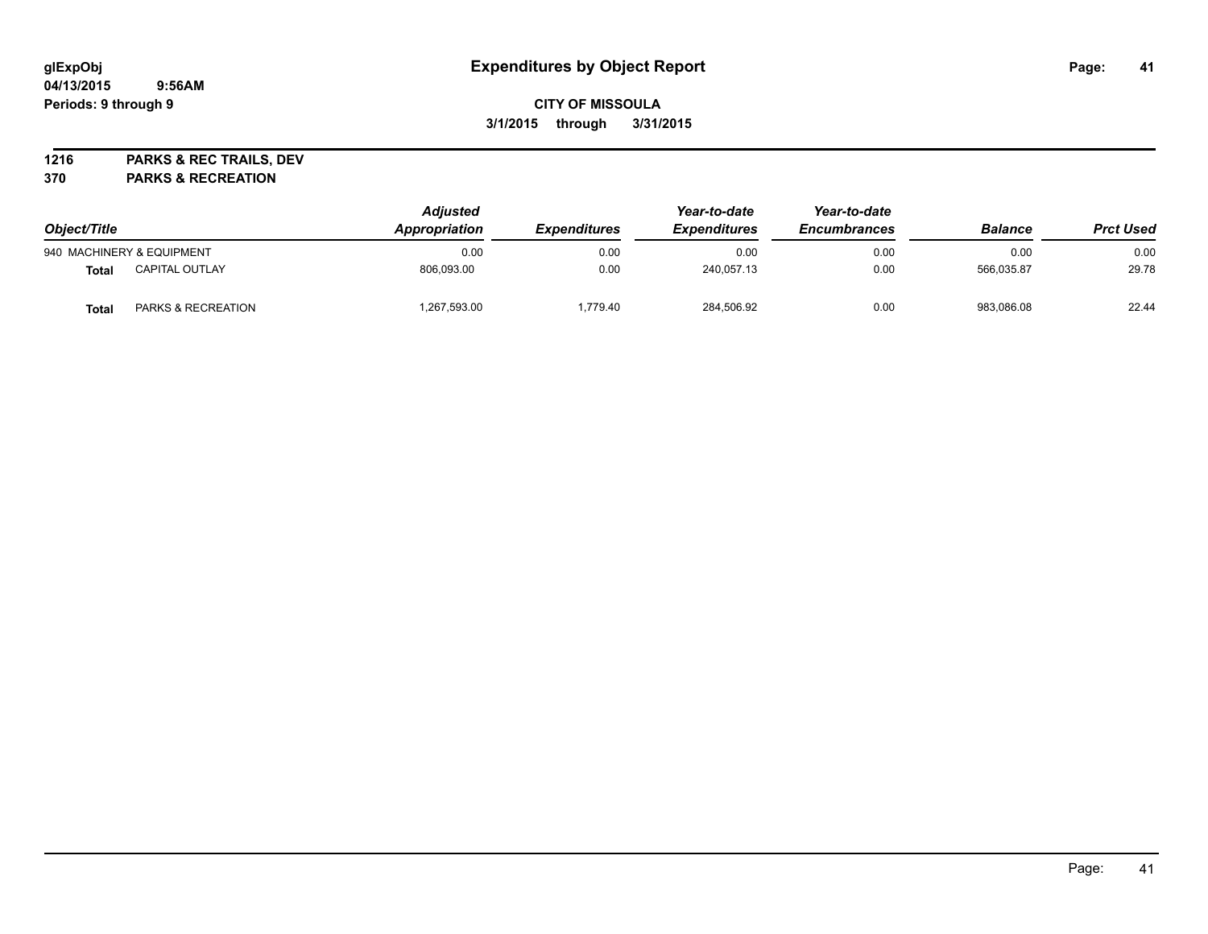**glExpObj**
**04/13/2015 9:56AM**
**Periods: 9 through 9**

# Expenditures by Object Report

**CITY OF MISSOULA**
**3/1/2015 through 3/31/2015**

**1216 PARKS & REC TRAILS, DEV**
**370 PARKS & RECREATION**

| Object/Title | | Adjusted Appropriation | Expenditures | Year-to-date Expenditures | Year-to-date Encumbrances | Balance | Prct Used |
|---|---|---|---|---|---|---|---|
| 940 MACHINERY & EQUIPMENT | | 0.00 | 0.00 | 0.00 | 0.00 | 0.00 | 0.00 |
| **Total** | CAPITAL OUTLAY | 806,093.00 | 0.00 | 240,057.13 | 0.00 | 566,035.87 | 29.78 |
| **Total** | PARKS & RECREATION | 1,267,593.00 | 1,779.40 | 284,506.92 | 0.00 | 983,086.08 | 22.44 |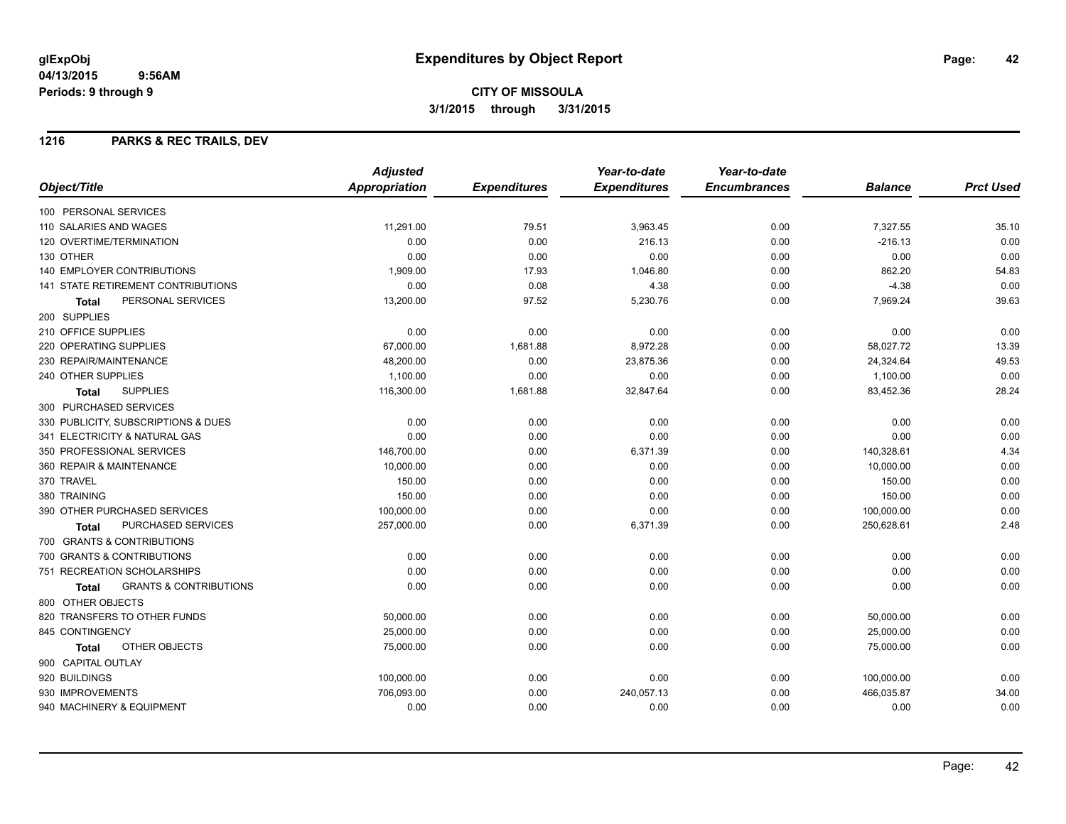# Expenditures by Object Report

glExpObj
04/13/2015 9:56AM
Periods: 9 through 9

**CITY OF MISSOULA**
**3/1/2015 through 3/31/2015**

## 1216 PARKS & REC TRAILS, DEV

| Object/Title | Adjusted Appropriation | Expenditures | Year-to-date Expenditures | Year-to-date Encumbrances | Balance | Prct Used |
|---|---|---|---|---|---|---|
| 100 PERSONAL SERVICES | | | | | | |
| 110 SALARIES AND WAGES | 11,291.00 | 79.51 | 3,963.45 | 0.00 | 7,327.55 | 35.10 |
| 120 OVERTIME/TERMINATION | 0.00 | 0.00 | 216.13 | 0.00 | -216.13 | 0.00 |
| 130 OTHER | 0.00 | 0.00 | 0.00 | 0.00 | 0.00 | 0.00 |
| 140 EMPLOYER CONTRIBUTIONS | 1,909.00 | 17.93 | 1,046.80 | 0.00 | 862.20 | 54.83 |
| 141 STATE RETIREMENT CONTRIBUTIONS | 0.00 | 0.08 | 4.38 | 0.00 | -4.38 | 0.00 |
| **Total** PERSONAL SERVICES | 13,200.00 | 97.52 | 5,230.76 | 0.00 | 7,969.24 | 39.63 |
| 200 SUPPLIES | | | | | | |
| 210 OFFICE SUPPLIES | 0.00 | 0.00 | 0.00 | 0.00 | 0.00 | 0.00 |
| 220 OPERATING SUPPLIES | 67,000.00 | 1,681.88 | 8,972.28 | 0.00 | 58,027.72 | 13.39 |
| 230 REPAIR/MAINTENANCE | 48,200.00 | 0.00 | 23,875.36 | 0.00 | 24,324.64 | 49.53 |
| 240 OTHER SUPPLIES | 1,100.00 | 0.00 | 0.00 | 0.00 | 1,100.00 | 0.00 |
| **Total** SUPPLIES | 116,300.00 | 1,681.88 | 32,847.64 | 0.00 | 83,452.36 | 28.24 |
| 300 PURCHASED SERVICES | | | | | | |
| 330 PUBLICITY, SUBSCRIPTIONS & DUES | 0.00 | 0.00 | 0.00 | 0.00 | 0.00 | 0.00 |
| 341 ELECTRICITY & NATURAL GAS | 0.00 | 0.00 | 0.00 | 0.00 | 0.00 | 0.00 |
| 350 PROFESSIONAL SERVICES | 146,700.00 | 0.00 | 6,371.39 | 0.00 | 140,328.61 | 4.34 |
| 360 REPAIR & MAINTENANCE | 10,000.00 | 0.00 | 0.00 | 0.00 | 10,000.00 | 0.00 |
| 370 TRAVEL | 150.00 | 0.00 | 0.00 | 0.00 | 150.00 | 0.00 |
| 380 TRAINING | 150.00 | 0.00 | 0.00 | 0.00 | 150.00 | 0.00 |
| 390 OTHER PURCHASED SERVICES | 100,000.00 | 0.00 | 0.00 | 0.00 | 100,000.00 | 0.00 |
| **Total** PURCHASED SERVICES | 257,000.00 | 0.00 | 6,371.39 | 0.00 | 250,628.61 | 2.48 |
| 700 GRANTS & CONTRIBUTIONS | | | | | | |
| 700 GRANTS & CONTRIBUTIONS | 0.00 | 0.00 | 0.00 | 0.00 | 0.00 | 0.00 |
| 751 RECREATION SCHOLARSHIPS | 0.00 | 0.00 | 0.00 | 0.00 | 0.00 | 0.00 |
| **Total** GRANTS & CONTRIBUTIONS | 0.00 | 0.00 | 0.00 | 0.00 | 0.00 | 0.00 |
| 800 OTHER OBJECTS | | | | | | |
| 820 TRANSFERS TO OTHER FUNDS | 50,000.00 | 0.00 | 0.00 | 0.00 | 50,000.00 | 0.00 |
| 845 CONTINGENCY | 25,000.00 | 0.00 | 0.00 | 0.00 | 25,000.00 | 0.00 |
| **Total** OTHER OBJECTS | 75,000.00 | 0.00 | 0.00 | 0.00 | 75,000.00 | 0.00 |
| 900 CAPITAL OUTLAY | | | | | | |
| 920 BUILDINGS | 100,000.00 | 0.00 | 0.00 | 0.00 | 100,000.00 | 0.00 |
| 930 IMPROVEMENTS | 706,093.00 | 0.00 | 240,057.13 | 0.00 | 466,035.87 | 34.00 |
| 940 MACHINERY & EQUIPMENT | 0.00 | 0.00 | 0.00 | 0.00 | 0.00 | 0.00 |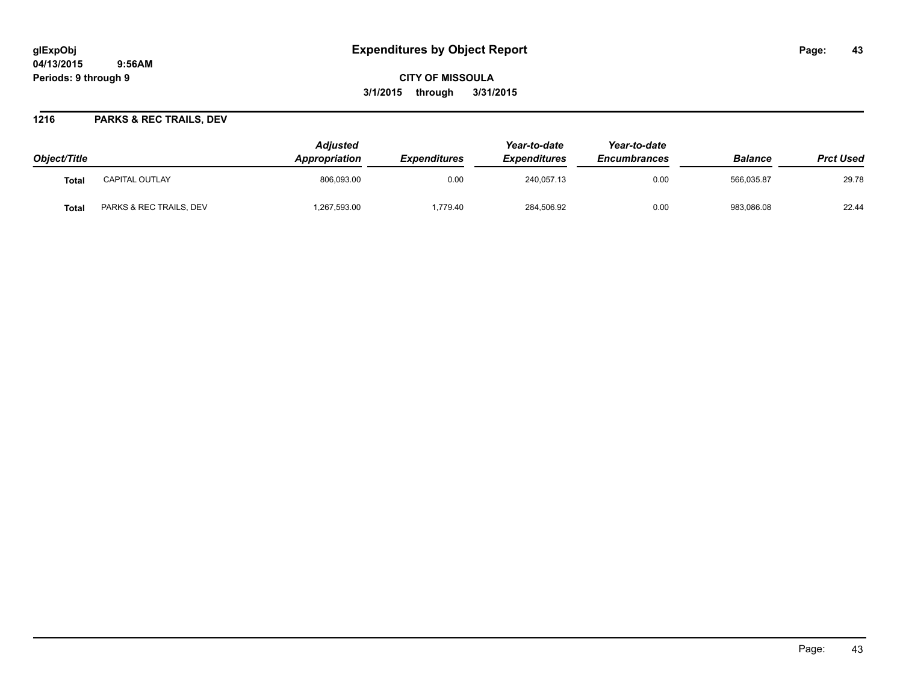**glExpObj**
**04/13/2015 9:56AM**
**Periods: 9 through 9**

# Expenditures by Object Report

**CITY OF MISSOULA**
**3/1/2015 through 3/31/2015**

## 1216 PARKS & REC TRAILS, DEV

| Object/Title | | Adjusted Appropriation | Expenditures | Year-to-date Expenditures | Year-to-date Encumbrances | Balance | Prct Used |
|---|---|---|---|---|---|---|---|
| **Total** | CAPITAL OUTLAY | 806,093.00 | 0.00 | 240,057.13 | 0.00 | 566,035.87 | 29.78 |
| **Total** | PARKS & REC TRAILS, DEV | 1,267,593.00 | 1,779.40 | 284,506.92 | 0.00 | 983,086.08 | 22.44 |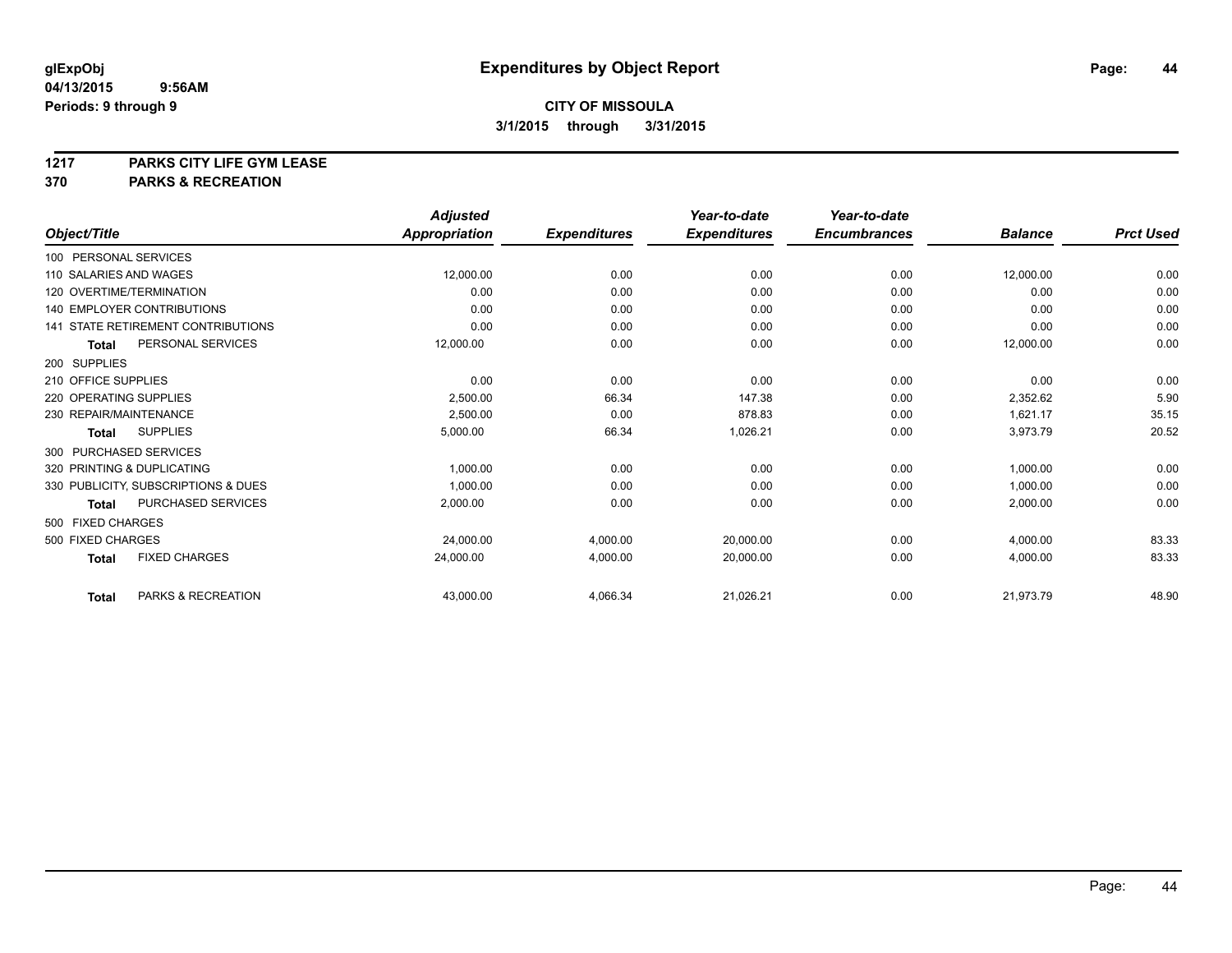glExpObj
04/13/2015 9:56AM
Periods: 9 through 9

# Expenditures by Object Report

**CITY OF MISSOULA**
**3/1/2015 through 3/31/2015**

**1217 PARKS CITY LIFE GYM LEASE**
**370 PARKS & RECREATION**

| Object/Title | Adjusted Appropriation | Expenditures | Year-to-date Expenditures | Year-to-date Encumbrances | Balance | Prct Used |
|---|---|---|---|---|---|---|
| 100 PERSONAL SERVICES | | | | | | |
| 110 SALARIES AND WAGES | 12,000.00 | 0.00 | 0.00 | 0.00 | 12,000.00 | 0.00 |
| 120 OVERTIME/TERMINATION | 0.00 | 0.00 | 0.00 | 0.00 | 0.00 | 0.00 |
| 140 EMPLOYER CONTRIBUTIONS | 0.00 | 0.00 | 0.00 | 0.00 | 0.00 | 0.00 |
| 141 STATE RETIREMENT CONTRIBUTIONS | 0.00 | 0.00 | 0.00 | 0.00 | 0.00 | 0.00 |
| **Total** PERSONAL SERVICES | 12,000.00 | 0.00 | 0.00 | 0.00 | 12,000.00 | 0.00 |
| 200 SUPPLIES | | | | | | |
| 210 OFFICE SUPPLIES | 0.00 | 0.00 | 0.00 | 0.00 | 0.00 | 0.00 |
| 220 OPERATING SUPPLIES | 2,500.00 | 66.34 | 147.38 | 0.00 | 2,352.62 | 5.90 |
| 230 REPAIR/MAINTENANCE | 2,500.00 | 0.00 | 878.83 | 0.00 | 1,621.17 | 35.15 |
| **Total** SUPPLIES | 5,000.00 | 66.34 | 1,026.21 | 0.00 | 3,973.79 | 20.52 |
| 300 PURCHASED SERVICES | | | | | | |
| 320 PRINTING & DUPLICATING | 1,000.00 | 0.00 | 0.00 | 0.00 | 1,000.00 | 0.00 |
| 330 PUBLICITY, SUBSCRIPTIONS & DUES | 1,000.00 | 0.00 | 0.00 | 0.00 | 1,000.00 | 0.00 |
| **Total** PURCHASED SERVICES | 2,000.00 | 0.00 | 0.00 | 0.00 | 2,000.00 | 0.00 |
| 500 FIXED CHARGES | | | | | | |
| 500 FIXED CHARGES | 24,000.00 | 4,000.00 | 20,000.00 | 0.00 | 4,000.00 | 83.33 |
| **Total** FIXED CHARGES | 24,000.00 | 4,000.00 | 20,000.00 | 0.00 | 4,000.00 | 83.33 |
| **Total** PARKS & RECREATION | 43,000.00 | 4,066.34 | 21,026.21 | 0.00 | 21,973.79 | 48.90 |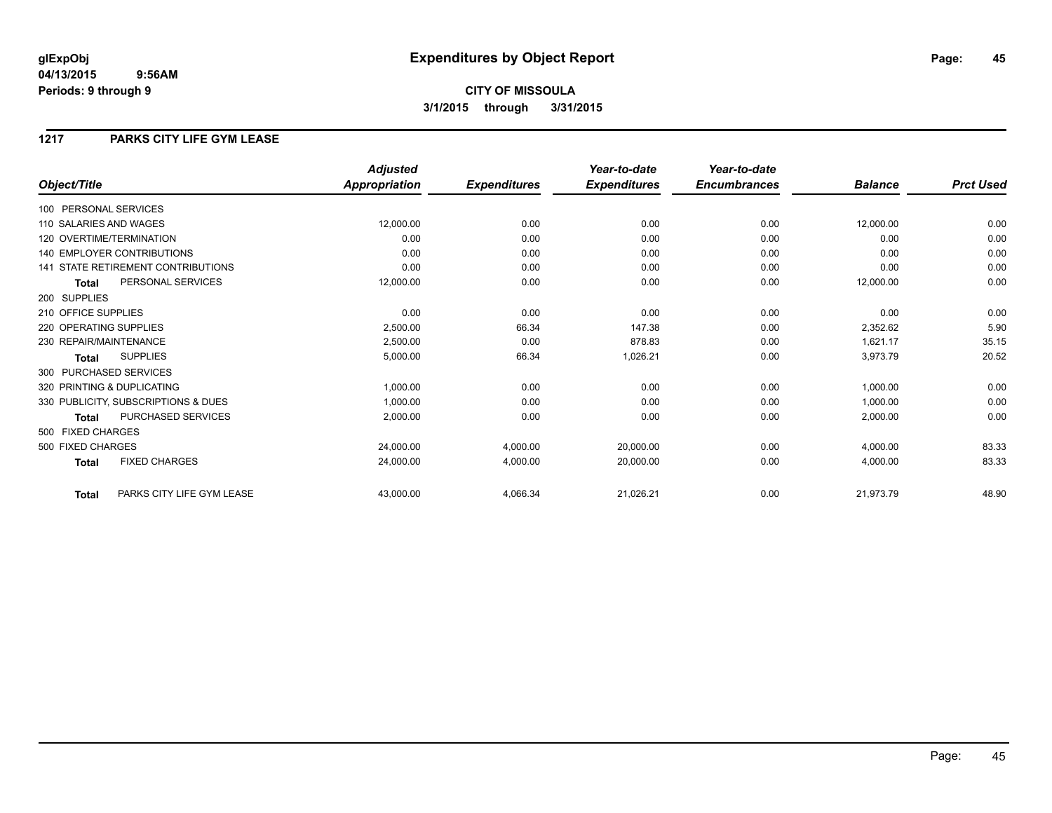# Expenditures by Object Report

glExpObj
04/13/2015 9:56AM
Periods: 9 through 9

**CITY OF MISSOULA**
**3/1/2015 through 3/31/2015**

## 1217 PARKS CITY LIFE GYM LEASE

| Object/Title | | Adjusted Appropriation | Expenditures | Year-to-date Expenditures | Year-to-date Encumbrances | Balance | Prct Used |
|---|---|---|---|---|---|---|---|
| 100 PERSONAL SERVICES | | | | | | | |
| 110 SALARIES AND WAGES | | 12,000.00 | 0.00 | 0.00 | 0.00 | 12,000.00 | 0.00 |
| 120 OVERTIME/TERMINATION | | 0.00 | 0.00 | 0.00 | 0.00 | 0.00 | 0.00 |
| 140 EMPLOYER CONTRIBUTIONS | | 0.00 | 0.00 | 0.00 | 0.00 | 0.00 | 0.00 |
| 141 STATE RETIREMENT CONTRIBUTIONS | | 0.00 | 0.00 | 0.00 | 0.00 | 0.00 | 0.00 |
| **Total** | PERSONAL SERVICES | 12,000.00 | 0.00 | 0.00 | 0.00 | 12,000.00 | 0.00 |
| 200 SUPPLIES | | | | | | | |
| 210 OFFICE SUPPLIES | | 0.00 | 0.00 | 0.00 | 0.00 | 0.00 | 0.00 |
| 220 OPERATING SUPPLIES | | 2,500.00 | 66.34 | 147.38 | 0.00 | 2,352.62 | 5.90 |
| 230 REPAIR/MAINTENANCE | | 2,500.00 | 0.00 | 878.83 | 0.00 | 1,621.17 | 35.15 |
| **Total** | SUPPLIES | 5,000.00 | 66.34 | 1,026.21 | 0.00 | 3,973.79 | 20.52 |
| 300 PURCHASED SERVICES | | | | | | | |
| 320 PRINTING & DUPLICATING | | 1,000.00 | 0.00 | 0.00 | 0.00 | 1,000.00 | 0.00 |
| 330 PUBLICITY, SUBSCRIPTIONS & DUES | | 1,000.00 | 0.00 | 0.00 | 0.00 | 1,000.00 | 0.00 |
| **Total** | PURCHASED SERVICES | 2,000.00 | 0.00 | 0.00 | 0.00 | 2,000.00 | 0.00 |
| 500 FIXED CHARGES | | | | | | | |
| 500 FIXED CHARGES | | 24,000.00 | 4,000.00 | 20,000.00 | 0.00 | 4,000.00 | 83.33 |
| **Total** | FIXED CHARGES | 24,000.00 | 4,000.00 | 20,000.00 | 0.00 | 4,000.00 | 83.33 |
| **Total** | PARKS CITY LIFE GYM LEASE | 43,000.00 | 4,066.34 | 21,026.21 | 0.00 | 21,973.79 | 48.90 |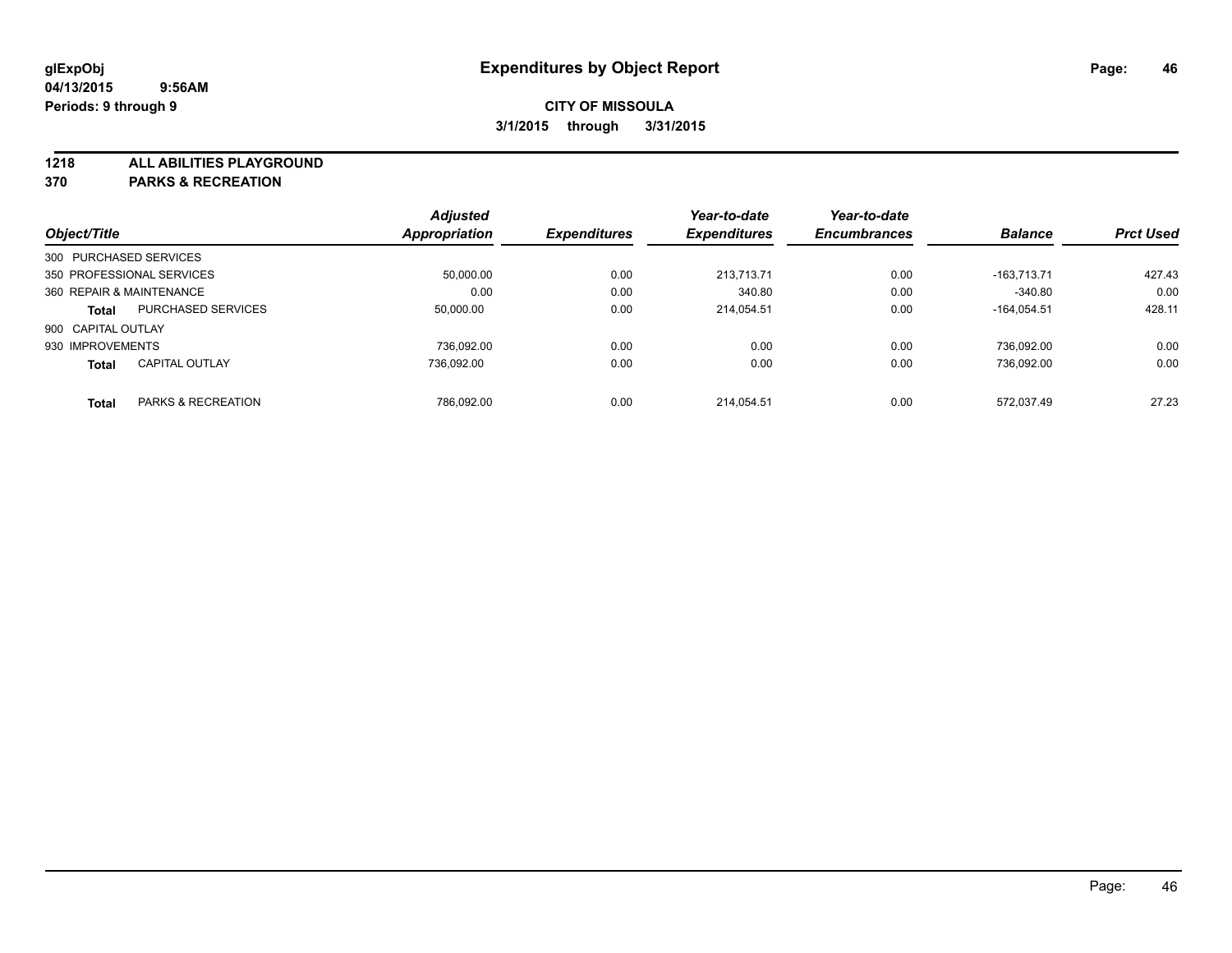# Expenditures by Object Report

glExpObj
04/13/2015 9:56AM
Periods: 9 through 9

**CITY OF MISSOULA**
**3/1/2015 through 3/31/2015**

**1218 ALL ABILITIES PLAYGROUND**
**370 PARKS & RECREATION**

| Object/Title | | Adjusted Appropriation | Expenditures | Year-to-date Expenditures | Year-to-date Encumbrances | Balance | Prct Used |
|---|---|---|---|---|---|---|---|
| 300 PURCHASED SERVICES | | | | | | | |
| 350 PROFESSIONAL SERVICES | | 50,000.00 | 0.00 | 213,713.71 | 0.00 | -163,713.71 | 427.43 |
| 360 REPAIR & MAINTENANCE | | 0.00 | 0.00 | 340.80 | 0.00 | -340.80 | 0.00 |
| **Total** | PURCHASED SERVICES | 50,000.00 | 0.00 | 214,054.51 | 0.00 | -164,054.51 | 428.11 |
| 900 CAPITAL OUTLAY | | | | | | | |
| 930 IMPROVEMENTS | | 736,092.00 | 0.00 | 0.00 | 0.00 | 736,092.00 | 0.00 |
| **Total** | CAPITAL OUTLAY | 736,092.00 | 0.00 | 0.00 | 0.00 | 736,092.00 | 0.00 |
| **Total** | PARKS & RECREATION | 786,092.00 | 0.00 | 214,054.51 | 0.00 | 572,037.49 | 27.23 |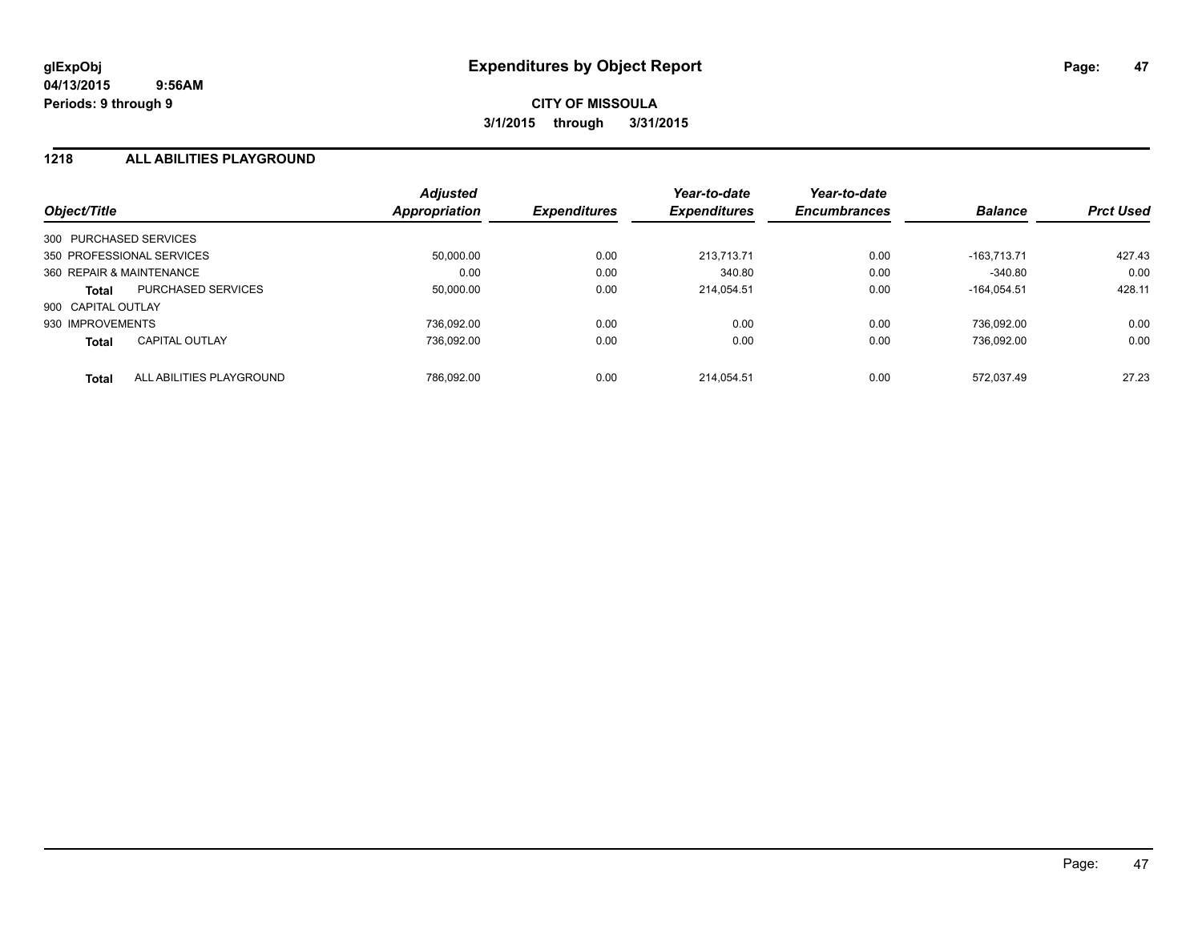**glExpObj**
**04/13/2015 9:56AM**
**Periods: 9 through 9**

# Expenditures by Object Report

**CITY OF MISSOULA**
**3/1/2015 through 3/31/2015**

## 1218 ALL ABILITIES PLAYGROUND

| Object/Title | | *Adjusted Appropriation* | *Expenditures* | *Year-to-date Expenditures* | *Year-to-date Encumbrances* | *Balance* | *Prct Used* |
|---|---|---|---|---|---|---|---|
| 300 PURCHASED SERVICES | | | | | | | |
| 350 PROFESSIONAL SERVICES | | 50,000.00 | 0.00 | 213,713.71 | 0.00 | -163,713.71 | 427.43 |
| 360 REPAIR & MAINTENANCE | | 0.00 | 0.00 | 340.80 | 0.00 | -340.80 | 0.00 |
| **Total** | PURCHASED SERVICES | 50,000.00 | 0.00 | 214,054.51 | 0.00 | -164,054.51 | 428.11 |
| 900 CAPITAL OUTLAY | | | | | | | |
| 930 IMPROVEMENTS | | 736,092.00 | 0.00 | 0.00 | 0.00 | 736,092.00 | 0.00 |
| **Total** | CAPITAL OUTLAY | 736,092.00 | 0.00 | 0.00 | 0.00 | 736,092.00 | 0.00 |
| **Total** | ALL ABILITIES PLAYGROUND | 786,092.00 | 0.00 | 214,054.51 | 0.00 | 572,037.49 | 27.23 |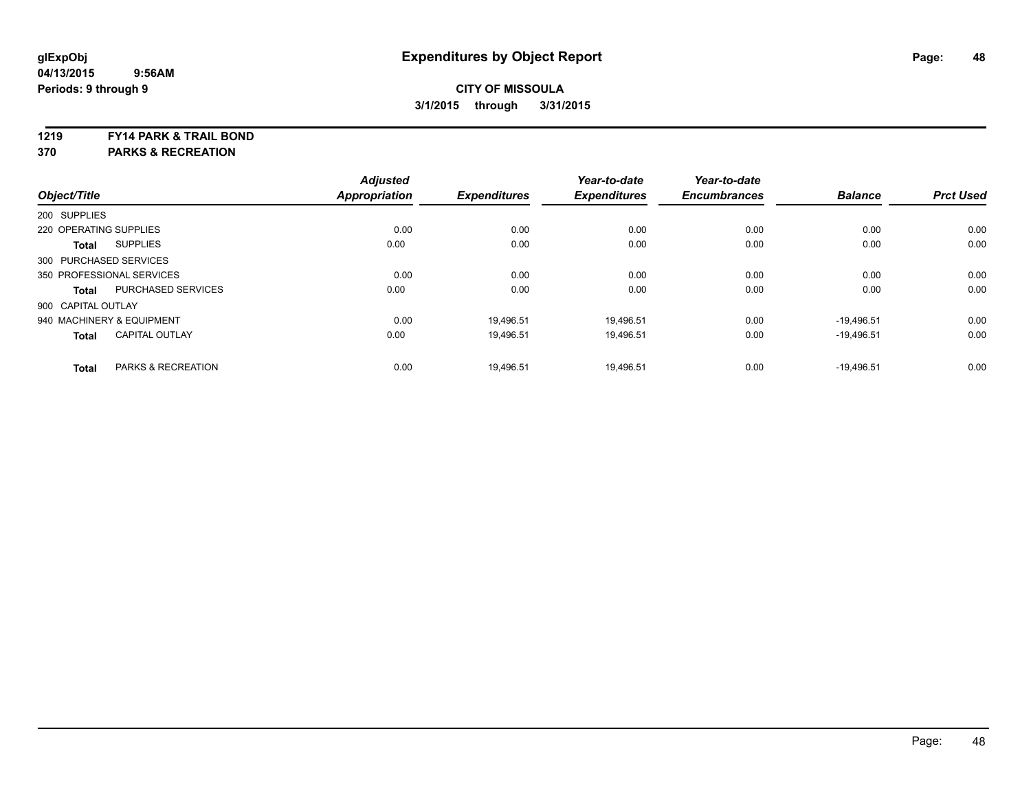# Expenditures by Object Report

glExpObj
04/13/2015 9:56AM
Periods: 9 through 9

**CITY OF MISSOULA**
**3/1/2015 through 3/31/2015**

**1219 FY14 PARK & TRAIL BOND**
**370 PARKS & RECREATION**

| Object/Title | | Adjusted Appropriation | Expenditures | Year-to-date Expenditures | Year-to-date Encumbrances | Balance | Prct Used |
|---|---|---|---|---|---|---|---|
| 200 SUPPLIES | | | | | | | |
| 220 OPERATING SUPPLIES | | 0.00 | 0.00 | 0.00 | 0.00 | 0.00 | 0.00 |
| **Total** | SUPPLIES | 0.00 | 0.00 | 0.00 | 0.00 | 0.00 | 0.00 |
| 300 PURCHASED SERVICES | | | | | | | |
| 350 PROFESSIONAL SERVICES | | 0.00 | 0.00 | 0.00 | 0.00 | 0.00 | 0.00 |
| **Total** | PURCHASED SERVICES | 0.00 | 0.00 | 0.00 | 0.00 | 0.00 | 0.00 |
| 900 CAPITAL OUTLAY | | | | | | | |
| 940 MACHINERY & EQUIPMENT | | 0.00 | 19,496.51 | 19,496.51 | 0.00 | -19,496.51 | 0.00 |
| **Total** | CAPITAL OUTLAY | 0.00 | 19,496.51 | 19,496.51 | 0.00 | -19,496.51 | 0.00 |
| **Total** | PARKS & RECREATION | 0.00 | 19,496.51 | 19,496.51 | 0.00 | -19,496.51 | 0.00 |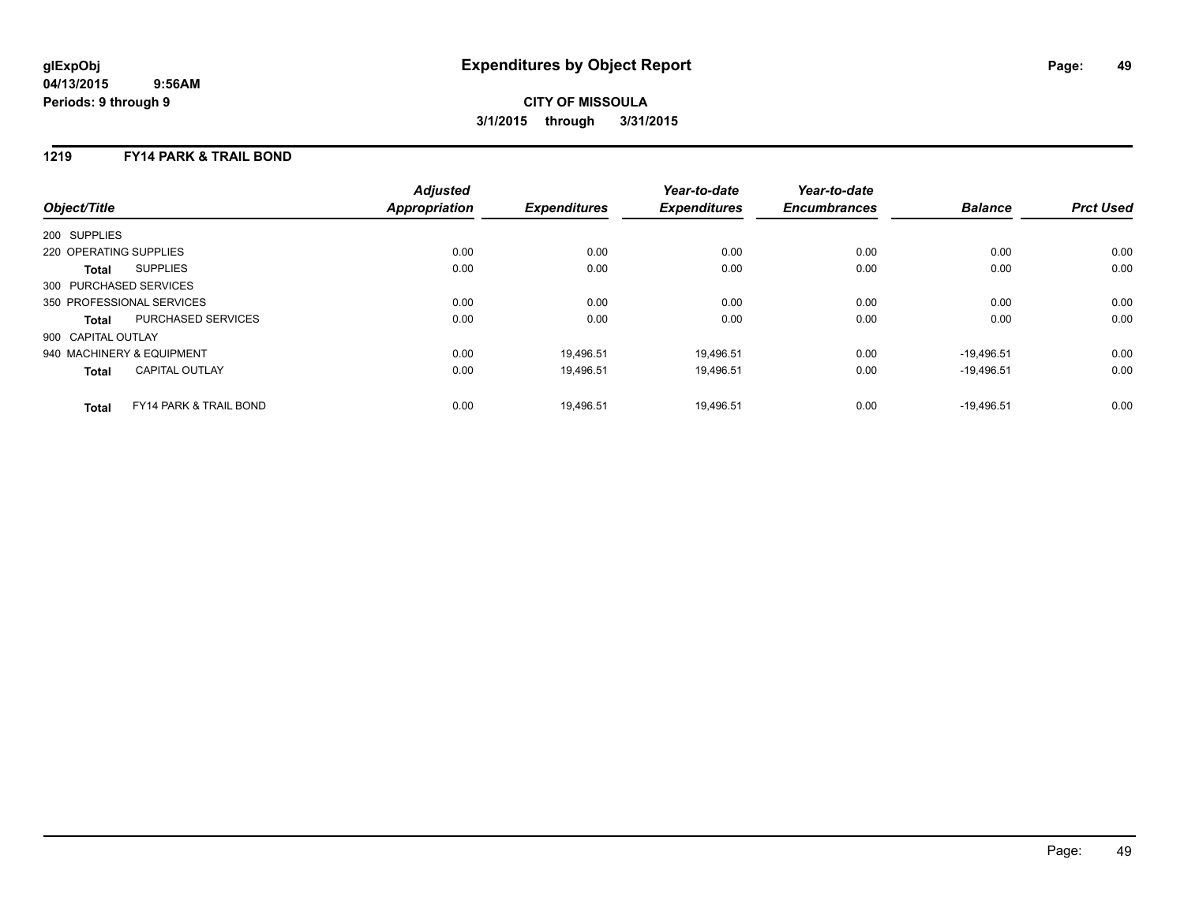**glExpObj** **Expenditures by Object Report**
**04/13/2015 9:56AM**
**Periods: 9 through 9**

**CITY OF MISSOULA**
**3/1/2015 through 3/31/2015**

## 1219 FY14 PARK & TRAIL BOND

| Object/Title | Adjusted Appropriation | Expenditures | Year-to-date Expenditures | Year-to-date Encumbrances | Balance | Prct Used |
|---|---|---|---|---|---|---|
| 200 SUPPLIES | | | | | | |
| 220 OPERATING SUPPLIES | 0.00 | 0.00 | 0.00 | 0.00 | 0.00 | 0.00 |
| **Total** SUPPLIES | 0.00 | 0.00 | 0.00 | 0.00 | 0.00 | 0.00 |
| 300 PURCHASED SERVICES | | | | | | |
| 350 PROFESSIONAL SERVICES | 0.00 | 0.00 | 0.00 | 0.00 | 0.00 | 0.00 |
| **Total** PURCHASED SERVICES | 0.00 | 0.00 | 0.00 | 0.00 | 0.00 | 0.00 |
| 900 CAPITAL OUTLAY | | | | | | |
| 940 MACHINERY & EQUIPMENT | 0.00 | 19,496.51 | 19,496.51 | 0.00 | -19,496.51 | 0.00 |
| **Total** CAPITAL OUTLAY | 0.00 | 19,496.51 | 19,496.51 | 0.00 | -19,496.51 | 0.00 |
| **Total** FY14 PARK & TRAIL BOND | 0.00 | 19,496.51 | 19,496.51 | 0.00 | -19,496.51 | 0.00 |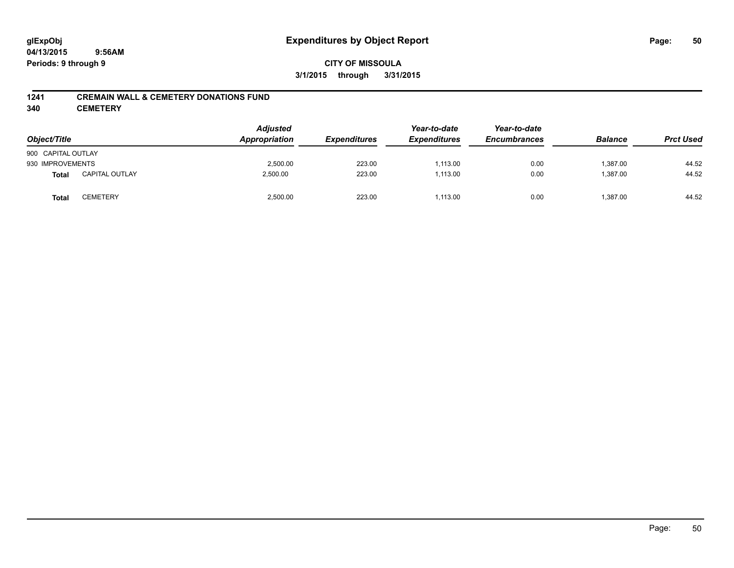# Expenditures by Object Report

glExpObj
04/13/2015 9:56AM
Periods: 9 through 9

**CITY OF MISSOULA**
**3/1/2015 through 3/31/2015**

**1241 CREMAIN WALL & CEMETERY DONATIONS FUND**
**340 CEMETERY**

| Object/Title | | Adjusted Appropriation | Expenditures | Year-to-date Expenditures | Year-to-date Encumbrances | Balance | Prct Used |
|---|---|---|---|---|---|---|---|
| 900 CAPITAL OUTLAY | | | | | | | |
| 930 IMPROVEMENTS | | 2,500.00 | 223.00 | 1,113.00 | 0.00 | 1,387.00 | 44.52 |
| **Total** | CAPITAL OUTLAY | 2,500.00 | 223.00 | 1,113.00 | 0.00 | 1,387.00 | 44.52 |
| **Total** | CEMETERY | 2,500.00 | 223.00 | 1,113.00 | 0.00 | 1,387.00 | 44.52 |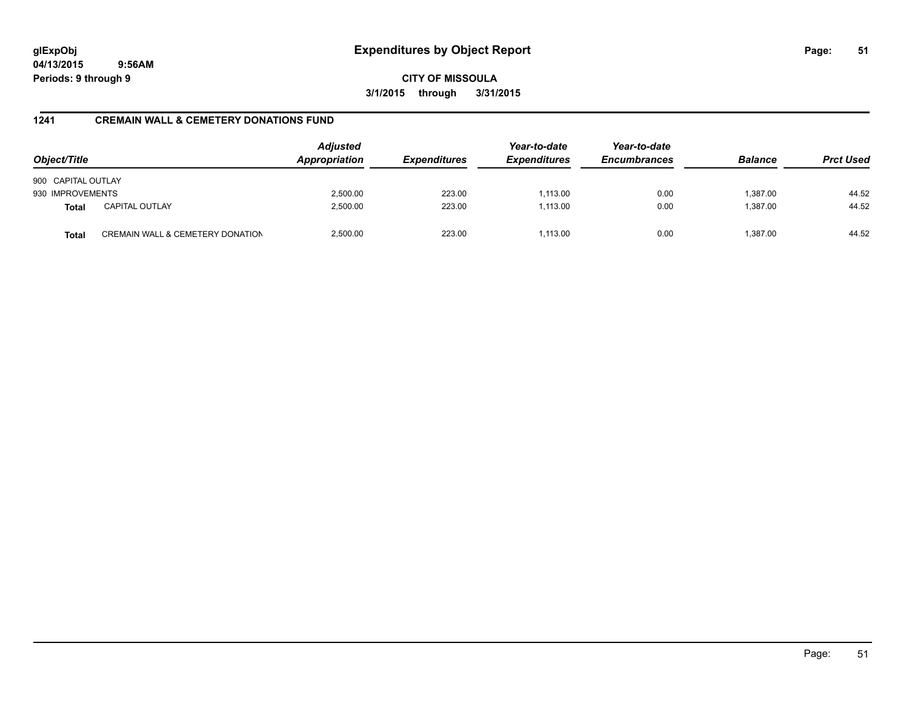# Expenditures by Object Report

**CITY OF MISSOULA**

**3/1/2015 through 3/31/2015**

glExpObj
04/13/2015 9:56AM
Periods: 9 through 9

## 1241 CREMAIN WALL & CEMETERY DONATIONS FUND

| Object/Title | | Adjusted Appropriation | Expenditures | Year-to-date Expenditures | Year-to-date Encumbrances | Balance | Prct Used |
|---|---|---|---|---|---|---|---|
| 900 CAPITAL OUTLAY | | | | | | | |
| 930 IMPROVEMENTS | | 2,500.00 | 223.00 | 1,113.00 | 0.00 | 1,387.00 | 44.52 |
| **Total** | CAPITAL OUTLAY | 2,500.00 | 223.00 | 1,113.00 | 0.00 | 1,387.00 | 44.52 |
| **Total** | CREMAIN WALL & CEMETERY DONATION | 2,500.00 | 223.00 | 1,113.00 | 0.00 | 1,387.00 | 44.52 |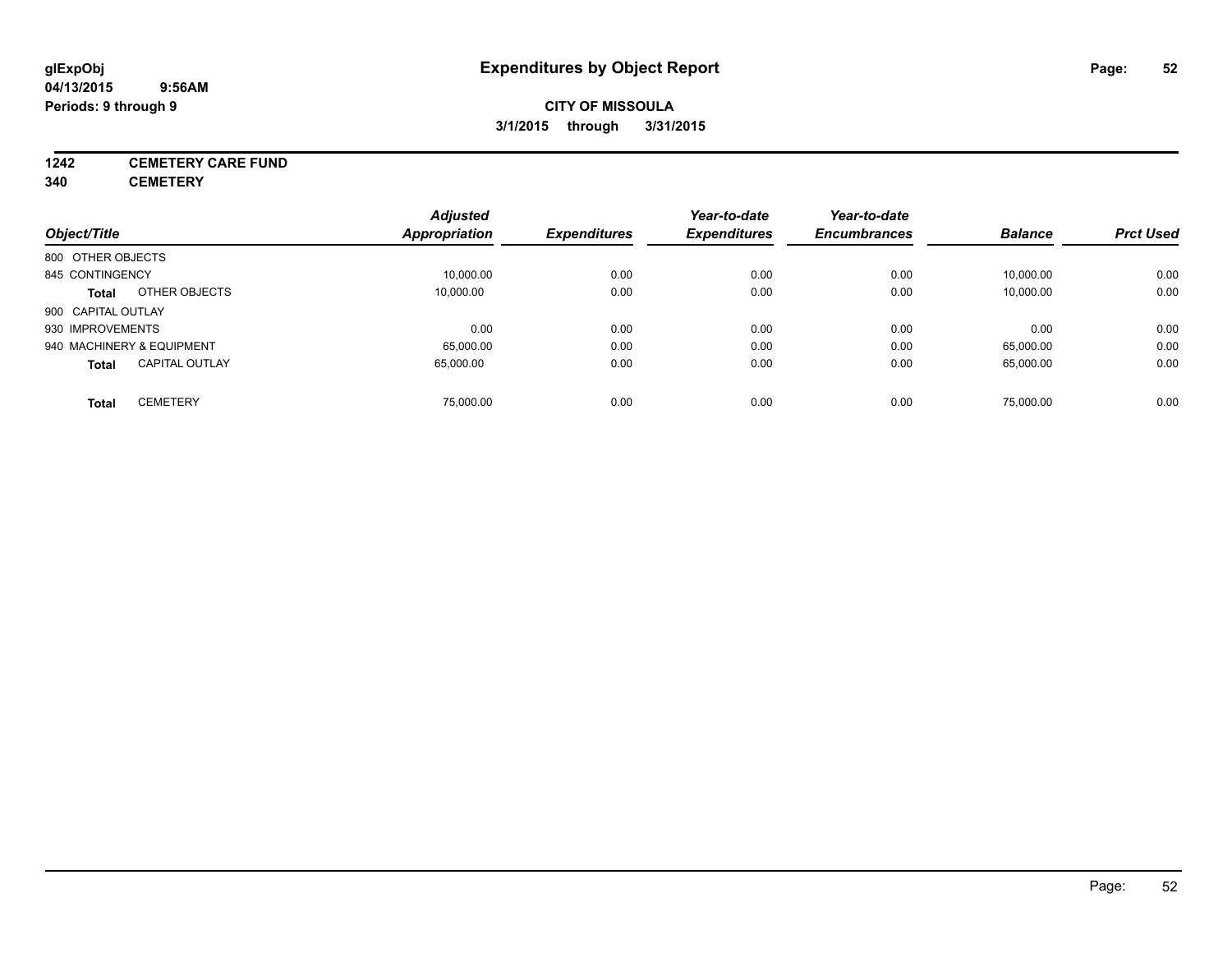# Expenditures by Object Report

glExpObj
04/13/2015 9:56AM
Periods: 9 through 9

**CITY OF MISSOULA**
**3/1/2015 through 3/31/2015**

**1242 CEMETERY CARE FUND**
**340 CEMETERY**

| Object/Title | Adjusted Appropriation | Expenditures | Year-to-date Expenditures | Year-to-date Encumbrances | Balance | Prct Used |
|---|---|---|---|---|---|---|
| 800 OTHER OBJECTS | | | | | | |
| 845 CONTINGENCY | 10,000.00 | 0.00 | 0.00 | 0.00 | 10,000.00 | 0.00 |
| **Total** OTHER OBJECTS | 10,000.00 | 0.00 | 0.00 | 0.00 | 10,000.00 | 0.00 |
| 900 CAPITAL OUTLAY | | | | | | |
| 930 IMPROVEMENTS | 0.00 | 0.00 | 0.00 | 0.00 | 0.00 | 0.00 |
| 940 MACHINERY & EQUIPMENT | 65,000.00 | 0.00 | 0.00 | 0.00 | 65,000.00 | 0.00 |
| **Total** CAPITAL OUTLAY | 65,000.00 | 0.00 | 0.00 | 0.00 | 65,000.00 | 0.00 |
| **Total** CEMETERY | 75,000.00 | 0.00 | 0.00 | 0.00 | 75,000.00 | 0.00 |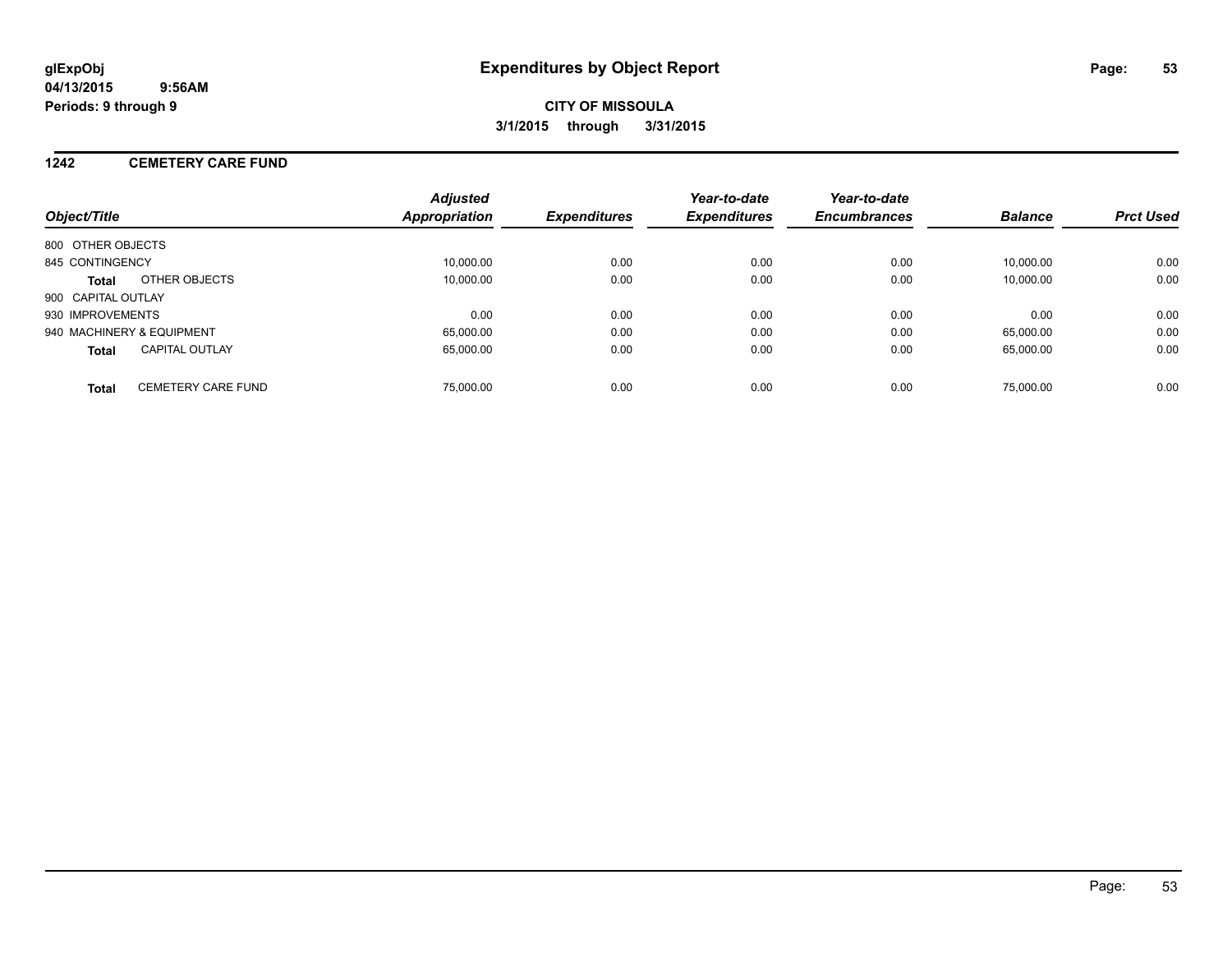# Expenditures by Object Report

glExpObj
04/13/2015 9:56AM
Periods: 9 through 9

**CITY OF MISSOULA**
**3/1/2015 through 3/31/2015**

## 1242 CEMETERY CARE FUND

| Object/Title | Adjusted Appropriation | Expenditures | Year-to-date Expenditures | Year-to-date Encumbrances | Balance | Prct Used |
|---|---|---|---|---|---|---|
| 800 OTHER OBJECTS | | | | | | |
| 845 CONTINGENCY | 10,000.00 | 0.00 | 0.00 | 0.00 | 10,000.00 | 0.00 |
| **Total** OTHER OBJECTS | 10,000.00 | 0.00 | 0.00 | 0.00 | 10,000.00 | 0.00 |
| 900 CAPITAL OUTLAY | | | | | | |
| 930 IMPROVEMENTS | 0.00 | 0.00 | 0.00 | 0.00 | 0.00 | 0.00 |
| 940 MACHINERY & EQUIPMENT | 65,000.00 | 0.00 | 0.00 | 0.00 | 65,000.00 | 0.00 |
| **Total** CAPITAL OUTLAY | 65,000.00 | 0.00 | 0.00 | 0.00 | 65,000.00 | 0.00 |
| **Total** CEMETERY CARE FUND | 75,000.00 | 0.00 | 0.00 | 0.00 | 75,000.00 | 0.00 |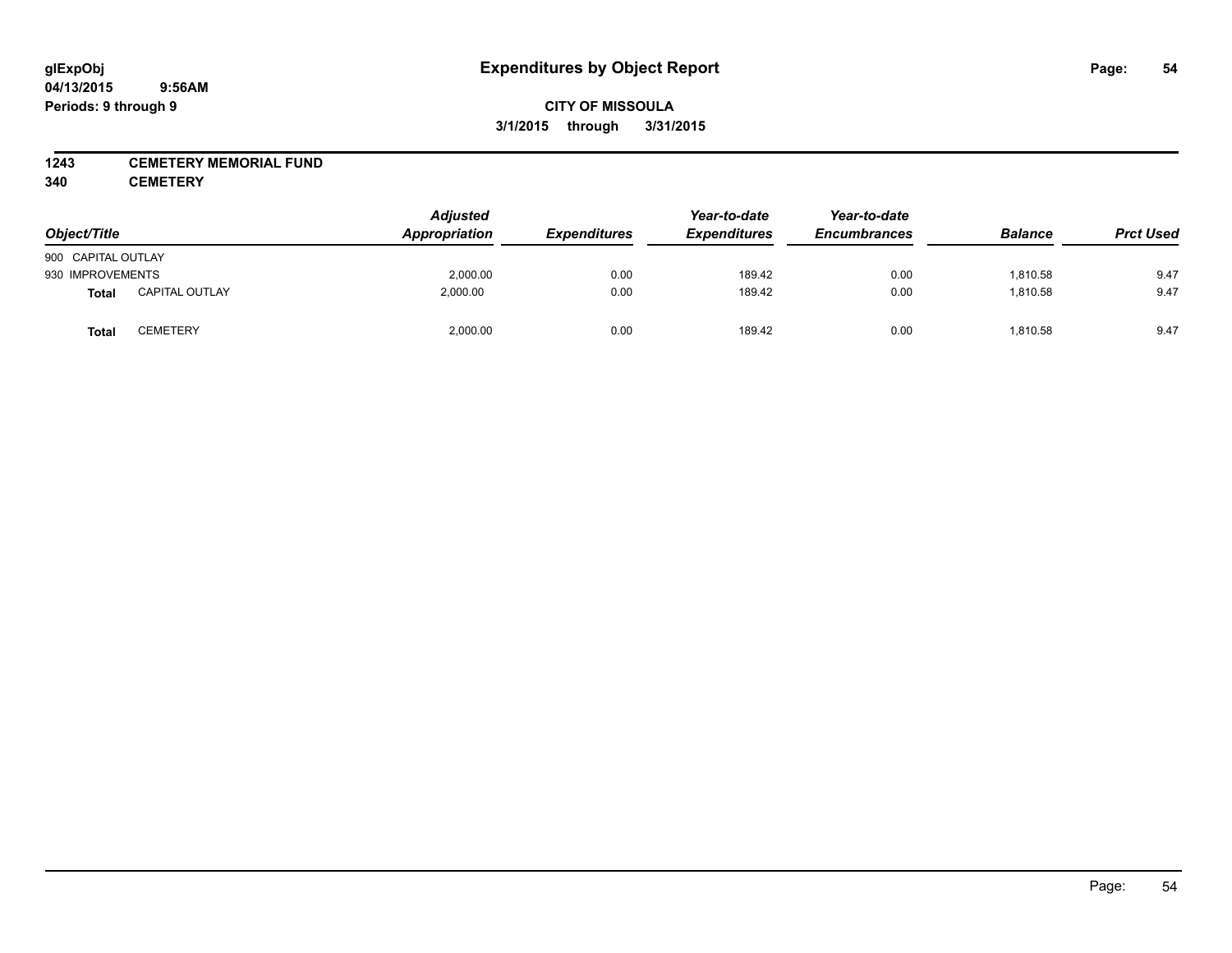# Expenditures by Object Report

glExpObj
04/13/2015 9:56AM
Periods: 9 through 9

**CITY OF MISSOULA**
**3/1/2015 through 3/31/2015**

**1243 CEMETERY MEMORIAL FUND**
**340 CEMETERY**

| Object/Title | | Adjusted Appropriation | Expenditures | Year-to-date Expenditures | Year-to-date Encumbrances | Balance | Prct Used |
|---|---|---|---|---|---|---|---|
| 900 CAPITAL OUTLAY | | | | | | | |
| 930 IMPROVEMENTS | | 2,000.00 | 0.00 | 189.42 | 0.00 | 1,810.58 | 9.47 |
| **Total** | CAPITAL OUTLAY | 2,000.00 | 0.00 | 189.42 | 0.00 | 1,810.58 | 9.47 |
| **Total** | CEMETERY | 2,000.00 | 0.00 | 189.42 | 0.00 | 1,810.58 | 9.47 |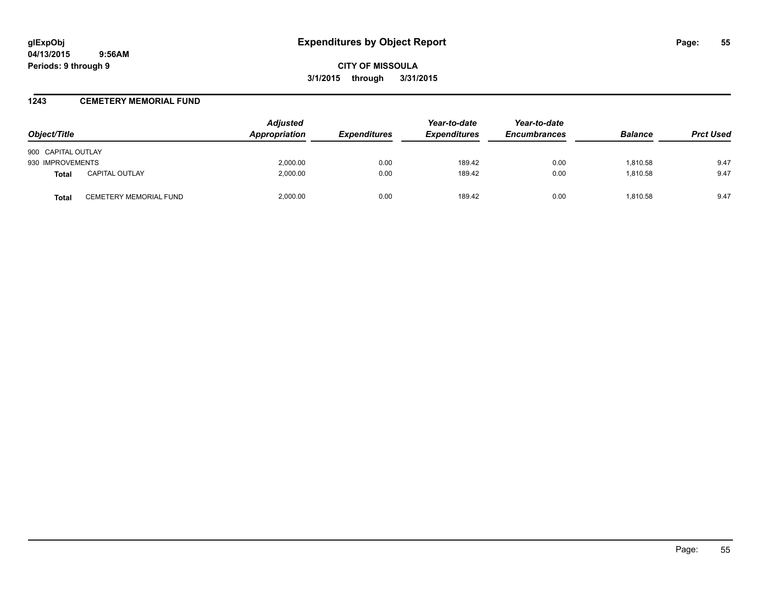# Expenditures by Object Report

glExpObj
04/13/2015 9:56AM
Periods: 9 through 9

**CITY OF MISSOULA**
**3/1/2015 through 3/31/2015**

## 1243 CEMETERY MEMORIAL FUND

| Object/Title | | Adjusted Appropriation | Expenditures | Year-to-date Expenditures | Year-to-date Encumbrances | Balance | Prct Used |
|---|---|---|---|---|---|---|---|
| 900 CAPITAL OUTLAY | | | | | | | |
| 930 IMPROVEMENTS | | 2,000.00 | 0.00 | 189.42 | 0.00 | 1,810.58 | 9.47 |
| **Total** | CAPITAL OUTLAY | 2,000.00 | 0.00 | 189.42 | 0.00 | 1,810.58 | 9.47 |
| **Total** | CEMETERY MEMORIAL FUND | 2,000.00 | 0.00 | 189.42 | 0.00 | 1,810.58 | 9.47 |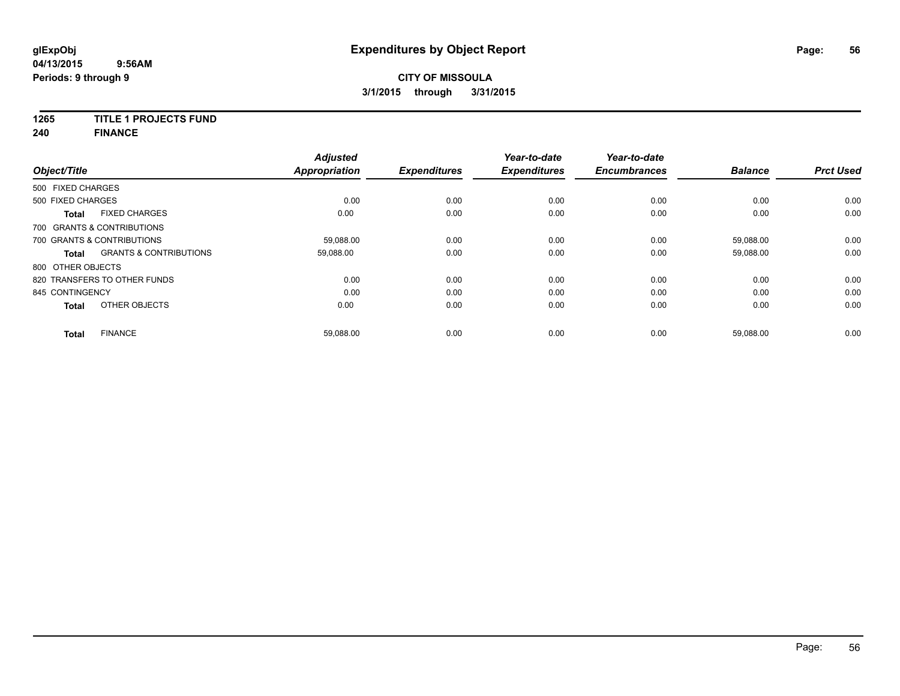**glExpObj**
**04/13/2015 9:56AM**
**Periods: 9 through 9**

# Expenditures by Object Report

**CITY OF MISSOULA**
**3/1/2015 through 3/31/2015**

**1265 TITLE 1 PROJECTS FUND**
**240 FINANCE**

| Object/Title | | Adjusted Appropriation | Expenditures | Year-to-date Expenditures | Year-to-date Encumbrances | Balance | Prct Used |
|---|---|---|---|---|---|---|---|
| 500 FIXED CHARGES | | | | | | | |
| 500 FIXED CHARGES | | 0.00 | 0.00 | 0.00 | 0.00 | 0.00 | 0.00 |
| **Total** | FIXED CHARGES | 0.00 | 0.00 | 0.00 | 0.00 | 0.00 | 0.00 |
| 700 GRANTS & CONTRIBUTIONS | | | | | | | |
| 700 GRANTS & CONTRIBUTIONS | | 59,088.00 | 0.00 | 0.00 | 0.00 | 59,088.00 | 0.00 |
| **Total** | GRANTS & CONTRIBUTIONS | 59,088.00 | 0.00 | 0.00 | 0.00 | 59,088.00 | 0.00 |
| 800 OTHER OBJECTS | | | | | | | |
| 820 TRANSFERS TO OTHER FUNDS | | 0.00 | 0.00 | 0.00 | 0.00 | 0.00 | 0.00 |
| 845 CONTINGENCY | | 0.00 | 0.00 | 0.00 | 0.00 | 0.00 | 0.00 |
| **Total** | OTHER OBJECTS | 0.00 | 0.00 | 0.00 | 0.00 | 0.00 | 0.00 |
| **Total** | FINANCE | 59,088.00 | 0.00 | 0.00 | 0.00 | 59,088.00 | 0.00 |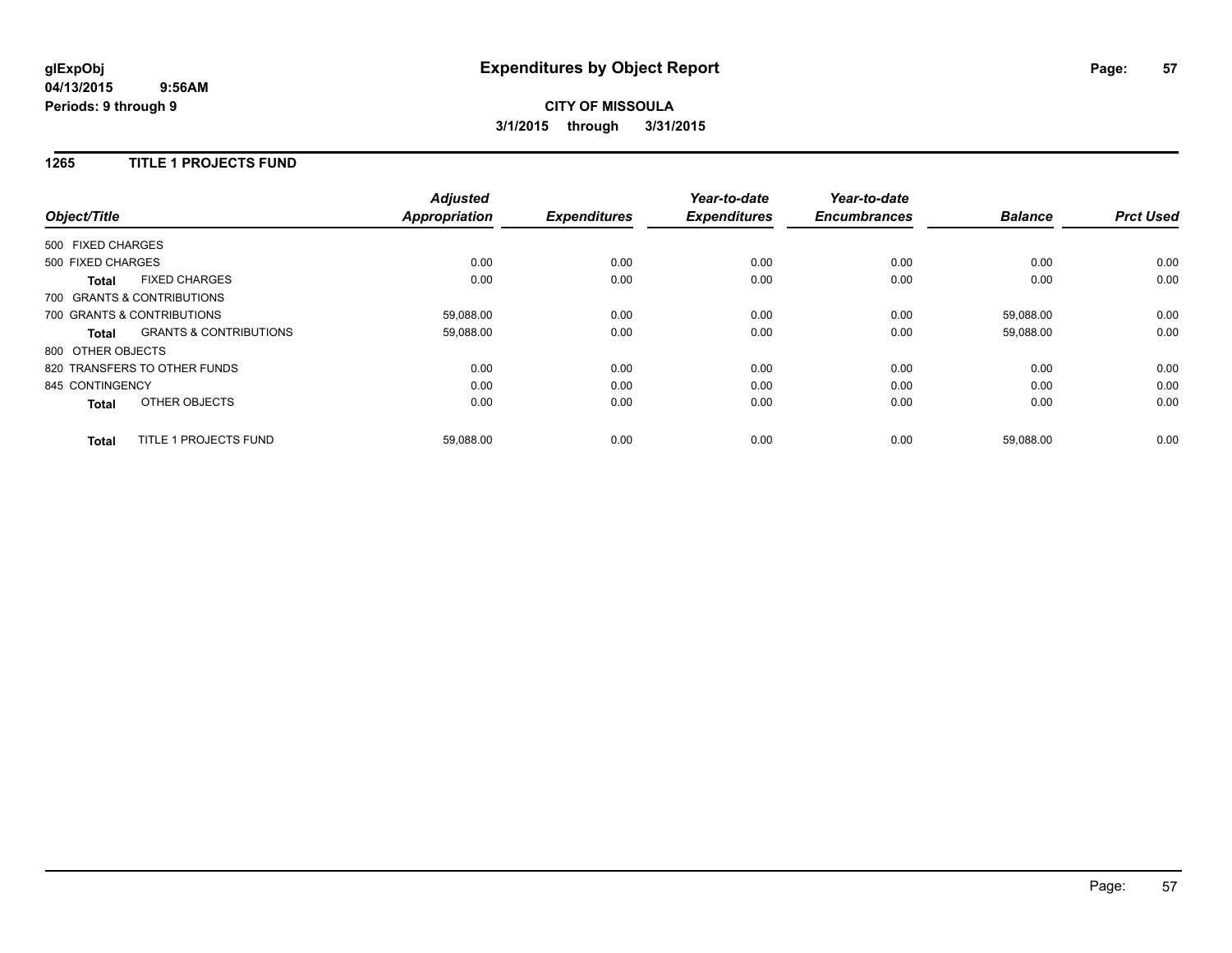**glExpObj**
**04/13/2015 9:56AM**
**Periods: 9 through 9**

# Expenditures by Object Report

**CITY OF MISSOULA**
**3/1/2015 through 3/31/2015**

## 1265 TITLE 1 PROJECTS FUND

| Object/Title | | Adjusted Appropriation | Expenditures | Year-to-date Expenditures | Year-to-date Encumbrances | Balance | Prct Used |
|---|---|---|---|---|---|---|---|
| 500 FIXED CHARGES | | | | | | | |
| 500 FIXED CHARGES | | 0.00 | 0.00 | 0.00 | 0.00 | 0.00 | 0.00 |
| **Total** | FIXED CHARGES | 0.00 | 0.00 | 0.00 | 0.00 | 0.00 | 0.00 |
| 700 GRANTS & CONTRIBUTIONS | | | | | | | |
| 700 GRANTS & CONTRIBUTIONS | | 59,088.00 | 0.00 | 0.00 | 0.00 | 59,088.00 | 0.00 |
| **Total** | GRANTS & CONTRIBUTIONS | 59,088.00 | 0.00 | 0.00 | 0.00 | 59,088.00 | 0.00 |
| 800 OTHER OBJECTS | | | | | | | |
| 820 TRANSFERS TO OTHER FUNDS | | 0.00 | 0.00 | 0.00 | 0.00 | 0.00 | 0.00 |
| 845 CONTINGENCY | | 0.00 | 0.00 | 0.00 | 0.00 | 0.00 | 0.00 |
| **Total** | OTHER OBJECTS | 0.00 | 0.00 | 0.00 | 0.00 | 0.00 | 0.00 |
| **Total** | TITLE 1 PROJECTS FUND | 59,088.00 | 0.00 | 0.00 | 0.00 | 59,088.00 | 0.00 |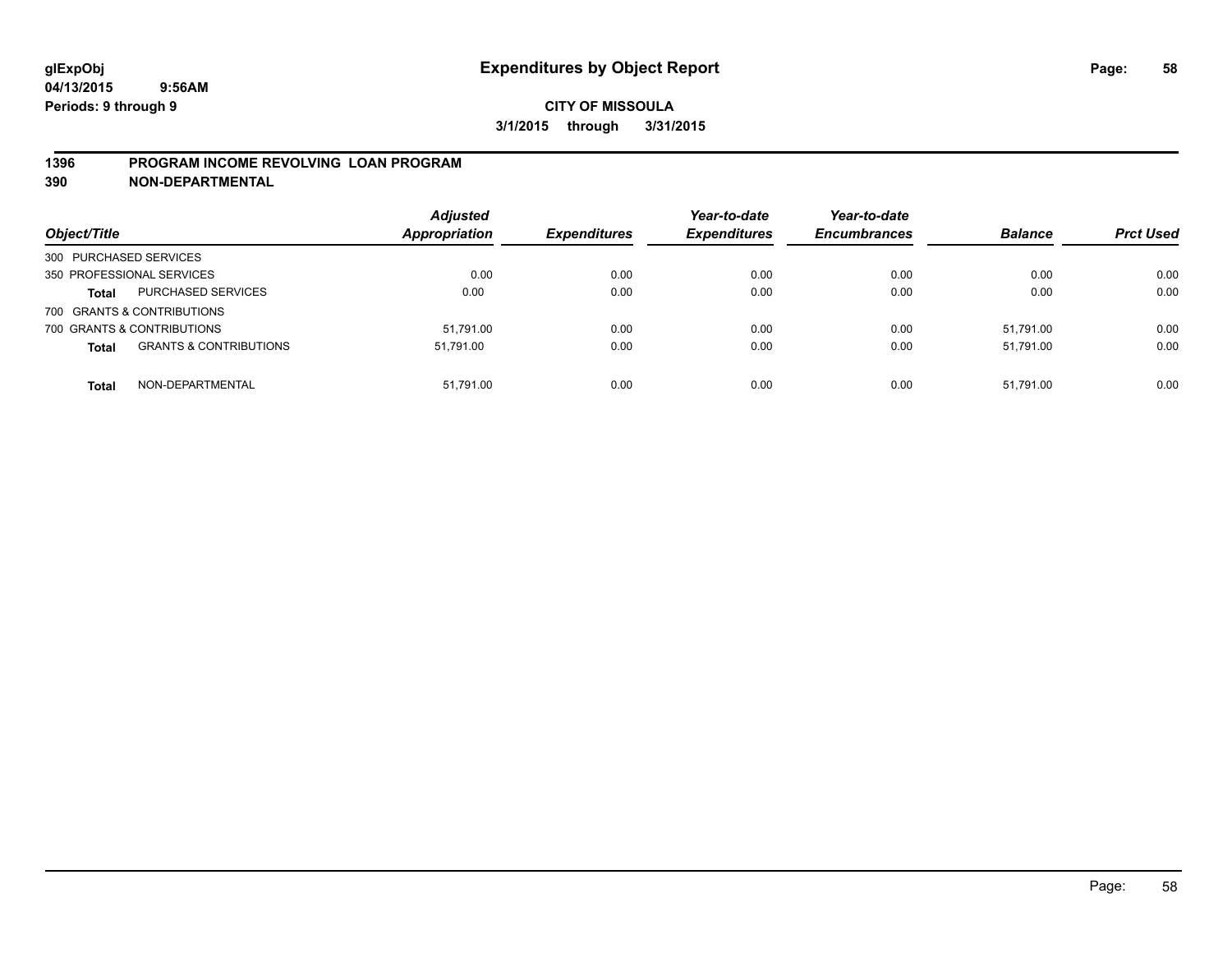# Expenditures by Object Report

**glExpObj**
**04/13/2015 9:56AM**
**Periods: 9 through 9**

**CITY OF MISSOULA**
**3/1/2015 through 3/31/2015**

## 1396 PROGRAM INCOME REVOLVING LOAN PROGRAM
## 390 NON-DEPARTMENTAL

| Object/Title | | Adjusted Appropriation | Expenditures | Year-to-date Expenditures | Year-to-date Encumbrances | Balance | Prct Used |
|---|---|---|---|---|---|---|---|
| 300 PURCHASED SERVICES | | | | | | | |
| 350 PROFESSIONAL SERVICES | | 0.00 | 0.00 | 0.00 | 0.00 | 0.00 | 0.00 |
| **Total** | PURCHASED SERVICES | 0.00 | 0.00 | 0.00 | 0.00 | 0.00 | 0.00 |
| 700 GRANTS & CONTRIBUTIONS | | | | | | | |
| 700 GRANTS & CONTRIBUTIONS | | 51,791.00 | 0.00 | 0.00 | 0.00 | 51,791.00 | 0.00 |
| **Total** | GRANTS & CONTRIBUTIONS | 51,791.00 | 0.00 | 0.00 | 0.00 | 51,791.00 | 0.00 |
| **Total** | NON-DEPARTMENTAL | 51,791.00 | 0.00 | 0.00 | 0.00 | 51,791.00 | 0.00 |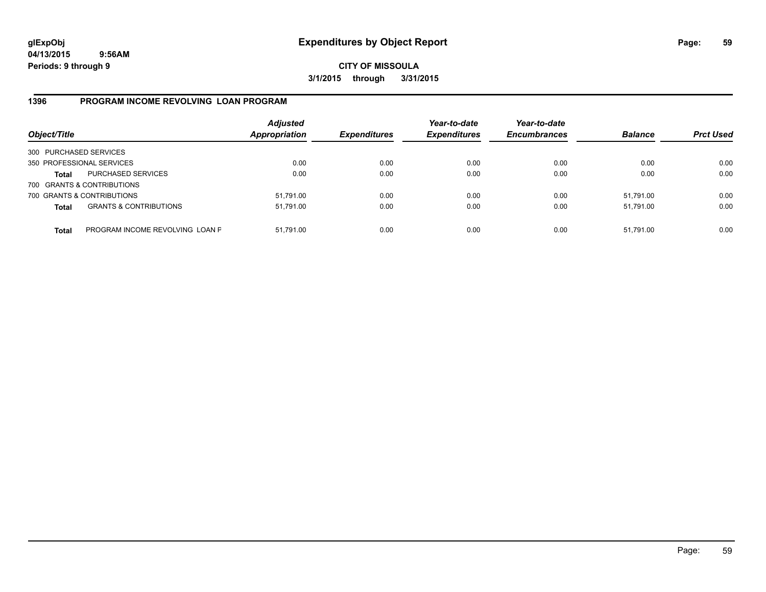**glExpObj** **Expenditures by Object Report**

**04/13/2015 9:56AM**

**Periods: 9 through 9**

**CITY OF MISSOULA**

**3/1/2015 through 3/31/2015**

## 1396 PROGRAM INCOME REVOLVING LOAN PROGRAM

| Object/Title | | *Adjusted Appropriation* | *Expenditures* | *Year-to-date Expenditures* | *Year-to-date Encumbrances* | *Balance* | *Prct Used* |
|---|---|---|---|---|---|---|---|
| 300 PURCHASED SERVICES | | | | | | | |
| 350 PROFESSIONAL SERVICES | | 0.00 | 0.00 | 0.00 | 0.00 | 0.00 | 0.00 |
| **Total** | PURCHASED SERVICES | 0.00 | 0.00 | 0.00 | 0.00 | 0.00 | 0.00 |
| 700 GRANTS & CONTRIBUTIONS | | | | | | | |
| 700 GRANTS & CONTRIBUTIONS | | 51,791.00 | 0.00 | 0.00 | 0.00 | 51,791.00 | 0.00 |
| **Total** | GRANTS & CONTRIBUTIONS | 51,791.00 | 0.00 | 0.00 | 0.00 | 51,791.00 | 0.00 |
| **Total** | PROGRAM INCOME REVOLVING LOAN F | 51,791.00 | 0.00 | 0.00 | 0.00 | 51,791.00 | 0.00 |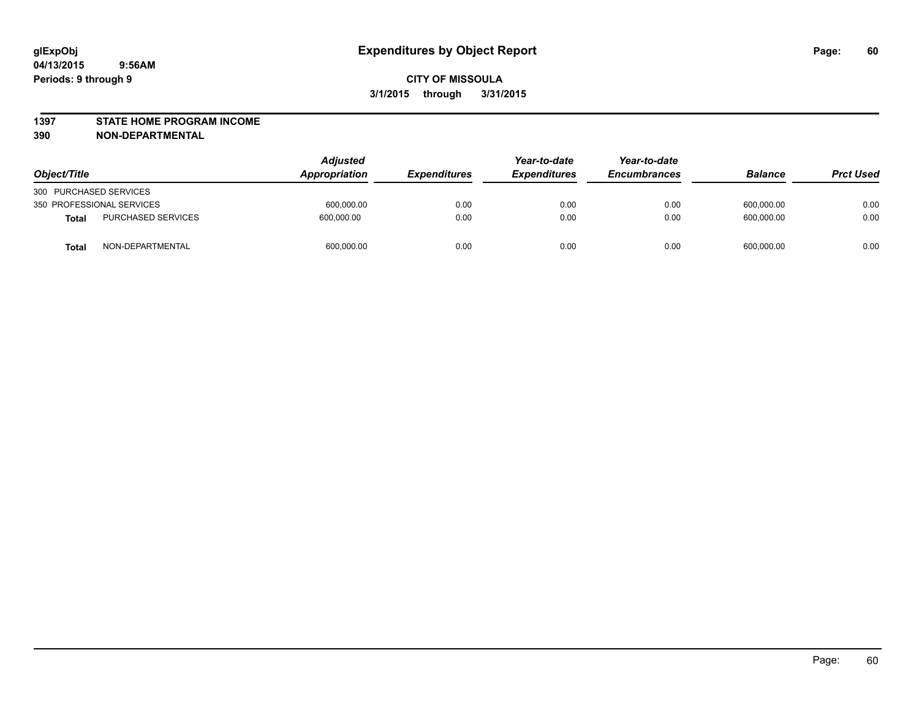**glExpObj**
**04/13/2015 9:56AM**
**Periods: 9 through 9**

# Expenditures by Object Report

**CITY OF MISSOULA**
**3/1/2015 through 3/31/2015**

**1397 STATE HOME PROGRAM INCOME**
**390 NON-DEPARTMENTAL**

| Object/Title | | Adjusted Appropriation | Expenditures | Year-to-date Expenditures | Year-to-date Encumbrances | Balance | Prct Used |
|---|---|---|---|---|---|---|---|
| 300 PURCHASED SERVICES | | | | | | | |
| 350 PROFESSIONAL SERVICES | | 600,000.00 | 0.00 | 0.00 | 0.00 | 600,000.00 | 0.00 |
| **Total** | PURCHASED SERVICES | 600,000.00 | 0.00 | 0.00 | 0.00 | 600,000.00 | 0.00 |
| **Total** | NON-DEPARTMENTAL | 600,000.00 | 0.00 | 0.00 | 0.00 | 600,000.00 | 0.00 |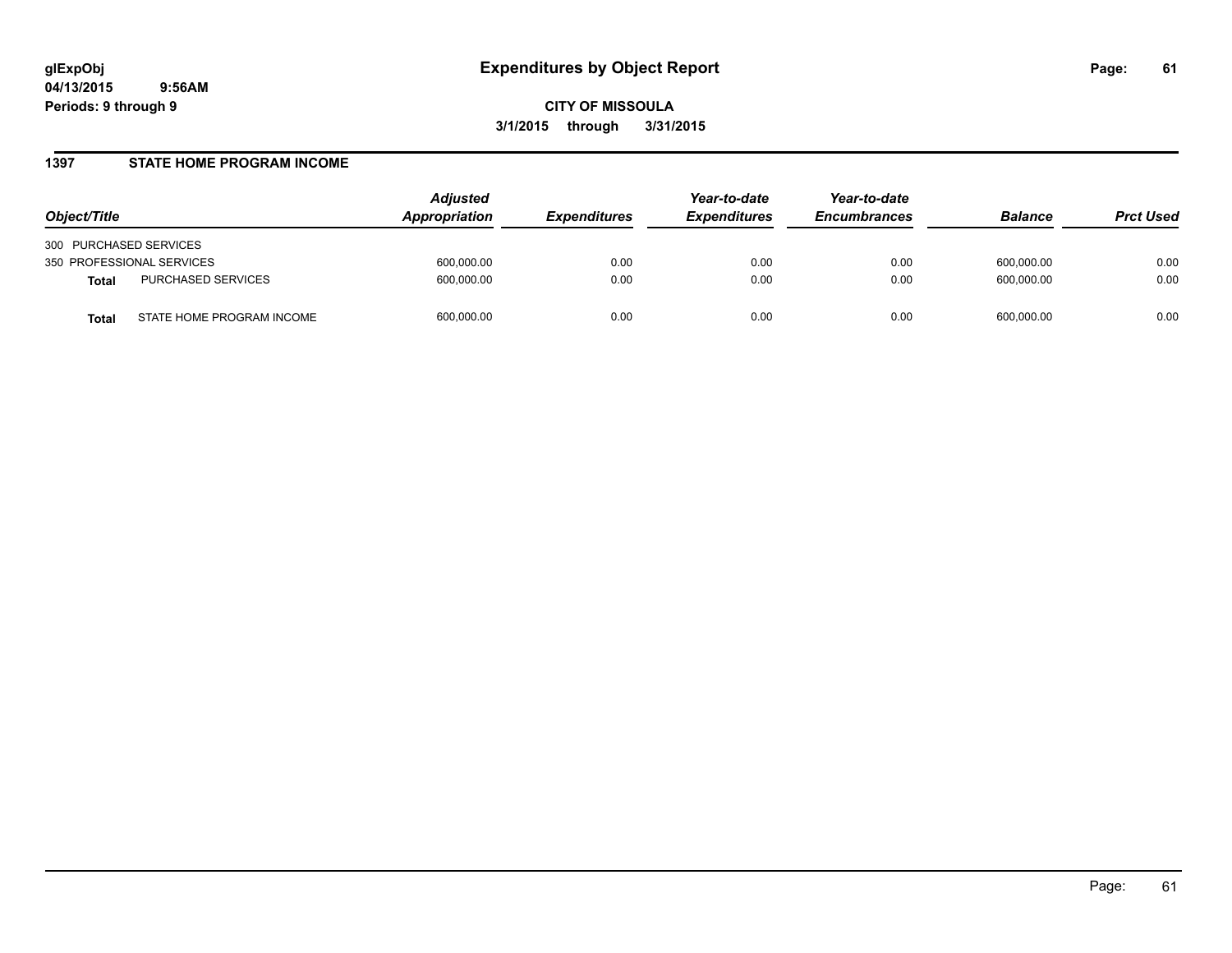**CITY OF MISSOULA**

**3/1/2015 through 3/31/2015**

## 1397 STATE HOME PROGRAM INCOME

| Object/Title | | Adjusted Appropriation | Expenditures | Year-to-date Expenditures | Year-to-date Encumbrances | Balance | Prct Used |
|---|---|---|---|---|---|---|---|
| 300 PURCHASED SERVICES | | | | | | | |
| 350 PROFESSIONAL SERVICES | | 600,000.00 | 0.00 | 0.00 | 0.00 | 600,000.00 | 0.00 |
| **Total** | PURCHASED SERVICES | 600,000.00 | 0.00 | 0.00 | 0.00 | 600,000.00 | 0.00 |
| **Total** | STATE HOME PROGRAM INCOME | 600,000.00 | 0.00 | 0.00 | 0.00 | 600,000.00 | 0.00 |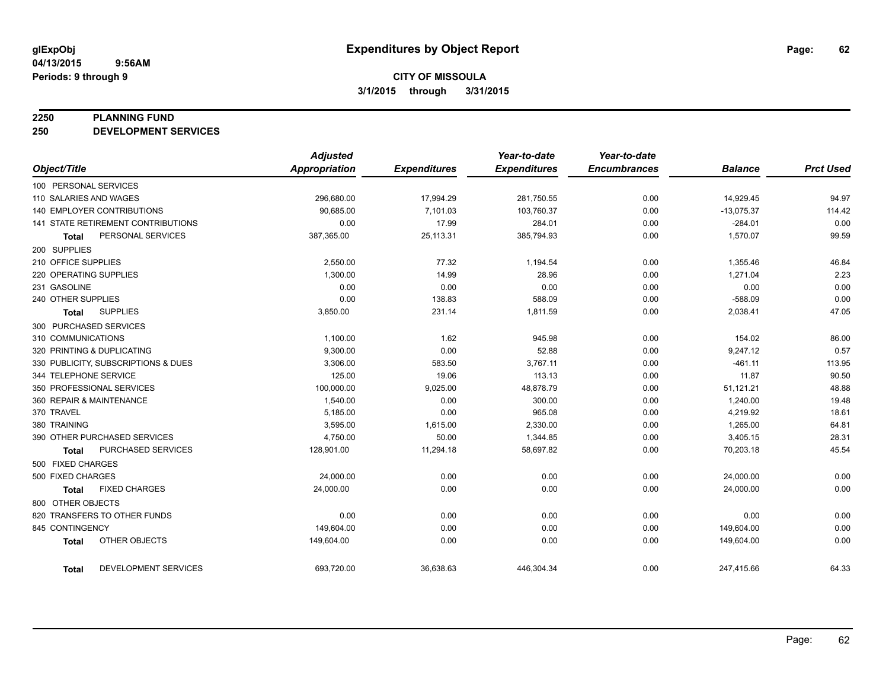# Expenditures by Object Report

glExpObj
04/13/2015 9:56AM
Periods: 9 through 9

**CITY OF MISSOULA**
**3/1/2015 through 3/31/2015**

## 2250 PLANNING FUND
## 250 DEVELOPMENT SERVICES

| Object/Title | Adjusted Appropriation | Expenditures | Year-to-date Expenditures | Year-to-date Encumbrances | Balance | Prct Used |
|---|---|---|---|---|---|---|
| 100 PERSONAL SERVICES | | | | | | |
| 110 SALARIES AND WAGES | 296,680.00 | 17,994.29 | 281,750.55 | 0.00 | 14,929.45 | 94.97 |
| 140 EMPLOYER CONTRIBUTIONS | 90,685.00 | 7,101.03 | 103,760.37 | 0.00 | -13,075.37 | 114.42 |
| 141 STATE RETIREMENT CONTRIBUTIONS | 0.00 | 17.99 | 284.01 | 0.00 | -284.01 | 0.00 |
| **Total** PERSONAL SERVICES | 387,365.00 | 25,113.31 | 385,794.93 | 0.00 | 1,570.07 | 99.59 |
| 200 SUPPLIES | | | | | | |
| 210 OFFICE SUPPLIES | 2,550.00 | 77.32 | 1,194.54 | 0.00 | 1,355.46 | 46.84 |
| 220 OPERATING SUPPLIES | 1,300.00 | 14.99 | 28.96 | 0.00 | 1,271.04 | 2.23 |
| 231 GASOLINE | 0.00 | 0.00 | 0.00 | 0.00 | 0.00 | 0.00 |
| 240 OTHER SUPPLIES | 0.00 | 138.83 | 588.09 | 0.00 | -588.09 | 0.00 |
| **Total** SUPPLIES | 3,850.00 | 231.14 | 1,811.59 | 0.00 | 2,038.41 | 47.05 |
| 300 PURCHASED SERVICES | | | | | | |
| 310 COMMUNICATIONS | 1,100.00 | 1.62 | 945.98 | 0.00 | 154.02 | 86.00 |
| 320 PRINTING & DUPLICATING | 9,300.00 | 0.00 | 52.88 | 0.00 | 9,247.12 | 0.57 |
| 330 PUBLICITY, SUBSCRIPTIONS & DUES | 3,306.00 | 583.50 | 3,767.11 | 0.00 | -461.11 | 113.95 |
| 344 TELEPHONE SERVICE | 125.00 | 19.06 | 113.13 | 0.00 | 11.87 | 90.50 |
| 350 PROFESSIONAL SERVICES | 100,000.00 | 9,025.00 | 48,878.79 | 0.00 | 51,121.21 | 48.88 |
| 360 REPAIR & MAINTENANCE | 1,540.00 | 0.00 | 300.00 | 0.00 | 1,240.00 | 19.48 |
| 370 TRAVEL | 5,185.00 | 0.00 | 965.08 | 0.00 | 4,219.92 | 18.61 |
| 380 TRAINING | 3,595.00 | 1,615.00 | 2,330.00 | 0.00 | 1,265.00 | 64.81 |
| 390 OTHER PURCHASED SERVICES | 4,750.00 | 50.00 | 1,344.85 | 0.00 | 3,405.15 | 28.31 |
| **Total** PURCHASED SERVICES | 128,901.00 | 11,294.18 | 58,697.82 | 0.00 | 70,203.18 | 45.54 |
| 500 FIXED CHARGES | | | | | | |
| 500 FIXED CHARGES | 24,000.00 | 0.00 | 0.00 | 0.00 | 24,000.00 | 0.00 |
| **Total** FIXED CHARGES | 24,000.00 | 0.00 | 0.00 | 0.00 | 24,000.00 | 0.00 |
| 800 OTHER OBJECTS | | | | | | |
| 820 TRANSFERS TO OTHER FUNDS | 0.00 | 0.00 | 0.00 | 0.00 | 0.00 | 0.00 |
| 845 CONTINGENCY | 149,604.00 | 0.00 | 0.00 | 0.00 | 149,604.00 | 0.00 |
| **Total** OTHER OBJECTS | 149,604.00 | 0.00 | 0.00 | 0.00 | 149,604.00 | 0.00 |
| **Total** DEVELOPMENT SERVICES | 693,720.00 | 36,638.63 | 446,304.34 | 0.00 | 247,415.66 | 64.33 |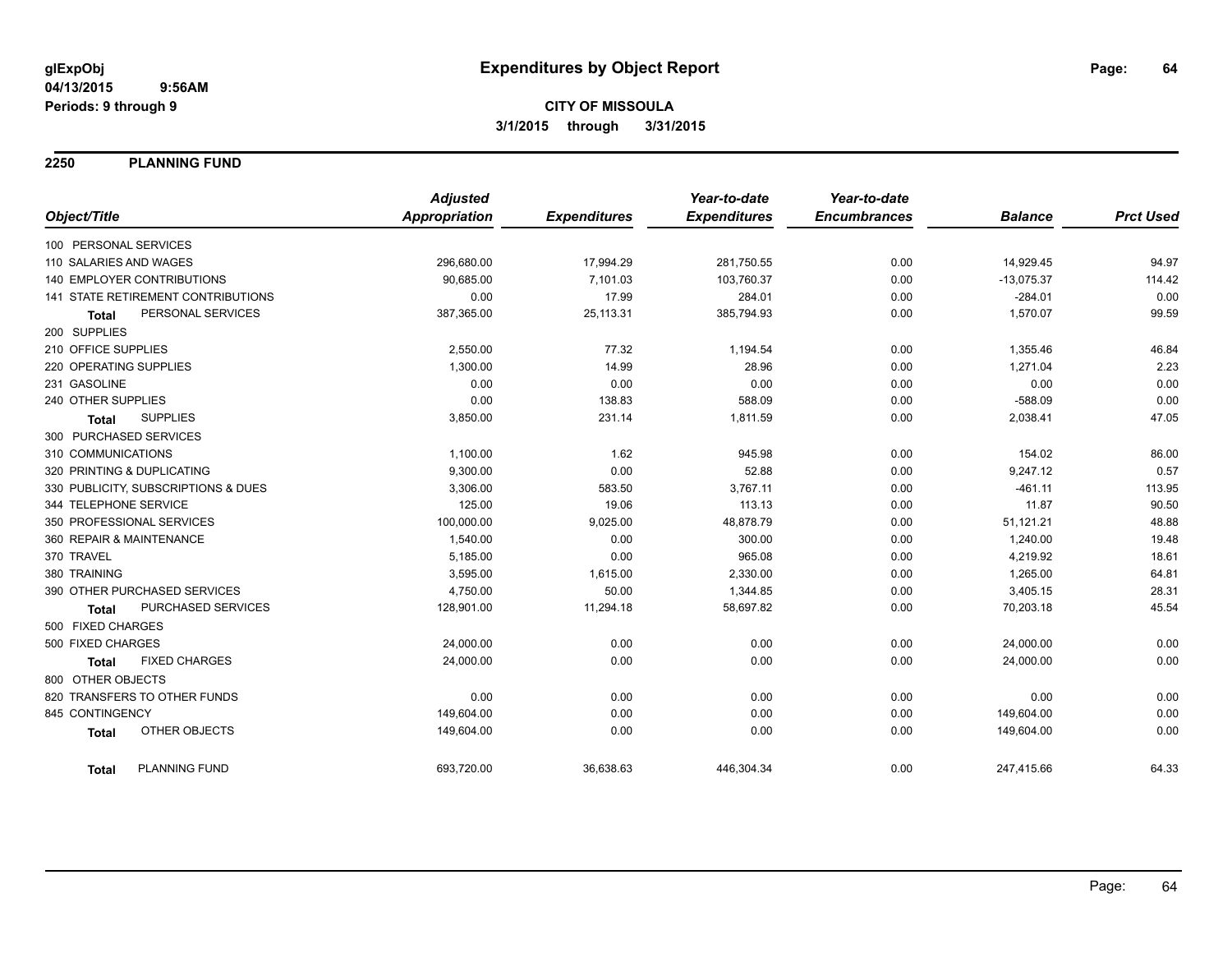# Expenditures by Object Report

glExpObj
04/13/2015 9:56AM
Periods: 9 through 9

**CITY OF MISSOULA**
**3/1/2015 through 3/31/2015**

## 2250 PLANNING FUND

| Object/Title | Adjusted Appropriation | Expenditures | Year-to-date Expenditures | Year-to-date Encumbrances | Balance | Prct Used |
|---|---|---|---|---|---|---|
| 100 PERSONAL SERVICES | | | | | | |
| 110 SALARIES AND WAGES | 296,680.00 | 17,994.29 | 281,750.55 | 0.00 | 14,929.45 | 94.97 |
| 140 EMPLOYER CONTRIBUTIONS | 90,685.00 | 7,101.03 | 103,760.37 | 0.00 | -13,075.37 | 114.42 |
| 141 STATE RETIREMENT CONTRIBUTIONS | 0.00 | 17.99 | 284.01 | 0.00 | -284.01 | 0.00 |
| **Total** PERSONAL SERVICES | 387,365.00 | 25,113.31 | 385,794.93 | 0.00 | 1,570.07 | 99.59 |
| 200 SUPPLIES | | | | | | |
| 210 OFFICE SUPPLIES | 2,550.00 | 77.32 | 1,194.54 | 0.00 | 1,355.46 | 46.84 |
| 220 OPERATING SUPPLIES | 1,300.00 | 14.99 | 28.96 | 0.00 | 1,271.04 | 2.23 |
| 231 GASOLINE | 0.00 | 0.00 | 0.00 | 0.00 | 0.00 | 0.00 |
| 240 OTHER SUPPLIES | 0.00 | 138.83 | 588.09 | 0.00 | -588.09 | 0.00 |
| **Total** SUPPLIES | 3,850.00 | 231.14 | 1,811.59 | 0.00 | 2,038.41 | 47.05 |
| 300 PURCHASED SERVICES | | | | | | |
| 310 COMMUNICATIONS | 1,100.00 | 1.62 | 945.98 | 0.00 | 154.02 | 86.00 |
| 320 PRINTING & DUPLICATING | 9,300.00 | 0.00 | 52.88 | 0.00 | 9,247.12 | 0.57 |
| 330 PUBLICITY, SUBSCRIPTIONS & DUES | 3,306.00 | 583.50 | 3,767.11 | 0.00 | -461.11 | 113.95 |
| 344 TELEPHONE SERVICE | 125.00 | 19.06 | 113.13 | 0.00 | 11.87 | 90.50 |
| 350 PROFESSIONAL SERVICES | 100,000.00 | 9,025.00 | 48,878.79 | 0.00 | 51,121.21 | 48.88 |
| 360 REPAIR & MAINTENANCE | 1,540.00 | 0.00 | 300.00 | 0.00 | 1,240.00 | 19.48 |
| 370 TRAVEL | 5,185.00 | 0.00 | 965.08 | 0.00 | 4,219.92 | 18.61 |
| 380 TRAINING | 3,595.00 | 1,615.00 | 2,330.00 | 0.00 | 1,265.00 | 64.81 |
| 390 OTHER PURCHASED SERVICES | 4,750.00 | 50.00 | 1,344.85 | 0.00 | 3,405.15 | 28.31 |
| **Total** PURCHASED SERVICES | 128,901.00 | 11,294.18 | 58,697.82 | 0.00 | 70,203.18 | 45.54 |
| 500 FIXED CHARGES | | | | | | |
| 500 FIXED CHARGES | 24,000.00 | 0.00 | 0.00 | 0.00 | 24,000.00 | 0.00 |
| **Total** FIXED CHARGES | 24,000.00 | 0.00 | 0.00 | 0.00 | 24,000.00 | 0.00 |
| 800 OTHER OBJECTS | | | | | | |
| 820 TRANSFERS TO OTHER FUNDS | 0.00 | 0.00 | 0.00 | 0.00 | 0.00 | 0.00 |
| 845 CONTINGENCY | 149,604.00 | 0.00 | 0.00 | 0.00 | 149,604.00 | 0.00 |
| **Total** OTHER OBJECTS | 149,604.00 | 0.00 | 0.00 | 0.00 | 149,604.00 | 0.00 |
| **Total** PLANNING FUND | 693,720.00 | 36,638.63 | 446,304.34 | 0.00 | 247,415.66 | 64.33 |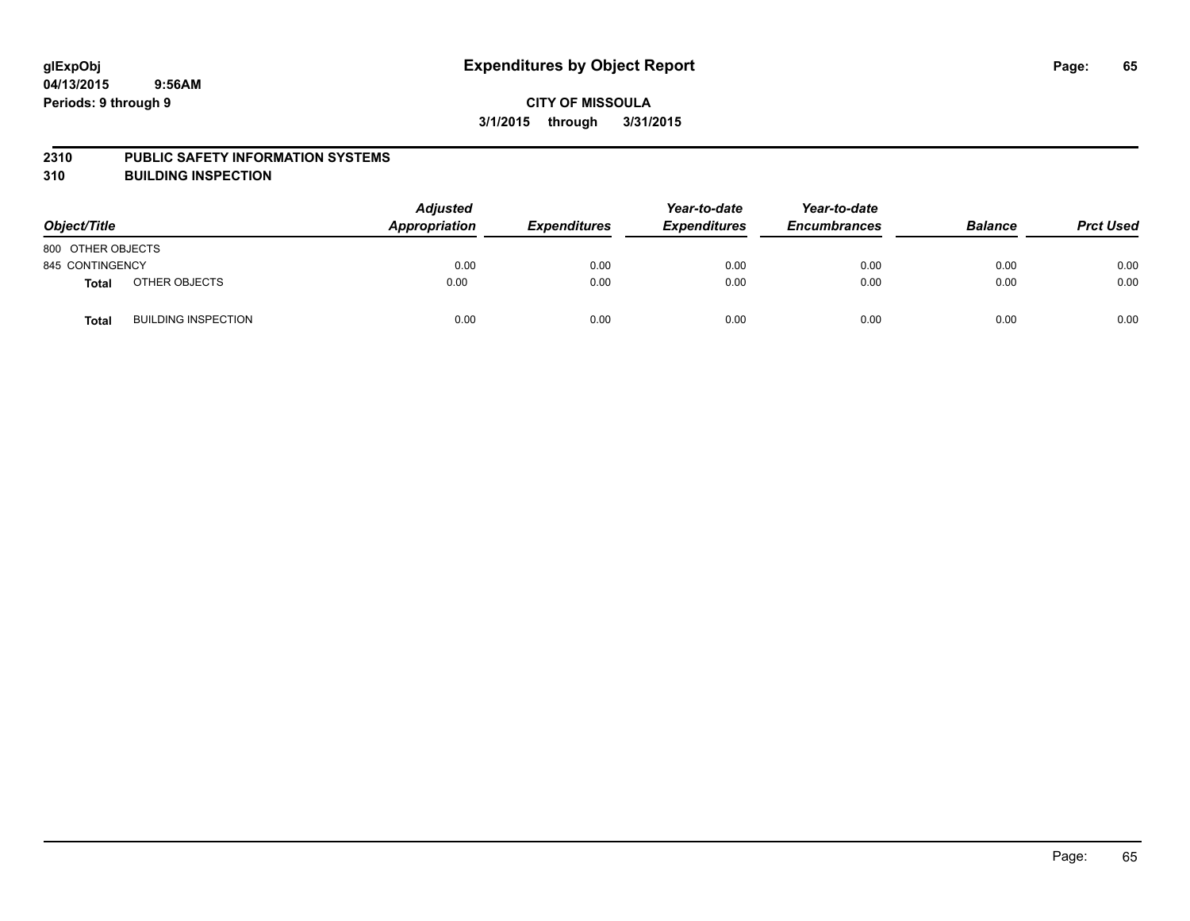# Expenditures by Object Report

glExpObj
04/13/2015 9:56AM
Periods: 9 through 9

**CITY OF MISSOULA**
**3/1/2015 through 3/31/2015**

**2310 PUBLIC SAFETY INFORMATION SYSTEMS**
**310 BUILDING INSPECTION**

| Object/Title | | Adjusted Appropriation | Expenditures | Year-to-date Expenditures | Year-to-date Encumbrances | Balance | Prct Used |
|---|---|---|---|---|---|---|---|
| 800 OTHER OBJECTS | | | | | | | |
| 845 CONTINGENCY | | 0.00 | 0.00 | 0.00 | 0.00 | 0.00 | 0.00 |
| **Total** | OTHER OBJECTS | 0.00 | 0.00 | 0.00 | 0.00 | 0.00 | 0.00 |
| **Total** | BUILDING INSPECTION | 0.00 | 0.00 | 0.00 | 0.00 | 0.00 | 0.00 |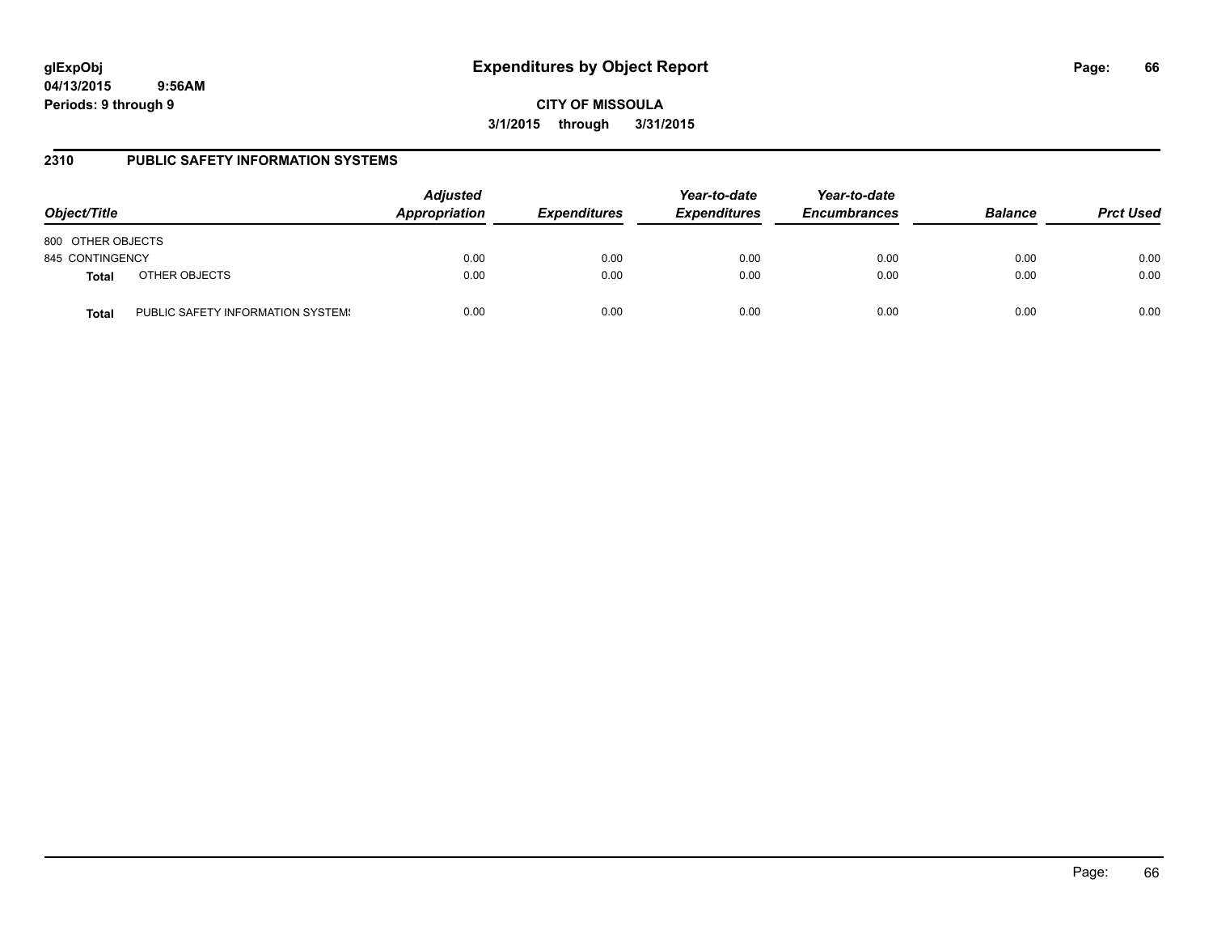# Expenditures by Object Report

glExpObj
04/13/2015 9:56AM
Periods: 9 through 9

**CITY OF MISSOULA**

**3/1/2015 through 3/31/2015**

## 2310 PUBLIC SAFETY INFORMATION SYSTEMS

| Object/Title | | Adjusted Appropriation | Expenditures | Year-to-date Expenditures | Year-to-date Encumbrances | Balance | Prct Used |
|---|---|---|---|---|---|---|---|
| 800 OTHER OBJECTS | | | | | | | |
| 845 CONTINGENCY | | 0.00 | 0.00 | 0.00 | 0.00 | 0.00 | 0.00 |
| **Total** | OTHER OBJECTS | 0.00 | 0.00 | 0.00 | 0.00 | 0.00 | 0.00 |
| **Total** | PUBLIC SAFETY INFORMATION SYSTEMS | 0.00 | 0.00 | 0.00 | 0.00 | 0.00 | 0.00 |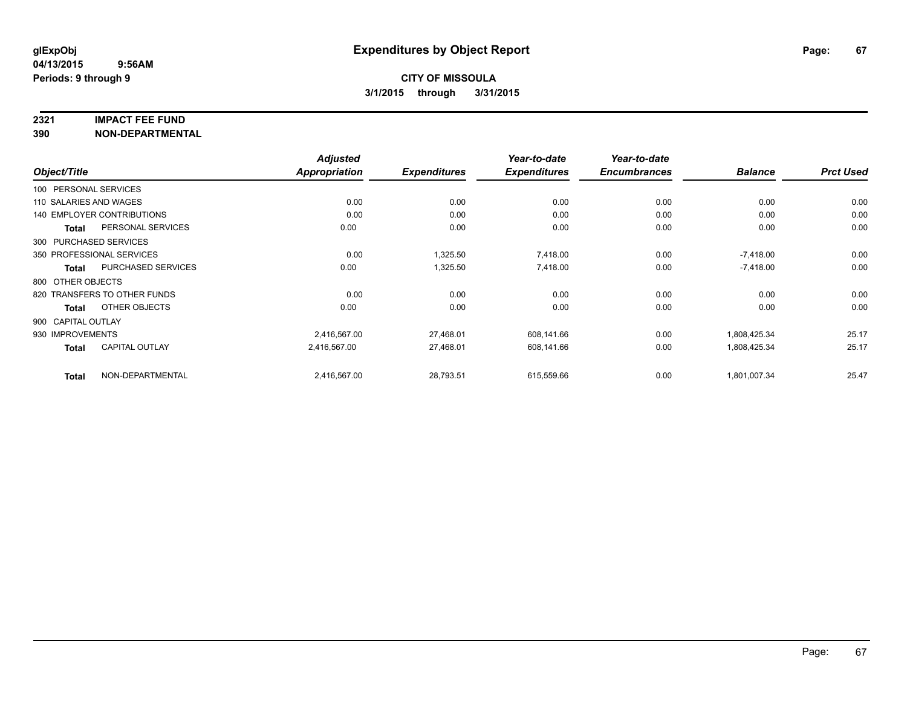**glExpObj** **Expenditures by Object Report**

**04/13/2015 9:56AM**

**Periods: 9 through 9**

**CITY OF MISSOULA**

**3/1/2015 through 3/31/2015**

**2321 IMPACT FEE FUND**

**390 NON-DEPARTMENTAL**

| Object/Title | | Adjusted Appropriation | Expenditures | Year-to-date Expenditures | Year-to-date Encumbrances | Balance | Prct Used |
|---|---|---|---|---|---|---|---|
| 100 PERSONAL SERVICES | | | | | | | |
| 110 SALARIES AND WAGES | | 0.00 | 0.00 | 0.00 | 0.00 | 0.00 | 0.00 |
| 140 EMPLOYER CONTRIBUTIONS | | 0.00 | 0.00 | 0.00 | 0.00 | 0.00 | 0.00 |
| **Total** | PERSONAL SERVICES | 0.00 | 0.00 | 0.00 | 0.00 | 0.00 | 0.00 |
| 300 PURCHASED SERVICES | | | | | | | |
| 350 PROFESSIONAL SERVICES | | 0.00 | 1,325.50 | 7,418.00 | 0.00 | -7,418.00 | 0.00 |
| **Total** | PURCHASED SERVICES | 0.00 | 1,325.50 | 7,418.00 | 0.00 | -7,418.00 | 0.00 |
| 800 OTHER OBJECTS | | | | | | | |
| 820 TRANSFERS TO OTHER FUNDS | | 0.00 | 0.00 | 0.00 | 0.00 | 0.00 | 0.00 |
| **Total** | OTHER OBJECTS | 0.00 | 0.00 | 0.00 | 0.00 | 0.00 | 0.00 |
| 900 CAPITAL OUTLAY | | | | | | | |
| 930 IMPROVEMENTS | | 2,416,567.00 | 27,468.01 | 608,141.66 | 0.00 | 1,808,425.34 | 25.17 |
| **Total** | CAPITAL OUTLAY | 2,416,567.00 | 27,468.01 | 608,141.66 | 0.00 | 1,808,425.34 | 25.17 |
| **Total** | NON-DEPARTMENTAL | 2,416,567.00 | 28,793.51 | 615,559.66 | 0.00 | 1,801,007.34 | 25.47 |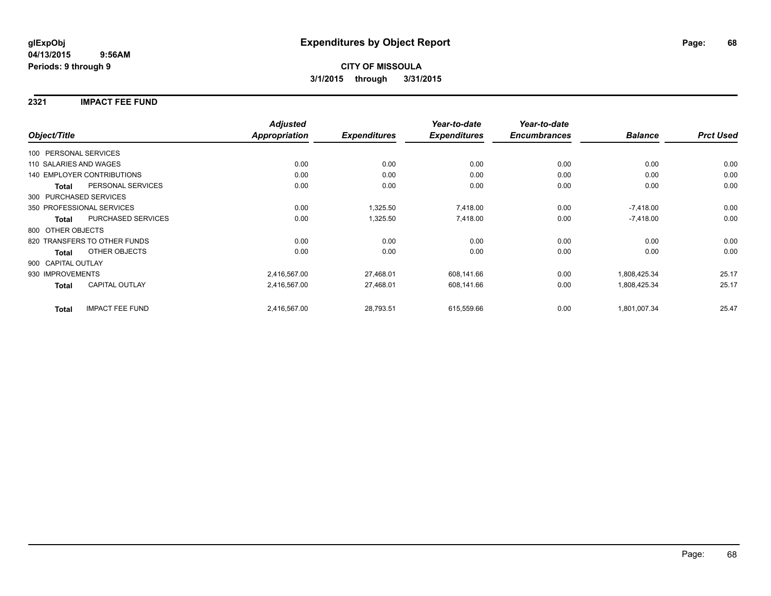**glExpObj**
**04/13/2015 9:56AM**
**Periods: 9 through 9**

# Expenditures by Object Report

**CITY OF MISSOULA**
**3/1/2015 through 3/31/2015**

## 2321 IMPACT FEE FUND

| Object/Title | Adjusted Appropriation | Expenditures | Year-to-date Expenditures | Year-to-date Encumbrances | Balance | Prct Used |
|---|---|---|---|---|---|---|
| 100 PERSONAL SERVICES | | | | | | |
| 110 SALARIES AND WAGES | 0.00 | 0.00 | 0.00 | 0.00 | 0.00 | 0.00 |
| 140 EMPLOYER CONTRIBUTIONS | 0.00 | 0.00 | 0.00 | 0.00 | 0.00 | 0.00 |
| **Total** PERSONAL SERVICES | 0.00 | 0.00 | 0.00 | 0.00 | 0.00 | 0.00 |
| 300 PURCHASED SERVICES | | | | | | |
| 350 PROFESSIONAL SERVICES | 0.00 | 1,325.50 | 7,418.00 | 0.00 | -7,418.00 | 0.00 |
| **Total** PURCHASED SERVICES | 0.00 | 1,325.50 | 7,418.00 | 0.00 | -7,418.00 | 0.00 |
| 800 OTHER OBJECTS | | | | | | |
| 820 TRANSFERS TO OTHER FUNDS | 0.00 | 0.00 | 0.00 | 0.00 | 0.00 | 0.00 |
| **Total** OTHER OBJECTS | 0.00 | 0.00 | 0.00 | 0.00 | 0.00 | 0.00 |
| 900 CAPITAL OUTLAY | | | | | | |
| 930 IMPROVEMENTS | 2,416,567.00 | 27,468.01 | 608,141.66 | 0.00 | 1,808,425.34 | 25.17 |
| **Total** CAPITAL OUTLAY | 2,416,567.00 | 27,468.01 | 608,141.66 | 0.00 | 1,808,425.34 | 25.17 |
| **Total** IMPACT FEE FUND | 2,416,567.00 | 28,793.51 | 615,559.66 | 0.00 | 1,801,007.34 | 25.47 |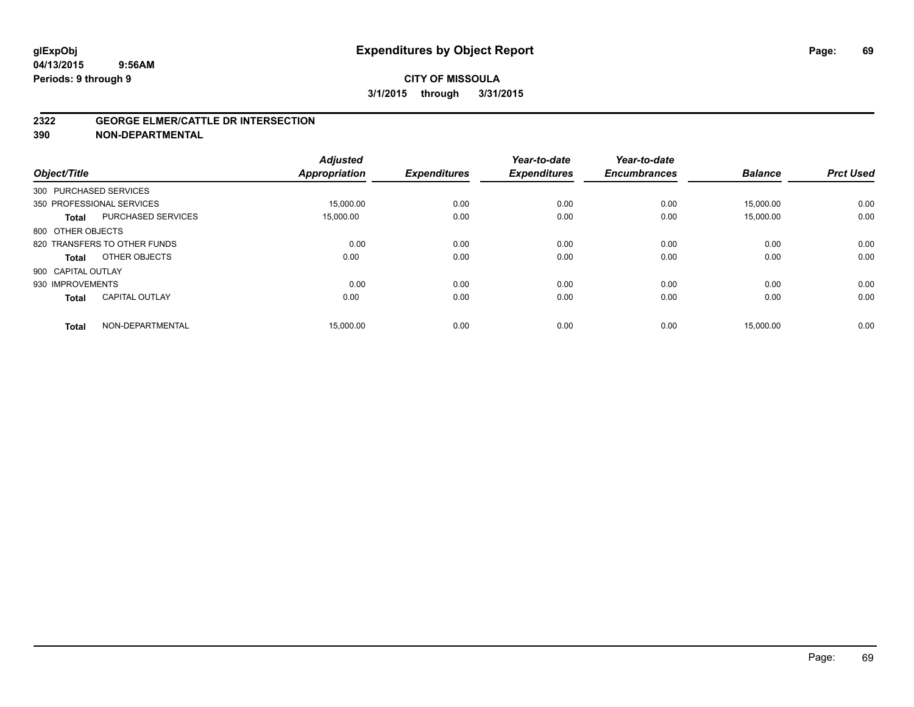**glExpObj** **Expenditures by Object Report**

**04/13/2015 9:56AM**

**Periods: 9 through 9**

**CITY OF MISSOULA**

**3/1/2015 through 3/31/2015**

## 2322 GEORGE ELMER/CATTLE DR INTERSECTION
## 390 NON-DEPARTMENTAL

| Object/Title | | Adjusted Appropriation | Expenditures | Year-to-date Expenditures | Year-to-date Encumbrances | Balance | Prct Used |
|---|---|---|---|---|---|---|---|
| 300 PURCHASED SERVICES | | | | | | | |
| 350 PROFESSIONAL SERVICES | | 15,000.00 | 0.00 | 0.00 | 0.00 | 15,000.00 | 0.00 |
| **Total** | PURCHASED SERVICES | 15,000.00 | 0.00 | 0.00 | 0.00 | 15,000.00 | 0.00 |
| 800 OTHER OBJECTS | | | | | | | |
| 820 TRANSFERS TO OTHER FUNDS | | 0.00 | 0.00 | 0.00 | 0.00 | 0.00 | 0.00 |
| **Total** | OTHER OBJECTS | 0.00 | 0.00 | 0.00 | 0.00 | 0.00 | 0.00 |
| 900 CAPITAL OUTLAY | | | | | | | |
| 930 IMPROVEMENTS | | 0.00 | 0.00 | 0.00 | 0.00 | 0.00 | 0.00 |
| **Total** | CAPITAL OUTLAY | 0.00 | 0.00 | 0.00 | 0.00 | 0.00 | 0.00 |
| **Total** | NON-DEPARTMENTAL | 15,000.00 | 0.00 | 0.00 | 0.00 | 15,000.00 | 0.00 |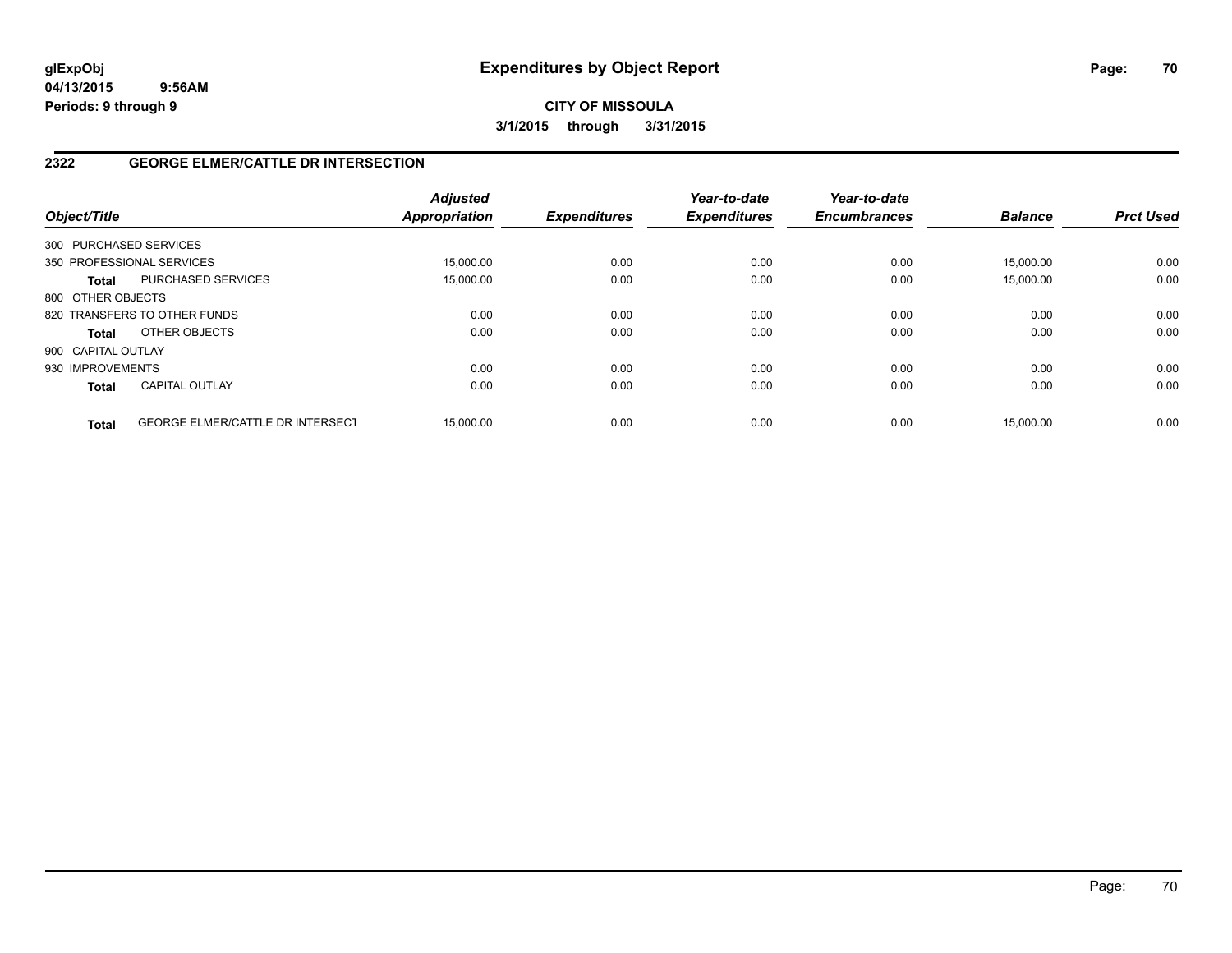glExpObj
04/13/2015 9:56AM
Periods: 9 through 9

# Expenditures by Object Report

**CITY OF MISSOULA**

**3/1/2015 through 3/31/2015**

## 2322 GEORGE ELMER/CATTLE DR INTERSECTION

| Object/Title | | Adjusted Appropriation | Expenditures | Year-to-date Expenditures | Year-to-date Encumbrances | Balance | Prct Used |
|---|---|---|---|---|---|---|---|
| 300 PURCHASED SERVICES | | | | | | | |
| 350 PROFESSIONAL SERVICES | | 15,000.00 | 0.00 | 0.00 | 0.00 | 15,000.00 | 0.00 |
| **Total** | PURCHASED SERVICES | 15,000.00 | 0.00 | 0.00 | 0.00 | 15,000.00 | 0.00 |
| 800 OTHER OBJECTS | | | | | | | |
| 820 TRANSFERS TO OTHER FUNDS | | 0.00 | 0.00 | 0.00 | 0.00 | 0.00 | 0.00 |
| **Total** | OTHER OBJECTS | 0.00 | 0.00 | 0.00 | 0.00 | 0.00 | 0.00 |
| 900 CAPITAL OUTLAY | | | | | | | |
| 930 IMPROVEMENTS | | 0.00 | 0.00 | 0.00 | 0.00 | 0.00 | 0.00 |
| **Total** | CAPITAL OUTLAY | 0.00 | 0.00 | 0.00 | 0.00 | 0.00 | 0.00 |
| **Total** | GEORGE ELMER/CATTLE DR INTERSECT | 15,000.00 | 0.00 | 0.00 | 0.00 | 15,000.00 | 0.00 |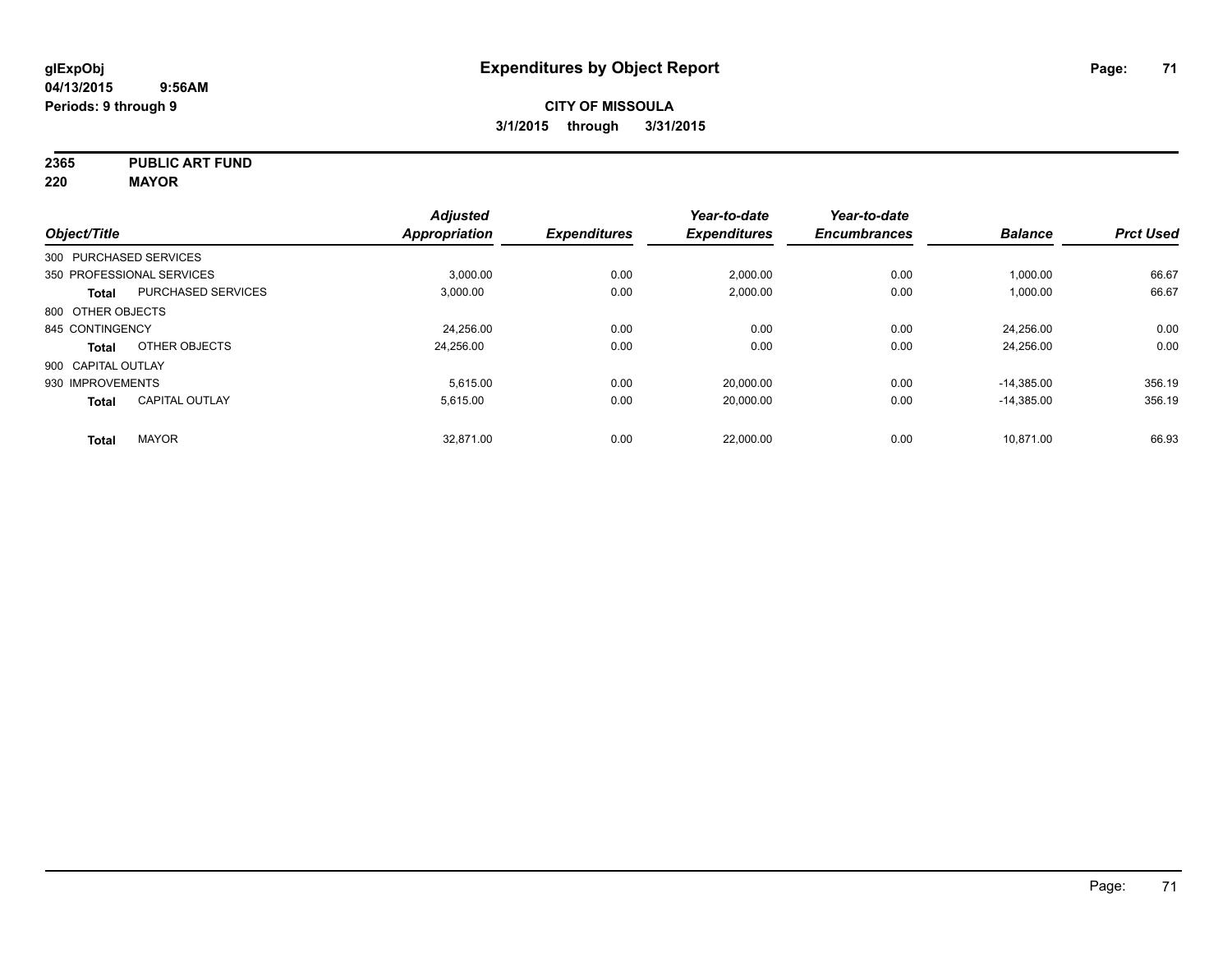# Expenditures by Object Report

glExpObj
04/13/2015 9:56AM
Periods: 9 through 9

**CITY OF MISSOULA**
**3/1/2015 through 3/31/2015**

**2365 PUBLIC ART FUND**
**220 MAYOR**

| Object/Title | | Adjusted Appropriation | Expenditures | Year-to-date Expenditures | Year-to-date Encumbrances | Balance | Prct Used |
|---|---|---|---|---|---|---|---|
| 300 PURCHASED SERVICES | | | | | | | |
| 350 PROFESSIONAL SERVICES | | 3,000.00 | 0.00 | 2,000.00 | 0.00 | 1,000.00 | 66.67 |
| **Total** | PURCHASED SERVICES | 3,000.00 | 0.00 | 2,000.00 | 0.00 | 1,000.00 | 66.67 |
| 800 OTHER OBJECTS | | | | | | | |
| 845 CONTINGENCY | | 24,256.00 | 0.00 | 0.00 | 0.00 | 24,256.00 | 0.00 |
| **Total** | OTHER OBJECTS | 24,256.00 | 0.00 | 0.00 | 0.00 | 24,256.00 | 0.00 |
| 900 CAPITAL OUTLAY | | | | | | | |
| 930 IMPROVEMENTS | | 5,615.00 | 0.00 | 20,000.00 | 0.00 | -14,385.00 | 356.19 |
| **Total** | CAPITAL OUTLAY | 5,615.00 | 0.00 | 20,000.00 | 0.00 | -14,385.00 | 356.19 |
| **Total** | MAYOR | 32,871.00 | 0.00 | 22,000.00 | 0.00 | 10,871.00 | 66.93 |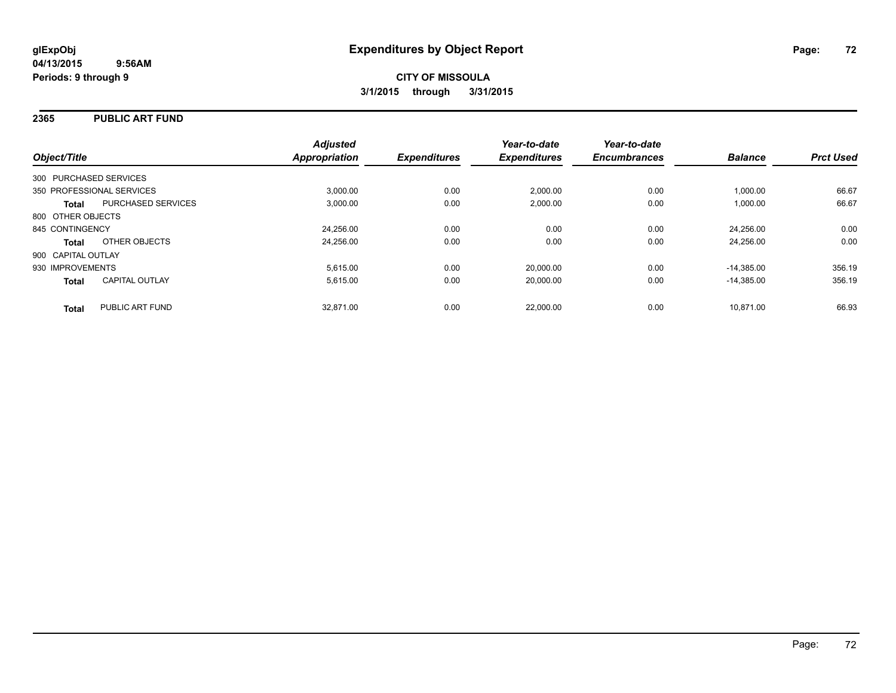# Expenditures by Object Report

glExpObj
04/13/2015 9:56AM
Periods: 9 through 9

**CITY OF MISSOULA**
**3/1/2015 through 3/31/2015**

## 2365 PUBLIC ART FUND

| Object/Title | | Adjusted Appropriation | Expenditures | Year-to-date Expenditures | Year-to-date Encumbrances | Balance | Prct Used |
|---|---|---|---|---|---|---|---|
| 300 PURCHASED SERVICES | | | | | | | |
| 350 PROFESSIONAL SERVICES | | 3,000.00 | 0.00 | 2,000.00 | 0.00 | 1,000.00 | 66.67 |
| **Total** | PURCHASED SERVICES | 3,000.00 | 0.00 | 2,000.00 | 0.00 | 1,000.00 | 66.67 |
| 800 OTHER OBJECTS | | | | | | | |
| 845 CONTINGENCY | | 24,256.00 | 0.00 | 0.00 | 0.00 | 24,256.00 | 0.00 |
| **Total** | OTHER OBJECTS | 24,256.00 | 0.00 | 0.00 | 0.00 | 24,256.00 | 0.00 |
| 900 CAPITAL OUTLAY | | | | | | | |
| 930 IMPROVEMENTS | | 5,615.00 | 0.00 | 20,000.00 | 0.00 | -14,385.00 | 356.19 |
| **Total** | CAPITAL OUTLAY | 5,615.00 | 0.00 | 20,000.00 | 0.00 | -14,385.00 | 356.19 |
| **Total** | PUBLIC ART FUND | 32,871.00 | 0.00 | 22,000.00 | 0.00 | 10,871.00 | 66.93 |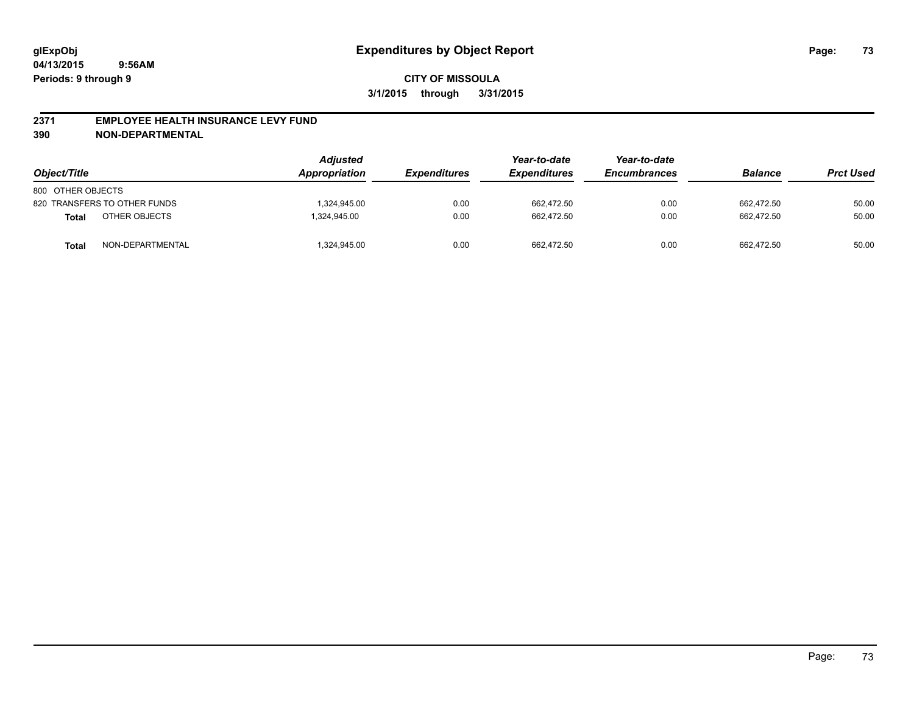# Expenditures by Object Report

**CITY OF MISSOULA**

**3/1/2015 through 3/31/2015**

glExpObj
04/13/2015 9:56AM
Periods: 9 through 9

## 2371 EMPLOYEE HEALTH INSURANCE LEVY FUND
## 390 NON-DEPARTMENTAL

| Object/Title | | Adjusted Appropriation | Expenditures | Year-to-date Expenditures | Year-to-date Encumbrances | Balance | Prct Used |
|---|---|---|---|---|---|---|---|
| 800 OTHER OBJECTS | | | | | | | |
| 820 TRANSFERS TO OTHER FUNDS | | 1,324,945.00 | 0.00 | 662,472.50 | 0.00 | 662,472.50 | 50.00 |
| **Total** | OTHER OBJECTS | 1,324,945.00 | 0.00 | 662,472.50 | 0.00 | 662,472.50 | 50.00 |
| **Total** | NON-DEPARTMENTAL | 1,324,945.00 | 0.00 | 662,472.50 | 0.00 | 662,472.50 | 50.00 |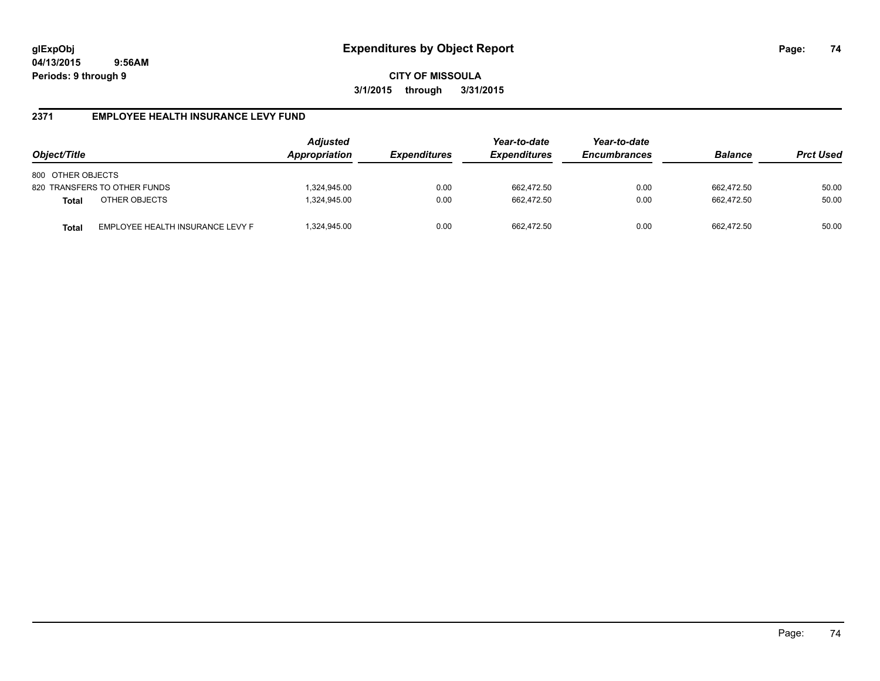# Expenditures by Object Report

glExpObj
04/13/2015 9:56AM
Periods: 9 through 9

**CITY OF MISSOULA**
**3/1/2015 through 3/31/2015**

## 2371 EMPLOYEE HEALTH INSURANCE LEVY FUND

| Object/Title | | Adjusted Appropriation | Expenditures | Year-to-date Expenditures | Year-to-date Encumbrances | Balance | Prct Used |
|---|---|---|---|---|---|---|---|
| 800 OTHER OBJECTS | | | | | | | |
| 820 TRANSFERS TO OTHER FUNDS | | 1,324,945.00 | 0.00 | 662,472.50 | 0.00 | 662,472.50 | 50.00 |
| **Total** | OTHER OBJECTS | 1,324,945.00 | 0.00 | 662,472.50 | 0.00 | 662,472.50 | 50.00 |
| **Total** | EMPLOYEE HEALTH INSURANCE LEVY F | 1,324,945.00 | 0.00 | 662,472.50 | 0.00 | 662,472.50 | 50.00 |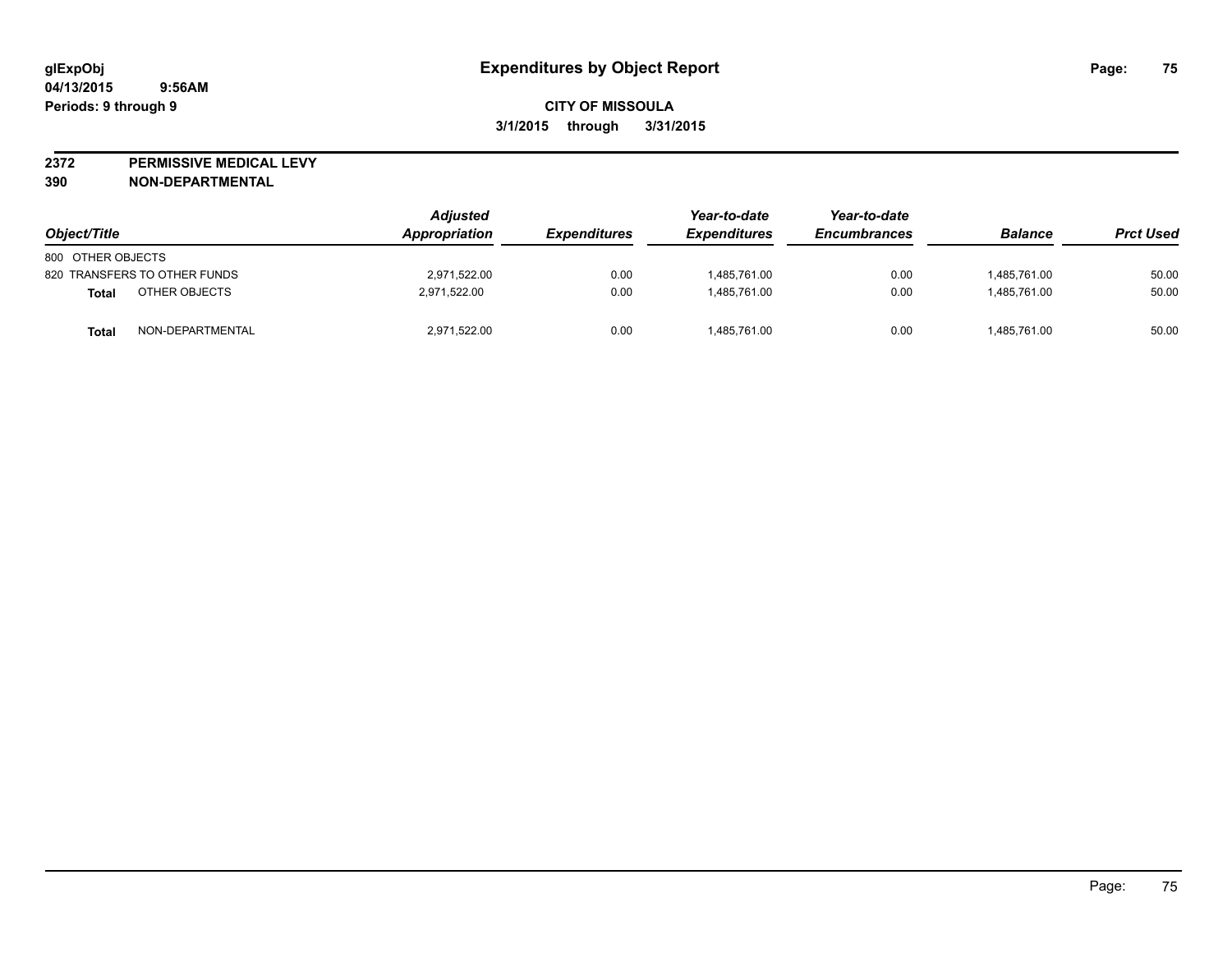# Expenditures by Object Report

glExpObj
04/13/2015 9:56AM
Periods: 9 through 9

**CITY OF MISSOULA**

**3/1/2015 through 3/31/2015**

**2372 PERMISSIVE MEDICAL LEVY**
**390 NON-DEPARTMENTAL**

| Object/Title | Adjusted Appropriation | Expenditures | Year-to-date Expenditures | Year-to-date Encumbrances | Balance | Prct Used |
|---|---|---|---|---|---|---|
| 800 OTHER OBJECTS | | | | | | |
| 820 TRANSFERS TO OTHER FUNDS | 2,971,522.00 | 0.00 | 1,485,761.00 | 0.00 | 1,485,761.00 | 50.00 |
| **Total** OTHER OBJECTS | 2,971,522.00 | 0.00 | 1,485,761.00 | 0.00 | 1,485,761.00 | 50.00 |
| **Total** NON-DEPARTMENTAL | 2,971,522.00 | 0.00 | 1,485,761.00 | 0.00 | 1,485,761.00 | 50.00 |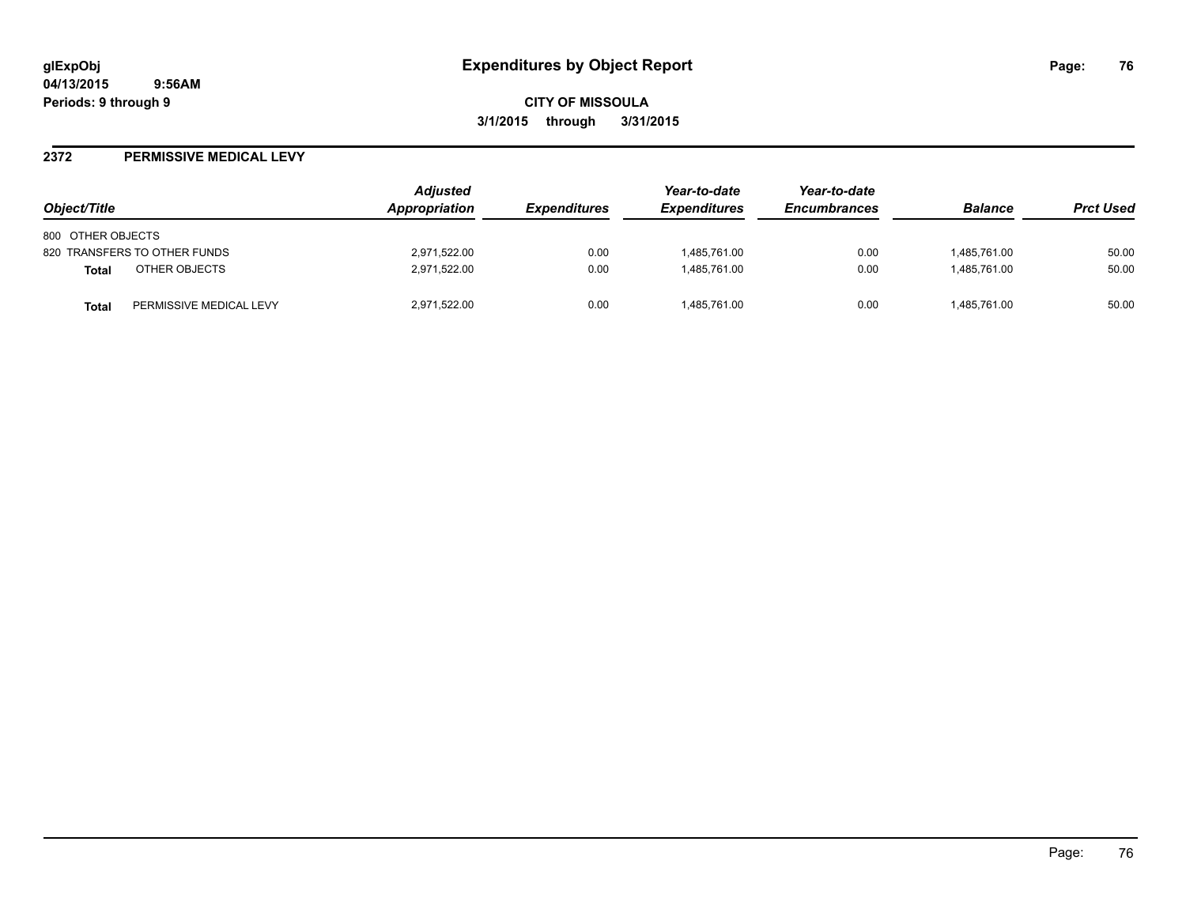# Expenditures by Object Report

glExpObj
04/13/2015 9:56AM
Periods: 9 through 9

**CITY OF MISSOULA**
**3/1/2015 through 3/31/2015**

## 2372 PERMISSIVE MEDICAL LEVY

| Object/Title | | Adjusted Appropriation | Expenditures | Year-to-date Expenditures | Year-to-date Encumbrances | Balance | Prct Used |
|---|---|---|---|---|---|---|---|
| 800 OTHER OBJECTS | | | | | | | |
| 820 TRANSFERS TO OTHER FUNDS | | 2,971,522.00 | 0.00 | 1,485,761.00 | 0.00 | 1,485,761.00 | 50.00 |
| **Total** | OTHER OBJECTS | 2,971,522.00 | 0.00 | 1,485,761.00 | 0.00 | 1,485,761.00 | 50.00 |
| **Total** | PERMISSIVE MEDICAL LEVY | 2,971,522.00 | 0.00 | 1,485,761.00 | 0.00 | 1,485,761.00 | 50.00 |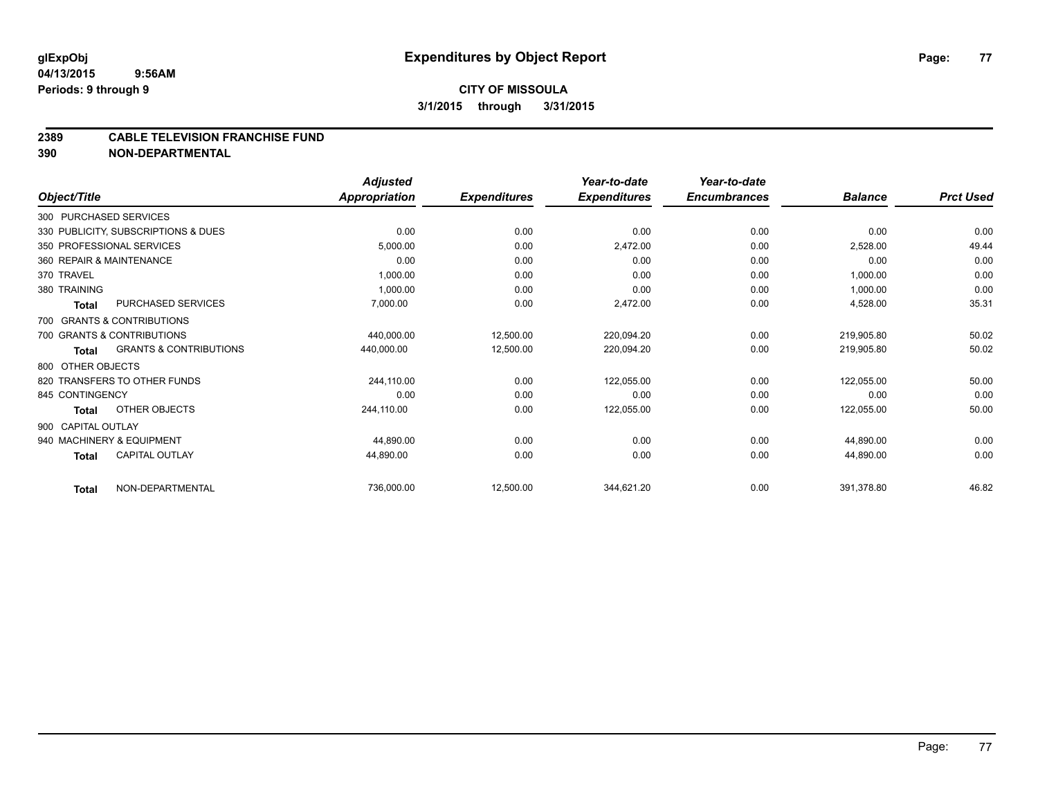# Expenditures by Object Report

glExpObj
04/13/2015 9:56AM
Periods: 9 through 9

**CITY OF MISSOULA**
**3/1/2015 through 3/31/2015**

## 2389 CABLE TELEVISION FRANCHISE FUND
## 390 NON-DEPARTMENTAL

| Object/Title | | Adjusted Appropriation | Expenditures | Year-to-date Expenditures | Year-to-date Encumbrances | Balance | Prct Used |
|---|---|---|---|---|---|---|---|
| 300 PURCHASED SERVICES | | | | | | | |
| 330 PUBLICITY, SUBSCRIPTIONS & DUES | | 0.00 | 0.00 | 0.00 | 0.00 | 0.00 | 0.00 |
| 350 PROFESSIONAL SERVICES | | 5,000.00 | 0.00 | 2,472.00 | 0.00 | 2,528.00 | 49.44 |
| 360 REPAIR & MAINTENANCE | | 0.00 | 0.00 | 0.00 | 0.00 | 0.00 | 0.00 |
| 370 TRAVEL | | 1,000.00 | 0.00 | 0.00 | 0.00 | 1,000.00 | 0.00 |
| 380 TRAINING | | 1,000.00 | 0.00 | 0.00 | 0.00 | 1,000.00 | 0.00 |
| **Total** | PURCHASED SERVICES | 7,000.00 | 0.00 | 2,472.00 | 0.00 | 4,528.00 | 35.31 |
| 700 GRANTS & CONTRIBUTIONS | | | | | | | |
| 700 GRANTS & CONTRIBUTIONS | | 440,000.00 | 12,500.00 | 220,094.20 | 0.00 | 219,905.80 | 50.02 |
| **Total** | GRANTS & CONTRIBUTIONS | 440,000.00 | 12,500.00 | 220,094.20 | 0.00 | 219,905.80 | 50.02 |
| 800 OTHER OBJECTS | | | | | | | |
| 820 TRANSFERS TO OTHER FUNDS | | 244,110.00 | 0.00 | 122,055.00 | 0.00 | 122,055.00 | 50.00 |
| 845 CONTINGENCY | | 0.00 | 0.00 | 0.00 | 0.00 | 0.00 | 0.00 |
| **Total** | OTHER OBJECTS | 244,110.00 | 0.00 | 122,055.00 | 0.00 | 122,055.00 | 50.00 |
| 900 CAPITAL OUTLAY | | | | | | | |
| 940 MACHINERY & EQUIPMENT | | 44,890.00 | 0.00 | 0.00 | 0.00 | 44,890.00 | 0.00 |
| **Total** | CAPITAL OUTLAY | 44,890.00 | 0.00 | 0.00 | 0.00 | 44,890.00 | 0.00 |
| **Total** | NON-DEPARTMENTAL | 736,000.00 | 12,500.00 | 344,621.20 | 0.00 | 391,378.80 | 46.82 |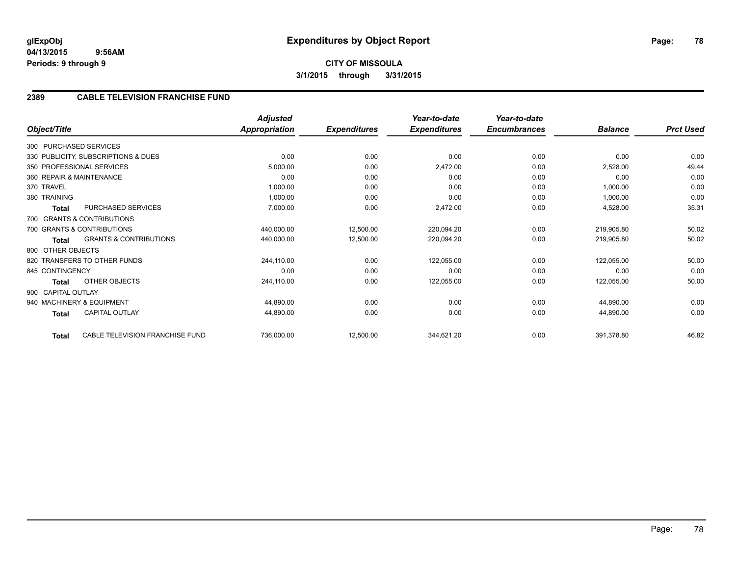# Expenditures by Object Report

glExpObj
04/13/2015 9:56AM
Periods: 9 through 9

**CITY OF MISSOULA**
**3/1/2015 through 3/31/2015**

## 2389 CABLE TELEVISION FRANCHISE FUND

| Object/Title | Adjusted Appropriation | Expenditures | Year-to-date Expenditures | Year-to-date Encumbrances | Balance | Prct Used |
|---|---|---|---|---|---|---|
| 300 PURCHASED SERVICES | | | | | | |
| 330 PUBLICITY, SUBSCRIPTIONS & DUES | 0.00 | 0.00 | 0.00 | 0.00 | 0.00 | 0.00 |
| 350 PROFESSIONAL SERVICES | 5,000.00 | 0.00 | 2,472.00 | 0.00 | 2,528.00 | 49.44 |
| 360 REPAIR & MAINTENANCE | 0.00 | 0.00 | 0.00 | 0.00 | 0.00 | 0.00 |
| 370 TRAVEL | 1,000.00 | 0.00 | 0.00 | 0.00 | 1,000.00 | 0.00 |
| 380 TRAINING | 1,000.00 | 0.00 | 0.00 | 0.00 | 1,000.00 | 0.00 |
| **Total** PURCHASED SERVICES | 7,000.00 | 0.00 | 2,472.00 | 0.00 | 4,528.00 | 35.31 |
| 700 GRANTS & CONTRIBUTIONS | | | | | | |
| 700 GRANTS & CONTRIBUTIONS | 440,000.00 | 12,500.00 | 220,094.20 | 0.00 | 219,905.80 | 50.02 |
| **Total** GRANTS & CONTRIBUTIONS | 440,000.00 | 12,500.00 | 220,094.20 | 0.00 | 219,905.80 | 50.02 |
| 800 OTHER OBJECTS | | | | | | |
| 820 TRANSFERS TO OTHER FUNDS | 244,110.00 | 0.00 | 122,055.00 | 0.00 | 122,055.00 | 50.00 |
| 845 CONTINGENCY | 0.00 | 0.00 | 0.00 | 0.00 | 0.00 | 0.00 |
| **Total** OTHER OBJECTS | 244,110.00 | 0.00 | 122,055.00 | 0.00 | 122,055.00 | 50.00 |
| 900 CAPITAL OUTLAY | | | | | | |
| 940 MACHINERY & EQUIPMENT | 44,890.00 | 0.00 | 0.00 | 0.00 | 44,890.00 | 0.00 |
| **Total** CAPITAL OUTLAY | 44,890.00 | 0.00 | 0.00 | 0.00 | 44,890.00 | 0.00 |
| **Total** CABLE TELEVISION FRANCHISE FUND | 736,000.00 | 12,500.00 | 344,621.20 | 0.00 | 391,378.80 | 46.82 |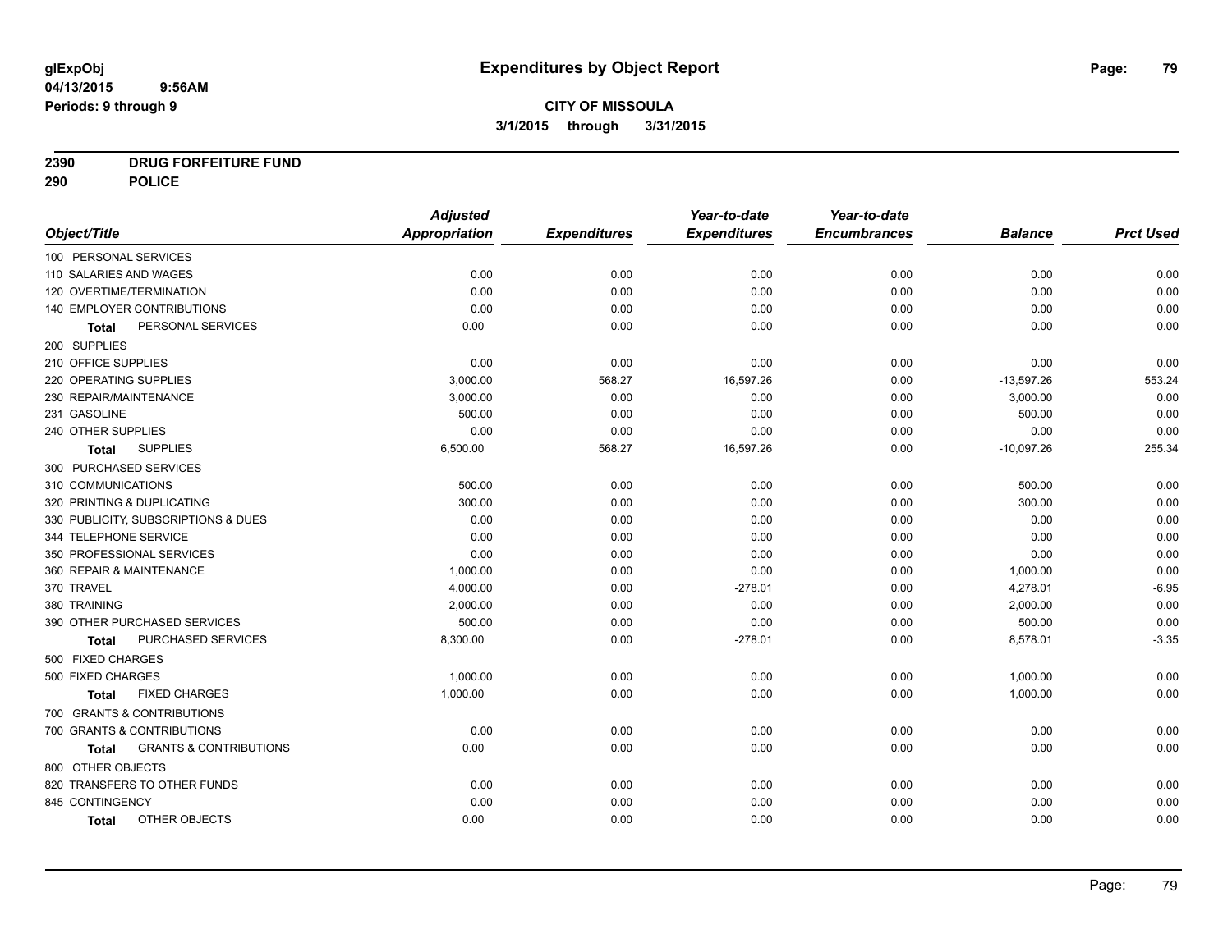**glExpObj**
**04/13/2015 9:56AM**
**Periods: 9 through 9**

# Expenditures by Object Report

**CITY OF MISSOULA**
**3/1/2015 through 3/31/2015**

**2390 DRUG FORFEITURE FUND**
**290 POLICE**

| Object/Title | Adjusted Appropriation | Expenditures | Year-to-date Expenditures | Year-to-date Encumbrances | Balance | Prct Used |
|---|---|---|---|---|---|---|
| 100 PERSONAL SERVICES | | | | | | |
| 110 SALARIES AND WAGES | 0.00 | 0.00 | 0.00 | 0.00 | 0.00 | 0.00 |
| 120 OVERTIME/TERMINATION | 0.00 | 0.00 | 0.00 | 0.00 | 0.00 | 0.00 |
| 140 EMPLOYER CONTRIBUTIONS | 0.00 | 0.00 | 0.00 | 0.00 | 0.00 | 0.00 |
| **Total** PERSONAL SERVICES | 0.00 | 0.00 | 0.00 | 0.00 | 0.00 | 0.00 |
| 200 SUPPLIES | | | | | | |
| 210 OFFICE SUPPLIES | 0.00 | 0.00 | 0.00 | 0.00 | 0.00 | 0.00 |
| 220 OPERATING SUPPLIES | 3,000.00 | 568.27 | 16,597.26 | 0.00 | -13,597.26 | 553.24 |
| 230 REPAIR/MAINTENANCE | 3,000.00 | 0.00 | 0.00 | 0.00 | 3,000.00 | 0.00 |
| 231 GASOLINE | 500.00 | 0.00 | 0.00 | 0.00 | 500.00 | 0.00 |
| 240 OTHER SUPPLIES | 0.00 | 0.00 | 0.00 | 0.00 | 0.00 | 0.00 |
| **Total** SUPPLIES | 6,500.00 | 568.27 | 16,597.26 | 0.00 | -10,097.26 | 255.34 |
| 300 PURCHASED SERVICES | | | | | | |
| 310 COMMUNICATIONS | 500.00 | 0.00 | 0.00 | 0.00 | 500.00 | 0.00 |
| 320 PRINTING & DUPLICATING | 300.00 | 0.00 | 0.00 | 0.00 | 300.00 | 0.00 |
| 330 PUBLICITY, SUBSCRIPTIONS & DUES | 0.00 | 0.00 | 0.00 | 0.00 | 0.00 | 0.00 |
| 344 TELEPHONE SERVICE | 0.00 | 0.00 | 0.00 | 0.00 | 0.00 | 0.00 |
| 350 PROFESSIONAL SERVICES | 0.00 | 0.00 | 0.00 | 0.00 | 0.00 | 0.00 |
| 360 REPAIR & MAINTENANCE | 1,000.00 | 0.00 | 0.00 | 0.00 | 1,000.00 | 0.00 |
| 370 TRAVEL | 4,000.00 | 0.00 | -278.01 | 0.00 | 4,278.01 | -6.95 |
| 380 TRAINING | 2,000.00 | 0.00 | 0.00 | 0.00 | 2,000.00 | 0.00 |
| 390 OTHER PURCHASED SERVICES | 500.00 | 0.00 | 0.00 | 0.00 | 500.00 | 0.00 |
| **Total** PURCHASED SERVICES | 8,300.00 | 0.00 | -278.01 | 0.00 | 8,578.01 | -3.35 |
| 500 FIXED CHARGES | | | | | | |
| 500 FIXED CHARGES | 1,000.00 | 0.00 | 0.00 | 0.00 | 1,000.00 | 0.00 |
| **Total** FIXED CHARGES | 1,000.00 | 0.00 | 0.00 | 0.00 | 1,000.00 | 0.00 |
| 700 GRANTS & CONTRIBUTIONS | | | | | | |
| 700 GRANTS & CONTRIBUTIONS | 0.00 | 0.00 | 0.00 | 0.00 | 0.00 | 0.00 |
| **Total** GRANTS & CONTRIBUTIONS | 0.00 | 0.00 | 0.00 | 0.00 | 0.00 | 0.00 |
| 800 OTHER OBJECTS | | | | | | |
| 820 TRANSFERS TO OTHER FUNDS | 0.00 | 0.00 | 0.00 | 0.00 | 0.00 | 0.00 |
| 845 CONTINGENCY | 0.00 | 0.00 | 0.00 | 0.00 | 0.00 | 0.00 |
| **Total** OTHER OBJECTS | 0.00 | 0.00 | 0.00 | 0.00 | 0.00 | 0.00 |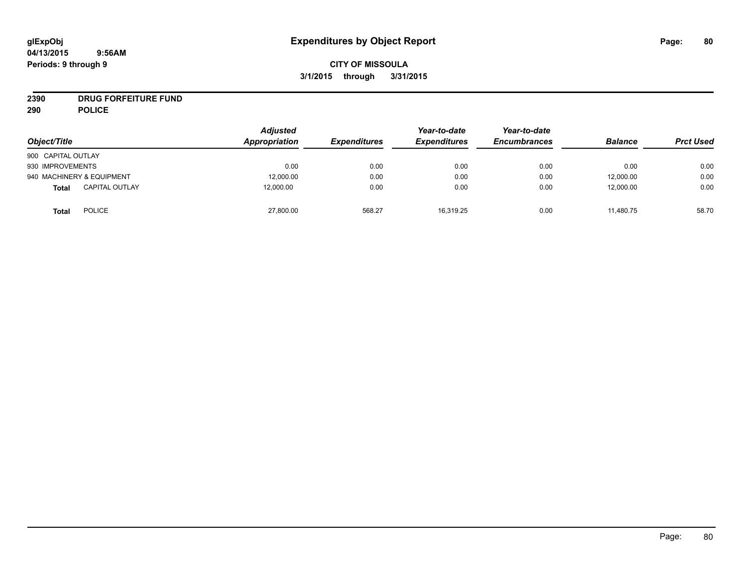# Expenditures by Object Report

glExpObj
04/13/2015 9:56AM
Periods: 9 through 9

**CITY OF MISSOULA**
**3/1/2015 through 3/31/2015**

**2390 DRUG FORFEITURE FUND**
**290 POLICE**

| Object/Title | Adjusted Appropriation | Expenditures | Year-to-date Expenditures | Year-to-date Encumbrances | Balance | Prct Used |
|---|---|---|---|---|---|---|
| 900 CAPITAL OUTLAY | | | | | | |
| 930 IMPROVEMENTS | 0.00 | 0.00 | 0.00 | 0.00 | 0.00 | 0.00 |
| 940 MACHINERY & EQUIPMENT | 12,000.00 | 0.00 | 0.00 | 0.00 | 12,000.00 | 0.00 |
| **Total** CAPITAL OUTLAY | 12,000.00 | 0.00 | 0.00 | 0.00 | 12,000.00 | 0.00 |
| **Total** POLICE | 27,800.00 | 568.27 | 16,319.25 | 0.00 | 11,480.75 | 58.70 |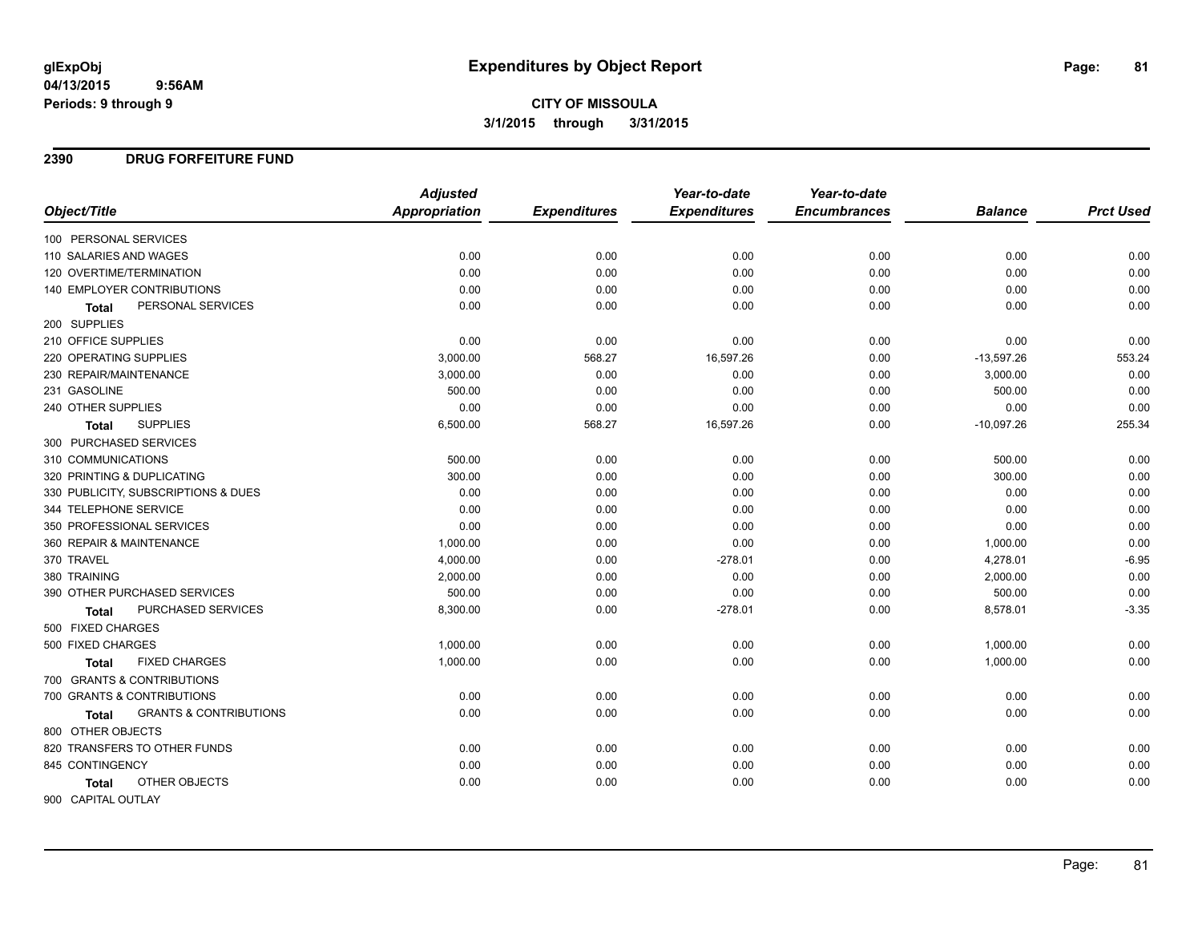**glExpObj** 04/13/2015 9:56AM
**Periods: 9 through 9**

# Expenditures by Object Report

**CITY OF MISSOULA**
**3/1/2015 through 3/31/2015**

## 2390 DRUG FORFEITURE FUND

| Object/Title | Adjusted Appropriation | Expenditures | Year-to-date Expenditures | Year-to-date Encumbrances | Balance | Prct Used |
|---|---|---|---|---|---|---|
| 100 PERSONAL SERVICES | | | | | | |
| 110 SALARIES AND WAGES | 0.00 | 0.00 | 0.00 | 0.00 | 0.00 | 0.00 |
| 120 OVERTIME/TERMINATION | 0.00 | 0.00 | 0.00 | 0.00 | 0.00 | 0.00 |
| 140 EMPLOYER CONTRIBUTIONS | 0.00 | 0.00 | 0.00 | 0.00 | 0.00 | 0.00 |
| **Total** PERSONAL SERVICES | 0.00 | 0.00 | 0.00 | 0.00 | 0.00 | 0.00 |
| 200 SUPPLIES | | | | | | |
| 210 OFFICE SUPPLIES | 0.00 | 0.00 | 0.00 | 0.00 | 0.00 | 0.00 |
| 220 OPERATING SUPPLIES | 3,000.00 | 568.27 | 16,597.26 | 0.00 | -13,597.26 | 553.24 |
| 230 REPAIR/MAINTENANCE | 3,000.00 | 0.00 | 0.00 | 0.00 | 3,000.00 | 0.00 |
| 231 GASOLINE | 500.00 | 0.00 | 0.00 | 0.00 | 500.00 | 0.00 |
| 240 OTHER SUPPLIES | 0.00 | 0.00 | 0.00 | 0.00 | 0.00 | 0.00 |
| **Total** SUPPLIES | 6,500.00 | 568.27 | 16,597.26 | 0.00 | -10,097.26 | 255.34 |
| 300 PURCHASED SERVICES | | | | | | |
| 310 COMMUNICATIONS | 500.00 | 0.00 | 0.00 | 0.00 | 500.00 | 0.00 |
| 320 PRINTING & DUPLICATING | 300.00 | 0.00 | 0.00 | 0.00 | 300.00 | 0.00 |
| 330 PUBLICITY, SUBSCRIPTIONS & DUES | 0.00 | 0.00 | 0.00 | 0.00 | 0.00 | 0.00 |
| 344 TELEPHONE SERVICE | 0.00 | 0.00 | 0.00 | 0.00 | 0.00 | 0.00 |
| 350 PROFESSIONAL SERVICES | 0.00 | 0.00 | 0.00 | 0.00 | 0.00 | 0.00 |
| 360 REPAIR & MAINTENANCE | 1,000.00 | 0.00 | 0.00 | 0.00 | 1,000.00 | 0.00 |
| 370 TRAVEL | 4,000.00 | 0.00 | -278.01 | 0.00 | 4,278.01 | -6.95 |
| 380 TRAINING | 2,000.00 | 0.00 | 0.00 | 0.00 | 2,000.00 | 0.00 |
| 390 OTHER PURCHASED SERVICES | 500.00 | 0.00 | 0.00 | 0.00 | 500.00 | 0.00 |
| **Total** PURCHASED SERVICES | 8,300.00 | 0.00 | -278.01 | 0.00 | 8,578.01 | -3.35 |
| 500 FIXED CHARGES | | | | | | |
| 500 FIXED CHARGES | 1,000.00 | 0.00 | 0.00 | 0.00 | 1,000.00 | 0.00 |
| **Total** FIXED CHARGES | 1,000.00 | 0.00 | 0.00 | 0.00 | 1,000.00 | 0.00 |
| 700 GRANTS & CONTRIBUTIONS | | | | | | |
| 700 GRANTS & CONTRIBUTIONS | 0.00 | 0.00 | 0.00 | 0.00 | 0.00 | 0.00 |
| **Total** GRANTS & CONTRIBUTIONS | 0.00 | 0.00 | 0.00 | 0.00 | 0.00 | 0.00 |
| 800 OTHER OBJECTS | | | | | | |
| 820 TRANSFERS TO OTHER FUNDS | 0.00 | 0.00 | 0.00 | 0.00 | 0.00 | 0.00 |
| 845 CONTINGENCY | 0.00 | 0.00 | 0.00 | 0.00 | 0.00 | 0.00 |
| **Total** OTHER OBJECTS | 0.00 | 0.00 | 0.00 | 0.00 | 0.00 | 0.00 |
| 900 CAPITAL OUTLAY | | | | | | |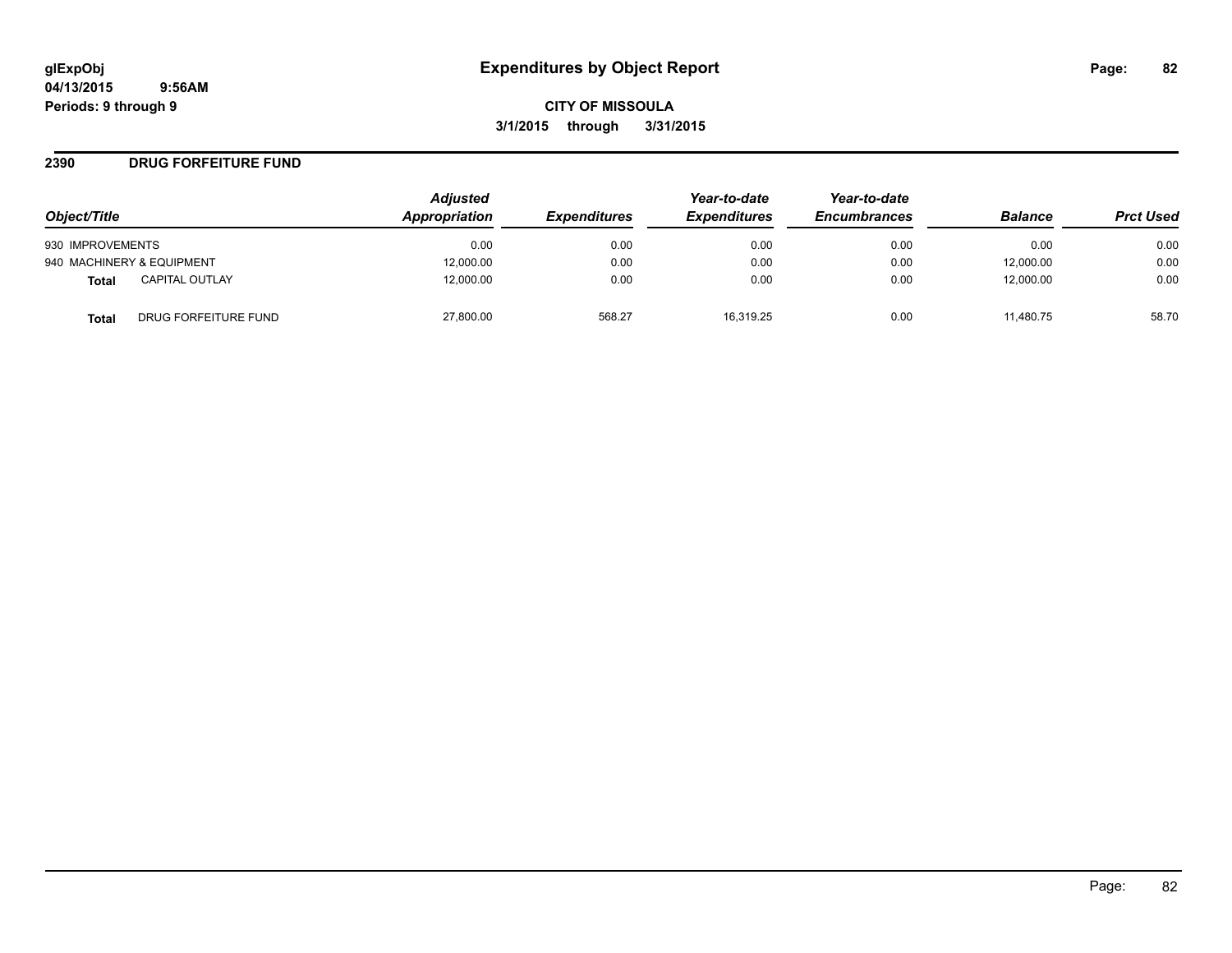**glExpObj**
**04/13/2015 9:56AM**
**Periods: 9 through 9**

# Expenditures by Object Report

**CITY OF MISSOULA**
**3/1/2015 through 3/31/2015**

## 2390 DRUG FORFEITURE FUND

| Object/Title | | Adjusted Appropriation | Expenditures | Year-to-date Expenditures | Year-to-date Encumbrances | Balance | Prct Used |
|---|---|---|---|---|---|---|---|
| 930 IMPROVEMENTS | | 0.00 | 0.00 | 0.00 | 0.00 | 0.00 | 0.00 |
| 940 MACHINERY & EQUIPMENT | | 12,000.00 | 0.00 | 0.00 | 0.00 | 12,000.00 | 0.00 |
| **Total** | CAPITAL OUTLAY | 12,000.00 | 0.00 | 0.00 | 0.00 | 12,000.00 | 0.00 |
| **Total** | DRUG FORFEITURE FUND | 27,800.00 | 568.27 | 16,319.25 | 0.00 | 11,480.75 | 58.70 |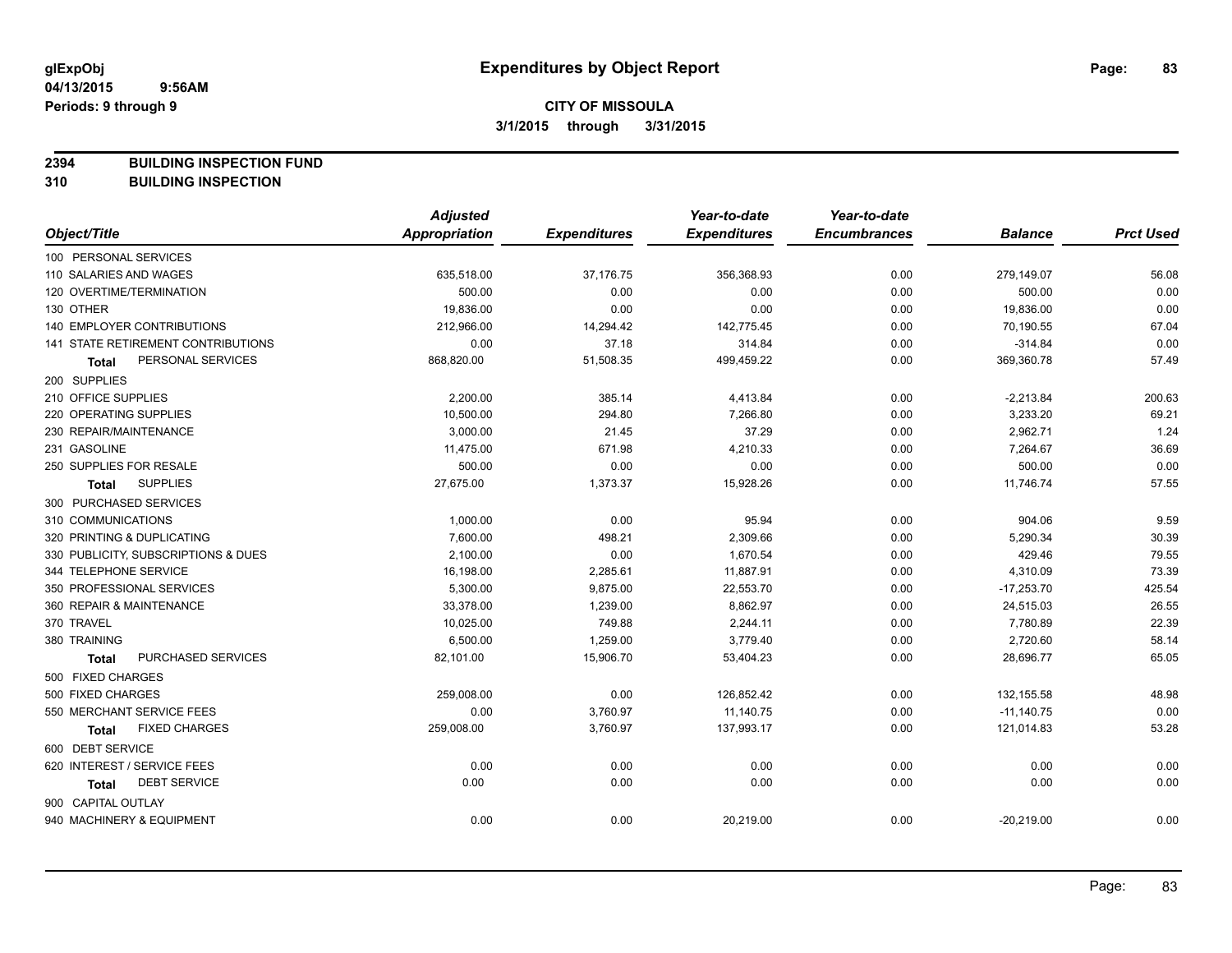# Expenditures by Object Report

glExpObj
04/13/2015 9:56AM
Periods: 9 through 9

**CITY OF MISSOULA**
**3/1/2015 through 3/31/2015**

**2394 BUILDING INSPECTION FUND**
**310 BUILDING INSPECTION**

| Object/Title | Adjusted Appropriation | Expenditures | Year-to-date Expenditures | Year-to-date Encumbrances | Balance | Prct Used |
|---|---|---|---|---|---|---|
| 100 PERSONAL SERVICES | | | | | | |
| 110 SALARIES AND WAGES | 635,518.00 | 37,176.75 | 356,368.93 | 0.00 | 279,149.07 | 56.08 |
| 120 OVERTIME/TERMINATION | 500.00 | 0.00 | 0.00 | 0.00 | 500.00 | 0.00 |
| 130 OTHER | 19,836.00 | 0.00 | 0.00 | 0.00 | 19,836.00 | 0.00 |
| 140 EMPLOYER CONTRIBUTIONS | 212,966.00 | 14,294.42 | 142,775.45 | 0.00 | 70,190.55 | 67.04 |
| 141 STATE RETIREMENT CONTRIBUTIONS | 0.00 | 37.18 | 314.84 | 0.00 | -314.84 | 0.00 |
| **Total** PERSONAL SERVICES | 868,820.00 | 51,508.35 | 499,459.22 | 0.00 | 369,360.78 | 57.49 |
| 200 SUPPLIES | | | | | | |
| 210 OFFICE SUPPLIES | 2,200.00 | 385.14 | 4,413.84 | 0.00 | -2,213.84 | 200.63 |
| 220 OPERATING SUPPLIES | 10,500.00 | 294.80 | 7,266.80 | 0.00 | 3,233.20 | 69.21 |
| 230 REPAIR/MAINTENANCE | 3,000.00 | 21.45 | 37.29 | 0.00 | 2,962.71 | 1.24 |
| 231 GASOLINE | 11,475.00 | 671.98 | 4,210.33 | 0.00 | 7,264.67 | 36.69 |
| 250 SUPPLIES FOR RESALE | 500.00 | 0.00 | 0.00 | 0.00 | 500.00 | 0.00 |
| **Total** SUPPLIES | 27,675.00 | 1,373.37 | 15,928.26 | 0.00 | 11,746.74 | 57.55 |
| 300 PURCHASED SERVICES | | | | | | |
| 310 COMMUNICATIONS | 1,000.00 | 0.00 | 95.94 | 0.00 | 904.06 | 9.59 |
| 320 PRINTING & DUPLICATING | 7,600.00 | 498.21 | 2,309.66 | 0.00 | 5,290.34 | 30.39 |
| 330 PUBLICITY, SUBSCRIPTIONS & DUES | 2,100.00 | 0.00 | 1,670.54 | 0.00 | 429.46 | 79.55 |
| 344 TELEPHONE SERVICE | 16,198.00 | 2,285.61 | 11,887.91 | 0.00 | 4,310.09 | 73.39 |
| 350 PROFESSIONAL SERVICES | 5,300.00 | 9,875.00 | 22,553.70 | 0.00 | -17,253.70 | 425.54 |
| 360 REPAIR & MAINTENANCE | 33,378.00 | 1,239.00 | 8,862.97 | 0.00 | 24,515.03 | 26.55 |
| 370 TRAVEL | 10,025.00 | 749.88 | 2,244.11 | 0.00 | 7,780.89 | 22.39 |
| 380 TRAINING | 6,500.00 | 1,259.00 | 3,779.40 | 0.00 | 2,720.60 | 58.14 |
| **Total** PURCHASED SERVICES | 82,101.00 | 15,906.70 | 53,404.23 | 0.00 | 28,696.77 | 65.05 |
| 500 FIXED CHARGES | | | | | | |
| 500 FIXED CHARGES | 259,008.00 | 0.00 | 126,852.42 | 0.00 | 132,155.58 | 48.98 |
| 550 MERCHANT SERVICE FEES | 0.00 | 3,760.97 | 11,140.75 | 0.00 | -11,140.75 | 0.00 |
| **Total** FIXED CHARGES | 259,008.00 | 3,760.97 | 137,993.17 | 0.00 | 121,014.83 | 53.28 |
| 600 DEBT SERVICE | | | | | | |
| 620 INTEREST / SERVICE FEES | 0.00 | 0.00 | 0.00 | 0.00 | 0.00 | 0.00 |
| **Total** DEBT SERVICE | 0.00 | 0.00 | 0.00 | 0.00 | 0.00 | 0.00 |
| 900 CAPITAL OUTLAY | | | | | | |
| 940 MACHINERY & EQUIPMENT | 0.00 | 0.00 | 20,219.00 | 0.00 | -20,219.00 | 0.00 |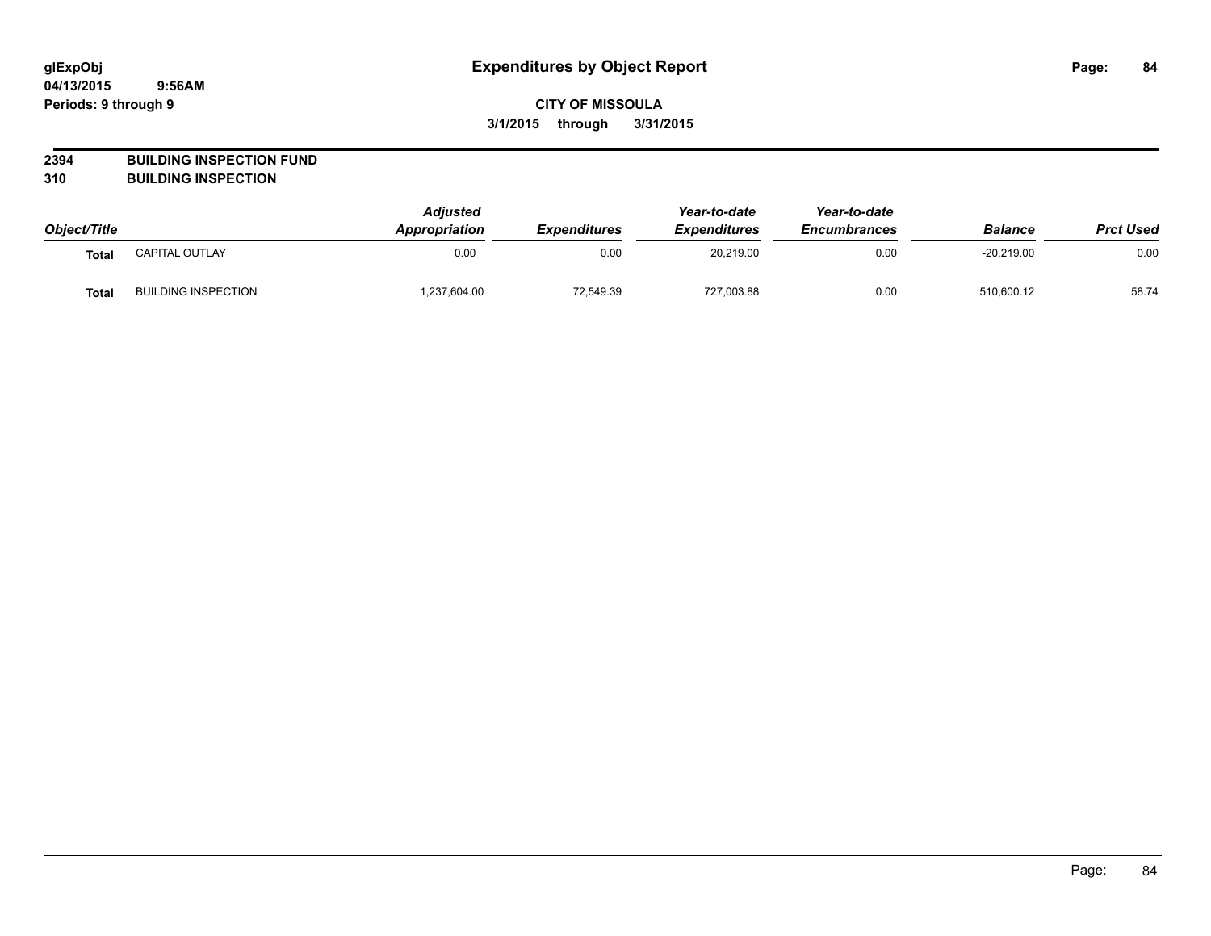**glExpObj** **Expenditures by Object Report**

**04/13/2015 9:56AM**

**Periods: 9 through 9**

**CITY OF MISSOULA**

**3/1/2015 through 3/31/2015**

**2394 BUILDING INSPECTION FUND**

**310 BUILDING INSPECTION**

| Object/Title | | Adjusted Appropriation | Expenditures | Year-to-date Expenditures | Year-to-date Encumbrances | Balance | Prct Used |
|---|---|---|---|---|---|---|---|
| Total | CAPITAL OUTLAY | 0.00 | 0.00 | 20,219.00 | 0.00 | -20,219.00 | 0.00 |
| Total | BUILDING INSPECTION | 1,237,604.00 | 72,549.39 | 727,003.88 | 0.00 | 510,600.12 | 58.74 |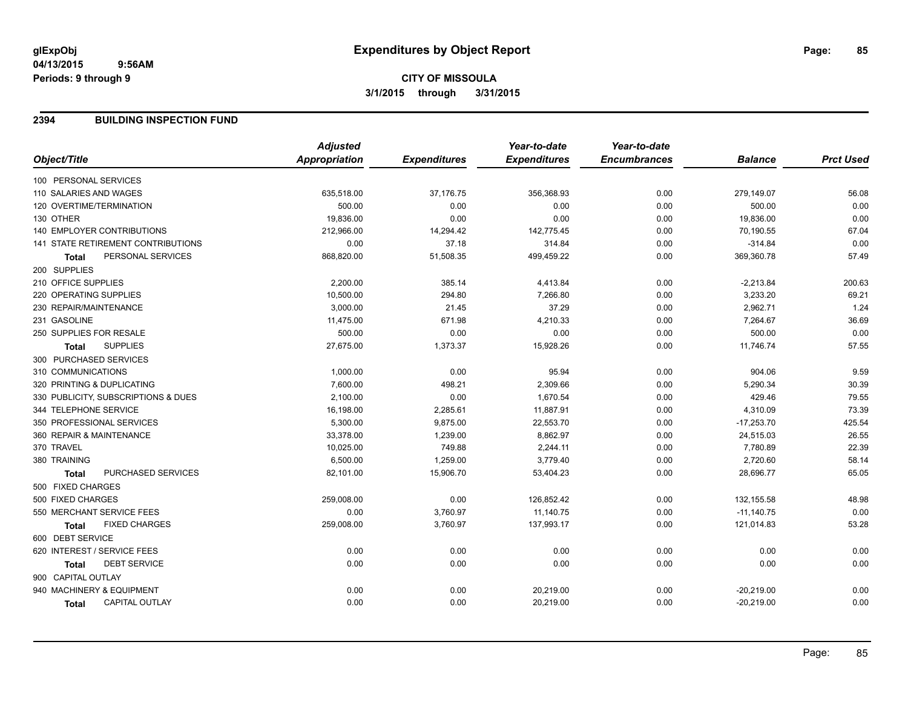# Expenditures by Object Report

glExpObj
04/13/2015 9:56AM
Periods: 9 through 9

**CITY OF MISSOULA**
**3/1/2015 through 3/31/2015**

## 2394 BUILDING INSPECTION FUND

| Object/Title | Adjusted Appropriation | Expenditures | Year-to-date Expenditures | Year-to-date Encumbrances | Balance | Prct Used |
|---|---|---|---|---|---|---|
| 100 PERSONAL SERVICES | | | | | | |
| 110 SALARIES AND WAGES | 635,518.00 | 37,176.75 | 356,368.93 | 0.00 | 279,149.07 | 56.08 |
| 120 OVERTIME/TERMINATION | 500.00 | 0.00 | 0.00 | 0.00 | 500.00 | 0.00 |
| 130 OTHER | 19,836.00 | 0.00 | 0.00 | 0.00 | 19,836.00 | 0.00 |
| 140 EMPLOYER CONTRIBUTIONS | 212,966.00 | 14,294.42 | 142,775.45 | 0.00 | 70,190.55 | 67.04 |
| 141 STATE RETIREMENT CONTRIBUTIONS | 0.00 | 37.18 | 314.84 | 0.00 | -314.84 | 0.00 |
| **Total** PERSONAL SERVICES | 868,820.00 | 51,508.35 | 499,459.22 | 0.00 | 369,360.78 | 57.49 |
| 200 SUPPLIES | | | | | | |
| 210 OFFICE SUPPLIES | 2,200.00 | 385.14 | 4,413.84 | 0.00 | -2,213.84 | 200.63 |
| 220 OPERATING SUPPLIES | 10,500.00 | 294.80 | 7,266.80 | 0.00 | 3,233.20 | 69.21 |
| 230 REPAIR/MAINTENANCE | 3,000.00 | 21.45 | 37.29 | 0.00 | 2,962.71 | 1.24 |
| 231 GASOLINE | 11,475.00 | 671.98 | 4,210.33 | 0.00 | 7,264.67 | 36.69 |
| 250 SUPPLIES FOR RESALE | 500.00 | 0.00 | 0.00 | 0.00 | 500.00 | 0.00 |
| **Total** SUPPLIES | 27,675.00 | 1,373.37 | 15,928.26 | 0.00 | 11,746.74 | 57.55 |
| 300 PURCHASED SERVICES | | | | | | |
| 310 COMMUNICATIONS | 1,000.00 | 0.00 | 95.94 | 0.00 | 904.06 | 9.59 |
| 320 PRINTING & DUPLICATING | 7,600.00 | 498.21 | 2,309.66 | 0.00 | 5,290.34 | 30.39 |
| 330 PUBLICITY, SUBSCRIPTIONS & DUES | 2,100.00 | 0.00 | 1,670.54 | 0.00 | 429.46 | 79.55 |
| 344 TELEPHONE SERVICE | 16,198.00 | 2,285.61 | 11,887.91 | 0.00 | 4,310.09 | 73.39 |
| 350 PROFESSIONAL SERVICES | 5,300.00 | 9,875.00 | 22,553.70 | 0.00 | -17,253.70 | 425.54 |
| 360 REPAIR & MAINTENANCE | 33,378.00 | 1,239.00 | 8,862.97 | 0.00 | 24,515.03 | 26.55 |
| 370 TRAVEL | 10,025.00 | 749.88 | 2,244.11 | 0.00 | 7,780.89 | 22.39 |
| 380 TRAINING | 6,500.00 | 1,259.00 | 3,779.40 | 0.00 | 2,720.60 | 58.14 |
| **Total** PURCHASED SERVICES | 82,101.00 | 15,906.70 | 53,404.23 | 0.00 | 28,696.77 | 65.05 |
| 500 FIXED CHARGES | | | | | | |
| 500 FIXED CHARGES | 259,008.00 | 0.00 | 126,852.42 | 0.00 | 132,155.58 | 48.98 |
| 550 MERCHANT SERVICE FEES | 0.00 | 3,760.97 | 11,140.75 | 0.00 | -11,140.75 | 0.00 |
| **Total** FIXED CHARGES | 259,008.00 | 3,760.97 | 137,993.17 | 0.00 | 121,014.83 | 53.28 |
| 600 DEBT SERVICE | | | | | | |
| 620 INTEREST / SERVICE FEES | 0.00 | 0.00 | 0.00 | 0.00 | 0.00 | 0.00 |
| **Total** DEBT SERVICE | 0.00 | 0.00 | 0.00 | 0.00 | 0.00 | 0.00 |
| 900 CAPITAL OUTLAY | | | | | | |
| 940 MACHINERY & EQUIPMENT | 0.00 | 0.00 | 20,219.00 | 0.00 | -20,219.00 | 0.00 |
| **Total** CAPITAL OUTLAY | 0.00 | 0.00 | 20,219.00 | 0.00 | -20,219.00 | 0.00 |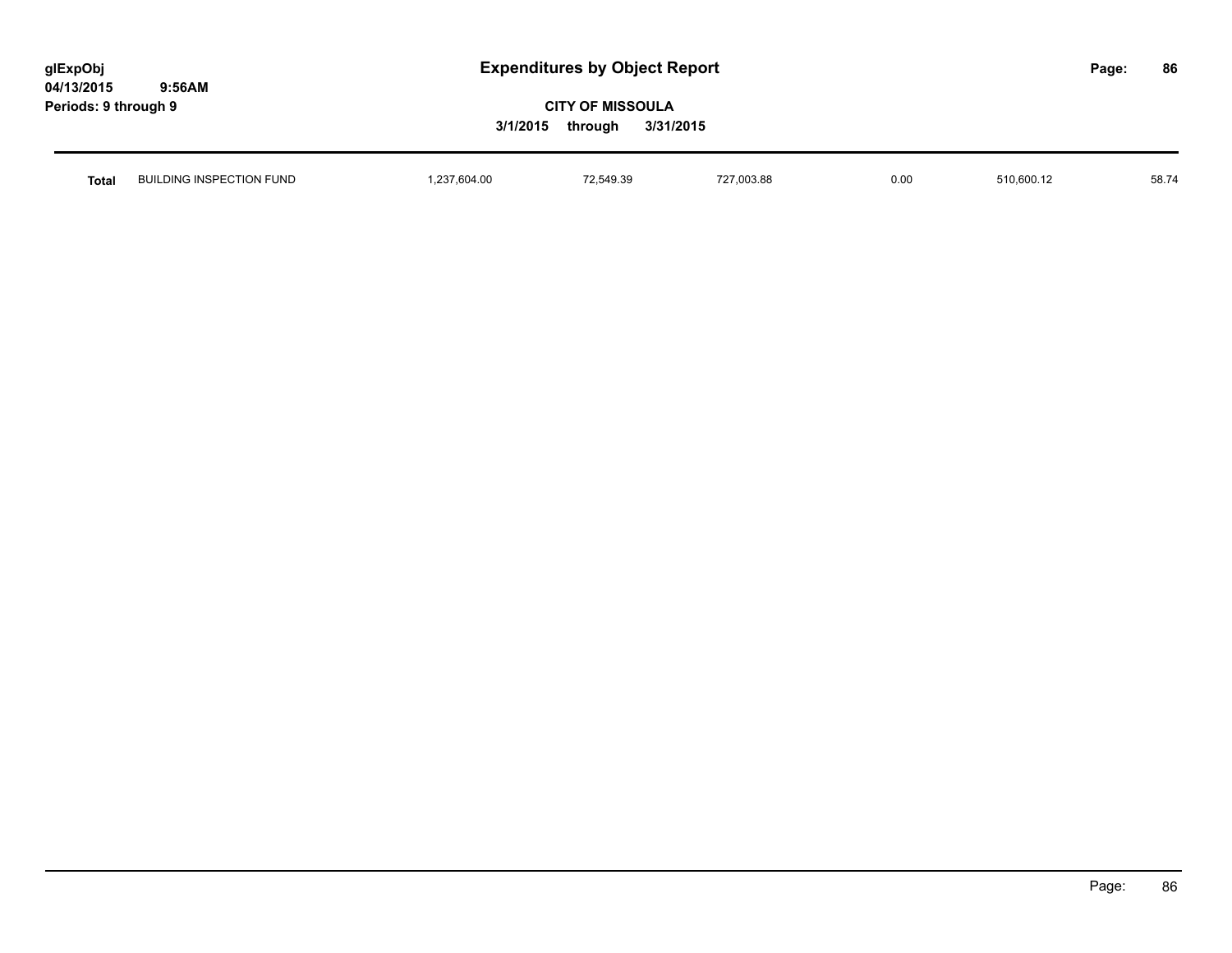| | | | | | | |
|---|---|---|---|---|---|---|
| **Total** | BUILDING INSPECTION FUND | 1,237,604.00 | 72,549.39 | 727,003.88 | 0.00 | 510,600.12 | 58.74 |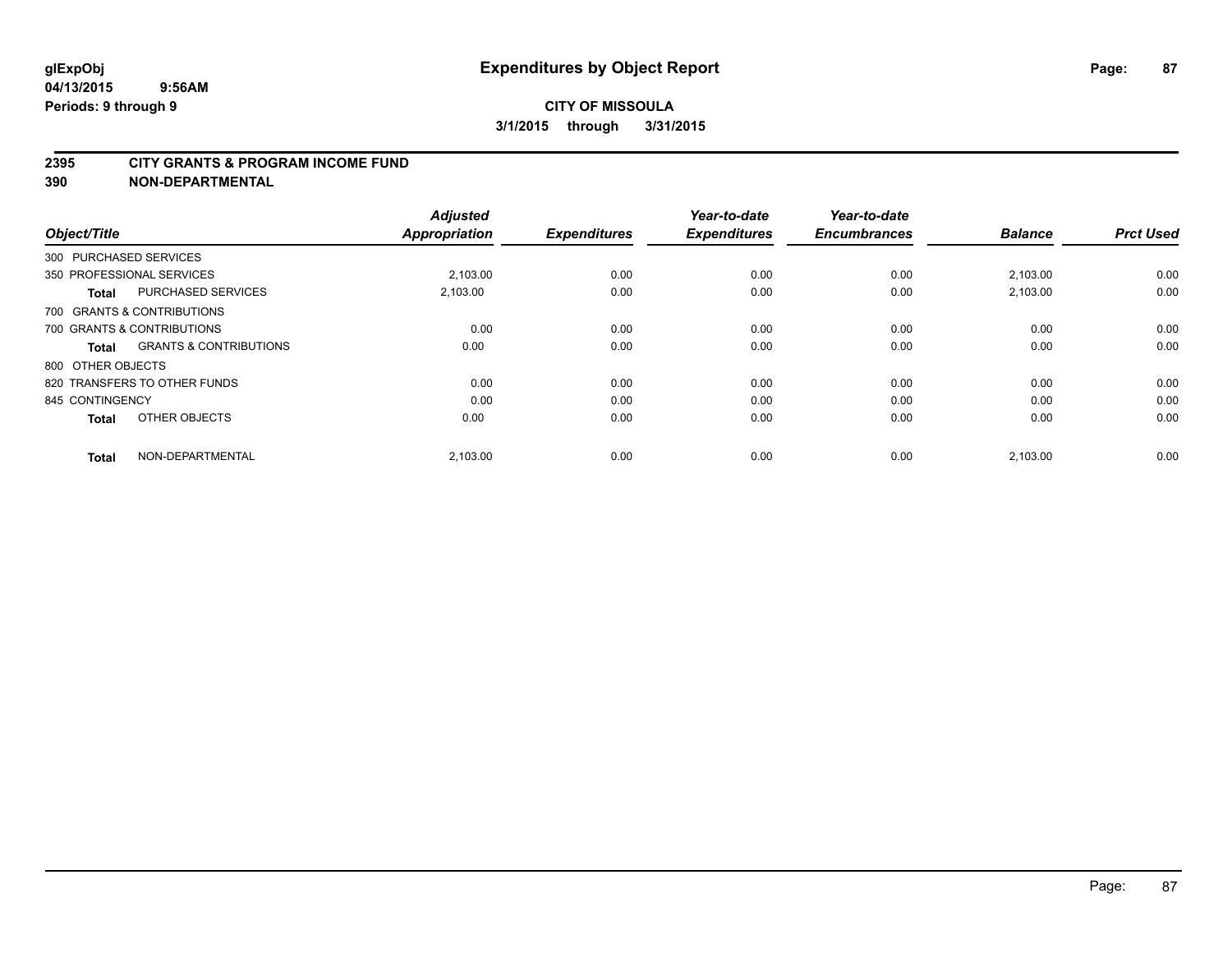# Expenditures by Object Report

glExpObj
04/13/2015 9:56AM
Periods: 9 through 9

**CITY OF MISSOULA**
**3/1/2015 through 3/31/2015**

## 2395 CITY GRANTS & PROGRAM INCOME FUND
## 390 NON-DEPARTMENTAL

| Object/Title | | Adjusted Appropriation | Expenditures | Year-to-date Expenditures | Year-to-date Encumbrances | Balance | Prct Used |
|---|---|---|---|---|---|---|---|
| 300 PURCHASED SERVICES | | | | | | | |
| 350 PROFESSIONAL SERVICES | | 2,103.00 | 0.00 | 0.00 | 0.00 | 2,103.00 | 0.00 |
| **Total** | PURCHASED SERVICES | 2,103.00 | 0.00 | 0.00 | 0.00 | 2,103.00 | 0.00 |
| 700 GRANTS & CONTRIBUTIONS | | | | | | | |
| 700 GRANTS & CONTRIBUTIONS | | 0.00 | 0.00 | 0.00 | 0.00 | 0.00 | 0.00 |
| **Total** | GRANTS & CONTRIBUTIONS | 0.00 | 0.00 | 0.00 | 0.00 | 0.00 | 0.00 |
| 800 OTHER OBJECTS | | | | | | | |
| 820 TRANSFERS TO OTHER FUNDS | | 0.00 | 0.00 | 0.00 | 0.00 | 0.00 | 0.00 |
| 845 CONTINGENCY | | 0.00 | 0.00 | 0.00 | 0.00 | 0.00 | 0.00 |
| **Total** | OTHER OBJECTS | 0.00 | 0.00 | 0.00 | 0.00 | 0.00 | 0.00 |
| **Total** | NON-DEPARTMENTAL | 2,103.00 | 0.00 | 0.00 | 0.00 | 2,103.00 | 0.00 |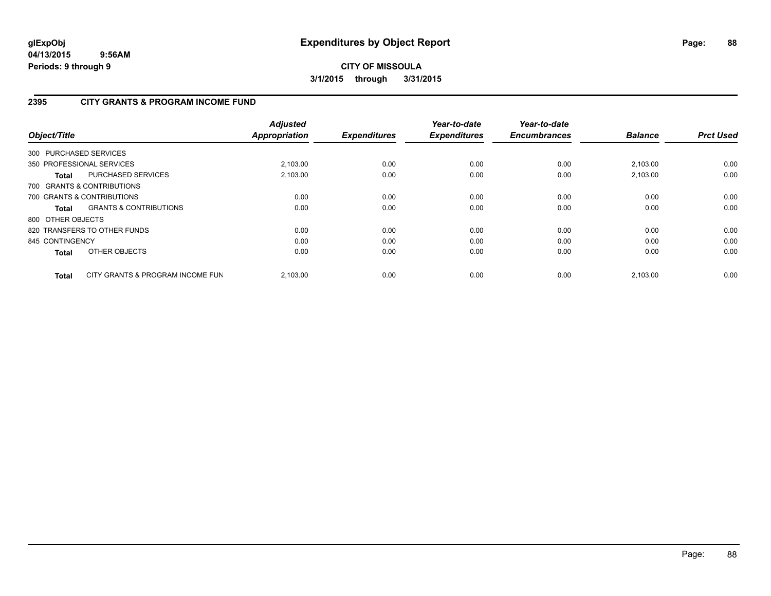# Expenditures by Object Report

glExpObj
04/13/2015 9:56AM
Periods: 9 through 9

**CITY OF MISSOULA**
**3/1/2015 through 3/31/2015**

## 2395 CITY GRANTS & PROGRAM INCOME FUND

| Object/Title | Adjusted Appropriation | Expenditures | Year-to-date Expenditures | Year-to-date Encumbrances | Balance | Prct Used |
|---|---|---|---|---|---|---|
| 300 PURCHASED SERVICES | | | | | | |
| 350 PROFESSIONAL SERVICES | 2,103.00 | 0.00 | 0.00 | 0.00 | 2,103.00 | 0.00 |
| **Total** PURCHASED SERVICES | 2,103.00 | 0.00 | 0.00 | 0.00 | 2,103.00 | 0.00 |
| 700 GRANTS & CONTRIBUTIONS | | | | | | |
| 700 GRANTS & CONTRIBUTIONS | 0.00 | 0.00 | 0.00 | 0.00 | 0.00 | 0.00 |
| **Total** GRANTS & CONTRIBUTIONS | 0.00 | 0.00 | 0.00 | 0.00 | 0.00 | 0.00 |
| 800 OTHER OBJECTS | | | | | | |
| 820 TRANSFERS TO OTHER FUNDS | 0.00 | 0.00 | 0.00 | 0.00 | 0.00 | 0.00 |
| 845 CONTINGENCY | 0.00 | 0.00 | 0.00 | 0.00 | 0.00 | 0.00 |
| **Total** OTHER OBJECTS | 0.00 | 0.00 | 0.00 | 0.00 | 0.00 | 0.00 |
| **Total** CITY GRANTS & PROGRAM INCOME FUN | 2,103.00 | 0.00 | 0.00 | 0.00 | 2,103.00 | 0.00 |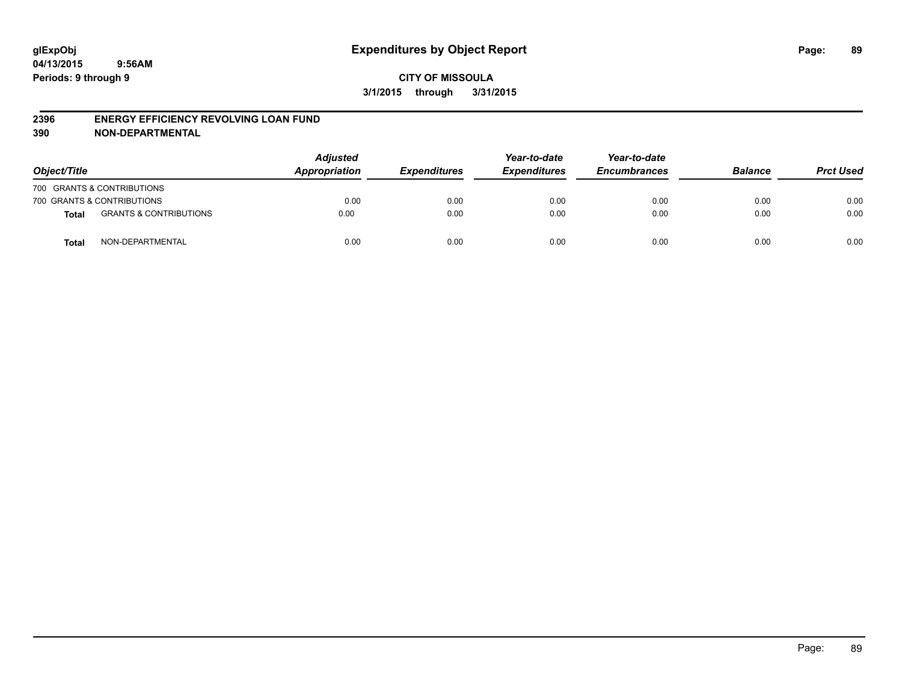**glExpObj**
**04/13/2015 9:56AM**
**Periods: 9 through 9**

# Expenditures by Object Report

**CITY OF MISSOULA**
**3/1/2015 through 3/31/2015**

## 2396 ENERGY EFFICIENCY REVOLVING LOAN FUND
## 390 NON-DEPARTMENTAL

| Object/Title | | Adjusted Appropriation | Expenditures | Year-to-date Expenditures | Year-to-date Encumbrances | Balance | Prct Used |
|---|---|---|---|---|---|---|---|
| 700 GRANTS & CONTRIBUTIONS | | | | | | | |
| 700 GRANTS & CONTRIBUTIONS | | 0.00 | 0.00 | 0.00 | 0.00 | 0.00 | 0.00 |
| **Total** | GRANTS & CONTRIBUTIONS | 0.00 | 0.00 | 0.00 | 0.00 | 0.00 | 0.00 |
| **Total** | NON-DEPARTMENTAL | 0.00 | 0.00 | 0.00 | 0.00 | 0.00 | 0.00 |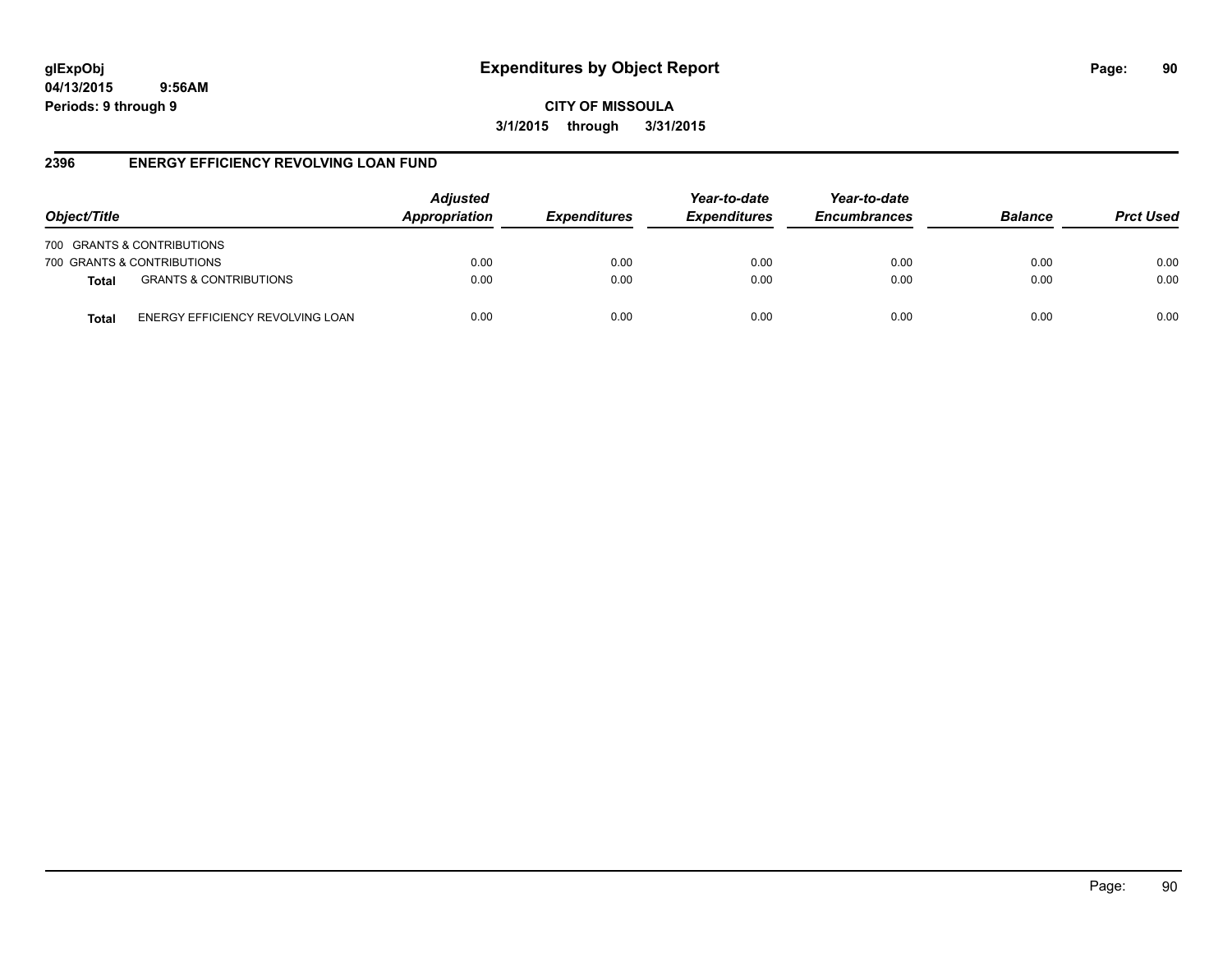# Expenditures by Object Report

glExpObj
04/13/2015 9:56AM
Periods: 9 through 9

**CITY OF MISSOULA**
**3/1/2015 through 3/31/2015**

## 2396 ENERGY EFFICIENCY REVOLVING LOAN FUND

| Object/Title | | Adjusted Appropriation | Expenditures | Year-to-date Expenditures | Year-to-date Encumbrances | Balance | Prct Used |
|---|---|---|---|---|---|---|---|
| 700 GRANTS & CONTRIBUTIONS | | | | | | | |
| 700 GRANTS & CONTRIBUTIONS | | 0.00 | 0.00 | 0.00 | 0.00 | 0.00 | 0.00 |
| **Total** | GRANTS & CONTRIBUTIONS | 0.00 | 0.00 | 0.00 | 0.00 | 0.00 | 0.00 |
| **Total** | ENERGY EFFICIENCY REVOLVING LOAN | 0.00 | 0.00 | 0.00 | 0.00 | 0.00 | 0.00 |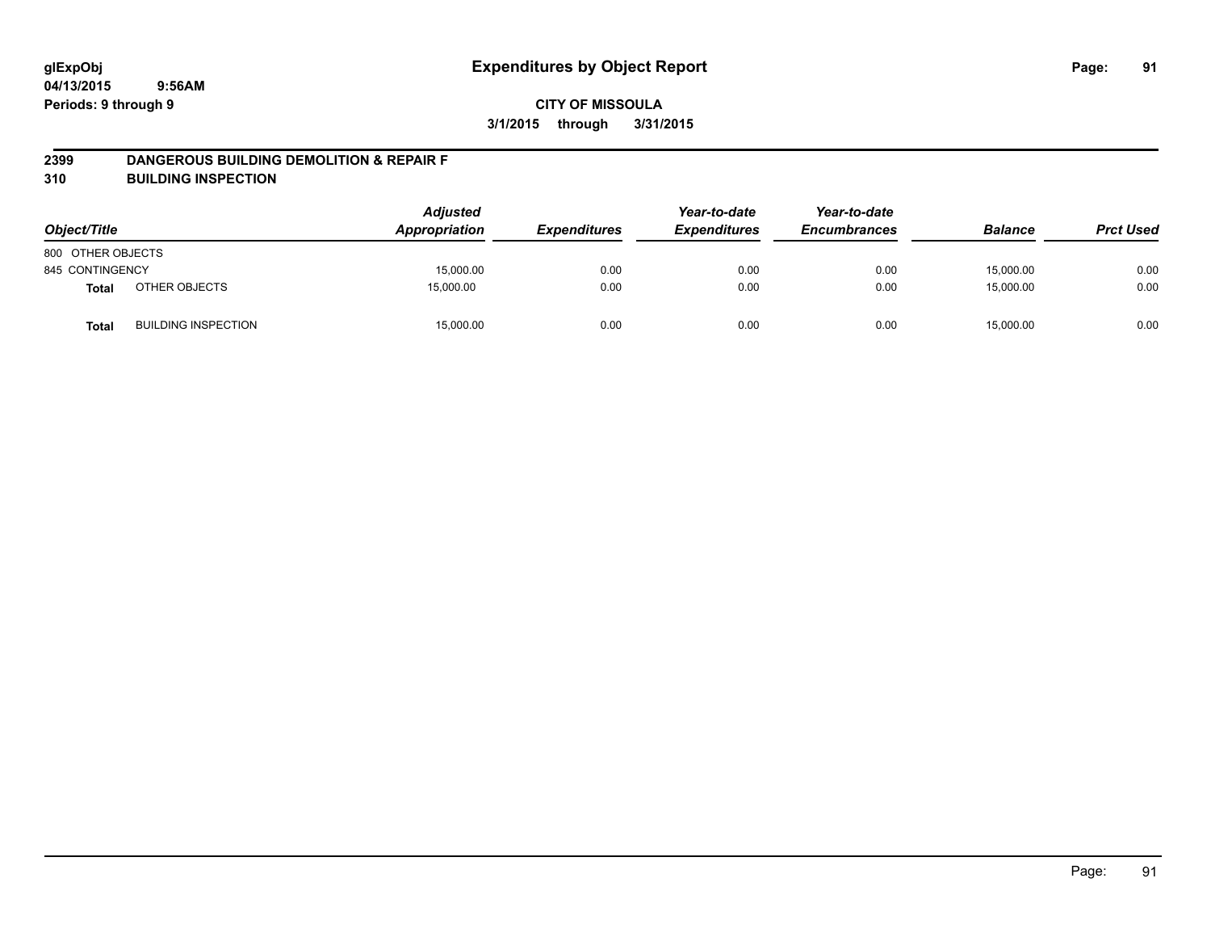glExpObj
04/13/2015 9:56AM
Periods: 9 through 9

# Expenditures by Object Report

**CITY OF MISSOULA**

**3/1/2015 through 3/31/2015**

**2399 DANGEROUS BUILDING DEMOLITION & REPAIR F**
**310 BUILDING INSPECTION**

| Object/Title | | Adjusted Appropriation | Expenditures | Year-to-date Expenditures | Year-to-date Encumbrances | Balance | Prct Used |
|---|---|---|---|---|---|---|---|
| 800 OTHER OBJECTS | | | | | | | |
| 845 CONTINGENCY | | 15,000.00 | 0.00 | 0.00 | 0.00 | 15,000.00 | 0.00 |
| **Total** | OTHER OBJECTS | 15,000.00 | 0.00 | 0.00 | 0.00 | 15,000.00 | 0.00 |
| **Total** | BUILDING INSPECTION | 15,000.00 | 0.00 | 0.00 | 0.00 | 15,000.00 | 0.00 |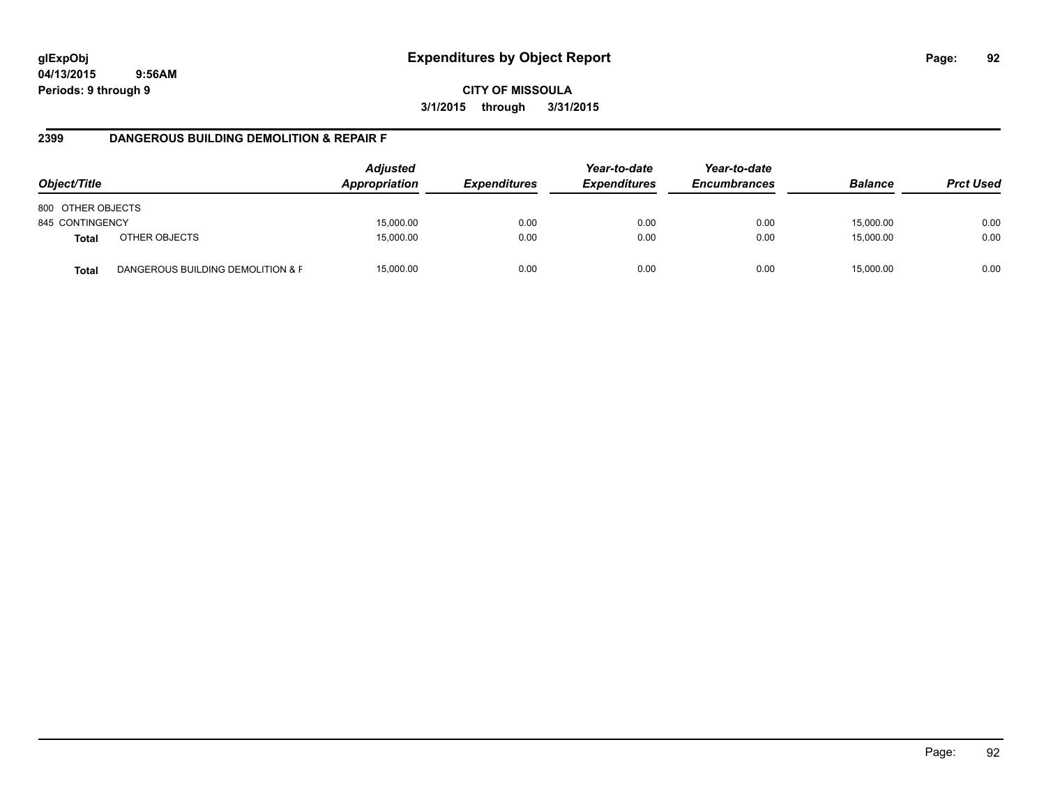# Expenditures by Object Report

glExpObj
04/13/2015 9:56AM
Periods: 9 through 9

**CITY OF MISSOULA**
**3/1/2015 through 3/31/2015**

## 2399 DANGEROUS BUILDING DEMOLITION & REPAIR F

| Object/Title | | Adjusted Appropriation | Expenditures | Year-to-date Expenditures | Year-to-date Encumbrances | Balance | Prct Used |
|---|---|---|---|---|---|---|---|
| 800 OTHER OBJECTS | | | | | | | |
| 845 CONTINGENCY | | 15,000.00 | 0.00 | 0.00 | 0.00 | 15,000.00 | 0.00 |
| **Total** | OTHER OBJECTS | 15,000.00 | 0.00 | 0.00 | 0.00 | 15,000.00 | 0.00 |
| **Total** | DANGEROUS BUILDING DEMOLITION & F | 15,000.00 | 0.00 | 0.00 | 0.00 | 15,000.00 | 0.00 |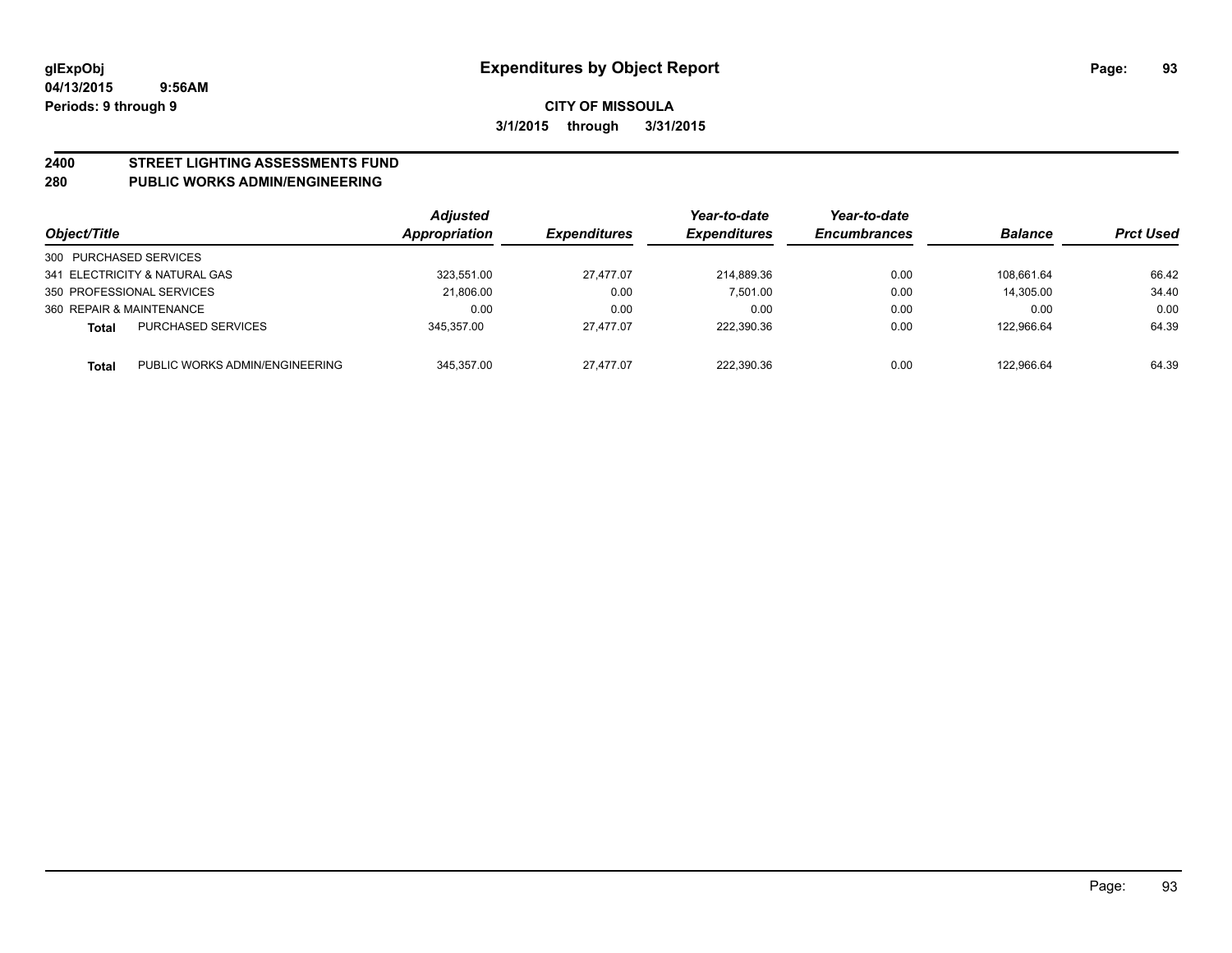# Expenditures by Object Report

glExpObj
04/13/2015 9:56AM
Periods: 9 through 9

**CITY OF MISSOULA**
**3/1/2015 through 3/31/2015**

## 2400 STREET LIGHTING ASSESSMENTS FUND
## 280 PUBLIC WORKS ADMIN/ENGINEERING

| Object/Title | | Adjusted Appropriation | Expenditures | Year-to-date Expenditures | Year-to-date Encumbrances | Balance | Prct Used |
|---|---|---|---|---|---|---|---|
| 300 PURCHASED SERVICES | | | | | | | |
| 341 ELECTRICITY & NATURAL GAS | | 323,551.00 | 27,477.07 | 214,889.36 | 0.00 | 108,661.64 | 66.42 |
| 350 PROFESSIONAL SERVICES | | 21,806.00 | 0.00 | 7,501.00 | 0.00 | 14,305.00 | 34.40 |
| 360 REPAIR & MAINTENANCE | | 0.00 | 0.00 | 0.00 | 0.00 | 0.00 | 0.00 |
| **Total** | PURCHASED SERVICES | 345,357.00 | 27,477.07 | 222,390.36 | 0.00 | 122,966.64 | 64.39 |
| **Total** | PUBLIC WORKS ADMIN/ENGINEERING | 345,357.00 | 27,477.07 | 222,390.36 | 0.00 | 122,966.64 | 64.39 |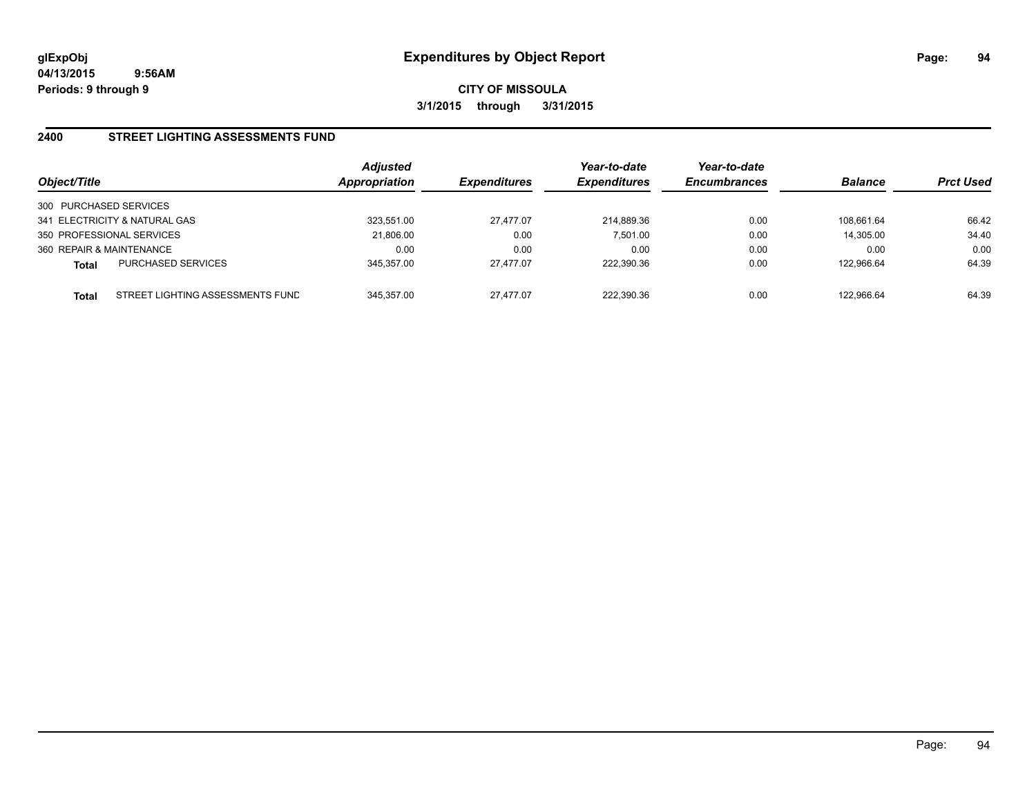**glExpObj**
**04/13/2015 9:56AM**
**Periods: 9 through 9**

# Expenditures by Object Report

**CITY OF MISSOULA**
**3/1/2015 through 3/31/2015**

## 2400 STREET LIGHTING ASSESSMENTS FUND

| Object/Title | | *Adjusted Appropriation* | *Expenditures* | *Year-to-date Expenditures* | *Year-to-date Encumbrances* | *Balance* | *Prct Used* |
|---|---|---|---|---|---|---|---|
| 300 PURCHASED SERVICES | | | | | | | |
| 341 ELECTRICITY & NATURAL GAS | | 323,551.00 | 27,477.07 | 214,889.36 | 0.00 | 108,661.64 | 66.42 |
| 350 PROFESSIONAL SERVICES | | 21,806.00 | 0.00 | 7,501.00 | 0.00 | 14,305.00 | 34.40 |
| 360 REPAIR & MAINTENANCE | | 0.00 | 0.00 | 0.00 | 0.00 | 0.00 | 0.00 |
| **Total** | PURCHASED SERVICES | 345,357.00 | 27,477.07 | 222,390.36 | 0.00 | 122,966.64 | 64.39 |
| **Total** | STREET LIGHTING ASSESSMENTS FUND | 345,357.00 | 27,477.07 | 222,390.36 | 0.00 | 122,966.64 | 64.39 |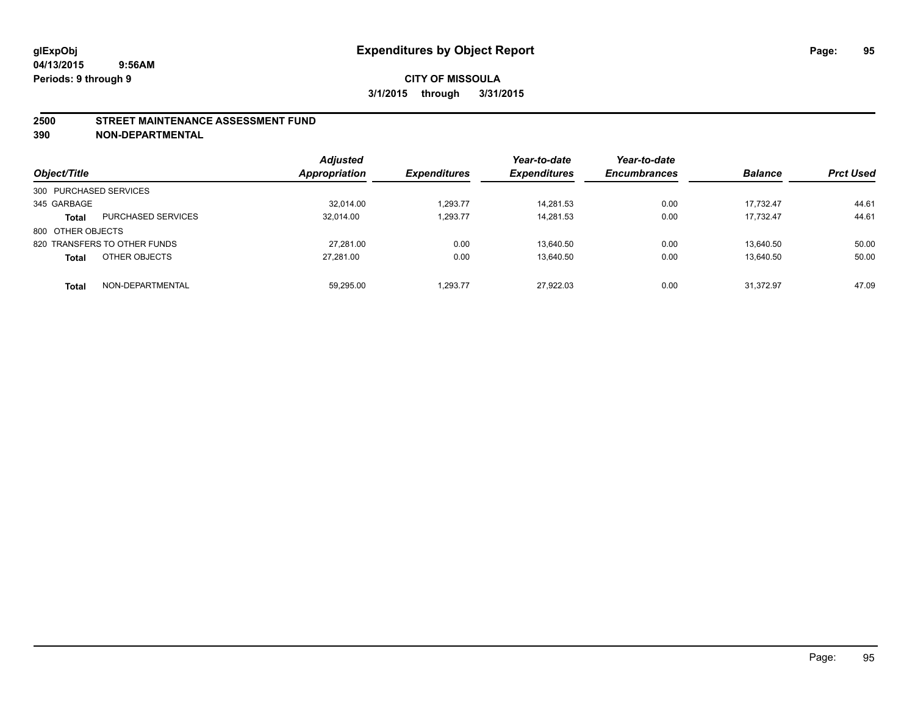**glExpObj**
**04/13/2015 9:56AM**
**Periods: 9 through 9**

# Expenditures by Object Report

**CITY OF MISSOULA**
**3/1/2015 through 3/31/2015**

## 2500 STREET MAINTENANCE ASSESSMENT FUND
## 390 NON-DEPARTMENTAL

| Object/Title | | Adjusted Appropriation | Expenditures | Year-to-date Expenditures | Year-to-date Encumbrances | Balance | Prct Used |
|---|---|---|---|---|---|---|---|
| 300 PURCHASED SERVICES | | | | | | | |
| 345 GARBAGE | | 32,014.00 | 1,293.77 | 14,281.53 | 0.00 | 17,732.47 | 44.61 |
| **Total** | PURCHASED SERVICES | 32,014.00 | 1,293.77 | 14,281.53 | 0.00 | 17,732.47 | 44.61 |
| 800 OTHER OBJECTS | | | | | | | |
| 820 TRANSFERS TO OTHER FUNDS | | 27,281.00 | 0.00 | 13,640.50 | 0.00 | 13,640.50 | 50.00 |
| **Total** | OTHER OBJECTS | 27,281.00 | 0.00 | 13,640.50 | 0.00 | 13,640.50 | 50.00 |
| **Total** | NON-DEPARTMENTAL | 59,295.00 | 1,293.77 | 27,922.03 | 0.00 | 31,372.97 | 47.09 |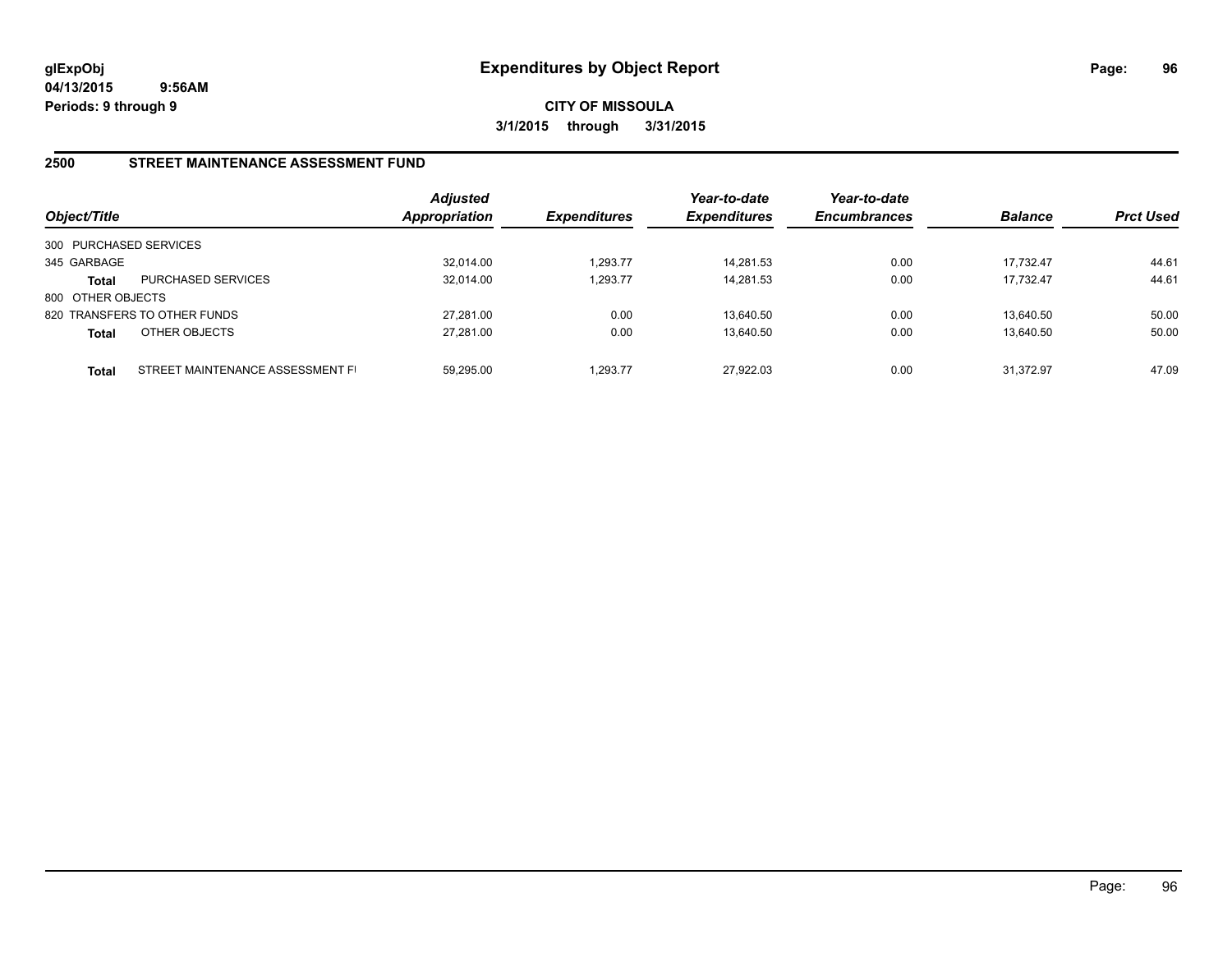# Expenditures by Object Report

glExpObj
04/13/2015 9:56AM
Periods: 9 through 9

**CITY OF MISSOULA**
**3/1/2015 through 3/31/2015**

## 2500 STREET MAINTENANCE ASSESSMENT FUND

| Object/Title | | Adjusted Appropriation | Expenditures | Year-to-date Expenditures | Year-to-date Encumbrances | Balance | Prct Used |
|---|---|---|---|---|---|---|---|
| 300 PURCHASED SERVICES | | | | | | | |
| 345 GARBAGE | | 32,014.00 | 1,293.77 | 14,281.53 | 0.00 | 17,732.47 | 44.61 |
| **Total** | PURCHASED SERVICES | 32,014.00 | 1,293.77 | 14,281.53 | 0.00 | 17,732.47 | 44.61 |
| 800 OTHER OBJECTS | | | | | | | |
| 820 TRANSFERS TO OTHER FUNDS | | 27,281.00 | 0.00 | 13,640.50 | 0.00 | 13,640.50 | 50.00 |
| **Total** | OTHER OBJECTS | 27,281.00 | 0.00 | 13,640.50 | 0.00 | 13,640.50 | 50.00 |
| **Total** | STREET MAINTENANCE ASSESSMENT FI | 59,295.00 | 1,293.77 | 27,922.03 | 0.00 | 31,372.97 | 47.09 |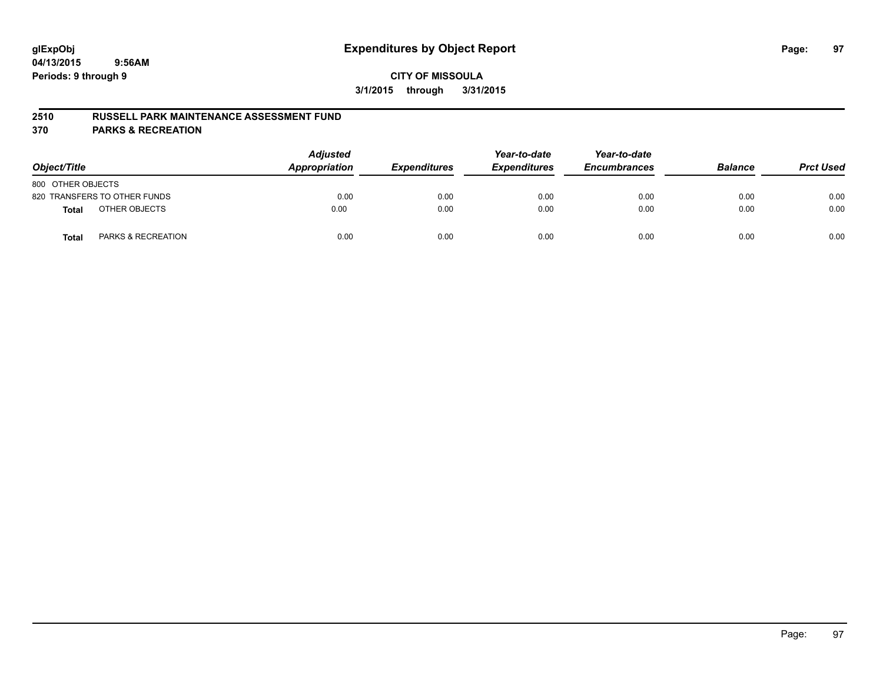# Expenditures by Object Report

glExpObj
04/13/2015 9:56AM
Periods: 9 through 9

**CITY OF MISSOULA**
**3/1/2015 through 3/31/2015**

## 2510 RUSSELL PARK MAINTENANCE ASSESSMENT FUND
## 370 PARKS & RECREATION

| Object/Title | | Adjusted Appropriation | Expenditures | Year-to-date Expenditures | Year-to-date Encumbrances | Balance | Prct Used |
|---|---|---|---|---|---|---|---|
| 800 OTHER OBJECTS | | | | | | | |
| 820 TRANSFERS TO OTHER FUNDS | | 0.00 | 0.00 | 0.00 | 0.00 | 0.00 | 0.00 |
| **Total** | OTHER OBJECTS | 0.00 | 0.00 | 0.00 | 0.00 | 0.00 | 0.00 |
| **Total** | PARKS & RECREATION | 0.00 | 0.00 | 0.00 | 0.00 | 0.00 | 0.00 |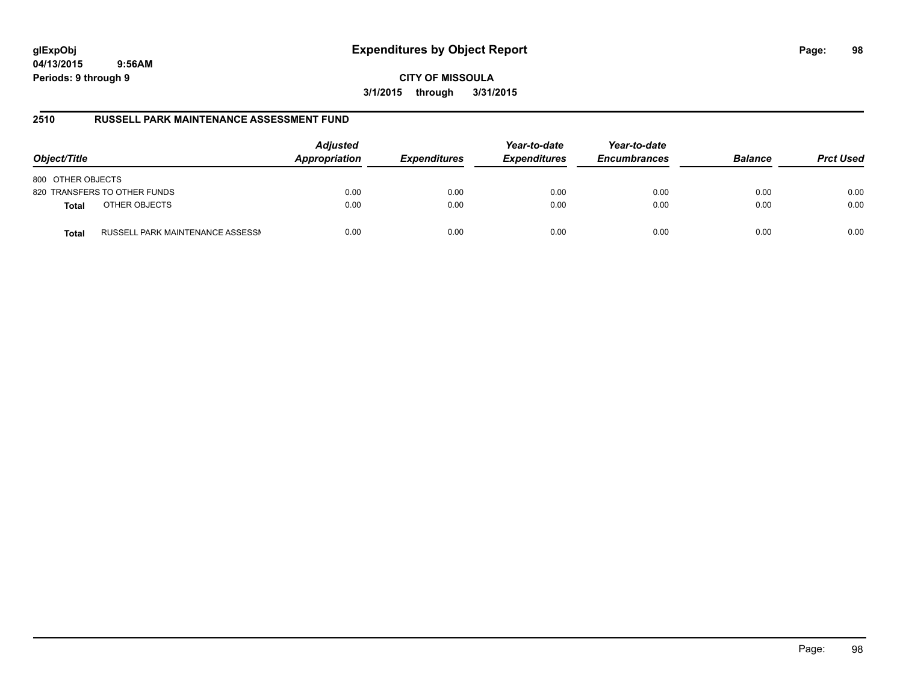**glExpObj**
**04/13/2015 9:56AM**
**Periods: 9 through 9**

# Expenditures by Object Report

**CITY OF MISSOULA**
**3/1/2015 through 3/31/2015**

## 2510 RUSSELL PARK MAINTENANCE ASSESSMENT FUND

| Object/Title | | Adjusted Appropriation | Expenditures | Year-to-date Expenditures | Year-to-date Encumbrances | Balance | Prct Used |
|---|---|---|---|---|---|---|---|
| 800 OTHER OBJECTS | | | | | | | |
| 820 TRANSFERS TO OTHER FUNDS | | 0.00 | 0.00 | 0.00 | 0.00 | 0.00 | 0.00 |
| **Total** | OTHER OBJECTS | 0.00 | 0.00 | 0.00 | 0.00 | 0.00 | 0.00 |
| **Total** | RUSSELL PARK MAINTENANCE ASSESSI | 0.00 | 0.00 | 0.00 | 0.00 | 0.00 | 0.00 |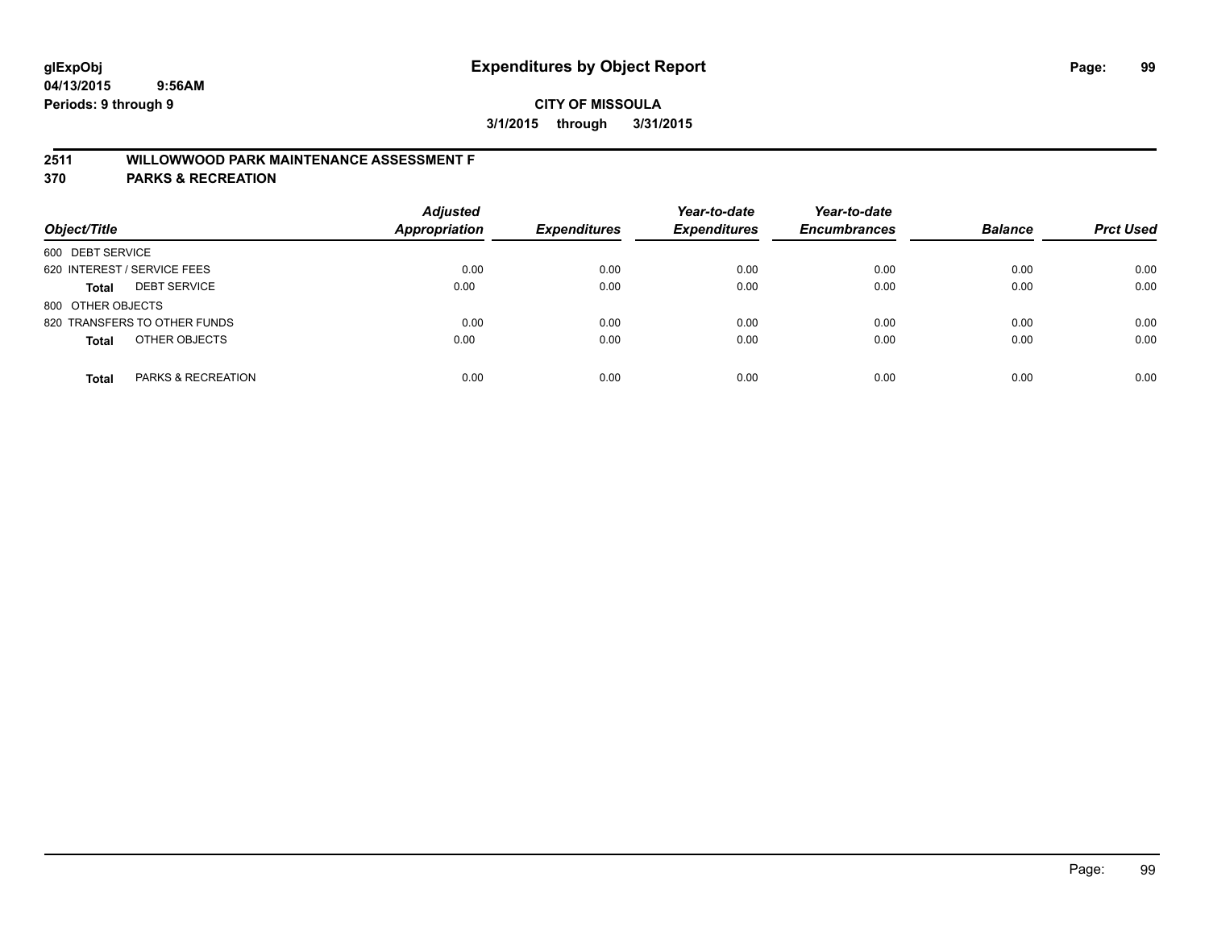# Expenditures by Object Report

glExpObj
04/13/2015 9:56AM
Periods: 9 through 9

**CITY OF MISSOULA**

**3/1/2015 through 3/31/2015**

## 2511 WILLOWWOOD PARK MAINTENANCE ASSESSMENT F
## 370 PARKS & RECREATION

| Object/Title | Adjusted Appropriation | Expenditures | Year-to-date Expenditures | Year-to-date Encumbrances | Balance | Prct Used |
|---|---|---|---|---|---|---|
| 600 DEBT SERVICE | | | | | | |
| 620 INTEREST / SERVICE FEES | 0.00 | 0.00 | 0.00 | 0.00 | 0.00 | 0.00 |
| **Total** DEBT SERVICE | 0.00 | 0.00 | 0.00 | 0.00 | 0.00 | 0.00 |
| 800 OTHER OBJECTS | | | | | | |
| 820 TRANSFERS TO OTHER FUNDS | 0.00 | 0.00 | 0.00 | 0.00 | 0.00 | 0.00 |
| **Total** OTHER OBJECTS | 0.00 | 0.00 | 0.00 | 0.00 | 0.00 | 0.00 |
| **Total** PARKS & RECREATION | 0.00 | 0.00 | 0.00 | 0.00 | 0.00 | 0.00 |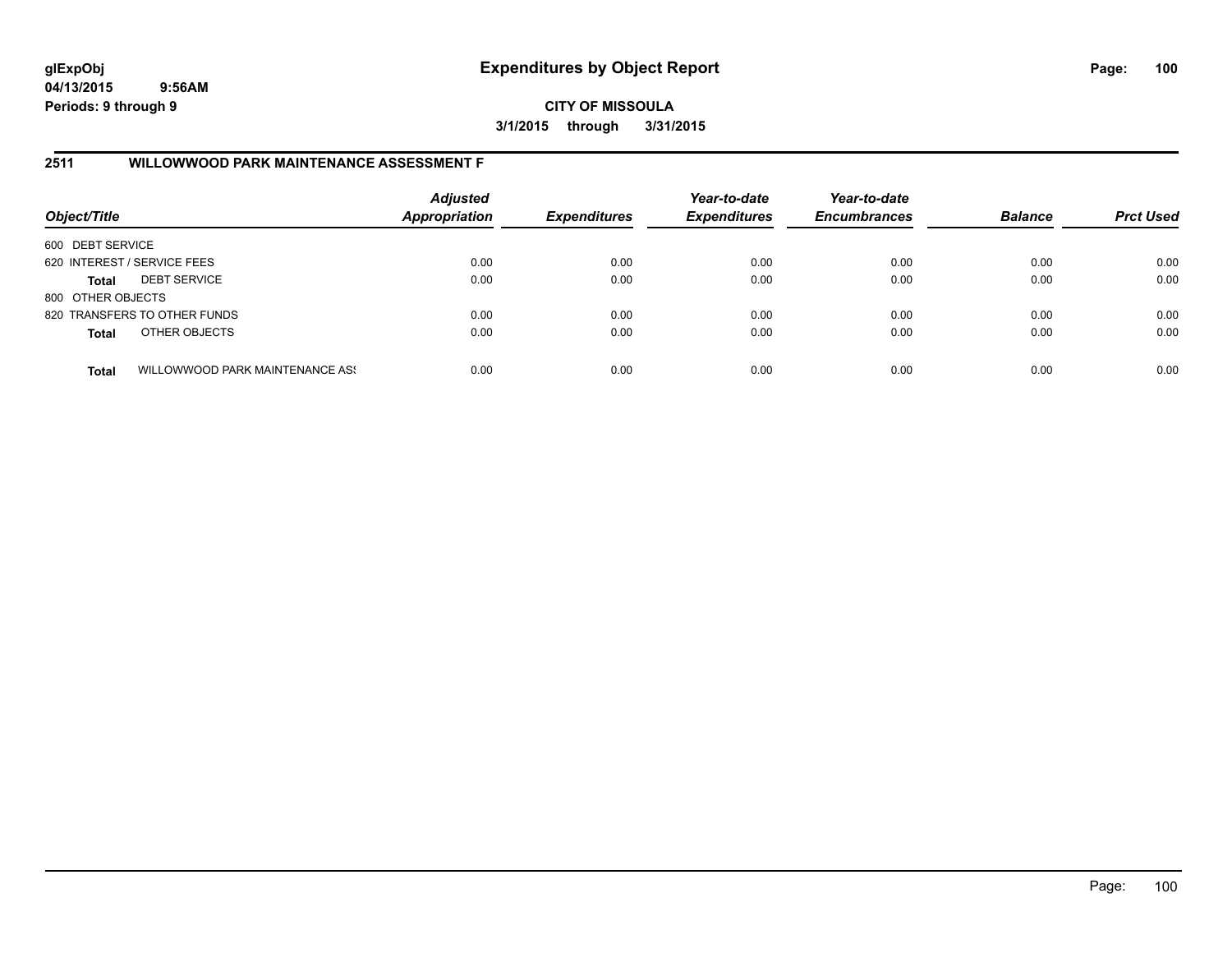# Expenditures by Object Report

glExpObj
04/13/2015 9:56AM
Periods: 9 through 9

**CITY OF MISSOULA**
**3/1/2015 through 3/31/2015**

## 2511 WILLOWWOOD PARK MAINTENANCE ASSESSMENT F

| Object/Title | | Adjusted Appropriation | Expenditures | Year-to-date Expenditures | Year-to-date Encumbrances | Balance | Prct Used |
|---|---|---|---|---|---|---|---|
| 600 DEBT SERVICE | | | | | | | |
| 620 INTEREST / SERVICE FEES | | 0.00 | 0.00 | 0.00 | 0.00 | 0.00 | 0.00 |
| **Total** | DEBT SERVICE | 0.00 | 0.00 | 0.00 | 0.00 | 0.00 | 0.00 |
| 800 OTHER OBJECTS | | | | | | | |
| 820 TRANSFERS TO OTHER FUNDS | | 0.00 | 0.00 | 0.00 | 0.00 | 0.00 | 0.00 |
| **Total** | OTHER OBJECTS | 0.00 | 0.00 | 0.00 | 0.00 | 0.00 | 0.00 |
| **Total** | WILLOWWOOD PARK MAINTENANCE ASS | 0.00 | 0.00 | 0.00 | 0.00 | 0.00 | 0.00 |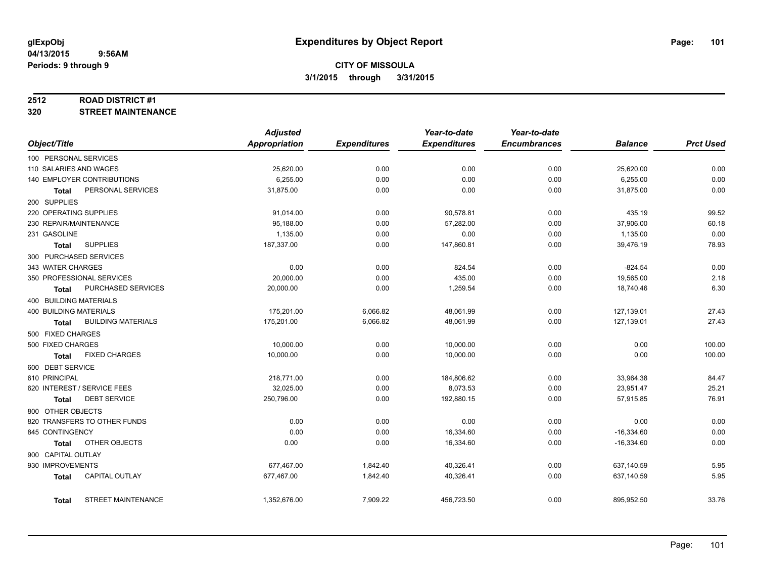glExpObj
04/13/2015 9:56AM
Periods: 9 through 9

# Expenditures by Object Report

**CITY OF MISSOULA**
**3/1/2015 through 3/31/2015**

**2512 ROAD DISTRICT #1**
**320 STREET MAINTENANCE**

| Object/Title | | Adjusted Appropriation | Expenditures | Year-to-date Expenditures | Year-to-date Encumbrances | Balance | Prct Used |
|---|---|---|---|---|---|---|---|
| 100 PERSONAL SERVICES | | | | | | | |
| 110 SALARIES AND WAGES | | 25,620.00 | 0.00 | 0.00 | 0.00 | 25,620.00 | 0.00 |
| 140 EMPLOYER CONTRIBUTIONS | | 6,255.00 | 0.00 | 0.00 | 0.00 | 6,255.00 | 0.00 |
| Total | PERSONAL SERVICES | 31,875.00 | 0.00 | 0.00 | 0.00 | 31,875.00 | 0.00 |
| 200 SUPPLIES | | | | | | | |
| 220 OPERATING SUPPLIES | | 91,014.00 | 0.00 | 90,578.81 | 0.00 | 435.19 | 99.52 |
| 230 REPAIR/MAINTENANCE | | 95,188.00 | 0.00 | 57,282.00 | 0.00 | 37,906.00 | 60.18 |
| 231 GASOLINE | | 1,135.00 | 0.00 | 0.00 | 0.00 | 1,135.00 | 0.00 |
| Total | SUPPLIES | 187,337.00 | 0.00 | 147,860.81 | 0.00 | 39,476.19 | 78.93 |
| 300 PURCHASED SERVICES | | | | | | | |
| 343 WATER CHARGES | | 0.00 | 0.00 | 824.54 | 0.00 | -824.54 | 0.00 |
| 350 PROFESSIONAL SERVICES | | 20,000.00 | 0.00 | 435.00 | 0.00 | 19,565.00 | 2.18 |
| Total | PURCHASED SERVICES | 20,000.00 | 0.00 | 1,259.54 | 0.00 | 18,740.46 | 6.30 |
| 400 BUILDING MATERIALS | | | | | | | |
| 400 BUILDING MATERIALS | | 175,201.00 | 6,066.82 | 48,061.99 | 0.00 | 127,139.01 | 27.43 |
| Total | BUILDING MATERIALS | 175,201.00 | 6,066.82 | 48,061.99 | 0.00 | 127,139.01 | 27.43 |
| 500 FIXED CHARGES | | | | | | | |
| 500 FIXED CHARGES | | 10,000.00 | 0.00 | 10,000.00 | 0.00 | 0.00 | 100.00 |
| Total | FIXED CHARGES | 10,000.00 | 0.00 | 10,000.00 | 0.00 | 0.00 | 100.00 |
| 600 DEBT SERVICE | | | | | | | |
| 610 PRINCIPAL | | 218,771.00 | 0.00 | 184,806.62 | 0.00 | 33,964.38 | 84.47 |
| 620 INTEREST / SERVICE FEES | | 32,025.00 | 0.00 | 8,073.53 | 0.00 | 23,951.47 | 25.21 |
| Total | DEBT SERVICE | 250,796.00 | 0.00 | 192,880.15 | 0.00 | 57,915.85 | 76.91 |
| 800 OTHER OBJECTS | | | | | | | |
| 820 TRANSFERS TO OTHER FUNDS | | 0.00 | 0.00 | 0.00 | 0.00 | 0.00 | 0.00 |
| 845 CONTINGENCY | | 0.00 | 0.00 | 16,334.60 | 0.00 | -16,334.60 | 0.00 |
| Total | OTHER OBJECTS | 0.00 | 0.00 | 16,334.60 | 0.00 | -16,334.60 | 0.00 |
| 900 CAPITAL OUTLAY | | | | | | | |
| 930 IMPROVEMENTS | | 677,467.00 | 1,842.40 | 40,326.41 | 0.00 | 637,140.59 | 5.95 |
| Total | CAPITAL OUTLAY | 677,467.00 | 1,842.40 | 40,326.41 | 0.00 | 637,140.59 | 5.95 |
| Total | STREET MAINTENANCE | 1,352,676.00 | 7,909.22 | 456,723.50 | 0.00 | 895,952.50 | 33.76 |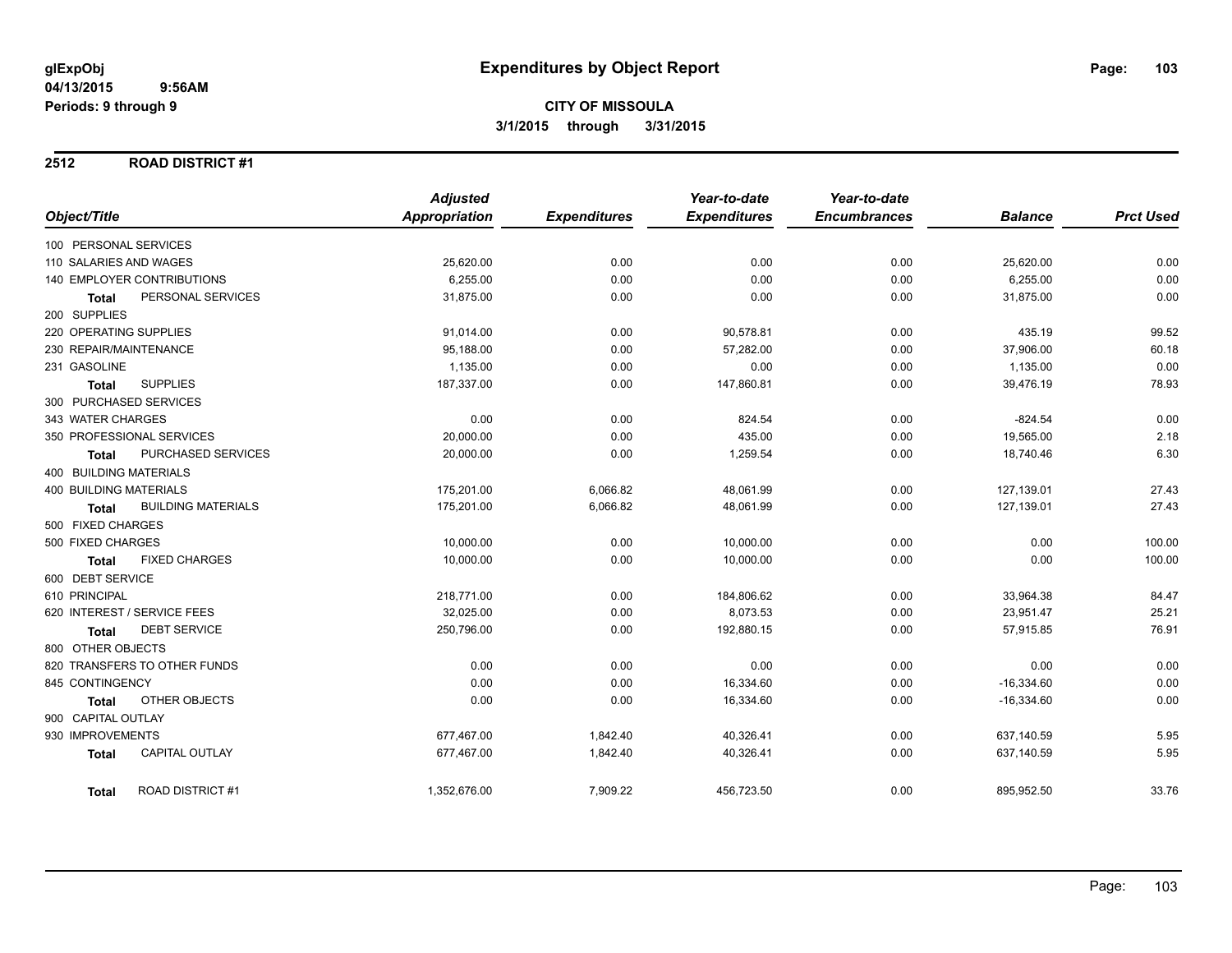# Expenditures by Object Report

glExpObj
04/13/2015 9:56AM
Periods: 9 through 9

**CITY OF MISSOULA**
**3/1/2015 through 3/31/2015**

## 2512 ROAD DISTRICT #1

| Object/Title | Adjusted Appropriation | Expenditures | Year-to-date Expenditures | Year-to-date Encumbrances | Balance | Prct Used |
|---|---|---|---|---|---|---|
| 100 PERSONAL SERVICES | | | | | | |
| 110 SALARIES AND WAGES | 25,620.00 | 0.00 | 0.00 | 0.00 | 25,620.00 | 0.00 |
| 140 EMPLOYER CONTRIBUTIONS | 6,255.00 | 0.00 | 0.00 | 0.00 | 6,255.00 | 0.00 |
| **Total** PERSONAL SERVICES | 31,875.00 | 0.00 | 0.00 | 0.00 | 31,875.00 | 0.00 |
| 200 SUPPLIES | | | | | | |
| 220 OPERATING SUPPLIES | 91,014.00 | 0.00 | 90,578.81 | 0.00 | 435.19 | 99.52 |
| 230 REPAIR/MAINTENANCE | 95,188.00 | 0.00 | 57,282.00 | 0.00 | 37,906.00 | 60.18 |
| 231 GASOLINE | 1,135.00 | 0.00 | 0.00 | 0.00 | 1,135.00 | 0.00 |
| **Total** SUPPLIES | 187,337.00 | 0.00 | 147,860.81 | 0.00 | 39,476.19 | 78.93 |
| 300 PURCHASED SERVICES | | | | | | |
| 343 WATER CHARGES | 0.00 | 0.00 | 824.54 | 0.00 | -824.54 | 0.00 |
| 350 PROFESSIONAL SERVICES | 20,000.00 | 0.00 | 435.00 | 0.00 | 19,565.00 | 2.18 |
| **Total** PURCHASED SERVICES | 20,000.00 | 0.00 | 1,259.54 | 0.00 | 18,740.46 | 6.30 |
| 400 BUILDING MATERIALS | | | | | | |
| 400 BUILDING MATERIALS | 175,201.00 | 6,066.82 | 48,061.99 | 0.00 | 127,139.01 | 27.43 |
| **Total** BUILDING MATERIALS | 175,201.00 | 6,066.82 | 48,061.99 | 0.00 | 127,139.01 | 27.43 |
| 500 FIXED CHARGES | | | | | | |
| 500 FIXED CHARGES | 10,000.00 | 0.00 | 10,000.00 | 0.00 | 0.00 | 100.00 |
| **Total** FIXED CHARGES | 10,000.00 | 0.00 | 10,000.00 | 0.00 | 0.00 | 100.00 |
| 600 DEBT SERVICE | | | | | | |
| 610 PRINCIPAL | 218,771.00 | 0.00 | 184,806.62 | 0.00 | 33,964.38 | 84.47 |
| 620 INTEREST / SERVICE FEES | 32,025.00 | 0.00 | 8,073.53 | 0.00 | 23,951.47 | 25.21 |
| **Total** DEBT SERVICE | 250,796.00 | 0.00 | 192,880.15 | 0.00 | 57,915.85 | 76.91 |
| 800 OTHER OBJECTS | | | | | | |
| 820 TRANSFERS TO OTHER FUNDS | 0.00 | 0.00 | 0.00 | 0.00 | 0.00 | 0.00 |
| 845 CONTINGENCY | 0.00 | 0.00 | 16,334.60 | 0.00 | -16,334.60 | 0.00 |
| **Total** OTHER OBJECTS | 0.00 | 0.00 | 16,334.60 | 0.00 | -16,334.60 | 0.00 |
| 900 CAPITAL OUTLAY | | | | | | |
| 930 IMPROVEMENTS | 677,467.00 | 1,842.40 | 40,326.41 | 0.00 | 637,140.59 | 5.95 |
| **Total** CAPITAL OUTLAY | 677,467.00 | 1,842.40 | 40,326.41 | 0.00 | 637,140.59 | 5.95 |
| **Total** ROAD DISTRICT #1 | 1,352,676.00 | 7,909.22 | 456,723.50 | 0.00 | 895,952.50 | 33.76 |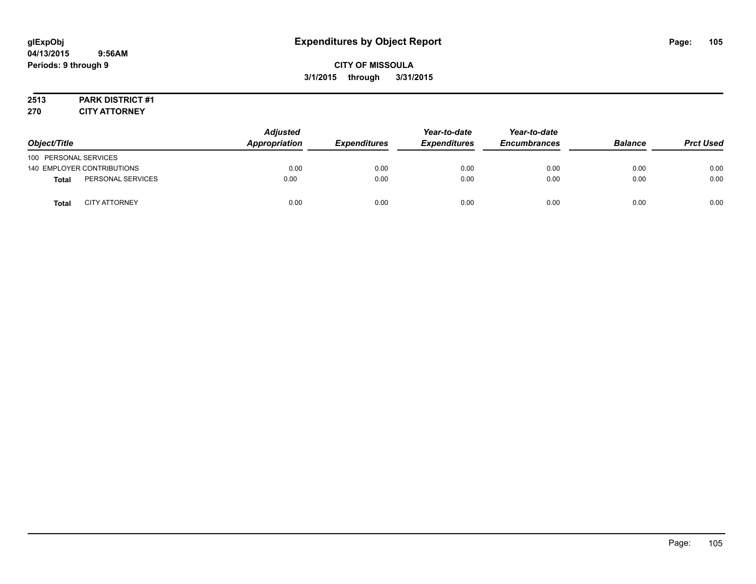glExpObj
04/13/2015 9:56AM
Periods: 9 through 9

# Expenditures by Object Report

**CITY OF MISSOULA**
**3/1/2015 through 3/31/2015**

**2513 PARK DISTRICT #1**
**270 CITY ATTORNEY**

| Object/Title | | Adjusted Appropriation | Expenditures | Year-to-date Expenditures | Year-to-date Encumbrances | Balance | Prct Used |
|---|---|---|---|---|---|---|---|
| 100 PERSONAL SERVICES | | | | | | | |
| 140 EMPLOYER CONTRIBUTIONS | | 0.00 | 0.00 | 0.00 | 0.00 | 0.00 | 0.00 |
| **Total** | PERSONAL SERVICES | 0.00 | 0.00 | 0.00 | 0.00 | 0.00 | 0.00 |
| **Total** | CITY ATTORNEY | 0.00 | 0.00 | 0.00 | 0.00 | 0.00 | 0.00 |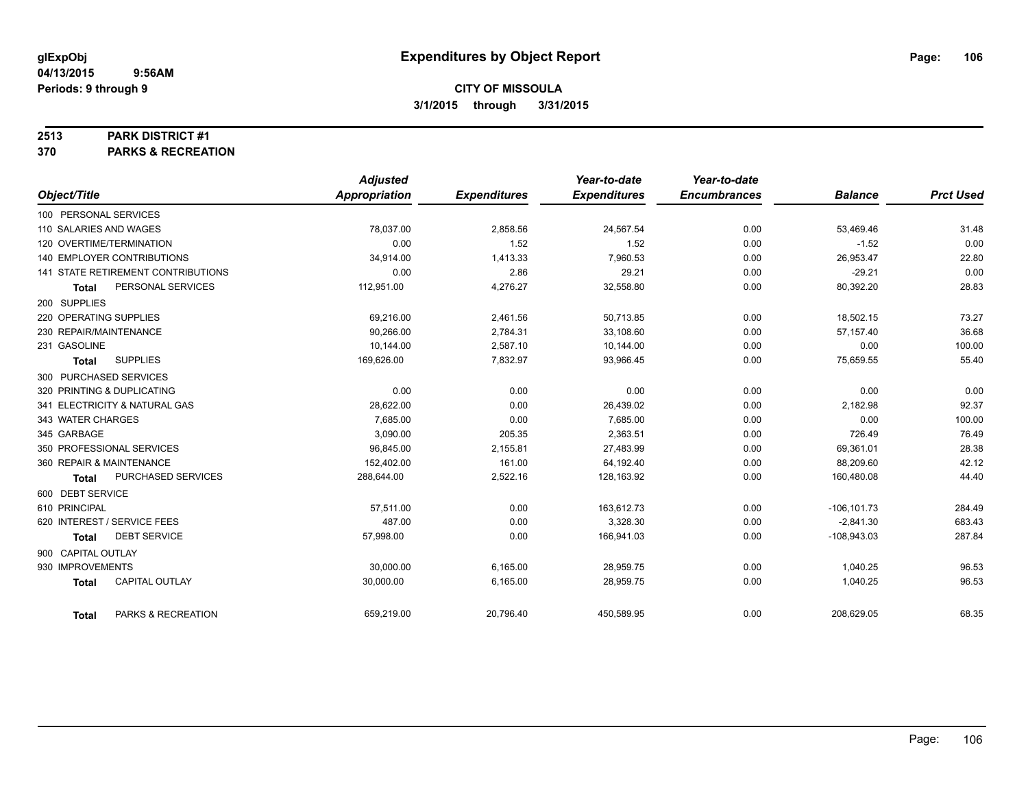glExpObj
04/13/2015 9:56AM
Periods: 9 through 9

# Expenditures by Object Report

**CITY OF MISSOULA**
**3/1/2015 through 3/31/2015**

**2513 PARK DISTRICT #1**
**370 PARKS & RECREATION**

| Object/Title | Adjusted Appropriation | Expenditures | Year-to-date Expenditures | Year-to-date Encumbrances | Balance | Prct Used |
|---|---|---|---|---|---|---|
| 100 PERSONAL SERVICES | | | | | | |
| 110 SALARIES AND WAGES | 78,037.00 | 2,858.56 | 24,567.54 | 0.00 | 53,469.46 | 31.48 |
| 120 OVERTIME/TERMINATION | 0.00 | 1.52 | 1.52 | 0.00 | -1.52 | 0.00 |
| 140 EMPLOYER CONTRIBUTIONS | 34,914.00 | 1,413.33 | 7,960.53 | 0.00 | 26,953.47 | 22.80 |
| 141 STATE RETIREMENT CONTRIBUTIONS | 0.00 | 2.86 | 29.21 | 0.00 | -29.21 | 0.00 |
| **Total** PERSONAL SERVICES | 112,951.00 | 4,276.27 | 32,558.80 | 0.00 | 80,392.20 | 28.83 |
| 200 SUPPLIES | | | | | | |
| 220 OPERATING SUPPLIES | 69,216.00 | 2,461.56 | 50,713.85 | 0.00 | 18,502.15 | 73.27 |
| 230 REPAIR/MAINTENANCE | 90,266.00 | 2,784.31 | 33,108.60 | 0.00 | 57,157.40 | 36.68 |
| 231 GASOLINE | 10,144.00 | 2,587.10 | 10,144.00 | 0.00 | 0.00 | 100.00 |
| **Total** SUPPLIES | 169,626.00 | 7,832.97 | 93,966.45 | 0.00 | 75,659.55 | 55.40 |
| 300 PURCHASED SERVICES | | | | | | |
| 320 PRINTING & DUPLICATING | 0.00 | 0.00 | 0.00 | 0.00 | 0.00 | 0.00 |
| 341 ELECTRICITY & NATURAL GAS | 28,622.00 | 0.00 | 26,439.02 | 0.00 | 2,182.98 | 92.37 |
| 343 WATER CHARGES | 7,685.00 | 0.00 | 7,685.00 | 0.00 | 0.00 | 100.00 |
| 345 GARBAGE | 3,090.00 | 205.35 | 2,363.51 | 0.00 | 726.49 | 76.49 |
| 350 PROFESSIONAL SERVICES | 96,845.00 | 2,155.81 | 27,483.99 | 0.00 | 69,361.01 | 28.38 |
| 360 REPAIR & MAINTENANCE | 152,402.00 | 161.00 | 64,192.40 | 0.00 | 88,209.60 | 42.12 |
| **Total** PURCHASED SERVICES | 288,644.00 | 2,522.16 | 128,163.92 | 0.00 | 160,480.08 | 44.40 |
| 600 DEBT SERVICE | | | | | | |
| 610 PRINCIPAL | 57,511.00 | 0.00 | 163,612.73 | 0.00 | -106,101.73 | 284.49 |
| 620 INTEREST / SERVICE FEES | 487.00 | 0.00 | 3,328.30 | 0.00 | -2,841.30 | 683.43 |
| **Total** DEBT SERVICE | 57,998.00 | 0.00 | 166,941.03 | 0.00 | -108,943.03 | 287.84 |
| 900 CAPITAL OUTLAY | | | | | | |
| 930 IMPROVEMENTS | 30,000.00 | 6,165.00 | 28,959.75 | 0.00 | 1,040.25 | 96.53 |
| **Total** CAPITAL OUTLAY | 30,000.00 | 6,165.00 | 28,959.75 | 0.00 | 1,040.25 | 96.53 |
| **Total** PARKS & RECREATION | 659,219.00 | 20,796.40 | 450,589.95 | 0.00 | 208,629.05 | 68.35 |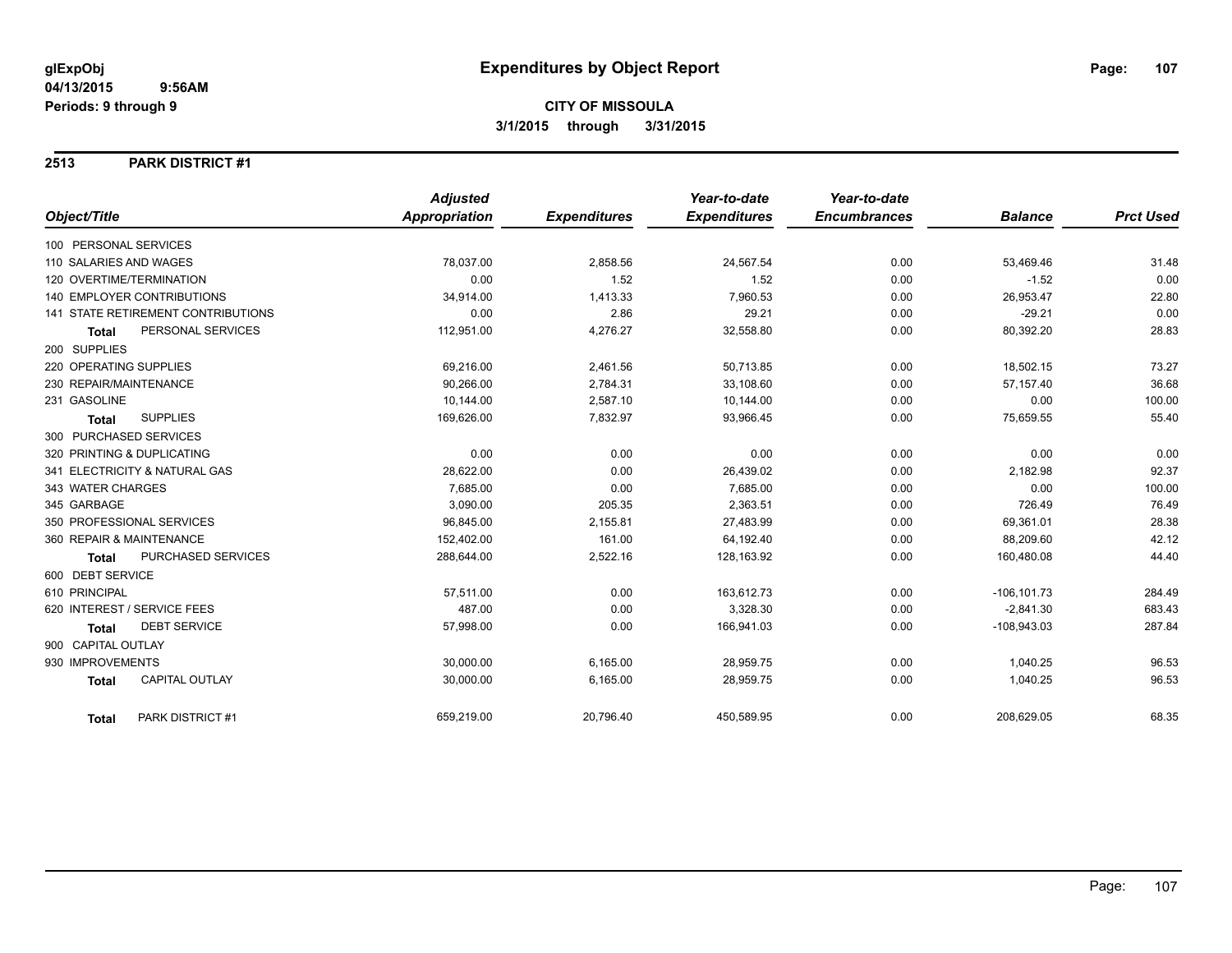**glExpObj** | **04/13/2015 9:56AM** | **Periods: 9 through 9**

# Expenditures by Object Report

**CITY OF MISSOULA**
**3/1/2015 through 3/31/2015**

## 2513 PARK DISTRICT #1

| Object/Title | Adjusted Appropriation | Expenditures | Year-to-date Expenditures | Year-to-date Encumbrances | Balance | Prct Used |
|---|---|---|---|---|---|---|
| 100 PERSONAL SERVICES | | | | | | |
| 110 SALARIES AND WAGES | 78,037.00 | 2,858.56 | 24,567.54 | 0.00 | 53,469.46 | 31.48 |
| 120 OVERTIME/TERMINATION | 0.00 | 1.52 | 1.52 | 0.00 | -1.52 | 0.00 |
| 140 EMPLOYER CONTRIBUTIONS | 34,914.00 | 1,413.33 | 7,960.53 | 0.00 | 26,953.47 | 22.80 |
| 141 STATE RETIREMENT CONTRIBUTIONS | 0.00 | 2.86 | 29.21 | 0.00 | -29.21 | 0.00 |
| **Total** PERSONAL SERVICES | 112,951.00 | 4,276.27 | 32,558.80 | 0.00 | 80,392.20 | 28.83 |
| 200 SUPPLIES | | | | | | |
| 220 OPERATING SUPPLIES | 69,216.00 | 2,461.56 | 50,713.85 | 0.00 | 18,502.15 | 73.27 |
| 230 REPAIR/MAINTENANCE | 90,266.00 | 2,784.31 | 33,108.60 | 0.00 | 57,157.40 | 36.68 |
| 231 GASOLINE | 10,144.00 | 2,587.10 | 10,144.00 | 0.00 | 0.00 | 100.00 |
| **Total** SUPPLIES | 169,626.00 | 7,832.97 | 93,966.45 | 0.00 | 75,659.55 | 55.40 |
| 300 PURCHASED SERVICES | | | | | | |
| 320 PRINTING & DUPLICATING | 0.00 | 0.00 | 0.00 | 0.00 | 0.00 | 0.00 |
| 341 ELECTRICITY & NATURAL GAS | 28,622.00 | 0.00 | 26,439.02 | 0.00 | 2,182.98 | 92.37 |
| 343 WATER CHARGES | 7,685.00 | 0.00 | 7,685.00 | 0.00 | 0.00 | 100.00 |
| 345 GARBAGE | 3,090.00 | 205.35 | 2,363.51 | 0.00 | 726.49 | 76.49 |
| 350 PROFESSIONAL SERVICES | 96,845.00 | 2,155.81 | 27,483.99 | 0.00 | 69,361.01 | 28.38 |
| 360 REPAIR & MAINTENANCE | 152,402.00 | 161.00 | 64,192.40 | 0.00 | 88,209.60 | 42.12 |
| **Total** PURCHASED SERVICES | 288,644.00 | 2,522.16 | 128,163.92 | 0.00 | 160,480.08 | 44.40 |
| 600 DEBT SERVICE | | | | | | |
| 610 PRINCIPAL | 57,511.00 | 0.00 | 163,612.73 | 0.00 | -106,101.73 | 284.49 |
| 620 INTEREST / SERVICE FEES | 487.00 | 0.00 | 3,328.30 | 0.00 | -2,841.30 | 683.43 |
| **Total** DEBT SERVICE | 57,998.00 | 0.00 | 166,941.03 | 0.00 | -108,943.03 | 287.84 |
| 900 CAPITAL OUTLAY | | | | | | |
| 930 IMPROVEMENTS | 30,000.00 | 6,165.00 | 28,959.75 | 0.00 | 1,040.25 | 96.53 |
| **Total** CAPITAL OUTLAY | 30,000.00 | 6,165.00 | 28,959.75 | 0.00 | 1,040.25 | 96.53 |
| **Total** PARK DISTRICT #1 | 659,219.00 | 20,796.40 | 450,589.95 | 0.00 | 208,629.05 | 68.35 |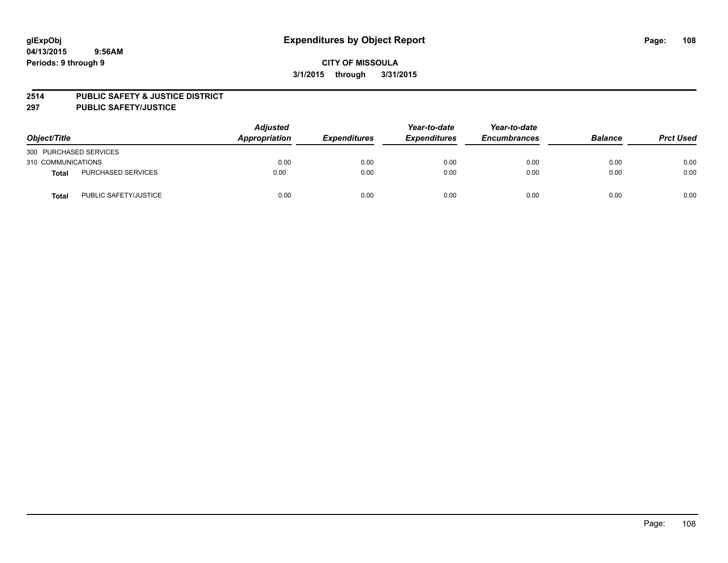**glExpObj**
**04/13/2015 9:56AM**
**Periods: 9 through 9**

# Expenditures by Object Report

**CITY OF MISSOULA**
**3/1/2015 through 3/31/2015**

**2514 PUBLIC SAFETY & JUSTICE DISTRICT**
**297 PUBLIC SAFETY/JUSTICE**

| Object/Title | | Adjusted Appropriation | Expenditures | Year-to-date Expenditures | Year-to-date Encumbrances | Balance | Prct Used |
|---|---|---|---|---|---|---|---|
| 300 PURCHASED SERVICES | | | | | | | |
| 310 COMMUNICATIONS | | 0.00 | 0.00 | 0.00 | 0.00 | 0.00 | 0.00 |
| **Total** | PURCHASED SERVICES | 0.00 | 0.00 | 0.00 | 0.00 | 0.00 | 0.00 |
| **Total** | PUBLIC SAFETY/JUSTICE | 0.00 | 0.00 | 0.00 | 0.00 | 0.00 | 0.00 |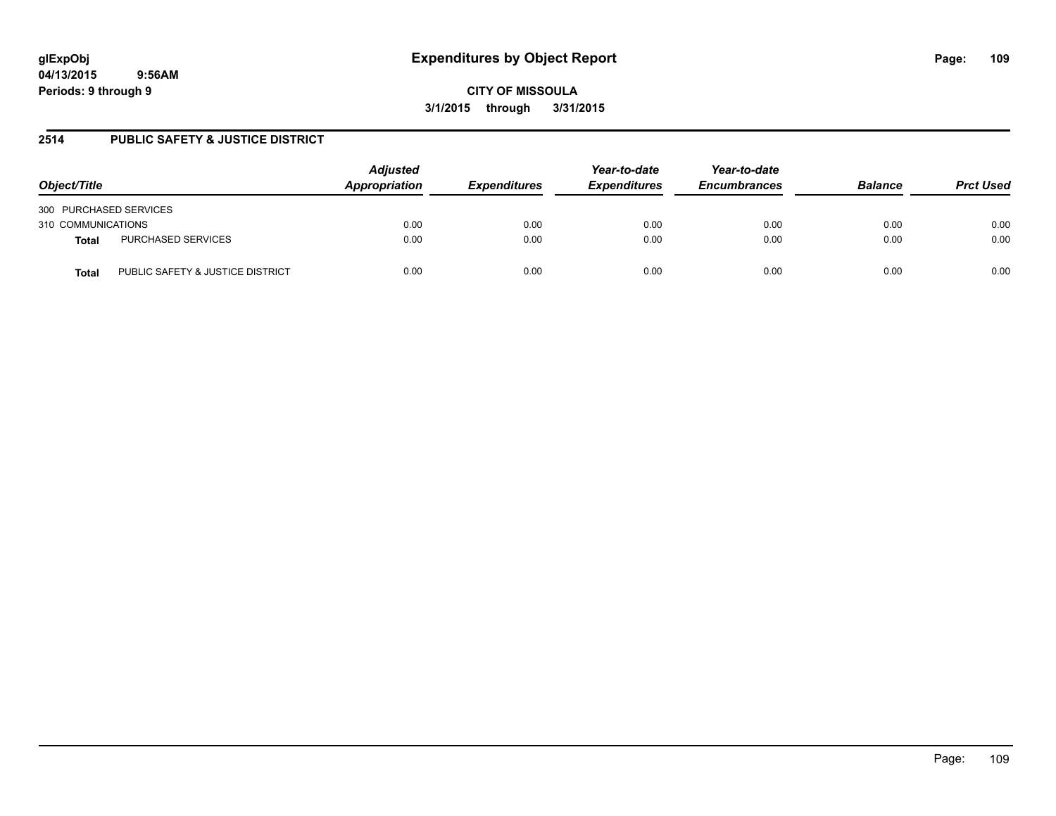# Expenditures by Object Report

glExpObj
04/13/2015 9:56AM
Periods: 9 through 9

**CITY OF MISSOULA**

**3/1/2015 through 3/31/2015**

## 2514 PUBLIC SAFETY & JUSTICE DISTRICT

| Object/Title | | Adjusted Appropriation | Expenditures | Year-to-date Expenditures | Year-to-date Encumbrances | Balance | Prct Used |
|---|---|---|---|---|---|---|---|
| 300 PURCHASED SERVICES | | | | | | | |
| 310 COMMUNICATIONS | | 0.00 | 0.00 | 0.00 | 0.00 | 0.00 | 0.00 |
| **Total** | PURCHASED SERVICES | 0.00 | 0.00 | 0.00 | 0.00 | 0.00 | 0.00 |
| **Total** | PUBLIC SAFETY & JUSTICE DISTRICT | 0.00 | 0.00 | 0.00 | 0.00 | 0.00 | 0.00 |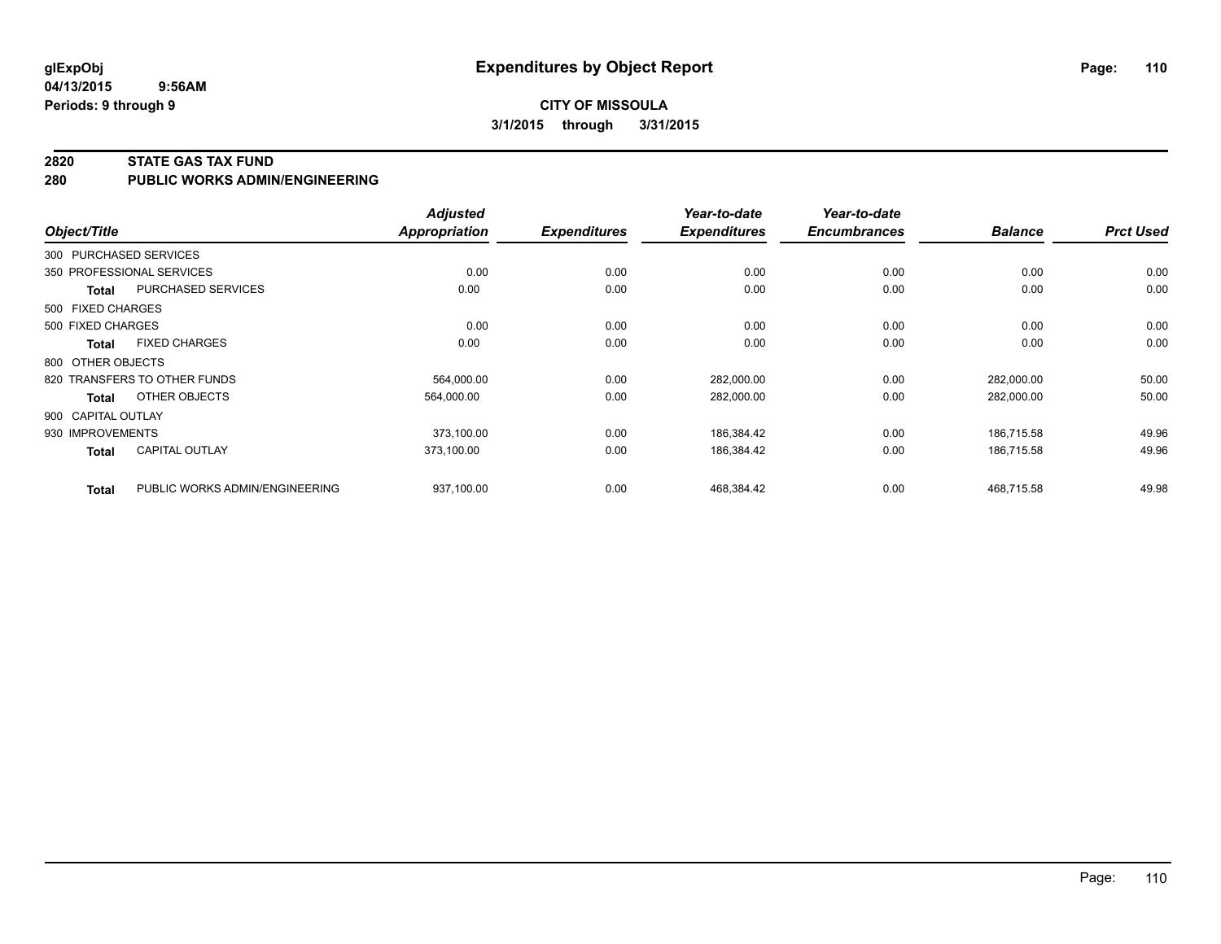**glExpObj** **Expenditures by Object Report**

**04/13/2015 9:56AM**

**Periods: 9 through 9**

**CITY OF MISSOULA**

**3/1/2015 through 3/31/2015**

## 2820 STATE GAS TAX FUND

## 280 PUBLIC WORKS ADMIN/ENGINEERING

| Object/Title | | *Adjusted Appropriation* | *Expenditures* | *Year-to-date Expenditures* | *Year-to-date Encumbrances* | *Balance* | *Prct Used* |
|---|---|---|---|---|---|---|---|
| 300 PURCHASED SERVICES | | | | | | | |
| 350 PROFESSIONAL SERVICES | | 0.00 | 0.00 | 0.00 | 0.00 | 0.00 | 0.00 |
| **Total** | PURCHASED SERVICES | 0.00 | 0.00 | 0.00 | 0.00 | 0.00 | 0.00 |
| 500 FIXED CHARGES | | | | | | | |
| 500 FIXED CHARGES | | 0.00 | 0.00 | 0.00 | 0.00 | 0.00 | 0.00 |
| **Total** | FIXED CHARGES | 0.00 | 0.00 | 0.00 | 0.00 | 0.00 | 0.00 |
| 800 OTHER OBJECTS | | | | | | | |
| 820 TRANSFERS TO OTHER FUNDS | | 564,000.00 | 0.00 | 282,000.00 | 0.00 | 282,000.00 | 50.00 |
| **Total** | OTHER OBJECTS | 564,000.00 | 0.00 | 282,000.00 | 0.00 | 282,000.00 | 50.00 |
| 900 CAPITAL OUTLAY | | | | | | | |
| 930 IMPROVEMENTS | | 373,100.00 | 0.00 | 186,384.42 | 0.00 | 186,715.58 | 49.96 |
| **Total** | CAPITAL OUTLAY | 373,100.00 | 0.00 | 186,384.42 | 0.00 | 186,715.58 | 49.96 |
| **Total** | PUBLIC WORKS ADMIN/ENGINEERING | 937,100.00 | 0.00 | 468,384.42 | 0.00 | 468,715.58 | 49.98 |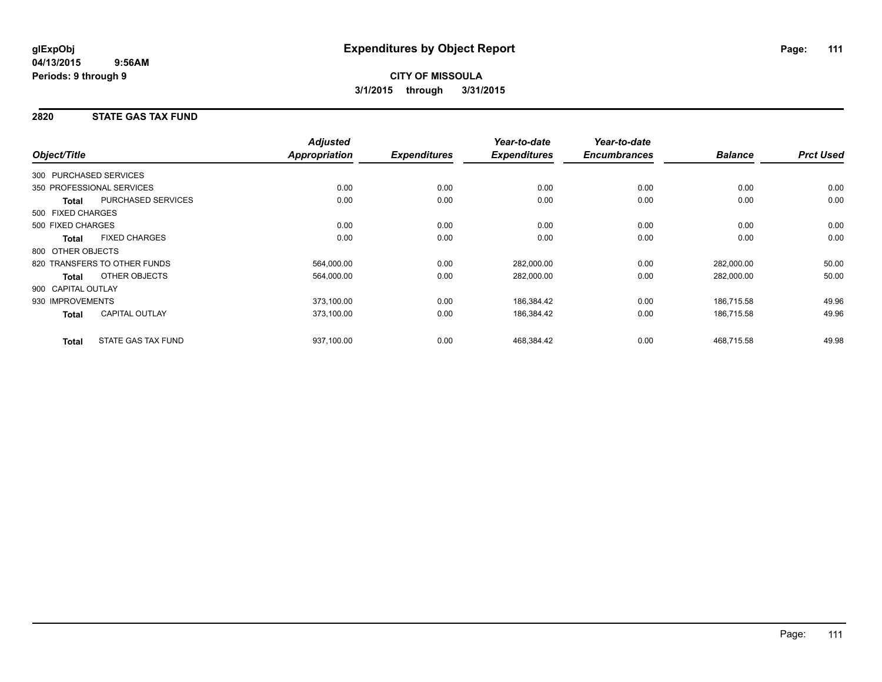**glExpObj**
**04/13/2015 9:56AM**
**Periods: 9 through 9**

# Expenditures by Object Report

**CITY OF MISSOULA**
**3/1/2015 through 3/31/2015**

## 2820 STATE GAS TAX FUND

| Object/Title | | Adjusted Appropriation | Expenditures | Year-to-date Expenditures | Year-to-date Encumbrances | Balance | Prct Used |
|---|---|---|---|---|---|---|---|
| 300 PURCHASED SERVICES | | | | | | | |
| 350 PROFESSIONAL SERVICES | | 0.00 | 0.00 | 0.00 | 0.00 | 0.00 | 0.00 |
| **Total** | PURCHASED SERVICES | 0.00 | 0.00 | 0.00 | 0.00 | 0.00 | 0.00 |
| 500 FIXED CHARGES | | | | | | | |
| 500 FIXED CHARGES | | 0.00 | 0.00 | 0.00 | 0.00 | 0.00 | 0.00 |
| **Total** | FIXED CHARGES | 0.00 | 0.00 | 0.00 | 0.00 | 0.00 | 0.00 |
| 800 OTHER OBJECTS | | | | | | | |
| 820 TRANSFERS TO OTHER FUNDS | | 564,000.00 | 0.00 | 282,000.00 | 0.00 | 282,000.00 | 50.00 |
| **Total** | OTHER OBJECTS | 564,000.00 | 0.00 | 282,000.00 | 0.00 | 282,000.00 | 50.00 |
| 900 CAPITAL OUTLAY | | | | | | | |
| 930 IMPROVEMENTS | | 373,100.00 | 0.00 | 186,384.42 | 0.00 | 186,715.58 | 49.96 |
| **Total** | CAPITAL OUTLAY | 373,100.00 | 0.00 | 186,384.42 | 0.00 | 186,715.58 | 49.96 |
| **Total** | STATE GAS TAX FUND | 937,100.00 | 0.00 | 468,384.42 | 0.00 | 468,715.58 | 49.98 |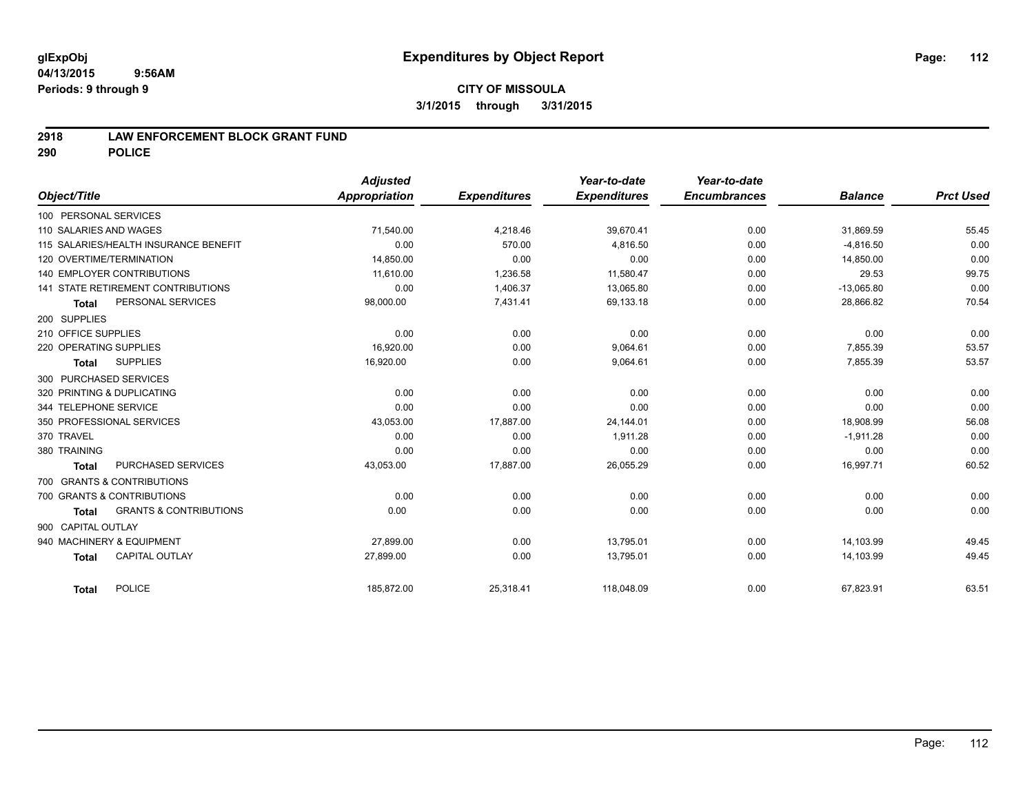glExpObj
04/13/2015 9:56AM
Periods: 9 through 9

# Expenditures by Object Report

**CITY OF MISSOULA**
**3/1/2015 through 3/31/2015**

**2918 LAW ENFORCEMENT BLOCK GRANT FUND**
**290 POLICE**

| Object/Title | Adjusted Appropriation | Expenditures | Year-to-date Expenditures | Year-to-date Encumbrances | Balance | Prct Used |
|---|---|---|---|---|---|---|
| 100 PERSONAL SERVICES | | | | | | |
| 110 SALARIES AND WAGES | 71,540.00 | 4,218.46 | 39,670.41 | 0.00 | 31,869.59 | 55.45 |
| 115 SALARIES/HEALTH INSURANCE BENEFIT | 0.00 | 570.00 | 4,816.50 | 0.00 | -4,816.50 | 0.00 |
| 120 OVERTIME/TERMINATION | 14,850.00 | 0.00 | 0.00 | 0.00 | 14,850.00 | 0.00 |
| 140 EMPLOYER CONTRIBUTIONS | 11,610.00 | 1,236.58 | 11,580.47 | 0.00 | 29.53 | 99.75 |
| 141 STATE RETIREMENT CONTRIBUTIONS | 0.00 | 1,406.37 | 13,065.80 | 0.00 | -13,065.80 | 0.00 |
| **Total** PERSONAL SERVICES | 98,000.00 | 7,431.41 | 69,133.18 | 0.00 | 28,866.82 | 70.54 |
| 200 SUPPLIES | | | | | | |
| 210 OFFICE SUPPLIES | 0.00 | 0.00 | 0.00 | 0.00 | 0.00 | 0.00 |
| 220 OPERATING SUPPLIES | 16,920.00 | 0.00 | 9,064.61 | 0.00 | 7,855.39 | 53.57 |
| **Total** SUPPLIES | 16,920.00 | 0.00 | 9,064.61 | 0.00 | 7,855.39 | 53.57 |
| 300 PURCHASED SERVICES | | | | | | |
| 320 PRINTING & DUPLICATING | 0.00 | 0.00 | 0.00 | 0.00 | 0.00 | 0.00 |
| 344 TELEPHONE SERVICE | 0.00 | 0.00 | 0.00 | 0.00 | 0.00 | 0.00 |
| 350 PROFESSIONAL SERVICES | 43,053.00 | 17,887.00 | 24,144.01 | 0.00 | 18,908.99 | 56.08 |
| 370 TRAVEL | 0.00 | 0.00 | 1,911.28 | 0.00 | -1,911.28 | 0.00 |
| 380 TRAINING | 0.00 | 0.00 | 0.00 | 0.00 | 0.00 | 0.00 |
| **Total** PURCHASED SERVICES | 43,053.00 | 17,887.00 | 26,055.29 | 0.00 | 16,997.71 | 60.52 |
| 700 GRANTS & CONTRIBUTIONS | | | | | | |
| 700 GRANTS & CONTRIBUTIONS | 0.00 | 0.00 | 0.00 | 0.00 | 0.00 | 0.00 |
| **Total** GRANTS & CONTRIBUTIONS | 0.00 | 0.00 | 0.00 | 0.00 | 0.00 | 0.00 |
| 900 CAPITAL OUTLAY | | | | | | |
| 940 MACHINERY & EQUIPMENT | 27,899.00 | 0.00 | 13,795.01 | 0.00 | 14,103.99 | 49.45 |
| **Total** CAPITAL OUTLAY | 27,899.00 | 0.00 | 13,795.01 | 0.00 | 14,103.99 | 49.45 |
| **Total** POLICE | 185,872.00 | 25,318.41 | 118,048.09 | 0.00 | 67,823.91 | 63.51 |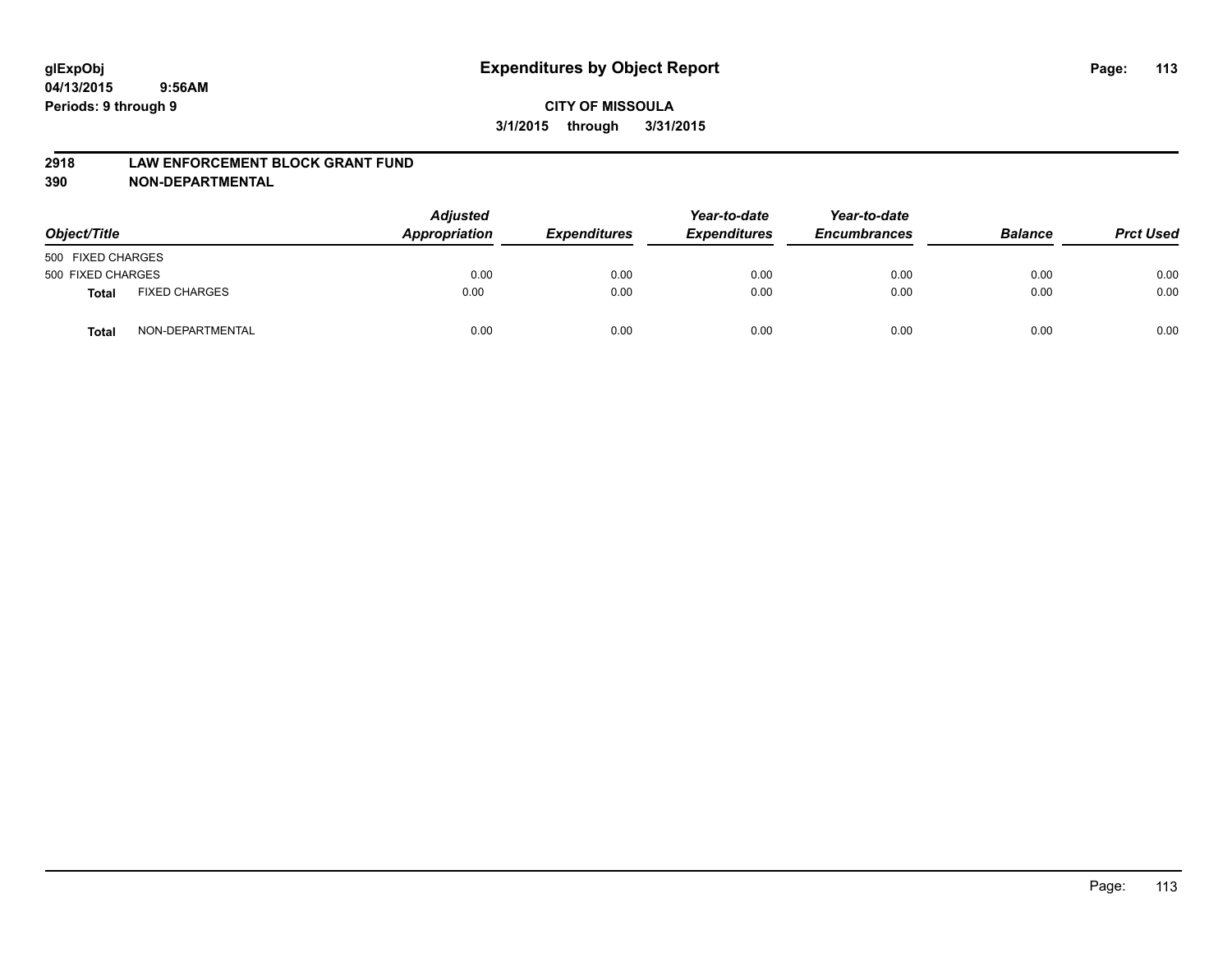# Expenditures by Object Report

glExpObj
04/13/2015 9:56AM
Periods: 9 through 9

**CITY OF MISSOULA**
**3/1/2015 through 3/31/2015**

**2918 LAW ENFORCEMENT BLOCK GRANT FUND**
**390 NON-DEPARTMENTAL**

| Object/Title | | Adjusted Appropriation | Expenditures | Year-to-date Expenditures | Year-to-date Encumbrances | Balance | Prct Used |
|---|---|---|---|---|---|---|---|
| 500 FIXED CHARGES | | | | | | | |
| 500 FIXED CHARGES | | 0.00 | 0.00 | 0.00 | 0.00 | 0.00 | 0.00 |
| **Total** | FIXED CHARGES | 0.00 | 0.00 | 0.00 | 0.00 | 0.00 | 0.00 |
| **Total** | NON-DEPARTMENTAL | 0.00 | 0.00 | 0.00 | 0.00 | 0.00 | 0.00 |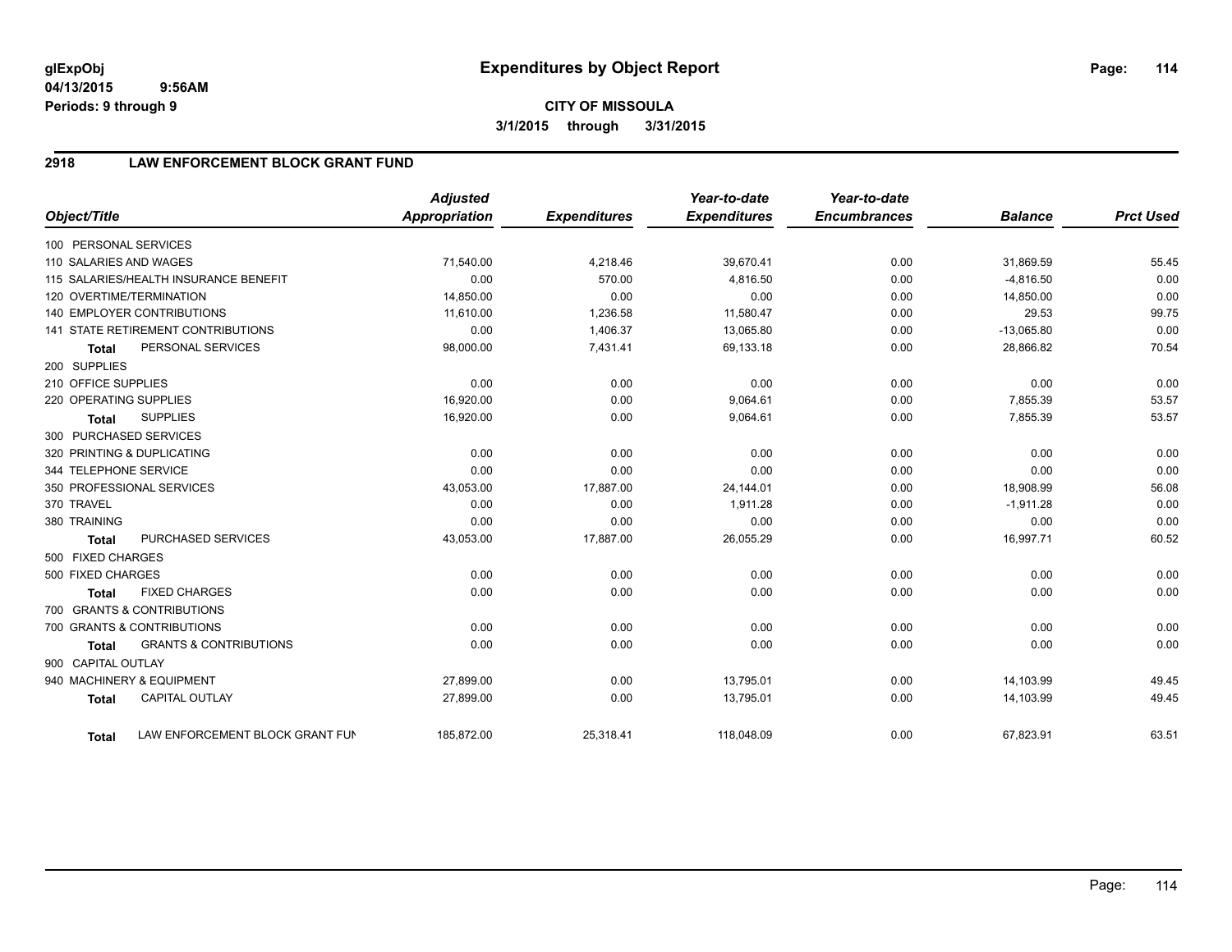# Expenditures by Object Report

glExpObj
04/13/2015 9:56AM
Periods: 9 through 9

**CITY OF MISSOULA**
**3/1/2015 through 3/31/2015**

## 2918 LAW ENFORCEMENT BLOCK GRANT FUND

| Object/Title | | Adjusted Appropriation | Expenditures | Year-to-date Expenditures | Year-to-date Encumbrances | Balance | Prct Used |
|---|---|---|---|---|---|---|---|
| 100 PERSONAL SERVICES | | | | | | | |
| 110 SALARIES AND WAGES | | 71,540.00 | 4,218.46 | 39,670.41 | 0.00 | 31,869.59 | 55.45 |
| 115 SALARIES/HEALTH INSURANCE BENEFIT | | 0.00 | 570.00 | 4,816.50 | 0.00 | -4,816.50 | 0.00 |
| 120 OVERTIME/TERMINATION | | 14,850.00 | 0.00 | 0.00 | 0.00 | 14,850.00 | 0.00 |
| 140 EMPLOYER CONTRIBUTIONS | | 11,610.00 | 1,236.58 | 11,580.47 | 0.00 | 29.53 | 99.75 |
| 141 STATE RETIREMENT CONTRIBUTIONS | | 0.00 | 1,406.37 | 13,065.80 | 0.00 | -13,065.80 | 0.00 |
| **Total** | PERSONAL SERVICES | 98,000.00 | 7,431.41 | 69,133.18 | 0.00 | 28,866.82 | 70.54 |
| 200 SUPPLIES | | | | | | | |
| 210 OFFICE SUPPLIES | | 0.00 | 0.00 | 0.00 | 0.00 | 0.00 | 0.00 |
| 220 OPERATING SUPPLIES | | 16,920.00 | 0.00 | 9,064.61 | 0.00 | 7,855.39 | 53.57 |
| **Total** | SUPPLIES | 16,920.00 | 0.00 | 9,064.61 | 0.00 | 7,855.39 | 53.57 |
| 300 PURCHASED SERVICES | | | | | | | |
| 320 PRINTING & DUPLICATING | | 0.00 | 0.00 | 0.00 | 0.00 | 0.00 | 0.00 |
| 344 TELEPHONE SERVICE | | 0.00 | 0.00 | 0.00 | 0.00 | 0.00 | 0.00 |
| 350 PROFESSIONAL SERVICES | | 43,053.00 | 17,887.00 | 24,144.01 | 0.00 | 18,908.99 | 56.08 |
| 370 TRAVEL | | 0.00 | 0.00 | 1,911.28 | 0.00 | -1,911.28 | 0.00 |
| 380 TRAINING | | 0.00 | 0.00 | 0.00 | 0.00 | 0.00 | 0.00 |
| **Total** | PURCHASED SERVICES | 43,053.00 | 17,887.00 | 26,055.29 | 0.00 | 16,997.71 | 60.52 |
| 500 FIXED CHARGES | | | | | | | |
| 500 FIXED CHARGES | | 0.00 | 0.00 | 0.00 | 0.00 | 0.00 | 0.00 |
| **Total** | FIXED CHARGES | 0.00 | 0.00 | 0.00 | 0.00 | 0.00 | 0.00 |
| 700 GRANTS & CONTRIBUTIONS | | | | | | | |
| 700 GRANTS & CONTRIBUTIONS | | 0.00 | 0.00 | 0.00 | 0.00 | 0.00 | 0.00 |
| **Total** | GRANTS & CONTRIBUTIONS | 0.00 | 0.00 | 0.00 | 0.00 | 0.00 | 0.00 |
| 900 CAPITAL OUTLAY | | | | | | | |
| 940 MACHINERY & EQUIPMENT | | 27,899.00 | 0.00 | 13,795.01 | 0.00 | 14,103.99 | 49.45 |
| **Total** | CAPITAL OUTLAY | 27,899.00 | 0.00 | 13,795.01 | 0.00 | 14,103.99 | 49.45 |
| **Total** | LAW ENFORCEMENT BLOCK GRANT FUN | 185,872.00 | 25,318.41 | 118,048.09 | 0.00 | 67,823.91 | 63.51 |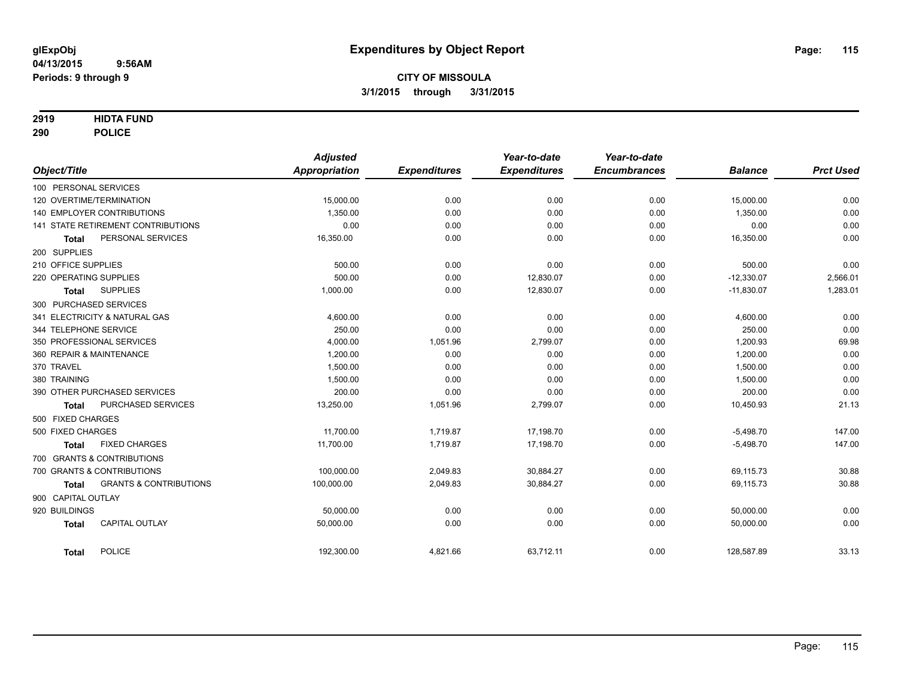**glExpObj**
**04/13/2015 9:56AM**
**Periods: 9 through 9**

# Expenditures by Object Report

**CITY OF MISSOULA**
**3/1/2015 through 3/31/2015**

**2919 HIDTA FUND**
**290 POLICE**

| Object/Title | Adjusted Appropriation | Expenditures | Year-to-date Expenditures | Year-to-date Encumbrances | Balance | Prct Used |
|---|---|---|---|---|---|---|
| 100 PERSONAL SERVICES | | | | | | |
| 120 OVERTIME/TERMINATION | 15,000.00 | 0.00 | 0.00 | 0.00 | 15,000.00 | 0.00 |
| 140 EMPLOYER CONTRIBUTIONS | 1,350.00 | 0.00 | 0.00 | 0.00 | 1,350.00 | 0.00 |
| 141 STATE RETIREMENT CONTRIBUTIONS | 0.00 | 0.00 | 0.00 | 0.00 | 0.00 | 0.00 |
| **Total** PERSONAL SERVICES | 16,350.00 | 0.00 | 0.00 | 0.00 | 16,350.00 | 0.00 |
| 200 SUPPLIES | | | | | | |
| 210 OFFICE SUPPLIES | 500.00 | 0.00 | 0.00 | 0.00 | 500.00 | 0.00 |
| 220 OPERATING SUPPLIES | 500.00 | 0.00 | 12,830.07 | 0.00 | -12,330.07 | 2,566.01 |
| **Total** SUPPLIES | 1,000.00 | 0.00 | 12,830.07 | 0.00 | -11,830.07 | 1,283.01 |
| 300 PURCHASED SERVICES | | | | | | |
| 341 ELECTRICITY & NATURAL GAS | 4,600.00 | 0.00 | 0.00 | 0.00 | 4,600.00 | 0.00 |
| 344 TELEPHONE SERVICE | 250.00 | 0.00 | 0.00 | 0.00 | 250.00 | 0.00 |
| 350 PROFESSIONAL SERVICES | 4,000.00 | 1,051.96 | 2,799.07 | 0.00 | 1,200.93 | 69.98 |
| 360 REPAIR & MAINTENANCE | 1,200.00 | 0.00 | 0.00 | 0.00 | 1,200.00 | 0.00 |
| 370 TRAVEL | 1,500.00 | 0.00 | 0.00 | 0.00 | 1,500.00 | 0.00 |
| 380 TRAINING | 1,500.00 | 0.00 | 0.00 | 0.00 | 1,500.00 | 0.00 |
| 390 OTHER PURCHASED SERVICES | 200.00 | 0.00 | 0.00 | 0.00 | 200.00 | 0.00 |
| **Total** PURCHASED SERVICES | 13,250.00 | 1,051.96 | 2,799.07 | 0.00 | 10,450.93 | 21.13 |
| 500 FIXED CHARGES | | | | | | |
| 500 FIXED CHARGES | 11,700.00 | 1,719.87 | 17,198.70 | 0.00 | -5,498.70 | 147.00 |
| **Total** FIXED CHARGES | 11,700.00 | 1,719.87 | 17,198.70 | 0.00 | -5,498.70 | 147.00 |
| 700 GRANTS & CONTRIBUTIONS | | | | | | |
| 700 GRANTS & CONTRIBUTIONS | 100,000.00 | 2,049.83 | 30,884.27 | 0.00 | 69,115.73 | 30.88 |
| **Total** GRANTS & CONTRIBUTIONS | 100,000.00 | 2,049.83 | 30,884.27 | 0.00 | 69,115.73 | 30.88 |
| 900 CAPITAL OUTLAY | | | | | | |
| 920 BUILDINGS | 50,000.00 | 0.00 | 0.00 | 0.00 | 50,000.00 | 0.00 |
| **Total** CAPITAL OUTLAY | 50,000.00 | 0.00 | 0.00 | 0.00 | 50,000.00 | 0.00 |
| **Total** POLICE | 192,300.00 | 4,821.66 | 63,712.11 | 0.00 | 128,587.89 | 33.13 |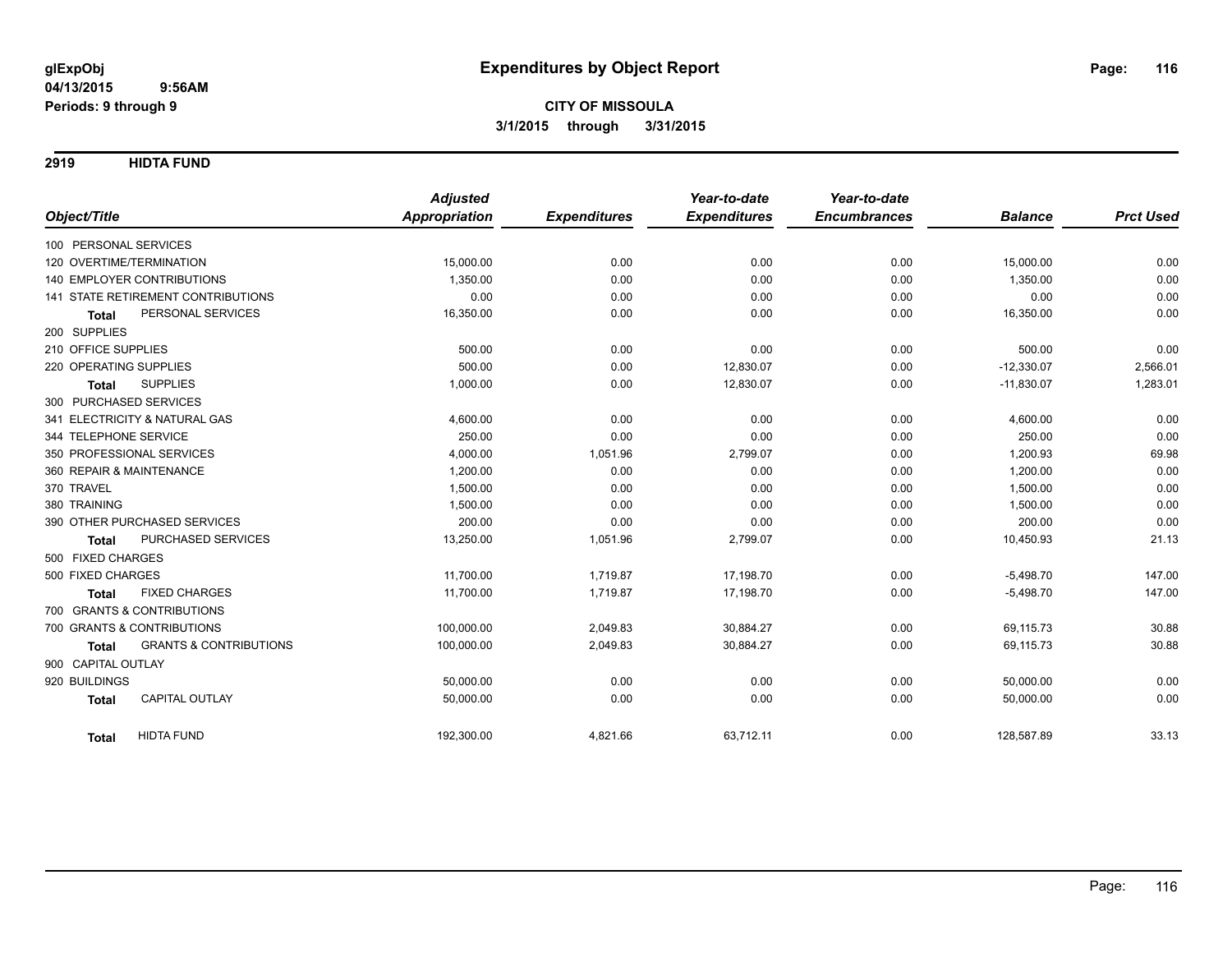**glExpObj**
**04/13/2015 9:56AM**
**Periods: 9 through 9**

# Expenditures by Object Report

**CITY OF MISSOULA**
**3/1/2015 through 3/31/2015**

## 2919 HIDTA FUND

| Object/Title | Adjusted Appropriation | Expenditures | Year-to-date Expenditures | Year-to-date Encumbrances | Balance | Prct Used |
|---|---|---|---|---|---|---|
| 100 PERSONAL SERVICES | | | | | | |
| 120 OVERTIME/TERMINATION | 15,000.00 | 0.00 | 0.00 | 0.00 | 15,000.00 | 0.00 |
| 140 EMPLOYER CONTRIBUTIONS | 1,350.00 | 0.00 | 0.00 | 0.00 | 1,350.00 | 0.00 |
| 141 STATE RETIREMENT CONTRIBUTIONS | 0.00 | 0.00 | 0.00 | 0.00 | 0.00 | 0.00 |
| **Total** PERSONAL SERVICES | 16,350.00 | 0.00 | 0.00 | 0.00 | 16,350.00 | 0.00 |
| 200 SUPPLIES | | | | | | |
| 210 OFFICE SUPPLIES | 500.00 | 0.00 | 0.00 | 0.00 | 500.00 | 0.00 |
| 220 OPERATING SUPPLIES | 500.00 | 0.00 | 12,830.07 | 0.00 | -12,330.07 | 2,566.01 |
| **Total** SUPPLIES | 1,000.00 | 0.00 | 12,830.07 | 0.00 | -11,830.07 | 1,283.01 |
| 300 PURCHASED SERVICES | | | | | | |
| 341 ELECTRICITY & NATURAL GAS | 4,600.00 | 0.00 | 0.00 | 0.00 | 4,600.00 | 0.00 |
| 344 TELEPHONE SERVICE | 250.00 | 0.00 | 0.00 | 0.00 | 250.00 | 0.00 |
| 350 PROFESSIONAL SERVICES | 4,000.00 | 1,051.96 | 2,799.07 | 0.00 | 1,200.93 | 69.98 |
| 360 REPAIR & MAINTENANCE | 1,200.00 | 0.00 | 0.00 | 0.00 | 1,200.00 | 0.00 |
| 370 TRAVEL | 1,500.00 | 0.00 | 0.00 | 0.00 | 1,500.00 | 0.00 |
| 380 TRAINING | 1,500.00 | 0.00 | 0.00 | 0.00 | 1,500.00 | 0.00 |
| 390 OTHER PURCHASED SERVICES | 200.00 | 0.00 | 0.00 | 0.00 | 200.00 | 0.00 |
| **Total** PURCHASED SERVICES | 13,250.00 | 1,051.96 | 2,799.07 | 0.00 | 10,450.93 | 21.13 |
| 500 FIXED CHARGES | | | | | | |
| 500 FIXED CHARGES | 11,700.00 | 1,719.87 | 17,198.70 | 0.00 | -5,498.70 | 147.00 |
| **Total** FIXED CHARGES | 11,700.00 | 1,719.87 | 17,198.70 | 0.00 | -5,498.70 | 147.00 |
| 700 GRANTS & CONTRIBUTIONS | | | | | | |
| 700 GRANTS & CONTRIBUTIONS | 100,000.00 | 2,049.83 | 30,884.27 | 0.00 | 69,115.73 | 30.88 |
| **Total** GRANTS & CONTRIBUTIONS | 100,000.00 | 2,049.83 | 30,884.27 | 0.00 | 69,115.73 | 30.88 |
| 900 CAPITAL OUTLAY | | | | | | |
| 920 BUILDINGS | 50,000.00 | 0.00 | 0.00 | 0.00 | 50,000.00 | 0.00 |
| **Total** CAPITAL OUTLAY | 50,000.00 | 0.00 | 0.00 | 0.00 | 50,000.00 | 0.00 |
| **Total** HIDTA FUND | 192,300.00 | 4,821.66 | 63,712.11 | 0.00 | 128,587.89 | 33.13 |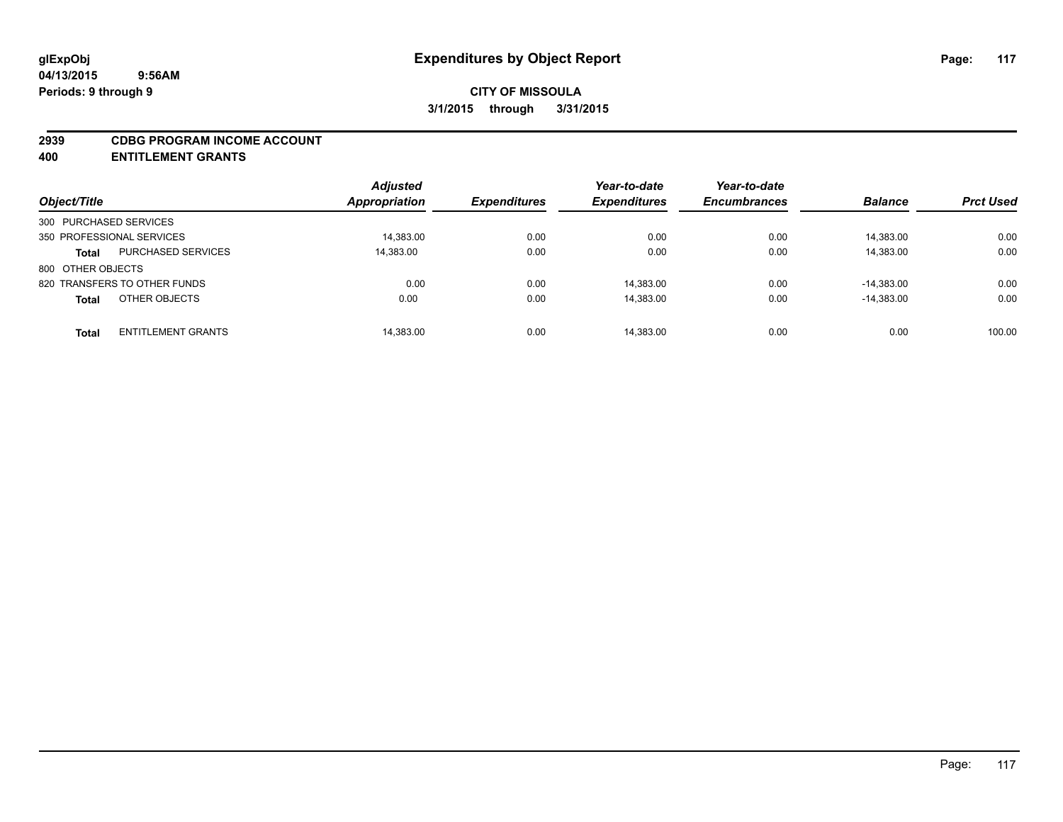**CITY OF MISSOULA**

**3/1/2015 through 3/31/2015**

## 2939 CDBG PROGRAM INCOME ACCOUNT
## 400 ENTITLEMENT GRANTS

| Object/Title | | Adjusted Appropriation | Expenditures | Year-to-date Expenditures | Year-to-date Encumbrances | Balance | Prct Used |
|---|---|---|---|---|---|---|---|
| 300 PURCHASED SERVICES | | | | | | | |
| 350 PROFESSIONAL SERVICES | | 14,383.00 | 0.00 | 0.00 | 0.00 | 14,383.00 | 0.00 |
| **Total** | PURCHASED SERVICES | 14,383.00 | 0.00 | 0.00 | 0.00 | 14,383.00 | 0.00 |
| 800 OTHER OBJECTS | | | | | | | |
| 820 TRANSFERS TO OTHER FUNDS | | 0.00 | 0.00 | 14,383.00 | 0.00 | -14,383.00 | 0.00 |
| **Total** | OTHER OBJECTS | 0.00 | 0.00 | 14,383.00 | 0.00 | -14,383.00 | 0.00 |
| **Total** | ENTITLEMENT GRANTS | 14,383.00 | 0.00 | 14,383.00 | 0.00 | 0.00 | 100.00 |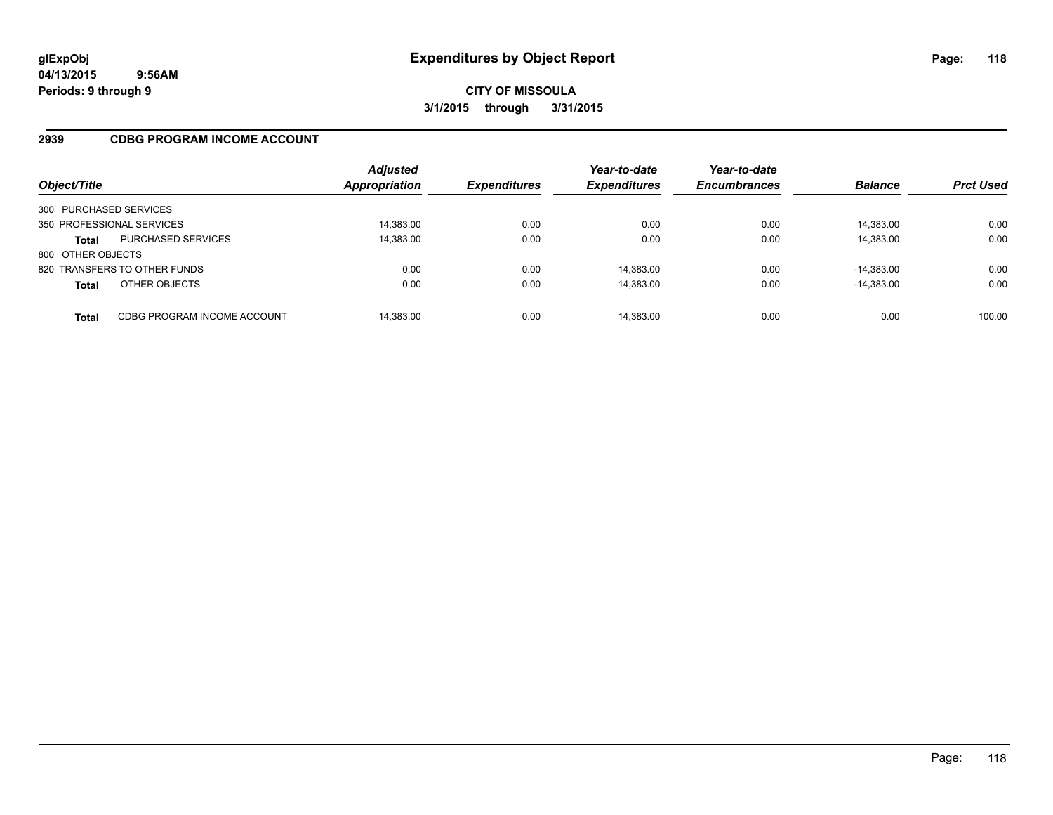glExpObj
04/13/2015 9:56AM
Periods: 9 through 9

# Expenditures by Object Report

**CITY OF MISSOULA**
**3/1/2015 through 3/31/2015**

## 2939 CDBG PROGRAM INCOME ACCOUNT

| Object/Title | | Adjusted Appropriation | Expenditures | Year-to-date Expenditures | Year-to-date Encumbrances | Balance | Prct Used |
|---|---|---|---|---|---|---|---|
| 300 PURCHASED SERVICES | | | | | | | |
| 350 PROFESSIONAL SERVICES | | 14,383.00 | 0.00 | 0.00 | 0.00 | 14,383.00 | 0.00 |
| **Total** | PURCHASED SERVICES | 14,383.00 | 0.00 | 0.00 | 0.00 | 14,383.00 | 0.00 |
| 800 OTHER OBJECTS | | | | | | | |
| 820 TRANSFERS TO OTHER FUNDS | | 0.00 | 0.00 | 14,383.00 | 0.00 | -14,383.00 | 0.00 |
| **Total** | OTHER OBJECTS | 0.00 | 0.00 | 14,383.00 | 0.00 | -14,383.00 | 0.00 |
| **Total** | CDBG PROGRAM INCOME ACCOUNT | 14,383.00 | 0.00 | 14,383.00 | 0.00 | 0.00 | 100.00 |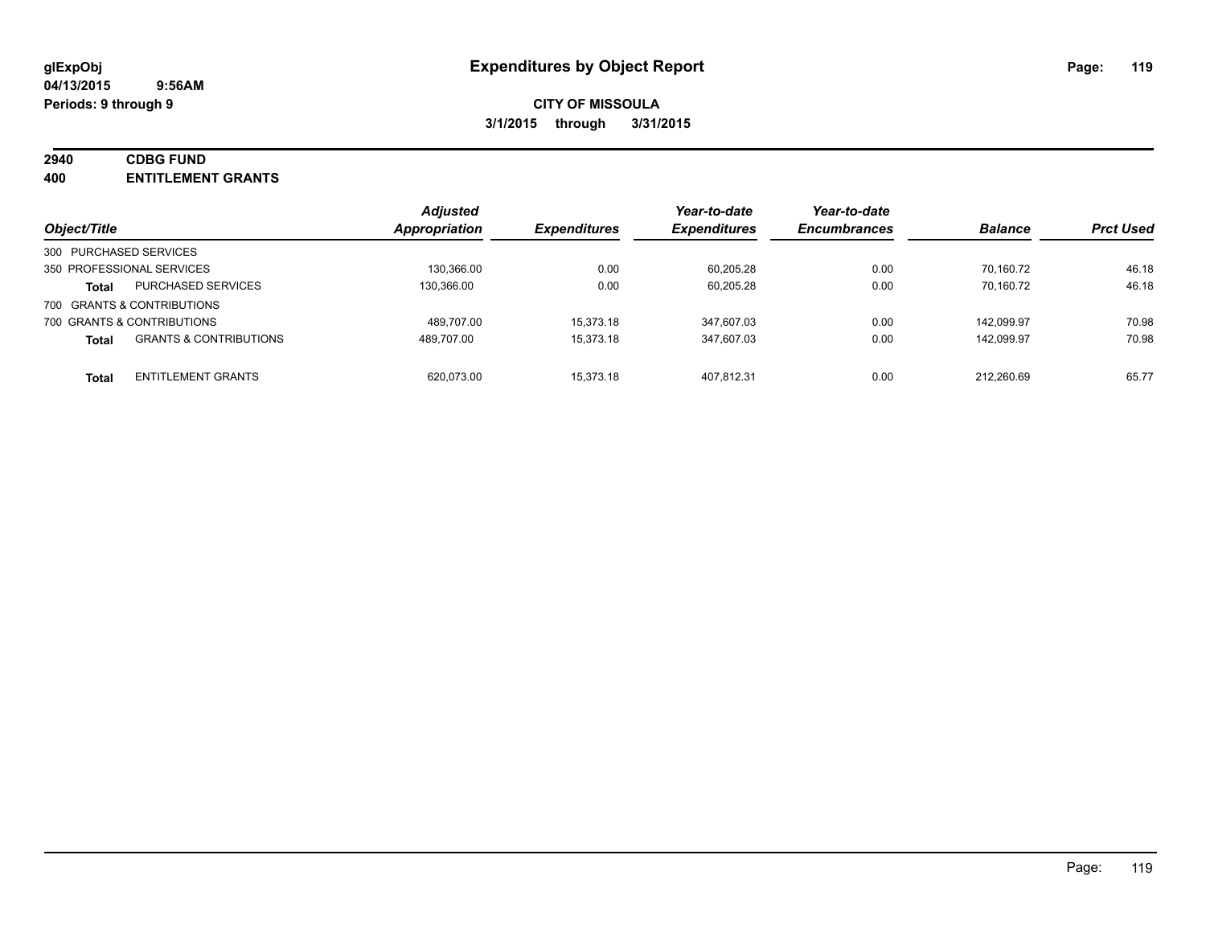# Expenditures by Object Report

glExpObj
04/13/2015 9:56AM
Periods: 9 through 9

**CITY OF MISSOULA**
**3/1/2015 through 3/31/2015**

**2940 CDBG FUND**
**400 ENTITLEMENT GRANTS**

| Object/Title | | Adjusted Appropriation | Expenditures | Year-to-date Expenditures | Year-to-date Encumbrances | Balance | Prct Used |
|---|---|---|---|---|---|---|---|
| 300 PURCHASED SERVICES | | | | | | | |
| 350 PROFESSIONAL SERVICES | | 130,366.00 | 0.00 | 60,205.28 | 0.00 | 70,160.72 | 46.18 |
| **Total** | PURCHASED SERVICES | 130,366.00 | 0.00 | 60,205.28 | 0.00 | 70,160.72 | 46.18 |
| 700 GRANTS & CONTRIBUTIONS | | | | | | | |
| 700 GRANTS & CONTRIBUTIONS | | 489,707.00 | 15,373.18 | 347,607.03 | 0.00 | 142,099.97 | 70.98 |
| **Total** | GRANTS & CONTRIBUTIONS | 489,707.00 | 15,373.18 | 347,607.03 | 0.00 | 142,099.97 | 70.98 |
| **Total** | ENTITLEMENT GRANTS | 620,073.00 | 15,373.18 | 407,812.31 | 0.00 | 212,260.69 | 65.77 |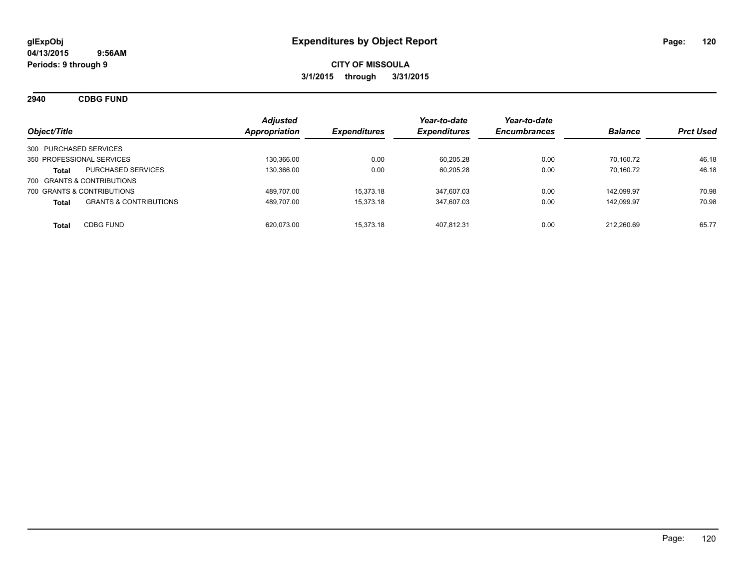# Expenditures by Object Report

glExpObj
04/13/2015 9:56AM
Periods: 9 through 9

**CITY OF MISSOULA**
**3/1/2015 through 3/31/2015**

## 2940 CDBG FUND

| Object/Title | | Adjusted Appropriation | Expenditures | Year-to-date Expenditures | Year-to-date Encumbrances | Balance | Prct Used |
|---|---|---|---|---|---|---|---|
| 300 PURCHASED SERVICES | | | | | | | |
| 350 PROFESSIONAL SERVICES | | 130,366.00 | 0.00 | 60,205.28 | 0.00 | 70,160.72 | 46.18 |
| **Total** | PURCHASED SERVICES | 130,366.00 | 0.00 | 60,205.28 | 0.00 | 70,160.72 | 46.18 |
| 700 GRANTS & CONTRIBUTIONS | | | | | | | |
| 700 GRANTS & CONTRIBUTIONS | | 489,707.00 | 15,373.18 | 347,607.03 | 0.00 | 142,099.97 | 70.98 |
| **Total** | GRANTS & CONTRIBUTIONS | 489,707.00 | 15,373.18 | 347,607.03 | 0.00 | 142,099.97 | 70.98 |
| **Total** | CDBG FUND | 620,073.00 | 15,373.18 | 407,812.31 | 0.00 | 212,260.69 | 65.77 |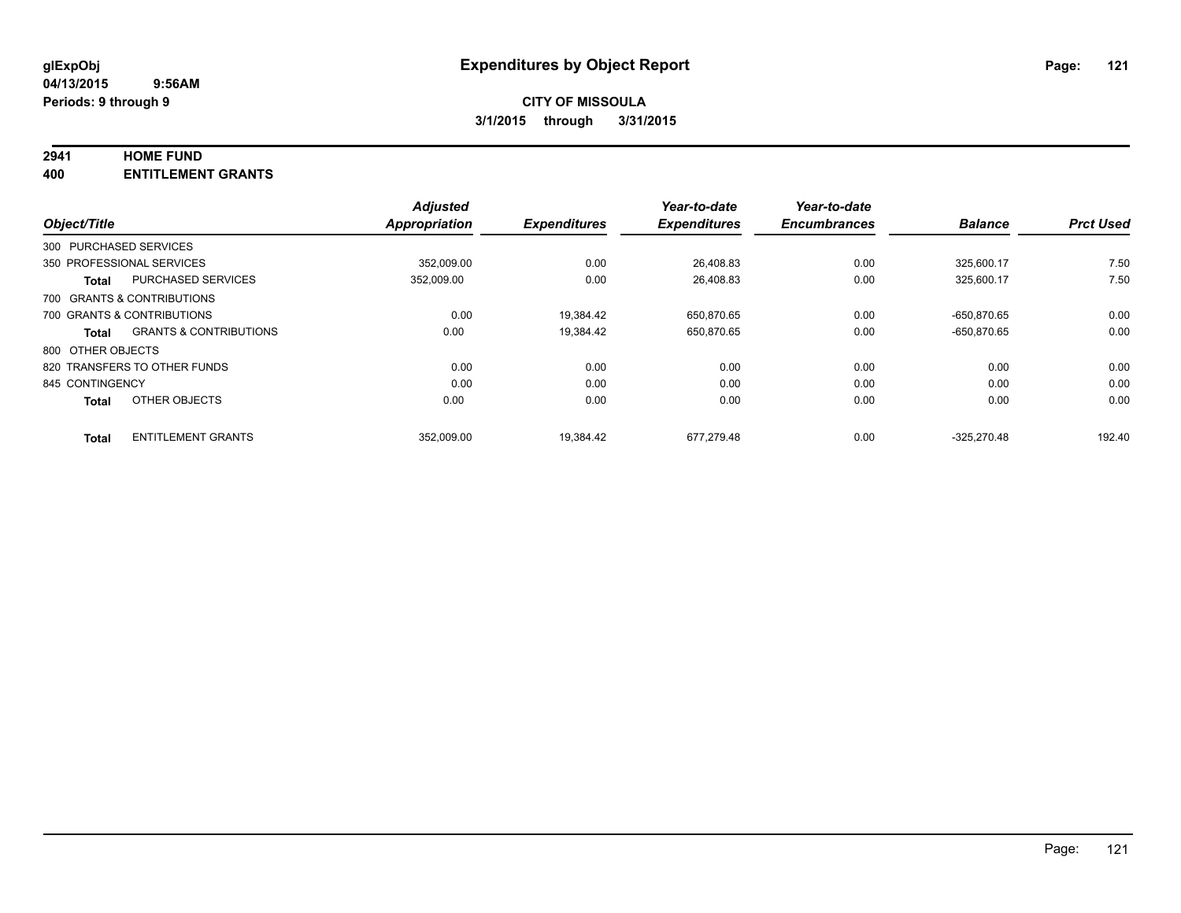**glExpObj**
**04/13/2015 9:56AM**
**Periods: 9 through 9**

# Expenditures by Object Report

**CITY OF MISSOULA**
**3/1/2015 through 3/31/2015**

**2941 HOME FUND**
**400 ENTITLEMENT GRANTS**

| Object/Title | | Adjusted Appropriation | Expenditures | Year-to-date Expenditures | Year-to-date Encumbrances | Balance | Prct Used |
|---|---|---|---|---|---|---|---|
| 300 PURCHASED SERVICES | | | | | | | |
| 350 PROFESSIONAL SERVICES | | 352,009.00 | 0.00 | 26,408.83 | 0.00 | 325,600.17 | 7.50 |
| **Total** | PURCHASED SERVICES | 352,009.00 | 0.00 | 26,408.83 | 0.00 | 325,600.17 | 7.50 |
| 700 GRANTS & CONTRIBUTIONS | | | | | | | |
| 700 GRANTS & CONTRIBUTIONS | | 0.00 | 19,384.42 | 650,870.65 | 0.00 | -650,870.65 | 0.00 |
| **Total** | GRANTS & CONTRIBUTIONS | 0.00 | 19,384.42 | 650,870.65 | 0.00 | -650,870.65 | 0.00 |
| 800 OTHER OBJECTS | | | | | | | |
| 820 TRANSFERS TO OTHER FUNDS | | 0.00 | 0.00 | 0.00 | 0.00 | 0.00 | 0.00 |
| 845 CONTINGENCY | | 0.00 | 0.00 | 0.00 | 0.00 | 0.00 | 0.00 |
| **Total** | OTHER OBJECTS | 0.00 | 0.00 | 0.00 | 0.00 | 0.00 | 0.00 |
| **Total** | ENTITLEMENT GRANTS | 352,009.00 | 19,384.42 | 677,279.48 | 0.00 | -325,270.48 | 192.40 |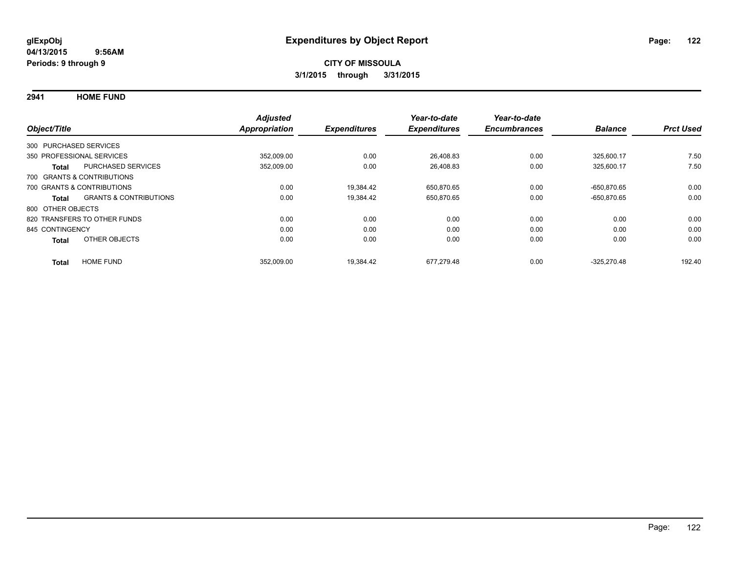glExpObj
04/13/2015 9:56AM
Periods: 9 through 9

# Expenditures by Object Report

**CITY OF MISSOULA**
**3/1/2015 through 3/31/2015**

## 2941 HOME FUND

| Object/Title | | Adjusted Appropriation | Expenditures | Year-to-date Expenditures | Year-to-date Encumbrances | Balance | Prct Used |
|---|---|---|---|---|---|---|---|
| 300 PURCHASED SERVICES | | | | | | | |
| 350 PROFESSIONAL SERVICES | | 352,009.00 | 0.00 | 26,408.83 | 0.00 | 325,600.17 | 7.50 |
| Total | PURCHASED SERVICES | 352,009.00 | 0.00 | 26,408.83 | 0.00 | 325,600.17 | 7.50 |
| 700 GRANTS & CONTRIBUTIONS | | | | | | | |
| 700 GRANTS & CONTRIBUTIONS | | 0.00 | 19,384.42 | 650,870.65 | 0.00 | -650,870.65 | 0.00 |
| Total | GRANTS & CONTRIBUTIONS | 0.00 | 19,384.42 | 650,870.65 | 0.00 | -650,870.65 | 0.00 |
| 800 OTHER OBJECTS | | | | | | | |
| 820 TRANSFERS TO OTHER FUNDS | | 0.00 | 0.00 | 0.00 | 0.00 | 0.00 | 0.00 |
| 845 CONTINGENCY | | 0.00 | 0.00 | 0.00 | 0.00 | 0.00 | 0.00 |
| Total | OTHER OBJECTS | 0.00 | 0.00 | 0.00 | 0.00 | 0.00 | 0.00 |
| Total | HOME FUND | 352,009.00 | 19,384.42 | 677,279.48 | 0.00 | -325,270.48 | 192.40 |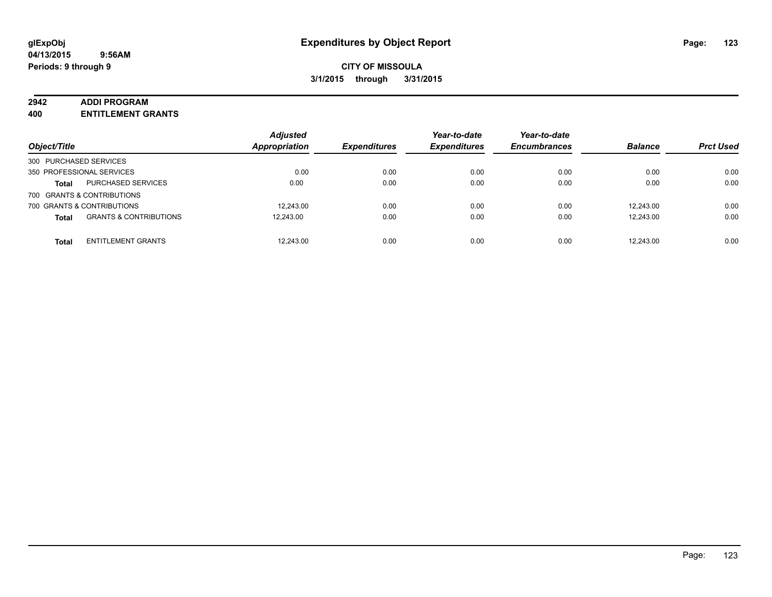glExpObj
04/13/2015 9:56AM
Periods: 9 through 9

# Expenditures by Object Report

**CITY OF MISSOULA**
**3/1/2015 through 3/31/2015**

**2942 ADDI PROGRAM**
**400 ENTITLEMENT GRANTS**

| Object/Title | | Adjusted Appropriation | Expenditures | Year-to-date Expenditures | Year-to-date Encumbrances | Balance | Prct Used |
|---|---|---|---|---|---|---|---|
| 300 PURCHASED SERVICES | | | | | | | |
| 350 PROFESSIONAL SERVICES | | 0.00 | 0.00 | 0.00 | 0.00 | 0.00 | 0.00 |
| **Total** | PURCHASED SERVICES | 0.00 | 0.00 | 0.00 | 0.00 | 0.00 | 0.00 |
| 700 GRANTS & CONTRIBUTIONS | | | | | | | |
| 700 GRANTS & CONTRIBUTIONS | | 12,243.00 | 0.00 | 0.00 | 0.00 | 12,243.00 | 0.00 |
| **Total** | GRANTS & CONTRIBUTIONS | 12,243.00 | 0.00 | 0.00 | 0.00 | 12,243.00 | 0.00 |
| **Total** | ENTITLEMENT GRANTS | 12,243.00 | 0.00 | 0.00 | 0.00 | 12,243.00 | 0.00 |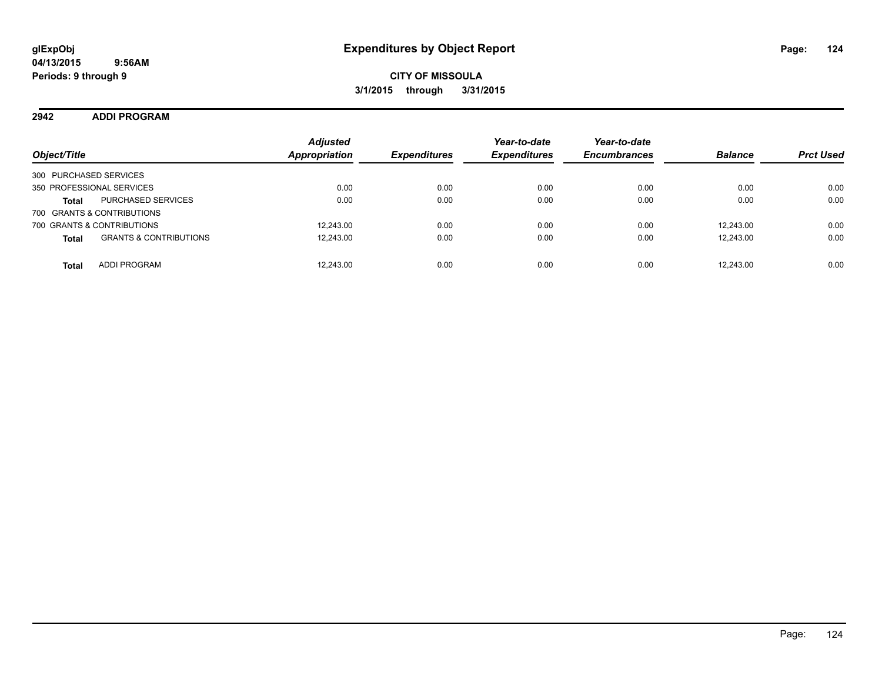# Expenditures by Object Report

glExpObj
04/13/2015 9:56AM
Periods: 9 through 9

**CITY OF MISSOULA**
**3/1/2015 through 3/31/2015**

## 2942 ADDI PROGRAM

| Object/Title | | Adjusted Appropriation | Expenditures | Year-to-date Expenditures | Year-to-date Encumbrances | Balance | Prct Used |
|---|---|---|---|---|---|---|---|
| 300 PURCHASED SERVICES | | | | | | | |
| 350 PROFESSIONAL SERVICES | | 0.00 | 0.00 | 0.00 | 0.00 | 0.00 | 0.00 |
| **Total** | PURCHASED SERVICES | 0.00 | 0.00 | 0.00 | 0.00 | 0.00 | 0.00 |
| 700 GRANTS & CONTRIBUTIONS | | | | | | | |
| 700 GRANTS & CONTRIBUTIONS | | 12,243.00 | 0.00 | 0.00 | 0.00 | 12,243.00 | 0.00 |
| **Total** | GRANTS & CONTRIBUTIONS | 12,243.00 | 0.00 | 0.00 | 0.00 | 12,243.00 | 0.00 |
| **Total** | ADDI PROGRAM | 12,243.00 | 0.00 | 0.00 | 0.00 | 12,243.00 | 0.00 |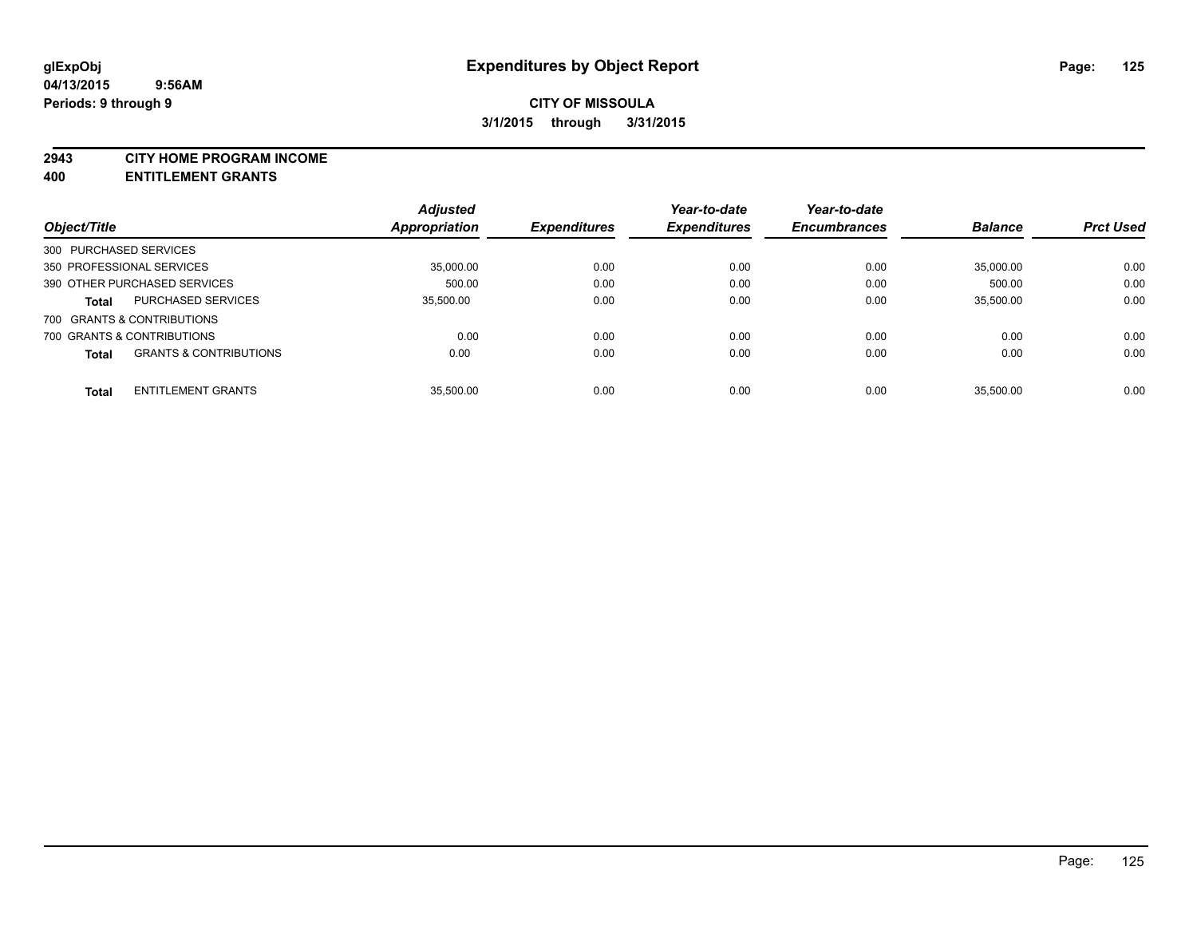# Expenditures by Object Report

glExpObj
04/13/2015 9:56AM
Periods: 9 through 9

**CITY OF MISSOULA**
**3/1/2015 through 3/31/2015**

**2943 CITY HOME PROGRAM INCOME**
**400 ENTITLEMENT GRANTS**

| Object/Title | | Adjusted Appropriation | Expenditures | Year-to-date Expenditures | Year-to-date Encumbrances | Balance | Prct Used |
|---|---|---|---|---|---|---|---|
| 300 PURCHASED SERVICES | | | | | | | |
| 350 PROFESSIONAL SERVICES | | 35,000.00 | 0.00 | 0.00 | 0.00 | 35,000.00 | 0.00 |
| 390 OTHER PURCHASED SERVICES | | 500.00 | 0.00 | 0.00 | 0.00 | 500.00 | 0.00 |
| Total | PURCHASED SERVICES | 35,500.00 | 0.00 | 0.00 | 0.00 | 35,500.00 | 0.00 |
| 700 GRANTS & CONTRIBUTIONS | | | | | | | |
| 700 GRANTS & CONTRIBUTIONS | | 0.00 | 0.00 | 0.00 | 0.00 | 0.00 | 0.00 |
| Total | GRANTS & CONTRIBUTIONS | 0.00 | 0.00 | 0.00 | 0.00 | 0.00 | 0.00 |
| Total | ENTITLEMENT GRANTS | 35,500.00 | 0.00 | 0.00 | 0.00 | 35,500.00 | 0.00 |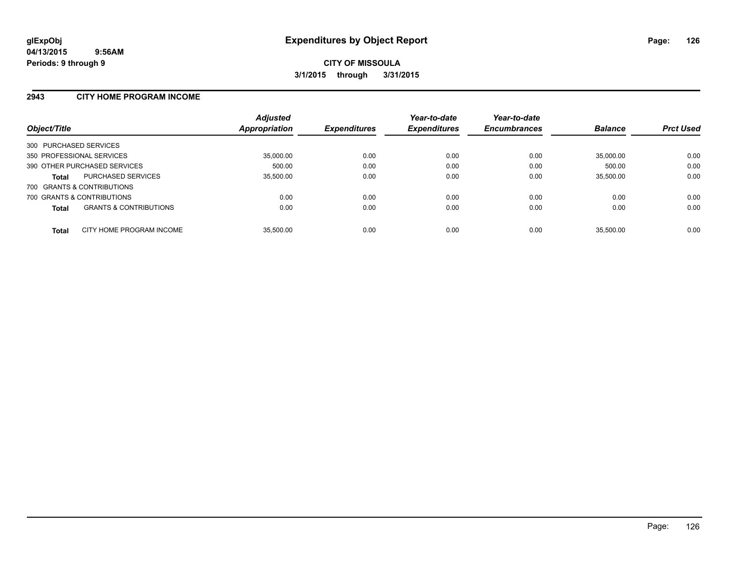glExpObj
04/13/2015 9:56AM
Periods: 9 through 9

# Expenditures by Object Report

**CITY OF MISSOULA**

**3/1/2015 through 3/31/2015**

## 2943 CITY HOME PROGRAM INCOME

| Object/Title | | Adjusted Appropriation | Expenditures | Year-to-date Expenditures | Year-to-date Encumbrances | Balance | Prct Used |
|---|---|---|---|---|---|---|---|
| 300 PURCHASED SERVICES | | | | | | | |
| 350 PROFESSIONAL SERVICES | | 35,000.00 | 0.00 | 0.00 | 0.00 | 35,000.00 | 0.00 |
| 390 OTHER PURCHASED SERVICES | | 500.00 | 0.00 | 0.00 | 0.00 | 500.00 | 0.00 |
| **Total** | PURCHASED SERVICES | 35,500.00 | 0.00 | 0.00 | 0.00 | 35,500.00 | 0.00 |
| 700 GRANTS & CONTRIBUTIONS | | | | | | | |
| 700 GRANTS & CONTRIBUTIONS | | 0.00 | 0.00 | 0.00 | 0.00 | 0.00 | 0.00 |
| **Total** | GRANTS & CONTRIBUTIONS | 0.00 | 0.00 | 0.00 | 0.00 | 0.00 | 0.00 |
| **Total** | CITY HOME PROGRAM INCOME | 35,500.00 | 0.00 | 0.00 | 0.00 | 35,500.00 | 0.00 |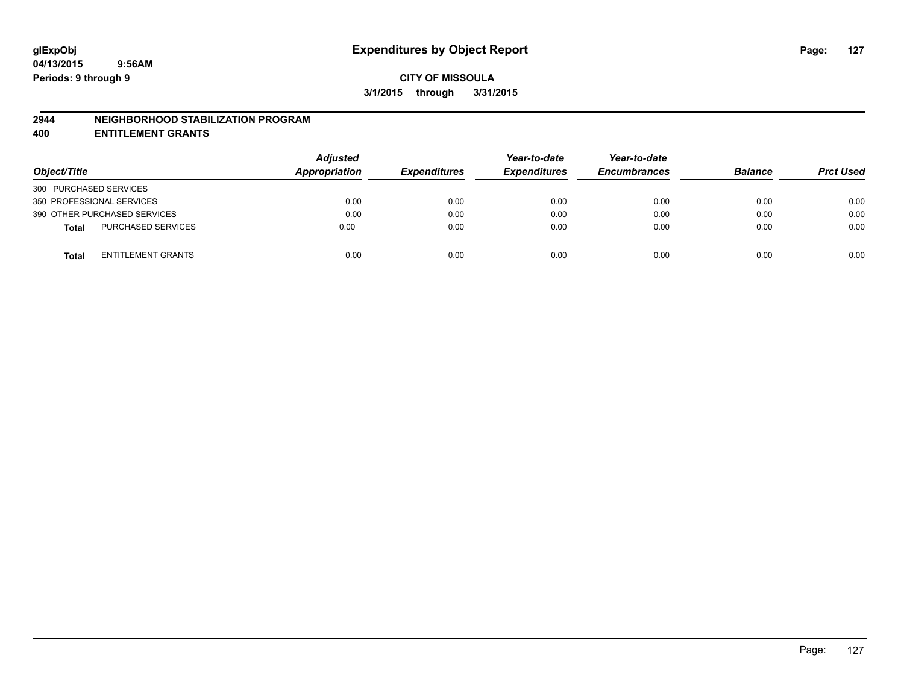**glExpObj**
**04/13/2015 9:56AM**
**Periods: 9 through 9**

# Expenditures by Object Report

**CITY OF MISSOULA**
**3/1/2015 through 3/31/2015**

## 2944 NEIGHBORHOOD STABILIZATION PROGRAM
## 400 ENTITLEMENT GRANTS

| Object/Title | Adjusted Appropriation | Expenditures | Year-to-date Expenditures | Year-to-date Encumbrances | Balance | Prct Used |
|---|---|---|---|---|---|---|
| 300 PURCHASED SERVICES | | | | | | |
| 350 PROFESSIONAL SERVICES | 0.00 | 0.00 | 0.00 | 0.00 | 0.00 | 0.00 |
| 390 OTHER PURCHASED SERVICES | 0.00 | 0.00 | 0.00 | 0.00 | 0.00 | 0.00 |
| **Total** PURCHASED SERVICES | 0.00 | 0.00 | 0.00 | 0.00 | 0.00 | 0.00 |
| **Total** ENTITLEMENT GRANTS | 0.00 | 0.00 | 0.00 | 0.00 | 0.00 | 0.00 |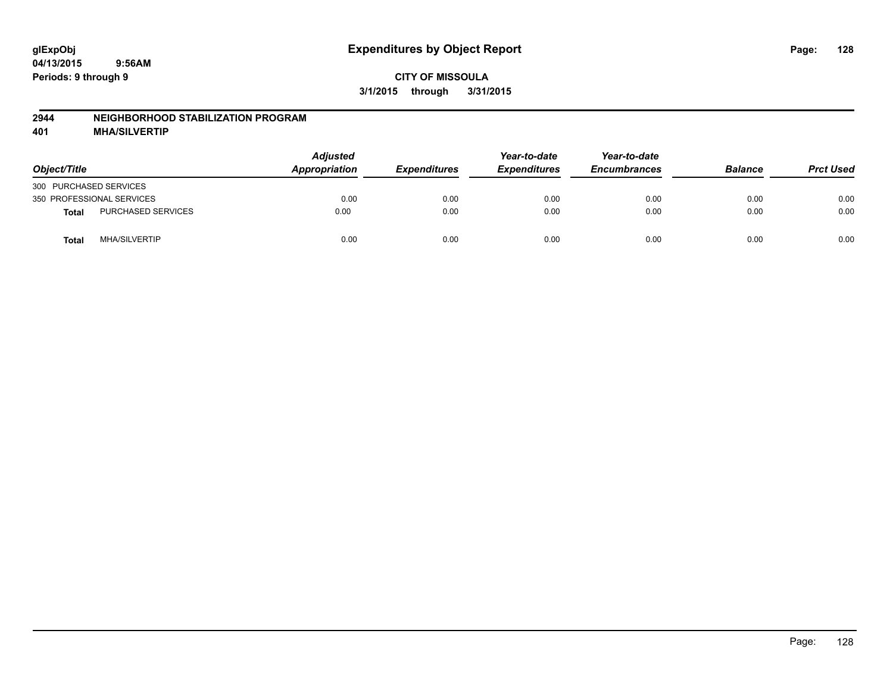glExpObj
04/13/2015 9:56AM
Periods: 9 through 9

# Expenditures by Object Report

**CITY OF MISSOULA**
**3/1/2015 through 3/31/2015**

**2944 NEIGHBORHOOD STABILIZATION PROGRAM**
**401 MHA/SILVERTIP**

| Object/Title | | Adjusted Appropriation | Expenditures | Year-to-date Expenditures | Year-to-date Encumbrances | Balance | Prct Used |
|---|---|---|---|---|---|---|---|
| 300 PURCHASED SERVICES | | | | | | | |
| 350 PROFESSIONAL SERVICES | | 0.00 | 0.00 | 0.00 | 0.00 | 0.00 | 0.00 |
| **Total** | PURCHASED SERVICES | 0.00 | 0.00 | 0.00 | 0.00 | 0.00 | 0.00 |
| **Total** | MHA/SILVERTIP | 0.00 | 0.00 | 0.00 | 0.00 | 0.00 | 0.00 |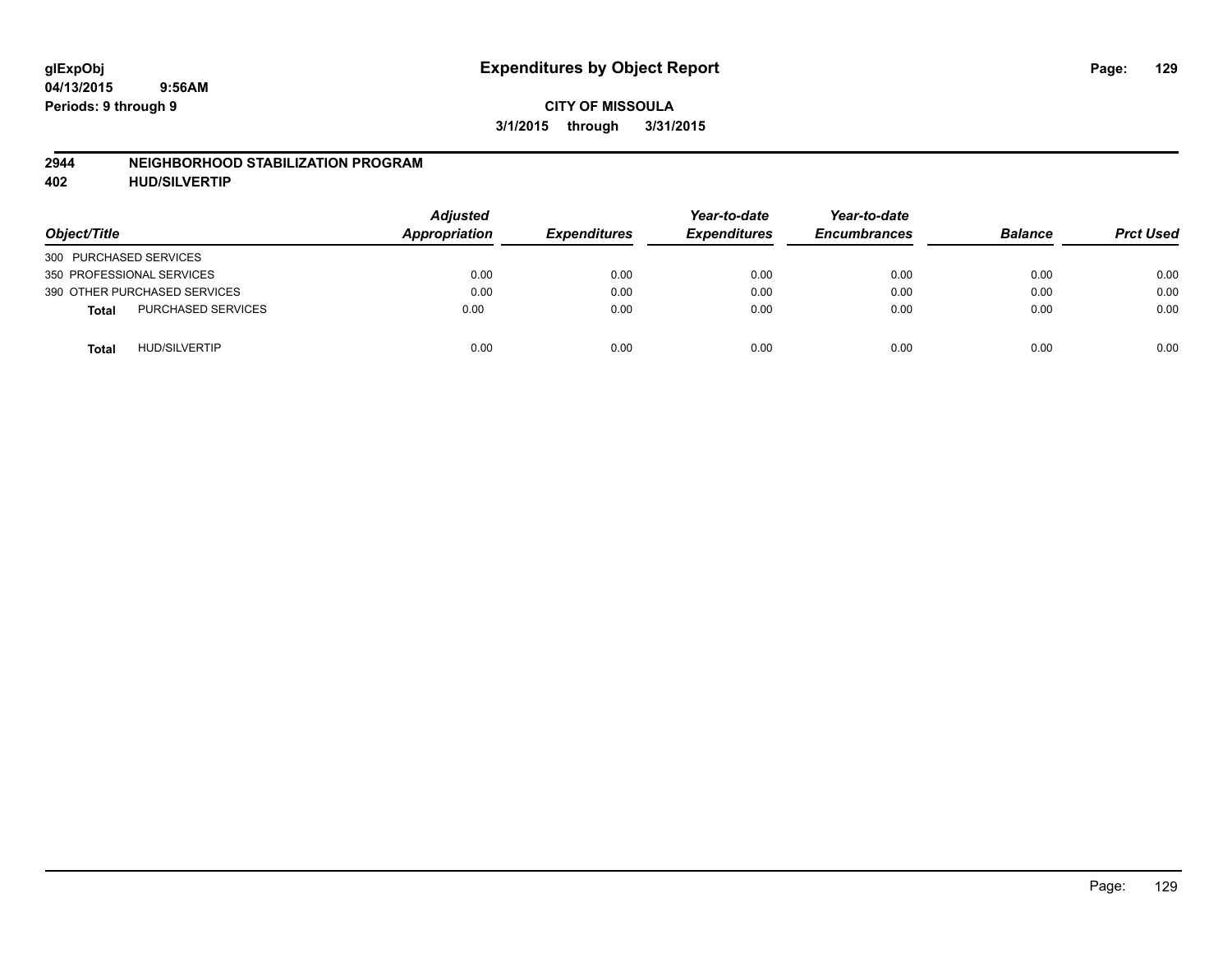**glExpObj**
**04/13/2015 9:56AM**
**Periods: 9 through 9**

# Expenditures by Object Report

**CITY OF MISSOULA**
**3/1/2015 through 3/31/2015**

## 2944 NEIGHBORHOOD STABILIZATION PROGRAM
## 402 HUD/SILVERTIP

| Object/Title | | Adjusted Appropriation | Expenditures | Year-to-date Expenditures | Year-to-date Encumbrances | Balance | Prct Used |
|---|---|---|---|---|---|---|---|
| 300 PURCHASED SERVICES | | | | | | | |
| 350 PROFESSIONAL SERVICES | | 0.00 | 0.00 | 0.00 | 0.00 | 0.00 | 0.00 |
| 390 OTHER PURCHASED SERVICES | | 0.00 | 0.00 | 0.00 | 0.00 | 0.00 | 0.00 |
| **Total** | PURCHASED SERVICES | 0.00 | 0.00 | 0.00 | 0.00 | 0.00 | 0.00 |
| **Total** | HUD/SILVERTIP | 0.00 | 0.00 | 0.00 | 0.00 | 0.00 | 0.00 |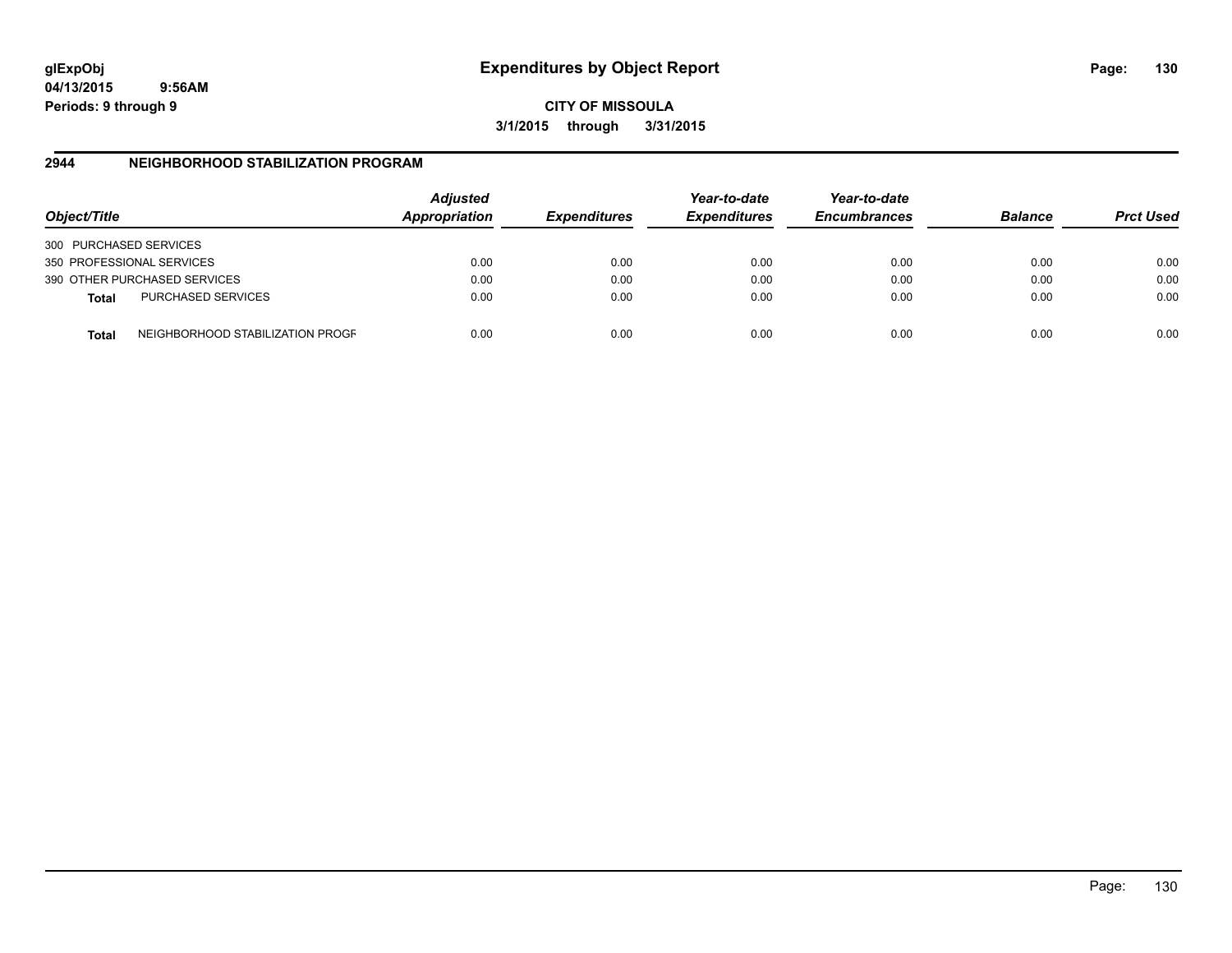glExpObj
04/13/2015 9:56AM
Periods: 9 through 9

# Expenditures by Object Report

**CITY OF MISSOULA**
**3/1/2015 through 3/31/2015**

## 2944 NEIGHBORHOOD STABILIZATION PROGRAM

| Object/Title | Adjusted Appropriation | Expenditures | Year-to-date Expenditures | Year-to-date Encumbrances | Balance | Prct Used |
|---|---|---|---|---|---|---|
| 300 PURCHASED SERVICES | | | | | | |
| 350 PROFESSIONAL SERVICES | 0.00 | 0.00 | 0.00 | 0.00 | 0.00 | 0.00 |
| 390 OTHER PURCHASED SERVICES | 0.00 | 0.00 | 0.00 | 0.00 | 0.00 | 0.00 |
| **Total** PURCHASED SERVICES | 0.00 | 0.00 | 0.00 | 0.00 | 0.00 | 0.00 |
| **Total** NEIGHBORHOOD STABILIZATION PROGF | 0.00 | 0.00 | 0.00 | 0.00 | 0.00 | 0.00 |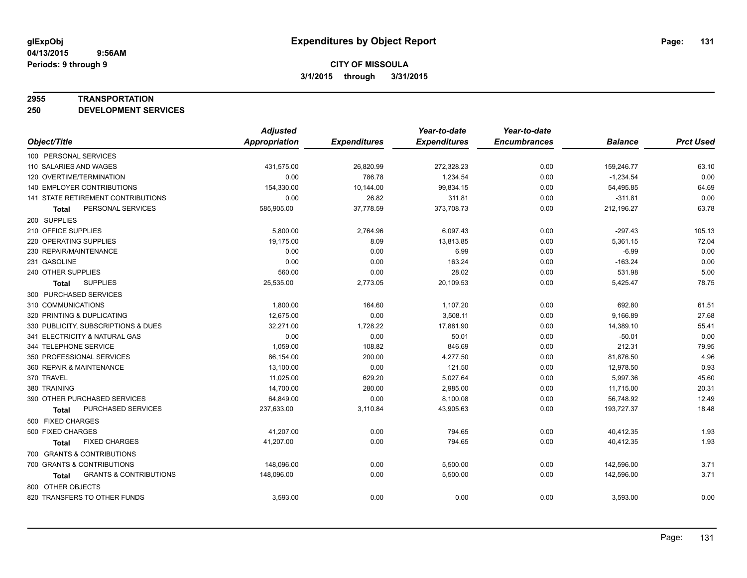# Expenditures by Object Report

glExpObj
04/13/2015 9:56AM
Periods: 9 through 9

**CITY OF MISSOULA**
3/1/2015 through 3/31/2015

**2955 TRANSPORTATION**
**250 DEVELOPMENT SERVICES**

| Object/Title | Adjusted Appropriation | Expenditures | Year-to-date Expenditures | Year-to-date Encumbrances | Balance | Prct Used |
|---|---|---|---|---|---|---|
| 100 PERSONAL SERVICES | | | | | | |
| 110 SALARIES AND WAGES | 431,575.00 | 26,820.99 | 272,328.23 | 0.00 | 159,246.77 | 63.10 |
| 120 OVERTIME/TERMINATION | 0.00 | 786.78 | 1,234.54 | 0.00 | -1,234.54 | 0.00 |
| 140 EMPLOYER CONTRIBUTIONS | 154,330.00 | 10,144.00 | 99,834.15 | 0.00 | 54,495.85 | 64.69 |
| 141 STATE RETIREMENT CONTRIBUTIONS | 0.00 | 26.82 | 311.81 | 0.00 | -311.81 | 0.00 |
| **Total** PERSONAL SERVICES | 585,905.00 | 37,778.59 | 373,708.73 | 0.00 | 212,196.27 | 63.78 |
| 200 SUPPLIES | | | | | | |
| 210 OFFICE SUPPLIES | 5,800.00 | 2,764.96 | 6,097.43 | 0.00 | -297.43 | 105.13 |
| 220 OPERATING SUPPLIES | 19,175.00 | 8.09 | 13,813.85 | 0.00 | 5,361.15 | 72.04 |
| 230 REPAIR/MAINTENANCE | 0.00 | 0.00 | 6.99 | 0.00 | -6.99 | 0.00 |
| 231 GASOLINE | 0.00 | 0.00 | 163.24 | 0.00 | -163.24 | 0.00 |
| 240 OTHER SUPPLIES | 560.00 | 0.00 | 28.02 | 0.00 | 531.98 | 5.00 |
| **Total** SUPPLIES | 25,535.00 | 2,773.05 | 20,109.53 | 0.00 | 5,425.47 | 78.75 |
| 300 PURCHASED SERVICES | | | | | | |
| 310 COMMUNICATIONS | 1,800.00 | 164.60 | 1,107.20 | 0.00 | 692.80 | 61.51 |
| 320 PRINTING & DUPLICATING | 12,675.00 | 0.00 | 3,508.11 | 0.00 | 9,166.89 | 27.68 |
| 330 PUBLICITY, SUBSCRIPTIONS & DUES | 32,271.00 | 1,728.22 | 17,881.90 | 0.00 | 14,389.10 | 55.41 |
| 341 ELECTRICITY & NATURAL GAS | 0.00 | 0.00 | 50.01 | 0.00 | -50.01 | 0.00 |
| 344 TELEPHONE SERVICE | 1,059.00 | 108.82 | 846.69 | 0.00 | 212.31 | 79.95 |
| 350 PROFESSIONAL SERVICES | 86,154.00 | 200.00 | 4,277.50 | 0.00 | 81,876.50 | 4.96 |
| 360 REPAIR & MAINTENANCE | 13,100.00 | 0.00 | 121.50 | 0.00 | 12,978.50 | 0.93 |
| 370 TRAVEL | 11,025.00 | 629.20 | 5,027.64 | 0.00 | 5,997.36 | 45.60 |
| 380 TRAINING | 14,700.00 | 280.00 | 2,985.00 | 0.00 | 11,715.00 | 20.31 |
| 390 OTHER PURCHASED SERVICES | 64,849.00 | 0.00 | 8,100.08 | 0.00 | 56,748.92 | 12.49 |
| **Total** PURCHASED SERVICES | 237,633.00 | 3,110.84 | 43,905.63 | 0.00 | 193,727.37 | 18.48 |
| 500 FIXED CHARGES | | | | | | |
| 500 FIXED CHARGES | 41,207.00 | 0.00 | 794.65 | 0.00 | 40,412.35 | 1.93 |
| **Total** FIXED CHARGES | 41,207.00 | 0.00 | 794.65 | 0.00 | 40,412.35 | 1.93 |
| 700 GRANTS & CONTRIBUTIONS | | | | | | |
| 700 GRANTS & CONTRIBUTIONS | 148,096.00 | 0.00 | 5,500.00 | 0.00 | 142,596.00 | 3.71 |
| **Total** GRANTS & CONTRIBUTIONS | 148,096.00 | 0.00 | 5,500.00 | 0.00 | 142,596.00 | 3.71 |
| 800 OTHER OBJECTS | | | | | | |
| 820 TRANSFERS TO OTHER FUNDS | 3,593.00 | 0.00 | 0.00 | 0.00 | 3,593.00 | 0.00 |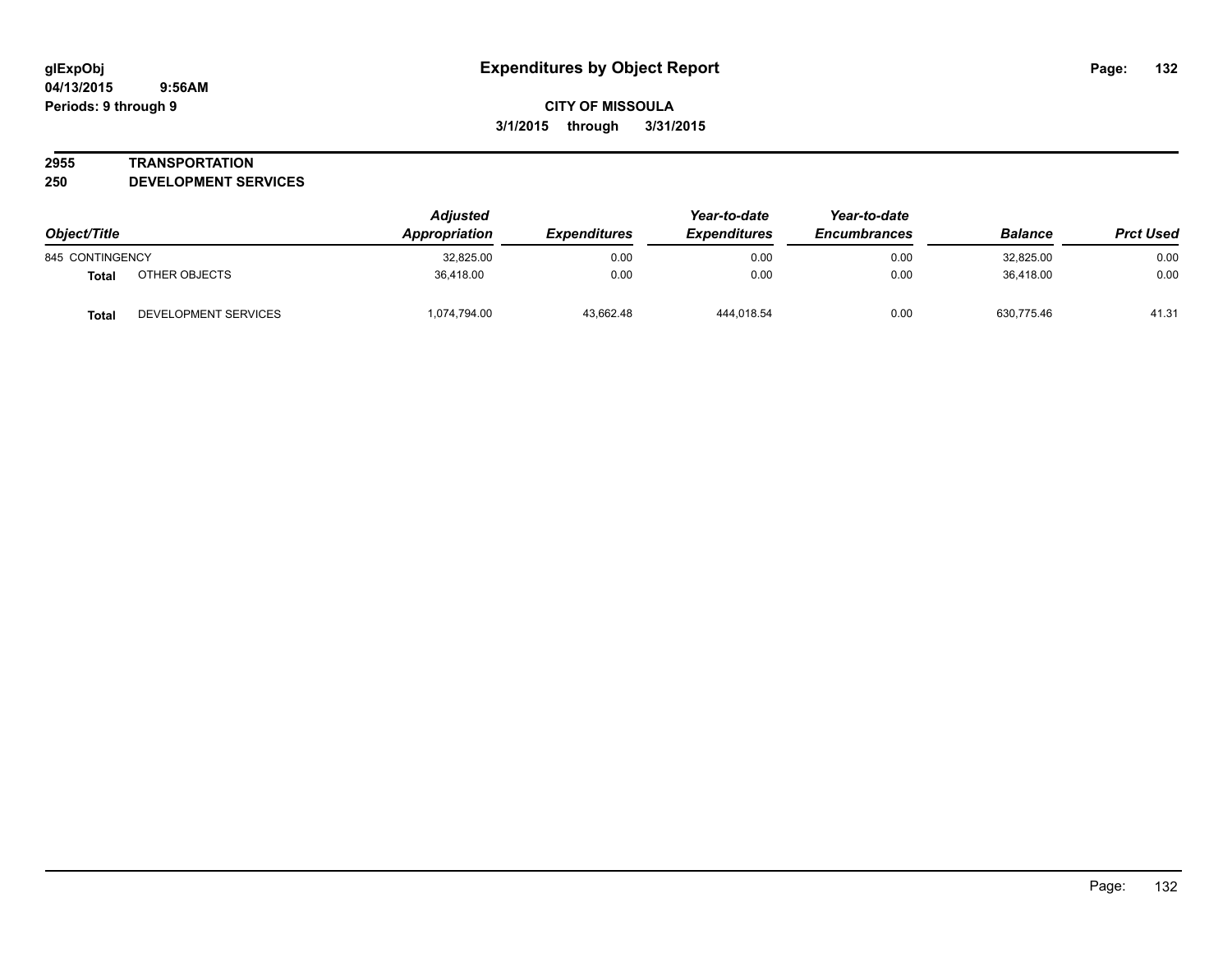# Expenditures by Object Report

**glExpObj**
**04/13/2015 9:56AM**
**Periods: 9 through 9**

**CITY OF MISSOULA**
**3/1/2015 through 3/31/2015**

**2955 TRANSPORTATION**
**250 DEVELOPMENT SERVICES**

| Object/Title | | Adjusted Appropriation | Expenditures | Year-to-date Expenditures | Year-to-date Encumbrances | Balance | Prct Used |
|---|---|---|---|---|---|---|---|
| 845 CONTINGENCY | | 32,825.00 | 0.00 | 0.00 | 0.00 | 32,825.00 | 0.00 |
| **Total** | OTHER OBJECTS | 36,418.00 | 0.00 | 0.00 | 0.00 | 36,418.00 | 0.00 |
| **Total** | DEVELOPMENT SERVICES | 1,074,794.00 | 43,662.48 | 444,018.54 | 0.00 | 630,775.46 | 41.31 |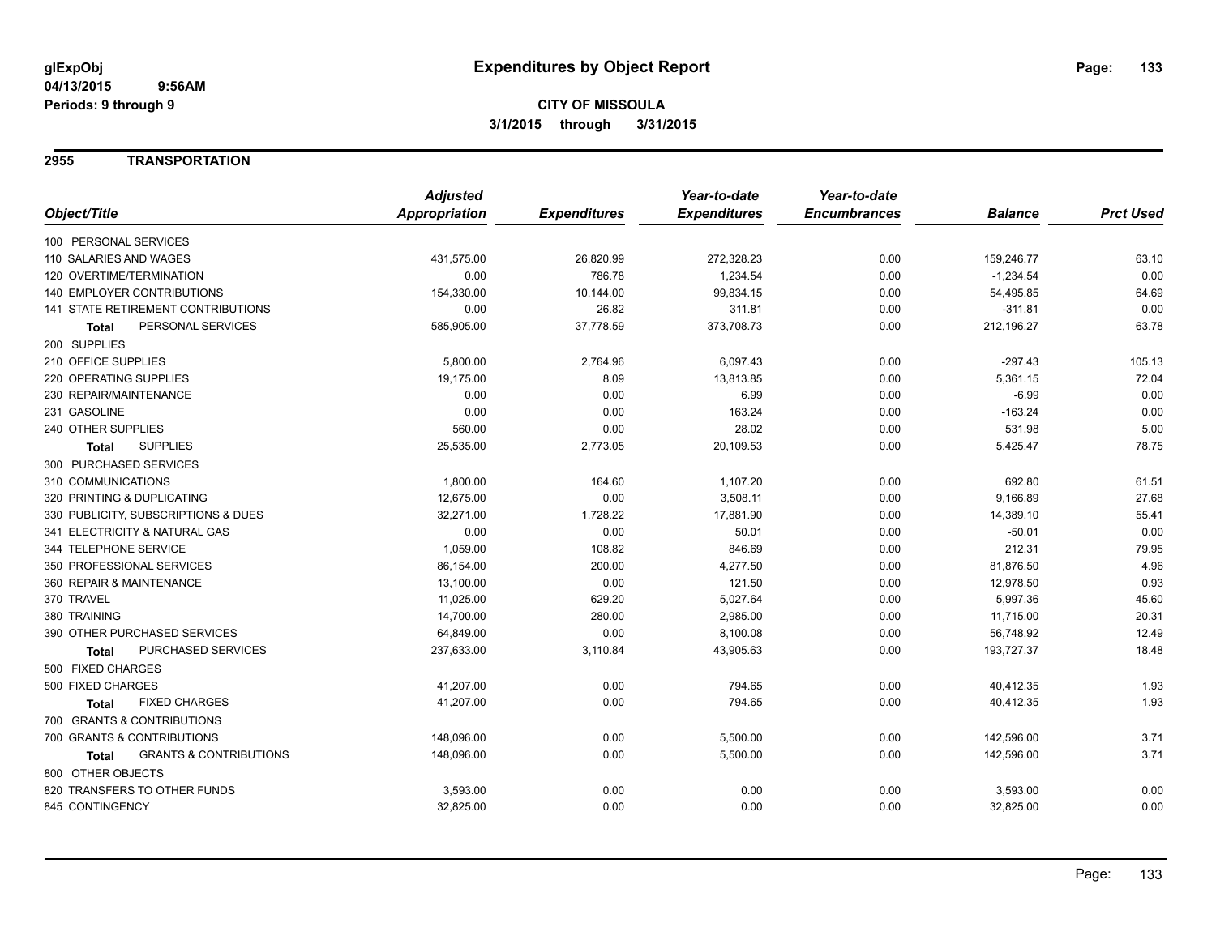# Expenditures by Object Report

glExpObj
04/13/2015 9:56AM
Periods: 9 through 9

**CITY OF MISSOULA**
**3/1/2015 through 3/31/2015**

## 2955 TRANSPORTATION

| Object/Title | Adjusted Appropriation | Expenditures | Year-to-date Expenditures | Year-to-date Encumbrances | Balance | Prct Used |
|---|---|---|---|---|---|---|
| 100 PERSONAL SERVICES | | | | | | |
| 110 SALARIES AND WAGES | 431,575.00 | 26,820.99 | 272,328.23 | 0.00 | 159,246.77 | 63.10 |
| 120 OVERTIME/TERMINATION | 0.00 | 786.78 | 1,234.54 | 0.00 | -1,234.54 | 0.00 |
| 140 EMPLOYER CONTRIBUTIONS | 154,330.00 | 10,144.00 | 99,834.15 | 0.00 | 54,495.85 | 64.69 |
| 141 STATE RETIREMENT CONTRIBUTIONS | 0.00 | 26.82 | 311.81 | 0.00 | -311.81 | 0.00 |
| **Total** PERSONAL SERVICES | 585,905.00 | 37,778.59 | 373,708.73 | 0.00 | 212,196.27 | 63.78 |
| 200 SUPPLIES | | | | | | |
| 210 OFFICE SUPPLIES | 5,800.00 | 2,764.96 | 6,097.43 | 0.00 | -297.43 | 105.13 |
| 220 OPERATING SUPPLIES | 19,175.00 | 8.09 | 13,813.85 | 0.00 | 5,361.15 | 72.04 |
| 230 REPAIR/MAINTENANCE | 0.00 | 0.00 | 6.99 | 0.00 | -6.99 | 0.00 |
| 231 GASOLINE | 0.00 | 0.00 | 163.24 | 0.00 | -163.24 | 0.00 |
| 240 OTHER SUPPLIES | 560.00 | 0.00 | 28.02 | 0.00 | 531.98 | 5.00 |
| **Total** SUPPLIES | 25,535.00 | 2,773.05 | 20,109.53 | 0.00 | 5,425.47 | 78.75 |
| 300 PURCHASED SERVICES | | | | | | |
| 310 COMMUNICATIONS | 1,800.00 | 164.60 | 1,107.20 | 0.00 | 692.80 | 61.51 |
| 320 PRINTING & DUPLICATING | 12,675.00 | 0.00 | 3,508.11 | 0.00 | 9,166.89 | 27.68 |
| 330 PUBLICITY, SUBSCRIPTIONS & DUES | 32,271.00 | 1,728.22 | 17,881.90 | 0.00 | 14,389.10 | 55.41 |
| 341 ELECTRICITY & NATURAL GAS | 0.00 | 0.00 | 50.01 | 0.00 | -50.01 | 0.00 |
| 344 TELEPHONE SERVICE | 1,059.00 | 108.82 | 846.69 | 0.00 | 212.31 | 79.95 |
| 350 PROFESSIONAL SERVICES | 86,154.00 | 200.00 | 4,277.50 | 0.00 | 81,876.50 | 4.96 |
| 360 REPAIR & MAINTENANCE | 13,100.00 | 0.00 | 121.50 | 0.00 | 12,978.50 | 0.93 |
| 370 TRAVEL | 11,025.00 | 629.20 | 5,027.64 | 0.00 | 5,997.36 | 45.60 |
| 380 TRAINING | 14,700.00 | 280.00 | 2,985.00 | 0.00 | 11,715.00 | 20.31 |
| 390 OTHER PURCHASED SERVICES | 64,849.00 | 0.00 | 8,100.08 | 0.00 | 56,748.92 | 12.49 |
| **Total** PURCHASED SERVICES | 237,633.00 | 3,110.84 | 43,905.63 | 0.00 | 193,727.37 | 18.48 |
| 500 FIXED CHARGES | | | | | | |
| 500 FIXED CHARGES | 41,207.00 | 0.00 | 794.65 | 0.00 | 40,412.35 | 1.93 |
| **Total** FIXED CHARGES | 41,207.00 | 0.00 | 794.65 | 0.00 | 40,412.35 | 1.93 |
| 700 GRANTS & CONTRIBUTIONS | | | | | | |
| 700 GRANTS & CONTRIBUTIONS | 148,096.00 | 0.00 | 5,500.00 | 0.00 | 142,596.00 | 3.71 |
| **Total** GRANTS & CONTRIBUTIONS | 148,096.00 | 0.00 | 5,500.00 | 0.00 | 142,596.00 | 3.71 |
| 800 OTHER OBJECTS | | | | | | |
| 820 TRANSFERS TO OTHER FUNDS | 3,593.00 | 0.00 | 0.00 | 0.00 | 3,593.00 | 0.00 |
| 845 CONTINGENCY | 32,825.00 | 0.00 | 0.00 | 0.00 | 32,825.00 | 0.00 |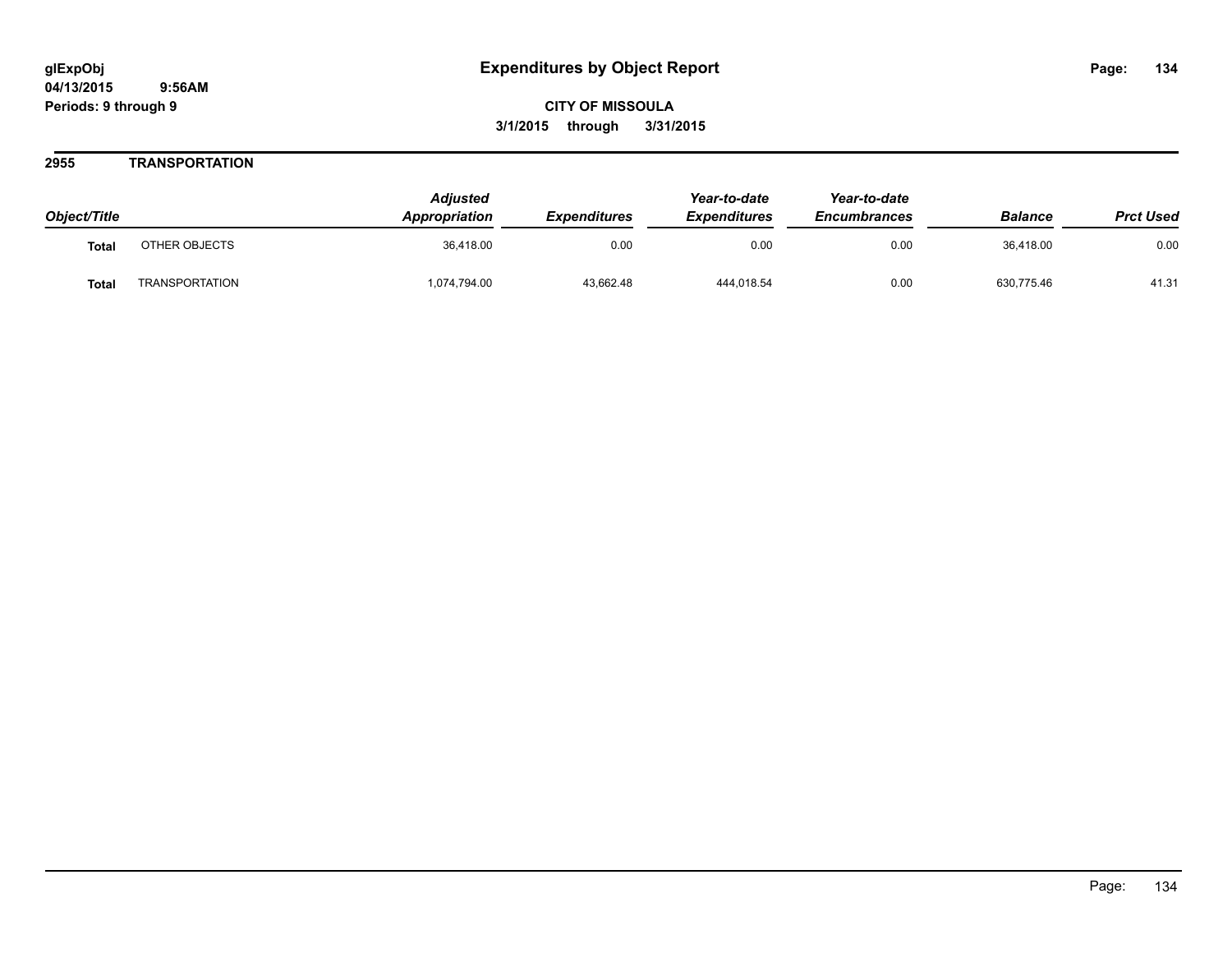**glExpObj**
**04/13/2015 9:56AM**
**Periods: 9 through 9**

# Expenditures by Object Report

**CITY OF MISSOULA**
**3/1/2015 through 3/31/2015**

## 2955 TRANSPORTATION

| Object/Title | | Adjusted Appropriation | Expenditures | Year-to-date Expenditures | Year-to-date Encumbrances | Balance | Prct Used |
|---|---|---|---|---|---|---|---|
| **Total** | OTHER OBJECTS | 36,418.00 | 0.00 | 0.00 | 0.00 | 36,418.00 | 0.00 |
| **Total** | TRANSPORTATION | 1,074,794.00 | 43,662.48 | 444,018.54 | 0.00 | 630,775.46 | 41.31 |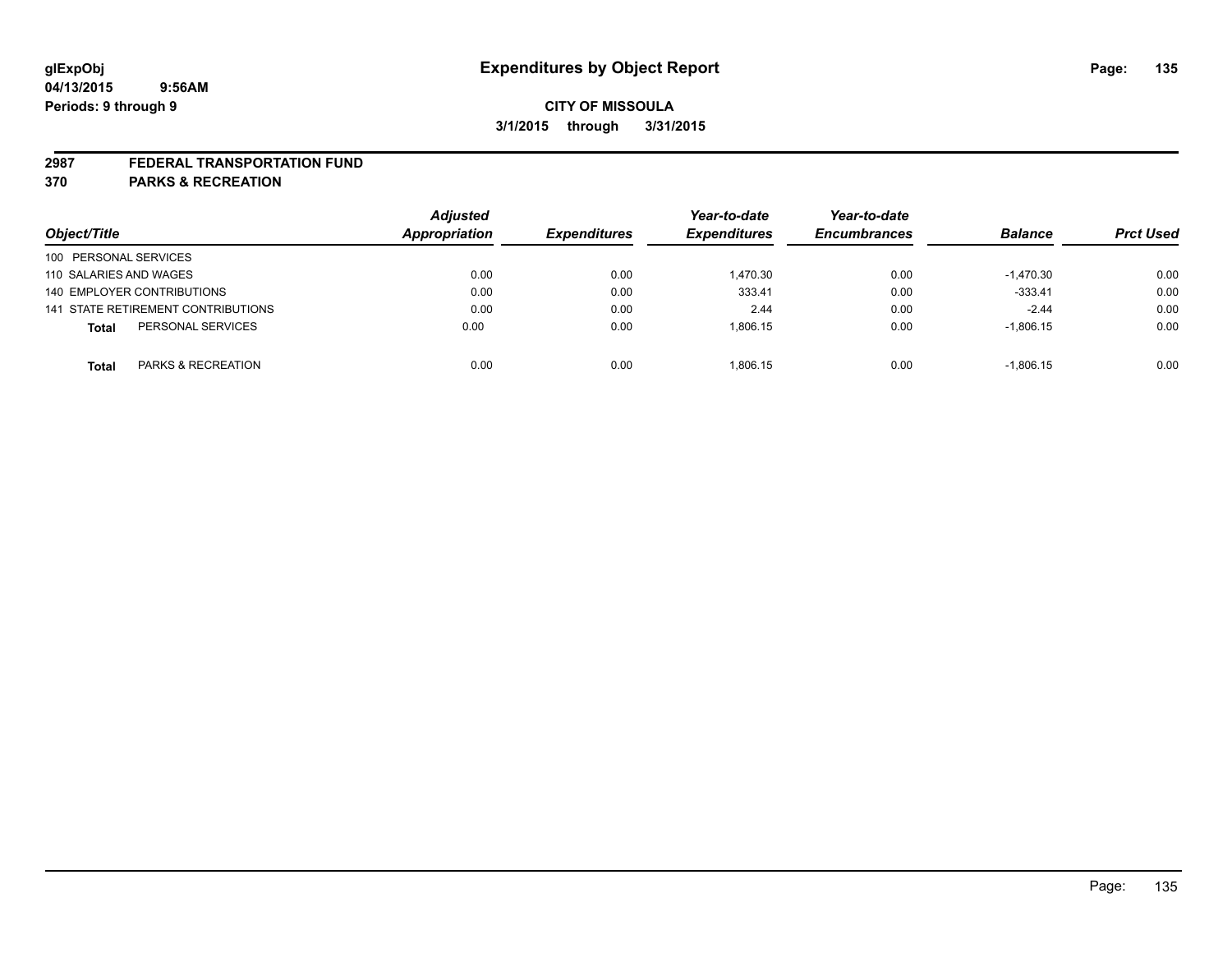**glExpObj**
**04/13/2015 9:56AM**
**Periods: 9 through 9**

# Expenditures by Object Report

**CITY OF MISSOULA**
**3/1/2015 through 3/31/2015**

**2987 FEDERAL TRANSPORTATION FUND**
**370 PARKS & RECREATION**

| Object/Title | | Adjusted Appropriation | Expenditures | Year-to-date Expenditures | Year-to-date Encumbrances | Balance | Prct Used |
|---|---|---|---|---|---|---|---|
| 100 PERSONAL SERVICES | | | | | | | |
| 110 SALARIES AND WAGES | | 0.00 | 0.00 | 1,470.30 | 0.00 | -1,470.30 | 0.00 |
| 140 EMPLOYER CONTRIBUTIONS | | 0.00 | 0.00 | 333.41 | 0.00 | -333.41 | 0.00 |
| 141 STATE RETIREMENT CONTRIBUTIONS | | 0.00 | 0.00 | 2.44 | 0.00 | -2.44 | 0.00 |
| **Total** | PERSONAL SERVICES | 0.00 | 0.00 | 1,806.15 | 0.00 | -1,806.15 | 0.00 |
| **Total** | PARKS & RECREATION | 0.00 | 0.00 | 1,806.15 | 0.00 | -1,806.15 | 0.00 |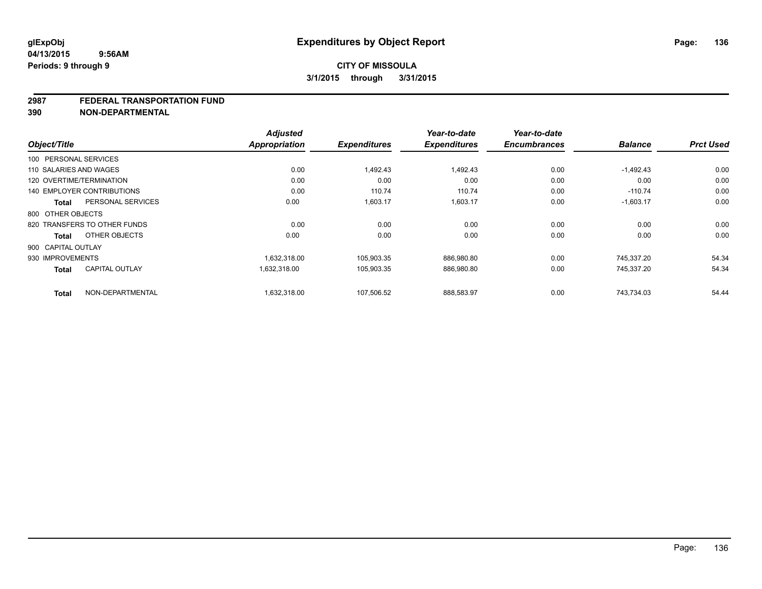**glExpObj**
**04/13/2015 9:56AM**
**Periods: 9 through 9**

# Expenditures by Object Report

**CITY OF MISSOULA**
**3/1/2015 through 3/31/2015**

## 2987 FEDERAL TRANSPORTATION FUND
## 390 NON-DEPARTMENTAL

| Object/Title | | Adjusted Appropriation | Expenditures | Year-to-date Expenditures | Year-to-date Encumbrances | Balance | Prct Used |
|---|---|---|---|---|---|---|---|
| 100 PERSONAL SERVICES | | | | | | | |
| 110 SALARIES AND WAGES | | 0.00 | 1,492.43 | 1,492.43 | 0.00 | -1,492.43 | 0.00 |
| 120 OVERTIME/TERMINATION | | 0.00 | 0.00 | 0.00 | 0.00 | 0.00 | 0.00 |
| 140 EMPLOYER CONTRIBUTIONS | | 0.00 | 110.74 | 110.74 | 0.00 | -110.74 | 0.00 |
| **Total** | PERSONAL SERVICES | 0.00 | 1,603.17 | 1,603.17 | 0.00 | -1,603.17 | 0.00 |
| 800 OTHER OBJECTS | | | | | | | |
| 820 TRANSFERS TO OTHER FUNDS | | 0.00 | 0.00 | 0.00 | 0.00 | 0.00 | 0.00 |
| **Total** | OTHER OBJECTS | 0.00 | 0.00 | 0.00 | 0.00 | 0.00 | 0.00 |
| 900 CAPITAL OUTLAY | | | | | | | |
| 930 IMPROVEMENTS | | 1,632,318.00 | 105,903.35 | 886,980.80 | 0.00 | 745,337.20 | 54.34 |
| **Total** | CAPITAL OUTLAY | 1,632,318.00 | 105,903.35 | 886,980.80 | 0.00 | 745,337.20 | 54.34 |
| **Total** | NON-DEPARTMENTAL | 1,632,318.00 | 107,506.52 | 888,583.97 | 0.00 | 743,734.03 | 54.44 |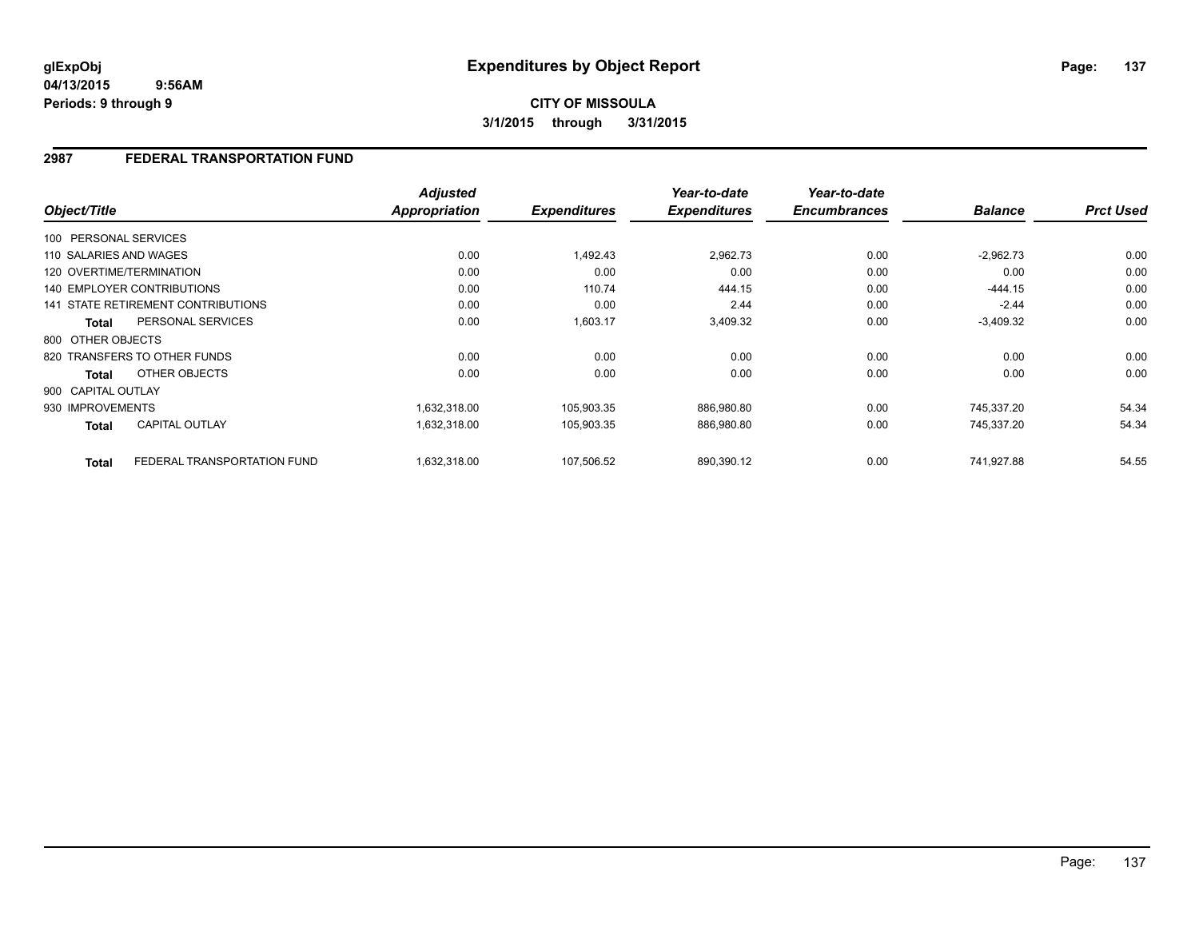**glExpObj**
**04/13/2015 9:56AM**
**Periods: 9 through 9**

# Expenditures by Object Report

**CITY OF MISSOULA**
**3/1/2015 through 3/31/2015**

## 2987 FEDERAL TRANSPORTATION FUND

| Object/Title | Adjusted Appropriation | Expenditures | Year-to-date Expenditures | Year-to-date Encumbrances | Balance | Prct Used |
|---|---|---|---|---|---|---|
| 100 PERSONAL SERVICES | | | | | | |
| 110 SALARIES AND WAGES | 0.00 | 1,492.43 | 2,962.73 | 0.00 | -2,962.73 | 0.00 |
| 120 OVERTIME/TERMINATION | 0.00 | 0.00 | 0.00 | 0.00 | 0.00 | 0.00 |
| 140 EMPLOYER CONTRIBUTIONS | 0.00 | 110.74 | 444.15 | 0.00 | -444.15 | 0.00 |
| 141 STATE RETIREMENT CONTRIBUTIONS | 0.00 | 0.00 | 2.44 | 0.00 | -2.44 | 0.00 |
| **Total** PERSONAL SERVICES | 0.00 | 1,603.17 | 3,409.32 | 0.00 | -3,409.32 | 0.00 |
| 800 OTHER OBJECTS | | | | | | |
| 820 TRANSFERS TO OTHER FUNDS | 0.00 | 0.00 | 0.00 | 0.00 | 0.00 | 0.00 |
| **Total** OTHER OBJECTS | 0.00 | 0.00 | 0.00 | 0.00 | 0.00 | 0.00 |
| 900 CAPITAL OUTLAY | | | | | | |
| 930 IMPROVEMENTS | 1,632,318.00 | 105,903.35 | 886,980.80 | 0.00 | 745,337.20 | 54.34 |
| **Total** CAPITAL OUTLAY | 1,632,318.00 | 105,903.35 | 886,980.80 | 0.00 | 745,337.20 | 54.34 |
| **Total** FEDERAL TRANSPORTATION FUND | 1,632,318.00 | 107,506.52 | 890,390.12 | 0.00 | 741,927.88 | 54.55 |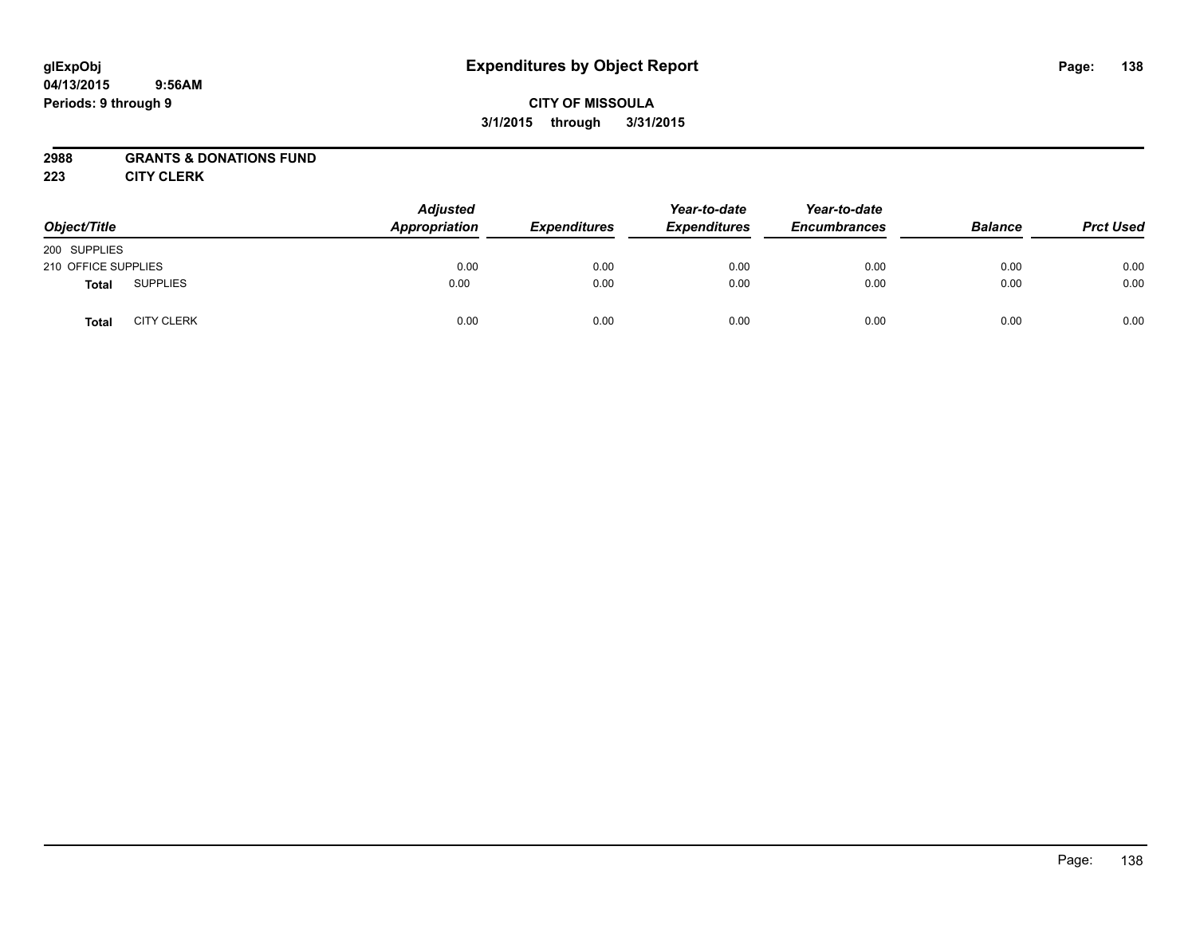# Expenditures by Object Report

glExpObj
04/13/2015 9:56AM
Periods: 9 through 9

**CITY OF MISSOULA**
**3/1/2015 through 3/31/2015**

**2988 GRANTS & DONATIONS FUND**
**223 CITY CLERK**

| Object/Title | Adjusted Appropriation | Expenditures | Year-to-date Expenditures | Year-to-date Encumbrances | Balance | Prct Used |
|---|---|---|---|---|---|---|
| 200 SUPPLIES | | | | | | |
| 210 OFFICE SUPPLIES | 0.00 | 0.00 | 0.00 | 0.00 | 0.00 | 0.00 |
| **Total** SUPPLIES | 0.00 | 0.00 | 0.00 | 0.00 | 0.00 | 0.00 |
| **Total** CITY CLERK | 0.00 | 0.00 | 0.00 | 0.00 | 0.00 | 0.00 |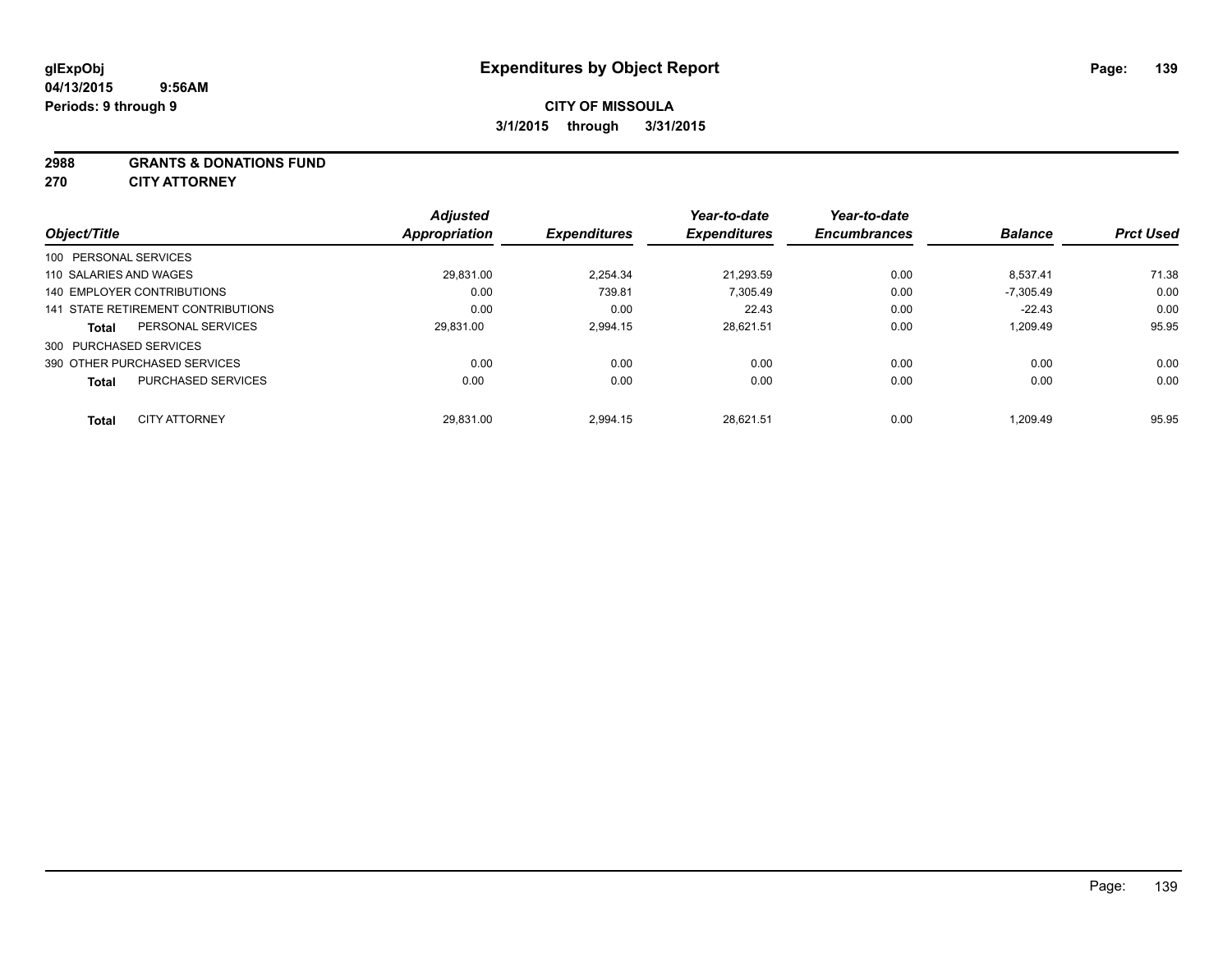glExpObj
04/13/2015 9:56AM
Periods: 9 through 9

# Expenditures by Object Report

**CITY OF MISSOULA**
**3/1/2015 through 3/31/2015**

**2988 GRANTS & DONATIONS FUND**
**270 CITY ATTORNEY**

| Object/Title | Adjusted Appropriation | Expenditures | Year-to-date Expenditures | Year-to-date Encumbrances | Balance | Prct Used |
|---|---|---|---|---|---|---|
| 100 PERSONAL SERVICES | | | | | | |
| 110 SALARIES AND WAGES | 29,831.00 | 2,254.34 | 21,293.59 | 0.00 | 8,537.41 | 71.38 |
| 140 EMPLOYER CONTRIBUTIONS | 0.00 | 739.81 | 7,305.49 | 0.00 | -7,305.49 | 0.00 |
| 141 STATE RETIREMENT CONTRIBUTIONS | 0.00 | 0.00 | 22.43 | 0.00 | -22.43 | 0.00 |
| **Total** PERSONAL SERVICES | 29,831.00 | 2,994.15 | 28,621.51 | 0.00 | 1,209.49 | 95.95 |
| 300 PURCHASED SERVICES | | | | | | |
| 390 OTHER PURCHASED SERVICES | 0.00 | 0.00 | 0.00 | 0.00 | 0.00 | 0.00 |
| **Total** PURCHASED SERVICES | 0.00 | 0.00 | 0.00 | 0.00 | 0.00 | 0.00 |
| **Total** CITY ATTORNEY | 29,831.00 | 2,994.15 | 28,621.51 | 0.00 | 1,209.49 | 95.95 |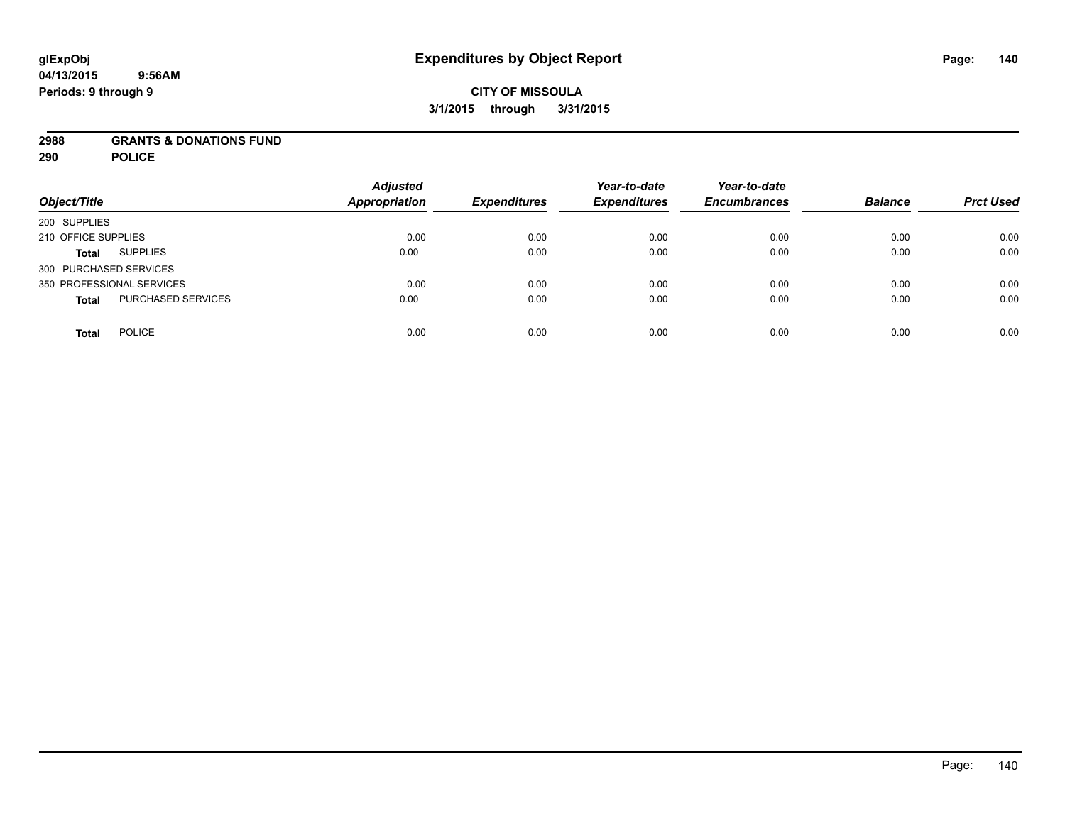# Expenditures by Object Report

glExpObj
04/13/2015 9:56AM
Periods: 9 through 9

**CITY OF MISSOULA**
**3/1/2015 through 3/31/2015**

**2988 GRANTS & DONATIONS FUND**
**290 POLICE**

| Object/Title | | Adjusted Appropriation | Expenditures | Year-to-date Expenditures | Year-to-date Encumbrances | Balance | Prct Used |
|---|---|---|---|---|---|---|---|
| 200 SUPPLIES | | | | | | | |
| 210 OFFICE SUPPLIES | | 0.00 | 0.00 | 0.00 | 0.00 | 0.00 | 0.00 |
| **Total** | SUPPLIES | 0.00 | 0.00 | 0.00 | 0.00 | 0.00 | 0.00 |
| 300 PURCHASED SERVICES | | | | | | | |
| 350 PROFESSIONAL SERVICES | | 0.00 | 0.00 | 0.00 | 0.00 | 0.00 | 0.00 |
| **Total** | PURCHASED SERVICES | 0.00 | 0.00 | 0.00 | 0.00 | 0.00 | 0.00 |
| **Total** | POLICE | 0.00 | 0.00 | 0.00 | 0.00 | 0.00 | 0.00 |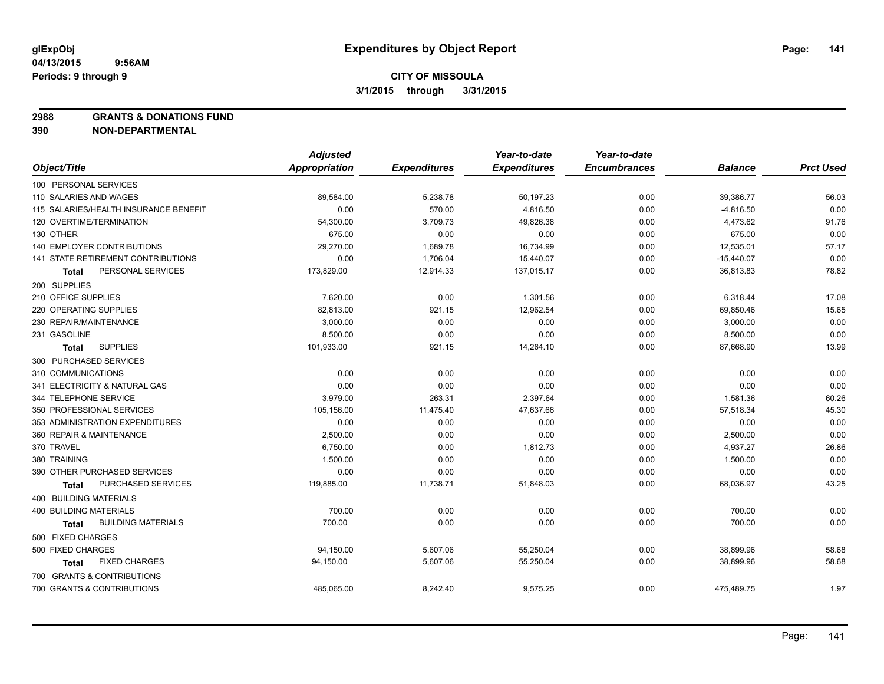# Expenditures by Object Report

glExpObj
04/13/2015 9:56AM
Periods: 9 through 9

**CITY OF MISSOULA**
**3/1/2015 through 3/31/2015**

**2988 GRANTS & DONATIONS FUND**
**390 NON-DEPARTMENTAL**

| Object/Title | Adjusted Appropriation | Expenditures | Year-to-date Expenditures | Year-to-date Encumbrances | Balance | Prct Used |
|---|---|---|---|---|---|---|
| 100 PERSONAL SERVICES | | | | | | |
| 110 SALARIES AND WAGES | 89,584.00 | 5,238.78 | 50,197.23 | 0.00 | 39,386.77 | 56.03 |
| 115 SALARIES/HEALTH INSURANCE BENEFIT | 0.00 | 570.00 | 4,816.50 | 0.00 | -4,816.50 | 0.00 |
| 120 OVERTIME/TERMINATION | 54,300.00 | 3,709.73 | 49,826.38 | 0.00 | 4,473.62 | 91.76 |
| 130 OTHER | 675.00 | 0.00 | 0.00 | 0.00 | 675.00 | 0.00 |
| 140 EMPLOYER CONTRIBUTIONS | 29,270.00 | 1,689.78 | 16,734.99 | 0.00 | 12,535.01 | 57.17 |
| 141 STATE RETIREMENT CONTRIBUTIONS | 0.00 | 1,706.04 | 15,440.07 | 0.00 | -15,440.07 | 0.00 |
| **Total** PERSONAL SERVICES | 173,829.00 | 12,914.33 | 137,015.17 | 0.00 | 36,813.83 | 78.82 |
| 200 SUPPLIES | | | | | | |
| 210 OFFICE SUPPLIES | 7,620.00 | 0.00 | 1,301.56 | 0.00 | 6,318.44 | 17.08 |
| 220 OPERATING SUPPLIES | 82,813.00 | 921.15 | 12,962.54 | 0.00 | 69,850.46 | 15.65 |
| 230 REPAIR/MAINTENANCE | 3,000.00 | 0.00 | 0.00 | 0.00 | 3,000.00 | 0.00 |
| 231 GASOLINE | 8,500.00 | 0.00 | 0.00 | 0.00 | 8,500.00 | 0.00 |
| **Total** SUPPLIES | 101,933.00 | 921.15 | 14,264.10 | 0.00 | 87,668.90 | 13.99 |
| 300 PURCHASED SERVICES | | | | | | |
| 310 COMMUNICATIONS | 0.00 | 0.00 | 0.00 | 0.00 | 0.00 | 0.00 |
| 341 ELECTRICITY & NATURAL GAS | 0.00 | 0.00 | 0.00 | 0.00 | 0.00 | 0.00 |
| 344 TELEPHONE SERVICE | 3,979.00 | 263.31 | 2,397.64 | 0.00 | 1,581.36 | 60.26 |
| 350 PROFESSIONAL SERVICES | 105,156.00 | 11,475.40 | 47,637.66 | 0.00 | 57,518.34 | 45.30 |
| 353 ADMINISTRATION EXPENDITURES | 0.00 | 0.00 | 0.00 | 0.00 | 0.00 | 0.00 |
| 360 REPAIR & MAINTENANCE | 2,500.00 | 0.00 | 0.00 | 0.00 | 2,500.00 | 0.00 |
| 370 TRAVEL | 6,750.00 | 0.00 | 1,812.73 | 0.00 | 4,937.27 | 26.86 |
| 380 TRAINING | 1,500.00 | 0.00 | 0.00 | 0.00 | 1,500.00 | 0.00 |
| 390 OTHER PURCHASED SERVICES | 0.00 | 0.00 | 0.00 | 0.00 | 0.00 | 0.00 |
| **Total** PURCHASED SERVICES | 119,885.00 | 11,738.71 | 51,848.03 | 0.00 | 68,036.97 | 43.25 |
| 400 BUILDING MATERIALS | | | | | | |
| 400 BUILDING MATERIALS | 700.00 | 0.00 | 0.00 | 0.00 | 700.00 | 0.00 |
| **Total** BUILDING MATERIALS | 700.00 | 0.00 | 0.00 | 0.00 | 700.00 | 0.00 |
| 500 FIXED CHARGES | | | | | | |
| 500 FIXED CHARGES | 94,150.00 | 5,607.06 | 55,250.04 | 0.00 | 38,899.96 | 58.68 |
| **Total** FIXED CHARGES | 94,150.00 | 5,607.06 | 55,250.04 | 0.00 | 38,899.96 | 58.68 |
| 700 GRANTS & CONTRIBUTIONS | | | | | | |
| 700 GRANTS & CONTRIBUTIONS | 485,065.00 | 8,242.40 | 9,575.25 | 0.00 | 475,489.75 | 1.97 |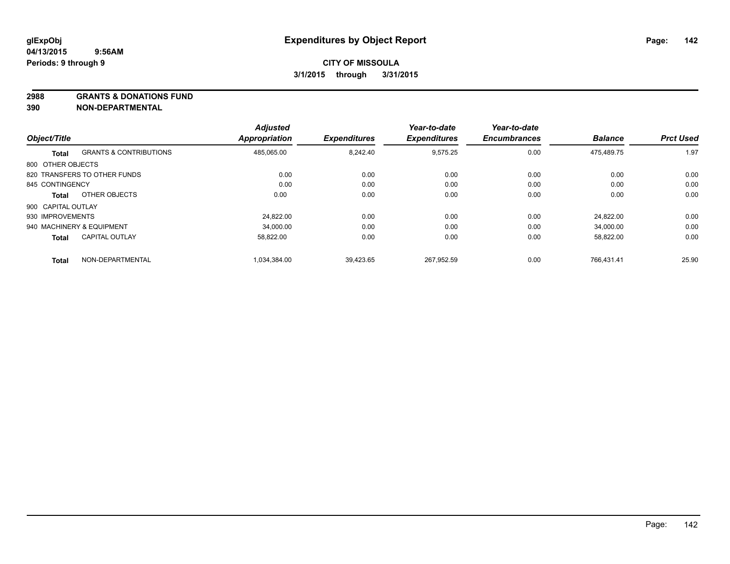**glExpObj** **Expenditures by Object Report**

**04/13/2015 9:56AM**

**Periods: 9 through 9**

**CITY OF MISSOULA**

**3/1/2015 through 3/31/2015**

**2988 GRANTS & DONATIONS FUND**

**390 NON-DEPARTMENTAL**

| Object/Title | | Adjusted Appropriation | Expenditures | Year-to-date Expenditures | Year-to-date Encumbrances | Balance | Prct Used |
|---|---|---|---|---|---|---|---|
| **Total** | GRANTS & CONTRIBUTIONS | 485,065.00 | 8,242.40 | 9,575.25 | 0.00 | 475,489.75 | 1.97 |
| 800 OTHER OBJECTS | | | | | | | |
| 820 TRANSFERS TO OTHER FUNDS | | 0.00 | 0.00 | 0.00 | 0.00 | 0.00 | 0.00 |
| 845 CONTINGENCY | | 0.00 | 0.00 | 0.00 | 0.00 | 0.00 | 0.00 |
| **Total** | OTHER OBJECTS | 0.00 | 0.00 | 0.00 | 0.00 | 0.00 | 0.00 |
| 900 CAPITAL OUTLAY | | | | | | | |
| 930 IMPROVEMENTS | | 24,822.00 | 0.00 | 0.00 | 0.00 | 24,822.00 | 0.00 |
| 940 MACHINERY & EQUIPMENT | | 34,000.00 | 0.00 | 0.00 | 0.00 | 34,000.00 | 0.00 |
| **Total** | CAPITAL OUTLAY | 58,822.00 | 0.00 | 0.00 | 0.00 | 58,822.00 | 0.00 |
| **Total** | NON-DEPARTMENTAL | 1,034,384.00 | 39,423.65 | 267,952.59 | 0.00 | 766,431.41 | 25.90 |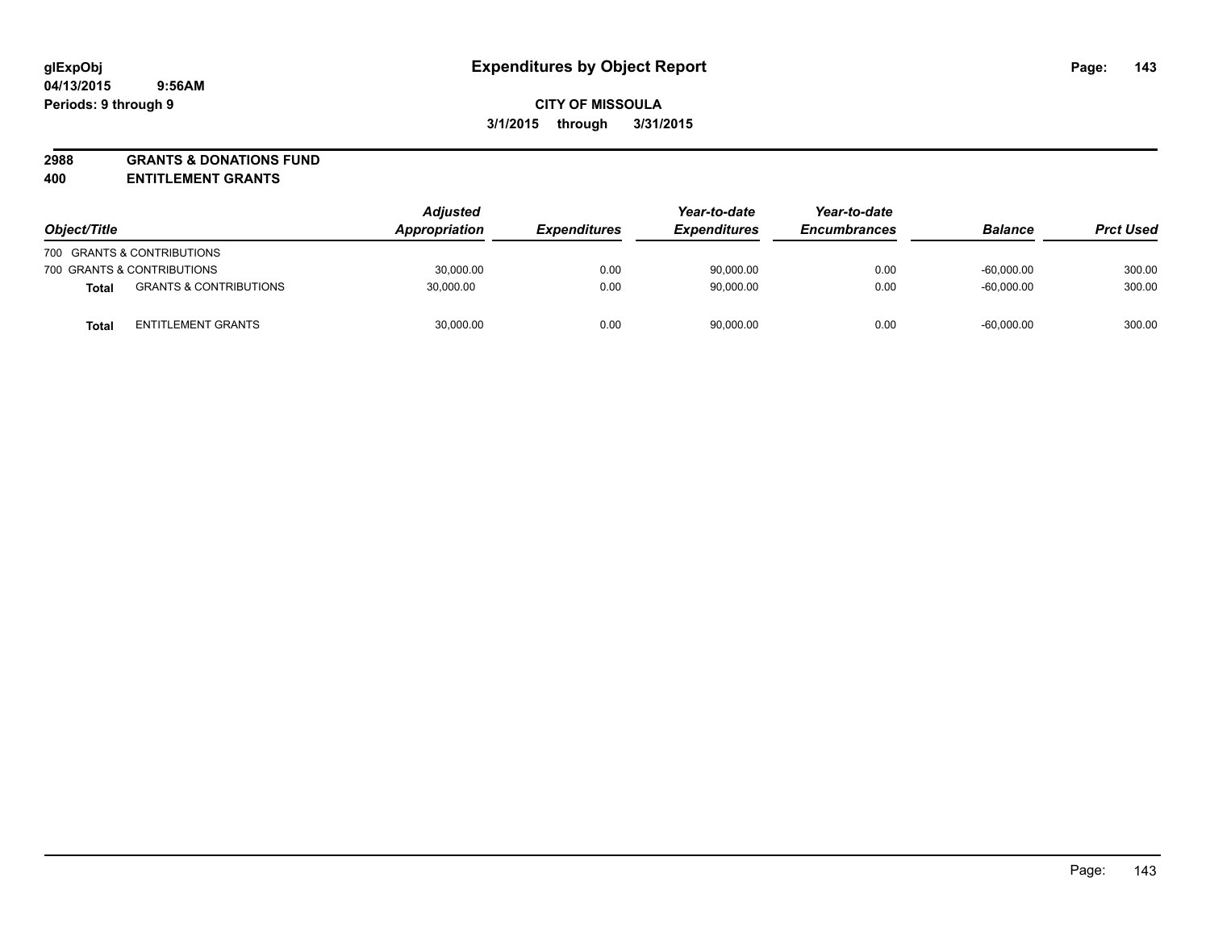# Expenditures by Object Report

**CITY OF MISSOULA**

**3/1/2015 through 3/31/2015**

glExpObj
04/13/2015 9:56AM
Periods: 9 through 9

**2988 GRANTS & DONATIONS FUND**
**400 ENTITLEMENT GRANTS**

| Object/Title | | Adjusted Appropriation | Expenditures | Year-to-date Expenditures | Year-to-date Encumbrances | Balance | Prct Used |
|---|---|---|---|---|---|---|---|
| 700 GRANTS & CONTRIBUTIONS | | | | | | | |
| 700 GRANTS & CONTRIBUTIONS | | 30,000.00 | 0.00 | 90,000.00 | 0.00 | -60,000.00 | 300.00 |
| **Total** | GRANTS & CONTRIBUTIONS | 30,000.00 | 0.00 | 90,000.00 | 0.00 | -60,000.00 | 300.00 |
| **Total** | ENTITLEMENT GRANTS | 30,000.00 | 0.00 | 90,000.00 | 0.00 | -60,000.00 | 300.00 |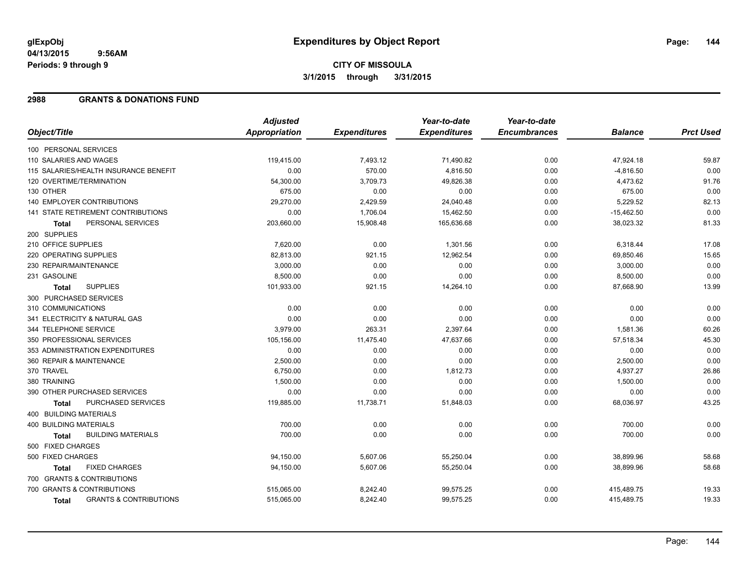glExpObj
04/13/2015 9:56AM
Periods: 9 through 9

# Expenditures by Object Report

**CITY OF MISSOULA**
**3/1/2015 through 3/31/2015**

## 2988 GRANTS & DONATIONS FUND

| Object/Title | Adjusted Appropriation | Expenditures | Year-to-date Expenditures | Year-to-date Encumbrances | Balance | Prct Used |
|---|---|---|---|---|---|---|
| 100 PERSONAL SERVICES | | | | | | |
| 110 SALARIES AND WAGES | 119,415.00 | 7,493.12 | 71,490.82 | 0.00 | 47,924.18 | 59.87 |
| 115 SALARIES/HEALTH INSURANCE BENEFIT | 0.00 | 570.00 | 4,816.50 | 0.00 | -4,816.50 | 0.00 |
| 120 OVERTIME/TERMINATION | 54,300.00 | 3,709.73 | 49,826.38 | 0.00 | 4,473.62 | 91.76 |
| 130 OTHER | 675.00 | 0.00 | 0.00 | 0.00 | 675.00 | 0.00 |
| 140 EMPLOYER CONTRIBUTIONS | 29,270.00 | 2,429.59 | 24,040.48 | 0.00 | 5,229.52 | 82.13 |
| 141 STATE RETIREMENT CONTRIBUTIONS | 0.00 | 1,706.04 | 15,462.50 | 0.00 | -15,462.50 | 0.00 |
| **Total** PERSONAL SERVICES | 203,660.00 | 15,908.48 | 165,636.68 | 0.00 | 38,023.32 | 81.33 |
| 200 SUPPLIES | | | | | | |
| 210 OFFICE SUPPLIES | 7,620.00 | 0.00 | 1,301.56 | 0.00 | 6,318.44 | 17.08 |
| 220 OPERATING SUPPLIES | 82,813.00 | 921.15 | 12,962.54 | 0.00 | 69,850.46 | 15.65 |
| 230 REPAIR/MAINTENANCE | 3,000.00 | 0.00 | 0.00 | 0.00 | 3,000.00 | 0.00 |
| 231 GASOLINE | 8,500.00 | 0.00 | 0.00 | 0.00 | 8,500.00 | 0.00 |
| **Total** SUPPLIES | 101,933.00 | 921.15 | 14,264.10 | 0.00 | 87,668.90 | 13.99 |
| 300 PURCHASED SERVICES | | | | | | |
| 310 COMMUNICATIONS | 0.00 | 0.00 | 0.00 | 0.00 | 0.00 | 0.00 |
| 341 ELECTRICITY & NATURAL GAS | 0.00 | 0.00 | 0.00 | 0.00 | 0.00 | 0.00 |
| 344 TELEPHONE SERVICE | 3,979.00 | 263.31 | 2,397.64 | 0.00 | 1,581.36 | 60.26 |
| 350 PROFESSIONAL SERVICES | 105,156.00 | 11,475.40 | 47,637.66 | 0.00 | 57,518.34 | 45.30 |
| 353 ADMINISTRATION EXPENDITURES | 0.00 | 0.00 | 0.00 | 0.00 | 0.00 | 0.00 |
| 360 REPAIR & MAINTENANCE | 2,500.00 | 0.00 | 0.00 | 0.00 | 2,500.00 | 0.00 |
| 370 TRAVEL | 6,750.00 | 0.00 | 1,812.73 | 0.00 | 4,937.27 | 26.86 |
| 380 TRAINING | 1,500.00 | 0.00 | 0.00 | 0.00 | 1,500.00 | 0.00 |
| 390 OTHER PURCHASED SERVICES | 0.00 | 0.00 | 0.00 | 0.00 | 0.00 | 0.00 |
| **Total** PURCHASED SERVICES | 119,885.00 | 11,738.71 | 51,848.03 | 0.00 | 68,036.97 | 43.25 |
| 400 BUILDING MATERIALS | | | | | | |
| 400 BUILDING MATERIALS | 700.00 | 0.00 | 0.00 | 0.00 | 700.00 | 0.00 |
| **Total** BUILDING MATERIALS | 700.00 | 0.00 | 0.00 | 0.00 | 700.00 | 0.00 |
| 500 FIXED CHARGES | | | | | | |
| 500 FIXED CHARGES | 94,150.00 | 5,607.06 | 55,250.04 | 0.00 | 38,899.96 | 58.68 |
| **Total** FIXED CHARGES | 94,150.00 | 5,607.06 | 55,250.04 | 0.00 | 38,899.96 | 58.68 |
| 700 GRANTS & CONTRIBUTIONS | | | | | | |
| 700 GRANTS & CONTRIBUTIONS | 515,065.00 | 8,242.40 | 99,575.25 | 0.00 | 415,489.75 | 19.33 |
| **Total** GRANTS & CONTRIBUTIONS | 515,065.00 | 8,242.40 | 99,575.25 | 0.00 | 415,489.75 | 19.33 |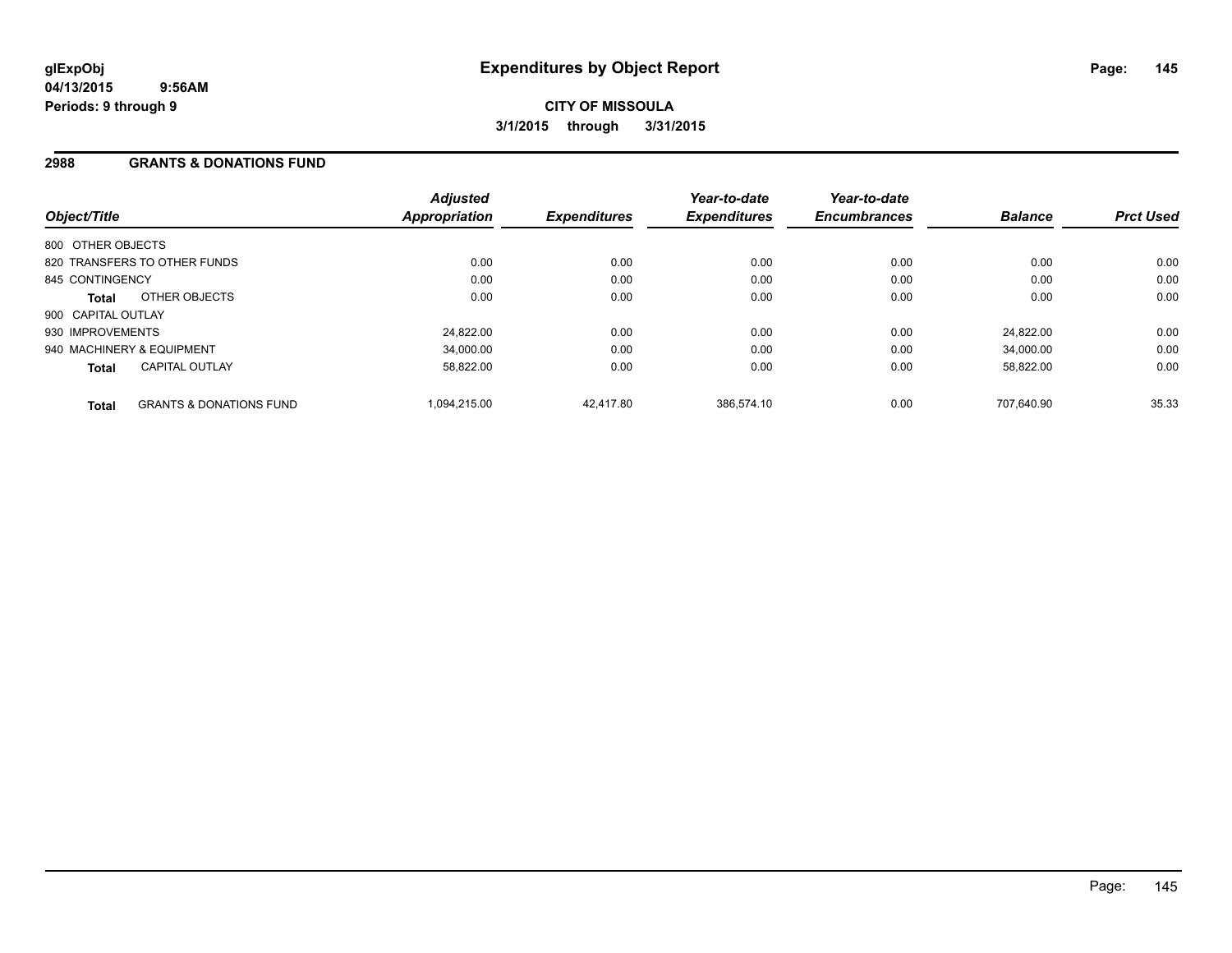**glExpObj**
**04/13/2015 9:56AM**
**Periods: 9 through 9**

# Expenditures by Object Report

**CITY OF MISSOULA**
**3/1/2015 through 3/31/2015**

## 2988 GRANTS & DONATIONS FUND

| Object/Title | | Adjusted Appropriation | Expenditures | Year-to-date Expenditures | Year-to-date Encumbrances | Balance | Prct Used |
|---|---|---|---|---|---|---|---|
| 800 OTHER OBJECTS | | | | | | | |
| 820 TRANSFERS TO OTHER FUNDS | | 0.00 | 0.00 | 0.00 | 0.00 | 0.00 | 0.00 |
| 845 CONTINGENCY | | 0.00 | 0.00 | 0.00 | 0.00 | 0.00 | 0.00 |
| **Total** | OTHER OBJECTS | 0.00 | 0.00 | 0.00 | 0.00 | 0.00 | 0.00 |
| 900 CAPITAL OUTLAY | | | | | | | |
| 930 IMPROVEMENTS | | 24,822.00 | 0.00 | 0.00 | 0.00 | 24,822.00 | 0.00 |
| 940 MACHINERY & EQUIPMENT | | 34,000.00 | 0.00 | 0.00 | 0.00 | 34,000.00 | 0.00 |
| **Total** | CAPITAL OUTLAY | 58,822.00 | 0.00 | 0.00 | 0.00 | 58,822.00 | 0.00 |
| **Total** | GRANTS & DONATIONS FUND | 1,094,215.00 | 42,417.80 | 386,574.10 | 0.00 | 707,640.90 | 35.33 |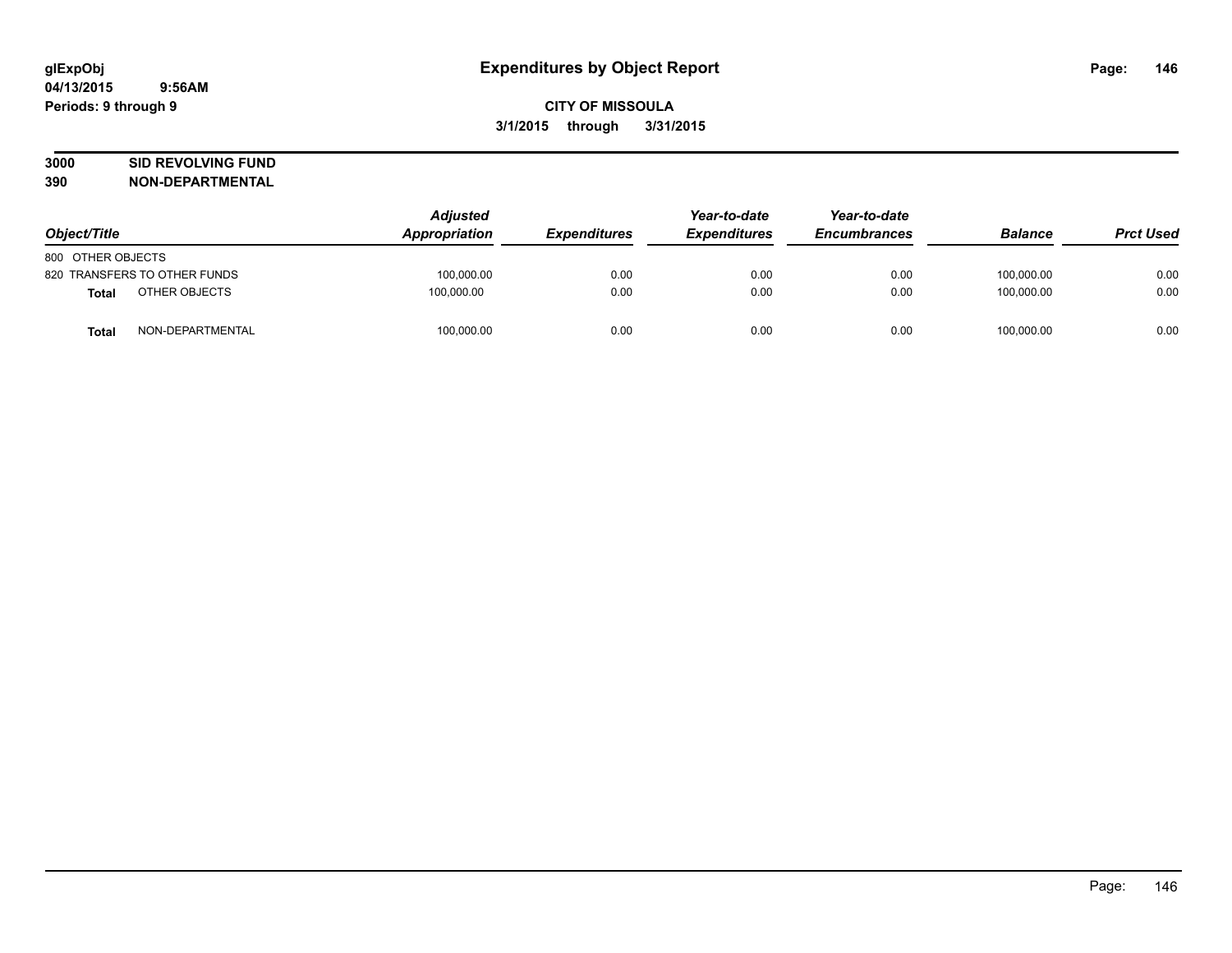glExpObj
04/13/2015 9:56AM
Periods: 9 through 9

# Expenditures by Object Report

**CITY OF MISSOULA**
**3/1/2015 through 3/31/2015**

**3000 SID REVOLVING FUND**
**390 NON-DEPARTMENTAL**

| Object/Title | | Adjusted Appropriation | Expenditures | Year-to-date Expenditures | Year-to-date Encumbrances | Balance | Prct Used |
|---|---|---|---|---|---|---|---|
| 800 OTHER OBJECTS | | | | | | | |
| 820 TRANSFERS TO OTHER FUNDS | | 100,000.00 | 0.00 | 0.00 | 0.00 | 100,000.00 | 0.00 |
| **Total** | OTHER OBJECTS | 100,000.00 | 0.00 | 0.00 | 0.00 | 100,000.00 | 0.00 |
| **Total** | NON-DEPARTMENTAL | 100,000.00 | 0.00 | 0.00 | 0.00 | 100,000.00 | 0.00 |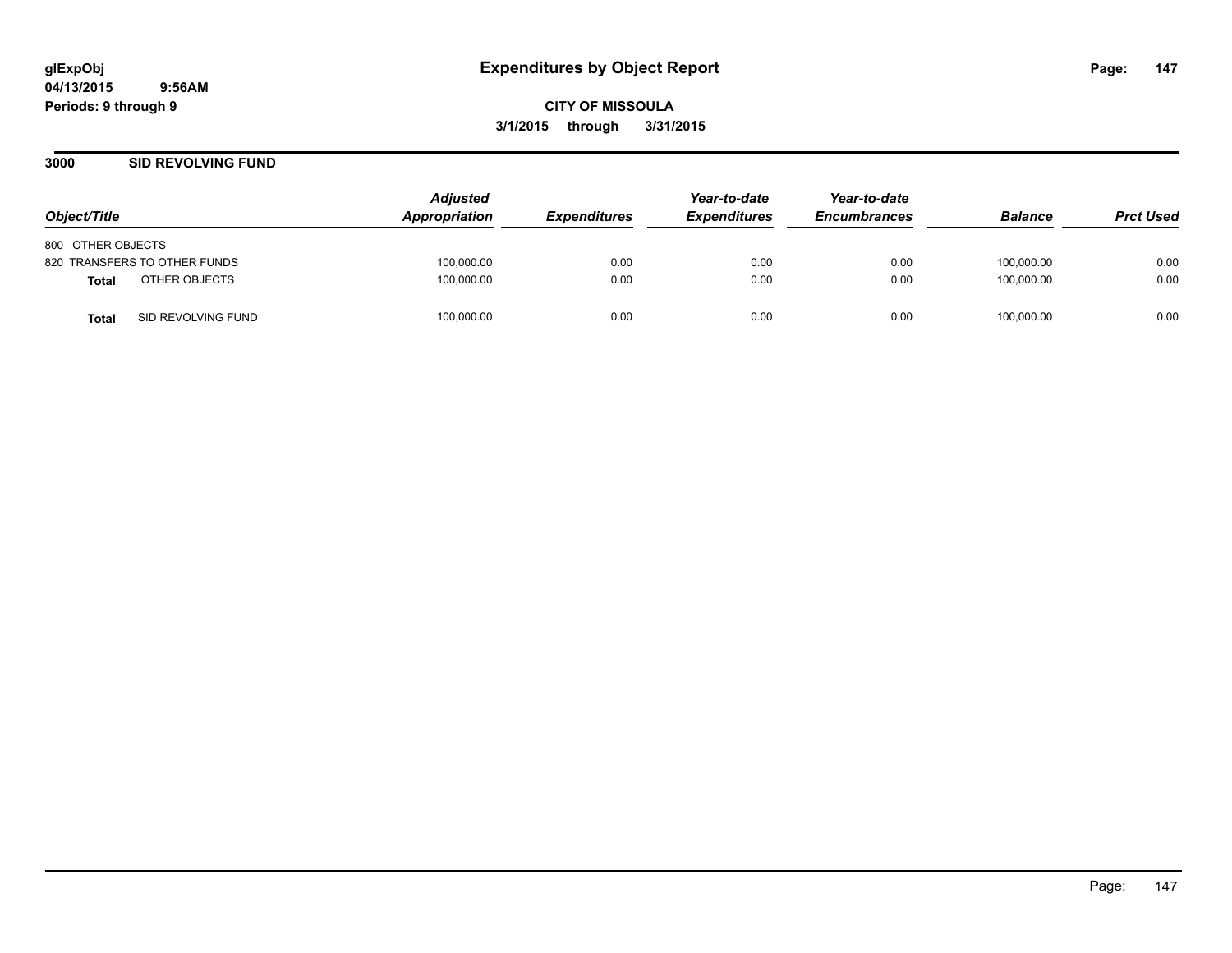# Expenditures by Object Report

glExpObj
04/13/2015 9:56AM
Periods: 9 through 9

**CITY OF MISSOULA**
**3/1/2015 through 3/31/2015**

## 3000 SID REVOLVING FUND

| Object/Title | | Adjusted Appropriation | Expenditures | Year-to-date Expenditures | Year-to-date Encumbrances | Balance | Prct Used |
|---|---|---|---|---|---|---|---|
| 800 OTHER OBJECTS | | | | | | | |
| 820 TRANSFERS TO OTHER FUNDS | | 100,000.00 | 0.00 | 0.00 | 0.00 | 100,000.00 | 0.00 |
| **Total** | OTHER OBJECTS | 100,000.00 | 0.00 | 0.00 | 0.00 | 100,000.00 | 0.00 |
| **Total** | SID REVOLVING FUND | 100,000.00 | 0.00 | 0.00 | 0.00 | 100,000.00 | 0.00 |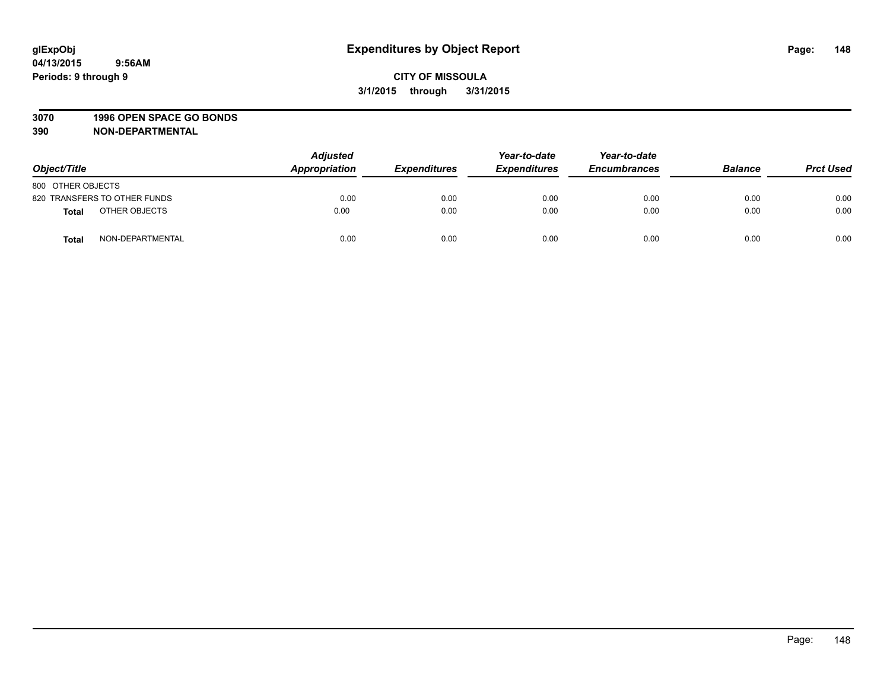# Expenditures by Object Report

glExpObj
04/13/2015 9:56AM
Periods: 9 through 9

**CITY OF MISSOULA**
**3/1/2015 through 3/31/2015**

**3070 1996 OPEN SPACE GO BONDS**
**390 NON-DEPARTMENTAL**

| Object/Title | Adjusted Appropriation | Expenditures | Year-to-date Expenditures | Year-to-date Encumbrances | Balance | Prct Used |
|---|---|---|---|---|---|---|
| 800 OTHER OBJECTS | | | | | | |
| 820 TRANSFERS TO OTHER FUNDS | 0.00 | 0.00 | 0.00 | 0.00 | 0.00 | 0.00 |
| **Total** OTHER OBJECTS | 0.00 | 0.00 | 0.00 | 0.00 | 0.00 | 0.00 |
| **Total** NON-DEPARTMENTAL | 0.00 | 0.00 | 0.00 | 0.00 | 0.00 | 0.00 |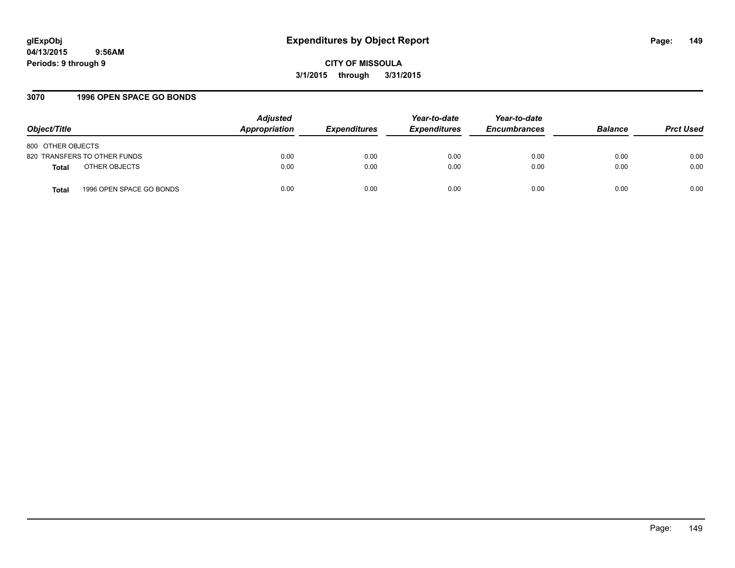# Expenditures by Object Report

glExpObj
04/13/2015 9:56AM
Periods: 9 through 9

**CITY OF MISSOULA**
**3/1/2015 through 3/31/2015**

## 3070 1996 OPEN SPACE GO BONDS

| Object/Title | | Adjusted Appropriation | Expenditures | Year-to-date Expenditures | Year-to-date Encumbrances | Balance | Prct Used |
|---|---|---|---|---|---|---|---|
| 800 OTHER OBJECTS | | | | | | | |
| 820 TRANSFERS TO OTHER FUNDS | | 0.00 | 0.00 | 0.00 | 0.00 | 0.00 | 0.00 |
| **Total** | OTHER OBJECTS | 0.00 | 0.00 | 0.00 | 0.00 | 0.00 | 0.00 |
| **Total** | 1996 OPEN SPACE GO BONDS | 0.00 | 0.00 | 0.00 | 0.00 | 0.00 | 0.00 |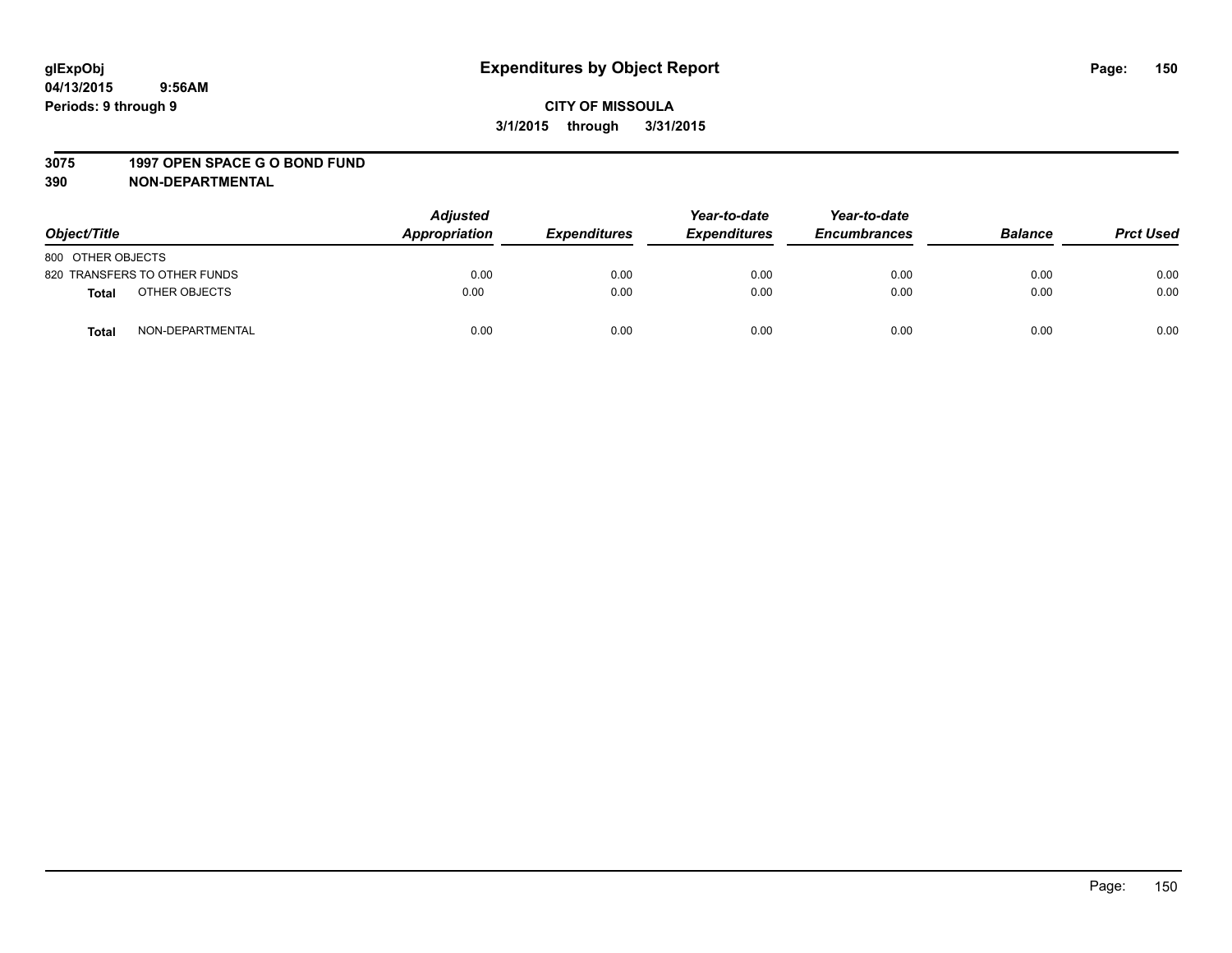glExpObj
04/13/2015 9:56AM
Periods: 9 through 9

# Expenditures by Object Report

**CITY OF MISSOULA**
**3/1/2015 through 3/31/2015**

**3075 1997 OPEN SPACE G O BOND FUND**
**390 NON-DEPARTMENTAL**

| Object/Title | Adjusted Appropriation | Expenditures | Year-to-date Expenditures | Year-to-date Encumbrances | Balance | Prct Used |
|---|---|---|---|---|---|---|
| 800 OTHER OBJECTS | | | | | | |
| 820 TRANSFERS TO OTHER FUNDS | 0.00 | 0.00 | 0.00 | 0.00 | 0.00 | 0.00 |
| **Total** OTHER OBJECTS | 0.00 | 0.00 | 0.00 | 0.00 | 0.00 | 0.00 |
| **Total** NON-DEPARTMENTAL | 0.00 | 0.00 | 0.00 | 0.00 | 0.00 | 0.00 |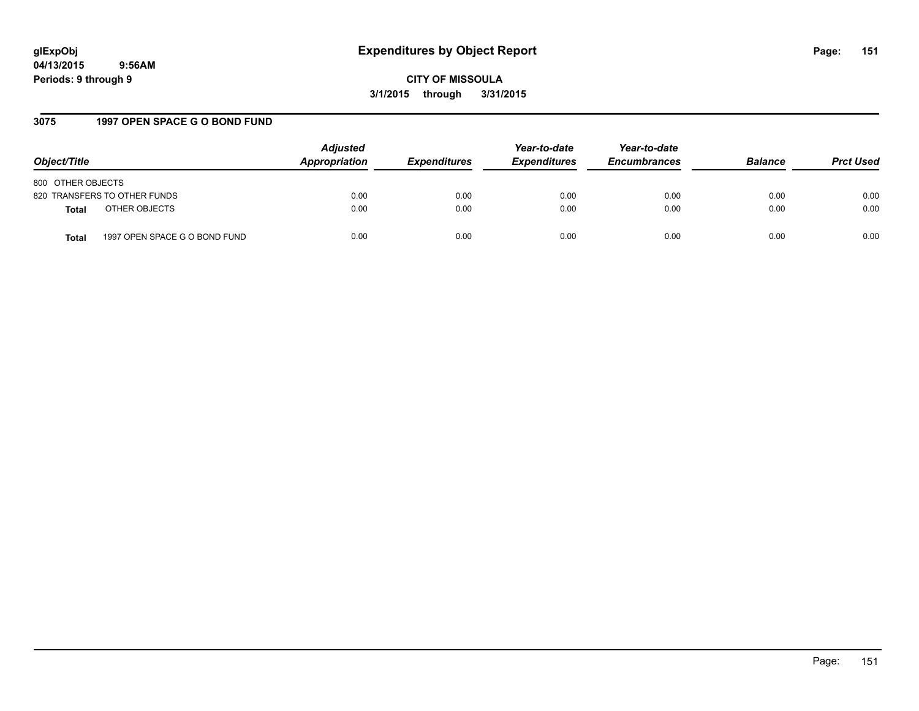**glExpObj**
**04/13/2015 9:56AM**
**Periods: 9 through 9**

# Expenditures by Object Report

**CITY OF MISSOULA**
**3/1/2015 through 3/31/2015**

## 3075 1997 OPEN SPACE G O BOND FUND

| Object/Title | Adjusted Appropriation | Expenditures | Year-to-date Expenditures | Year-to-date Encumbrances | Balance | Prct Used |
|---|---|---|---|---|---|---|
| 800 OTHER OBJECTS | | | | | | |
| 820 TRANSFERS TO OTHER FUNDS | 0.00 | 0.00 | 0.00 | 0.00 | 0.00 | 0.00 |
| **Total** OTHER OBJECTS | 0.00 | 0.00 | 0.00 | 0.00 | 0.00 | 0.00 |
| **Total** 1997 OPEN SPACE G O BOND FUND | 0.00 | 0.00 | 0.00 | 0.00 | 0.00 | 0.00 |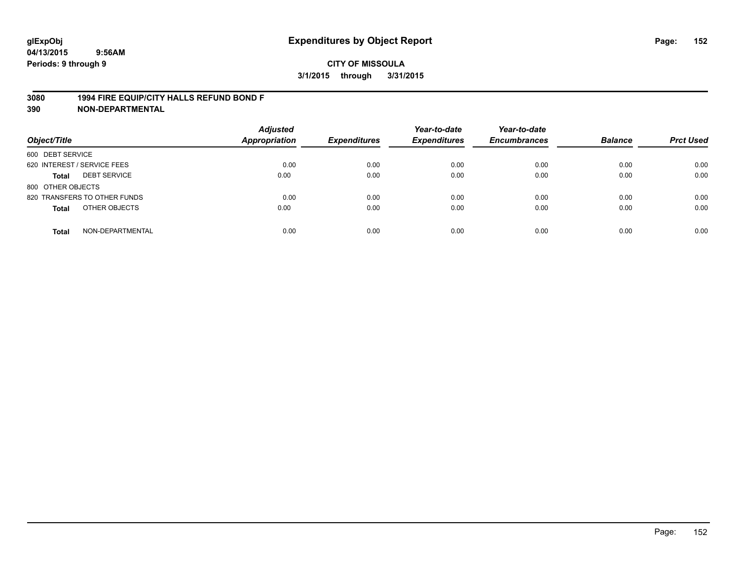# Expenditures by Object Report

glExpObj
04/13/2015 9:56AM
Periods: 9 through 9

**CITY OF MISSOULA**
**3/1/2015 through 3/31/2015**

**3080 1994 FIRE EQUIP/CITY HALLS REFUND BOND F**
**390 NON-DEPARTMENTAL**

| Object/Title | Adjusted Appropriation | Expenditures | Year-to-date Expenditures | Year-to-date Encumbrances | Balance | Prct Used |
|---|---|---|---|---|---|---|
| 600 DEBT SERVICE | | | | | | |
| 620 INTEREST / SERVICE FEES | 0.00 | 0.00 | 0.00 | 0.00 | 0.00 | 0.00 |
| **Total** DEBT SERVICE | 0.00 | 0.00 | 0.00 | 0.00 | 0.00 | 0.00 |
| 800 OTHER OBJECTS | | | | | | |
| 820 TRANSFERS TO OTHER FUNDS | 0.00 | 0.00 | 0.00 | 0.00 | 0.00 | 0.00 |
| **Total** OTHER OBJECTS | 0.00 | 0.00 | 0.00 | 0.00 | 0.00 | 0.00 |
| **Total** NON-DEPARTMENTAL | 0.00 | 0.00 | 0.00 | 0.00 | 0.00 | 0.00 |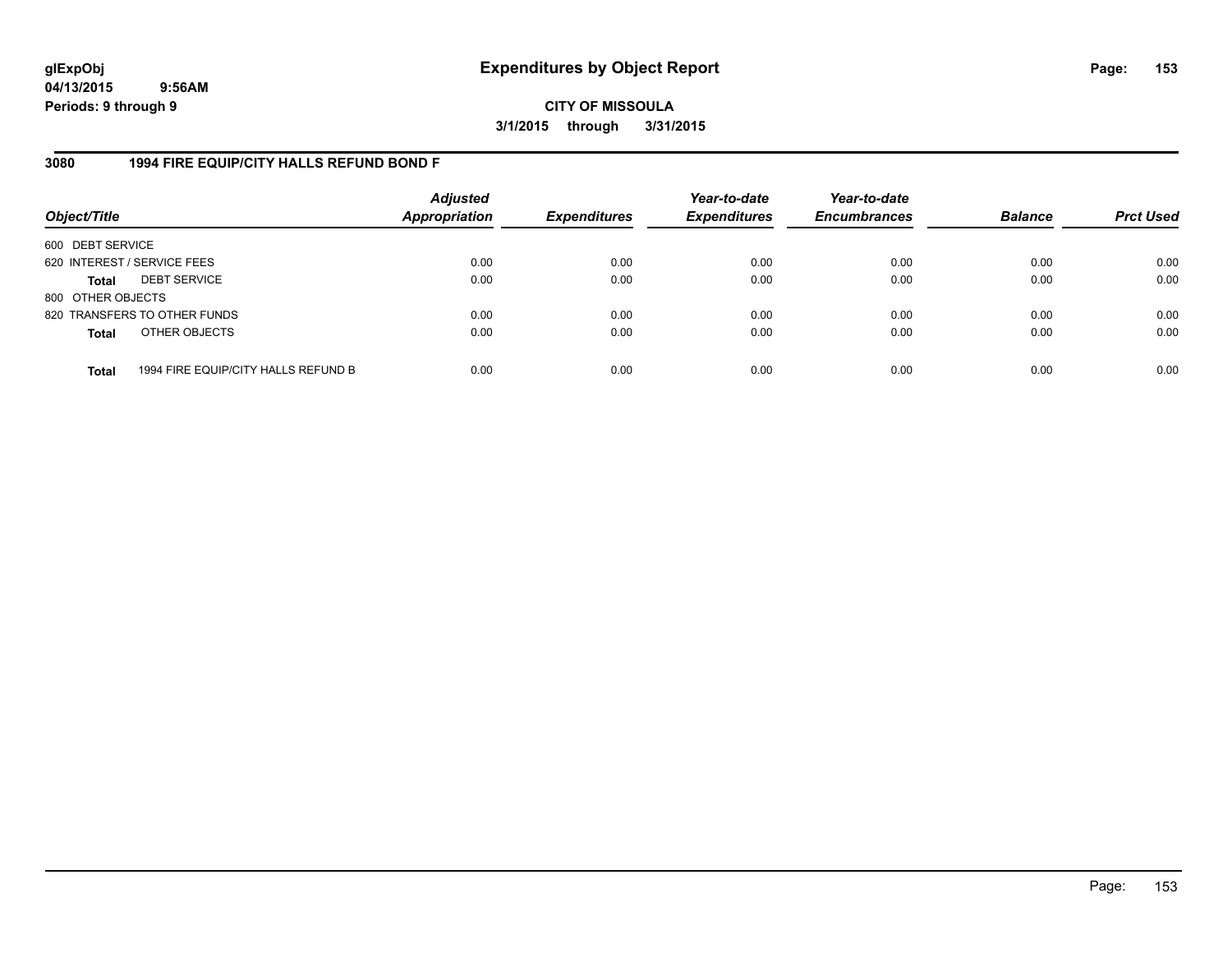**glExpObj**
**04/13/2015 9:56AM**
**Periods: 9 through 9**

# Expenditures by Object Report

**CITY OF MISSOULA**
**3/1/2015 through 3/31/2015**

## 3080 1994 FIRE EQUIP/CITY HALLS REFUND BOND F

| Object/Title | Adjusted Appropriation | Expenditures | Year-to-date Expenditures | Year-to-date Encumbrances | Balance | Prct Used |
|---|---|---|---|---|---|---|
| 600 DEBT SERVICE | | | | | | |
| 620 INTEREST / SERVICE FEES | 0.00 | 0.00 | 0.00 | 0.00 | 0.00 | 0.00 |
| **Total** DEBT SERVICE | 0.00 | 0.00 | 0.00 | 0.00 | 0.00 | 0.00 |
| 800 OTHER OBJECTS | | | | | | |
| 820 TRANSFERS TO OTHER FUNDS | 0.00 | 0.00 | 0.00 | 0.00 | 0.00 | 0.00 |
| **Total** OTHER OBJECTS | 0.00 | 0.00 | 0.00 | 0.00 | 0.00 | 0.00 |
| **Total** 1994 FIRE EQUIP/CITY HALLS REFUND B | 0.00 | 0.00 | 0.00 | 0.00 | 0.00 | 0.00 |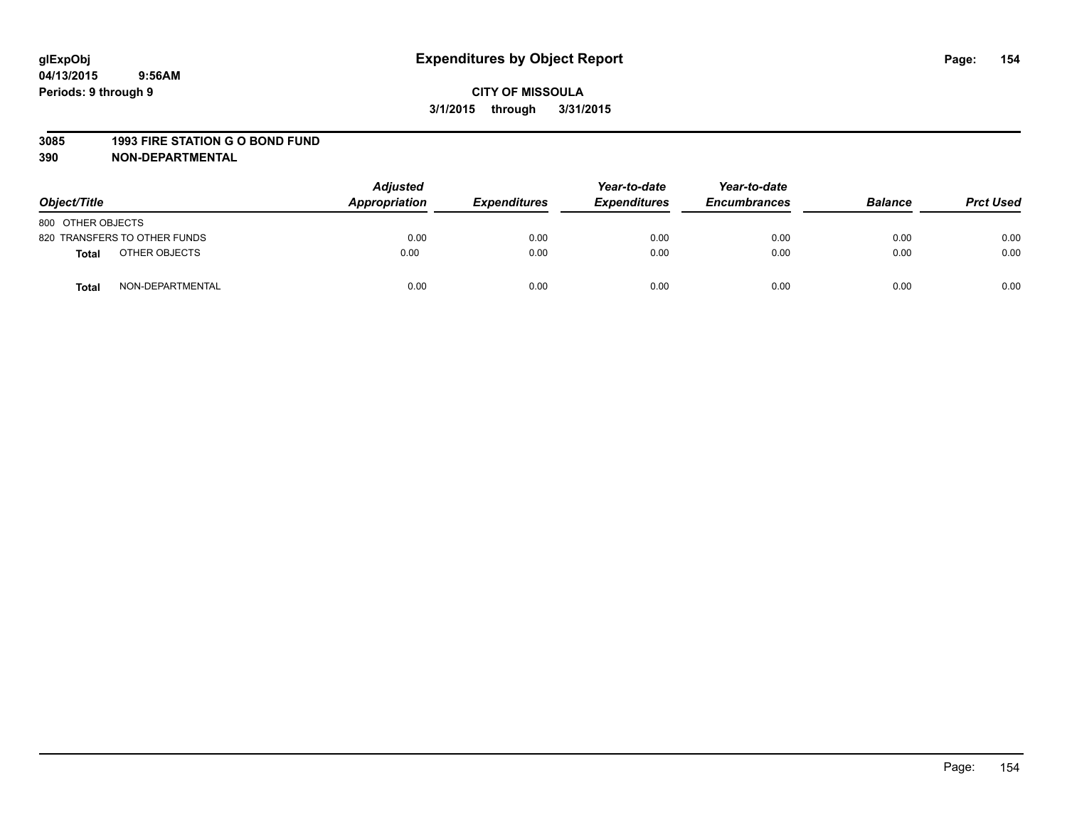**glExpObj**
**04/13/2015 9:56AM**
**Periods: 9 through 9**

# Expenditures by Object Report

**CITY OF MISSOULA**
**3/1/2015 through 3/31/2015**

**3085 1993 FIRE STATION G O BOND FUND**
**390 NON-DEPARTMENTAL**

| Object/Title | Adjusted Appropriation | Expenditures | Year-to-date Expenditures | Year-to-date Encumbrances | Balance | Prct Used |
|---|---|---|---|---|---|---|
| 800 OTHER OBJECTS | | | | | | |
| 820 TRANSFERS TO OTHER FUNDS | 0.00 | 0.00 | 0.00 | 0.00 | 0.00 | 0.00 |
| **Total** OTHER OBJECTS | 0.00 | 0.00 | 0.00 | 0.00 | 0.00 | 0.00 |
| **Total** NON-DEPARTMENTAL | 0.00 | 0.00 | 0.00 | 0.00 | 0.00 | 0.00 |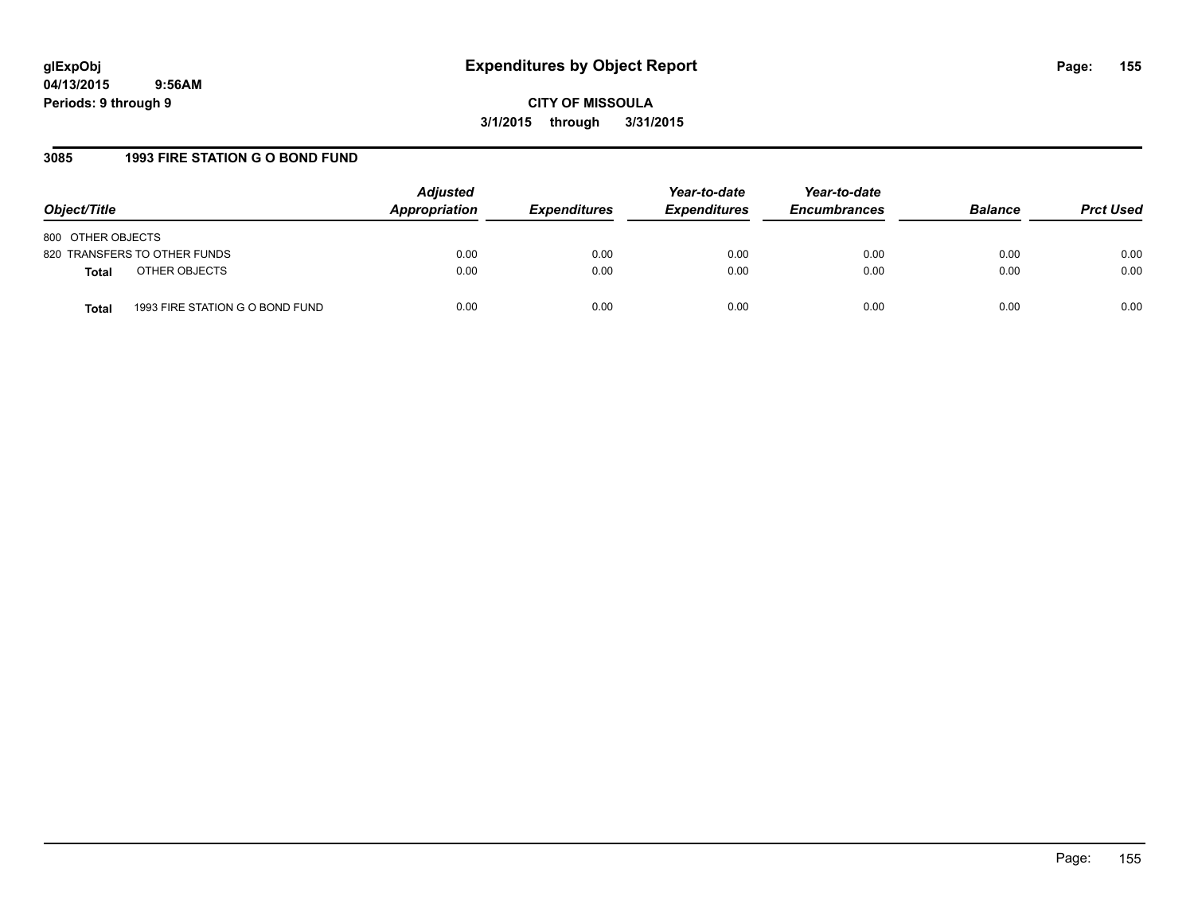# Expenditures by Object Report

glExpObj
04/13/2015 9:56AM
Periods: 9 through 9

**CITY OF MISSOULA**
**3/1/2015 through 3/31/2015**

## 3085 1993 FIRE STATION G O BOND FUND

| Object/Title | | Adjusted Appropriation | Expenditures | Year-to-date Expenditures | Year-to-date Encumbrances | Balance | Prct Used |
|---|---|---|---|---|---|---|---|
| 800 OTHER OBJECTS | | | | | | | |
| 820 TRANSFERS TO OTHER FUNDS | | 0.00 | 0.00 | 0.00 | 0.00 | 0.00 | 0.00 |
| **Total** | OTHER OBJECTS | 0.00 | 0.00 | 0.00 | 0.00 | 0.00 | 0.00 |
| **Total** | 1993 FIRE STATION G O BOND FUND | 0.00 | 0.00 | 0.00 | 0.00 | 0.00 | 0.00 |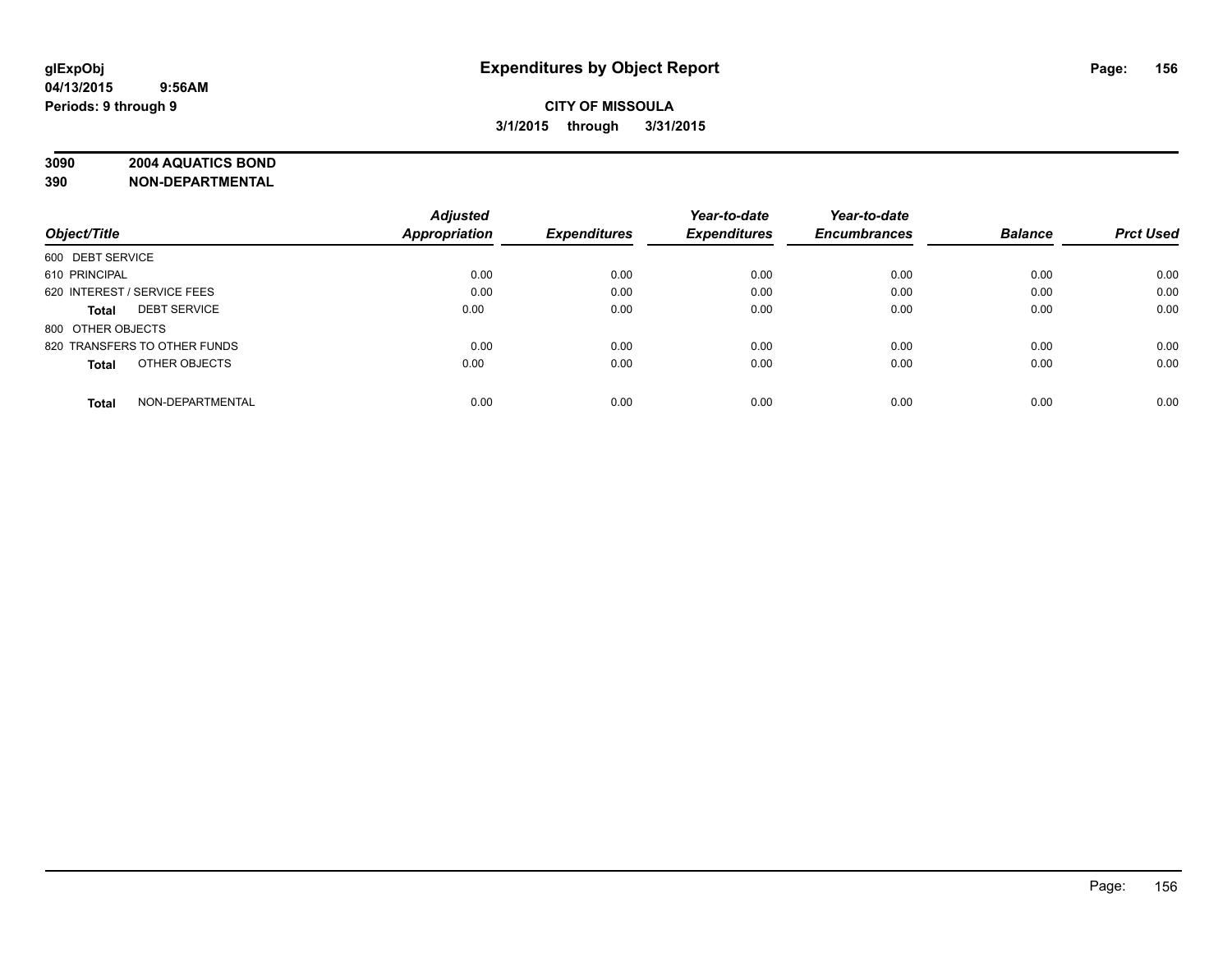# Expenditures by Object Report

**glExpObj**
**04/13/2015 9:56AM**
**Periods: 9 through 9**

**CITY OF MISSOULA**
**3/1/2015 through 3/31/2015**

**3090 2004 AQUATICS BOND**
**390 NON-DEPARTMENTAL**

| Object/Title | Adjusted Appropriation | Expenditures | Year-to-date Expenditures | Year-to-date Encumbrances | Balance | Prct Used |
|---|---|---|---|---|---|---|
| 600 DEBT SERVICE | | | | | | |
| 610 PRINCIPAL | 0.00 | 0.00 | 0.00 | 0.00 | 0.00 | 0.00 |
| 620 INTEREST / SERVICE FEES | 0.00 | 0.00 | 0.00 | 0.00 | 0.00 | 0.00 |
| **Total** DEBT SERVICE | 0.00 | 0.00 | 0.00 | 0.00 | 0.00 | 0.00 |
| 800 OTHER OBJECTS | | | | | | |
| 820 TRANSFERS TO OTHER FUNDS | 0.00 | 0.00 | 0.00 | 0.00 | 0.00 | 0.00 |
| **Total** OTHER OBJECTS | 0.00 | 0.00 | 0.00 | 0.00 | 0.00 | 0.00 |
| **Total** NON-DEPARTMENTAL | 0.00 | 0.00 | 0.00 | 0.00 | 0.00 | 0.00 |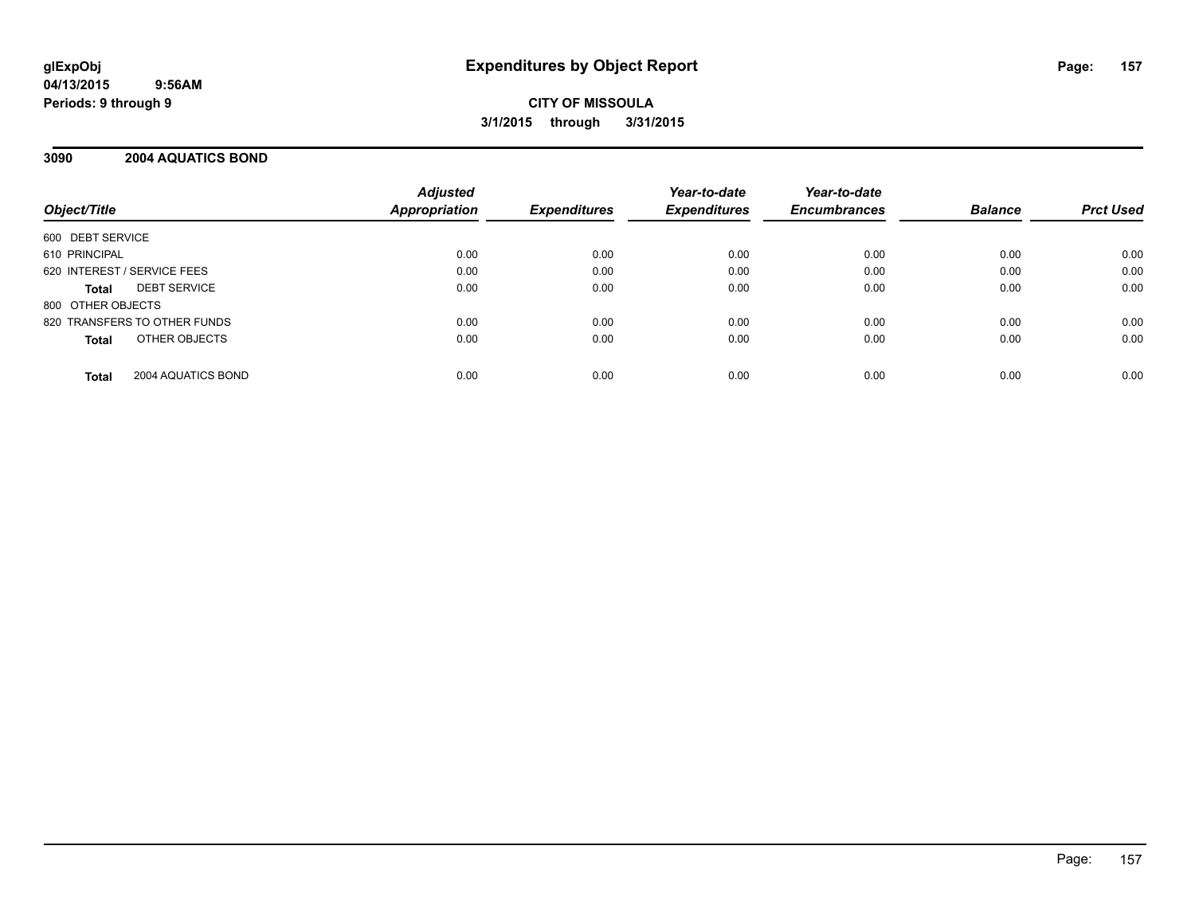glExpObj
04/13/2015 9:56AM
Periods: 9 through 9

# Expenditures by Object Report

**CITY OF MISSOULA**
**3/1/2015 through 3/31/2015**

## 3090 2004 AQUATICS BOND

| Object/Title | Adjusted Appropriation | Expenditures | Year-to-date Expenditures | Year-to-date Encumbrances | Balance | Prct Used |
|---|---|---|---|---|---|---|
| 600 DEBT SERVICE | | | | | | |
| 610 PRINCIPAL | 0.00 | 0.00 | 0.00 | 0.00 | 0.00 | 0.00 |
| 620 INTEREST / SERVICE FEES | 0.00 | 0.00 | 0.00 | 0.00 | 0.00 | 0.00 |
| **Total** DEBT SERVICE | 0.00 | 0.00 | 0.00 | 0.00 | 0.00 | 0.00 |
| 800 OTHER OBJECTS | | | | | | |
| 820 TRANSFERS TO OTHER FUNDS | 0.00 | 0.00 | 0.00 | 0.00 | 0.00 | 0.00 |
| **Total** OTHER OBJECTS | 0.00 | 0.00 | 0.00 | 0.00 | 0.00 | 0.00 |
| **Total** 2004 AQUATICS BOND | 0.00 | 0.00 | 0.00 | 0.00 | 0.00 | 0.00 |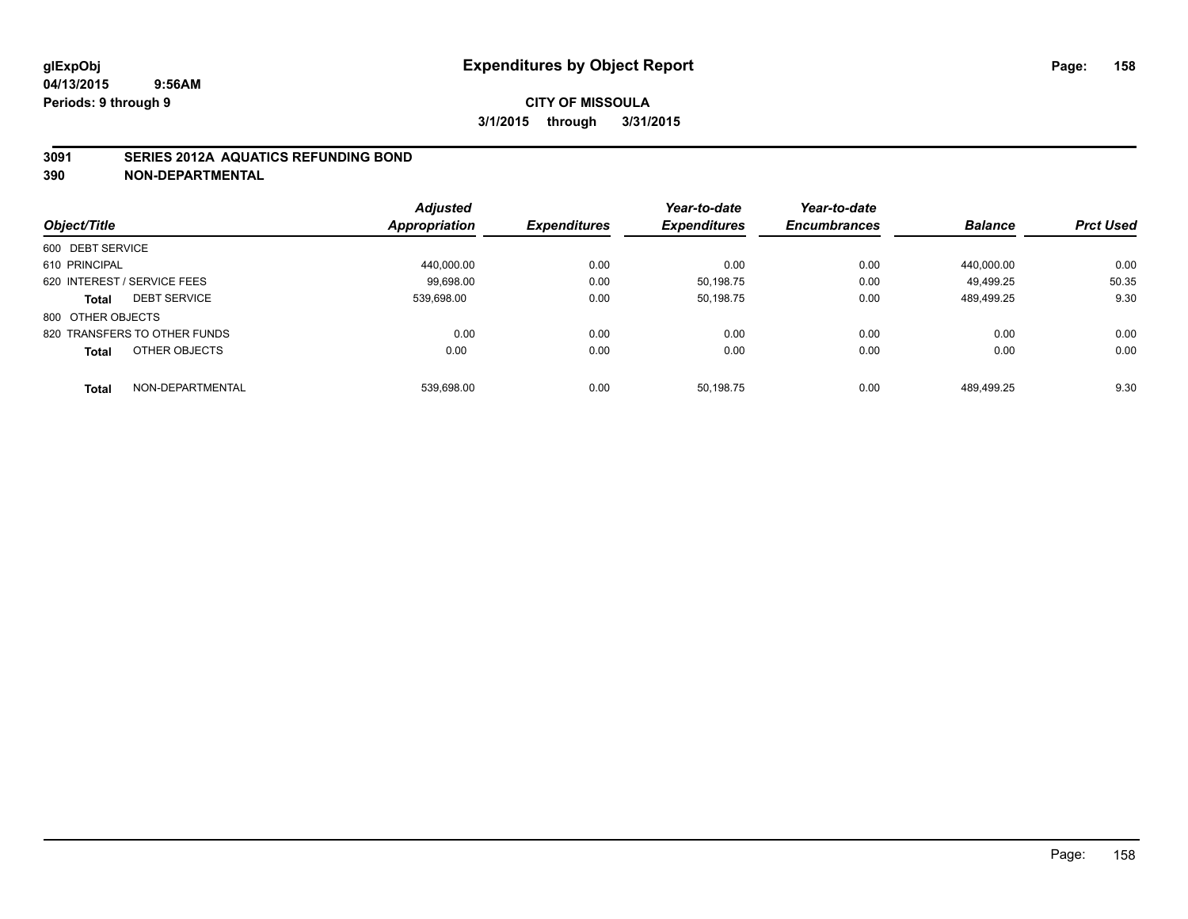**glExpObj** **Expenditures by Object Report**

**04/13/2015 9:56AM**

**Periods: 9 through 9**

**CITY OF MISSOULA**

**3/1/2015 through 3/31/2015**

## 3091 SERIES 2012A AQUATICS REFUNDING BOND
## 390 NON-DEPARTMENTAL

| Object/Title | | Adjusted Appropriation | Expenditures | Year-to-date Expenditures | Year-to-date Encumbrances | Balance | Prct Used |
|---|---|---|---|---|---|---|---|
| 600 DEBT SERVICE | | | | | | | |
| 610 PRINCIPAL | | 440,000.00 | 0.00 | 0.00 | 0.00 | 440,000.00 | 0.00 |
| 620 INTEREST / SERVICE FEES | | 99,698.00 | 0.00 | 50,198.75 | 0.00 | 49,499.25 | 50.35 |
| **Total** | DEBT SERVICE | 539,698.00 | 0.00 | 50,198.75 | 0.00 | 489,499.25 | 9.30 |
| 800 OTHER OBJECTS | | | | | | | |
| 820 TRANSFERS TO OTHER FUNDS | | 0.00 | 0.00 | 0.00 | 0.00 | 0.00 | 0.00 |
| **Total** | OTHER OBJECTS | 0.00 | 0.00 | 0.00 | 0.00 | 0.00 | 0.00 |
| **Total** | NON-DEPARTMENTAL | 539,698.00 | 0.00 | 50,198.75 | 0.00 | 489,499.25 | 9.30 |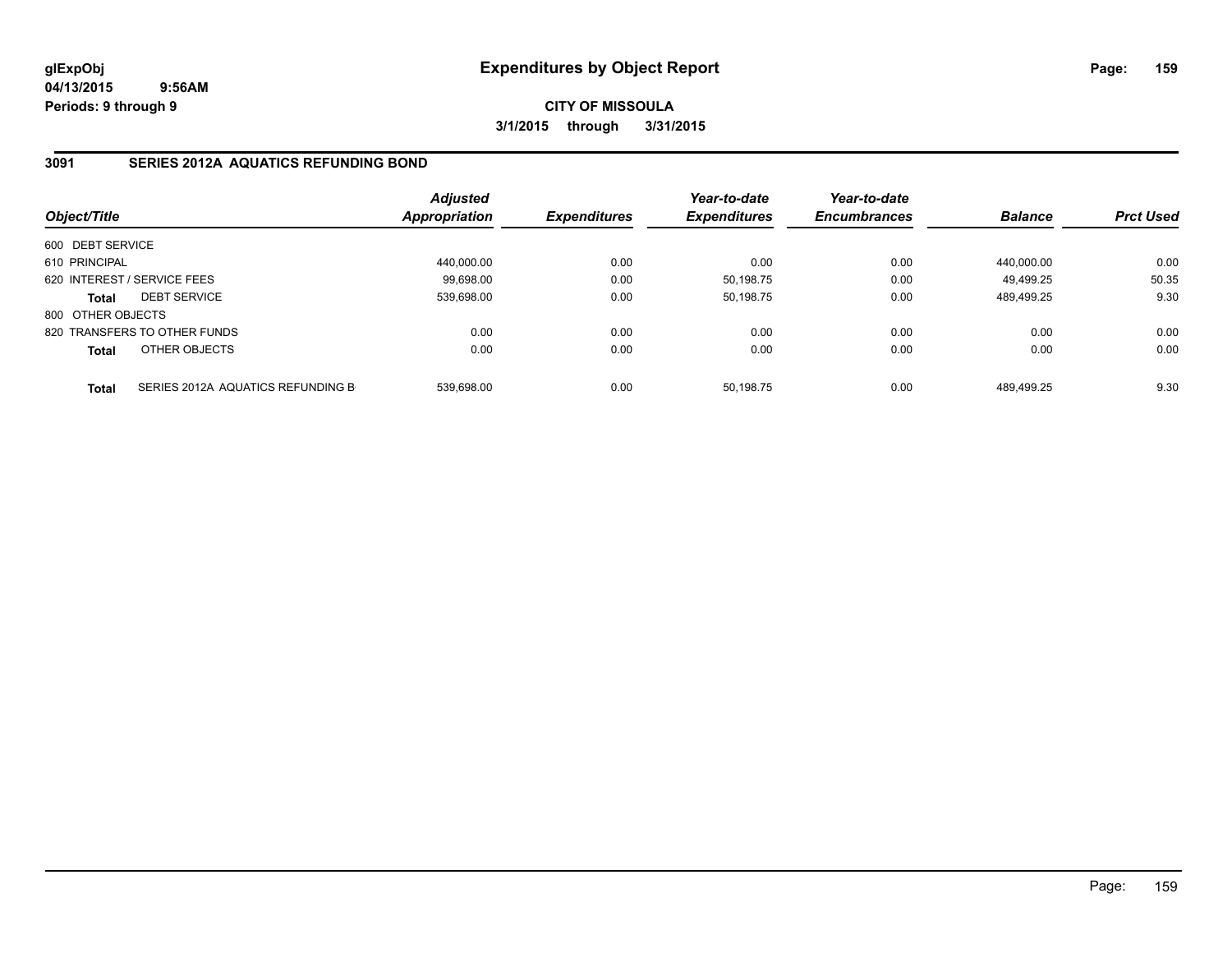glExpObj
04/13/2015 9:56AM
Periods: 9 through 9

# Expenditures by Object Report

**CITY OF MISSOULA**
**3/1/2015 through 3/31/2015**

## 3091 SERIES 2012A AQUATICS REFUNDING BOND

| Object/Title | | Adjusted Appropriation | Expenditures | Year-to-date Expenditures | Year-to-date Encumbrances | Balance | Prct Used |
|---|---|---|---|---|---|---|---|
| 600 DEBT SERVICE | | | | | | | |
| 610 PRINCIPAL | | 440,000.00 | 0.00 | 0.00 | 0.00 | 440,000.00 | 0.00 |
| 620 INTEREST / SERVICE FEES | | 99,698.00 | 0.00 | 50,198.75 | 0.00 | 49,499.25 | 50.35 |
| **Total** | DEBT SERVICE | 539,698.00 | 0.00 | 50,198.75 | 0.00 | 489,499.25 | 9.30 |
| 800 OTHER OBJECTS | | | | | | | |
| 820 TRANSFERS TO OTHER FUNDS | | 0.00 | 0.00 | 0.00 | 0.00 | 0.00 | 0.00 |
| **Total** | OTHER OBJECTS | 0.00 | 0.00 | 0.00 | 0.00 | 0.00 | 0.00 |
| **Total** | SERIES 2012A AQUATICS REFUNDING B | 539,698.00 | 0.00 | 50,198.75 | 0.00 | 489,499.25 | 9.30 |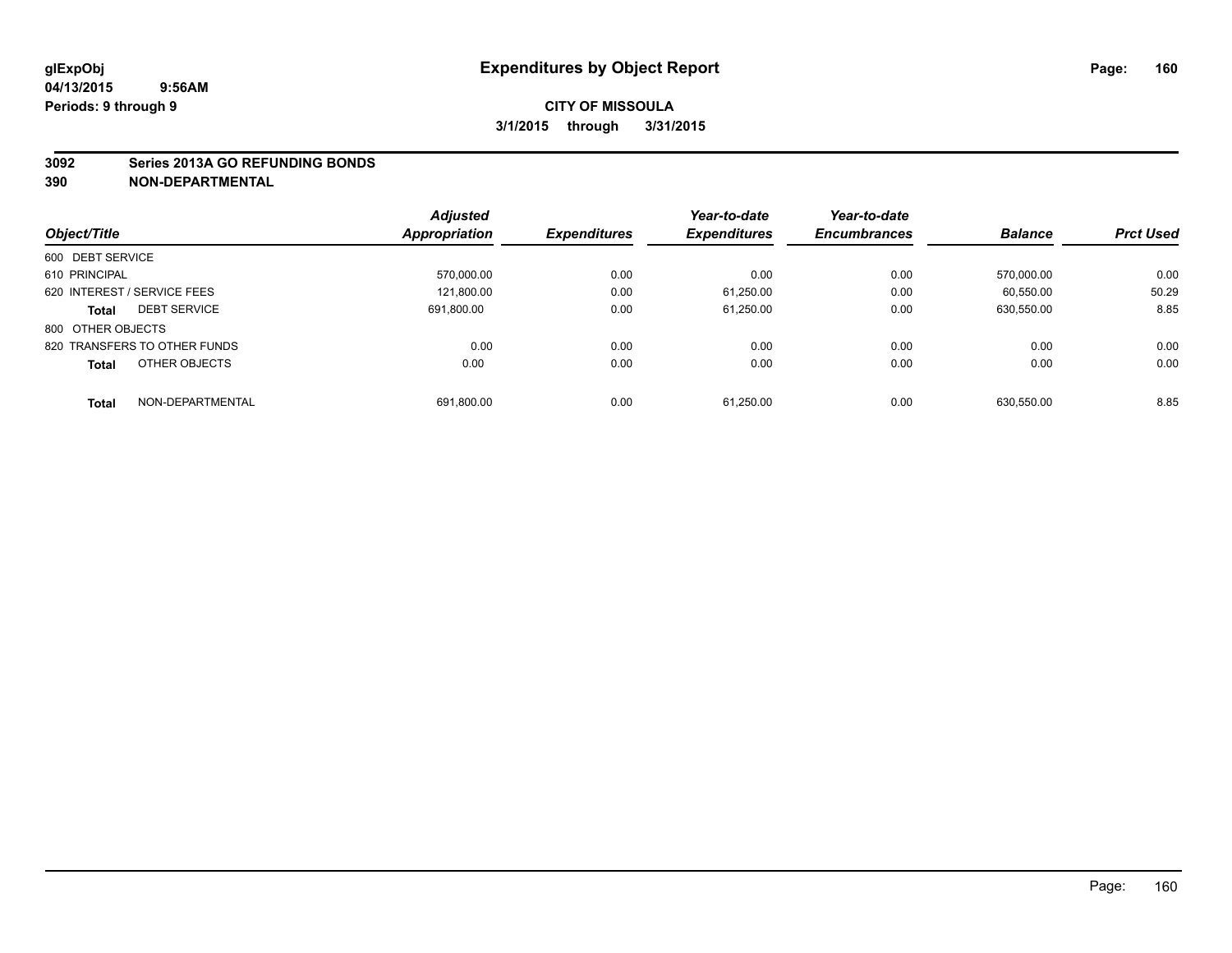# Expenditures by Object Report

glExpObj
04/13/2015 9:56AM
Periods: 9 through 9

**CITY OF MISSOULA**
**3/1/2015 through 3/31/2015**

**3092 Series 2013A GO REFUNDING BONDS**
**390 NON-DEPARTMENTAL**

| Object/Title | | Adjusted Appropriation | Expenditures | Year-to-date Expenditures | Year-to-date Encumbrances | Balance | Prct Used |
|---|---|---|---|---|---|---|---|
| 600 DEBT SERVICE | | | | | | | |
| 610 PRINCIPAL | | 570,000.00 | 0.00 | 0.00 | 0.00 | 570,000.00 | 0.00 |
| 620 INTEREST / SERVICE FEES | | 121,800.00 | 0.00 | 61,250.00 | 0.00 | 60,550.00 | 50.29 |
| **Total** | DEBT SERVICE | 691,800.00 | 0.00 | 61,250.00 | 0.00 | 630,550.00 | 8.85 |
| 800 OTHER OBJECTS | | | | | | | |
| 820 TRANSFERS TO OTHER FUNDS | | 0.00 | 0.00 | 0.00 | 0.00 | 0.00 | 0.00 |
| **Total** | OTHER OBJECTS | 0.00 | 0.00 | 0.00 | 0.00 | 0.00 | 0.00 |
| **Total** | NON-DEPARTMENTAL | 691,800.00 | 0.00 | 61,250.00 | 0.00 | 630,550.00 | 8.85 |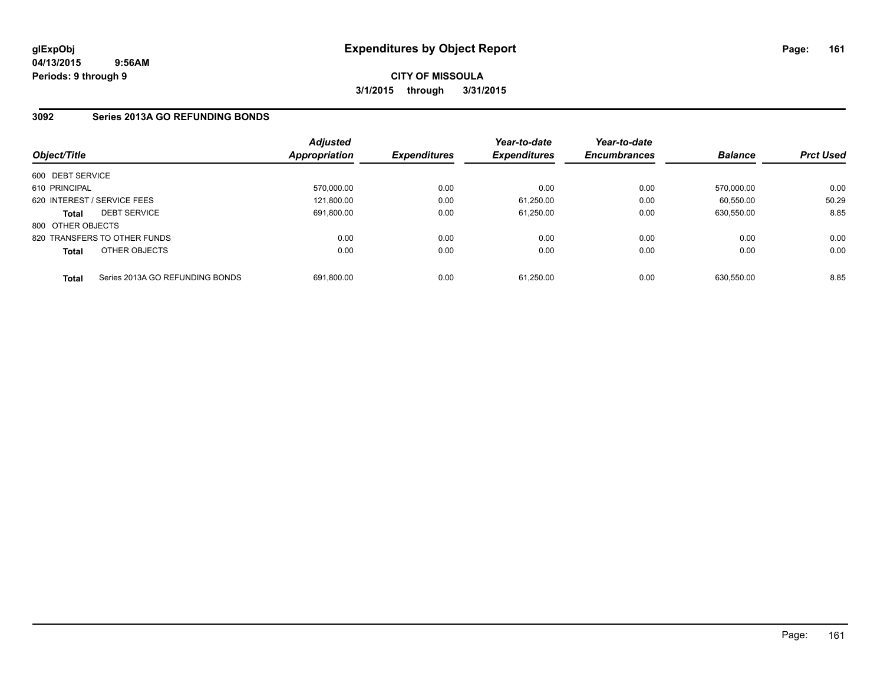# Expenditures by Object Report

glExpObj
04/13/2015 9:56AM
Periods: 9 through 9

**CITY OF MISSOULA**
**3/1/2015 through 3/31/2015**

## 3092 Series 2013A GO REFUNDING BONDS

| Object/Title | | Adjusted Appropriation | Expenditures | Year-to-date Expenditures | Year-to-date Encumbrances | Balance | Prct Used |
|---|---|---|---|---|---|---|---|
| 600 DEBT SERVICE | | | | | | | |
| 610 PRINCIPAL | | 570,000.00 | 0.00 | 0.00 | 0.00 | 570,000.00 | 0.00 |
| 620 INTEREST / SERVICE FEES | | 121,800.00 | 0.00 | 61,250.00 | 0.00 | 60,550.00 | 50.29 |
| **Total** | DEBT SERVICE | 691,800.00 | 0.00 | 61,250.00 | 0.00 | 630,550.00 | 8.85 |
| 800 OTHER OBJECTS | | | | | | | |
| 820 TRANSFERS TO OTHER FUNDS | | 0.00 | 0.00 | 0.00 | 0.00 | 0.00 | 0.00 |
| **Total** | OTHER OBJECTS | 0.00 | 0.00 | 0.00 | 0.00 | 0.00 | 0.00 |
| **Total** | Series 2013A GO REFUNDING BONDS | 691,800.00 | 0.00 | 61,250.00 | 0.00 | 630,550.00 | 8.85 |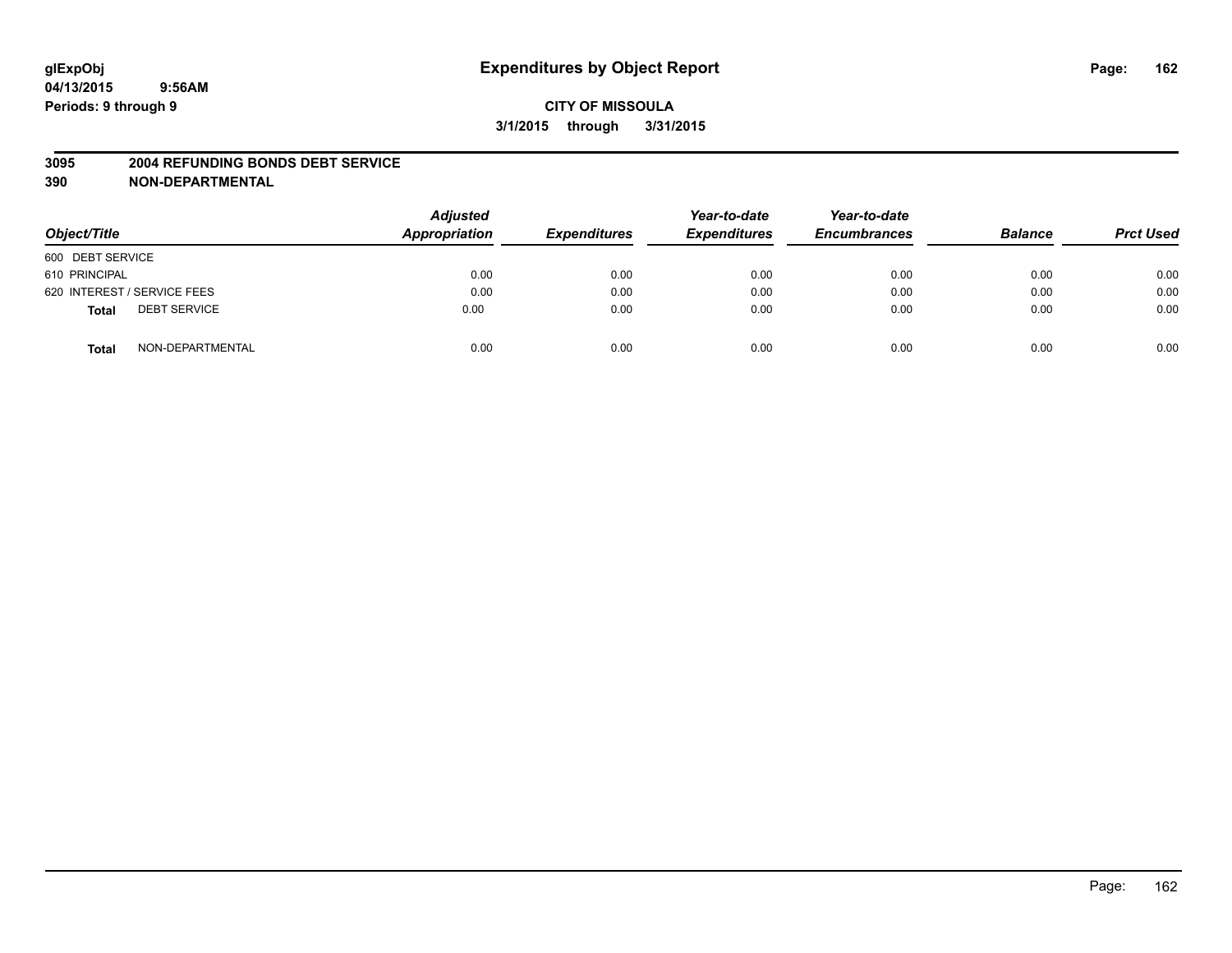# Expenditures by Object Report

glExpObj
04/13/2015 9:56AM
Periods: 9 through 9

**CITY OF MISSOULA**
**3/1/2015 through 3/31/2015**

## 3095 2004 REFUNDING BONDS DEBT SERVICE
## 390 NON-DEPARTMENTAL

| Object/Title | | Adjusted Appropriation | Expenditures | Year-to-date Expenditures | Year-to-date Encumbrances | Balance | Prct Used |
|---|---|---|---|---|---|---|---|
| 600 DEBT SERVICE | | | | | | | |
| 610 PRINCIPAL | | 0.00 | 0.00 | 0.00 | 0.00 | 0.00 | 0.00 |
| 620 INTEREST / SERVICE FEES | | 0.00 | 0.00 | 0.00 | 0.00 | 0.00 | 0.00 |
| **Total** | DEBT SERVICE | 0.00 | 0.00 | 0.00 | 0.00 | 0.00 | 0.00 |
| **Total** | NON-DEPARTMENTAL | 0.00 | 0.00 | 0.00 | 0.00 | 0.00 | 0.00 |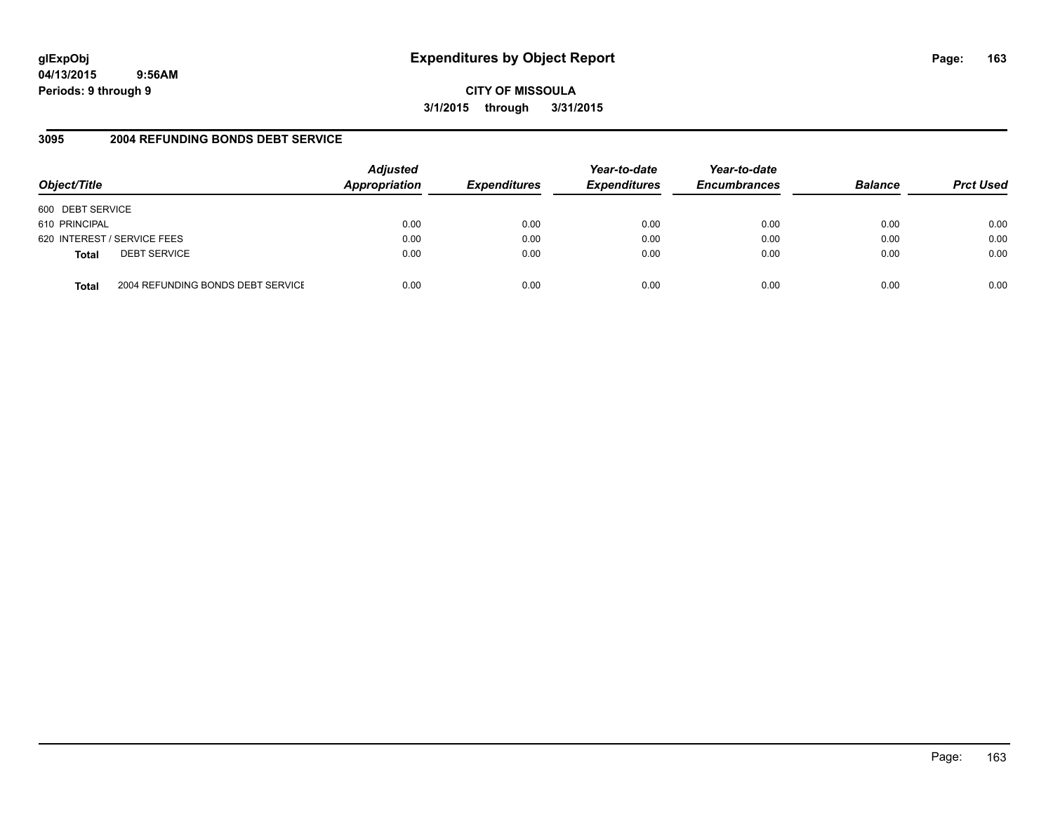**glExpObj**
**04/13/2015 9:56AM**
**Periods: 9 through 9**

# Expenditures by Object Report

**CITY OF MISSOULA**
**3/1/2015 through 3/31/2015**

## 3095 2004 REFUNDING BONDS DEBT SERVICE

| Object/Title | Adjusted Appropriation | Expenditures | Year-to-date Expenditures | Year-to-date Encumbrances | Balance | Prct Used |
|---|---|---|---|---|---|---|
| 600 DEBT SERVICE | | | | | | |
| 610 PRINCIPAL | 0.00 | 0.00 | 0.00 | 0.00 | 0.00 | 0.00 |
| 620 INTEREST / SERVICE FEES | 0.00 | 0.00 | 0.00 | 0.00 | 0.00 | 0.00 |
| **Total** DEBT SERVICE | 0.00 | 0.00 | 0.00 | 0.00 | 0.00 | 0.00 |
| **Total** 2004 REFUNDING BONDS DEBT SERVICE | 0.00 | 0.00 | 0.00 | 0.00 | 0.00 | 0.00 |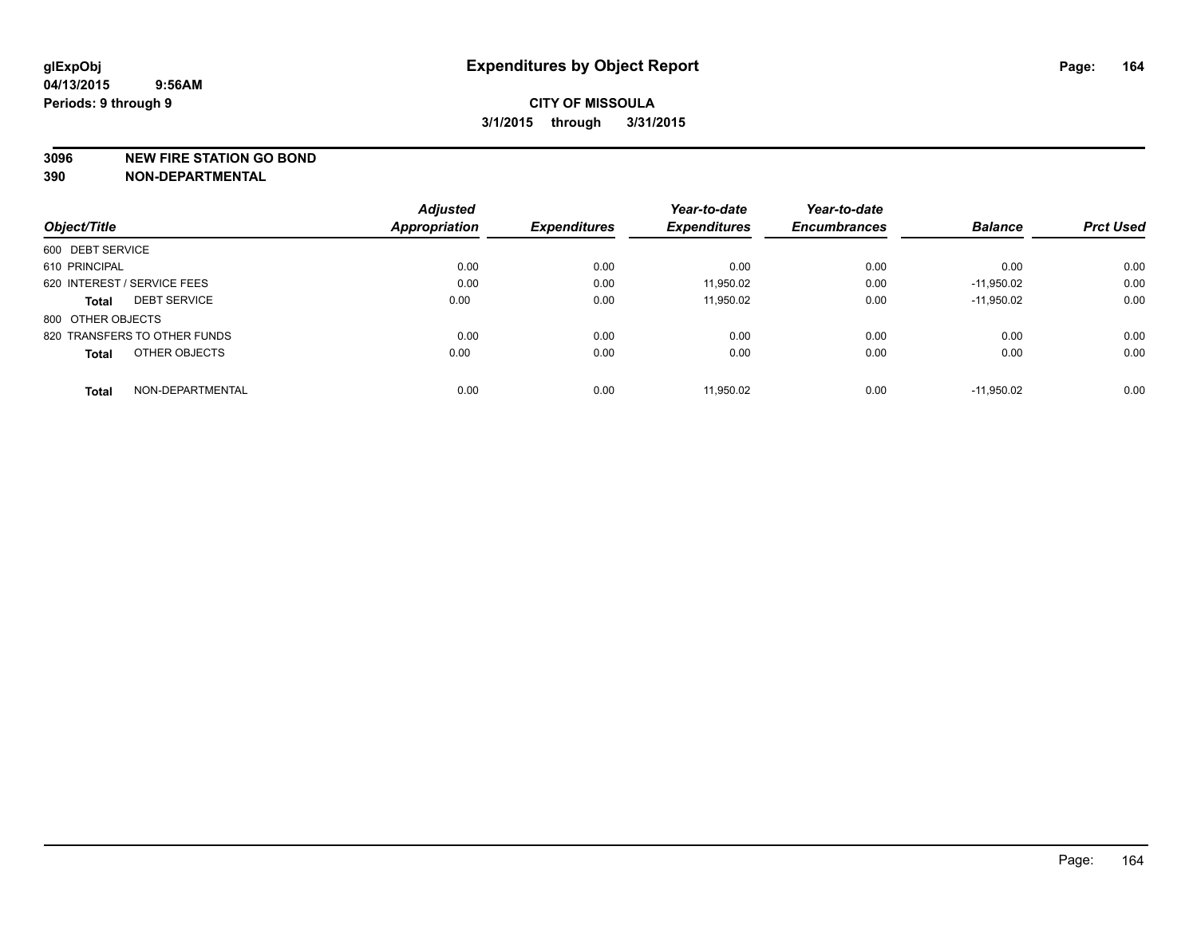glExpObj
04/13/2015 9:56AM
Periods: 9 through 9

# Expenditures by Object Report

CITY OF MISSOULA

3/1/2015 through 3/31/2015

**3096 NEW FIRE STATION GO BOND**

**390 NON-DEPARTMENTAL**

| Object/Title | Adjusted Appropriation | Expenditures | Year-to-date Expenditures | Year-to-date Encumbrances | Balance | Prct Used |
|---|---|---|---|---|---|---|
| 600 DEBT SERVICE | | | | | | |
| 610 PRINCIPAL | 0.00 | 0.00 | 0.00 | 0.00 | 0.00 | 0.00 |
| 620 INTEREST / SERVICE FEES | 0.00 | 0.00 | 11,950.02 | 0.00 | -11,950.02 | 0.00 |
| **Total** DEBT SERVICE | 0.00 | 0.00 | 11,950.02 | 0.00 | -11,950.02 | 0.00 |
| 800 OTHER OBJECTS | | | | | | |
| 820 TRANSFERS TO OTHER FUNDS | 0.00 | 0.00 | 0.00 | 0.00 | 0.00 | 0.00 |
| **Total** OTHER OBJECTS | 0.00 | 0.00 | 0.00 | 0.00 | 0.00 | 0.00 |
| **Total** NON-DEPARTMENTAL | 0.00 | 0.00 | 11,950.02 | 0.00 | -11,950.02 | 0.00 |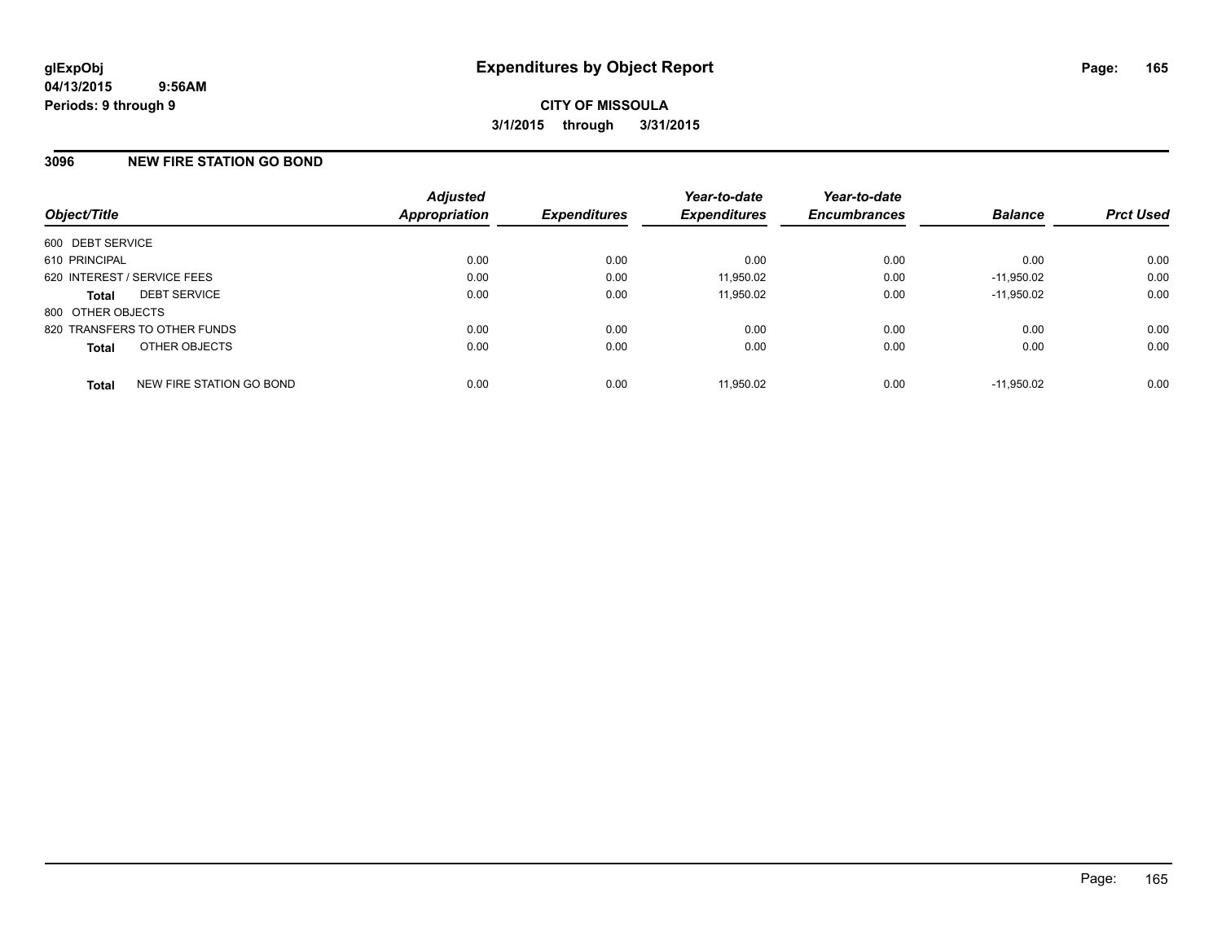# Expenditures by Object Report

**glExpObj**
**04/13/2015 9:56AM**
**Periods: 9 through 9**

**CITY OF MISSOULA**
**3/1/2015 through 3/31/2015**

## 3096 NEW FIRE STATION GO BOND

| Object/Title | Adjusted Appropriation | Expenditures | Year-to-date Expenditures | Year-to-date Encumbrances | Balance | Prct Used |
|---|---|---|---|---|---|---|
| 600 DEBT SERVICE | | | | | | |
| 610 PRINCIPAL | 0.00 | 0.00 | 0.00 | 0.00 | 0.00 | 0.00 |
| 620 INTEREST / SERVICE FEES | 0.00 | 0.00 | 11,950.02 | 0.00 | -11,950.02 | 0.00 |
| **Total** DEBT SERVICE | 0.00 | 0.00 | 11,950.02 | 0.00 | -11,950.02 | 0.00 |
| 800 OTHER OBJECTS | | | | | | |
| 820 TRANSFERS TO OTHER FUNDS | 0.00 | 0.00 | 0.00 | 0.00 | 0.00 | 0.00 |
| **Total** OTHER OBJECTS | 0.00 | 0.00 | 0.00 | 0.00 | 0.00 | 0.00 |
| **Total** NEW FIRE STATION GO BOND | 0.00 | 0.00 | 11,950.02 | 0.00 | -11,950.02 | 0.00 |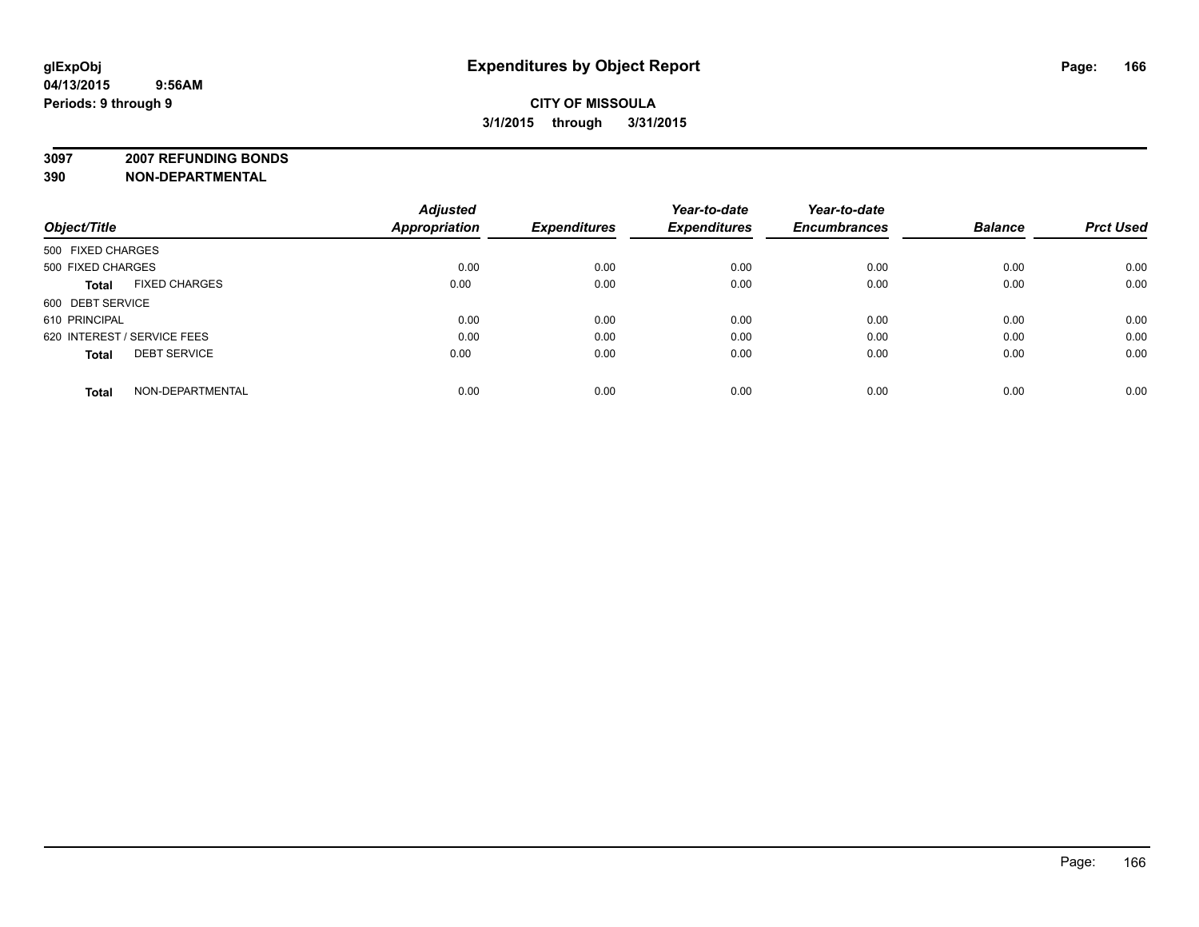# Expenditures by Object Report

glExpObj
04/13/2015 9:56AM
Periods: 9 through 9

**CITY OF MISSOULA**
**3/1/2015 through 3/31/2015**

**3097 2007 REFUNDING BONDS**
**390 NON-DEPARTMENTAL**

| Object/Title | Adjusted Appropriation | Expenditures | Year-to-date Expenditures | Year-to-date Encumbrances | Balance | Prct Used |
|---|---|---|---|---|---|---|
| 500 FIXED CHARGES | | | | | | |
| 500 FIXED CHARGES | 0.00 | 0.00 | 0.00 | 0.00 | 0.00 | 0.00 |
| **Total** FIXED CHARGES | 0.00 | 0.00 | 0.00 | 0.00 | 0.00 | 0.00 |
| 600 DEBT SERVICE | | | | | | |
| 610 PRINCIPAL | 0.00 | 0.00 | 0.00 | 0.00 | 0.00 | 0.00 |
| 620 INTEREST / SERVICE FEES | 0.00 | 0.00 | 0.00 | 0.00 | 0.00 | 0.00 |
| **Total** DEBT SERVICE | 0.00 | 0.00 | 0.00 | 0.00 | 0.00 | 0.00 |
| **Total** NON-DEPARTMENTAL | 0.00 | 0.00 | 0.00 | 0.00 | 0.00 | 0.00 |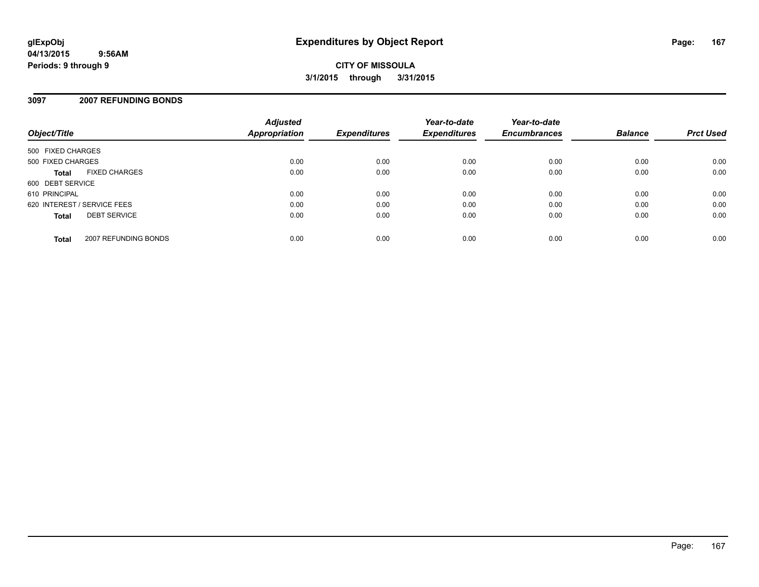**glExpObj**
**04/13/2015 9:56AM**
**Periods: 9 through 9**

# Expenditures by Object Report

**CITY OF MISSOULA**
**3/1/2015 through 3/31/2015**

## 3097 2007 REFUNDING BONDS

| Object/Title | Adjusted Appropriation | Expenditures | Year-to-date Expenditures | Year-to-date Encumbrances | Balance | Prct Used |
|---|---|---|---|---|---|---|
| 500 FIXED CHARGES | | | | | | |
| 500 FIXED CHARGES | 0.00 | 0.00 | 0.00 | 0.00 | 0.00 | 0.00 |
| **Total** FIXED CHARGES | 0.00 | 0.00 | 0.00 | 0.00 | 0.00 | 0.00 |
| 600 DEBT SERVICE | | | | | | |
| 610 PRINCIPAL | 0.00 | 0.00 | 0.00 | 0.00 | 0.00 | 0.00 |
| 620 INTEREST / SERVICE FEES | 0.00 | 0.00 | 0.00 | 0.00 | 0.00 | 0.00 |
| **Total** DEBT SERVICE | 0.00 | 0.00 | 0.00 | 0.00 | 0.00 | 0.00 |
| **Total** 2007 REFUNDING BONDS | 0.00 | 0.00 | 0.00 | 0.00 | 0.00 | 0.00 |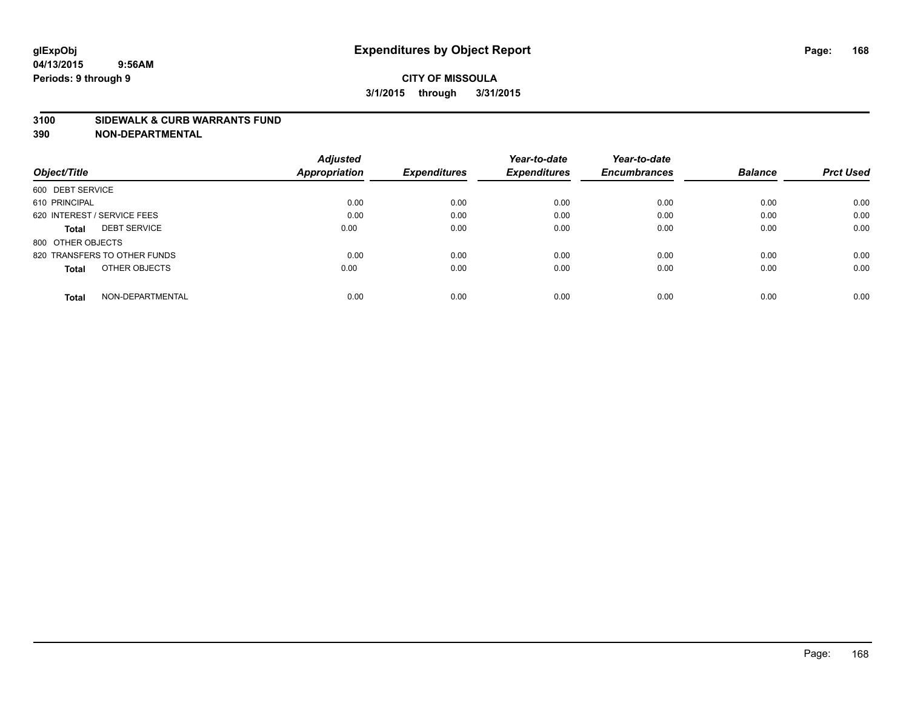glExpObj
04/13/2015 9:56AM
Periods: 9 through 9

# Expenditures by Object Report

**CITY OF MISSOULA**
**3/1/2015 through 3/31/2015**

**3100 SIDEWALK & CURB WARRANTS FUND**
**390 NON-DEPARTMENTAL**

| Object/Title | | Adjusted Appropriation | Expenditures | Year-to-date Expenditures | Year-to-date Encumbrances | Balance | Prct Used |
|---|---|---|---|---|---|---|---|
| 600 DEBT SERVICE | | | | | | | |
| 610 PRINCIPAL | | 0.00 | 0.00 | 0.00 | 0.00 | 0.00 | 0.00 |
| 620 INTEREST / SERVICE FEES | | 0.00 | 0.00 | 0.00 | 0.00 | 0.00 | 0.00 |
| **Total** | DEBT SERVICE | 0.00 | 0.00 | 0.00 | 0.00 | 0.00 | 0.00 |
| 800 OTHER OBJECTS | | | | | | | |
| 820 TRANSFERS TO OTHER FUNDS | | 0.00 | 0.00 | 0.00 | 0.00 | 0.00 | 0.00 |
| **Total** | OTHER OBJECTS | 0.00 | 0.00 | 0.00 | 0.00 | 0.00 | 0.00 |
| **Total** | NON-DEPARTMENTAL | 0.00 | 0.00 | 0.00 | 0.00 | 0.00 | 0.00 |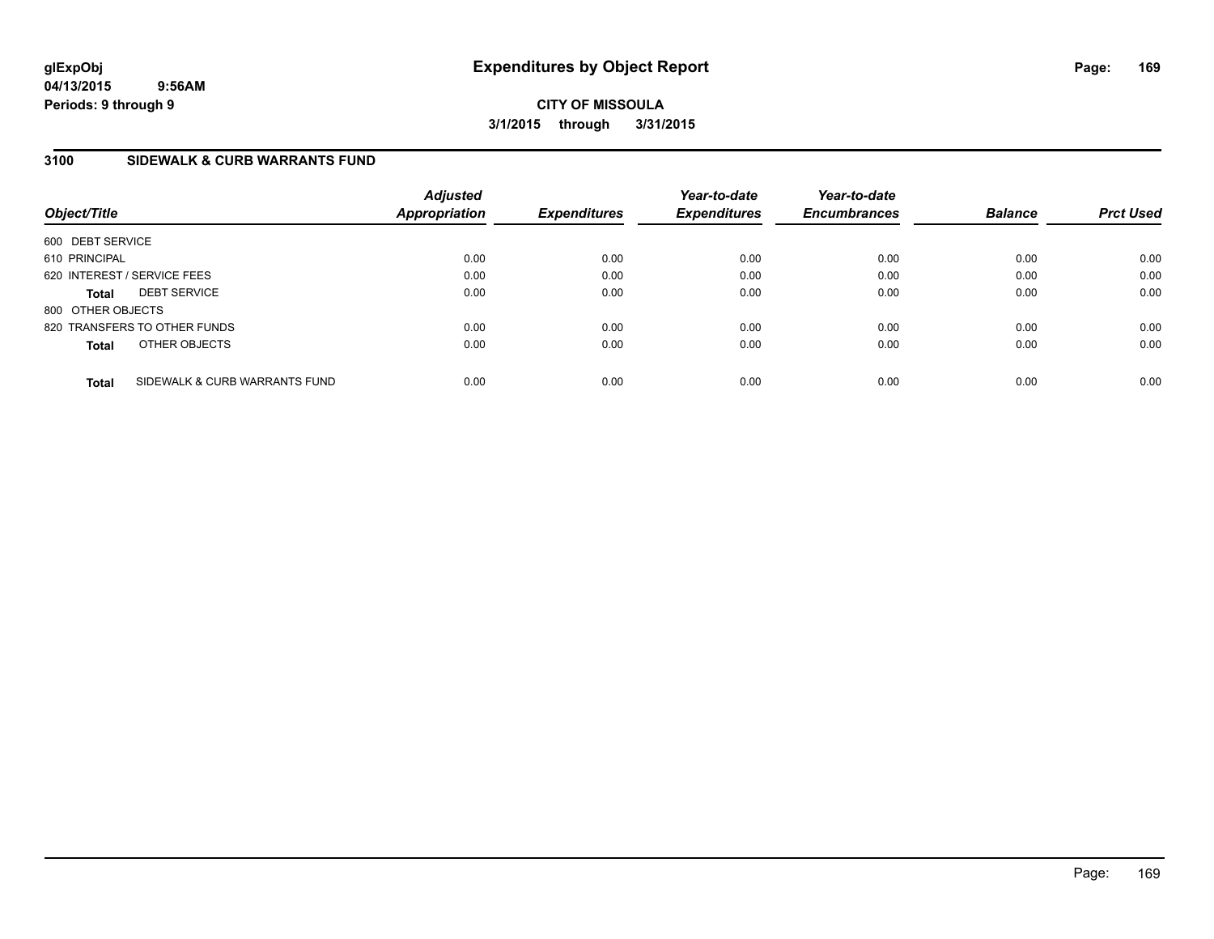# Expenditures by Object Report

glExpObj
04/13/2015 9:56AM
Periods: 9 through 9

**CITY OF MISSOULA**
**3/1/2015 through 3/31/2015**

## 3100 SIDEWALK & CURB WARRANTS FUND

| Object/Title | Adjusted Appropriation | Expenditures | Year-to-date Expenditures | Year-to-date Encumbrances | Balance | Prct Used |
|---|---|---|---|---|---|---|
| 600 DEBT SERVICE | | | | | | |
| 610 PRINCIPAL | 0.00 | 0.00 | 0.00 | 0.00 | 0.00 | 0.00 |
| 620 INTEREST / SERVICE FEES | 0.00 | 0.00 | 0.00 | 0.00 | 0.00 | 0.00 |
| **Total** DEBT SERVICE | 0.00 | 0.00 | 0.00 | 0.00 | 0.00 | 0.00 |
| 800 OTHER OBJECTS | | | | | | |
| 820 TRANSFERS TO OTHER FUNDS | 0.00 | 0.00 | 0.00 | 0.00 | 0.00 | 0.00 |
| **Total** OTHER OBJECTS | 0.00 | 0.00 | 0.00 | 0.00 | 0.00 | 0.00 |
| **Total** SIDEWALK & CURB WARRANTS FUND | 0.00 | 0.00 | 0.00 | 0.00 | 0.00 | 0.00 |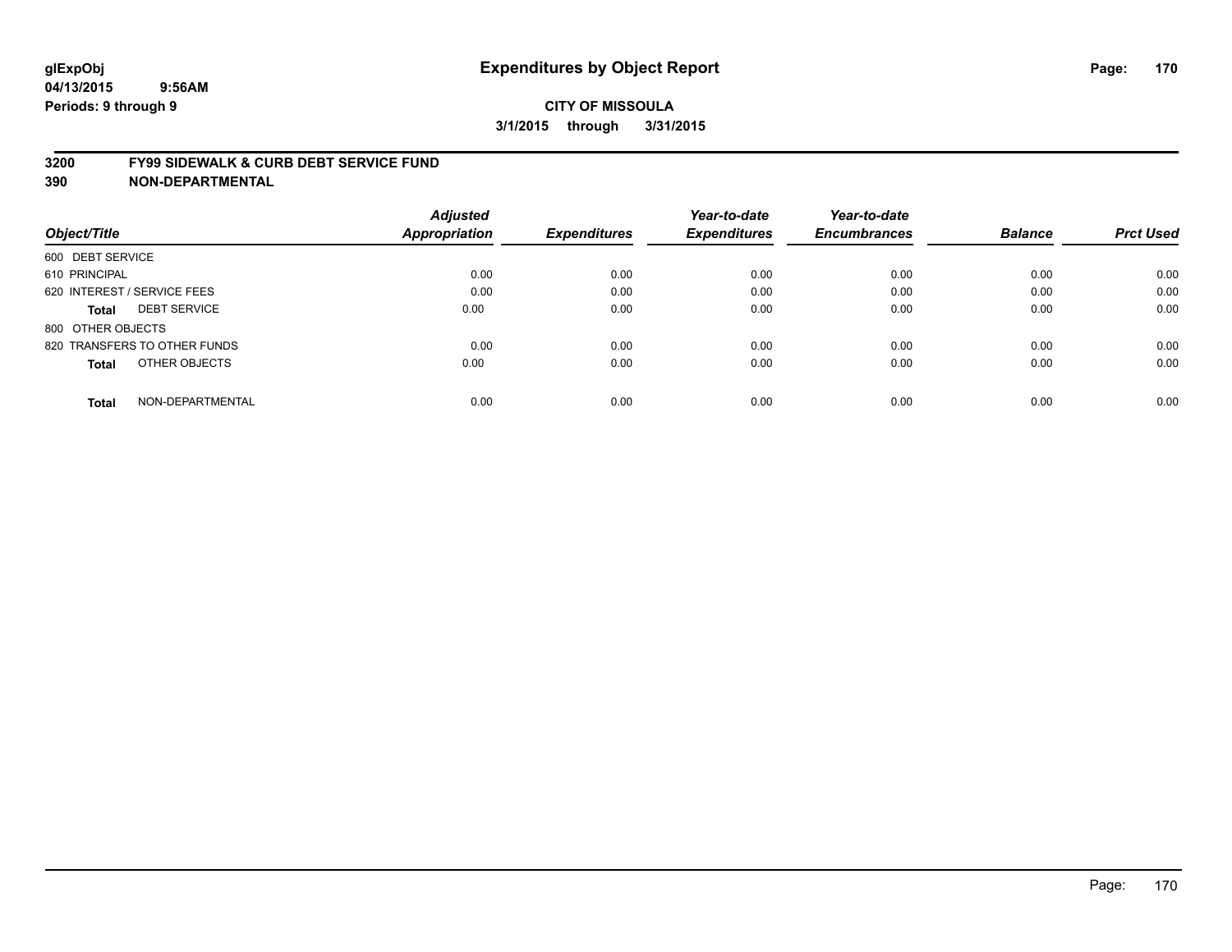glExpObj
04/13/2015 9:56AM
Periods: 9 through 9

# Expenditures by Object Report

**CITY OF MISSOULA**

**3/1/2015 through 3/31/2015**

**3200 FY99 SIDEWALK & CURB DEBT SERVICE FUND**

**390 NON-DEPARTMENTAL**

| Object/Title | Adjusted Appropriation | Expenditures | Year-to-date Expenditures | Year-to-date Encumbrances | Balance | Prct Used |
|---|---|---|---|---|---|---|
| 600 DEBT SERVICE | | | | | | |
| 610 PRINCIPAL | 0.00 | 0.00 | 0.00 | 0.00 | 0.00 | 0.00 |
| 620 INTEREST / SERVICE FEES | 0.00 | 0.00 | 0.00 | 0.00 | 0.00 | 0.00 |
| **Total** DEBT SERVICE | 0.00 | 0.00 | 0.00 | 0.00 | 0.00 | 0.00 |
| 800 OTHER OBJECTS | | | | | | |
| 820 TRANSFERS TO OTHER FUNDS | 0.00 | 0.00 | 0.00 | 0.00 | 0.00 | 0.00 |
| **Total** OTHER OBJECTS | 0.00 | 0.00 | 0.00 | 0.00 | 0.00 | 0.00 |
| **Total** NON-DEPARTMENTAL | 0.00 | 0.00 | 0.00 | 0.00 | 0.00 | 0.00 |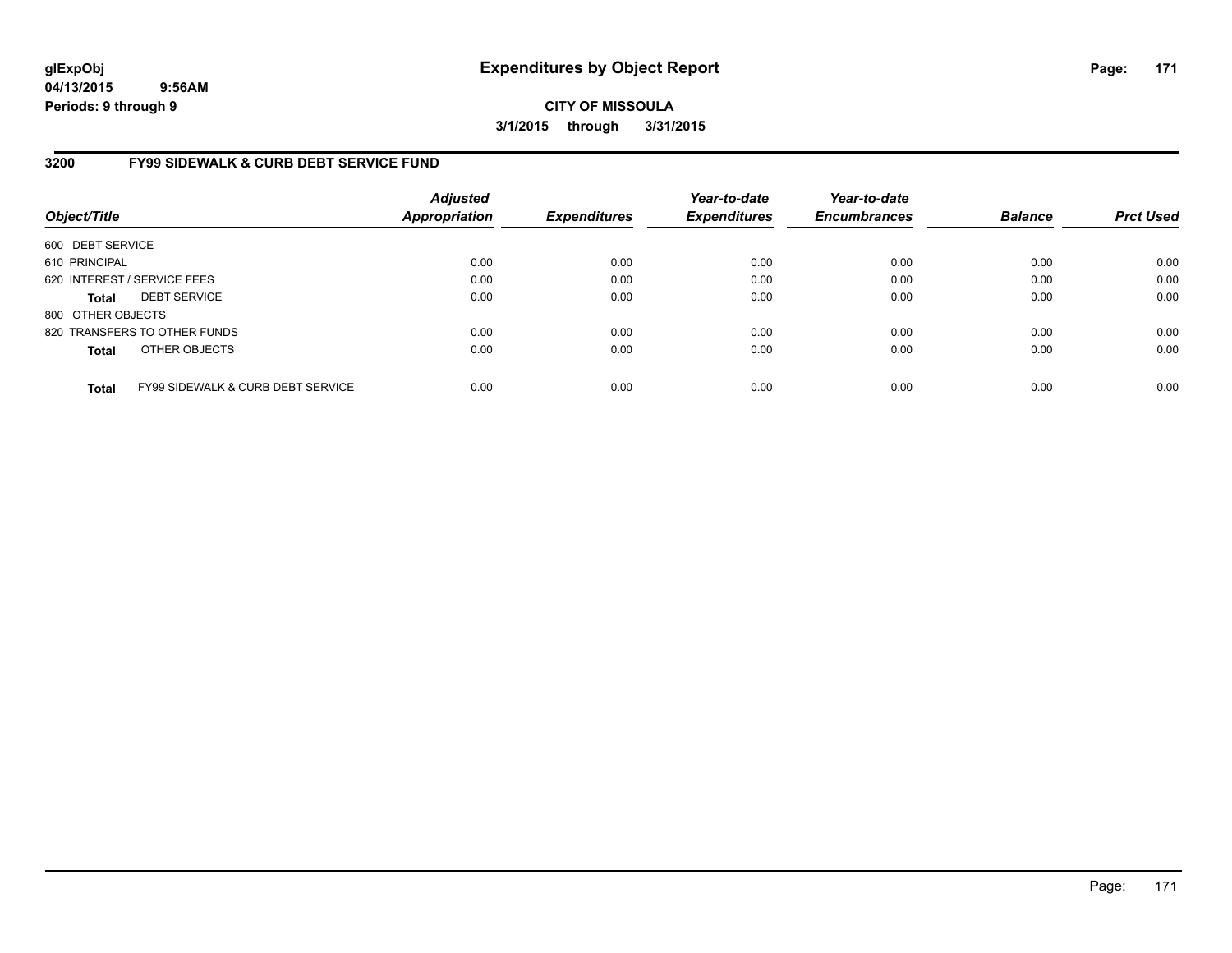# Expenditures by Object Report

**glExpObj**
**04/13/2015 9:56AM**
**Periods: 9 through 9**

**CITY OF MISSOULA**
**3/1/2015 through 3/31/2015**

## 3200 FY99 SIDEWALK & CURB DEBT SERVICE FUND

| Object/Title | Adjusted Appropriation | Expenditures | Year-to-date Expenditures | Year-to-date Encumbrances | Balance | Prct Used |
|---|---|---|---|---|---|---|
| 600 DEBT SERVICE | | | | | | |
| 610 PRINCIPAL | 0.00 | 0.00 | 0.00 | 0.00 | 0.00 | 0.00 |
| 620 INTEREST / SERVICE FEES | 0.00 | 0.00 | 0.00 | 0.00 | 0.00 | 0.00 |
| **Total** DEBT SERVICE | 0.00 | 0.00 | 0.00 | 0.00 | 0.00 | 0.00 |
| 800 OTHER OBJECTS | | | | | | |
| 820 TRANSFERS TO OTHER FUNDS | 0.00 | 0.00 | 0.00 | 0.00 | 0.00 | 0.00 |
| **Total** OTHER OBJECTS | 0.00 | 0.00 | 0.00 | 0.00 | 0.00 | 0.00 |
| **Total** FY99 SIDEWALK & CURB DEBT SERVICE | 0.00 | 0.00 | 0.00 | 0.00 | 0.00 | 0.00 |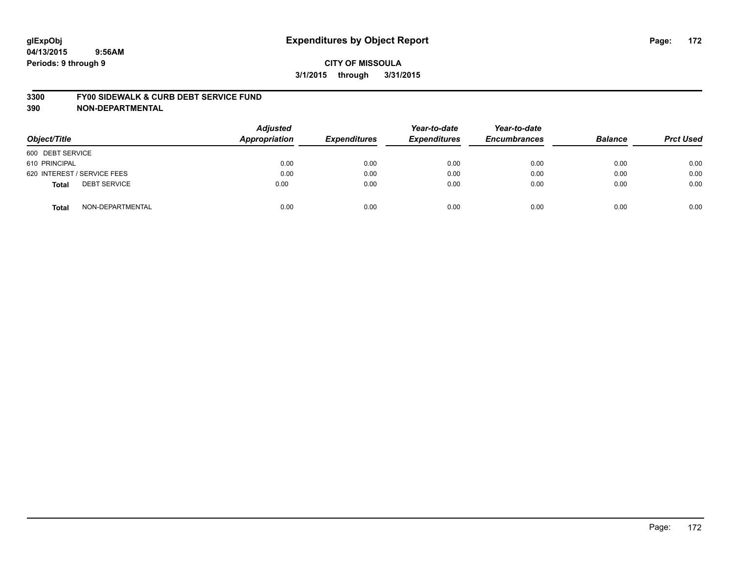# Expenditures by Object Report

glExpObj
04/13/2015 9:56AM
Periods: 9 through 9

**CITY OF MISSOULA**

**3/1/2015 through 3/31/2015**

**3300 FY00 SIDEWALK & CURB DEBT SERVICE FUND**

**390 NON-DEPARTMENTAL**

| Object/Title | Adjusted Appropriation | Expenditures | Year-to-date Expenditures | Year-to-date Encumbrances | Balance | Prct Used |
|---|---|---|---|---|---|---|
| 600 DEBT SERVICE | | | | | | |
| 610 PRINCIPAL | 0.00 | 0.00 | 0.00 | 0.00 | 0.00 | 0.00 |
| 620 INTEREST / SERVICE FEES | 0.00 | 0.00 | 0.00 | 0.00 | 0.00 | 0.00 |
| **Total** DEBT SERVICE | 0.00 | 0.00 | 0.00 | 0.00 | 0.00 | 0.00 |
| **Total** NON-DEPARTMENTAL | 0.00 | 0.00 | 0.00 | 0.00 | 0.00 | 0.00 |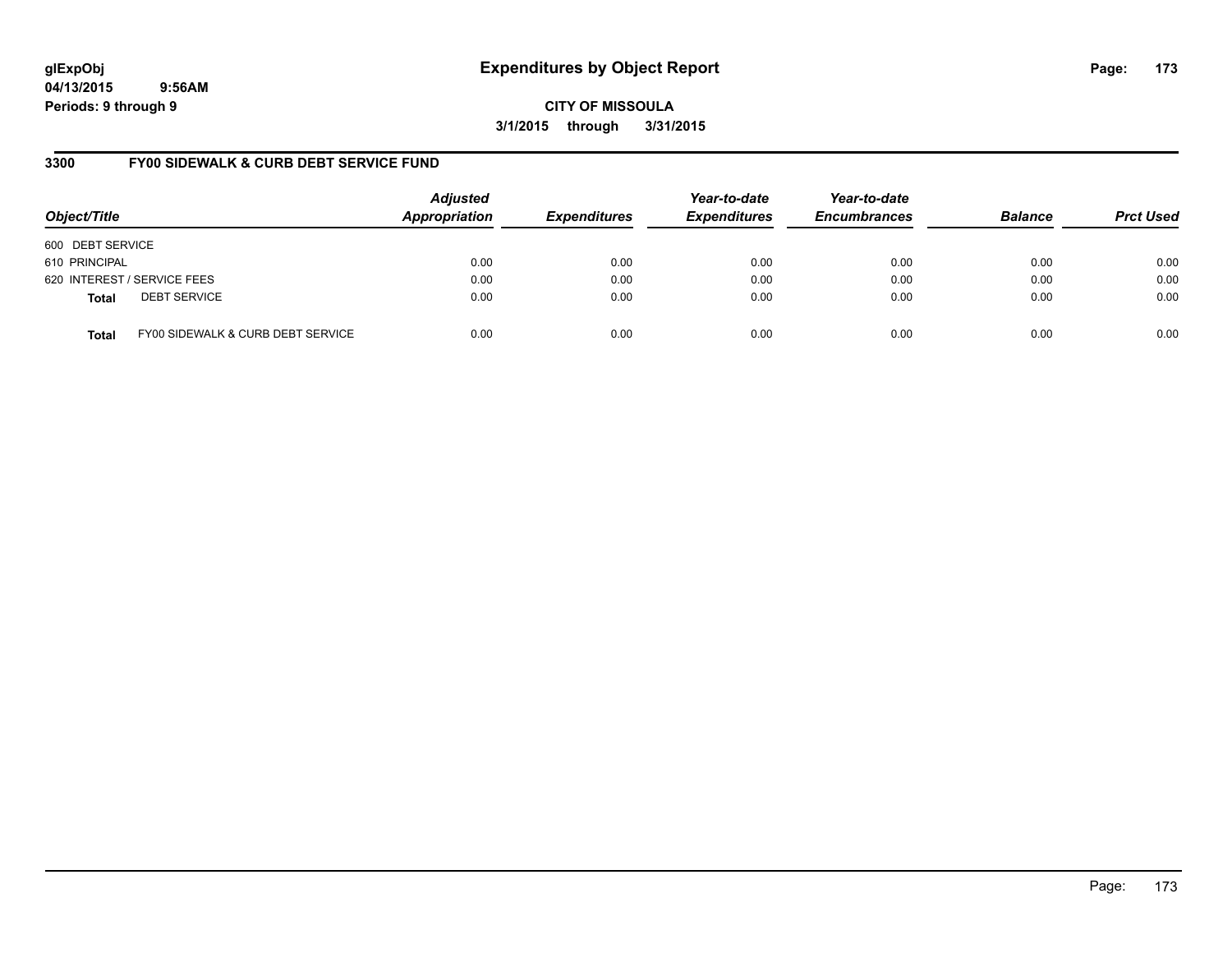**glExpObj**
**04/13/2015 9:56AM**
**Periods: 9 through 9**

# Expenditures by Object Report

**CITY OF MISSOULA**
**3/1/2015 through 3/31/2015**

## 3300 FY00 SIDEWALK & CURB DEBT SERVICE FUND

| Object/Title | Adjusted Appropriation | Expenditures | Year-to-date Expenditures | Year-to-date Encumbrances | Balance | Prct Used |
|---|---|---|---|---|---|---|
| 600 DEBT SERVICE | | | | | | |
| 610 PRINCIPAL | 0.00 | 0.00 | 0.00 | 0.00 | 0.00 | 0.00 |
| 620 INTEREST / SERVICE FEES | 0.00 | 0.00 | 0.00 | 0.00 | 0.00 | 0.00 |
| **Total** DEBT SERVICE | 0.00 | 0.00 | 0.00 | 0.00 | 0.00 | 0.00 |
| **Total** FY00 SIDEWALK & CURB DEBT SERVICE | 0.00 | 0.00 | 0.00 | 0.00 | 0.00 | 0.00 |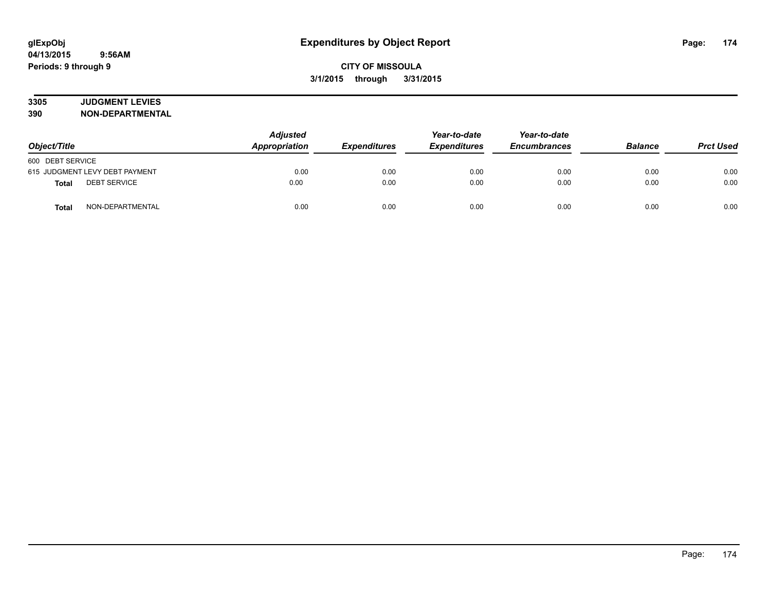# Expenditures by Object Report

glExpObj
04/13/2015 9:56AM
Periods: 9 through 9

**CITY OF MISSOULA**
**3/1/2015 through 3/31/2015**

**3305 JUDGMENT LEVIES**
**390 NON-DEPARTMENTAL**

| Object/Title | Adjusted Appropriation | Expenditures | Year-to-date Expenditures | Year-to-date Encumbrances | Balance | Prct Used |
|---|---|---|---|---|---|---|
| 600 DEBT SERVICE | | | | | | |
| 615 JUDGMENT LEVY DEBT PAYMENT | 0.00 | 0.00 | 0.00 | 0.00 | 0.00 | 0.00 |
| **Total** DEBT SERVICE | 0.00 | 0.00 | 0.00 | 0.00 | 0.00 | 0.00 |
| **Total** NON-DEPARTMENTAL | 0.00 | 0.00 | 0.00 | 0.00 | 0.00 | 0.00 |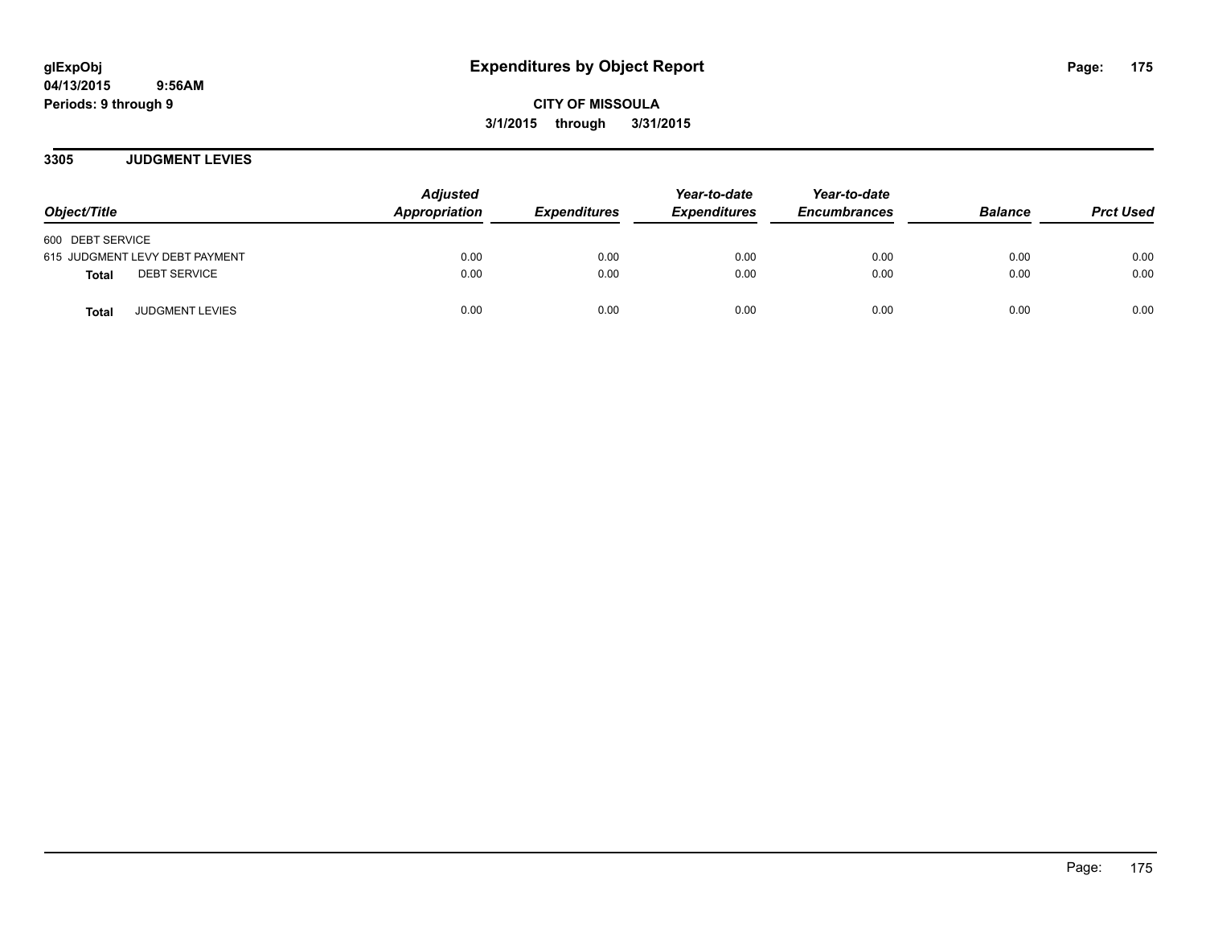**glExpObj** **Expenditures by Object Report**
**04/13/2015 9:56AM**
**Periods: 9 through 9**

**CITY OF MISSOULA**
**3/1/2015 through 3/31/2015**

## 3305 JUDGMENT LEVIES

| Object/Title | Adjusted Appropriation | Expenditures | Year-to-date Expenditures | Year-to-date Encumbrances | Balance | Prct Used |
|---|---|---|---|---|---|---|
| 600 DEBT SERVICE | | | | | | |
| 615 JUDGMENT LEVY DEBT PAYMENT | 0.00 | 0.00 | 0.00 | 0.00 | 0.00 | 0.00 |
| **Total** DEBT SERVICE | 0.00 | 0.00 | 0.00 | 0.00 | 0.00 | 0.00 |
| **Total** JUDGMENT LEVIES | 0.00 | 0.00 | 0.00 | 0.00 | 0.00 | 0.00 |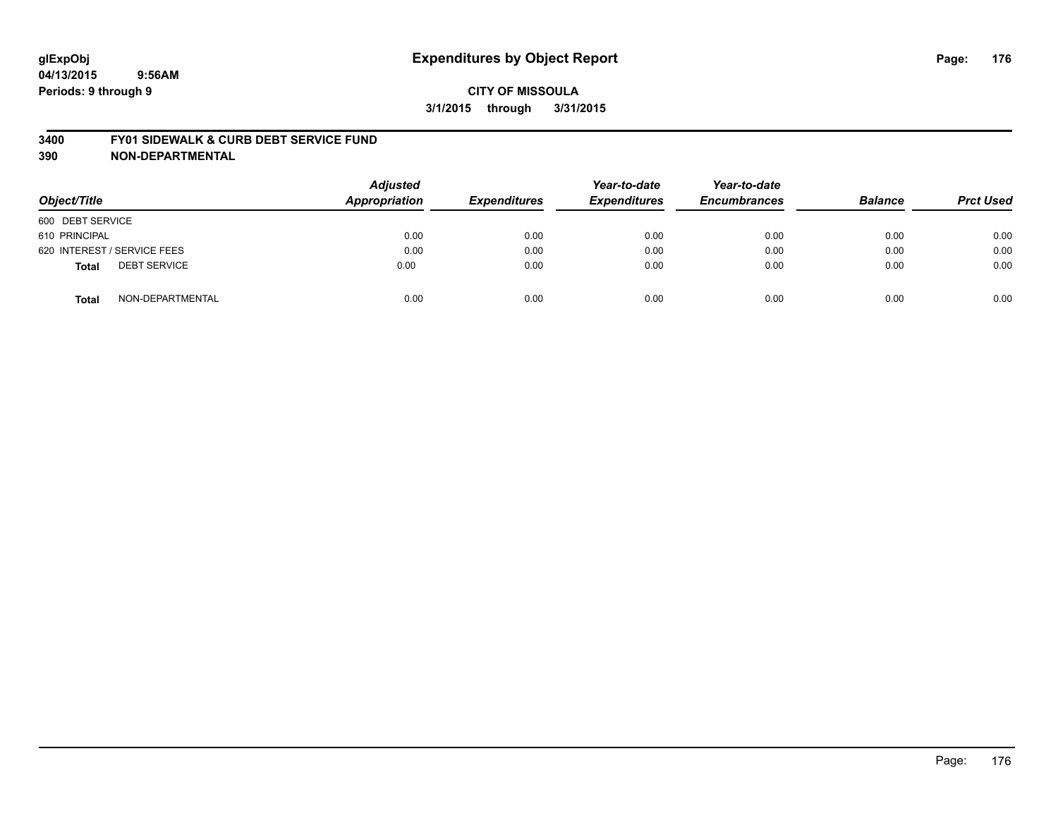**glExpObj**
**04/13/2015 9:56AM**
**Periods: 9 through 9**

# Expenditures by Object Report

**CITY OF MISSOULA**
**3/1/2015 through 3/31/2015**

**3400 FY01 SIDEWALK & CURB DEBT SERVICE FUND**
**390 NON-DEPARTMENTAL**

| Object/Title | Adjusted Appropriation | Expenditures | Year-to-date Expenditures | Year-to-date Encumbrances | Balance | Prct Used |
|---|---|---|---|---|---|---|
| 600 DEBT SERVICE | | | | | | |
| 610 PRINCIPAL | 0.00 | 0.00 | 0.00 | 0.00 | 0.00 | 0.00 |
| 620 INTEREST / SERVICE FEES | 0.00 | 0.00 | 0.00 | 0.00 | 0.00 | 0.00 |
| **Total** DEBT SERVICE | 0.00 | 0.00 | 0.00 | 0.00 | 0.00 | 0.00 |
| **Total** NON-DEPARTMENTAL | 0.00 | 0.00 | 0.00 | 0.00 | 0.00 | 0.00 |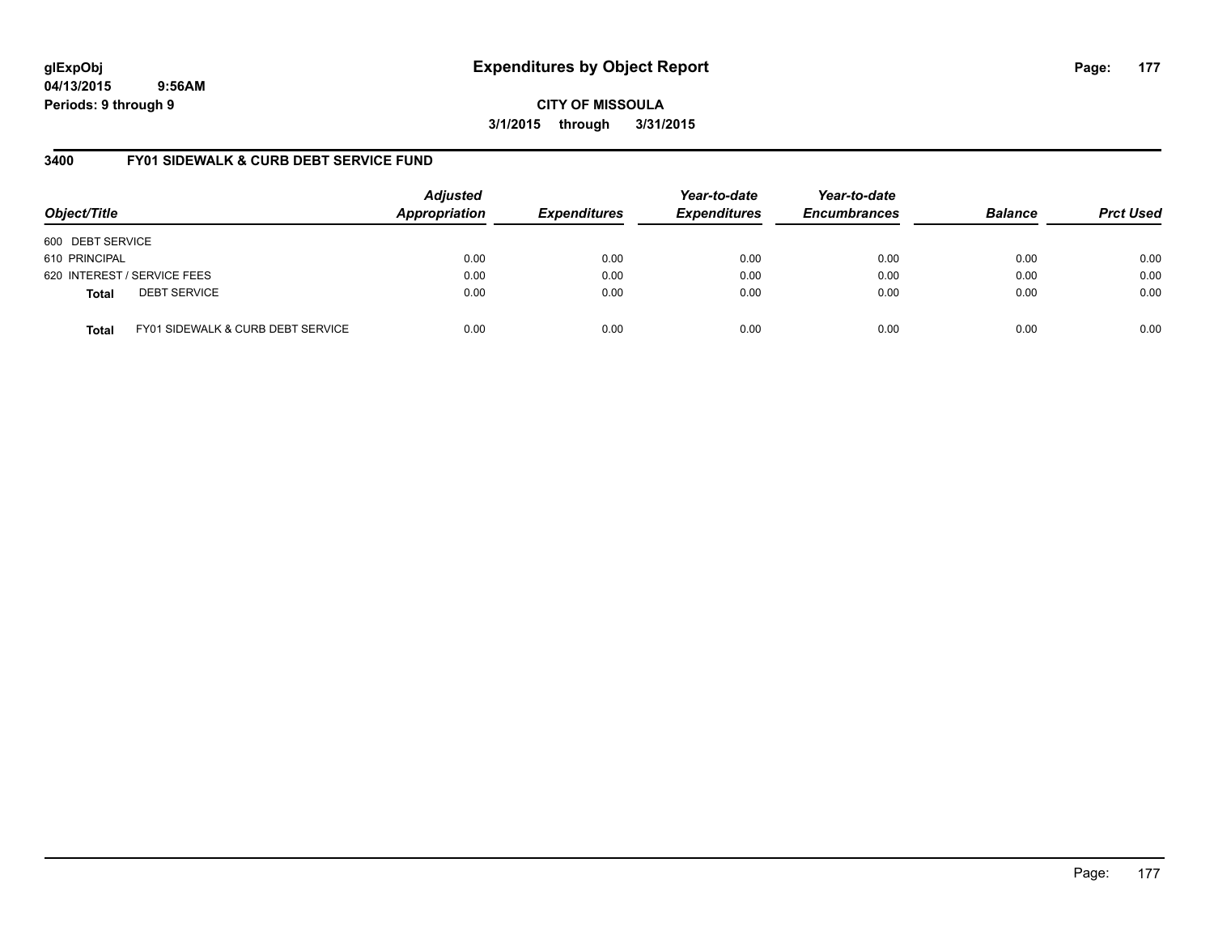**glExpObj**
**04/13/2015 9:56AM**
**Periods: 9 through 9**

# Expenditures by Object Report

**CITY OF MISSOULA**
**3/1/2015 through 3/31/2015**

## 3400 FY01 SIDEWALK & CURB DEBT SERVICE FUND

| Object/Title | | Adjusted Appropriation | Expenditures | Year-to-date Expenditures | Year-to-date Encumbrances | Balance | Prct Used |
|---|---|---|---|---|---|---|---|
| 600 DEBT SERVICE | | | | | | | |
| 610 PRINCIPAL | | 0.00 | 0.00 | 0.00 | 0.00 | 0.00 | 0.00 |
| 620 INTEREST / SERVICE FEES | | 0.00 | 0.00 | 0.00 | 0.00 | 0.00 | 0.00 |
| **Total** | DEBT SERVICE | 0.00 | 0.00 | 0.00 | 0.00 | 0.00 | 0.00 |
| **Total** | FY01 SIDEWALK & CURB DEBT SERVICE | 0.00 | 0.00 | 0.00 | 0.00 | 0.00 | 0.00 |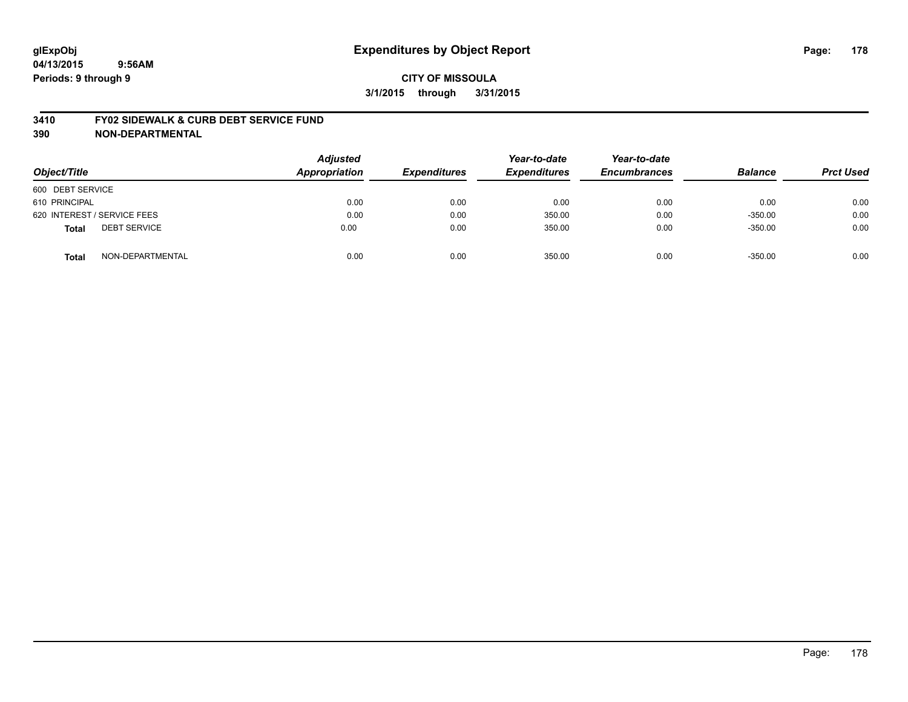glExpObj
04/13/2015 9:56AM
Periods: 9 through 9

# Expenditures by Object Report

**CITY OF MISSOULA**
**3/1/2015 through 3/31/2015**

**3410 FY02 SIDEWALK & CURB DEBT SERVICE FUND**
**390 NON-DEPARTMENTAL**

| Object/Title | Adjusted Appropriation | Expenditures | Year-to-date Expenditures | Year-to-date Encumbrances | Balance | Prct Used |
|---|---|---|---|---|---|---|
| 600 DEBT SERVICE | | | | | | |
| 610 PRINCIPAL | 0.00 | 0.00 | 0.00 | 0.00 | 0.00 | 0.00 |
| 620 INTEREST / SERVICE FEES | 0.00 | 0.00 | 350.00 | 0.00 | -350.00 | 0.00 |
| **Total** DEBT SERVICE | 0.00 | 0.00 | 350.00 | 0.00 | -350.00 | 0.00 |
| **Total** NON-DEPARTMENTAL | 0.00 | 0.00 | 350.00 | 0.00 | -350.00 | 0.00 |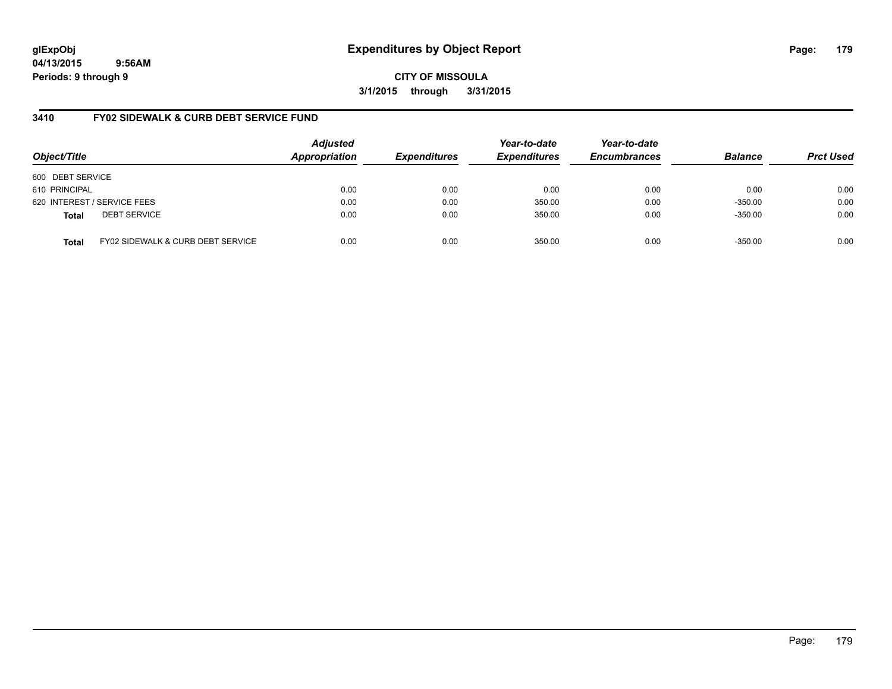# Expenditures by Object Report

glExpObj
04/13/2015 9:56AM
Periods: 9 through 9

**CITY OF MISSOULA**
**3/1/2015 through 3/31/2015**

## 3410 FY02 SIDEWALK & CURB DEBT SERVICE FUND

| Object/Title | Adjusted Appropriation | Expenditures | Year-to-date Expenditures | Year-to-date Encumbrances | Balance | Prct Used |
|---|---|---|---|---|---|---|
| 600 DEBT SERVICE | | | | | | |
| 610 PRINCIPAL | 0.00 | 0.00 | 0.00 | 0.00 | 0.00 | 0.00 |
| 620 INTEREST / SERVICE FEES | 0.00 | 0.00 | 350.00 | 0.00 | -350.00 | 0.00 |
| **Total** DEBT SERVICE | 0.00 | 0.00 | 350.00 | 0.00 | -350.00 | 0.00 |
| **Total** FY02 SIDEWALK & CURB DEBT SERVICE | 0.00 | 0.00 | 350.00 | 0.00 | -350.00 | 0.00 |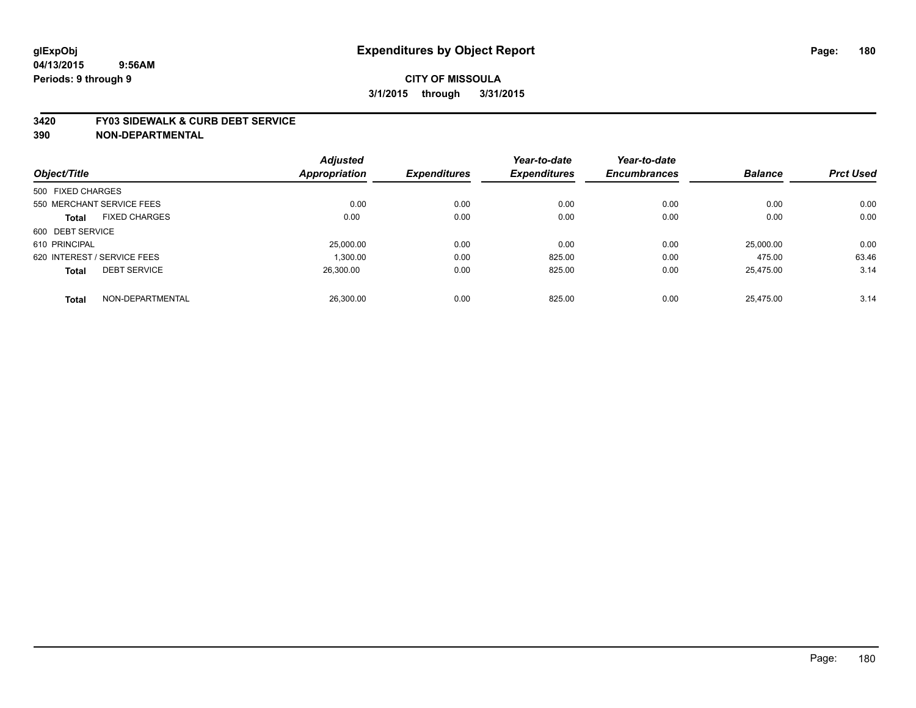glExpObj
04/13/2015 9:56AM
Periods: 9 through 9

# Expenditures by Object Report

**CITY OF MISSOULA**
**3/1/2015 through 3/31/2015**

**3420 FY03 SIDEWALK & CURB DEBT SERVICE**
**390 NON-DEPARTMENTAL**

| Object/Title | | Adjusted Appropriation | Expenditures | Year-to-date Expenditures | Year-to-date Encumbrances | Balance | Prct Used |
|---|---|---|---|---|---|---|---|
| 500 FIXED CHARGES | | | | | | | |
| 550 MERCHANT SERVICE FEES | | 0.00 | 0.00 | 0.00 | 0.00 | 0.00 | 0.00 |
| **Total** | FIXED CHARGES | 0.00 | 0.00 | 0.00 | 0.00 | 0.00 | 0.00 |
| 600 DEBT SERVICE | | | | | | | |
| 610 PRINCIPAL | | 25,000.00 | 0.00 | 0.00 | 0.00 | 25,000.00 | 0.00 |
| 620 INTEREST / SERVICE FEES | | 1,300.00 | 0.00 | 825.00 | 0.00 | 475.00 | 63.46 |
| **Total** | DEBT SERVICE | 26,300.00 | 0.00 | 825.00 | 0.00 | 25,475.00 | 3.14 |
| **Total** | NON-DEPARTMENTAL | 26,300.00 | 0.00 | 825.00 | 0.00 | 25,475.00 | 3.14 |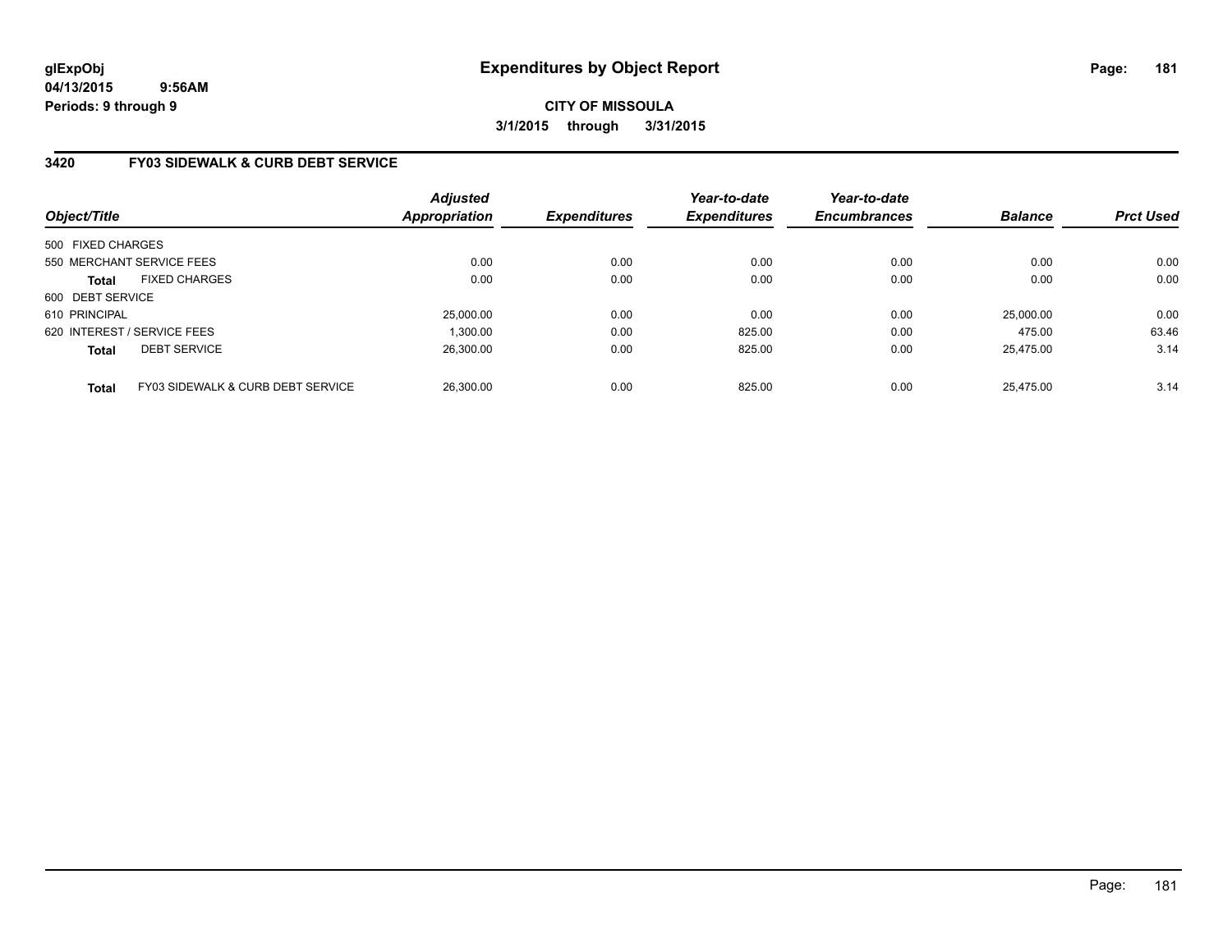**glExpObj**
**04/13/2015 9:56AM**
**Periods: 9 through 9**

# Expenditures by Object Report

**CITY OF MISSOULA**
**3/1/2015 through 3/31/2015**

## 3420 FY03 SIDEWALK & CURB DEBT SERVICE

| Object/Title | | Adjusted Appropriation | Expenditures | Year-to-date Expenditures | Year-to-date Encumbrances | Balance | Prct Used |
|---|---|---|---|---|---|---|---|
| 500 FIXED CHARGES | | | | | | | |
| 550 MERCHANT SERVICE FEES | | 0.00 | 0.00 | 0.00 | 0.00 | 0.00 | 0.00 |
| **Total** | FIXED CHARGES | 0.00 | 0.00 | 0.00 | 0.00 | 0.00 | 0.00 |
| 600 DEBT SERVICE | | | | | | | |
| 610 PRINCIPAL | | 25,000.00 | 0.00 | 0.00 | 0.00 | 25,000.00 | 0.00 |
| 620 INTEREST / SERVICE FEES | | 1,300.00 | 0.00 | 825.00 | 0.00 | 475.00 | 63.46 |
| **Total** | DEBT SERVICE | 26,300.00 | 0.00 | 825.00 | 0.00 | 25,475.00 | 3.14 |
| **Total** | FY03 SIDEWALK & CURB DEBT SERVICE | 26,300.00 | 0.00 | 825.00 | 0.00 | 25,475.00 | 3.14 |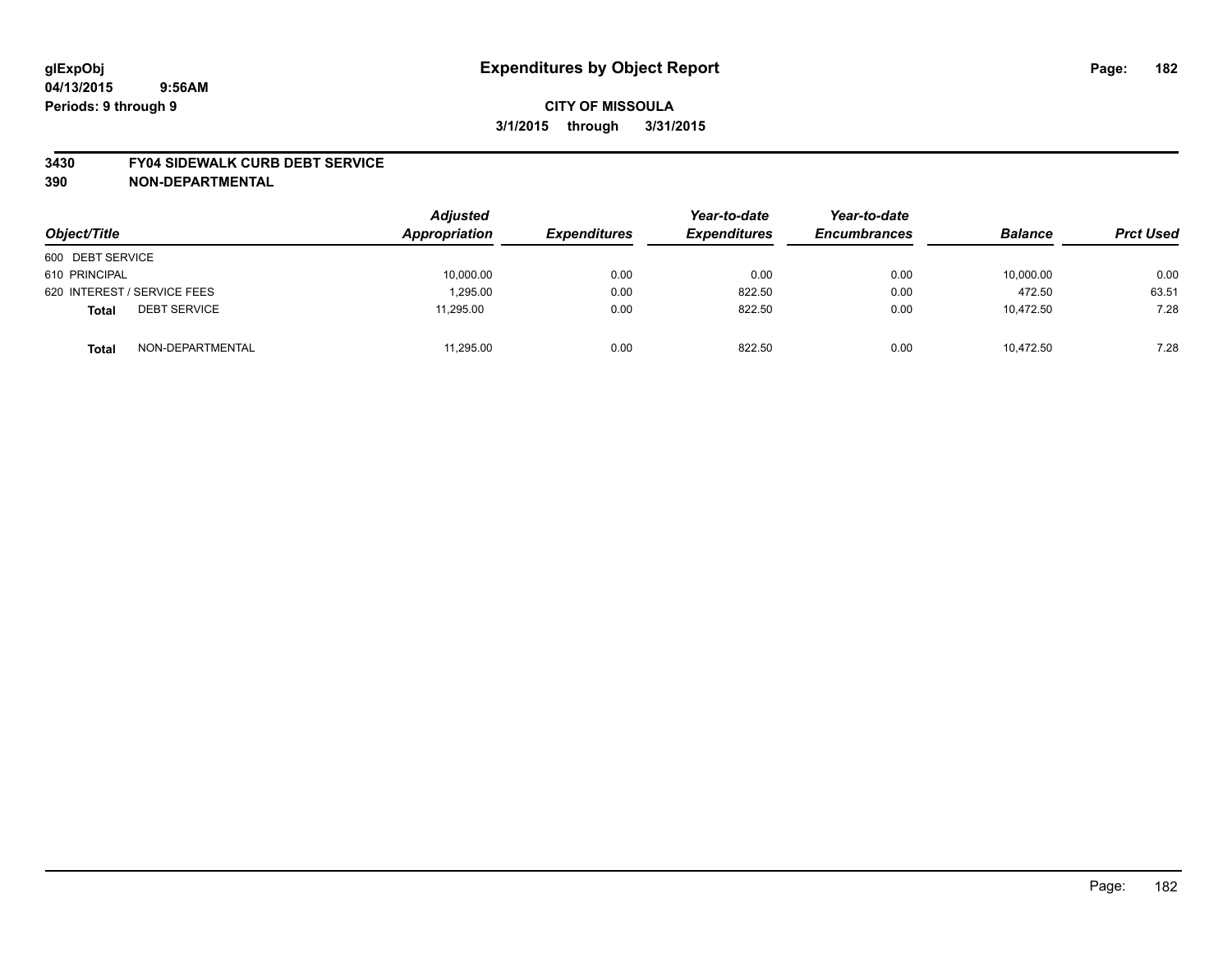glExpObj
04/13/2015 9:56AM
Periods: 9 through 9

# Expenditures by Object Report

**CITY OF MISSOULA**

**3/1/2015 through 3/31/2015**

**3430 FY04 SIDEWALK CURB DEBT SERVICE**
**390 NON-DEPARTMENTAL**

| Object/Title | Adjusted Appropriation | Expenditures | Year-to-date Expenditures | Year-to-date Encumbrances | Balance | Prct Used |
|---|---|---|---|---|---|---|
| 600 DEBT SERVICE | | | | | | |
| 610 PRINCIPAL | 10,000.00 | 0.00 | 0.00 | 0.00 | 10,000.00 | 0.00 |
| 620 INTEREST / SERVICE FEES | 1,295.00 | 0.00 | 822.50 | 0.00 | 472.50 | 63.51 |
| **Total** DEBT SERVICE | 11,295.00 | 0.00 | 822.50 | 0.00 | 10,472.50 | 7.28 |
| **Total** NON-DEPARTMENTAL | 11,295.00 | 0.00 | 822.50 | 0.00 | 10,472.50 | 7.28 |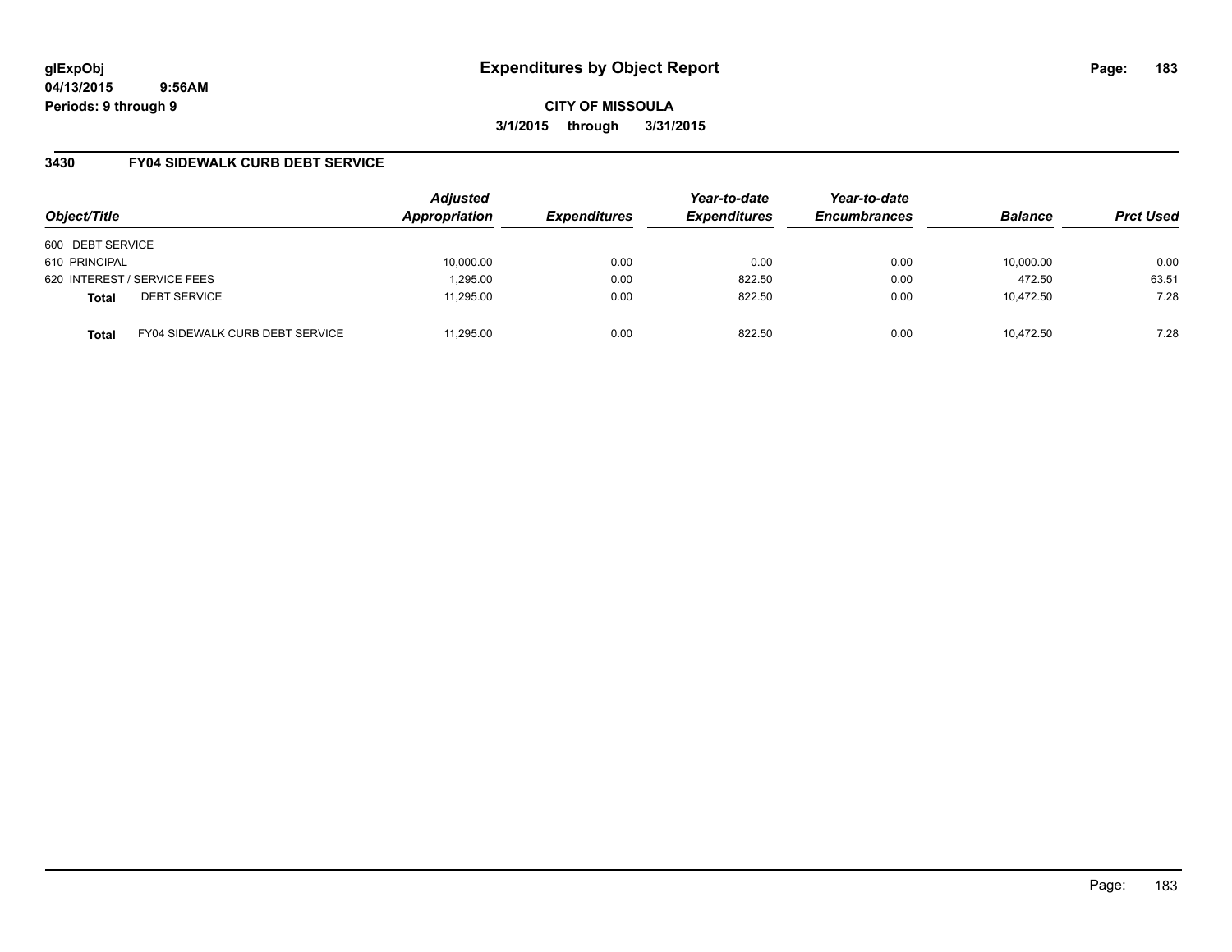**glExpObj** **Expenditures by Object Report**

**04/13/2015 9:56AM**

**Periods: 9 through 9**

**CITY OF MISSOULA**

**3/1/2015 through 3/31/2015**

## 3430 FY04 SIDEWALK CURB DEBT SERVICE

| Object/Title | Adjusted Appropriation | Expenditures | Year-to-date Expenditures | Year-to-date Encumbrances | Balance | Prct Used |
|---|---|---|---|---|---|---|
| 600 DEBT SERVICE | | | | | | |
| 610 PRINCIPAL | 10,000.00 | 0.00 | 0.00 | 0.00 | 10,000.00 | 0.00 |
| 620 INTEREST / SERVICE FEES | 1,295.00 | 0.00 | 822.50 | 0.00 | 472.50 | 63.51 |
| **Total** DEBT SERVICE | 11,295.00 | 0.00 | 822.50 | 0.00 | 10,472.50 | 7.28 |
| **Total** FY04 SIDEWALK CURB DEBT SERVICE | 11,295.00 | 0.00 | 822.50 | 0.00 | 10,472.50 | 7.28 |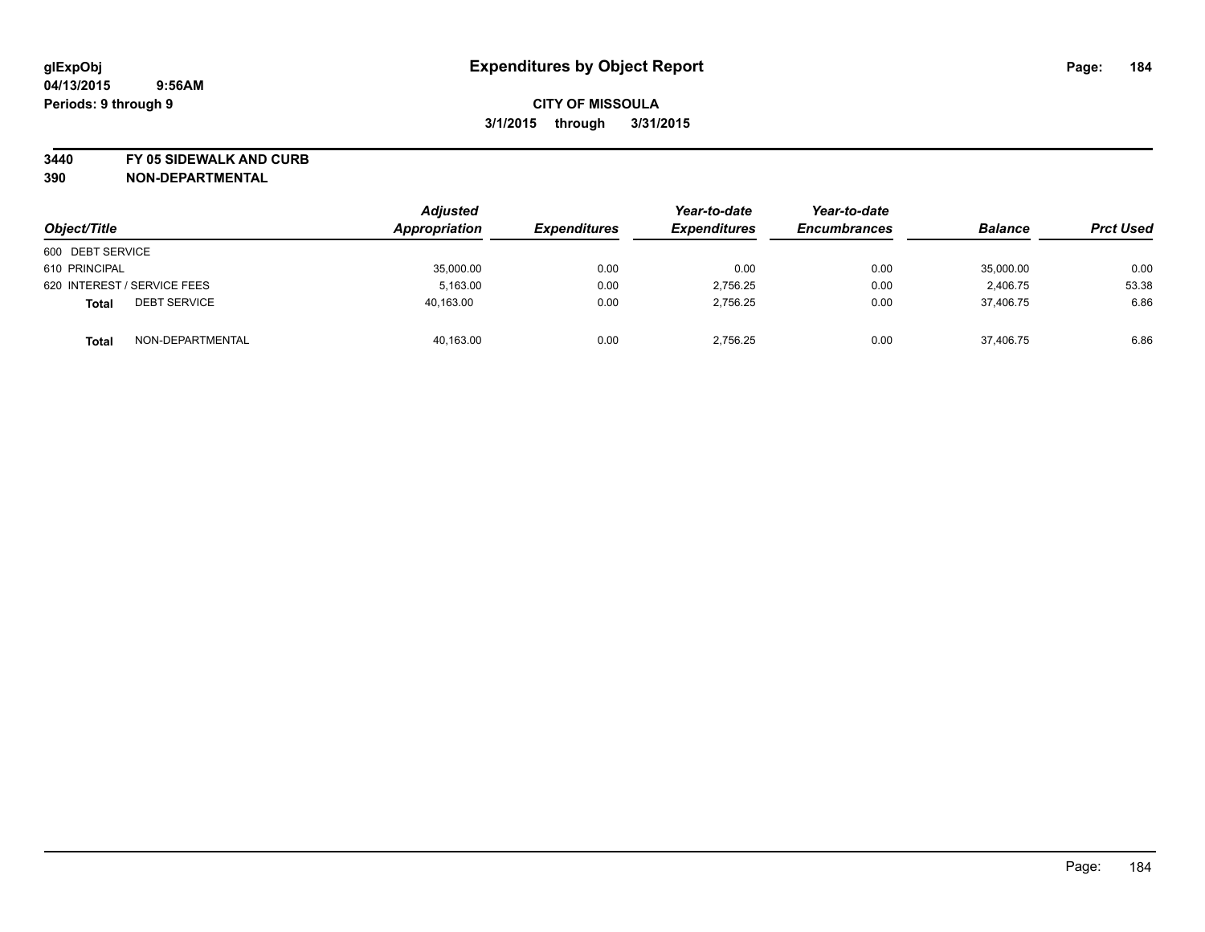# Expenditures by Object Report

glExpObj
04/13/2015 9:56AM
Periods: 9 through 9

**CITY OF MISSOULA**
**3/1/2015 through 3/31/2015**

**3440 FY 05 SIDEWALK AND CURB**
**390 NON-DEPARTMENTAL**

| Object/Title | Adjusted Appropriation | Expenditures | Year-to-date Expenditures | Year-to-date Encumbrances | Balance | Prct Used |
|---|---|---|---|---|---|---|
| 600 DEBT SERVICE | | | | | | |
| 610 PRINCIPAL | 35,000.00 | 0.00 | 0.00 | 0.00 | 35,000.00 | 0.00 |
| 620 INTEREST / SERVICE FEES | 5,163.00 | 0.00 | 2,756.25 | 0.00 | 2,406.75 | 53.38 |
| **Total** DEBT SERVICE | 40,163.00 | 0.00 | 2,756.25 | 0.00 | 37,406.75 | 6.86 |
| **Total** NON-DEPARTMENTAL | 40,163.00 | 0.00 | 2,756.25 | 0.00 | 37,406.75 | 6.86 |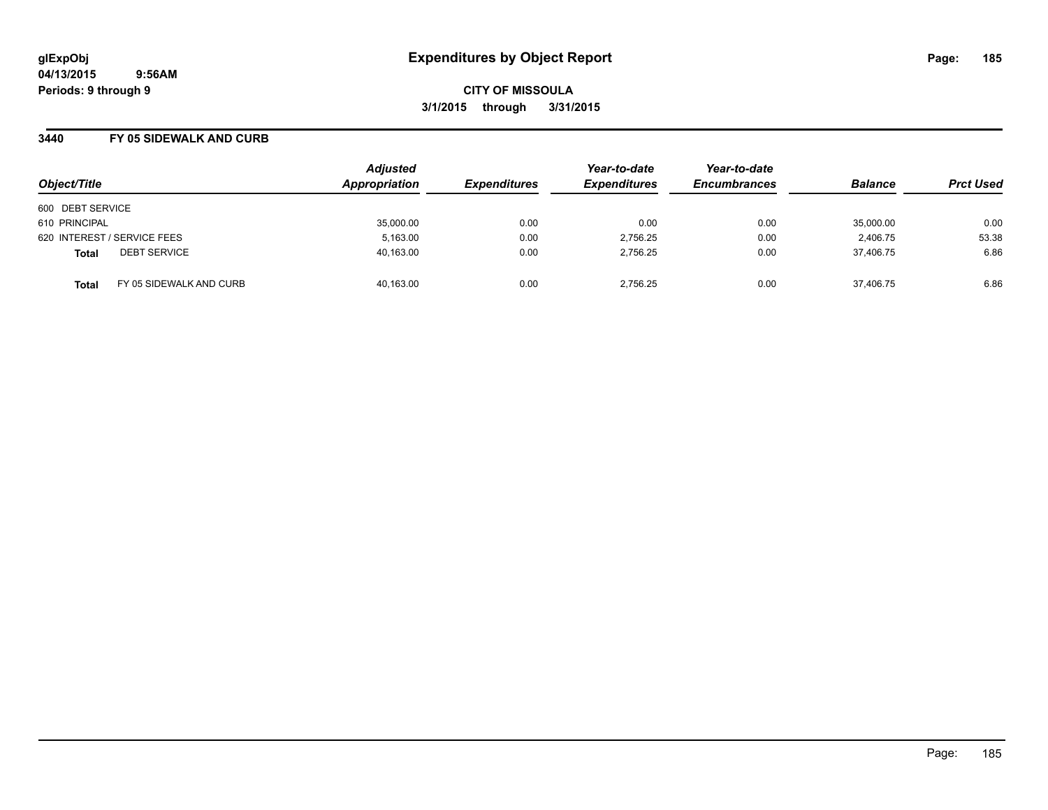# Expenditures by Object Report

glExpObj
04/13/2015 9:56AM
Periods: 9 through 9

**CITY OF MISSOULA**
**3/1/2015 through 3/31/2015**

## 3440 FY 05 SIDEWALK AND CURB

| Object/Title | Adjusted Appropriation | Expenditures | Year-to-date Expenditures | Year-to-date Encumbrances | Balance | Prct Used |
|---|---|---|---|---|---|---|
| 600 DEBT SERVICE | | | | | | |
| 610 PRINCIPAL | 35,000.00 | 0.00 | 0.00 | 0.00 | 35,000.00 | 0.00 |
| 620 INTEREST / SERVICE FEES | 5,163.00 | 0.00 | 2,756.25 | 0.00 | 2,406.75 | 53.38 |
| **Total** DEBT SERVICE | 40,163.00 | 0.00 | 2,756.25 | 0.00 | 37,406.75 | 6.86 |
| **Total** FY 05 SIDEWALK AND CURB | 40,163.00 | 0.00 | 2,756.25 | 0.00 | 37,406.75 | 6.86 |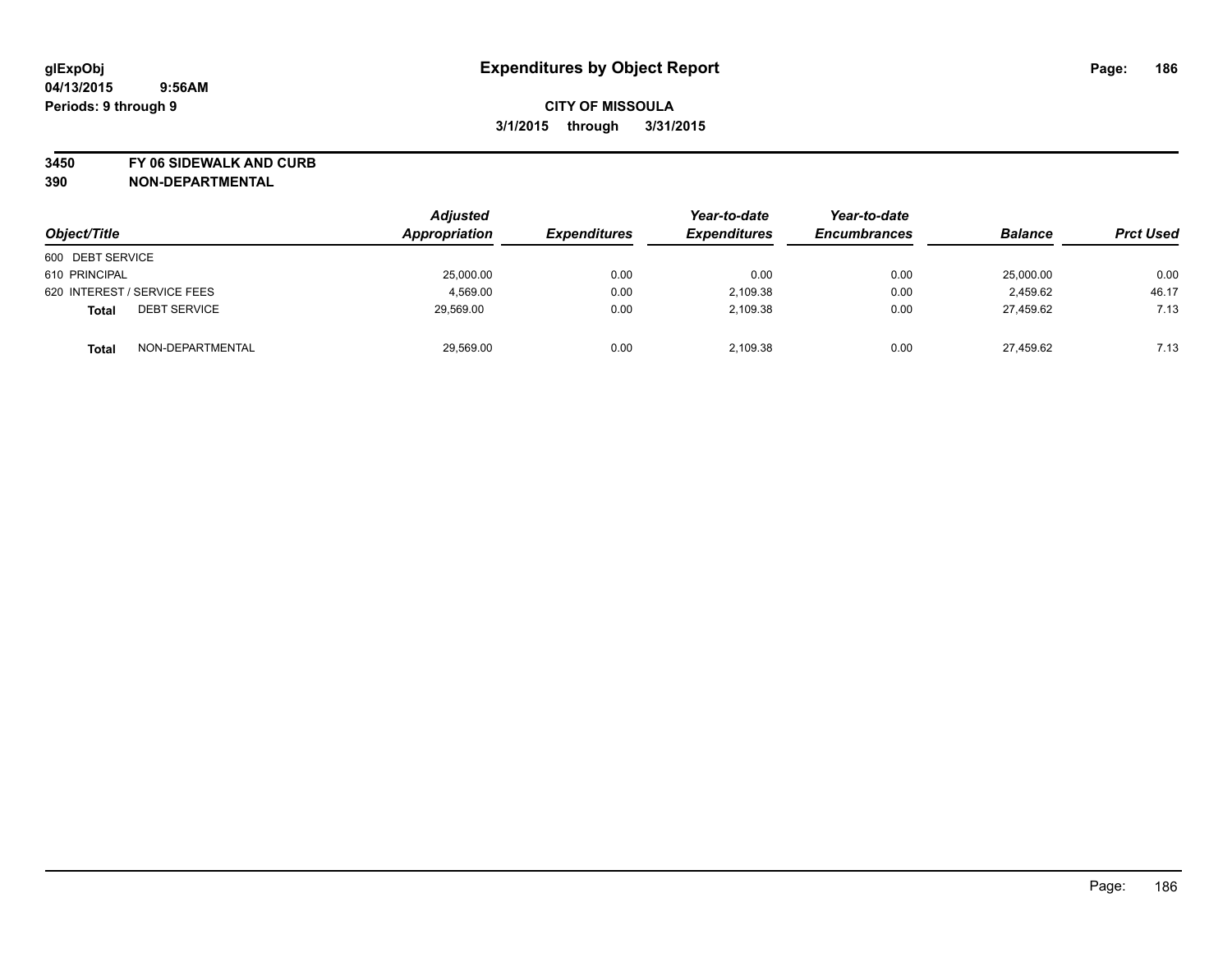glExpObj
04/13/2015 9:56AM
Periods: 9 through 9

# Expenditures by Object Report

**CITY OF MISSOULA**
**3/1/2015 through 3/31/2015**

**3450 FY 06 SIDEWALK AND CURB**
**390 NON-DEPARTMENTAL**

| Object/Title | | Adjusted Appropriation | Expenditures | Year-to-date Expenditures | Year-to-date Encumbrances | Balance | Prct Used |
|---|---|---|---|---|---|---|---|
| 600 DEBT SERVICE | | | | | | | |
| 610 PRINCIPAL | | 25,000.00 | 0.00 | 0.00 | 0.00 | 25,000.00 | 0.00 |
| 620 INTEREST / SERVICE FEES | | 4,569.00 | 0.00 | 2,109.38 | 0.00 | 2,459.62 | 46.17 |
| **Total** | DEBT SERVICE | 29,569.00 | 0.00 | 2,109.38 | 0.00 | 27,459.62 | 7.13 |
| **Total** | NON-DEPARTMENTAL | 29,569.00 | 0.00 | 2,109.38 | 0.00 | 27,459.62 | 7.13 |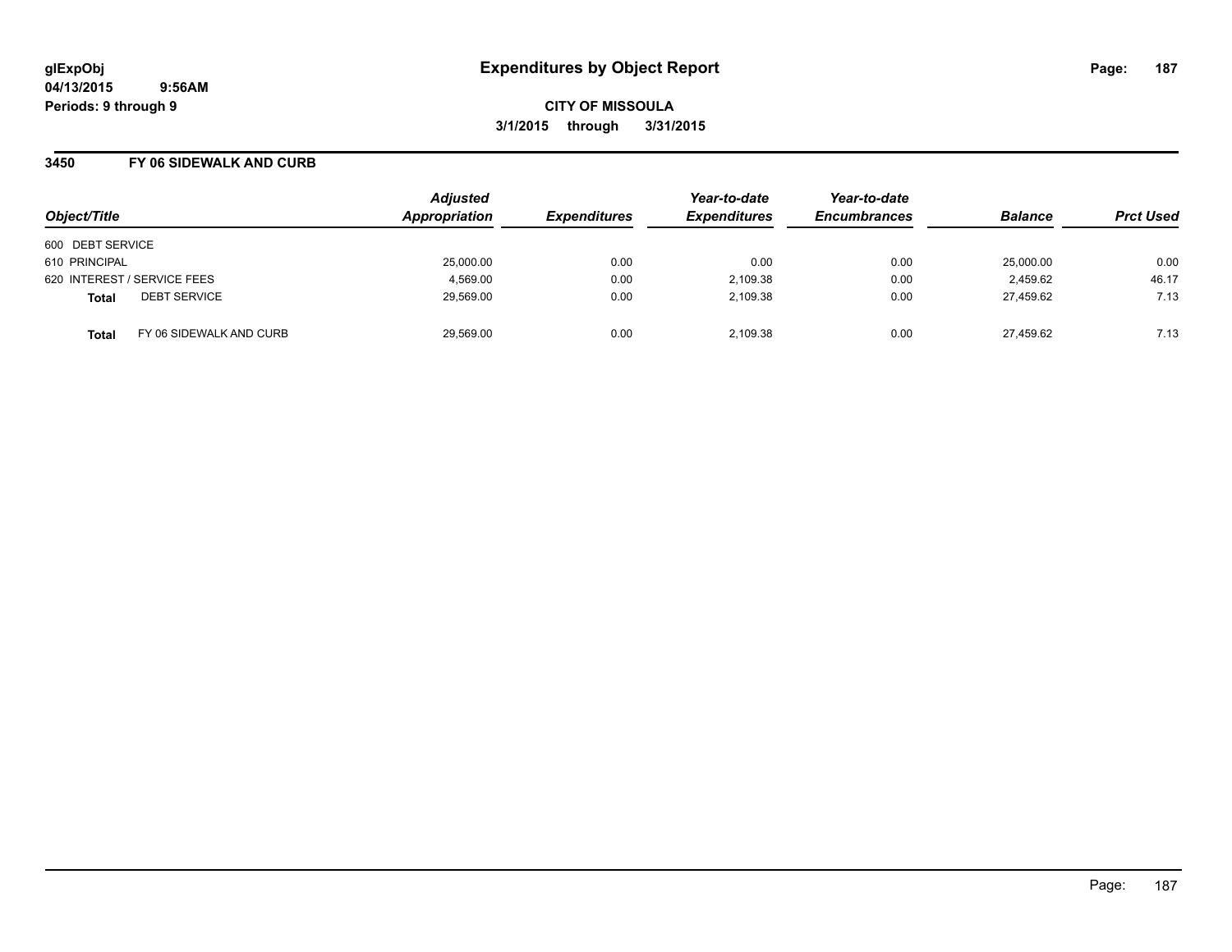# Expenditures by Object Report

glExpObj
04/13/2015 9:56AM
Periods: 9 through 9

**CITY OF MISSOULA**
**3/1/2015 through 3/31/2015**

## 3450 FY 06 SIDEWALK AND CURB

| Object/Title | | Adjusted Appropriation | Expenditures | Year-to-date Expenditures | Year-to-date Encumbrances | Balance | Prct Used |
|---|---|---|---|---|---|---|---|
| 600 DEBT SERVICE | | | | | | | |
| 610 PRINCIPAL | | 25,000.00 | 0.00 | 0.00 | 0.00 | 25,000.00 | 0.00 |
| 620 INTEREST / SERVICE FEES | | 4,569.00 | 0.00 | 2,109.38 | 0.00 | 2,459.62 | 46.17 |
| **Total** | DEBT SERVICE | 29,569.00 | 0.00 | 2,109.38 | 0.00 | 27,459.62 | 7.13 |
| **Total** | FY 06 SIDEWALK AND CURB | 29,569.00 | 0.00 | 2,109.38 | 0.00 | 27,459.62 | 7.13 |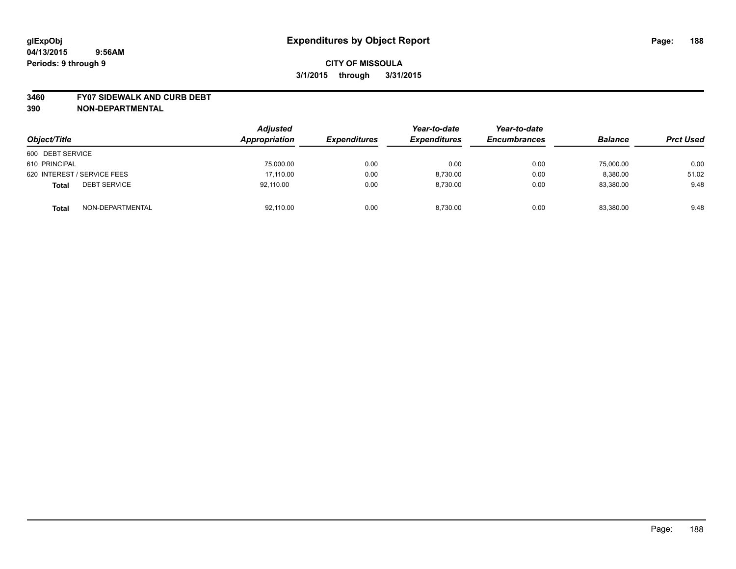# Expenditures by Object Report

glExpObj
04/13/2015 9:56AM
Periods: 9 through 9

**CITY OF MISSOULA**
**3/1/2015 through 3/31/2015**

**3460 FY07 SIDEWALK AND CURB DEBT**
**390 NON-DEPARTMENTAL**

| Object/Title | Adjusted Appropriation | Expenditures | Year-to-date Expenditures | Year-to-date Encumbrances | Balance | Prct Used |
|---|---|---|---|---|---|---|
| 600 DEBT SERVICE | | | | | | |
| 610 PRINCIPAL | 75,000.00 | 0.00 | 0.00 | 0.00 | 75,000.00 | 0.00 |
| 620 INTEREST / SERVICE FEES | 17,110.00 | 0.00 | 8,730.00 | 0.00 | 8,380.00 | 51.02 |
| **Total** DEBT SERVICE | 92,110.00 | 0.00 | 8,730.00 | 0.00 | 83,380.00 | 9.48 |
| **Total** NON-DEPARTMENTAL | 92,110.00 | 0.00 | 8,730.00 | 0.00 | 83,380.00 | 9.48 |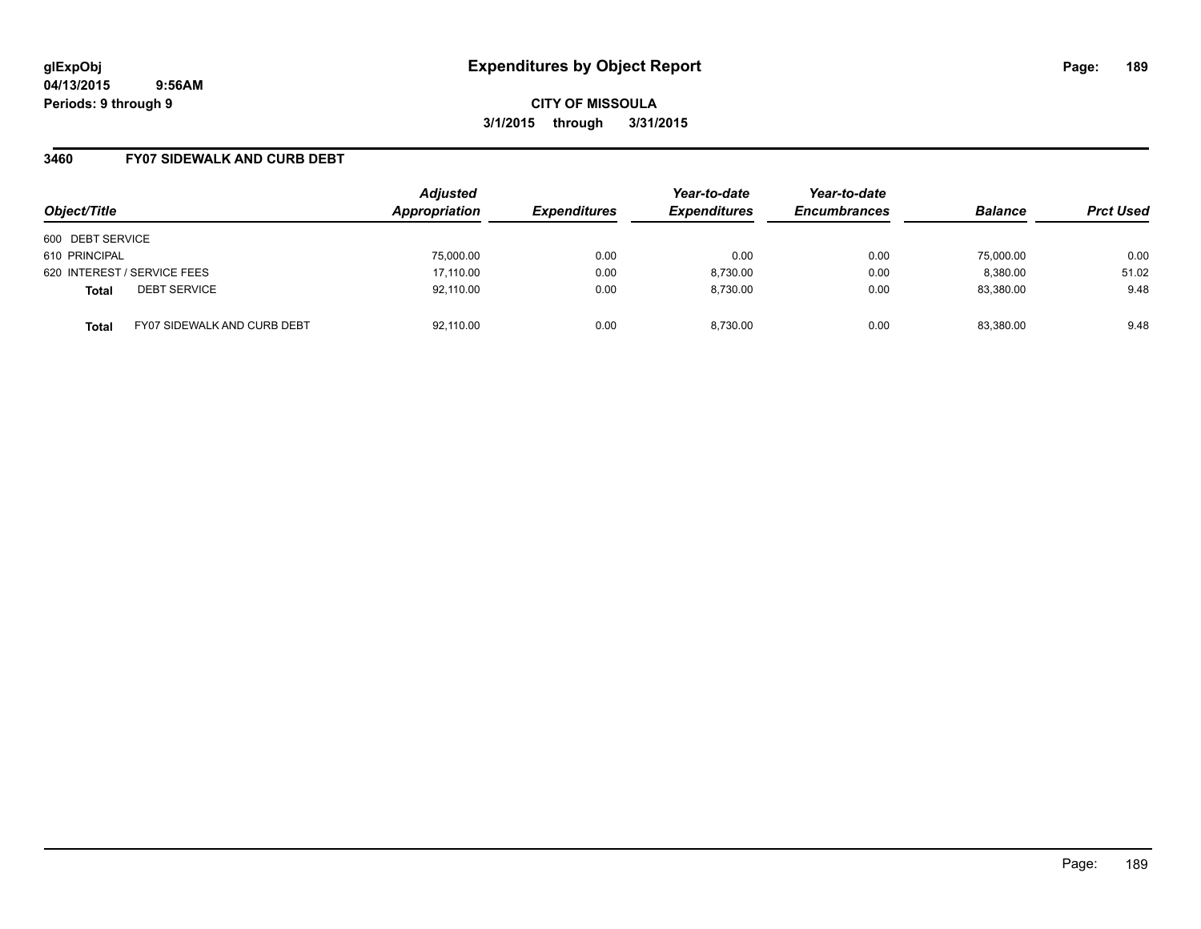**glExpObj**
**04/13/2015 9:56AM**
**Periods: 9 through 9**

# Expenditures by Object Report

**CITY OF MISSOULA**
**3/1/2015 through 3/31/2015**

## 3460 FY07 SIDEWALK AND CURB DEBT

| Object/Title | | Adjusted Appropriation | Expenditures | Year-to-date Expenditures | Year-to-date Encumbrances | Balance | Prct Used |
|---|---|---|---|---|---|---|---|
| 600 DEBT SERVICE | | | | | | | |
| 610 PRINCIPAL | | 75,000.00 | 0.00 | 0.00 | 0.00 | 75,000.00 | 0.00 |
| 620 INTEREST / SERVICE FEES | | 17,110.00 | 0.00 | 8,730.00 | 0.00 | 8,380.00 | 51.02 |
| **Total** | DEBT SERVICE | 92,110.00 | 0.00 | 8,730.00 | 0.00 | 83,380.00 | 9.48 |
| **Total** | FY07 SIDEWALK AND CURB DEBT | 92,110.00 | 0.00 | 8,730.00 | 0.00 | 83,380.00 | 9.48 |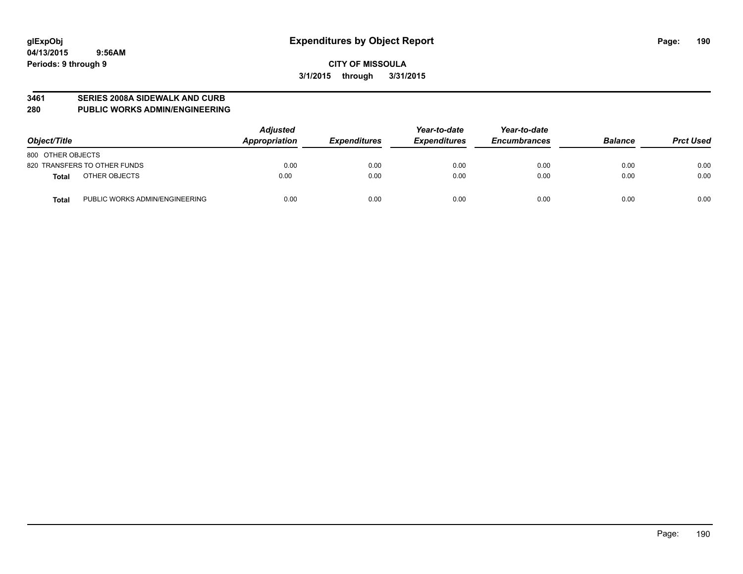# Expenditures by Object Report

glExpObj
04/13/2015 9:56AM
Periods: 9 through 9

**CITY OF MISSOULA**
**3/1/2015 through 3/31/2015**

**3461 SERIES 2008A SIDEWALK AND CURB**
**280 PUBLIC WORKS ADMIN/ENGINEERING**

| Object/Title | | Adjusted Appropriation | Expenditures | Year-to-date Expenditures | Year-to-date Encumbrances | Balance | Prct Used |
|---|---|---|---|---|---|---|---|
| 800 OTHER OBJECTS | | | | | | | |
| 820 TRANSFERS TO OTHER FUNDS | | 0.00 | 0.00 | 0.00 | 0.00 | 0.00 | 0.00 |
| **Total** | OTHER OBJECTS | 0.00 | 0.00 | 0.00 | 0.00 | 0.00 | 0.00 |
| **Total** | PUBLIC WORKS ADMIN/ENGINEERING | 0.00 | 0.00 | 0.00 | 0.00 | 0.00 | 0.00 |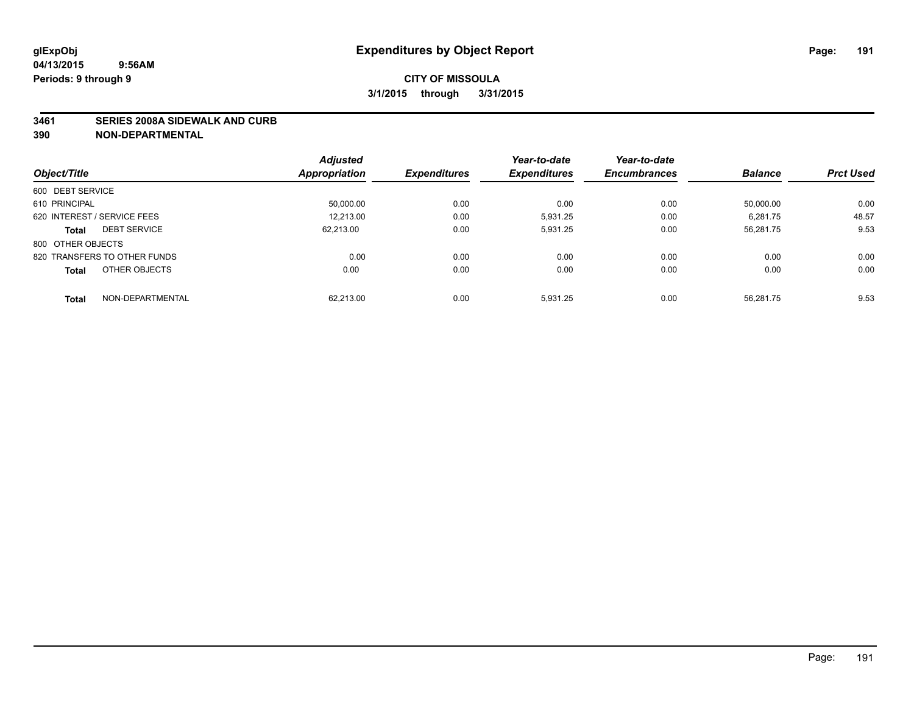# Expenditures by Object Report

glExpObj
04/13/2015 9:56AM
Periods: 9 through 9

**CITY OF MISSOULA**

**3/1/2015 through 3/31/2015**

**3461 SERIES 2008A SIDEWALK AND CURB**
**390 NON-DEPARTMENTAL**

| Object/Title | Adjusted Appropriation | Expenditures | Year-to-date Expenditures | Year-to-date Encumbrances | Balance | Prct Used |
|---|---|---|---|---|---|---|
| 600 DEBT SERVICE | | | | | | |
| 610 PRINCIPAL | 50,000.00 | 0.00 | 0.00 | 0.00 | 50,000.00 | 0.00 |
| 620 INTEREST / SERVICE FEES | 12,213.00 | 0.00 | 5,931.25 | 0.00 | 6,281.75 | 48.57 |
| **Total** DEBT SERVICE | 62,213.00 | 0.00 | 5,931.25 | 0.00 | 56,281.75 | 9.53 |
| 800 OTHER OBJECTS | | | | | | |
| 820 TRANSFERS TO OTHER FUNDS | 0.00 | 0.00 | 0.00 | 0.00 | 0.00 | 0.00 |
| **Total** OTHER OBJECTS | 0.00 | 0.00 | 0.00 | 0.00 | 0.00 | 0.00 |
| **Total** NON-DEPARTMENTAL | 62,213.00 | 0.00 | 5,931.25 | 0.00 | 56,281.75 | 9.53 |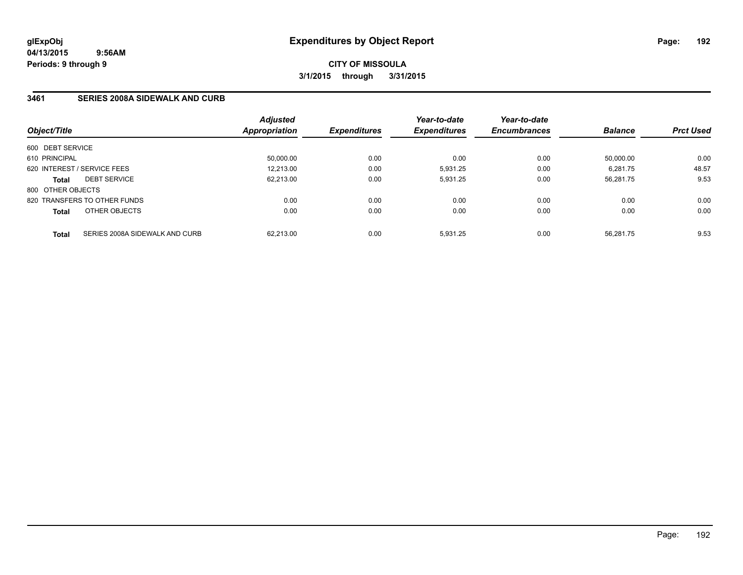glExpObj
04/13/2015 9:56AM
Periods: 9 through 9

# Expenditures by Object Report

**CITY OF MISSOULA**
**3/1/2015 through 3/31/2015**

## 3461 SERIES 2008A SIDEWALK AND CURB

| Object/Title | Adjusted Appropriation | Expenditures | Year-to-date Expenditures | Year-to-date Encumbrances | Balance | Prct Used |
|---|---|---|---|---|---|---|
| 600 DEBT SERVICE | | | | | | |
| 610 PRINCIPAL | 50,000.00 | 0.00 | 0.00 | 0.00 | 50,000.00 | 0.00 |
| 620 INTEREST / SERVICE FEES | 12,213.00 | 0.00 | 5,931.25 | 0.00 | 6,281.75 | 48.57 |
| **Total** DEBT SERVICE | 62,213.00 | 0.00 | 5,931.25 | 0.00 | 56,281.75 | 9.53 |
| 800 OTHER OBJECTS | | | | | | |
| 820 TRANSFERS TO OTHER FUNDS | 0.00 | 0.00 | 0.00 | 0.00 | 0.00 | 0.00 |
| **Total** OTHER OBJECTS | 0.00 | 0.00 | 0.00 | 0.00 | 0.00 | 0.00 |
| **Total** SERIES 2008A SIDEWALK AND CURB | 62,213.00 | 0.00 | 5,931.25 | 0.00 | 56,281.75 | 9.53 |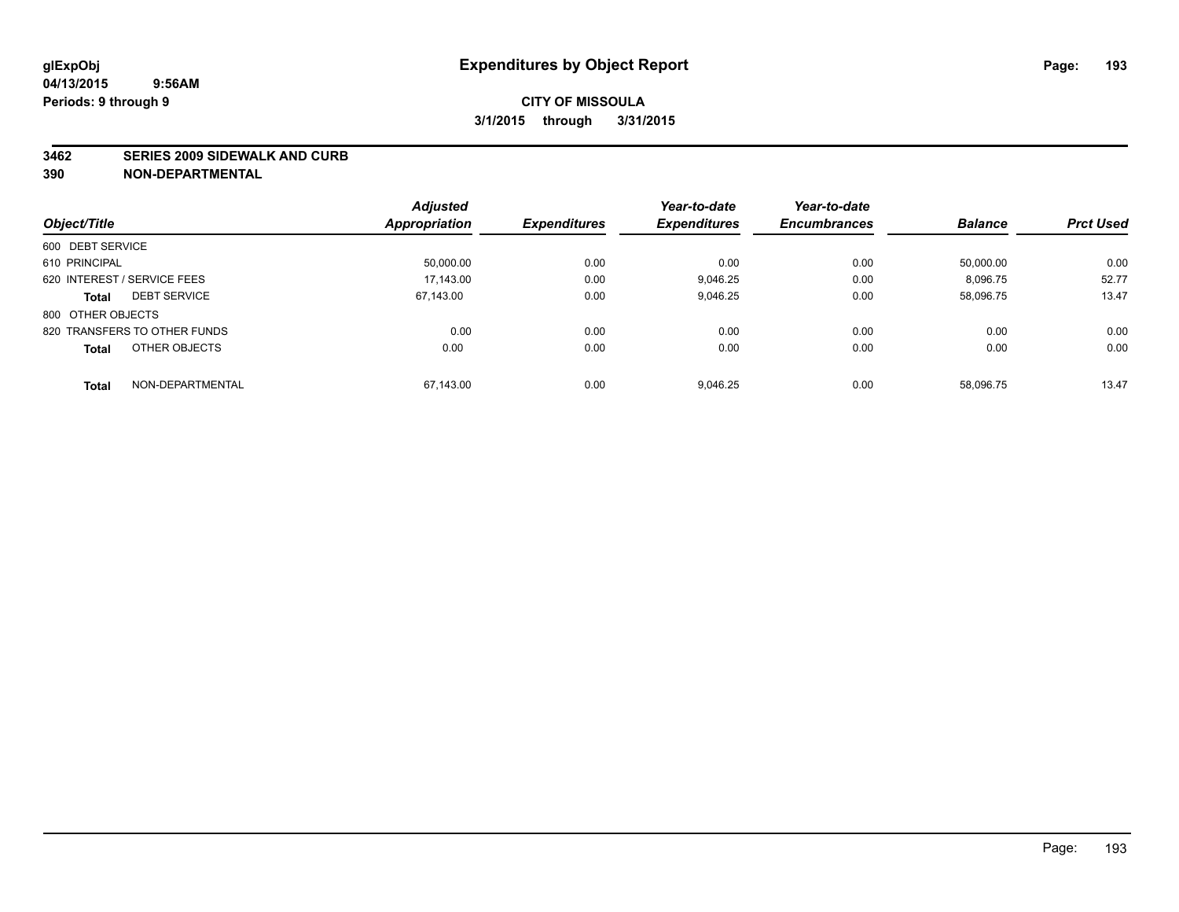glExpObj
04/13/2015 9:56AM
Periods: 9 through 9

# Expenditures by Object Report

**CITY OF MISSOULA**
**3/1/2015 through 3/31/2015**

**3462 SERIES 2009 SIDEWALK AND CURB**
**390 NON-DEPARTMENTAL**

| Object/Title | Adjusted Appropriation | Expenditures | Year-to-date Expenditures | Year-to-date Encumbrances | Balance | Prct Used |
|---|---|---|---|---|---|---|
| 600 DEBT SERVICE | | | | | | |
| 610 PRINCIPAL | 50,000.00 | 0.00 | 0.00 | 0.00 | 50,000.00 | 0.00 |
| 620 INTEREST / SERVICE FEES | 17,143.00 | 0.00 | 9,046.25 | 0.00 | 8,096.75 | 52.77 |
| **Total** DEBT SERVICE | 67,143.00 | 0.00 | 9,046.25 | 0.00 | 58,096.75 | 13.47 |
| 800 OTHER OBJECTS | | | | | | |
| 820 TRANSFERS TO OTHER FUNDS | 0.00 | 0.00 | 0.00 | 0.00 | 0.00 | 0.00 |
| **Total** OTHER OBJECTS | 0.00 | 0.00 | 0.00 | 0.00 | 0.00 | 0.00 |
| **Total** NON-DEPARTMENTAL | 67,143.00 | 0.00 | 9,046.25 | 0.00 | 58,096.75 | 13.47 |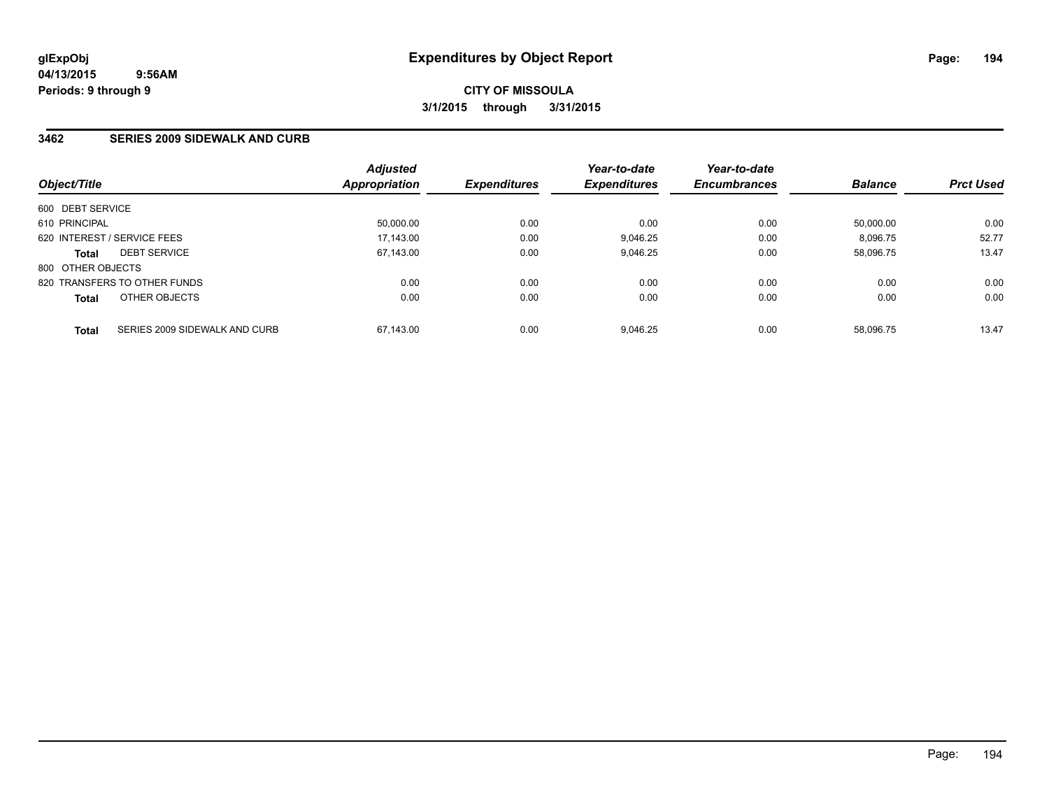# Expenditures by Object Report

**glExpObj**
**04/13/2015 9:56AM**
**Periods: 9 through 9**

**CITY OF MISSOULA**
**3/1/2015 through 3/31/2015**

## 3462 SERIES 2009 SIDEWALK AND CURB

| Object/Title | | Adjusted Appropriation | Expenditures | Year-to-date Expenditures | Year-to-date Encumbrances | Balance | Prct Used |
|---|---|---|---|---|---|---|---|
| 600 DEBT SERVICE | | | | | | | |
| 610 PRINCIPAL | | 50,000.00 | 0.00 | 0.00 | 0.00 | 50,000.00 | 0.00 |
| 620 INTEREST / SERVICE FEES | | 17,143.00 | 0.00 | 9,046.25 | 0.00 | 8,096.75 | 52.77 |
| **Total** | DEBT SERVICE | 67,143.00 | 0.00 | 9,046.25 | 0.00 | 58,096.75 | 13.47 |
| 800 OTHER OBJECTS | | | | | | | |
| 820 TRANSFERS TO OTHER FUNDS | | 0.00 | 0.00 | 0.00 | 0.00 | 0.00 | 0.00 |
| **Total** | OTHER OBJECTS | 0.00 | 0.00 | 0.00 | 0.00 | 0.00 | 0.00 |
| **Total** | SERIES 2009 SIDEWALK AND CURB | 67,143.00 | 0.00 | 9,046.25 | 0.00 | 58,096.75 | 13.47 |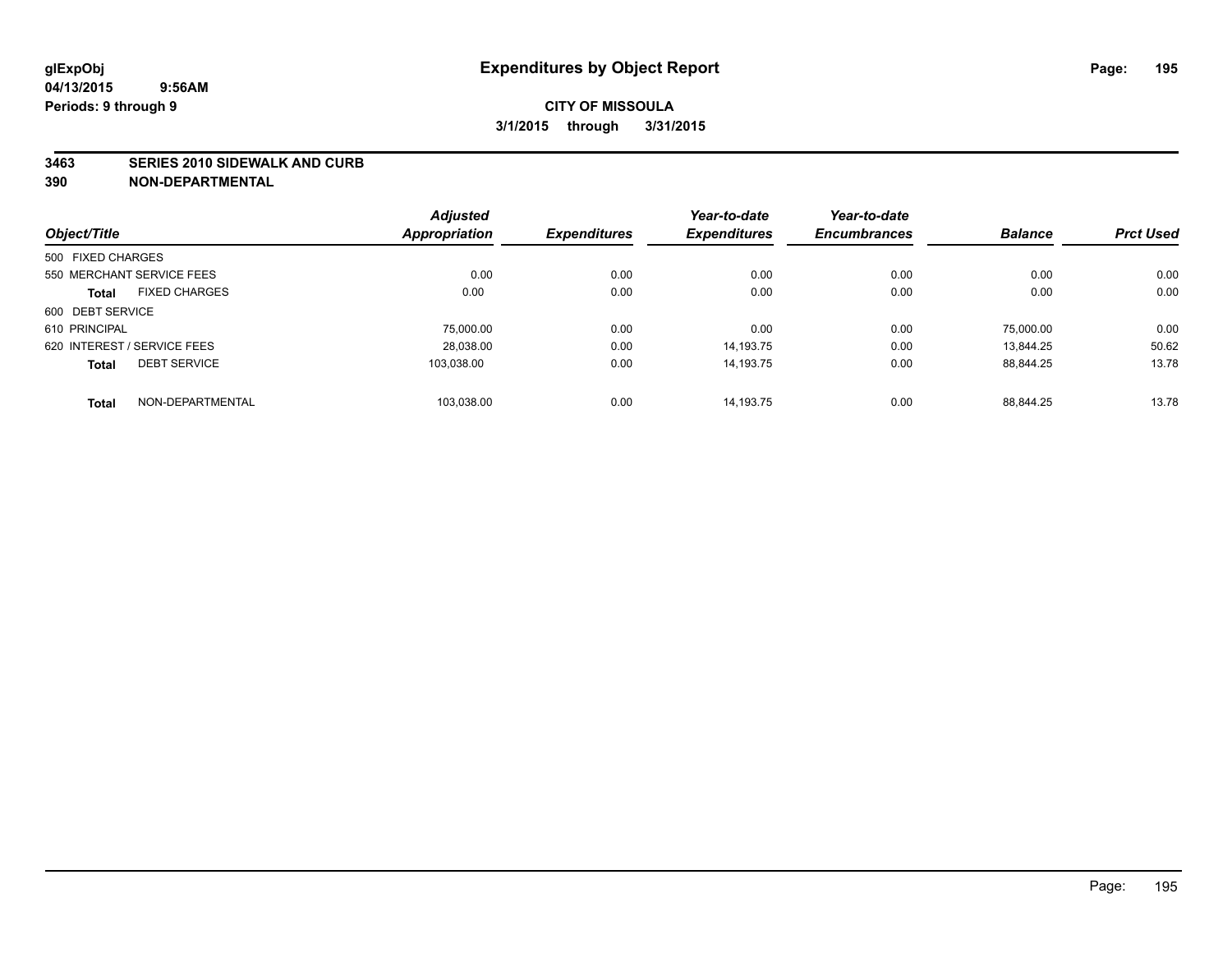glExpObj
04/13/2015 9:56AM
Periods: 9 through 9

# Expenditures by Object Report

**CITY OF MISSOULA**
**3/1/2015 through 3/31/2015**

**3463 SERIES 2010 SIDEWALK AND CURB**
**390 NON-DEPARTMENTAL**

| Object/Title | Adjusted Appropriation | Expenditures | Year-to-date Expenditures | Year-to-date Encumbrances | Balance | Prct Used |
|---|---|---|---|---|---|---|
| 500 FIXED CHARGES | | | | | | |
| 550 MERCHANT SERVICE FEES | 0.00 | 0.00 | 0.00 | 0.00 | 0.00 | 0.00 |
| **Total** FIXED CHARGES | 0.00 | 0.00 | 0.00 | 0.00 | 0.00 | 0.00 |
| 600 DEBT SERVICE | | | | | | |
| 610 PRINCIPAL | 75,000.00 | 0.00 | 0.00 | 0.00 | 75,000.00 | 0.00 |
| 620 INTEREST / SERVICE FEES | 28,038.00 | 0.00 | 14,193.75 | 0.00 | 13,844.25 | 50.62 |
| **Total** DEBT SERVICE | 103,038.00 | 0.00 | 14,193.75 | 0.00 | 88,844.25 | 13.78 |
| **Total** NON-DEPARTMENTAL | 103,038.00 | 0.00 | 14,193.75 | 0.00 | 88,844.25 | 13.78 |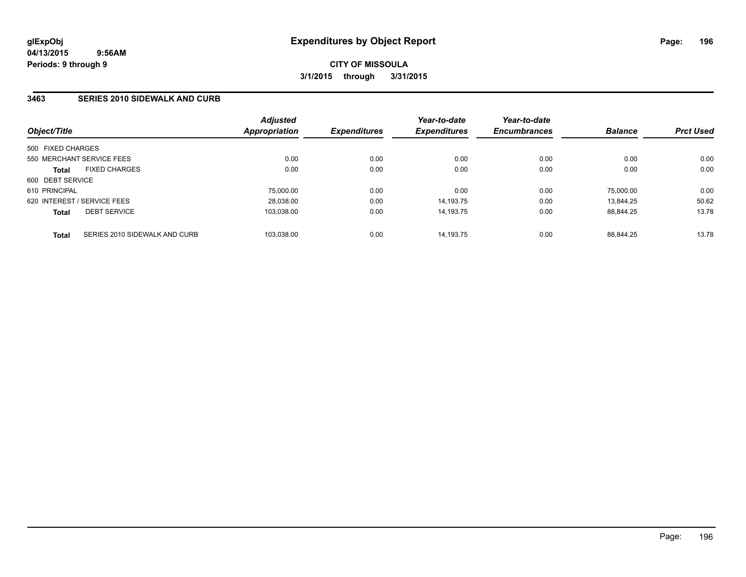**glExpObj**
**04/13/2015 9:56AM**
**Periods: 9 through 9**

# Expenditures by Object Report

**CITY OF MISSOULA**
**3/1/2015 through 3/31/2015**

## 3463 SERIES 2010 SIDEWALK AND CURB

| Object/Title | Adjusted Appropriation | Expenditures | Year-to-date Expenditures | Year-to-date Encumbrances | Balance | Prct Used |
|---|---|---|---|---|---|---|
| 500 FIXED CHARGES | | | | | | |
| 550 MERCHANT SERVICE FEES | 0.00 | 0.00 | 0.00 | 0.00 | 0.00 | 0.00 |
| **Total** FIXED CHARGES | 0.00 | 0.00 | 0.00 | 0.00 | 0.00 | 0.00 |
| 600 DEBT SERVICE | | | | | | |
| 610 PRINCIPAL | 75,000.00 | 0.00 | 0.00 | 0.00 | 75,000.00 | 0.00 |
| 620 INTEREST / SERVICE FEES | 28,038.00 | 0.00 | 14,193.75 | 0.00 | 13,844.25 | 50.62 |
| **Total** DEBT SERVICE | 103,038.00 | 0.00 | 14,193.75 | 0.00 | 88,844.25 | 13.78 |
| **Total** SERIES 2010 SIDEWALK AND CURB | 103,038.00 | 0.00 | 14,193.75 | 0.00 | 88,844.25 | 13.78 |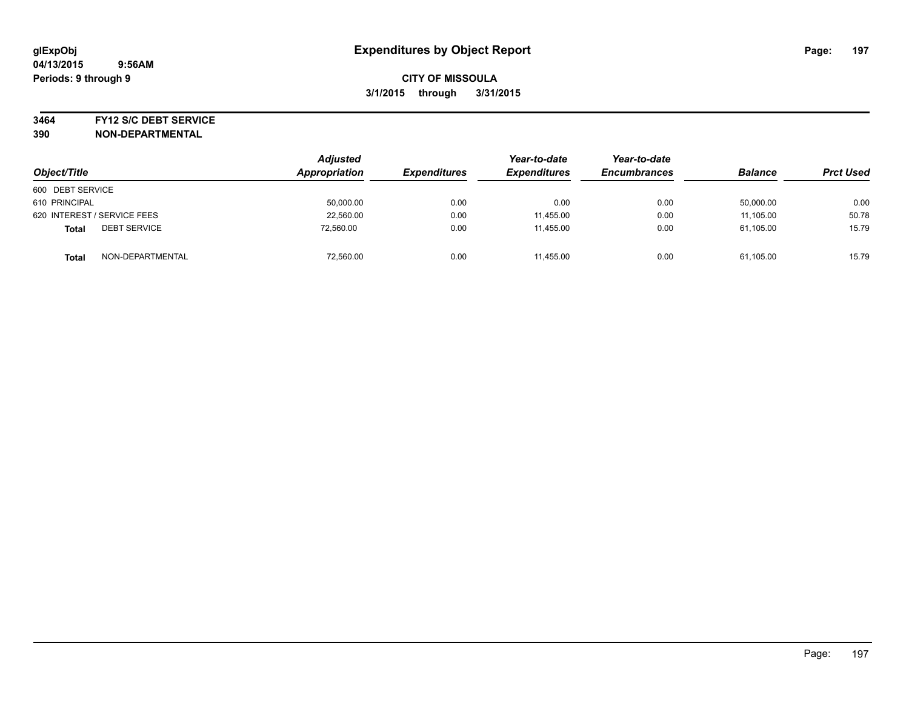glExpObj
04/13/2015 9:56AM
Periods: 9 through 9

# Expenditures by Object Report

**CITY OF MISSOULA**
**3/1/2015 through 3/31/2015**

**3464 FY12 S/C DEBT SERVICE**
**390 NON-DEPARTMENTAL**

| Object/Title | Adjusted Appropriation | Expenditures | Year-to-date Expenditures | Year-to-date Encumbrances | Balance | Prct Used |
|---|---|---|---|---|---|---|
| 600 DEBT SERVICE | | | | | | |
| 610 PRINCIPAL | 50,000.00 | 0.00 | 0.00 | 0.00 | 50,000.00 | 0.00 |
| 620 INTEREST / SERVICE FEES | 22,560.00 | 0.00 | 11,455.00 | 0.00 | 11,105.00 | 50.78 |
| **Total** DEBT SERVICE | 72,560.00 | 0.00 | 11,455.00 | 0.00 | 61,105.00 | 15.79 |
| **Total** NON-DEPARTMENTAL | 72,560.00 | 0.00 | 11,455.00 | 0.00 | 61,105.00 | 15.79 |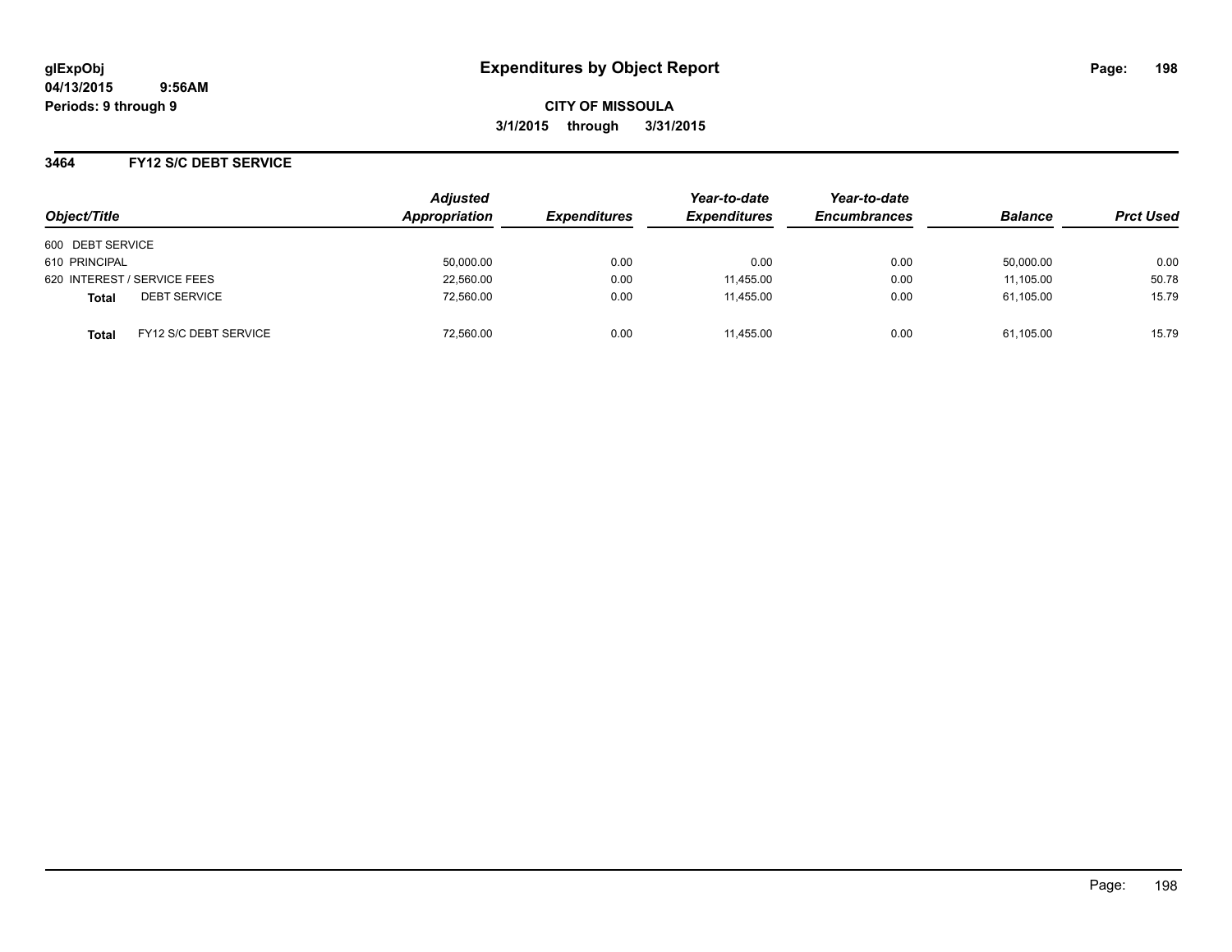# Expenditures by Object Report

glExpObj
04/13/2015 9:56AM
Periods: 9 through 9

**CITY OF MISSOULA**
**3/1/2015 through 3/31/2015**

## 3464 FY12 S/C DEBT SERVICE

| Object/Title | | Adjusted Appropriation | Expenditures | Year-to-date Expenditures | Year-to-date Encumbrances | Balance | Prct Used |
|---|---|---|---|---|---|---|---|
| 600 DEBT SERVICE | | | | | | | |
| 610 PRINCIPAL | | 50,000.00 | 0.00 | 0.00 | 0.00 | 50,000.00 | 0.00 |
| 620 INTEREST / SERVICE FEES | | 22,560.00 | 0.00 | 11,455.00 | 0.00 | 11,105.00 | 50.78 |
| **Total** | DEBT SERVICE | 72,560.00 | 0.00 | 11,455.00 | 0.00 | 61,105.00 | 15.79 |
| **Total** | FY12 S/C DEBT SERVICE | 72,560.00 | 0.00 | 11,455.00 | 0.00 | 61,105.00 | 15.79 |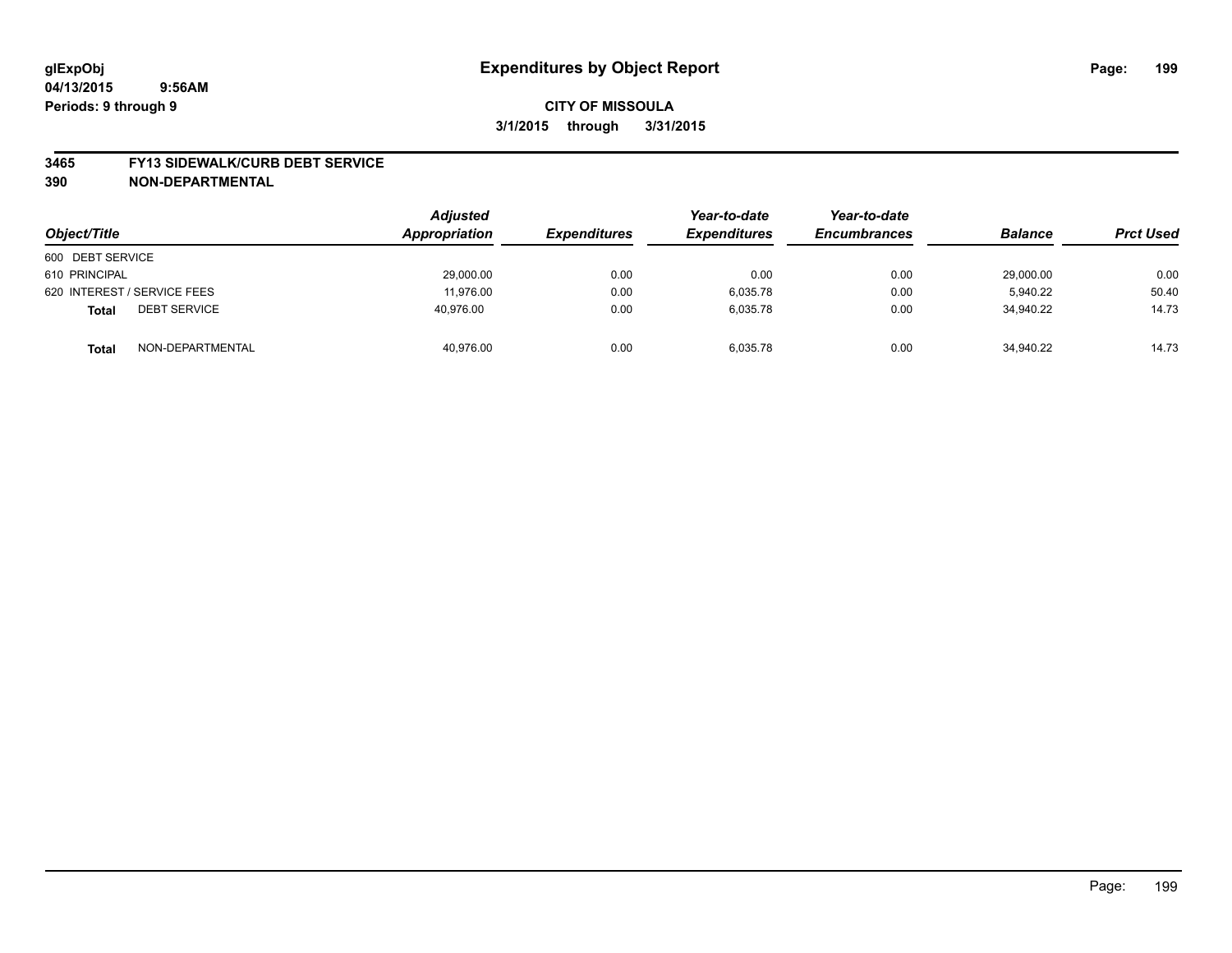glExpObj
04/13/2015 9:56AM
Periods: 9 through 9

# Expenditures by Object Report

**CITY OF MISSOULA**
**3/1/2015 through 3/31/2015**

**3465 FY13 SIDEWALK/CURB DEBT SERVICE**
**390 NON-DEPARTMENTAL**

| Object/Title | Adjusted Appropriation | Expenditures | Year-to-date Expenditures | Year-to-date Encumbrances | Balance | Prct Used |
|---|---|---|---|---|---|---|
| 600 DEBT SERVICE | | | | | | |
| 610 PRINCIPAL | 29,000.00 | 0.00 | 0.00 | 0.00 | 29,000.00 | 0.00 |
| 620 INTEREST / SERVICE FEES | 11,976.00 | 0.00 | 6,035.78 | 0.00 | 5,940.22 | 50.40 |
| **Total** DEBT SERVICE | 40,976.00 | 0.00 | 6,035.78 | 0.00 | 34,940.22 | 14.73 |
| **Total** NON-DEPARTMENTAL | 40,976.00 | 0.00 | 6,035.78 | 0.00 | 34,940.22 | 14.73 |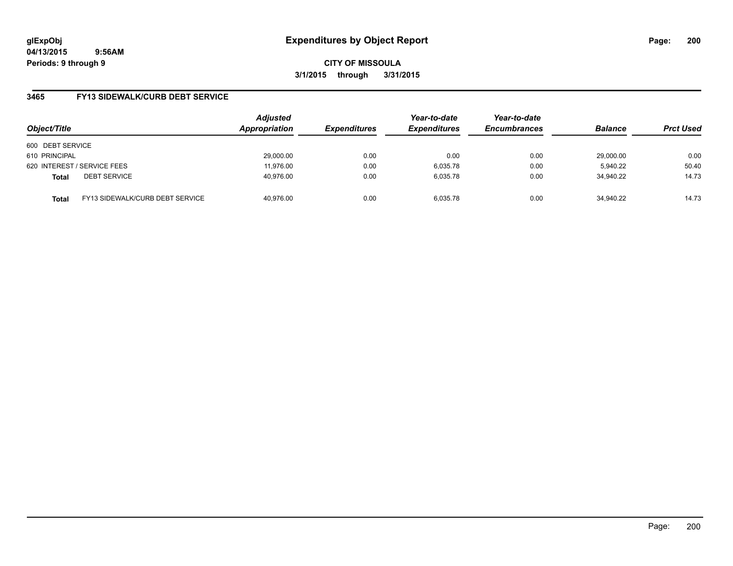# Expenditures by Object Report

glExpObj
04/13/2015 9:56AM
Periods: 9 through 9

**CITY OF MISSOULA**
**3/1/2015 through 3/31/2015**

## 3465 FY13 SIDEWALK/CURB DEBT SERVICE

| Object/Title | | Adjusted Appropriation | Expenditures | Year-to-date Expenditures | Year-to-date Encumbrances | Balance | Prct Used |
|---|---|---|---|---|---|---|---|
| 600 DEBT SERVICE | | | | | | | |
| 610 PRINCIPAL | | 29,000.00 | 0.00 | 0.00 | 0.00 | 29,000.00 | 0.00 |
| 620 INTEREST / SERVICE FEES | | 11,976.00 | 0.00 | 6,035.78 | 0.00 | 5,940.22 | 50.40 |
| **Total** | DEBT SERVICE | 40,976.00 | 0.00 | 6,035.78 | 0.00 | 34,940.22 | 14.73 |
| **Total** | FY13 SIDEWALK/CURB DEBT SERVICE | 40,976.00 | 0.00 | 6,035.78 | 0.00 | 34,940.22 | 14.73 |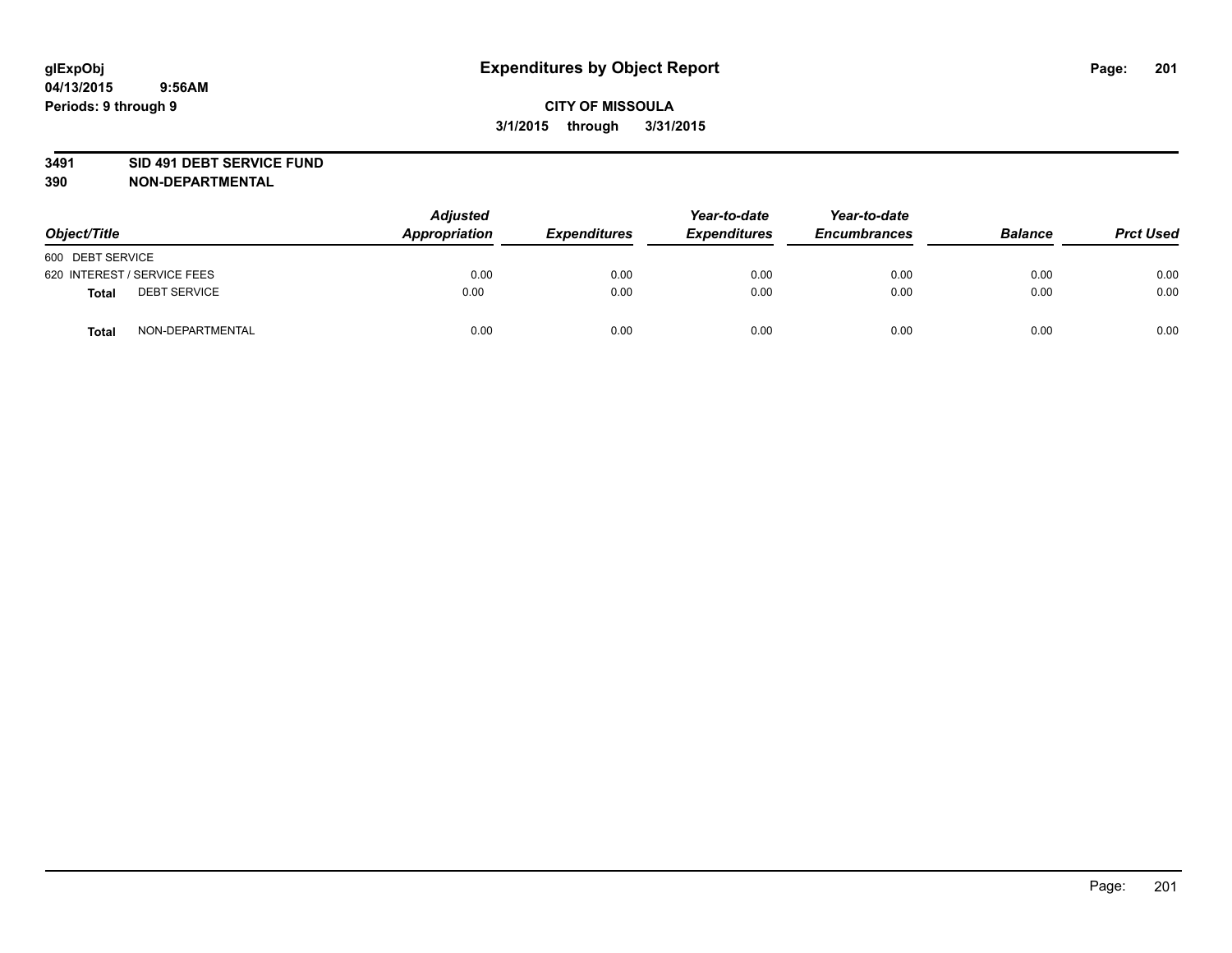# Expenditures by Object Report

glExpObj
04/13/2015 9:56AM
Periods: 9 through 9

**CITY OF MISSOULA**
**3/1/2015 through 3/31/2015**

**3491 SID 491 DEBT SERVICE FUND**
**390 NON-DEPARTMENTAL**

| Object/Title | | Adjusted Appropriation | Expenditures | Year-to-date Expenditures | Year-to-date Encumbrances | Balance | Prct Used |
|---|---|---|---|---|---|---|---|
| 600 DEBT SERVICE | | | | | | | |
| 620 INTEREST / SERVICE FEES | | 0.00 | 0.00 | 0.00 | 0.00 | 0.00 | 0.00 |
| **Total** | DEBT SERVICE | 0.00 | 0.00 | 0.00 | 0.00 | 0.00 | 0.00 |
| **Total** | NON-DEPARTMENTAL | 0.00 | 0.00 | 0.00 | 0.00 | 0.00 | 0.00 |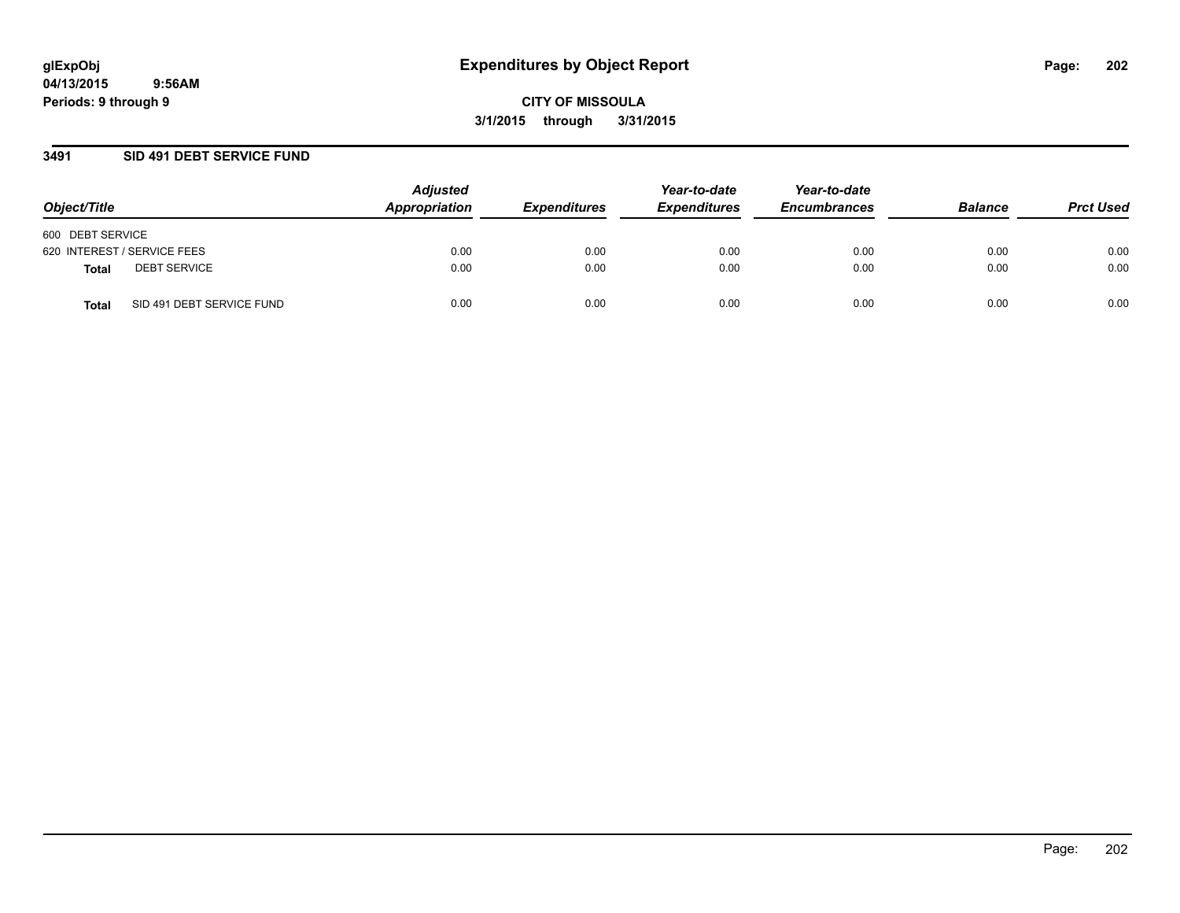**glExpObj**
**04/13/2015 9:56AM**
**Periods: 9 through 9**

# Expenditures by Object Report

**CITY OF MISSOULA**
**3/1/2015 through 3/31/2015**

## 3491 SID 491 DEBT SERVICE FUND

| Object/Title | Adjusted Appropriation | Expenditures | Year-to-date Expenditures | Year-to-date Encumbrances | Balance | Prct Used |
|---|---|---|---|---|---|---|
| 600 DEBT SERVICE | | | | | | |
| 620 INTEREST / SERVICE FEES | 0.00 | 0.00 | 0.00 | 0.00 | 0.00 | 0.00 |
| **Total** DEBT SERVICE | 0.00 | 0.00 | 0.00 | 0.00 | 0.00 | 0.00 |
| **Total** SID 491 DEBT SERVICE FUND | 0.00 | 0.00 | 0.00 | 0.00 | 0.00 | 0.00 |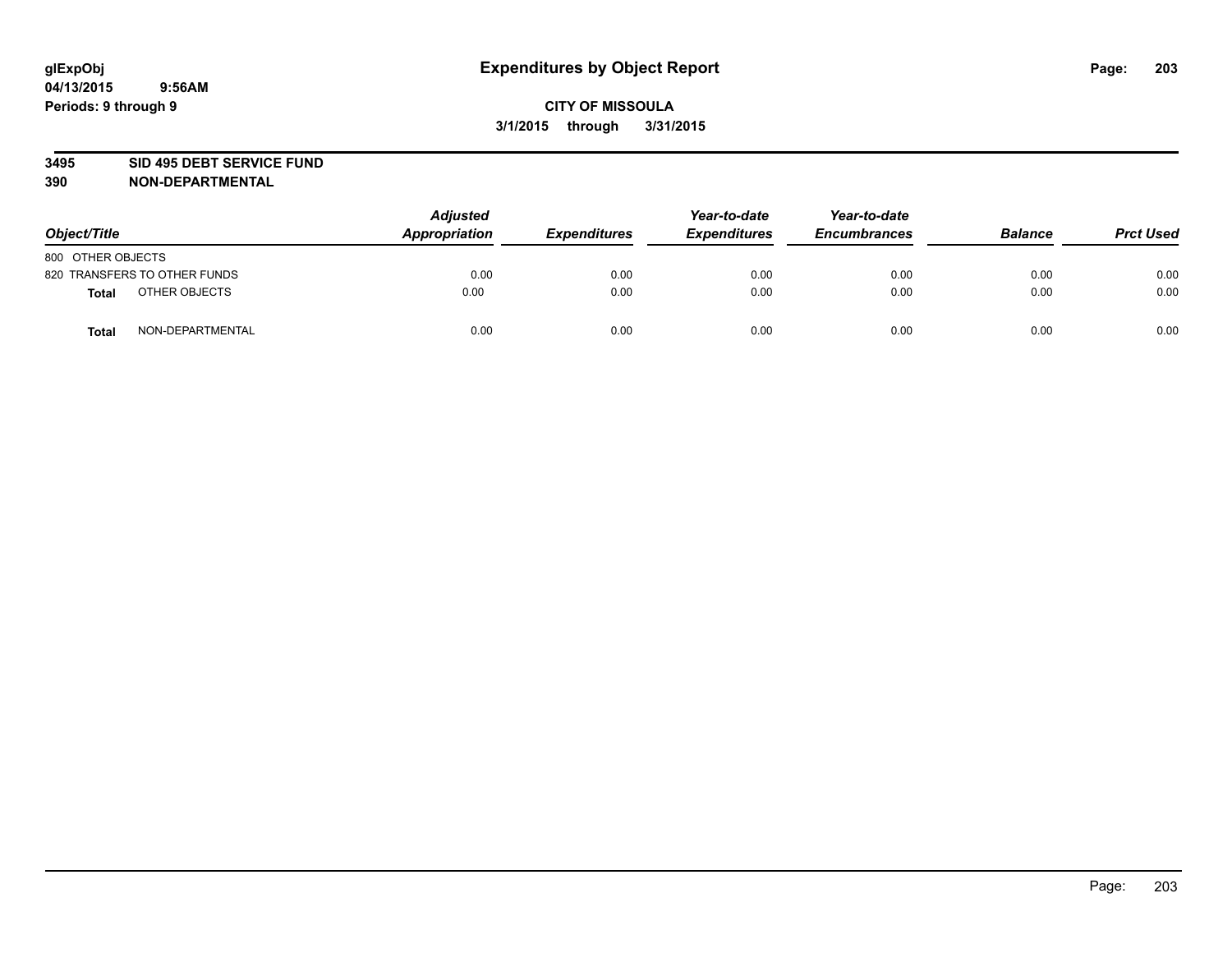# Expenditures by Object Report

glExpObj
04/13/2015 9:56AM
Periods: 9 through 9

**CITY OF MISSOULA**
**3/1/2015 through 3/31/2015**

**3495 SID 495 DEBT SERVICE FUND**
**390 NON-DEPARTMENTAL**

| Object/Title | Adjusted Appropriation | Expenditures | Year-to-date Expenditures | Year-to-date Encumbrances | Balance | Prct Used |
|---|---|---|---|---|---|---|
| 800 OTHER OBJECTS | | | | | | |
| 820 TRANSFERS TO OTHER FUNDS | 0.00 | 0.00 | 0.00 | 0.00 | 0.00 | 0.00 |
| **Total** OTHER OBJECTS | 0.00 | 0.00 | 0.00 | 0.00 | 0.00 | 0.00 |
| **Total** NON-DEPARTMENTAL | 0.00 | 0.00 | 0.00 | 0.00 | 0.00 | 0.00 |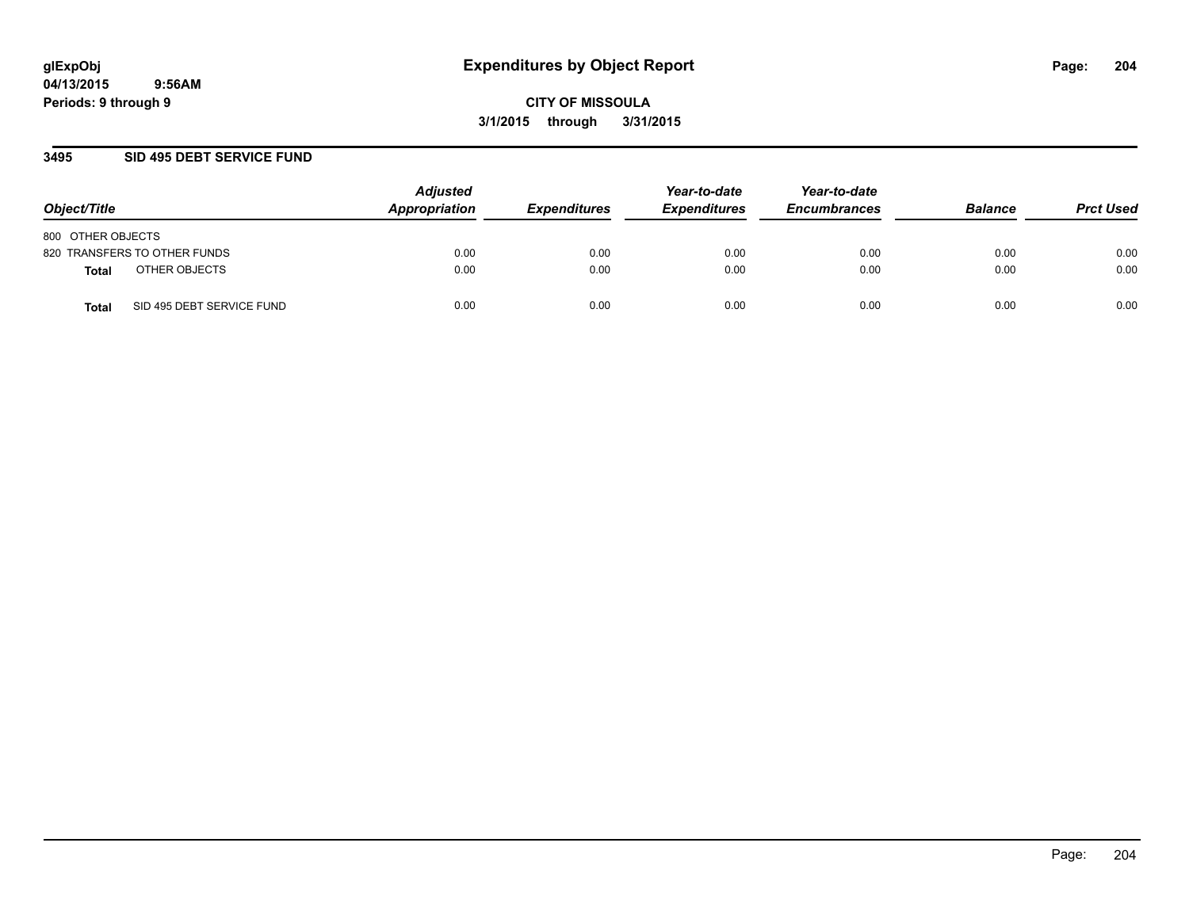# Expenditures by Object Report

**CITY OF MISSOULA**

**3/1/2015 through 3/31/2015**

glExpObj
04/13/2015 9:56AM
Periods: 9 through 9

## 3495 SID 495 DEBT SERVICE FUND

| Object/Title | | Adjusted Appropriation | Expenditures | Year-to-date Expenditures | Year-to-date Encumbrances | Balance | Prct Used |
|---|---|---|---|---|---|---|---|
| 800 OTHER OBJECTS | | | | | | | |
| 820 TRANSFERS TO OTHER FUNDS | | 0.00 | 0.00 | 0.00 | 0.00 | 0.00 | 0.00 |
| **Total** | OTHER OBJECTS | 0.00 | 0.00 | 0.00 | 0.00 | 0.00 | 0.00 |
| **Total** | SID 495 DEBT SERVICE FUND | 0.00 | 0.00 | 0.00 | 0.00 | 0.00 | 0.00 |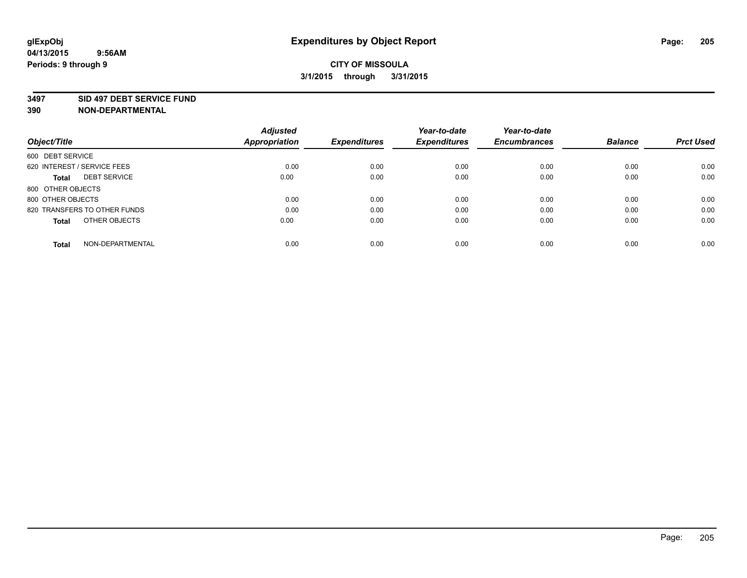glExpObj
04/13/2015 9:56AM
Periods: 9 through 9

# Expenditures by Object Report

**CITY OF MISSOULA**
**3/1/2015 through 3/31/2015**

**3497 SID 497 DEBT SERVICE FUND**
**390 NON-DEPARTMENTAL**

| Object/Title | Adjusted Appropriation | Expenditures | Year-to-date Expenditures | Year-to-date Encumbrances | Balance | Prct Used |
|---|---|---|---|---|---|---|
| 600 DEBT SERVICE | | | | | | |
| 620 INTEREST / SERVICE FEES | 0.00 | 0.00 | 0.00 | 0.00 | 0.00 | 0.00 |
| **Total** DEBT SERVICE | 0.00 | 0.00 | 0.00 | 0.00 | 0.00 | 0.00 |
| 800 OTHER OBJECTS | | | | | | |
| 800 OTHER OBJECTS | 0.00 | 0.00 | 0.00 | 0.00 | 0.00 | 0.00 |
| 820 TRANSFERS TO OTHER FUNDS | 0.00 | 0.00 | 0.00 | 0.00 | 0.00 | 0.00 |
| **Total** OTHER OBJECTS | 0.00 | 0.00 | 0.00 | 0.00 | 0.00 | 0.00 |
| **Total** NON-DEPARTMENTAL | 0.00 | 0.00 | 0.00 | 0.00 | 0.00 | 0.00 |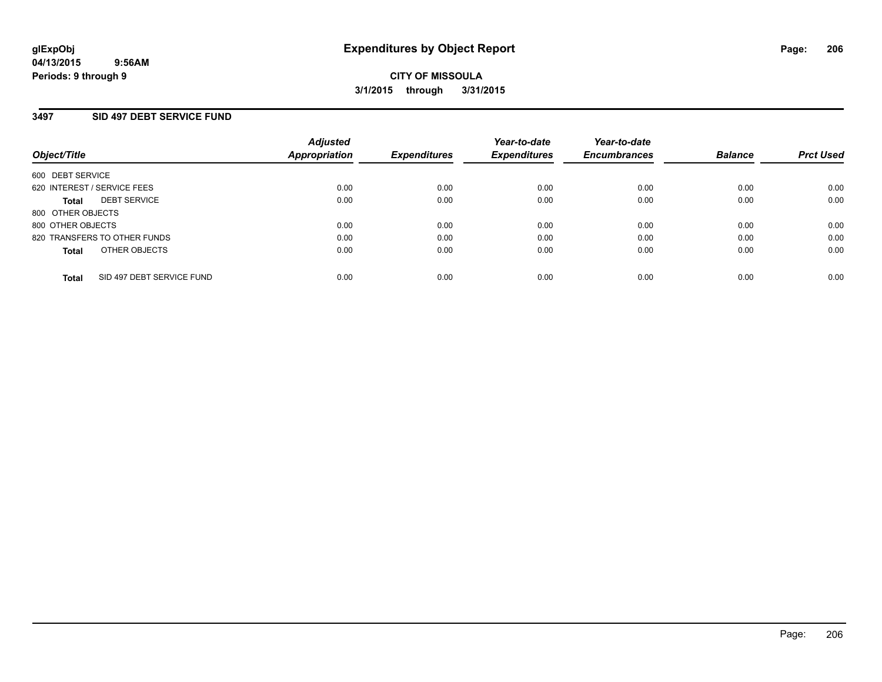**glExpObj**
**04/13/2015 9:56AM**
**Periods: 9 through 9**

# Expenditures by Object Report

**CITY OF MISSOULA**
**3/1/2015 through 3/31/2015**

## 3497 SID 497 DEBT SERVICE FUND

| Object/Title | Adjusted Appropriation | Expenditures | Year-to-date Expenditures | Year-to-date Encumbrances | Balance | Prct Used |
|---|---|---|---|---|---|---|
| 600 DEBT SERVICE | | | | | | |
| 620 INTEREST / SERVICE FEES | 0.00 | 0.00 | 0.00 | 0.00 | 0.00 | 0.00 |
| **Total** DEBT SERVICE | 0.00 | 0.00 | 0.00 | 0.00 | 0.00 | 0.00 |
| 800 OTHER OBJECTS | | | | | | |
| 800 OTHER OBJECTS | 0.00 | 0.00 | 0.00 | 0.00 | 0.00 | 0.00 |
| 820 TRANSFERS TO OTHER FUNDS | 0.00 | 0.00 | 0.00 | 0.00 | 0.00 | 0.00 |
| **Total** OTHER OBJECTS | 0.00 | 0.00 | 0.00 | 0.00 | 0.00 | 0.00 |
| **Total** SID 497 DEBT SERVICE FUND | 0.00 | 0.00 | 0.00 | 0.00 | 0.00 | 0.00 |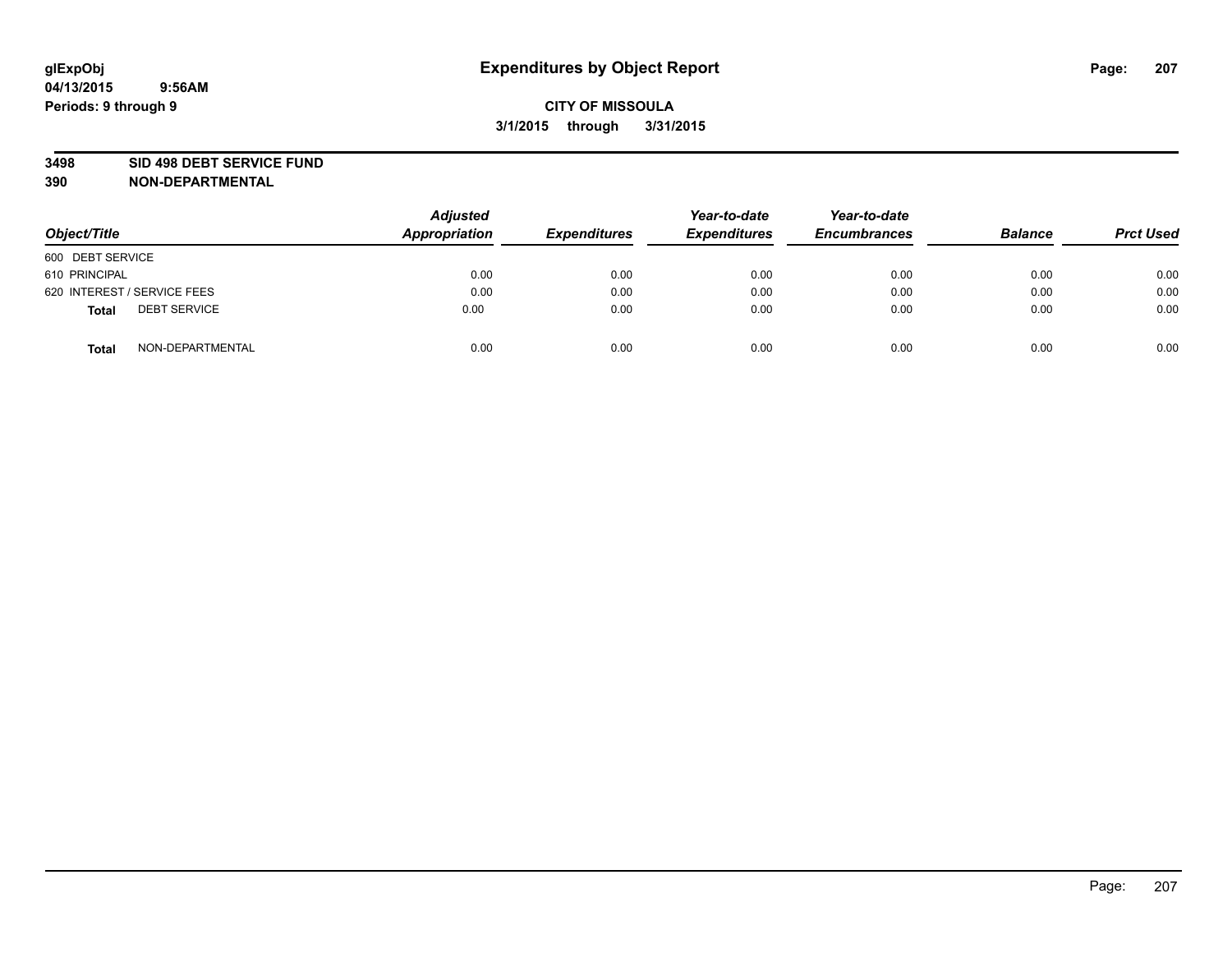# Expenditures by Object Report

glExpObj
04/13/2015 9:56AM
Periods: 9 through 9

**CITY OF MISSOULA**
**3/1/2015 through 3/31/2015**

**3498 SID 498 DEBT SERVICE FUND**
**390 NON-DEPARTMENTAL**

| Object/Title | Adjusted Appropriation | Expenditures | Year-to-date Expenditures | Year-to-date Encumbrances | Balance | Prct Used |
|---|---|---|---|---|---|---|
| 600 DEBT SERVICE | | | | | | |
| 610 PRINCIPAL | 0.00 | 0.00 | 0.00 | 0.00 | 0.00 | 0.00 |
| 620 INTEREST / SERVICE FEES | 0.00 | 0.00 | 0.00 | 0.00 | 0.00 | 0.00 |
| **Total** DEBT SERVICE | 0.00 | 0.00 | 0.00 | 0.00 | 0.00 | 0.00 |
| **Total** NON-DEPARTMENTAL | 0.00 | 0.00 | 0.00 | 0.00 | 0.00 | 0.00 |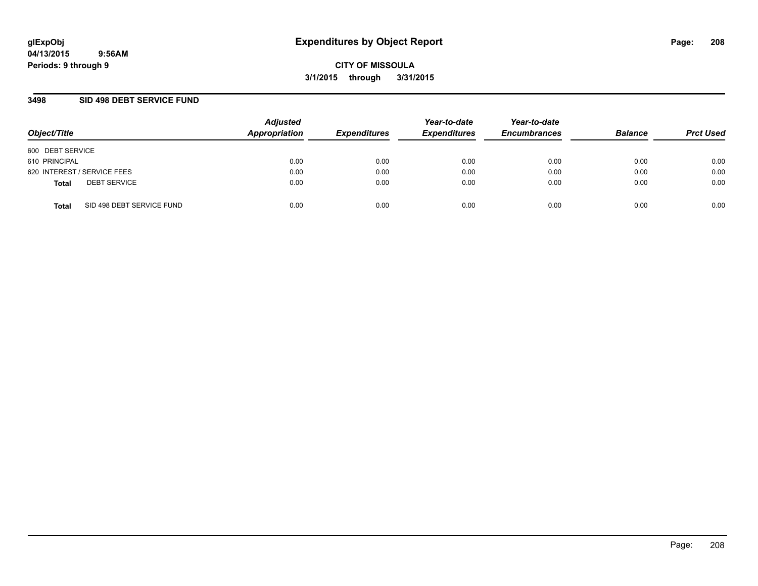**glExpObj**
**04/13/2015 9:56AM**
**Periods: 9 through 9**

# Expenditures by Object Report

**CITY OF MISSOULA**
**3/1/2015 through 3/31/2015**

## 3498 SID 498 DEBT SERVICE FUND

| Object/Title | Adjusted Appropriation | Expenditures | Year-to-date Expenditures | Year-to-date Encumbrances | Balance | Prct Used |
|---|---|---|---|---|---|---|
| 600 DEBT SERVICE | | | | | | |
| 610 PRINCIPAL | 0.00 | 0.00 | 0.00 | 0.00 | 0.00 | 0.00 |
| 620 INTEREST / SERVICE FEES | 0.00 | 0.00 | 0.00 | 0.00 | 0.00 | 0.00 |
| **Total** DEBT SERVICE | 0.00 | 0.00 | 0.00 | 0.00 | 0.00 | 0.00 |
| **Total** SID 498 DEBT SERVICE FUND | 0.00 | 0.00 | 0.00 | 0.00 | 0.00 | 0.00 |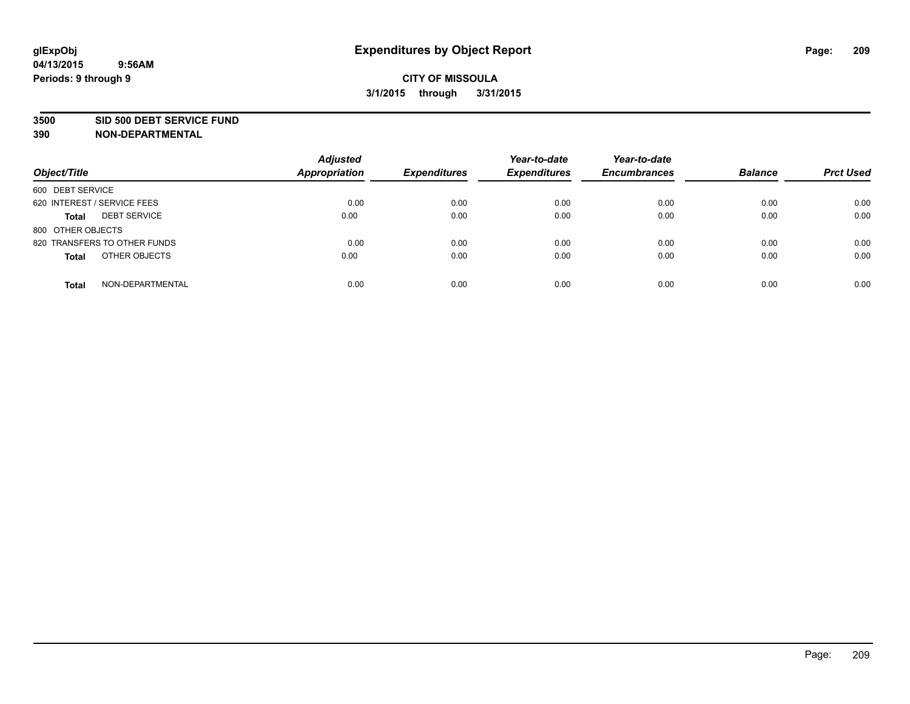glExpObj
04/13/2015 9:56AM
Periods: 9 through 9

# Expenditures by Object Report

**CITY OF MISSOULA**
**3/1/2015 through 3/31/2015**

**3500 SID 500 DEBT SERVICE FUND**
**390 NON-DEPARTMENTAL**

| Object/Title | | Adjusted Appropriation | Expenditures | Year-to-date Expenditures | Year-to-date Encumbrances | Balance | Prct Used |
|---|---|---|---|---|---|---|---|
| 600 DEBT SERVICE | | | | | | | |
| 620 INTEREST / SERVICE FEES | | 0.00 | 0.00 | 0.00 | 0.00 | 0.00 | 0.00 |
| **Total** | DEBT SERVICE | 0.00 | 0.00 | 0.00 | 0.00 | 0.00 | 0.00 |
| 800 OTHER OBJECTS | | | | | | | |
| 820 TRANSFERS TO OTHER FUNDS | | 0.00 | 0.00 | 0.00 | 0.00 | 0.00 | 0.00 |
| **Total** | OTHER OBJECTS | 0.00 | 0.00 | 0.00 | 0.00 | 0.00 | 0.00 |
| **Total** | NON-DEPARTMENTAL | 0.00 | 0.00 | 0.00 | 0.00 | 0.00 | 0.00 |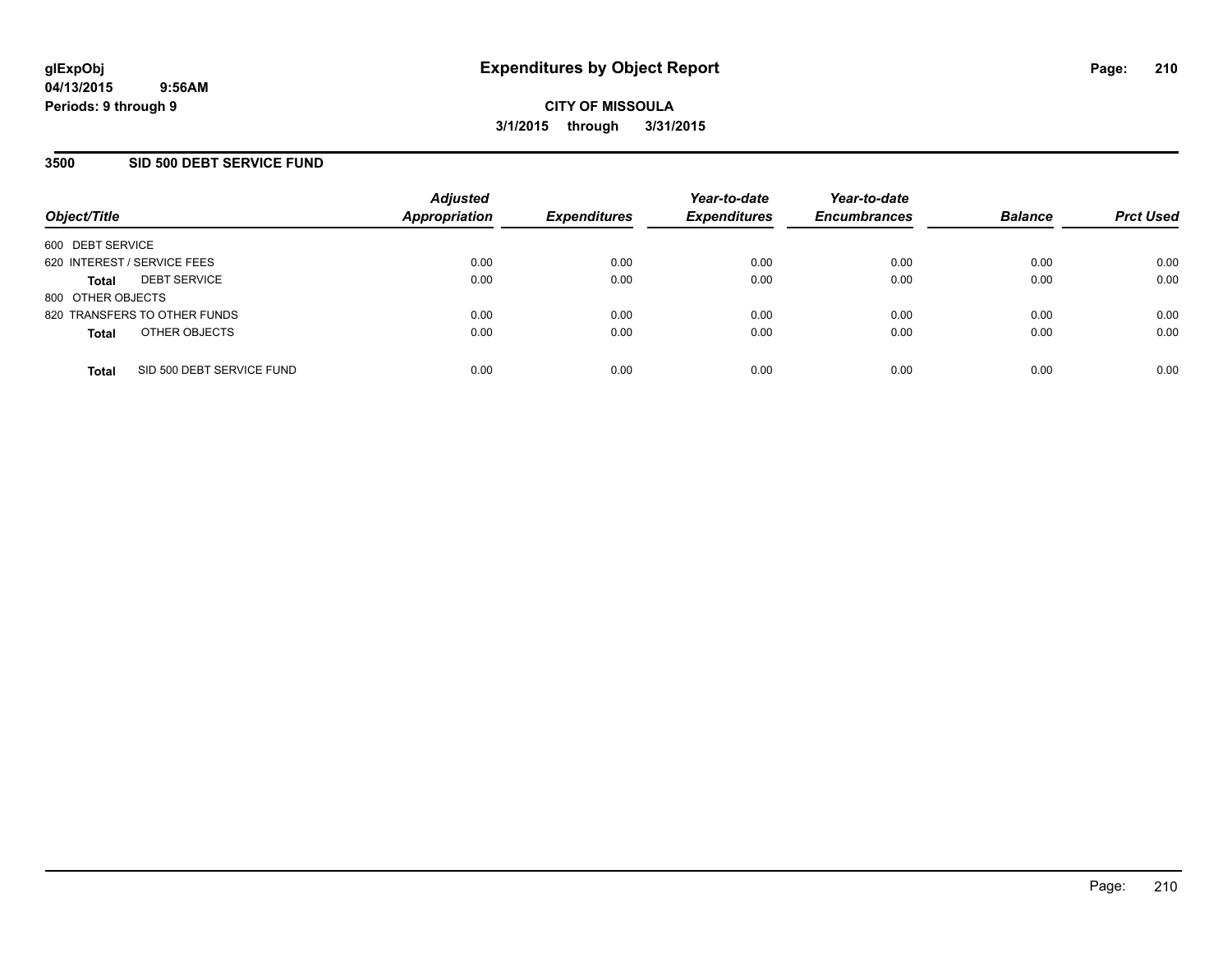**glExpObj**
**04/13/2015 9:56AM**
**Periods: 9 through 9**

# Expenditures by Object Report

**CITY OF MISSOULA**
**3/1/2015 through 3/31/2015**

## 3500 SID 500 DEBT SERVICE FUND

| Object/Title | Adjusted Appropriation | Expenditures | Year-to-date Expenditures | Year-to-date Encumbrances | Balance | Prct Used |
|---|---|---|---|---|---|---|
| 600 DEBT SERVICE | | | | | | |
| 620 INTEREST / SERVICE FEES | 0.00 | 0.00 | 0.00 | 0.00 | 0.00 | 0.00 |
| **Total** DEBT SERVICE | 0.00 | 0.00 | 0.00 | 0.00 | 0.00 | 0.00 |
| 800 OTHER OBJECTS | | | | | | |
| 820 TRANSFERS TO OTHER FUNDS | 0.00 | 0.00 | 0.00 | 0.00 | 0.00 | 0.00 |
| **Total** OTHER OBJECTS | 0.00 | 0.00 | 0.00 | 0.00 | 0.00 | 0.00 |
| **Total** SID 500 DEBT SERVICE FUND | 0.00 | 0.00 | 0.00 | 0.00 | 0.00 | 0.00 |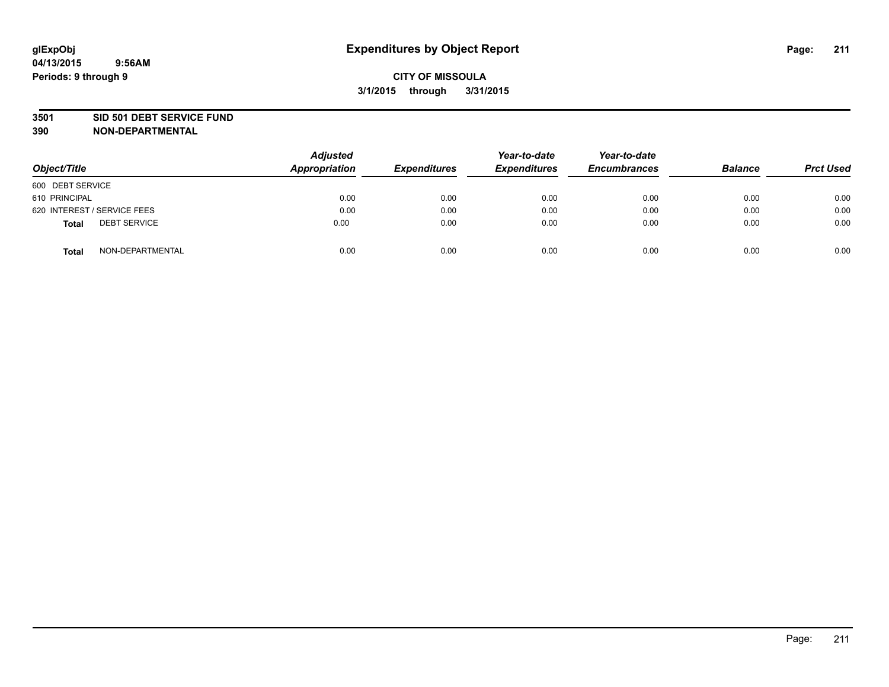# Expenditures by Object Report

glExpObj
04/13/2015 9:56AM
Periods: 9 through 9

**CITY OF MISSOULA**
**3/1/2015 through 3/31/2015**

**3501 SID 501 DEBT SERVICE FUND**
**390 NON-DEPARTMENTAL**

| Object/Title | Adjusted Appropriation | Expenditures | Year-to-date Expenditures | Year-to-date Encumbrances | Balance | Prct Used |
|---|---|---|---|---|---|---|
| 600 DEBT SERVICE | | | | | | |
| 610 PRINCIPAL | 0.00 | 0.00 | 0.00 | 0.00 | 0.00 | 0.00 |
| 620 INTEREST / SERVICE FEES | 0.00 | 0.00 | 0.00 | 0.00 | 0.00 | 0.00 |
| **Total** DEBT SERVICE | 0.00 | 0.00 | 0.00 | 0.00 | 0.00 | 0.00 |
| **Total** NON-DEPARTMENTAL | 0.00 | 0.00 | 0.00 | 0.00 | 0.00 | 0.00 |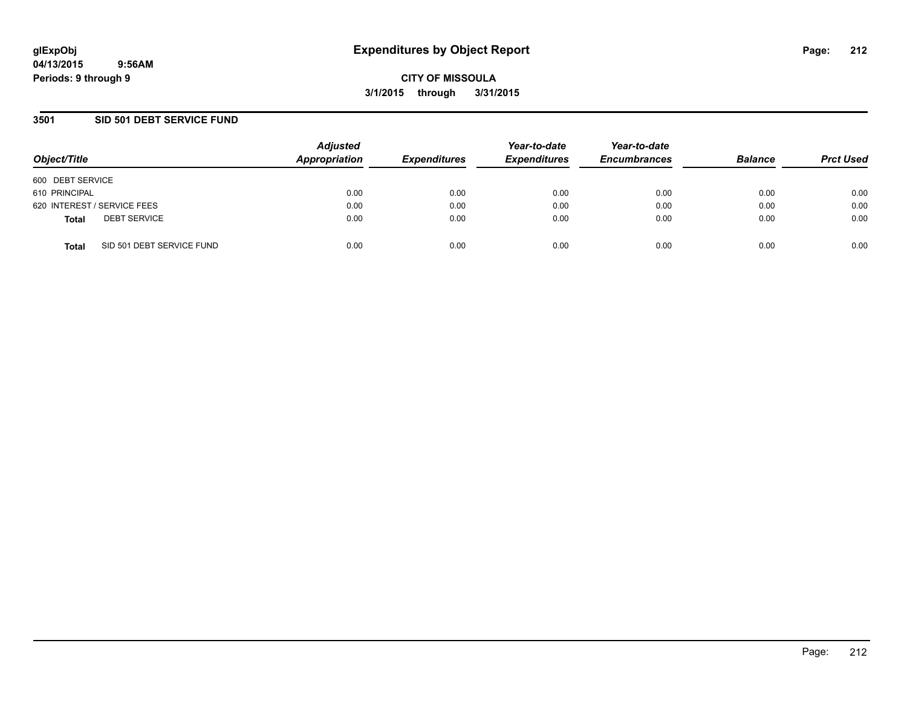**glExpObj**
**04/13/2015 9:56AM**
**Periods: 9 through 9**

# Expenditures by Object Report

**CITY OF MISSOULA**
**3/1/2015 through 3/31/2015**

## 3501 SID 501 DEBT SERVICE FUND

| Object/Title | Adjusted Appropriation | Expenditures | Year-to-date Expenditures | Year-to-date Encumbrances | Balance | Prct Used |
|---|---|---|---|---|---|---|
| 600 DEBT SERVICE | | | | | | |
| 610 PRINCIPAL | 0.00 | 0.00 | 0.00 | 0.00 | 0.00 | 0.00 |
| 620 INTEREST / SERVICE FEES | 0.00 | 0.00 | 0.00 | 0.00 | 0.00 | 0.00 |
| **Total** DEBT SERVICE | 0.00 | 0.00 | 0.00 | 0.00 | 0.00 | 0.00 |
| **Total** SID 501 DEBT SERVICE FUND | 0.00 | 0.00 | 0.00 | 0.00 | 0.00 | 0.00 |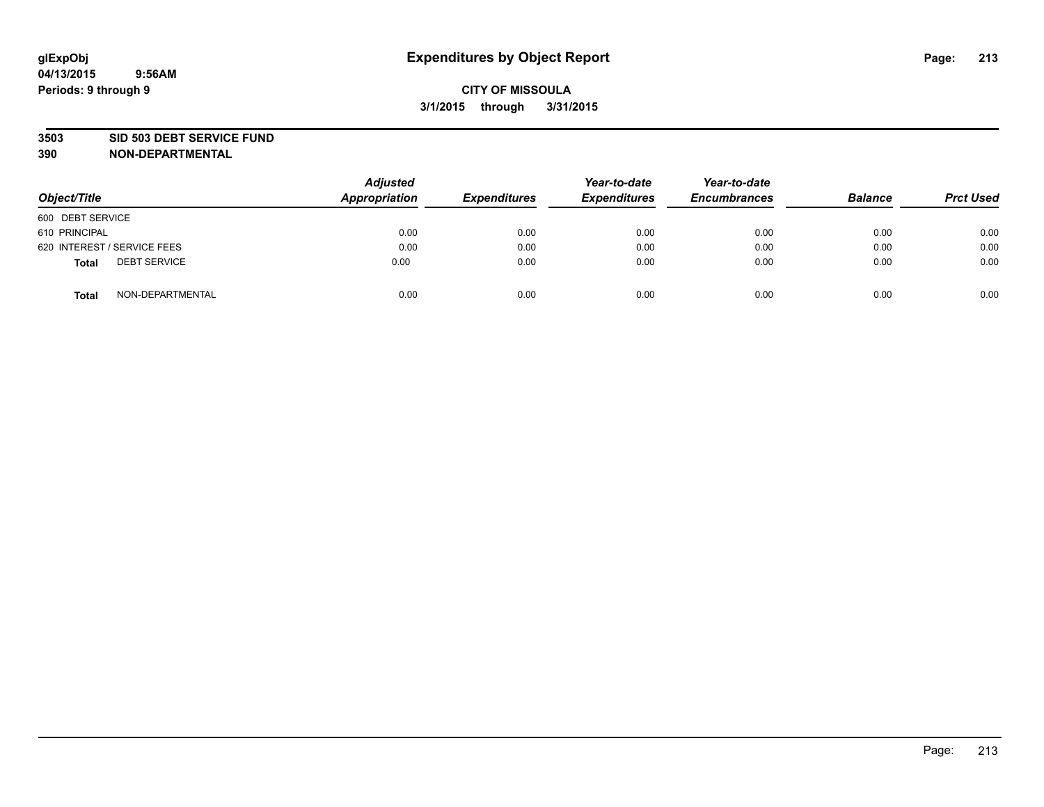# Expenditures by Object Report

glExpObj
04/13/2015 9:56AM
Periods: 9 through 9

**CITY OF MISSOULA**
**3/1/2015 through 3/31/2015**

**3503 SID 503 DEBT SERVICE FUND**
**390 NON-DEPARTMENTAL**

| Object/Title | Adjusted Appropriation | Expenditures | Year-to-date Expenditures | Year-to-date Encumbrances | Balance | Prct Used |
|---|---|---|---|---|---|---|
| 600 DEBT SERVICE | | | | | | |
| 610 PRINCIPAL | 0.00 | 0.00 | 0.00 | 0.00 | 0.00 | 0.00 |
| 620 INTEREST / SERVICE FEES | 0.00 | 0.00 | 0.00 | 0.00 | 0.00 | 0.00 |
| **Total** DEBT SERVICE | 0.00 | 0.00 | 0.00 | 0.00 | 0.00 | 0.00 |
| **Total** NON-DEPARTMENTAL | 0.00 | 0.00 | 0.00 | 0.00 | 0.00 | 0.00 |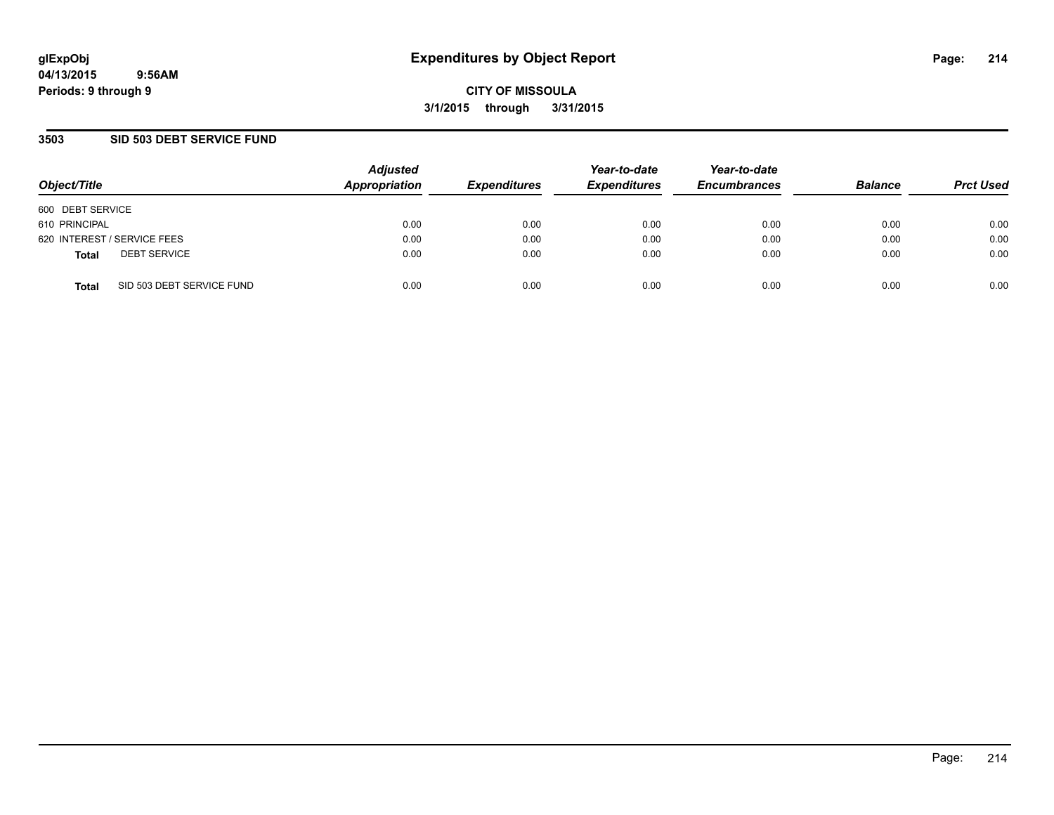# Expenditures by Object Report

glExpObj
04/13/2015 9:56AM
Periods: 9 through 9

**CITY OF MISSOULA**
**3/1/2015 through 3/31/2015**

## 3503 SID 503 DEBT SERVICE FUND

| Object/Title | | Adjusted Appropriation | Expenditures | Year-to-date Expenditures | Year-to-date Encumbrances | Balance | Prct Used |
|---|---|---|---|---|---|---|---|
| 600 DEBT SERVICE | | | | | | | |
| 610 PRINCIPAL | | 0.00 | 0.00 | 0.00 | 0.00 | 0.00 | 0.00 |
| 620 INTEREST / SERVICE FEES | | 0.00 | 0.00 | 0.00 | 0.00 | 0.00 | 0.00 |
| **Total** | DEBT SERVICE | 0.00 | 0.00 | 0.00 | 0.00 | 0.00 | 0.00 |
| **Total** | SID 503 DEBT SERVICE FUND | 0.00 | 0.00 | 0.00 | 0.00 | 0.00 | 0.00 |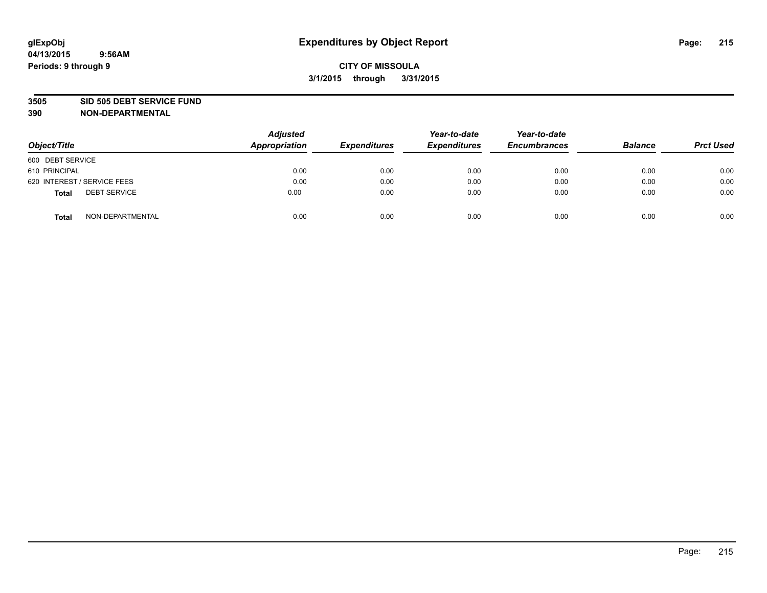glExpObj
04/13/2015 9:56AM
Periods: 9 through 9

# Expenditures by Object Report

**CITY OF MISSOULA**
**3/1/2015 through 3/31/2015**

**3505 SID 505 DEBT SERVICE FUND**
**390 NON-DEPARTMENTAL**

| Object/Title | | Adjusted Appropriation | Expenditures | Year-to-date Expenditures | Year-to-date Encumbrances | Balance | Prct Used |
|---|---|---|---|---|---|---|---|
| 600 DEBT SERVICE | | | | | | | |
| 610 PRINCIPAL | | 0.00 | 0.00 | 0.00 | 0.00 | 0.00 | 0.00 |
| 620 INTEREST / SERVICE FEES | | 0.00 | 0.00 | 0.00 | 0.00 | 0.00 | 0.00 |
| **Total** | DEBT SERVICE | 0.00 | 0.00 | 0.00 | 0.00 | 0.00 | 0.00 |
| **Total** | NON-DEPARTMENTAL | 0.00 | 0.00 | 0.00 | 0.00 | 0.00 | 0.00 |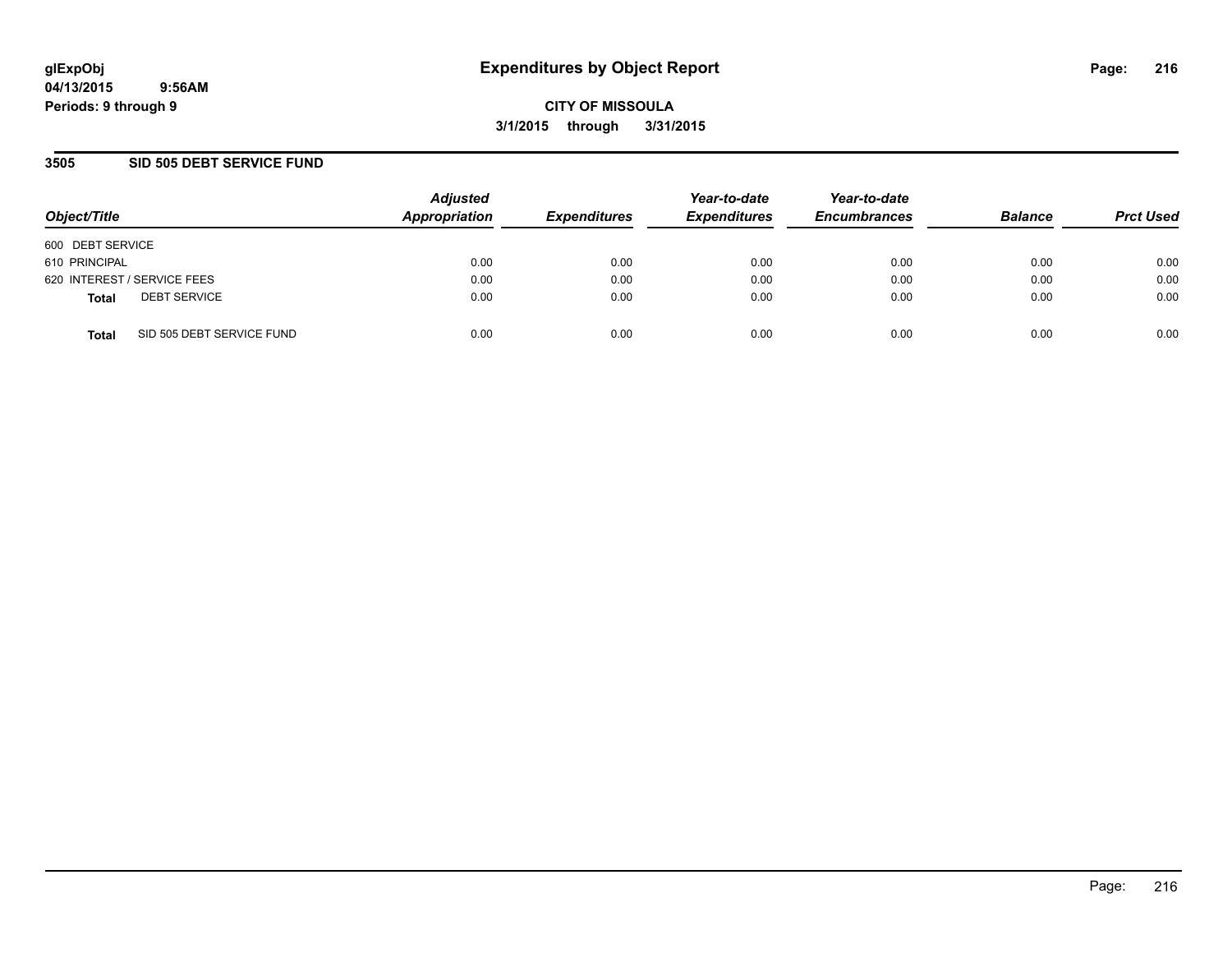# Expenditures by Object Report

glExpObj
04/13/2015 9:56AM
Periods: 9 through 9

**CITY OF MISSOULA**
**3/1/2015 through 3/31/2015**

## 3505 SID 505 DEBT SERVICE FUND

| Object/Title | Adjusted Appropriation | Expenditures | Year-to-date Expenditures | Year-to-date Encumbrances | Balance | Prct Used |
|---|---|---|---|---|---|---|
| 600 DEBT SERVICE | | | | | | |
| 610 PRINCIPAL | 0.00 | 0.00 | 0.00 | 0.00 | 0.00 | 0.00 |
| 620 INTEREST / SERVICE FEES | 0.00 | 0.00 | 0.00 | 0.00 | 0.00 | 0.00 |
| **Total** DEBT SERVICE | 0.00 | 0.00 | 0.00 | 0.00 | 0.00 | 0.00 |
| **Total** SID 505 DEBT SERVICE FUND | 0.00 | 0.00 | 0.00 | 0.00 | 0.00 | 0.00 |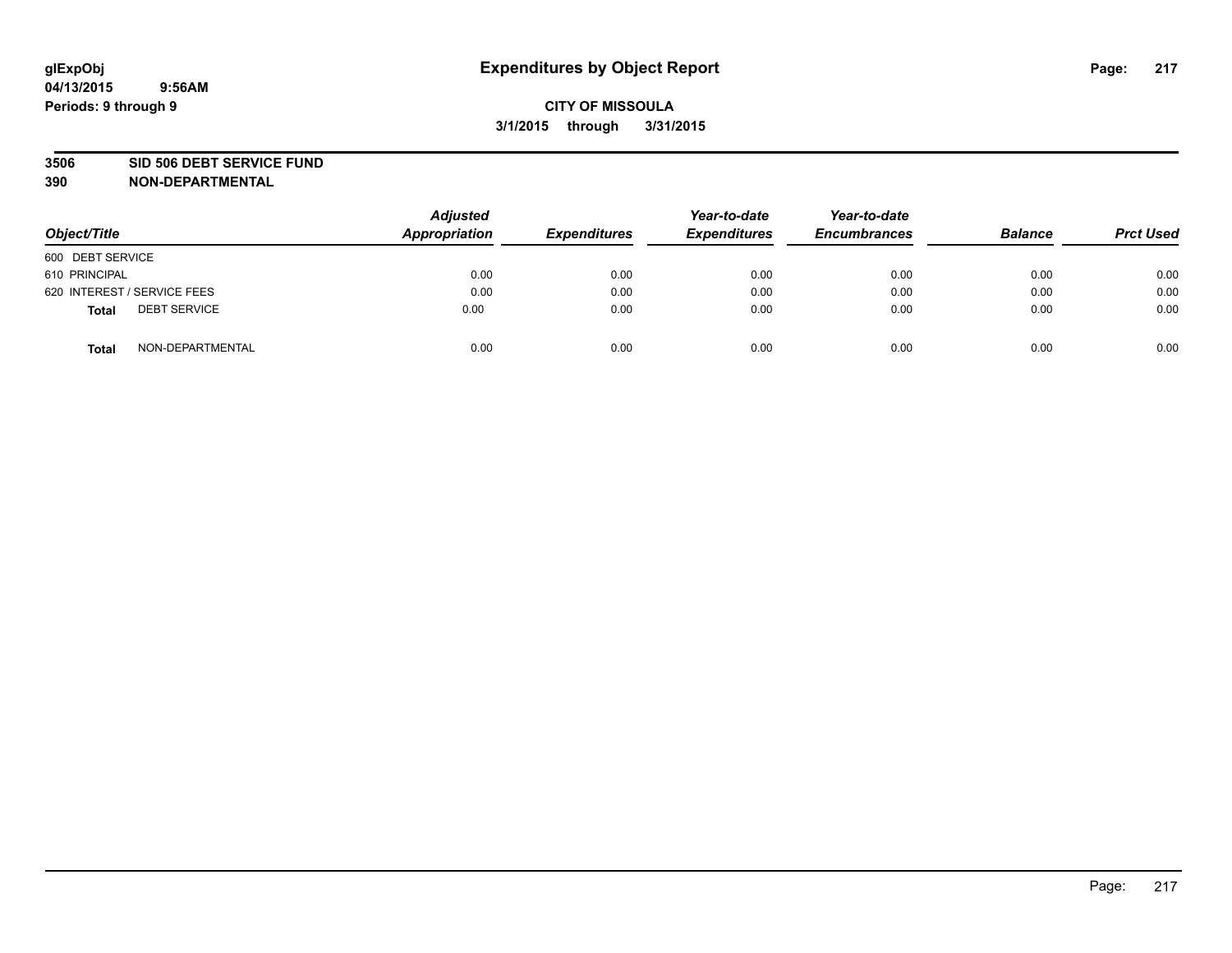glExpObj
04/13/2015 9:56AM
Periods: 9 through 9

# Expenditures by Object Report

**CITY OF MISSOULA**
**3/1/2015 through 3/31/2015**

**3506 SID 506 DEBT SERVICE FUND**
**390 NON-DEPARTMENTAL**

| Object/Title | Adjusted Appropriation | Expenditures | Year-to-date Expenditures | Year-to-date Encumbrances | Balance | Prct Used |
|---|---|---|---|---|---|---|
| 600 DEBT SERVICE | | | | | | |
| 610 PRINCIPAL | 0.00 | 0.00 | 0.00 | 0.00 | 0.00 | 0.00 |
| 620 INTEREST / SERVICE FEES | 0.00 | 0.00 | 0.00 | 0.00 | 0.00 | 0.00 |
| **Total** DEBT SERVICE | 0.00 | 0.00 | 0.00 | 0.00 | 0.00 | 0.00 |
| **Total** NON-DEPARTMENTAL | 0.00 | 0.00 | 0.00 | 0.00 | 0.00 | 0.00 |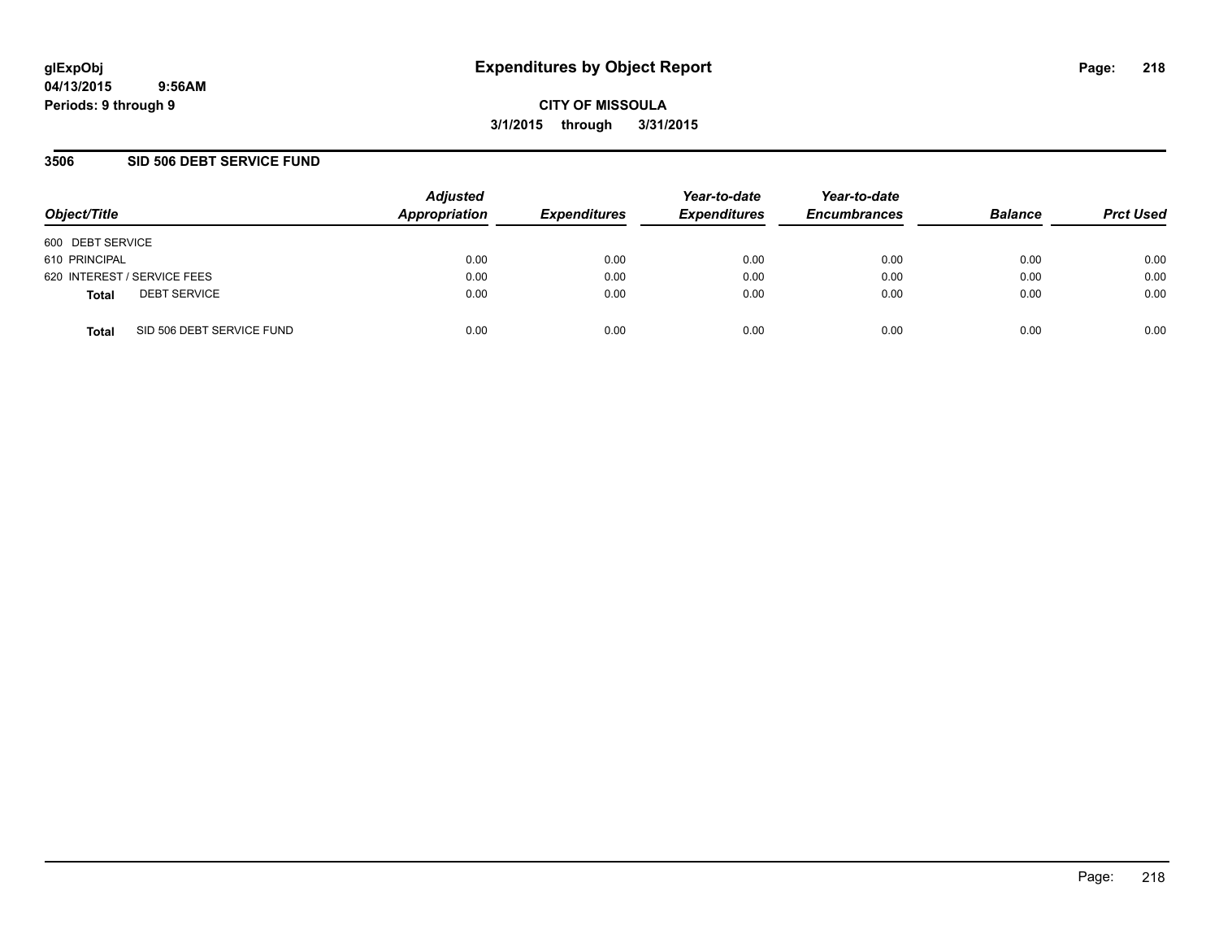# Expenditures by Object Report

glExpObj
04/13/2015 9:56AM
Periods: 9 through 9

**CITY OF MISSOULA**
**3/1/2015 through 3/31/2015**

## 3506 SID 506 DEBT SERVICE FUND

| Object/Title | | Adjusted Appropriation | Expenditures | Year-to-date Expenditures | Year-to-date Encumbrances | Balance | Prct Used |
|---|---|---|---|---|---|---|---|
| 600 DEBT SERVICE | | | | | | | |
| 610 PRINCIPAL | | 0.00 | 0.00 | 0.00 | 0.00 | 0.00 | 0.00 |
| 620 INTEREST / SERVICE FEES | | 0.00 | 0.00 | 0.00 | 0.00 | 0.00 | 0.00 |
| **Total** | DEBT SERVICE | 0.00 | 0.00 | 0.00 | 0.00 | 0.00 | 0.00 |
| **Total** | SID 506 DEBT SERVICE FUND | 0.00 | 0.00 | 0.00 | 0.00 | 0.00 | 0.00 |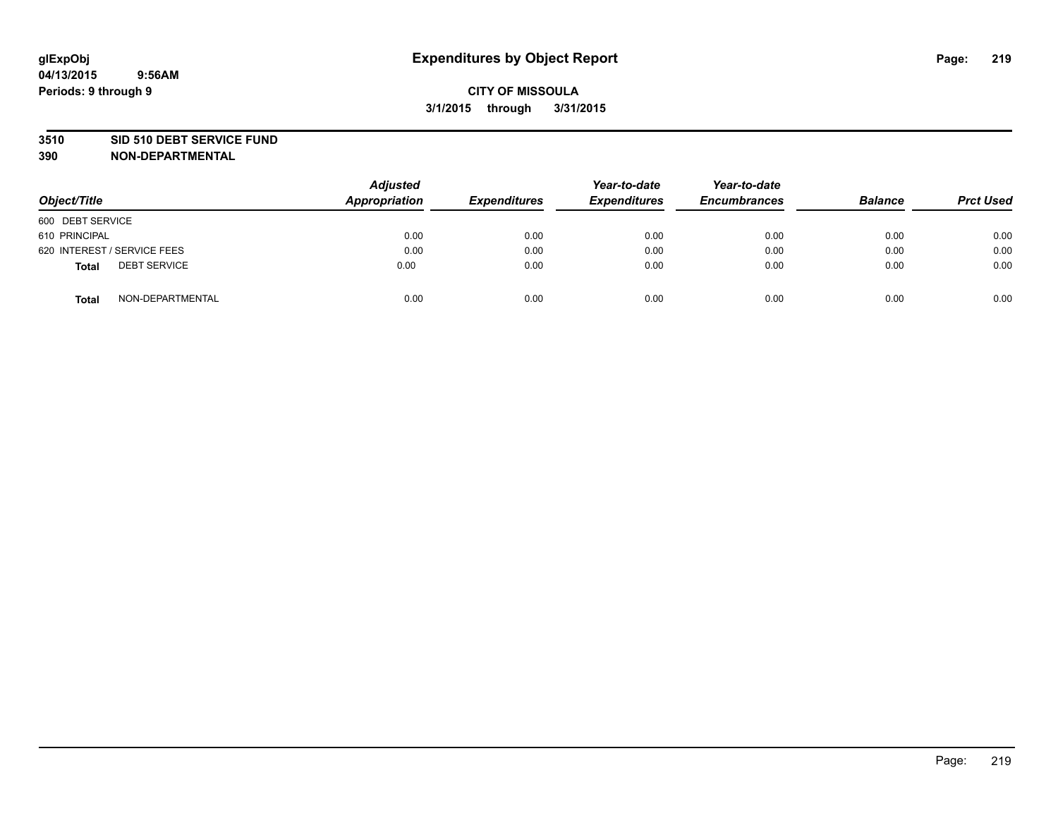glExpObj
04/13/2015 9:56AM
Periods: 9 through 9

# Expenditures by Object Report

**CITY OF MISSOULA**
**3/1/2015 through 3/31/2015**

**3510 SID 510 DEBT SERVICE FUND**
**390 NON-DEPARTMENTAL**

| Object/Title | Adjusted Appropriation | Expenditures | Year-to-date Expenditures | Year-to-date Encumbrances | Balance | Prct Used |
|---|---|---|---|---|---|---|
| 600 DEBT SERVICE | | | | | | |
| 610 PRINCIPAL | 0.00 | 0.00 | 0.00 | 0.00 | 0.00 | 0.00 |
| 620 INTEREST / SERVICE FEES | 0.00 | 0.00 | 0.00 | 0.00 | 0.00 | 0.00 |
| **Total** DEBT SERVICE | 0.00 | 0.00 | 0.00 | 0.00 | 0.00 | 0.00 |
| **Total** NON-DEPARTMENTAL | 0.00 | 0.00 | 0.00 | 0.00 | 0.00 | 0.00 |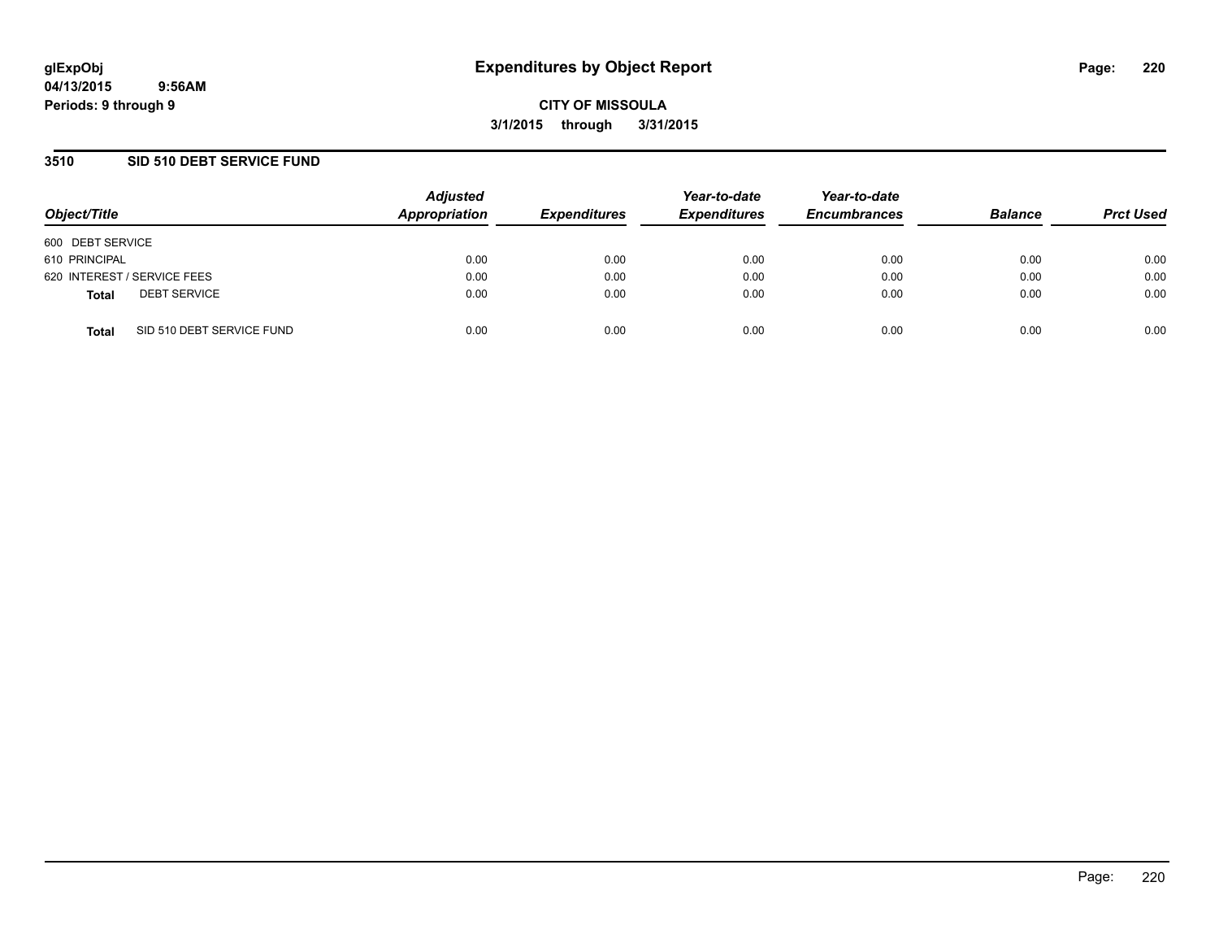**glExpObj**
**04/13/2015 9:56AM**
**Periods: 9 through 9**

# Expenditures by Object Report

**CITY OF MISSOULA**
**3/1/2015 through 3/31/2015**

## 3510 SID 510 DEBT SERVICE FUND

| Object/Title | Adjusted Appropriation | Expenditures | Year-to-date Expenditures | Year-to-date Encumbrances | Balance | Prct Used |
|---|---|---|---|---|---|---|
| 600 DEBT SERVICE | | | | | | |
| 610 PRINCIPAL | 0.00 | 0.00 | 0.00 | 0.00 | 0.00 | 0.00 |
| 620 INTEREST / SERVICE FEES | 0.00 | 0.00 | 0.00 | 0.00 | 0.00 | 0.00 |
| **Total** DEBT SERVICE | 0.00 | 0.00 | 0.00 | 0.00 | 0.00 | 0.00 |
| **Total** SID 510 DEBT SERVICE FUND | 0.00 | 0.00 | 0.00 | 0.00 | 0.00 | 0.00 |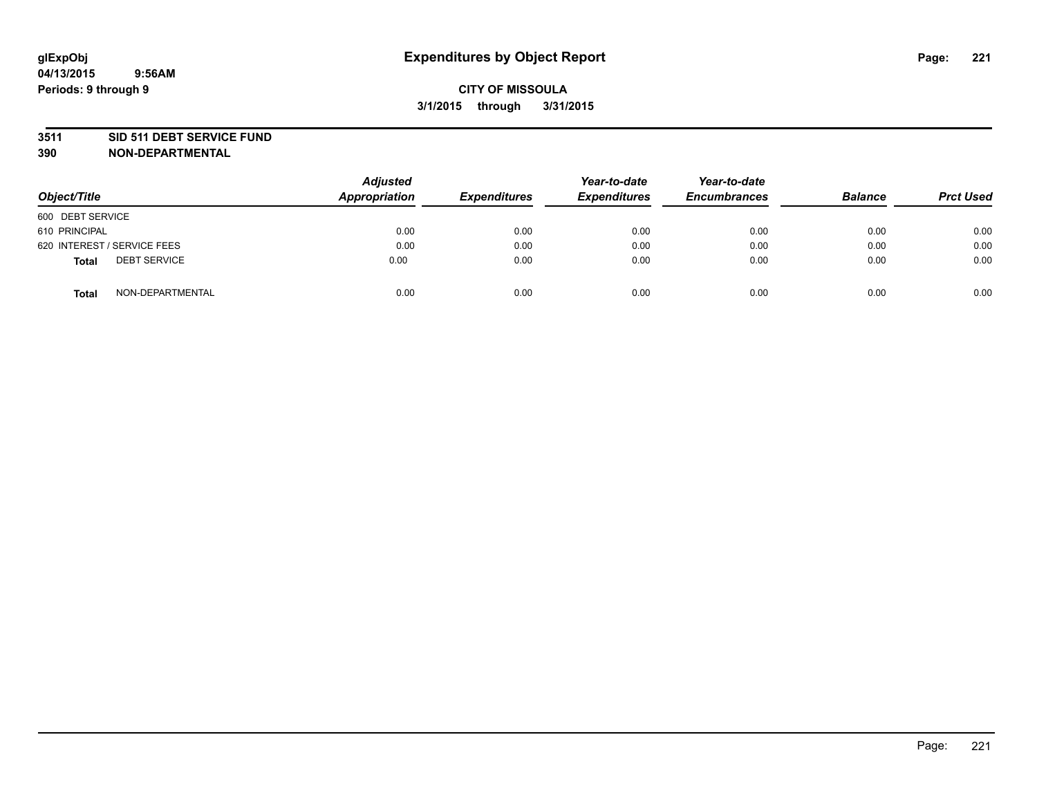# Expenditures by Object Report

glExpObj
04/13/2015 9:56AM
Periods: 9 through 9

**CITY OF MISSOULA**
**3/1/2015 through 3/31/2015**

**3511 SID 511 DEBT SERVICE FUND**
**390 NON-DEPARTMENTAL**

| Object/Title | Adjusted Appropriation | Expenditures | Year-to-date Expenditures | Year-to-date Encumbrances | Balance | Prct Used |
|---|---|---|---|---|---|---|
| 600 DEBT SERVICE | | | | | | |
| 610 PRINCIPAL | 0.00 | 0.00 | 0.00 | 0.00 | 0.00 | 0.00 |
| 620 INTEREST / SERVICE FEES | 0.00 | 0.00 | 0.00 | 0.00 | 0.00 | 0.00 |
| **Total** DEBT SERVICE | 0.00 | 0.00 | 0.00 | 0.00 | 0.00 | 0.00 |
| **Total** NON-DEPARTMENTAL | 0.00 | 0.00 | 0.00 | 0.00 | 0.00 | 0.00 |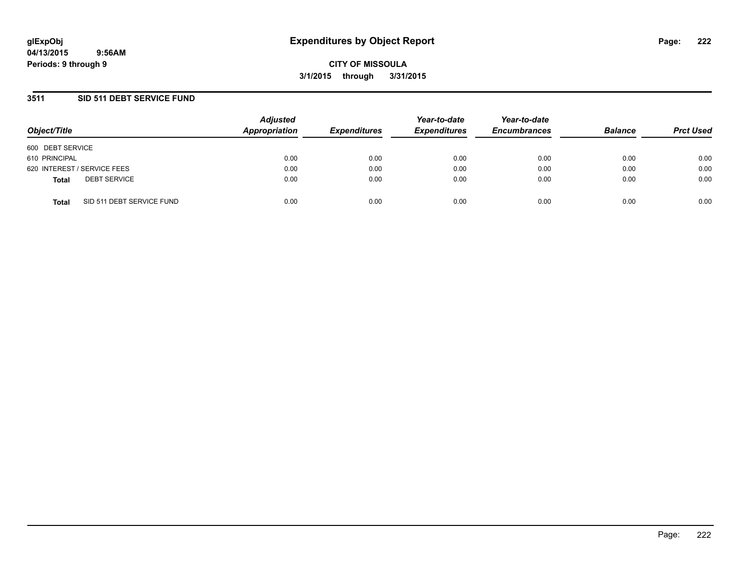**glExpObj** **Expenditures by Object Report**
**04/13/2015 9:56AM**
**Periods: 9 through 9**

**CITY OF MISSOULA**
**3/1/2015 through 3/31/2015**

## 3511 SID 511 DEBT SERVICE FUND

| Object/Title | Adjusted Appropriation | Expenditures | Year-to-date Expenditures | Year-to-date Encumbrances | Balance | Prct Used |
|---|---|---|---|---|---|---|
| 600 DEBT SERVICE | | | | | | |
| 610 PRINCIPAL | 0.00 | 0.00 | 0.00 | 0.00 | 0.00 | 0.00 |
| 620 INTEREST / SERVICE FEES | 0.00 | 0.00 | 0.00 | 0.00 | 0.00 | 0.00 |
| **Total** DEBT SERVICE | 0.00 | 0.00 | 0.00 | 0.00 | 0.00 | 0.00 |
| **Total** SID 511 DEBT SERVICE FUND | 0.00 | 0.00 | 0.00 | 0.00 | 0.00 | 0.00 |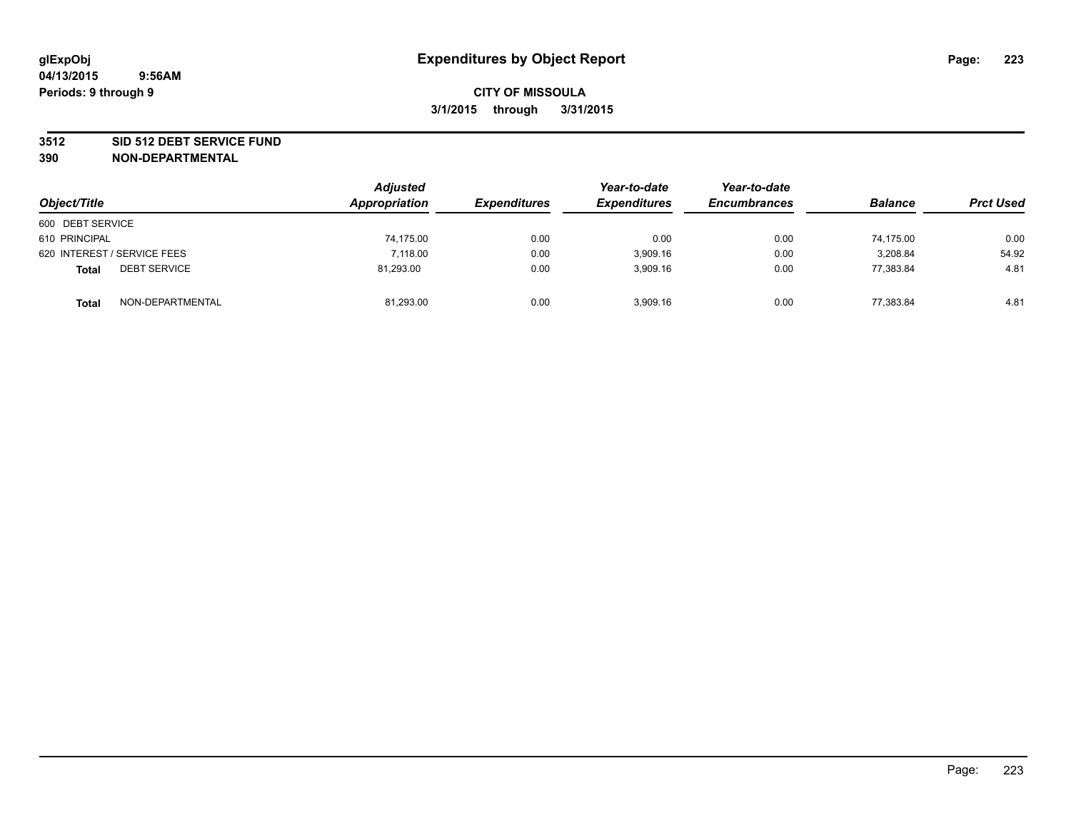# Expenditures by Object Report

glExpObj
04/13/2015 9:56AM
Periods: 9 through 9

**CITY OF MISSOULA**
**3/1/2015 through 3/31/2015**

**3512 SID 512 DEBT SERVICE FUND**
**390 NON-DEPARTMENTAL**

| Object/Title | Adjusted Appropriation | Expenditures | Year-to-date Expenditures | Year-to-date Encumbrances | Balance | Prct Used |
|---|---|---|---|---|---|---|
| 600 DEBT SERVICE | | | | | | |
| 610 PRINCIPAL | 74,175.00 | 0.00 | 0.00 | 0.00 | 74,175.00 | 0.00 |
| 620 INTEREST / SERVICE FEES | 7,118.00 | 0.00 | 3,909.16 | 0.00 | 3,208.84 | 54.92 |
| **Total** DEBT SERVICE | 81,293.00 | 0.00 | 3,909.16 | 0.00 | 77,383.84 | 4.81 |
| **Total** NON-DEPARTMENTAL | 81,293.00 | 0.00 | 3,909.16 | 0.00 | 77,383.84 | 4.81 |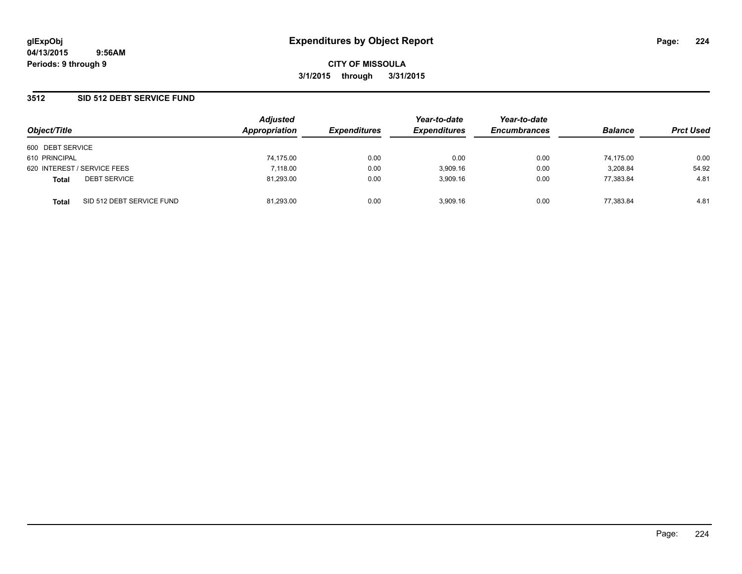glExpObj
04/13/2015 9:56AM
Periods: 9 through 9

# Expenditures by Object Report

**CITY OF MISSOULA**
**3/1/2015 through 3/31/2015**

## 3512 SID 512 DEBT SERVICE FUND

| Object/Title | | Adjusted Appropriation | Expenditures | Year-to-date Expenditures | Year-to-date Encumbrances | Balance | Prct Used |
|---|---|---|---|---|---|---|---|
| 600 DEBT SERVICE | | | | | | | |
| 610 PRINCIPAL | | 74,175.00 | 0.00 | 0.00 | 0.00 | 74,175.00 | 0.00 |
| 620 INTEREST / SERVICE FEES | | 7,118.00 | 0.00 | 3,909.16 | 0.00 | 3,208.84 | 54.92 |
| **Total** | DEBT SERVICE | 81,293.00 | 0.00 | 3,909.16 | 0.00 | 77,383.84 | 4.81 |
| **Total** | SID 512 DEBT SERVICE FUND | 81,293.00 | 0.00 | 3,909.16 | 0.00 | 77,383.84 | 4.81 |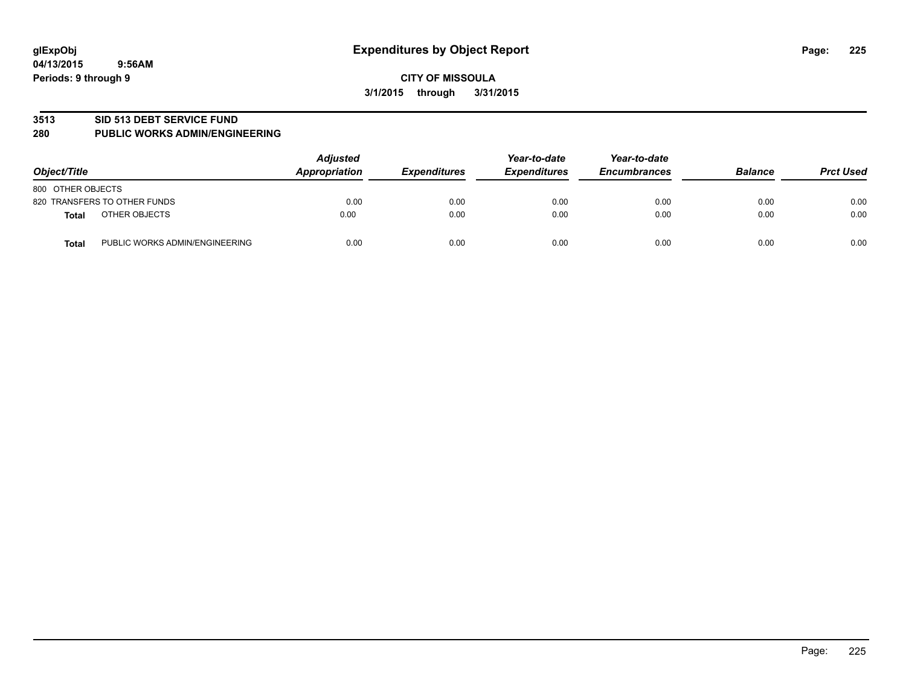# Expenditures by Object Report

glExpObj
04/13/2015 9:56AM
Periods: 9 through 9

**CITY OF MISSOULA**
**3/1/2015 through 3/31/2015**

## 3513 SID 513 DEBT SERVICE FUND
## 280 PUBLIC WORKS ADMIN/ENGINEERING

| Object/Title | | Adjusted Appropriation | Expenditures | Year-to-date Expenditures | Year-to-date Encumbrances | Balance | Prct Used |
|---|---|---|---|---|---|---|---|
| 800 OTHER OBJECTS | | | | | | | |
| 820 TRANSFERS TO OTHER FUNDS | | 0.00 | 0.00 | 0.00 | 0.00 | 0.00 | 0.00 |
| **Total** | OTHER OBJECTS | 0.00 | 0.00 | 0.00 | 0.00 | 0.00 | 0.00 |
| **Total** | PUBLIC WORKS ADMIN/ENGINEERING | 0.00 | 0.00 | 0.00 | 0.00 | 0.00 | 0.00 |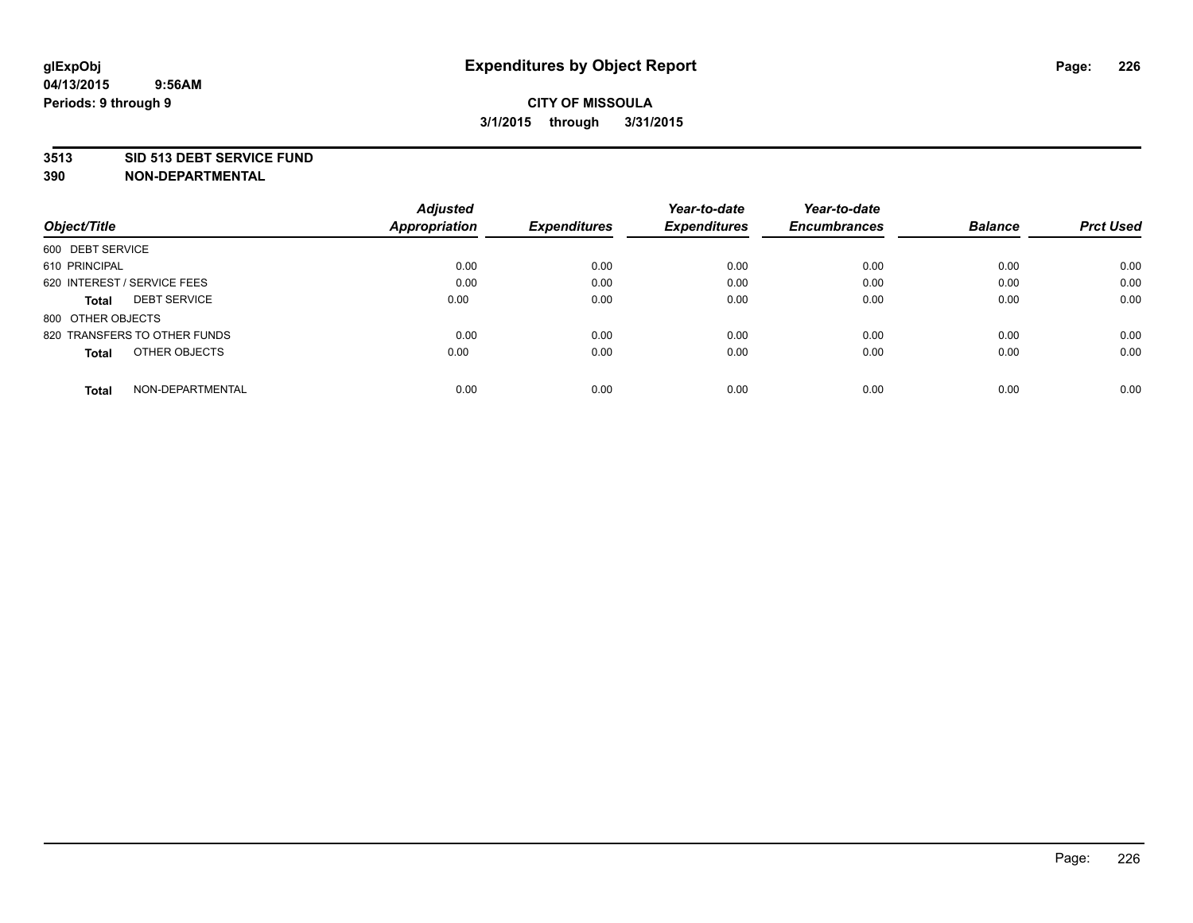**glExpObj**
**04/13/2015 9:56AM**
**Periods: 9 through 9**

# Expenditures by Object Report

**CITY OF MISSOULA**
**3/1/2015 through 3/31/2015**

**3513 SID 513 DEBT SERVICE FUND**
**390 NON-DEPARTMENTAL**

| Object/Title | Adjusted Appropriation | Expenditures | Year-to-date Expenditures | Year-to-date Encumbrances | Balance | Prct Used |
|---|---|---|---|---|---|---|
| 600 DEBT SERVICE | | | | | | |
| 610 PRINCIPAL | 0.00 | 0.00 | 0.00 | 0.00 | 0.00 | 0.00 |
| 620 INTEREST / SERVICE FEES | 0.00 | 0.00 | 0.00 | 0.00 | 0.00 | 0.00 |
| **Total** DEBT SERVICE | 0.00 | 0.00 | 0.00 | 0.00 | 0.00 | 0.00 |
| 800 OTHER OBJECTS | | | | | | |
| 820 TRANSFERS TO OTHER FUNDS | 0.00 | 0.00 | 0.00 | 0.00 | 0.00 | 0.00 |
| **Total** OTHER OBJECTS | 0.00 | 0.00 | 0.00 | 0.00 | 0.00 | 0.00 |
| **Total** NON-DEPARTMENTAL | 0.00 | 0.00 | 0.00 | 0.00 | 0.00 | 0.00 |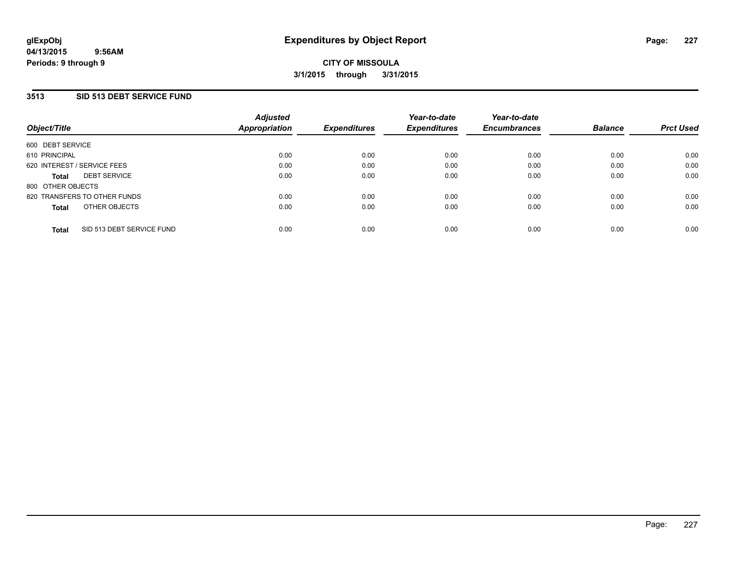glExpObj
04/13/2015 9:56AM
Periods: 9 through 9

# Expenditures by Object Report

**CITY OF MISSOULA**
**3/1/2015 through 3/31/2015**

## 3513 SID 513 DEBT SERVICE FUND

| Object/Title | Adjusted Appropriation | Expenditures | Year-to-date Expenditures | Year-to-date Encumbrances | Balance | Prct Used |
|---|---|---|---|---|---|---|
| 600 DEBT SERVICE | | | | | | |
| 610 PRINCIPAL | 0.00 | 0.00 | 0.00 | 0.00 | 0.00 | 0.00 |
| 620 INTEREST / SERVICE FEES | 0.00 | 0.00 | 0.00 | 0.00 | 0.00 | 0.00 |
| **Total** DEBT SERVICE | 0.00 | 0.00 | 0.00 | 0.00 | 0.00 | 0.00 |
| 800 OTHER OBJECTS | | | | | | |
| 820 TRANSFERS TO OTHER FUNDS | 0.00 | 0.00 | 0.00 | 0.00 | 0.00 | 0.00 |
| **Total** OTHER OBJECTS | 0.00 | 0.00 | 0.00 | 0.00 | 0.00 | 0.00 |
| **Total** SID 513 DEBT SERVICE FUND | 0.00 | 0.00 | 0.00 | 0.00 | 0.00 | 0.00 |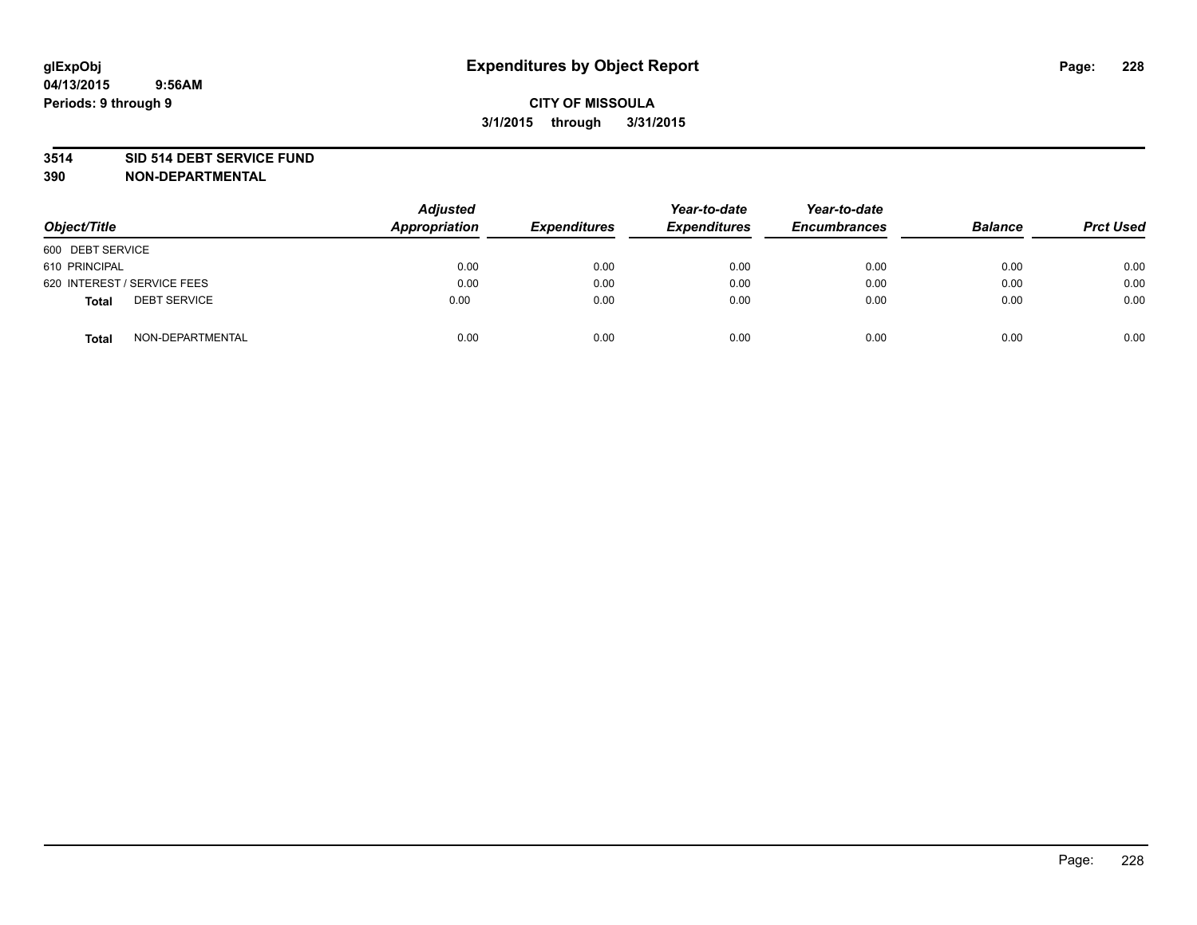# Expenditures by Object Report

glExpObj
04/13/2015 9:56AM
Periods: 9 through 9

**CITY OF MISSOULA**
**3/1/2015 through 3/31/2015**

**3514 SID 514 DEBT SERVICE FUND**
**390 NON-DEPARTMENTAL**

| Object/Title | Adjusted Appropriation | Expenditures | Year-to-date Expenditures | Year-to-date Encumbrances | Balance | Prct Used |
|---|---|---|---|---|---|---|
| 600 DEBT SERVICE | | | | | | |
| 610 PRINCIPAL | 0.00 | 0.00 | 0.00 | 0.00 | 0.00 | 0.00 |
| 620 INTEREST / SERVICE FEES | 0.00 | 0.00 | 0.00 | 0.00 | 0.00 | 0.00 |
| **Total** DEBT SERVICE | 0.00 | 0.00 | 0.00 | 0.00 | 0.00 | 0.00 |
| **Total** NON-DEPARTMENTAL | 0.00 | 0.00 | 0.00 | 0.00 | 0.00 | 0.00 |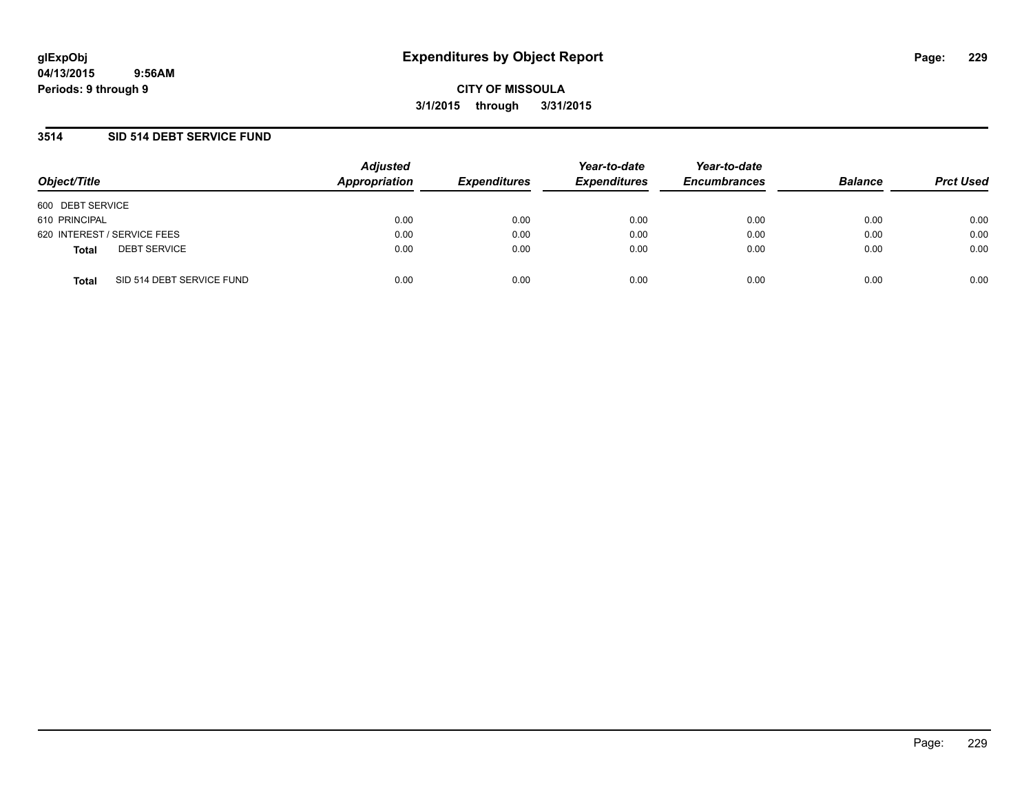# Expenditures by Object Report

glExpObj
04/13/2015 9:56AM
Periods: 9 through 9

**CITY OF MISSOULA**
**3/1/2015 through 3/31/2015**

## 3514 SID 514 DEBT SERVICE FUND

| Object/Title | Adjusted Appropriation | Expenditures | Year-to-date Expenditures | Year-to-date Encumbrances | Balance | Prct Used |
|---|---|---|---|---|---|---|
| 600 DEBT SERVICE | | | | | | |
| 610 PRINCIPAL | 0.00 | 0.00 | 0.00 | 0.00 | 0.00 | 0.00 |
| 620 INTEREST / SERVICE FEES | 0.00 | 0.00 | 0.00 | 0.00 | 0.00 | 0.00 |
| **Total** DEBT SERVICE | 0.00 | 0.00 | 0.00 | 0.00 | 0.00 | 0.00 |
| **Total** SID 514 DEBT SERVICE FUND | 0.00 | 0.00 | 0.00 | 0.00 | 0.00 | 0.00 |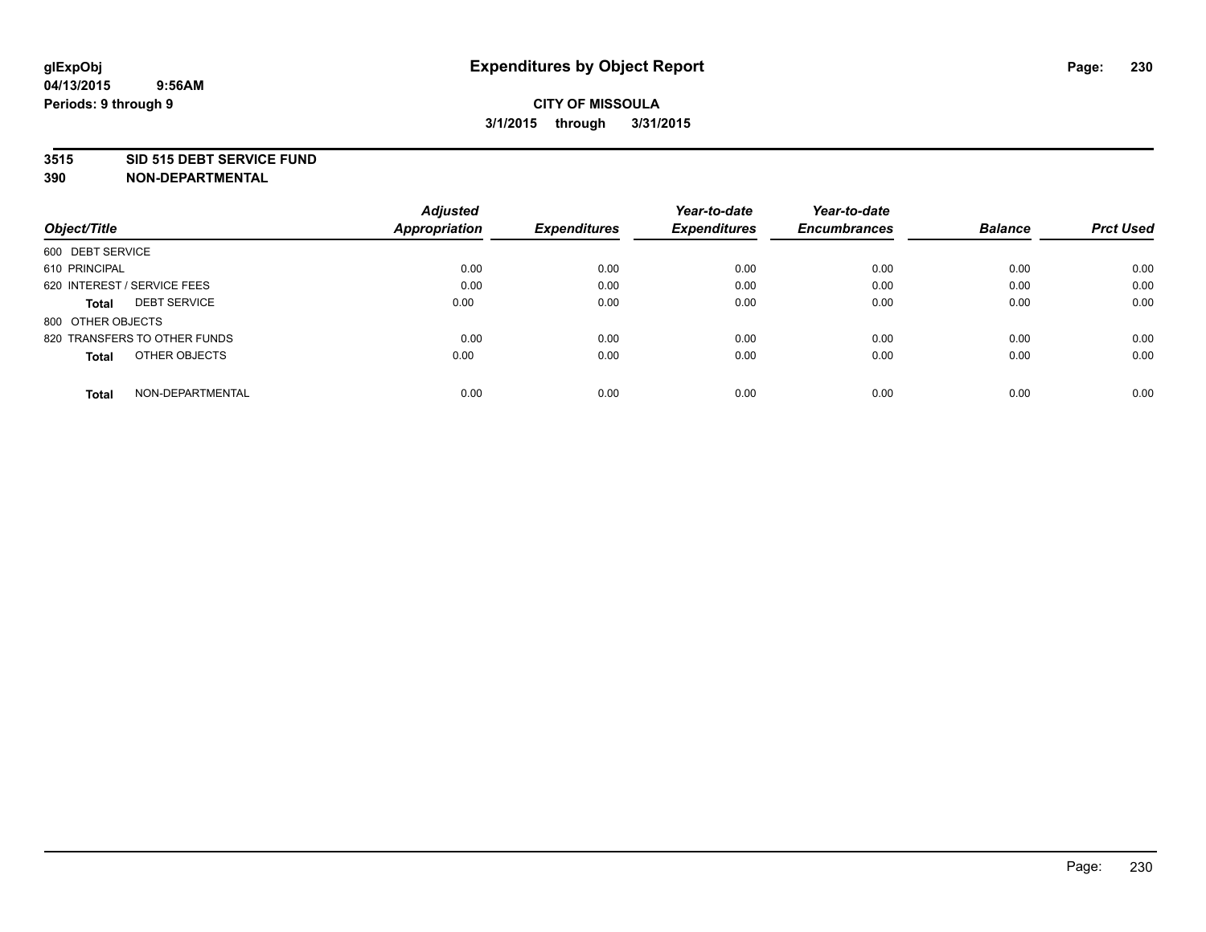glExpObj
04/13/2015 9:56AM
Periods: 9 through 9

# Expenditures by Object Report

**CITY OF MISSOULA**
**3/1/2015 through 3/31/2015**

**3515 SID 515 DEBT SERVICE FUND**
**390 NON-DEPARTMENTAL**

| Object/Title | Adjusted Appropriation | Expenditures | Year-to-date Expenditures | Year-to-date Encumbrances | Balance | Prct Used |
|---|---|---|---|---|---|---|
| 600 DEBT SERVICE | | | | | | |
| 610 PRINCIPAL | 0.00 | 0.00 | 0.00 | 0.00 | 0.00 | 0.00 |
| 620 INTEREST / SERVICE FEES | 0.00 | 0.00 | 0.00 | 0.00 | 0.00 | 0.00 |
| **Total** DEBT SERVICE | 0.00 | 0.00 | 0.00 | 0.00 | 0.00 | 0.00 |
| 800 OTHER OBJECTS | | | | | | |
| 820 TRANSFERS TO OTHER FUNDS | 0.00 | 0.00 | 0.00 | 0.00 | 0.00 | 0.00 |
| **Total** OTHER OBJECTS | 0.00 | 0.00 | 0.00 | 0.00 | 0.00 | 0.00 |
| **Total** NON-DEPARTMENTAL | 0.00 | 0.00 | 0.00 | 0.00 | 0.00 | 0.00 |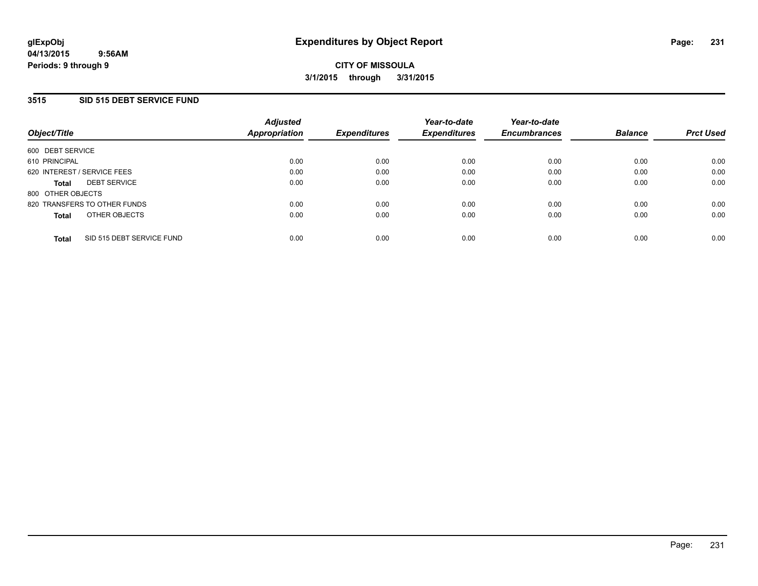# Expenditures by Object Report

glExpObj
04/13/2015 9:56AM
Periods: 9 through 9

**CITY OF MISSOULA**
**3/1/2015 through 3/31/2015**

## 3515 SID 515 DEBT SERVICE FUND

| Object/Title | | Adjusted Appropriation | Expenditures | Year-to-date Expenditures | Year-to-date Encumbrances | Balance | Prct Used |
|---|---|---|---|---|---|---|---|
| 600 DEBT SERVICE | | | | | | | |
| 610 PRINCIPAL | | 0.00 | 0.00 | 0.00 | 0.00 | 0.00 | 0.00 |
| 620 INTEREST / SERVICE FEES | | 0.00 | 0.00 | 0.00 | 0.00 | 0.00 | 0.00 |
| **Total** | DEBT SERVICE | 0.00 | 0.00 | 0.00 | 0.00 | 0.00 | 0.00 |
| 800 OTHER OBJECTS | | | | | | | |
| 820 TRANSFERS TO OTHER FUNDS | | 0.00 | 0.00 | 0.00 | 0.00 | 0.00 | 0.00 |
| **Total** | OTHER OBJECTS | 0.00 | 0.00 | 0.00 | 0.00 | 0.00 | 0.00 |
| **Total** | SID 515 DEBT SERVICE FUND | 0.00 | 0.00 | 0.00 | 0.00 | 0.00 | 0.00 |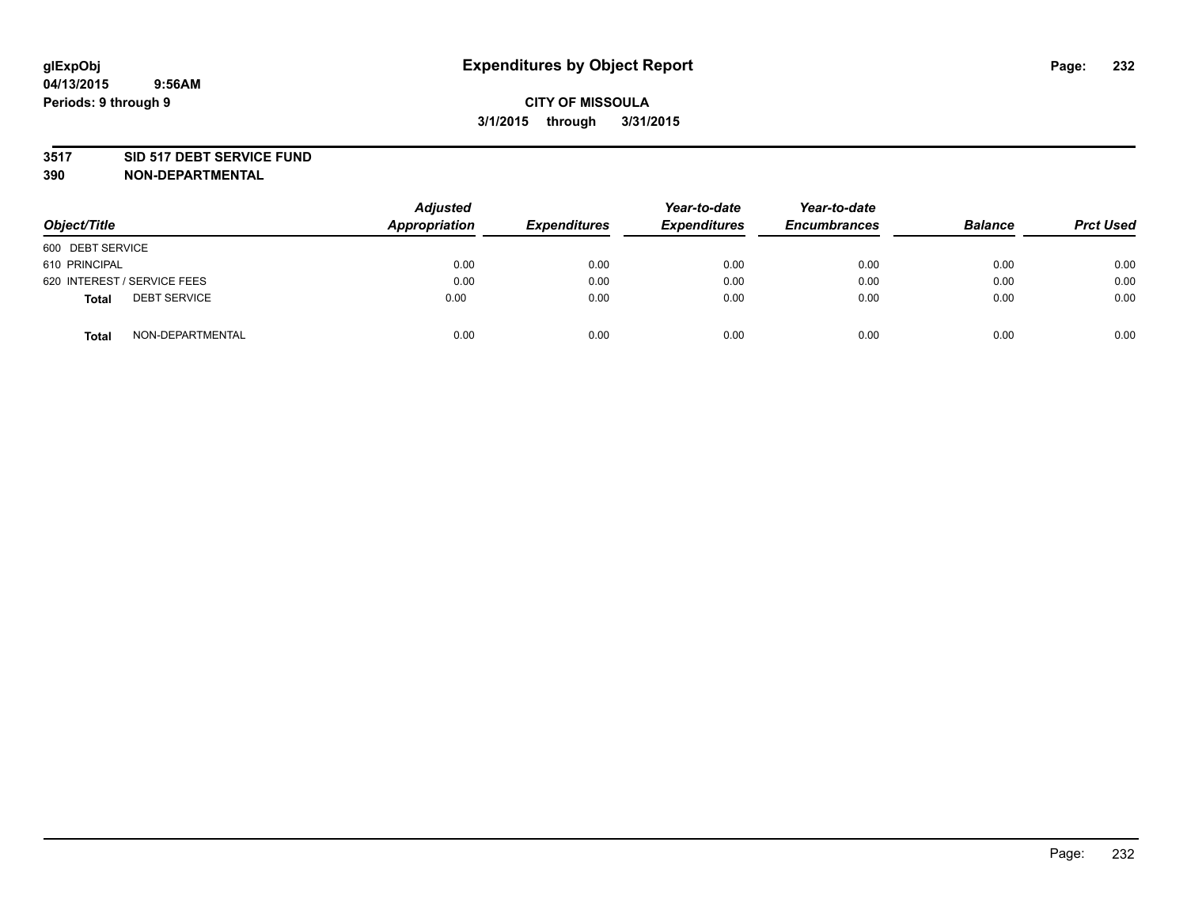# Expenditures by Object Report

glExpObj
04/13/2015 9:56AM
Periods: 9 through 9

**CITY OF MISSOULA**
**3/1/2015 through 3/31/2015**

**3517 SID 517 DEBT SERVICE FUND**
**390 NON-DEPARTMENTAL**

| Object/Title | Adjusted Appropriation | Expenditures | Year-to-date Expenditures | Year-to-date Encumbrances | Balance | Prct Used |
|---|---|---|---|---|---|---|
| 600 DEBT SERVICE | | | | | | |
| 610 PRINCIPAL | 0.00 | 0.00 | 0.00 | 0.00 | 0.00 | 0.00 |
| 620 INTEREST / SERVICE FEES | 0.00 | 0.00 | 0.00 | 0.00 | 0.00 | 0.00 |
| **Total** DEBT SERVICE | 0.00 | 0.00 | 0.00 | 0.00 | 0.00 | 0.00 |
| **Total** NON-DEPARTMENTAL | 0.00 | 0.00 | 0.00 | 0.00 | 0.00 | 0.00 |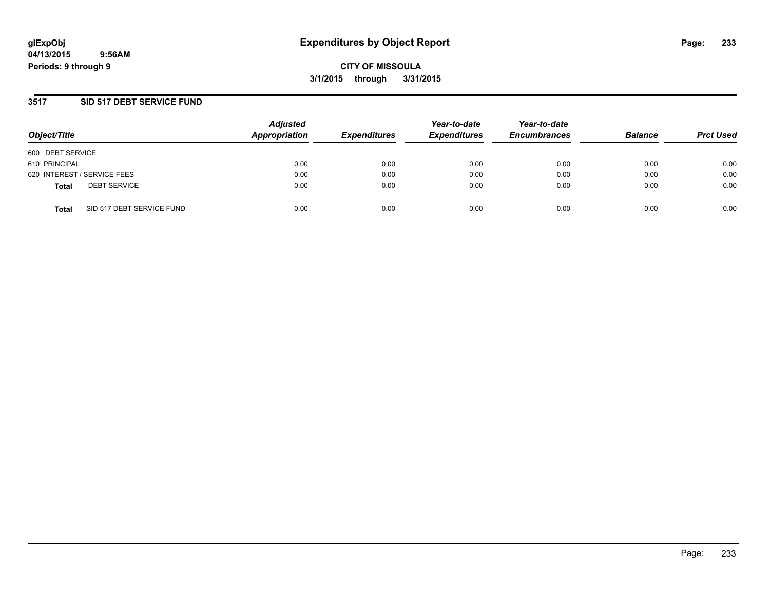glExpObj
04/13/2015 9:56AM
Periods: 9 through 9

# Expenditures by Object Report

**CITY OF MISSOULA**

**3/1/2015 through 3/31/2015**

## 3517 SID 517 DEBT SERVICE FUND

| Object/Title | Adjusted Appropriation | Expenditures | Year-to-date Expenditures | Year-to-date Encumbrances | Balance | Prct Used |
|---|---|---|---|---|---|---|
| 600 DEBT SERVICE | | | | | | |
| 610 PRINCIPAL | 0.00 | 0.00 | 0.00 | 0.00 | 0.00 | 0.00 |
| 620 INTEREST / SERVICE FEES | 0.00 | 0.00 | 0.00 | 0.00 | 0.00 | 0.00 |
| **Total** DEBT SERVICE | 0.00 | 0.00 | 0.00 | 0.00 | 0.00 | 0.00 |
| **Total** SID 517 DEBT SERVICE FUND | 0.00 | 0.00 | 0.00 | 0.00 | 0.00 | 0.00 |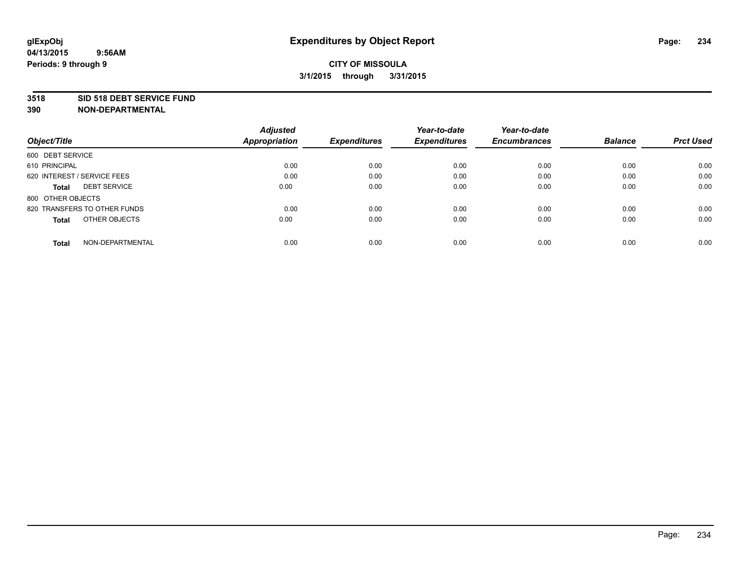**glExpObj**
**04/13/2015 9:56AM**
**Periods: 9 through 9**

# Expenditures by Object Report

**CITY OF MISSOULA**
**3/1/2015 through 3/31/2015**

**3518 SID 518 DEBT SERVICE FUND**
**390 NON-DEPARTMENTAL**

| Object/Title | Adjusted Appropriation | Expenditures | Year-to-date Expenditures | Year-to-date Encumbrances | Balance | Prct Used |
|---|---|---|---|---|---|---|
| 600 DEBT SERVICE | | | | | | |
| 610 PRINCIPAL | 0.00 | 0.00 | 0.00 | 0.00 | 0.00 | 0.00 |
| 620 INTEREST / SERVICE FEES | 0.00 | 0.00 | 0.00 | 0.00 | 0.00 | 0.00 |
| **Total** DEBT SERVICE | 0.00 | 0.00 | 0.00 | 0.00 | 0.00 | 0.00 |
| 800 OTHER OBJECTS | | | | | | |
| 820 TRANSFERS TO OTHER FUNDS | 0.00 | 0.00 | 0.00 | 0.00 | 0.00 | 0.00 |
| **Total** OTHER OBJECTS | 0.00 | 0.00 | 0.00 | 0.00 | 0.00 | 0.00 |
| **Total** NON-DEPARTMENTAL | 0.00 | 0.00 | 0.00 | 0.00 | 0.00 | 0.00 |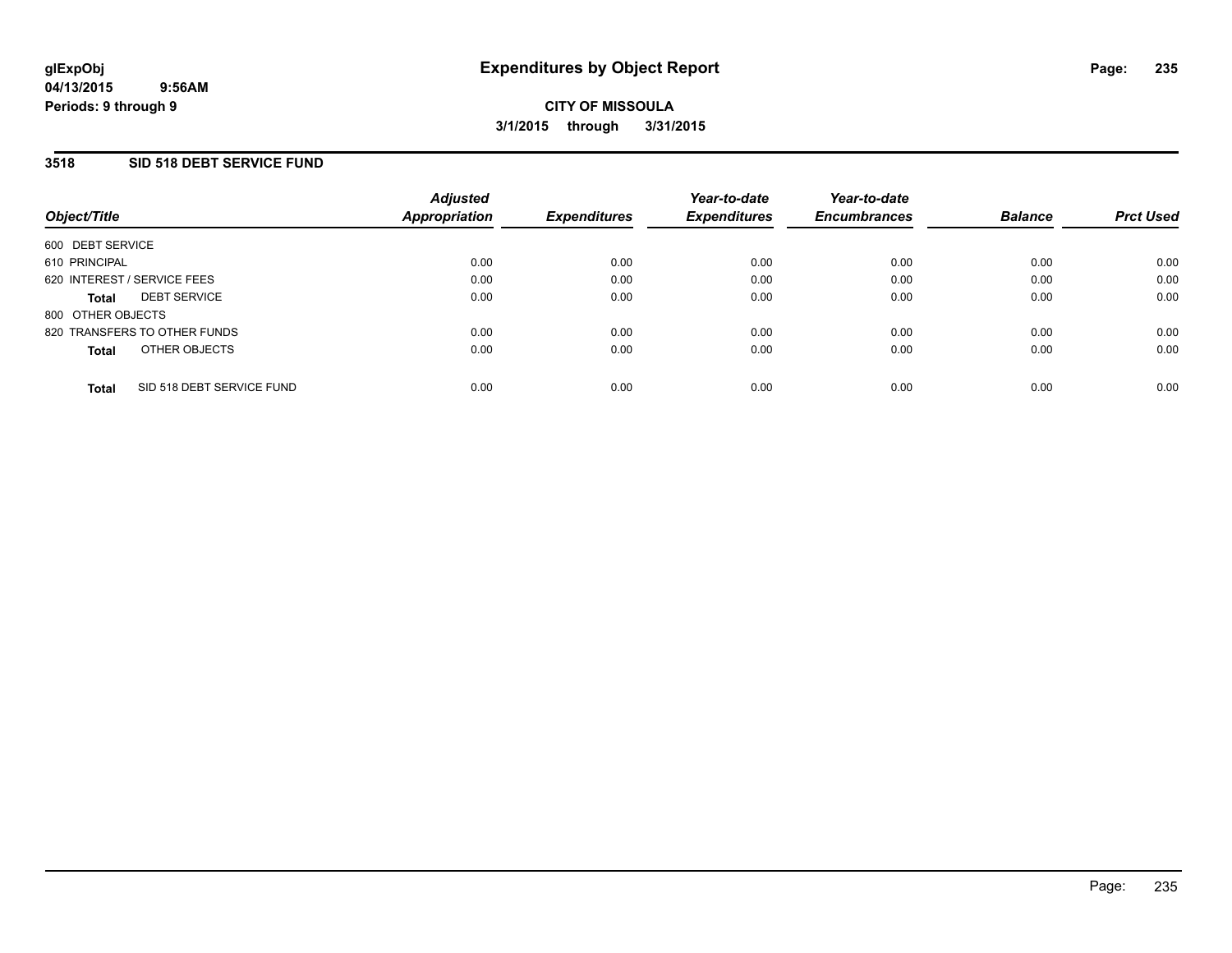# Expenditures by Object Report

glExpObj
04/13/2015 9:56AM
Periods: 9 through 9

**CITY OF MISSOULA**
**3/1/2015 through 3/31/2015**

## 3518 SID 518 DEBT SERVICE FUND

| Object/Title | Adjusted Appropriation | Expenditures | Year-to-date Expenditures | Year-to-date Encumbrances | Balance | Prct Used |
|---|---|---|---|---|---|---|
| 600 DEBT SERVICE | | | | | | |
| 610 PRINCIPAL | 0.00 | 0.00 | 0.00 | 0.00 | 0.00 | 0.00 |
| 620 INTEREST / SERVICE FEES | 0.00 | 0.00 | 0.00 | 0.00 | 0.00 | 0.00 |
| **Total** DEBT SERVICE | 0.00 | 0.00 | 0.00 | 0.00 | 0.00 | 0.00 |
| 800 OTHER OBJECTS | | | | | | |
| 820 TRANSFERS TO OTHER FUNDS | 0.00 | 0.00 | 0.00 | 0.00 | 0.00 | 0.00 |
| **Total** OTHER OBJECTS | 0.00 | 0.00 | 0.00 | 0.00 | 0.00 | 0.00 |
| **Total** SID 518 DEBT SERVICE FUND | 0.00 | 0.00 | 0.00 | 0.00 | 0.00 | 0.00 |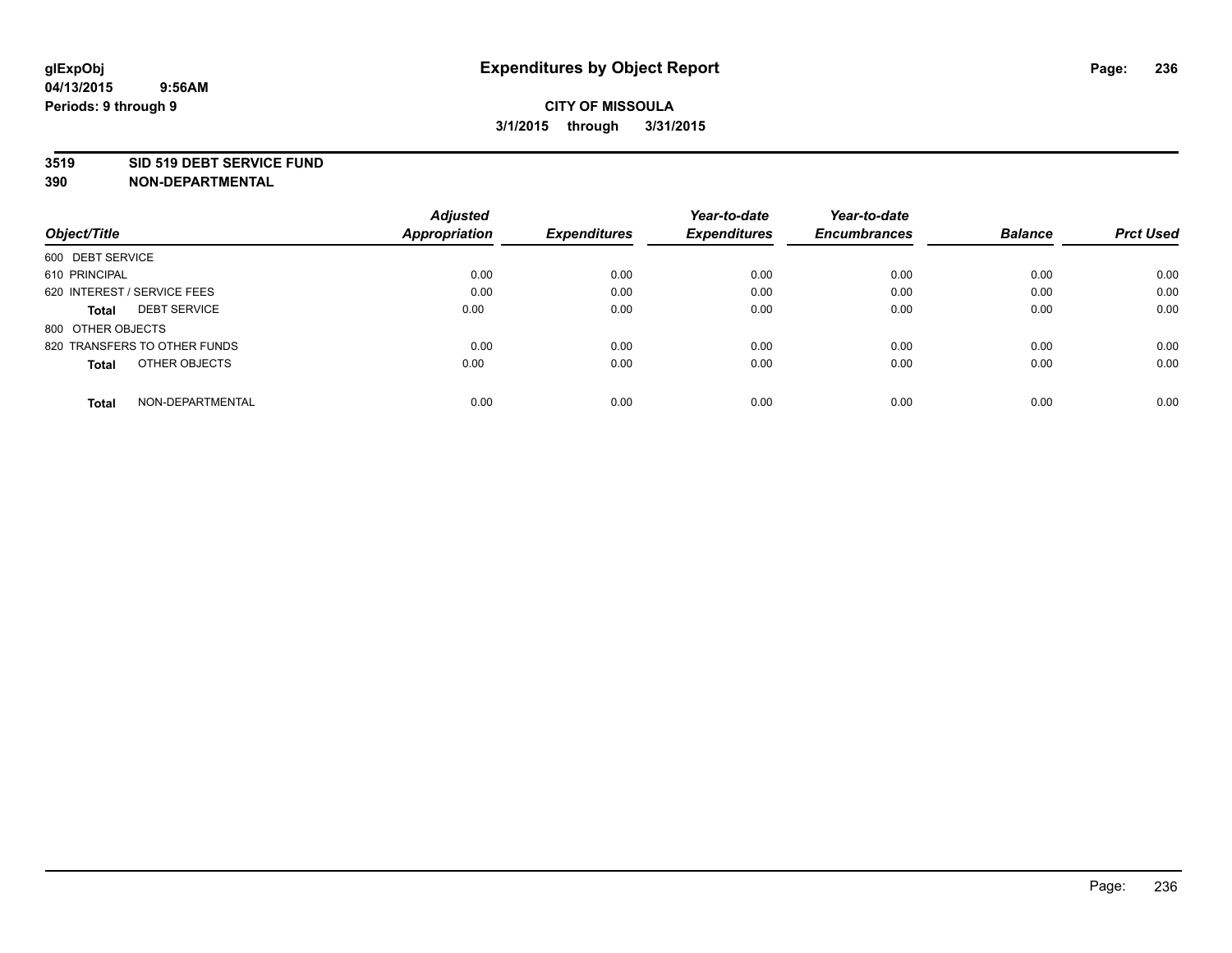**glExpObj**
**04/13/2015 9:56AM**
**Periods: 9 through 9**

# Expenditures by Object Report

**CITY OF MISSOULA**
**3/1/2015 through 3/31/2015**

**3519 SID 519 DEBT SERVICE FUND**
**390 NON-DEPARTMENTAL**

| Object/Title | | Adjusted Appropriation | Expenditures | Year-to-date Expenditures | Year-to-date Encumbrances | Balance | Prct Used |
|---|---|---|---|---|---|---|---|
| 600 DEBT SERVICE | | | | | | | |
| 610 PRINCIPAL | | 0.00 | 0.00 | 0.00 | 0.00 | 0.00 | 0.00 |
| 620 INTEREST / SERVICE FEES | | 0.00 | 0.00 | 0.00 | 0.00 | 0.00 | 0.00 |
| **Total** | DEBT SERVICE | 0.00 | 0.00 | 0.00 | 0.00 | 0.00 | 0.00 |
| 800 OTHER OBJECTS | | | | | | | |
| 820 TRANSFERS TO OTHER FUNDS | | 0.00 | 0.00 | 0.00 | 0.00 | 0.00 | 0.00 |
| **Total** | OTHER OBJECTS | 0.00 | 0.00 | 0.00 | 0.00 | 0.00 | 0.00 |
| **Total** | NON-DEPARTMENTAL | 0.00 | 0.00 | 0.00 | 0.00 | 0.00 | 0.00 |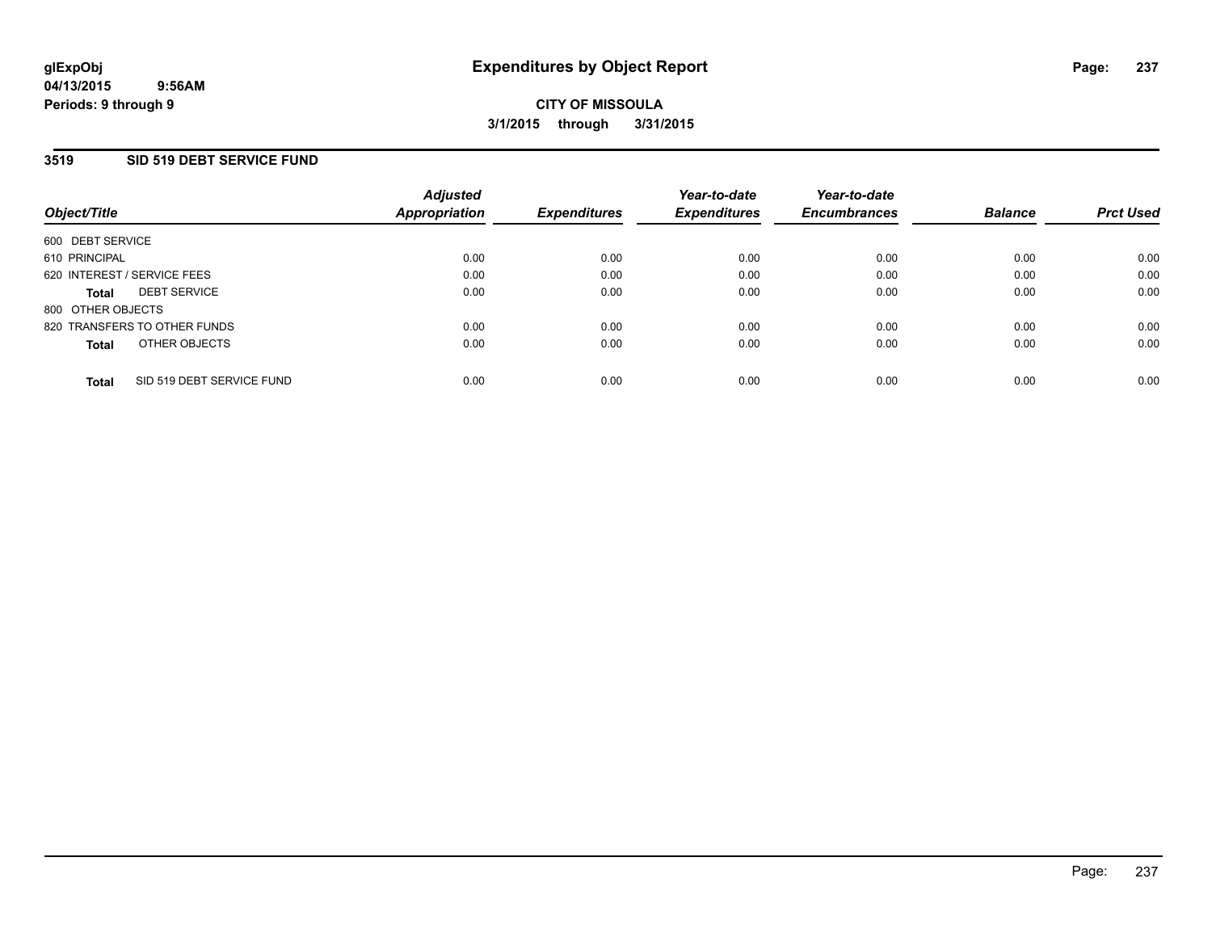# Expenditures by Object Report

glExpObj
04/13/2015 9:56AM
Periods: 9 through 9

**CITY OF MISSOULA**
**3/1/2015 through 3/31/2015**

## 3519 SID 519 DEBT SERVICE FUND

| Object/Title | | Adjusted Appropriation | Expenditures | Year-to-date Expenditures | Year-to-date Encumbrances | Balance | Prct Used |
|---|---|---|---|---|---|---|---|
| 600 DEBT SERVICE | | | | | | | |
| 610 PRINCIPAL | | 0.00 | 0.00 | 0.00 | 0.00 | 0.00 | 0.00 |
| 620 INTEREST / SERVICE FEES | | 0.00 | 0.00 | 0.00 | 0.00 | 0.00 | 0.00 |
| **Total** | DEBT SERVICE | 0.00 | 0.00 | 0.00 | 0.00 | 0.00 | 0.00 |
| 800 OTHER OBJECTS | | | | | | | |
| 820 TRANSFERS TO OTHER FUNDS | | 0.00 | 0.00 | 0.00 | 0.00 | 0.00 | 0.00 |
| **Total** | OTHER OBJECTS | 0.00 | 0.00 | 0.00 | 0.00 | 0.00 | 0.00 |
| **Total** | SID 519 DEBT SERVICE FUND | 0.00 | 0.00 | 0.00 | 0.00 | 0.00 | 0.00 |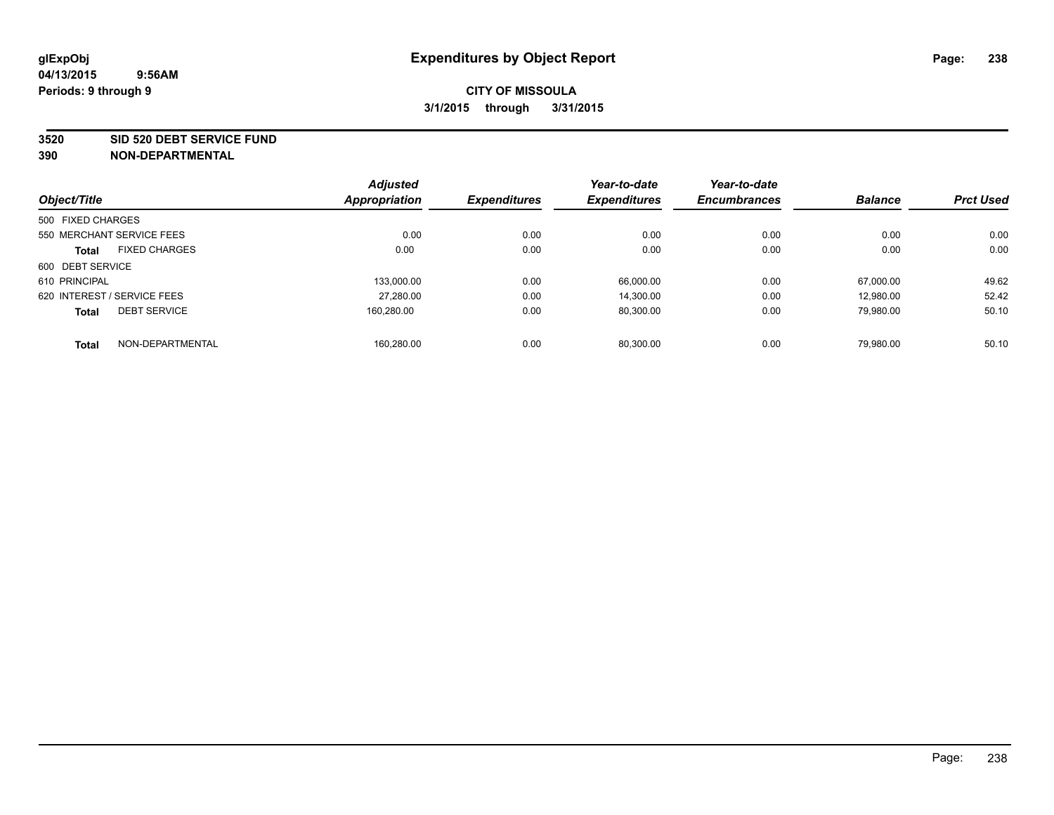glExpObj
04/13/2015 9:56AM
Periods: 9 through 9

# Expenditures by Object Report

**CITY OF MISSOULA**

**3/1/2015 through 3/31/2015**

**3520 SID 520 DEBT SERVICE FUND**

**390 NON-DEPARTMENTAL**

| Object/Title | | Adjusted Appropriation | Expenditures | Year-to-date Expenditures | Year-to-date Encumbrances | Balance | Prct Used |
|---|---|---|---|---|---|---|---|
| 500 FIXED CHARGES | | | | | | | |
| 550 MERCHANT SERVICE FEES | | 0.00 | 0.00 | 0.00 | 0.00 | 0.00 | 0.00 |
| **Total** | FIXED CHARGES | 0.00 | 0.00 | 0.00 | 0.00 | 0.00 | 0.00 |
| 600 DEBT SERVICE | | | | | | | |
| 610 PRINCIPAL | | 133,000.00 | 0.00 | 66,000.00 | 0.00 | 67,000.00 | 49.62 |
| 620 INTEREST / SERVICE FEES | | 27,280.00 | 0.00 | 14,300.00 | 0.00 | 12,980.00 | 52.42 |
| **Total** | DEBT SERVICE | 160,280.00 | 0.00 | 80,300.00 | 0.00 | 79,980.00 | 50.10 |
| **Total** | NON-DEPARTMENTAL | 160,280.00 | 0.00 | 80,300.00 | 0.00 | 79,980.00 | 50.10 |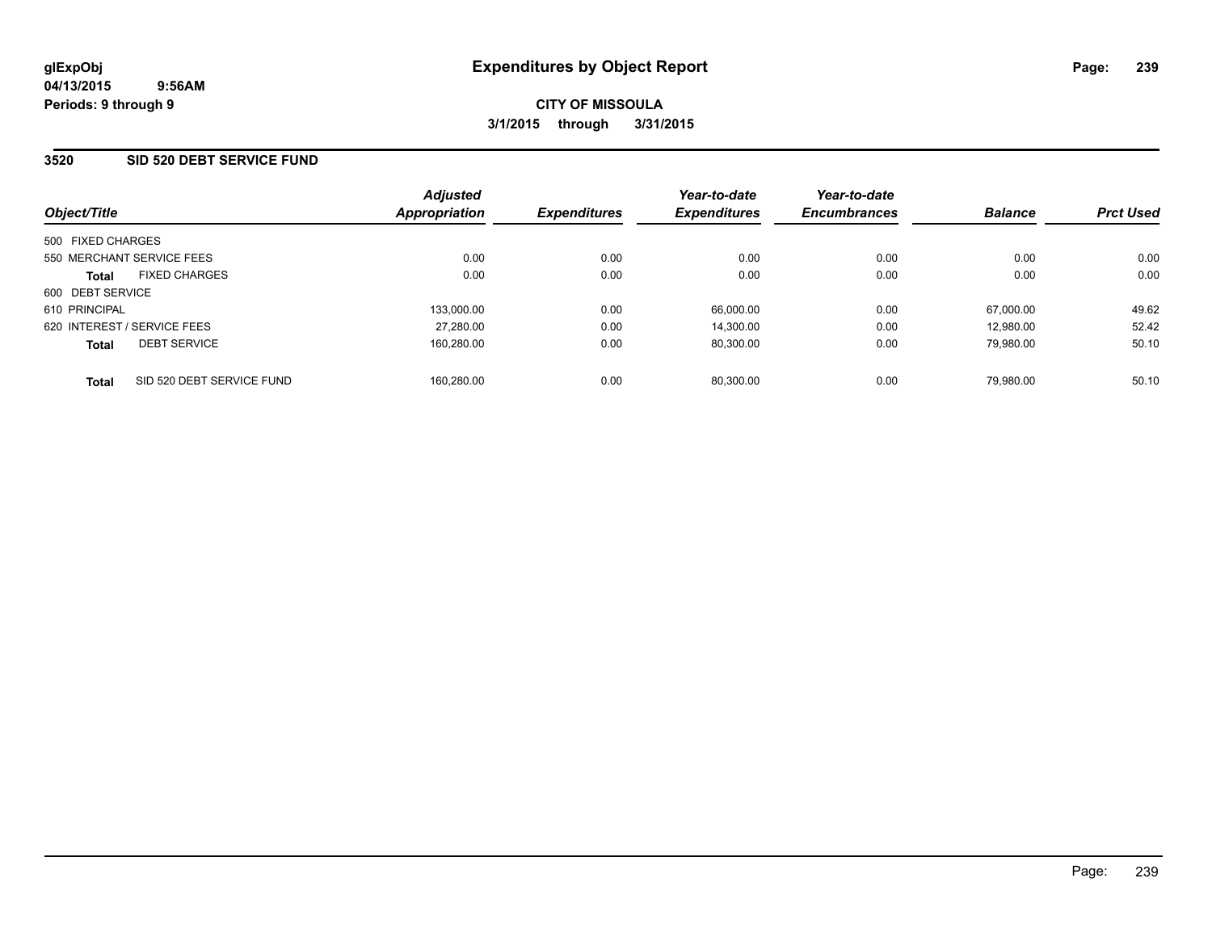# Expenditures by Object Report

glExpObj
04/13/2015 9:56AM
Periods: 9 through 9

**CITY OF MISSOULA**
**3/1/2015 through 3/31/2015**

## 3520 SID 520 DEBT SERVICE FUND

| Object/Title | | Adjusted Appropriation | Expenditures | Year-to-date Expenditures | Year-to-date Encumbrances | Balance | Prct Used |
|---|---|---|---|---|---|---|---|
| 500 FIXED CHARGES | | | | | | | |
| 550 MERCHANT SERVICE FEES | | 0.00 | 0.00 | 0.00 | 0.00 | 0.00 | 0.00 |
| **Total** | FIXED CHARGES | 0.00 | 0.00 | 0.00 | 0.00 | 0.00 | 0.00 |
| 600 DEBT SERVICE | | | | | | | |
| 610 PRINCIPAL | | 133,000.00 | 0.00 | 66,000.00 | 0.00 | 67,000.00 | 49.62 |
| 620 INTEREST / SERVICE FEES | | 27,280.00 | 0.00 | 14,300.00 | 0.00 | 12,980.00 | 52.42 |
| **Total** | DEBT SERVICE | 160,280.00 | 0.00 | 80,300.00 | 0.00 | 79,980.00 | 50.10 |
| **Total** | SID 520 DEBT SERVICE FUND | 160,280.00 | 0.00 | 80,300.00 | 0.00 | 79,980.00 | 50.10 |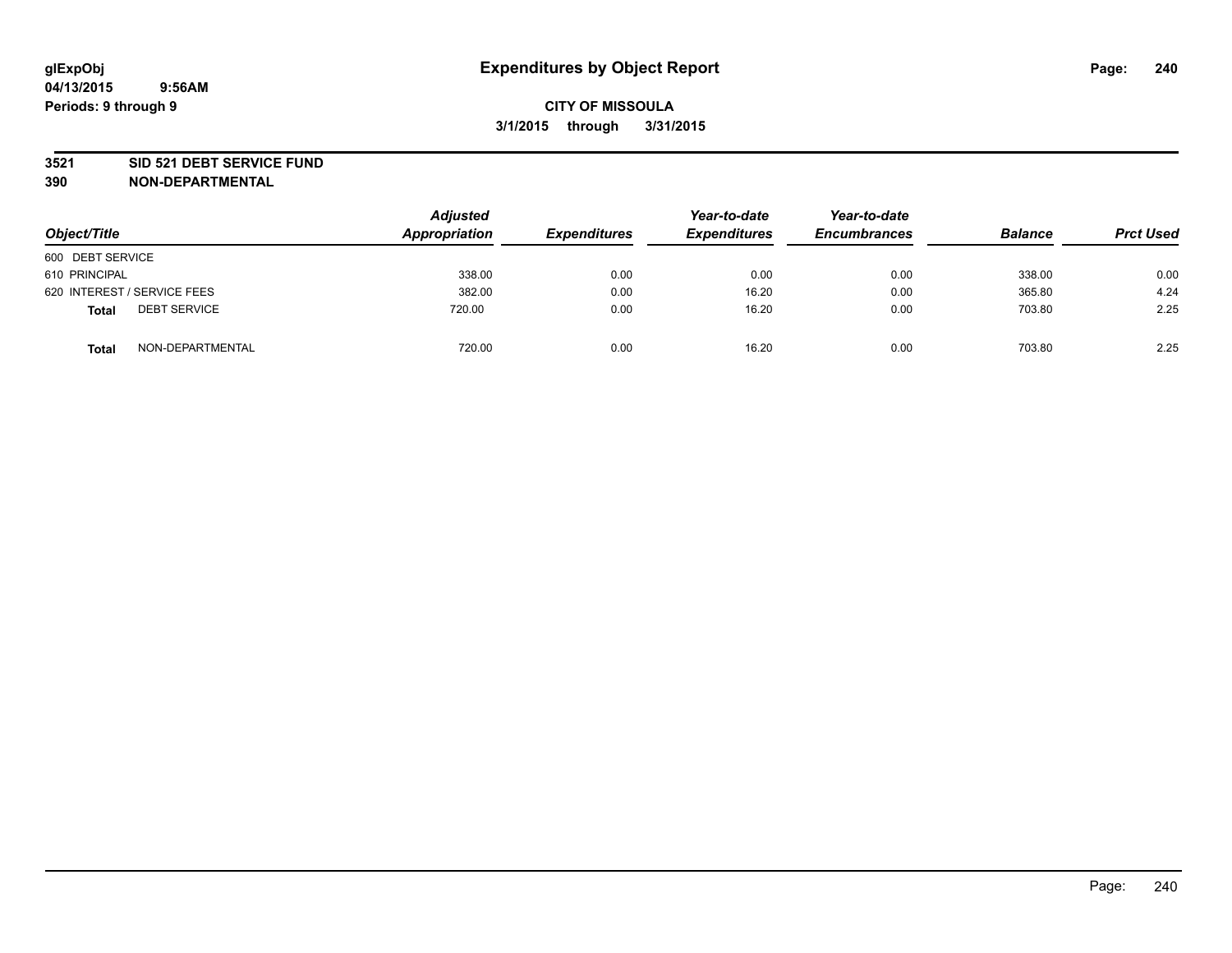**glExpObj**
**04/13/2015 9:56AM**
**Periods: 9 through 9**

# Expenditures by Object Report

**CITY OF MISSOULA**
**3/1/2015 through 3/31/2015**

**3521 SID 521 DEBT SERVICE FUND**
**390 NON-DEPARTMENTAL**

| Object/Title | | Adjusted Appropriation | Expenditures | Year-to-date Expenditures | Year-to-date Encumbrances | Balance | Prct Used |
|---|---|---|---|---|---|---|---|
| 600 DEBT SERVICE | | | | | | | |
| 610 PRINCIPAL | | 338.00 | 0.00 | 0.00 | 0.00 | 338.00 | 0.00 |
| 620 INTEREST / SERVICE FEES | | 382.00 | 0.00 | 16.20 | 0.00 | 365.80 | 4.24 |
| **Total** | DEBT SERVICE | 720.00 | 0.00 | 16.20 | 0.00 | 703.80 | 2.25 |
| **Total** | NON-DEPARTMENTAL | 720.00 | 0.00 | 16.20 | 0.00 | 703.80 | 2.25 |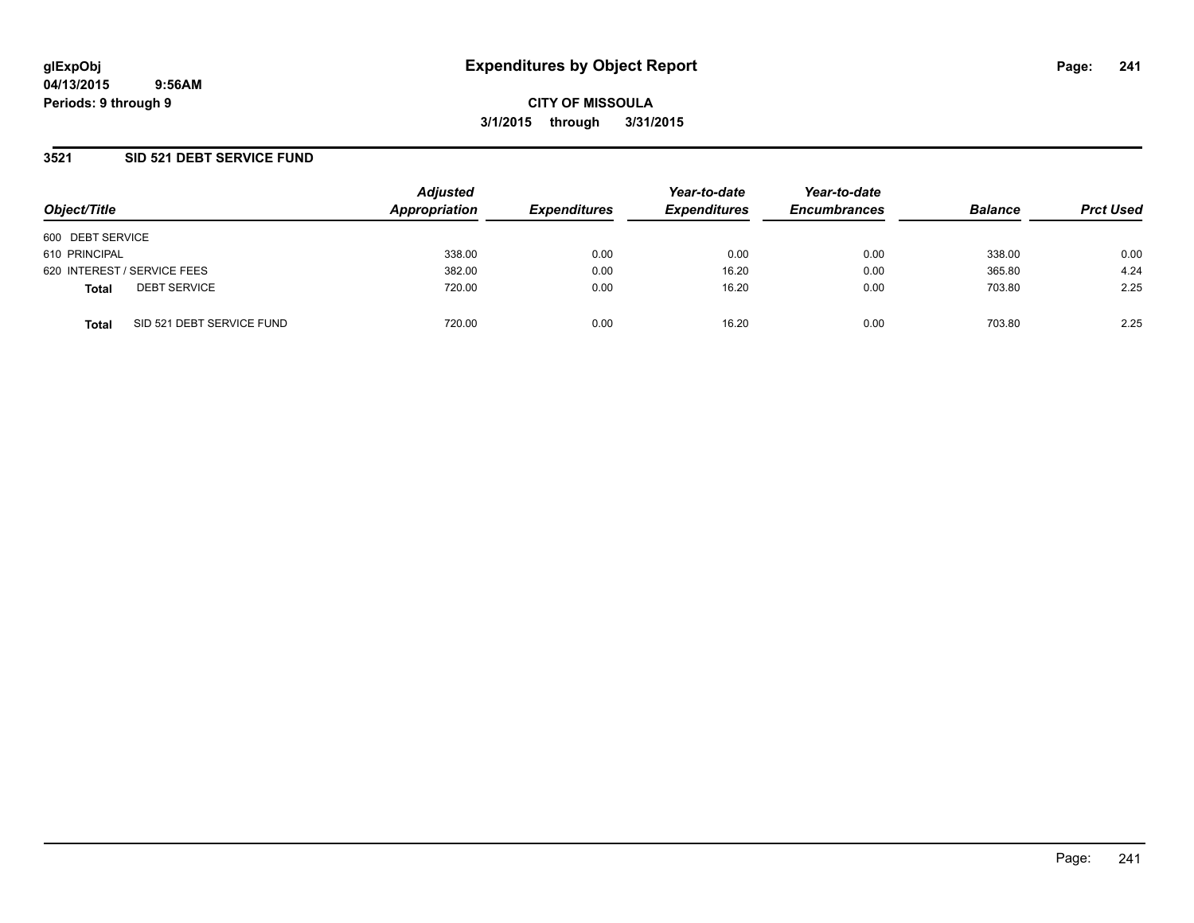**glExpObj**
**04/13/2015 9:56AM**
**Periods: 9 through 9**

# Expenditures by Object Report

**CITY OF MISSOULA**
**3/1/2015 through 3/31/2015**

## 3521 SID 521 DEBT SERVICE FUND

| Object/Title | Adjusted Appropriation | Expenditures | Year-to-date Expenditures | Year-to-date Encumbrances | Balance | Prct Used |
|---|---|---|---|---|---|---|
| 600 DEBT SERVICE | | | | | | |
| 610 PRINCIPAL | 338.00 | 0.00 | 0.00 | 0.00 | 338.00 | 0.00 |
| 620 INTEREST / SERVICE FEES | 382.00 | 0.00 | 16.20 | 0.00 | 365.80 | 4.24 |
| **Total** DEBT SERVICE | 720.00 | 0.00 | 16.20 | 0.00 | 703.80 | 2.25 |
| **Total** SID 521 DEBT SERVICE FUND | 720.00 | 0.00 | 16.20 | 0.00 | 703.80 | 2.25 |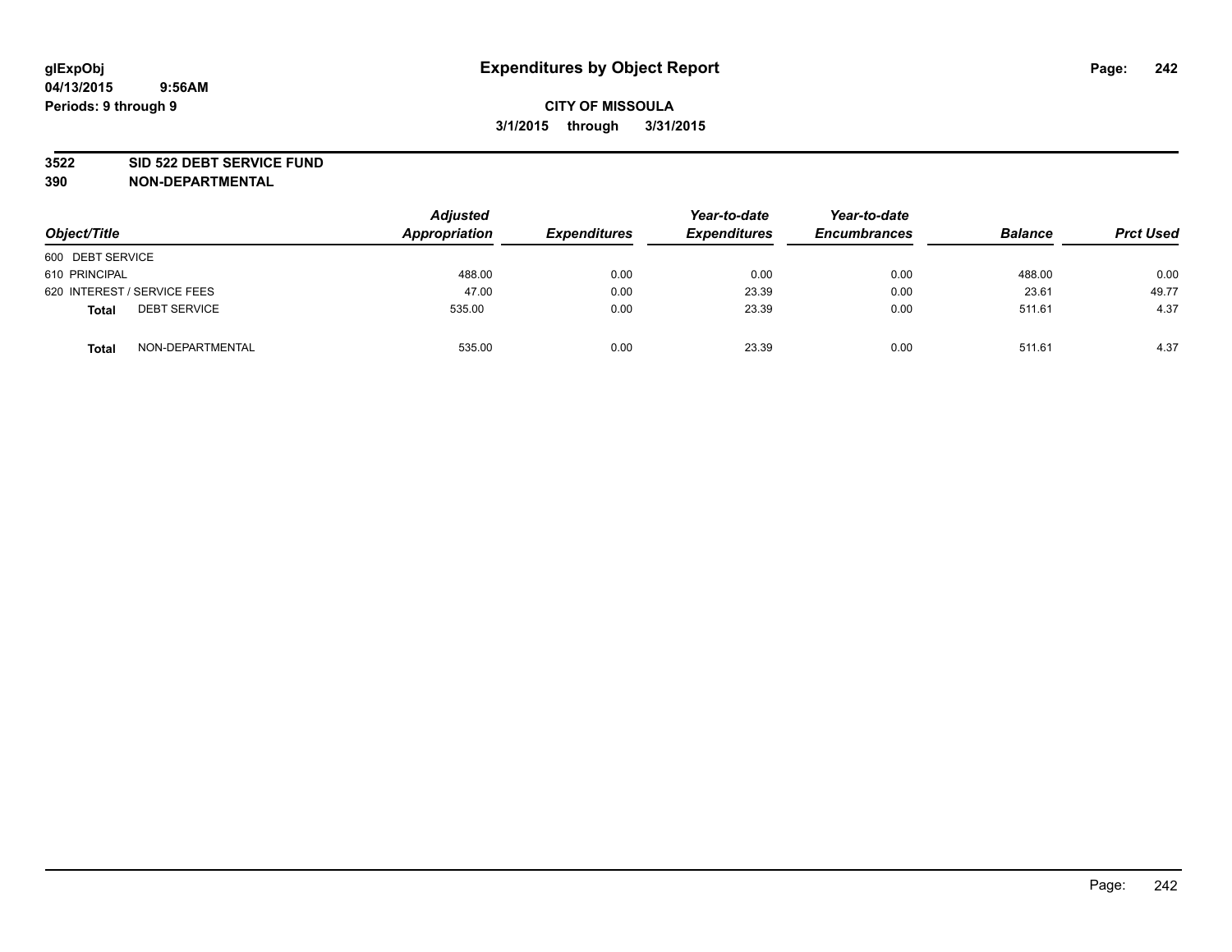# Expenditures by Object Report

glExpObj
04/13/2015 9:56AM
Periods: 9 through 9

**CITY OF MISSOULA**
**3/1/2015 through 3/31/2015**

**3522 SID 522 DEBT SERVICE FUND**
**390 NON-DEPARTMENTAL**

| Object/Title | Adjusted Appropriation | Expenditures | Year-to-date Expenditures | Year-to-date Encumbrances | Balance | Prct Used |
|---|---|---|---|---|---|---|
| 600 DEBT SERVICE | | | | | | |
| 610 PRINCIPAL | 488.00 | 0.00 | 0.00 | 0.00 | 488.00 | 0.00 |
| 620 INTEREST / SERVICE FEES | 47.00 | 0.00 | 23.39 | 0.00 | 23.61 | 49.77 |
| **Total** DEBT SERVICE | 535.00 | 0.00 | 23.39 | 0.00 | 511.61 | 4.37 |
| **Total** NON-DEPARTMENTAL | 535.00 | 0.00 | 23.39 | 0.00 | 511.61 | 4.37 |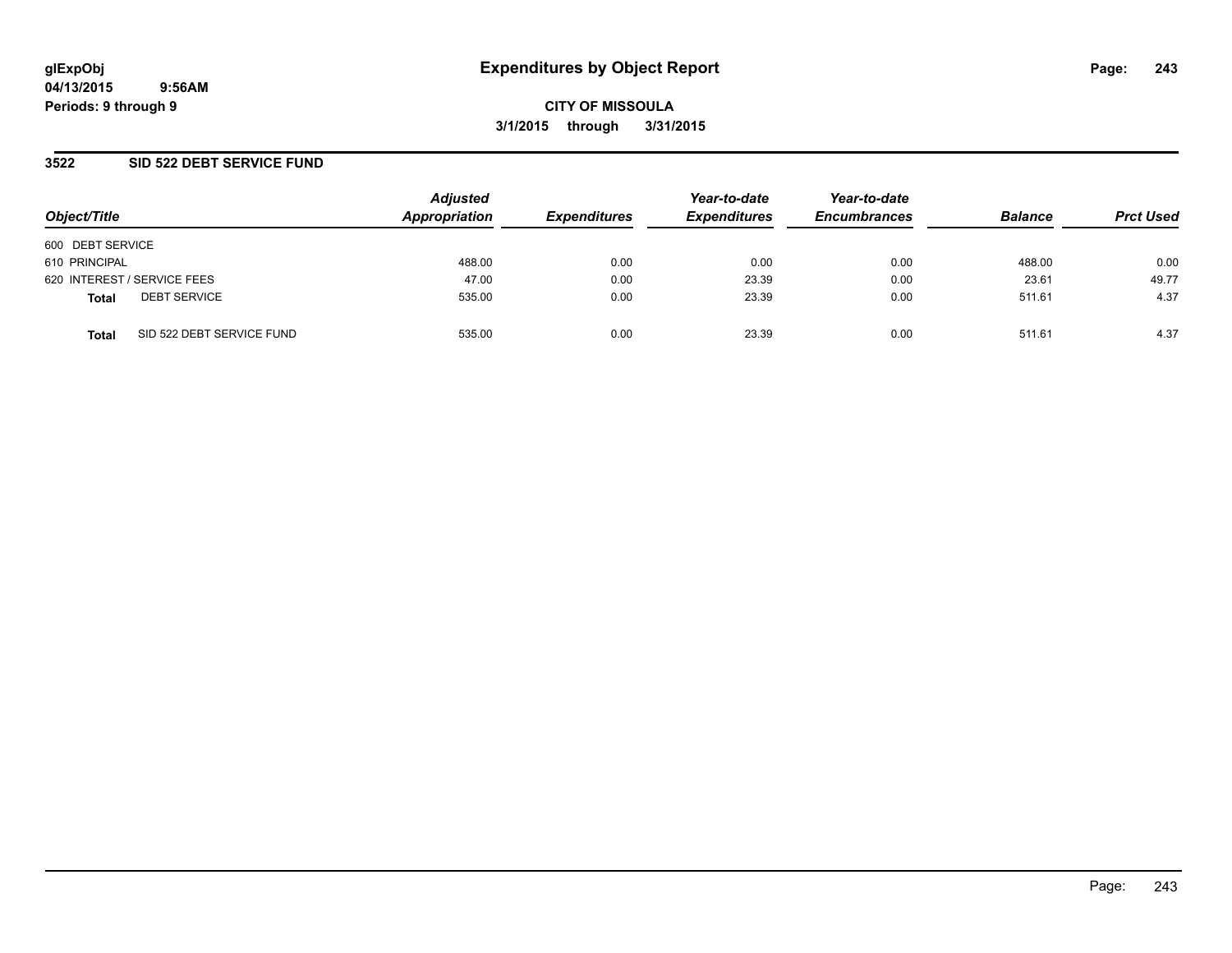# Expenditures by Object Report

glExpObj
04/13/2015 9:56AM
Periods: 9 through 9

**CITY OF MISSOULA**
**3/1/2015 through 3/31/2015**

## 3522 SID 522 DEBT SERVICE FUND

| Object/Title | Adjusted Appropriation | Expenditures | Year-to-date Expenditures | Year-to-date Encumbrances | Balance | Prct Used |
|---|---|---|---|---|---|---|
| 600 DEBT SERVICE | | | | | | |
| 610 PRINCIPAL | 488.00 | 0.00 | 0.00 | 0.00 | 488.00 | 0.00 |
| 620 INTEREST / SERVICE FEES | 47.00 | 0.00 | 23.39 | 0.00 | 23.61 | 49.77 |
| **Total** DEBT SERVICE | 535.00 | 0.00 | 23.39 | 0.00 | 511.61 | 4.37 |
| **Total** SID 522 DEBT SERVICE FUND | 535.00 | 0.00 | 23.39 | 0.00 | 511.61 | 4.37 |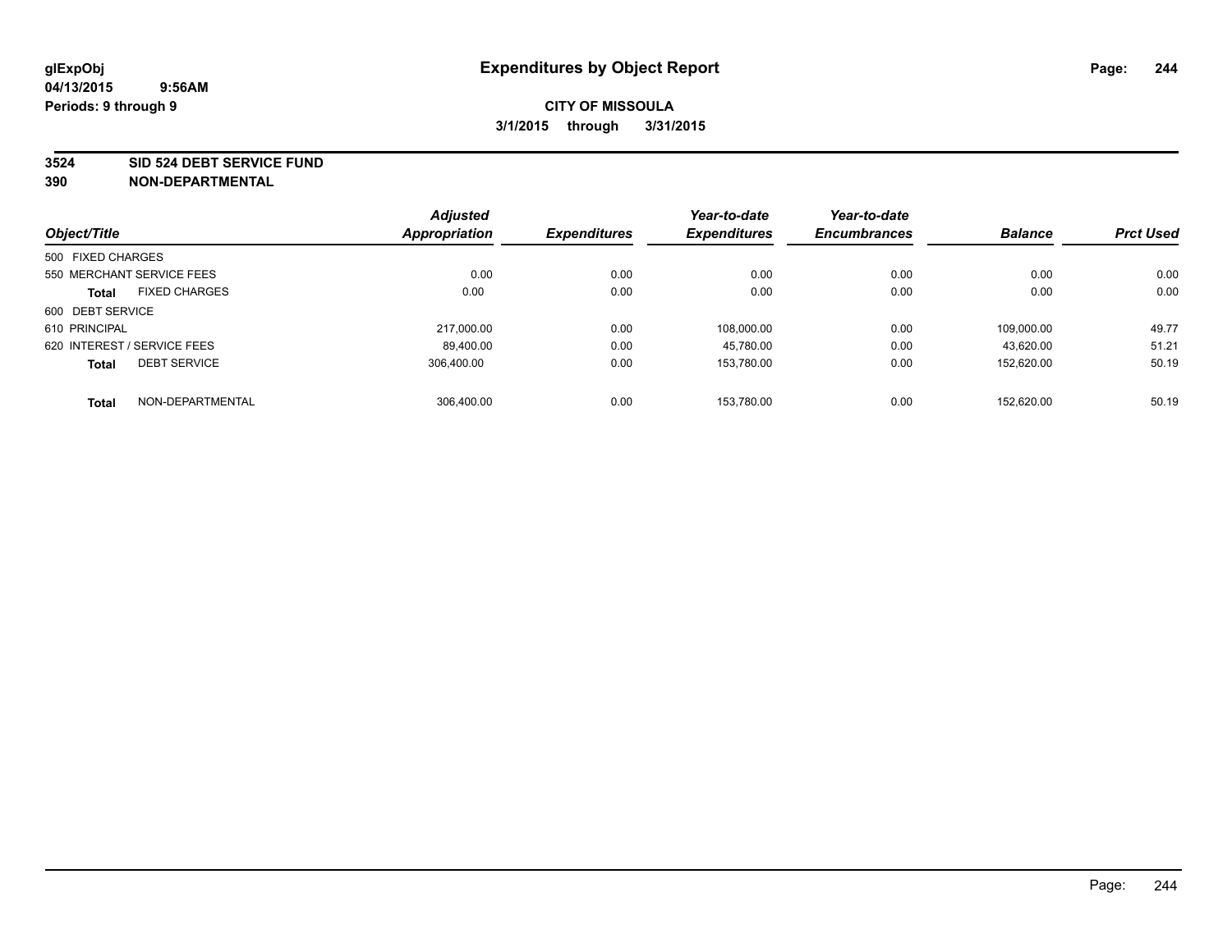glExpObj
04/13/2015 9:56AM
Periods: 9 through 9

# Expenditures by Object Report

**CITY OF MISSOULA**

**3/1/2015 through 3/31/2015**

**3524 SID 524 DEBT SERVICE FUND**
**390 NON-DEPARTMENTAL**

| Object/Title | | Adjusted Appropriation | Expenditures | Year-to-date Expenditures | Year-to-date Encumbrances | Balance | Prct Used |
|---|---|---|---|---|---|---|---|
| 500 FIXED CHARGES | | | | | | | |
| 550 MERCHANT SERVICE FEES | | 0.00 | 0.00 | 0.00 | 0.00 | 0.00 | 0.00 |
| **Total** | FIXED CHARGES | 0.00 | 0.00 | 0.00 | 0.00 | 0.00 | 0.00 |
| 600 DEBT SERVICE | | | | | | | |
| 610 PRINCIPAL | | 217,000.00 | 0.00 | 108,000.00 | 0.00 | 109,000.00 | 49.77 |
| 620 INTEREST / SERVICE FEES | | 89,400.00 | 0.00 | 45,780.00 | 0.00 | 43,620.00 | 51.21 |
| **Total** | DEBT SERVICE | 306,400.00 | 0.00 | 153,780.00 | 0.00 | 152,620.00 | 50.19 |
| **Total** | NON-DEPARTMENTAL | 306,400.00 | 0.00 | 153,780.00 | 0.00 | 152,620.00 | 50.19 |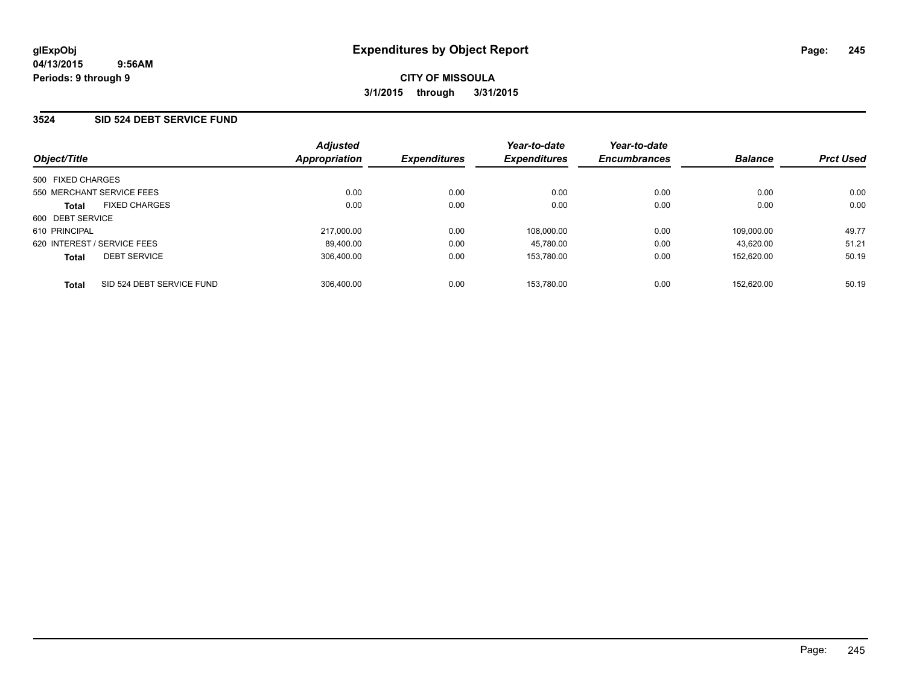glExpObj
04/13/2015 9:56AM
Periods: 9 through 9

# Expenditures by Object Report

**CITY OF MISSOULA**
**3/1/2015 through 3/31/2015**

### 3524 SID 524 DEBT SERVICE FUND

| Object/Title | Adjusted Appropriation | Expenditures | Year-to-date Expenditures | Year-to-date Encumbrances | Balance | Prct Used |
|---|---|---|---|---|---|---|
| 500 FIXED CHARGES | | | | | | |
| 550 MERCHANT SERVICE FEES | 0.00 | 0.00 | 0.00 | 0.00 | 0.00 | 0.00 |
| **Total** FIXED CHARGES | 0.00 | 0.00 | 0.00 | 0.00 | 0.00 | 0.00 |
| 600 DEBT SERVICE | | | | | | |
| 610 PRINCIPAL | 217,000.00 | 0.00 | 108,000.00 | 0.00 | 109,000.00 | 49.77 |
| 620 INTEREST / SERVICE FEES | 89,400.00 | 0.00 | 45,780.00 | 0.00 | 43,620.00 | 51.21 |
| **Total** DEBT SERVICE | 306,400.00 | 0.00 | 153,780.00 | 0.00 | 152,620.00 | 50.19 |
| **Total** SID 524 DEBT SERVICE FUND | 306,400.00 | 0.00 | 153,780.00 | 0.00 | 152,620.00 | 50.19 |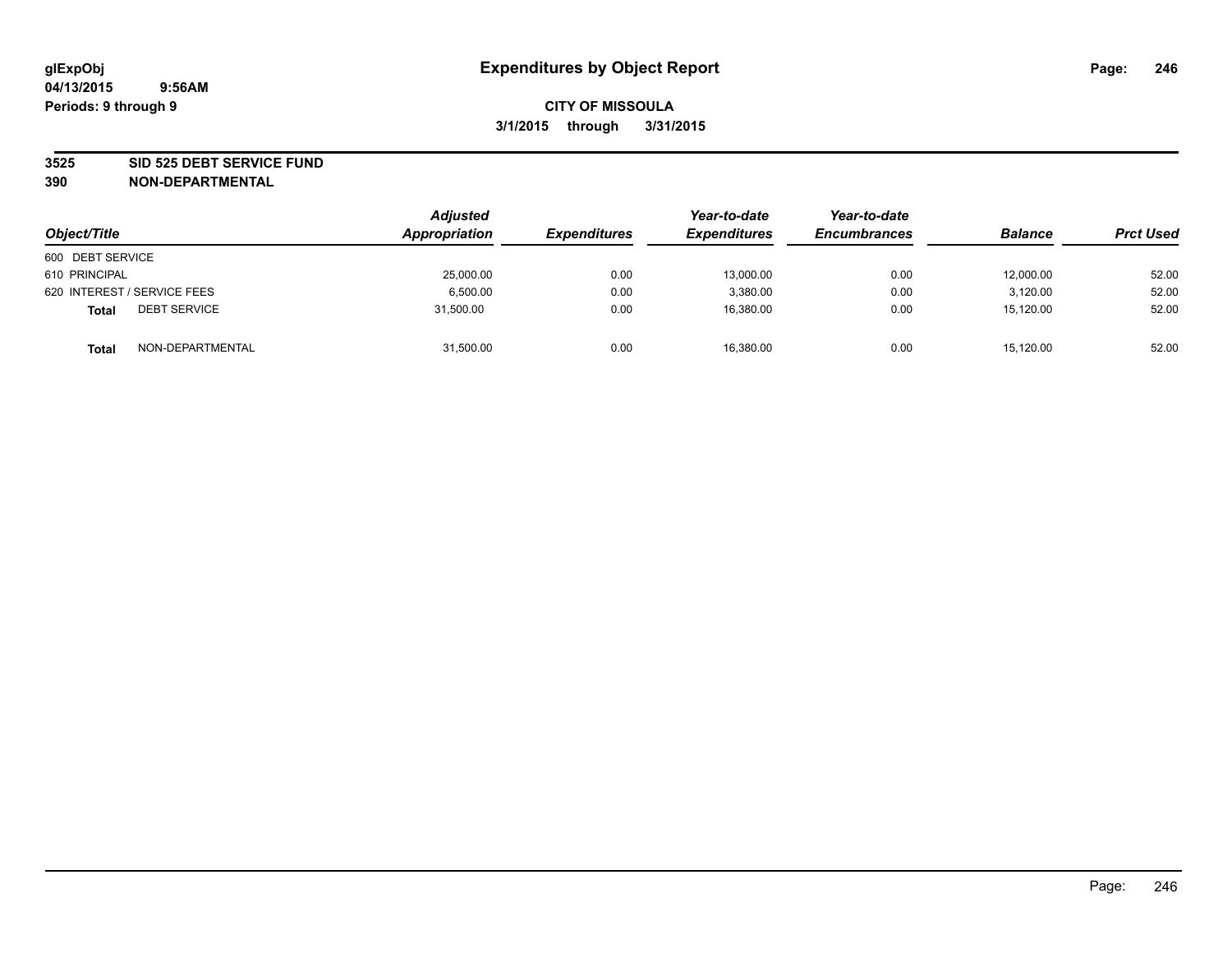**glExpObj**
**04/13/2015 9:56AM**
**Periods: 9 through 9**

# Expenditures by Object Report

**CITY OF MISSOULA**
**3/1/2015 through 3/31/2015**

**3525 SID 525 DEBT SERVICE FUND**
**390 NON-DEPARTMENTAL**

| Object/Title | Adjusted Appropriation | Expenditures | Year-to-date Expenditures | Year-to-date Encumbrances | Balance | Prct Used |
|---|---|---|---|---|---|---|
| 600 DEBT SERVICE | | | | | | |
| 610 PRINCIPAL | 25,000.00 | 0.00 | 13,000.00 | 0.00 | 12,000.00 | 52.00 |
| 620 INTEREST / SERVICE FEES | 6,500.00 | 0.00 | 3,380.00 | 0.00 | 3,120.00 | 52.00 |
| **Total** DEBT SERVICE | 31,500.00 | 0.00 | 16,380.00 | 0.00 | 15,120.00 | 52.00 |
| **Total** NON-DEPARTMENTAL | 31,500.00 | 0.00 | 16,380.00 | 0.00 | 15,120.00 | 52.00 |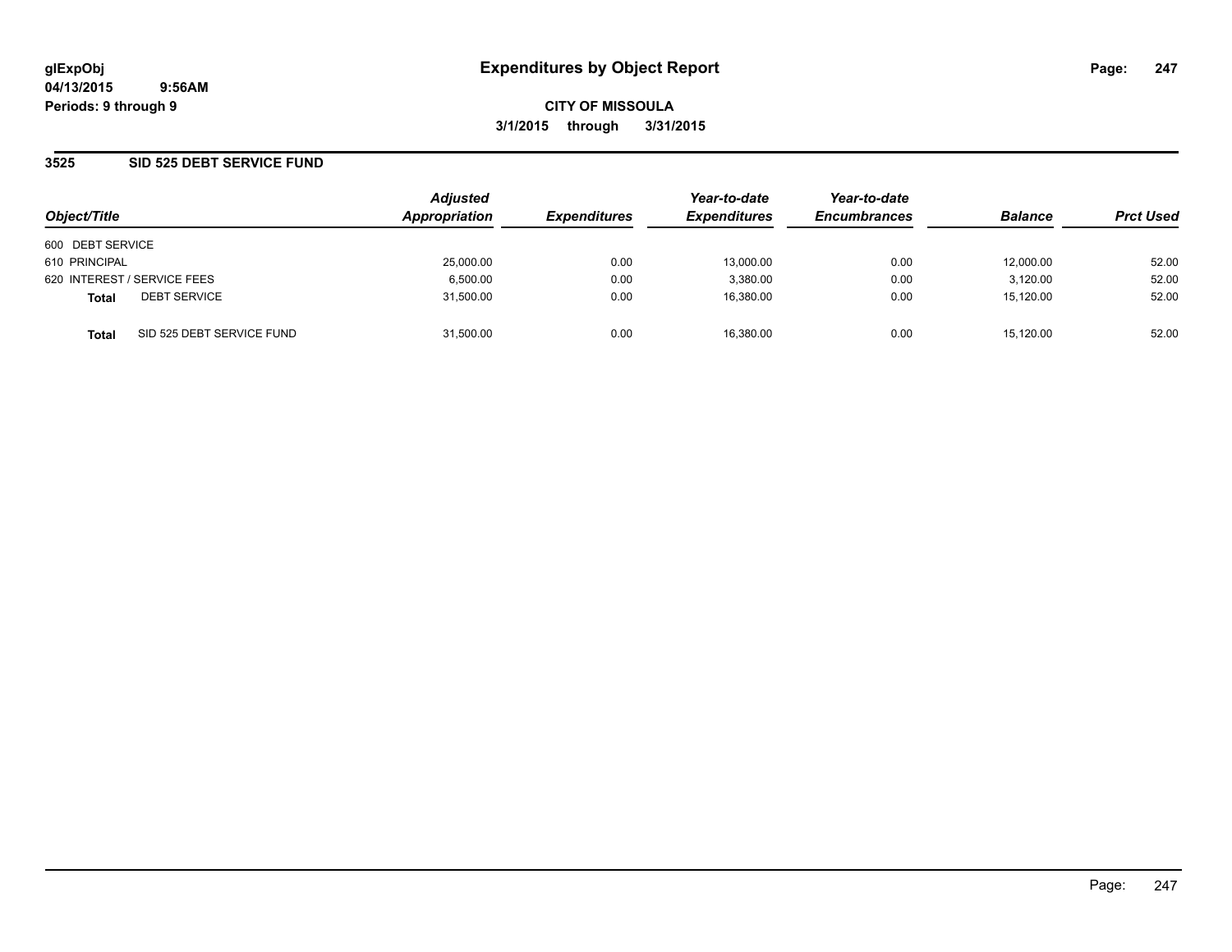**glExpObj**
**04/13/2015 9:56AM**
**Periods: 9 through 9**

# Expenditures by Object Report

**CITY OF MISSOULA**
**3/1/2015 through 3/31/2015**

## 3525 SID 525 DEBT SERVICE FUND

| Object/Title | | Adjusted Appropriation | Expenditures | Year-to-date Expenditures | Year-to-date Encumbrances | Balance | Prct Used |
|---|---|---|---|---|---|---|---|
| 600 DEBT SERVICE | | | | | | | |
| 610 PRINCIPAL | | 25,000.00 | 0.00 | 13,000.00 | 0.00 | 12,000.00 | 52.00 |
| 620 INTEREST / SERVICE FEES | | 6,500.00 | 0.00 | 3,380.00 | 0.00 | 3,120.00 | 52.00 |
| **Total** | DEBT SERVICE | 31,500.00 | 0.00 | 16,380.00 | 0.00 | 15,120.00 | 52.00 |
| **Total** | SID 525 DEBT SERVICE FUND | 31,500.00 | 0.00 | 16,380.00 | 0.00 | 15,120.00 | 52.00 |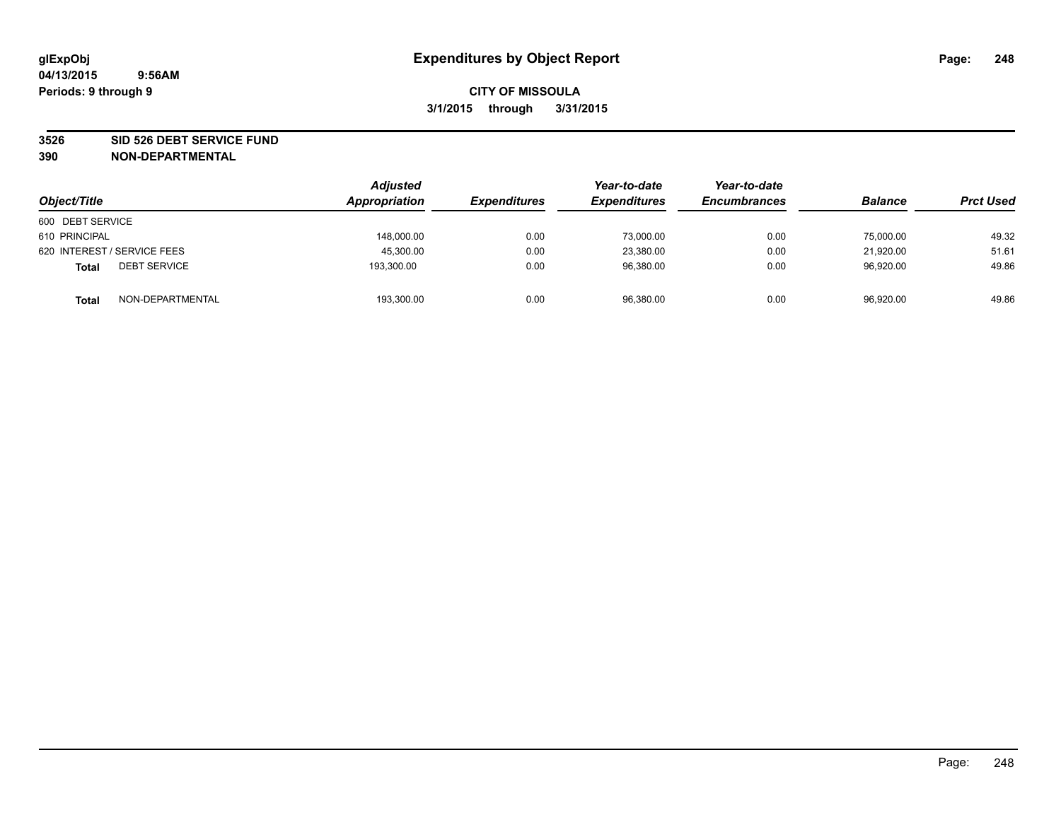# Expenditures by Object Report

glExpObj
04/13/2015 9:56AM
Periods: 9 through 9

**CITY OF MISSOULA**

**3/1/2015 through 3/31/2015**

**3526 SID 526 DEBT SERVICE FUND**

**390 NON-DEPARTMENTAL**

| Object/Title | Adjusted Appropriation | Expenditures | Year-to-date Expenditures | Year-to-date Encumbrances | Balance | Prct Used |
|---|---|---|---|---|---|---|
| 600 DEBT SERVICE | | | | | | |
| 610 PRINCIPAL | 148,000.00 | 0.00 | 73,000.00 | 0.00 | 75,000.00 | 49.32 |
| 620 INTEREST / SERVICE FEES | 45,300.00 | 0.00 | 23,380.00 | 0.00 | 21,920.00 | 51.61 |
| **Total** DEBT SERVICE | 193,300.00 | 0.00 | 96,380.00 | 0.00 | 96,920.00 | 49.86 |
| **Total** NON-DEPARTMENTAL | 193,300.00 | 0.00 | 96,380.00 | 0.00 | 96,920.00 | 49.86 |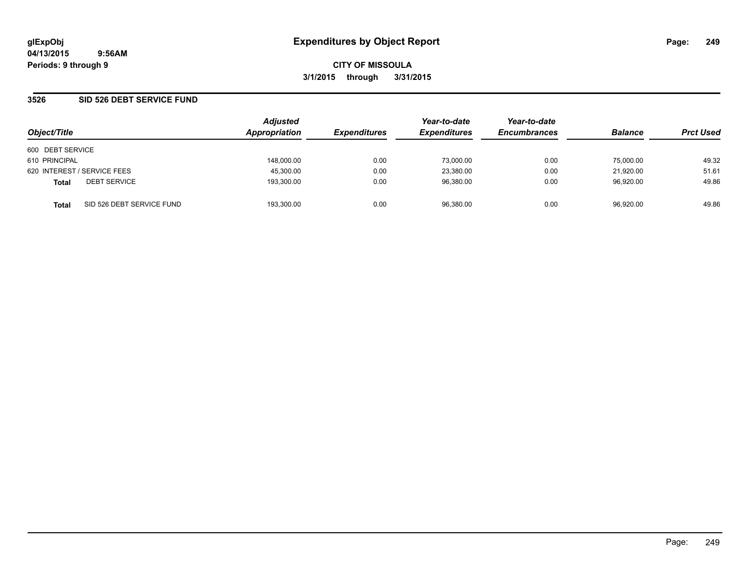**glExpObj** **Expenditures by Object Report**
**04/13/2015 9:56AM**
**Periods: 9 through 9**

**CITY OF MISSOULA**
**3/1/2015 through 3/31/2015**

## 3526 SID 526 DEBT SERVICE FUND

| Object/Title | Adjusted Appropriation | Expenditures | Year-to-date Expenditures | Year-to-date Encumbrances | Balance | Prct Used |
|---|---|---|---|---|---|---|
| 600 DEBT SERVICE | | | | | | |
| 610 PRINCIPAL | 148,000.00 | 0.00 | 73,000.00 | 0.00 | 75,000.00 | 49.32 |
| 620 INTEREST / SERVICE FEES | 45,300.00 | 0.00 | 23,380.00 | 0.00 | 21,920.00 | 51.61 |
| **Total** DEBT SERVICE | 193,300.00 | 0.00 | 96,380.00 | 0.00 | 96,920.00 | 49.86 |
| **Total** SID 526 DEBT SERVICE FUND | 193,300.00 | 0.00 | 96,380.00 | 0.00 | 96,920.00 | 49.86 |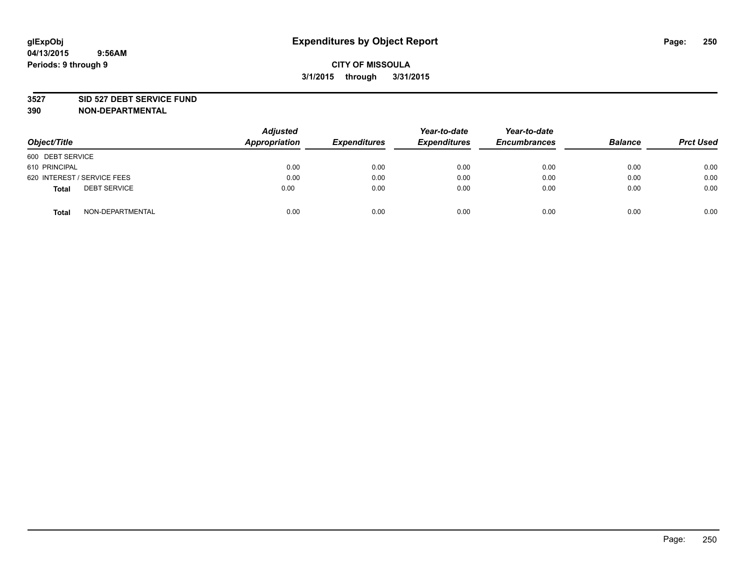# Expenditures by Object Report

glExpObj
04/13/2015 9:56AM
Periods: 9 through 9

**CITY OF MISSOULA**
**3/1/2015 through 3/31/2015**

**3527 SID 527 DEBT SERVICE FUND**
**390 NON-DEPARTMENTAL**

| Object/Title | Adjusted Appropriation | Expenditures | Year-to-date Expenditures | Year-to-date Encumbrances | Balance | Prct Used |
|---|---|---|---|---|---|---|
| 600 DEBT SERVICE | | | | | | |
| 610 PRINCIPAL | 0.00 | 0.00 | 0.00 | 0.00 | 0.00 | 0.00 |
| 620 INTEREST / SERVICE FEES | 0.00 | 0.00 | 0.00 | 0.00 | 0.00 | 0.00 |
| **Total** DEBT SERVICE | 0.00 | 0.00 | 0.00 | 0.00 | 0.00 | 0.00 |
| **Total** NON-DEPARTMENTAL | 0.00 | 0.00 | 0.00 | 0.00 | 0.00 | 0.00 |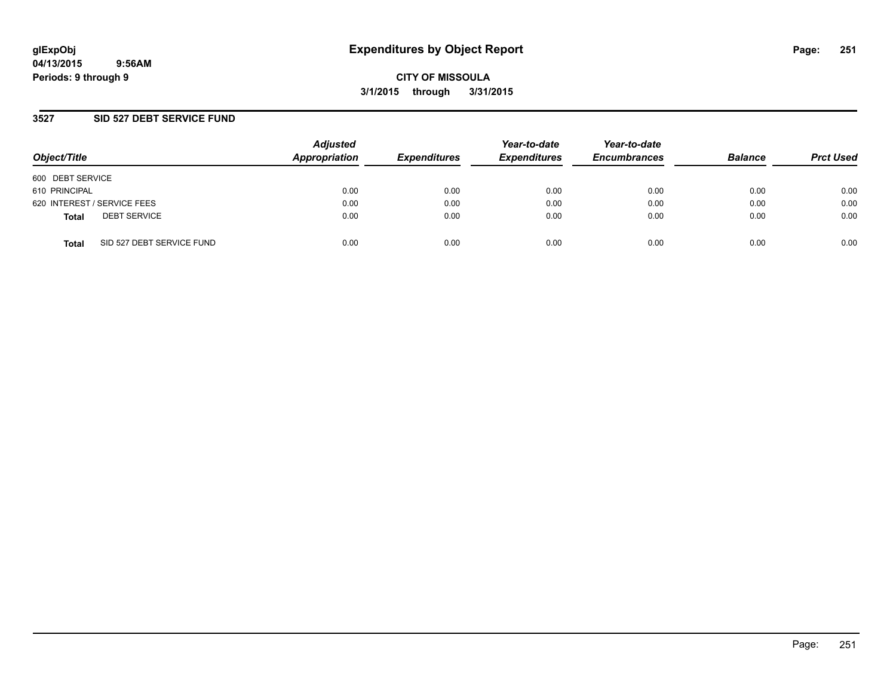glExpObj
04/13/2015 9:56AM
Periods: 9 through 9

# Expenditures by Object Report

**CITY OF MISSOULA**
**3/1/2015 through 3/31/2015**

## 3527 SID 527 DEBT SERVICE FUND

| Object/Title | Adjusted Appropriation | Expenditures | Year-to-date Expenditures | Year-to-date Encumbrances | Balance | Prct Used |
|---|---|---|---|---|---|---|
| 600 DEBT SERVICE | | | | | | |
| 610 PRINCIPAL | 0.00 | 0.00 | 0.00 | 0.00 | 0.00 | 0.00 |
| 620 INTEREST / SERVICE FEES | 0.00 | 0.00 | 0.00 | 0.00 | 0.00 | 0.00 |
| **Total** DEBT SERVICE | 0.00 | 0.00 | 0.00 | 0.00 | 0.00 | 0.00 |
| **Total** SID 527 DEBT SERVICE FUND | 0.00 | 0.00 | 0.00 | 0.00 | 0.00 | 0.00 |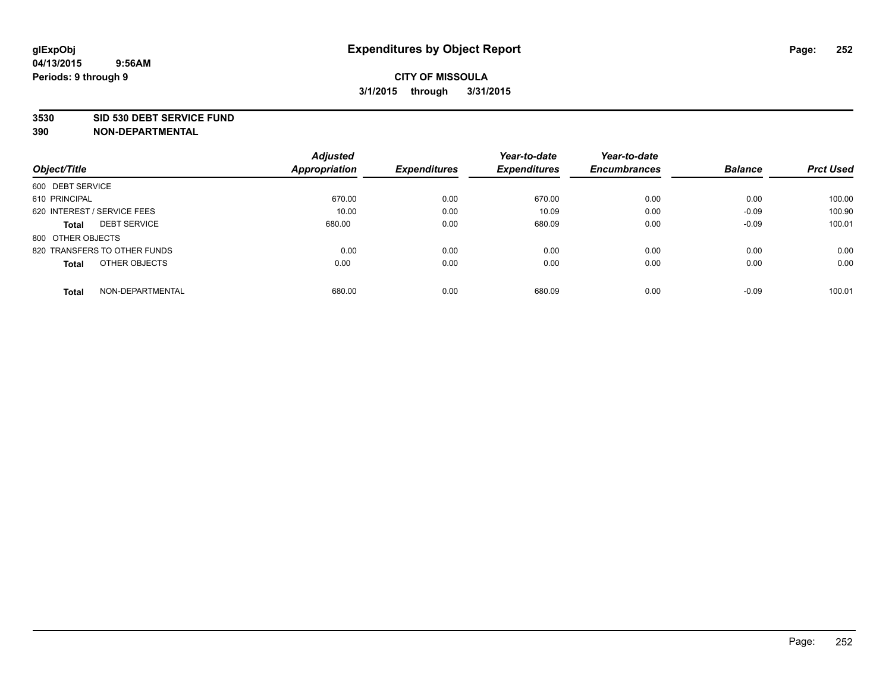glExpObj
04/13/2015 9:56AM
Periods: 9 through 9

# Expenditures by Object Report

**CITY OF MISSOULA**
**3/1/2015 through 3/31/2015**

**3530 SID 530 DEBT SERVICE FUND**
**390 NON-DEPARTMENTAL**

| Object/Title | | Adjusted Appropriation | Expenditures | Year-to-date Expenditures | Year-to-date Encumbrances | Balance | Prct Used |
|---|---|---|---|---|---|---|---|
| 600 DEBT SERVICE | | | | | | | |
| 610 PRINCIPAL | | 670.00 | 0.00 | 670.00 | 0.00 | 0.00 | 100.00 |
| 620 INTEREST / SERVICE FEES | | 10.00 | 0.00 | 10.09 | 0.00 | -0.09 | 100.90 |
| **Total** | DEBT SERVICE | 680.00 | 0.00 | 680.09 | 0.00 | -0.09 | 100.01 |
| 800 OTHER OBJECTS | | | | | | | |
| 820 TRANSFERS TO OTHER FUNDS | | 0.00 | 0.00 | 0.00 | 0.00 | 0.00 | 0.00 |
| **Total** | OTHER OBJECTS | 0.00 | 0.00 | 0.00 | 0.00 | 0.00 | 0.00 |
| **Total** | NON-DEPARTMENTAL | 680.00 | 0.00 | 680.09 | 0.00 | -0.09 | 100.01 |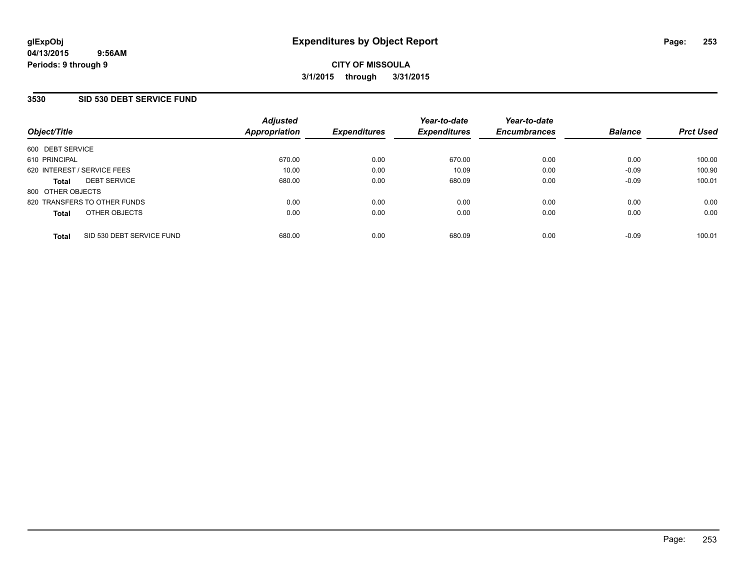glExpObj
04/13/2015 9:56AM
Periods: 9 through 9

# Expenditures by Object Report

CITY OF MISSOULA

3/1/2015 through 3/31/2015

## 3530 SID 530 DEBT SERVICE FUND

| Object/Title | | Adjusted Appropriation | Expenditures | Year-to-date Expenditures | Year-to-date Encumbrances | Balance | Prct Used |
|---|---|---|---|---|---|---|---|
| 600 DEBT SERVICE | | | | | | | |
| 610 PRINCIPAL | | 670.00 | 0.00 | 670.00 | 0.00 | 0.00 | 100.00 |
| 620 INTEREST / SERVICE FEES | | 10.00 | 0.00 | 10.09 | 0.00 | -0.09 | 100.90 |
| **Total** | DEBT SERVICE | 680.00 | 0.00 | 680.09 | 0.00 | -0.09 | 100.01 |
| 800 OTHER OBJECTS | | | | | | | |
| 820 TRANSFERS TO OTHER FUNDS | | 0.00 | 0.00 | 0.00 | 0.00 | 0.00 | 0.00 |
| **Total** | OTHER OBJECTS | 0.00 | 0.00 | 0.00 | 0.00 | 0.00 | 0.00 |
| **Total** | SID 530 DEBT SERVICE FUND | 680.00 | 0.00 | 680.09 | 0.00 | -0.09 | 100.01 |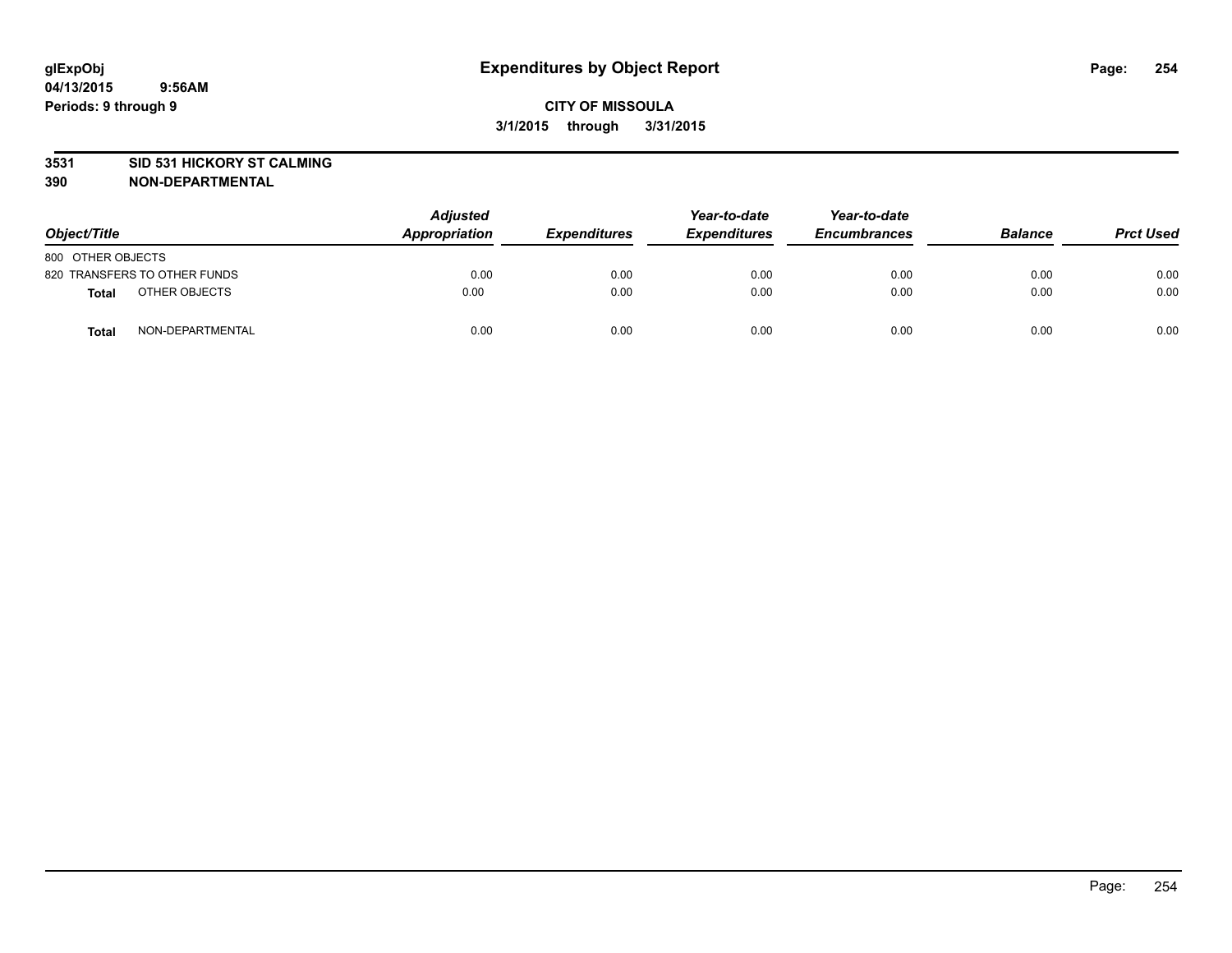# Expenditures by Object Report

**glExpObj**
**04/13/2015 9:56AM**
**Periods: 9 through 9**

**CITY OF MISSOULA**
**3/1/2015 through 3/31/2015**

**3531 SID 531 HICKORY ST CALMING**
**390 NON-DEPARTMENTAL**

| Object/Title | Adjusted Appropriation | Expenditures | Year-to-date Expenditures | Year-to-date Encumbrances | Balance | Prct Used |
|---|---|---|---|---|---|---|
| 800 OTHER OBJECTS | | | | | | |
| 820 TRANSFERS TO OTHER FUNDS | 0.00 | 0.00 | 0.00 | 0.00 | 0.00 | 0.00 |
| **Total** OTHER OBJECTS | 0.00 | 0.00 | 0.00 | 0.00 | 0.00 | 0.00 |
| **Total** NON-DEPARTMENTAL | 0.00 | 0.00 | 0.00 | 0.00 | 0.00 | 0.00 |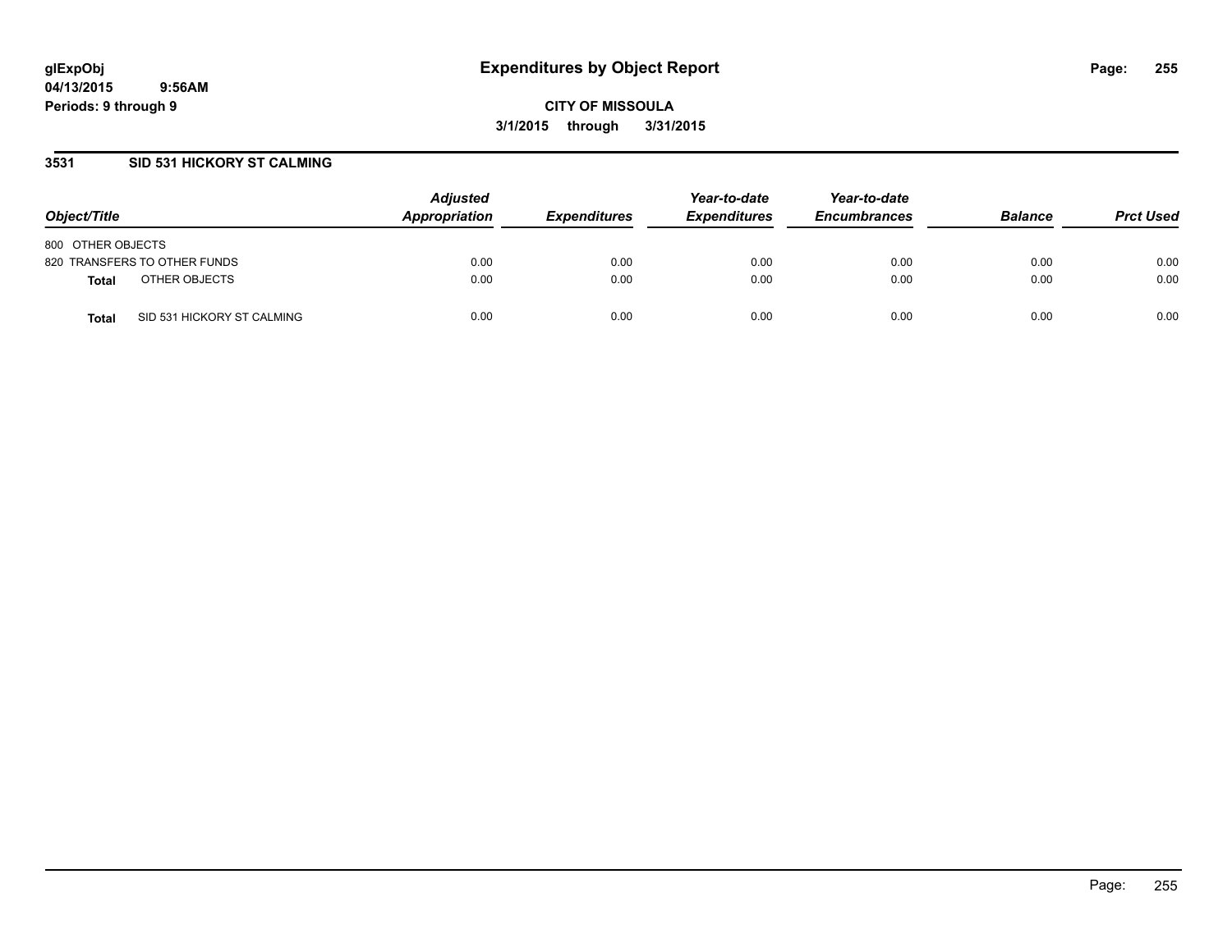**glExpObj** **Expenditures by Object Report**
**04/13/2015 9:56AM**
**Periods: 9 through 9**

**CITY OF MISSOULA**
**3/1/2015 through 3/31/2015**

## 3531 SID 531 HICKORY ST CALMING

| Object/Title | | Adjusted Appropriation | Expenditures | Year-to-date Expenditures | Year-to-date Encumbrances | Balance | Prct Used |
|---|---|---|---|---|---|---|---|
| 800 OTHER OBJECTS | | | | | | | |
| 820 TRANSFERS TO OTHER FUNDS | | 0.00 | 0.00 | 0.00 | 0.00 | 0.00 | 0.00 |
| **Total** | OTHER OBJECTS | 0.00 | 0.00 | 0.00 | 0.00 | 0.00 | 0.00 |
| **Total** | SID 531 HICKORY ST CALMING | 0.00 | 0.00 | 0.00 | 0.00 | 0.00 | 0.00 |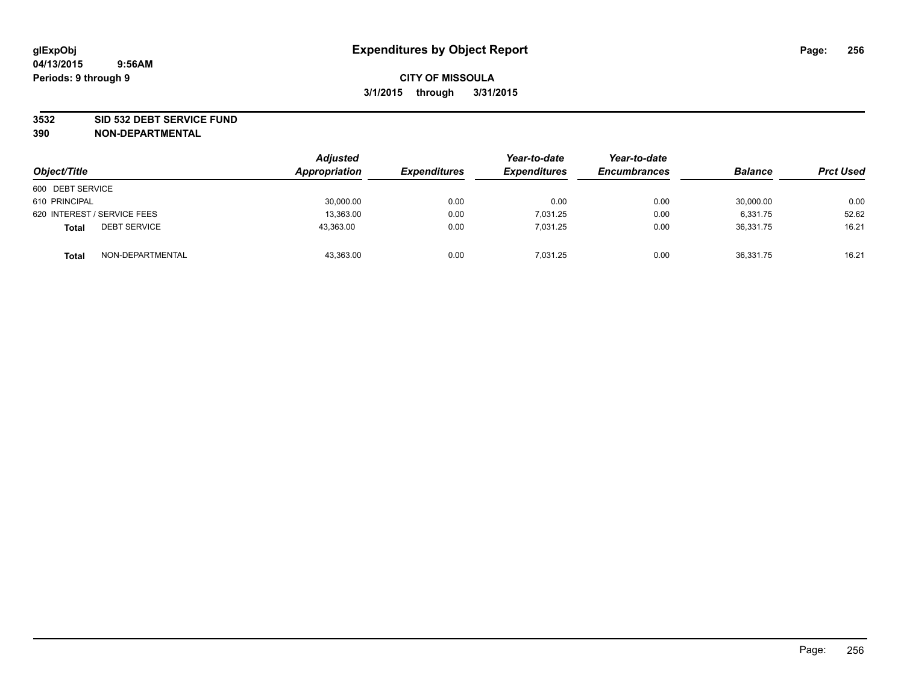# Expenditures by Object Report

glExpObj
04/13/2015 9:56AM
Periods: 9 through 9

**CITY OF MISSOULA**
**3/1/2015 through 3/31/2015**

## 3532 SID 532 DEBT SERVICE FUND
## 390 NON-DEPARTMENTAL

| Object/Title | Adjusted Appropriation | Expenditures | Year-to-date Expenditures | Year-to-date Encumbrances | Balance | Prct Used |
|---|---|---|---|---|---|---|
| 600 DEBT SERVICE | | | | | | |
| 610 PRINCIPAL | 30,000.00 | 0.00 | 0.00 | 0.00 | 30,000.00 | 0.00 |
| 620 INTEREST / SERVICE FEES | 13,363.00 | 0.00 | 7,031.25 | 0.00 | 6,331.75 | 52.62 |
| **Total** DEBT SERVICE | 43,363.00 | 0.00 | 7,031.25 | 0.00 | 36,331.75 | 16.21 |
| **Total** NON-DEPARTMENTAL | 43,363.00 | 0.00 | 7,031.25 | 0.00 | 36,331.75 | 16.21 |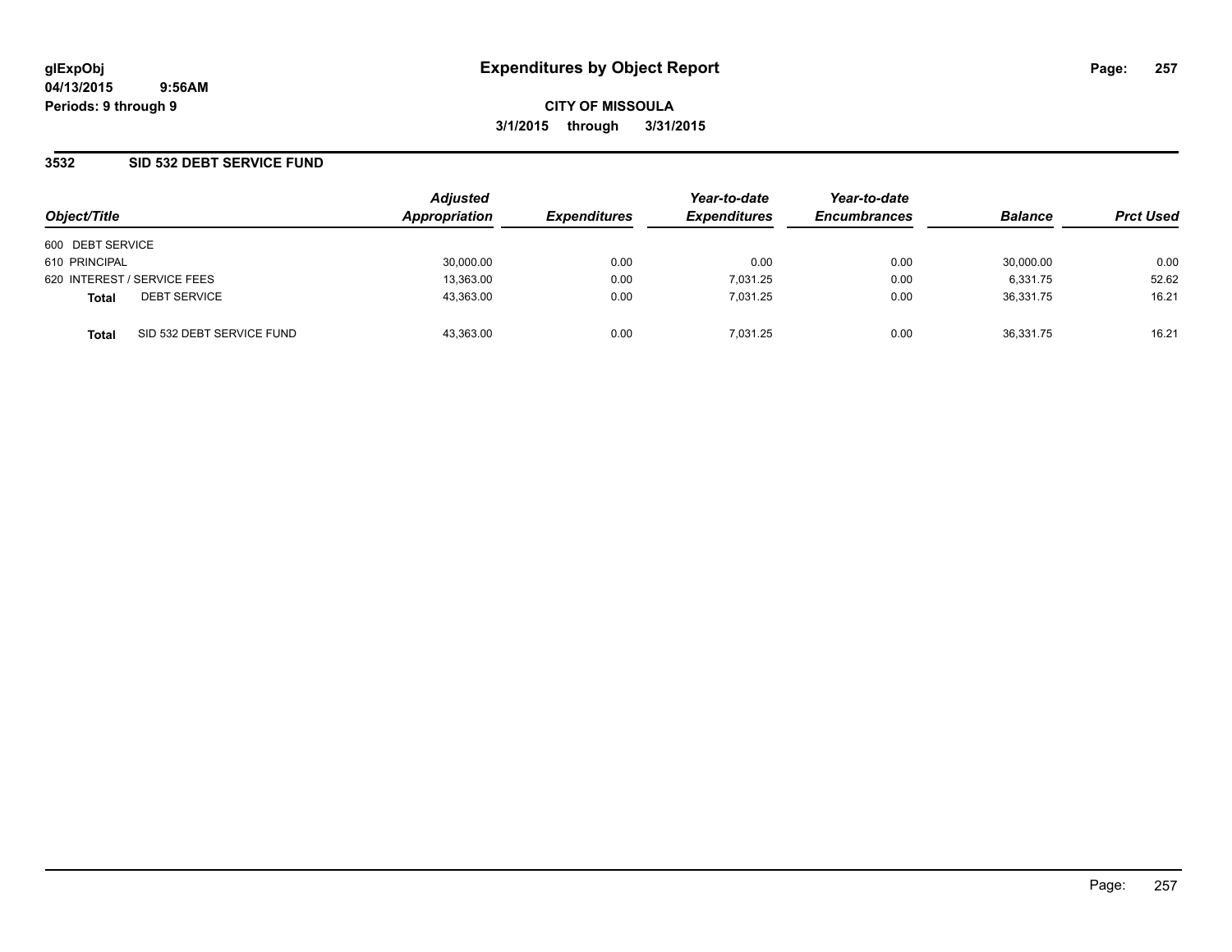glExpObj
04/13/2015 9:56AM
Periods: 9 through 9

# Expenditures by Object Report

**CITY OF MISSOULA**
**3/1/2015 through 3/31/2015**

## 3532 SID 532 DEBT SERVICE FUND

| Object/Title | Adjusted Appropriation | Expenditures | Year-to-date Expenditures | Year-to-date Encumbrances | Balance | Prct Used |
|---|---|---|---|---|---|---|
| 600 DEBT SERVICE | | | | | | |
| 610 PRINCIPAL | 30,000.00 | 0.00 | 0.00 | 0.00 | 30,000.00 | 0.00 |
| 620 INTEREST / SERVICE FEES | 13,363.00 | 0.00 | 7,031.25 | 0.00 | 6,331.75 | 52.62 |
| **Total** DEBT SERVICE | 43,363.00 | 0.00 | 7,031.25 | 0.00 | 36,331.75 | 16.21 |
| **Total** SID 532 DEBT SERVICE FUND | 43,363.00 | 0.00 | 7,031.25 | 0.00 | 36,331.75 | 16.21 |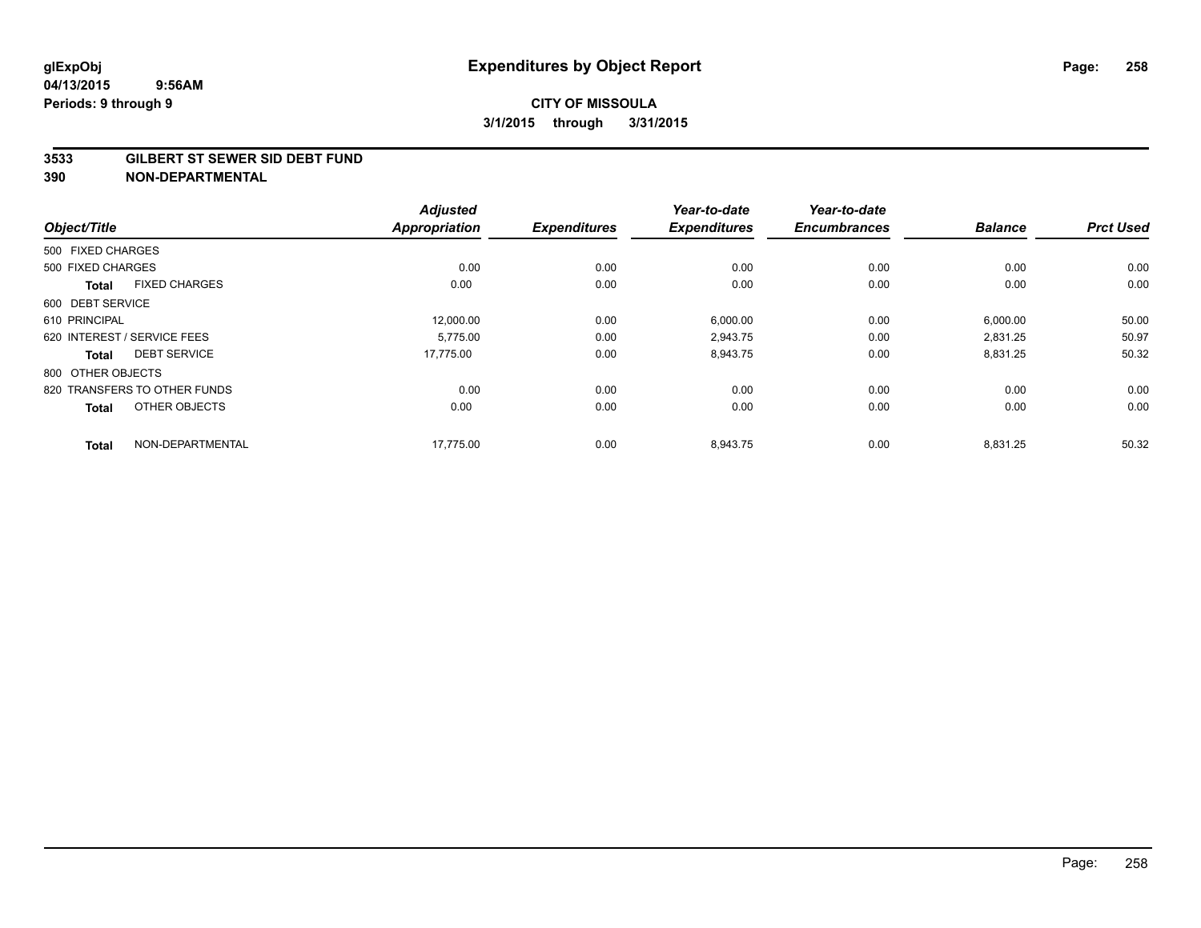# Expenditures by Object Report

glExpObj
04/13/2015 9:56AM
Periods: 9 through 9

**CITY OF MISSOULA**
**3/1/2015 through 3/31/2015**

**3533 GILBERT ST SEWER SID DEBT FUND**
**390 NON-DEPARTMENTAL**

| Object/Title | Adjusted Appropriation | Expenditures | Year-to-date Expenditures | Year-to-date Encumbrances | Balance | Prct Used |
|---|---|---|---|---|---|---|
| 500 FIXED CHARGES | | | | | | |
| 500 FIXED CHARGES | 0.00 | 0.00 | 0.00 | 0.00 | 0.00 | 0.00 |
| **Total** FIXED CHARGES | 0.00 | 0.00 | 0.00 | 0.00 | 0.00 | 0.00 |
| 600 DEBT SERVICE | | | | | | |
| 610 PRINCIPAL | 12,000.00 | 0.00 | 6,000.00 | 0.00 | 6,000.00 | 50.00 |
| 620 INTEREST / SERVICE FEES | 5,775.00 | 0.00 | 2,943.75 | 0.00 | 2,831.25 | 50.97 |
| **Total** DEBT SERVICE | 17,775.00 | 0.00 | 8,943.75 | 0.00 | 8,831.25 | 50.32 |
| 800 OTHER OBJECTS | | | | | | |
| 820 TRANSFERS TO OTHER FUNDS | 0.00 | 0.00 | 0.00 | 0.00 | 0.00 | 0.00 |
| **Total** OTHER OBJECTS | 0.00 | 0.00 | 0.00 | 0.00 | 0.00 | 0.00 |
| **Total** NON-DEPARTMENTAL | 17,775.00 | 0.00 | 8,943.75 | 0.00 | 8,831.25 | 50.32 |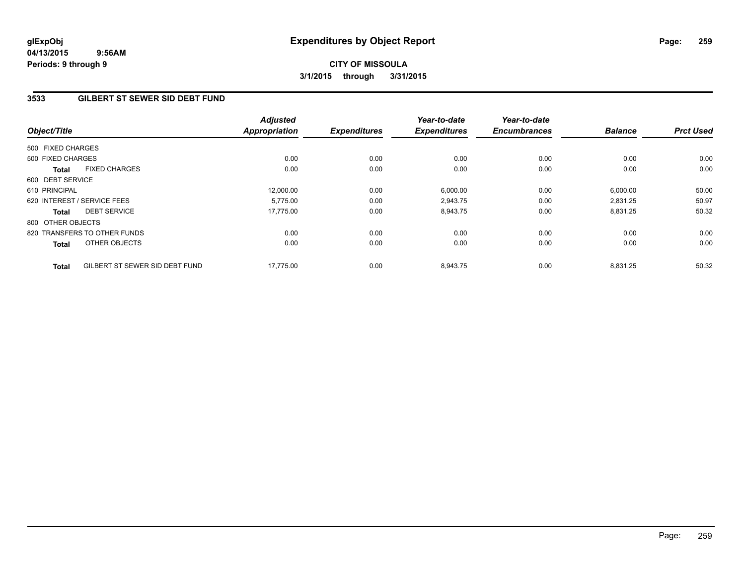# Expenditures by Object Report

**glExpObj**
**04/13/2015 9:56AM**
**Periods: 9 through 9**

**CITY OF MISSOULA**
**3/1/2015 through 3/31/2015**

## 3533 GILBERT ST SEWER SID DEBT FUND

| Object/Title | Adjusted Appropriation | Expenditures | Year-to-date Expenditures | Year-to-date Encumbrances | Balance | Prct Used |
|---|---|---|---|---|---|---|
| 500 FIXED CHARGES | | | | | | |
| 500 FIXED CHARGES | 0.00 | 0.00 | 0.00 | 0.00 | 0.00 | 0.00 |
| **Total** FIXED CHARGES | 0.00 | 0.00 | 0.00 | 0.00 | 0.00 | 0.00 |
| 600 DEBT SERVICE | | | | | | |
| 610 PRINCIPAL | 12,000.00 | 0.00 | 6,000.00 | 0.00 | 6,000.00 | 50.00 |
| 620 INTEREST / SERVICE FEES | 5,775.00 | 0.00 | 2,943.75 | 0.00 | 2,831.25 | 50.97 |
| **Total** DEBT SERVICE | 17,775.00 | 0.00 | 8,943.75 | 0.00 | 8,831.25 | 50.32 |
| 800 OTHER OBJECTS | | | | | | |
| 820 TRANSFERS TO OTHER FUNDS | 0.00 | 0.00 | 0.00 | 0.00 | 0.00 | 0.00 |
| **Total** OTHER OBJECTS | 0.00 | 0.00 | 0.00 | 0.00 | 0.00 | 0.00 |
| **Total** GILBERT ST SEWER SID DEBT FUND | 17,775.00 | 0.00 | 8,943.75 | 0.00 | 8,831.25 | 50.32 |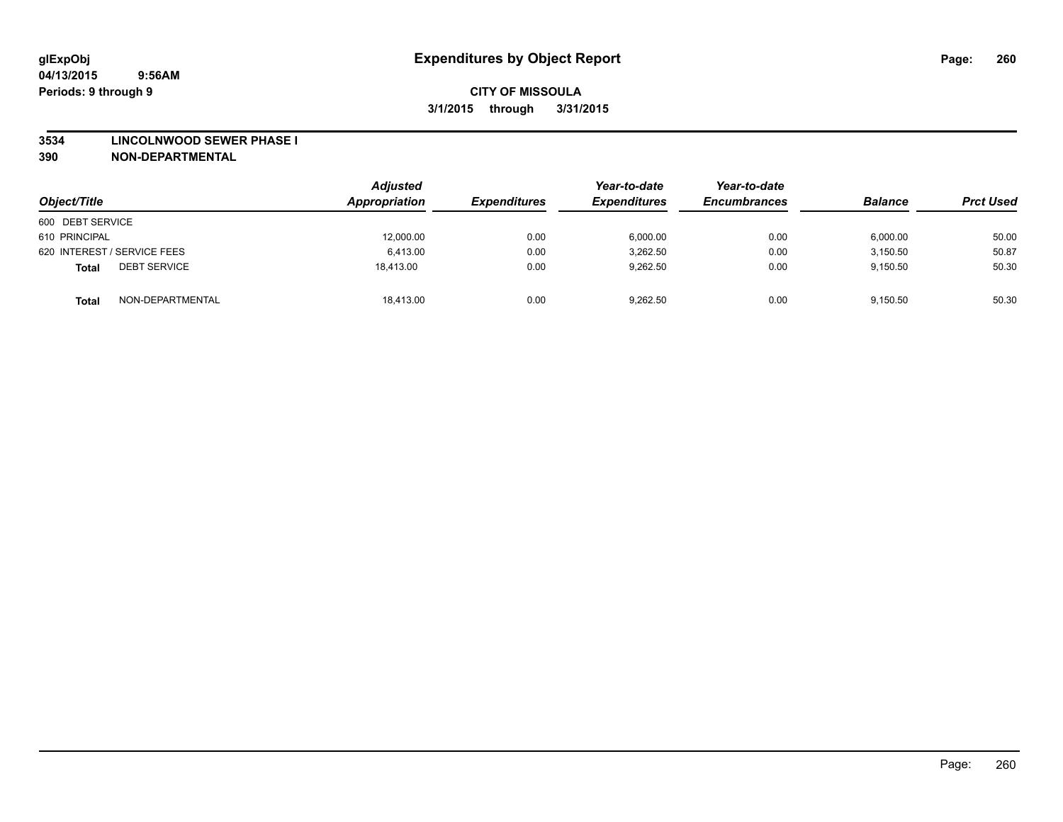# Expenditures by Object Report

glExpObj
04/13/2015 9:56AM
Periods: 9 through 9

**CITY OF MISSOULA**
**3/1/2015 through 3/31/2015**

**3534 LINCOLNWOOD SEWER PHASE I**
**390 NON-DEPARTMENTAL**

| Object/Title | Adjusted Appropriation | Expenditures | Year-to-date Expenditures | Year-to-date Encumbrances | Balance | Prct Used |
|---|---|---|---|---|---|---|
| 600 DEBT SERVICE | | | | | | |
| 610 PRINCIPAL | 12,000.00 | 0.00 | 6,000.00 | 0.00 | 6,000.00 | 50.00 |
| 620 INTEREST / SERVICE FEES | 6,413.00 | 0.00 | 3,262.50 | 0.00 | 3,150.50 | 50.87 |
| **Total** DEBT SERVICE | 18,413.00 | 0.00 | 9,262.50 | 0.00 | 9,150.50 | 50.30 |
| **Total** NON-DEPARTMENTAL | 18,413.00 | 0.00 | 9,262.50 | 0.00 | 9,150.50 | 50.30 |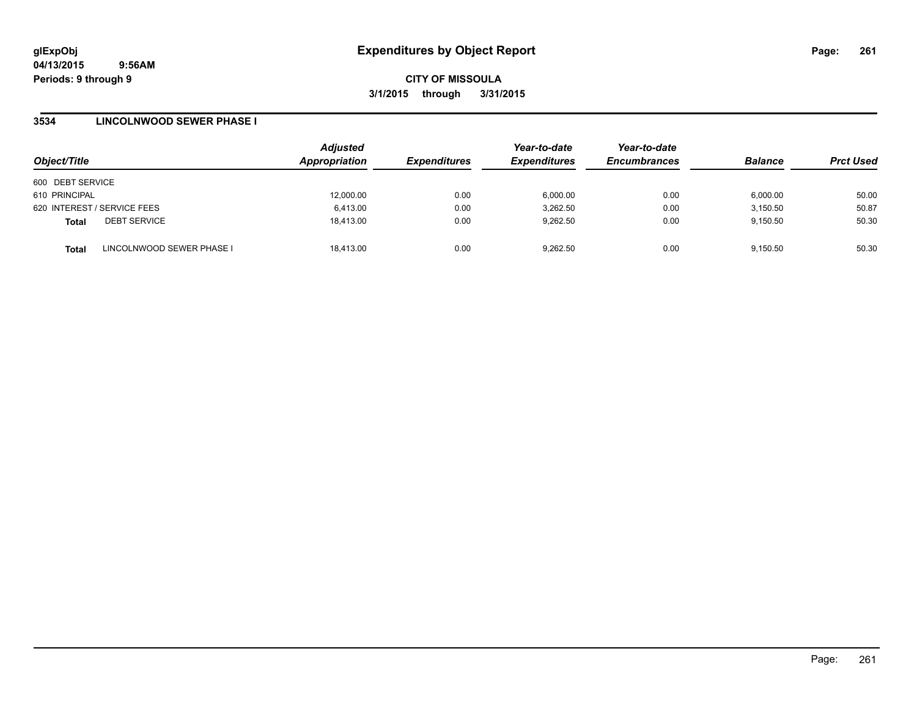# Expenditures by Object Report

glExpObj
04/13/2015 9:56AM
Periods: 9 through 9

**CITY OF MISSOULA**

**3/1/2015 through 3/31/2015**

## 3534 LINCOLNWOOD SEWER PHASE I

| Object/Title | | Adjusted Appropriation | Expenditures | Year-to-date Expenditures | Year-to-date Encumbrances | Balance | Prct Used |
|---|---|---|---|---|---|---|---|
| 600 DEBT SERVICE | | | | | | | |
| 610 PRINCIPAL | | 12,000.00 | 0.00 | 6,000.00 | 0.00 | 6,000.00 | 50.00 |
| 620 INTEREST / SERVICE FEES | | 6,413.00 | 0.00 | 3,262.50 | 0.00 | 3,150.50 | 50.87 |
| **Total** | DEBT SERVICE | 18,413.00 | 0.00 | 9,262.50 | 0.00 | 9,150.50 | 50.30 |
| **Total** | LINCOLNWOOD SEWER PHASE I | 18,413.00 | 0.00 | 9,262.50 | 0.00 | 9,150.50 | 50.30 |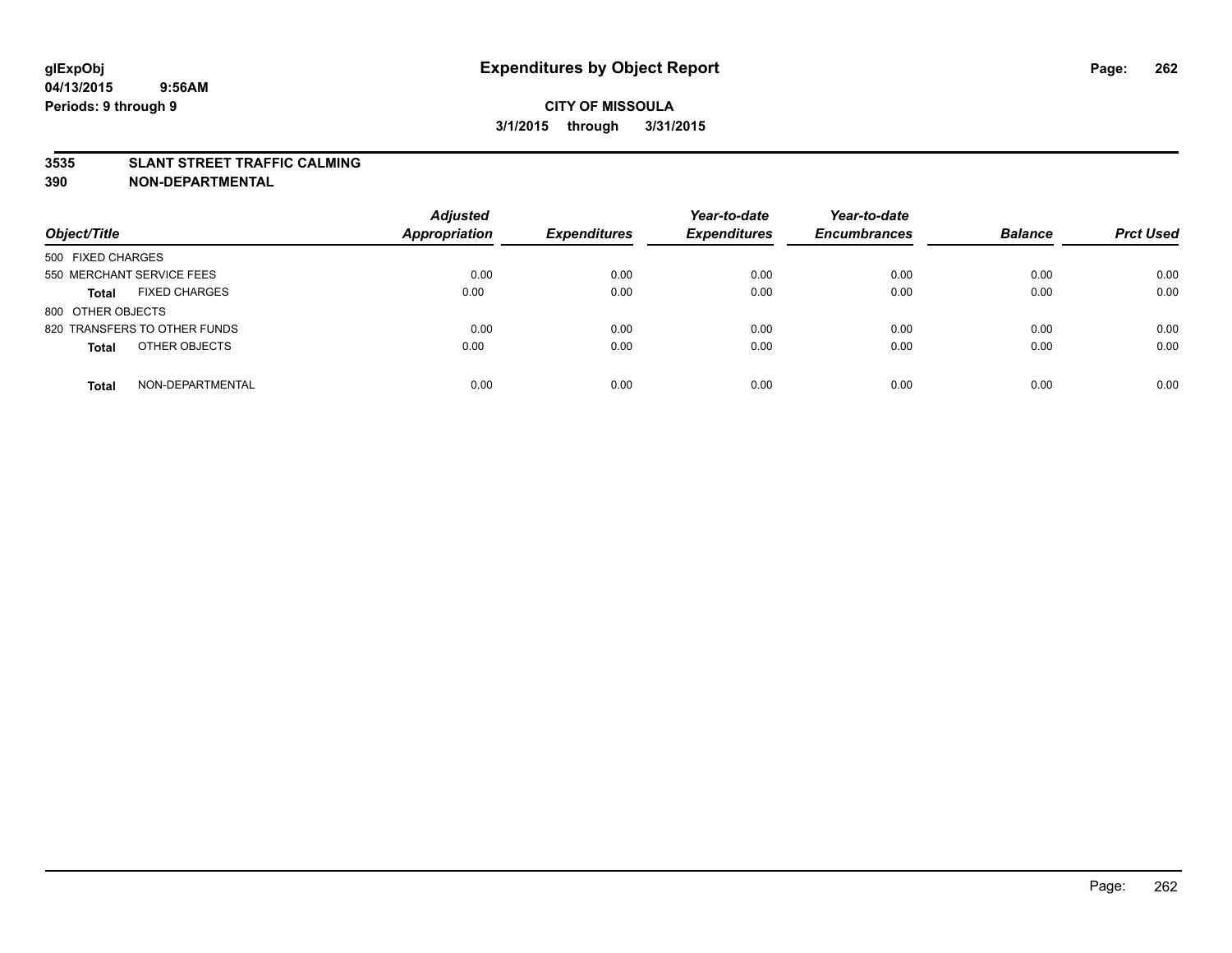**glExpObj**
**04/13/2015 9:56AM**
**Periods: 9 through 9**

# Expenditures by Object Report

**CITY OF MISSOULA**
**3/1/2015 through 3/31/2015**

**3535 SLANT STREET TRAFFIC CALMING**
**390 NON-DEPARTMENTAL**

| Object/Title | | Adjusted Appropriation | Expenditures | Year-to-date Expenditures | Year-to-date Encumbrances | Balance | Prct Used |
|---|---|---|---|---|---|---|---|
| 500 FIXED CHARGES | | | | | | | |
| 550 MERCHANT SERVICE FEES | | 0.00 | 0.00 | 0.00 | 0.00 | 0.00 | 0.00 |
| **Total** | FIXED CHARGES | 0.00 | 0.00 | 0.00 | 0.00 | 0.00 | 0.00 |
| 800 OTHER OBJECTS | | | | | | | |
| 820 TRANSFERS TO OTHER FUNDS | | 0.00 | 0.00 | 0.00 | 0.00 | 0.00 | 0.00 |
| **Total** | OTHER OBJECTS | 0.00 | 0.00 | 0.00 | 0.00 | 0.00 | 0.00 |
| **Total** | NON-DEPARTMENTAL | 0.00 | 0.00 | 0.00 | 0.00 | 0.00 | 0.00 |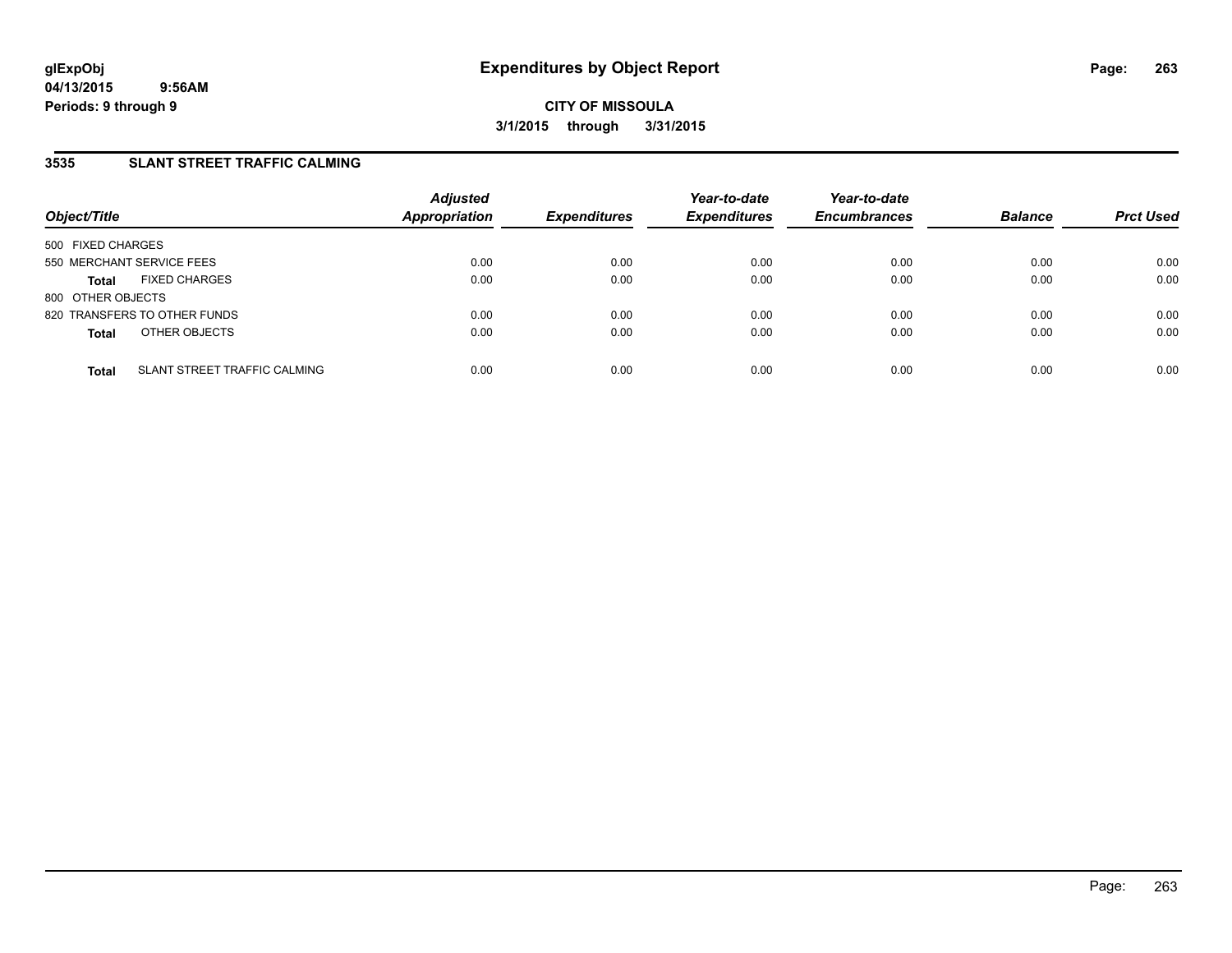**glExpObj**
**04/13/2015 9:56AM**
**Periods: 9 through 9**

# Expenditures by Object Report

**CITY OF MISSOULA**
**3/1/2015 through 3/31/2015**

## 3535 SLANT STREET TRAFFIC CALMING

| Object/Title | Adjusted Appropriation | Expenditures | Year-to-date Expenditures | Year-to-date Encumbrances | Balance | Prct Used |
|---|---|---|---|---|---|---|
| 500 FIXED CHARGES | | | | | | |
| 550 MERCHANT SERVICE FEES | 0.00 | 0.00 | 0.00 | 0.00 | 0.00 | 0.00 |
| **Total** FIXED CHARGES | 0.00 | 0.00 | 0.00 | 0.00 | 0.00 | 0.00 |
| 800 OTHER OBJECTS | | | | | | |
| 820 TRANSFERS TO OTHER FUNDS | 0.00 | 0.00 | 0.00 | 0.00 | 0.00 | 0.00 |
| **Total** OTHER OBJECTS | 0.00 | 0.00 | 0.00 | 0.00 | 0.00 | 0.00 |
| **Total** SLANT STREET TRAFFIC CALMING | 0.00 | 0.00 | 0.00 | 0.00 | 0.00 | 0.00 |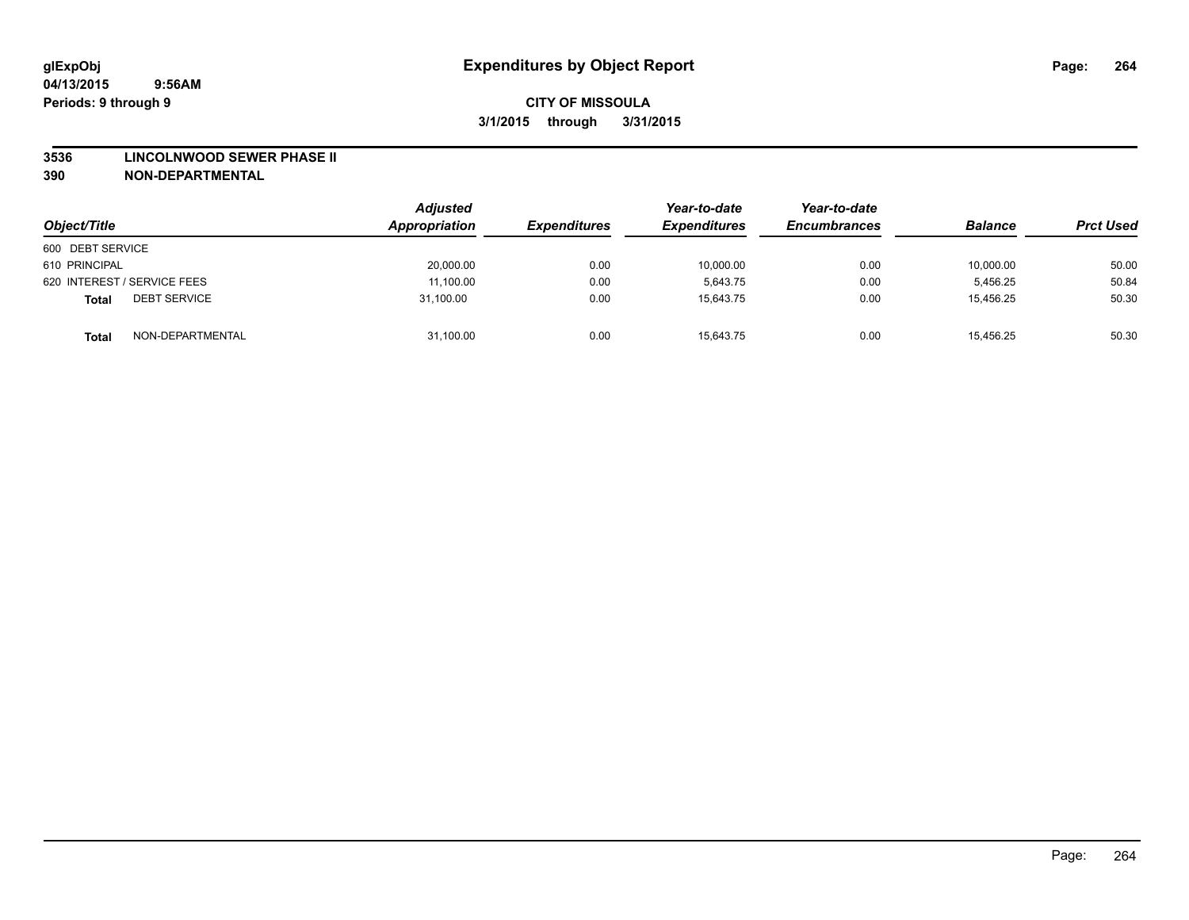# Expenditures by Object Report

glExpObj
04/13/2015 9:56AM
Periods: 9 through 9

**CITY OF MISSOULA**
**3/1/2015 through 3/31/2015**

**3536 LINCOLNWOOD SEWER PHASE II**
**390 NON-DEPARTMENTAL**

| Object/Title | Adjusted Appropriation | Expenditures | Year-to-date Expenditures | Year-to-date Encumbrances | Balance | Prct Used |
|---|---|---|---|---|---|---|
| 600 DEBT SERVICE | | | | | | |
| 610 PRINCIPAL | 20,000.00 | 0.00 | 10,000.00 | 0.00 | 10,000.00 | 50.00 |
| 620 INTEREST / SERVICE FEES | 11,100.00 | 0.00 | 5,643.75 | 0.00 | 5,456.25 | 50.84 |
| **Total** DEBT SERVICE | 31,100.00 | 0.00 | 15,643.75 | 0.00 | 15,456.25 | 50.30 |
| **Total** NON-DEPARTMENTAL | 31,100.00 | 0.00 | 15,643.75 | 0.00 | 15,456.25 | 50.30 |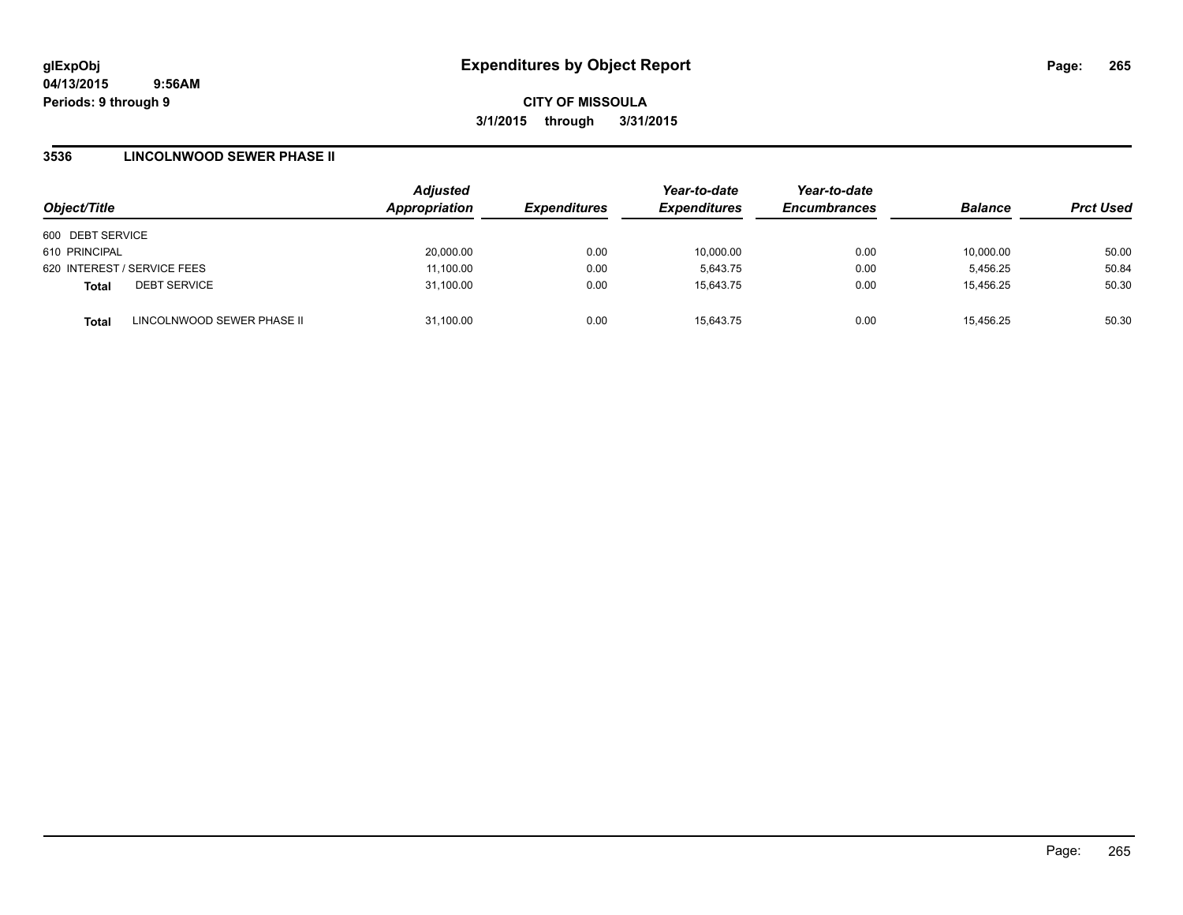# Expenditures by Object Report

glExpObj
04/13/2015 9:56AM
Periods: 9 through 9

**CITY OF MISSOULA**

**3/1/2015 through 3/31/2015**

## 3536 LINCOLNWOOD SEWER PHASE II

| Object/Title | | Adjusted Appropriation | Expenditures | Year-to-date Expenditures | Year-to-date Encumbrances | Balance | Prct Used |
|---|---|---|---|---|---|---|---|
| 600 DEBT SERVICE | | | | | | | |
| 610 PRINCIPAL | | 20,000.00 | 0.00 | 10,000.00 | 0.00 | 10,000.00 | 50.00 |
| 620 INTEREST / SERVICE FEES | | 11,100.00 | 0.00 | 5,643.75 | 0.00 | 5,456.25 | 50.84 |
| **Total** | DEBT SERVICE | 31,100.00 | 0.00 | 15,643.75 | 0.00 | 15,456.25 | 50.30 |
| **Total** | LINCOLNWOOD SEWER PHASE II | 31,100.00 | 0.00 | 15,643.75 | 0.00 | 15,456.25 | 50.30 |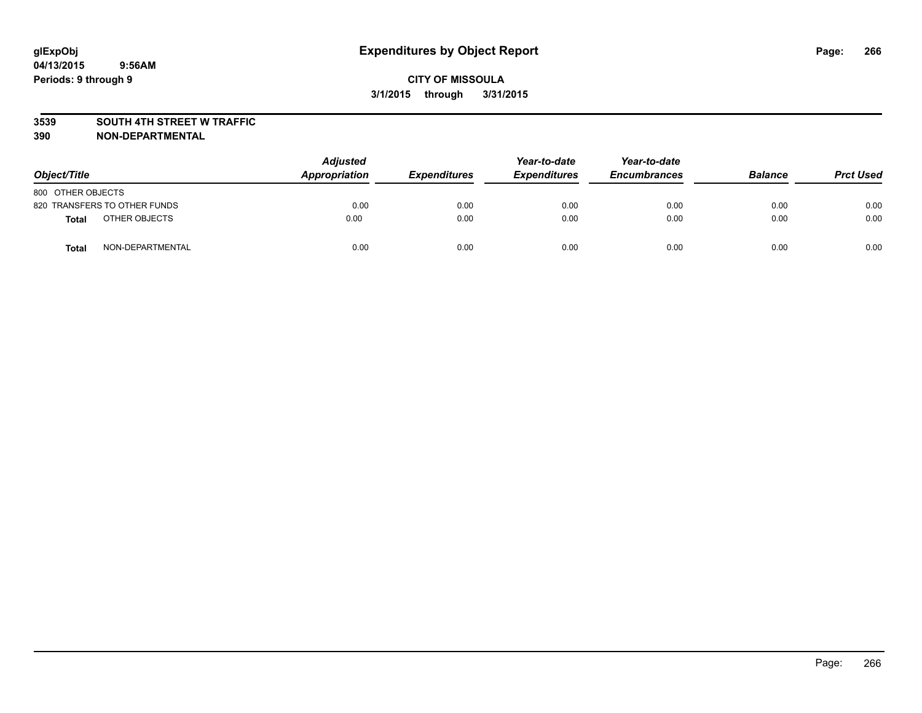# Expenditures by Object Report

glExpObj
04/13/2015 9:56AM
Periods: 9 through 9

**CITY OF MISSOULA**
**3/1/2015 through 3/31/2015**

**3539 SOUTH 4TH STREET W TRAFFIC**
**390 NON-DEPARTMENTAL**

| Object/Title | Adjusted Appropriation | Expenditures | Year-to-date Expenditures | Year-to-date Encumbrances | Balance | Prct Used |
|---|---|---|---|---|---|---|
| 800 OTHER OBJECTS | | | | | | |
| 820 TRANSFERS TO OTHER FUNDS | 0.00 | 0.00 | 0.00 | 0.00 | 0.00 | 0.00 |
| **Total** OTHER OBJECTS | 0.00 | 0.00 | 0.00 | 0.00 | 0.00 | 0.00 |
| **Total** NON-DEPARTMENTAL | 0.00 | 0.00 | 0.00 | 0.00 | 0.00 | 0.00 |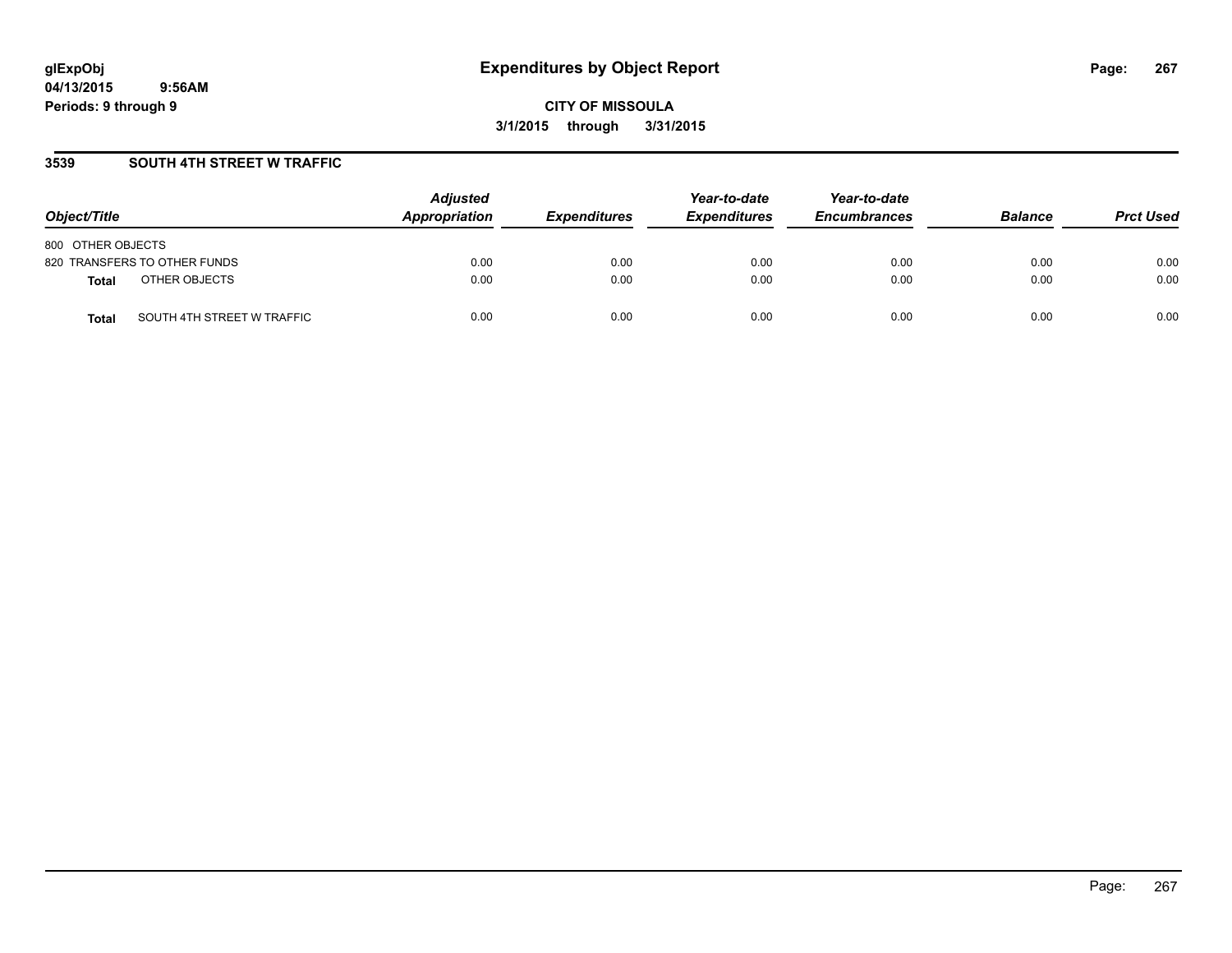**glExpObj** **Expenditures by Object Report**
**04/13/2015 9:56AM**
**Periods: 9 through 9**

**CITY OF MISSOULA**
**3/1/2015 through 3/31/2015**

## 3539 SOUTH 4TH STREET W TRAFFIC

| Object/Title | Adjusted Appropriation | Expenditures | Year-to-date Expenditures | Year-to-date Encumbrances | Balance | Prct Used |
|---|---|---|---|---|---|---|
| 800 OTHER OBJECTS | | | | | | |
| 820 TRANSFERS TO OTHER FUNDS | 0.00 | 0.00 | 0.00 | 0.00 | 0.00 | 0.00 |
| **Total** OTHER OBJECTS | 0.00 | 0.00 | 0.00 | 0.00 | 0.00 | 0.00 |
| **Total** SOUTH 4TH STREET W TRAFFIC | 0.00 | 0.00 | 0.00 | 0.00 | 0.00 | 0.00 |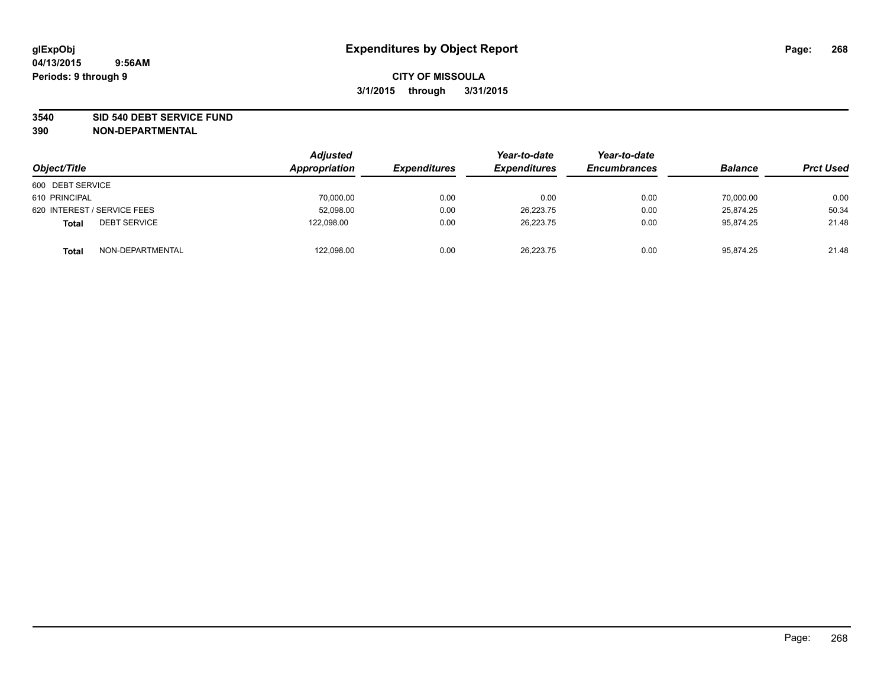# Expenditures by Object Report

glExpObj
04/13/2015 9:56AM
Periods: 9 through 9

**CITY OF MISSOULA**
**3/1/2015 through 3/31/2015**

**3540 SID 540 DEBT SERVICE FUND**
**390 NON-DEPARTMENTAL**

| Object/Title | Adjusted Appropriation | Expenditures | Year-to-date Expenditures | Year-to-date Encumbrances | Balance | Prct Used |
|---|---|---|---|---|---|---|
| 600 DEBT SERVICE | | | | | | |
| 610 PRINCIPAL | 70,000.00 | 0.00 | 0.00 | 0.00 | 70,000.00 | 0.00 |
| 620 INTEREST / SERVICE FEES | 52,098.00 | 0.00 | 26,223.75 | 0.00 | 25,874.25 | 50.34 |
| **Total** DEBT SERVICE | 122,098.00 | 0.00 | 26,223.75 | 0.00 | 95,874.25 | 21.48 |
| **Total** NON-DEPARTMENTAL | 122,098.00 | 0.00 | 26,223.75 | 0.00 | 95,874.25 | 21.48 |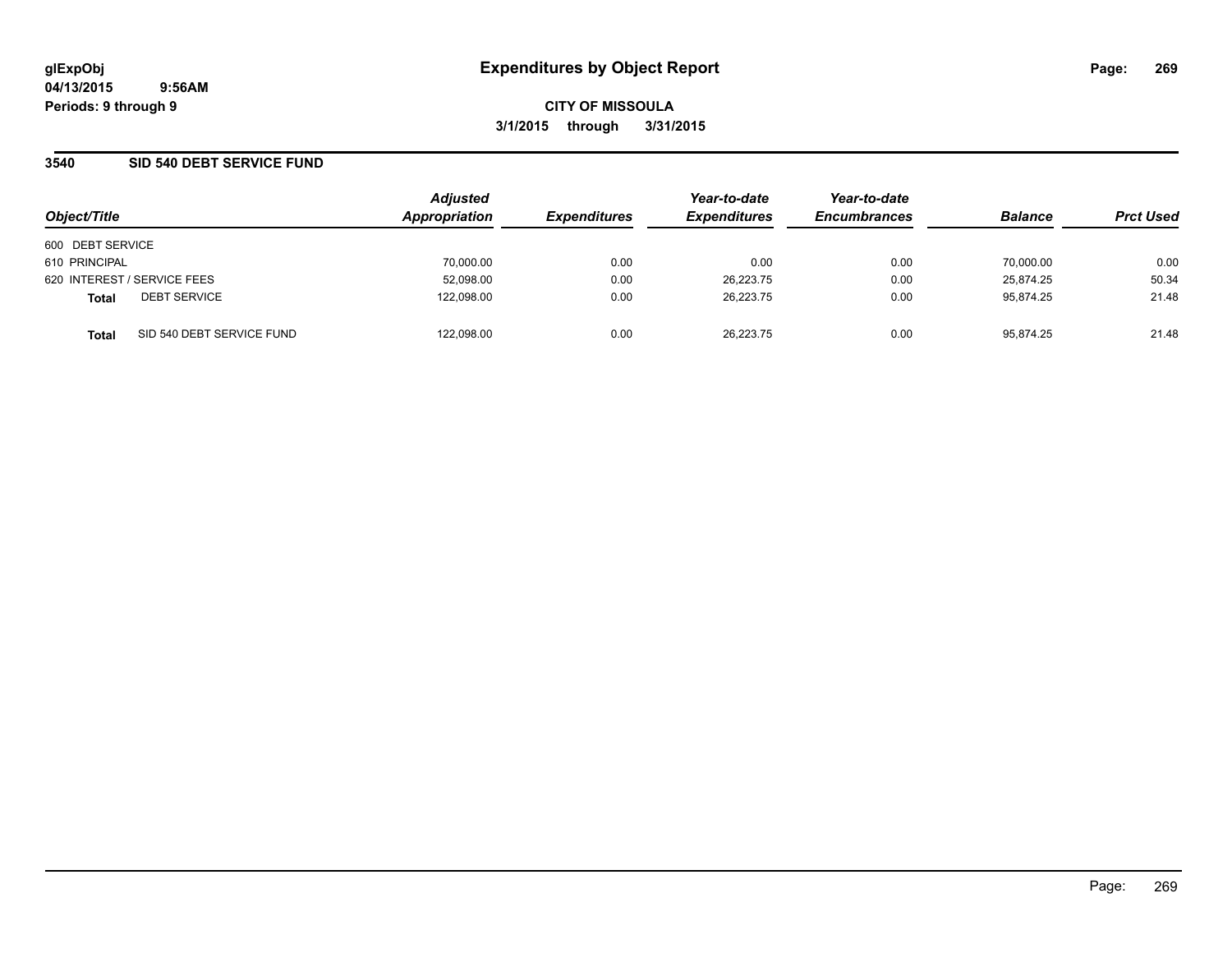# Expenditures by Object Report

glExpObj
04/13/2015 9:56AM
Periods: 9 through 9

**CITY OF MISSOULA**
**3/1/2015 through 3/31/2015**

## 3540 SID 540 DEBT SERVICE FUND

| Object/Title | Adjusted Appropriation | Expenditures | Year-to-date Expenditures | Year-to-date Encumbrances | Balance | Prct Used |
|---|---|---|---|---|---|---|
| 600 DEBT SERVICE | | | | | | |
| 610 PRINCIPAL | 70,000.00 | 0.00 | 0.00 | 0.00 | 70,000.00 | 0.00 |
| 620 INTEREST / SERVICE FEES | 52,098.00 | 0.00 | 26,223.75 | 0.00 | 25,874.25 | 50.34 |
| **Total** DEBT SERVICE | 122,098.00 | 0.00 | 26,223.75 | 0.00 | 95,874.25 | 21.48 |
| **Total** SID 540 DEBT SERVICE FUND | 122,098.00 | 0.00 | 26,223.75 | 0.00 | 95,874.25 | 21.48 |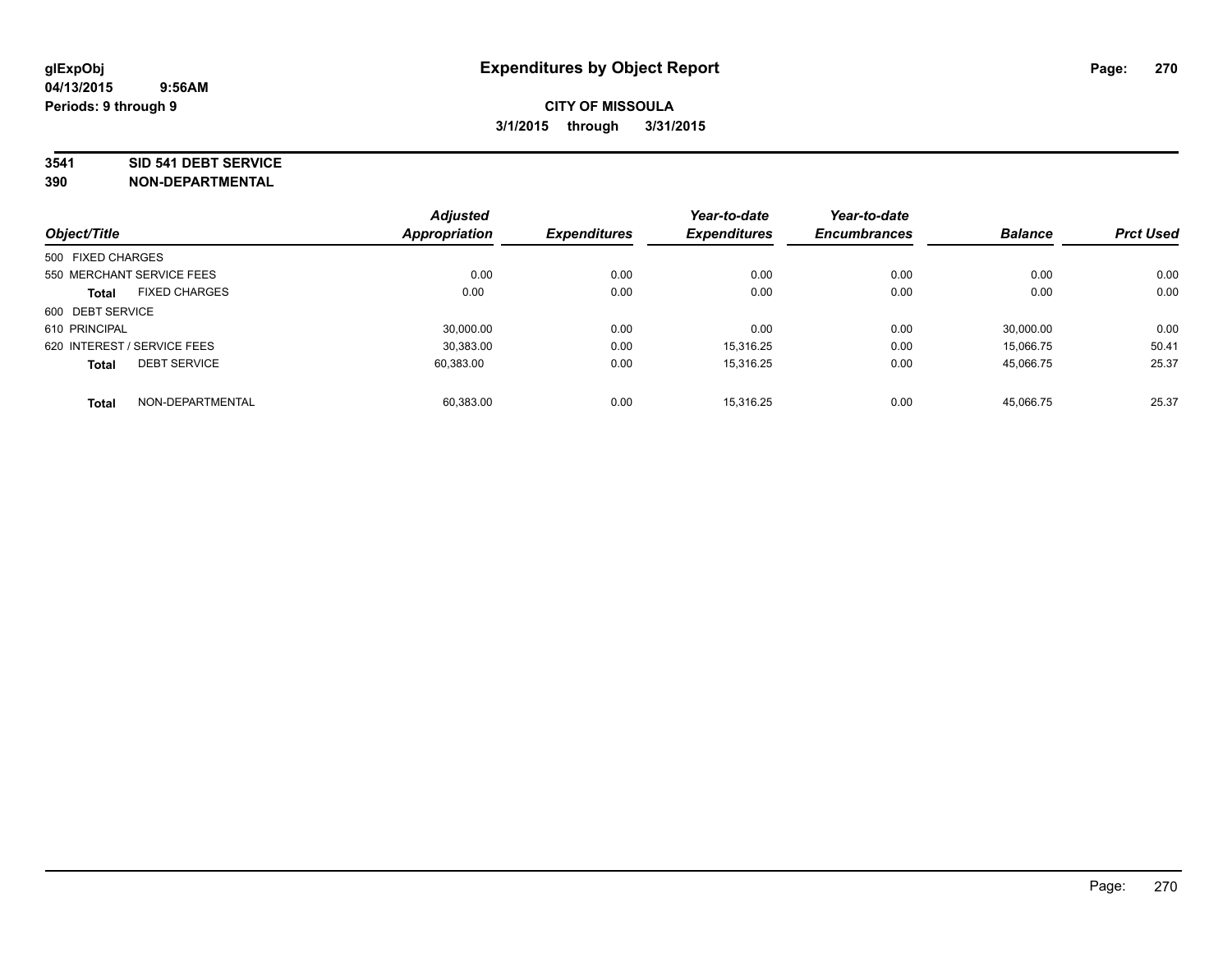# Expenditures by Object Report

glExpObj
04/13/2015 9:56AM
Periods: 9 through 9

**CITY OF MISSOULA**
**3/1/2015 through 3/31/2015**

**3541 SID 541 DEBT SERVICE**
**390 NON-DEPARTMENTAL**

| Object/Title | Adjusted Appropriation | Expenditures | Year-to-date Expenditures | Year-to-date Encumbrances | Balance | Prct Used |
|---|---|---|---|---|---|---|
| 500 FIXED CHARGES | | | | | | |
| 550 MERCHANT SERVICE FEES | 0.00 | 0.00 | 0.00 | 0.00 | 0.00 | 0.00 |
| **Total** FIXED CHARGES | 0.00 | 0.00 | 0.00 | 0.00 | 0.00 | 0.00 |
| 600 DEBT SERVICE | | | | | | |
| 610 PRINCIPAL | 30,000.00 | 0.00 | 0.00 | 0.00 | 30,000.00 | 0.00 |
| 620 INTEREST / SERVICE FEES | 30,383.00 | 0.00 | 15,316.25 | 0.00 | 15,066.75 | 50.41 |
| **Total** DEBT SERVICE | 60,383.00 | 0.00 | 15,316.25 | 0.00 | 45,066.75 | 25.37 |
| **Total** NON-DEPARTMENTAL | 60,383.00 | 0.00 | 15,316.25 | 0.00 | 45,066.75 | 25.37 |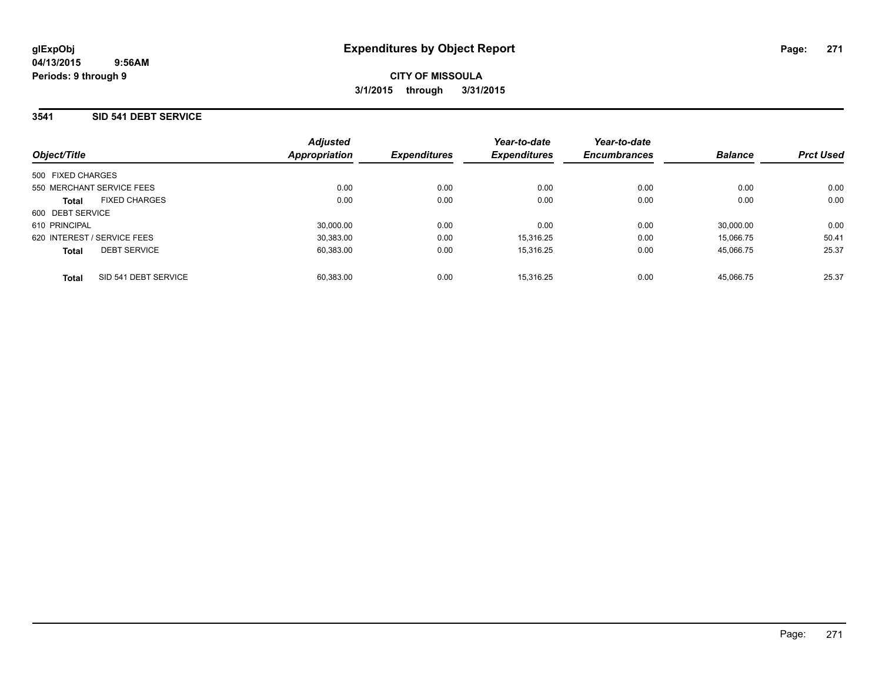# Expenditures by Object Report

glExpObj
04/13/2015 9:56AM
Periods: 9 through 9

**CITY OF MISSOULA**
**3/1/2015 through 3/31/2015**

## 3541 SID 541 DEBT SERVICE

| Object/Title | Adjusted Appropriation | Expenditures | Year-to-date Expenditures | Year-to-date Encumbrances | Balance | Prct Used |
|---|---|---|---|---|---|---|
| 500 FIXED CHARGES | | | | | | |
| 550 MERCHANT SERVICE FEES | 0.00 | 0.00 | 0.00 | 0.00 | 0.00 | 0.00 |
| **Total** FIXED CHARGES | 0.00 | 0.00 | 0.00 | 0.00 | 0.00 | 0.00 |
| 600 DEBT SERVICE | | | | | | |
| 610 PRINCIPAL | 30,000.00 | 0.00 | 0.00 | 0.00 | 30,000.00 | 0.00 |
| 620 INTEREST / SERVICE FEES | 30,383.00 | 0.00 | 15,316.25 | 0.00 | 15,066.75 | 50.41 |
| **Total** DEBT SERVICE | 60,383.00 | 0.00 | 15,316.25 | 0.00 | 45,066.75 | 25.37 |
| **Total** SID 541 DEBT SERVICE | 60,383.00 | 0.00 | 15,316.25 | 0.00 | 45,066.75 | 25.37 |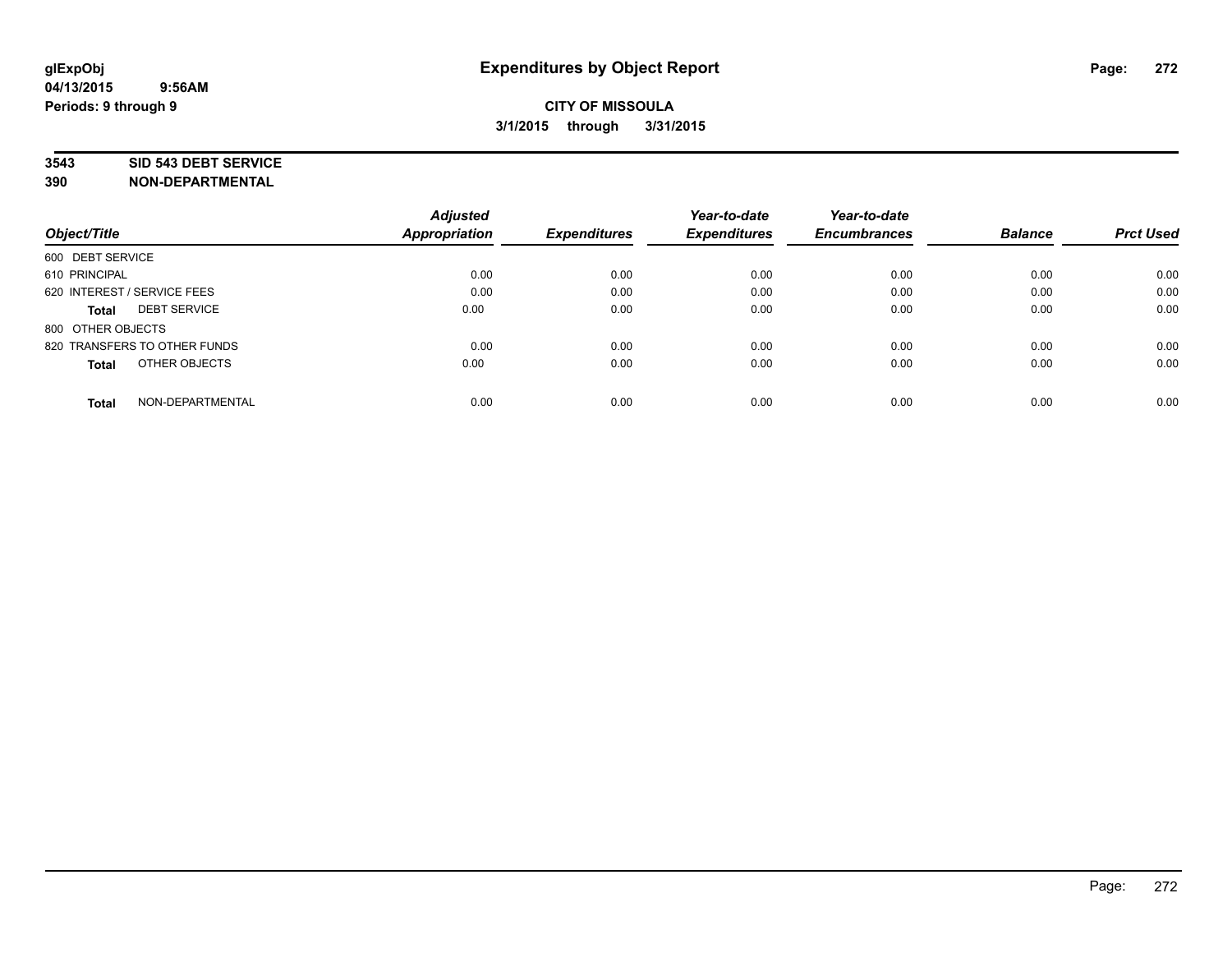**glExpObj**
**04/13/2015 9:56AM**
**Periods: 9 through 9**

# Expenditures by Object Report

**CITY OF MISSOULA**
**3/1/2015 through 3/31/2015**

**3543 SID 543 DEBT SERVICE**
**390 NON-DEPARTMENTAL**

| Object/Title | Adjusted Appropriation | Expenditures | Year-to-date Expenditures | Year-to-date Encumbrances | Balance | Prct Used |
|---|---|---|---|---|---|---|
| 600 DEBT SERVICE | | | | | | |
| 610 PRINCIPAL | 0.00 | 0.00 | 0.00 | 0.00 | 0.00 | 0.00 |
| 620 INTEREST / SERVICE FEES | 0.00 | 0.00 | 0.00 | 0.00 | 0.00 | 0.00 |
| **Total** DEBT SERVICE | 0.00 | 0.00 | 0.00 | 0.00 | 0.00 | 0.00 |
| 800 OTHER OBJECTS | | | | | | |
| 820 TRANSFERS TO OTHER FUNDS | 0.00 | 0.00 | 0.00 | 0.00 | 0.00 | 0.00 |
| **Total** OTHER OBJECTS | 0.00 | 0.00 | 0.00 | 0.00 | 0.00 | 0.00 |
| **Total** NON-DEPARTMENTAL | 0.00 | 0.00 | 0.00 | 0.00 | 0.00 | 0.00 |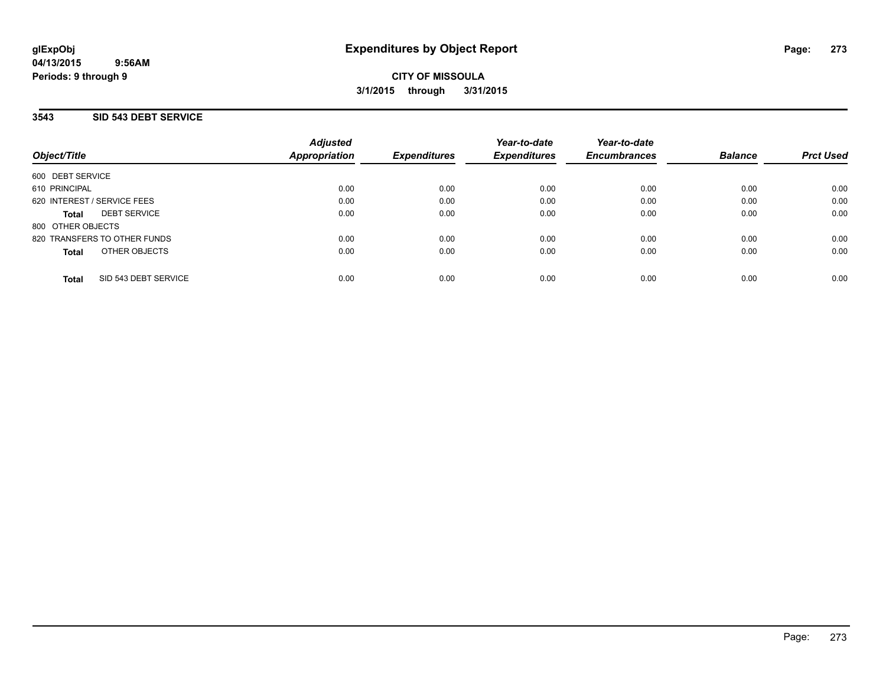glExpObj
04/13/2015 9:56AM
Periods: 9 through 9

# Expenditures by Object Report

**CITY OF MISSOULA**
**3/1/2015 through 3/31/2015**

## 3543 SID 543 DEBT SERVICE

| Object/Title | Adjusted Appropriation | Expenditures | Year-to-date Expenditures | Year-to-date Encumbrances | Balance | Prct Used |
|---|---|---|---|---|---|---|
| 600 DEBT SERVICE | | | | | | |
| 610 PRINCIPAL | 0.00 | 0.00 | 0.00 | 0.00 | 0.00 | 0.00 |
| 620 INTEREST / SERVICE FEES | 0.00 | 0.00 | 0.00 | 0.00 | 0.00 | 0.00 |
| **Total** DEBT SERVICE | 0.00 | 0.00 | 0.00 | 0.00 | 0.00 | 0.00 |
| 800 OTHER OBJECTS | | | | | | |
| 820 TRANSFERS TO OTHER FUNDS | 0.00 | 0.00 | 0.00 | 0.00 | 0.00 | 0.00 |
| **Total** OTHER OBJECTS | 0.00 | 0.00 | 0.00 | 0.00 | 0.00 | 0.00 |
| **Total** SID 543 DEBT SERVICE | 0.00 | 0.00 | 0.00 | 0.00 | 0.00 | 0.00 |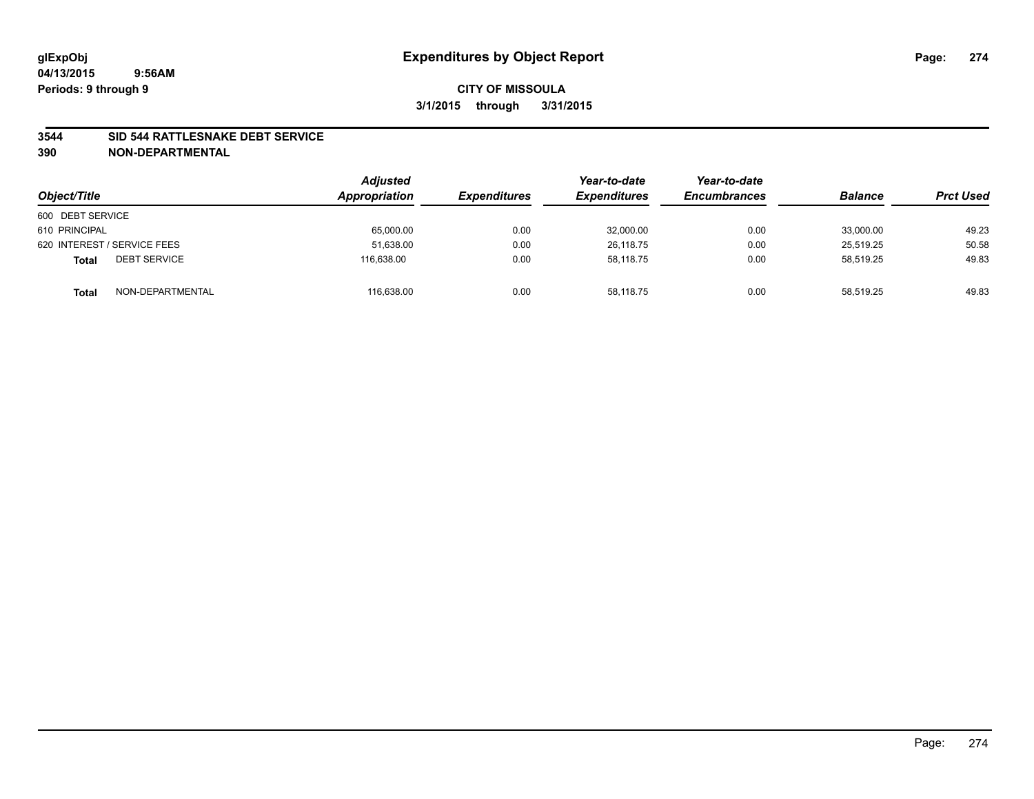**glExpObj**
**04/13/2015 9:56AM**
**Periods: 9 through 9**

# Expenditures by Object Report

**CITY OF MISSOULA**
**3/1/2015 through 3/31/2015**

**3544 SID 544 RATTLESNAKE DEBT SERVICE**
**390 NON-DEPARTMENTAL**

| Object/Title | | Adjusted Appropriation | Expenditures | Year-to-date Expenditures | Year-to-date Encumbrances | Balance | Prct Used |
|---|---|---|---|---|---|---|---|
| 600 DEBT SERVICE | | | | | | | |
| 610 PRINCIPAL | | 65,000.00 | 0.00 | 32,000.00 | 0.00 | 33,000.00 | 49.23 |
| 620 INTEREST / SERVICE FEES | | 51,638.00 | 0.00 | 26,118.75 | 0.00 | 25,519.25 | 50.58 |
| **Total** | DEBT SERVICE | 116,638.00 | 0.00 | 58,118.75 | 0.00 | 58,519.25 | 49.83 |
| **Total** | NON-DEPARTMENTAL | 116,638.00 | 0.00 | 58,118.75 | 0.00 | 58,519.25 | 49.83 |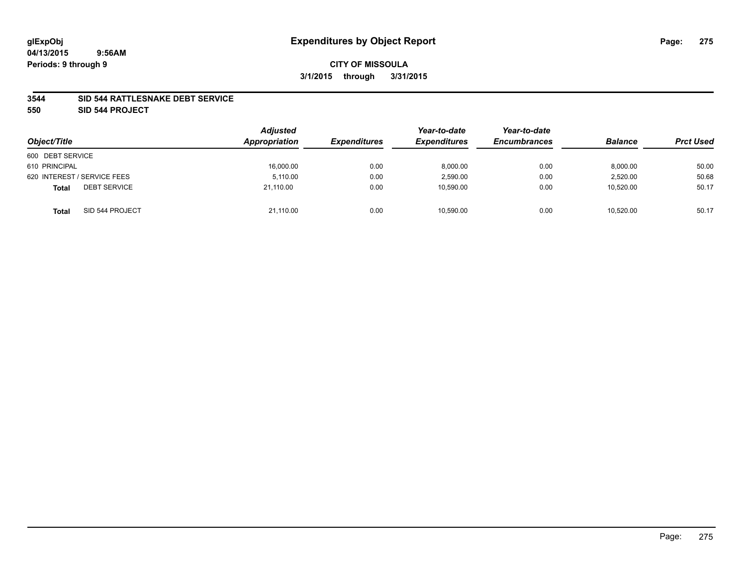**glExpObj** **Expenditures by Object Report**

**04/13/2015 9:56AM**

**Periods: 9 through 9**

**CITY OF MISSOULA**

**3/1/2015 through 3/31/2015**

**3544 SID 544 RATTLESNAKE DEBT SERVICE**

**550 SID 544 PROJECT**

| Object/Title | Adjusted Appropriation | Expenditures | Year-to-date Expenditures | Year-to-date Encumbrances | Balance | Prct Used |
|---|---|---|---|---|---|---|
| 600 DEBT SERVICE | | | | | | |
| 610 PRINCIPAL | 16,000.00 | 0.00 | 8,000.00 | 0.00 | 8,000.00 | 50.00 |
| 620 INTEREST / SERVICE FEES | 5,110.00 | 0.00 | 2,590.00 | 0.00 | 2,520.00 | 50.68 |
| **Total** DEBT SERVICE | 21,110.00 | 0.00 | 10,590.00 | 0.00 | 10,520.00 | 50.17 |
| **Total** SID 544 PROJECT | 21,110.00 | 0.00 | 10,590.00 | 0.00 | 10,520.00 | 50.17 |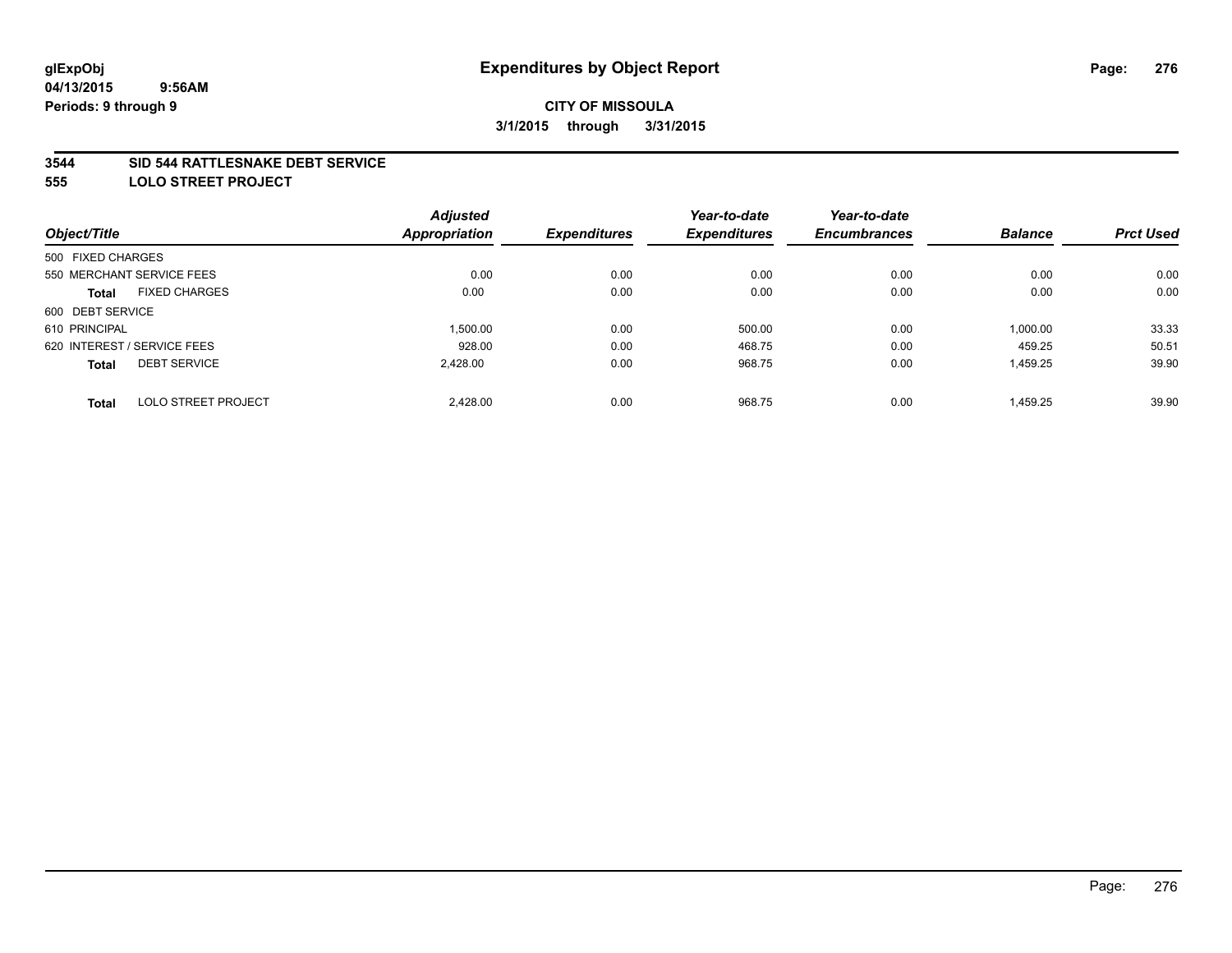**glExpObj**
**04/13/2015 9:56AM**
**Periods: 9 through 9**

# Expenditures by Object Report

**CITY OF MISSOULA**
**3/1/2015 through 3/31/2015**

## 3544 SID 544 RATTLESNAKE DEBT SERVICE
## 555 LOLO STREET PROJECT

| Object/Title | | Adjusted Appropriation | Expenditures | Year-to-date Expenditures | Year-to-date Encumbrances | Balance | Prct Used |
|---|---|---|---|---|---|---|---|
| 500 FIXED CHARGES | | | | | | | |
| 550 MERCHANT SERVICE FEES | | 0.00 | 0.00 | 0.00 | 0.00 | 0.00 | 0.00 |
| **Total** | FIXED CHARGES | 0.00 | 0.00 | 0.00 | 0.00 | 0.00 | 0.00 |
| 600 DEBT SERVICE | | | | | | | |
| 610 PRINCIPAL | | 1,500.00 | 0.00 | 500.00 | 0.00 | 1,000.00 | 33.33 |
| 620 INTEREST / SERVICE FEES | | 928.00 | 0.00 | 468.75 | 0.00 | 459.25 | 50.51 |
| **Total** | DEBT SERVICE | 2,428.00 | 0.00 | 968.75 | 0.00 | 1,459.25 | 39.90 |
| **Total** | LOLO STREET PROJECT | 2,428.00 | 0.00 | 968.75 | 0.00 | 1,459.25 | 39.90 |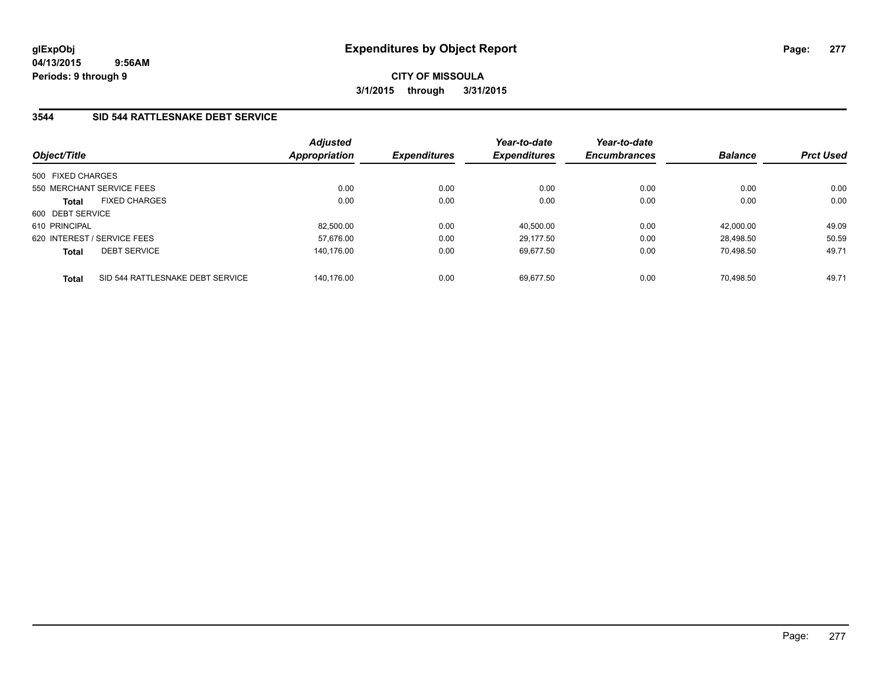# Expenditures by Object Report

glExpObj
04/13/2015 9:56AM
Periods: 9 through 9

**CITY OF MISSOULA**
**3/1/2015 through 3/31/2015**

## 3544 SID 544 RATTLESNAKE DEBT SERVICE

| Object/Title | | Adjusted Appropriation | Expenditures | Year-to-date Expenditures | Year-to-date Encumbrances | Balance | Prct Used |
|---|---|---|---|---|---|---|---|
| 500 FIXED CHARGES | | | | | | | |
| 550 MERCHANT SERVICE FEES | | 0.00 | 0.00 | 0.00 | 0.00 | 0.00 | 0.00 |
| **Total** | FIXED CHARGES | 0.00 | 0.00 | 0.00 | 0.00 | 0.00 | 0.00 |
| 600 DEBT SERVICE | | | | | | | |
| 610 PRINCIPAL | | 82,500.00 | 0.00 | 40,500.00 | 0.00 | 42,000.00 | 49.09 |
| 620 INTEREST / SERVICE FEES | | 57,676.00 | 0.00 | 29,177.50 | 0.00 | 28,498.50 | 50.59 |
| **Total** | DEBT SERVICE | 140,176.00 | 0.00 | 69,677.50 | 0.00 | 70,498.50 | 49.71 |
| **Total** | SID 544 RATTLESNAKE DEBT SERVICE | 140,176.00 | 0.00 | 69,677.50 | 0.00 | 70,498.50 | 49.71 |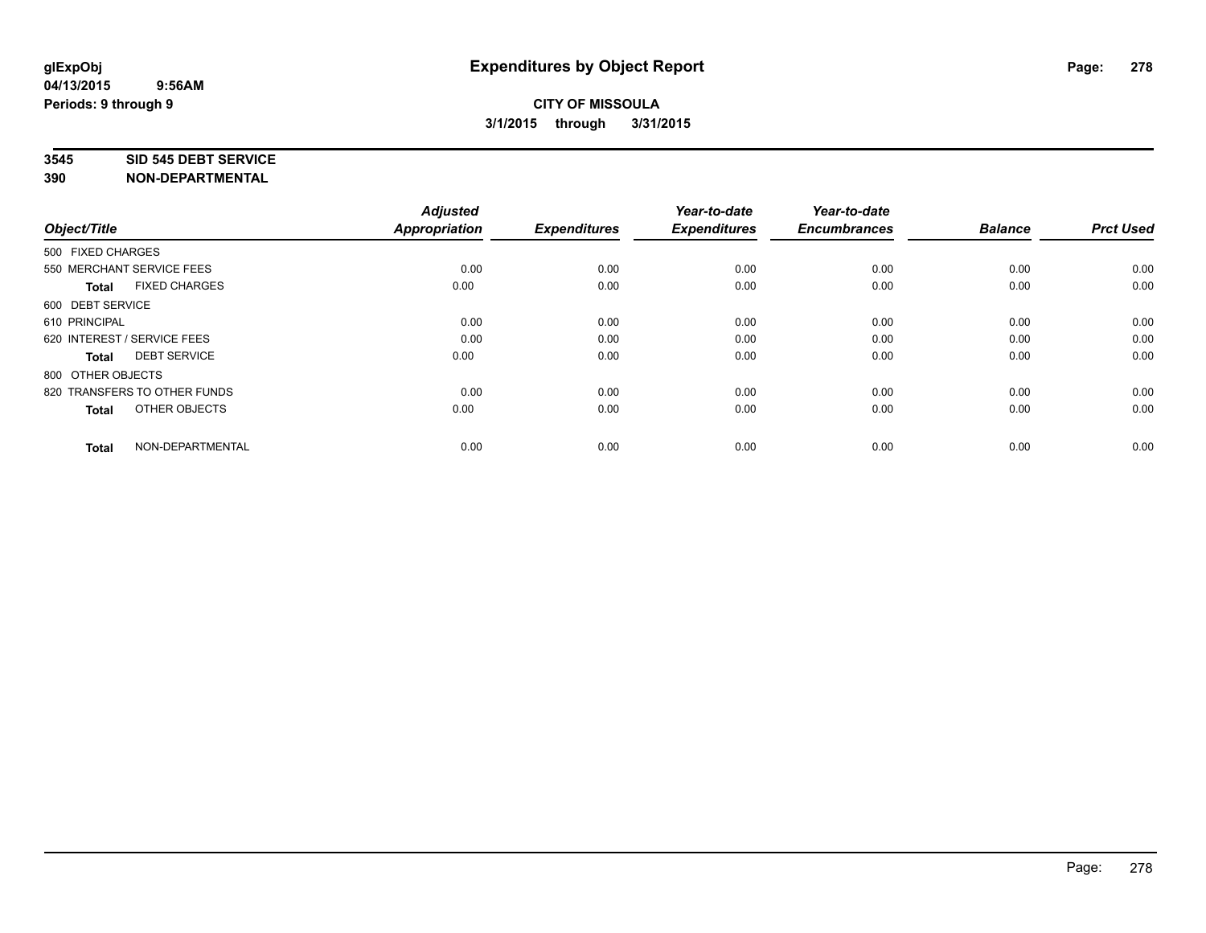glExpObj
04/13/2015 9:56AM
Periods: 9 through 9

# Expenditures by Object Report

**CITY OF MISSOULA**
**3/1/2015 through 3/31/2015**

**3545 SID 545 DEBT SERVICE**
**390 NON-DEPARTMENTAL**

| Object/Title | Adjusted Appropriation | Expenditures | Year-to-date Expenditures | Year-to-date Encumbrances | Balance | Prct Used |
|---|---|---|---|---|---|---|
| 500 FIXED CHARGES | | | | | | |
| 550 MERCHANT SERVICE FEES | 0.00 | 0.00 | 0.00 | 0.00 | 0.00 | 0.00 |
| **Total** FIXED CHARGES | 0.00 | 0.00 | 0.00 | 0.00 | 0.00 | 0.00 |
| 600 DEBT SERVICE | | | | | | |
| 610 PRINCIPAL | 0.00 | 0.00 | 0.00 | 0.00 | 0.00 | 0.00 |
| 620 INTEREST / SERVICE FEES | 0.00 | 0.00 | 0.00 | 0.00 | 0.00 | 0.00 |
| **Total** DEBT SERVICE | 0.00 | 0.00 | 0.00 | 0.00 | 0.00 | 0.00 |
| 800 OTHER OBJECTS | | | | | | |
| 820 TRANSFERS TO OTHER FUNDS | 0.00 | 0.00 | 0.00 | 0.00 | 0.00 | 0.00 |
| **Total** OTHER OBJECTS | 0.00 | 0.00 | 0.00 | 0.00 | 0.00 | 0.00 |
| **Total** NON-DEPARTMENTAL | 0.00 | 0.00 | 0.00 | 0.00 | 0.00 | 0.00 |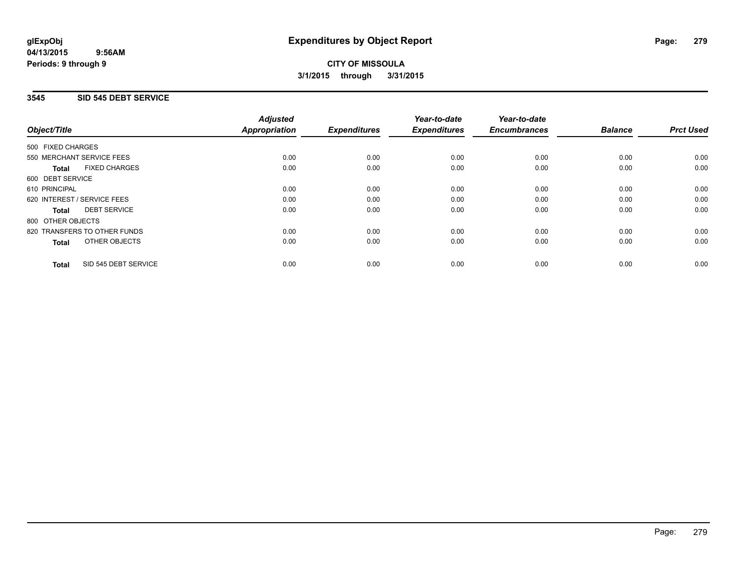glExpObj
04/13/2015 9:56AM
Periods: 9 through 9

# Expenditures by Object Report

**CITY OF MISSOULA**
**3/1/2015 through 3/31/2015**

## 3545 SID 545 DEBT SERVICE

| Object/Title | Adjusted Appropriation | Expenditures | Year-to-date Expenditures | Year-to-date Encumbrances | Balance | Prct Used |
|---|---|---|---|---|---|---|
| 500 FIXED CHARGES | | | | | | |
| 550 MERCHANT SERVICE FEES | 0.00 | 0.00 | 0.00 | 0.00 | 0.00 | 0.00 |
| **Total** FIXED CHARGES | 0.00 | 0.00 | 0.00 | 0.00 | 0.00 | 0.00 |
| 600 DEBT SERVICE | | | | | | |
| 610 PRINCIPAL | 0.00 | 0.00 | 0.00 | 0.00 | 0.00 | 0.00 |
| 620 INTEREST / SERVICE FEES | 0.00 | 0.00 | 0.00 | 0.00 | 0.00 | 0.00 |
| **Total** DEBT SERVICE | 0.00 | 0.00 | 0.00 | 0.00 | 0.00 | 0.00 |
| 800 OTHER OBJECTS | | | | | | |
| 820 TRANSFERS TO OTHER FUNDS | 0.00 | 0.00 | 0.00 | 0.00 | 0.00 | 0.00 |
| **Total** OTHER OBJECTS | 0.00 | 0.00 | 0.00 | 0.00 | 0.00 | 0.00 |
| **Total** SID 545 DEBT SERVICE | 0.00 | 0.00 | 0.00 | 0.00 | 0.00 | 0.00 |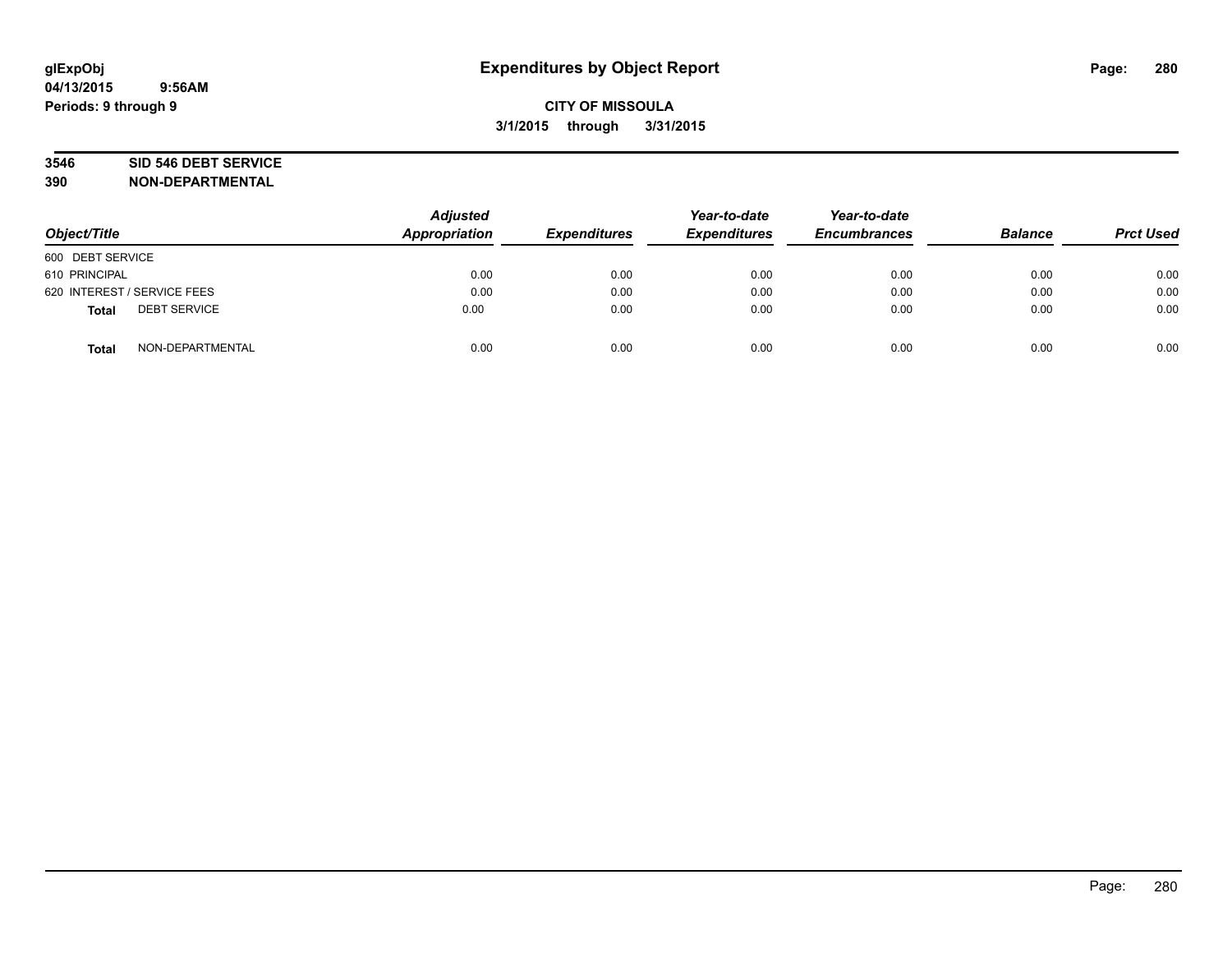**glExpObj**
**04/13/2015 9:56AM**
**Periods: 9 through 9**

# Expenditures by Object Report

**CITY OF MISSOULA**
**3/1/2015 through 3/31/2015**

**3546 SID 546 DEBT SERVICE**
**390 NON-DEPARTMENTAL**

| Object/Title | Adjusted Appropriation | Expenditures | Year-to-date Expenditures | Year-to-date Encumbrances | Balance | Prct Used |
|---|---|---|---|---|---|---|
| 600 DEBT SERVICE | | | | | | |
| 610 PRINCIPAL | 0.00 | 0.00 | 0.00 | 0.00 | 0.00 | 0.00 |
| 620 INTEREST / SERVICE FEES | 0.00 | 0.00 | 0.00 | 0.00 | 0.00 | 0.00 |
| **Total** DEBT SERVICE | 0.00 | 0.00 | 0.00 | 0.00 | 0.00 | 0.00 |
| **Total** NON-DEPARTMENTAL | 0.00 | 0.00 | 0.00 | 0.00 | 0.00 | 0.00 |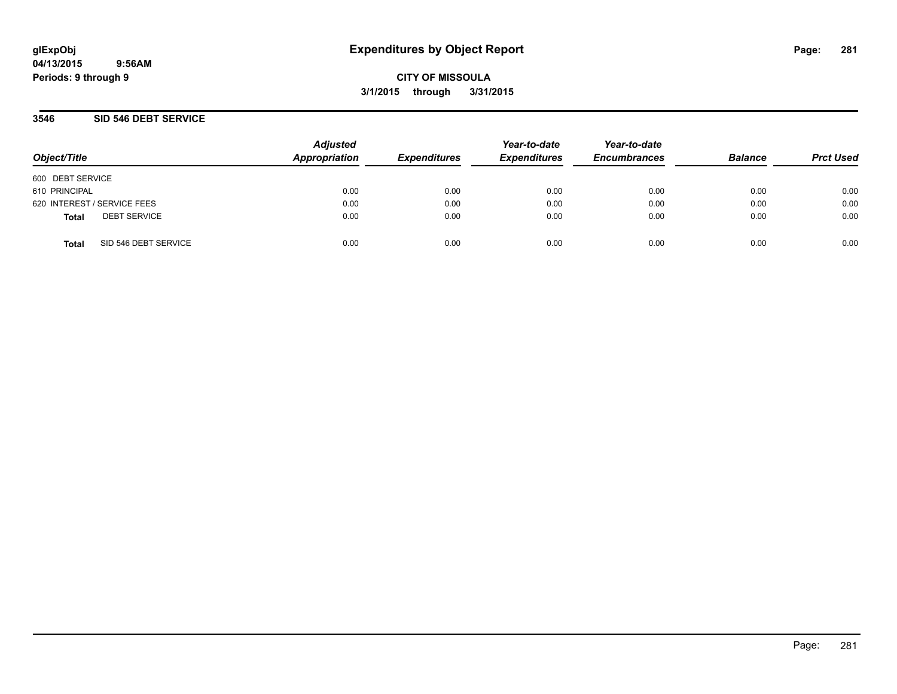# Expenditures by Object Report

glExpObj
04/13/2015 9:56AM
Periods: 9 through 9

**CITY OF MISSOULA**
**3/1/2015 through 3/31/2015**

## 3546 SID 546 DEBT SERVICE

| Object/Title | Adjusted Appropriation | Expenditures | Year-to-date Expenditures | Year-to-date Encumbrances | Balance | Prct Used |
|---|---|---|---|---|---|---|
| 600 DEBT SERVICE | | | | | | |
| 610 PRINCIPAL | 0.00 | 0.00 | 0.00 | 0.00 | 0.00 | 0.00 |
| 620 INTEREST / SERVICE FEES | 0.00 | 0.00 | 0.00 | 0.00 | 0.00 | 0.00 |
| **Total** DEBT SERVICE | 0.00 | 0.00 | 0.00 | 0.00 | 0.00 | 0.00 |
| **Total** SID 546 DEBT SERVICE | 0.00 | 0.00 | 0.00 | 0.00 | 0.00 | 0.00 |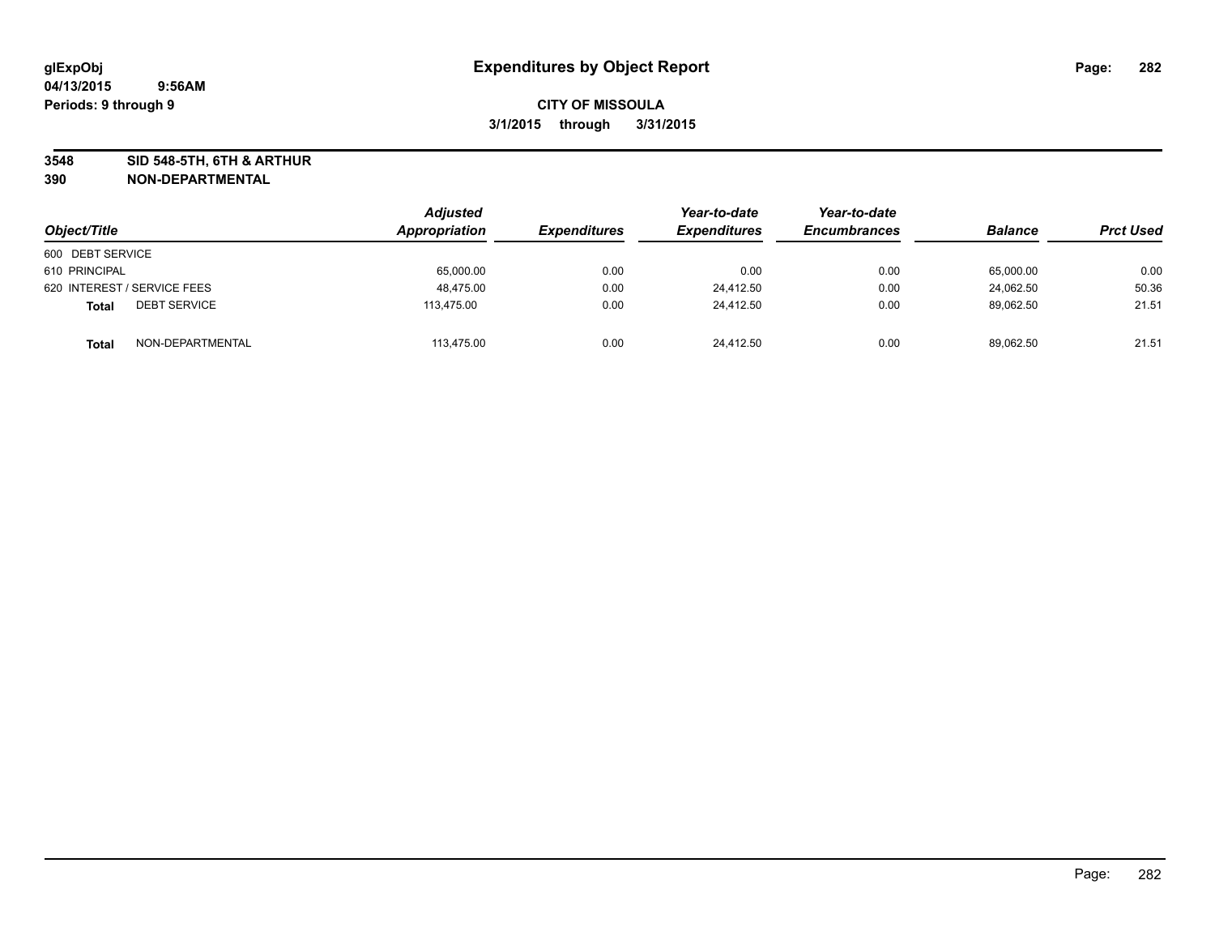glExpObj
04/13/2015 9:56AM
Periods: 9 through 9

# Expenditures by Object Report

**CITY OF MISSOULA**
**3/1/2015 through 3/31/2015**

**3548 SID 548-5TH, 6TH & ARTHUR**
**390 NON-DEPARTMENTAL**

| Object/Title | | Adjusted Appropriation | Expenditures | Year-to-date Expenditures | Year-to-date Encumbrances | Balance | Prct Used |
|---|---|---|---|---|---|---|---|
| 600 DEBT SERVICE | | | | | | | |
| 610 PRINCIPAL | | 65,000.00 | 0.00 | 0.00 | 0.00 | 65,000.00 | 0.00 |
| 620 INTEREST / SERVICE FEES | | 48,475.00 | 0.00 | 24,412.50 | 0.00 | 24,062.50 | 50.36 |
| **Total** | DEBT SERVICE | 113,475.00 | 0.00 | 24,412.50 | 0.00 | 89,062.50 | 21.51 |
| **Total** | NON-DEPARTMENTAL | 113,475.00 | 0.00 | 24,412.50 | 0.00 | 89,062.50 | 21.51 |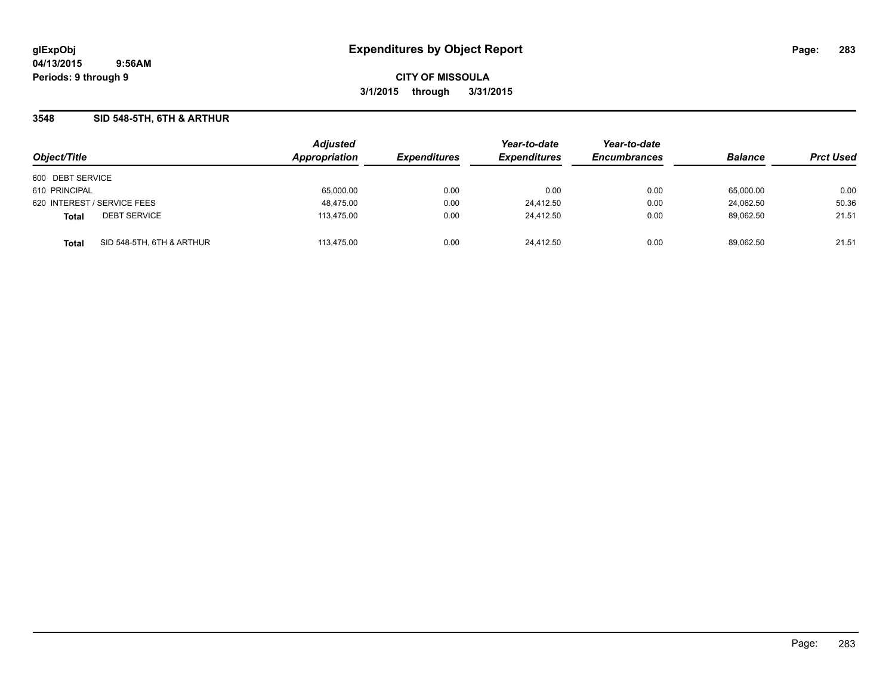# Expenditures by Object Report

glExpObj
04/13/2015 9:56AM
Periods: 9 through 9

**CITY OF MISSOULA**
**3/1/2015 through 3/31/2015**

## 3548 SID 548-5TH, 6TH & ARTHUR

| Object/Title | | Adjusted Appropriation | Expenditures | Year-to-date Expenditures | Year-to-date Encumbrances | Balance | Prct Used |
|---|---|---|---|---|---|---|---|
| 600 DEBT SERVICE | | | | | | | |
| 610 PRINCIPAL | | 65,000.00 | 0.00 | 0.00 | 0.00 | 65,000.00 | 0.00 |
| 620 INTEREST / SERVICE FEES | | 48,475.00 | 0.00 | 24,412.50 | 0.00 | 24,062.50 | 50.36 |
| **Total** | DEBT SERVICE | 113,475.00 | 0.00 | 24,412.50 | 0.00 | 89,062.50 | 21.51 |
| **Total** | SID 548-5TH, 6TH & ARTHUR | 113,475.00 | 0.00 | 24,412.50 | 0.00 | 89,062.50 | 21.51 |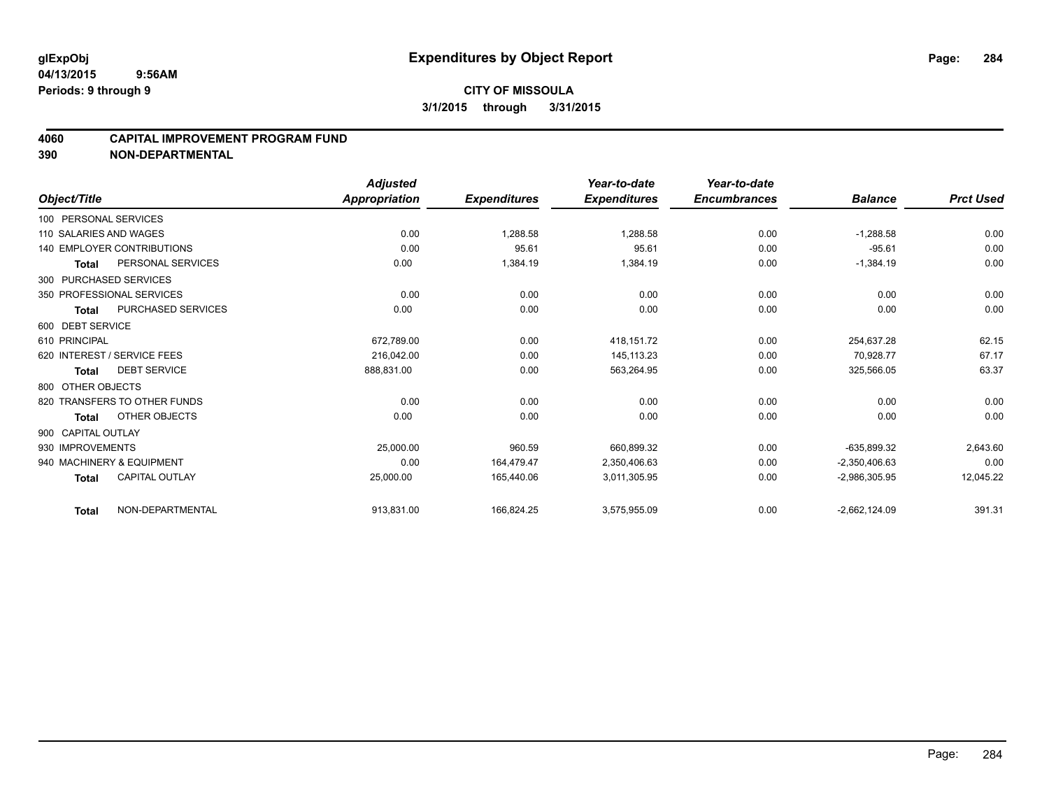# Expenditures by Object Report

glExpObj
04/13/2015 9:56AM
Periods: 9 through 9

**CITY OF MISSOULA**
**3/1/2015 through 3/31/2015**

## 4060 CAPITAL IMPROVEMENT PROGRAM FUND
## 390 NON-DEPARTMENTAL

| Object/Title | Adjusted Appropriation | Expenditures | Year-to-date Expenditures | Year-to-date Encumbrances | Balance | Prct Used |
|---|---|---|---|---|---|---|
| 100 PERSONAL SERVICES | | | | | | |
| 110 SALARIES AND WAGES | 0.00 | 1,288.58 | 1,288.58 | 0.00 | -1,288.58 | 0.00 |
| 140 EMPLOYER CONTRIBUTIONS | 0.00 | 95.61 | 95.61 | 0.00 | -95.61 | 0.00 |
| **Total** PERSONAL SERVICES | 0.00 | 1,384.19 | 1,384.19 | 0.00 | -1,384.19 | 0.00 |
| 300 PURCHASED SERVICES | | | | | | |
| 350 PROFESSIONAL SERVICES | 0.00 | 0.00 | 0.00 | 0.00 | 0.00 | 0.00 |
| **Total** PURCHASED SERVICES | 0.00 | 0.00 | 0.00 | 0.00 | 0.00 | 0.00 |
| 600 DEBT SERVICE | | | | | | |
| 610 PRINCIPAL | 672,789.00 | 0.00 | 418,151.72 | 0.00 | 254,637.28 | 62.15 |
| 620 INTEREST / SERVICE FEES | 216,042.00 | 0.00 | 145,113.23 | 0.00 | 70,928.77 | 67.17 |
| **Total** DEBT SERVICE | 888,831.00 | 0.00 | 563,264.95 | 0.00 | 325,566.05 | 63.37 |
| 800 OTHER OBJECTS | | | | | | |
| 820 TRANSFERS TO OTHER FUNDS | 0.00 | 0.00 | 0.00 | 0.00 | 0.00 | 0.00 |
| **Total** OTHER OBJECTS | 0.00 | 0.00 | 0.00 | 0.00 | 0.00 | 0.00 |
| 900 CAPITAL OUTLAY | | | | | | |
| 930 IMPROVEMENTS | 25,000.00 | 960.59 | 660,899.32 | 0.00 | -635,899.32 | 2,643.60 |
| 940 MACHINERY & EQUIPMENT | 0.00 | 164,479.47 | 2,350,406.63 | 0.00 | -2,350,406.63 | 0.00 |
| **Total** CAPITAL OUTLAY | 25,000.00 | 165,440.06 | 3,011,305.95 | 0.00 | -2,986,305.95 | 12,045.22 |
| **Total** NON-DEPARTMENTAL | 913,831.00 | 166,824.25 | 3,575,955.09 | 0.00 | -2,662,124.09 | 391.31 |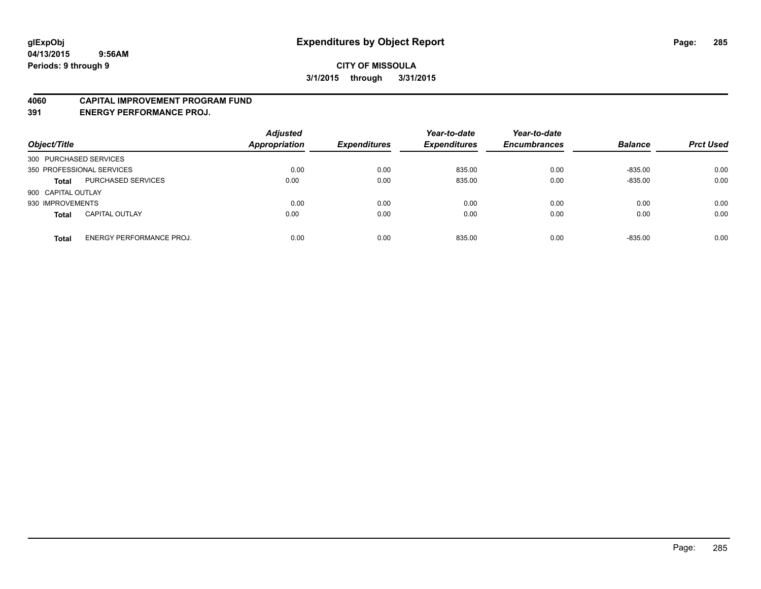**glExpObj**
**04/13/2015 9:56AM**
**Periods: 9 through 9**

# Expenditures by Object Report

**CITY OF MISSOULA**
**3/1/2015 through 3/31/2015**

**4060 CAPITAL IMPROVEMENT PROGRAM FUND**
**391 ENERGY PERFORMANCE PROJ.**

| Object/Title | | Adjusted Appropriation | Expenditures | Year-to-date Expenditures | Year-to-date Encumbrances | Balance | Prct Used |
|---|---|---|---|---|---|---|---|
| 300 PURCHASED SERVICES | | | | | | | |
| 350 PROFESSIONAL SERVICES | | 0.00 | 0.00 | 835.00 | 0.00 | -835.00 | 0.00 |
| **Total** | PURCHASED SERVICES | 0.00 | 0.00 | 835.00 | 0.00 | -835.00 | 0.00 |
| 900 CAPITAL OUTLAY | | | | | | | |
| 930 IMPROVEMENTS | | 0.00 | 0.00 | 0.00 | 0.00 | 0.00 | 0.00 |
| **Total** | CAPITAL OUTLAY | 0.00 | 0.00 | 0.00 | 0.00 | 0.00 | 0.00 |
| **Total** | ENERGY PERFORMANCE PROJ. | 0.00 | 0.00 | 835.00 | 0.00 | -835.00 | 0.00 |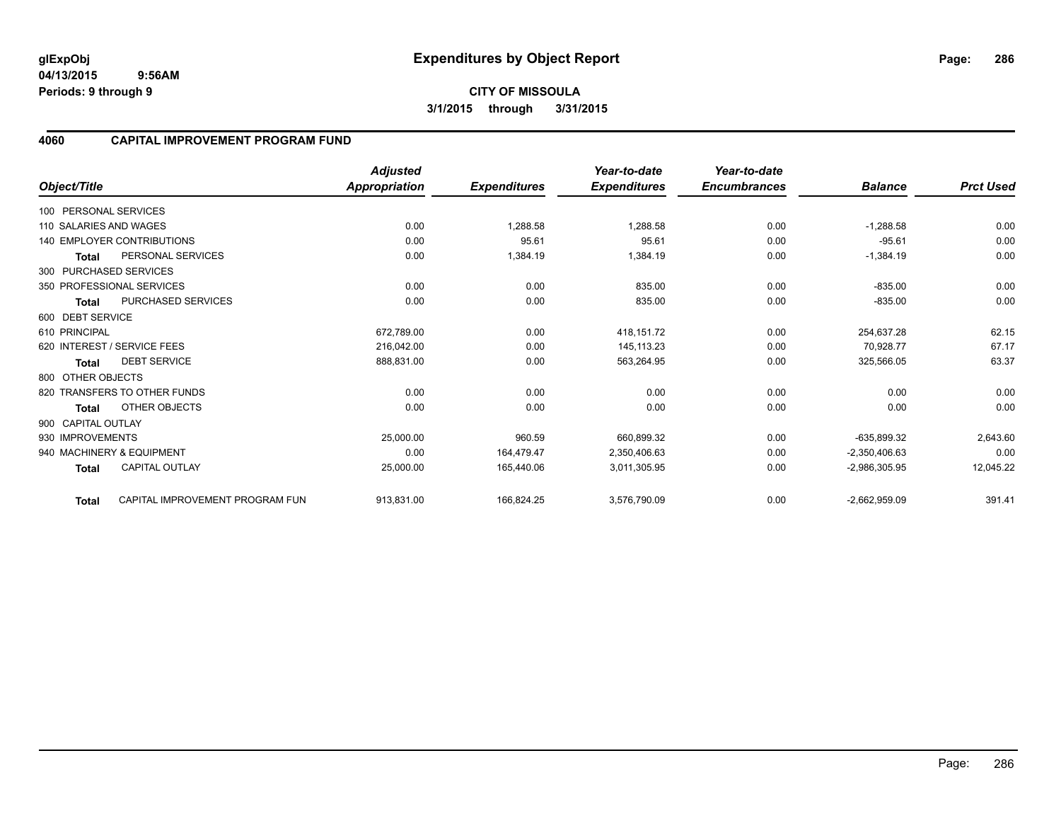**glExpObj** **Expenditures by Object Report**

**04/13/2015 9:56AM**

**Periods: 9 through 9**

**CITY OF MISSOULA**

**3/1/2015 through 3/31/2015**

## 4060 CAPITAL IMPROVEMENT PROGRAM FUND

| Object/Title | | Adjusted Appropriation | Expenditures | Year-to-date Expenditures | Year-to-date Encumbrances | Balance | Prct Used |
|---|---|---|---|---|---|---|---|
| 100 PERSONAL SERVICES | | | | | | | |
| 110 SALARIES AND WAGES | | 0.00 | 1,288.58 | 1,288.58 | 0.00 | -1,288.58 | 0.00 |
| 140 EMPLOYER CONTRIBUTIONS | | 0.00 | 95.61 | 95.61 | 0.00 | -95.61 | 0.00 |
| **Total** | PERSONAL SERVICES | 0.00 | 1,384.19 | 1,384.19 | 0.00 | -1,384.19 | 0.00 |
| 300 PURCHASED SERVICES | | | | | | | |
| 350 PROFESSIONAL SERVICES | | 0.00 | 0.00 | 835.00 | 0.00 | -835.00 | 0.00 |
| **Total** | PURCHASED SERVICES | 0.00 | 0.00 | 835.00 | 0.00 | -835.00 | 0.00 |
| 600 DEBT SERVICE | | | | | | | |
| 610 PRINCIPAL | | 672,789.00 | 0.00 | 418,151.72 | 0.00 | 254,637.28 | 62.15 |
| 620 INTEREST / SERVICE FEES | | 216,042.00 | 0.00 | 145,113.23 | 0.00 | 70,928.77 | 67.17 |
| **Total** | DEBT SERVICE | 888,831.00 | 0.00 | 563,264.95 | 0.00 | 325,566.05 | 63.37 |
| 800 OTHER OBJECTS | | | | | | | |
| 820 TRANSFERS TO OTHER FUNDS | | 0.00 | 0.00 | 0.00 | 0.00 | 0.00 | 0.00 |
| **Total** | OTHER OBJECTS | 0.00 | 0.00 | 0.00 | 0.00 | 0.00 | 0.00 |
| 900 CAPITAL OUTLAY | | | | | | | |
| 930 IMPROVEMENTS | | 25,000.00 | 960.59 | 660,899.32 | 0.00 | -635,899.32 | 2,643.60 |
| 940 MACHINERY & EQUIPMENT | | 0.00 | 164,479.47 | 2,350,406.63 | 0.00 | -2,350,406.63 | 0.00 |
| **Total** | CAPITAL OUTLAY | 25,000.00 | 165,440.06 | 3,011,305.95 | 0.00 | -2,986,305.95 | 12,045.22 |
| **Total** | CAPITAL IMPROVEMENT PROGRAM FUN | 913,831.00 | 166,824.25 | 3,576,790.09 | 0.00 | -2,662,959.09 | 391.41 |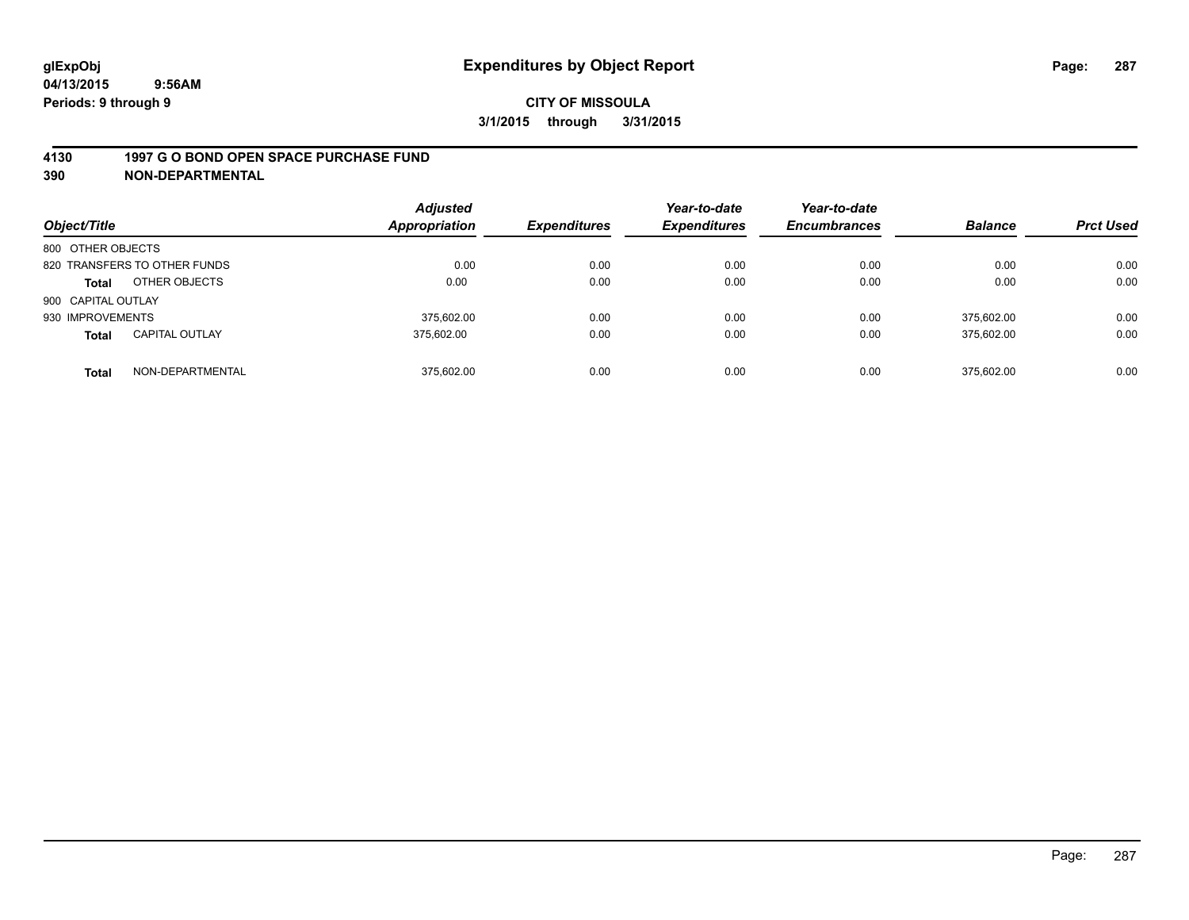**glExpObj**
**04/13/2015 9:56AM**
**Periods: 9 through 9**

# Expenditures by Object Report

**CITY OF MISSOULA**
**3/1/2015 through 3/31/2015**

## 4130 1997 G O BOND OPEN SPACE PURCHASE FUND
## 390 NON-DEPARTMENTAL

| Object/Title | | Adjusted Appropriation | Expenditures | Year-to-date Expenditures | Year-to-date Encumbrances | Balance | Prct Used |
|---|---|---|---|---|---|---|---|
| 800 OTHER OBJECTS | | | | | | | |
| 820 TRANSFERS TO OTHER FUNDS | | 0.00 | 0.00 | 0.00 | 0.00 | 0.00 | 0.00 |
| **Total** | OTHER OBJECTS | 0.00 | 0.00 | 0.00 | 0.00 | 0.00 | 0.00 |
| 900 CAPITAL OUTLAY | | | | | | | |
| 930 IMPROVEMENTS | | 375,602.00 | 0.00 | 0.00 | 0.00 | 375,602.00 | 0.00 |
| **Total** | CAPITAL OUTLAY | 375,602.00 | 0.00 | 0.00 | 0.00 | 375,602.00 | 0.00 |
| **Total** | NON-DEPARTMENTAL | 375,602.00 | 0.00 | 0.00 | 0.00 | 375,602.00 | 0.00 |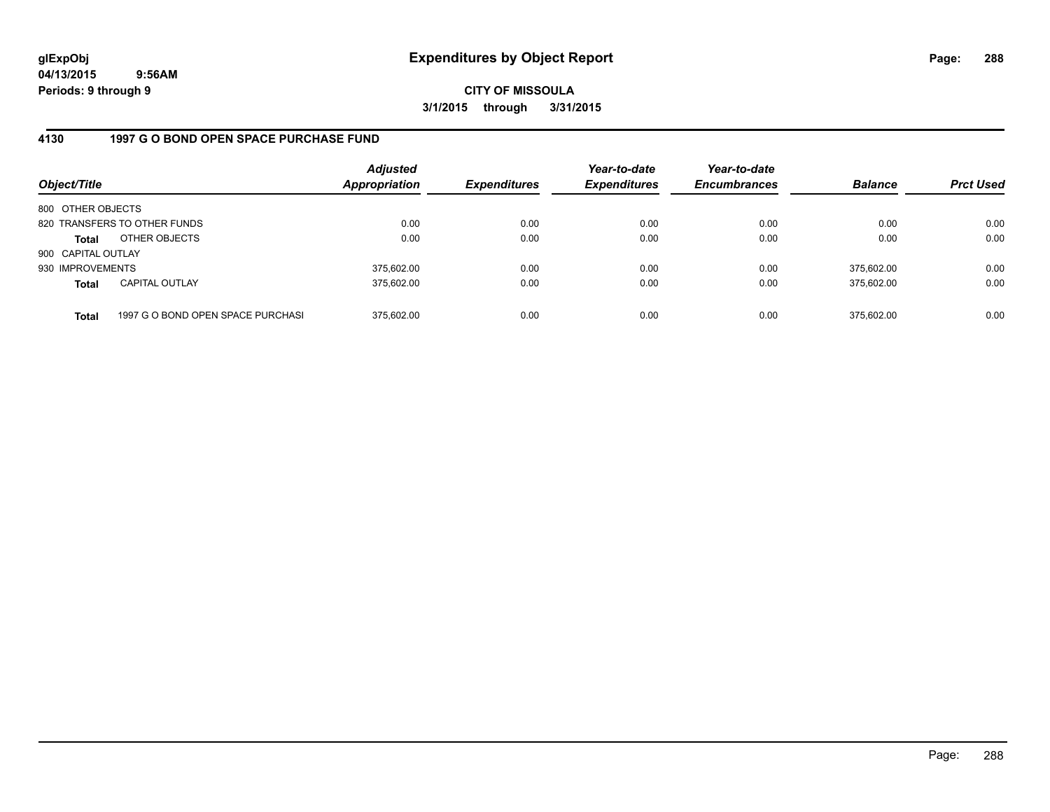# Expenditures by Object Report

glExpObj
04/13/2015 9:56AM
Periods: 9 through 9

**CITY OF MISSOULA**
**3/1/2015 through 3/31/2015**

## 4130 1997 G O BOND OPEN SPACE PURCHASE FUND

| Object/Title | | Adjusted Appropriation | Expenditures | Year-to-date Expenditures | Year-to-date Encumbrances | Balance | Prct Used |
|---|---|---|---|---|---|---|---|
| 800 OTHER OBJECTS | | | | | | | |
| 820 TRANSFERS TO OTHER FUNDS | | 0.00 | 0.00 | 0.00 | 0.00 | 0.00 | 0.00 |
| **Total** | OTHER OBJECTS | 0.00 | 0.00 | 0.00 | 0.00 | 0.00 | 0.00 |
| 900 CAPITAL OUTLAY | | | | | | | |
| 930 IMPROVEMENTS | | 375,602.00 | 0.00 | 0.00 | 0.00 | 375,602.00 | 0.00 |
| **Total** | CAPITAL OUTLAY | 375,602.00 | 0.00 | 0.00 | 0.00 | 375,602.00 | 0.00 |
| **Total** | 1997 G O BOND OPEN SPACE PURCHASI | 375,602.00 | 0.00 | 0.00 | 0.00 | 375,602.00 | 0.00 |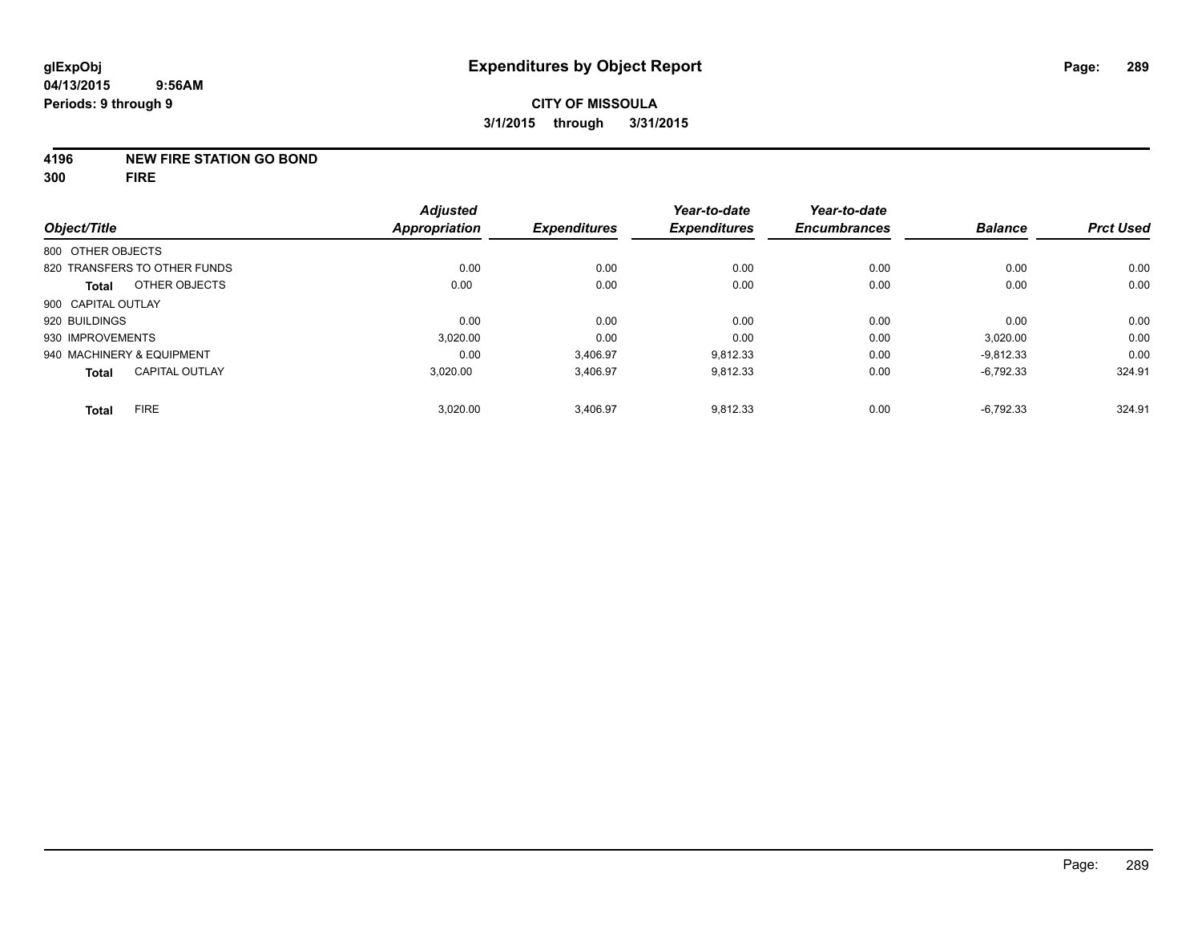# Expenditures by Object Report

glExpObj
04/13/2015 9:56AM
Periods: 9 through 9

**CITY OF MISSOULA**
**3/1/2015 through 3/31/2015**

**4196 NEW FIRE STATION GO BOND**
**300 FIRE**

| Object/Title | Adjusted Appropriation | Expenditures | Year-to-date Expenditures | Year-to-date Encumbrances | Balance | Prct Used |
|---|---|---|---|---|---|---|
| 800 OTHER OBJECTS | | | | | | |
| 820 TRANSFERS TO OTHER FUNDS | 0.00 | 0.00 | 0.00 | 0.00 | 0.00 | 0.00 |
| **Total** OTHER OBJECTS | 0.00 | 0.00 | 0.00 | 0.00 | 0.00 | 0.00 |
| 900 CAPITAL OUTLAY | | | | | | |
| 920 BUILDINGS | 0.00 | 0.00 | 0.00 | 0.00 | 0.00 | 0.00 |
| 930 IMPROVEMENTS | 3,020.00 | 0.00 | 0.00 | 0.00 | 3,020.00 | 0.00 |
| 940 MACHINERY & EQUIPMENT | 0.00 | 3,406.97 | 9,812.33 | 0.00 | -9,812.33 | 0.00 |
| **Total** CAPITAL OUTLAY | 3,020.00 | 3,406.97 | 9,812.33 | 0.00 | -6,792.33 | 324.91 |
| **Total** FIRE | 3,020.00 | 3,406.97 | 9,812.33 | 0.00 | -6,792.33 | 324.91 |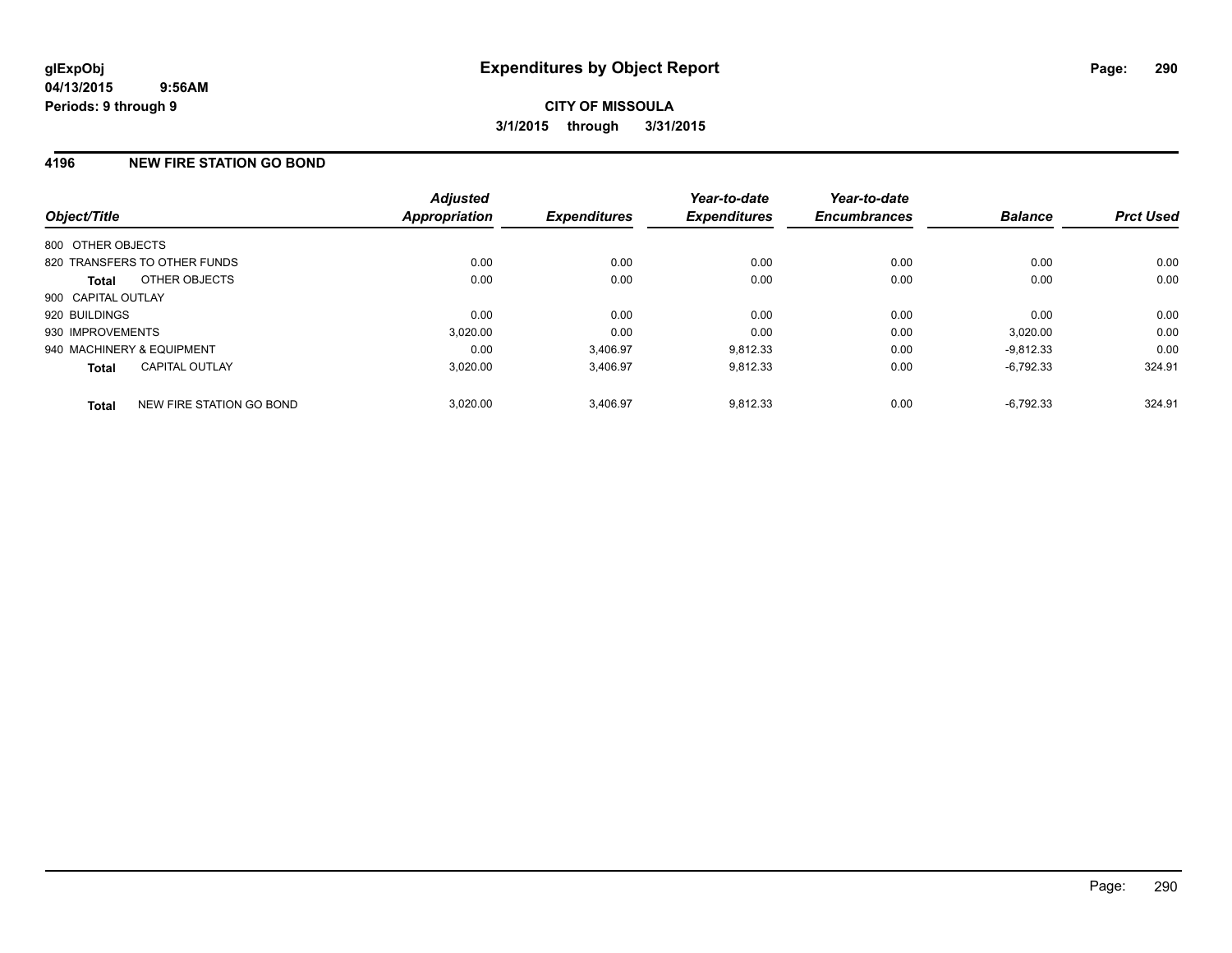**glExpObj**
**04/13/2015 9:56AM**
**Periods: 9 through 9**

# Expenditures by Object Report

**CITY OF MISSOULA**
**3/1/2015 through 3/31/2015**

## 4196 NEW FIRE STATION GO BOND

| Object/Title | Adjusted Appropriation | Expenditures | Year-to-date Expenditures | Year-to-date Encumbrances | Balance | Prct Used |
|---|---|---|---|---|---|---|
| 800 OTHER OBJECTS | | | | | | |
| 820 TRANSFERS TO OTHER FUNDS | 0.00 | 0.00 | 0.00 | 0.00 | 0.00 | 0.00 |
| **Total** OTHER OBJECTS | 0.00 | 0.00 | 0.00 | 0.00 | 0.00 | 0.00 |
| 900 CAPITAL OUTLAY | | | | | | |
| 920 BUILDINGS | 0.00 | 0.00 | 0.00 | 0.00 | 0.00 | 0.00 |
| 930 IMPROVEMENTS | 3,020.00 | 0.00 | 0.00 | 0.00 | 3,020.00 | 0.00 |
| 940 MACHINERY & EQUIPMENT | 0.00 | 3,406.97 | 9,812.33 | 0.00 | -9,812.33 | 0.00 |
| **Total** CAPITAL OUTLAY | 3,020.00 | 3,406.97 | 9,812.33 | 0.00 | -6,792.33 | 324.91 |
| **Total** NEW FIRE STATION GO BOND | 3,020.00 | 3,406.97 | 9,812.33 | 0.00 | -6,792.33 | 324.91 |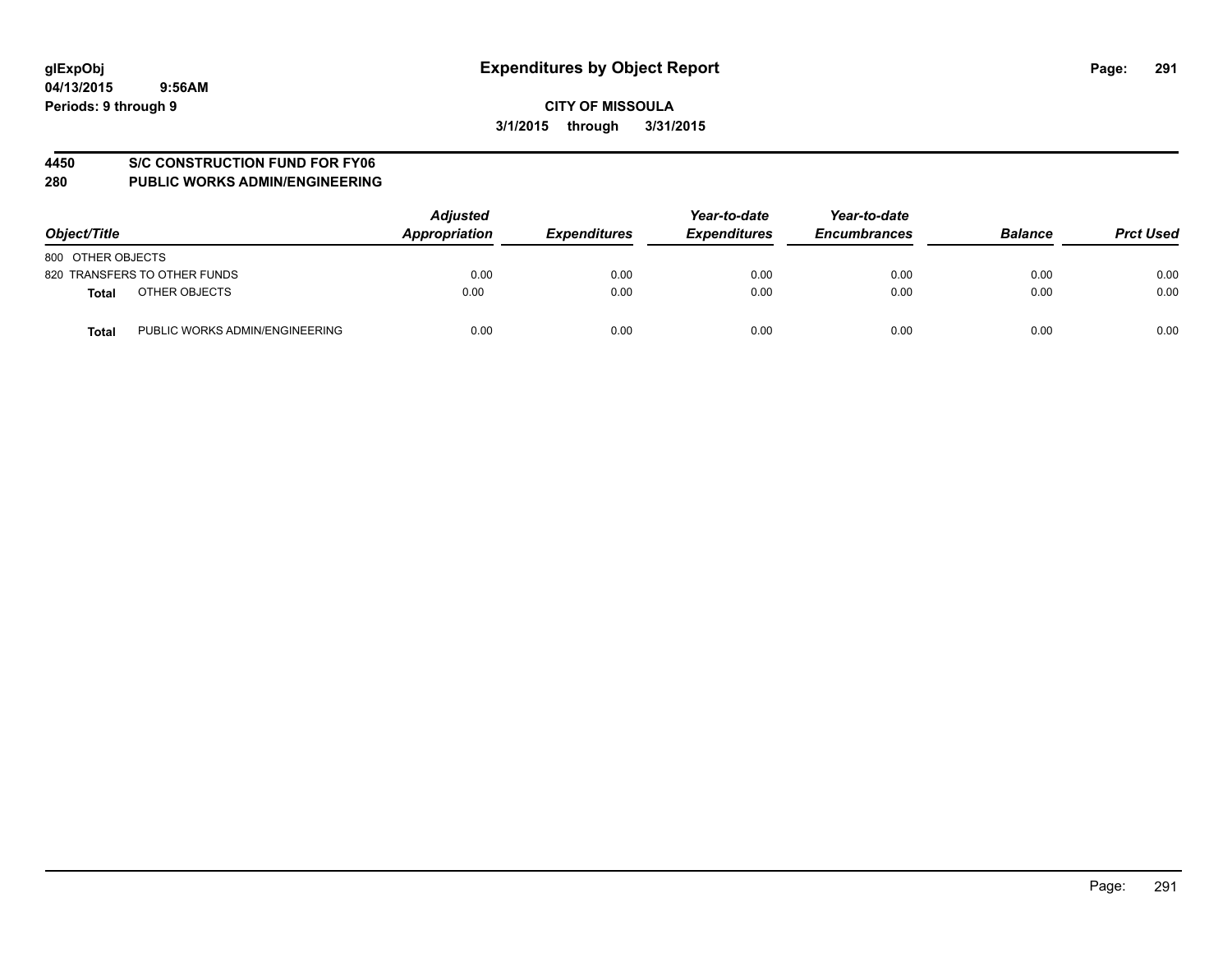# Expenditures by Object Report

glExpObj
04/13/2015 9:56AM
Periods: 9 through 9

**CITY OF MISSOULA**
3/1/2015 through 3/31/2015

**4450 S/C CONSTRUCTION FUND FOR FY06**
**280 PUBLIC WORKS ADMIN/ENGINEERING**

| Object/Title | | Adjusted Appropriation | Expenditures | Year-to-date Expenditures | Year-to-date Encumbrances | Balance | Prct Used |
|---|---|---|---|---|---|---|---|
| 800 OTHER OBJECTS | | | | | | | |
| 820 TRANSFERS TO OTHER FUNDS | | 0.00 | 0.00 | 0.00 | 0.00 | 0.00 | 0.00 |
| **Total** | OTHER OBJECTS | 0.00 | 0.00 | 0.00 | 0.00 | 0.00 | 0.00 |
| **Total** | PUBLIC WORKS ADMIN/ENGINEERING | 0.00 | 0.00 | 0.00 | 0.00 | 0.00 | 0.00 |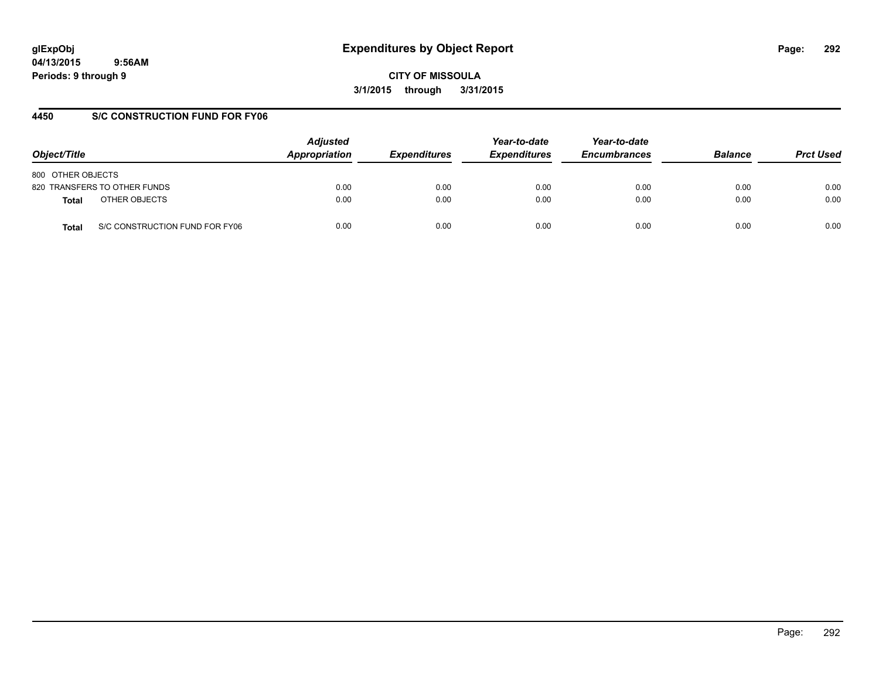**glExpObj** 
**04/13/2015 9:56AM** 
**Periods: 9 through 9**

# Expenditures by Object Report

**CITY OF MISSOULA**
**3/1/2015 through 3/31/2015**

## 4450 S/C CONSTRUCTION FUND FOR FY06

| Object/Title | | Adjusted Appropriation | Expenditures | Year-to-date Expenditures | Year-to-date Encumbrances | Balance | Prct Used |
|---|---|---|---|---|---|---|---|
| 800 OTHER OBJECTS | | | | | | | |
| 820 TRANSFERS TO OTHER FUNDS | | 0.00 | 0.00 | 0.00 | 0.00 | 0.00 | 0.00 |
| **Total** | OTHER OBJECTS | 0.00 | 0.00 | 0.00 | 0.00 | 0.00 | 0.00 |
| **Total** | S/C CONSTRUCTION FUND FOR FY06 | 0.00 | 0.00 | 0.00 | 0.00 | 0.00 | 0.00 |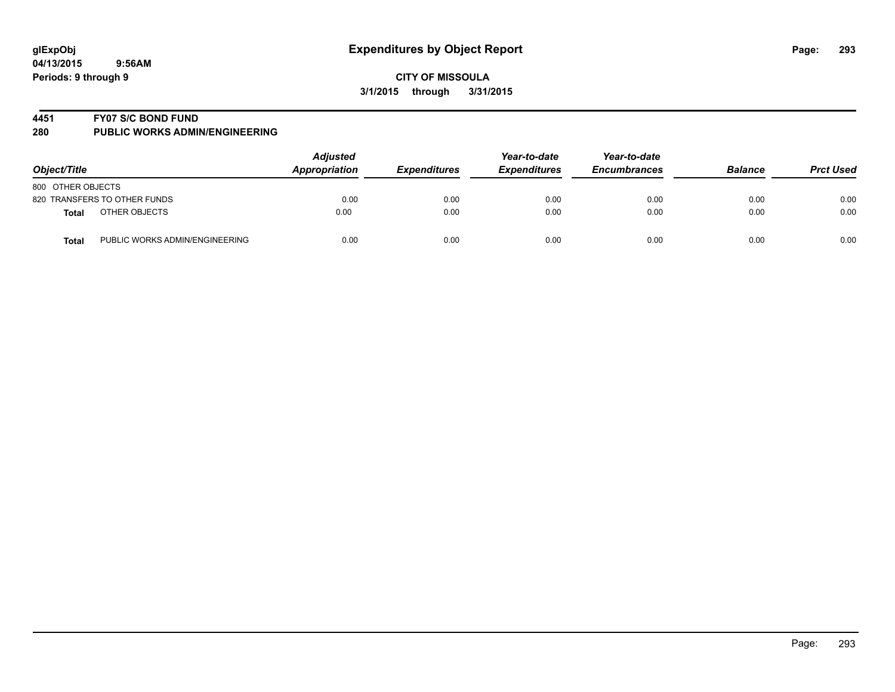glExpObj
04/13/2015 9:56AM
Periods: 9 through 9

# Expenditures by Object Report

**CITY OF MISSOULA**
**3/1/2015 through 3/31/2015**

**4451 FY07 S/C BOND FUND**
**280 PUBLIC WORKS ADMIN/ENGINEERING**

| Object/Title | | Adjusted Appropriation | Expenditures | Year-to-date Expenditures | Year-to-date Encumbrances | Balance | Prct Used |
|---|---|---|---|---|---|---|---|
| 800 OTHER OBJECTS | | | | | | | |
| 820 TRANSFERS TO OTHER FUNDS | | 0.00 | 0.00 | 0.00 | 0.00 | 0.00 | 0.00 |
| **Total** | OTHER OBJECTS | 0.00 | 0.00 | 0.00 | 0.00 | 0.00 | 0.00 |
| **Total** | PUBLIC WORKS ADMIN/ENGINEERING | 0.00 | 0.00 | 0.00 | 0.00 | 0.00 | 0.00 |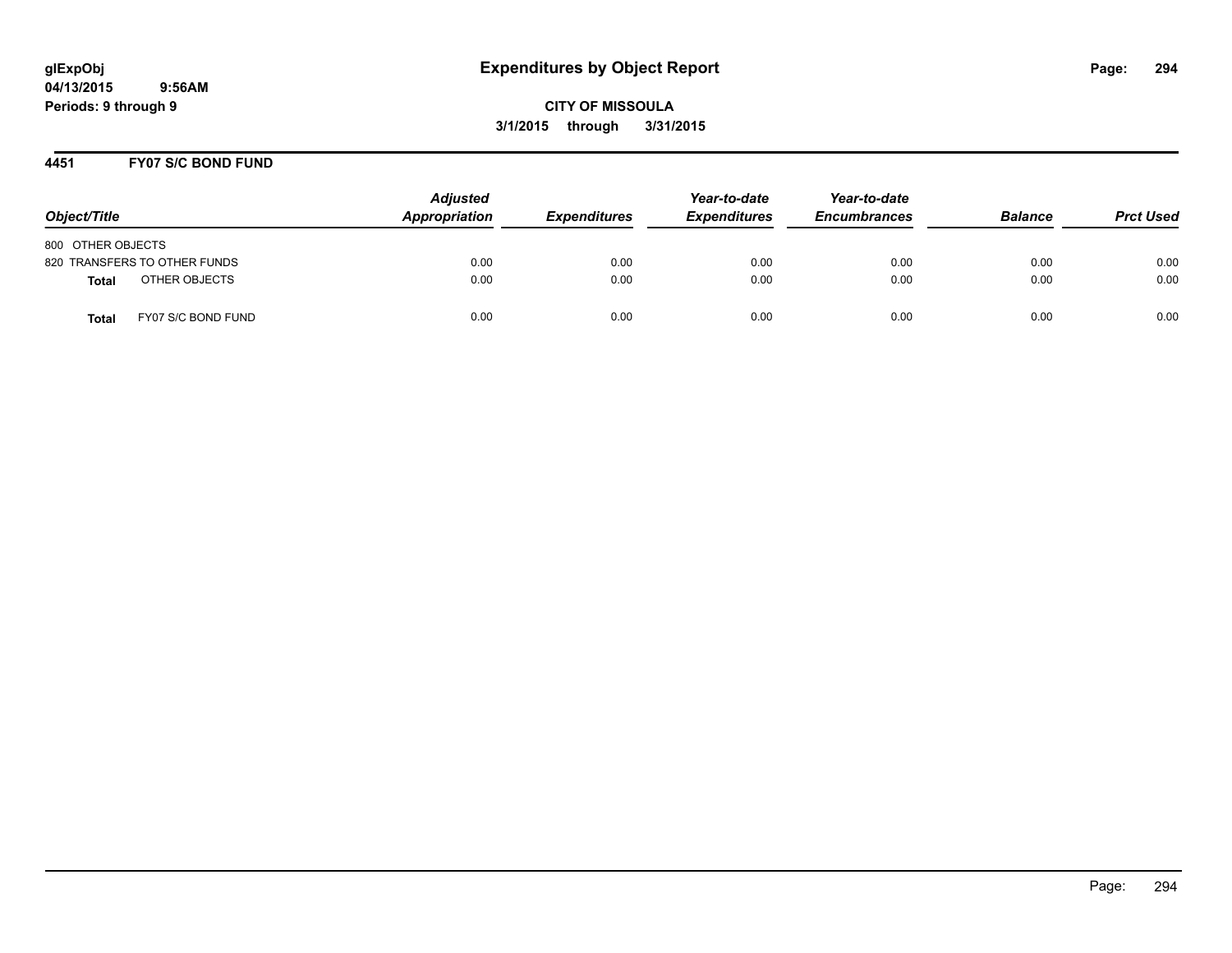**glExpObj**
**04/13/2015 9:56AM**
**Periods: 9 through 9**

# Expenditures by Object Report

**CITY OF MISSOULA**
**3/1/2015 through 3/31/2015**

## 4451 FY07 S/C BOND FUND

| Object/Title | Adjusted Appropriation | Expenditures | Year-to-date Expenditures | Year-to-date Encumbrances | Balance | Prct Used |
|---|---|---|---|---|---|---|
| 800 OTHER OBJECTS | | | | | | |
| 820 TRANSFERS TO OTHER FUNDS | 0.00 | 0.00 | 0.00 | 0.00 | 0.00 | 0.00 |
| **Total** OTHER OBJECTS | 0.00 | 0.00 | 0.00 | 0.00 | 0.00 | 0.00 |
| **Total** FY07 S/C BOND FUND | 0.00 | 0.00 | 0.00 | 0.00 | 0.00 | 0.00 |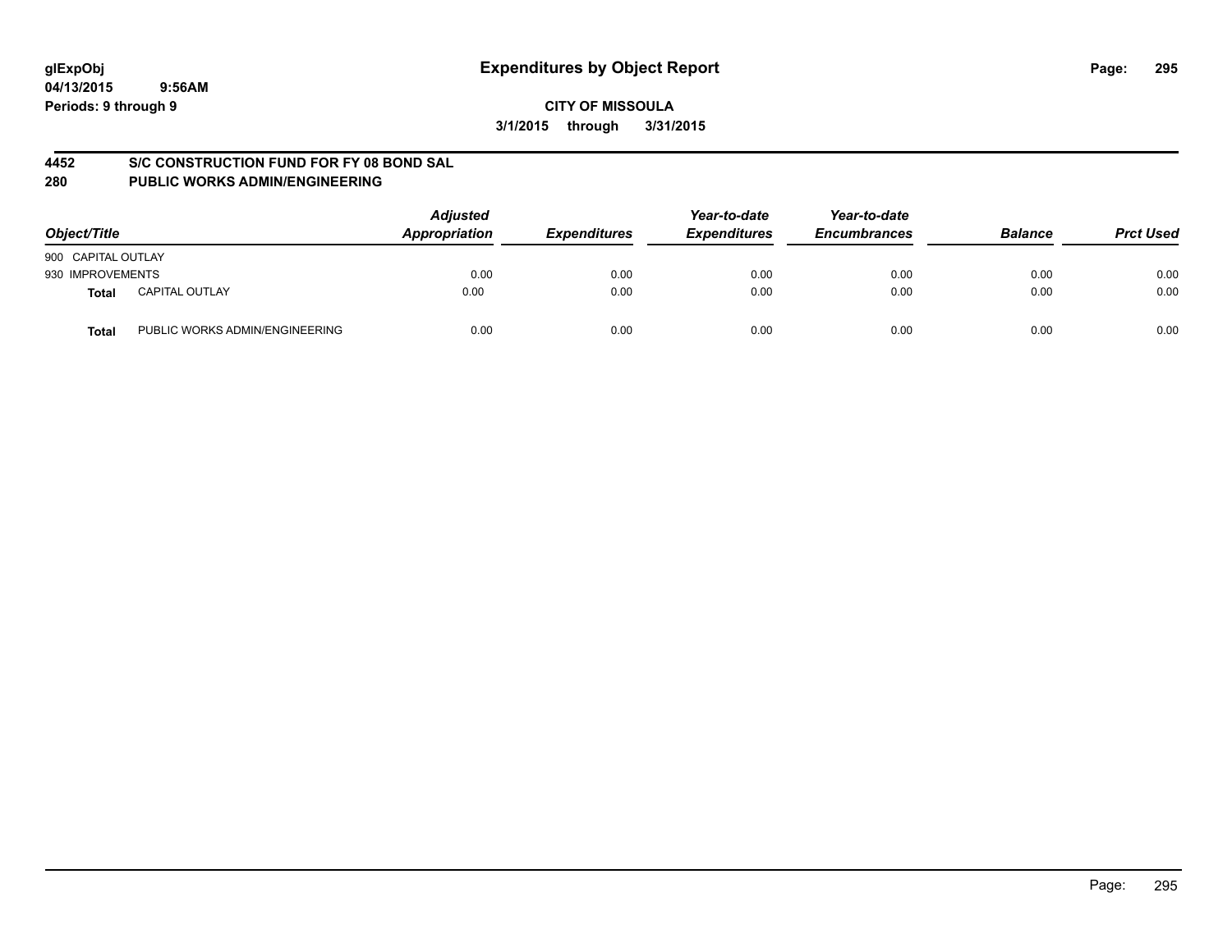glExpObj
04/13/2015 9:56AM
Periods: 9 through 9

# Expenditures by Object Report

**CITY OF MISSOULA**
**3/1/2015 through 3/31/2015**

## 4452 S/C CONSTRUCTION FUND FOR FY 08 BOND SAL
## 280 PUBLIC WORKS ADMIN/ENGINEERING

| Object/Title | | Adjusted Appropriation | Expenditures | Year-to-date Expenditures | Year-to-date Encumbrances | Balance | Prct Used |
|---|---|---|---|---|---|---|---|
| 900 CAPITAL OUTLAY | | | | | | | |
| 930 IMPROVEMENTS | | 0.00 | 0.00 | 0.00 | 0.00 | 0.00 | 0.00 |
| **Total** | CAPITAL OUTLAY | 0.00 | 0.00 | 0.00 | 0.00 | 0.00 | 0.00 |
| **Total** | PUBLIC WORKS ADMIN/ENGINEERING | 0.00 | 0.00 | 0.00 | 0.00 | 0.00 | 0.00 |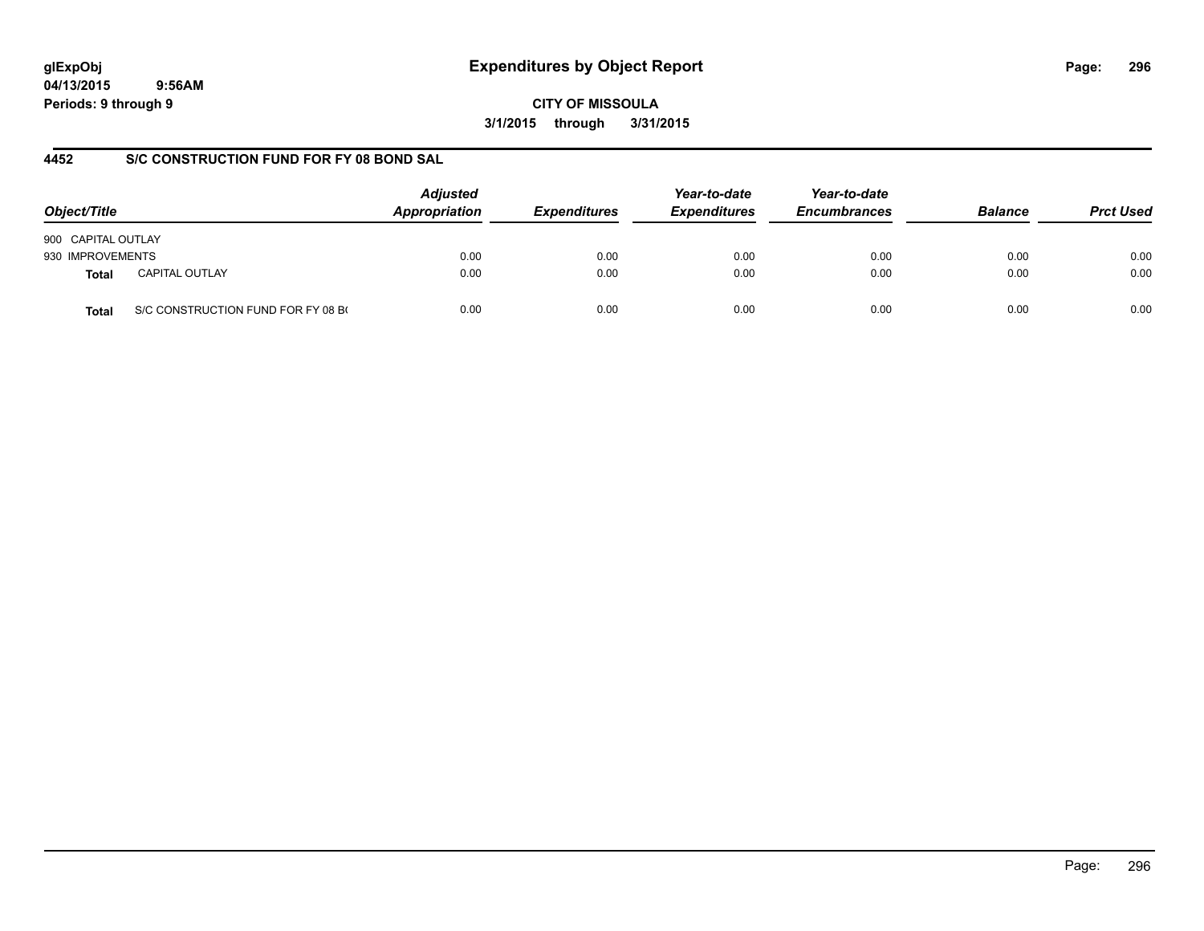# Expenditures by Object Report

glExpObj
04/13/2015 9:56AM
Periods: 9 through 9

**CITY OF MISSOULA**
**3/1/2015 through 3/31/2015**

## 4452 S/C CONSTRUCTION FUND FOR FY 08 BOND SAL

| Object/Title | | Adjusted Appropriation | Expenditures | Year-to-date Expenditures | Year-to-date Encumbrances | Balance | Prct Used |
|---|---|---|---|---|---|---|---|
| 900 CAPITAL OUTLAY | | | | | | | |
| 930 IMPROVEMENTS | | 0.00 | 0.00 | 0.00 | 0.00 | 0.00 | 0.00 |
| **Total** | CAPITAL OUTLAY | 0.00 | 0.00 | 0.00 | 0.00 | 0.00 | 0.00 |
| **Total** | S/C CONSTRUCTION FUND FOR FY 08 B( | 0.00 | 0.00 | 0.00 | 0.00 | 0.00 | 0.00 |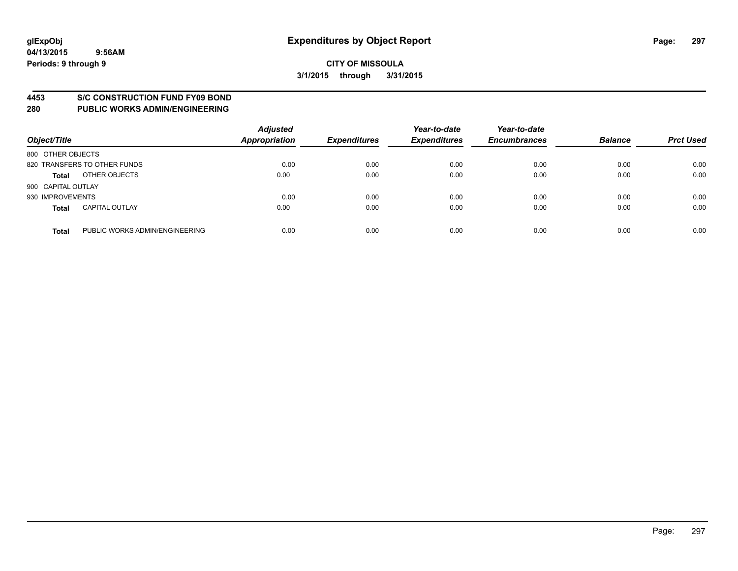# Expenditures by Object Report

glExpObj
04/13/2015 9:56AM
Periods: 9 through 9

**CITY OF MISSOULA**
**3/1/2015 through 3/31/2015**

**4453 S/C CONSTRUCTION FUND FY09 BOND**
**280 PUBLIC WORKS ADMIN/ENGINEERING**

| Object/Title | | Adjusted Appropriation | Expenditures | Year-to-date Expenditures | Year-to-date Encumbrances | Balance | Prct Used |
|---|---|---|---|---|---|---|---|
| 800 OTHER OBJECTS | | | | | | | |
| 820 TRANSFERS TO OTHER FUNDS | | 0.00 | 0.00 | 0.00 | 0.00 | 0.00 | 0.00 |
| **Total** | OTHER OBJECTS | 0.00 | 0.00 | 0.00 | 0.00 | 0.00 | 0.00 |
| 900 CAPITAL OUTLAY | | | | | | | |
| 930 IMPROVEMENTS | | 0.00 | 0.00 | 0.00 | 0.00 | 0.00 | 0.00 |
| **Total** | CAPITAL OUTLAY | 0.00 | 0.00 | 0.00 | 0.00 | 0.00 | 0.00 |
| **Total** | PUBLIC WORKS ADMIN/ENGINEERING | 0.00 | 0.00 | 0.00 | 0.00 | 0.00 | 0.00 |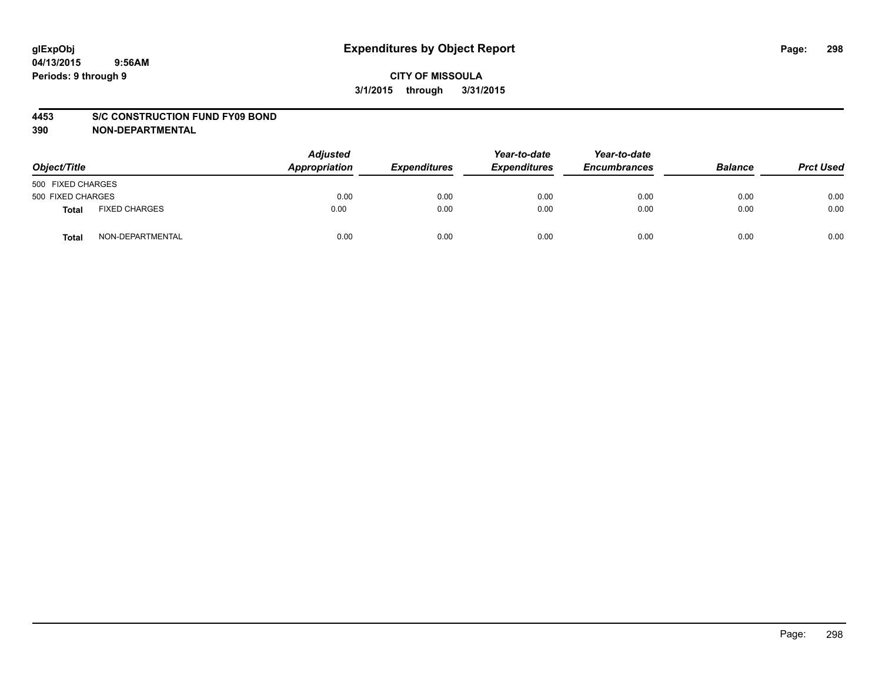# Expenditures by Object Report

glExpObj
04/13/2015 9:56AM
Periods: 9 through 9

**CITY OF MISSOULA**
**3/1/2015 through 3/31/2015**

**4453 S/C CONSTRUCTION FUND FY09 BOND**
**390 NON-DEPARTMENTAL**

| Object/Title | | Adjusted Appropriation | Expenditures | Year-to-date Expenditures | Year-to-date Encumbrances | Balance | Prct Used |
|---|---|---|---|---|---|---|---|
| 500 FIXED CHARGES | | | | | | | |
| 500 FIXED CHARGES | | 0.00 | 0.00 | 0.00 | 0.00 | 0.00 | 0.00 |
| **Total** | FIXED CHARGES | 0.00 | 0.00 | 0.00 | 0.00 | 0.00 | 0.00 |
| **Total** | NON-DEPARTMENTAL | 0.00 | 0.00 | 0.00 | 0.00 | 0.00 | 0.00 |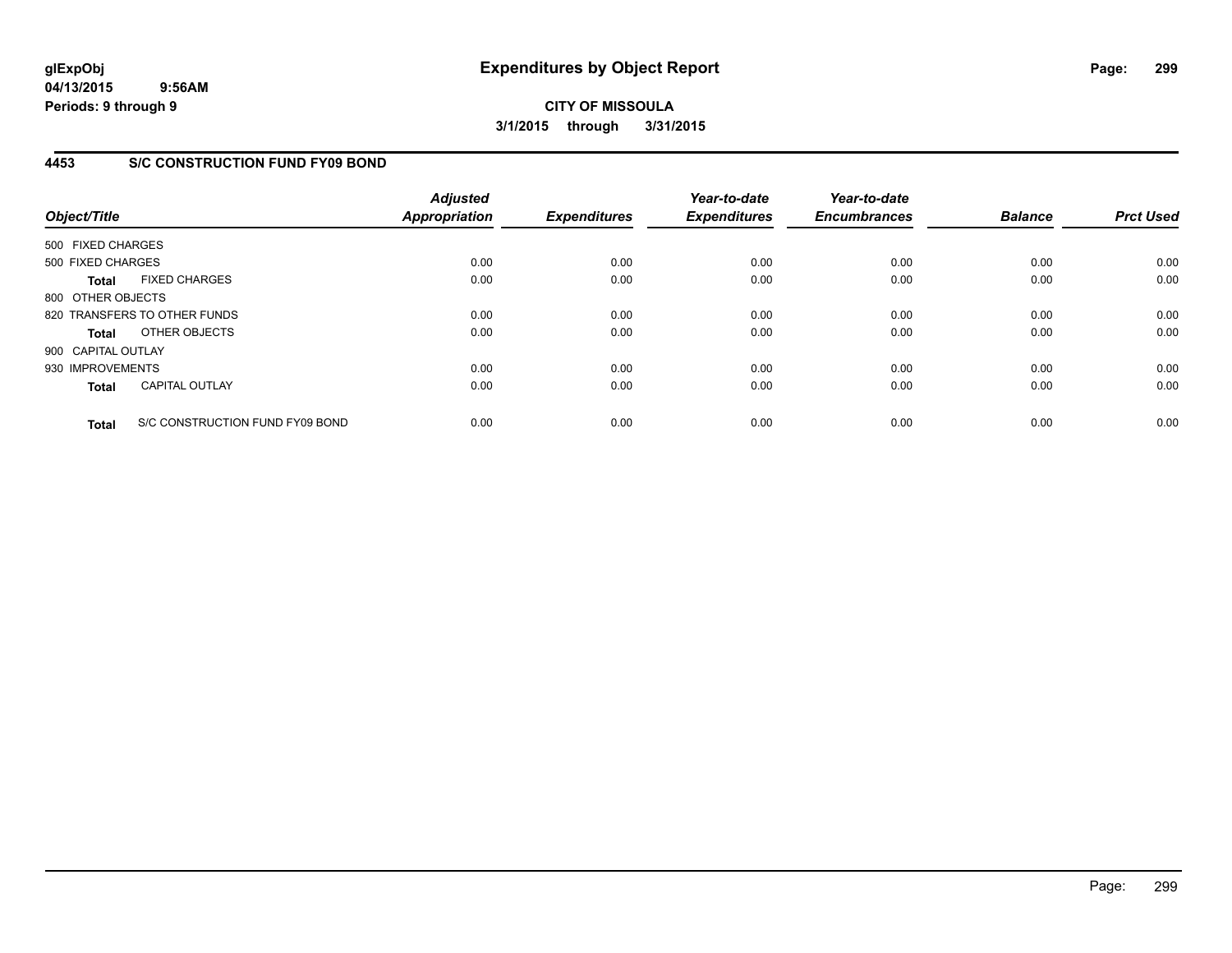# Expenditures by Object Report

glExpObj
04/13/2015 9:56AM
Periods: 9 through 9

**CITY OF MISSOULA**

**3/1/2015 through 3/31/2015**

## 4453 S/C CONSTRUCTION FUND FY09 BOND

| Object/Title | | Adjusted Appropriation | Expenditures | Year-to-date Expenditures | Year-to-date Encumbrances | Balance | Prct Used |
|---|---|---|---|---|---|---|---|
| 500 FIXED CHARGES | | | | | | | |
| 500 FIXED CHARGES | | 0.00 | 0.00 | 0.00 | 0.00 | 0.00 | 0.00 |
| **Total** | FIXED CHARGES | 0.00 | 0.00 | 0.00 | 0.00 | 0.00 | 0.00 |
| 800 OTHER OBJECTS | | | | | | | |
| 820 TRANSFERS TO OTHER FUNDS | | 0.00 | 0.00 | 0.00 | 0.00 | 0.00 | 0.00 |
| **Total** | OTHER OBJECTS | 0.00 | 0.00 | 0.00 | 0.00 | 0.00 | 0.00 |
| 900 CAPITAL OUTLAY | | | | | | | |
| 930 IMPROVEMENTS | | 0.00 | 0.00 | 0.00 | 0.00 | 0.00 | 0.00 |
| **Total** | CAPITAL OUTLAY | 0.00 | 0.00 | 0.00 | 0.00 | 0.00 | 0.00 |
| **Total** | S/C CONSTRUCTION FUND FY09 BOND | 0.00 | 0.00 | 0.00 | 0.00 | 0.00 | 0.00 |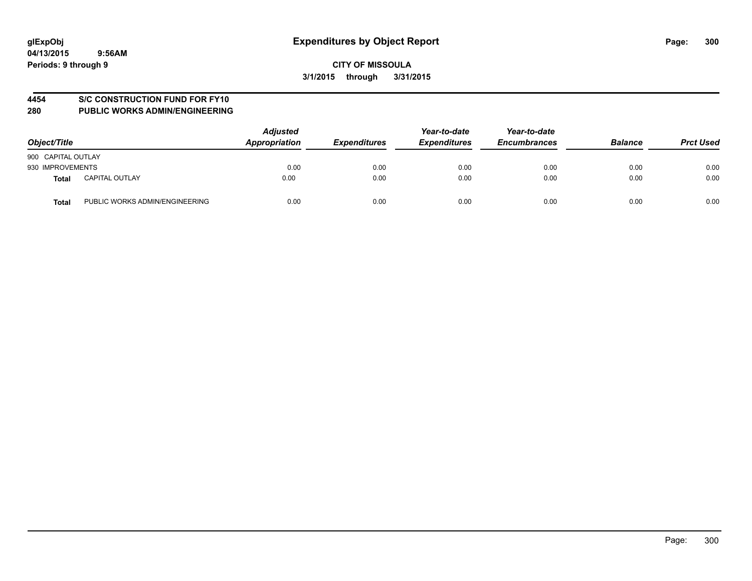glExpObj
04/13/2015 9:56AM
Periods: 9 through 9

# Expenditures by Object Report

CITY OF MISSOULA
3/1/2015 through 3/31/2015

## 4454 S/C CONSTRUCTION FUND FOR FY10
## 280 PUBLIC WORKS ADMIN/ENGINEERING

| Object/Title | | *Adjusted Appropriation* | *Expenditures* | *Year-to-date Expenditures* | *Year-to-date Encumbrances* | *Balance* | *Prct Used* |
|---|---|---|---|---|---|---|---|
| 900 CAPITAL OUTLAY | | | | | | | |
| 930 IMPROVEMENTS | | 0.00 | 0.00 | 0.00 | 0.00 | 0.00 | 0.00 |
| **Total** | CAPITAL OUTLAY | 0.00 | 0.00 | 0.00 | 0.00 | 0.00 | 0.00 |
| **Total** | PUBLIC WORKS ADMIN/ENGINEERING | 0.00 | 0.00 | 0.00 | 0.00 | 0.00 | 0.00 |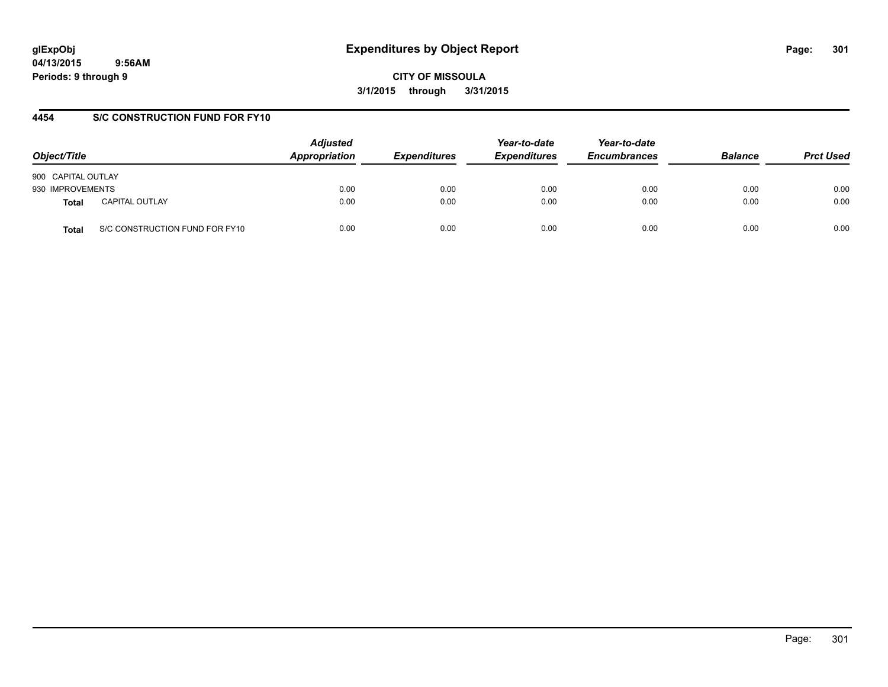# Expenditures by Object Report

glExpObj
04/13/2015 9:56AM
Periods: 9 through 9

**CITY OF MISSOULA**
**3/1/2015 through 3/31/2015**

## 4454 S/C CONSTRUCTION FUND FOR FY10

| Object/Title | | Adjusted Appropriation | Expenditures | Year-to-date Expenditures | Year-to-date Encumbrances | Balance | Prct Used |
|---|---|---|---|---|---|---|---|
| 900 CAPITAL OUTLAY | | | | | | | |
| 930 IMPROVEMENTS | | 0.00 | 0.00 | 0.00 | 0.00 | 0.00 | 0.00 |
| **Total** | CAPITAL OUTLAY | 0.00 | 0.00 | 0.00 | 0.00 | 0.00 | 0.00 |
| **Total** | S/C CONSTRUCTION FUND FOR FY10 | 0.00 | 0.00 | 0.00 | 0.00 | 0.00 | 0.00 |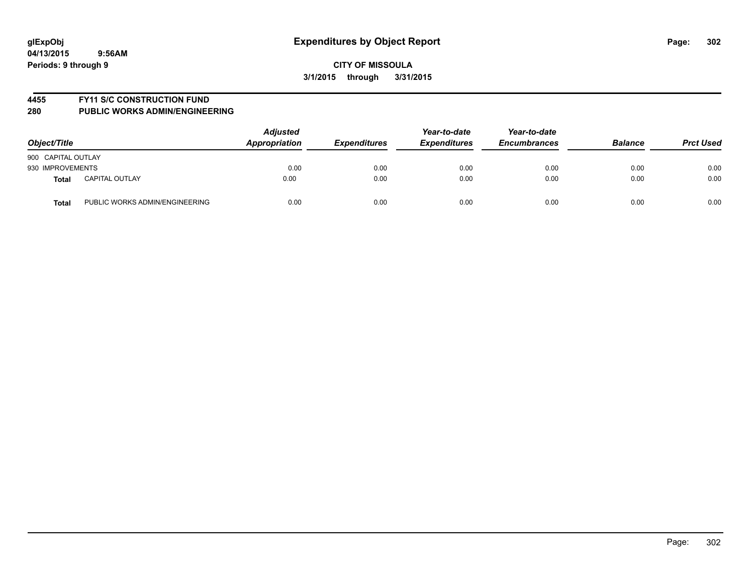glExpObj
04/13/2015 9:56AM
Periods: 9 through 9

# Expenditures by Object Report

**CITY OF MISSOULA**

**3/1/2015 through 3/31/2015**

**4455 FY11 S/C CONSTRUCTION FUND**

**280 PUBLIC WORKS ADMIN/ENGINEERING**

| Object/Title | | Adjusted Appropriation | Expenditures | Year-to-date Expenditures | Year-to-date Encumbrances | Balance | Prct Used |
|---|---|---|---|---|---|---|---|
| 900 CAPITAL OUTLAY | | | | | | | |
| 930 IMPROVEMENTS | | 0.00 | 0.00 | 0.00 | 0.00 | 0.00 | 0.00 |
| **Total** | CAPITAL OUTLAY | 0.00 | 0.00 | 0.00 | 0.00 | 0.00 | 0.00 |
| **Total** | PUBLIC WORKS ADMIN/ENGINEERING | 0.00 | 0.00 | 0.00 | 0.00 | 0.00 | 0.00 |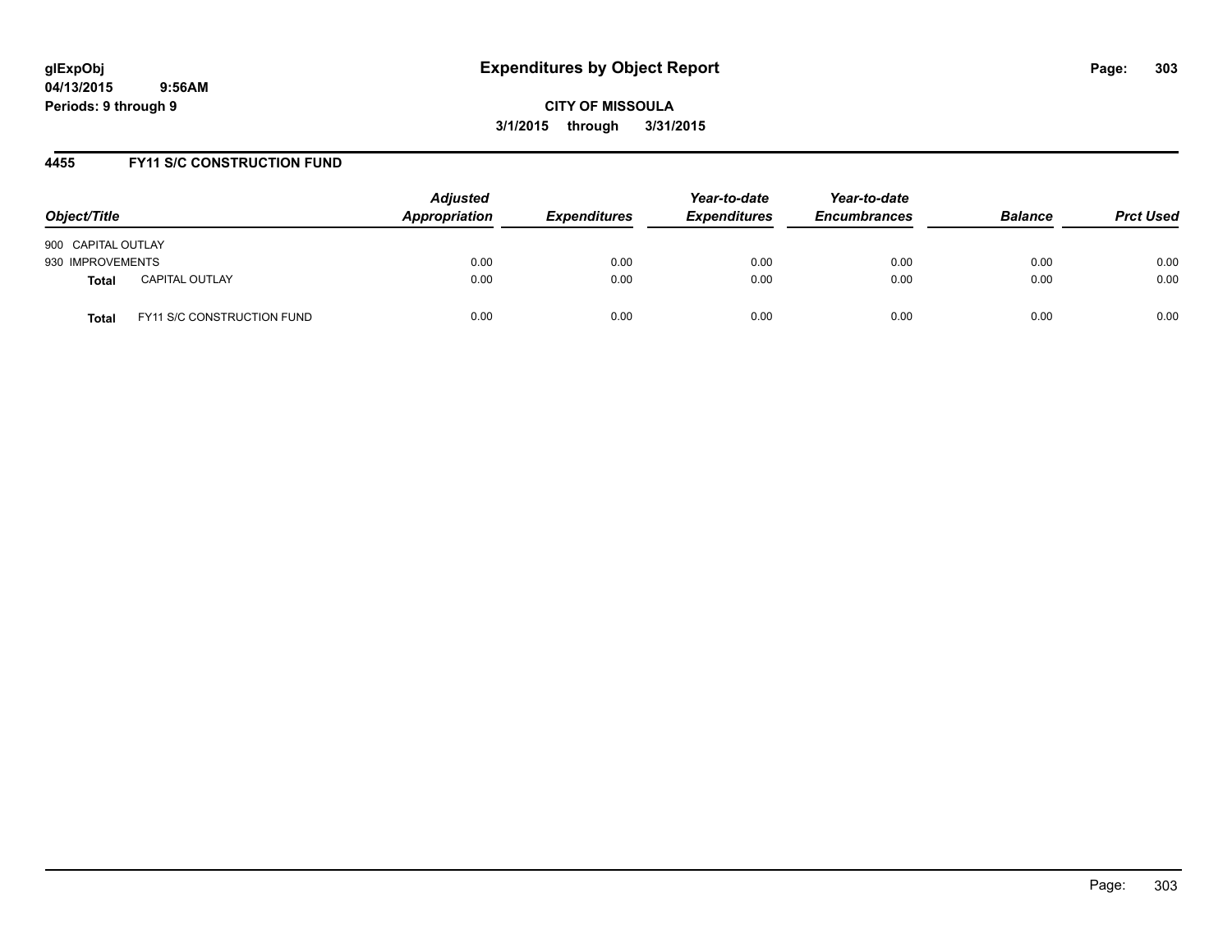# Expenditures by Object Report

glExpObj
04/13/2015 9:56AM
Periods: 9 through 9

**CITY OF MISSOULA**
**3/1/2015 through 3/31/2015**

## 4455 FY11 S/C CONSTRUCTION FUND

| Object/Title | | Adjusted Appropriation | Expenditures | Year-to-date Expenditures | Year-to-date Encumbrances | Balance | Prct Used |
|---|---|---|---|---|---|---|---|
| 900 CAPITAL OUTLAY | | | | | | | |
| 930 IMPROVEMENTS | | 0.00 | 0.00 | 0.00 | 0.00 | 0.00 | 0.00 |
| **Total** | CAPITAL OUTLAY | 0.00 | 0.00 | 0.00 | 0.00 | 0.00 | 0.00 |
| **Total** | FY11 S/C CONSTRUCTION FUND | 0.00 | 0.00 | 0.00 | 0.00 | 0.00 | 0.00 |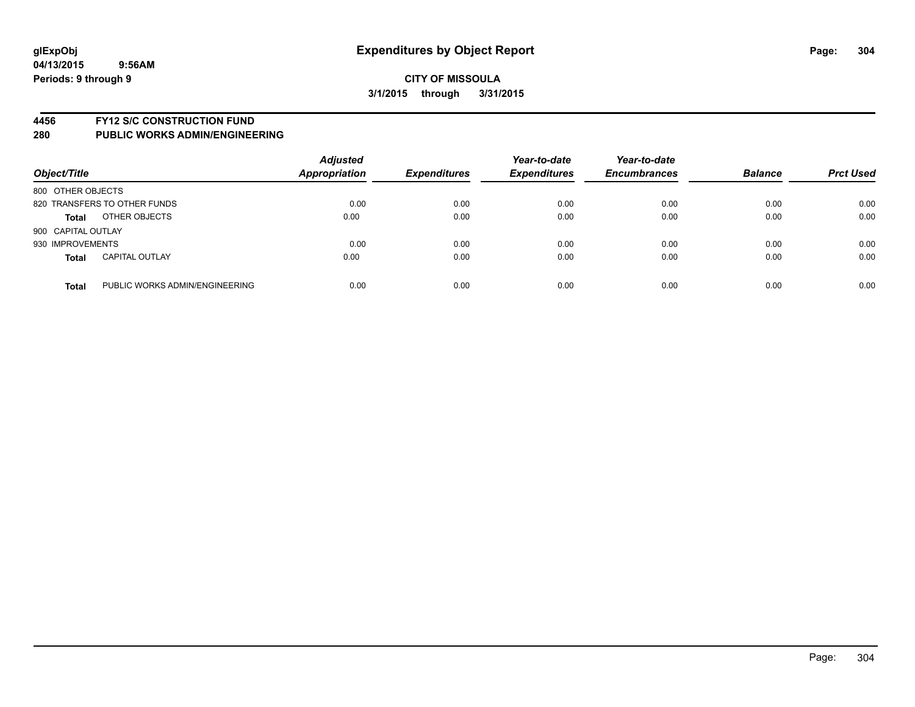glExpObj
04/13/2015 9:56AM
Periods: 9 through 9

# Expenditures by Object Report

**CITY OF MISSOULA**
**3/1/2015 through 3/31/2015**

## 4456 FY12 S/C CONSTRUCTION FUND
## 280 PUBLIC WORKS ADMIN/ENGINEERING

| Object/Title | | Adjusted Appropriation | Expenditures | Year-to-date Expenditures | Year-to-date Encumbrances | Balance | Prct Used |
|---|---|---|---|---|---|---|---|
| 800 OTHER OBJECTS | | | | | | | |
| 820 TRANSFERS TO OTHER FUNDS | | 0.00 | 0.00 | 0.00 | 0.00 | 0.00 | 0.00 |
| **Total** | OTHER OBJECTS | 0.00 | 0.00 | 0.00 | 0.00 | 0.00 | 0.00 |
| 900 CAPITAL OUTLAY | | | | | | | |
| 930 IMPROVEMENTS | | 0.00 | 0.00 | 0.00 | 0.00 | 0.00 | 0.00 |
| **Total** | CAPITAL OUTLAY | 0.00 | 0.00 | 0.00 | 0.00 | 0.00 | 0.00 |
| **Total** | PUBLIC WORKS ADMIN/ENGINEERING | 0.00 | 0.00 | 0.00 | 0.00 | 0.00 | 0.00 |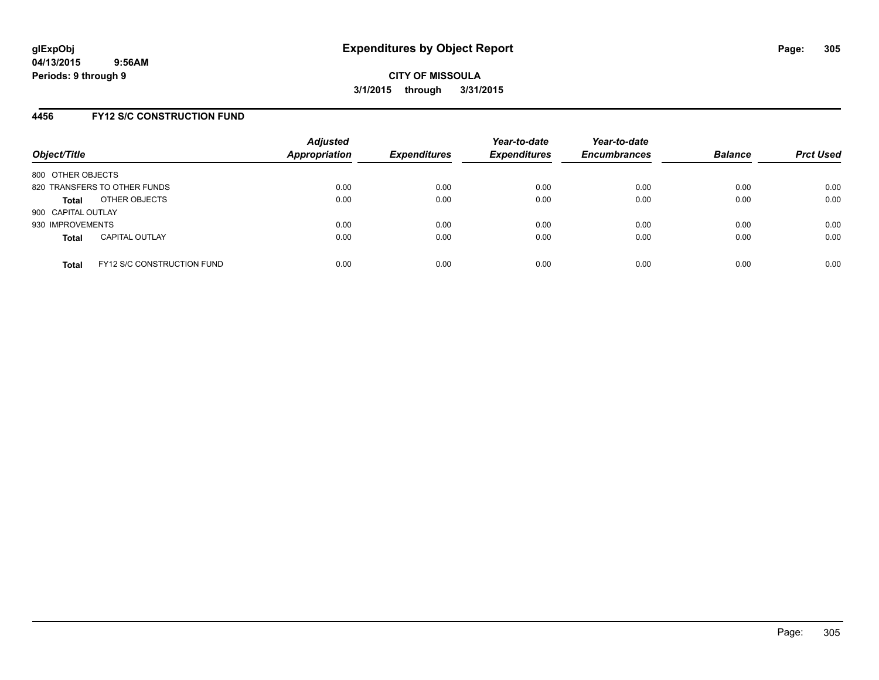# Expenditures by Object Report

glExpObj
04/13/2015 9:56AM
Periods: 9 through 9

**CITY OF MISSOULA**
**3/1/2015 through 3/31/2015**

## 4456 FY12 S/C CONSTRUCTION FUND

| Object/Title | | Adjusted Appropriation | Expenditures | Year-to-date Expenditures | Year-to-date Encumbrances | Balance | Prct Used |
|---|---|---|---|---|---|---|---|
| 800 OTHER OBJECTS | | | | | | | |
| 820 TRANSFERS TO OTHER FUNDS | | 0.00 | 0.00 | 0.00 | 0.00 | 0.00 | 0.00 |
| **Total** | OTHER OBJECTS | 0.00 | 0.00 | 0.00 | 0.00 | 0.00 | 0.00 |
| 900 CAPITAL OUTLAY | | | | | | | |
| 930 IMPROVEMENTS | | 0.00 | 0.00 | 0.00 | 0.00 | 0.00 | 0.00 |
| **Total** | CAPITAL OUTLAY | 0.00 | 0.00 | 0.00 | 0.00 | 0.00 | 0.00 |
| **Total** | FY12 S/C CONSTRUCTION FUND | 0.00 | 0.00 | 0.00 | 0.00 | 0.00 | 0.00 |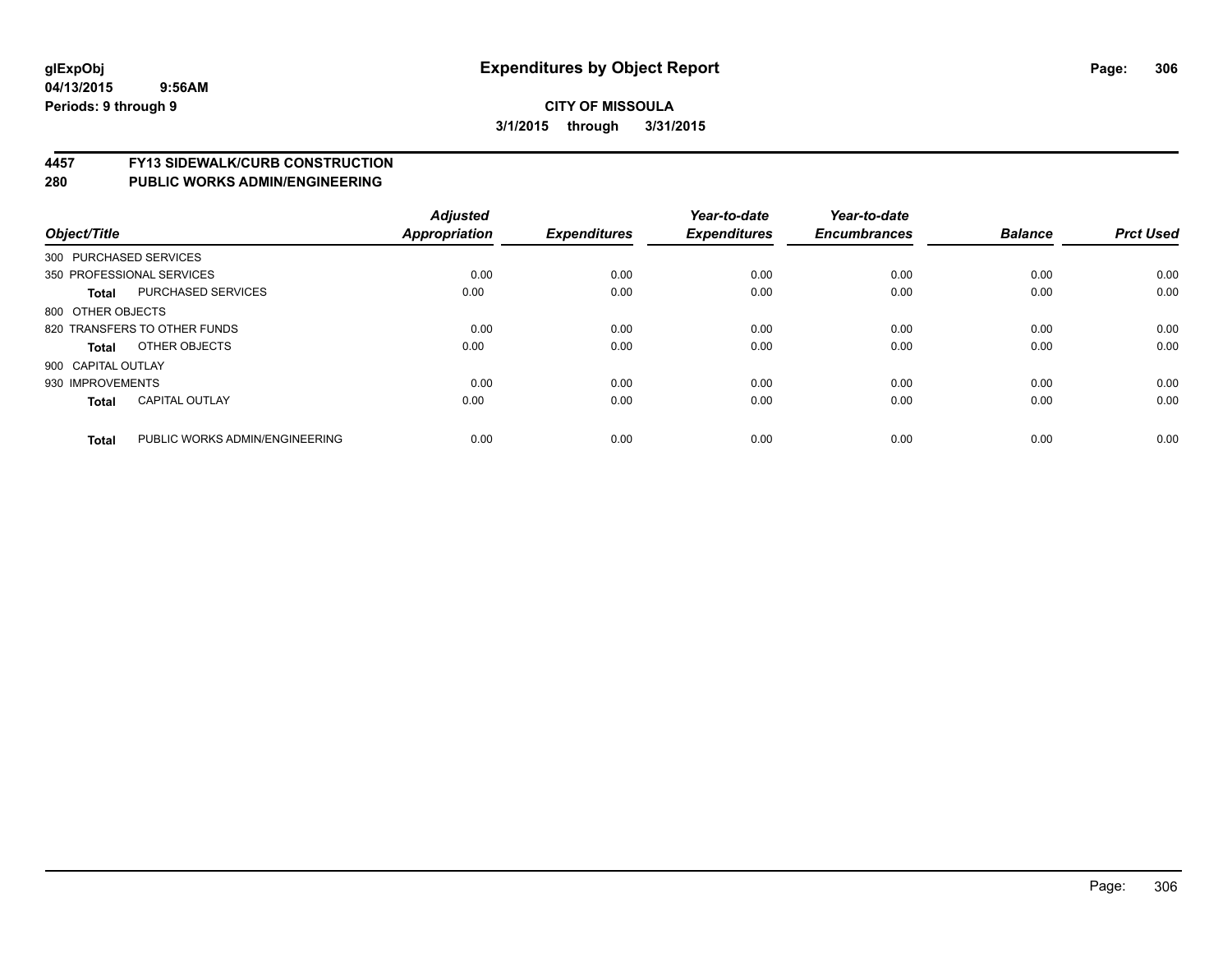**glExpObj**
**04/13/2015 9:56AM**
**Periods: 9 through 9**

# Expenditures by Object Report

**CITY OF MISSOULA**
**3/1/2015 through 3/31/2015**

## 4457 FY13 SIDEWALK/CURB CONSTRUCTION
## 280 PUBLIC WORKS ADMIN/ENGINEERING

| Object/Title | | Adjusted Appropriation | Expenditures | Year-to-date Expenditures | Year-to-date Encumbrances | Balance | Prct Used |
|---|---|---|---|---|---|---|---|
| 300 PURCHASED SERVICES | | | | | | | |
| 350 PROFESSIONAL SERVICES | | 0.00 | 0.00 | 0.00 | 0.00 | 0.00 | 0.00 |
| **Total** | PURCHASED SERVICES | 0.00 | 0.00 | 0.00 | 0.00 | 0.00 | 0.00 |
| 800 OTHER OBJECTS | | | | | | | |
| 820 TRANSFERS TO OTHER FUNDS | | 0.00 | 0.00 | 0.00 | 0.00 | 0.00 | 0.00 |
| **Total** | OTHER OBJECTS | 0.00 | 0.00 | 0.00 | 0.00 | 0.00 | 0.00 |
| 900 CAPITAL OUTLAY | | | | | | | |
| 930 IMPROVEMENTS | | 0.00 | 0.00 | 0.00 | 0.00 | 0.00 | 0.00 |
| **Total** | CAPITAL OUTLAY | 0.00 | 0.00 | 0.00 | 0.00 | 0.00 | 0.00 |
| **Total** | PUBLIC WORKS ADMIN/ENGINEERING | 0.00 | 0.00 | 0.00 | 0.00 | 0.00 | 0.00 |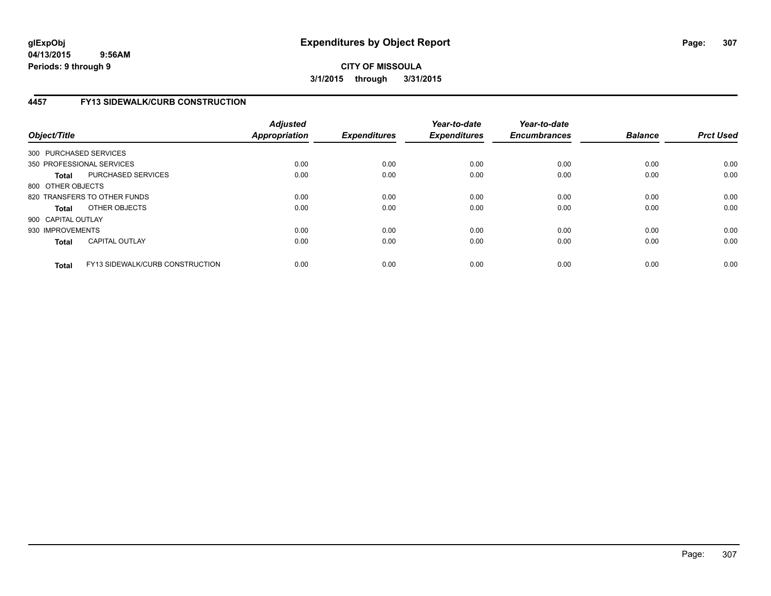# Expenditures by Object Report

glExpObj
04/13/2015 9:56AM
Periods: 9 through 9

**CITY OF MISSOULA**
**3/1/2015 through 3/31/2015**

## 4457 FY13 SIDEWALK/CURB CONSTRUCTION

| Object/Title | | Adjusted Appropriation | Expenditures | Year-to-date Expenditures | Year-to-date Encumbrances | Balance | Prct Used |
|---|---|---|---|---|---|---|---|
| 300 PURCHASED SERVICES | | | | | | | |
| 350 PROFESSIONAL SERVICES | | 0.00 | 0.00 | 0.00 | 0.00 | 0.00 | 0.00 |
| **Total** | PURCHASED SERVICES | 0.00 | 0.00 | 0.00 | 0.00 | 0.00 | 0.00 |
| 800 OTHER OBJECTS | | | | | | | |
| 820 TRANSFERS TO OTHER FUNDS | | 0.00 | 0.00 | 0.00 | 0.00 | 0.00 | 0.00 |
| **Total** | OTHER OBJECTS | 0.00 | 0.00 | 0.00 | 0.00 | 0.00 | 0.00 |
| 900 CAPITAL OUTLAY | | | | | | | |
| 930 IMPROVEMENTS | | 0.00 | 0.00 | 0.00 | 0.00 | 0.00 | 0.00 |
| **Total** | CAPITAL OUTLAY | 0.00 | 0.00 | 0.00 | 0.00 | 0.00 | 0.00 |
| **Total** | FY13 SIDEWALK/CURB CONSTRUCTION | 0.00 | 0.00 | 0.00 | 0.00 | 0.00 | 0.00 |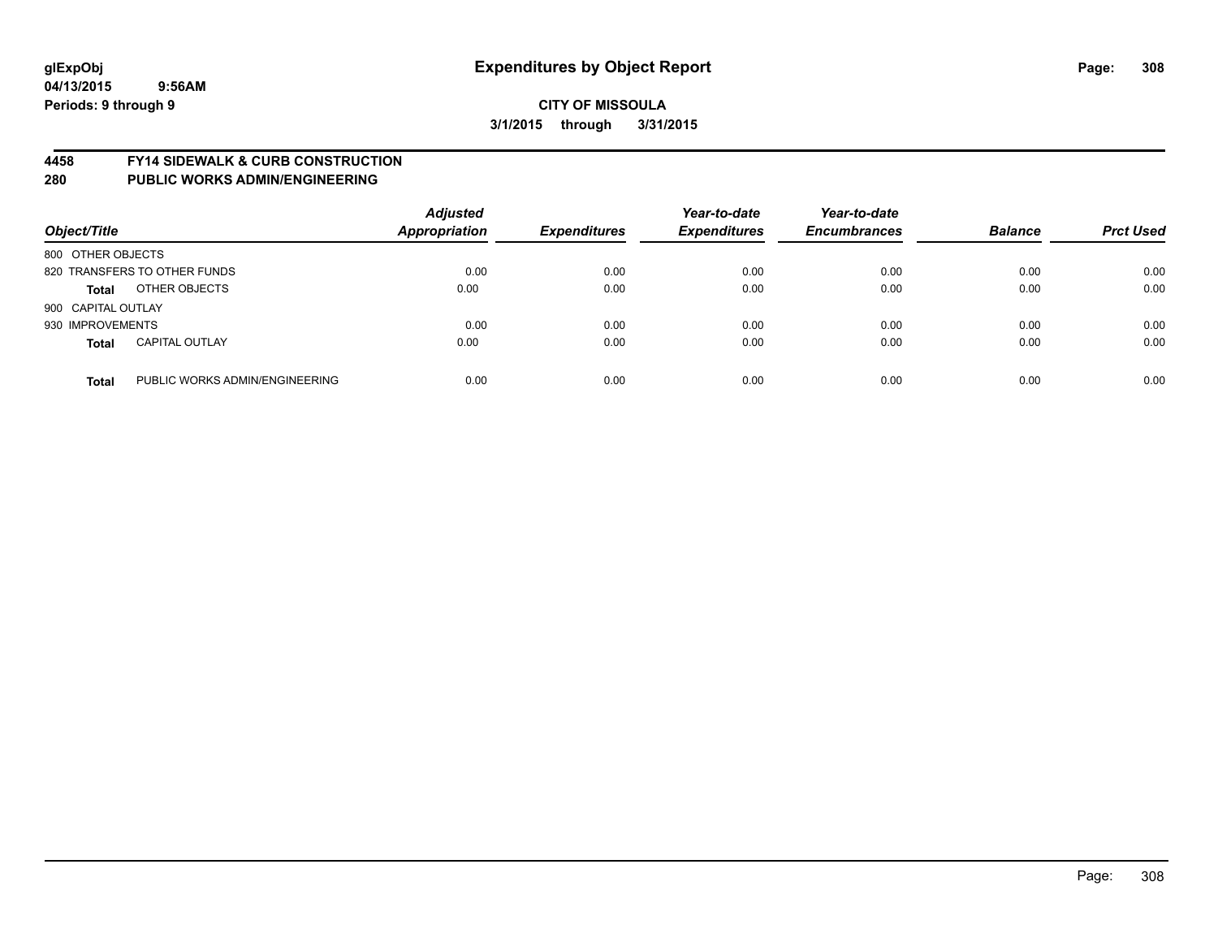**glExpObj**
**04/13/2015 9:56AM**
**Periods: 9 through 9**

# Expenditures by Object Report

**CITY OF MISSOULA**
**3/1/2015 through 3/31/2015**

## 4458 FY14 SIDEWALK & CURB CONSTRUCTION
## 280 PUBLIC WORKS ADMIN/ENGINEERING

| Object/Title | | Adjusted Appropriation | Expenditures | Year-to-date Expenditures | Year-to-date Encumbrances | Balance | Prct Used |
|---|---|---|---|---|---|---|---|
| 800 OTHER OBJECTS | | | | | | | |
| 820 TRANSFERS TO OTHER FUNDS | | 0.00 | 0.00 | 0.00 | 0.00 | 0.00 | 0.00 |
| **Total** | OTHER OBJECTS | 0.00 | 0.00 | 0.00 | 0.00 | 0.00 | 0.00 |
| 900 CAPITAL OUTLAY | | | | | | | |
| 930 IMPROVEMENTS | | 0.00 | 0.00 | 0.00 | 0.00 | 0.00 | 0.00 |
| **Total** | CAPITAL OUTLAY | 0.00 | 0.00 | 0.00 | 0.00 | 0.00 | 0.00 |
| **Total** | PUBLIC WORKS ADMIN/ENGINEERING | 0.00 | 0.00 | 0.00 | 0.00 | 0.00 | 0.00 |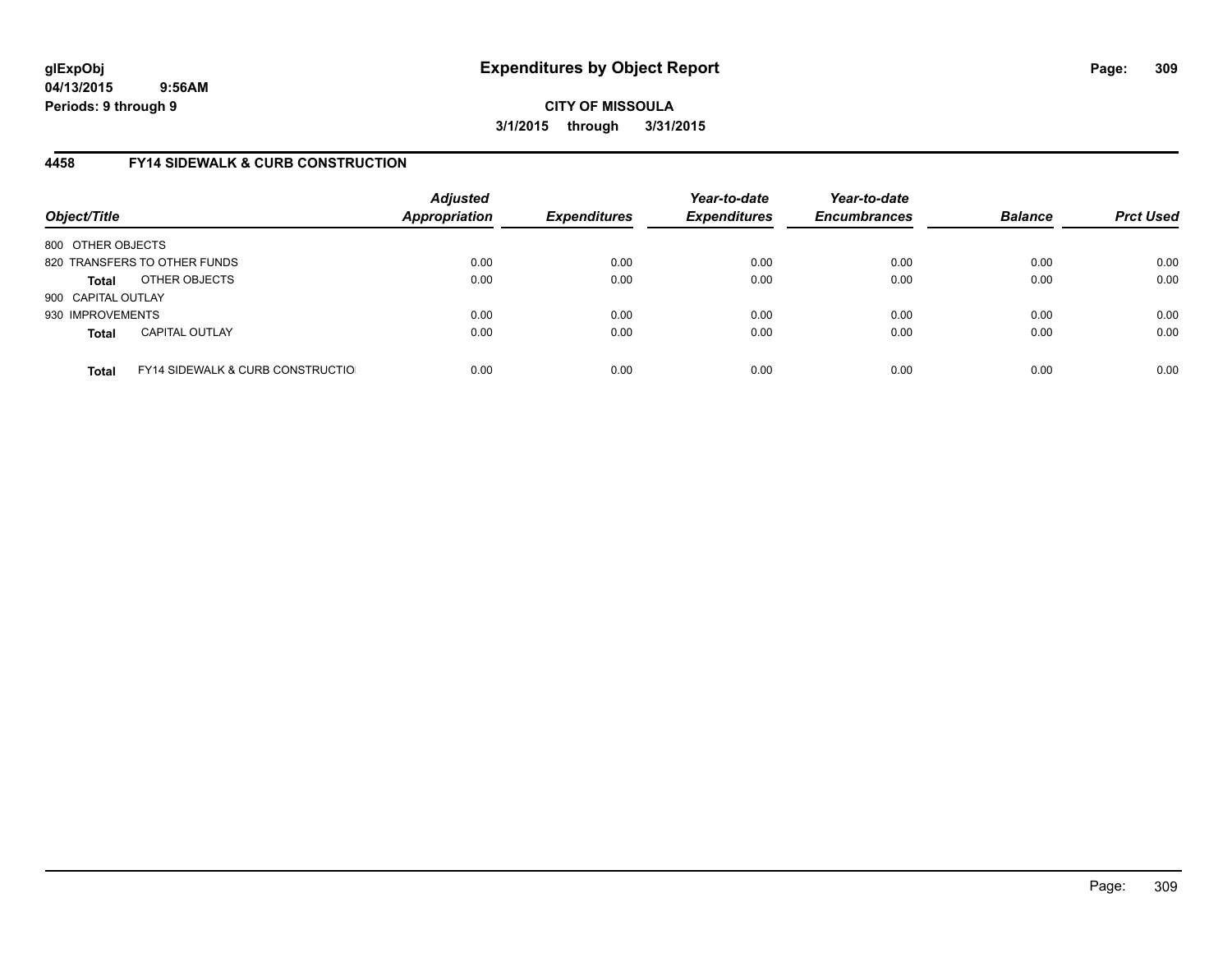# Expenditures by Object Report

glExpObj
04/13/2015 9:56AM
Periods: 9 through 9

**CITY OF MISSOULA**
**3/1/2015 through 3/31/2015**

## 4458 FY14 SIDEWALK & CURB CONSTRUCTION

| Object/Title | | Adjusted Appropriation | Expenditures | Year-to-date Expenditures | Year-to-date Encumbrances | Balance | Prct Used |
|---|---|---|---|---|---|---|---|
| 800 OTHER OBJECTS | | | | | | | |
| 820 TRANSFERS TO OTHER FUNDS | | 0.00 | 0.00 | 0.00 | 0.00 | 0.00 | 0.00 |
| **Total** | OTHER OBJECTS | 0.00 | 0.00 | 0.00 | 0.00 | 0.00 | 0.00 |
| 900 CAPITAL OUTLAY | | | | | | | |
| 930 IMPROVEMENTS | | 0.00 | 0.00 | 0.00 | 0.00 | 0.00 | 0.00 |
| **Total** | CAPITAL OUTLAY | 0.00 | 0.00 | 0.00 | 0.00 | 0.00 | 0.00 |
| **Total** | FY14 SIDEWALK & CURB CONSTRUCTIO | 0.00 | 0.00 | 0.00 | 0.00 | 0.00 | 0.00 |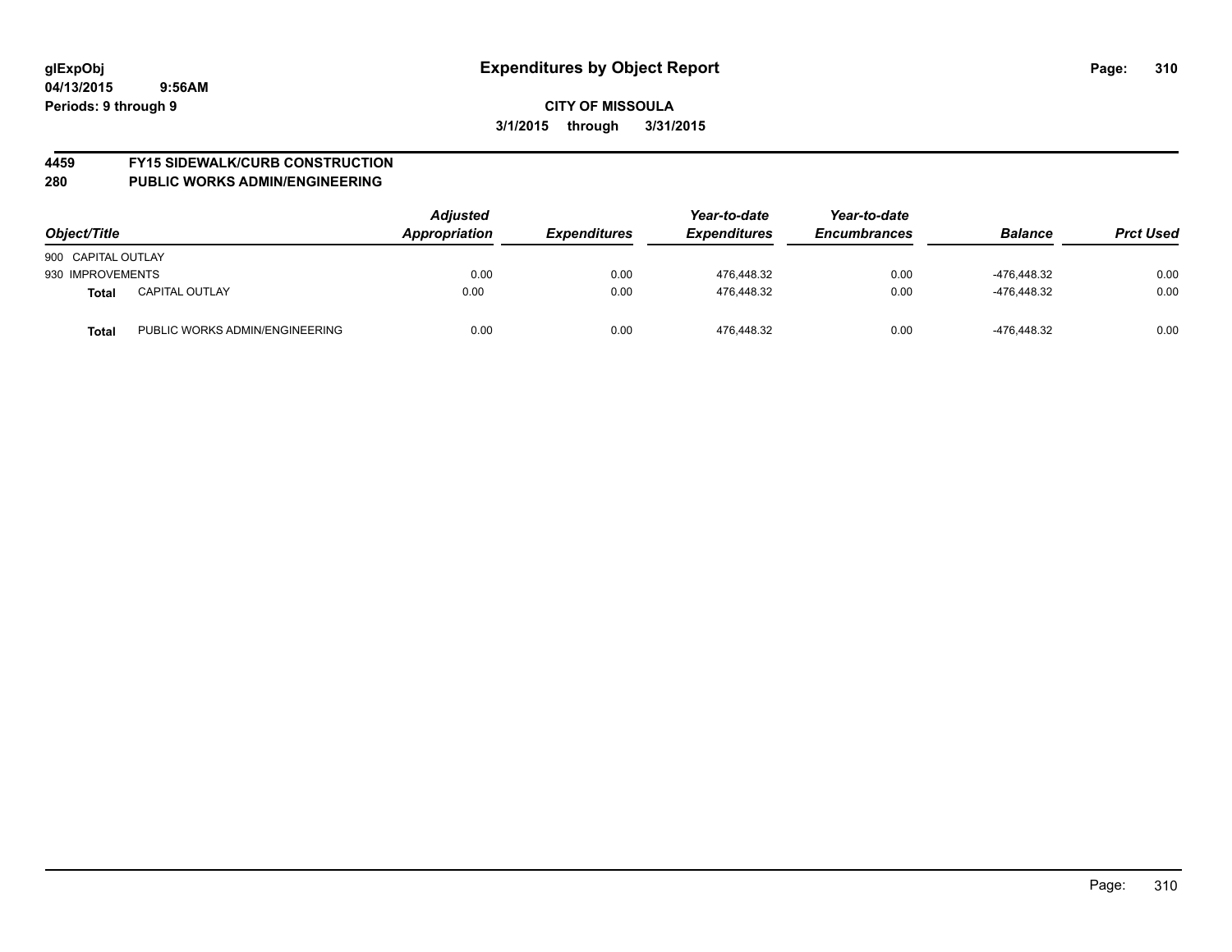**glExpObj**
**04/13/2015 9:56AM**
**Periods: 9 through 9**

# Expenditures by Object Report

**CITY OF MISSOULA**
**3/1/2015 through 3/31/2015**

## 4459 FY15 SIDEWALK/CURB CONSTRUCTION
## 280 PUBLIC WORKS ADMIN/ENGINEERING

| Object/Title | | *Adjusted Appropriation* | *Expenditures* | *Year-to-date Expenditures* | *Year-to-date Encumbrances* | *Balance* | *Prct Used* |
|---|---|---|---|---|---|---|---|
| 900 CAPITAL OUTLAY | | | | | | | |
| 930 IMPROVEMENTS | | 0.00 | 0.00 | 476,448.32 | 0.00 | -476,448.32 | 0.00 |
| **Total** | CAPITAL OUTLAY | 0.00 | 0.00 | 476,448.32 | 0.00 | -476,448.32 | 0.00 |
| **Total** | PUBLIC WORKS ADMIN/ENGINEERING | 0.00 | 0.00 | 476,448.32 | 0.00 | -476,448.32 | 0.00 |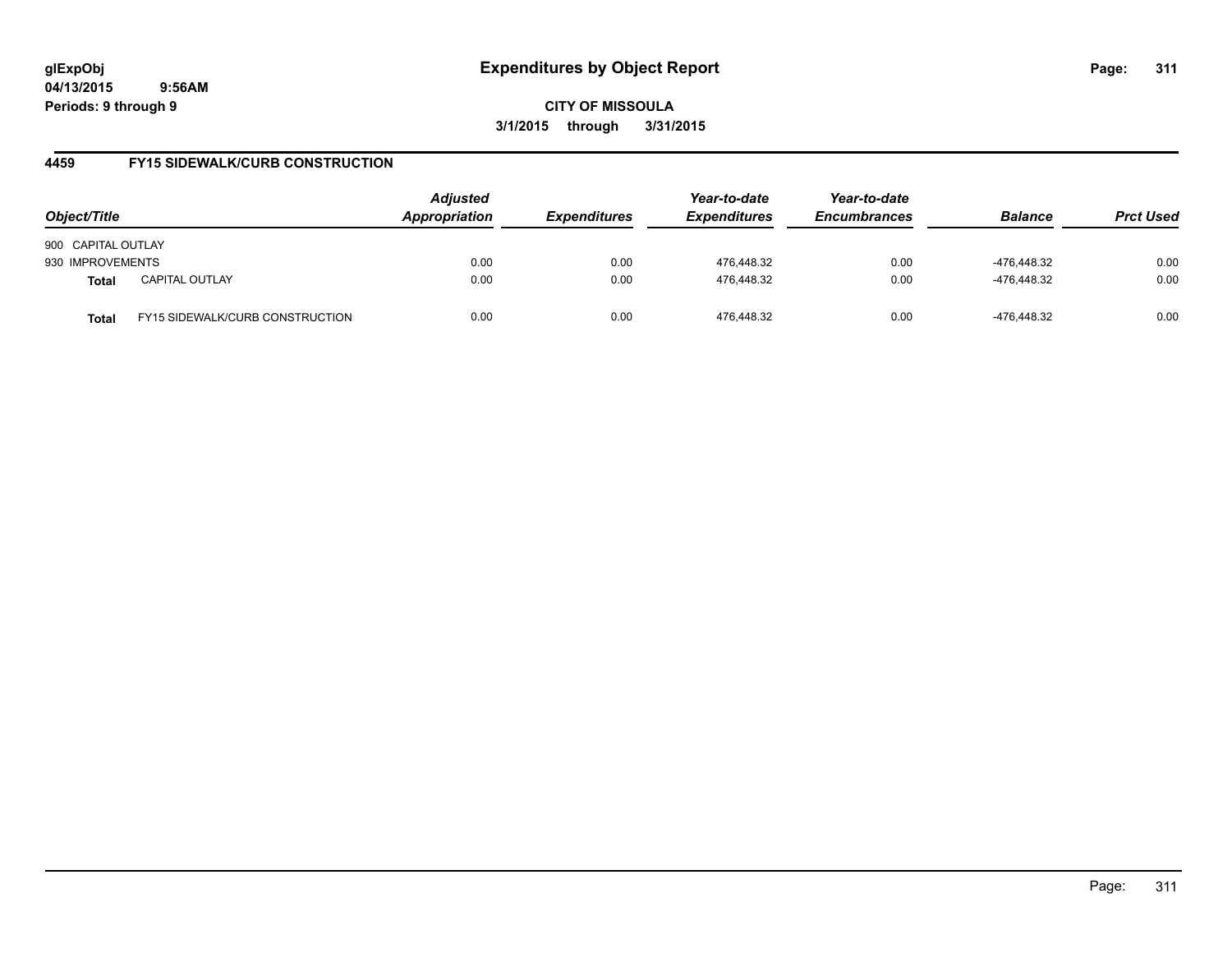# Expenditures by Object Report

glExpObj
04/13/2015 9:56AM
Periods: 9 through 9

**CITY OF MISSOULA**

**3/1/2015 through 3/31/2015**

## 4459 FY15 SIDEWALK/CURB CONSTRUCTION

| Object/Title | | Adjusted Appropriation | Expenditures | Year-to-date Expenditures | Year-to-date Encumbrances | Balance | Prct Used |
|---|---|---|---|---|---|---|---|
| 900 CAPITAL OUTLAY | | | | | | | |
| 930 IMPROVEMENTS | | 0.00 | 0.00 | 476,448.32 | 0.00 | -476,448.32 | 0.00 |
| **Total** | CAPITAL OUTLAY | 0.00 | 0.00 | 476,448.32 | 0.00 | -476,448.32 | 0.00 |
| **Total** | FY15 SIDEWALK/CURB CONSTRUCTION | 0.00 | 0.00 | 476,448.32 | 0.00 | -476,448.32 | 0.00 |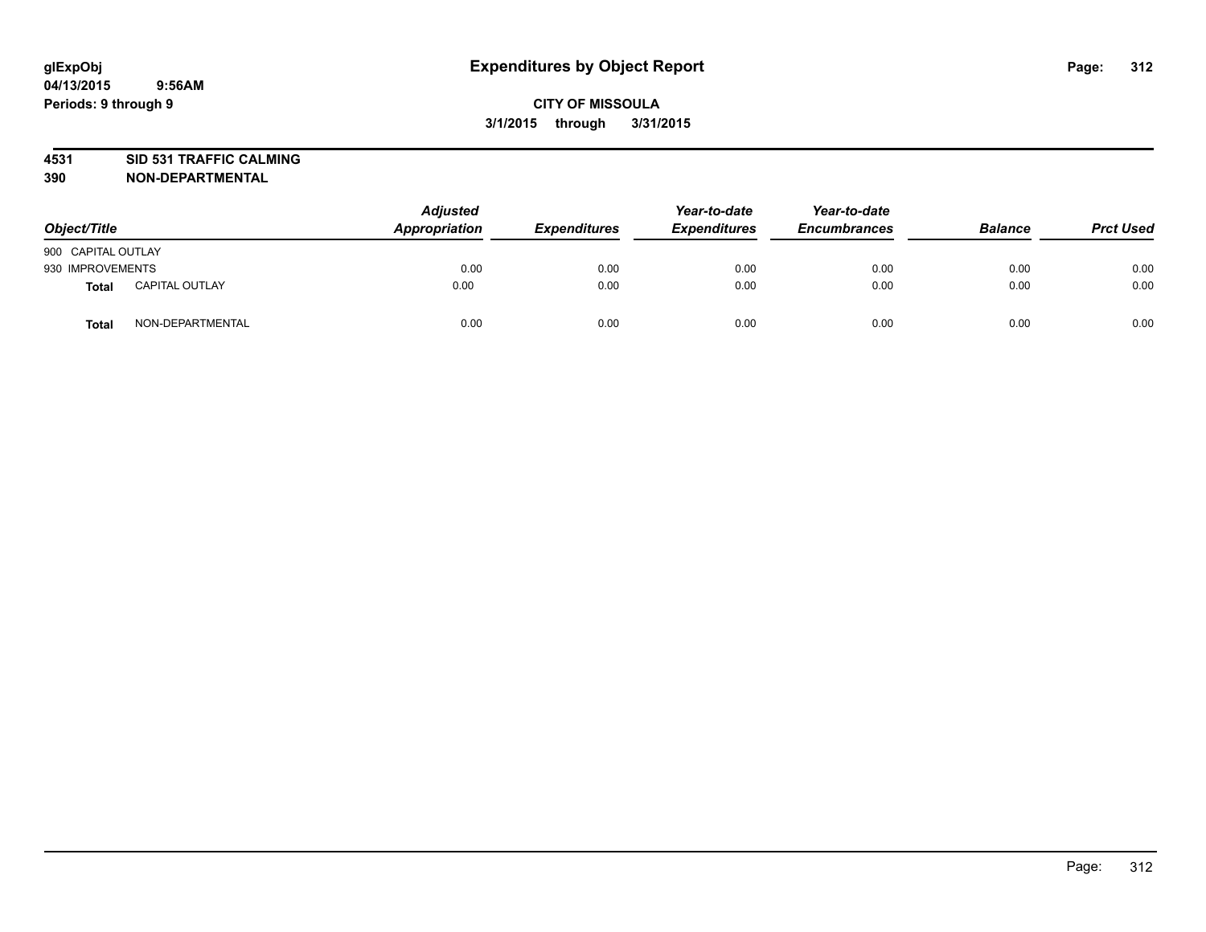# Expenditures by Object Report

glExpObj
04/13/2015 9:56AM
Periods: 9 through 9

**CITY OF MISSOULA**
**3/1/2015 through 3/31/2015**

**4531 SID 531 TRAFFIC CALMING**
**390 NON-DEPARTMENTAL**

| Object/Title | Adjusted Appropriation | Expenditures | Year-to-date Expenditures | Year-to-date Encumbrances | Balance | Prct Used |
|---|---|---|---|---|---|---|
| 900 CAPITAL OUTLAY | | | | | | |
| 930 IMPROVEMENTS | 0.00 | 0.00 | 0.00 | 0.00 | 0.00 | 0.00 |
| **Total** CAPITAL OUTLAY | 0.00 | 0.00 | 0.00 | 0.00 | 0.00 | 0.00 |
| **Total** NON-DEPARTMENTAL | 0.00 | 0.00 | 0.00 | 0.00 | 0.00 | 0.00 |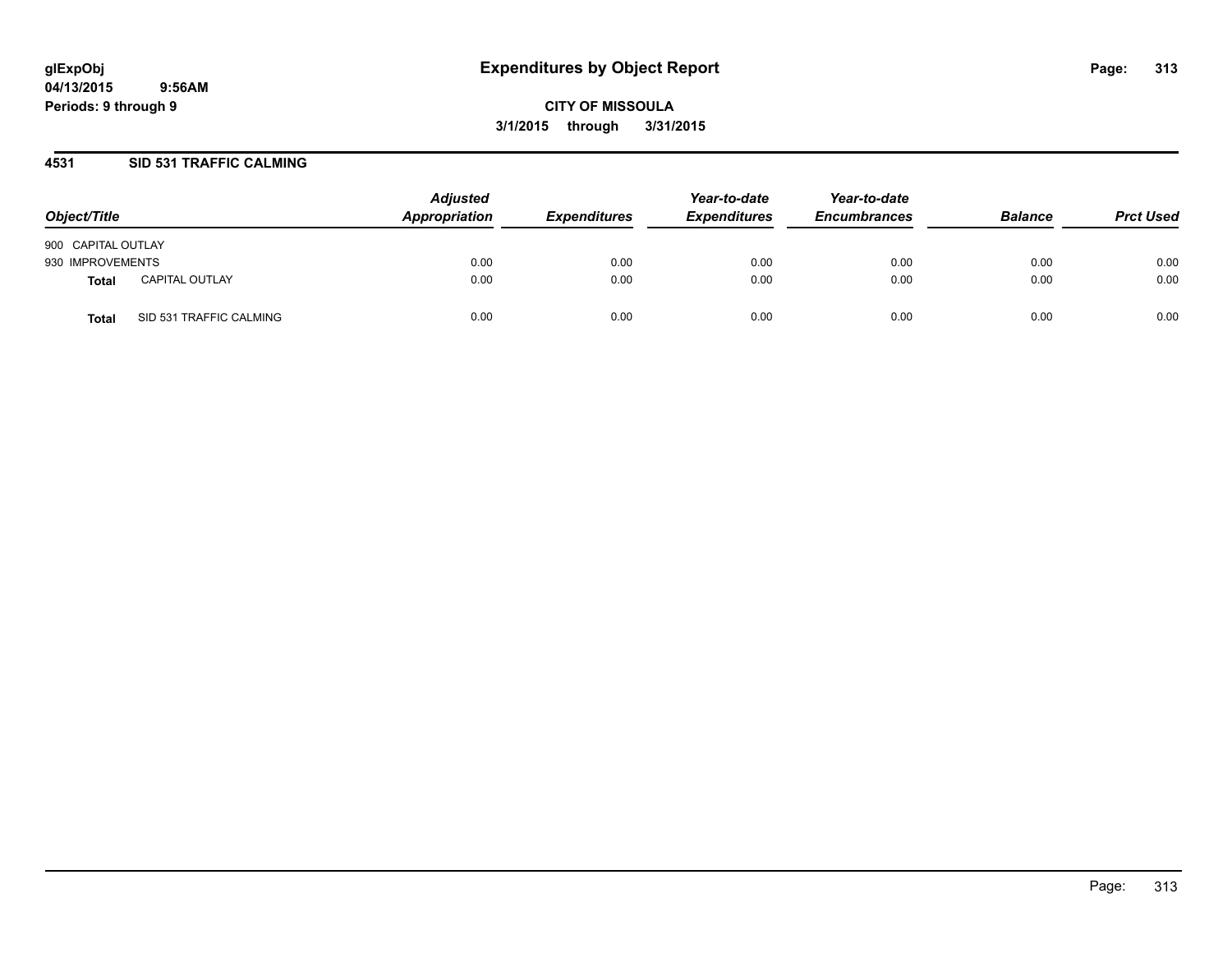glExpObj
04/13/2015 9:56AM
Periods: 9 through 9

# Expenditures by Object Report

**CITY OF MISSOULA**
**3/1/2015 through 3/31/2015**

## 4531 SID 531 TRAFFIC CALMING

| Object/Title | | Adjusted Appropriation | Expenditures | Year-to-date Expenditures | Year-to-date Encumbrances | Balance | Prct Used |
|---|---|---|---|---|---|---|---|
| 900 CAPITAL OUTLAY | | | | | | | |
| 930 IMPROVEMENTS | | 0.00 | 0.00 | 0.00 | 0.00 | 0.00 | 0.00 |
| **Total** | CAPITAL OUTLAY | 0.00 | 0.00 | 0.00 | 0.00 | 0.00 | 0.00 |
| **Total** | SID 531 TRAFFIC CALMING | 0.00 | 0.00 | 0.00 | 0.00 | 0.00 | 0.00 |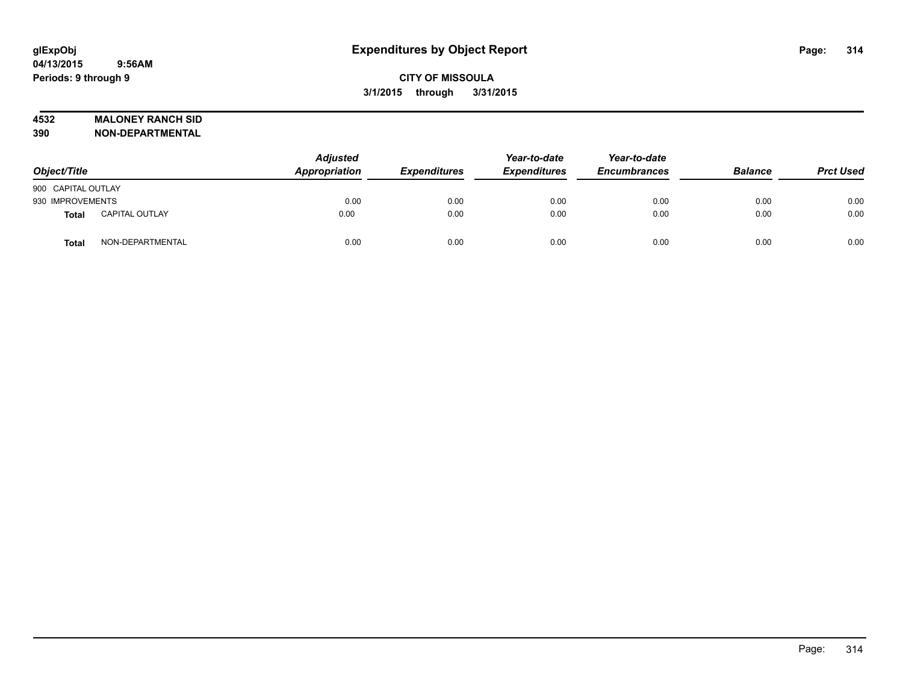**glExpObj**
**04/13/2015 9:56AM**
**Periods: 9 through 9**

# Expenditures by Object Report

**CITY OF MISSOULA**
**3/1/2015 through 3/31/2015**

**4532 MALONEY RANCH SID**
**390 NON-DEPARTMENTAL**

| Object/Title | | Adjusted Appropriation | Expenditures | Year-to-date Expenditures | Year-to-date Encumbrances | Balance | Prct Used |
|---|---|---|---|---|---|---|---|
| 900 CAPITAL OUTLAY | | | | | | | |
| 930 IMPROVEMENTS | | 0.00 | 0.00 | 0.00 | 0.00 | 0.00 | 0.00 |
| **Total** | CAPITAL OUTLAY | 0.00 | 0.00 | 0.00 | 0.00 | 0.00 | 0.00 |
| **Total** | NON-DEPARTMENTAL | 0.00 | 0.00 | 0.00 | 0.00 | 0.00 | 0.00 |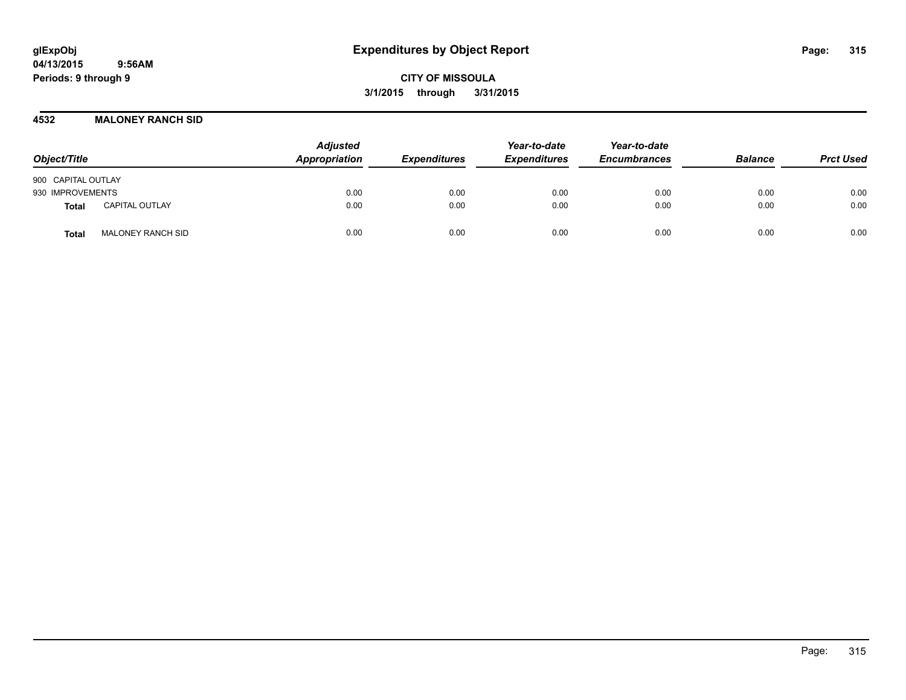# Expenditures by Object Report

glExpObj
04/13/2015 9:56AM
Periods: 9 through 9

**CITY OF MISSOULA**
**3/1/2015 through 3/31/2015**

## 4532 MALONEY RANCH SID

| Object/Title | | Adjusted Appropriation | Expenditures | Year-to-date Expenditures | Year-to-date Encumbrances | Balance | Prct Used |
|---|---|---|---|---|---|---|---|
| 900 CAPITAL OUTLAY | | | | | | | |
| 930 IMPROVEMENTS | | 0.00 | 0.00 | 0.00 | 0.00 | 0.00 | 0.00 |
| **Total** | CAPITAL OUTLAY | 0.00 | 0.00 | 0.00 | 0.00 | 0.00 | 0.00 |
| **Total** | MALONEY RANCH SID | 0.00 | 0.00 | 0.00 | 0.00 | 0.00 | 0.00 |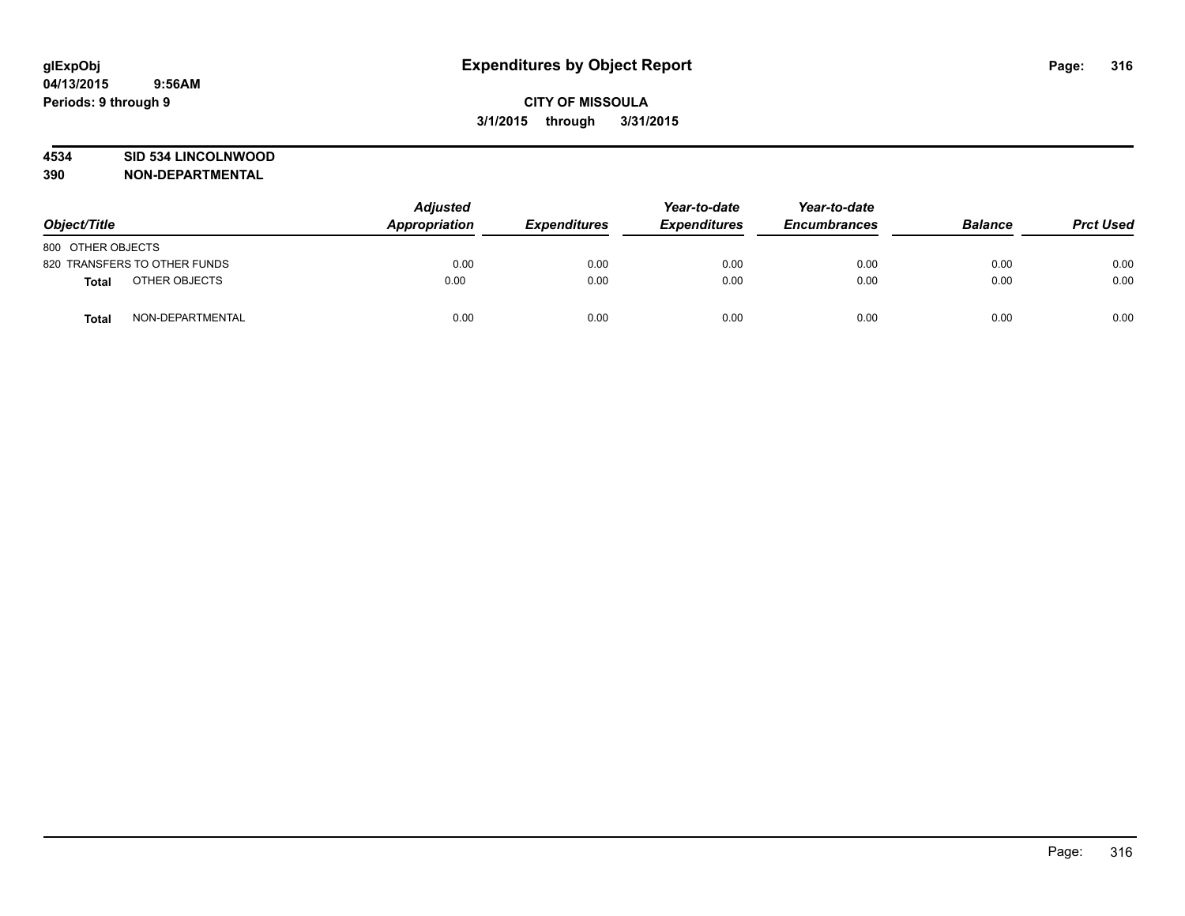glExpObj
04/13/2015 9:56AM
Periods: 9 through 9

# Expenditures by Object Report

**CITY OF MISSOULA**
**3/1/2015 through 3/31/2015**

**4534 SID 534 LINCOLNWOOD**
**390 NON-DEPARTMENTAL**

| Object/Title | Adjusted Appropriation | Expenditures | Year-to-date Expenditures | Year-to-date Encumbrances | Balance | Prct Used |
|---|---|---|---|---|---|---|
| 800 OTHER OBJECTS | | | | | | |
| 820 TRANSFERS TO OTHER FUNDS | 0.00 | 0.00 | 0.00 | 0.00 | 0.00 | 0.00 |
| **Total** OTHER OBJECTS | 0.00 | 0.00 | 0.00 | 0.00 | 0.00 | 0.00 |
| **Total** NON-DEPARTMENTAL | 0.00 | 0.00 | 0.00 | 0.00 | 0.00 | 0.00 |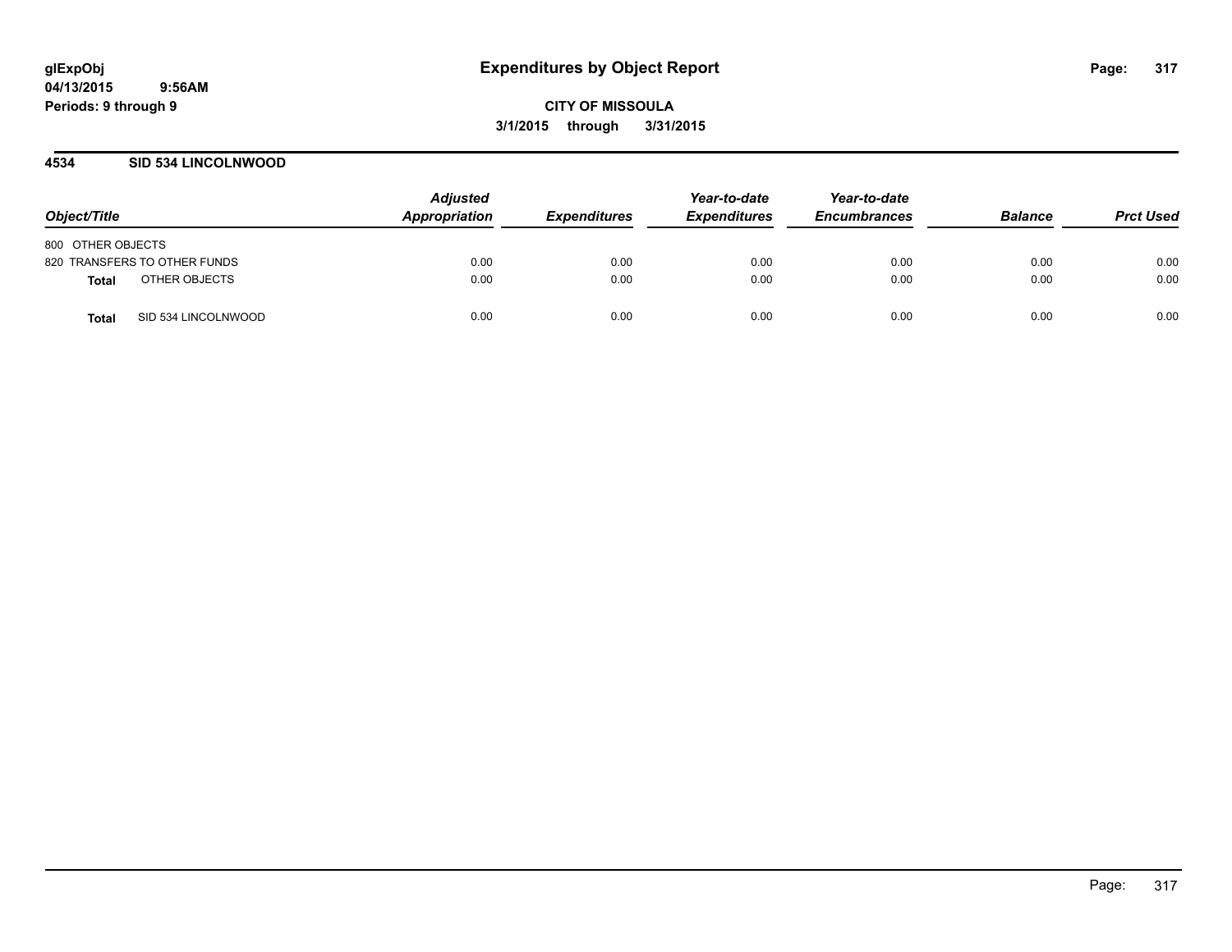**glExpObj**
**04/13/2015 9:56AM**
**Periods: 9 through 9**

# Expenditures by Object Report

**CITY OF MISSOULA**
**3/1/2015 through 3/31/2015**

## 4534 SID 534 LINCOLNWOOD

| Object/Title | | Adjusted Appropriation | Expenditures | Year-to-date Expenditures | Year-to-date Encumbrances | Balance | Prct Used |
|---|---|---|---|---|---|---|---|
| 800 OTHER OBJECTS | | | | | | | |
| 820 TRANSFERS TO OTHER FUNDS | | 0.00 | 0.00 | 0.00 | 0.00 | 0.00 | 0.00 |
| **Total** | OTHER OBJECTS | 0.00 | 0.00 | 0.00 | 0.00 | 0.00 | 0.00 |
| **Total** | SID 534 LINCOLNWOOD | 0.00 | 0.00 | 0.00 | 0.00 | 0.00 | 0.00 |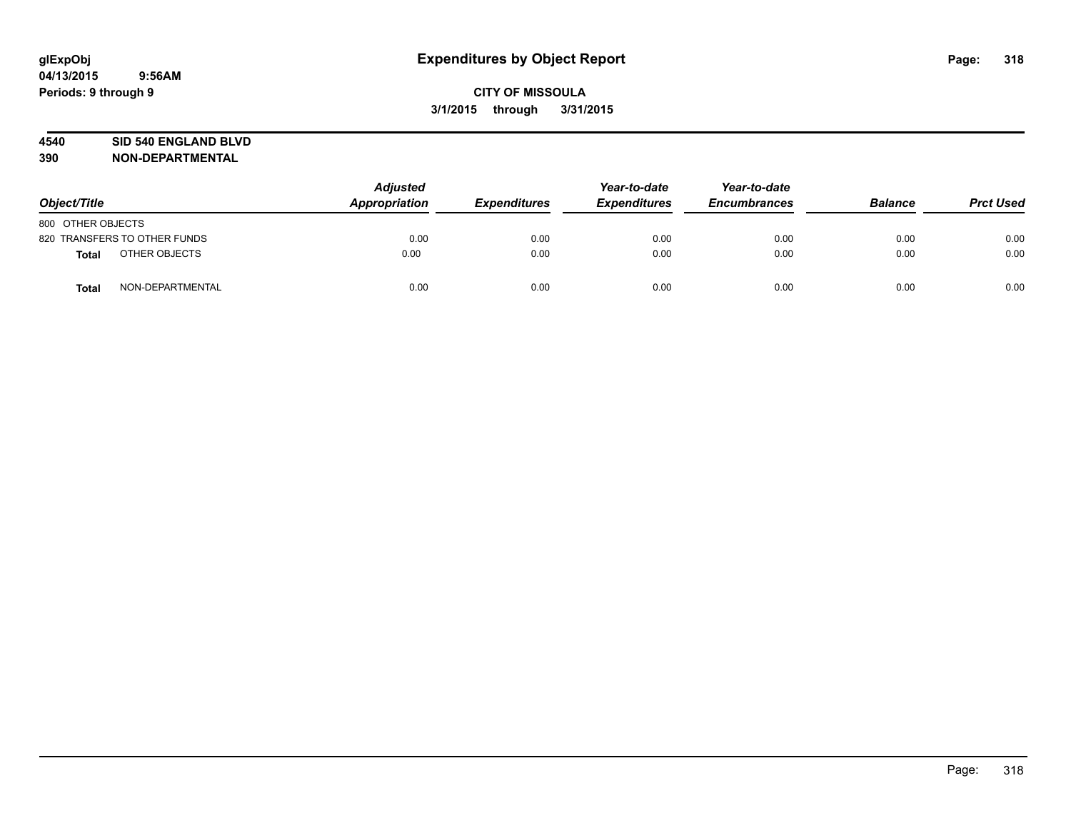**glExpObj** **Expenditures by Object Report**

**04/13/2015 9:56AM**

**Periods: 9 through 9**

**CITY OF MISSOULA**

**3/1/2015 through 3/31/2015**

**4540 SID 540 ENGLAND BLVD**

**390 NON-DEPARTMENTAL**

| Object/Title | Adjusted Appropriation | Expenditures | Year-to-date Expenditures | Year-to-date Encumbrances | Balance | Prct Used |
|---|---|---|---|---|---|---|
| 800 OTHER OBJECTS | | | | | | |
| 820 TRANSFERS TO OTHER FUNDS | 0.00 | 0.00 | 0.00 | 0.00 | 0.00 | 0.00 |
| **Total** OTHER OBJECTS | 0.00 | 0.00 | 0.00 | 0.00 | 0.00 | 0.00 |
| **Total** NON-DEPARTMENTAL | 0.00 | 0.00 | 0.00 | 0.00 | 0.00 | 0.00 |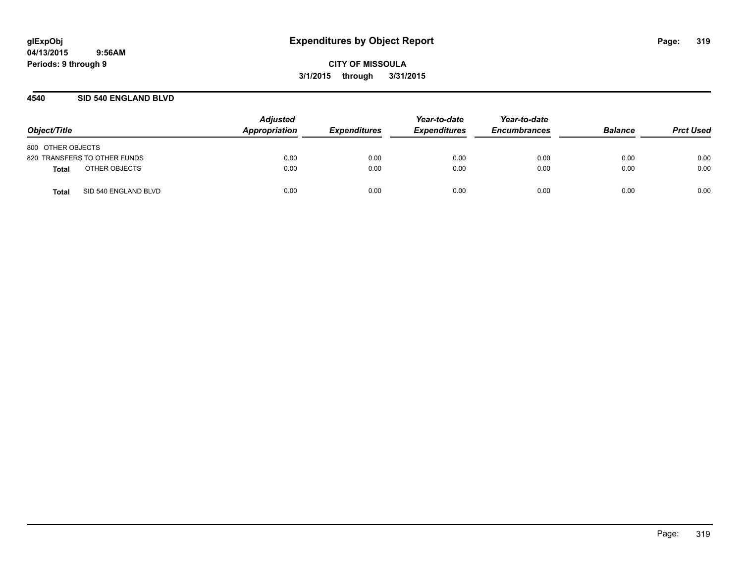glExpObj
04/13/2015 9:56AM
Periods: 9 through 9

# Expenditures by Object Report

**CITY OF MISSOULA**
**3/1/2015 through 3/31/2015**

## 4540 SID 540 ENGLAND BLVD

| Object/Title | Adjusted Appropriation | Expenditures | Year-to-date Expenditures | Year-to-date Encumbrances | Balance | Prct Used |
|---|---|---|---|---|---|---|
| 800 OTHER OBJECTS | | | | | | |
| 820 TRANSFERS TO OTHER FUNDS | 0.00 | 0.00 | 0.00 | 0.00 | 0.00 | 0.00 |
| **Total** OTHER OBJECTS | 0.00 | 0.00 | 0.00 | 0.00 | 0.00 | 0.00 |
| **Total** SID 540 ENGLAND BLVD | 0.00 | 0.00 | 0.00 | 0.00 | 0.00 | 0.00 |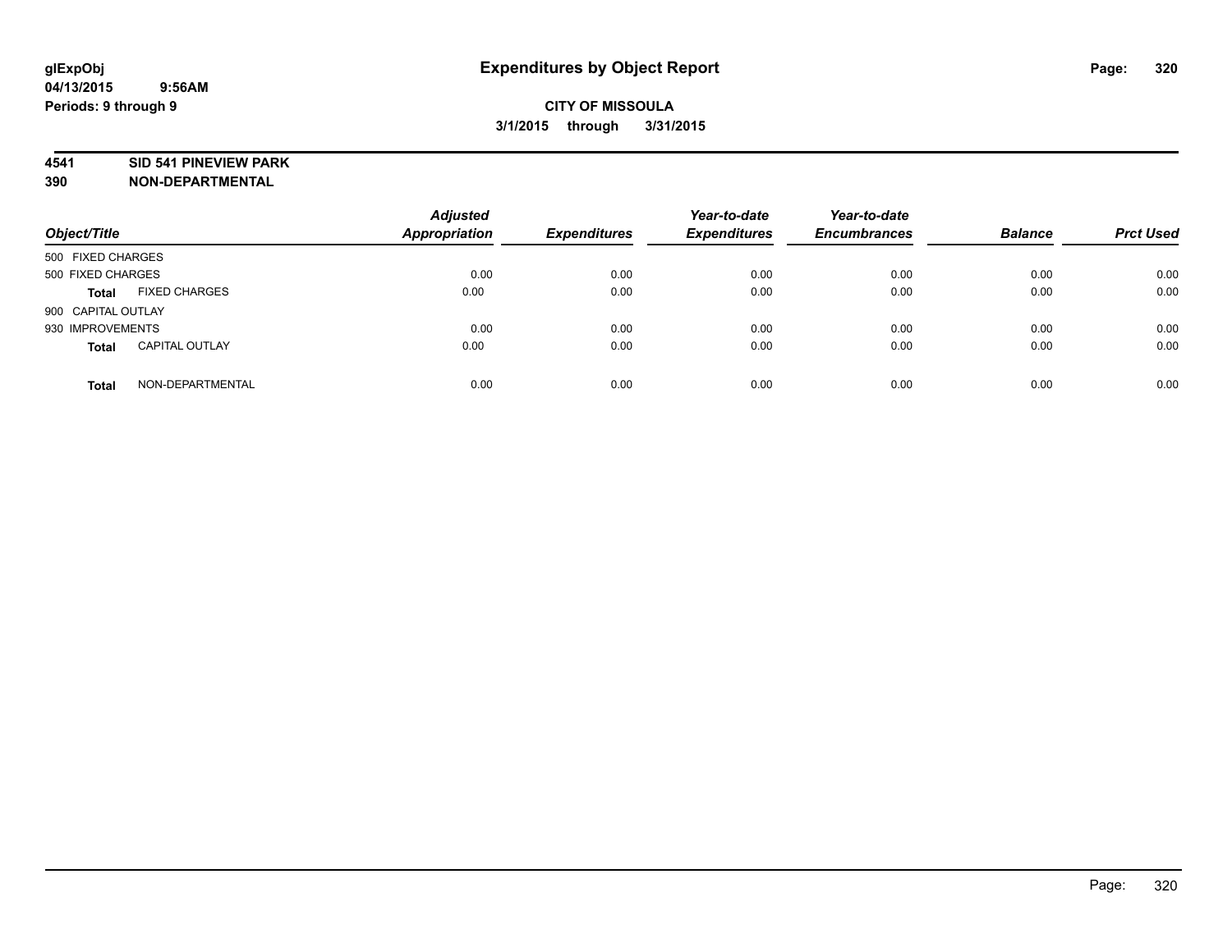# Expenditures by Object Report

glExpObj
04/13/2015 9:56AM
Periods: 9 through 9

**CITY OF MISSOULA**
**3/1/2015 through 3/31/2015**

**4541 SID 541 PINEVIEW PARK**
**390 NON-DEPARTMENTAL**

| Object/Title | | Adjusted Appropriation | Expenditures | Year-to-date Expenditures | Year-to-date Encumbrances | Balance | Prct Used |
|---|---|---|---|---|---|---|---|
| 500 FIXED CHARGES | | | | | | | |
| 500 FIXED CHARGES | | 0.00 | 0.00 | 0.00 | 0.00 | 0.00 | 0.00 |
| **Total** | FIXED CHARGES | 0.00 | 0.00 | 0.00 | 0.00 | 0.00 | 0.00 |
| 900 CAPITAL OUTLAY | | | | | | | |
| 930 IMPROVEMENTS | | 0.00 | 0.00 | 0.00 | 0.00 | 0.00 | 0.00 |
| **Total** | CAPITAL OUTLAY | 0.00 | 0.00 | 0.00 | 0.00 | 0.00 | 0.00 |
| **Total** | NON-DEPARTMENTAL | 0.00 | 0.00 | 0.00 | 0.00 | 0.00 | 0.00 |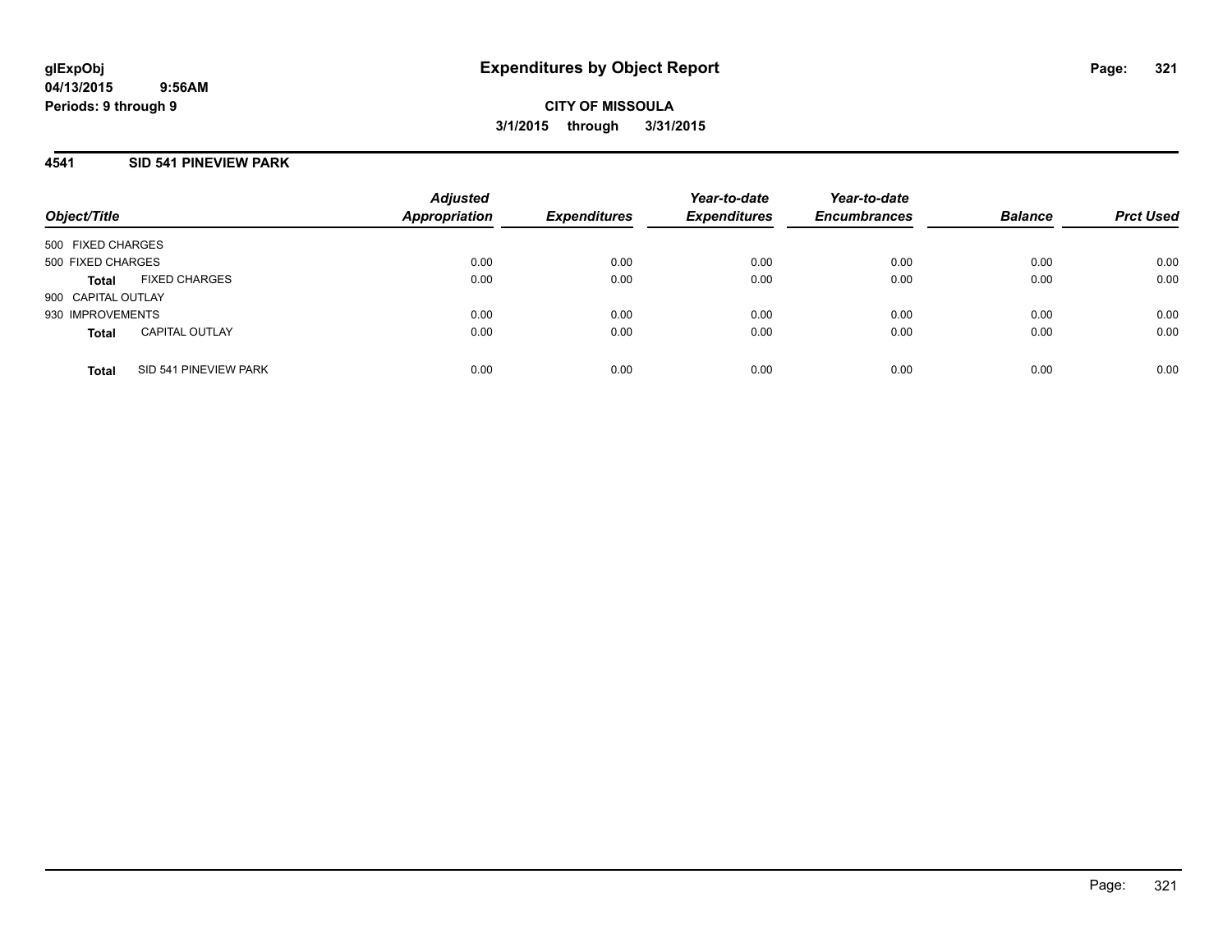glExpObj
04/13/2015 9:56AM
Periods: 9 through 9

# Expenditures by Object Report

**CITY OF MISSOULA**
**3/1/2015 through 3/31/2015**

## 4541 SID 541 PINEVIEW PARK

| Object/Title | | Adjusted Appropriation | Expenditures | Year-to-date Expenditures | Year-to-date Encumbrances | Balance | Prct Used |
|---|---|---|---|---|---|---|---|
| 500 FIXED CHARGES | | | | | | | |
| 500 FIXED CHARGES | | 0.00 | 0.00 | 0.00 | 0.00 | 0.00 | 0.00 |
| **Total** | FIXED CHARGES | 0.00 | 0.00 | 0.00 | 0.00 | 0.00 | 0.00 |
| 900 CAPITAL OUTLAY | | | | | | | |
| 930 IMPROVEMENTS | | 0.00 | 0.00 | 0.00 | 0.00 | 0.00 | 0.00 |
| **Total** | CAPITAL OUTLAY | 0.00 | 0.00 | 0.00 | 0.00 | 0.00 | 0.00 |
| **Total** | SID 541 PINEVIEW PARK | 0.00 | 0.00 | 0.00 | 0.00 | 0.00 | 0.00 |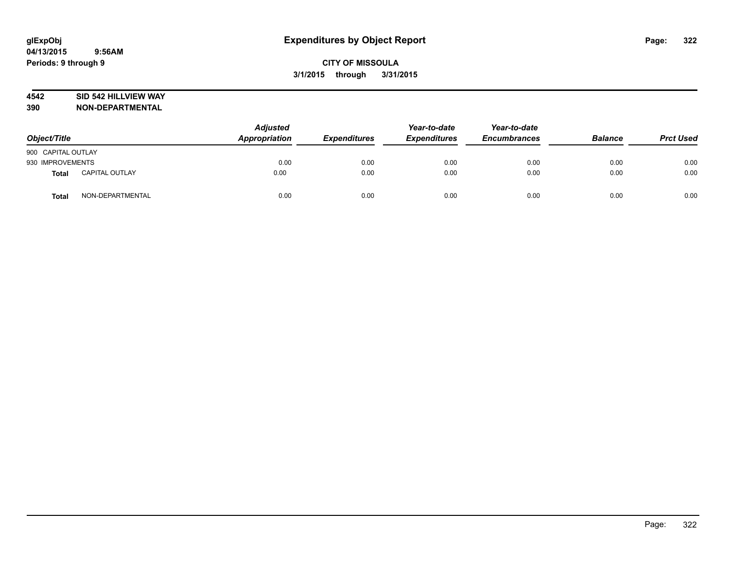# Expenditures by Object Report

glExpObj
04/13/2015 9:56AM
Periods: 9 through 9

**CITY OF MISSOULA**
**3/1/2015 through 3/31/2015**

**4542 SID 542 HILLVIEW WAY**
**390 NON-DEPARTMENTAL**

| Object/Title | | Adjusted Appropriation | Expenditures | Year-to-date Expenditures | Year-to-date Encumbrances | Balance | Prct Used |
|---|---|---|---|---|---|---|---|
| 900 CAPITAL OUTLAY | | | | | | | |
| 930 IMPROVEMENTS | | 0.00 | 0.00 | 0.00 | 0.00 | 0.00 | 0.00 |
| **Total** | CAPITAL OUTLAY | 0.00 | 0.00 | 0.00 | 0.00 | 0.00 | 0.00 |
| **Total** | NON-DEPARTMENTAL | 0.00 | 0.00 | 0.00 | 0.00 | 0.00 | 0.00 |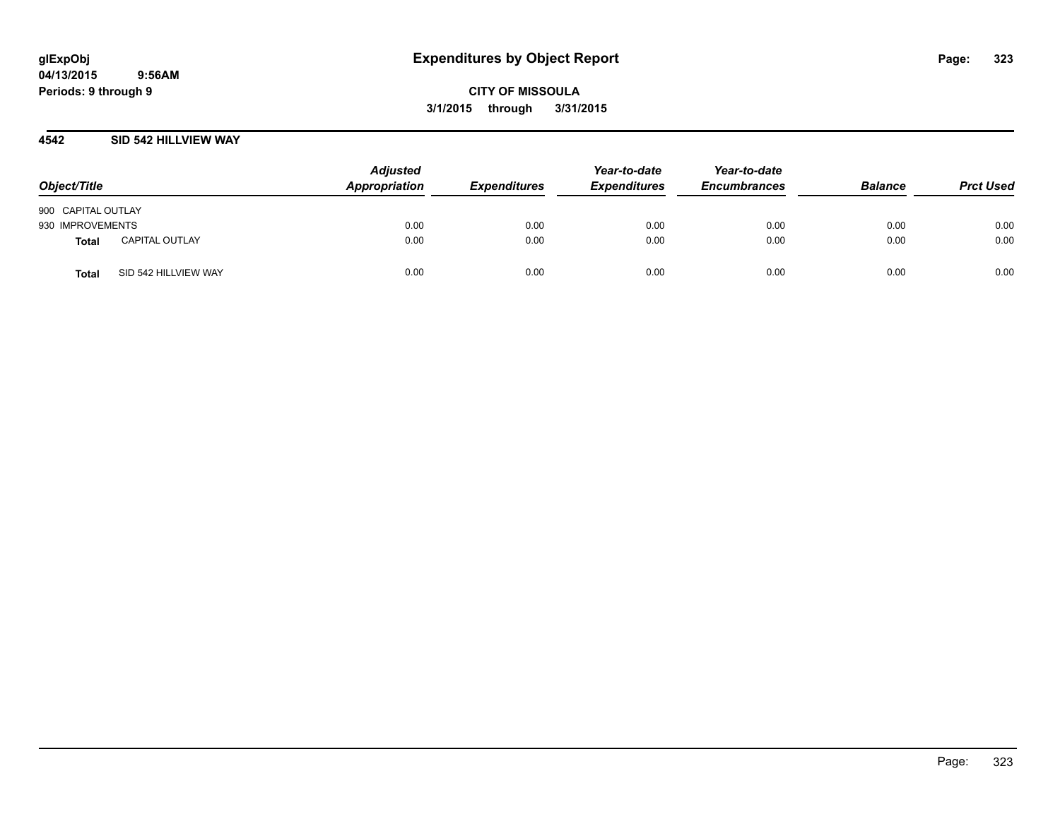# Expenditures by Object Report

glExpObj
04/13/2015 9:56AM
Periods: 9 through 9

**CITY OF MISSOULA**
**3/1/2015 through 3/31/2015**

## 4542 SID 542 HILLVIEW WAY

| Object/Title | | Adjusted Appropriation | Expenditures | Year-to-date Expenditures | Year-to-date Encumbrances | Balance | Prct Used |
|---|---|---|---|---|---|---|---|
| 900 CAPITAL OUTLAY | | | | | | | |
| 930 IMPROVEMENTS | | 0.00 | 0.00 | 0.00 | 0.00 | 0.00 | 0.00 |
| **Total** | CAPITAL OUTLAY | 0.00 | 0.00 | 0.00 | 0.00 | 0.00 | 0.00 |
| **Total** | SID 542 HILLVIEW WAY | 0.00 | 0.00 | 0.00 | 0.00 | 0.00 | 0.00 |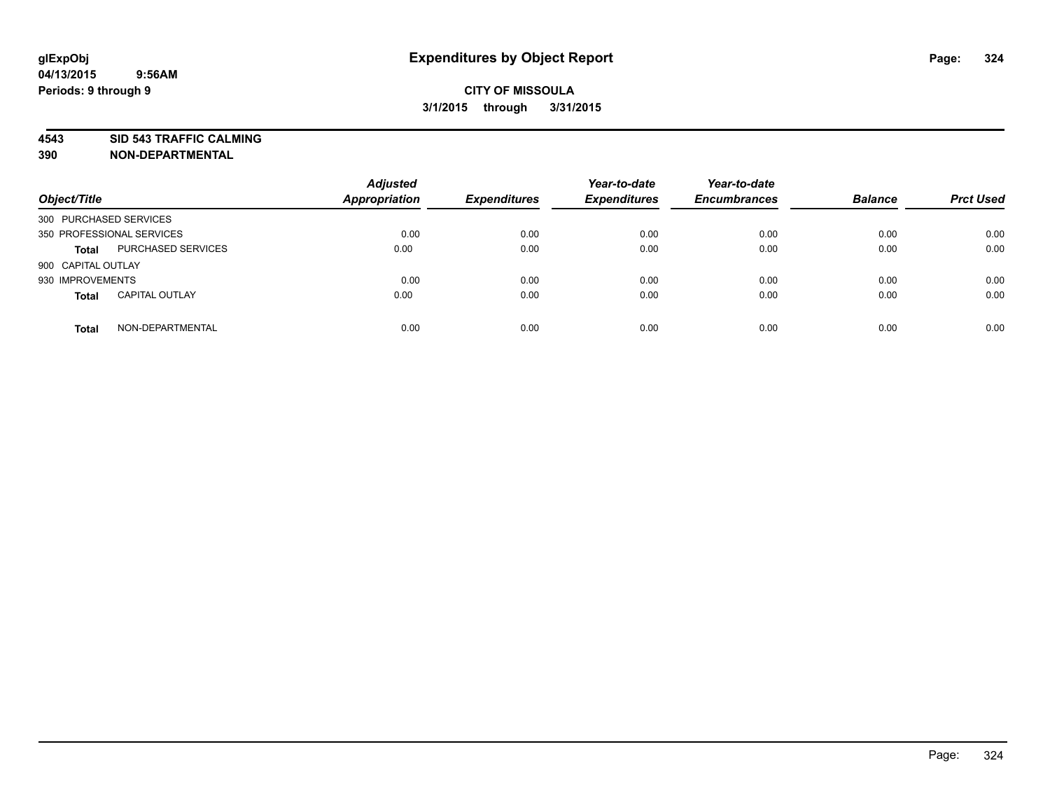**glExpObj**
**04/13/2015 9:56AM**
**Periods: 9 through 9**

# Expenditures by Object Report

**CITY OF MISSOULA**
**3/1/2015 through 3/31/2015**

**4543 SID 543 TRAFFIC CALMING**
**390 NON-DEPARTMENTAL**

| Object/Title | | Adjusted Appropriation | Expenditures | Year-to-date Expenditures | Year-to-date Encumbrances | Balance | Prct Used |
|---|---|---|---|---|---|---|---|
| 300 PURCHASED SERVICES | | | | | | | |
| 350 PROFESSIONAL SERVICES | | 0.00 | 0.00 | 0.00 | 0.00 | 0.00 | 0.00 |
| **Total** | PURCHASED SERVICES | 0.00 | 0.00 | 0.00 | 0.00 | 0.00 | 0.00 |
| 900 CAPITAL OUTLAY | | | | | | | |
| 930 IMPROVEMENTS | | 0.00 | 0.00 | 0.00 | 0.00 | 0.00 | 0.00 |
| **Total** | CAPITAL OUTLAY | 0.00 | 0.00 | 0.00 | 0.00 | 0.00 | 0.00 |
| **Total** | NON-DEPARTMENTAL | 0.00 | 0.00 | 0.00 | 0.00 | 0.00 | 0.00 |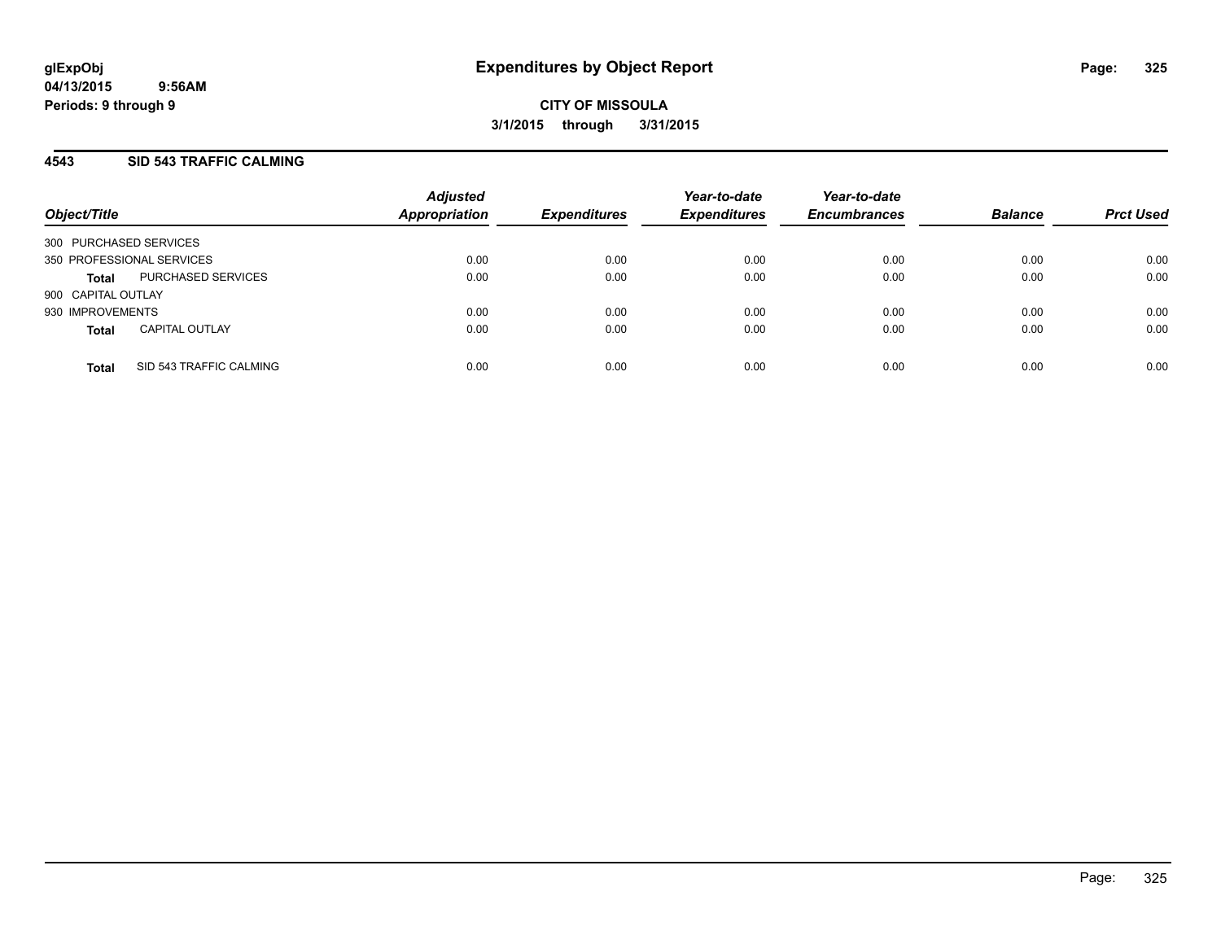# Expenditures by Object Report

**glExpObj**
**04/13/2015 9:56AM**
**Periods: 9 through 9**

**CITY OF MISSOULA**
**3/1/2015 through 3/31/2015**

## 4543 SID 543 TRAFFIC CALMING

| Object/Title | | Adjusted Appropriation | Expenditures | Year-to-date Expenditures | Year-to-date Encumbrances | Balance | Prct Used |
|---|---|---|---|---|---|---|---|
| 300 PURCHASED SERVICES | | | | | | | |
| 350 PROFESSIONAL SERVICES | | 0.00 | 0.00 | 0.00 | 0.00 | 0.00 | 0.00 |
| **Total** | PURCHASED SERVICES | 0.00 | 0.00 | 0.00 | 0.00 | 0.00 | 0.00 |
| 900 CAPITAL OUTLAY | | | | | | | |
| 930 IMPROVEMENTS | | 0.00 | 0.00 | 0.00 | 0.00 | 0.00 | 0.00 |
| **Total** | CAPITAL OUTLAY | 0.00 | 0.00 | 0.00 | 0.00 | 0.00 | 0.00 |
| **Total** | SID 543 TRAFFIC CALMING | 0.00 | 0.00 | 0.00 | 0.00 | 0.00 | 0.00 |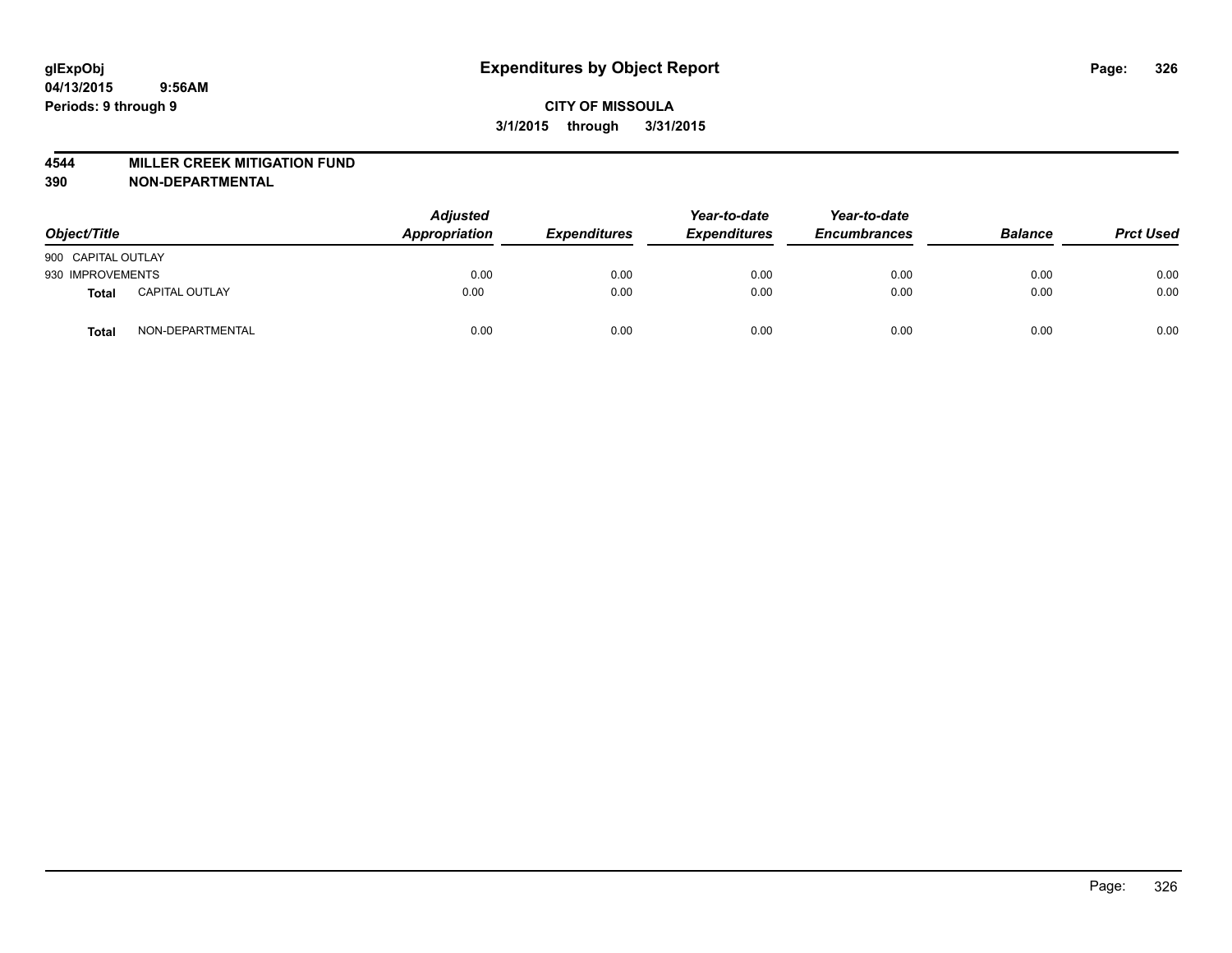# Expenditures by Object Report

glExpObj
04/13/2015 9:56AM
Periods: 9 through 9

**CITY OF MISSOULA**
**3/1/2015 through 3/31/2015**

**4544 MILLER CREEK MITIGATION FUND**
**390 NON-DEPARTMENTAL**

| Object/Title | | Adjusted Appropriation | Expenditures | Year-to-date Expenditures | Year-to-date Encumbrances | Balance | Prct Used |
|---|---|---|---|---|---|---|---|
| 900 CAPITAL OUTLAY | | | | | | | |
| 930 IMPROVEMENTS | | 0.00 | 0.00 | 0.00 | 0.00 | 0.00 | 0.00 |
| **Total** | CAPITAL OUTLAY | 0.00 | 0.00 | 0.00 | 0.00 | 0.00 | 0.00 |
| **Total** | NON-DEPARTMENTAL | 0.00 | 0.00 | 0.00 | 0.00 | 0.00 | 0.00 |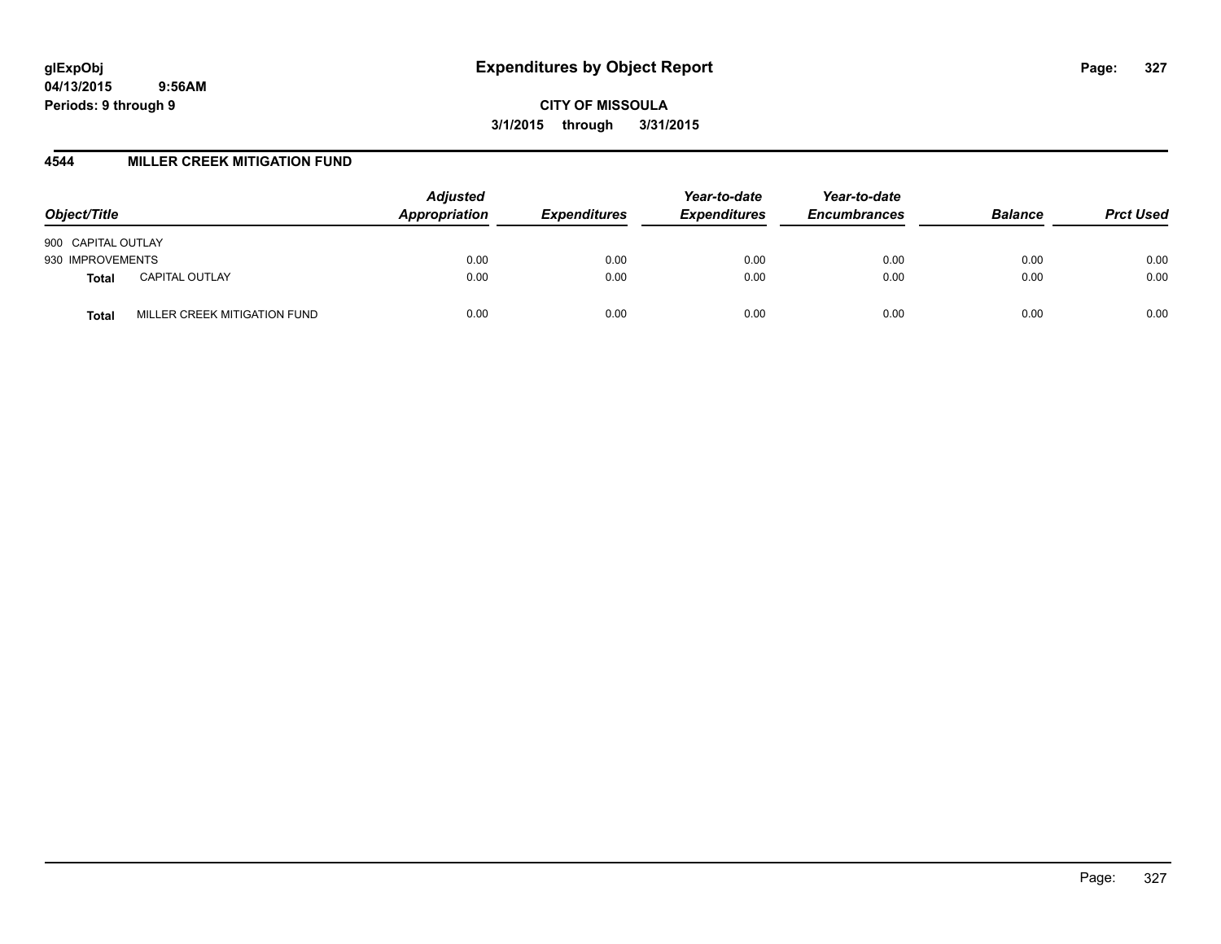**glExpObj** 04/13/2015 9:56AM Periods: 9 through 9

# Expenditures by Object Report

**CITY OF MISSOULA**
**3/1/2015 through 3/31/2015**

## 4544 MILLER CREEK MITIGATION FUND

| Object/Title | | *Adjusted Appropriation* | *Expenditures* | *Year-to-date Expenditures* | *Year-to-date Encumbrances* | *Balance* | *Prct Used* |
|---|---|---|---|---|---|---|---|
| 900 CAPITAL OUTLAY | | | | | | | |
| 930 IMPROVEMENTS | | 0.00 | 0.00 | 0.00 | 0.00 | 0.00 | 0.00 |
| **Total** | CAPITAL OUTLAY | 0.00 | 0.00 | 0.00 | 0.00 | 0.00 | 0.00 |
| **Total** | MILLER CREEK MITIGATION FUND | 0.00 | 0.00 | 0.00 | 0.00 | 0.00 | 0.00 |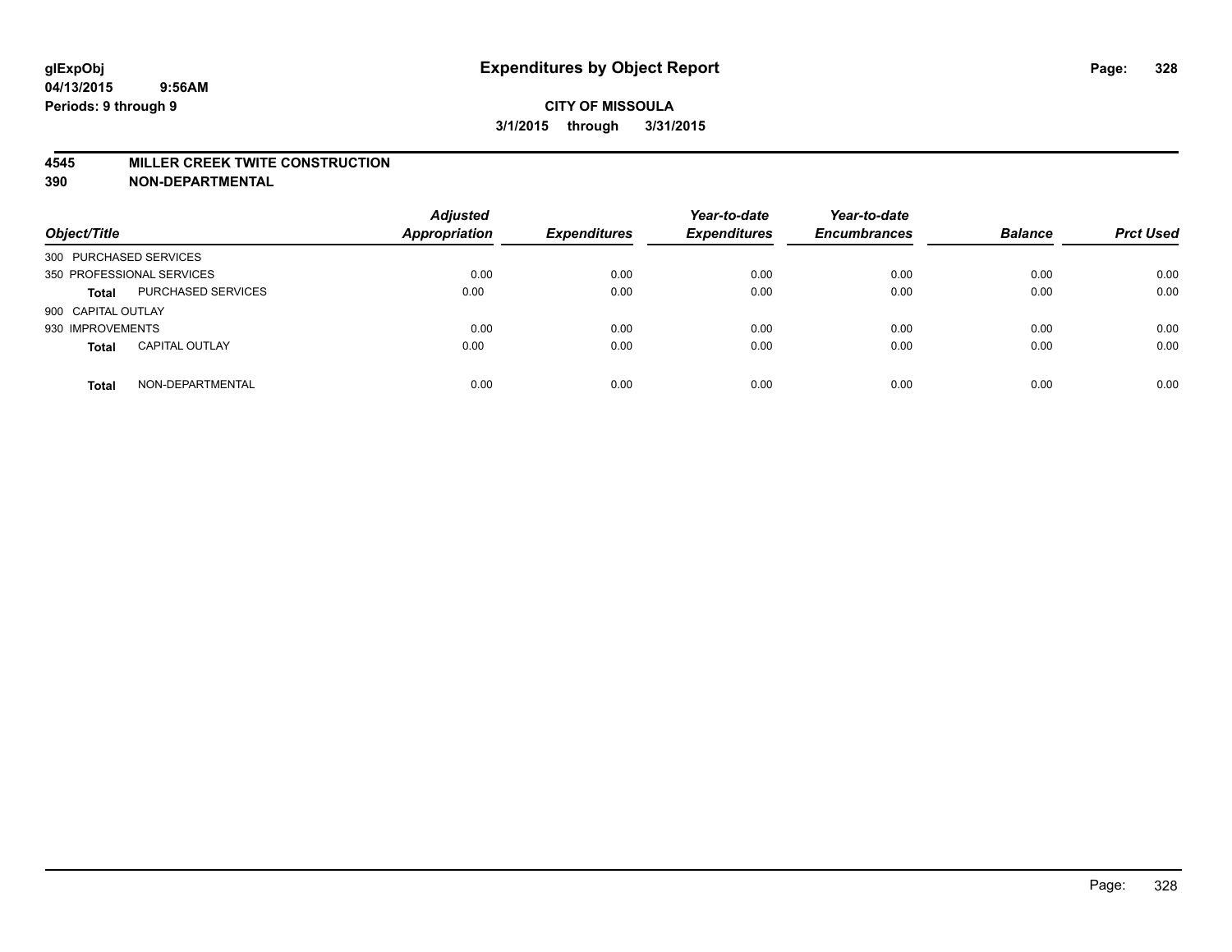**glExpObj** **Expenditures by Object Report**
**04/13/2015 9:56AM**
**Periods: 9 through 9**

**CITY OF MISSOULA**
**3/1/2015 through 3/31/2015**

**4545 MILLER CREEK TWITE CONSTRUCTION**
**390 NON-DEPARTMENTAL**

| Object/Title | | Adjusted Appropriation | Expenditures | Year-to-date Expenditures | Year-to-date Encumbrances | Balance | Prct Used |
|---|---|---|---|---|---|---|---|
| 300 PURCHASED SERVICES | | | | | | | |
| 350 PROFESSIONAL SERVICES | | 0.00 | 0.00 | 0.00 | 0.00 | 0.00 | 0.00 |
| **Total** | PURCHASED SERVICES | 0.00 | 0.00 | 0.00 | 0.00 | 0.00 | 0.00 |
| 900 CAPITAL OUTLAY | | | | | | | |
| 930 IMPROVEMENTS | | 0.00 | 0.00 | 0.00 | 0.00 | 0.00 | 0.00 |
| **Total** | CAPITAL OUTLAY | 0.00 | 0.00 | 0.00 | 0.00 | 0.00 | 0.00 |
| **Total** | NON-DEPARTMENTAL | 0.00 | 0.00 | 0.00 | 0.00 | 0.00 | 0.00 |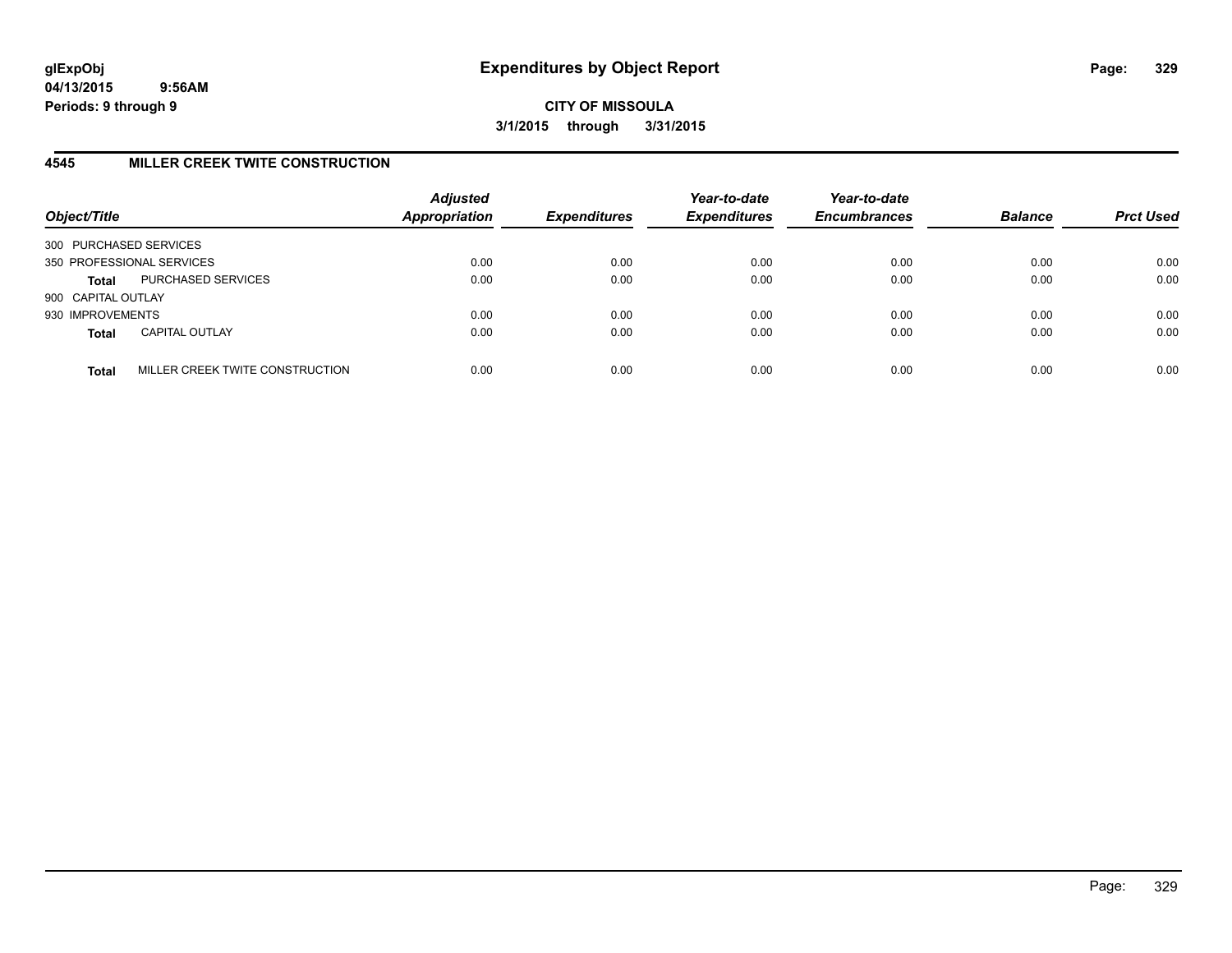glExpObj
04/13/2015 9:56AM
Periods: 9 through 9

# Expenditures by Object Report

**CITY OF MISSOULA**

**3/1/2015 through 3/31/2015**

## 4545 MILLER CREEK TWITE CONSTRUCTION

| Object/Title | | Adjusted Appropriation | Expenditures | Year-to-date Expenditures | Year-to-date Encumbrances | Balance | Prct Used |
|---|---|---|---|---|---|---|---|
| 300 PURCHASED SERVICES | | | | | | | |
| 350 PROFESSIONAL SERVICES | | 0.00 | 0.00 | 0.00 | 0.00 | 0.00 | 0.00 |
| **Total** | PURCHASED SERVICES | 0.00 | 0.00 | 0.00 | 0.00 | 0.00 | 0.00 |
| 900 CAPITAL OUTLAY | | | | | | | |
| 930 IMPROVEMENTS | | 0.00 | 0.00 | 0.00 | 0.00 | 0.00 | 0.00 |
| **Total** | CAPITAL OUTLAY | 0.00 | 0.00 | 0.00 | 0.00 | 0.00 | 0.00 |
| **Total** | MILLER CREEK TWITE CONSTRUCTION | 0.00 | 0.00 | 0.00 | 0.00 | 0.00 | 0.00 |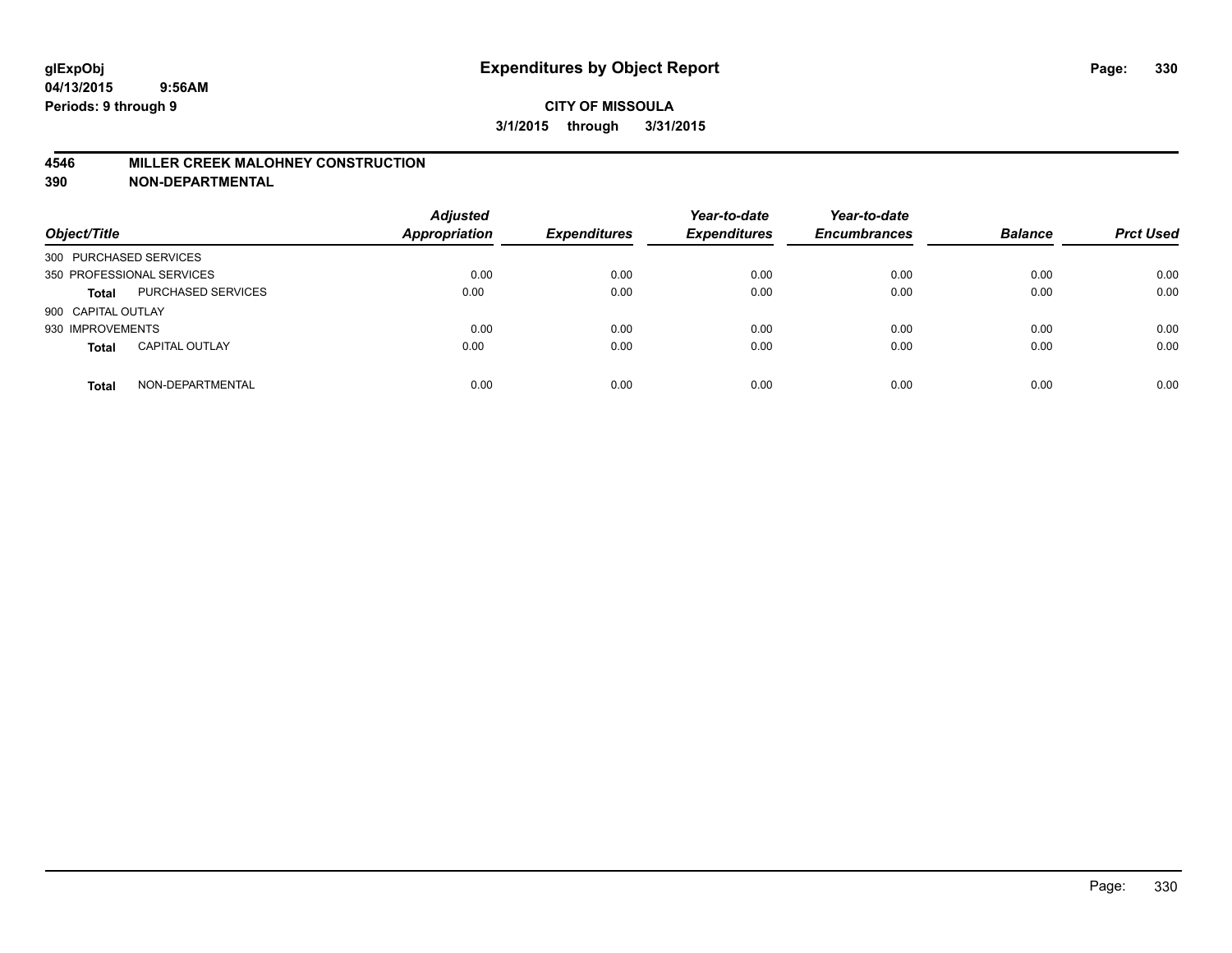glExpObj
04/13/2015 9:56AM
Periods: 9 through 9

# Expenditures by Object Report

**CITY OF MISSOULA**
**3/1/2015 through 3/31/2015**

**4546 MILLER CREEK MALOHNEY CONSTRUCTION**
**390 NON-DEPARTMENTAL**

| Object/Title | | Adjusted Appropriation | Expenditures | Year-to-date Expenditures | Year-to-date Encumbrances | Balance | Prct Used |
|---|---|---|---|---|---|---|---|
| 300 PURCHASED SERVICES | | | | | | | |
| 350 PROFESSIONAL SERVICES | | 0.00 | 0.00 | 0.00 | 0.00 | 0.00 | 0.00 |
| **Total** | PURCHASED SERVICES | 0.00 | 0.00 | 0.00 | 0.00 | 0.00 | 0.00 |
| 900 CAPITAL OUTLAY | | | | | | | |
| 930 IMPROVEMENTS | | 0.00 | 0.00 | 0.00 | 0.00 | 0.00 | 0.00 |
| **Total** | CAPITAL OUTLAY | 0.00 | 0.00 | 0.00 | 0.00 | 0.00 | 0.00 |
| **Total** | NON-DEPARTMENTAL | 0.00 | 0.00 | 0.00 | 0.00 | 0.00 | 0.00 |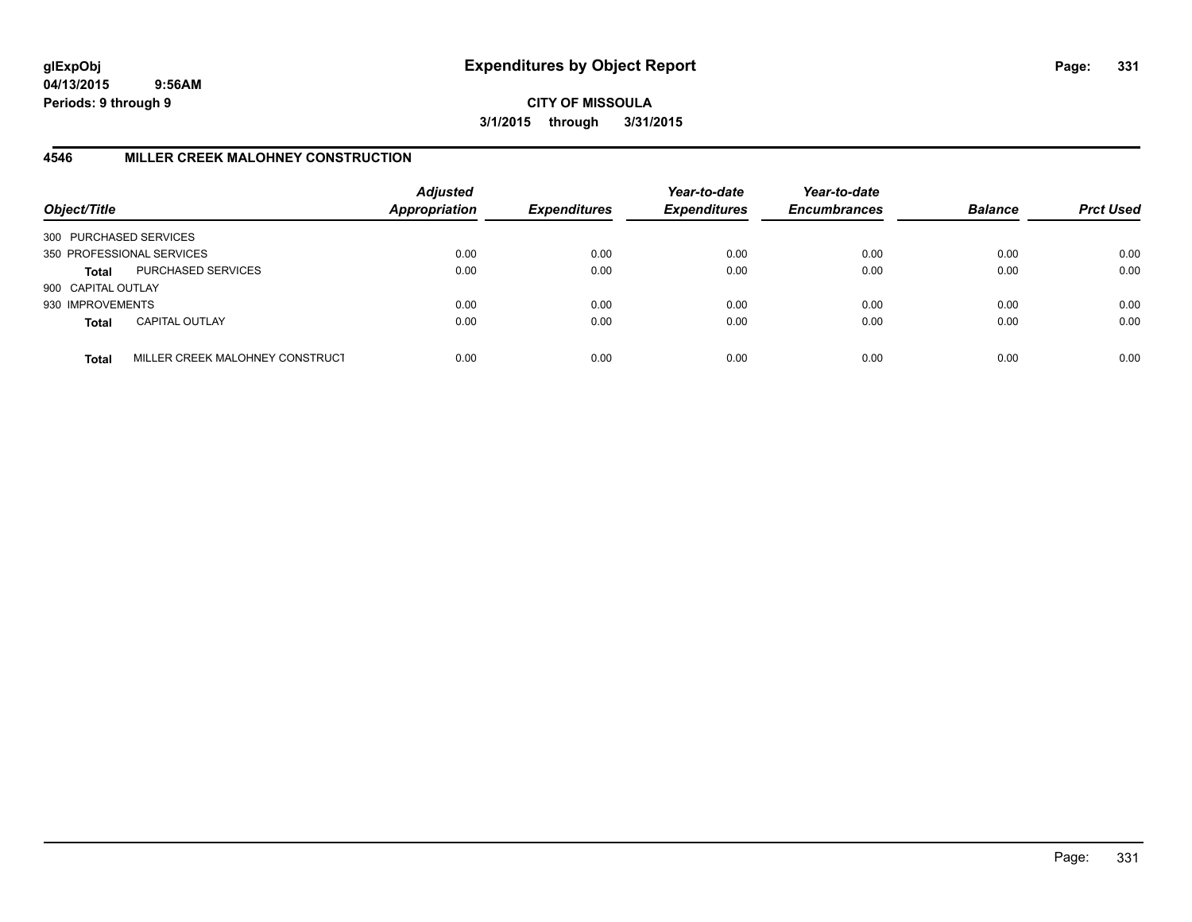**glExpObj**
**04/13/2015 9:56AM**
**Periods: 9 through 9**

# Expenditures by Object Report

**CITY OF MISSOULA**
**3/1/2015 through 3/31/2015**

## 4546 MILLER CREEK MALOHNEY CONSTRUCTION

| Object/Title | | Adjusted Appropriation | Expenditures | Year-to-date Expenditures | Year-to-date Encumbrances | Balance | Prct Used |
|---|---|---|---|---|---|---|---|
| 300 PURCHASED SERVICES | | | | | | | |
| 350 PROFESSIONAL SERVICES | | 0.00 | 0.00 | 0.00 | 0.00 | 0.00 | 0.00 |
| **Total** | PURCHASED SERVICES | 0.00 | 0.00 | 0.00 | 0.00 | 0.00 | 0.00 |
| 900 CAPITAL OUTLAY | | | | | | | |
| 930 IMPROVEMENTS | | 0.00 | 0.00 | 0.00 | 0.00 | 0.00 | 0.00 |
| **Total** | CAPITAL OUTLAY | 0.00 | 0.00 | 0.00 | 0.00 | 0.00 | 0.00 |
| **Total** | MILLER CREEK MALOHNEY CONSTRUCT | 0.00 | 0.00 | 0.00 | 0.00 | 0.00 | 0.00 |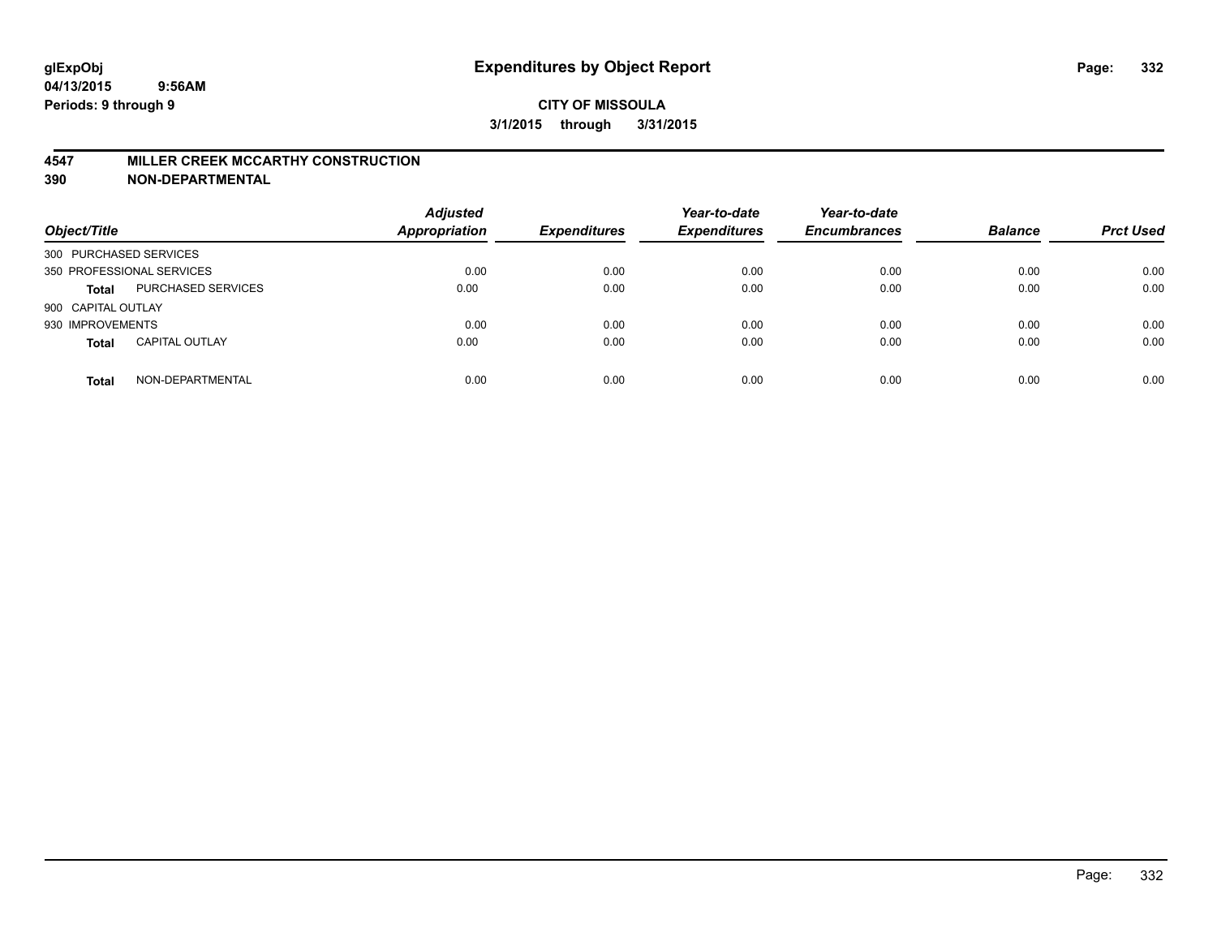# Expenditures by Object Report

glExpObj
04/13/2015 9:56AM
Periods: 9 through 9

**CITY OF MISSOULA**
**3/1/2015 through 3/31/2015**

## 4547 MILLER CREEK MCCARTHY CONSTRUCTION
## 390 NON-DEPARTMENTAL

| Object/Title | | Adjusted Appropriation | Expenditures | Year-to-date Expenditures | Year-to-date Encumbrances | Balance | Prct Used |
|---|---|---|---|---|---|---|---|
| 300 PURCHASED SERVICES | | | | | | | |
| 350 PROFESSIONAL SERVICES | | 0.00 | 0.00 | 0.00 | 0.00 | 0.00 | 0.00 |
| **Total** | PURCHASED SERVICES | 0.00 | 0.00 | 0.00 | 0.00 | 0.00 | 0.00 |
| 900 CAPITAL OUTLAY | | | | | | | |
| 930 IMPROVEMENTS | | 0.00 | 0.00 | 0.00 | 0.00 | 0.00 | 0.00 |
| **Total** | CAPITAL OUTLAY | 0.00 | 0.00 | 0.00 | 0.00 | 0.00 | 0.00 |
| **Total** | NON-DEPARTMENTAL | 0.00 | 0.00 | 0.00 | 0.00 | 0.00 | 0.00 |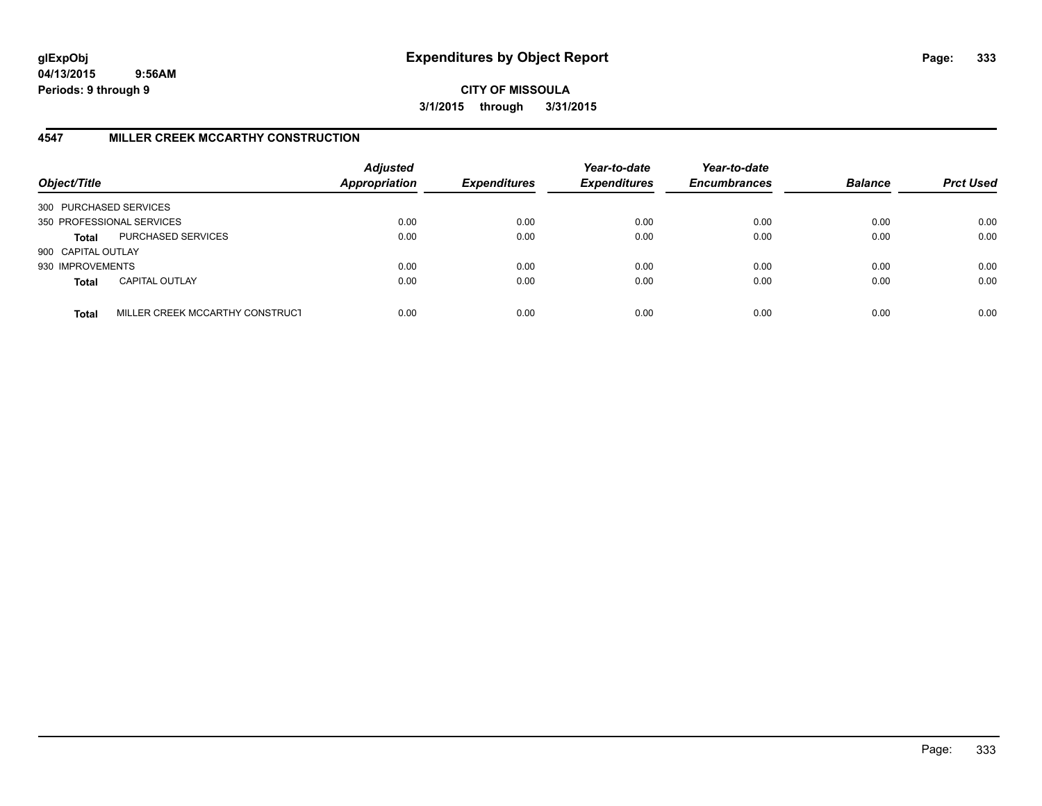glExpObj
04/13/2015 9:56AM
Periods: 9 through 9

# Expenditures by Object Report

**CITY OF MISSOULA**

**3/1/2015 through 3/31/2015**

## 4547 MILLER CREEK MCCARTHY CONSTRUCTION

| Object/Title | | Adjusted Appropriation | Expenditures | Year-to-date Expenditures | Year-to-date Encumbrances | Balance | Prct Used |
|---|---|---|---|---|---|---|---|
| 300 PURCHASED SERVICES | | | | | | | |
| 350 PROFESSIONAL SERVICES | | 0.00 | 0.00 | 0.00 | 0.00 | 0.00 | 0.00 |
| **Total** | PURCHASED SERVICES | 0.00 | 0.00 | 0.00 | 0.00 | 0.00 | 0.00 |
| 900 CAPITAL OUTLAY | | | | | | | |
| 930 IMPROVEMENTS | | 0.00 | 0.00 | 0.00 | 0.00 | 0.00 | 0.00 |
| **Total** | CAPITAL OUTLAY | 0.00 | 0.00 | 0.00 | 0.00 | 0.00 | 0.00 |
| **Total** | MILLER CREEK MCCARTHY CONSTRUCT | 0.00 | 0.00 | 0.00 | 0.00 | 0.00 | 0.00 |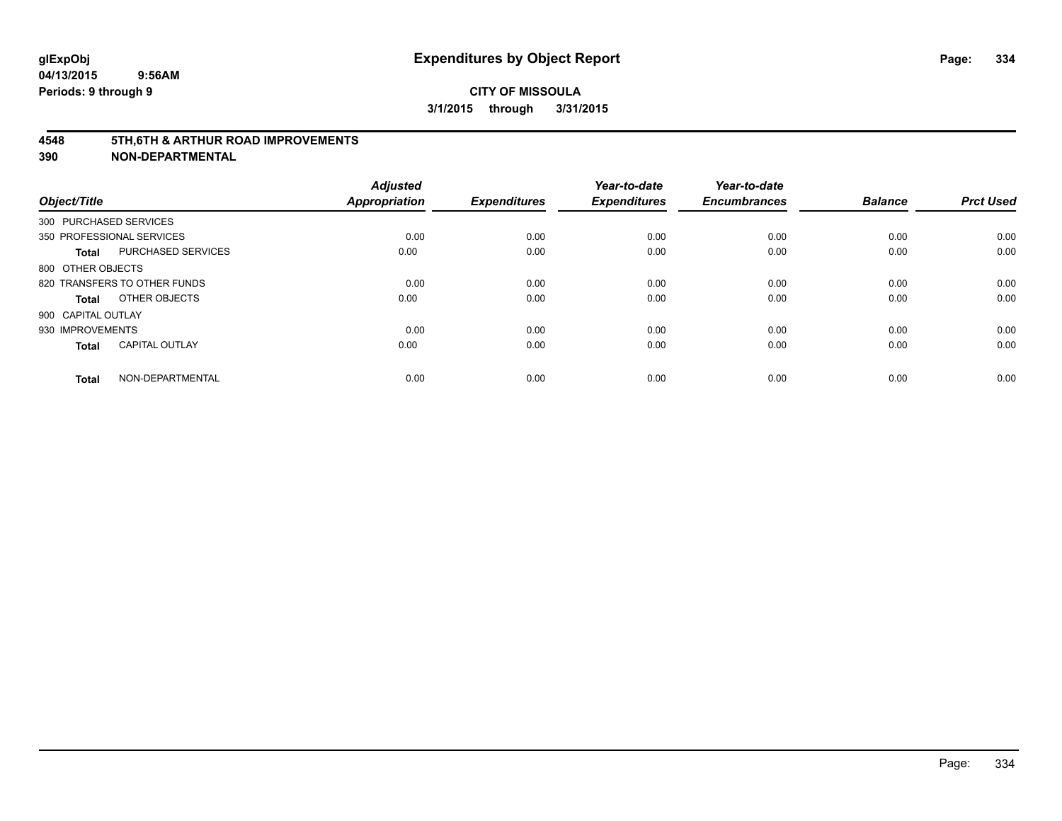# Expenditures by Object Report

glExpObj
04/13/2015 9:56AM
Periods: 9 through 9

**CITY OF MISSOULA**
**3/1/2015 through 3/31/2015**

**4548 5TH,6TH & ARTHUR ROAD IMPROVEMENTS**
**390 NON-DEPARTMENTAL**

| Object/Title | | Adjusted Appropriation | Expenditures | Year-to-date Expenditures | Year-to-date Encumbrances | Balance | Prct Used |
|---|---|---|---|---|---|---|---|
| 300 PURCHASED SERVICES | | | | | | | |
| 350 PROFESSIONAL SERVICES | | 0.00 | 0.00 | 0.00 | 0.00 | 0.00 | 0.00 |
| **Total** | PURCHASED SERVICES | 0.00 | 0.00 | 0.00 | 0.00 | 0.00 | 0.00 |
| 800 OTHER OBJECTS | | | | | | | |
| 820 TRANSFERS TO OTHER FUNDS | | 0.00 | 0.00 | 0.00 | 0.00 | 0.00 | 0.00 |
| **Total** | OTHER OBJECTS | 0.00 | 0.00 | 0.00 | 0.00 | 0.00 | 0.00 |
| 900 CAPITAL OUTLAY | | | | | | | |
| 930 IMPROVEMENTS | | 0.00 | 0.00 | 0.00 | 0.00 | 0.00 | 0.00 |
| **Total** | CAPITAL OUTLAY | 0.00 | 0.00 | 0.00 | 0.00 | 0.00 | 0.00 |
| **Total** | NON-DEPARTMENTAL | 0.00 | 0.00 | 0.00 | 0.00 | 0.00 | 0.00 |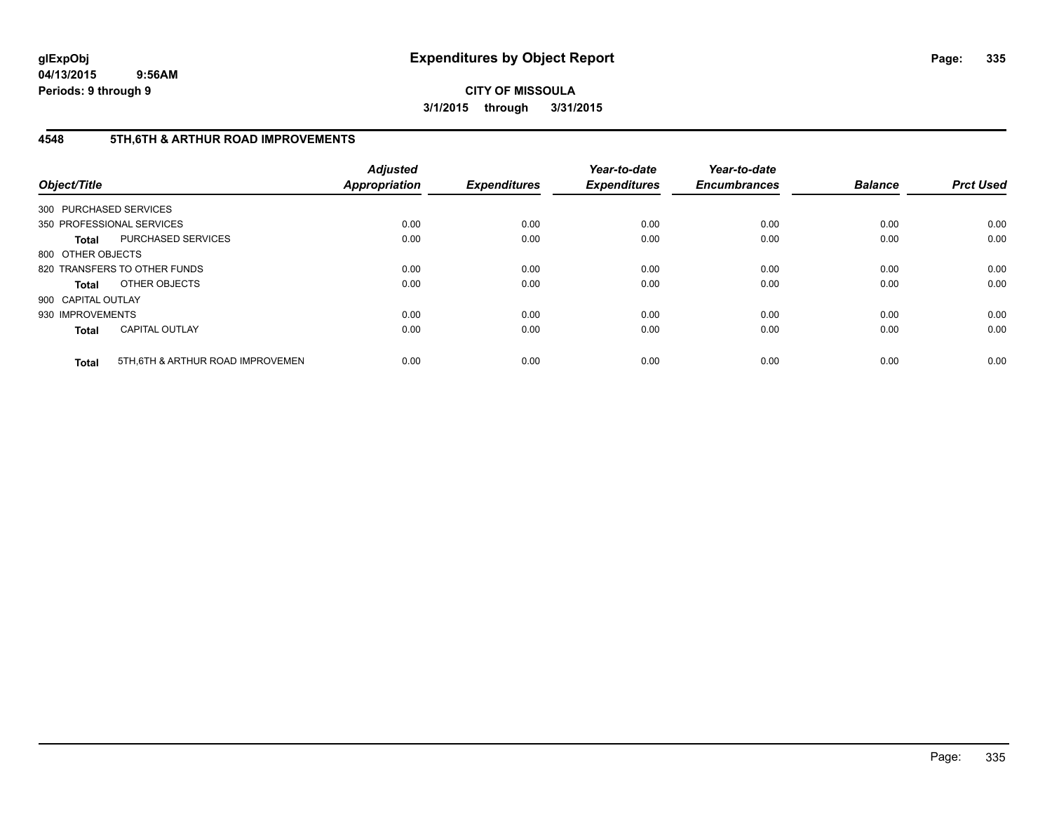**CITY OF MISSOULA**

**3/1/2015 through 3/31/2015**

## 4548 5TH,6TH & ARTHUR ROAD IMPROVEMENTS

| Object/Title | | Adjusted Appropriation | Expenditures | Year-to-date Expenditures | Year-to-date Encumbrances | Balance | Prct Used |
|---|---|---|---|---|---|---|---|
| 300 PURCHASED SERVICES | | | | | | | |
| 350 PROFESSIONAL SERVICES | | 0.00 | 0.00 | 0.00 | 0.00 | 0.00 | 0.00 |
| **Total** | PURCHASED SERVICES | 0.00 | 0.00 | 0.00 | 0.00 | 0.00 | 0.00 |
| 800 OTHER OBJECTS | | | | | | | |
| 820 TRANSFERS TO OTHER FUNDS | | 0.00 | 0.00 | 0.00 | 0.00 | 0.00 | 0.00 |
| **Total** | OTHER OBJECTS | 0.00 | 0.00 | 0.00 | 0.00 | 0.00 | 0.00 |
| 900 CAPITAL OUTLAY | | | | | | | |
| 930 IMPROVEMENTS | | 0.00 | 0.00 | 0.00 | 0.00 | 0.00 | 0.00 |
| **Total** | CAPITAL OUTLAY | 0.00 | 0.00 | 0.00 | 0.00 | 0.00 | 0.00 |
| **Total** | 5TH,6TH & ARTHUR ROAD IMPROVEMEN | 0.00 | 0.00 | 0.00 | 0.00 | 0.00 | 0.00 |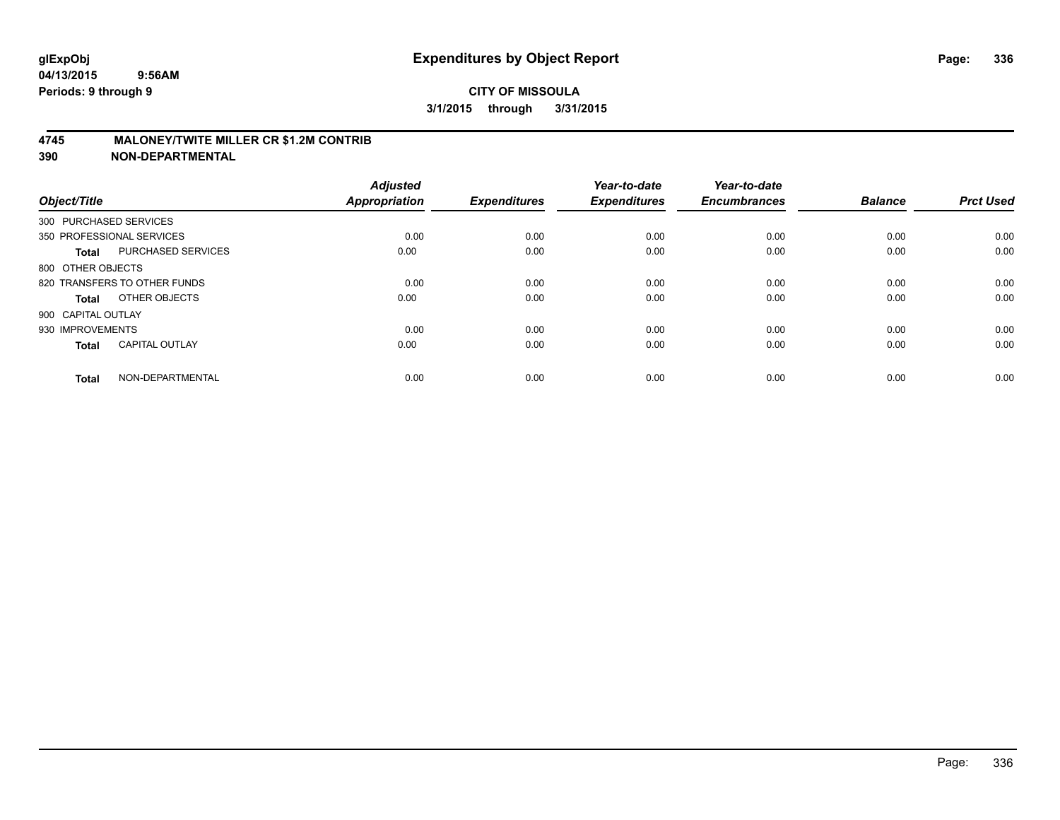# Expenditures by Object Report

glExpObj
04/13/2015 9:56AM
Periods: 9 through 9

**CITY OF MISSOULA**

**3/1/2015 through 3/31/2015**

## 4745 MALONEY/TWITE MILLER CR $1.2M CONTRIB
## 390 NON-DEPARTMENTAL

| Object/Title | | Adjusted Appropriation | Expenditures | Year-to-date Expenditures | Year-to-date Encumbrances | Balance | Prct Used |
|---|---|---|---|---|---|---|---|
| 300 PURCHASED SERVICES | | | | | | | |
| 350 PROFESSIONAL SERVICES | | 0.00 | 0.00 | 0.00 | 0.00 | 0.00 | 0.00 |
| **Total** | PURCHASED SERVICES | 0.00 | 0.00 | 0.00 | 0.00 | 0.00 | 0.00 |
| 800 OTHER OBJECTS | | | | | | | |
| 820 TRANSFERS TO OTHER FUNDS | | 0.00 | 0.00 | 0.00 | 0.00 | 0.00 | 0.00 |
| **Total** | OTHER OBJECTS | 0.00 | 0.00 | 0.00 | 0.00 | 0.00 | 0.00 |
| 900 CAPITAL OUTLAY | | | | | | | |
| 930 IMPROVEMENTS | | 0.00 | 0.00 | 0.00 | 0.00 | 0.00 | 0.00 |
| **Total** | CAPITAL OUTLAY | 0.00 | 0.00 | 0.00 | 0.00 | 0.00 | 0.00 |
| **Total** | NON-DEPARTMENTAL | 0.00 | 0.00 | 0.00 | 0.00 | 0.00 | 0.00 |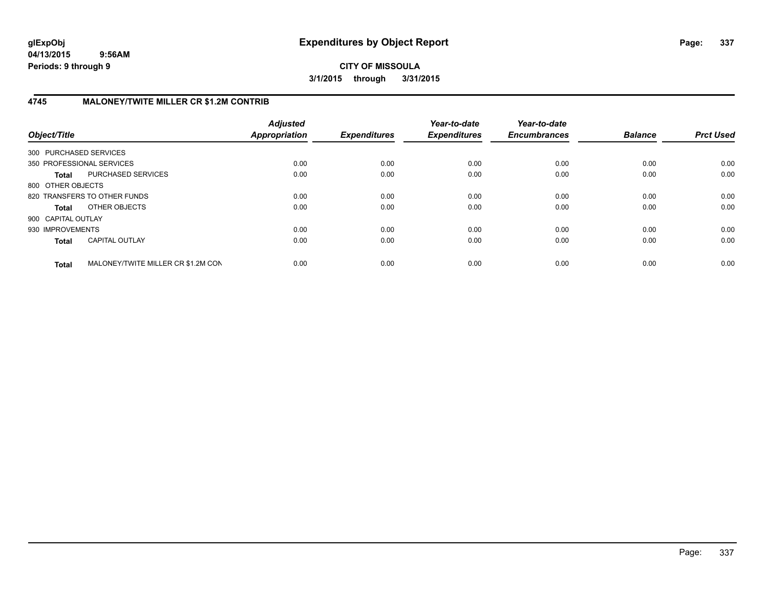**glExpObj**
**04/13/2015 9:56AM**
**Periods: 9 through 9**

# Expenditures by Object Report

**CITY OF MISSOULA**
**3/1/2015 through 3/31/2015**

## 4745 MALONEY/TWITE MILLER CR $1.2M CONTRIB

| Object/Title | | Adjusted Appropriation | Expenditures | Year-to-date Expenditures | Year-to-date Encumbrances | Balance | Prct Used |
|---|---|---|---|---|---|---|---|
| 300 PURCHASED SERVICES | | | | | | | |
| 350 PROFESSIONAL SERVICES | | 0.00 | 0.00 | 0.00 | 0.00 | 0.00 | 0.00 |
| **Total** | PURCHASED SERVICES | 0.00 | 0.00 | 0.00 | 0.00 | 0.00 | 0.00 |
| 800 OTHER OBJECTS | | | | | | | |
| 820 TRANSFERS TO OTHER FUNDS | | 0.00 | 0.00 | 0.00 | 0.00 | 0.00 | 0.00 |
| **Total** | OTHER OBJECTS | 0.00 | 0.00 | 0.00 | 0.00 | 0.00 | 0.00 |
| 900 CAPITAL OUTLAY | | | | | | | |
| 930 IMPROVEMENTS | | 0.00 | 0.00 | 0.00 | 0.00 | 0.00 | 0.00 |
| **Total** | CAPITAL OUTLAY | 0.00 | 0.00 | 0.00 | 0.00 | 0.00 | 0.00 |
| **Total** | MALONEY/TWITE MILLER CR $1.2M CON | 0.00 | 0.00 | 0.00 | 0.00 | 0.00 | 0.00 |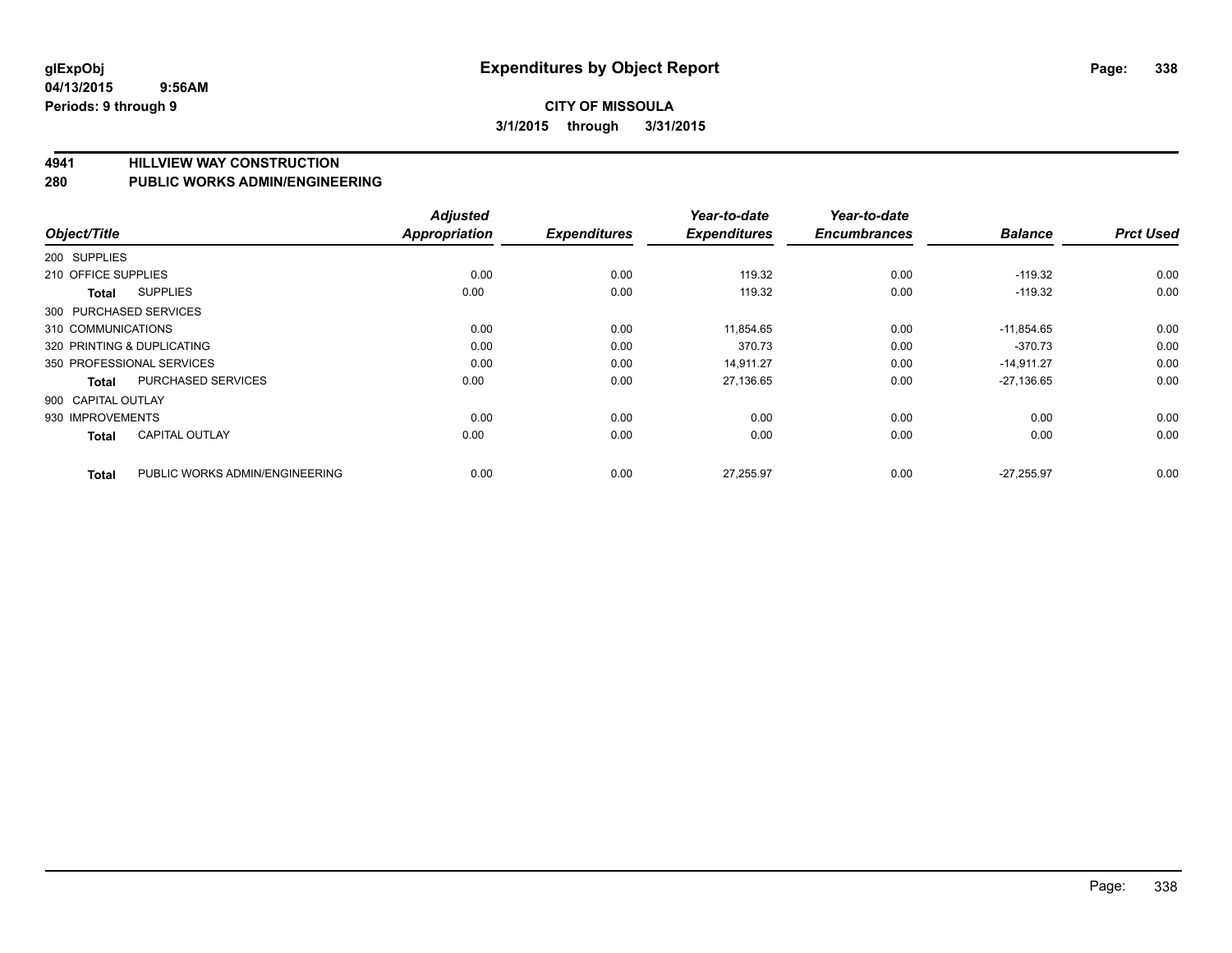**glExpObj**
**04/13/2015 9:56AM**
**Periods: 9 through 9**

# Expenditures by Object Report

**CITY OF MISSOULA**
**3/1/2015 through 3/31/2015**

## 4941 HILLVIEW WAY CONSTRUCTION
## 280 PUBLIC WORKS ADMIN/ENGINEERING

| Object/Title | | Adjusted Appropriation | Expenditures | Year-to-date Expenditures | Year-to-date Encumbrances | Balance | Prct Used |
|---|---|---|---|---|---|---|---|
| 200 SUPPLIES | | | | | | | |
| 210 OFFICE SUPPLIES | | 0.00 | 0.00 | 119.32 | 0.00 | -119.32 | 0.00 |
| **Total** | SUPPLIES | 0.00 | 0.00 | 119.32 | 0.00 | -119.32 | 0.00 |
| 300 PURCHASED SERVICES | | | | | | | |
| 310 COMMUNICATIONS | | 0.00 | 0.00 | 11,854.65 | 0.00 | -11,854.65 | 0.00 |
| 320 PRINTING & DUPLICATING | | 0.00 | 0.00 | 370.73 | 0.00 | -370.73 | 0.00 |
| 350 PROFESSIONAL SERVICES | | 0.00 | 0.00 | 14,911.27 | 0.00 | -14,911.27 | 0.00 |
| **Total** | PURCHASED SERVICES | 0.00 | 0.00 | 27,136.65 | 0.00 | -27,136.65 | 0.00 |
| 900 CAPITAL OUTLAY | | | | | | | |
| 930 IMPROVEMENTS | | 0.00 | 0.00 | 0.00 | 0.00 | 0.00 | 0.00 |
| **Total** | CAPITAL OUTLAY | 0.00 | 0.00 | 0.00 | 0.00 | 0.00 | 0.00 |
| **Total** | PUBLIC WORKS ADMIN/ENGINEERING | 0.00 | 0.00 | 27,255.97 | 0.00 | -27,255.97 | 0.00 |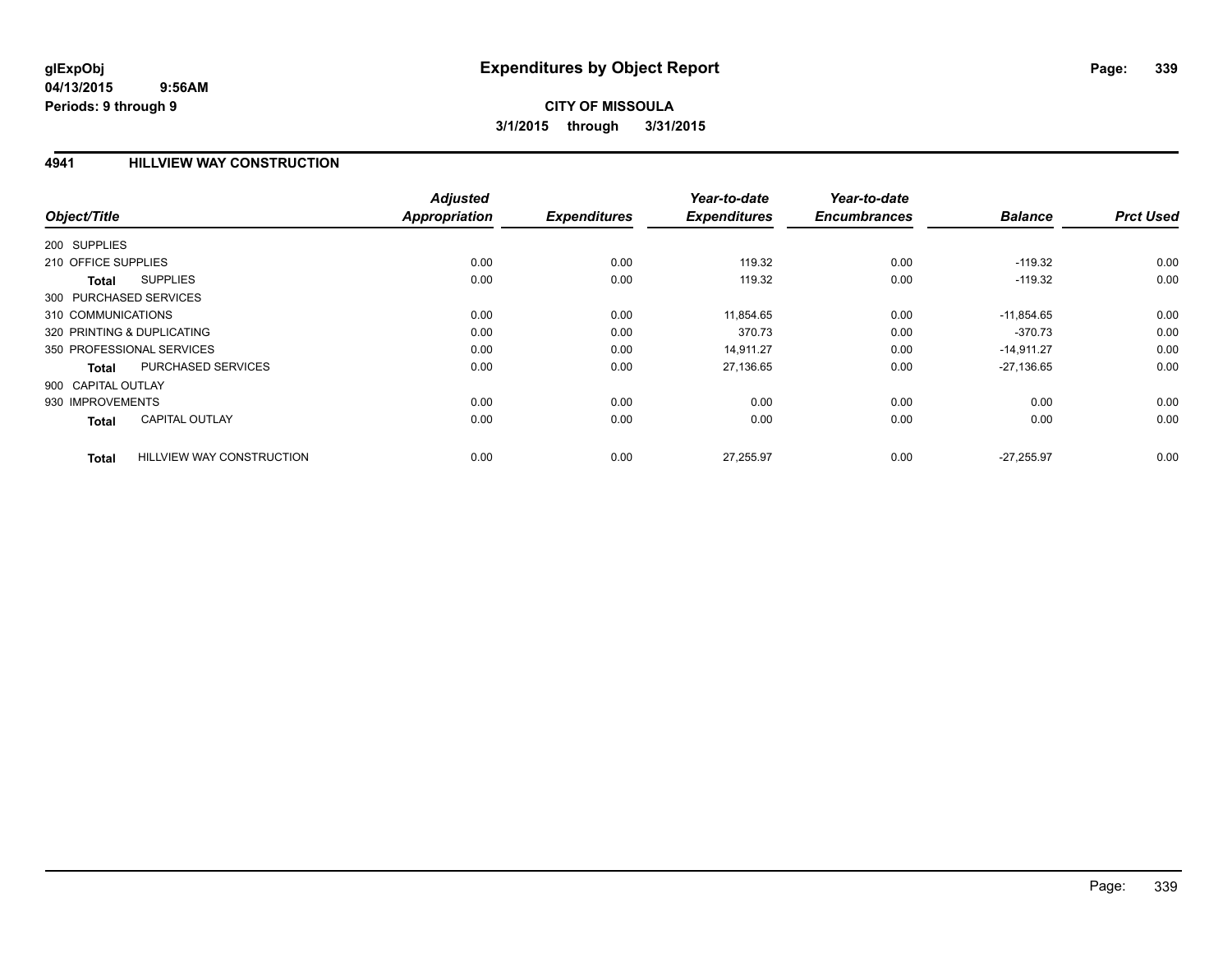**glExpObj**
**04/13/2015 9:56AM**
**Periods: 9 through 9**

# Expenditures by Object Report

**CITY OF MISSOULA**
**3/1/2015 through 3/31/2015**

## 4941 HILLVIEW WAY CONSTRUCTION

| Object/Title | Adjusted Appropriation | Expenditures | Year-to-date Expenditures | Year-to-date Encumbrances | Balance | Prct Used |
|---|---|---|---|---|---|---|
| 200 SUPPLIES | | | | | | |
| 210 OFFICE SUPPLIES | 0.00 | 0.00 | 119.32 | 0.00 | -119.32 | 0.00 |
| **Total** SUPPLIES | 0.00 | 0.00 | 119.32 | 0.00 | -119.32 | 0.00 |
| 300 PURCHASED SERVICES | | | | | | |
| 310 COMMUNICATIONS | 0.00 | 0.00 | 11,854.65 | 0.00 | -11,854.65 | 0.00 |
| 320 PRINTING & DUPLICATING | 0.00 | 0.00 | 370.73 | 0.00 | -370.73 | 0.00 |
| 350 PROFESSIONAL SERVICES | 0.00 | 0.00 | 14,911.27 | 0.00 | -14,911.27 | 0.00 |
| **Total** PURCHASED SERVICES | 0.00 | 0.00 | 27,136.65 | 0.00 | -27,136.65 | 0.00 |
| 900 CAPITAL OUTLAY | | | | | | |
| 930 IMPROVEMENTS | 0.00 | 0.00 | 0.00 | 0.00 | 0.00 | 0.00 |
| **Total** CAPITAL OUTLAY | 0.00 | 0.00 | 0.00 | 0.00 | 0.00 | 0.00 |
| **Total** HILLVIEW WAY CONSTRUCTION | 0.00 | 0.00 | 27,255.97 | 0.00 | -27,255.97 | 0.00 |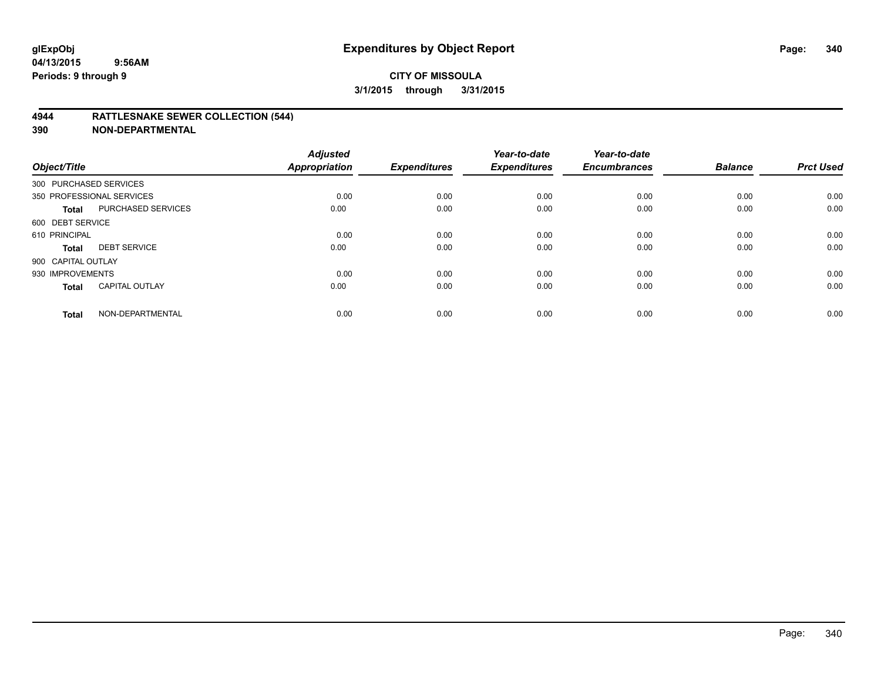**glExpObj**
**04/13/2015 9:56AM**
**Periods: 9 through 9**

# Expenditures by Object Report

**CITY OF MISSOULA**
**3/1/2015 through 3/31/2015**

## 4944 RATTLESNAKE SEWER COLLECTION (544)
## 390 NON-DEPARTMENTAL

| Object/Title | | Adjusted Appropriation | Expenditures | Year-to-date Expenditures | Year-to-date Encumbrances | Balance | Prct Used |
|---|---|---|---|---|---|---|---|
| 300 PURCHASED SERVICES | | | | | | | |
| 350 PROFESSIONAL SERVICES | | 0.00 | 0.00 | 0.00 | 0.00 | 0.00 | 0.00 |
| **Total** | PURCHASED SERVICES | 0.00 | 0.00 | 0.00 | 0.00 | 0.00 | 0.00 |
| 600 DEBT SERVICE | | | | | | | |
| 610 PRINCIPAL | | 0.00 | 0.00 | 0.00 | 0.00 | 0.00 | 0.00 |
| **Total** | DEBT SERVICE | 0.00 | 0.00 | 0.00 | 0.00 | 0.00 | 0.00 |
| 900 CAPITAL OUTLAY | | | | | | | |
| 930 IMPROVEMENTS | | 0.00 | 0.00 | 0.00 | 0.00 | 0.00 | 0.00 |
| **Total** | CAPITAL OUTLAY | 0.00 | 0.00 | 0.00 | 0.00 | 0.00 | 0.00 |
| **Total** | NON-DEPARTMENTAL | 0.00 | 0.00 | 0.00 | 0.00 | 0.00 | 0.00 |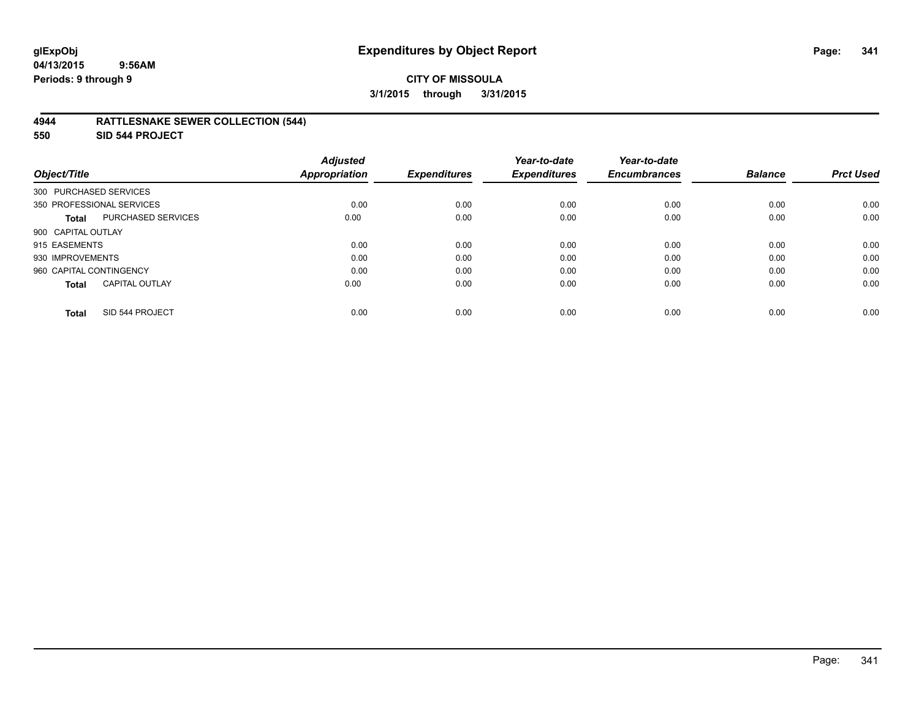**glExpObj**
**04/13/2015 9:56AM**
**Periods: 9 through 9**

# Expenditures by Object Report

**CITY OF MISSOULA**
**3/1/2015 through 3/31/2015**

## 4944 RATTLESNAKE SEWER COLLECTION (544)
## 550 SID 544 PROJECT

| Object/Title | Adjusted Appropriation | Expenditures | Year-to-date Expenditures | Year-to-date Encumbrances | Balance | Prct Used |
|---|---|---|---|---|---|---|
| 300 PURCHASED SERVICES | | | | | | |
| 350 PROFESSIONAL SERVICES | 0.00 | 0.00 | 0.00 | 0.00 | 0.00 | 0.00 |
| **Total** PURCHASED SERVICES | 0.00 | 0.00 | 0.00 | 0.00 | 0.00 | 0.00 |
| 900 CAPITAL OUTLAY | | | | | | |
| 915 EASEMENTS | 0.00 | 0.00 | 0.00 | 0.00 | 0.00 | 0.00 |
| 930 IMPROVEMENTS | 0.00 | 0.00 | 0.00 | 0.00 | 0.00 | 0.00 |
| 960 CAPITAL CONTINGENCY | 0.00 | 0.00 | 0.00 | 0.00 | 0.00 | 0.00 |
| **Total** CAPITAL OUTLAY | 0.00 | 0.00 | 0.00 | 0.00 | 0.00 | 0.00 |
| **Total** SID 544 PROJECT | 0.00 | 0.00 | 0.00 | 0.00 | 0.00 | 0.00 |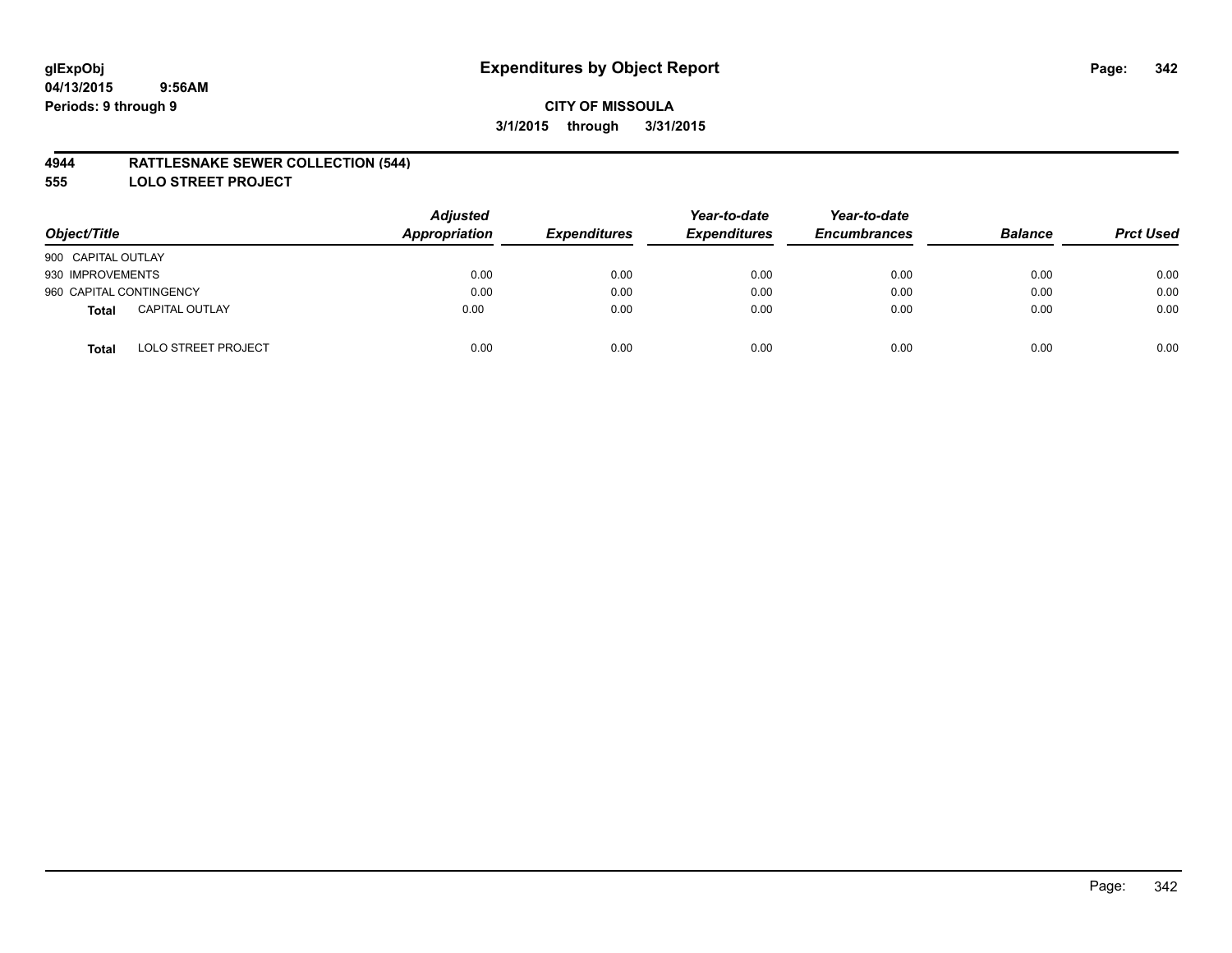**glExpObj**
**04/13/2015 9:56AM**
**Periods: 9 through 9**

# Expenditures by Object Report

**CITY OF MISSOULA**
**3/1/2015 through 3/31/2015**

## 4944 RATTLESNAKE SEWER COLLECTION (544)
## 555 LOLO STREET PROJECT

| Object/Title | | *Adjusted Appropriation* | *Expenditures* | *Year-to-date Expenditures* | *Year-to-date Encumbrances* | *Balance* | *Prct Used* |
|---|---|---|---|---|---|---|---|
| 900 CAPITAL OUTLAY | | | | | | | |
| 930 IMPROVEMENTS | | 0.00 | 0.00 | 0.00 | 0.00 | 0.00 | 0.00 |
| 960 CAPITAL CONTINGENCY | | 0.00 | 0.00 | 0.00 | 0.00 | 0.00 | 0.00 |
| **Total** | CAPITAL OUTLAY | 0.00 | 0.00 | 0.00 | 0.00 | 0.00 | 0.00 |
| **Total** | LOLO STREET PROJECT | 0.00 | 0.00 | 0.00 | 0.00 | 0.00 | 0.00 |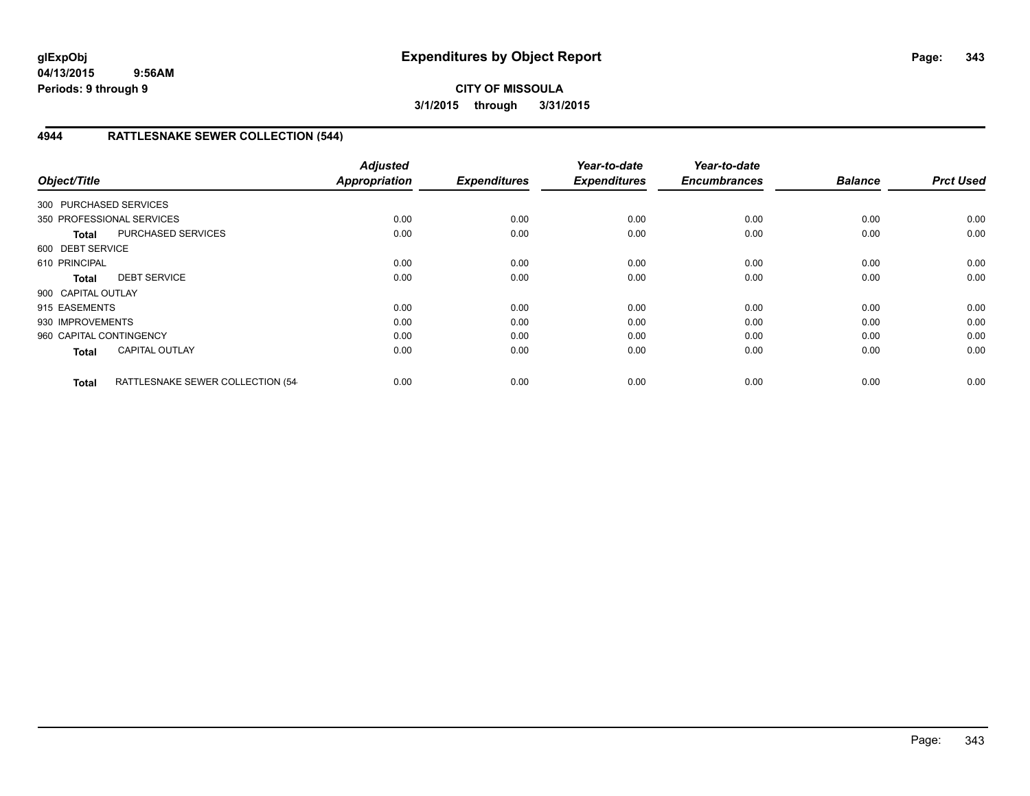# Expenditures by Object Report

**glExpObj**
**04/13/2015 9:56AM**
**Periods: 9 through 9**

**CITY OF MISSOULA**
**3/1/2015 through 3/31/2015**

## 4944 RATTLESNAKE SEWER COLLECTION (544)

| Object/Title | | Adjusted Appropriation | Expenditures | Year-to-date Expenditures | Year-to-date Encumbrances | Balance | Prct Used |
|---|---|---|---|---|---|---|---|
| 300 PURCHASED SERVICES | | | | | | | |
| 350 PROFESSIONAL SERVICES | | 0.00 | 0.00 | 0.00 | 0.00 | 0.00 | 0.00 |
| **Total** | PURCHASED SERVICES | 0.00 | 0.00 | 0.00 | 0.00 | 0.00 | 0.00 |
| 600 DEBT SERVICE | | | | | | | |
| 610 PRINCIPAL | | 0.00 | 0.00 | 0.00 | 0.00 | 0.00 | 0.00 |
| **Total** | DEBT SERVICE | 0.00 | 0.00 | 0.00 | 0.00 | 0.00 | 0.00 |
| 900 CAPITAL OUTLAY | | | | | | | |
| 915 EASEMENTS | | 0.00 | 0.00 | 0.00 | 0.00 | 0.00 | 0.00 |
| 930 IMPROVEMENTS | | 0.00 | 0.00 | 0.00 | 0.00 | 0.00 | 0.00 |
| 960 CAPITAL CONTINGENCY | | 0.00 | 0.00 | 0.00 | 0.00 | 0.00 | 0.00 |
| **Total** | CAPITAL OUTLAY | 0.00 | 0.00 | 0.00 | 0.00 | 0.00 | 0.00 |
| **Total** | RATTLESNAKE SEWER COLLECTION (54 | 0.00 | 0.00 | 0.00 | 0.00 | 0.00 | 0.00 |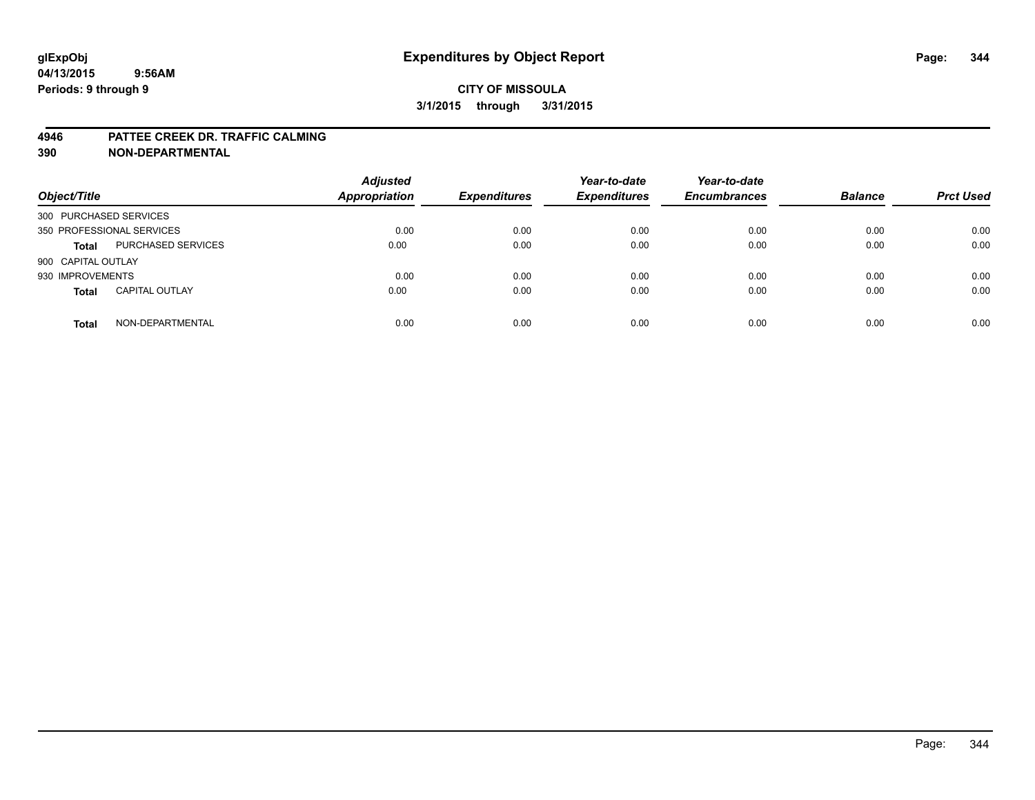# Expenditures by Object Report

glExpObj
04/13/2015 9:56AM
Periods: 9 through 9

**CITY OF MISSOULA**
**3/1/2015 through 3/31/2015**

**4946 PATTEE CREEK DR. TRAFFIC CALMING**
**390 NON-DEPARTMENTAL**

| Object/Title | | Adjusted Appropriation | Expenditures | Year-to-date Expenditures | Year-to-date Encumbrances | Balance | Prct Used |
|---|---|---|---|---|---|---|---|
| 300 PURCHASED SERVICES | | | | | | | |
| 350 PROFESSIONAL SERVICES | | 0.00 | 0.00 | 0.00 | 0.00 | 0.00 | 0.00 |
| **Total** | PURCHASED SERVICES | 0.00 | 0.00 | 0.00 | 0.00 | 0.00 | 0.00 |
| 900 CAPITAL OUTLAY | | | | | | | |
| 930 IMPROVEMENTS | | 0.00 | 0.00 | 0.00 | 0.00 | 0.00 | 0.00 |
| **Total** | CAPITAL OUTLAY | 0.00 | 0.00 | 0.00 | 0.00 | 0.00 | 0.00 |
| **Total** | NON-DEPARTMENTAL | 0.00 | 0.00 | 0.00 | 0.00 | 0.00 | 0.00 |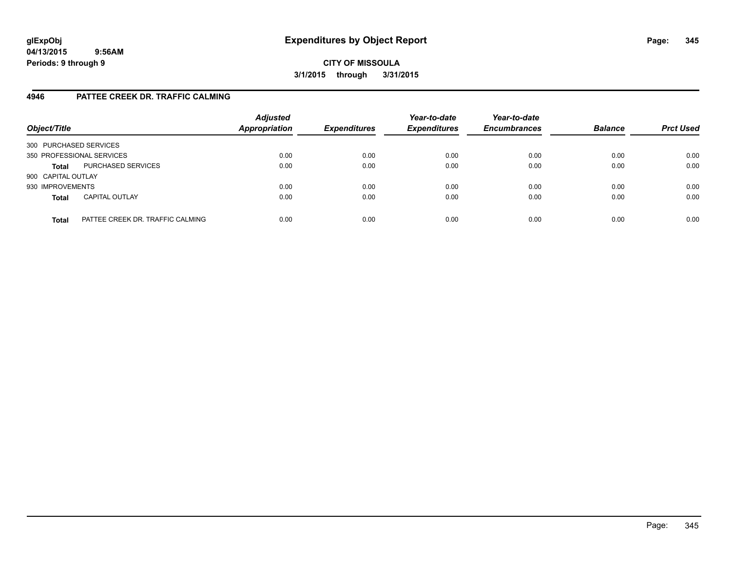# Expenditures by Object Report

glExpObj
04/13/2015 9:56AM
Periods: 9 through 9

**CITY OF MISSOULA**

**3/1/2015 through 3/31/2015**

## 4946 PATTEE CREEK DR. TRAFFIC CALMING

| Object/Title | | Adjusted Appropriation | Expenditures | Year-to-date Expenditures | Year-to-date Encumbrances | Balance | Prct Used |
|---|---|---|---|---|---|---|---|
| 300 PURCHASED SERVICES | | | | | | | |
| 350 PROFESSIONAL SERVICES | | 0.00 | 0.00 | 0.00 | 0.00 | 0.00 | 0.00 |
| **Total** | PURCHASED SERVICES | 0.00 | 0.00 | 0.00 | 0.00 | 0.00 | 0.00 |
| 900 CAPITAL OUTLAY | | | | | | | |
| 930 IMPROVEMENTS | | 0.00 | 0.00 | 0.00 | 0.00 | 0.00 | 0.00 |
| **Total** | CAPITAL OUTLAY | 0.00 | 0.00 | 0.00 | 0.00 | 0.00 | 0.00 |
| **Total** | PATTEE CREEK DR. TRAFFIC CALMING | 0.00 | 0.00 | 0.00 | 0.00 | 0.00 | 0.00 |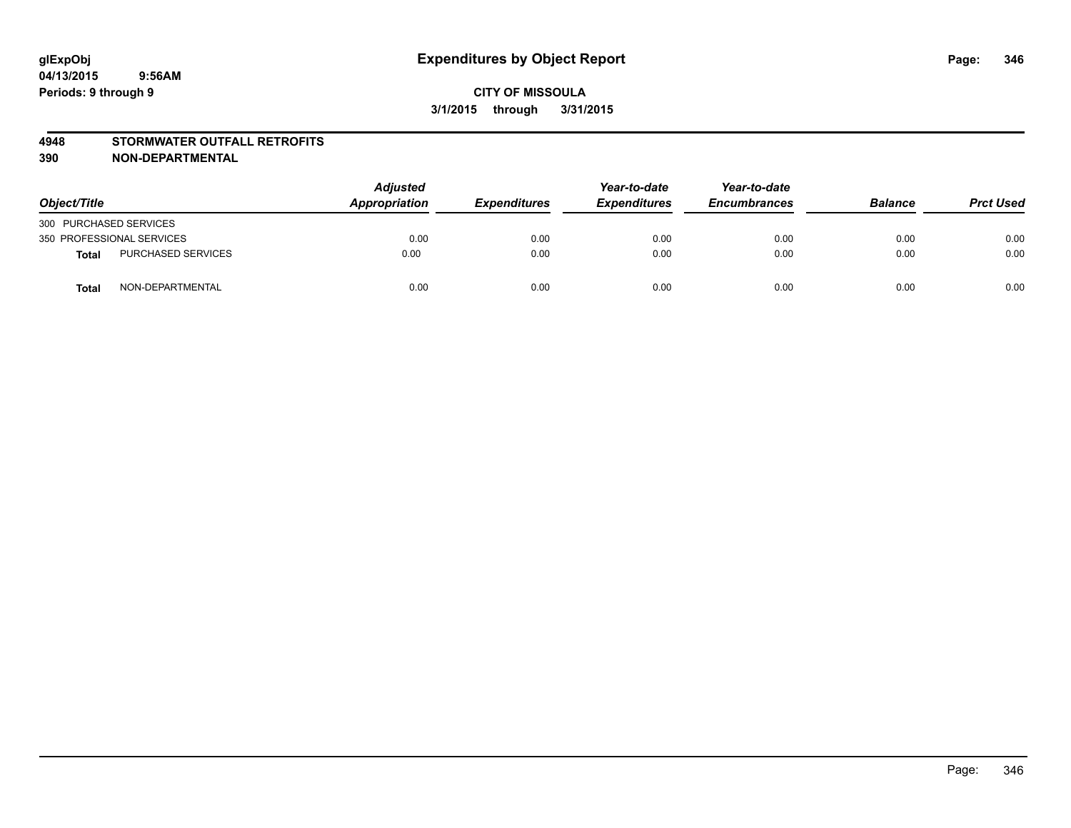**glExpObj**
**04/13/2015 9:56AM**
**Periods: 9 through 9**

# Expenditures by Object Report

**CITY OF MISSOULA**
**3/1/2015 through 3/31/2015**

**4948 STORMWATER OUTFALL RETROFITS**
**390 NON-DEPARTMENTAL**

| Object/Title | | Adjusted Appropriation | Expenditures | Year-to-date Expenditures | Year-to-date Encumbrances | Balance | Prct Used |
|---|---|---|---|---|---|---|---|
| 300 PURCHASED SERVICES | | | | | | | |
| 350 PROFESSIONAL SERVICES | | 0.00 | 0.00 | 0.00 | 0.00 | 0.00 | 0.00 |
| **Total** | PURCHASED SERVICES | 0.00 | 0.00 | 0.00 | 0.00 | 0.00 | 0.00 |
| **Total** | NON-DEPARTMENTAL | 0.00 | 0.00 | 0.00 | 0.00 | 0.00 | 0.00 |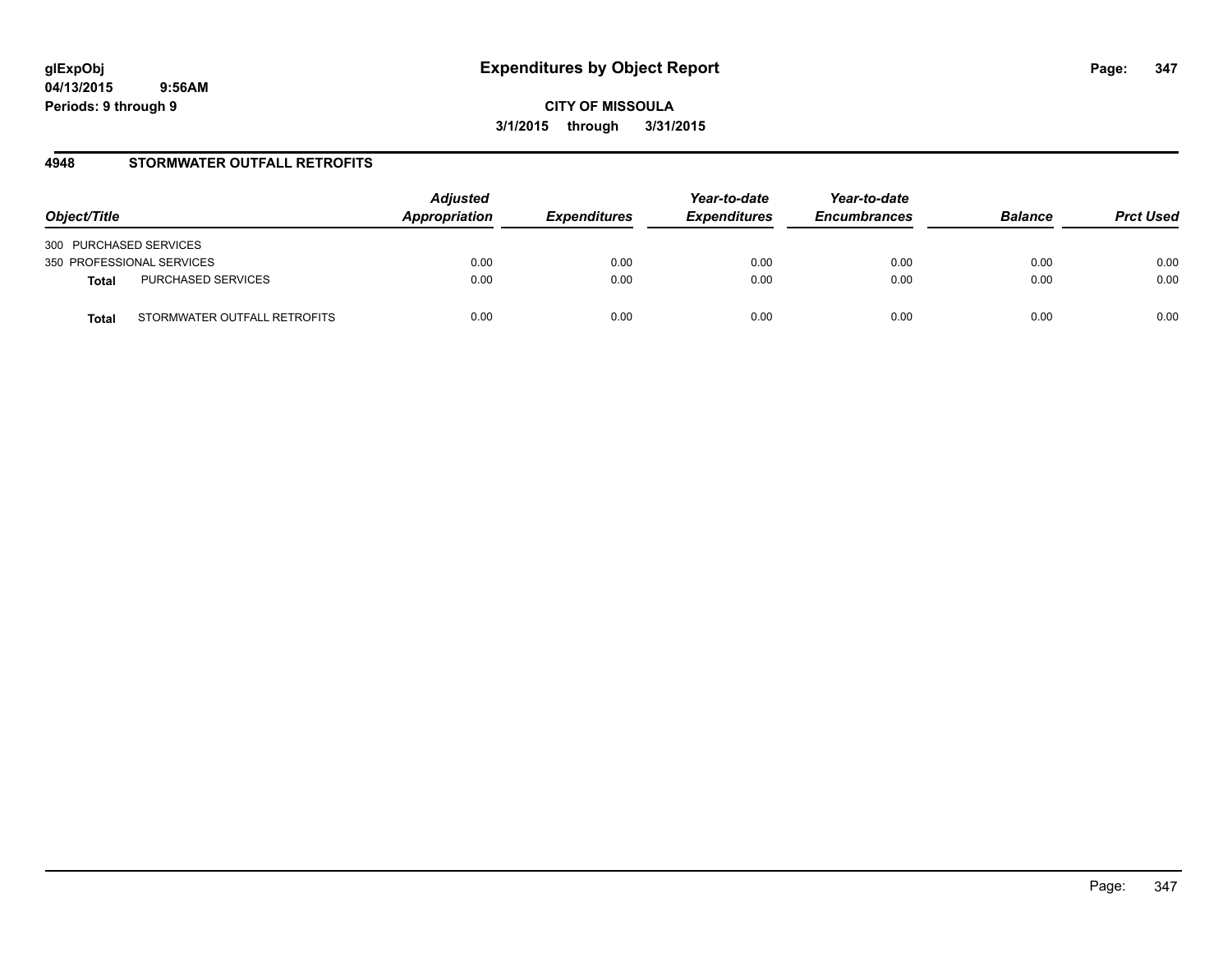# Expenditures by Object Report

**CITY OF MISSOULA**

**3/1/2015 through 3/31/2015**

glExpObj
04/13/2015 9:56AM
Periods: 9 through 9

## 4948 STORMWATER OUTFALL RETROFITS

| Object/Title | | Adjusted Appropriation | Expenditures | Year-to-date Expenditures | Year-to-date Encumbrances | Balance | Prct Used |
|---|---|---|---|---|---|---|---|
| 300 PURCHASED SERVICES | | | | | | | |
| 350 PROFESSIONAL SERVICES | | 0.00 | 0.00 | 0.00 | 0.00 | 0.00 | 0.00 |
| **Total** | PURCHASED SERVICES | 0.00 | 0.00 | 0.00 | 0.00 | 0.00 | 0.00 |
| **Total** | STORMWATER OUTFALL RETROFITS | 0.00 | 0.00 | 0.00 | 0.00 | 0.00 | 0.00 |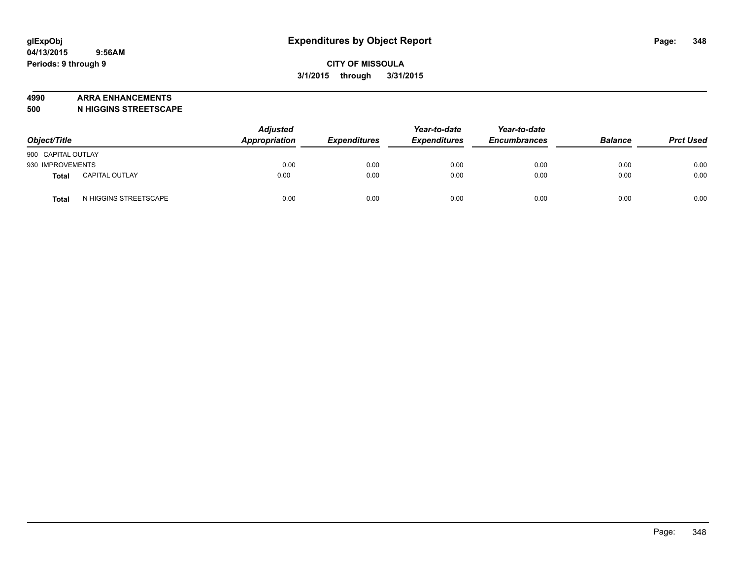# Expenditures by Object Report

**glExpObj**
**04/13/2015 9:56AM**
**Periods: 9 through 9**

**CITY OF MISSOULA**
**3/1/2015 through 3/31/2015**

## 4990 ARRA ENHANCEMENTS
## 500 N HIGGINS STREETSCAPE

| Object/Title | | Adjusted Appropriation | Expenditures | Year-to-date Expenditures | Year-to-date Encumbrances | Balance | Prct Used |
|---|---|---|---|---|---|---|---|
| 900 CAPITAL OUTLAY | | | | | | | |
| 930 IMPROVEMENTS | | 0.00 | 0.00 | 0.00 | 0.00 | 0.00 | 0.00 |
| **Total** | CAPITAL OUTLAY | 0.00 | 0.00 | 0.00 | 0.00 | 0.00 | 0.00 |
| **Total** | N HIGGINS STREETSCAPE | 0.00 | 0.00 | 0.00 | 0.00 | 0.00 | 0.00 |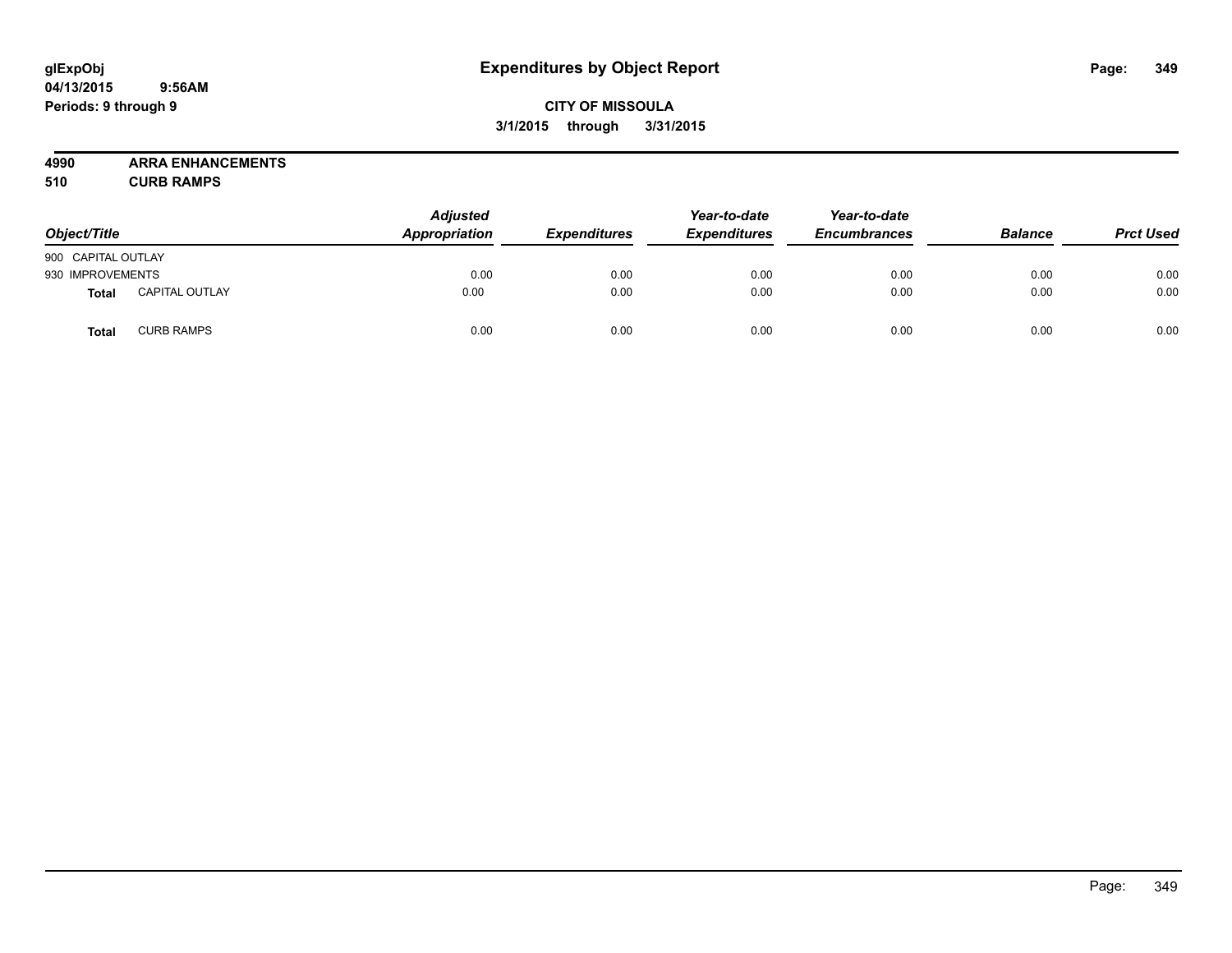# Expenditures by Object Report

glExpObj
04/13/2015 9:56AM
Periods: 9 through 9

**CITY OF MISSOULA**
**3/1/2015 through 3/31/2015**

**4990 ARRA ENHANCEMENTS**
**510 CURB RAMPS**

| Object/Title | | Adjusted Appropriation | Expenditures | Year-to-date Expenditures | Year-to-date Encumbrances | Balance | Prct Used |
|---|---|---|---|---|---|---|---|
| 900 CAPITAL OUTLAY | | | | | | | |
| 930 IMPROVEMENTS | | 0.00 | 0.00 | 0.00 | 0.00 | 0.00 | 0.00 |
| **Total** | CAPITAL OUTLAY | 0.00 | 0.00 | 0.00 | 0.00 | 0.00 | 0.00 |
| **Total** | CURB RAMPS | 0.00 | 0.00 | 0.00 | 0.00 | 0.00 | 0.00 |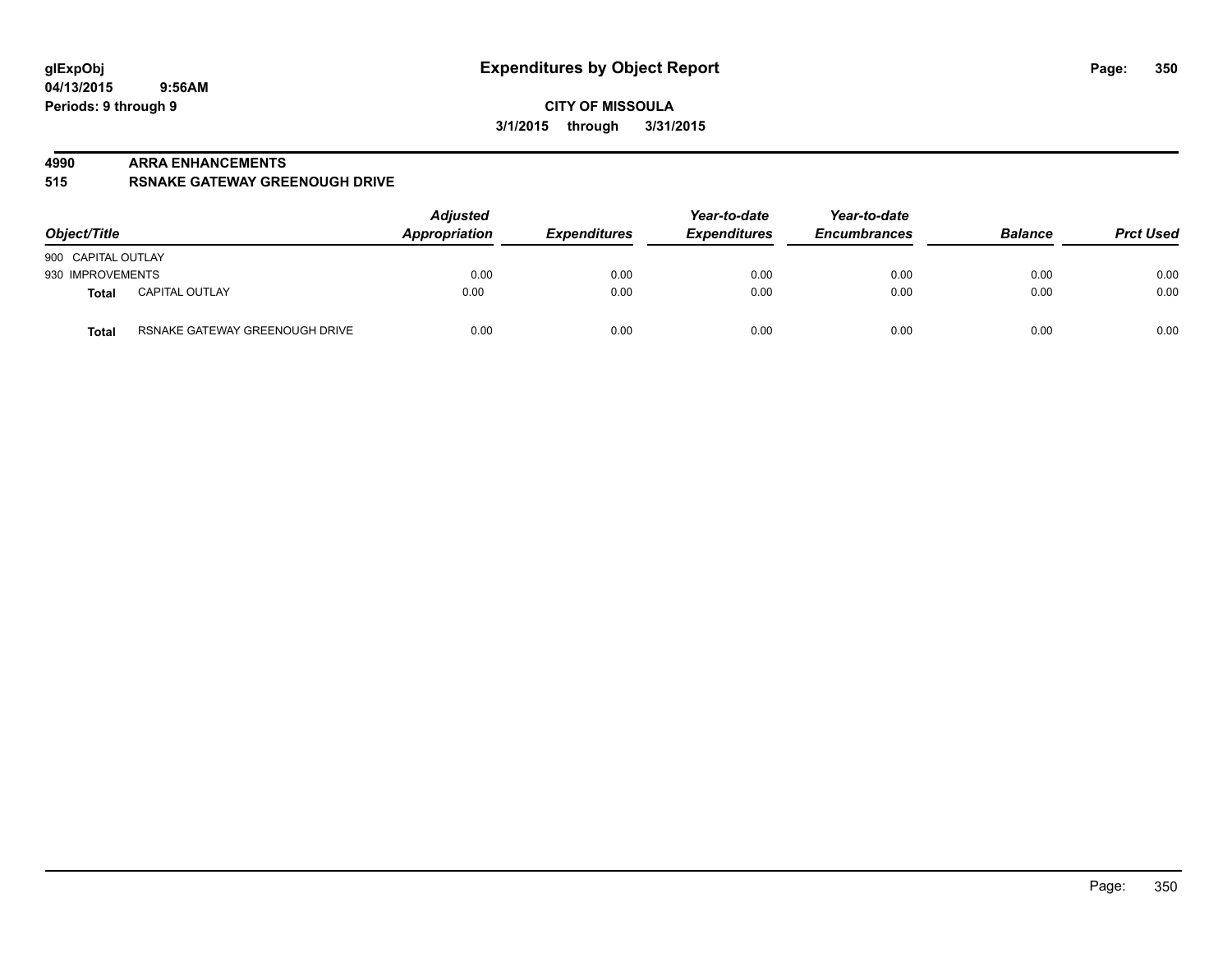**glExpObj** **Expenditures by Object Report**

**04/13/2015 9:56AM**

**Periods: 9 through 9**

**CITY OF MISSOULA**

**3/1/2015 through 3/31/2015**

## 4990 ARRA ENHANCEMENTS

## 515 RSNAKE GATEWAY GREENOUGH DRIVE

| Object/Title | | Adjusted Appropriation | Expenditures | Year-to-date Expenditures | Year-to-date Encumbrances | Balance | Prct Used |
|---|---|---|---|---|---|---|---|
| 900 CAPITAL OUTLAY | | | | | | | |
| 930 IMPROVEMENTS | | 0.00 | 0.00 | 0.00 | 0.00 | 0.00 | 0.00 |
| **Total** | CAPITAL OUTLAY | 0.00 | 0.00 | 0.00 | 0.00 | 0.00 | 0.00 |
| **Total** | RSNAKE GATEWAY GREENOUGH DRIVE | 0.00 | 0.00 | 0.00 | 0.00 | 0.00 | 0.00 |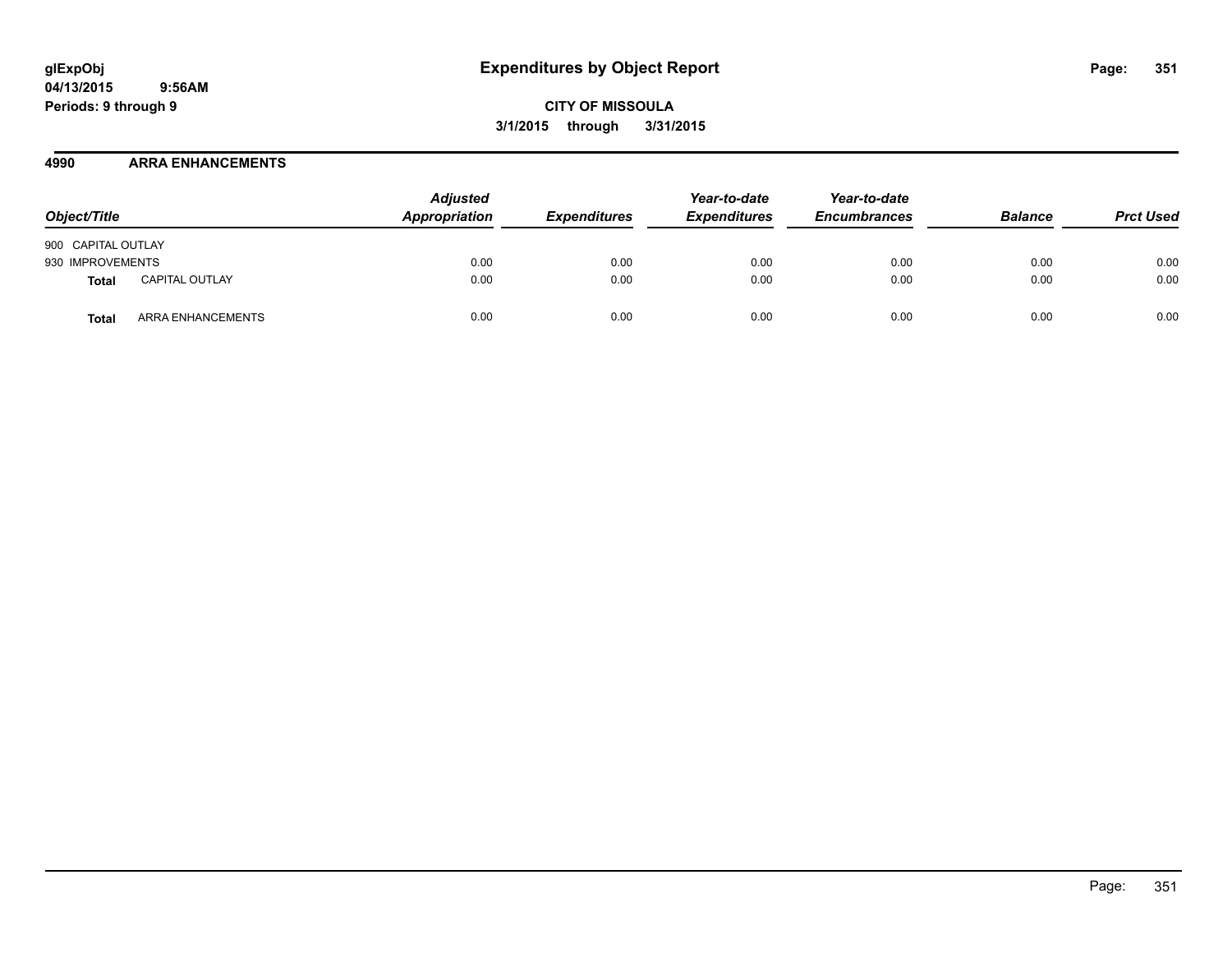# Expenditures by Object Report

glExpObj
04/13/2015 9:56AM
Periods: 9 through 9

**CITY OF MISSOULA**
**3/1/2015 through 3/31/2015**

## 4990 ARRA ENHANCEMENTS

| Object/Title | | Adjusted Appropriation | Expenditures | Year-to-date Expenditures | Year-to-date Encumbrances | Balance | Prct Used |
|---|---|---|---|---|---|---|---|
| 900 CAPITAL OUTLAY | | | | | | | |
| 930 IMPROVEMENTS | | 0.00 | 0.00 | 0.00 | 0.00 | 0.00 | 0.00 |
| **Total** | CAPITAL OUTLAY | 0.00 | 0.00 | 0.00 | 0.00 | 0.00 | 0.00 |
| **Total** | ARRA ENHANCEMENTS | 0.00 | 0.00 | 0.00 | 0.00 | 0.00 | 0.00 |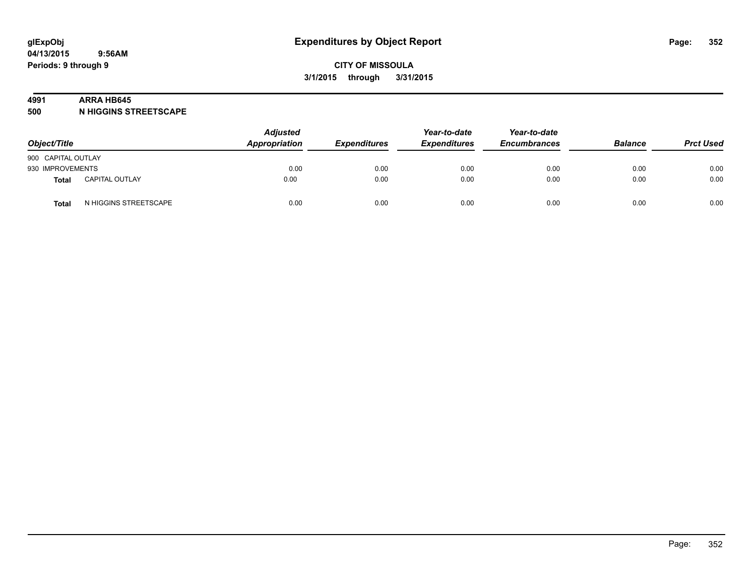**glExpObj**
**04/13/2015 9:56AM**
**Periods: 9 through 9**

# Expenditures by Object Report

**CITY OF MISSOULA**
**3/1/2015 through 3/31/2015**

## 4991 ARRA HB645
## 500 N HIGGINS STREETSCAPE

| Object/Title | | Adjusted Appropriation | Expenditures | Year-to-date Expenditures | Year-to-date Encumbrances | Balance | Prct Used |
|---|---|---|---|---|---|---|---|
| 900 CAPITAL OUTLAY | | | | | | | |
| 930 IMPROVEMENTS | | 0.00 | 0.00 | 0.00 | 0.00 | 0.00 | 0.00 |
| **Total** | CAPITAL OUTLAY | 0.00 | 0.00 | 0.00 | 0.00 | 0.00 | 0.00 |
| **Total** | N HIGGINS STREETSCAPE | 0.00 | 0.00 | 0.00 | 0.00 | 0.00 | 0.00 |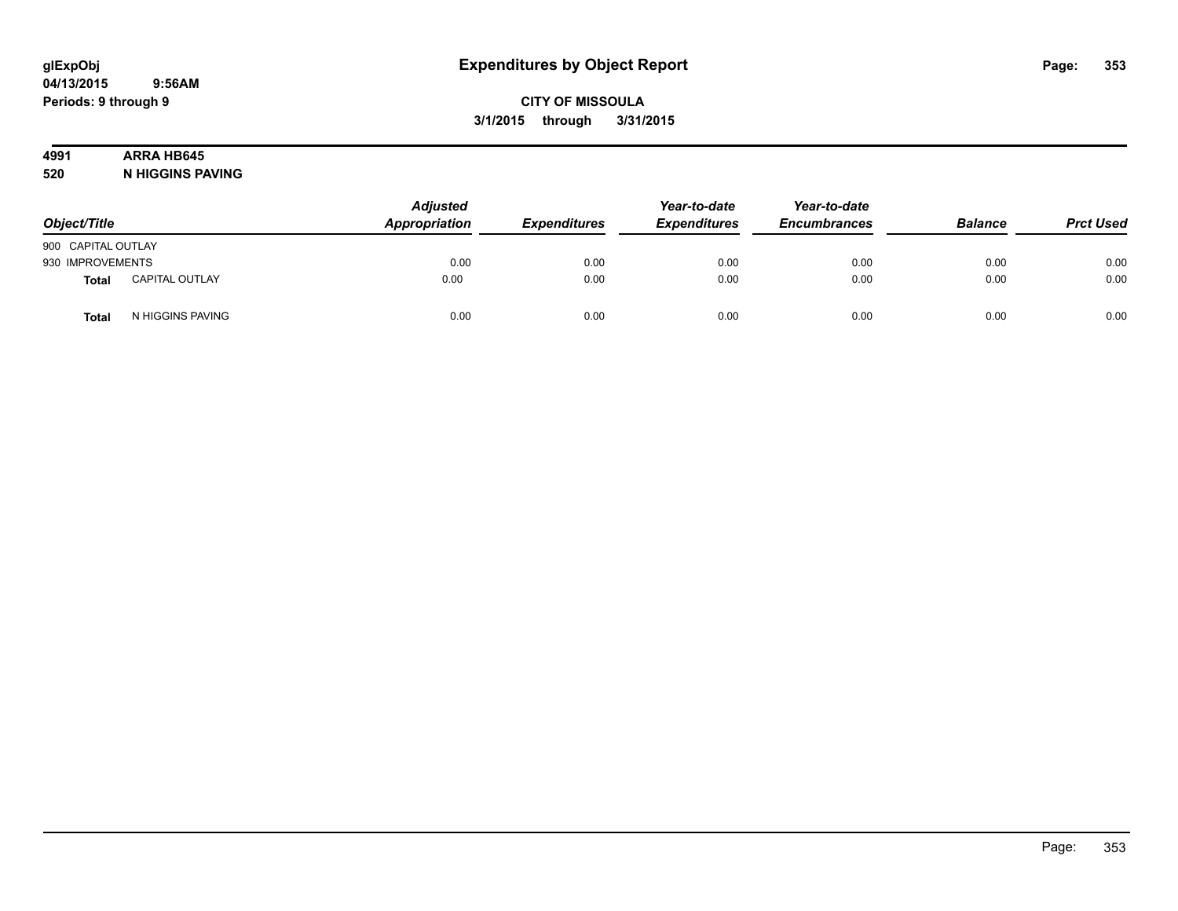**glExpObj**
**04/13/2015 9:56AM**
**Periods: 9 through 9**

# Expenditures by Object Report

**CITY OF MISSOULA**
**3/1/2015 through 3/31/2015**

**4991 ARRA HB645**
**520 N HIGGINS PAVING**

| Object/Title | | Adjusted Appropriation | Expenditures | Year-to-date Expenditures | Year-to-date Encumbrances | Balance | Prct Used |
|---|---|---|---|---|---|---|---|
| 900 CAPITAL OUTLAY | | | | | | | |
| 930 IMPROVEMENTS | | 0.00 | 0.00 | 0.00 | 0.00 | 0.00 | 0.00 |
| **Total** | CAPITAL OUTLAY | 0.00 | 0.00 | 0.00 | 0.00 | 0.00 | 0.00 |
| **Total** | N HIGGINS PAVING | 0.00 | 0.00 | 0.00 | 0.00 | 0.00 | 0.00 |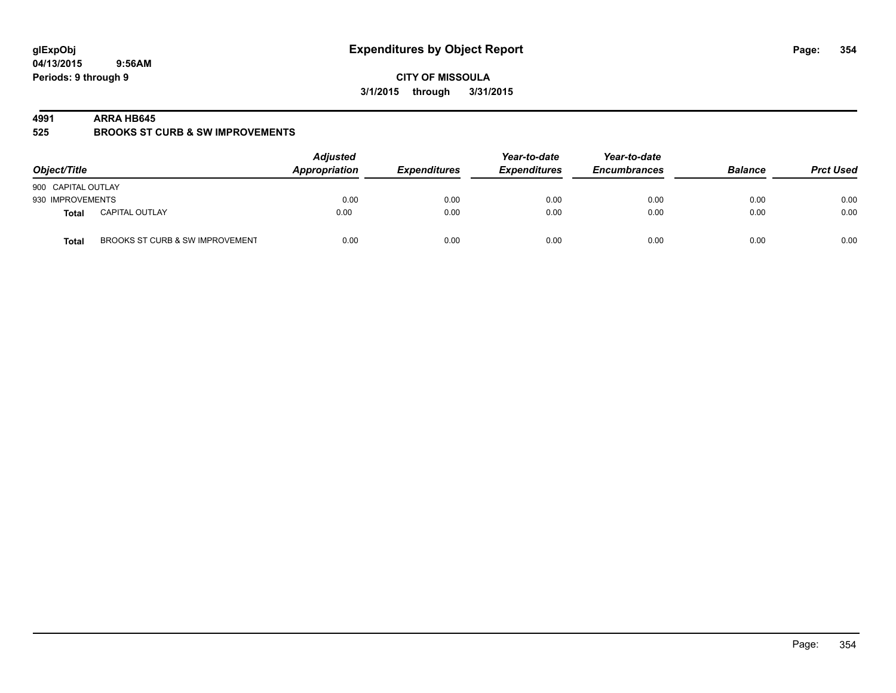**glExpObj**
**04/13/2015 9:56AM**
**Periods: 9 through 9**

# Expenditures by Object Report

**CITY OF MISSOULA**
**3/1/2015 through 3/31/2015**

**4991 ARRA HB645**
**525 BROOKS ST CURB & SW IMPROVEMENTS**

| Object/Title | | Adjusted Appropriation | Expenditures | Year-to-date Expenditures | Year-to-date Encumbrances | Balance | Prct Used |
|---|---|---|---|---|---|---|---|
| 900 CAPITAL OUTLAY | | | | | | | |
| 930 IMPROVEMENTS | | 0.00 | 0.00 | 0.00 | 0.00 | 0.00 | 0.00 |
| **Total** | CAPITAL OUTLAY | 0.00 | 0.00 | 0.00 | 0.00 | 0.00 | 0.00 |
| **Total** | BROOKS ST CURB & SW IMPROVEMENT | 0.00 | 0.00 | 0.00 | 0.00 | 0.00 | 0.00 |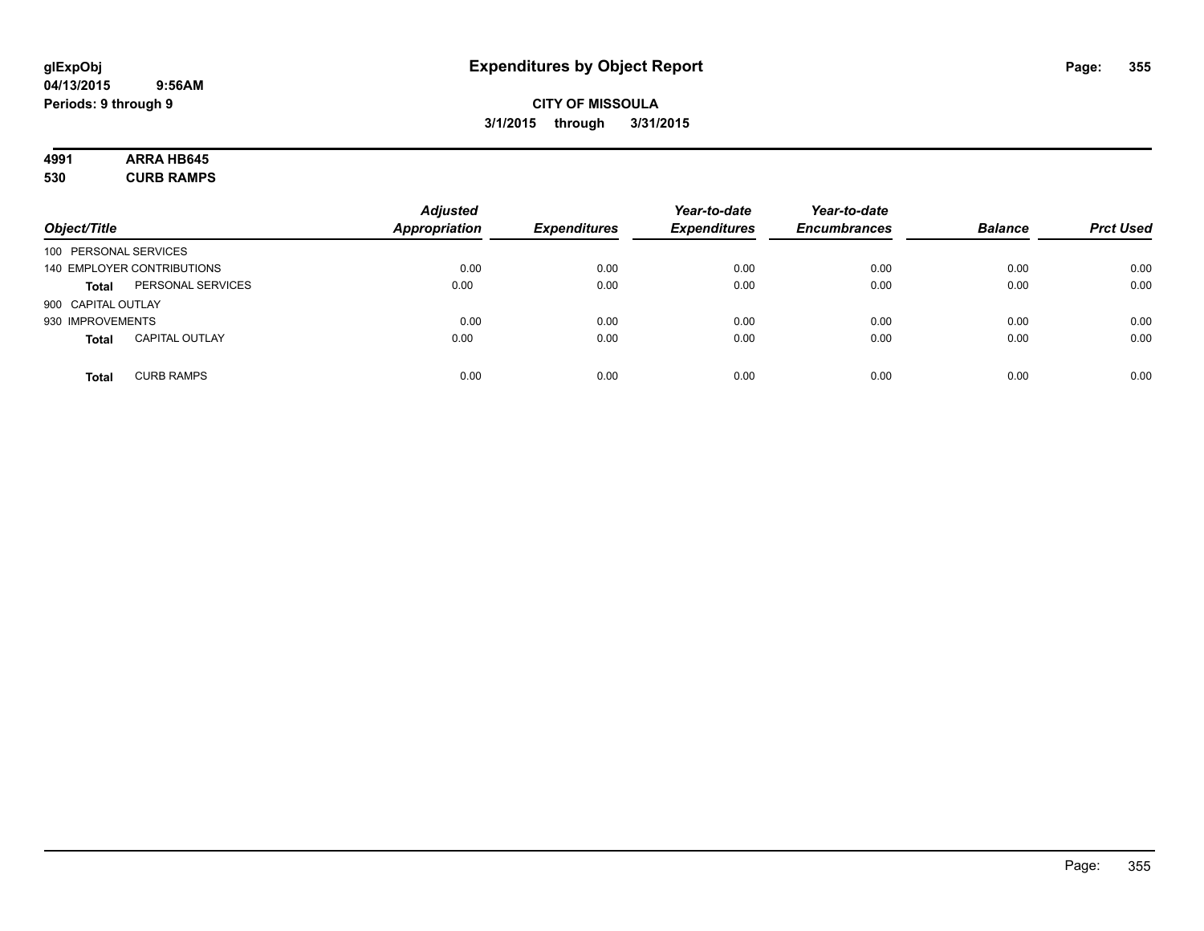# Expenditures by Object Report

**glExpObj**
**04/13/2015 9:56AM**
**Periods: 9 through 9**

**CITY OF MISSOULA**
**3/1/2015 through 3/31/2015**

**4991 ARRA HB645**
**530 CURB RAMPS**

| Object/Title | | Adjusted Appropriation | Expenditures | Year-to-date Expenditures | Year-to-date Encumbrances | Balance | Prct Used |
|---|---|---|---|---|---|---|---|
| 100 PERSONAL SERVICES | | | | | | | |
| 140 EMPLOYER CONTRIBUTIONS | | 0.00 | 0.00 | 0.00 | 0.00 | 0.00 | 0.00 |
| **Total** | PERSONAL SERVICES | 0.00 | 0.00 | 0.00 | 0.00 | 0.00 | 0.00 |
| 900 CAPITAL OUTLAY | | | | | | | |
| 930 IMPROVEMENTS | | 0.00 | 0.00 | 0.00 | 0.00 | 0.00 | 0.00 |
| **Total** | CAPITAL OUTLAY | 0.00 | 0.00 | 0.00 | 0.00 | 0.00 | 0.00 |
| **Total** | CURB RAMPS | 0.00 | 0.00 | 0.00 | 0.00 | 0.00 | 0.00 |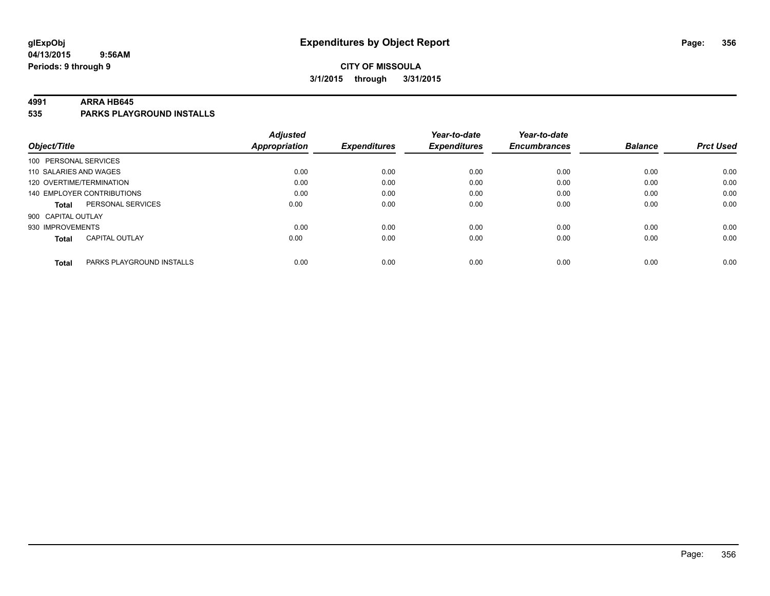**glExpObj**
**04/13/2015 9:56AM**
**Periods: 9 through 9**

# Expenditures by Object Report

**CITY OF MISSOULA**
**3/1/2015 through 3/31/2015**

## 4991 ARRA HB645
## 535 PARKS PLAYGROUND INSTALLS

| Object/Title | | Adjusted Appropriation | Expenditures | Year-to-date Expenditures | Year-to-date Encumbrances | Balance | Prct Used |
|---|---|---|---|---|---|---|---|
| 100 PERSONAL SERVICES | | | | | | | |
| 110 SALARIES AND WAGES | | 0.00 | 0.00 | 0.00 | 0.00 | 0.00 | 0.00 |
| 120 OVERTIME/TERMINATION | | 0.00 | 0.00 | 0.00 | 0.00 | 0.00 | 0.00 |
| 140 EMPLOYER CONTRIBUTIONS | | 0.00 | 0.00 | 0.00 | 0.00 | 0.00 | 0.00 |
| **Total** | PERSONAL SERVICES | 0.00 | 0.00 | 0.00 | 0.00 | 0.00 | 0.00 |
| 900 CAPITAL OUTLAY | | | | | | | |
| 930 IMPROVEMENTS | | 0.00 | 0.00 | 0.00 | 0.00 | 0.00 | 0.00 |
| **Total** | CAPITAL OUTLAY | 0.00 | 0.00 | 0.00 | 0.00 | 0.00 | 0.00 |
| **Total** | PARKS PLAYGROUND INSTALLS | 0.00 | 0.00 | 0.00 | 0.00 | 0.00 | 0.00 |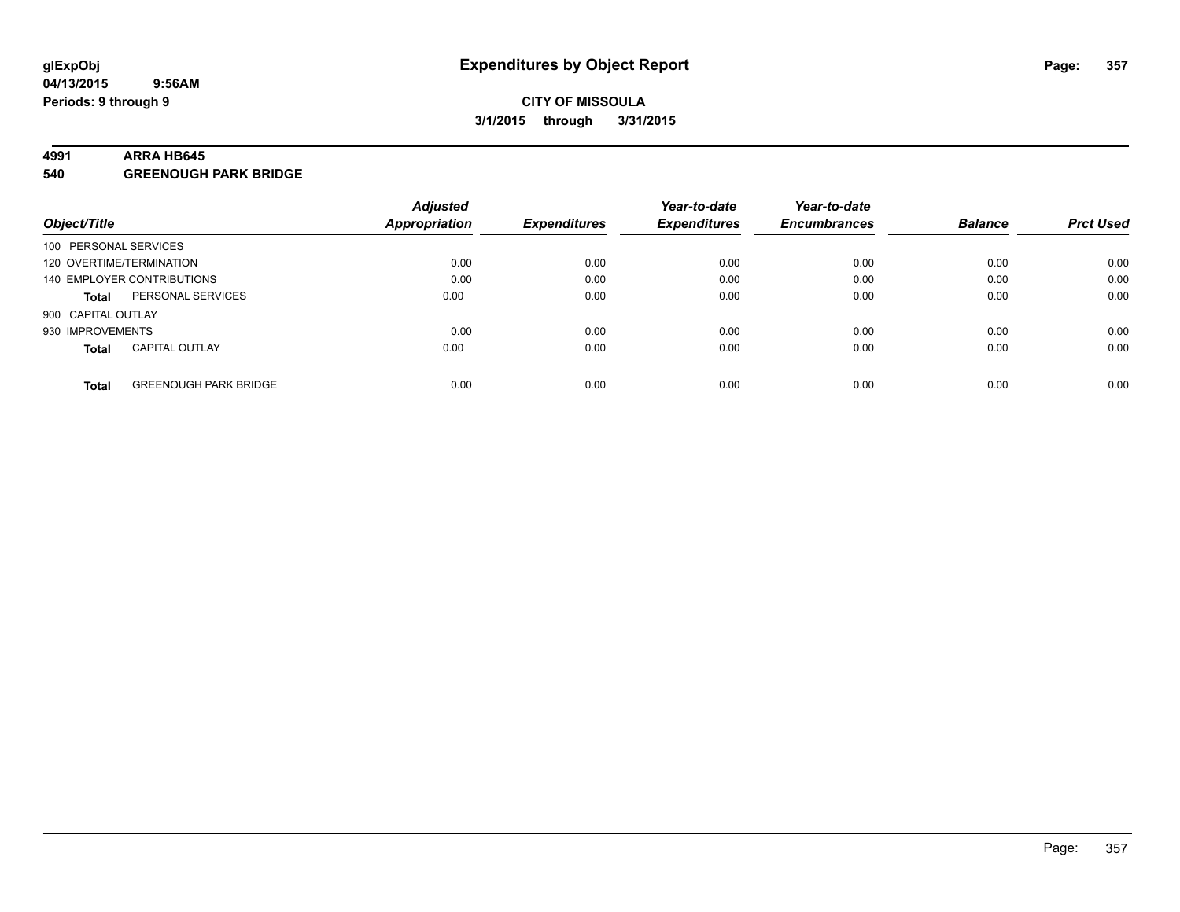# Expenditures by Object Report

glExpObj
04/13/2015 9:56AM
Periods: 9 through 9

**CITY OF MISSOULA**
**3/1/2015 through 3/31/2015**

**4991 ARRA HB645**
**540 GREENOUGH PARK BRIDGE**

| Object/Title | | Adjusted Appropriation | Expenditures | Year-to-date Expenditures | Year-to-date Encumbrances | Balance | Prct Used |
|---|---|---|---|---|---|---|---|
| 100 PERSONAL SERVICES | | | | | | | |
| 120 OVERTIME/TERMINATION | | 0.00 | 0.00 | 0.00 | 0.00 | 0.00 | 0.00 |
| 140 EMPLOYER CONTRIBUTIONS | | 0.00 | 0.00 | 0.00 | 0.00 | 0.00 | 0.00 |
| **Total** | PERSONAL SERVICES | 0.00 | 0.00 | 0.00 | 0.00 | 0.00 | 0.00 |
| 900 CAPITAL OUTLAY | | | | | | | |
| 930 IMPROVEMENTS | | 0.00 | 0.00 | 0.00 | 0.00 | 0.00 | 0.00 |
| **Total** | CAPITAL OUTLAY | 0.00 | 0.00 | 0.00 | 0.00 | 0.00 | 0.00 |
| **Total** | GREENOUGH PARK BRIDGE | 0.00 | 0.00 | 0.00 | 0.00 | 0.00 | 0.00 |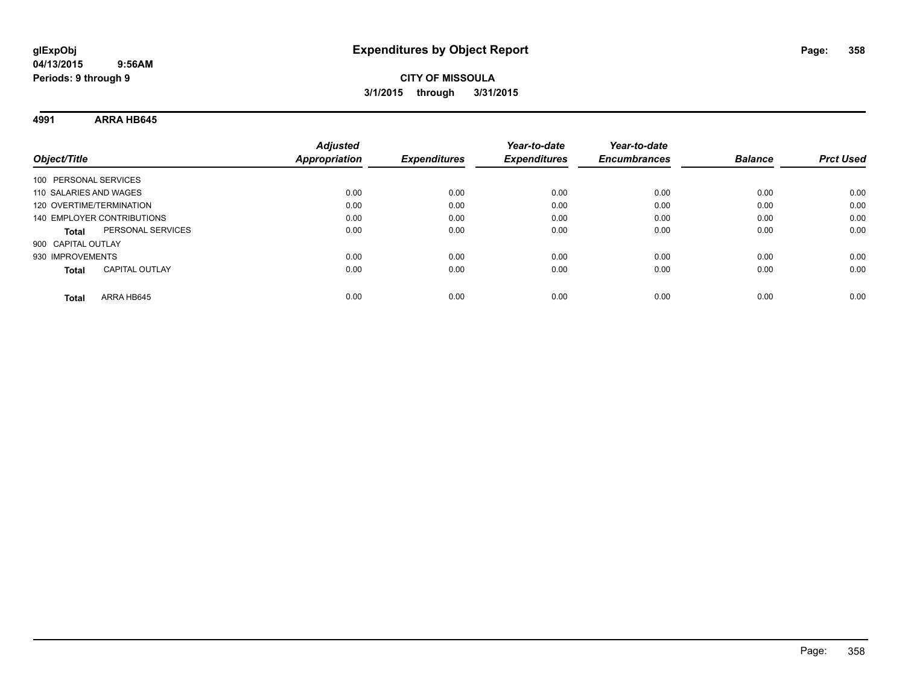# Expenditures by Object Report

**glExpObj**
**04/13/2015 9:56AM**
**Periods: 9 through 9**

**CITY OF MISSOULA**
**3/1/2015 through 3/31/2015**

**4991 ARRA HB645**

| Object/Title | Adjusted Appropriation | Expenditures | Year-to-date Expenditures | Year-to-date Encumbrances | Balance | Prct Used |
|---|---|---|---|---|---|---|
| 100 PERSONAL SERVICES | | | | | | |
| 110 SALARIES AND WAGES | 0.00 | 0.00 | 0.00 | 0.00 | 0.00 | 0.00 |
| 120 OVERTIME/TERMINATION | 0.00 | 0.00 | 0.00 | 0.00 | 0.00 | 0.00 |
| 140 EMPLOYER CONTRIBUTIONS | 0.00 | 0.00 | 0.00 | 0.00 | 0.00 | 0.00 |
| **Total** PERSONAL SERVICES | 0.00 | 0.00 | 0.00 | 0.00 | 0.00 | 0.00 |
| 900 CAPITAL OUTLAY | | | | | | |
| 930 IMPROVEMENTS | 0.00 | 0.00 | 0.00 | 0.00 | 0.00 | 0.00 |
| **Total** CAPITAL OUTLAY | 0.00 | 0.00 | 0.00 | 0.00 | 0.00 | 0.00 |
| **Total** ARRA HB645 | 0.00 | 0.00 | 0.00 | 0.00 | 0.00 | 0.00 |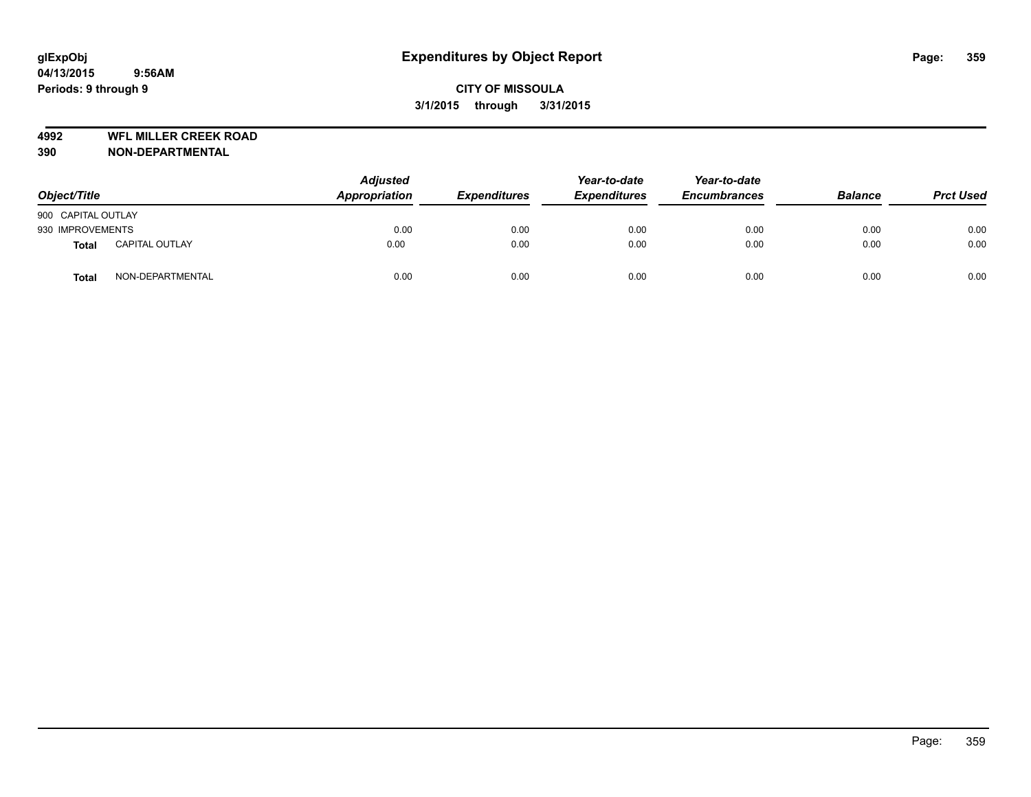**Expenditures by Object Report**

glExpObj
04/13/2015 9:56AM
Periods: 9 through 9

**CITY OF MISSOULA**
**3/1/2015 through 3/31/2015**

## 4992 WFL MILLER CREEK ROAD
## 390 NON-DEPARTMENTAL

| Object/Title | | Adjusted Appropriation | Expenditures | Year-to-date Expenditures | Year-to-date Encumbrances | Balance | Prct Used |
|---|---|---|---|---|---|---|---|
| 900 CAPITAL OUTLAY | | | | | | | |
| 930 IMPROVEMENTS | | 0.00 | 0.00 | 0.00 | 0.00 | 0.00 | 0.00 |
| **Total** | CAPITAL OUTLAY | 0.00 | 0.00 | 0.00 | 0.00 | 0.00 | 0.00 |
| **Total** | NON-DEPARTMENTAL | 0.00 | 0.00 | 0.00 | 0.00 | 0.00 | 0.00 |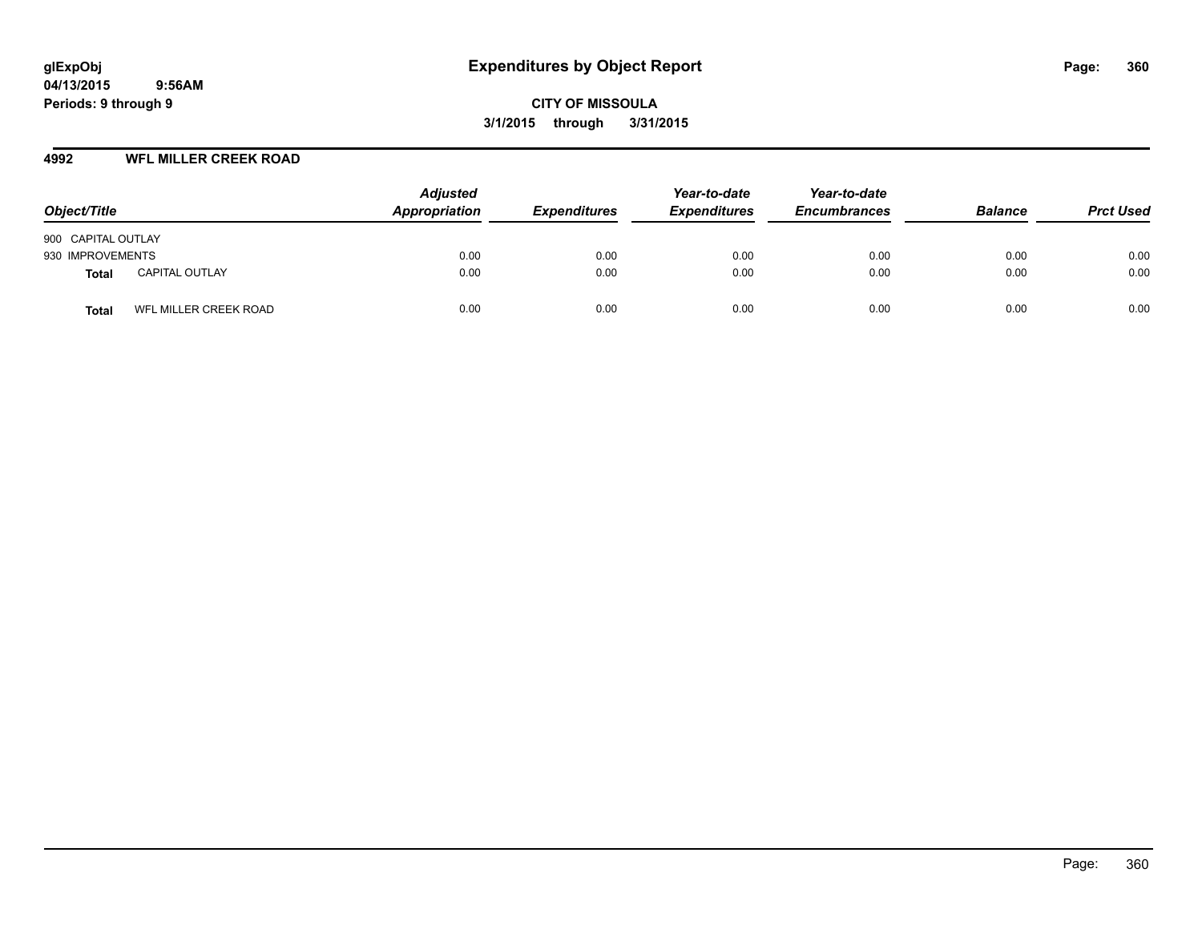glExpObj
04/13/2015 9:56AM
Periods: 9 through 9

# Expenditures by Object Report

CITY OF MISSOULA

3/1/2015 through 3/31/2015

## 4992 WFL MILLER CREEK ROAD

| Object/Title | | Adjusted Appropriation | Expenditures | Year-to-date Expenditures | Year-to-date Encumbrances | Balance | Prct Used |
|---|---|---|---|---|---|---|---|
| 900 CAPITAL OUTLAY | | | | | | | |
| 930 IMPROVEMENTS | | 0.00 | 0.00 | 0.00 | 0.00 | 0.00 | 0.00 |
| **Total** | CAPITAL OUTLAY | 0.00 | 0.00 | 0.00 | 0.00 | 0.00 | 0.00 |
| **Total** | WFL MILLER CREEK ROAD | 0.00 | 0.00 | 0.00 | 0.00 | 0.00 | 0.00 |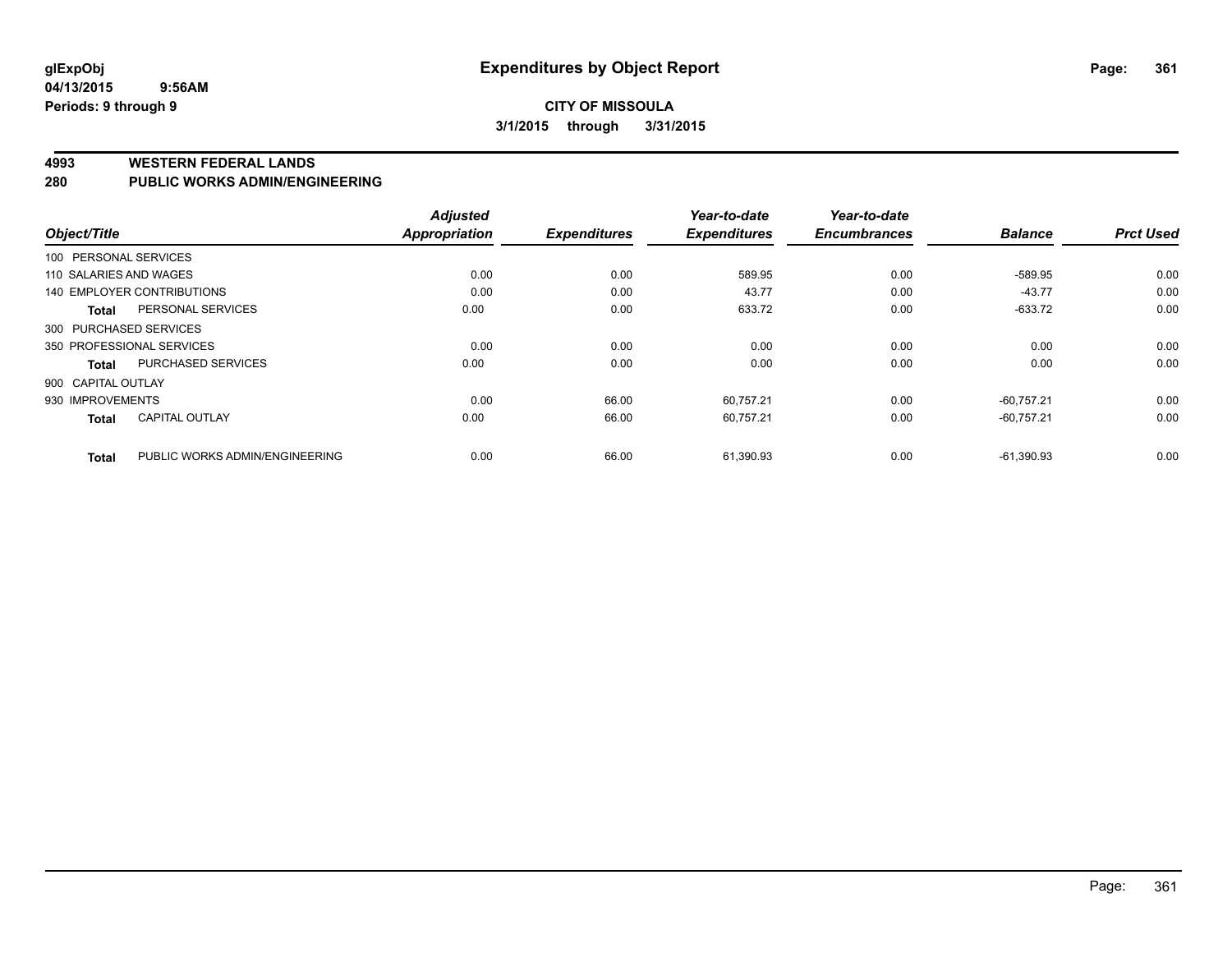# Expenditures by Object Report

glExpObj
04/13/2015 9:56AM
Periods: 9 through 9

**CITY OF MISSOULA**
**3/1/2015 through 3/31/2015**

## 4993 WESTERN FEDERAL LANDS
## 280 PUBLIC WORKS ADMIN/ENGINEERING

| Object/Title | | Adjusted Appropriation | Expenditures | Year-to-date Expenditures | Year-to-date Encumbrances | Balance | Prct Used |
|---|---|---|---|---|---|---|---|
| 100 PERSONAL SERVICES | | | | | | | |
| 110 SALARIES AND WAGES | | 0.00 | 0.00 | 589.95 | 0.00 | -589.95 | 0.00 |
| 140 EMPLOYER CONTRIBUTIONS | | 0.00 | 0.00 | 43.77 | 0.00 | -43.77 | 0.00 |
| Total | PERSONAL SERVICES | 0.00 | 0.00 | 633.72 | 0.00 | -633.72 | 0.00 |
| 300 PURCHASED SERVICES | | | | | | | |
| 350 PROFESSIONAL SERVICES | | 0.00 | 0.00 | 0.00 | 0.00 | 0.00 | 0.00 |
| Total | PURCHASED SERVICES | 0.00 | 0.00 | 0.00 | 0.00 | 0.00 | 0.00 |
| 900 CAPITAL OUTLAY | | | | | | | |
| 930 IMPROVEMENTS | | 0.00 | 66.00 | 60,757.21 | 0.00 | -60,757.21 | 0.00 |
| Total | CAPITAL OUTLAY | 0.00 | 66.00 | 60,757.21 | 0.00 | -60,757.21 | 0.00 |
| Total | PUBLIC WORKS ADMIN/ENGINEERING | 0.00 | 66.00 | 61,390.93 | 0.00 | -61,390.93 | 0.00 |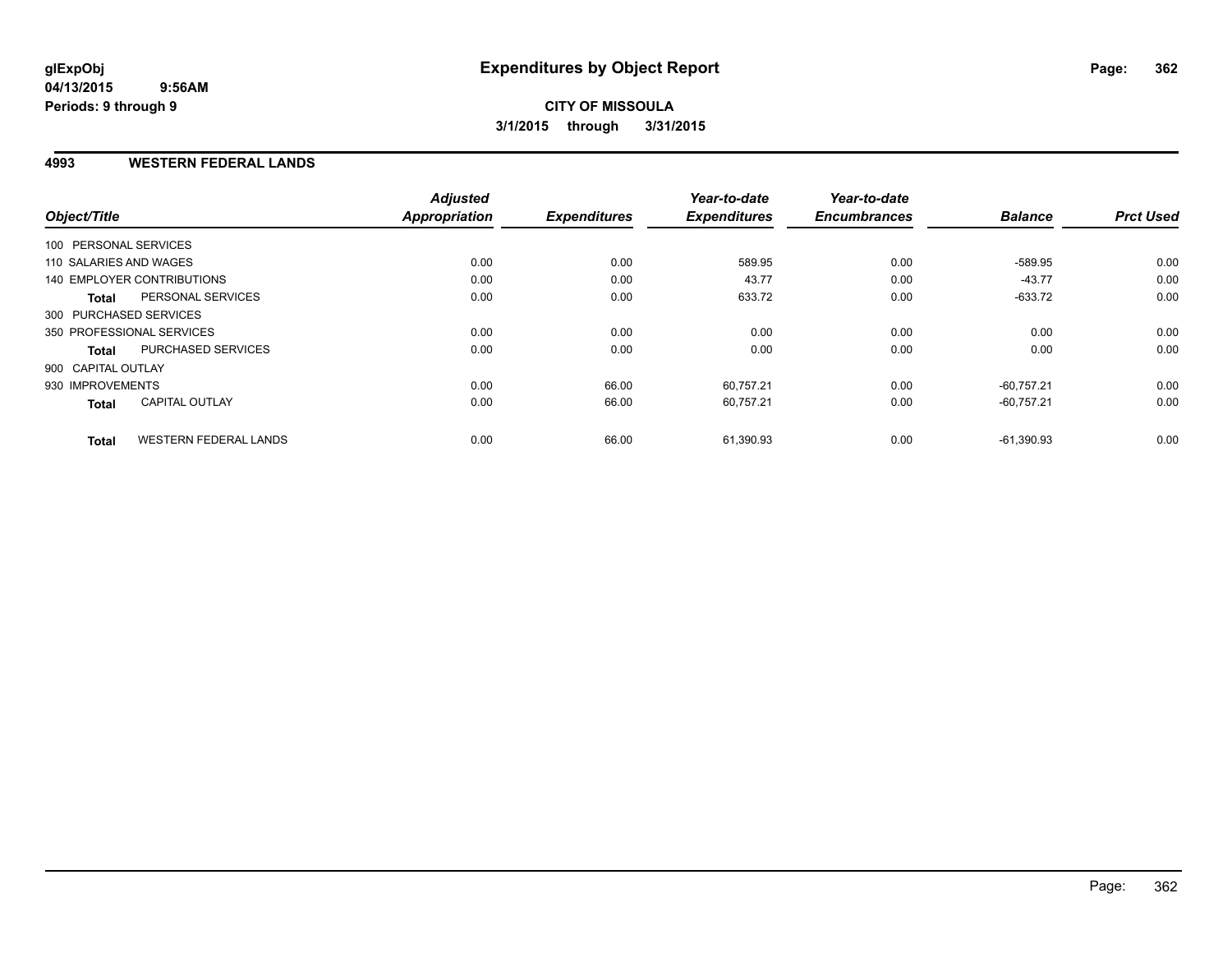**glExpObj**
**04/13/2015 9:56AM**
**Periods: 9 through 9**

# Expenditures by Object Report

**CITY OF MISSOULA**
**3/1/2015 through 3/31/2015**

## 4993 WESTERN FEDERAL LANDS

| Object/Title | | Adjusted Appropriation | Expenditures | Year-to-date Expenditures | Year-to-date Encumbrances | Balance | Prct Used |
|---|---|---|---|---|---|---|---|
| 100 PERSONAL SERVICES | | | | | | | |
| 110 SALARIES AND WAGES | | 0.00 | 0.00 | 589.95 | 0.00 | -589.95 | 0.00 |
| 140 EMPLOYER CONTRIBUTIONS | | 0.00 | 0.00 | 43.77 | 0.00 | -43.77 | 0.00 |
| **Total** | PERSONAL SERVICES | 0.00 | 0.00 | 633.72 | 0.00 | -633.72 | 0.00 |
| 300 PURCHASED SERVICES | | | | | | | |
| 350 PROFESSIONAL SERVICES | | 0.00 | 0.00 | 0.00 | 0.00 | 0.00 | 0.00 |
| **Total** | PURCHASED SERVICES | 0.00 | 0.00 | 0.00 | 0.00 | 0.00 | 0.00 |
| 900 CAPITAL OUTLAY | | | | | | | |
| 930 IMPROVEMENTS | | 0.00 | 66.00 | 60,757.21 | 0.00 | -60,757.21 | 0.00 |
| **Total** | CAPITAL OUTLAY | 0.00 | 66.00 | 60,757.21 | 0.00 | -60,757.21 | 0.00 |
| **Total** | WESTERN FEDERAL LANDS | 0.00 | 66.00 | 61,390.93 | 0.00 | -61,390.93 | 0.00 |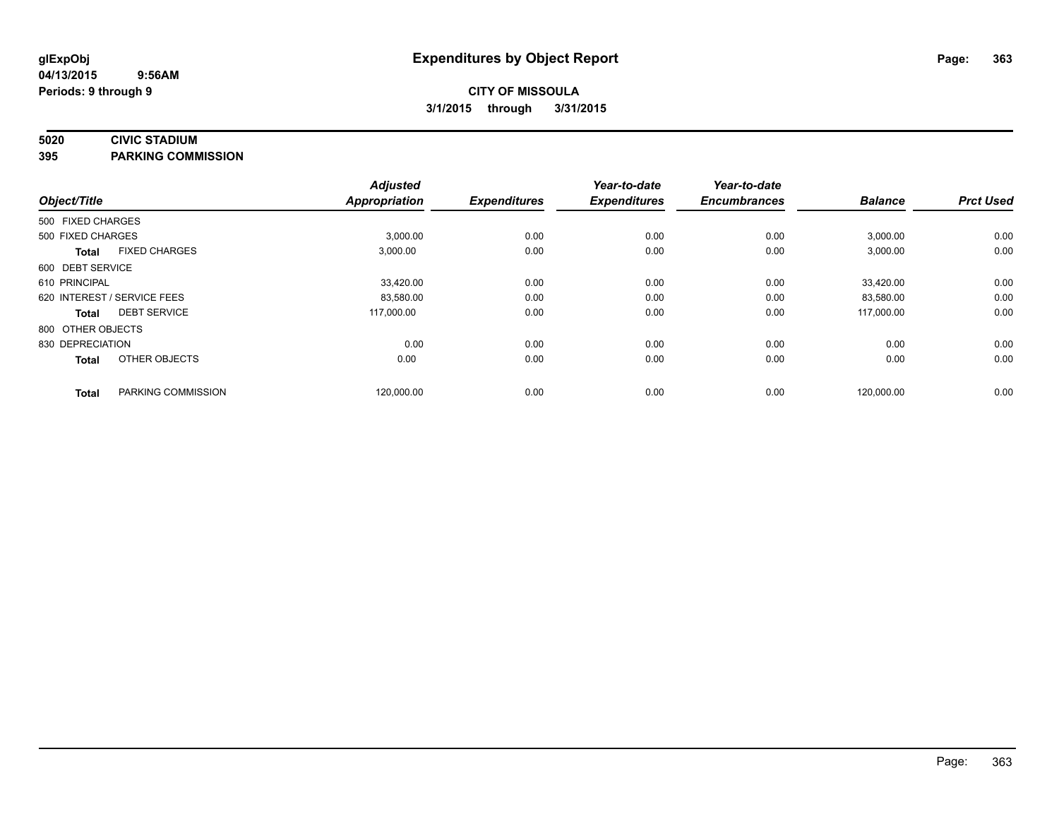# Expenditures by Object Report

glExpObj
04/13/2015 9:56AM
Periods: 9 through 9

**CITY OF MISSOULA**
**3/1/2015 through 3/31/2015**

## 5020 CIVIC STADIUM
## 395 PARKING COMMISSION

| Object/Title | | Adjusted Appropriation | Expenditures | Year-to-date Expenditures | Year-to-date Encumbrances | Balance | Prct Used |
|---|---|---|---|---|---|---|---|
| 500 FIXED CHARGES | | | | | | | |
| 500 FIXED CHARGES | | 3,000.00 | 0.00 | 0.00 | 0.00 | 3,000.00 | 0.00 |
| **Total** | FIXED CHARGES | 3,000.00 | 0.00 | 0.00 | 0.00 | 3,000.00 | 0.00 |
| 600 DEBT SERVICE | | | | | | | |
| 610 PRINCIPAL | | 33,420.00 | 0.00 | 0.00 | 0.00 | 33,420.00 | 0.00 |
| 620 INTEREST / SERVICE FEES | | 83,580.00 | 0.00 | 0.00 | 0.00 | 83,580.00 | 0.00 |
| **Total** | DEBT SERVICE | 117,000.00 | 0.00 | 0.00 | 0.00 | 117,000.00 | 0.00 |
| 800 OTHER OBJECTS | | | | | | | |
| 830 DEPRECIATION | | 0.00 | 0.00 | 0.00 | 0.00 | 0.00 | 0.00 |
| **Total** | OTHER OBJECTS | 0.00 | 0.00 | 0.00 | 0.00 | 0.00 | 0.00 |
| **Total** | PARKING COMMISSION | 120,000.00 | 0.00 | 0.00 | 0.00 | 120,000.00 | 0.00 |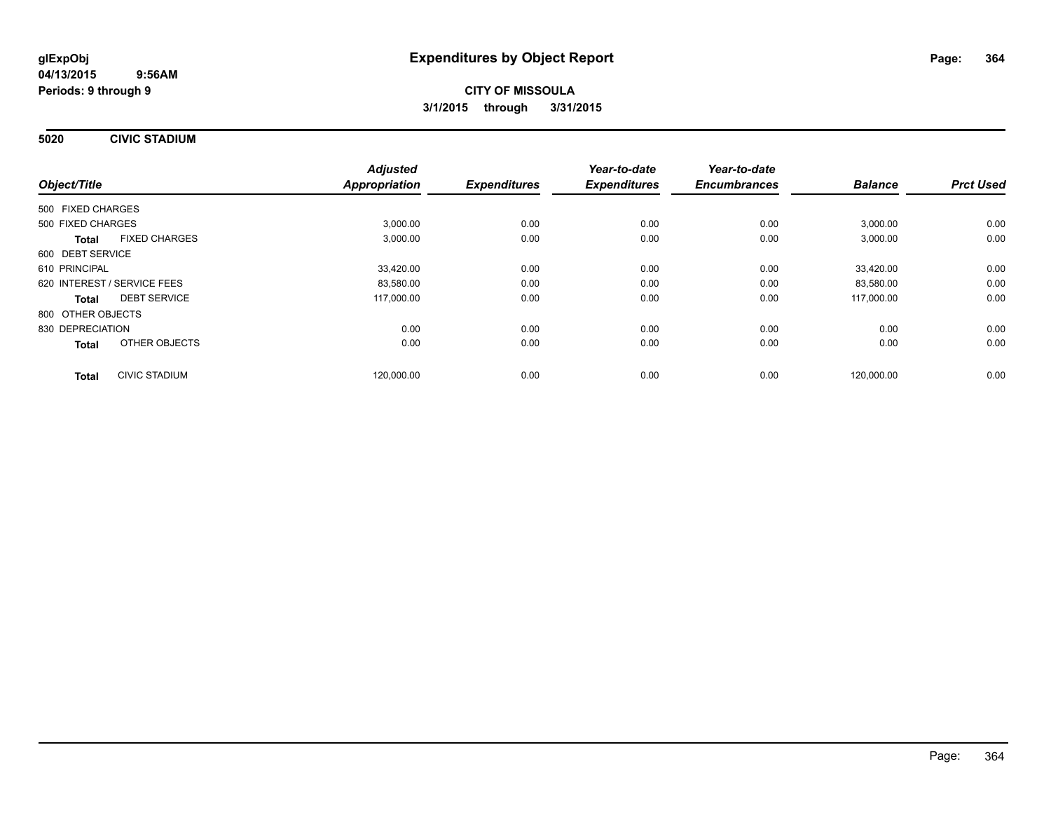**glExpObj** **Expenditures by Object Report**

**04/13/2015 9:56AM**

**Periods: 9 through 9**

**CITY OF MISSOULA**

**3/1/2015 through 3/31/2015**

**5020 CIVIC STADIUM**

| Object/Title | | *Adjusted Appropriation* | *Expenditures* | *Year-to-date Expenditures* | *Year-to-date Encumbrances* | *Balance* | *Prct Used* |
|---|---|---|---|---|---|---|---|
| 500 FIXED CHARGES | | | | | | | |
| 500 FIXED CHARGES | | 3,000.00 | 0.00 | 0.00 | 0.00 | 3,000.00 | 0.00 |
| **Total** | FIXED CHARGES | 3,000.00 | 0.00 | 0.00 | 0.00 | 3,000.00 | 0.00 |
| 600 DEBT SERVICE | | | | | | | |
| 610 PRINCIPAL | | 33,420.00 | 0.00 | 0.00 | 0.00 | 33,420.00 | 0.00 |
| 620 INTEREST / SERVICE FEES | | 83,580.00 | 0.00 | 0.00 | 0.00 | 83,580.00 | 0.00 |
| **Total** | DEBT SERVICE | 117,000.00 | 0.00 | 0.00 | 0.00 | 117,000.00 | 0.00 |
| 800 OTHER OBJECTS | | | | | | | |
| 830 DEPRECIATION | | 0.00 | 0.00 | 0.00 | 0.00 | 0.00 | 0.00 |
| **Total** | OTHER OBJECTS | 0.00 | 0.00 | 0.00 | 0.00 | 0.00 | 0.00 |
| **Total** | CIVIC STADIUM | 120,000.00 | 0.00 | 0.00 | 0.00 | 120,000.00 | 0.00 |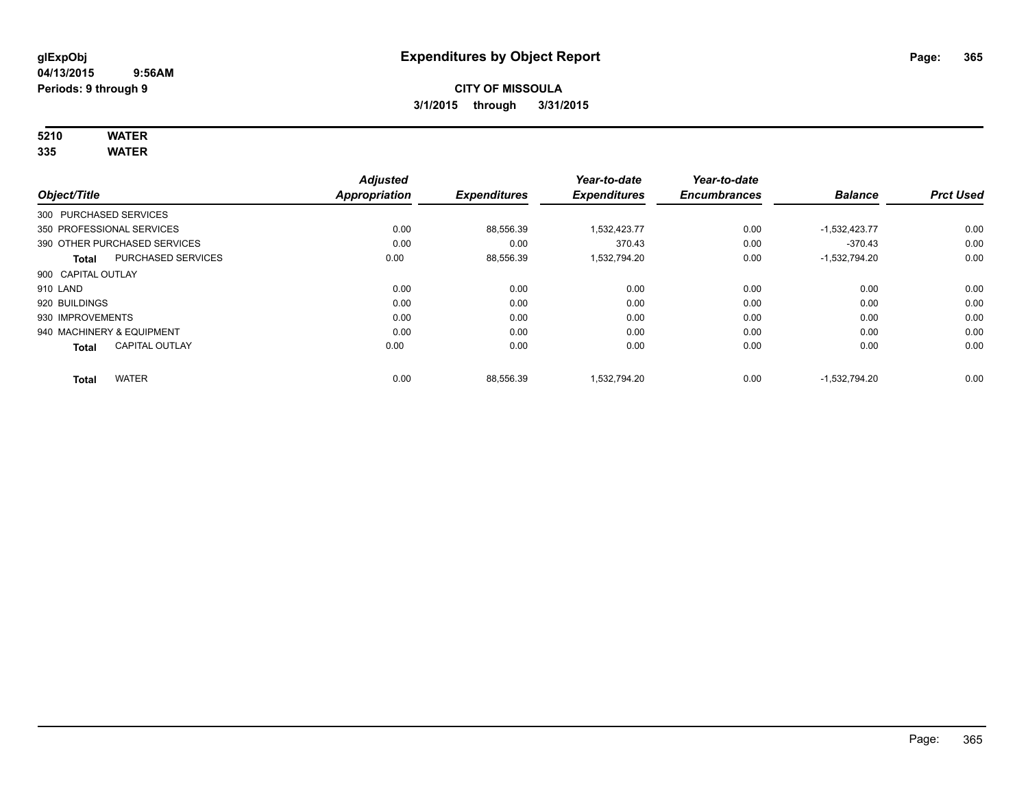# Expenditures by Object Report

glExpObj
04/13/2015 9:56AM
Periods: 9 through 9

**CITY OF MISSOULA**
**3/1/2015 through 3/31/2015**

**5210 WATER**
**335 WATER**

| Object/Title | | Adjusted Appropriation | Expenditures | Year-to-date Expenditures | Year-to-date Encumbrances | Balance | Prct Used |
|---|---|---|---|---|---|---|---|
| 300 PURCHASED SERVICES | | | | | | | |
| 350 PROFESSIONAL SERVICES | | 0.00 | 88,556.39 | 1,532,423.77 | 0.00 | -1,532,423.77 | 0.00 |
| 390 OTHER PURCHASED SERVICES | | 0.00 | 0.00 | 370.43 | 0.00 | -370.43 | 0.00 |
| **Total** | PURCHASED SERVICES | 0.00 | 88,556.39 | 1,532,794.20 | 0.00 | -1,532,794.20 | 0.00 |
| 900 CAPITAL OUTLAY | | | | | | | |
| 910 LAND | | 0.00 | 0.00 | 0.00 | 0.00 | 0.00 | 0.00 |
| 920 BUILDINGS | | 0.00 | 0.00 | 0.00 | 0.00 | 0.00 | 0.00 |
| 930 IMPROVEMENTS | | 0.00 | 0.00 | 0.00 | 0.00 | 0.00 | 0.00 |
| 940 MACHINERY & EQUIPMENT | | 0.00 | 0.00 | 0.00 | 0.00 | 0.00 | 0.00 |
| **Total** | CAPITAL OUTLAY | 0.00 | 0.00 | 0.00 | 0.00 | 0.00 | 0.00 |
| **Total** | WATER | 0.00 | 88,556.39 | 1,532,794.20 | 0.00 | -1,532,794.20 | 0.00 |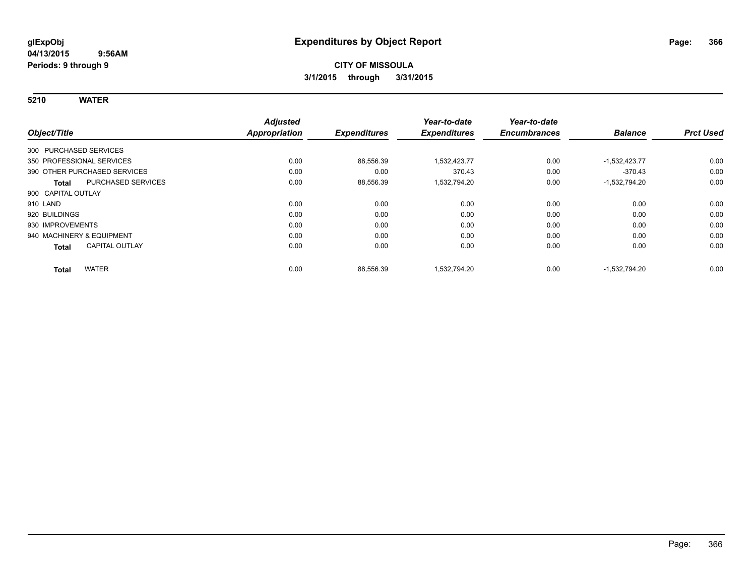# Expenditures by Object Report

glExpObj
04/13/2015 9:56AM
Periods: 9 through 9

**CITY OF MISSOULA**
**3/1/2015 through 3/31/2015**

## 5210 WATER

| Object/Title | Adjusted Appropriation | Expenditures | Year-to-date Expenditures | Year-to-date Encumbrances | Balance | Prct Used |
|---|---|---|---|---|---|---|
| 300 PURCHASED SERVICES | | | | | | |
| 350 PROFESSIONAL SERVICES | 0.00 | 88,556.39 | 1,532,423.77 | 0.00 | -1,532,423.77 | 0.00 |
| 390 OTHER PURCHASED SERVICES | 0.00 | 0.00 | 370.43 | 0.00 | -370.43 | 0.00 |
| **Total** PURCHASED SERVICES | 0.00 | 88,556.39 | 1,532,794.20 | 0.00 | -1,532,794.20 | 0.00 |
| 900 CAPITAL OUTLAY | | | | | | |
| 910 LAND | 0.00 | 0.00 | 0.00 | 0.00 | 0.00 | 0.00 |
| 920 BUILDINGS | 0.00 | 0.00 | 0.00 | 0.00 | 0.00 | 0.00 |
| 930 IMPROVEMENTS | 0.00 | 0.00 | 0.00 | 0.00 | 0.00 | 0.00 |
| 940 MACHINERY & EQUIPMENT | 0.00 | 0.00 | 0.00 | 0.00 | 0.00 | 0.00 |
| **Total** CAPITAL OUTLAY | 0.00 | 0.00 | 0.00 | 0.00 | 0.00 | 0.00 |
| **Total** WATER | 0.00 | 88,556.39 | 1,532,794.20 | 0.00 | -1,532,794.20 | 0.00 |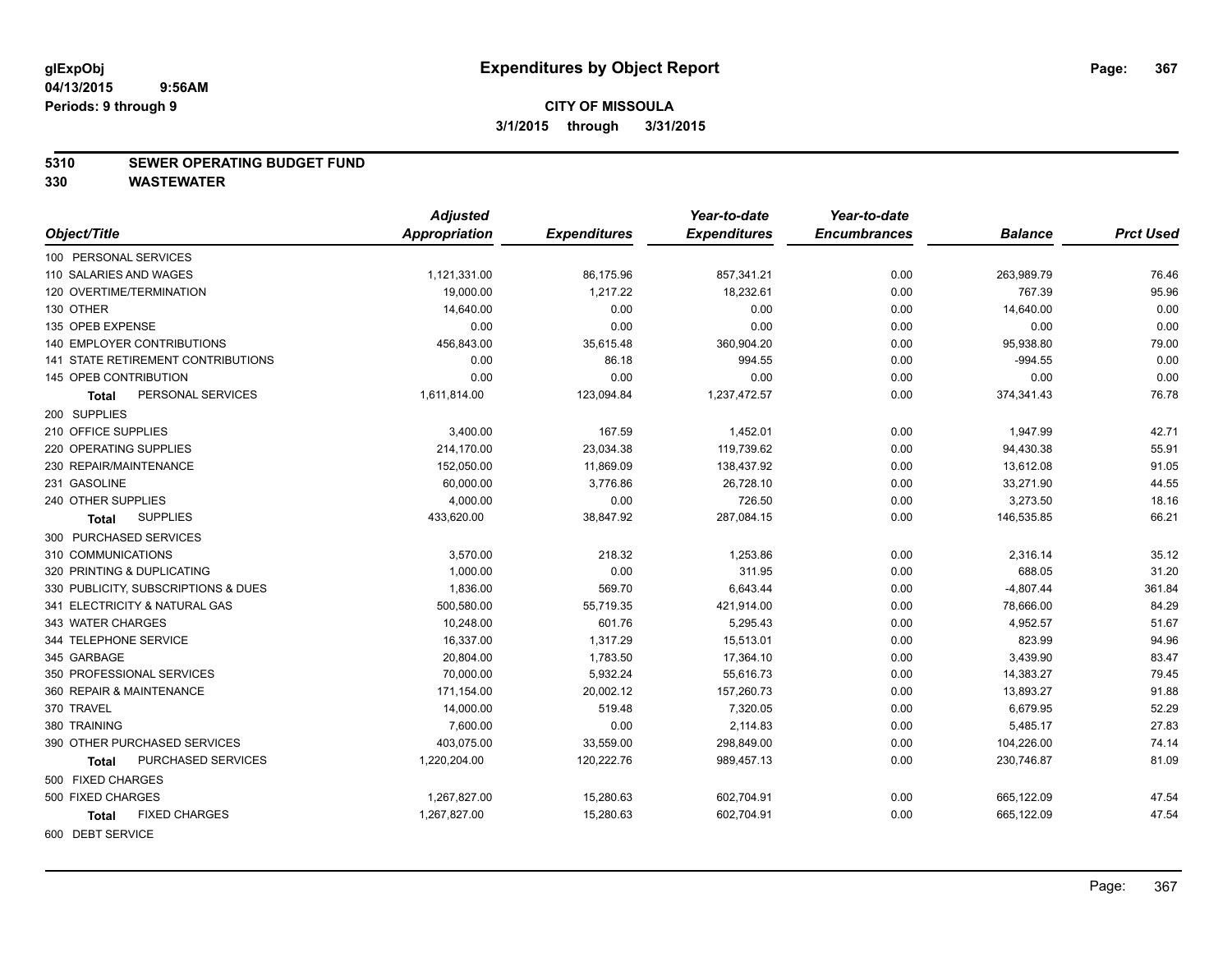**glExpObj**
**04/13/2015 9:56AM**
**Periods: 9 through 9**

# Expenditures by Object Report

**CITY OF MISSOULA**
**3/1/2015 through 3/31/2015**

## 5310 SEWER OPERATING BUDGET FUND
## 330 WASTEWATER

| Object/Title | Adjusted Appropriation | Expenditures | Year-to-date Expenditures | Year-to-date Encumbrances | Balance | Prct Used |
|---|---|---|---|---|---|---|
| 100 PERSONAL SERVICES | | | | | | |
| 110 SALARIES AND WAGES | 1,121,331.00 | 86,175.96 | 857,341.21 | 0.00 | 263,989.79 | 76.46 |
| 120 OVERTIME/TERMINATION | 19,000.00 | 1,217.22 | 18,232.61 | 0.00 | 767.39 | 95.96 |
| 130 OTHER | 14,640.00 | 0.00 | 0.00 | 0.00 | 14,640.00 | 0.00 |
| 135 OPEB EXPENSE | 0.00 | 0.00 | 0.00 | 0.00 | 0.00 | 0.00 |
| 140 EMPLOYER CONTRIBUTIONS | 456,843.00 | 35,615.48 | 360,904.20 | 0.00 | 95,938.80 | 79.00 |
| 141 STATE RETIREMENT CONTRIBUTIONS | 0.00 | 86.18 | 994.55 | 0.00 | -994.55 | 0.00 |
| 145 OPEB CONTRIBUTION | 0.00 | 0.00 | 0.00 | 0.00 | 0.00 | 0.00 |
| **Total** PERSONAL SERVICES | 1,611,814.00 | 123,094.84 | 1,237,472.57 | 0.00 | 374,341.43 | 76.78 |
| 200 SUPPLIES | | | | | | |
| 210 OFFICE SUPPLIES | 3,400.00 | 167.59 | 1,452.01 | 0.00 | 1,947.99 | 42.71 |
| 220 OPERATING SUPPLIES | 214,170.00 | 23,034.38 | 119,739.62 | 0.00 | 94,430.38 | 55.91 |
| 230 REPAIR/MAINTENANCE | 152,050.00 | 11,869.09 | 138,437.92 | 0.00 | 13,612.08 | 91.05 |
| 231 GASOLINE | 60,000.00 | 3,776.86 | 26,728.10 | 0.00 | 33,271.90 | 44.55 |
| 240 OTHER SUPPLIES | 4,000.00 | 0.00 | 726.50 | 0.00 | 3,273.50 | 18.16 |
| **Total** SUPPLIES | 433,620.00 | 38,847.92 | 287,084.15 | 0.00 | 146,535.85 | 66.21 |
| 300 PURCHASED SERVICES | | | | | | |
| 310 COMMUNICATIONS | 3,570.00 | 218.32 | 1,253.86 | 0.00 | 2,316.14 | 35.12 |
| 320 PRINTING & DUPLICATING | 1,000.00 | 0.00 | 311.95 | 0.00 | 688.05 | 31.20 |
| 330 PUBLICITY, SUBSCRIPTIONS & DUES | 1,836.00 | 569.70 | 6,643.44 | 0.00 | -4,807.44 | 361.84 |
| 341 ELECTRICITY & NATURAL GAS | 500,580.00 | 55,719.35 | 421,914.00 | 0.00 | 78,666.00 | 84.29 |
| 343 WATER CHARGES | 10,248.00 | 601.76 | 5,295.43 | 0.00 | 4,952.57 | 51.67 |
| 344 TELEPHONE SERVICE | 16,337.00 | 1,317.29 | 15,513.01 | 0.00 | 823.99 | 94.96 |
| 345 GARBAGE | 20,804.00 | 1,783.50 | 17,364.10 | 0.00 | 3,439.90 | 83.47 |
| 350 PROFESSIONAL SERVICES | 70,000.00 | 5,932.24 | 55,616.73 | 0.00 | 14,383.27 | 79.45 |
| 360 REPAIR & MAINTENANCE | 171,154.00 | 20,002.12 | 157,260.73 | 0.00 | 13,893.27 | 91.88 |
| 370 TRAVEL | 14,000.00 | 519.48 | 7,320.05 | 0.00 | 6,679.95 | 52.29 |
| 380 TRAINING | 7,600.00 | 0.00 | 2,114.83 | 0.00 | 5,485.17 | 27.83 |
| 390 OTHER PURCHASED SERVICES | 403,075.00 | 33,559.00 | 298,849.00 | 0.00 | 104,226.00 | 74.14 |
| **Total** PURCHASED SERVICES | 1,220,204.00 | 120,222.76 | 989,457.13 | 0.00 | 230,746.87 | 81.09 |
| 500 FIXED CHARGES | | | | | | |
| 500 FIXED CHARGES | 1,267,827.00 | 15,280.63 | 602,704.91 | 0.00 | 665,122.09 | 47.54 |
| **Total** FIXED CHARGES | 1,267,827.00 | 15,280.63 | 602,704.91 | 0.00 | 665,122.09 | 47.54 |
| 600 DEBT SERVICE | | | | | | |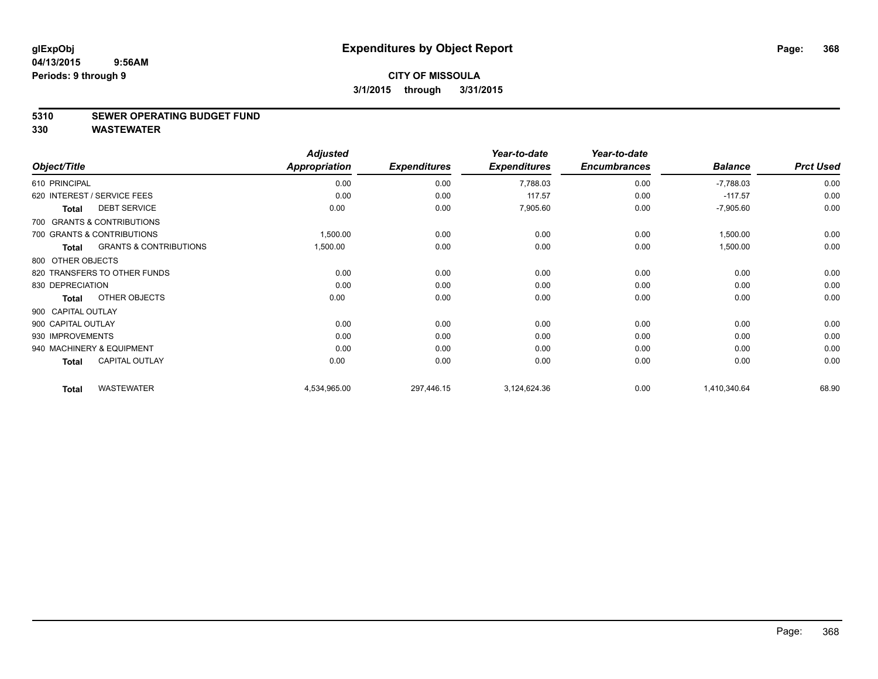# Expenditures by Object Report

glExpObj
04/13/2015 9:56AM
Periods: 9 through 9

**CITY OF MISSOULA**
**3/1/2015 through 3/31/2015**

## 5310 SEWER OPERATING BUDGET FUND
## 330 WASTEWATER

| Object/Title | Adjusted Appropriation | Expenditures | Year-to-date Expenditures | Year-to-date Encumbrances | Balance | Prct Used |
|---|---|---|---|---|---|---|
| 610 PRINCIPAL | 0.00 | 0.00 | 7,788.03 | 0.00 | -7,788.03 | 0.00 |
| 620 INTEREST / SERVICE FEES | 0.00 | 0.00 | 117.57 | 0.00 | -117.57 | 0.00 |
| **Total** DEBT SERVICE | 0.00 | 0.00 | 7,905.60 | 0.00 | -7,905.60 | 0.00 |
| 700 GRANTS & CONTRIBUTIONS | | | | | | |
| 700 GRANTS & CONTRIBUTIONS | 1,500.00 | 0.00 | 0.00 | 0.00 | 1,500.00 | 0.00 |
| **Total** GRANTS & CONTRIBUTIONS | 1,500.00 | 0.00 | 0.00 | 0.00 | 1,500.00 | 0.00 |
| 800 OTHER OBJECTS | | | | | | |
| 820 TRANSFERS TO OTHER FUNDS | 0.00 | 0.00 | 0.00 | 0.00 | 0.00 | 0.00 |
| 830 DEPRECIATION | 0.00 | 0.00 | 0.00 | 0.00 | 0.00 | 0.00 |
| **Total** OTHER OBJECTS | 0.00 | 0.00 | 0.00 | 0.00 | 0.00 | 0.00 |
| 900 CAPITAL OUTLAY | | | | | | |
| 900 CAPITAL OUTLAY | 0.00 | 0.00 | 0.00 | 0.00 | 0.00 | 0.00 |
| 930 IMPROVEMENTS | 0.00 | 0.00 | 0.00 | 0.00 | 0.00 | 0.00 |
| 940 MACHINERY & EQUIPMENT | 0.00 | 0.00 | 0.00 | 0.00 | 0.00 | 0.00 |
| **Total** CAPITAL OUTLAY | 0.00 | 0.00 | 0.00 | 0.00 | 0.00 | 0.00 |
| **Total** WASTEWATER | 4,534,965.00 | 297,446.15 | 3,124,624.36 | 0.00 | 1,410,340.64 | 68.90 |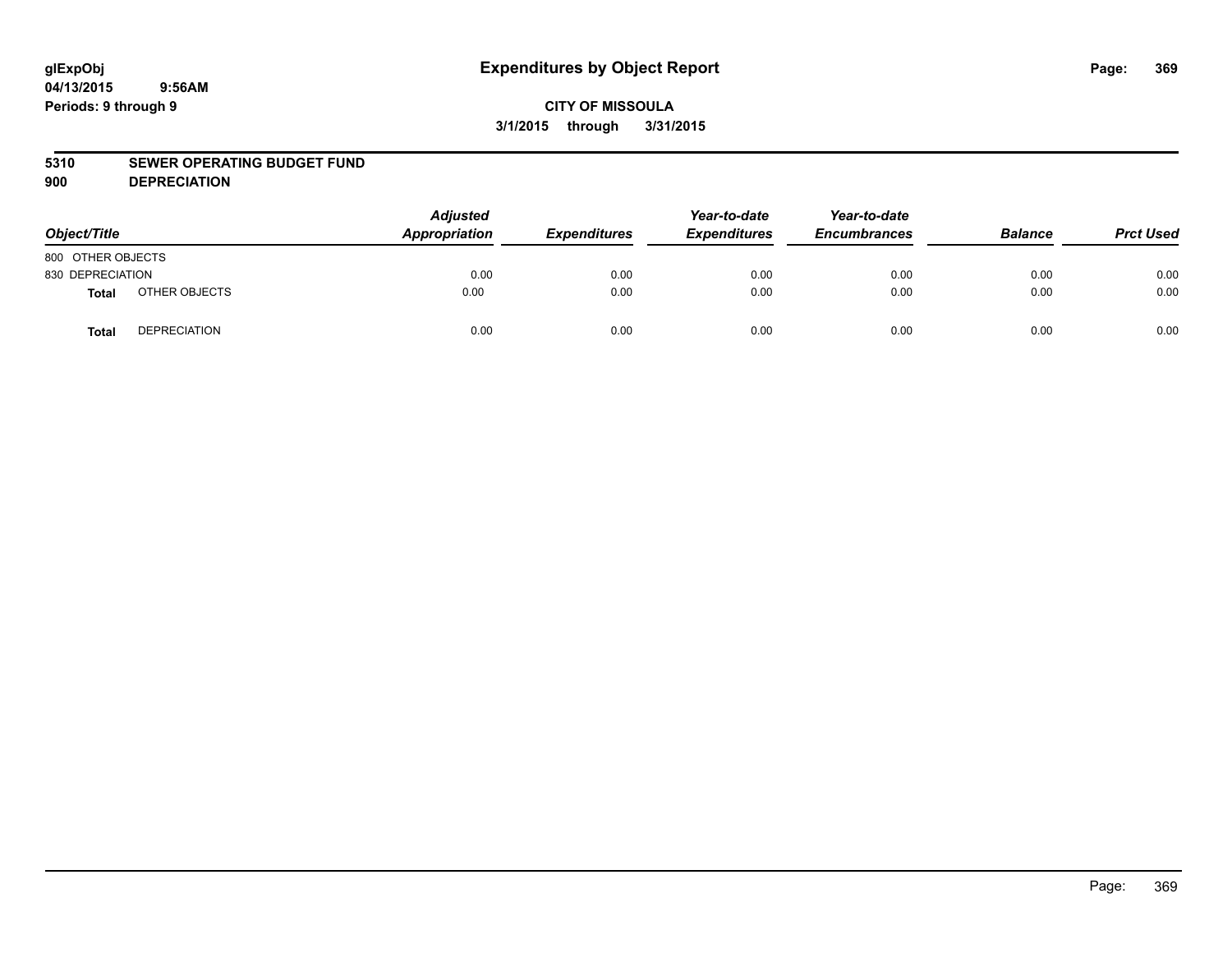glExpObj
04/13/2015 9:56AM
Periods: 9 through 9

# Expenditures by Object Report

**CITY OF MISSOULA**
**3/1/2015 through 3/31/2015**

**5310 SEWER OPERATING BUDGET FUND**
**900 DEPRECIATION**

| Object/Title | | Adjusted Appropriation | Expenditures | Year-to-date Expenditures | Year-to-date Encumbrances | Balance | Prct Used |
|---|---|---|---|---|---|---|---|
| 800 OTHER OBJECTS | | | | | | | |
| 830 DEPRECIATION | | 0.00 | 0.00 | 0.00 | 0.00 | 0.00 | 0.00 |
| **Total** | OTHER OBJECTS | 0.00 | 0.00 | 0.00 | 0.00 | 0.00 | 0.00 |
| **Total** | DEPRECIATION | 0.00 | 0.00 | 0.00 | 0.00 | 0.00 | 0.00 |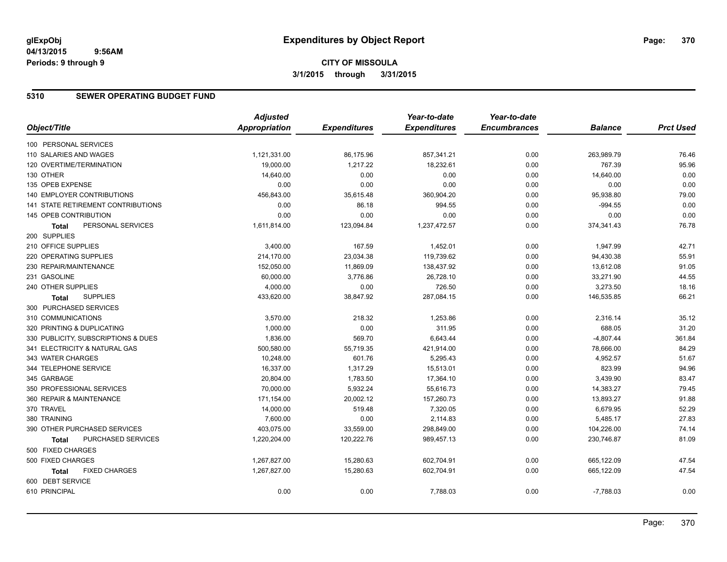**glExpObj**
**04/13/2015 9:56AM**
**Periods: 9 through 9**

# Expenditures by Object Report

**CITY OF MISSOULA**
**3/1/2015 through 3/31/2015**

## 5310 SEWER OPERATING BUDGET FUND

| Object/Title | Adjusted Appropriation | Expenditures | Year-to-date Expenditures | Year-to-date Encumbrances | Balance | Prct Used |
|---|---|---|---|---|---|---|
| 100 PERSONAL SERVICES | | | | | | |
| 110 SALARIES AND WAGES | 1,121,331.00 | 86,175.96 | 857,341.21 | 0.00 | 263,989.79 | 76.46 |
| 120 OVERTIME/TERMINATION | 19,000.00 | 1,217.22 | 18,232.61 | 0.00 | 767.39 | 95.96 |
| 130 OTHER | 14,640.00 | 0.00 | 0.00 | 0.00 | 14,640.00 | 0.00 |
| 135 OPEB EXPENSE | 0.00 | 0.00 | 0.00 | 0.00 | 0.00 | 0.00 |
| 140 EMPLOYER CONTRIBUTIONS | 456,843.00 | 35,615.48 | 360,904.20 | 0.00 | 95,938.80 | 79.00 |
| 141 STATE RETIREMENT CONTRIBUTIONS | 0.00 | 86.18 | 994.55 | 0.00 | -994.55 | 0.00 |
| 145 OPEB CONTRIBUTION | 0.00 | 0.00 | 0.00 | 0.00 | 0.00 | 0.00 |
| **Total** PERSONAL SERVICES | 1,611,814.00 | 123,094.84 | 1,237,472.57 | 0.00 | 374,341.43 | 76.78 |
| 200 SUPPLIES | | | | | | |
| 210 OFFICE SUPPLIES | 3,400.00 | 167.59 | 1,452.01 | 0.00 | 1,947.99 | 42.71 |
| 220 OPERATING SUPPLIES | 214,170.00 | 23,034.38 | 119,739.62 | 0.00 | 94,430.38 | 55.91 |
| 230 REPAIR/MAINTENANCE | 152,050.00 | 11,869.09 | 138,437.92 | 0.00 | 13,612.08 | 91.05 |
| 231 GASOLINE | 60,000.00 | 3,776.86 | 26,728.10 | 0.00 | 33,271.90 | 44.55 |
| 240 OTHER SUPPLIES | 4,000.00 | 0.00 | 726.50 | 0.00 | 3,273.50 | 18.16 |
| **Total** SUPPLIES | 433,620.00 | 38,847.92 | 287,084.15 | 0.00 | 146,535.85 | 66.21 |
| 300 PURCHASED SERVICES | | | | | | |
| 310 COMMUNICATIONS | 3,570.00 | 218.32 | 1,253.86 | 0.00 | 2,316.14 | 35.12 |
| 320 PRINTING & DUPLICATING | 1,000.00 | 0.00 | 311.95 | 0.00 | 688.05 | 31.20 |
| 330 PUBLICITY, SUBSCRIPTIONS & DUES | 1,836.00 | 569.70 | 6,643.44 | 0.00 | -4,807.44 | 361.84 |
| 341 ELECTRICITY & NATURAL GAS | 500,580.00 | 55,719.35 | 421,914.00 | 0.00 | 78,666.00 | 84.29 |
| 343 WATER CHARGES | 10,248.00 | 601.76 | 5,295.43 | 0.00 | 4,952.57 | 51.67 |
| 344 TELEPHONE SERVICE | 16,337.00 | 1,317.29 | 15,513.01 | 0.00 | 823.99 | 94.96 |
| 345 GARBAGE | 20,804.00 | 1,783.50 | 17,364.10 | 0.00 | 3,439.90 | 83.47 |
| 350 PROFESSIONAL SERVICES | 70,000.00 | 5,932.24 | 55,616.73 | 0.00 | 14,383.27 | 79.45 |
| 360 REPAIR & MAINTENANCE | 171,154.00 | 20,002.12 | 157,260.73 | 0.00 | 13,893.27 | 91.88 |
| 370 TRAVEL | 14,000.00 | 519.48 | 7,320.05 | 0.00 | 6,679.95 | 52.29 |
| 380 TRAINING | 7,600.00 | 0.00 | 2,114.83 | 0.00 | 5,485.17 | 27.83 |
| 390 OTHER PURCHASED SERVICES | 403,075.00 | 33,559.00 | 298,849.00 | 0.00 | 104,226.00 | 74.14 |
| **Total** PURCHASED SERVICES | 1,220,204.00 | 120,222.76 | 989,457.13 | 0.00 | 230,746.87 | 81.09 |
| 500 FIXED CHARGES | | | | | | |
| 500 FIXED CHARGES | 1,267,827.00 | 15,280.63 | 602,704.91 | 0.00 | 665,122.09 | 47.54 |
| **Total** FIXED CHARGES | 1,267,827.00 | 15,280.63 | 602,704.91 | 0.00 | 665,122.09 | 47.54 |
| 600 DEBT SERVICE | | | | | | |
| 610 PRINCIPAL | 0.00 | 0.00 | 7,788.03 | 0.00 | -7,788.03 | 0.00 |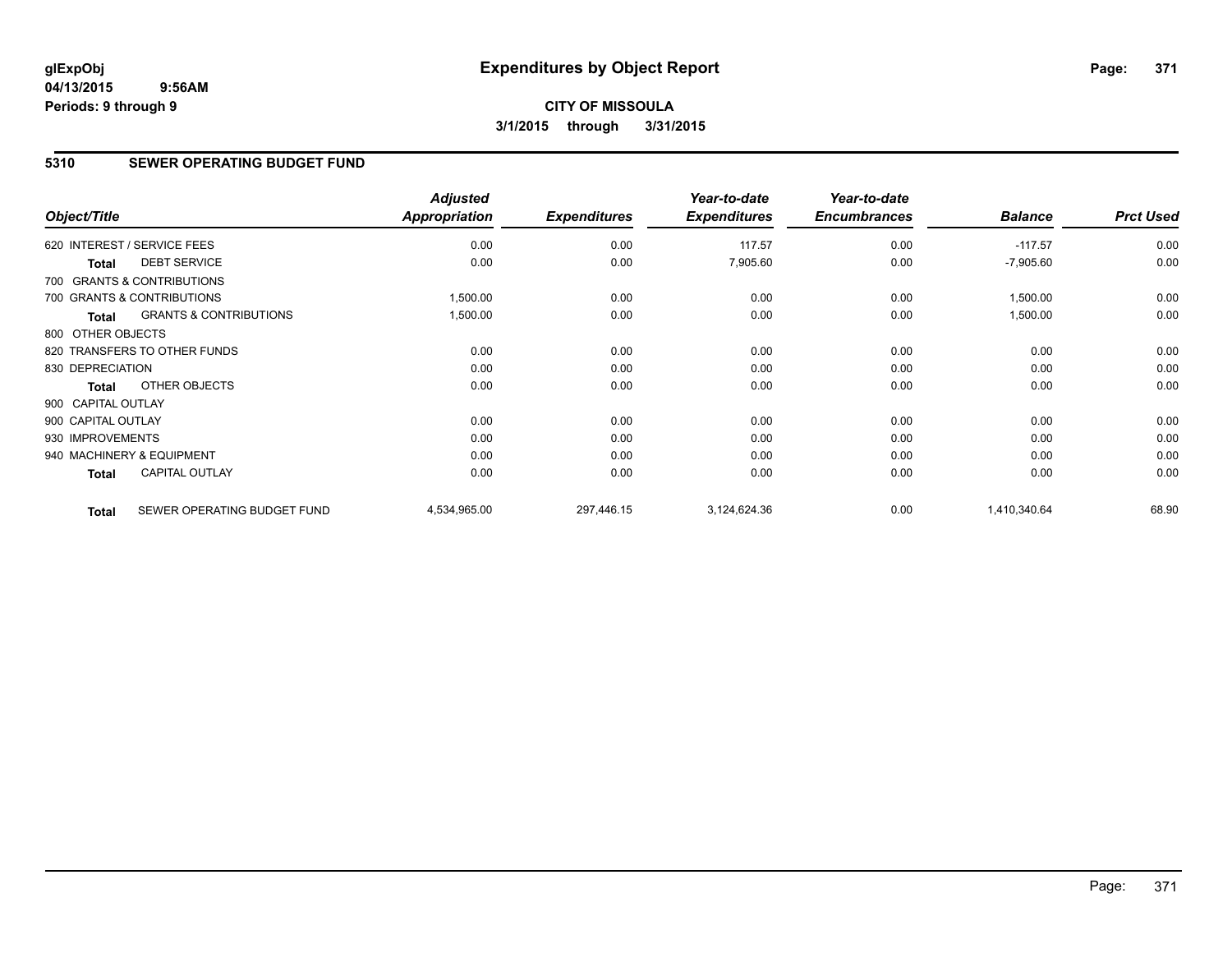**glExpObj**
**04/13/2015 9:56AM**
**Periods: 9 through 9**

# Expenditures by Object Report

**CITY OF MISSOULA**
**3/1/2015 through 3/31/2015**

## 5310 SEWER OPERATING BUDGET FUND

| Object/Title | | Adjusted Appropriation | Expenditures | Year-to-date Expenditures | Year-to-date Encumbrances | Balance | Prct Used |
|---|---|---|---|---|---|---|---|
| 620 INTEREST / SERVICE FEES | | 0.00 | 0.00 | 117.57 | 0.00 | -117.57 | 0.00 |
| **Total** | DEBT SERVICE | 0.00 | 0.00 | 7,905.60 | 0.00 | -7,905.60 | 0.00 |
| 700 GRANTS & CONTRIBUTIONS | | | | | | | |
| 700 GRANTS & CONTRIBUTIONS | | 1,500.00 | 0.00 | 0.00 | 0.00 | 1,500.00 | 0.00 |
| **Total** | GRANTS & CONTRIBUTIONS | 1,500.00 | 0.00 | 0.00 | 0.00 | 1,500.00 | 0.00 |
| 800 OTHER OBJECTS | | | | | | | |
| 820 TRANSFERS TO OTHER FUNDS | | 0.00 | 0.00 | 0.00 | 0.00 | 0.00 | 0.00 |
| 830 DEPRECIATION | | 0.00 | 0.00 | 0.00 | 0.00 | 0.00 | 0.00 |
| **Total** | OTHER OBJECTS | 0.00 | 0.00 | 0.00 | 0.00 | 0.00 | 0.00 |
| 900 CAPITAL OUTLAY | | | | | | | |
| 900 CAPITAL OUTLAY | | 0.00 | 0.00 | 0.00 | 0.00 | 0.00 | 0.00 |
| 930 IMPROVEMENTS | | 0.00 | 0.00 | 0.00 | 0.00 | 0.00 | 0.00 |
| 940 MACHINERY & EQUIPMENT | | 0.00 | 0.00 | 0.00 | 0.00 | 0.00 | 0.00 |
| **Total** | CAPITAL OUTLAY | 0.00 | 0.00 | 0.00 | 0.00 | 0.00 | 0.00 |
| **Total** | SEWER OPERATING BUDGET FUND | 4,534,965.00 | 297,446.15 | 3,124,624.36 | 0.00 | 1,410,340.64 | 68.90 |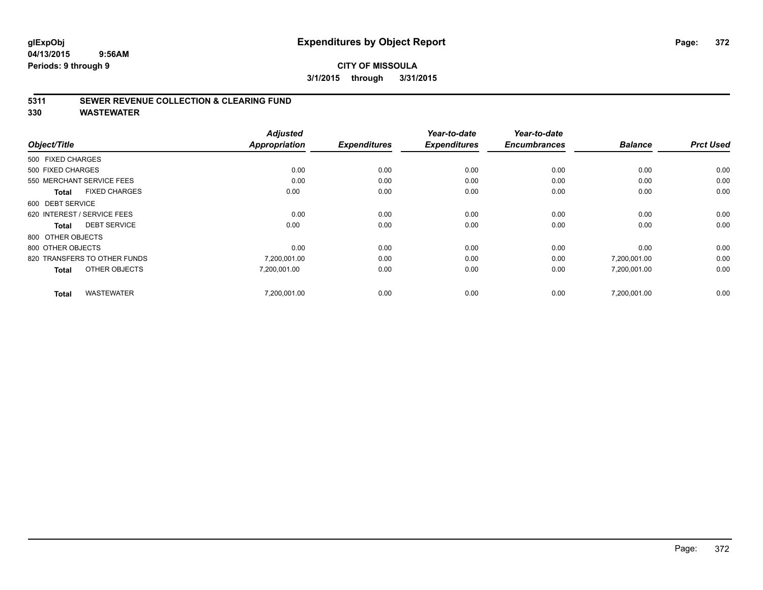# Expenditures by Object Report

glExpObj
04/13/2015 9:56AM
Periods: 9 through 9

**CITY OF MISSOULA**
**3/1/2015 through 3/31/2015**

## 5311 SEWER REVENUE COLLECTION & CLEARING FUND
## 330 WASTEWATER

| Object/Title | Adjusted Appropriation | Expenditures | Year-to-date Expenditures | Year-to-date Encumbrances | Balance | Prct Used |
|---|---|---|---|---|---|---|
| 500 FIXED CHARGES | | | | | | |
| 500 FIXED CHARGES | 0.00 | 0.00 | 0.00 | 0.00 | 0.00 | 0.00 |
| 550 MERCHANT SERVICE FEES | 0.00 | 0.00 | 0.00 | 0.00 | 0.00 | 0.00 |
| **Total** FIXED CHARGES | 0.00 | 0.00 | 0.00 | 0.00 | 0.00 | 0.00 |
| 600 DEBT SERVICE | | | | | | |
| 620 INTEREST / SERVICE FEES | 0.00 | 0.00 | 0.00 | 0.00 | 0.00 | 0.00 |
| **Total** DEBT SERVICE | 0.00 | 0.00 | 0.00 | 0.00 | 0.00 | 0.00 |
| 800 OTHER OBJECTS | | | | | | |
| 800 OTHER OBJECTS | 0.00 | 0.00 | 0.00 | 0.00 | 0.00 | 0.00 |
| 820 TRANSFERS TO OTHER FUNDS | 7,200,001.00 | 0.00 | 0.00 | 0.00 | 7,200,001.00 | 0.00 |
| **Total** OTHER OBJECTS | 7,200,001.00 | 0.00 | 0.00 | 0.00 | 7,200,001.00 | 0.00 |
| **Total** WASTEWATER | 7,200,001.00 | 0.00 | 0.00 | 0.00 | 7,200,001.00 | 0.00 |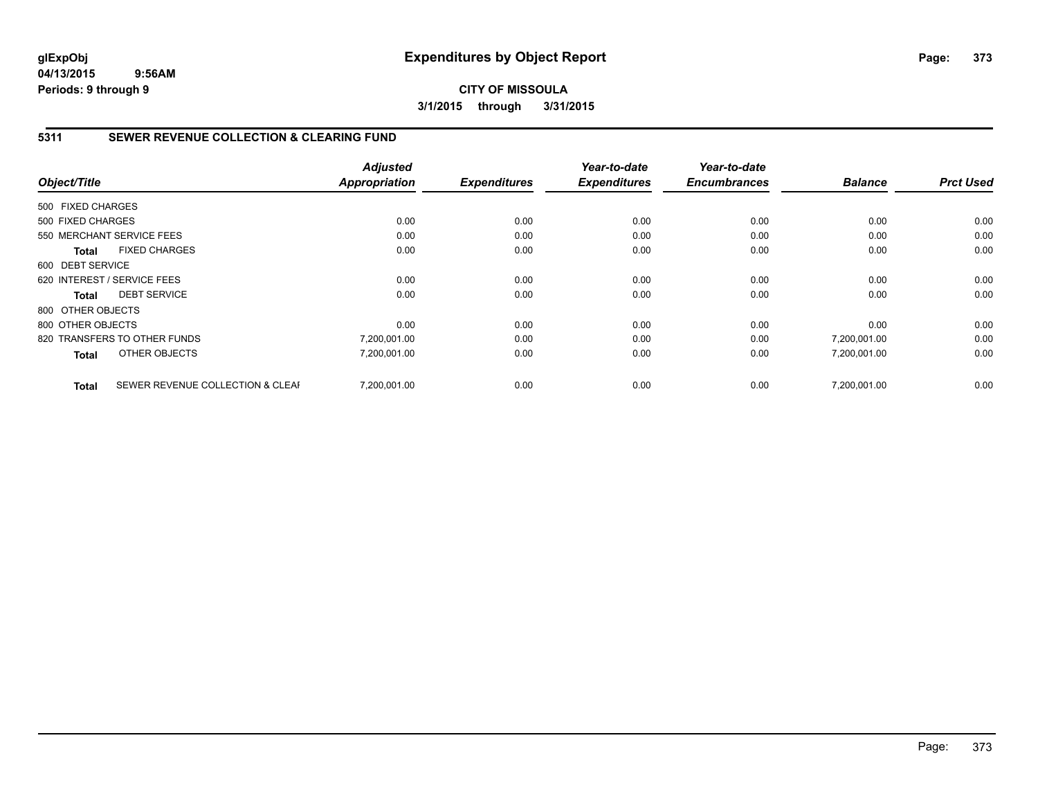glExpObj
04/13/2015 9:56AM
Periods: 9 through 9

# Expenditures by Object Report

**CITY OF MISSOULA**

**3/1/2015 through 3/31/2015**

## 5311 SEWER REVENUE COLLECTION & CLEARING FUND

| Object/Title | | Adjusted Appropriation | Expenditures | Year-to-date Expenditures | Year-to-date Encumbrances | Balance | Prct Used |
|---|---|---|---|---|---|---|---|
| 500 FIXED CHARGES | | | | | | | |
| 500 FIXED CHARGES | | 0.00 | 0.00 | 0.00 | 0.00 | 0.00 | 0.00 |
| 550 MERCHANT SERVICE FEES | | 0.00 | 0.00 | 0.00 | 0.00 | 0.00 | 0.00 |
| **Total** | FIXED CHARGES | 0.00 | 0.00 | 0.00 | 0.00 | 0.00 | 0.00 |
| 600 DEBT SERVICE | | | | | | | |
| 620 INTEREST / SERVICE FEES | | 0.00 | 0.00 | 0.00 | 0.00 | 0.00 | 0.00 |
| **Total** | DEBT SERVICE | 0.00 | 0.00 | 0.00 | 0.00 | 0.00 | 0.00 |
| 800 OTHER OBJECTS | | | | | | | |
| 800 OTHER OBJECTS | | 0.00 | 0.00 | 0.00 | 0.00 | 0.00 | 0.00 |
| 820 TRANSFERS TO OTHER FUNDS | | 7,200,001.00 | 0.00 | 0.00 | 0.00 | 7,200,001.00 | 0.00 |
| **Total** | OTHER OBJECTS | 7,200,001.00 | 0.00 | 0.00 | 0.00 | 7,200,001.00 | 0.00 |
| **Total** | SEWER REVENUE COLLECTION & CLEAI | 7,200,001.00 | 0.00 | 0.00 | 0.00 | 7,200,001.00 | 0.00 |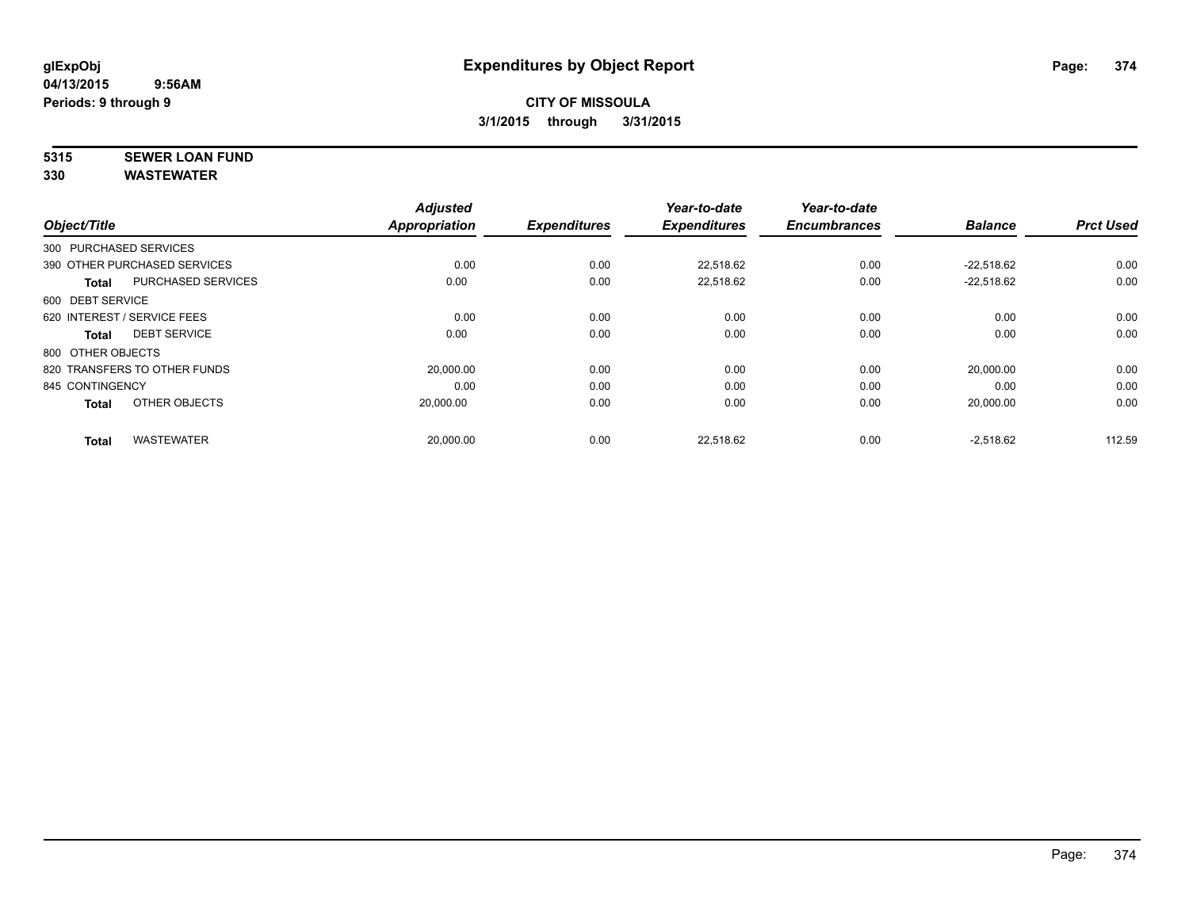**glExpObj**
**04/13/2015 9:56AM**
**Periods: 9 through 9**

# Expenditures by Object Report

**CITY OF MISSOULA**
**3/1/2015 through 3/31/2015**

**5315 SEWER LOAN FUND**
**330 WASTEWATER**

| Object/Title | | Adjusted Appropriation | Expenditures | Year-to-date Expenditures | Year-to-date Encumbrances | Balance | Prct Used |
|---|---|---|---|---|---|---|---|
| 300 PURCHASED SERVICES | | | | | | | |
| 390 OTHER PURCHASED SERVICES | | 0.00 | 0.00 | 22,518.62 | 0.00 | -22,518.62 | 0.00 |
| **Total** | PURCHASED SERVICES | 0.00 | 0.00 | 22,518.62 | 0.00 | -22,518.62 | 0.00 |
| 600 DEBT SERVICE | | | | | | | |
| 620 INTEREST / SERVICE FEES | | 0.00 | 0.00 | 0.00 | 0.00 | 0.00 | 0.00 |
| **Total** | DEBT SERVICE | 0.00 | 0.00 | 0.00 | 0.00 | 0.00 | 0.00 |
| 800 OTHER OBJECTS | | | | | | | |
| 820 TRANSFERS TO OTHER FUNDS | | 20,000.00 | 0.00 | 0.00 | 0.00 | 20,000.00 | 0.00 |
| 845 CONTINGENCY | | 0.00 | 0.00 | 0.00 | 0.00 | 0.00 | 0.00 |
| **Total** | OTHER OBJECTS | 20,000.00 | 0.00 | 0.00 | 0.00 | 20,000.00 | 0.00 |
| **Total** | WASTEWATER | 20,000.00 | 0.00 | 22,518.62 | 0.00 | -2,518.62 | 112.59 |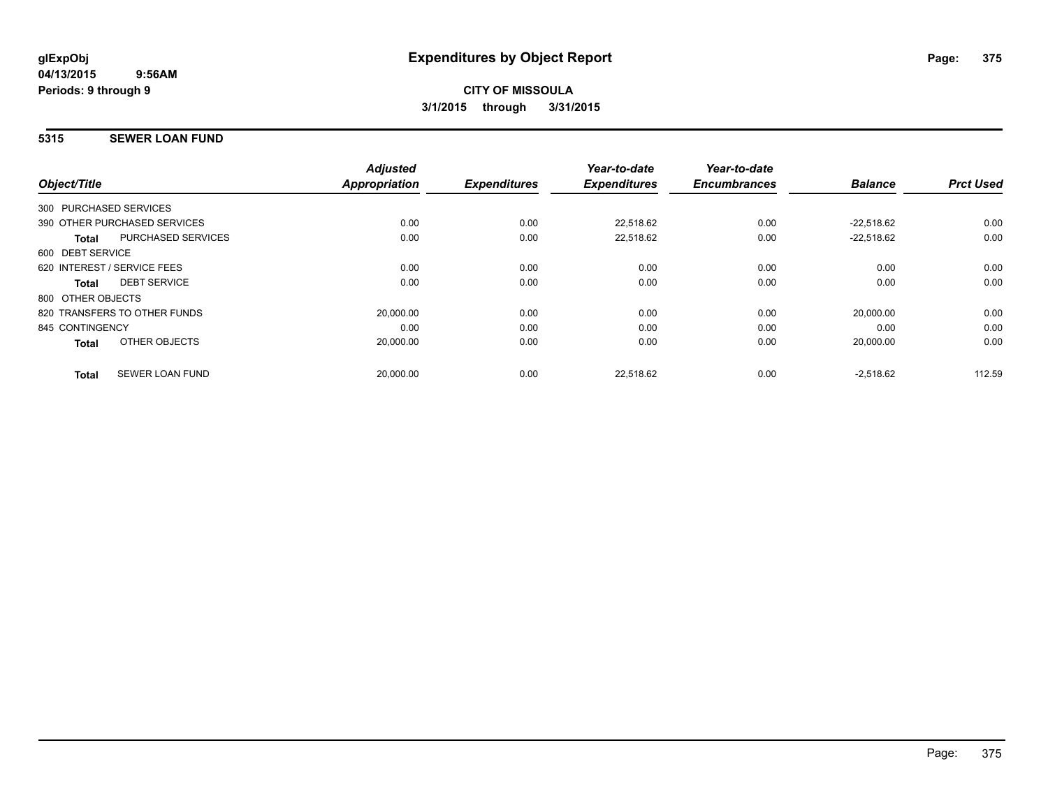**glExpObj**
**04/13/2015 9:56AM**
**Periods: 9 through 9**

# Expenditures by Object Report

**CITY OF MISSOULA**
**3/1/2015 through 3/31/2015**

## 5315 SEWER LOAN FUND

| Object/Title | | Adjusted Appropriation | Expenditures | Year-to-date Expenditures | Year-to-date Encumbrances | Balance | Prct Used |
|---|---|---|---|---|---|---|---|
| 300 PURCHASED SERVICES | | | | | | | |
| 390 OTHER PURCHASED SERVICES | | 0.00 | 0.00 | 22,518.62 | 0.00 | -22,518.62 | 0.00 |
| **Total** | PURCHASED SERVICES | 0.00 | 0.00 | 22,518.62 | 0.00 | -22,518.62 | 0.00 |
| 600 DEBT SERVICE | | | | | | | |
| 620 INTEREST / SERVICE FEES | | 0.00 | 0.00 | 0.00 | 0.00 | 0.00 | 0.00 |
| **Total** | DEBT SERVICE | 0.00 | 0.00 | 0.00 | 0.00 | 0.00 | 0.00 |
| 800 OTHER OBJECTS | | | | | | | |
| 820 TRANSFERS TO OTHER FUNDS | | 20,000.00 | 0.00 | 0.00 | 0.00 | 20,000.00 | 0.00 |
| 845 CONTINGENCY | | 0.00 | 0.00 | 0.00 | 0.00 | 0.00 | 0.00 |
| **Total** | OTHER OBJECTS | 20,000.00 | 0.00 | 0.00 | 0.00 | 20,000.00 | 0.00 |
| **Total** | SEWER LOAN FUND | 20,000.00 | 0.00 | 22,518.62 | 0.00 | -2,518.62 | 112.59 |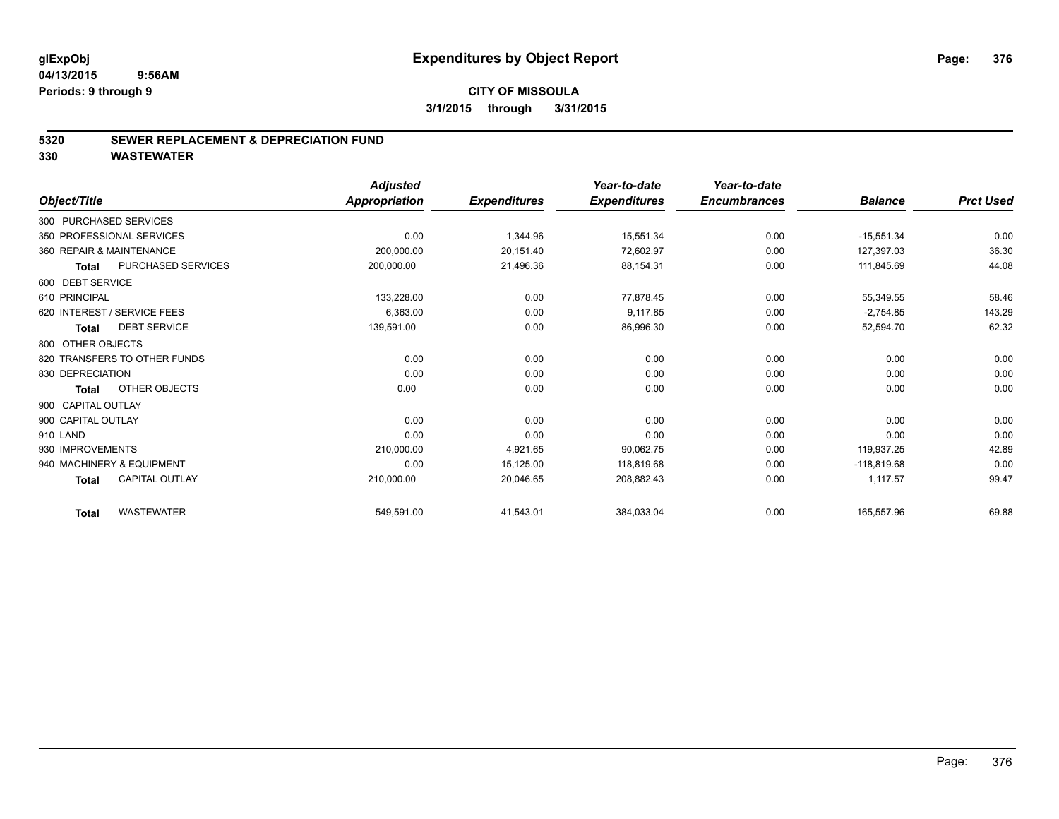# Expenditures by Object Report

glExpObj
04/13/2015 9:56AM
Periods: 9 through 9

**CITY OF MISSOULA**
**3/1/2015 through 3/31/2015**

## 5320 SEWER REPLACEMENT & DEPRECIATION FUND
## 330 WASTEWATER

| Object/Title | Adjusted Appropriation | Expenditures | Year-to-date Expenditures | Year-to-date Encumbrances | Balance | Prct Used |
|---|---|---|---|---|---|---|
| 300 PURCHASED SERVICES | | | | | | |
| 350 PROFESSIONAL SERVICES | 0.00 | 1,344.96 | 15,551.34 | 0.00 | -15,551.34 | 0.00 |
| 360 REPAIR & MAINTENANCE | 200,000.00 | 20,151.40 | 72,602.97 | 0.00 | 127,397.03 | 36.30 |
| **Total** PURCHASED SERVICES | 200,000.00 | 21,496.36 | 88,154.31 | 0.00 | 111,845.69 | 44.08 |
| 600 DEBT SERVICE | | | | | | |
| 610 PRINCIPAL | 133,228.00 | 0.00 | 77,878.45 | 0.00 | 55,349.55 | 58.46 |
| 620 INTEREST / SERVICE FEES | 6,363.00 | 0.00 | 9,117.85 | 0.00 | -2,754.85 | 143.29 |
| **Total** DEBT SERVICE | 139,591.00 | 0.00 | 86,996.30 | 0.00 | 52,594.70 | 62.32 |
| 800 OTHER OBJECTS | | | | | | |
| 820 TRANSFERS TO OTHER FUNDS | 0.00 | 0.00 | 0.00 | 0.00 | 0.00 | 0.00 |
| 830 DEPRECIATION | 0.00 | 0.00 | 0.00 | 0.00 | 0.00 | 0.00 |
| **Total** OTHER OBJECTS | 0.00 | 0.00 | 0.00 | 0.00 | 0.00 | 0.00 |
| 900 CAPITAL OUTLAY | | | | | | |
| 900 CAPITAL OUTLAY | 0.00 | 0.00 | 0.00 | 0.00 | 0.00 | 0.00 |
| 910 LAND | 0.00 | 0.00 | 0.00 | 0.00 | 0.00 | 0.00 |
| 930 IMPROVEMENTS | 210,000.00 | 4,921.65 | 90,062.75 | 0.00 | 119,937.25 | 42.89 |
| 940 MACHINERY & EQUIPMENT | 0.00 | 15,125.00 | 118,819.68 | 0.00 | -118,819.68 | 0.00 |
| **Total** CAPITAL OUTLAY | 210,000.00 | 20,046.65 | 208,882.43 | 0.00 | 1,117.57 | 99.47 |
| **Total** WASTEWATER | 549,591.00 | 41,543.01 | 384,033.04 | 0.00 | 165,557.96 | 69.88 |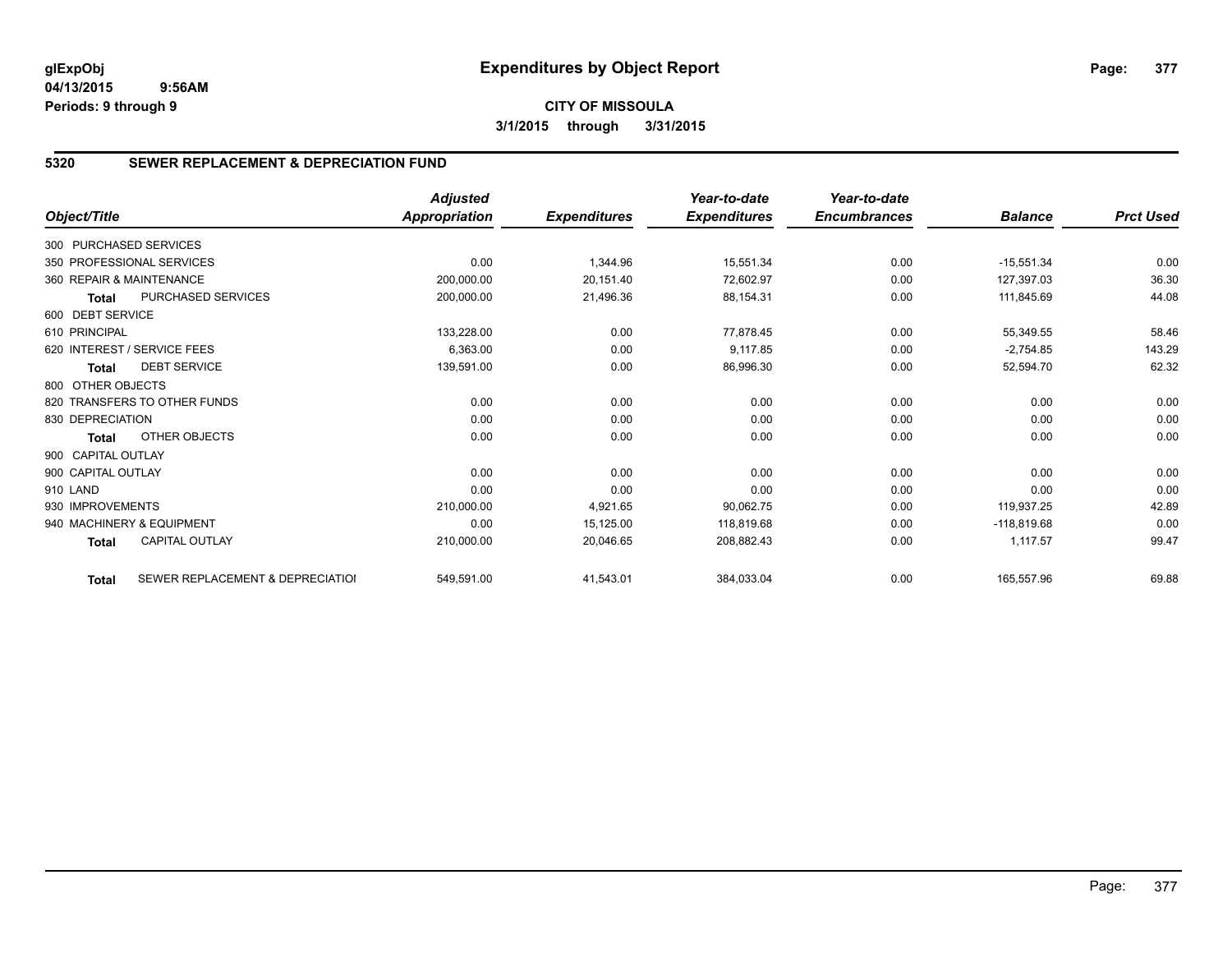glExpObj
04/13/2015 9:56AM
Periods: 9 through 9

# Expenditures by Object Report

**CITY OF MISSOULA**
**3/1/2015 through 3/31/2015**

## 5320 SEWER REPLACEMENT & DEPRECIATION FUND

| Object/Title | Adjusted Appropriation | Expenditures | Year-to-date Expenditures | Year-to-date Encumbrances | Balance | Prct Used |
|---|---|---|---|---|---|---|
| 300 PURCHASED SERVICES | | | | | | |
| 350 PROFESSIONAL SERVICES | 0.00 | 1,344.96 | 15,551.34 | 0.00 | -15,551.34 | 0.00 |
| 360 REPAIR & MAINTENANCE | 200,000.00 | 20,151.40 | 72,602.97 | 0.00 | 127,397.03 | 36.30 |
| **Total** PURCHASED SERVICES | 200,000.00 | 21,496.36 | 88,154.31 | 0.00 | 111,845.69 | 44.08 |
| 600 DEBT SERVICE | | | | | | |
| 610 PRINCIPAL | 133,228.00 | 0.00 | 77,878.45 | 0.00 | 55,349.55 | 58.46 |
| 620 INTEREST / SERVICE FEES | 6,363.00 | 0.00 | 9,117.85 | 0.00 | -2,754.85 | 143.29 |
| **Total** DEBT SERVICE | 139,591.00 | 0.00 | 86,996.30 | 0.00 | 52,594.70 | 62.32 |
| 800 OTHER OBJECTS | | | | | | |
| 820 TRANSFERS TO OTHER FUNDS | 0.00 | 0.00 | 0.00 | 0.00 | 0.00 | 0.00 |
| 830 DEPRECIATION | 0.00 | 0.00 | 0.00 | 0.00 | 0.00 | 0.00 |
| **Total** OTHER OBJECTS | 0.00 | 0.00 | 0.00 | 0.00 | 0.00 | 0.00 |
| 900 CAPITAL OUTLAY | | | | | | |
| 900 CAPITAL OUTLAY | 0.00 | 0.00 | 0.00 | 0.00 | 0.00 | 0.00 |
| 910 LAND | 0.00 | 0.00 | 0.00 | 0.00 | 0.00 | 0.00 |
| 930 IMPROVEMENTS | 210,000.00 | 4,921.65 | 90,062.75 | 0.00 | 119,937.25 | 42.89 |
| 940 MACHINERY & EQUIPMENT | 0.00 | 15,125.00 | 118,819.68 | 0.00 | -118,819.68 | 0.00 |
| **Total** CAPITAL OUTLAY | 210,000.00 | 20,046.65 | 208,882.43 | 0.00 | 1,117.57 | 99.47 |
| **Total** SEWER REPLACEMENT & DEPRECIATIOI | 549,591.00 | 41,543.01 | 384,033.04 | 0.00 | 165,557.96 | 69.88 |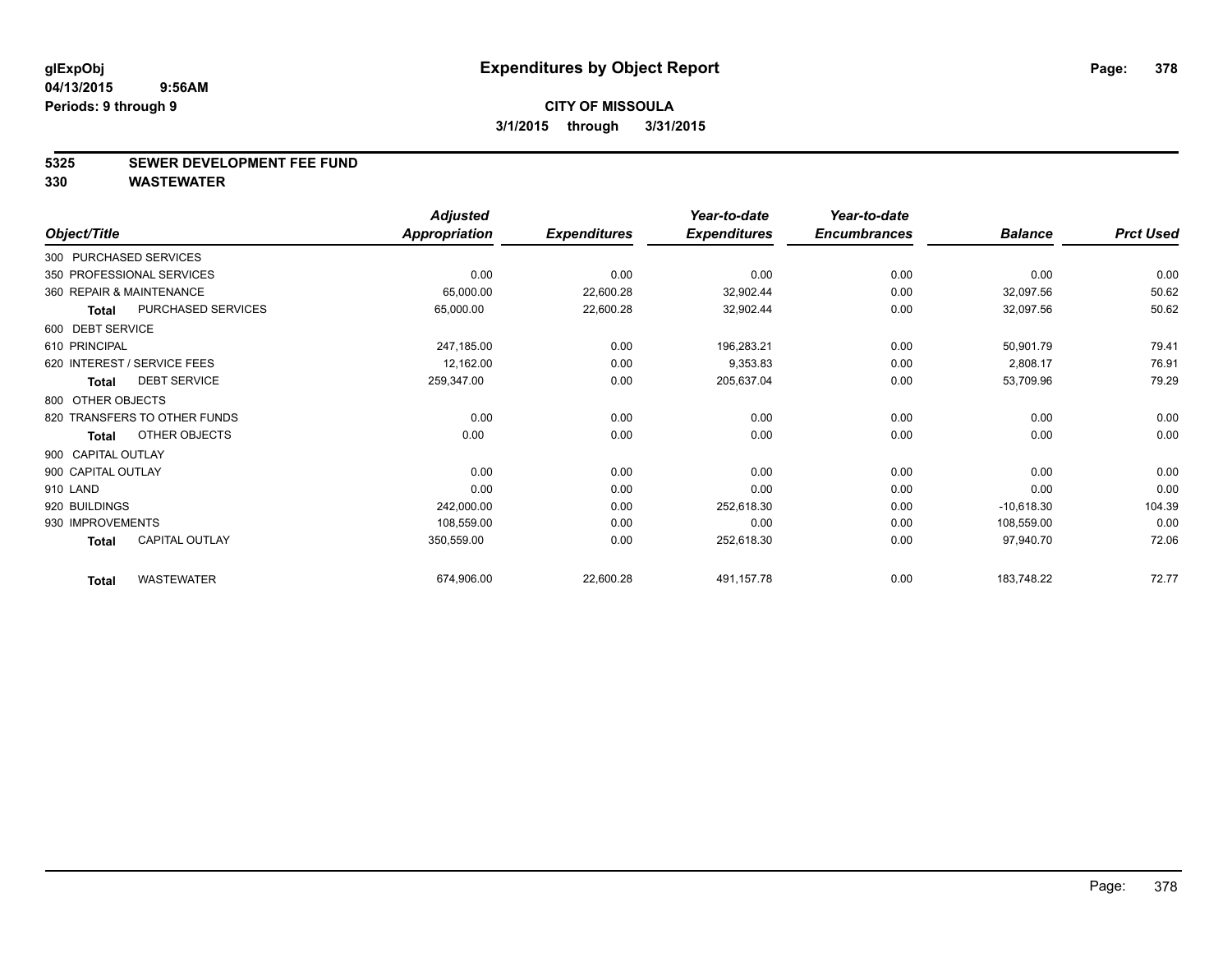# Expenditures by Object Report

glExpObj
04/13/2015 9:56AM
Periods: 9 through 9

**CITY OF MISSOULA**
**3/1/2015 through 3/31/2015**

## 5325 SEWER DEVELOPMENT FEE FUND
## 330 WASTEWATER

| Object/Title | Adjusted Appropriation | Expenditures | Year-to-date Expenditures | Year-to-date Encumbrances | Balance | Prct Used |
|---|---|---|---|---|---|---|
| 300 PURCHASED SERVICES | | | | | | |
| 350 PROFESSIONAL SERVICES | 0.00 | 0.00 | 0.00 | 0.00 | 0.00 | 0.00 |
| 360 REPAIR & MAINTENANCE | 65,000.00 | 22,600.28 | 32,902.44 | 0.00 | 32,097.56 | 50.62 |
| **Total** PURCHASED SERVICES | 65,000.00 | 22,600.28 | 32,902.44 | 0.00 | 32,097.56 | 50.62 |
| 600 DEBT SERVICE | | | | | | |
| 610 PRINCIPAL | 247,185.00 | 0.00 | 196,283.21 | 0.00 | 50,901.79 | 79.41 |
| 620 INTEREST / SERVICE FEES | 12,162.00 | 0.00 | 9,353.83 | 0.00 | 2,808.17 | 76.91 |
| **Total** DEBT SERVICE | 259,347.00 | 0.00 | 205,637.04 | 0.00 | 53,709.96 | 79.29 |
| 800 OTHER OBJECTS | | | | | | |
| 820 TRANSFERS TO OTHER FUNDS | 0.00 | 0.00 | 0.00 | 0.00 | 0.00 | 0.00 |
| **Total** OTHER OBJECTS | 0.00 | 0.00 | 0.00 | 0.00 | 0.00 | 0.00 |
| 900 CAPITAL OUTLAY | | | | | | |
| 900 CAPITAL OUTLAY | 0.00 | 0.00 | 0.00 | 0.00 | 0.00 | 0.00 |
| 910 LAND | 0.00 | 0.00 | 0.00 | 0.00 | 0.00 | 0.00 |
| 920 BUILDINGS | 242,000.00 | 0.00 | 252,618.30 | 0.00 | -10,618.30 | 104.39 |
| 930 IMPROVEMENTS | 108,559.00 | 0.00 | 0.00 | 0.00 | 108,559.00 | 0.00 |
| **Total** CAPITAL OUTLAY | 350,559.00 | 0.00 | 252,618.30 | 0.00 | 97,940.70 | 72.06 |
| **Total** WASTEWATER | 674,906.00 | 22,600.28 | 491,157.78 | 0.00 | 183,748.22 | 72.77 |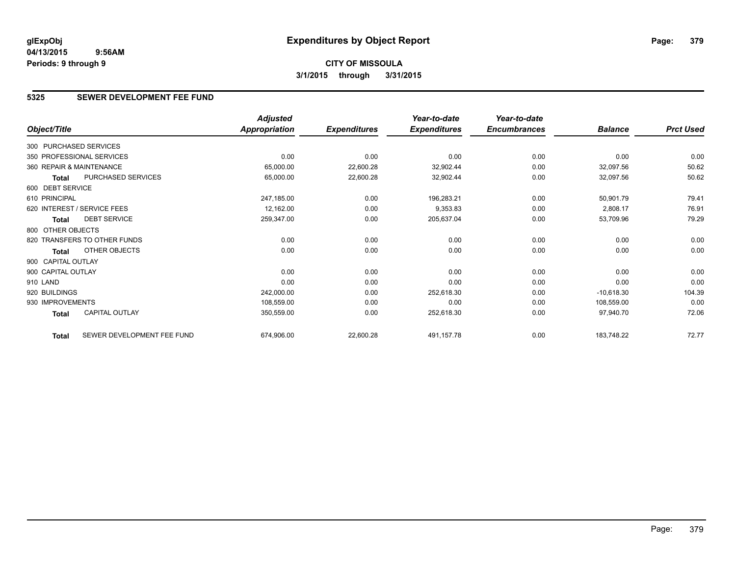**glExpObj**
**04/13/2015 9:56AM**
**Periods: 9 through 9**

# Expenditures by Object Report

**CITY OF MISSOULA**
**3/1/2015 through 3/31/2015**

## 5325 SEWER DEVELOPMENT FEE FUND

| Object/Title | | Adjusted Appropriation | Expenditures | Year-to-date Expenditures | Year-to-date Encumbrances | Balance | Prct Used |
|---|---|---|---|---|---|---|---|
| 300 PURCHASED SERVICES | | | | | | | |
| 350 PROFESSIONAL SERVICES | | 0.00 | 0.00 | 0.00 | 0.00 | 0.00 | 0.00 |
| 360 REPAIR & MAINTENANCE | | 65,000.00 | 22,600.28 | 32,902.44 | 0.00 | 32,097.56 | 50.62 |
| **Total** | PURCHASED SERVICES | 65,000.00 | 22,600.28 | 32,902.44 | 0.00 | 32,097.56 | 50.62 |
| 600 DEBT SERVICE | | | | | | | |
| 610 PRINCIPAL | | 247,185.00 | 0.00 | 196,283.21 | 0.00 | 50,901.79 | 79.41 |
| 620 INTEREST / SERVICE FEES | | 12,162.00 | 0.00 | 9,353.83 | 0.00 | 2,808.17 | 76.91 |
| **Total** | DEBT SERVICE | 259,347.00 | 0.00 | 205,637.04 | 0.00 | 53,709.96 | 79.29 |
| 800 OTHER OBJECTS | | | | | | | |
| 820 TRANSFERS TO OTHER FUNDS | | 0.00 | 0.00 | 0.00 | 0.00 | 0.00 | 0.00 |
| **Total** | OTHER OBJECTS | 0.00 | 0.00 | 0.00 | 0.00 | 0.00 | 0.00 |
| 900 CAPITAL OUTLAY | | | | | | | |
| 900 CAPITAL OUTLAY | | 0.00 | 0.00 | 0.00 | 0.00 | 0.00 | 0.00 |
| 910 LAND | | 0.00 | 0.00 | 0.00 | 0.00 | 0.00 | 0.00 |
| 920 BUILDINGS | | 242,000.00 | 0.00 | 252,618.30 | 0.00 | -10,618.30 | 104.39 |
| 930 IMPROVEMENTS | | 108,559.00 | 0.00 | 0.00 | 0.00 | 108,559.00 | 0.00 |
| **Total** | CAPITAL OUTLAY | 350,559.00 | 0.00 | 252,618.30 | 0.00 | 97,940.70 | 72.06 |
| **Total** | SEWER DEVELOPMENT FEE FUND | 674,906.00 | 22,600.28 | 491,157.78 | 0.00 | 183,748.22 | 72.77 |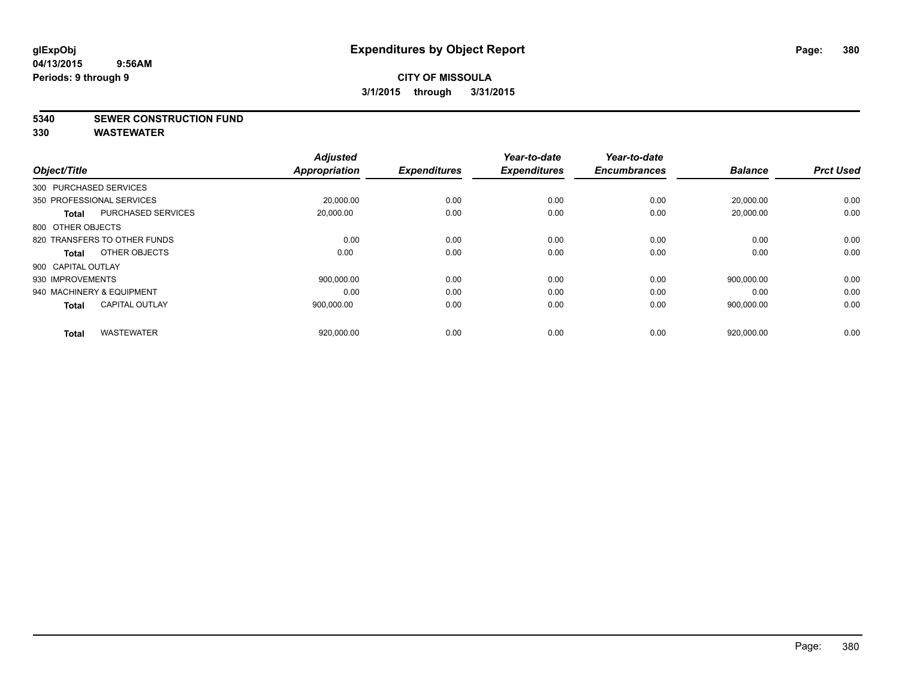glExpObj
04/13/2015 9:56AM
Periods: 9 through 9

# Expenditures by Object Report

**CITY OF MISSOULA**
**3/1/2015 through 3/31/2015**

**5340 SEWER CONSTRUCTION FUND**
**330 WASTEWATER**

| Object/Title | | Adjusted Appropriation | Expenditures | Year-to-date Expenditures | Year-to-date Encumbrances | Balance | Prct Used |
|---|---|---|---|---|---|---|---|
| 300 PURCHASED SERVICES | | | | | | | |
| 350 PROFESSIONAL SERVICES | | 20,000.00 | 0.00 | 0.00 | 0.00 | 20,000.00 | 0.00 |
| **Total** | PURCHASED SERVICES | 20,000.00 | 0.00 | 0.00 | 0.00 | 20,000.00 | 0.00 |
| 800 OTHER OBJECTS | | | | | | | |
| 820 TRANSFERS TO OTHER FUNDS | | 0.00 | 0.00 | 0.00 | 0.00 | 0.00 | 0.00 |
| **Total** | OTHER OBJECTS | 0.00 | 0.00 | 0.00 | 0.00 | 0.00 | 0.00 |
| 900 CAPITAL OUTLAY | | | | | | | |
| 930 IMPROVEMENTS | | 900,000.00 | 0.00 | 0.00 | 0.00 | 900,000.00 | 0.00 |
| 940 MACHINERY & EQUIPMENT | | 0.00 | 0.00 | 0.00 | 0.00 | 0.00 | 0.00 |
| **Total** | CAPITAL OUTLAY | 900,000.00 | 0.00 | 0.00 | 0.00 | 900,000.00 | 0.00 |
| **Total** | WASTEWATER | 920,000.00 | 0.00 | 0.00 | 0.00 | 920,000.00 | 0.00 |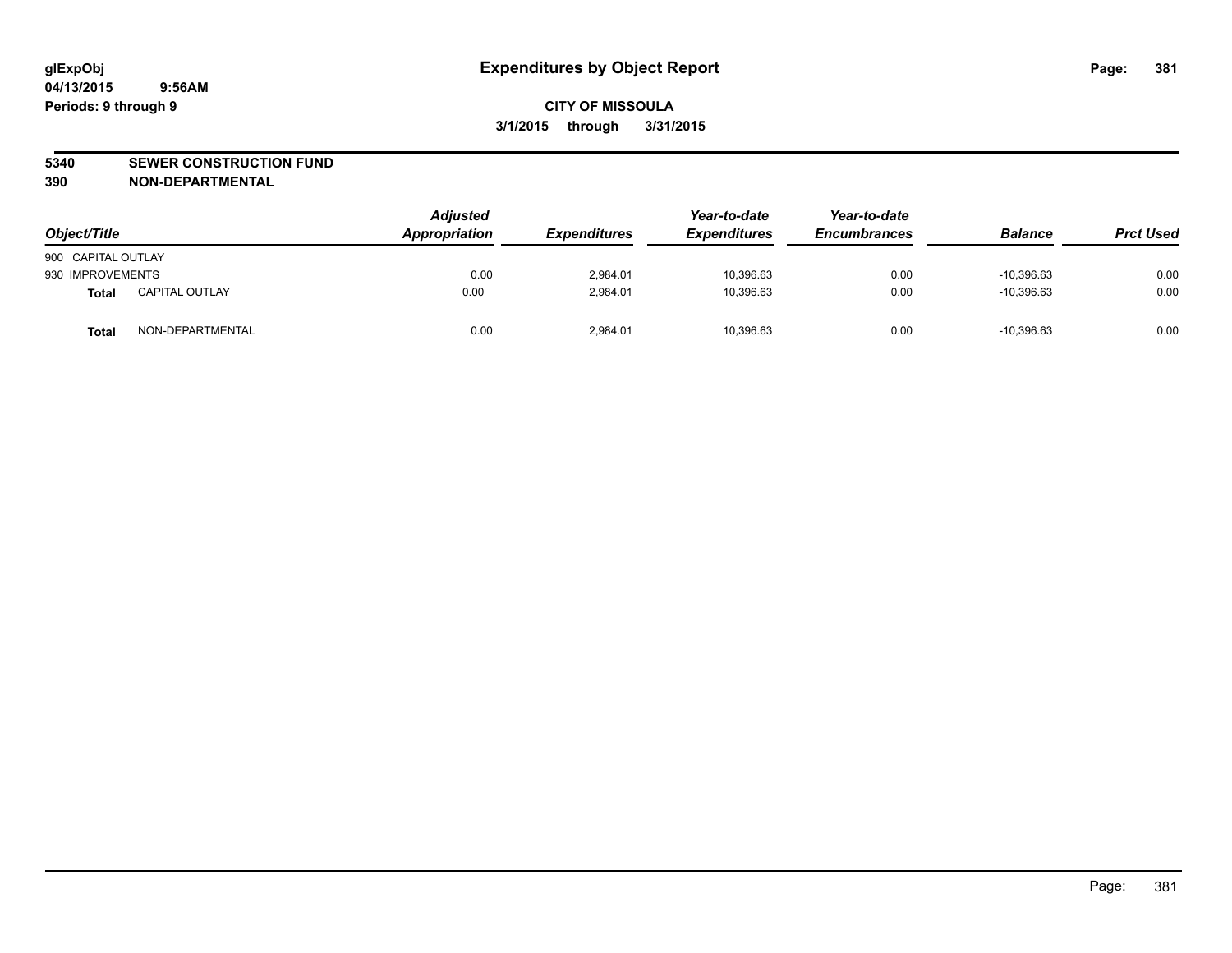# Expenditures by Object Report

glExpObj
04/13/2015 9:56AM
Periods: 9 through 9

**CITY OF MISSOULA**
**3/1/2015 through 3/31/2015**

**5340 SEWER CONSTRUCTION FUND**
**390 NON-DEPARTMENTAL**

| Object/Title | | Adjusted Appropriation | Expenditures | Year-to-date Expenditures | Year-to-date Encumbrances | Balance | Prct Used |
|---|---|---|---|---|---|---|---|
| 900 CAPITAL OUTLAY | | | | | | | |
| 930 IMPROVEMENTS | | 0.00 | 2,984.01 | 10,396.63 | 0.00 | -10,396.63 | 0.00 |
| **Total** | CAPITAL OUTLAY | 0.00 | 2,984.01 | 10,396.63 | 0.00 | -10,396.63 | 0.00 |
| **Total** | NON-DEPARTMENTAL | 0.00 | 2,984.01 | 10,396.63 | 0.00 | -10,396.63 | 0.00 |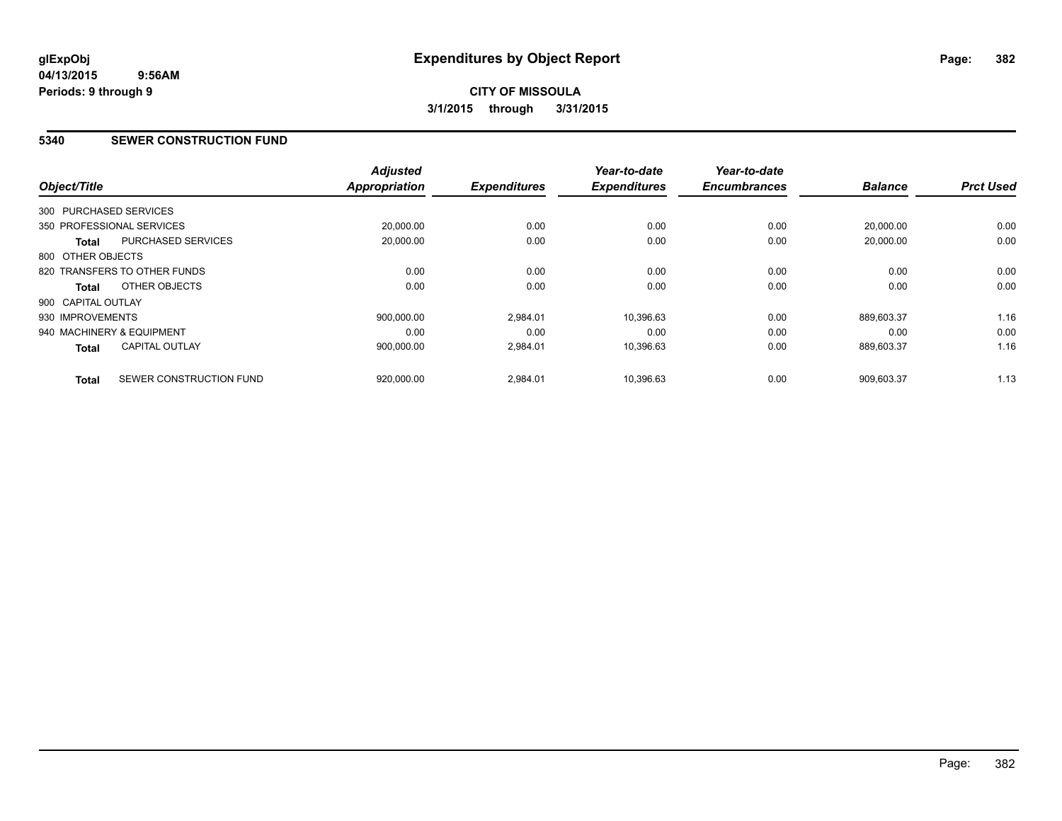glExpObj
04/13/2015 9:56AM
Periods: 9 through 9

# Expenditures by Object Report

**CITY OF MISSOULA**
**3/1/2015 through 3/31/2015**

## 5340 SEWER CONSTRUCTION FUND

| Object/Title | | Adjusted Appropriation | Expenditures | Year-to-date Expenditures | Year-to-date Encumbrances | Balance | Prct Used |
|---|---|---|---|---|---|---|---|
| 300 PURCHASED SERVICES | | | | | | | |
| 350 PROFESSIONAL SERVICES | | 20,000.00 | 0.00 | 0.00 | 0.00 | 20,000.00 | 0.00 |
| **Total** | PURCHASED SERVICES | 20,000.00 | 0.00 | 0.00 | 0.00 | 20,000.00 | 0.00 |
| 800 OTHER OBJECTS | | | | | | | |
| 820 TRANSFERS TO OTHER FUNDS | | 0.00 | 0.00 | 0.00 | 0.00 | 0.00 | 0.00 |
| **Total** | OTHER OBJECTS | 0.00 | 0.00 | 0.00 | 0.00 | 0.00 | 0.00 |
| 900 CAPITAL OUTLAY | | | | | | | |
| 930 IMPROVEMENTS | | 900,000.00 | 2,984.01 | 10,396.63 | 0.00 | 889,603.37 | 1.16 |
| 940 MACHINERY & EQUIPMENT | | 0.00 | 0.00 | 0.00 | 0.00 | 0.00 | 0.00 |
| **Total** | CAPITAL OUTLAY | 900,000.00 | 2,984.01 | 10,396.63 | 0.00 | 889,603.37 | 1.16 |
| **Total** | SEWER CONSTRUCTION FUND | 920,000.00 | 2,984.01 | 10,396.63 | 0.00 | 909,603.37 | 1.13 |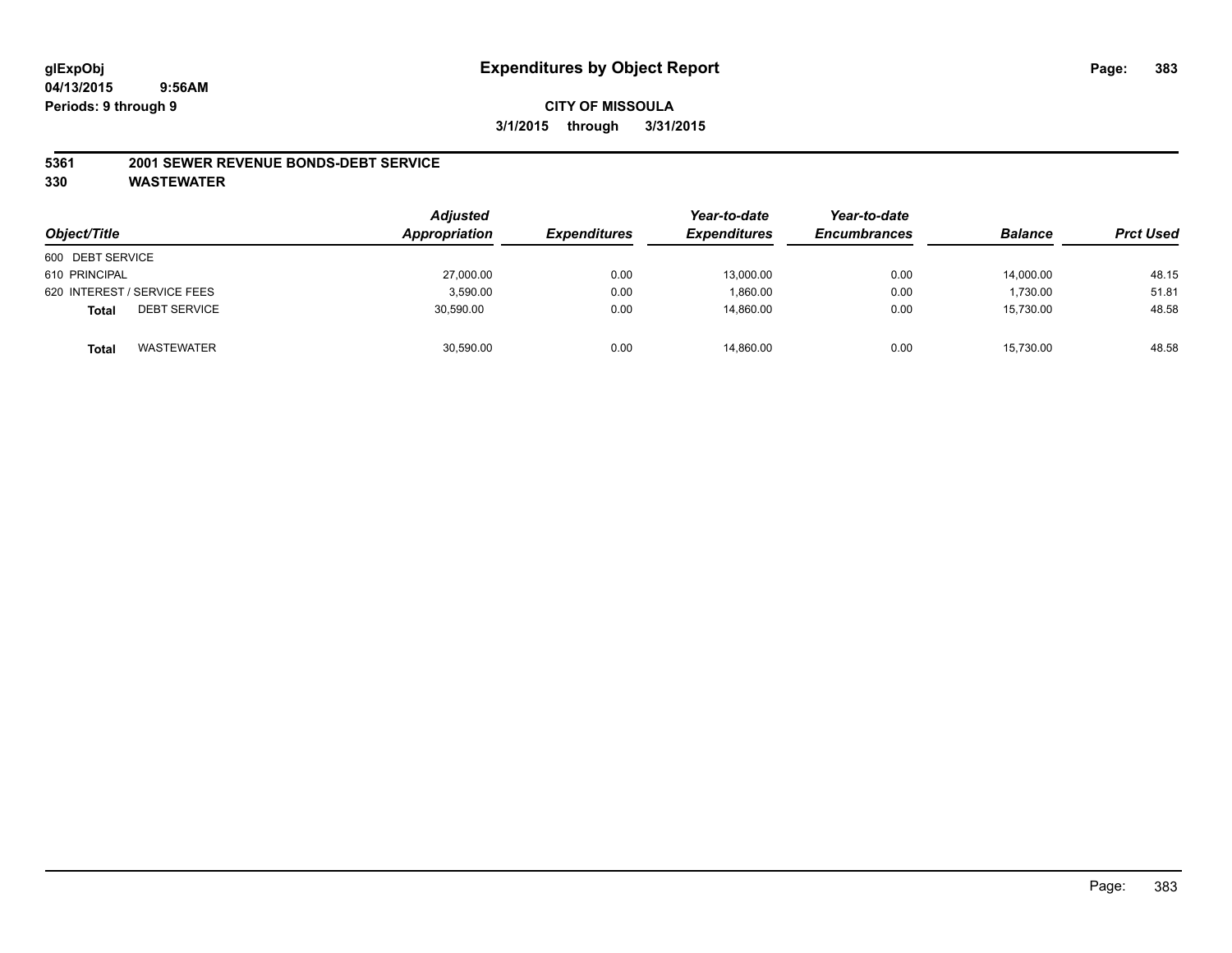# Expenditures by Object Report

glExpObj
04/13/2015 9:56AM
Periods: 9 through 9

**CITY OF MISSOULA**

**3/1/2015 through 3/31/2015**

## 5361 2001 SEWER REVENUE BONDS-DEBT SERVICE
## 330 WASTEWATER

| Object/Title | Adjusted Appropriation | Expenditures | Year-to-date Expenditures | Year-to-date Encumbrances | Balance | Prct Used |
|---|---|---|---|---|---|---|
| 600 DEBT SERVICE | | | | | | |
| 610 PRINCIPAL | 27,000.00 | 0.00 | 13,000.00 | 0.00 | 14,000.00 | 48.15 |
| 620 INTEREST / SERVICE FEES | 3,590.00 | 0.00 | 1,860.00 | 0.00 | 1,730.00 | 51.81 |
| **Total** DEBT SERVICE | 30,590.00 | 0.00 | 14,860.00 | 0.00 | 15,730.00 | 48.58 |
| **Total** WASTEWATER | 30,590.00 | 0.00 | 14,860.00 | 0.00 | 15,730.00 | 48.58 |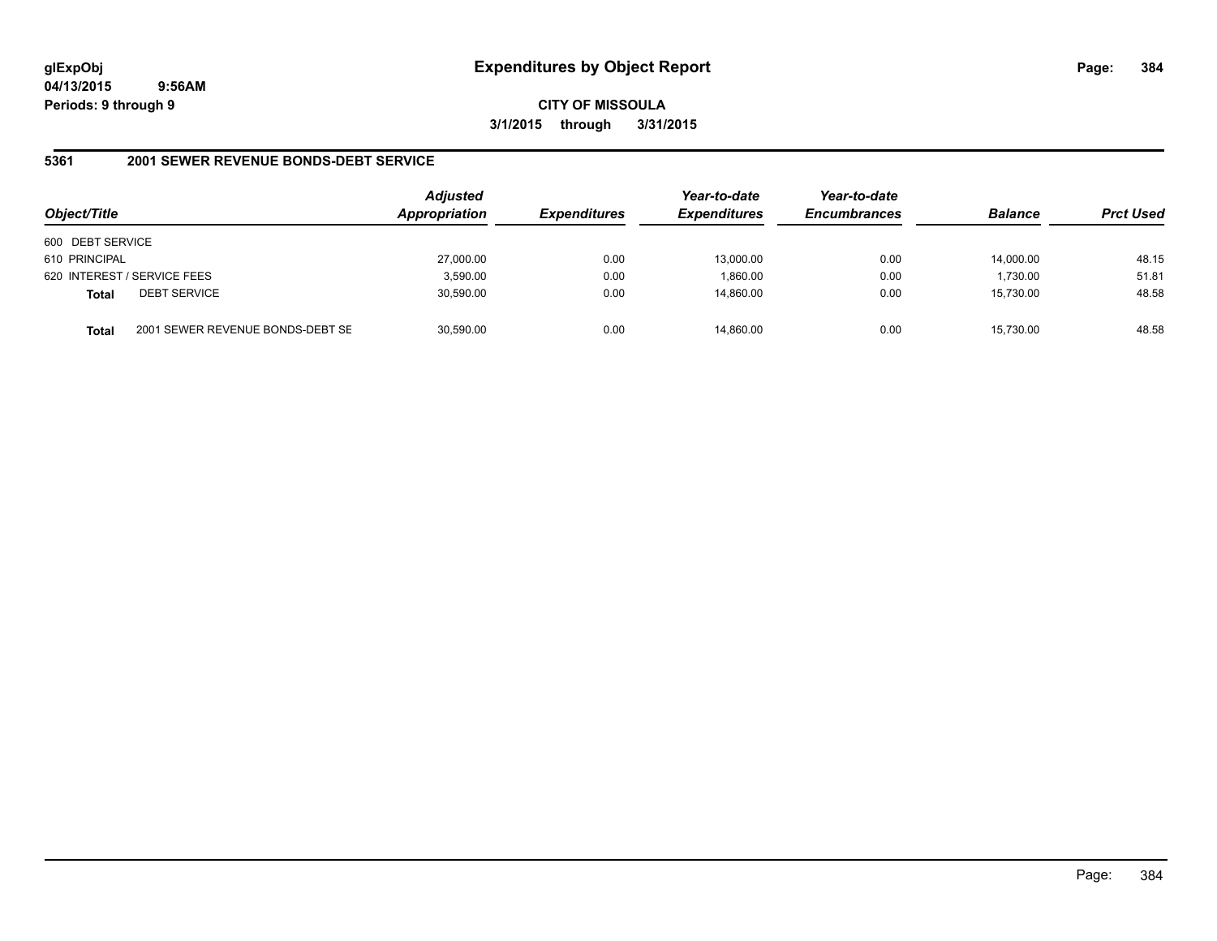# Expenditures by Object Report

glExpObj
04/13/2015 9:56AM
Periods: 9 through 9

**CITY OF MISSOULA**
**3/1/2015 through 3/31/2015**

## 5361 2001 SEWER REVENUE BONDS-DEBT SERVICE

| Object/Title | | Adjusted Appropriation | Expenditures | Year-to-date Expenditures | Year-to-date Encumbrances | Balance | Prct Used |
|---|---|---|---|---|---|---|---|
| 600 DEBT SERVICE | | | | | | | |
| 610 PRINCIPAL | | 27,000.00 | 0.00 | 13,000.00 | 0.00 | 14,000.00 | 48.15 |
| 620 INTEREST / SERVICE FEES | | 3,590.00 | 0.00 | 1,860.00 | 0.00 | 1,730.00 | 51.81 |
| **Total** | DEBT SERVICE | 30,590.00 | 0.00 | 14,860.00 | 0.00 | 15,730.00 | 48.58 |
| **Total** | 2001 SEWER REVENUE BONDS-DEBT SE | 30,590.00 | 0.00 | 14,860.00 | 0.00 | 15,730.00 | 48.58 |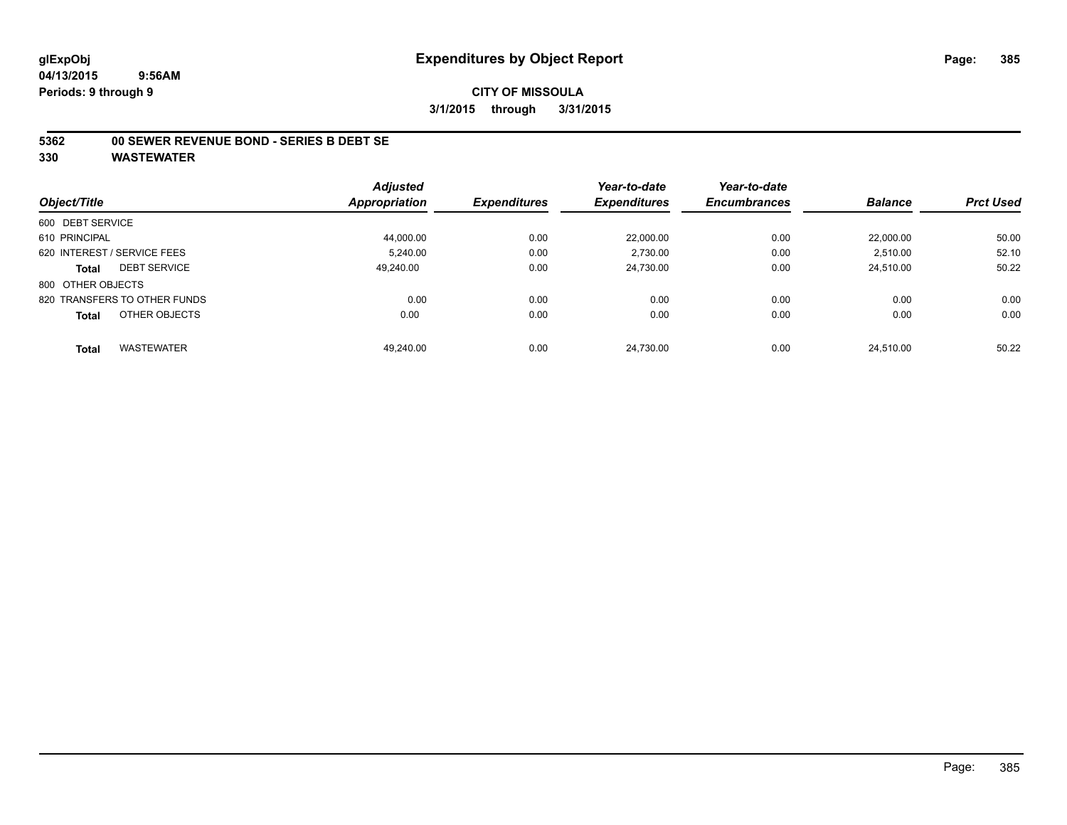# Expenditures by Object Report

glExpObj
04/13/2015 9:56AM
Periods: 9 through 9

**CITY OF MISSOULA**

**3/1/2015 through 3/31/2015**

## 5362 00 SEWER REVENUE BOND - SERIES B DEBT SE

## 330 WASTEWATER

| Object/Title | Adjusted Appropriation | Expenditures | Year-to-date Expenditures | Year-to-date Encumbrances | Balance | Prct Used |
|---|---|---|---|---|---|---|
| 600 DEBT SERVICE | | | | | | |
| 610 PRINCIPAL | 44,000.00 | 0.00 | 22,000.00 | 0.00 | 22,000.00 | 50.00 |
| 620 INTEREST / SERVICE FEES | 5,240.00 | 0.00 | 2,730.00 | 0.00 | 2,510.00 | 52.10 |
| **Total** DEBT SERVICE | 49,240.00 | 0.00 | 24,730.00 | 0.00 | 24,510.00 | 50.22 |
| 800 OTHER OBJECTS | | | | | | |
| 820 TRANSFERS TO OTHER FUNDS | 0.00 | 0.00 | 0.00 | 0.00 | 0.00 | 0.00 |
| **Total** OTHER OBJECTS | 0.00 | 0.00 | 0.00 | 0.00 | 0.00 | 0.00 |
| **Total** WASTEWATER | 49,240.00 | 0.00 | 24,730.00 | 0.00 | 24,510.00 | 50.22 |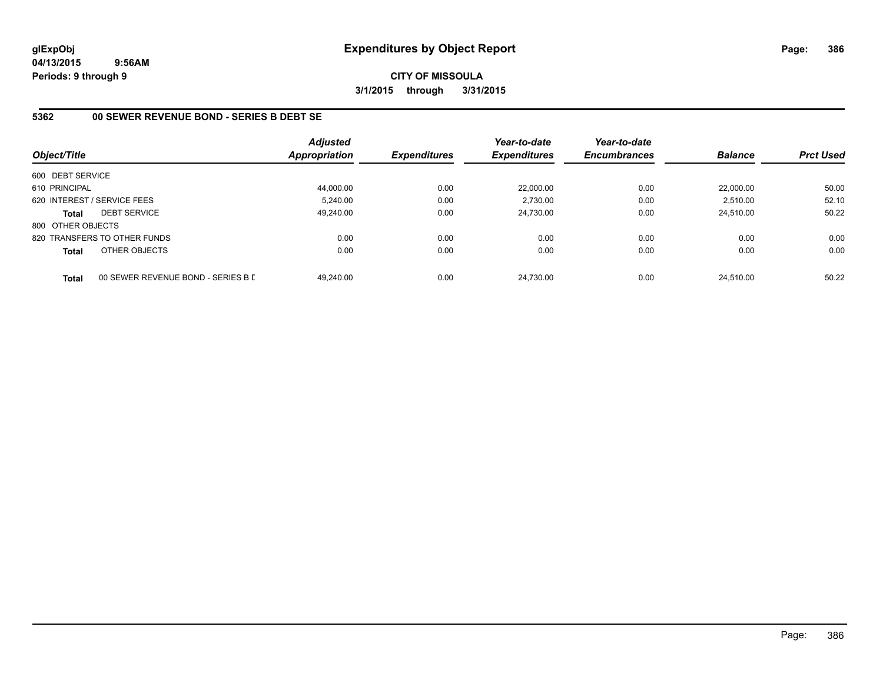**glExpObj**
**04/13/2015 9:56AM**
**Periods: 9 through 9**

# Expenditures by Object Report

**CITY OF MISSOULA**
**3/1/2015 through 3/31/2015**

## 5362 00 SEWER REVENUE BOND - SERIES B DEBT SE

| Object/Title | | Adjusted Appropriation | Expenditures | Year-to-date Expenditures | Year-to-date Encumbrances | Balance | Prct Used |
|---|---|---|---|---|---|---|---|
| 600 DEBT SERVICE | | | | | | | |
| 610 PRINCIPAL | | 44,000.00 | 0.00 | 22,000.00 | 0.00 | 22,000.00 | 50.00 |
| 620 INTEREST / SERVICE FEES | | 5,240.00 | 0.00 | 2,730.00 | 0.00 | 2,510.00 | 52.10 |
| **Total** | DEBT SERVICE | 49,240.00 | 0.00 | 24,730.00 | 0.00 | 24,510.00 | 50.22 |
| 800 OTHER OBJECTS | | | | | | | |
| 820 TRANSFERS TO OTHER FUNDS | | 0.00 | 0.00 | 0.00 | 0.00 | 0.00 | 0.00 |
| **Total** | OTHER OBJECTS | 0.00 | 0.00 | 0.00 | 0.00 | 0.00 | 0.00 |
| **Total** | 00 SEWER REVENUE BOND - SERIES B D | 49,240.00 | 0.00 | 24,730.00 | 0.00 | 24,510.00 | 50.22 |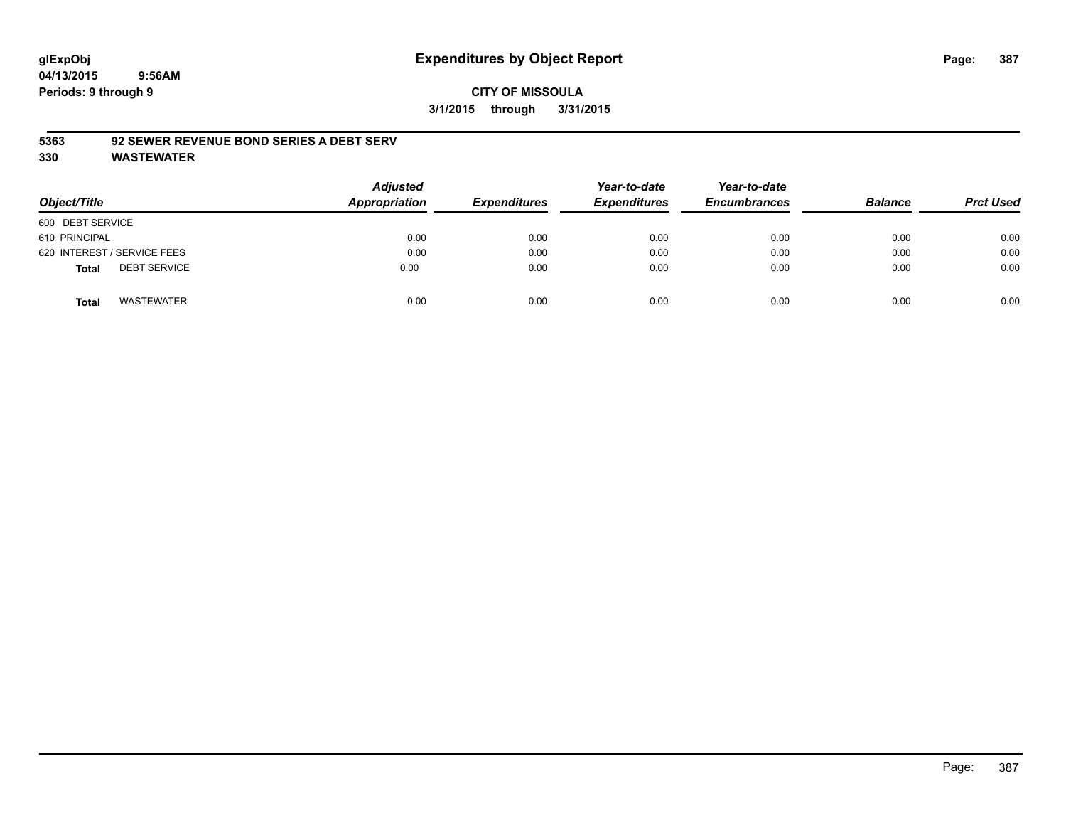# Expenditures by Object Report

glExpObj
04/13/2015 9:56AM
Periods: 9 through 9

**CITY OF MISSOULA**
**3/1/2015 through 3/31/2015**

**5363 92 SEWER REVENUE BOND SERIES A DEBT SERV**
**330 WASTEWATER**

| Object/Title | Adjusted Appropriation | Expenditures | Year-to-date Expenditures | Year-to-date Encumbrances | Balance | Prct Used |
|---|---|---|---|---|---|---|
| 600 DEBT SERVICE | | | | | | |
| 610 PRINCIPAL | 0.00 | 0.00 | 0.00 | 0.00 | 0.00 | 0.00 |
| 620 INTEREST / SERVICE FEES | 0.00 | 0.00 | 0.00 | 0.00 | 0.00 | 0.00 |
| **Total** DEBT SERVICE | 0.00 | 0.00 | 0.00 | 0.00 | 0.00 | 0.00 |
| **Total** WASTEWATER | 0.00 | 0.00 | 0.00 | 0.00 | 0.00 | 0.00 |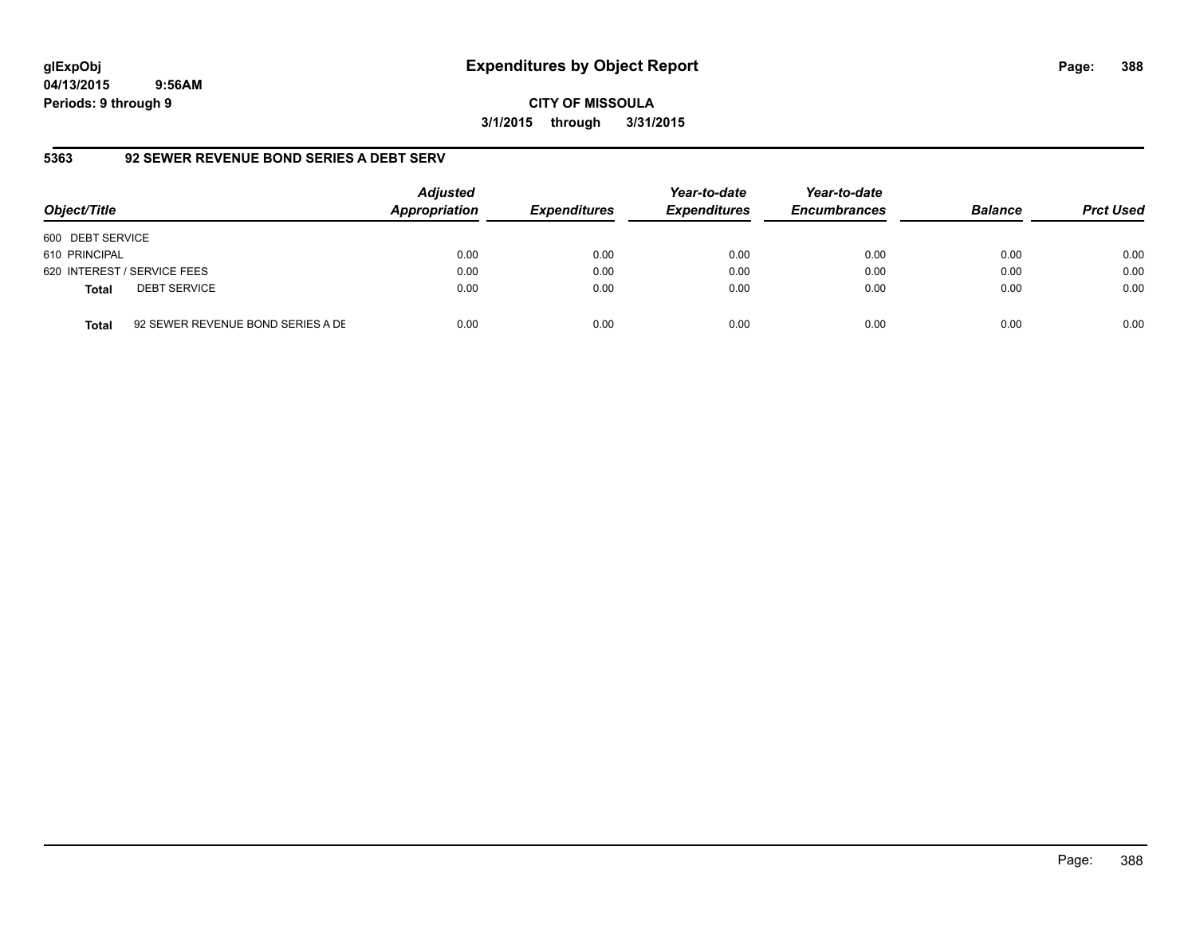# Expenditures by Object Report

**glExpObj**
**04/13/2015 9:56AM**
**Periods: 9 through 9**

**CITY OF MISSOULA**
**3/1/2015 through 3/31/2015**

## 5363 92 SEWER REVENUE BOND SERIES A DEBT SERV

| Object/Title | | Adjusted Appropriation | Expenditures | Year-to-date Expenditures | Year-to-date Encumbrances | Balance | Prct Used |
|---|---|---|---|---|---|---|---|
| 600 DEBT SERVICE | | | | | | | |
| 610 PRINCIPAL | | 0.00 | 0.00 | 0.00 | 0.00 | 0.00 | 0.00 |
| 620 INTEREST / SERVICE FEES | | 0.00 | 0.00 | 0.00 | 0.00 | 0.00 | 0.00 |
| **Total** | DEBT SERVICE | 0.00 | 0.00 | 0.00 | 0.00 | 0.00 | 0.00 |
| **Total** | 92 SEWER REVENUE BOND SERIES A DE | 0.00 | 0.00 | 0.00 | 0.00 | 0.00 | 0.00 |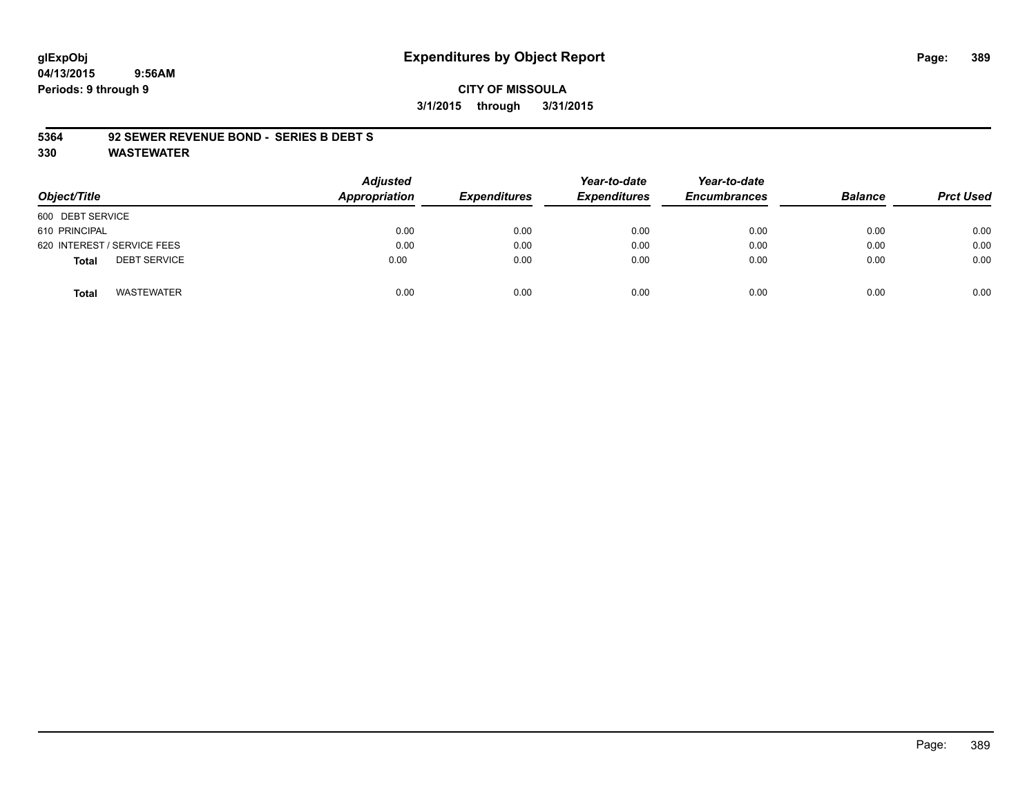glExpObj
04/13/2015 9:56AM
Periods: 9 through 9

# Expenditures by Object Report

**CITY OF MISSOULA**

**3/1/2015 through 3/31/2015**

**5364 92 SEWER REVENUE BOND - SERIES B DEBT S**

**330 WASTEWATER**

| Object/Title | Adjusted Appropriation | Expenditures | Year-to-date Expenditures | Year-to-date Encumbrances | Balance | Prct Used |
|---|---|---|---|---|---|---|
| 600 DEBT SERVICE | | | | | | |
| 610 PRINCIPAL | 0.00 | 0.00 | 0.00 | 0.00 | 0.00 | 0.00 |
| 620 INTEREST / SERVICE FEES | 0.00 | 0.00 | 0.00 | 0.00 | 0.00 | 0.00 |
| **Total** DEBT SERVICE | 0.00 | 0.00 | 0.00 | 0.00 | 0.00 | 0.00 |
| **Total** WASTEWATER | 0.00 | 0.00 | 0.00 | 0.00 | 0.00 | 0.00 |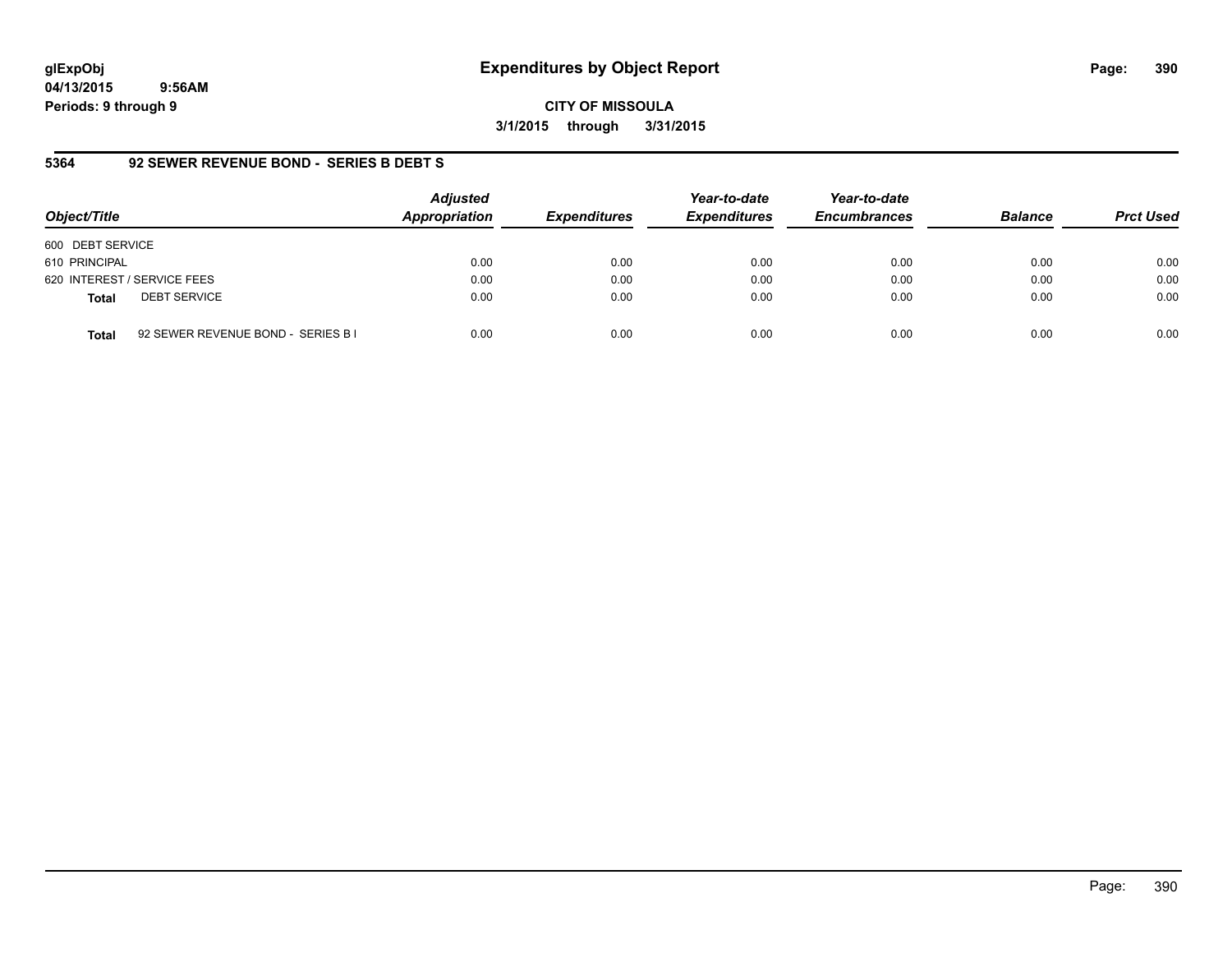**glExpObj**
**04/13/2015 9:56AM**
**Periods: 9 through 9**

# Expenditures by Object Report

**CITY OF MISSOULA**
**3/1/2015 through 3/31/2015**

## 5364 92 SEWER REVENUE BOND - SERIES B DEBT S

| Object/Title | Adjusted Appropriation | Expenditures | Year-to-date Expenditures | Year-to-date Encumbrances | Balance | Prct Used |
|---|---|---|---|---|---|---|
| 600 DEBT SERVICE | | | | | | |
| 610 PRINCIPAL | 0.00 | 0.00 | 0.00 | 0.00 | 0.00 | 0.00 |
| 620 INTEREST / SERVICE FEES | 0.00 | 0.00 | 0.00 | 0.00 | 0.00 | 0.00 |
| **Total** DEBT SERVICE | 0.00 | 0.00 | 0.00 | 0.00 | 0.00 | 0.00 |
| **Total** 92 SEWER REVENUE BOND - SERIES B I | 0.00 | 0.00 | 0.00 | 0.00 | 0.00 | 0.00 |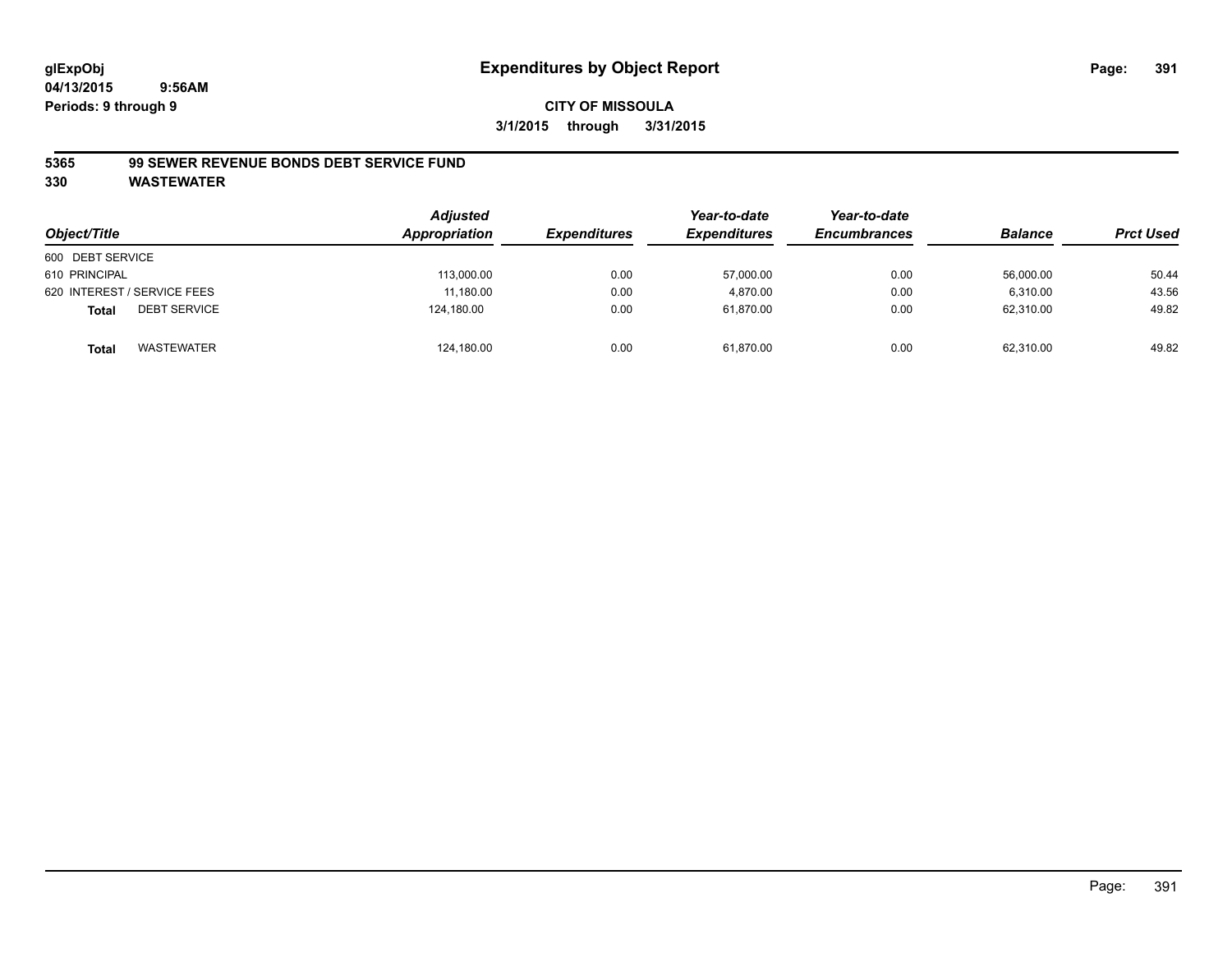glExpObj
04/13/2015 9:56AM
Periods: 9 through 9

# Expenditures by Object Report

**CITY OF MISSOULA**

**3/1/2015 through 3/31/2015**

## 5365 99 SEWER REVENUE BONDS DEBT SERVICE FUND
## 330 WASTEWATER

| Object/Title | Adjusted Appropriation | Expenditures | Year-to-date Expenditures | Year-to-date Encumbrances | Balance | Prct Used |
|---|---|---|---|---|---|---|
| 600 DEBT SERVICE | | | | | | |
| 610 PRINCIPAL | 113,000.00 | 0.00 | 57,000.00 | 0.00 | 56,000.00 | 50.44 |
| 620 INTEREST / SERVICE FEES | 11,180.00 | 0.00 | 4,870.00 | 0.00 | 6,310.00 | 43.56 |
| **Total** DEBT SERVICE | 124,180.00 | 0.00 | 61,870.00 | 0.00 | 62,310.00 | 49.82 |
| **Total** WASTEWATER | 124,180.00 | 0.00 | 61,870.00 | 0.00 | 62,310.00 | 49.82 |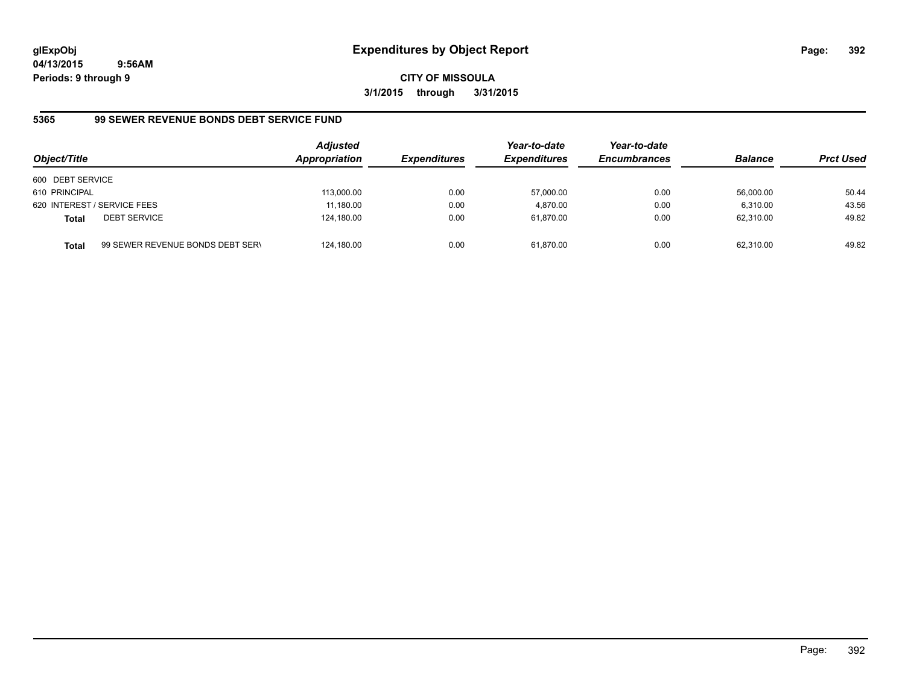**glExpObj**
**04/13/2015 9:56AM**
**Periods: 9 through 9**

# Expenditures by Object Report

**CITY OF MISSOULA**
**3/1/2015 through 3/31/2015**

## 5365 99 SEWER REVENUE BONDS DEBT SERVICE FUND

| Object/Title | | Adjusted Appropriation | Expenditures | Year-to-date Expenditures | Year-to-date Encumbrances | Balance | Prct Used |
|---|---|---|---|---|---|---|---|
| 600 DEBT SERVICE | | | | | | | |
| 610 PRINCIPAL | | 113,000.00 | 0.00 | 57,000.00 | 0.00 | 56,000.00 | 50.44 |
| 620 INTEREST / SERVICE FEES | | 11,180.00 | 0.00 | 4,870.00 | 0.00 | 6,310.00 | 43.56 |
| **Total** | DEBT SERVICE | 124,180.00 | 0.00 | 61,870.00 | 0.00 | 62,310.00 | 49.82 |
| **Total** | 99 SEWER REVENUE BONDS DEBT SERV | 124,180.00 | 0.00 | 61,870.00 | 0.00 | 62,310.00 | 49.82 |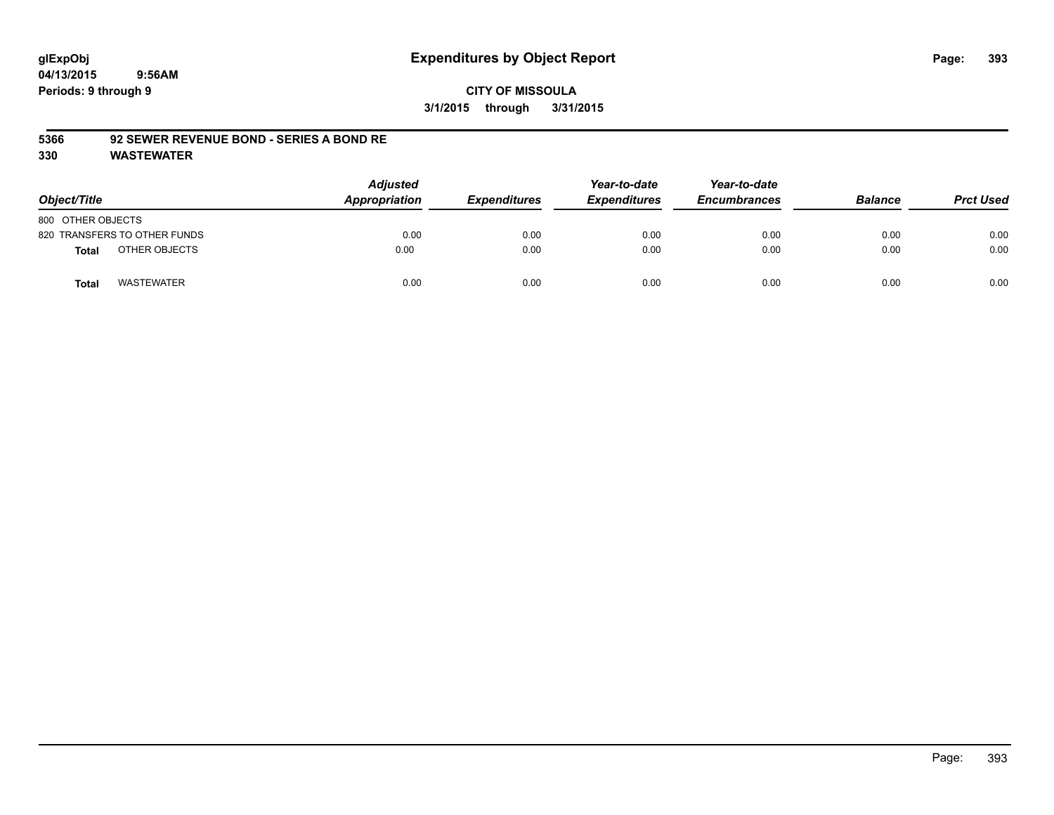# Expenditures by Object Report

glExpObj
04/13/2015 9:56AM
Periods: 9 through 9

**CITY OF MISSOULA**
**3/1/2015 through 3/31/2015**

**5366 92 SEWER REVENUE BOND - SERIES A BOND RE**
**330 WASTEWATER**

| Object/Title | Adjusted Appropriation | Expenditures | Year-to-date Expenditures | Year-to-date Encumbrances | Balance | Prct Used |
|---|---|---|---|---|---|---|
| 800 OTHER OBJECTS | | | | | | |
| 820 TRANSFERS TO OTHER FUNDS | 0.00 | 0.00 | 0.00 | 0.00 | 0.00 | 0.00 |
| **Total** OTHER OBJECTS | 0.00 | 0.00 | 0.00 | 0.00 | 0.00 | 0.00 |
| **Total** WASTEWATER | 0.00 | 0.00 | 0.00 | 0.00 | 0.00 | 0.00 |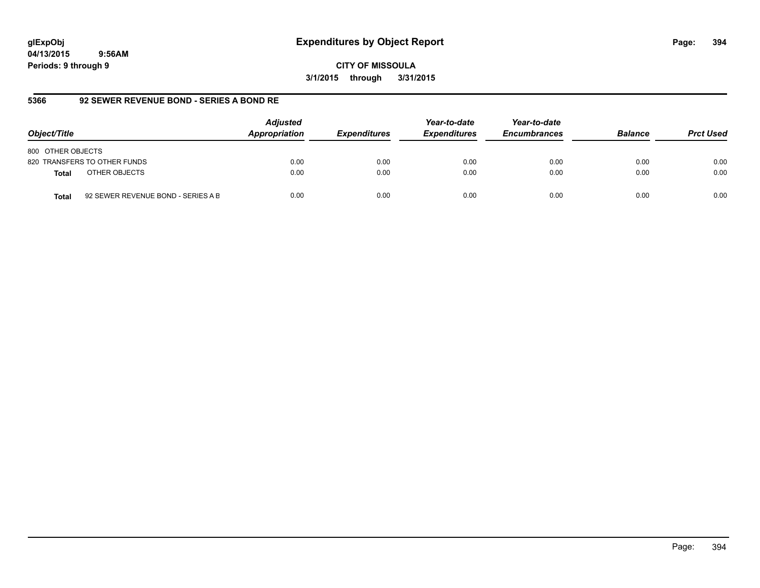**glExpObj** **04/13/2015 9:56AM**
**Periods: 9 through 9**

# Expenditures by Object Report

**CITY OF MISSOULA**
**3/1/2015 through 3/31/2015**

## 5366 92 SEWER REVENUE BOND - SERIES A BOND RE

| Object/Title | | Adjusted Appropriation | Expenditures | Year-to-date Expenditures | Year-to-date Encumbrances | Balance | Prct Used |
|---|---|---|---|---|---|---|---|
| 800 OTHER OBJECTS | | | | | | | |
| 820 TRANSFERS TO OTHER FUNDS | | 0.00 | 0.00 | 0.00 | 0.00 | 0.00 | 0.00 |
| **Total** | OTHER OBJECTS | 0.00 | 0.00 | 0.00 | 0.00 | 0.00 | 0.00 |
| **Total** | 92 SEWER REVENUE BOND - SERIES A B | 0.00 | 0.00 | 0.00 | 0.00 | 0.00 | 0.00 |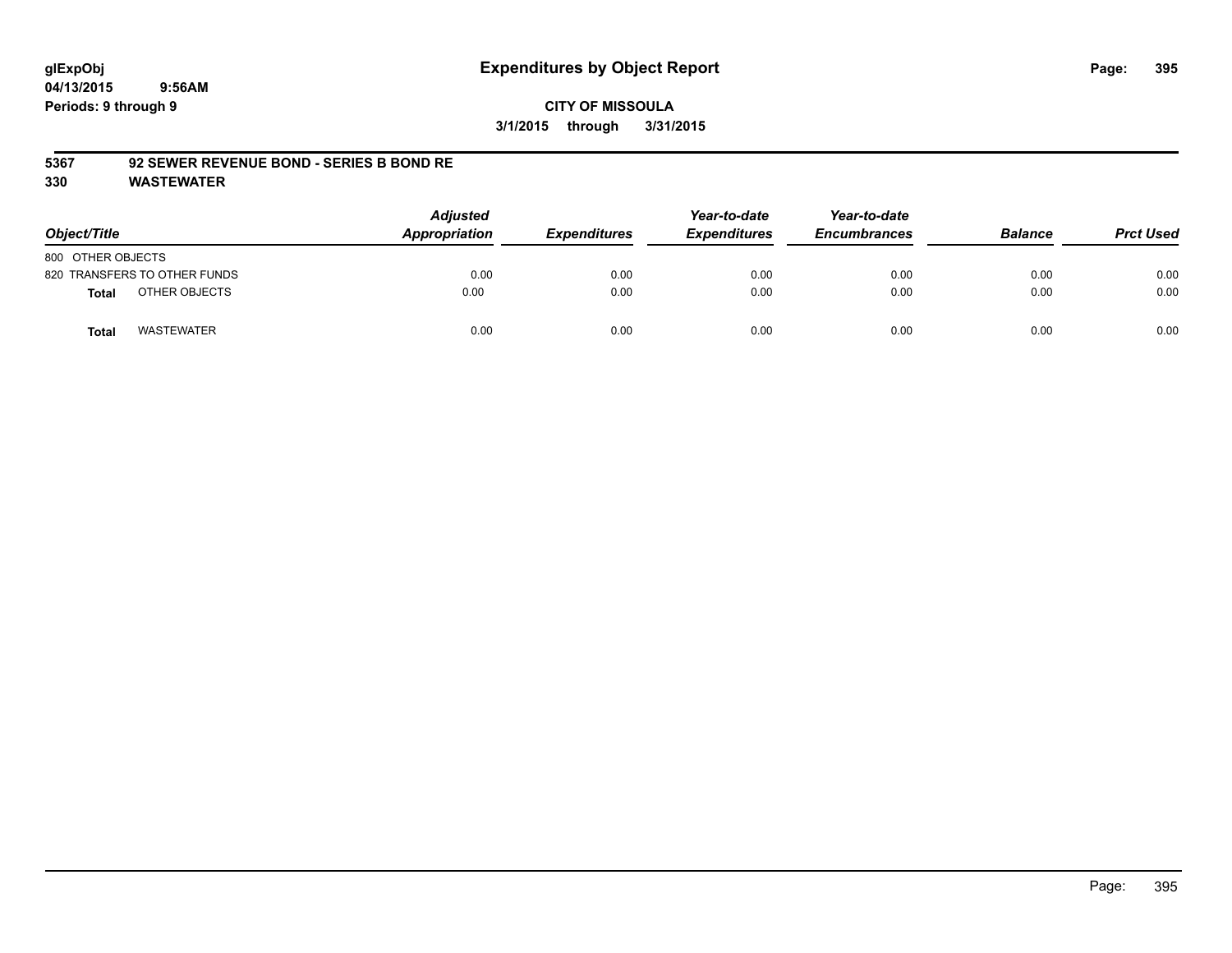glExpObj
04/13/2015 9:56AM
Periods: 9 through 9

# Expenditures by Object Report

**CITY OF MISSOULA**

**3/1/2015 through 3/31/2015**

**5367 92 SEWER REVENUE BOND - SERIES B BOND RE**

**330 WASTEWATER**

| Object/Title | Adjusted Appropriation | Expenditures | Year-to-date Expenditures | Year-to-date Encumbrances | Balance | Prct Used |
|---|---|---|---|---|---|---|
| 800 OTHER OBJECTS | | | | | | |
| 820 TRANSFERS TO OTHER FUNDS | 0.00 | 0.00 | 0.00 | 0.00 | 0.00 | 0.00 |
| **Total** OTHER OBJECTS | 0.00 | 0.00 | 0.00 | 0.00 | 0.00 | 0.00 |
| **Total** WASTEWATER | 0.00 | 0.00 | 0.00 | 0.00 | 0.00 | 0.00 |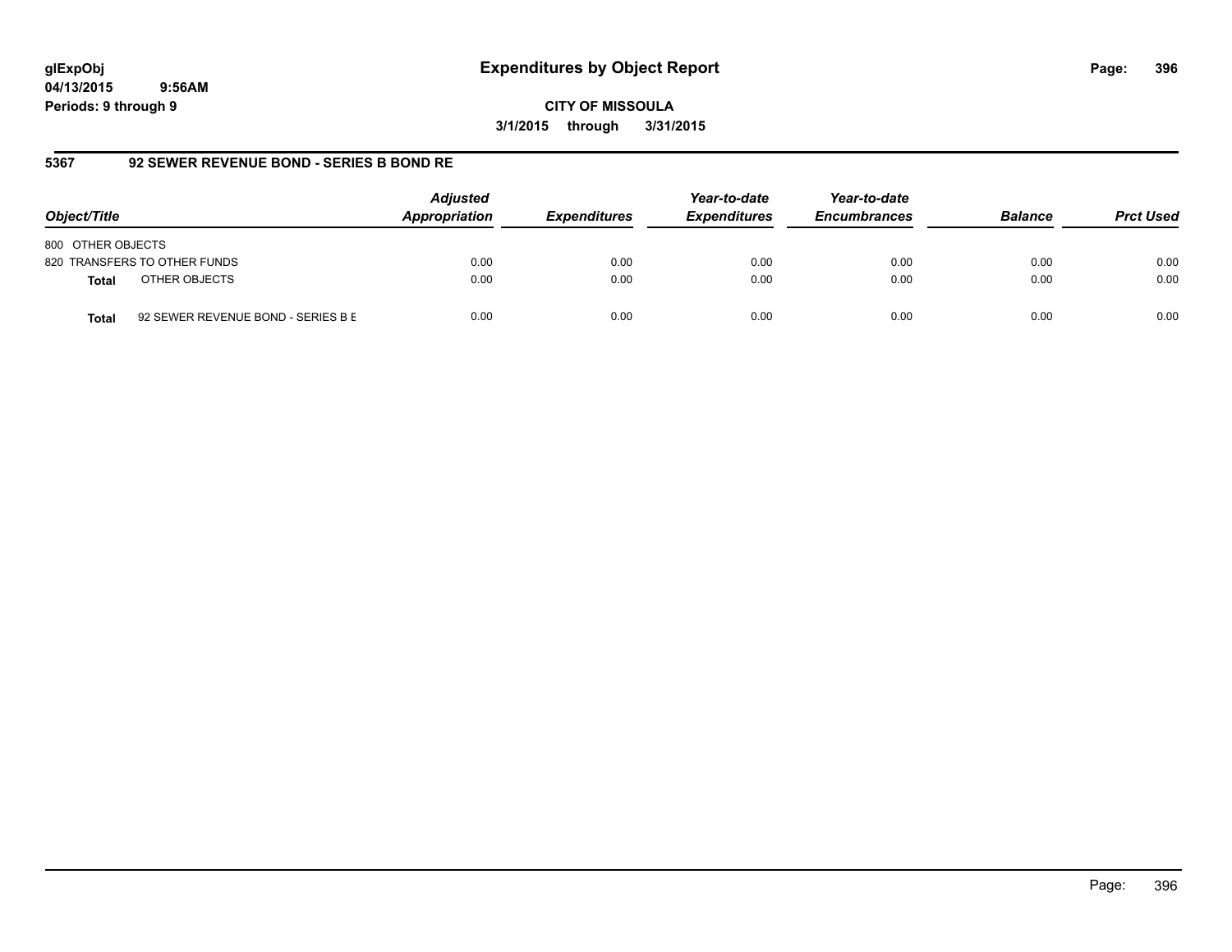# Expenditures by Object Report

glExpObj
04/13/2015 9:56AM
Periods: 9 through 9

**CITY OF MISSOULA**
**3/1/2015 through 3/31/2015**

## 5367 92 SEWER REVENUE BOND - SERIES B BOND RE

| Object/Title | | Adjusted Appropriation | Expenditures | Year-to-date Expenditures | Year-to-date Encumbrances | Balance | Prct Used |
|---|---|---|---|---|---|---|---|
| 800 OTHER OBJECTS | | | | | | | |
| 820 TRANSFERS TO OTHER FUNDS | | 0.00 | 0.00 | 0.00 | 0.00 | 0.00 | 0.00 |
| **Total** | OTHER OBJECTS | 0.00 | 0.00 | 0.00 | 0.00 | 0.00 | 0.00 |
| **Total** | 92 SEWER REVENUE BOND - SERIES B E | 0.00 | 0.00 | 0.00 | 0.00 | 0.00 | 0.00 |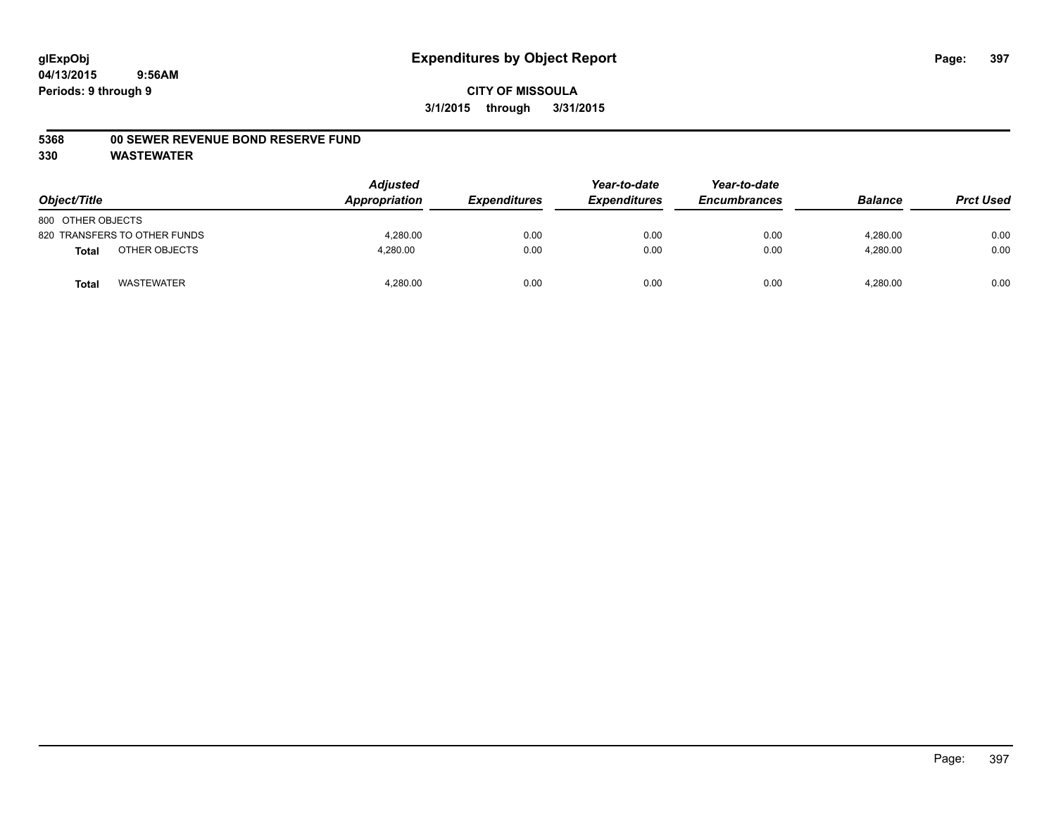glExpObj
04/13/2015 9:56AM
Periods: 9 through 9

# Expenditures by Object Report

**CITY OF MISSOULA**
**3/1/2015 through 3/31/2015**

**5368 00 SEWER REVENUE BOND RESERVE FUND**
**330 WASTEWATER**

| Object/Title | | Adjusted Appropriation | Expenditures | Year-to-date Expenditures | Year-to-date Encumbrances | Balance | Prct Used |
|---|---|---|---|---|---|---|---|
| 800 OTHER OBJECTS | | | | | | | |
| 820 TRANSFERS TO OTHER FUNDS | | 4,280.00 | 0.00 | 0.00 | 0.00 | 4,280.00 | 0.00 |
| **Total** | OTHER OBJECTS | 4,280.00 | 0.00 | 0.00 | 0.00 | 4,280.00 | 0.00 |
| **Total** | WASTEWATER | 4,280.00 | 0.00 | 0.00 | 0.00 | 4,280.00 | 0.00 |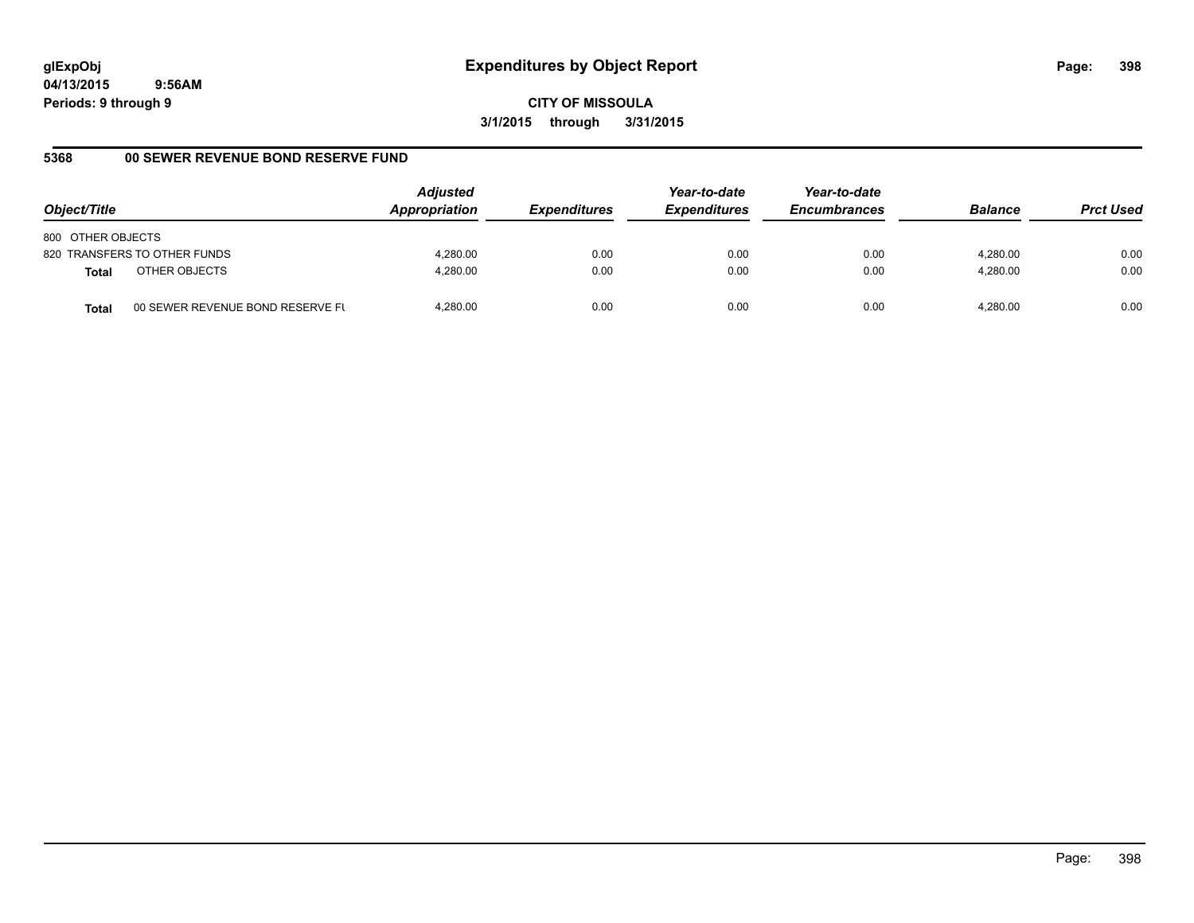glExpObj
04/13/2015 9:56AM
Periods: 9 through 9

# Expenditures by Object Report

**CITY OF MISSOULA**

**3/1/2015 through 3/31/2015**

## 5368 00 SEWER REVENUE BOND RESERVE FUND

| Object/Title | | Adjusted Appropriation | Expenditures | Year-to-date Expenditures | Year-to-date Encumbrances | Balance | Prct Used |
|---|---|---|---|---|---|---|---|
| 800 OTHER OBJECTS | | | | | | | |
| 820 TRANSFERS TO OTHER FUNDS | | 4,280.00 | 0.00 | 0.00 | 0.00 | 4,280.00 | 0.00 |
| **Total** | OTHER OBJECTS | 4,280.00 | 0.00 | 0.00 | 0.00 | 4,280.00 | 0.00 |
| **Total** | 00 SEWER REVENUE BOND RESERVE FU | 4,280.00 | 0.00 | 0.00 | 0.00 | 4,280.00 | 0.00 |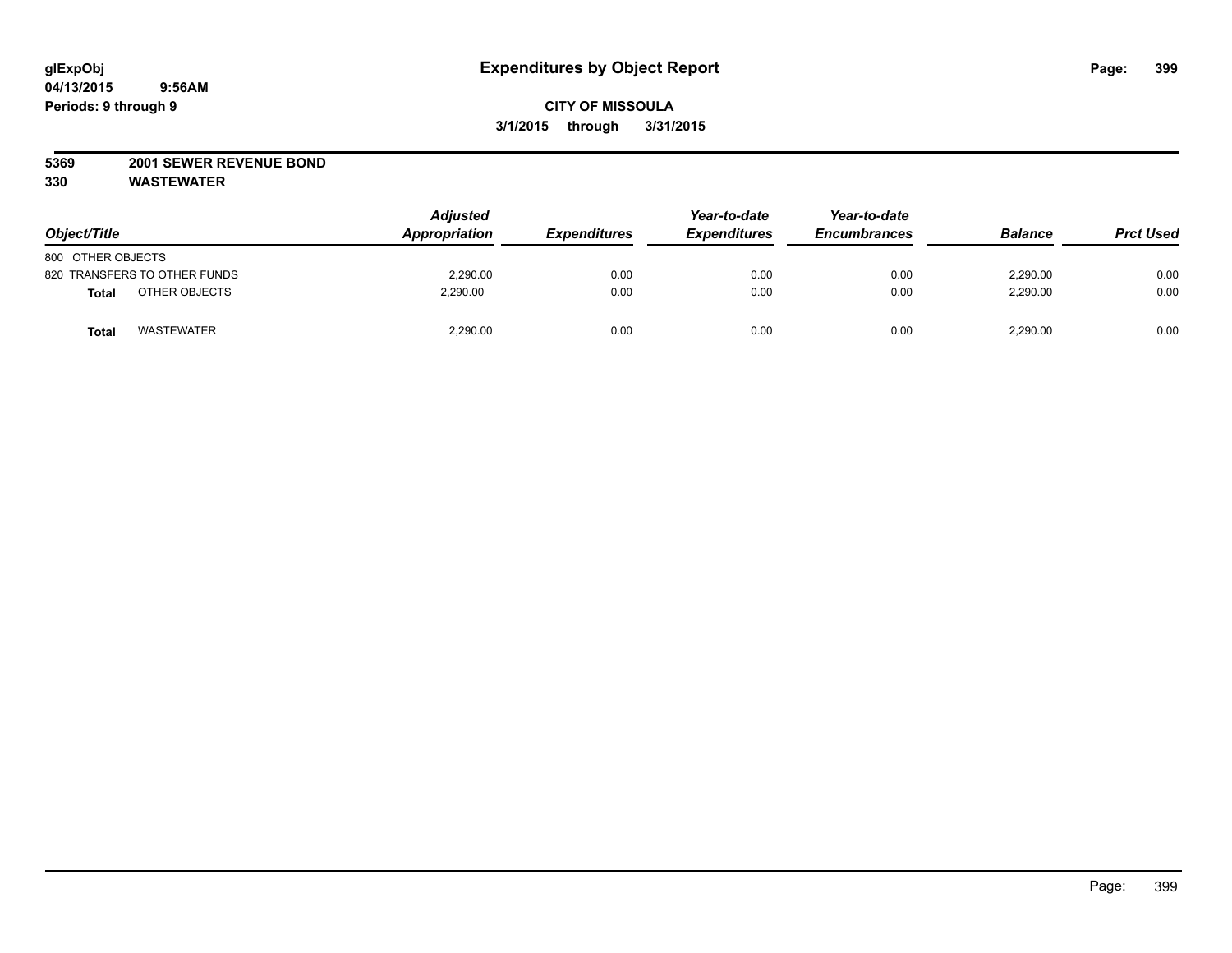# Expenditures by Object Report

**glExpObj**
**04/13/2015 9:56AM**
**Periods: 9 through 9**

**CITY OF MISSOULA**
**3/1/2015 through 3/31/2015**

**5369 2001 SEWER REVENUE BOND**
**330 WASTEWATER**

| Object/Title | | Adjusted Appropriation | Expenditures | Year-to-date Expenditures | Year-to-date Encumbrances | Balance | Prct Used |
|---|---|---|---|---|---|---|---|
| 800 OTHER OBJECTS | | | | | | | |
| 820 TRANSFERS TO OTHER FUNDS | | 2,290.00 | 0.00 | 0.00 | 0.00 | 2,290.00 | 0.00 |
| **Total** | OTHER OBJECTS | 2,290.00 | 0.00 | 0.00 | 0.00 | 2,290.00 | 0.00 |
| **Total** | WASTEWATER | 2,290.00 | 0.00 | 0.00 | 0.00 | 2,290.00 | 0.00 |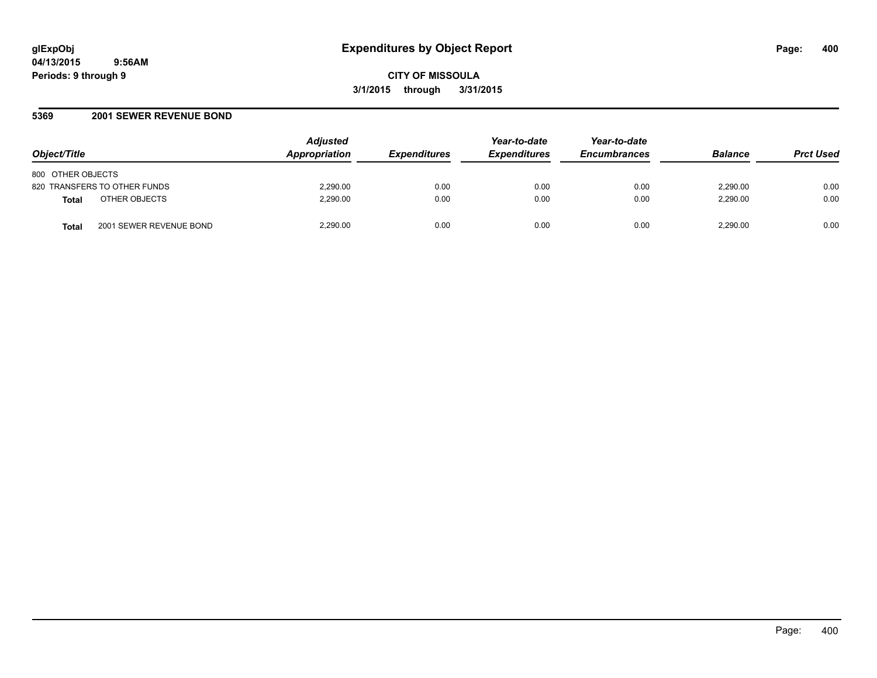# Expenditures by Object Report

glExpObj
04/13/2015 9:56AM
Periods: 9 through 9

**CITY OF MISSOULA**
**3/1/2015 through 3/31/2015**

## 5369 2001 SEWER REVENUE BOND

| Object/Title | | Adjusted Appropriation | Expenditures | Year-to-date Expenditures | Year-to-date Encumbrances | Balance | Prct Used |
|---|---|---|---|---|---|---|---|
| 800 OTHER OBJECTS | | | | | | | |
| 820 TRANSFERS TO OTHER FUNDS | | 2,290.00 | 0.00 | 0.00 | 0.00 | 2,290.00 | 0.00 |
| **Total** | OTHER OBJECTS | 2,290.00 | 0.00 | 0.00 | 0.00 | 2,290.00 | 0.00 |
| **Total** | 2001 SEWER REVENUE BOND | 2,290.00 | 0.00 | 0.00 | 0.00 | 2,290.00 | 0.00 |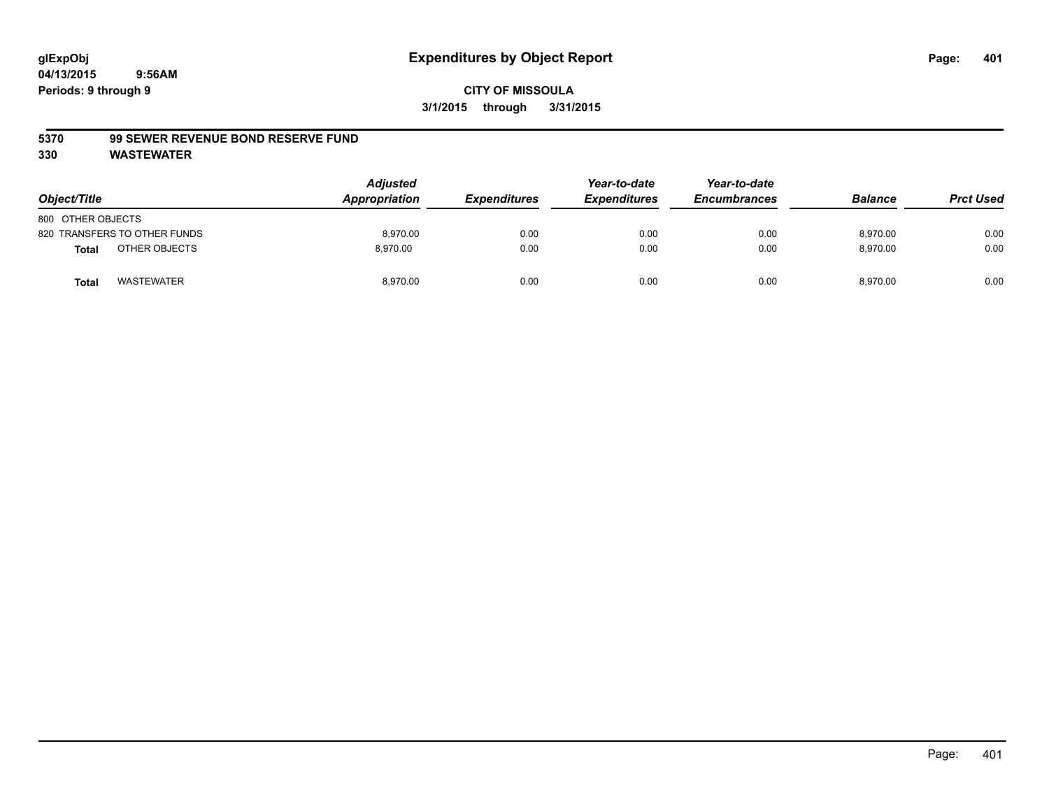**glExpObj**
**04/13/2015 9:56AM**
**Periods: 9 through 9**

# Expenditures by Object Report

**CITY OF MISSOULA**
**3/1/2015 through 3/31/2015**

**5370 99 SEWER REVENUE BOND RESERVE FUND**
**330 WASTEWATER**

| Object/Title | Adjusted Appropriation | Expenditures | Year-to-date Expenditures | Year-to-date Encumbrances | Balance | Prct Used |
|---|---|---|---|---|---|---|
| 800 OTHER OBJECTS | | | | | | |
| 820 TRANSFERS TO OTHER FUNDS | 8,970.00 | 0.00 | 0.00 | 0.00 | 8,970.00 | 0.00 |
| **Total** OTHER OBJECTS | 8,970.00 | 0.00 | 0.00 | 0.00 | 8,970.00 | 0.00 |
| **Total** WASTEWATER | 8,970.00 | 0.00 | 0.00 | 0.00 | 8,970.00 | 0.00 |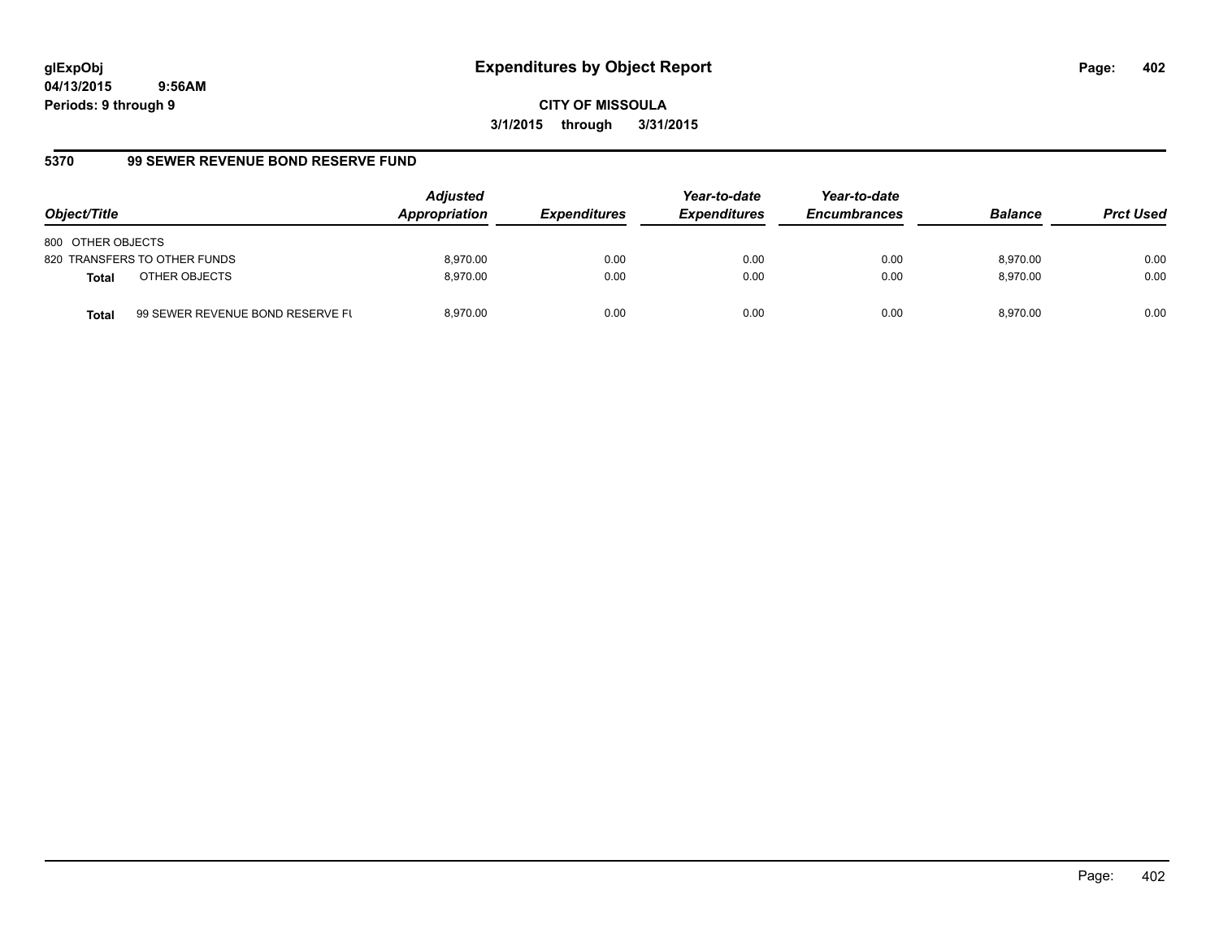# Expenditures by Object Report

glExpObj
04/13/2015 9:56AM
Periods: 9 through 9

**CITY OF MISSOULA**
**3/1/2015 through 3/31/2015**

## 5370 99 SEWER REVENUE BOND RESERVE FUND

| Object/Title | | Adjusted Appropriation | Expenditures | Year-to-date Expenditures | Year-to-date Encumbrances | Balance | Prct Used |
|---|---|---|---|---|---|---|---|
| 800 OTHER OBJECTS | | | | | | | |
| 820 TRANSFERS TO OTHER FUNDS | | 8,970.00 | 0.00 | 0.00 | 0.00 | 8,970.00 | 0.00 |
| **Total** | OTHER OBJECTS | 8,970.00 | 0.00 | 0.00 | 0.00 | 8,970.00 | 0.00 |
| **Total** | 99 SEWER REVENUE BOND RESERVE FU | 8,970.00 | 0.00 | 0.00 | 0.00 | 8,970.00 | 0.00 |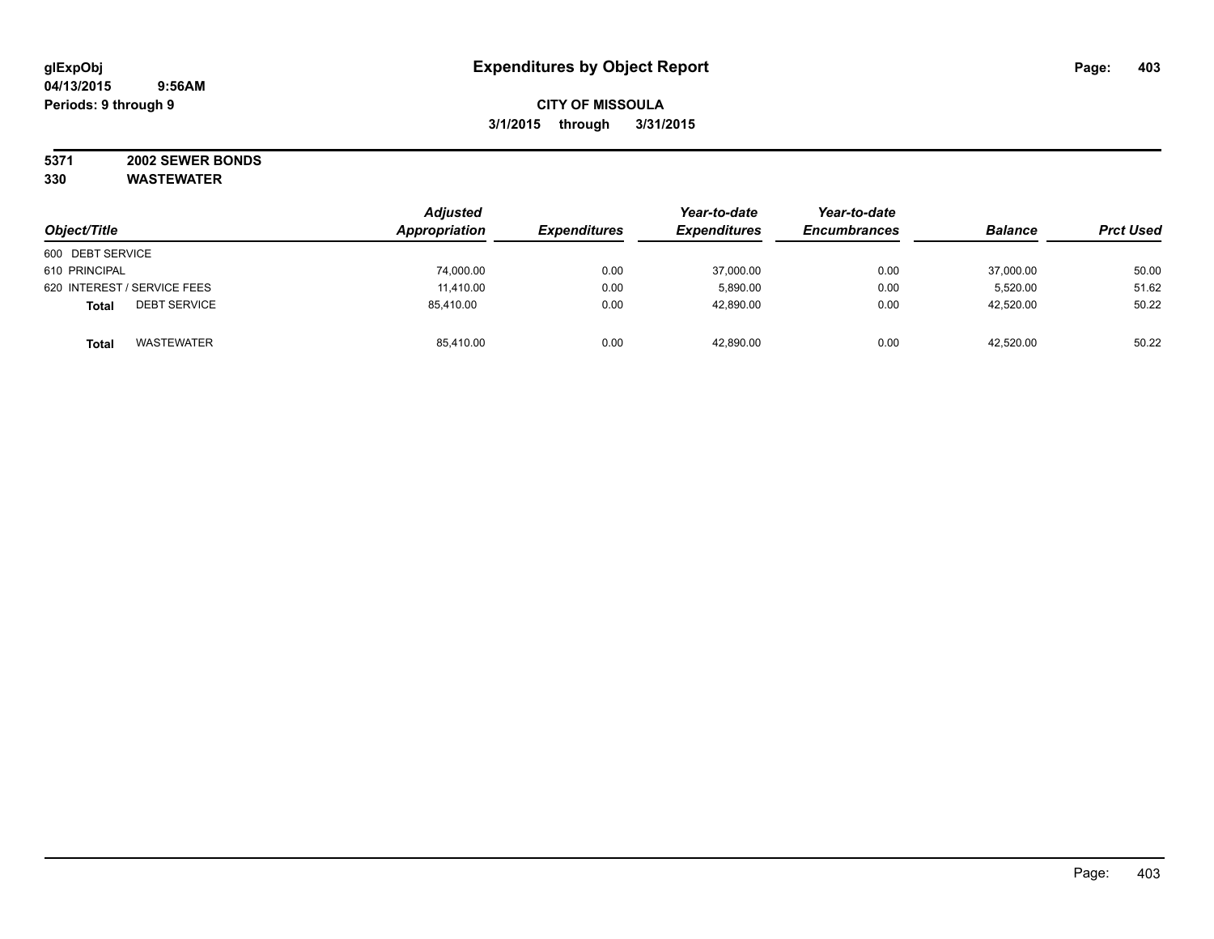# Expenditures by Object Report

glExpObj
04/13/2015 9:56AM
Periods: 9 through 9

**CITY OF MISSOULA**
**3/1/2015 through 3/31/2015**

**5371 2002 SEWER BONDS**
**330 WASTEWATER**

| Object/Title | Adjusted Appropriation | Expenditures | Year-to-date Expenditures | Year-to-date Encumbrances | Balance | Prct Used |
|---|---|---|---|---|---|---|
| 600 DEBT SERVICE | | | | | | |
| 610 PRINCIPAL | 74,000.00 | 0.00 | 37,000.00 | 0.00 | 37,000.00 | 50.00 |
| 620 INTEREST / SERVICE FEES | 11,410.00 | 0.00 | 5,890.00 | 0.00 | 5,520.00 | 51.62 |
| **Total** DEBT SERVICE | 85,410.00 | 0.00 | 42,890.00 | 0.00 | 42,520.00 | 50.22 |
| **Total** WASTEWATER | 85,410.00 | 0.00 | 42,890.00 | 0.00 | 42,520.00 | 50.22 |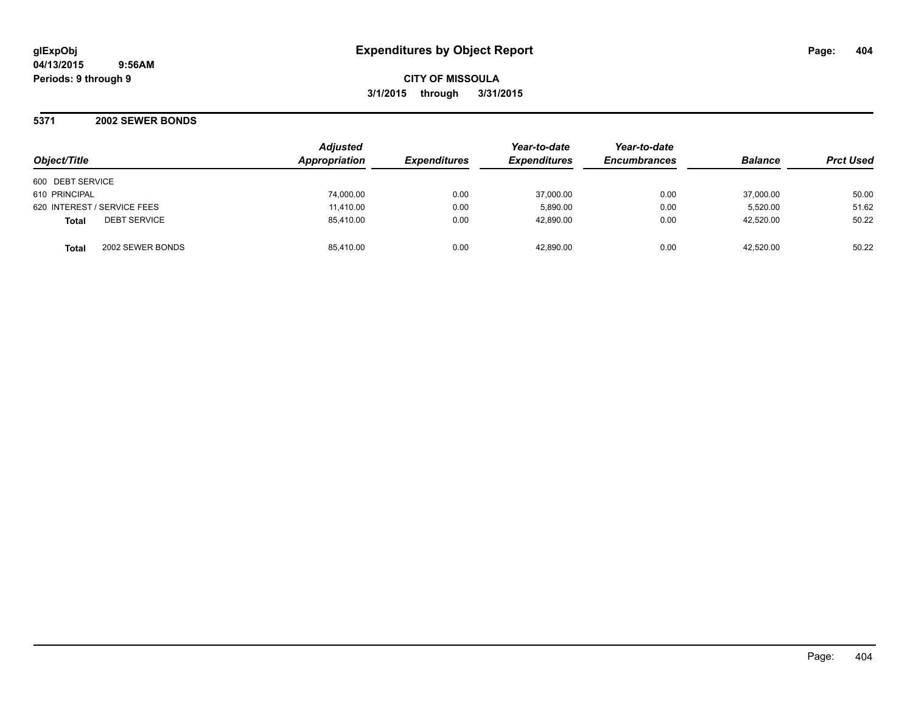# Expenditures by Object Report

glExpObj
04/13/2015 9:56AM
Periods: 9 through 9

**CITY OF MISSOULA**
**3/1/2015 through 3/31/2015**

## 5371 2002 SEWER BONDS

| Object/Title | | Adjusted Appropriation | Expenditures | Year-to-date Expenditures | Year-to-date Encumbrances | Balance | Prct Used |
|---|---|---|---|---|---|---|---|
| 600 DEBT SERVICE | | | | | | | |
| 610 PRINCIPAL | | 74,000.00 | 0.00 | 37,000.00 | 0.00 | 37,000.00 | 50.00 |
| 620 INTEREST / SERVICE FEES | | 11,410.00 | 0.00 | 5,890.00 | 0.00 | 5,520.00 | 51.62 |
| **Total** | DEBT SERVICE | 85,410.00 | 0.00 | 42,890.00 | 0.00 | 42,520.00 | 50.22 |
| **Total** | 2002 SEWER BONDS | 85,410.00 | 0.00 | 42,890.00 | 0.00 | 42,520.00 | 50.22 |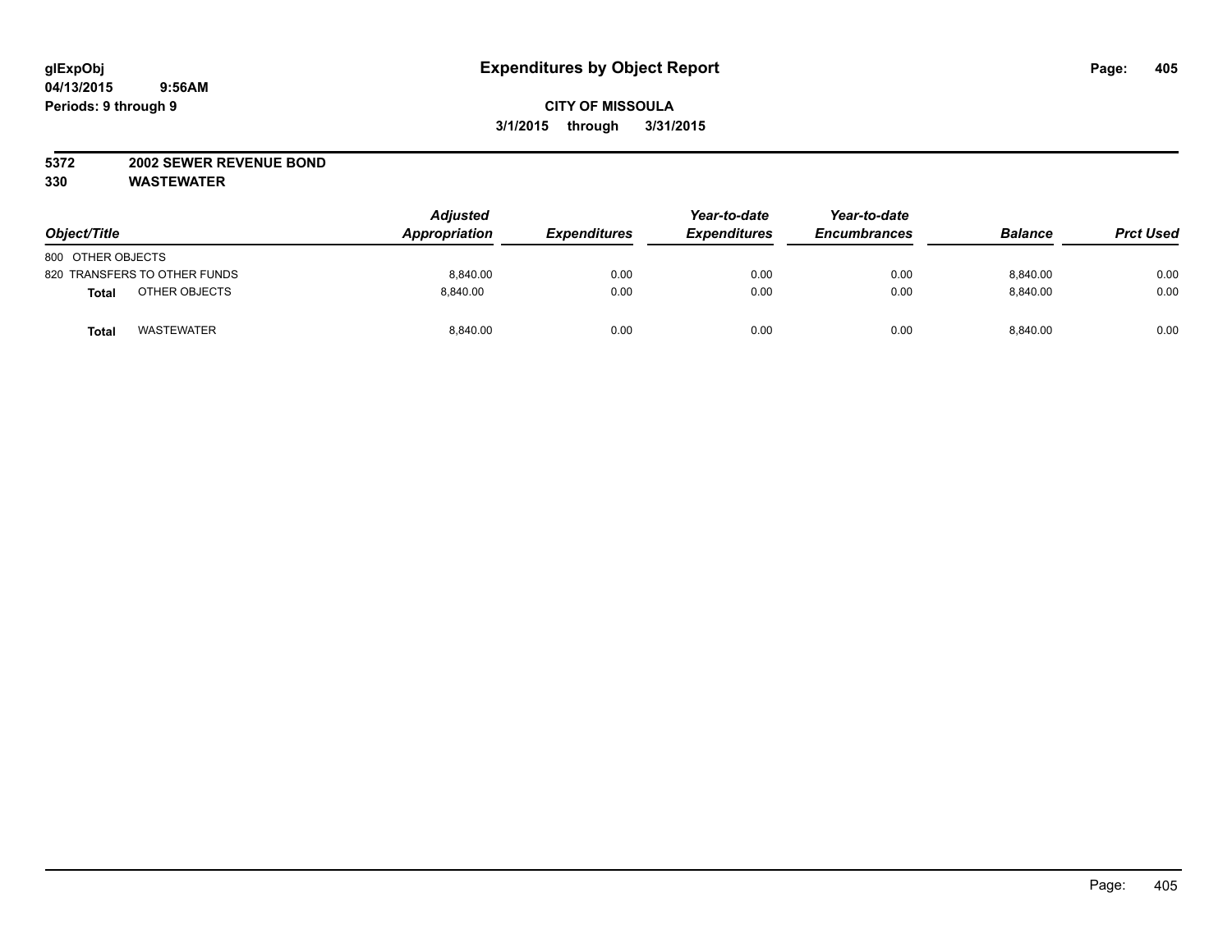**CITY OF MISSOULA**

**3/1/2015 through 3/31/2015**

**5372 2002 SEWER REVENUE BOND**

**330 WASTEWATER**

| Object/Title | Adjusted Appropriation | Expenditures | Year-to-date Expenditures | Year-to-date Encumbrances | Balance | Prct Used |
|---|---|---|---|---|---|---|
| 800 OTHER OBJECTS | | | | | | |
| 820 TRANSFERS TO OTHER FUNDS | 8,840.00 | 0.00 | 0.00 | 0.00 | 8,840.00 | 0.00 |
| **Total** OTHER OBJECTS | 8,840.00 | 0.00 | 0.00 | 0.00 | 8,840.00 | 0.00 |
| **Total** WASTEWATER | 8,840.00 | 0.00 | 0.00 | 0.00 | 8,840.00 | 0.00 |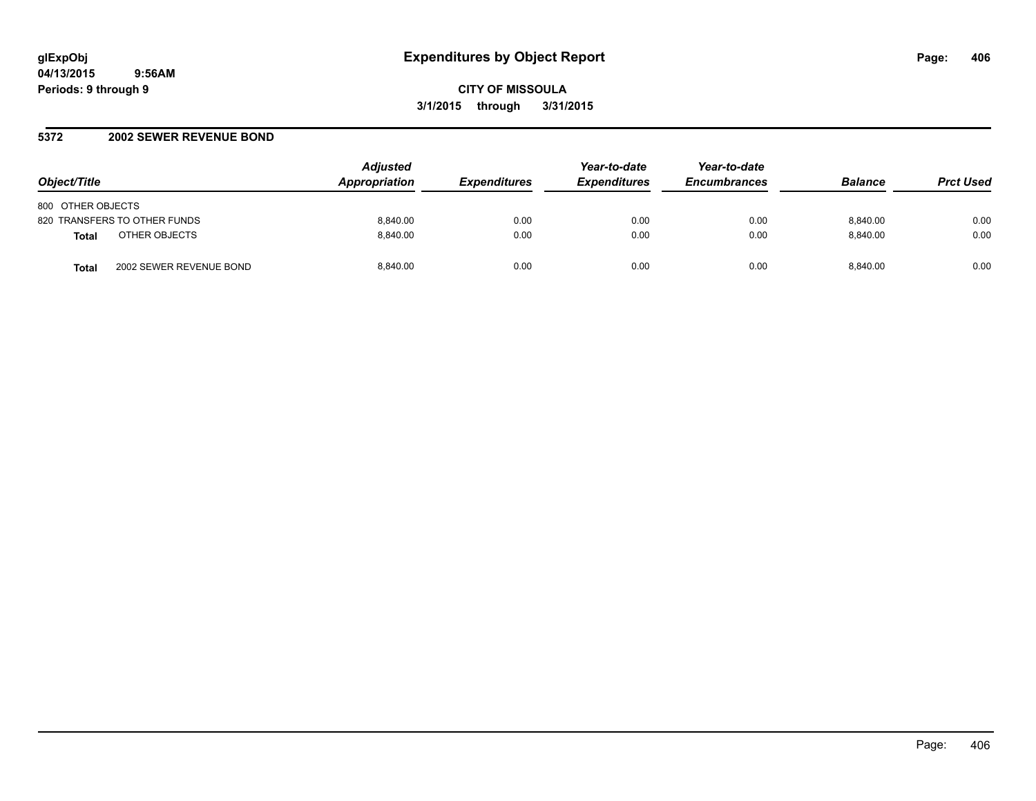# Expenditures by Object Report

**CITY OF MISSOULA**

**3/1/2015 through 3/31/2015**

glExpObj
04/13/2015 9:56AM
Periods: 9 through 9

## 5372 2002 SEWER REVENUE BOND

| Object/Title | | Adjusted Appropriation | Expenditures | Year-to-date Expenditures | Year-to-date Encumbrances | Balance | Prct Used |
|---|---|---|---|---|---|---|---|
| 800 OTHER OBJECTS | | | | | | | |
| 820 TRANSFERS TO OTHER FUNDS | | 8,840.00 | 0.00 | 0.00 | 0.00 | 8,840.00 | 0.00 |
| **Total** | OTHER OBJECTS | 8,840.00 | 0.00 | 0.00 | 0.00 | 8,840.00 | 0.00 |
| **Total** | 2002 SEWER REVENUE BOND | 8,840.00 | 0.00 | 0.00 | 0.00 | 8,840.00 | 0.00 |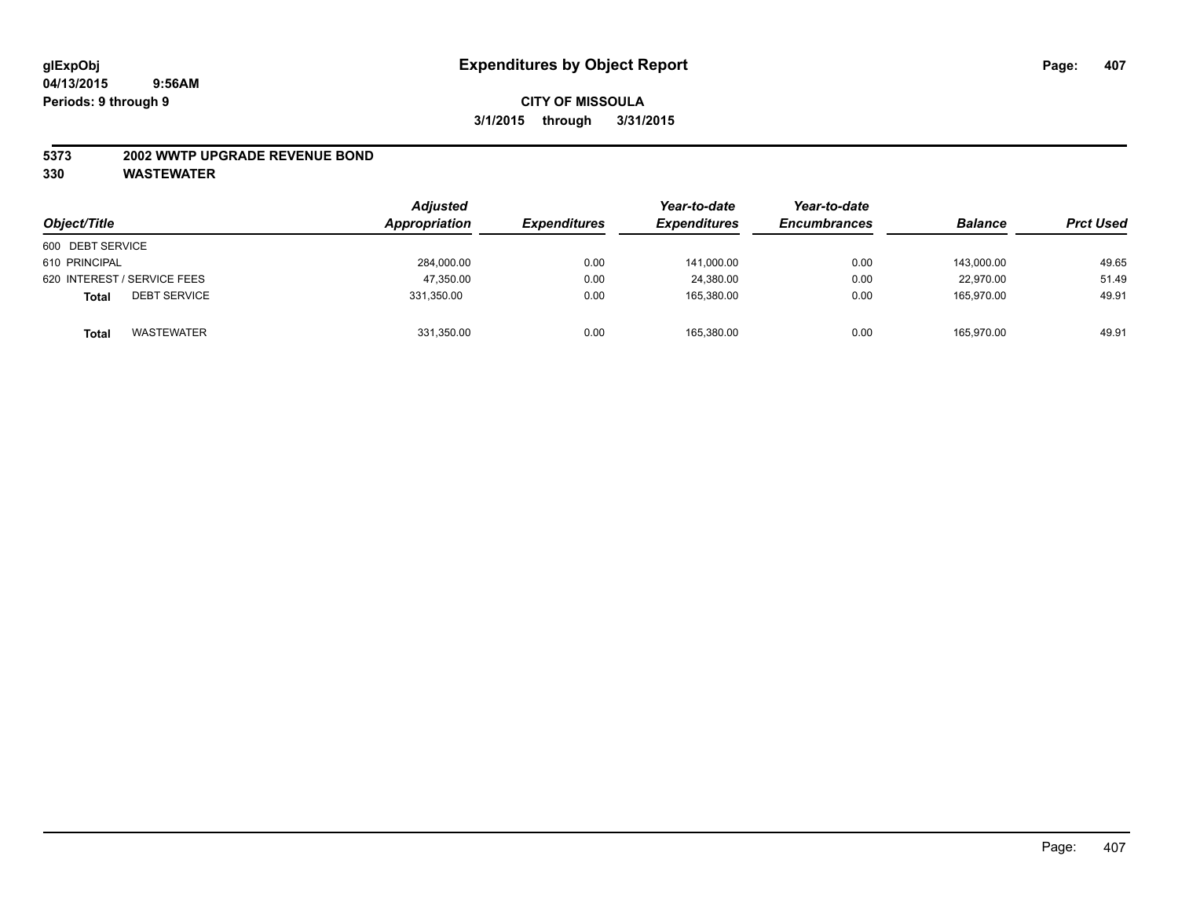**glExpObj**
**04/13/2015 9:56AM**
**Periods: 9 through 9**

# Expenditures by Object Report

**CITY OF MISSOULA**
**3/1/2015 through 3/31/2015**

## 5373 2002 WWTP UPGRADE REVENUE BOND
## 330 WASTEWATER

| Object/Title | | Adjusted Appropriation | Expenditures | Year-to-date Expenditures | Year-to-date Encumbrances | Balance | Prct Used |
|---|---|---|---|---|---|---|---|
| 600 DEBT SERVICE | | | | | | | |
| 610 PRINCIPAL | | 284,000.00 | 0.00 | 141,000.00 | 0.00 | 143,000.00 | 49.65 |
| 620 INTEREST / SERVICE FEES | | 47,350.00 | 0.00 | 24,380.00 | 0.00 | 22,970.00 | 51.49 |
| **Total** | DEBT SERVICE | 331,350.00 | 0.00 | 165,380.00 | 0.00 | 165,970.00 | 49.91 |
| **Total** | WASTEWATER | 331,350.00 | 0.00 | 165,380.00 | 0.00 | 165,970.00 | 49.91 |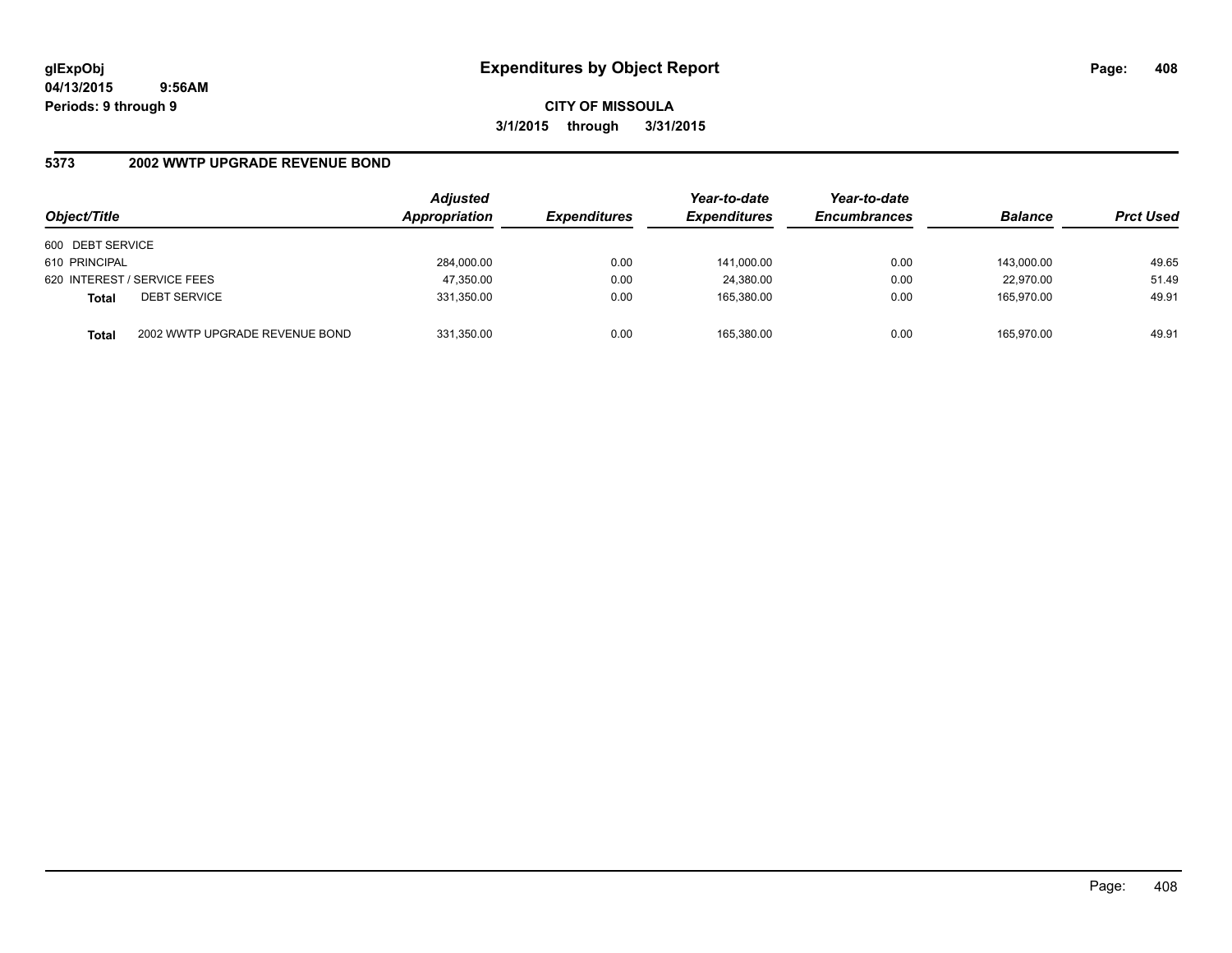# Expenditures by Object Report

glExpObj
04/13/2015 9:56AM
Periods: 9 through 9

**CITY OF MISSOULA**
**3/1/2015 through 3/31/2015**

## 5373 2002 WWTP UPGRADE REVENUE BOND

| Object/Title | | Adjusted Appropriation | Expenditures | Year-to-date Expenditures | Year-to-date Encumbrances | Balance | Prct Used |
|---|---|---|---|---|---|---|---|
| 600 DEBT SERVICE | | | | | | | |
| 610 PRINCIPAL | | 284,000.00 | 0.00 | 141,000.00 | 0.00 | 143,000.00 | 49.65 |
| 620 INTEREST / SERVICE FEES | | 47,350.00 | 0.00 | 24,380.00 | 0.00 | 22,970.00 | 51.49 |
| **Total** | DEBT SERVICE | 331,350.00 | 0.00 | 165,380.00 | 0.00 | 165,970.00 | 49.91 |
| **Total** | 2002 WWTP UPGRADE REVENUE BOND | 331,350.00 | 0.00 | 165,380.00 | 0.00 | 165,970.00 | 49.91 |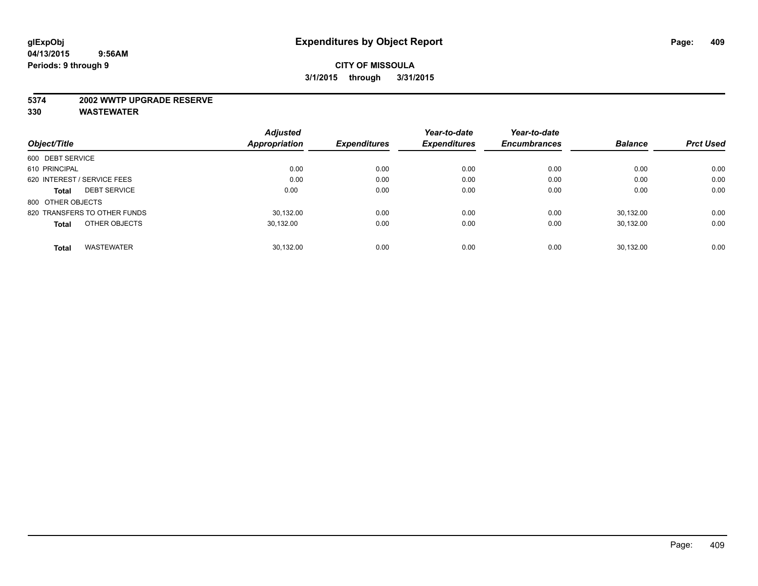glExpObj
04/13/2015 9:56AM
Periods: 9 through 9

# Expenditures by Object Report

**CITY OF MISSOULA**

**3/1/2015 through 3/31/2015**

**5374 2002 WWTP UPGRADE RESERVE**

**330 WASTEWATER**

| Object/Title | | Adjusted Appropriation | Expenditures | Year-to-date Expenditures | Year-to-date Encumbrances | Balance | Prct Used |
|---|---|---|---|---|---|---|---|
| 600 DEBT SERVICE | | | | | | | |
| 610 PRINCIPAL | | 0.00 | 0.00 | 0.00 | 0.00 | 0.00 | 0.00 |
| 620 INTEREST / SERVICE FEES | | 0.00 | 0.00 | 0.00 | 0.00 | 0.00 | 0.00 |
| **Total** | DEBT SERVICE | 0.00 | 0.00 | 0.00 | 0.00 | 0.00 | 0.00 |
| 800 OTHER OBJECTS | | | | | | | |
| 820 TRANSFERS TO OTHER FUNDS | | 30,132.00 | 0.00 | 0.00 | 0.00 | 30,132.00 | 0.00 |
| **Total** | OTHER OBJECTS | 30,132.00 | 0.00 | 0.00 | 0.00 | 30,132.00 | 0.00 |
| **Total** | WASTEWATER | 30,132.00 | 0.00 | 0.00 | 0.00 | 30,132.00 | 0.00 |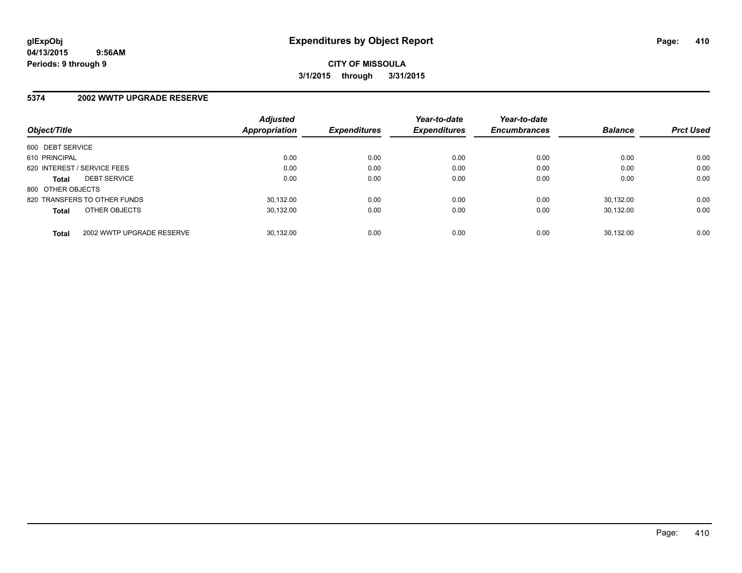**glExpObj**
**04/13/2015 9:56AM**
**Periods: 9 through 9**

# Expenditures by Object Report

**CITY OF MISSOULA**
**3/1/2015 through 3/31/2015**

## 5374 2002 WWTP UPGRADE RESERVE

| Object/Title | | Adjusted Appropriation | Expenditures | Year-to-date Expenditures | Year-to-date Encumbrances | Balance | Prct Used |
|---|---|---|---|---|---|---|---|
| 600 DEBT SERVICE | | | | | | | |
| 610 PRINCIPAL | | 0.00 | 0.00 | 0.00 | 0.00 | 0.00 | 0.00 |
| 620 INTEREST / SERVICE FEES | | 0.00 | 0.00 | 0.00 | 0.00 | 0.00 | 0.00 |
| **Total** | DEBT SERVICE | 0.00 | 0.00 | 0.00 | 0.00 | 0.00 | 0.00 |
| 800 OTHER OBJECTS | | | | | | | |
| 820 TRANSFERS TO OTHER FUNDS | | 30,132.00 | 0.00 | 0.00 | 0.00 | 30,132.00 | 0.00 |
| **Total** | OTHER OBJECTS | 30,132.00 | 0.00 | 0.00 | 0.00 | 30,132.00 | 0.00 |
| **Total** | 2002 WWTP UPGRADE RESERVE | 30,132.00 | 0.00 | 0.00 | 0.00 | 30,132.00 | 0.00 |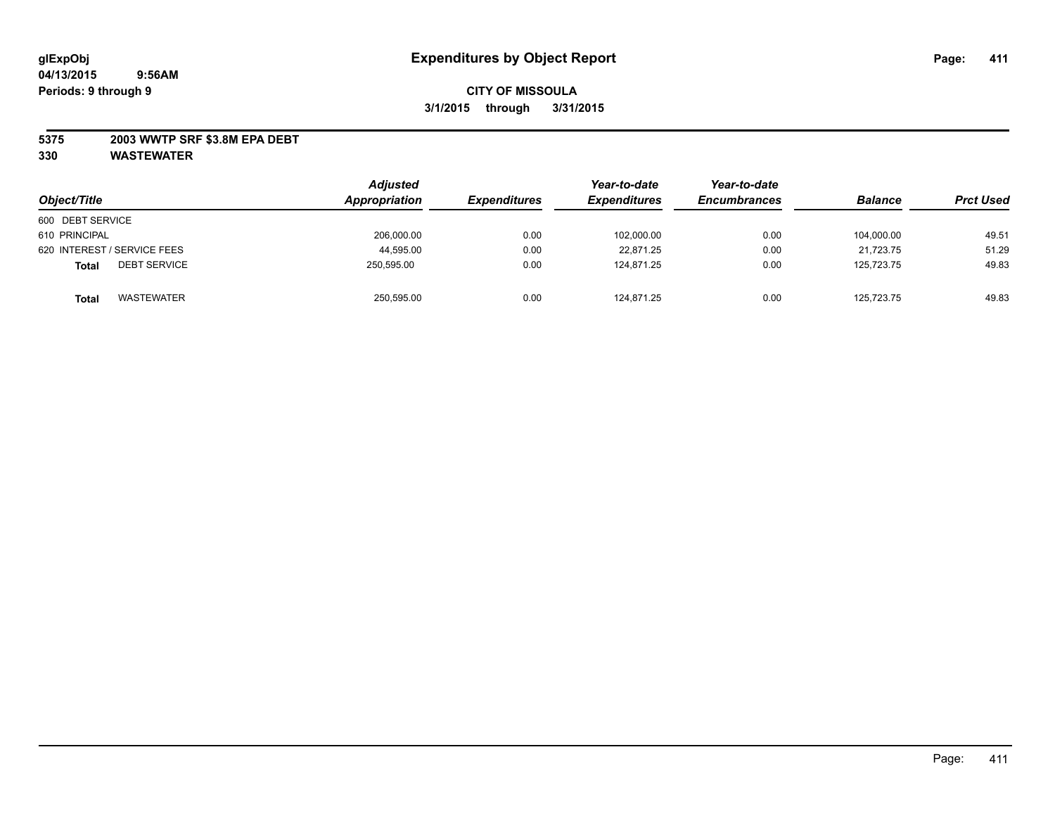# Expenditures by Object Report

glExpObj
04/13/2015 9:56AM
Periods: 9 through 9

**CITY OF MISSOULA**
**3/1/2015 through 3/31/2015**

**5375 2003 WWTP SRF $3.8M EPA DEBT**
**330 WASTEWATER**

| Object/Title | Adjusted Appropriation | Expenditures | Year-to-date Expenditures | Year-to-date Encumbrances | Balance | Prct Used |
|---|---|---|---|---|---|---|
| 600 DEBT SERVICE | | | | | | |
| 610 PRINCIPAL | 206,000.00 | 0.00 | 102,000.00 | 0.00 | 104,000.00 | 49.51 |
| 620 INTEREST / SERVICE FEES | 44,595.00 | 0.00 | 22,871.25 | 0.00 | 21,723.75 | 51.29 |
| **Total** DEBT SERVICE | 250,595.00 | 0.00 | 124,871.25 | 0.00 | 125,723.75 | 49.83 |
| **Total** WASTEWATER | 250,595.00 | 0.00 | 124,871.25 | 0.00 | 125,723.75 | 49.83 |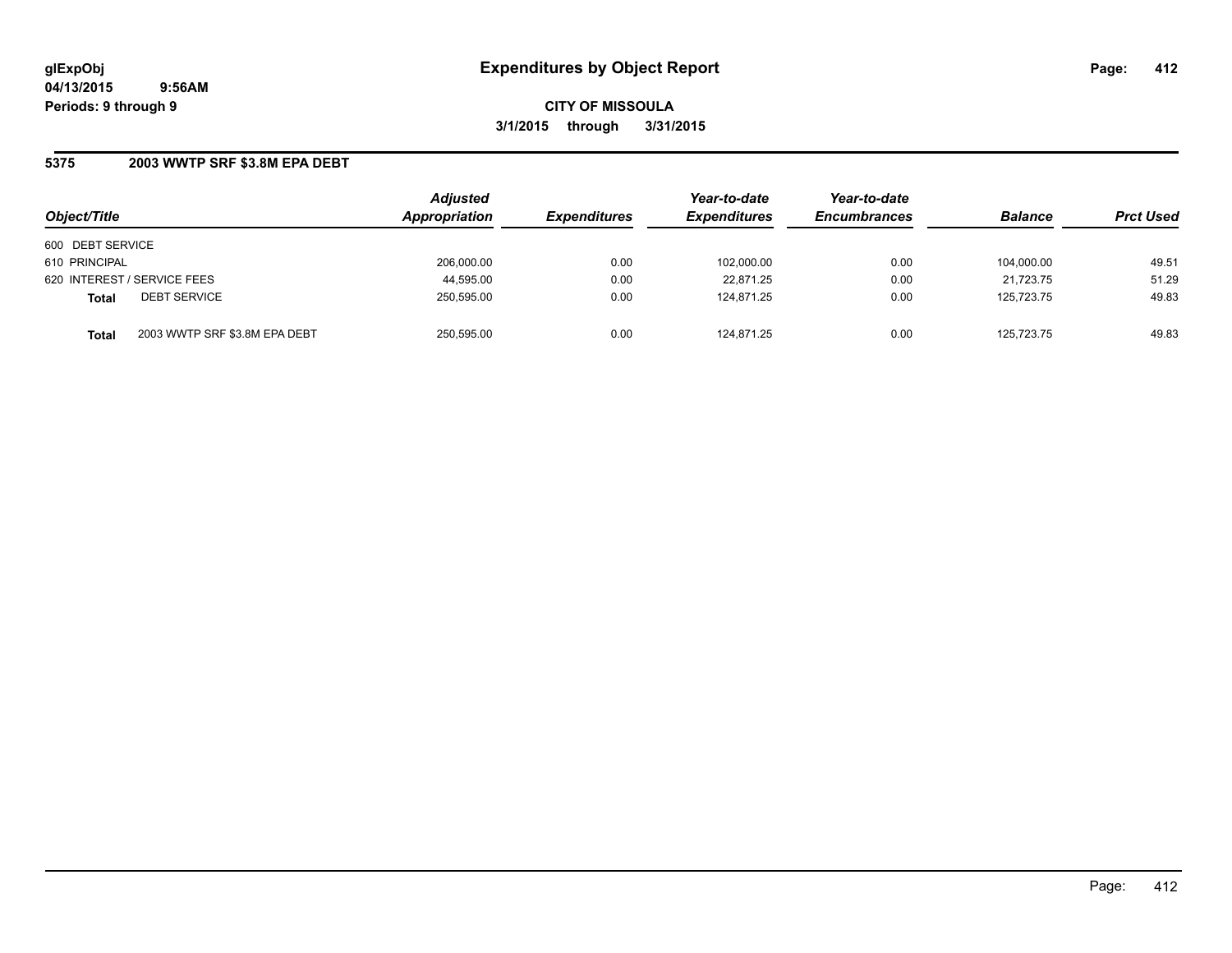**glExpObj**
**04/13/2015 9:56AM**
**Periods: 9 through 9**

# Expenditures by Object Report

**CITY OF MISSOULA**
**3/1/2015 through 3/31/2015**

## 5375 2003 WWTP SRF $3.8M EPA DEBT

| Object/Title | Adjusted Appropriation | Expenditures | Year-to-date Expenditures | Year-to-date Encumbrances | Balance | Prct Used |
|---|---|---|---|---|---|---|
| 600 DEBT SERVICE | | | | | | |
| 610 PRINCIPAL | 206,000.00 | 0.00 | 102,000.00 | 0.00 | 104,000.00 | 49.51 |
| 620 INTEREST / SERVICE FEES | 44,595.00 | 0.00 | 22,871.25 | 0.00 | 21,723.75 | 51.29 |
| **Total** DEBT SERVICE | 250,595.00 | 0.00 | 124,871.25 | 0.00 | 125,723.75 | 49.83 |
| **Total** 2003 WWTP SRF $3.8M EPA DEBT | 250,595.00 | 0.00 | 124,871.25 | 0.00 | 125,723.75 | 49.83 |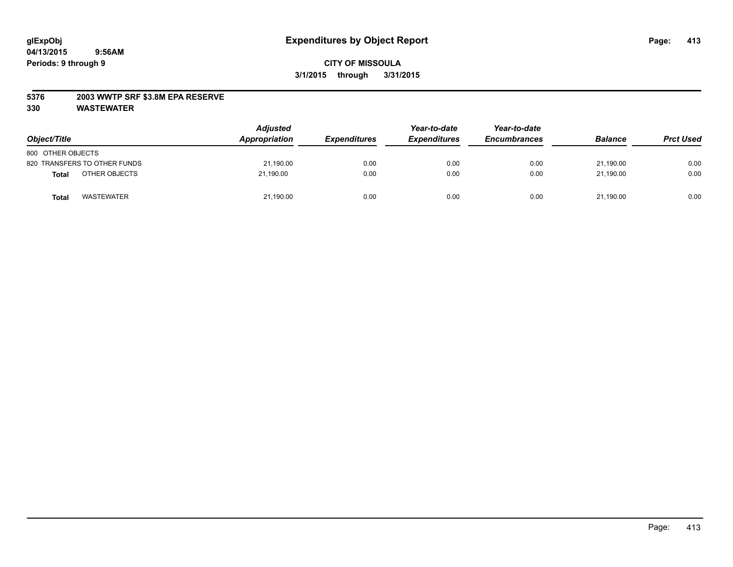**glExpObj** **Expenditures by Object Report**

**04/13/2015 9:56AM**

**Periods: 9 through 9**

**CITY OF MISSOULA**

**3/1/2015 through 3/31/2015**

**5376 2003 WWTP SRF $3.8M EPA RESERVE**

**330 WASTEWATER**

| Object/Title | | Adjusted Appropriation | Expenditures | Year-to-date Expenditures | Year-to-date Encumbrances | Balance | Prct Used |
|---|---|---|---|---|---|---|---|
| 800 OTHER OBJECTS | | | | | | | |
| 820 TRANSFERS TO OTHER FUNDS | | 21,190.00 | 0.00 | 0.00 | 0.00 | 21,190.00 | 0.00 |
| **Total** | OTHER OBJECTS | 21,190.00 | 0.00 | 0.00 | 0.00 | 21,190.00 | 0.00 |
| **Total** | WASTEWATER | 21,190.00 | 0.00 | 0.00 | 0.00 | 21,190.00 | 0.00 |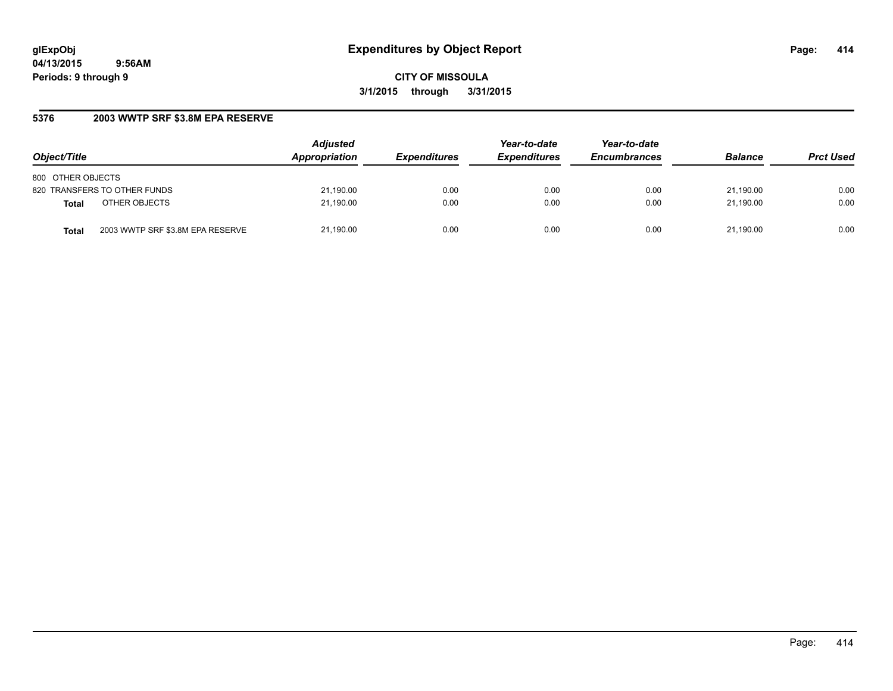**glExpObj** **Expenditures by Object Report**

**04/13/2015 9:56AM**

**Periods: 9 through 9**

**CITY OF MISSOULA**

**3/1/2015 through 3/31/2015**

**5376 2003 WWTP SRF $3.8M EPA RESERVE**

| Object/Title | | Adjusted Appropriation | Expenditures | Year-to-date Expenditures | Year-to-date Encumbrances | Balance | Prct Used |
|---|---|---|---|---|---|---|---|
| 800 OTHER OBJECTS | | | | | | | |
| 820 TRANSFERS TO OTHER FUNDS | | 21,190.00 | 0.00 | 0.00 | 0.00 | 21,190.00 | 0.00 |
| **Total** | OTHER OBJECTS | 21,190.00 | 0.00 | 0.00 | 0.00 | 21,190.00 | 0.00 |
| **Total** | 2003 WWTP SRF $3.8M EPA RESERVE | 21,190.00 | 0.00 | 0.00 | 0.00 | 21,190.00 | 0.00 |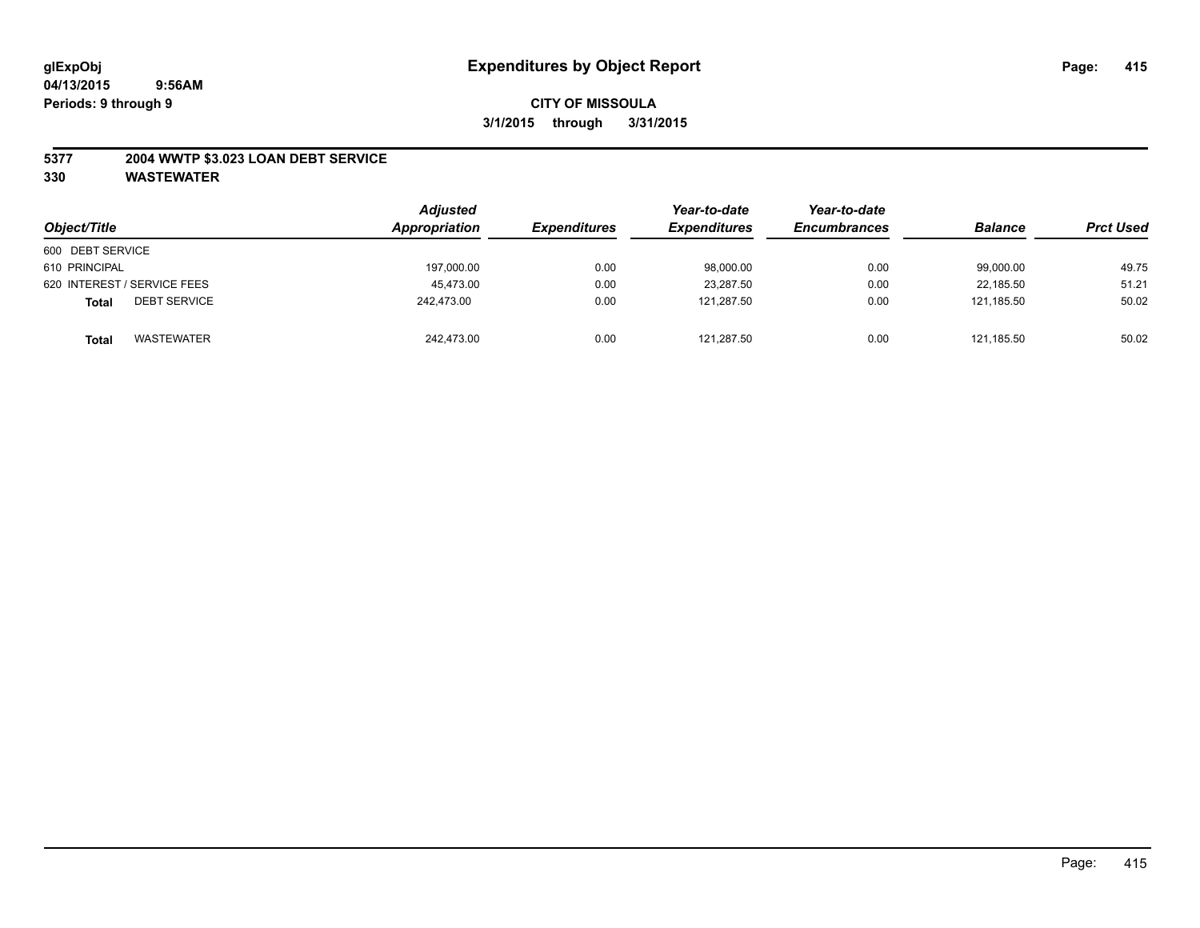# Expenditures by Object Report

glExpObj
04/13/2015 9:56AM
Periods: 9 through 9

**CITY OF MISSOULA**
**3/1/2015 through 3/31/2015**

**5377 2004 WWTP $3.023 LOAN DEBT SERVICE**
**330 WASTEWATER**

| Object/Title | | Adjusted Appropriation | Expenditures | Year-to-date Expenditures | Year-to-date Encumbrances | Balance | Prct Used |
|---|---|---|---|---|---|---|---|
| 600 DEBT SERVICE | | | | | | | |
| 610 PRINCIPAL | | 197,000.00 | 0.00 | 98,000.00 | 0.00 | 99,000.00 | 49.75 |
| 620 INTEREST / SERVICE FEES | | 45,473.00 | 0.00 | 23,287.50 | 0.00 | 22,185.50 | 51.21 |
| **Total** | DEBT SERVICE | 242,473.00 | 0.00 | 121,287.50 | 0.00 | 121,185.50 | 50.02 |
| **Total** | WASTEWATER | 242,473.00 | 0.00 | 121,287.50 | 0.00 | 121,185.50 | 50.02 |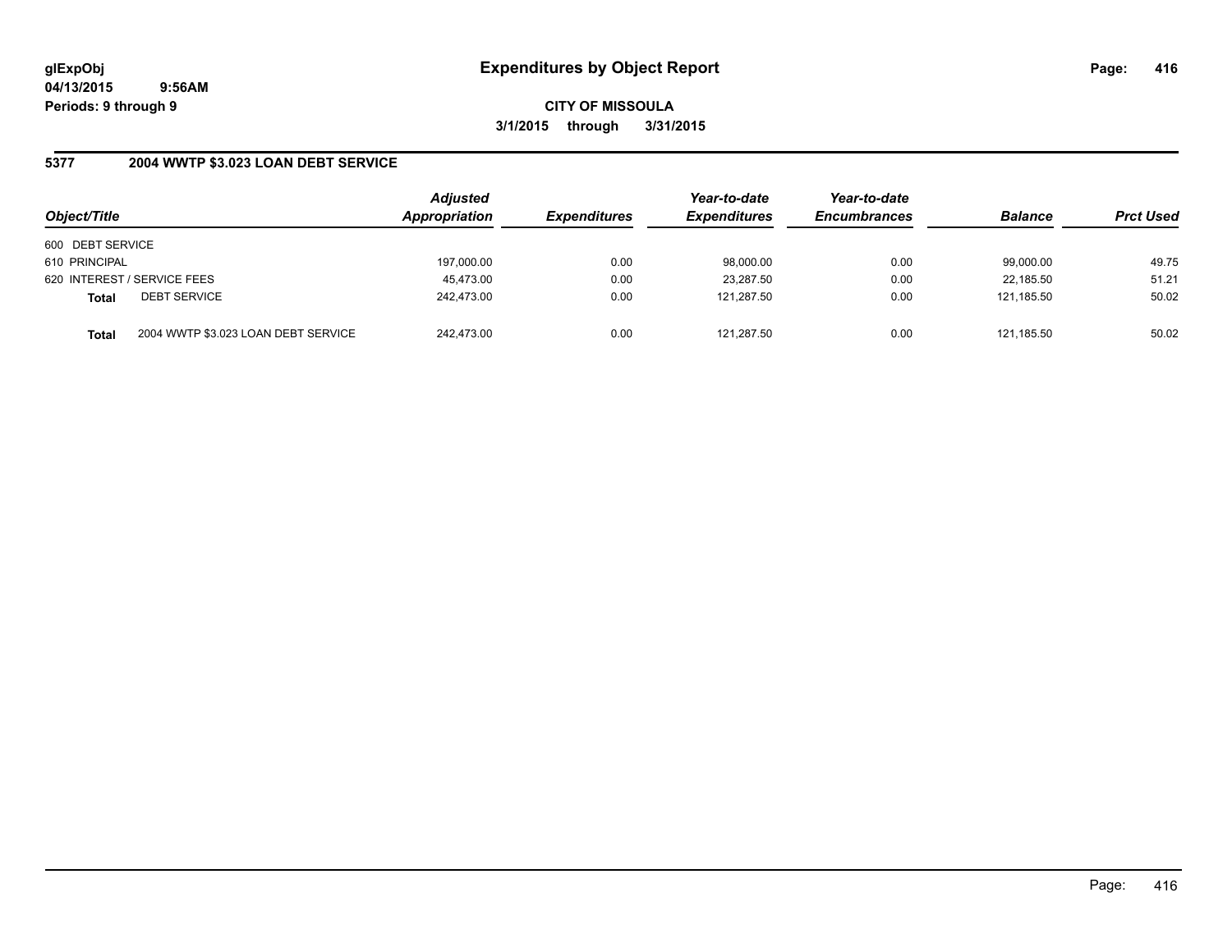# Expenditures by Object Report

glExpObj
04/13/2015 9:56AM
Periods: 9 through 9

**CITY OF MISSOULA**
**3/1/2015 through 3/31/2015**

## 5377 2004 WWTP $3.023 LOAN DEBT SERVICE

| Object/Title | | Adjusted Appropriation | Expenditures | Year-to-date Expenditures | Year-to-date Encumbrances | Balance | Prct Used |
|---|---|---|---|---|---|---|---|
| 600 DEBT SERVICE | | | | | | | |
| 610 PRINCIPAL | | 197,000.00 | 0.00 | 98,000.00 | 0.00 | 99,000.00 | 49.75 |
| 620 INTEREST / SERVICE FEES | | 45,473.00 | 0.00 | 23,287.50 | 0.00 | 22,185.50 | 51.21 |
| **Total** | DEBT SERVICE | 242,473.00 | 0.00 | 121,287.50 | 0.00 | 121,185.50 | 50.02 |
| **Total** | 2004 WWTP $3.023 LOAN DEBT SERVICE | 242,473.00 | 0.00 | 121,287.50 | 0.00 | 121,185.50 | 50.02 |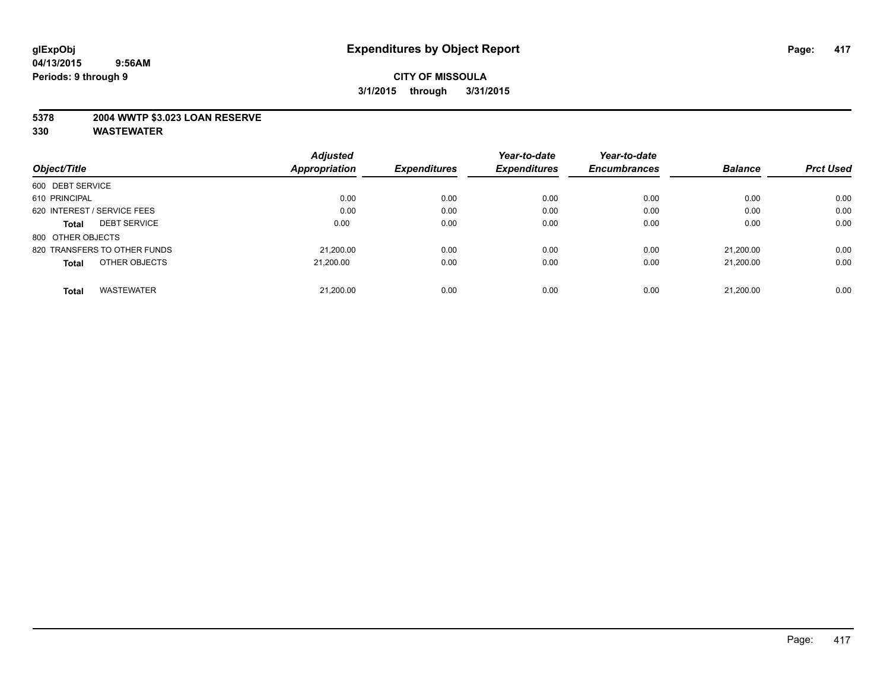**glExpObj** 04/13/2015 9:56AM
**Periods: 9 through 9**

# Expenditures by Object Report

**CITY OF MISSOULA**
**3/1/2015 through 3/31/2015**

**5378 2004 WWTP $3.023 LOAN RESERVE**
**330 WASTEWATER**

| Object/Title | Adjusted Appropriation | Expenditures | Year-to-date Expenditures | Year-to-date Encumbrances | Balance | Prct Used |
|---|---|---|---|---|---|---|
| 600 DEBT SERVICE | | | | | | |
| 610 PRINCIPAL | 0.00 | 0.00 | 0.00 | 0.00 | 0.00 | 0.00 |
| 620 INTEREST / SERVICE FEES | 0.00 | 0.00 | 0.00 | 0.00 | 0.00 | 0.00 |
| **Total** DEBT SERVICE | 0.00 | 0.00 | 0.00 | 0.00 | 0.00 | 0.00 |
| 800 OTHER OBJECTS | | | | | | |
| 820 TRANSFERS TO OTHER FUNDS | 21,200.00 | 0.00 | 0.00 | 0.00 | 21,200.00 | 0.00 |
| **Total** OTHER OBJECTS | 21,200.00 | 0.00 | 0.00 | 0.00 | 21,200.00 | 0.00 |
| **Total** WASTEWATER | 21,200.00 | 0.00 | 0.00 | 0.00 | 21,200.00 | 0.00 |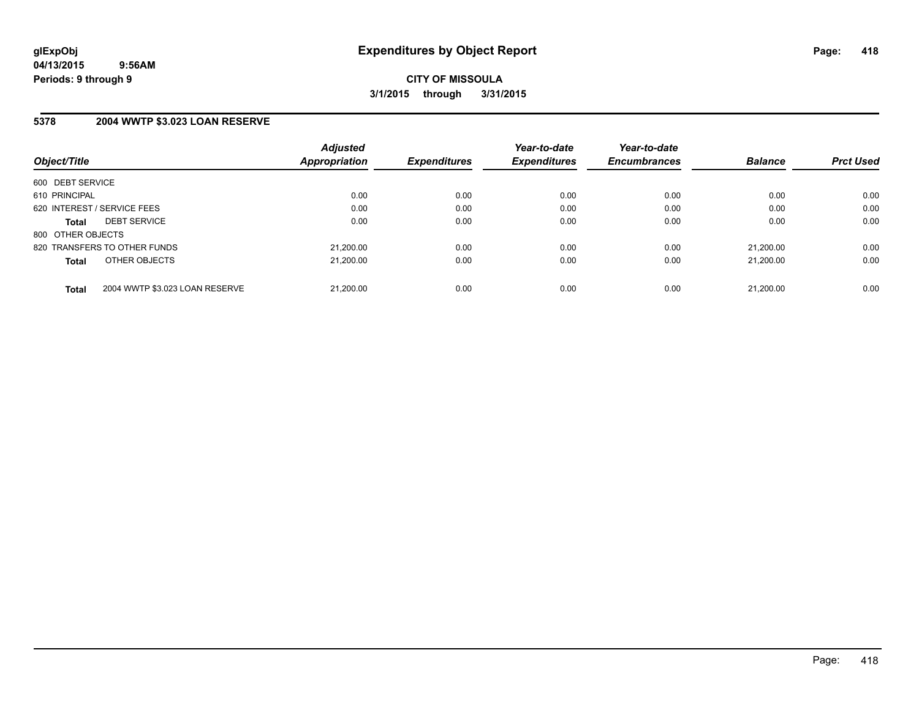# Expenditures by Object Report

glExpObj
04/13/2015 9:56AM
Periods: 9 through 9

**CITY OF MISSOULA**
**3/1/2015 through 3/31/2015**

## 5378 2004 WWTP $3.023 LOAN RESERVE

| Object/Title | Adjusted Appropriation | Expenditures | Year-to-date Expenditures | Year-to-date Encumbrances | Balance | Prct Used |
|---|---|---|---|---|---|---|
| 600 DEBT SERVICE | | | | | | |
| 610 PRINCIPAL | 0.00 | 0.00 | 0.00 | 0.00 | 0.00 | 0.00 |
| 620 INTEREST / SERVICE FEES | 0.00 | 0.00 | 0.00 | 0.00 | 0.00 | 0.00 |
| **Total** DEBT SERVICE | 0.00 | 0.00 | 0.00 | 0.00 | 0.00 | 0.00 |
| 800 OTHER OBJECTS | | | | | | |
| 820 TRANSFERS TO OTHER FUNDS | 21,200.00 | 0.00 | 0.00 | 0.00 | 21,200.00 | 0.00 |
| **Total** OTHER OBJECTS | 21,200.00 | 0.00 | 0.00 | 0.00 | 21,200.00 | 0.00 |
| **Total** 2004 WWTP $3.023 LOAN RESERVE | 21,200.00 | 0.00 | 0.00 | 0.00 | 21,200.00 | 0.00 |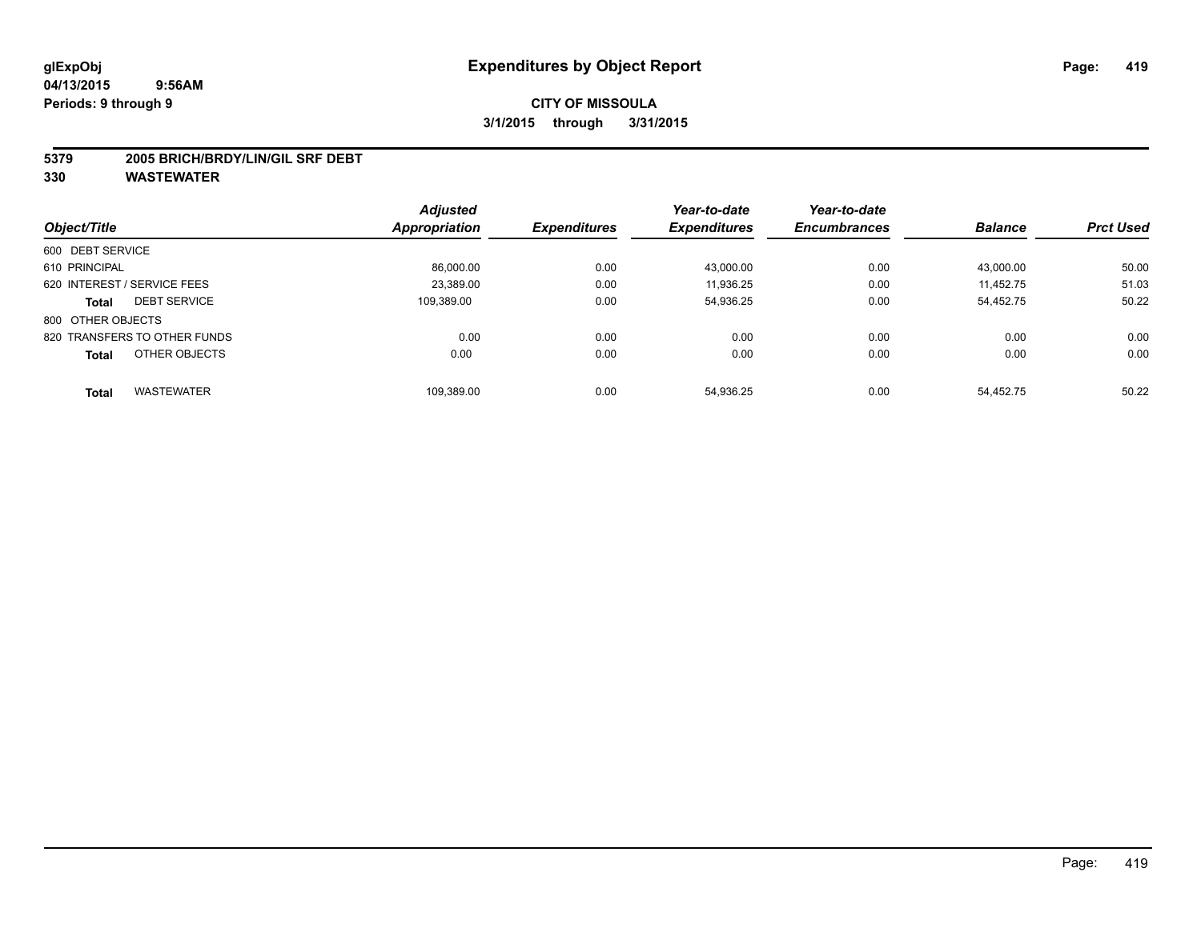**glExpObj** **Expenditures by Object Report**

**04/13/2015 9:56AM**

**Periods: 9 through 9**

**CITY OF MISSOULA**

**3/1/2015 through 3/31/2015**

**5379 2005 BRICH/BRDY/LIN/GIL SRF DEBT**

**330 WASTEWATER**

| Object/Title | Adjusted Appropriation | Expenditures | Year-to-date Expenditures | Year-to-date Encumbrances | Balance | Prct Used |
|---|---|---|---|---|---|---|
| 600 DEBT SERVICE | | | | | | |
| 610 PRINCIPAL | 86,000.00 | 0.00 | 43,000.00 | 0.00 | 43,000.00 | 50.00 |
| 620 INTEREST / SERVICE FEES | 23,389.00 | 0.00 | 11,936.25 | 0.00 | 11,452.75 | 51.03 |
| **Total** DEBT SERVICE | 109,389.00 | 0.00 | 54,936.25 | 0.00 | 54,452.75 | 50.22 |
| 800 OTHER OBJECTS | | | | | | |
| 820 TRANSFERS TO OTHER FUNDS | 0.00 | 0.00 | 0.00 | 0.00 | 0.00 | 0.00 |
| **Total** OTHER OBJECTS | 0.00 | 0.00 | 0.00 | 0.00 | 0.00 | 0.00 |
| **Total** WASTEWATER | 109,389.00 | 0.00 | 54,936.25 | 0.00 | 54,452.75 | 50.22 |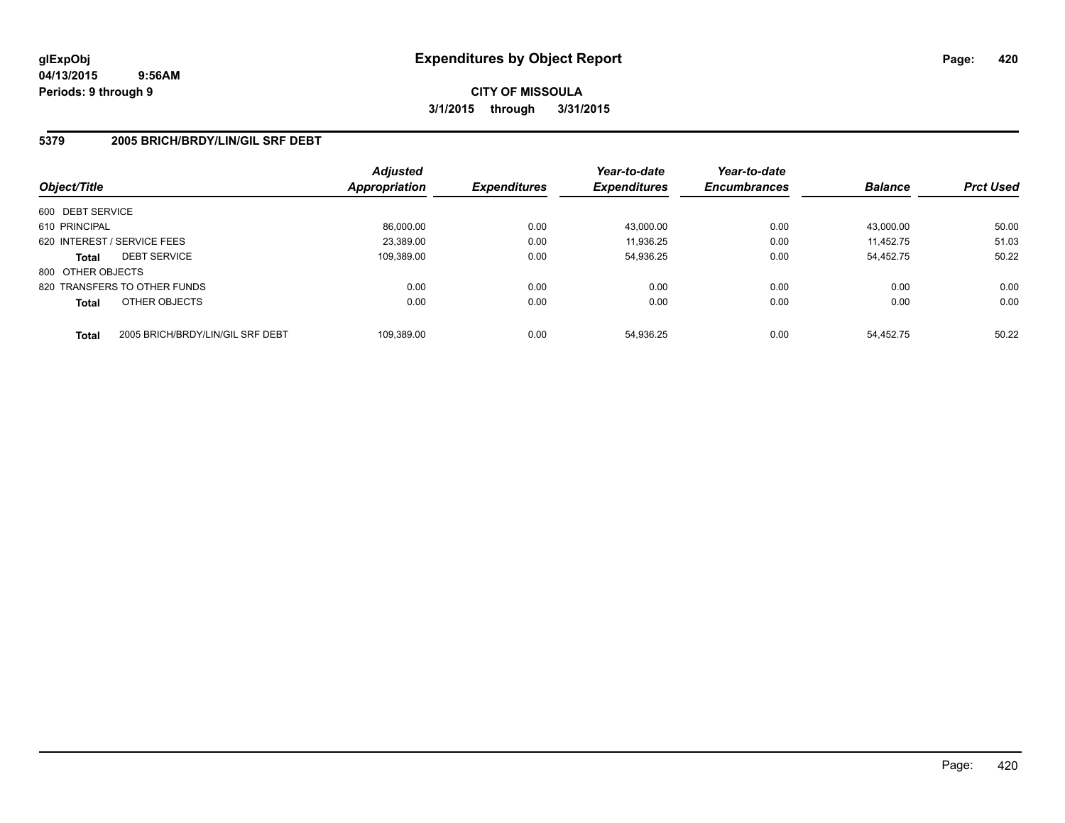# Expenditures by Object Report

glExpObj
04/13/2015 9:56AM
Periods: 9 through 9

**CITY OF MISSOULA**
**3/1/2015 through 3/31/2015**

## 5379 2005 BRICH/BRDY/LIN/GIL SRF DEBT

| Object/Title | | Adjusted Appropriation | Expenditures | Year-to-date Expenditures | Year-to-date Encumbrances | Balance | Prct Used |
|---|---|---|---|---|---|---|---|
| 600 DEBT SERVICE | | | | | | | |
| 610 PRINCIPAL | | 86,000.00 | 0.00 | 43,000.00 | 0.00 | 43,000.00 | 50.00 |
| 620 INTEREST / SERVICE FEES | | 23,389.00 | 0.00 | 11,936.25 | 0.00 | 11,452.75 | 51.03 |
| **Total** | DEBT SERVICE | 109,389.00 | 0.00 | 54,936.25 | 0.00 | 54,452.75 | 50.22 |
| 800 OTHER OBJECTS | | | | | | | |
| 820 TRANSFERS TO OTHER FUNDS | | 0.00 | 0.00 | 0.00 | 0.00 | 0.00 | 0.00 |
| **Total** | OTHER OBJECTS | 0.00 | 0.00 | 0.00 | 0.00 | 0.00 | 0.00 |
| **Total** | 2005 BRICH/BRDY/LIN/GIL SRF DEBT | 109,389.00 | 0.00 | 54,936.25 | 0.00 | 54,452.75 | 50.22 |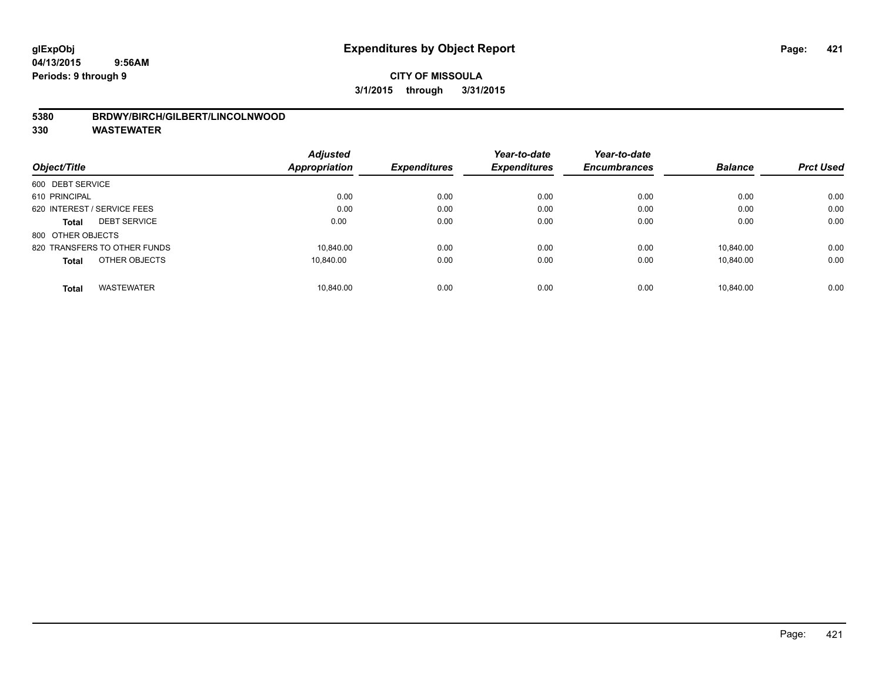# Expenditures by Object Report

glExpObj
04/13/2015 9:56AM
Periods: 9 through 9

**CITY OF MISSOULA**
**3/1/2015 through 3/31/2015**

**5380 BRDWY/BIRCH/GILBERT/LINCOLNWOOD**
**330 WASTEWATER**

| Object/Title | Adjusted Appropriation | Expenditures | Year-to-date Expenditures | Year-to-date Encumbrances | Balance | Prct Used |
|---|---|---|---|---|---|---|
| 600 DEBT SERVICE | | | | | | |
| 610 PRINCIPAL | 0.00 | 0.00 | 0.00 | 0.00 | 0.00 | 0.00 |
| 620 INTEREST / SERVICE FEES | 0.00 | 0.00 | 0.00 | 0.00 | 0.00 | 0.00 |
| **Total** DEBT SERVICE | 0.00 | 0.00 | 0.00 | 0.00 | 0.00 | 0.00 |
| 800 OTHER OBJECTS | | | | | | |
| 820 TRANSFERS TO OTHER FUNDS | 10,840.00 | 0.00 | 0.00 | 0.00 | 10,840.00 | 0.00 |
| **Total** OTHER OBJECTS | 10,840.00 | 0.00 | 0.00 | 0.00 | 10,840.00 | 0.00 |
| **Total** WASTEWATER | 10,840.00 | 0.00 | 0.00 | 0.00 | 10,840.00 | 0.00 |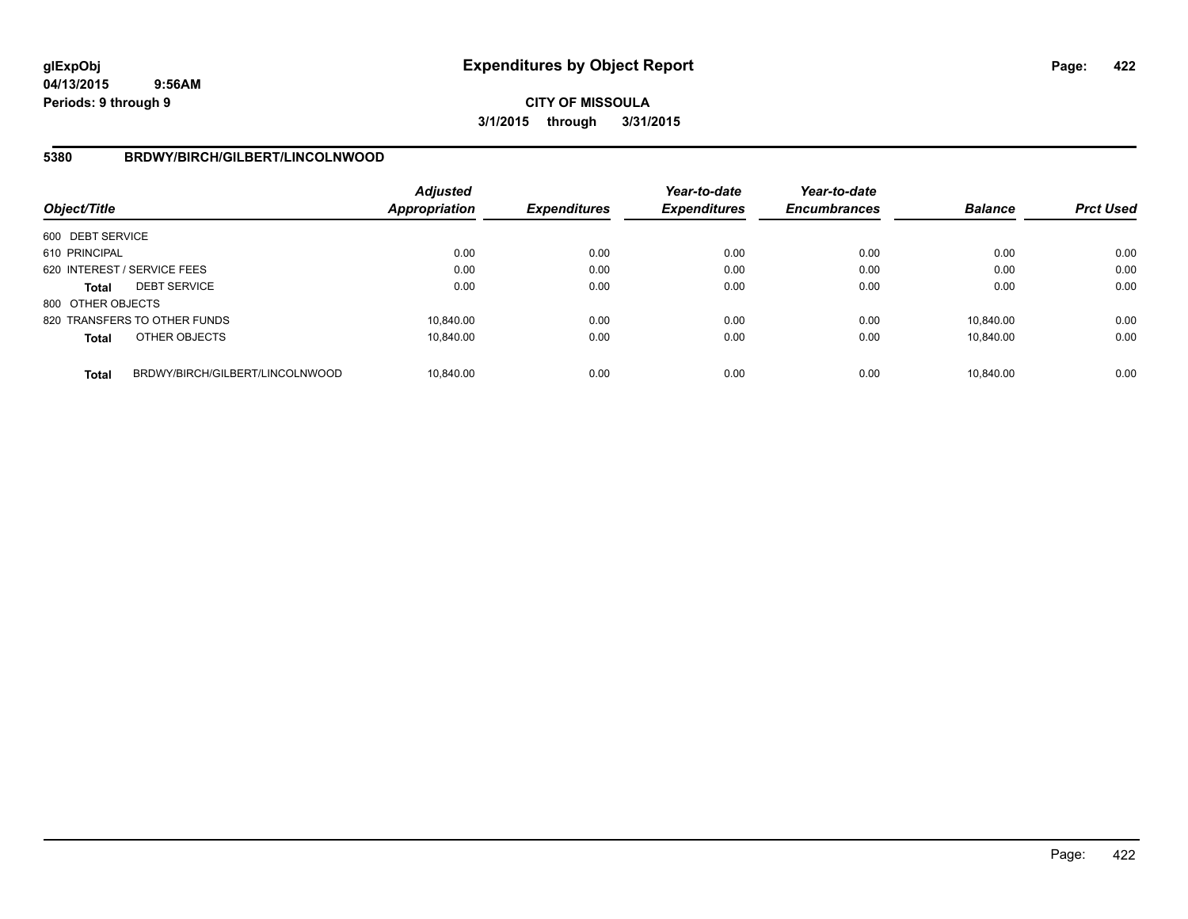**Expenditures by Object Report**

**CITY OF MISSOULA**

**3/1/2015 through 3/31/2015**

glExpObj
04/13/2015 9:56AM
Periods: 9 through 9

## 5380 BRDWY/BIRCH/GILBERT/LINCOLNWOOD

| Object/Title | | Adjusted Appropriation | Expenditures | Year-to-date Expenditures | Year-to-date Encumbrances | Balance | Prct Used |
|---|---|---|---|---|---|---|---|
| 600 DEBT SERVICE | | | | | | | |
| 610 PRINCIPAL | | 0.00 | 0.00 | 0.00 | 0.00 | 0.00 | 0.00 |
| 620 INTEREST / SERVICE FEES | | 0.00 | 0.00 | 0.00 | 0.00 | 0.00 | 0.00 |
| **Total** | DEBT SERVICE | 0.00 | 0.00 | 0.00 | 0.00 | 0.00 | 0.00 |
| 800 OTHER OBJECTS | | | | | | | |
| 820 TRANSFERS TO OTHER FUNDS | | 10,840.00 | 0.00 | 0.00 | 0.00 | 10,840.00 | 0.00 |
| **Total** | OTHER OBJECTS | 10,840.00 | 0.00 | 0.00 | 0.00 | 10,840.00 | 0.00 |
| **Total** | BRDWY/BIRCH/GILBERT/LINCOLNWOOD | 10,840.00 | 0.00 | 0.00 | 0.00 | 10,840.00 | 0.00 |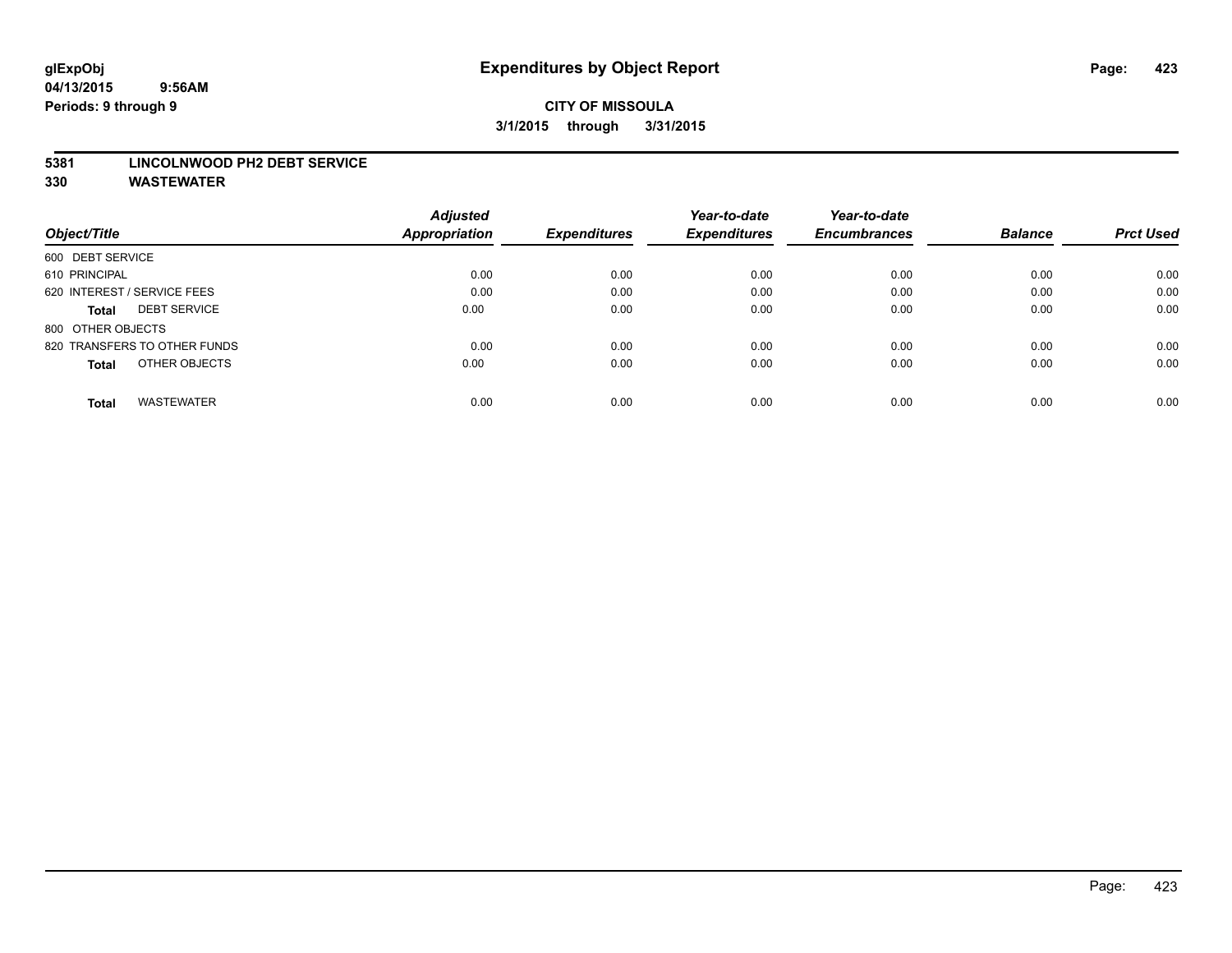**glExpObj** **Expenditures by Object Report**

**04/13/2015 9:56AM**

**Periods: 9 through 9**

**CITY OF MISSOULA**

**3/1/2015 through 3/31/2015**

**5381 LINCOLNWOOD PH2 DEBT SERVICE**

**330 WASTEWATER**

| Object/Title | Adjusted Appropriation | Expenditures | Year-to-date Expenditures | Year-to-date Encumbrances | Balance | Prct Used |
|---|---|---|---|---|---|---|
| 600 DEBT SERVICE | | | | | | |
| 610 PRINCIPAL | 0.00 | 0.00 | 0.00 | 0.00 | 0.00 | 0.00 |
| 620 INTEREST / SERVICE FEES | 0.00 | 0.00 | 0.00 | 0.00 | 0.00 | 0.00 |
| **Total** DEBT SERVICE | 0.00 | 0.00 | 0.00 | 0.00 | 0.00 | 0.00 |
| 800 OTHER OBJECTS | | | | | | |
| 820 TRANSFERS TO OTHER FUNDS | 0.00 | 0.00 | 0.00 | 0.00 | 0.00 | 0.00 |
| **Total** OTHER OBJECTS | 0.00 | 0.00 | 0.00 | 0.00 | 0.00 | 0.00 |
| **Total** WASTEWATER | 0.00 | 0.00 | 0.00 | 0.00 | 0.00 | 0.00 |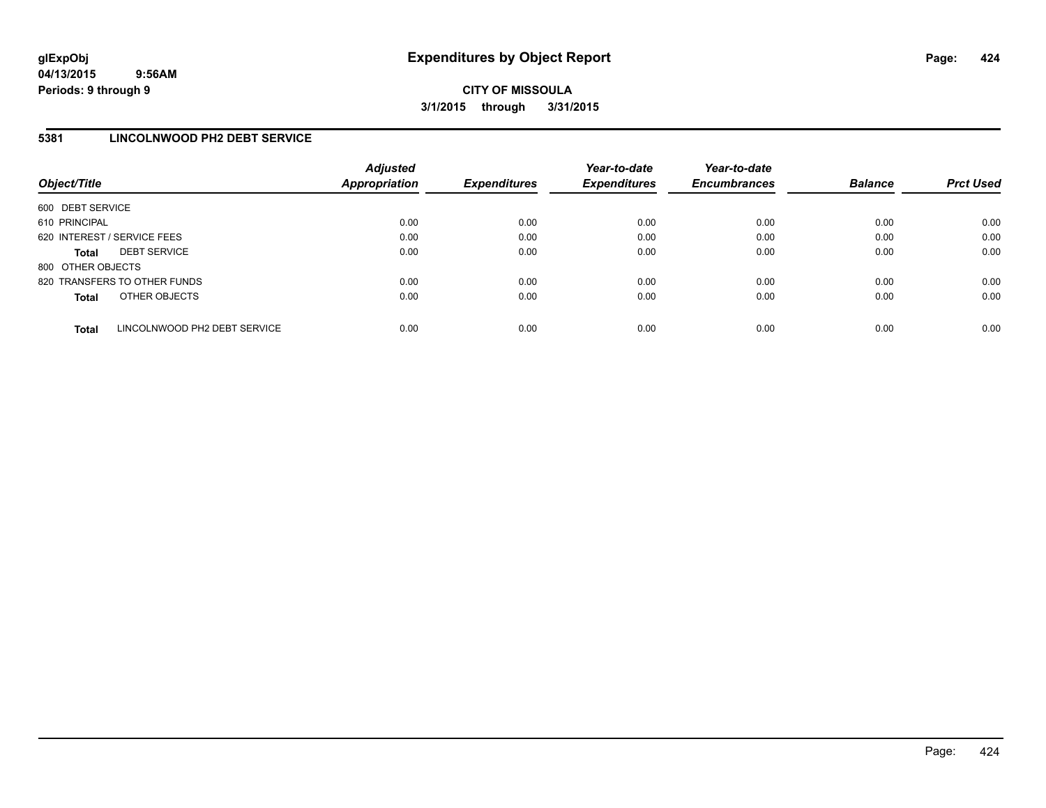glExpObj
04/13/2015 9:56AM
Periods: 9 through 9

# Expenditures by Object Report

**CITY OF MISSOULA**
**3/1/2015 through 3/31/2015**

## 5381 LINCOLNWOOD PH2 DEBT SERVICE

| Object/Title | Adjusted Appropriation | Expenditures | Year-to-date Expenditures | Year-to-date Encumbrances | Balance | Prct Used |
|---|---|---|---|---|---|---|
| 600 DEBT SERVICE | | | | | | |
| 610 PRINCIPAL | 0.00 | 0.00 | 0.00 | 0.00 | 0.00 | 0.00 |
| 620 INTEREST / SERVICE FEES | 0.00 | 0.00 | 0.00 | 0.00 | 0.00 | 0.00 |
| **Total** DEBT SERVICE | 0.00 | 0.00 | 0.00 | 0.00 | 0.00 | 0.00 |
| 800 OTHER OBJECTS | | | | | | |
| 820 TRANSFERS TO OTHER FUNDS | 0.00 | 0.00 | 0.00 | 0.00 | 0.00 | 0.00 |
| **Total** OTHER OBJECTS | 0.00 | 0.00 | 0.00 | 0.00 | 0.00 | 0.00 |
| **Total** LINCOLNWOOD PH2 DEBT SERVICE | 0.00 | 0.00 | 0.00 | 0.00 | 0.00 | 0.00 |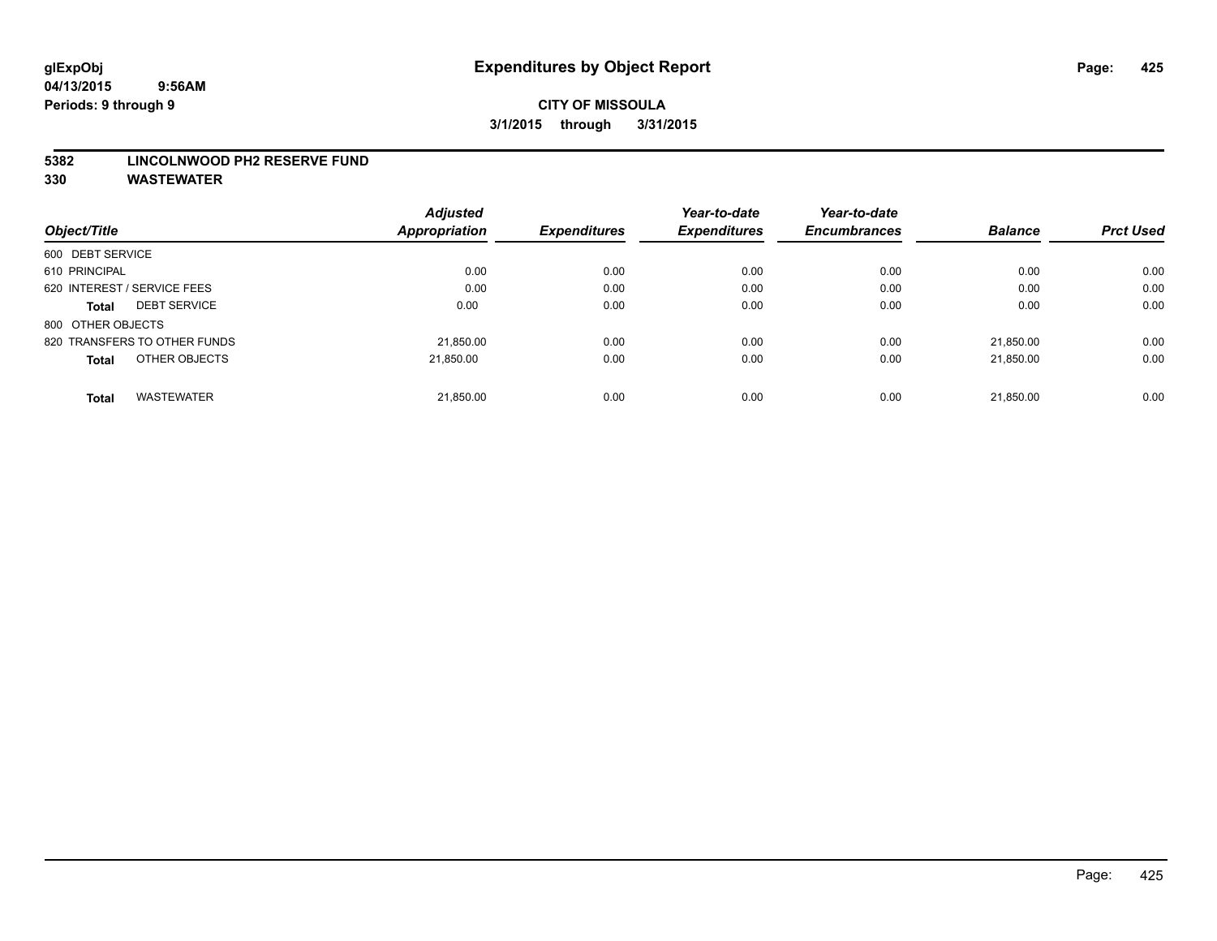# Expenditures by Object Report

glExpObj
04/13/2015 9:56AM
Periods: 9 through 9

**CITY OF MISSOULA**
**3/1/2015 through 3/31/2015**

**5382 LINCOLNWOOD PH2 RESERVE FUND**
**330 WASTEWATER**

| Object/Title | Adjusted Appropriation | Expenditures | Year-to-date Expenditures | Year-to-date Encumbrances | Balance | Prct Used |
|---|---|---|---|---|---|---|
| 600 DEBT SERVICE | | | | | | |
| 610 PRINCIPAL | 0.00 | 0.00 | 0.00 | 0.00 | 0.00 | 0.00 |
| 620 INTEREST / SERVICE FEES | 0.00 | 0.00 | 0.00 | 0.00 | 0.00 | 0.00 |
| **Total** DEBT SERVICE | 0.00 | 0.00 | 0.00 | 0.00 | 0.00 | 0.00 |
| 800 OTHER OBJECTS | | | | | | |
| 820 TRANSFERS TO OTHER FUNDS | 21,850.00 | 0.00 | 0.00 | 0.00 | 21,850.00 | 0.00 |
| **Total** OTHER OBJECTS | 21,850.00 | 0.00 | 0.00 | 0.00 | 21,850.00 | 0.00 |
| **Total** WASTEWATER | 21,850.00 | 0.00 | 0.00 | 0.00 | 21,850.00 | 0.00 |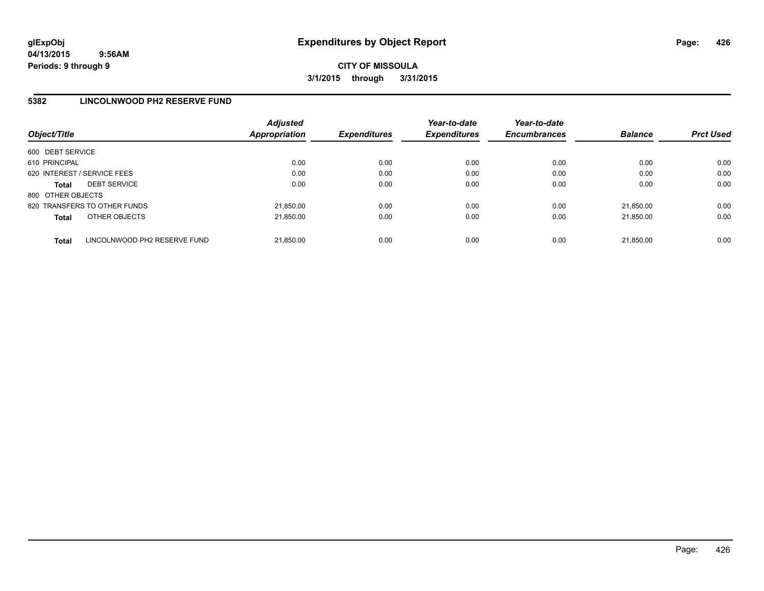glExpObj
04/13/2015 9:56AM
Periods: 9 through 9

# Expenditures by Object Report

**CITY OF MISSOULA**
**3/1/2015 through 3/31/2015**

## 5382 LINCOLNWOOD PH2 RESERVE FUND

| Object/Title | Adjusted Appropriation | Expenditures | Year-to-date Expenditures | Year-to-date Encumbrances | Balance | Prct Used |
|---|---|---|---|---|---|---|
| 600 DEBT SERVICE | | | | | | |
| 610 PRINCIPAL | 0.00 | 0.00 | 0.00 | 0.00 | 0.00 | 0.00 |
| 620 INTEREST / SERVICE FEES | 0.00 | 0.00 | 0.00 | 0.00 | 0.00 | 0.00 |
| **Total** DEBT SERVICE | 0.00 | 0.00 | 0.00 | 0.00 | 0.00 | 0.00 |
| 800 OTHER OBJECTS | | | | | | |
| 820 TRANSFERS TO OTHER FUNDS | 21,850.00 | 0.00 | 0.00 | 0.00 | 21,850.00 | 0.00 |
| **Total** OTHER OBJECTS | 21,850.00 | 0.00 | 0.00 | 0.00 | 21,850.00 | 0.00 |
| **Total** LINCOLNWOOD PH2 RESERVE FUND | 21,850.00 | 0.00 | 0.00 | 0.00 | 21,850.00 | 0.00 |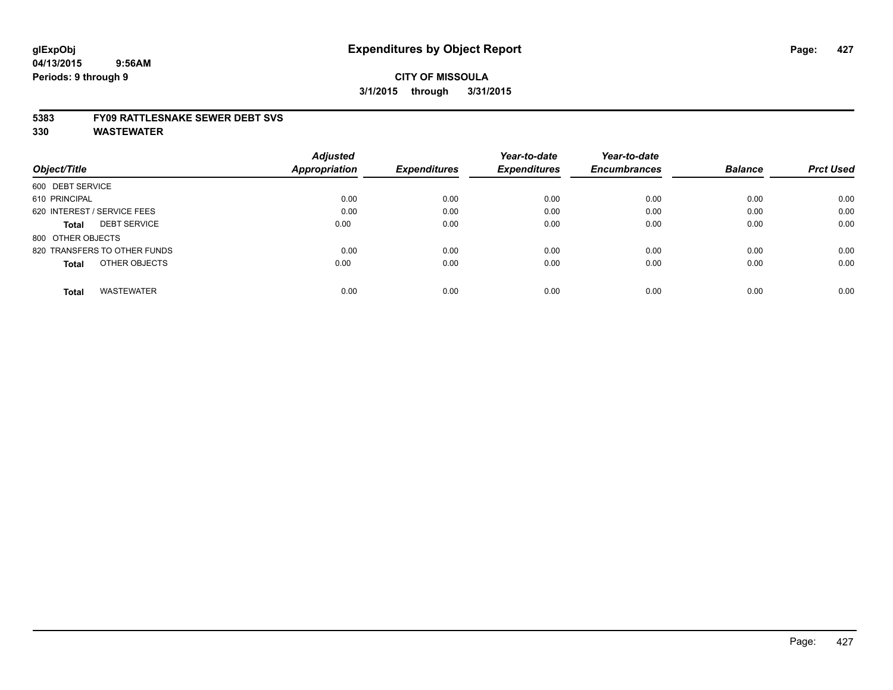# Expenditures by Object Report

glExpObj
04/13/2015 9:56AM
Periods: 9 through 9

**CITY OF MISSOULA**
**3/1/2015 through 3/31/2015**

**5383 FY09 RATTLESNAKE SEWER DEBT SVS**
**330 WASTEWATER**

| Object/Title | Adjusted Appropriation | Expenditures | Year-to-date Expenditures | Year-to-date Encumbrances | Balance | Prct Used |
|---|---|---|---|---|---|---|
| 600 DEBT SERVICE | | | | | | |
| 610 PRINCIPAL | 0.00 | 0.00 | 0.00 | 0.00 | 0.00 | 0.00 |
| 620 INTEREST / SERVICE FEES | 0.00 | 0.00 | 0.00 | 0.00 | 0.00 | 0.00 |
| **Total** DEBT SERVICE | 0.00 | 0.00 | 0.00 | 0.00 | 0.00 | 0.00 |
| 800 OTHER OBJECTS | | | | | | |
| 820 TRANSFERS TO OTHER FUNDS | 0.00 | 0.00 | 0.00 | 0.00 | 0.00 | 0.00 |
| **Total** OTHER OBJECTS | 0.00 | 0.00 | 0.00 | 0.00 | 0.00 | 0.00 |
| **Total** WASTEWATER | 0.00 | 0.00 | 0.00 | 0.00 | 0.00 | 0.00 |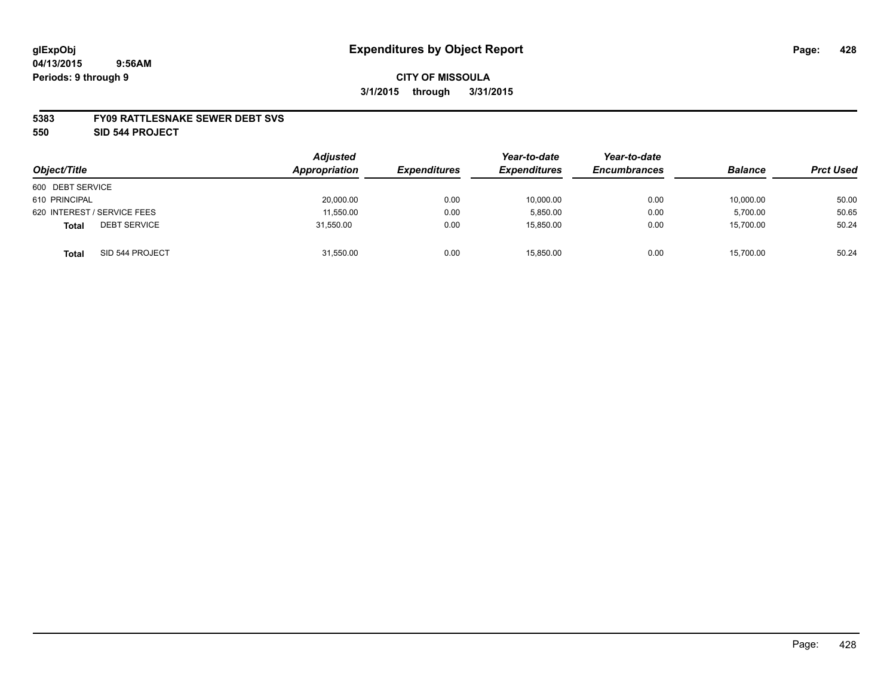glExpObj
04/13/2015 9:56AM
Periods: 9 through 9

# Expenditures by Object Report

**CITY OF MISSOULA**

**3/1/2015 through 3/31/2015**

**5383 FY09 RATTLESNAKE SEWER DEBT SVS**

**550 SID 544 PROJECT**

| Object/Title | | Adjusted Appropriation | Expenditures | Year-to-date Expenditures | Year-to-date Encumbrances | Balance | Prct Used |
|---|---|---|---|---|---|---|---|
| 600 DEBT SERVICE | | | | | | | |
| 610 PRINCIPAL | | 20,000.00 | 0.00 | 10,000.00 | 0.00 | 10,000.00 | 50.00 |
| 620 INTEREST / SERVICE FEES | | 11,550.00 | 0.00 | 5,850.00 | 0.00 | 5,700.00 | 50.65 |
| **Total** | DEBT SERVICE | 31,550.00 | 0.00 | 15,850.00 | 0.00 | 15,700.00 | 50.24 |
| **Total** | SID 544 PROJECT | 31,550.00 | 0.00 | 15,850.00 | 0.00 | 15,700.00 | 50.24 |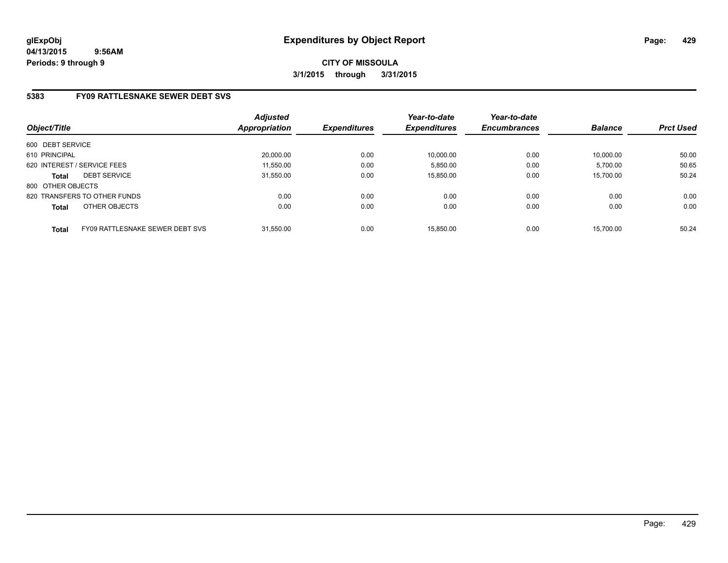**glExpObj**
**04/13/2015 9:56AM**
**Periods: 9 through 9**

# Expenditures by Object Report

**CITY OF MISSOULA**
**3/1/2015 through 3/31/2015**

## 5383 FY09 RATTLESNAKE SEWER DEBT SVS

| Object/Title | | *Adjusted Appropriation* | *Expenditures* | *Year-to-date Expenditures* | *Year-to-date Encumbrances* | *Balance* | *Prct Used* |
|---|---|---|---|---|---|---|---|
| 600 DEBT SERVICE | | | | | | | |
| 610 PRINCIPAL | | 20,000.00 | 0.00 | 10,000.00 | 0.00 | 10,000.00 | 50.00 |
| 620 INTEREST / SERVICE FEES | | 11,550.00 | 0.00 | 5,850.00 | 0.00 | 5,700.00 | 50.65 |
| **Total** | DEBT SERVICE | 31,550.00 | 0.00 | 15,850.00 | 0.00 | 15,700.00 | 50.24 |
| 800 OTHER OBJECTS | | | | | | | |
| 820 TRANSFERS TO OTHER FUNDS | | 0.00 | 0.00 | 0.00 | 0.00 | 0.00 | 0.00 |
| **Total** | OTHER OBJECTS | 0.00 | 0.00 | 0.00 | 0.00 | 0.00 | 0.00 |
| **Total** | FY09 RATTLESNAKE SEWER DEBT SVS | 31,550.00 | 0.00 | 15,850.00 | 0.00 | 15,700.00 | 50.24 |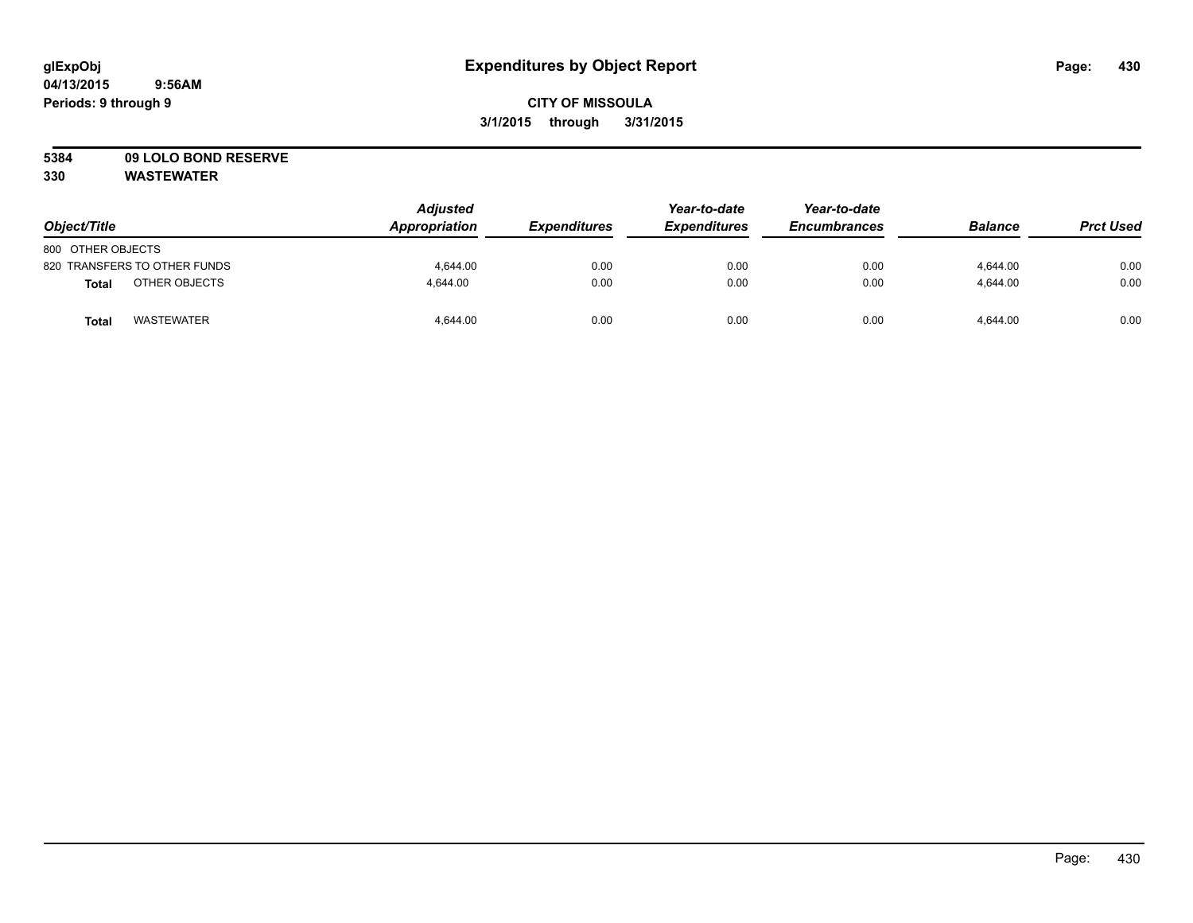# Expenditures by Object Report

glExpObj
04/13/2015 9:56AM
Periods: 9 through 9

**CITY OF MISSOULA**
**3/1/2015 through 3/31/2015**

**5384 09 LOLO BOND RESERVE**
**330 WASTEWATER**

| Object/Title | Adjusted Appropriation | Expenditures | Year-to-date Expenditures | Year-to-date Encumbrances | Balance | Prct Used |
|---|---|---|---|---|---|---|
| 800 OTHER OBJECTS | | | | | | |
| 820 TRANSFERS TO OTHER FUNDS | 4,644.00 | 0.00 | 0.00 | 0.00 | 4,644.00 | 0.00 |
| **Total** OTHER OBJECTS | 4,644.00 | 0.00 | 0.00 | 0.00 | 4,644.00 | 0.00 |
| **Total** WASTEWATER | 4,644.00 | 0.00 | 0.00 | 0.00 | 4,644.00 | 0.00 |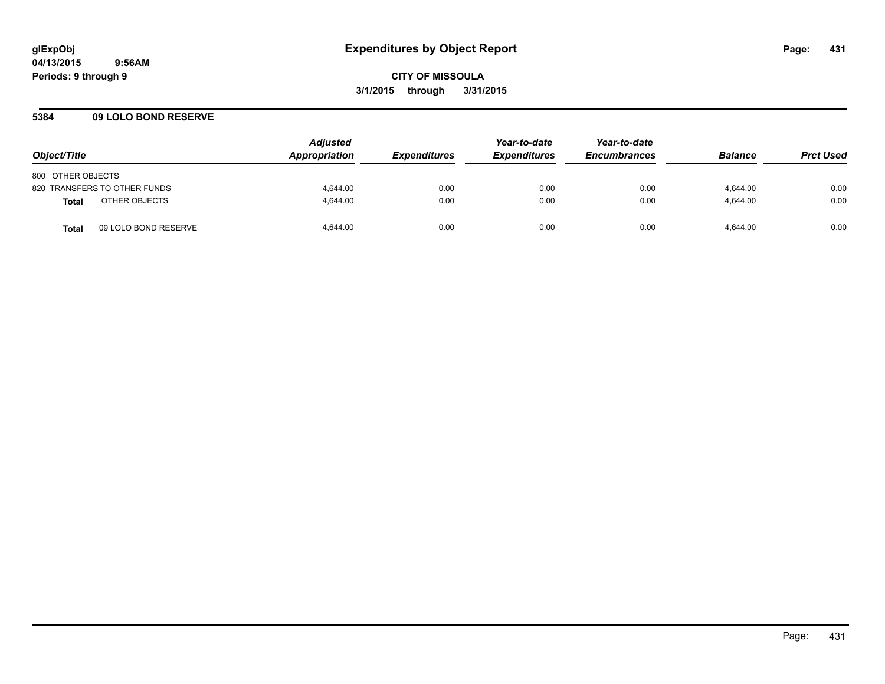# Expenditures by Object Report

glExpObj
04/13/2015 9:56AM
Periods: 9 through 9

**CITY OF MISSOULA**
**3/1/2015 through 3/31/2015**

## 5384 09 LOLO BOND RESERVE

| Object/Title | Adjusted Appropriation | Expenditures | Year-to-date Expenditures | Year-to-date Encumbrances | Balance | Prct Used |
|---|---|---|---|---|---|---|
| 800 OTHER OBJECTS | | | | | | |
| 820 TRANSFERS TO OTHER FUNDS | 4,644.00 | 0.00 | 0.00 | 0.00 | 4,644.00 | 0.00 |
| **Total** OTHER OBJECTS | 4,644.00 | 0.00 | 0.00 | 0.00 | 4,644.00 | 0.00 |
| **Total** 09 LOLO BOND RESERVE | 4,644.00 | 0.00 | 0.00 | 0.00 | 4,644.00 | 0.00 |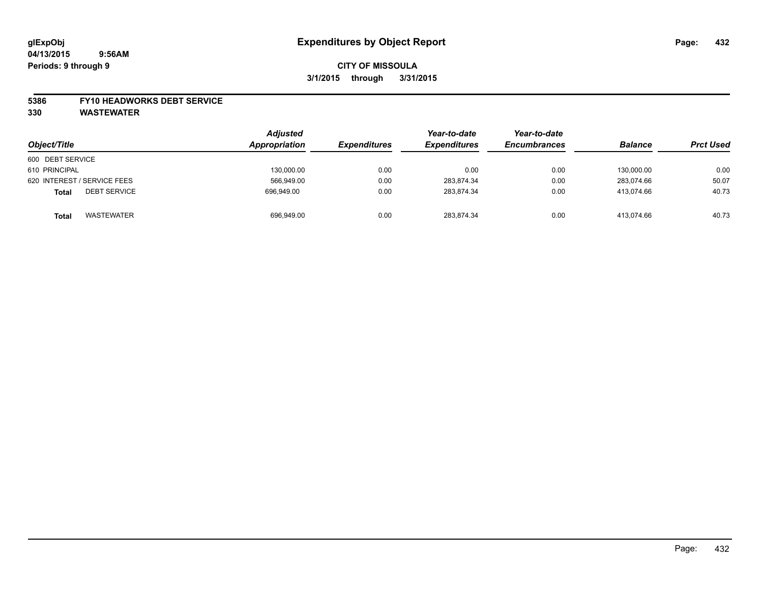**glExpObj** **Expenditures by Object Report**

**04/13/2015 9:56AM**

**Periods: 9 through 9**

**CITY OF MISSOULA**

**3/1/2015 through 3/31/2015**

**5386 FY10 HEADWORKS DEBT SERVICE**

**330 WASTEWATER**

| Object/Title | Adjusted Appropriation | Expenditures | Year-to-date Expenditures | Year-to-date Encumbrances | Balance | Prct Used |
|---|---|---|---|---|---|---|
| 600 DEBT SERVICE | | | | | | |
| 610 PRINCIPAL | 130,000.00 | 0.00 | 0.00 | 0.00 | 130,000.00 | 0.00 |
| 620 INTEREST / SERVICE FEES | 566,949.00 | 0.00 | 283,874.34 | 0.00 | 283,074.66 | 50.07 |
| **Total** DEBT SERVICE | 696,949.00 | 0.00 | 283,874.34 | 0.00 | 413,074.66 | 40.73 |
| **Total** WASTEWATER | 696,949.00 | 0.00 | 283,874.34 | 0.00 | 413,074.66 | 40.73 |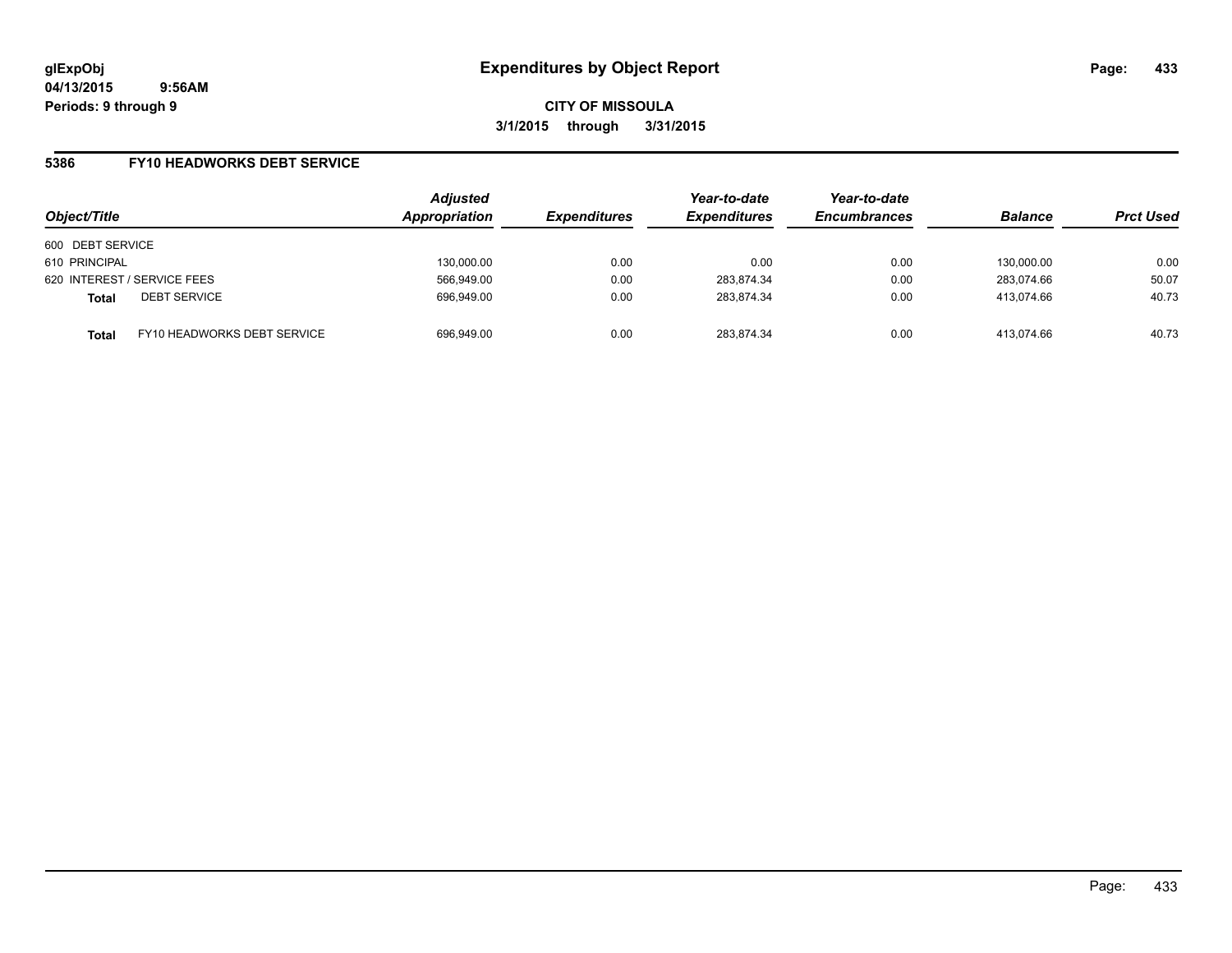glExpObj
04/13/2015 9:56AM
Periods: 9 through 9

# Expenditures by Object Report

**CITY OF MISSOULA**
**3/1/2015 through 3/31/2015**

## 5386 FY10 HEADWORKS DEBT SERVICE

| Object/Title | | Adjusted Appropriation | Expenditures | Year-to-date Expenditures | Year-to-date Encumbrances | Balance | Prct Used |
|---|---|---|---|---|---|---|---|
| 600 DEBT SERVICE | | | | | | | |
| 610 PRINCIPAL | | 130,000.00 | 0.00 | 0.00 | 0.00 | 130,000.00 | 0.00 |
| 620 INTEREST / SERVICE FEES | | 566,949.00 | 0.00 | 283,874.34 | 0.00 | 283,074.66 | 50.07 |
| **Total** | DEBT SERVICE | 696,949.00 | 0.00 | 283,874.34 | 0.00 | 413,074.66 | 40.73 |
| **Total** | FY10 HEADWORKS DEBT SERVICE | 696,949.00 | 0.00 | 283,874.34 | 0.00 | 413,074.66 | 40.73 |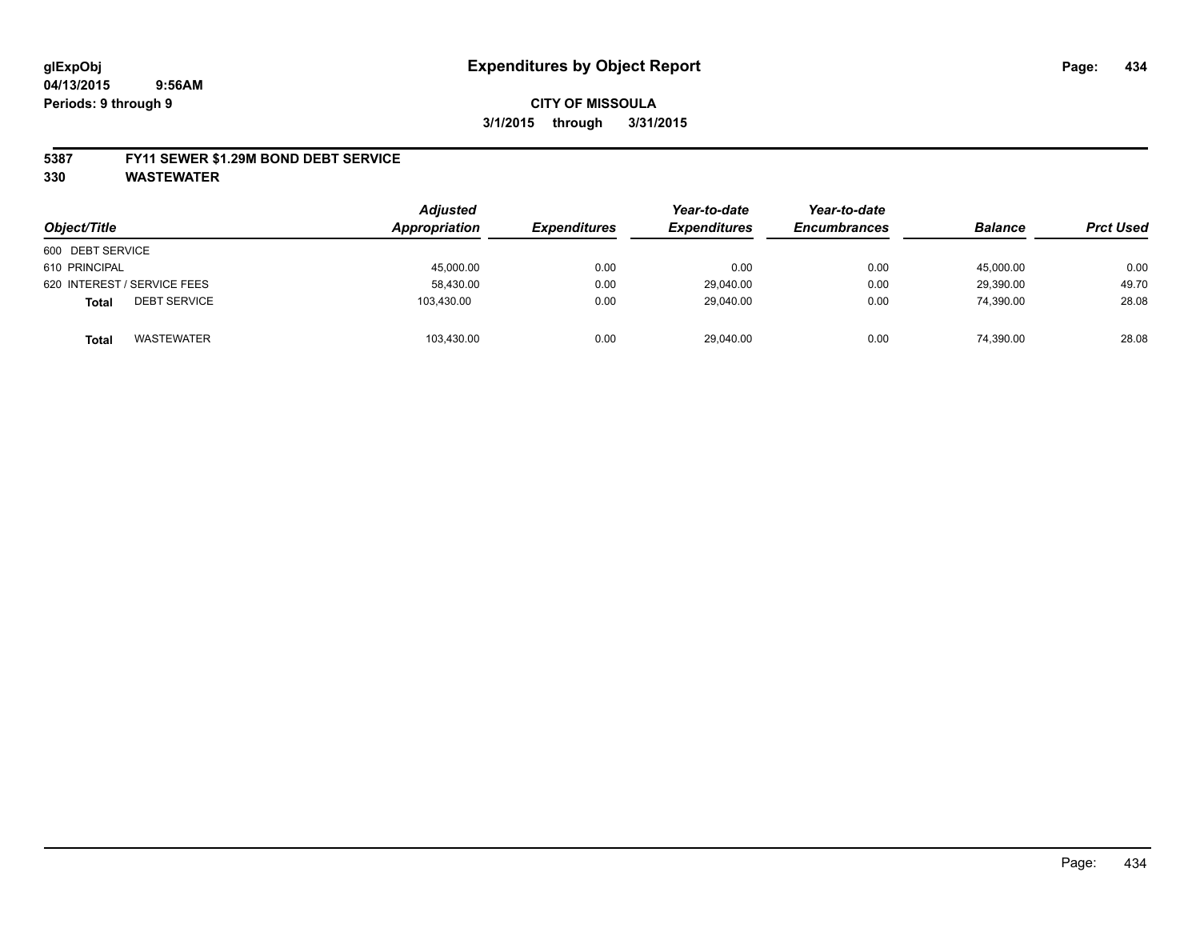glExpObj
04/13/2015 9:56AM
Periods: 9 through 9

# Expenditures by Object Report

**CITY OF MISSOULA**
**3/1/2015 through 3/31/2015**

**5387 FY11 SEWER $1.29M BOND DEBT SERVICE**
**330 WASTEWATER**

| Object/Title | Adjusted Appropriation | Expenditures | Year-to-date Expenditures | Year-to-date Encumbrances | Balance | Prct Used |
|---|---|---|---|---|---|---|
| 600 DEBT SERVICE | | | | | | |
| 610 PRINCIPAL | 45,000.00 | 0.00 | 0.00 | 0.00 | 45,000.00 | 0.00 |
| 620 INTEREST / SERVICE FEES | 58,430.00 | 0.00 | 29,040.00 | 0.00 | 29,390.00 | 49.70 |
| **Total** DEBT SERVICE | 103,430.00 | 0.00 | 29,040.00 | 0.00 | 74,390.00 | 28.08 |
| **Total** WASTEWATER | 103,430.00 | 0.00 | 29,040.00 | 0.00 | 74,390.00 | 28.08 |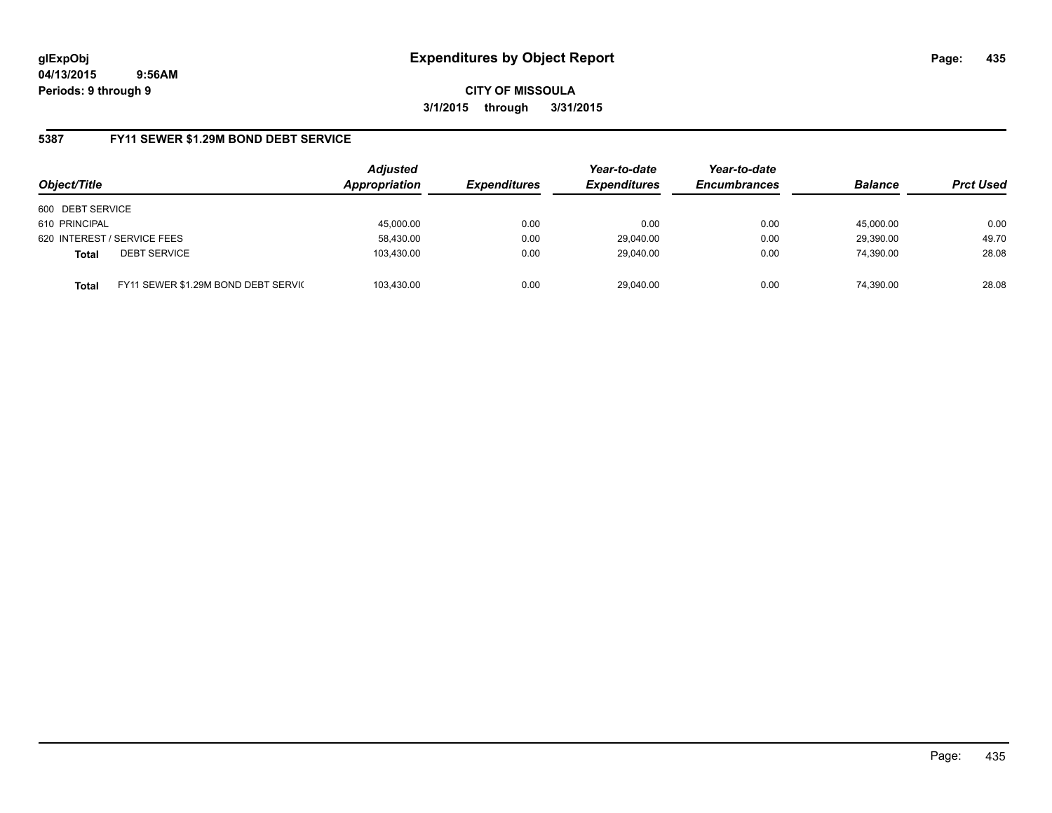glExpObj
04/13/2015 9:56AM
Periods: 9 through 9

# Expenditures by Object Report

**CITY OF MISSOULA**

**3/1/2015 through 3/31/2015**

## 5387 FY11 SEWER $1.29M BOND DEBT SERVICE

| Object/Title | | Adjusted Appropriation | Expenditures | Year-to-date Expenditures | Year-to-date Encumbrances | Balance | Prct Used |
|---|---|---|---|---|---|---|---|
| 600 DEBT SERVICE | | | | | | | |
| 610 PRINCIPAL | | 45,000.00 | 0.00 | 0.00 | 0.00 | 45,000.00 | 0.00 |
| 620 INTEREST / SERVICE FEES | | 58,430.00 | 0.00 | 29,040.00 | 0.00 | 29,390.00 | 49.70 |
| **Total** | DEBT SERVICE | 103,430.00 | 0.00 | 29,040.00 | 0.00 | 74,390.00 | 28.08 |
| **Total** | FY11 SEWER $1.29M BOND DEBT SERVIC | 103,430.00 | 0.00 | 29,040.00 | 0.00 | 74,390.00 | 28.08 |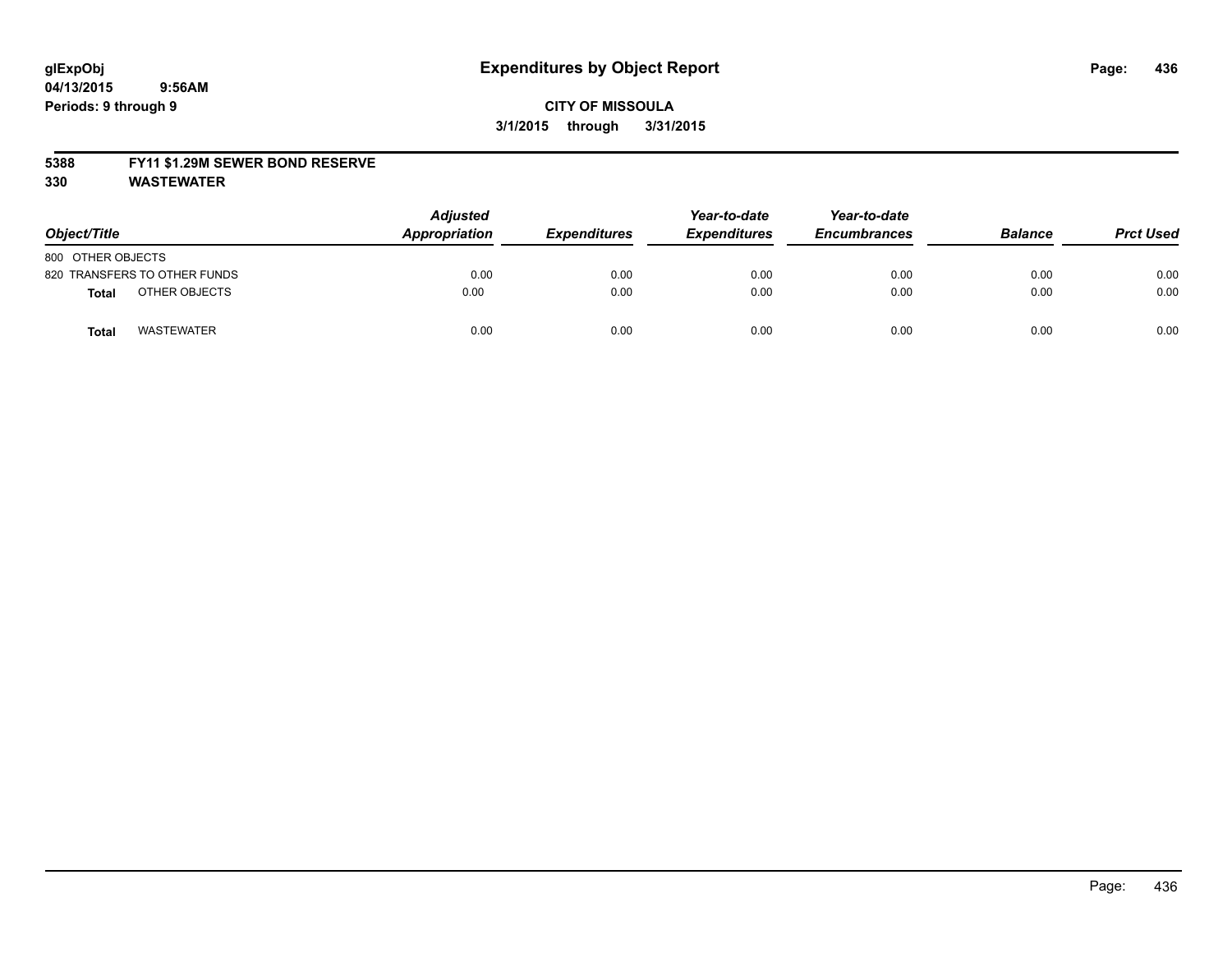**glExpObj** **Expenditures by Object Report**
**04/13/2015 9:56AM**
**Periods: 9 through 9**

**CITY OF MISSOULA**
**3/1/2015 through 3/31/2015**

**5388 FY11 $1.29M SEWER BOND RESERVE**
**330 WASTEWATER**

| *Object/Title* | *Adjusted Appropriation* | *Expenditures* | *Year-to-date Expenditures* | *Year-to-date Encumbrances* | *Balance* | *Prct Used* |
|---|---|---|---|---|---|---|
| 800 OTHER OBJECTS | | | | | | |
| 820 TRANSFERS TO OTHER FUNDS | 0.00 | 0.00 | 0.00 | 0.00 | 0.00 | 0.00 |
| **Total** OTHER OBJECTS | 0.00 | 0.00 | 0.00 | 0.00 | 0.00 | 0.00 |
| **Total** WASTEWATER | 0.00 | 0.00 | 0.00 | 0.00 | 0.00 | 0.00 |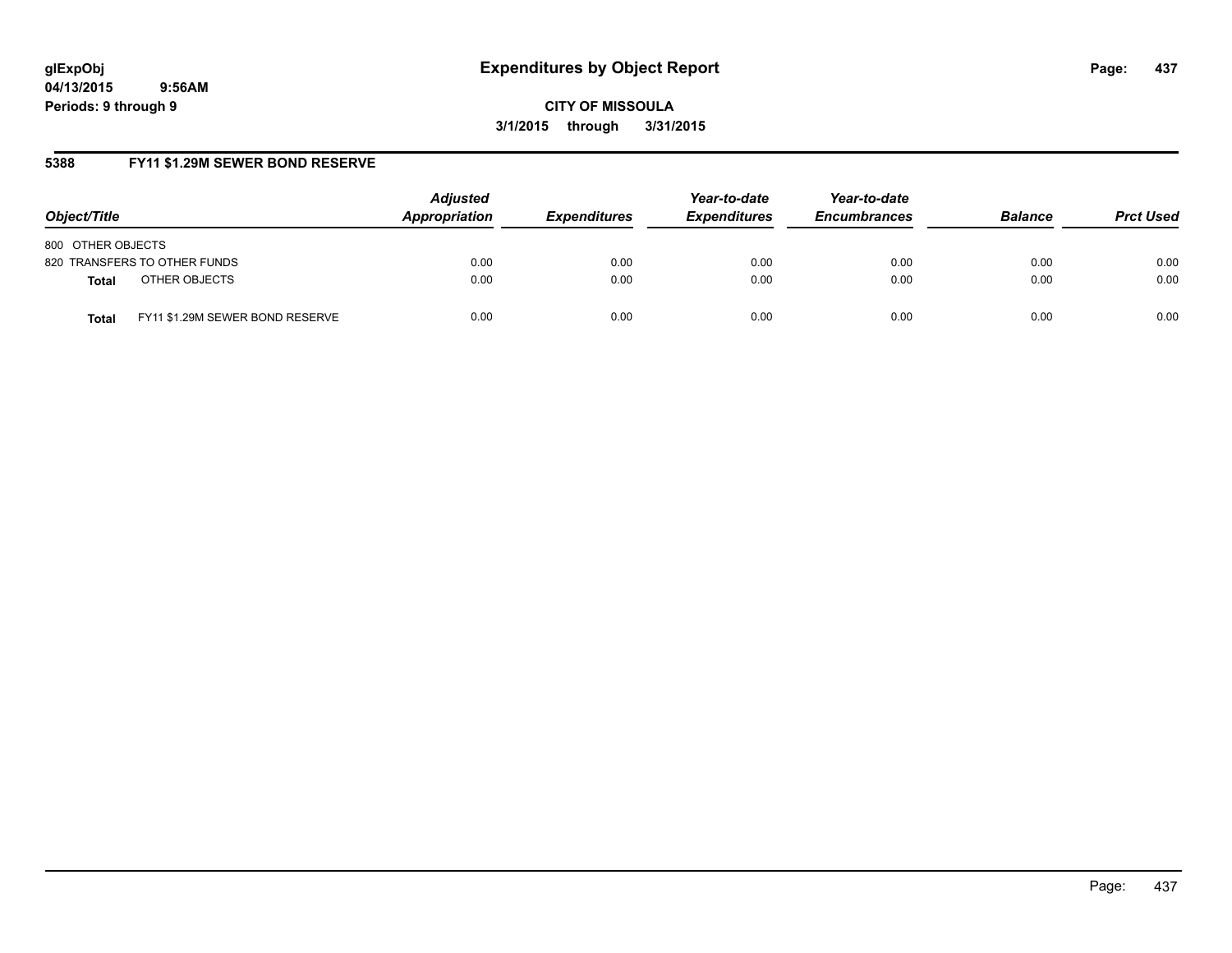**glExpObj** **Expenditures by Object Report**
**04/13/2015 9:56AM**
**Periods: 9 through 9**

**CITY OF MISSOULA**
**3/1/2015 through 3/31/2015**

## 5388 FY11 $1.29M SEWER BOND RESERVE

| Object/Title | | Adjusted Appropriation | Expenditures | Year-to-date Expenditures | Year-to-date Encumbrances | Balance | Prct Used |
|---|---|---|---|---|---|---|---|
| 800 OTHER OBJECTS | | | | | | | |
| 820 TRANSFERS TO OTHER FUNDS | | 0.00 | 0.00 | 0.00 | 0.00 | 0.00 | 0.00 |
| **Total** | OTHER OBJECTS | 0.00 | 0.00 | 0.00 | 0.00 | 0.00 | 0.00 |
| **Total** | FY11 $1.29M SEWER BOND RESERVE | 0.00 | 0.00 | 0.00 | 0.00 | 0.00 | 0.00 |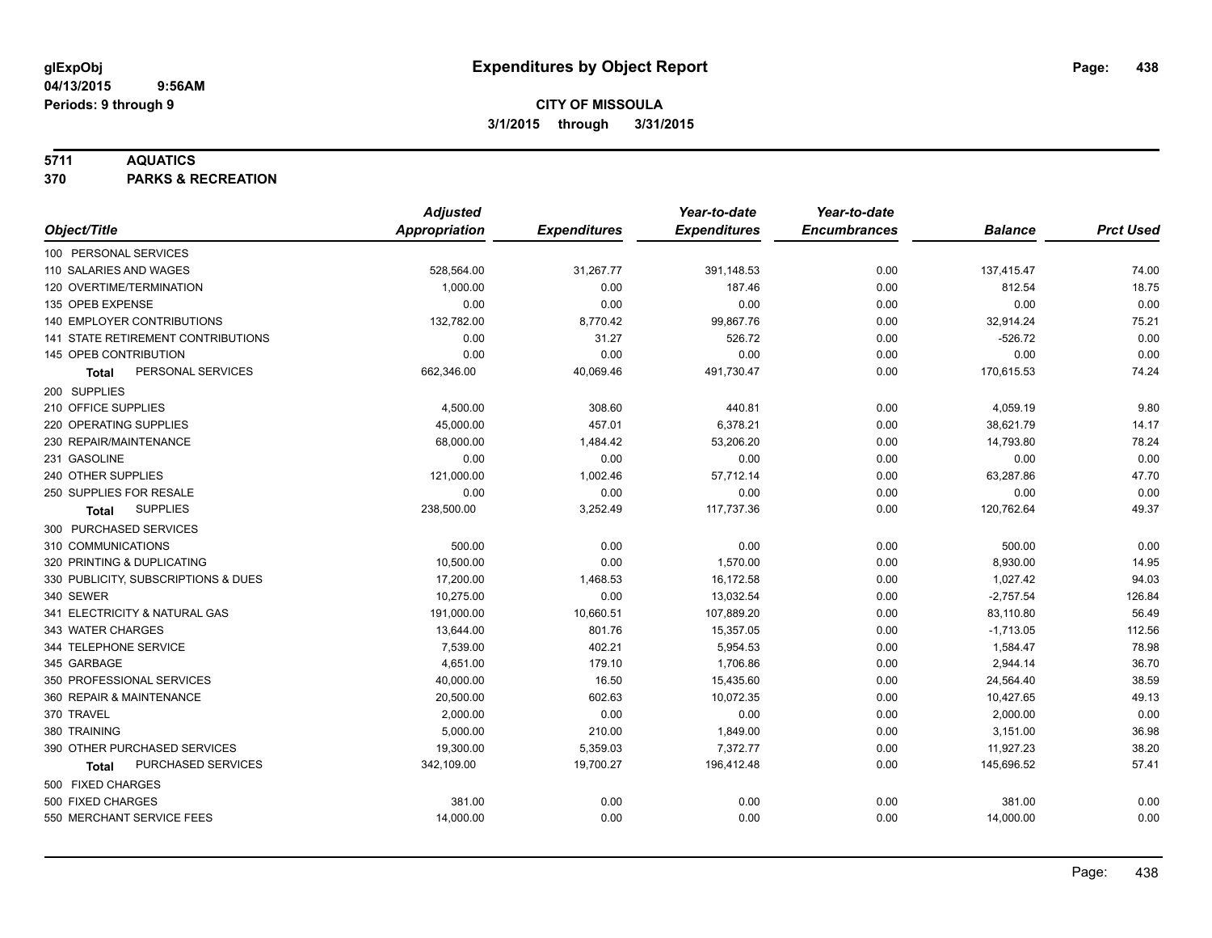**glExpObj**
**04/13/2015 9:56AM**
**Periods: 9 through 9**

# Expenditures by Object Report

**CITY OF MISSOULA**
**3/1/2015 through 3/31/2015**

**5711 AQUATICS**
**370 PARKS & RECREATION**

| Object/Title | Adjusted Appropriation | Expenditures | Year-to-date Expenditures | Year-to-date Encumbrances | Balance | Prct Used |
|---|---|---|---|---|---|---|
| 100 PERSONAL SERVICES | | | | | | |
| 110 SALARIES AND WAGES | 528,564.00 | 31,267.77 | 391,148.53 | 0.00 | 137,415.47 | 74.00 |
| 120 OVERTIME/TERMINATION | 1,000.00 | 0.00 | 187.46 | 0.00 | 812.54 | 18.75 |
| 135 OPEB EXPENSE | 0.00 | 0.00 | 0.00 | 0.00 | 0.00 | 0.00 |
| 140 EMPLOYER CONTRIBUTIONS | 132,782.00 | 8,770.42 | 99,867.76 | 0.00 | 32,914.24 | 75.21 |
| 141 STATE RETIREMENT CONTRIBUTIONS | 0.00 | 31.27 | 526.72 | 0.00 | -526.72 | 0.00 |
| 145 OPEB CONTRIBUTION | 0.00 | 0.00 | 0.00 | 0.00 | 0.00 | 0.00 |
| **Total** PERSONAL SERVICES | 662,346.00 | 40,069.46 | 491,730.47 | 0.00 | 170,615.53 | 74.24 |
| 200 SUPPLIES | | | | | | |
| 210 OFFICE SUPPLIES | 4,500.00 | 308.60 | 440.81 | 0.00 | 4,059.19 | 9.80 |
| 220 OPERATING SUPPLIES | 45,000.00 | 457.01 | 6,378.21 | 0.00 | 38,621.79 | 14.17 |
| 230 REPAIR/MAINTENANCE | 68,000.00 | 1,484.42 | 53,206.20 | 0.00 | 14,793.80 | 78.24 |
| 231 GASOLINE | 0.00 | 0.00 | 0.00 | 0.00 | 0.00 | 0.00 |
| 240 OTHER SUPPLIES | 121,000.00 | 1,002.46 | 57,712.14 | 0.00 | 63,287.86 | 47.70 |
| 250 SUPPLIES FOR RESALE | 0.00 | 0.00 | 0.00 | 0.00 | 0.00 | 0.00 |
| **Total** SUPPLIES | 238,500.00 | 3,252.49 | 117,737.36 | 0.00 | 120,762.64 | 49.37 |
| 300 PURCHASED SERVICES | | | | | | |
| 310 COMMUNICATIONS | 500.00 | 0.00 | 0.00 | 0.00 | 500.00 | 0.00 |
| 320 PRINTING & DUPLICATING | 10,500.00 | 0.00 | 1,570.00 | 0.00 | 8,930.00 | 14.95 |
| 330 PUBLICITY, SUBSCRIPTIONS & DUES | 17,200.00 | 1,468.53 | 16,172.58 | 0.00 | 1,027.42 | 94.03 |
| 340 SEWER | 10,275.00 | 0.00 | 13,032.54 | 0.00 | -2,757.54 | 126.84 |
| 341 ELECTRICITY & NATURAL GAS | 191,000.00 | 10,660.51 | 107,889.20 | 0.00 | 83,110.80 | 56.49 |
| 343 WATER CHARGES | 13,644.00 | 801.76 | 15,357.05 | 0.00 | -1,713.05 | 112.56 |
| 344 TELEPHONE SERVICE | 7,539.00 | 402.21 | 5,954.53 | 0.00 | 1,584.47 | 78.98 |
| 345 GARBAGE | 4,651.00 | 179.10 | 1,706.86 | 0.00 | 2,944.14 | 36.70 |
| 350 PROFESSIONAL SERVICES | 40,000.00 | 16.50 | 15,435.60 | 0.00 | 24,564.40 | 38.59 |
| 360 REPAIR & MAINTENANCE | 20,500.00 | 602.63 | 10,072.35 | 0.00 | 10,427.65 | 49.13 |
| 370 TRAVEL | 2,000.00 | 0.00 | 0.00 | 0.00 | 2,000.00 | 0.00 |
| 380 TRAINING | 5,000.00 | 210.00 | 1,849.00 | 0.00 | 3,151.00 | 36.98 |
| 390 OTHER PURCHASED SERVICES | 19,300.00 | 5,359.03 | 7,372.77 | 0.00 | 11,927.23 | 38.20 |
| **Total** PURCHASED SERVICES | 342,109.00 | 19,700.27 | 196,412.48 | 0.00 | 145,696.52 | 57.41 |
| 500 FIXED CHARGES | | | | | | |
| 500 FIXED CHARGES | 381.00 | 0.00 | 0.00 | 0.00 | 381.00 | 0.00 |
| 550 MERCHANT SERVICE FEES | 14,000.00 | 0.00 | 0.00 | 0.00 | 14,000.00 | 0.00 |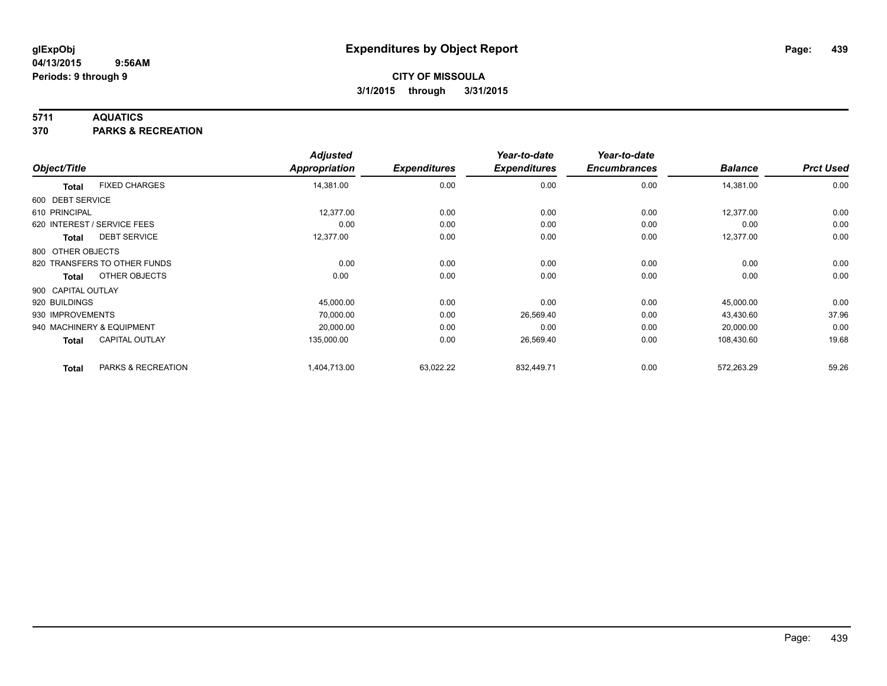# Expenditures by Object Report

glExpObj
04/13/2015 9:56AM
Periods: 9 through 9

**CITY OF MISSOULA**
**3/1/2015 through 3/31/2015**

**5711 AQUATICS**
**370 PARKS & RECREATION**

| Object/Title | | Adjusted Appropriation | Expenditures | Year-to-date Expenditures | Year-to-date Encumbrances | Balance | Prct Used |
|---|---|---|---|---|---|---|---|
| **Total** | FIXED CHARGES | 14,381.00 | 0.00 | 0.00 | 0.00 | 14,381.00 | 0.00 |
| 600 DEBT SERVICE | | | | | | | |
| 610 PRINCIPAL | | 12,377.00 | 0.00 | 0.00 | 0.00 | 12,377.00 | 0.00 |
| 620 INTEREST / SERVICE FEES | | 0.00 | 0.00 | 0.00 | 0.00 | 0.00 | 0.00 |
| **Total** | DEBT SERVICE | 12,377.00 | 0.00 | 0.00 | 0.00 | 12,377.00 | 0.00 |
| 800 OTHER OBJECTS | | | | | | | |
| 820 TRANSFERS TO OTHER FUNDS | | 0.00 | 0.00 | 0.00 | 0.00 | 0.00 | 0.00 |
| **Total** | OTHER OBJECTS | 0.00 | 0.00 | 0.00 | 0.00 | 0.00 | 0.00 |
| 900 CAPITAL OUTLAY | | | | | | | |
| 920 BUILDINGS | | 45,000.00 | 0.00 | 0.00 | 0.00 | 45,000.00 | 0.00 |
| 930 IMPROVEMENTS | | 70,000.00 | 0.00 | 26,569.40 | 0.00 | 43,430.60 | 37.96 |
| 940 MACHINERY & EQUIPMENT | | 20,000.00 | 0.00 | 0.00 | 0.00 | 20,000.00 | 0.00 |
| **Total** | CAPITAL OUTLAY | 135,000.00 | 0.00 | 26,569.40 | 0.00 | 108,430.60 | 19.68 |
| **Total** | PARKS & RECREATION | 1,404,713.00 | 63,022.22 | 832,449.71 | 0.00 | 572,263.29 | 59.26 |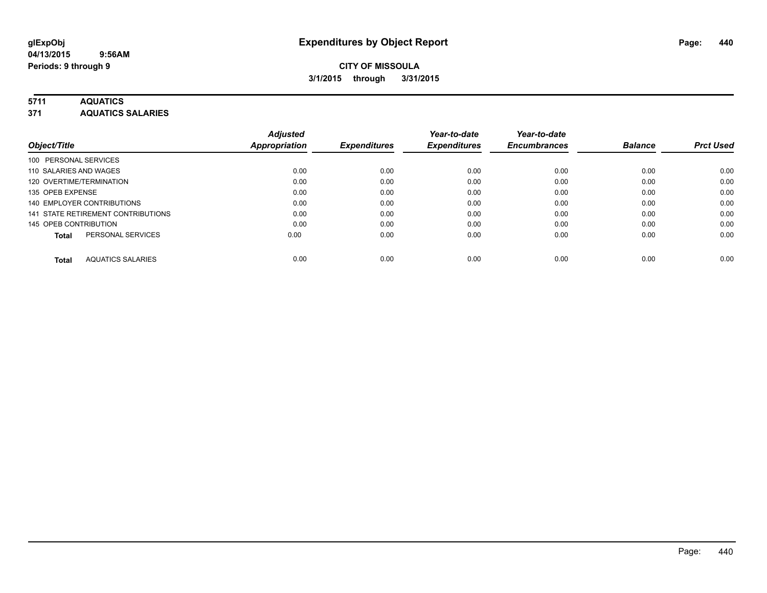**glExpObj**
**04/13/2015 9:56AM**
**Periods: 9 through 9**

# Expenditures by Object Report

**CITY OF MISSOULA**
**3/1/2015 through 3/31/2015**

## 5711 AQUATICS
## 371 AQUATICS SALARIES

| Object/Title | Adjusted Appropriation | Expenditures | Year-to-date Expenditures | Year-to-date Encumbrances | Balance | Prct Used |
|---|---|---|---|---|---|---|
| 100 PERSONAL SERVICES | | | | | | |
| 110 SALARIES AND WAGES | 0.00 | 0.00 | 0.00 | 0.00 | 0.00 | 0.00 |
| 120 OVERTIME/TERMINATION | 0.00 | 0.00 | 0.00 | 0.00 | 0.00 | 0.00 |
| 135 OPEB EXPENSE | 0.00 | 0.00 | 0.00 | 0.00 | 0.00 | 0.00 |
| 140 EMPLOYER CONTRIBUTIONS | 0.00 | 0.00 | 0.00 | 0.00 | 0.00 | 0.00 |
| 141 STATE RETIREMENT CONTRIBUTIONS | 0.00 | 0.00 | 0.00 | 0.00 | 0.00 | 0.00 |
| 145 OPEB CONTRIBUTION | 0.00 | 0.00 | 0.00 | 0.00 | 0.00 | 0.00 |
| **Total** PERSONAL SERVICES | 0.00 | 0.00 | 0.00 | 0.00 | 0.00 | 0.00 |
| **Total** AQUATICS SALARIES | 0.00 | 0.00 | 0.00 | 0.00 | 0.00 | 0.00 |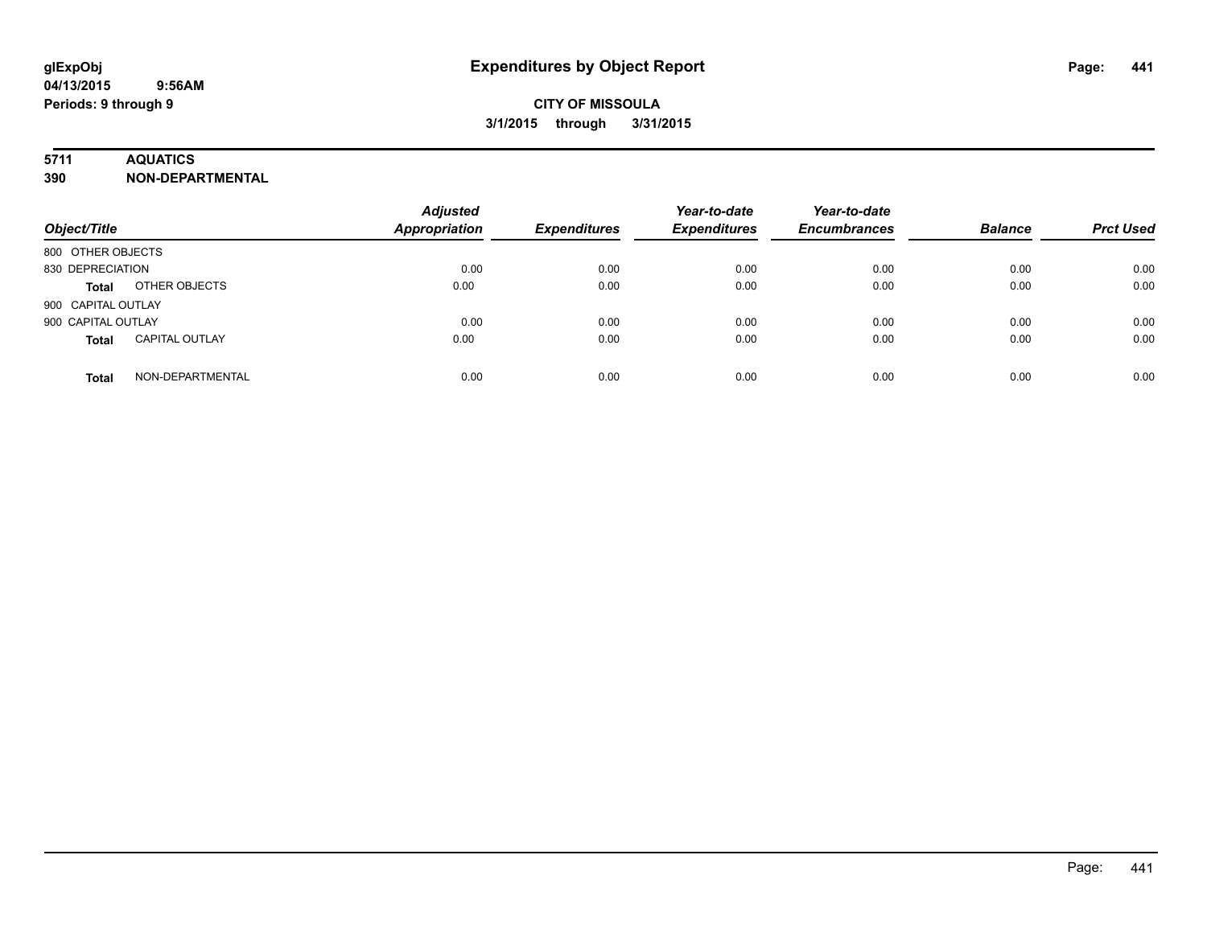**glExpObj**
**04/13/2015 9:56AM**
**Periods: 9 through 9**

# Expenditures by Object Report

**CITY OF MISSOULA**
**3/1/2015 through 3/31/2015**

**5711 AQUATICS**
**390 NON-DEPARTMENTAL**

| Object/Title | | Adjusted Appropriation | Expenditures | Year-to-date Expenditures | Year-to-date Encumbrances | Balance | Prct Used |
|---|---|---|---|---|---|---|---|
| 800 OTHER OBJECTS | | | | | | | |
| 830 DEPRECIATION | | 0.00 | 0.00 | 0.00 | 0.00 | 0.00 | 0.00 |
| **Total** | OTHER OBJECTS | 0.00 | 0.00 | 0.00 | 0.00 | 0.00 | 0.00 |
| 900 CAPITAL OUTLAY | | | | | | | |
| 900 CAPITAL OUTLAY | | 0.00 | 0.00 | 0.00 | 0.00 | 0.00 | 0.00 |
| **Total** | CAPITAL OUTLAY | 0.00 | 0.00 | 0.00 | 0.00 | 0.00 | 0.00 |
| **Total** | NON-DEPARTMENTAL | 0.00 | 0.00 | 0.00 | 0.00 | 0.00 | 0.00 |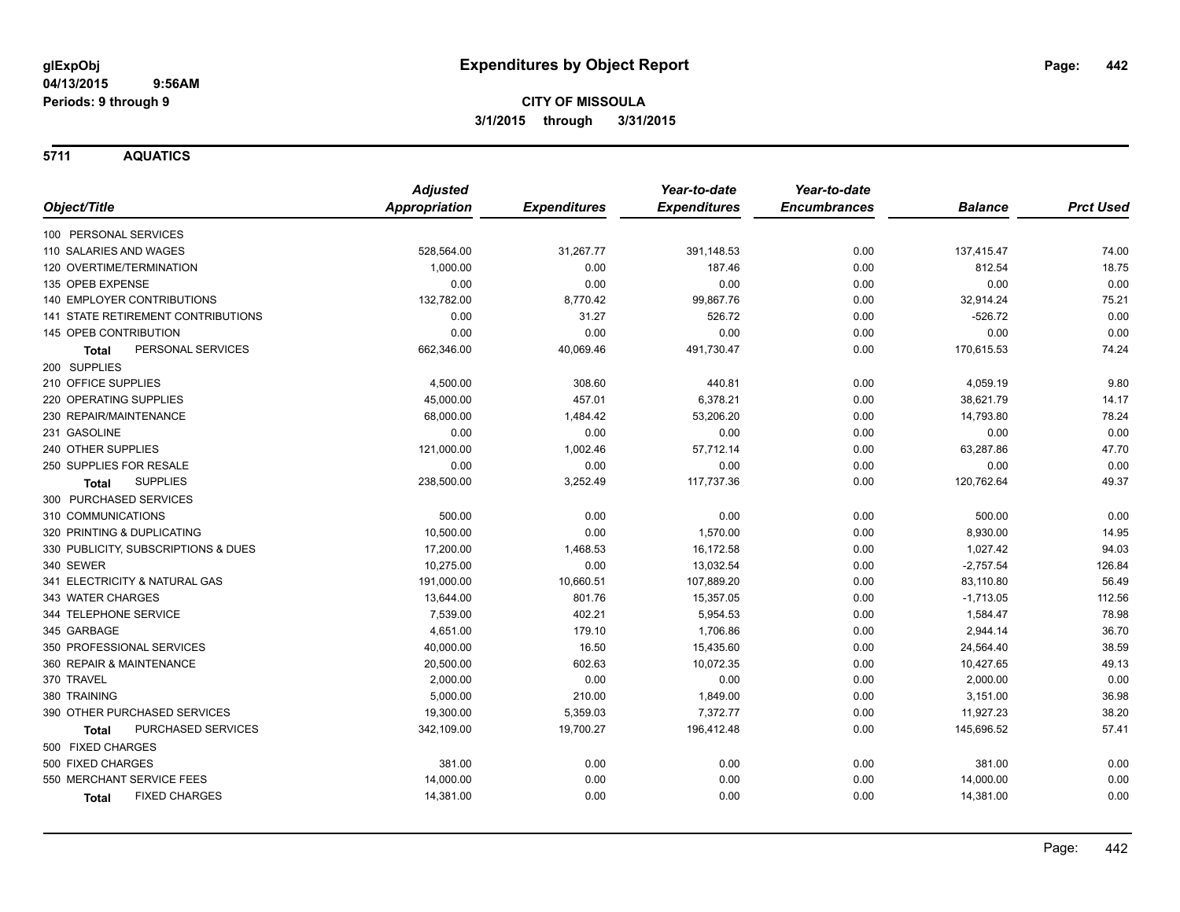**glExpObj** **Expenditures by Object Report**

**04/13/2015 9:56AM**

**Periods: 9 through 9**

**CITY OF MISSOULA**

**3/1/2015 through 3/31/2015**

## 5711 AQUATICS

| Object/Title | Adjusted Appropriation | Expenditures | Year-to-date Expenditures | Year-to-date Encumbrances | Balance | Prct Used |
|---|---|---|---|---|---|---|
| 100 PERSONAL SERVICES | | | | | | |
| 110 SALARIES AND WAGES | 528,564.00 | 31,267.77 | 391,148.53 | 0.00 | 137,415.47 | 74.00 |
| 120 OVERTIME/TERMINATION | 1,000.00 | 0.00 | 187.46 | 0.00 | 812.54 | 18.75 |
| 135 OPEB EXPENSE | 0.00 | 0.00 | 0.00 | 0.00 | 0.00 | 0.00 |
| 140 EMPLOYER CONTRIBUTIONS | 132,782.00 | 8,770.42 | 99,867.76 | 0.00 | 32,914.24 | 75.21 |
| 141 STATE RETIREMENT CONTRIBUTIONS | 0.00 | 31.27 | 526.72 | 0.00 | -526.72 | 0.00 |
| 145 OPEB CONTRIBUTION | 0.00 | 0.00 | 0.00 | 0.00 | 0.00 | 0.00 |
| **Total** PERSONAL SERVICES | 662,346.00 | 40,069.46 | 491,730.47 | 0.00 | 170,615.53 | 74.24 |
| 200 SUPPLIES | | | | | | |
| 210 OFFICE SUPPLIES | 4,500.00 | 308.60 | 440.81 | 0.00 | 4,059.19 | 9.80 |
| 220 OPERATING SUPPLIES | 45,000.00 | 457.01 | 6,378.21 | 0.00 | 38,621.79 | 14.17 |
| 230 REPAIR/MAINTENANCE | 68,000.00 | 1,484.42 | 53,206.20 | 0.00 | 14,793.80 | 78.24 |
| 231 GASOLINE | 0.00 | 0.00 | 0.00 | 0.00 | 0.00 | 0.00 |
| 240 OTHER SUPPLIES | 121,000.00 | 1,002.46 | 57,712.14 | 0.00 | 63,287.86 | 47.70 |
| 250 SUPPLIES FOR RESALE | 0.00 | 0.00 | 0.00 | 0.00 | 0.00 | 0.00 |
| **Total** SUPPLIES | 238,500.00 | 3,252.49 | 117,737.36 | 0.00 | 120,762.64 | 49.37 |
| 300 PURCHASED SERVICES | | | | | | |
| 310 COMMUNICATIONS | 500.00 | 0.00 | 0.00 | 0.00 | 500.00 | 0.00 |
| 320 PRINTING & DUPLICATING | 10,500.00 | 0.00 | 1,570.00 | 0.00 | 8,930.00 | 14.95 |
| 330 PUBLICITY, SUBSCRIPTIONS & DUES | 17,200.00 | 1,468.53 | 16,172.58 | 0.00 | 1,027.42 | 94.03 |
| 340 SEWER | 10,275.00 | 0.00 | 13,032.54 | 0.00 | -2,757.54 | 126.84 |
| 341 ELECTRICITY & NATURAL GAS | 191,000.00 | 10,660.51 | 107,889.20 | 0.00 | 83,110.80 | 56.49 |
| 343 WATER CHARGES | 13,644.00 | 801.76 | 15,357.05 | 0.00 | -1,713.05 | 112.56 |
| 344 TELEPHONE SERVICE | 7,539.00 | 402.21 | 5,954.53 | 0.00 | 1,584.47 | 78.98 |
| 345 GARBAGE | 4,651.00 | 179.10 | 1,706.86 | 0.00 | 2,944.14 | 36.70 |
| 350 PROFESSIONAL SERVICES | 40,000.00 | 16.50 | 15,435.60 | 0.00 | 24,564.40 | 38.59 |
| 360 REPAIR & MAINTENANCE | 20,500.00 | 602.63 | 10,072.35 | 0.00 | 10,427.65 | 49.13 |
| 370 TRAVEL | 2,000.00 | 0.00 | 0.00 | 0.00 | 2,000.00 | 0.00 |
| 380 TRAINING | 5,000.00 | 210.00 | 1,849.00 | 0.00 | 3,151.00 | 36.98 |
| 390 OTHER PURCHASED SERVICES | 19,300.00 | 5,359.03 | 7,372.77 | 0.00 | 11,927.23 | 38.20 |
| **Total** PURCHASED SERVICES | 342,109.00 | 19,700.27 | 196,412.48 | 0.00 | 145,696.52 | 57.41 |
| 500 FIXED CHARGES | | | | | | |
| 500 FIXED CHARGES | 381.00 | 0.00 | 0.00 | 0.00 | 381.00 | 0.00 |
| 550 MERCHANT SERVICE FEES | 14,000.00 | 0.00 | 0.00 | 0.00 | 14,000.00 | 0.00 |
| **Total** FIXED CHARGES | 14,381.00 | 0.00 | 0.00 | 0.00 | 14,381.00 | 0.00 |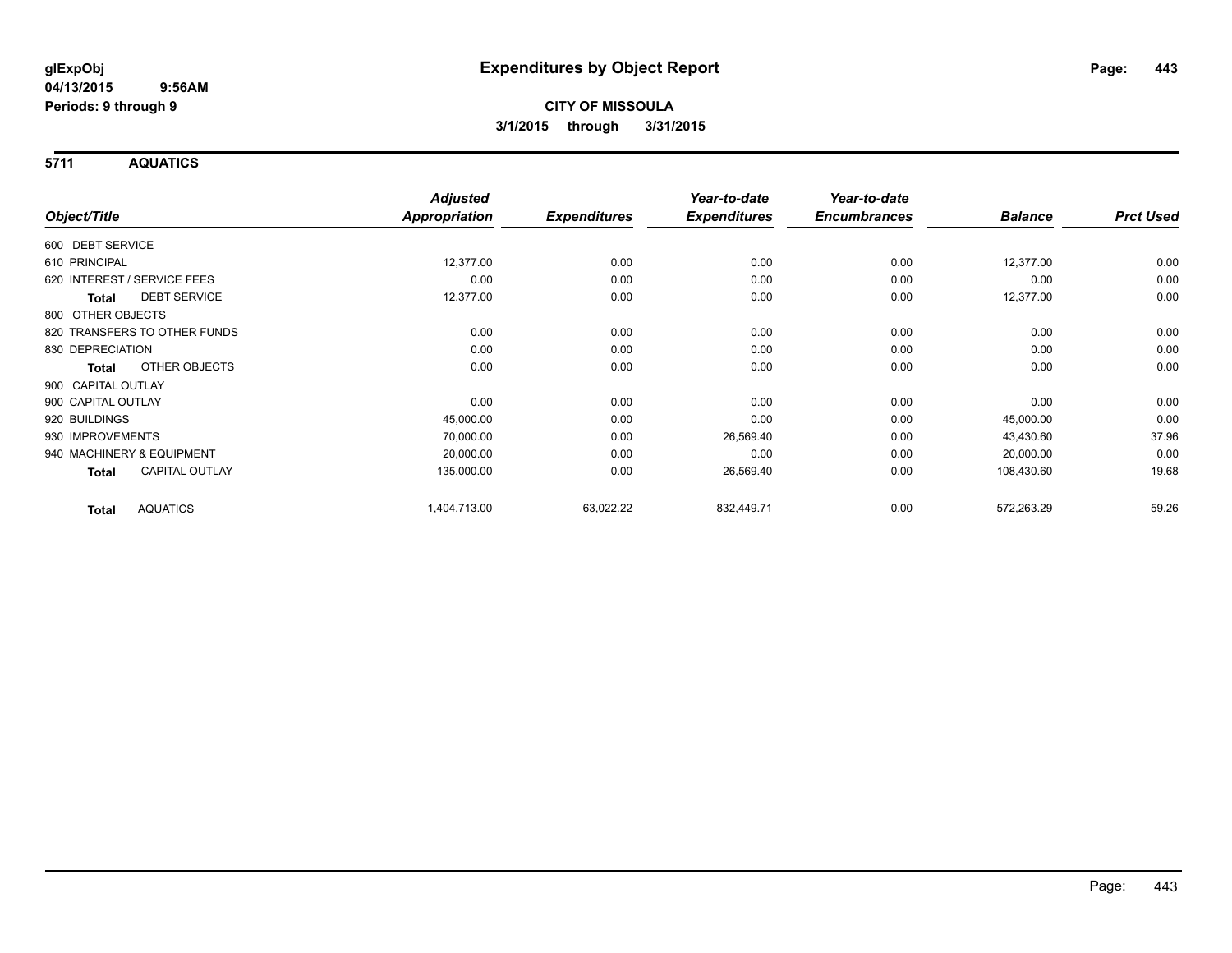# Expenditures by Object Report

glExpObj
04/13/2015 9:56AM
Periods: 9 through 9

**CITY OF MISSOULA**
**3/1/2015 through 3/31/2015**

## 5711 AQUATICS

| Object/Title | Adjusted Appropriation | Expenditures | Year-to-date Expenditures | Year-to-date Encumbrances | Balance | Prct Used |
|---|---|---|---|---|---|---|
| 600 DEBT SERVICE | | | | | | |
| 610 PRINCIPAL | 12,377.00 | 0.00 | 0.00 | 0.00 | 12,377.00 | 0.00 |
| 620 INTEREST / SERVICE FEES | 0.00 | 0.00 | 0.00 | 0.00 | 0.00 | 0.00 |
| **Total** DEBT SERVICE | 12,377.00 | 0.00 | 0.00 | 0.00 | 12,377.00 | 0.00 |
| 800 OTHER OBJECTS | | | | | | |
| 820 TRANSFERS TO OTHER FUNDS | 0.00 | 0.00 | 0.00 | 0.00 | 0.00 | 0.00 |
| 830 DEPRECIATION | 0.00 | 0.00 | 0.00 | 0.00 | 0.00 | 0.00 |
| **Total** OTHER OBJECTS | 0.00 | 0.00 | 0.00 | 0.00 | 0.00 | 0.00 |
| 900 CAPITAL OUTLAY | | | | | | |
| 900 CAPITAL OUTLAY | 0.00 | 0.00 | 0.00 | 0.00 | 0.00 | 0.00 |
| 920 BUILDINGS | 45,000.00 | 0.00 | 0.00 | 0.00 | 45,000.00 | 0.00 |
| 930 IMPROVEMENTS | 70,000.00 | 0.00 | 26,569.40 | 0.00 | 43,430.60 | 37.96 |
| 940 MACHINERY & EQUIPMENT | 20,000.00 | 0.00 | 0.00 | 0.00 | 20,000.00 | 0.00 |
| **Total** CAPITAL OUTLAY | 135,000.00 | 0.00 | 26,569.40 | 0.00 | 108,430.60 | 19.68 |
| **Total** AQUATICS | 1,404,713.00 | 63,022.22 | 832,449.71 | 0.00 | 572,263.29 | 59.26 |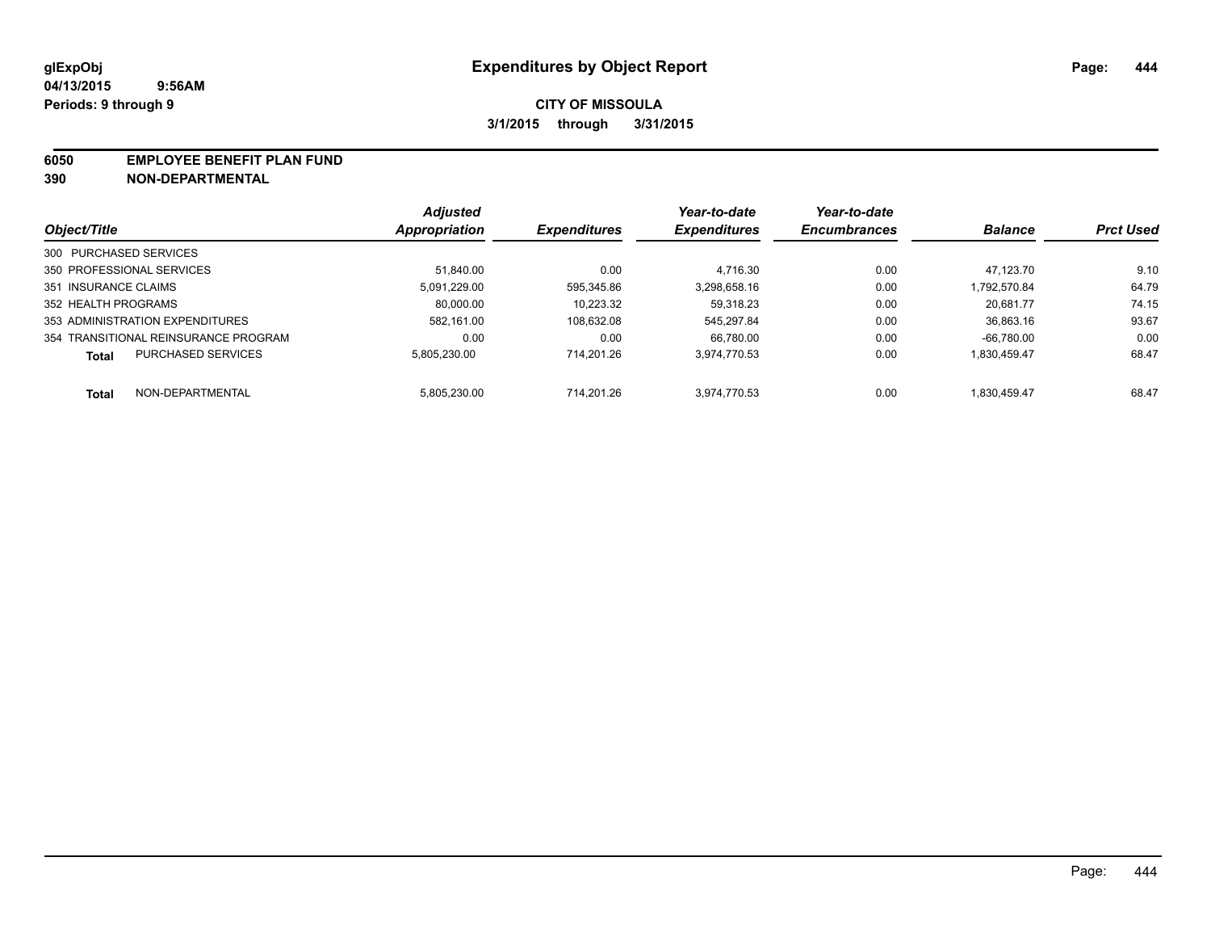# Expenditures by Object Report

glExpObj
04/13/2015 9:56AM
Periods: 9 through 9

**CITY OF MISSOULA**
**3/1/2015 through 3/31/2015**

**6050 EMPLOYEE BENEFIT PLAN FUND**
**390 NON-DEPARTMENTAL**

| Object/Title | Adjusted Appropriation | Expenditures | Year-to-date Expenditures | Year-to-date Encumbrances | Balance | Prct Used |
|---|---|---|---|---|---|---|
| 300 PURCHASED SERVICES | | | | | | |
| 350 PROFESSIONAL SERVICES | 51,840.00 | 0.00 | 4,716.30 | 0.00 | 47,123.70 | 9.10 |
| 351 INSURANCE CLAIMS | 5,091,229.00 | 595,345.86 | 3,298,658.16 | 0.00 | 1,792,570.84 | 64.79 |
| 352 HEALTH PROGRAMS | 80,000.00 | 10,223.32 | 59,318.23 | 0.00 | 20,681.77 | 74.15 |
| 353 ADMINISTRATION EXPENDITURES | 582,161.00 | 108,632.08 | 545,297.84 | 0.00 | 36,863.16 | 93.67 |
| 354 TRANSITIONAL REINSURANCE PROGRAM | 0.00 | 0.00 | 66,780.00 | 0.00 | -66,780.00 | 0.00 |
| **Total** PURCHASED SERVICES | 5,805,230.00 | 714,201.26 | 3,974,770.53 | 0.00 | 1,830,459.47 | 68.47 |
| **Total** NON-DEPARTMENTAL | 5,805,230.00 | 714,201.26 | 3,974,770.53 | 0.00 | 1,830,459.47 | 68.47 |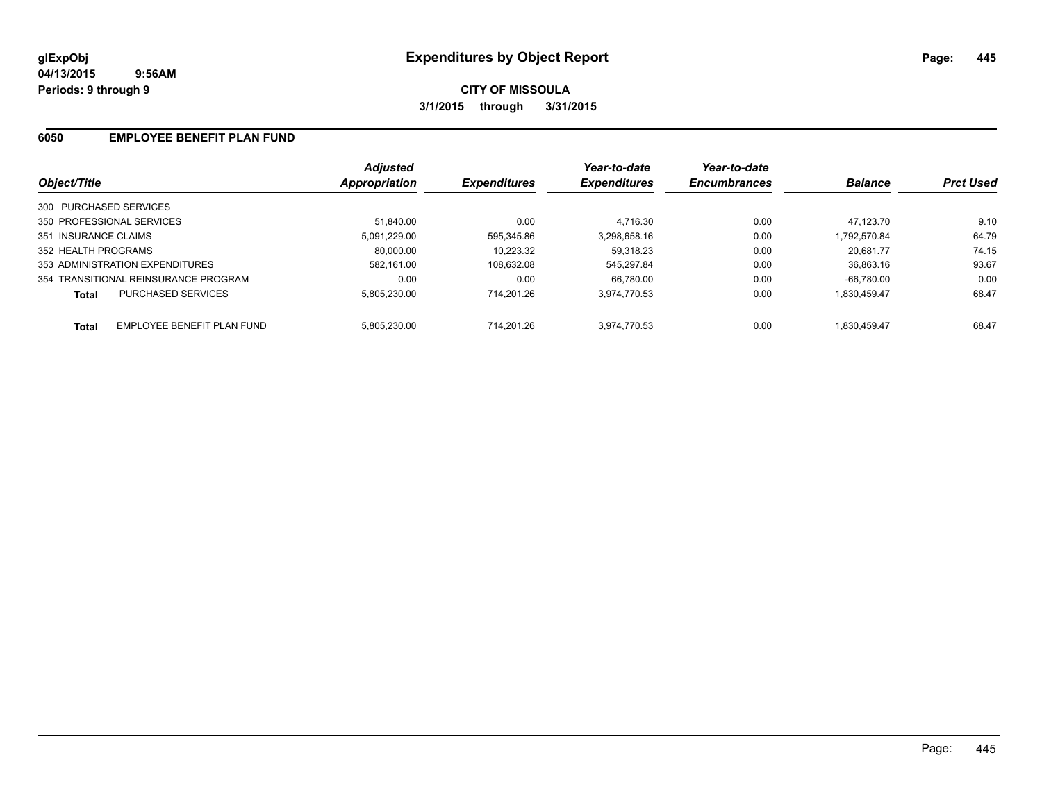**glExpObj** **Expenditures by Object Report**

**04/13/2015 9:56AM**

**Periods: 9 through 9**

**CITY OF MISSOULA**

**3/1/2015 through 3/31/2015**

## 6050 EMPLOYEE BENEFIT PLAN FUND

| Object/Title | Adjusted Appropriation | Expenditures | Year-to-date Expenditures | Year-to-date Encumbrances | Balance | Prct Used |
|---|---|---|---|---|---|---|
| 300 PURCHASED SERVICES | | | | | | |
| 350 PROFESSIONAL SERVICES | 51,840.00 | 0.00 | 4,716.30 | 0.00 | 47,123.70 | 9.10 |
| 351 INSURANCE CLAIMS | 5,091,229.00 | 595,345.86 | 3,298,658.16 | 0.00 | 1,792,570.84 | 64.79 |
| 352 HEALTH PROGRAMS | 80,000.00 | 10,223.32 | 59,318.23 | 0.00 | 20,681.77 | 74.15 |
| 353 ADMINISTRATION EXPENDITURES | 582,161.00 | 108,632.08 | 545,297.84 | 0.00 | 36,863.16 | 93.67 |
| 354 TRANSITIONAL REINSURANCE PROGRAM | 0.00 | 0.00 | 66,780.00 | 0.00 | -66,780.00 | 0.00 |
| **Total** PURCHASED SERVICES | 5,805,230.00 | 714,201.26 | 3,974,770.53 | 0.00 | 1,830,459.47 | 68.47 |
| **Total** EMPLOYEE BENEFIT PLAN FUND | 5,805,230.00 | 714,201.26 | 3,974,770.53 | 0.00 | 1,830,459.47 | 68.47 |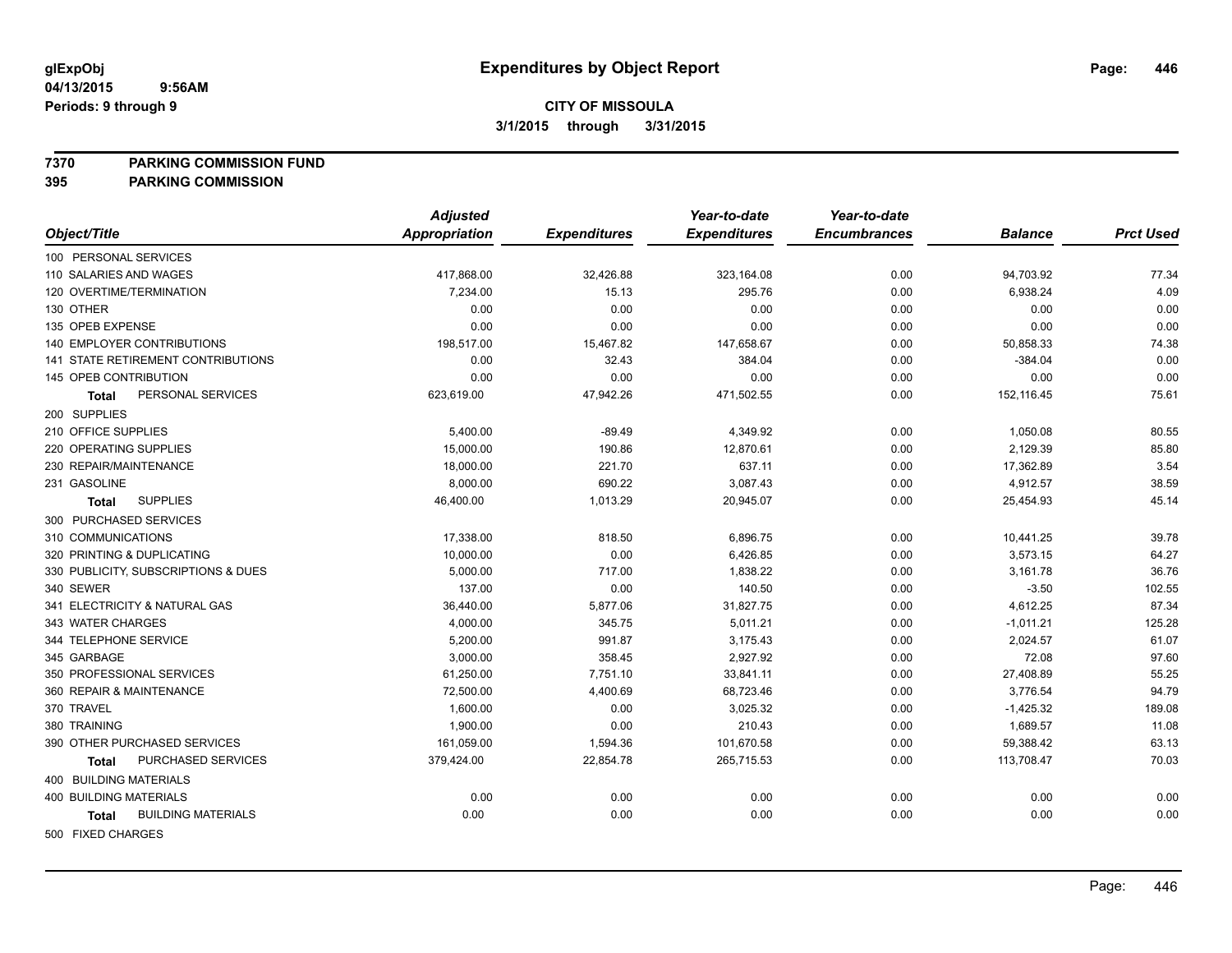**glExpObj**
**04/13/2015 9:56AM**
**Periods: 9 through 9**

# Expenditures by Object Report

**CITY OF MISSOULA**
**3/1/2015 through 3/31/2015**

**7370 PARKING COMMISSION FUND**
**395 PARKING COMMISSION**

| Object/Title | Adjusted Appropriation | Expenditures | Year-to-date Expenditures | Year-to-date Encumbrances | Balance | Prct Used |
|---|---|---|---|---|---|---|
| 100 PERSONAL SERVICES | | | | | | |
| 110 SALARIES AND WAGES | 417,868.00 | 32,426.88 | 323,164.08 | 0.00 | 94,703.92 | 77.34 |
| 120 OVERTIME/TERMINATION | 7,234.00 | 15.13 | 295.76 | 0.00 | 6,938.24 | 4.09 |
| 130 OTHER | 0.00 | 0.00 | 0.00 | 0.00 | 0.00 | 0.00 |
| 135 OPEB EXPENSE | 0.00 | 0.00 | 0.00 | 0.00 | 0.00 | 0.00 |
| 140 EMPLOYER CONTRIBUTIONS | 198,517.00 | 15,467.82 | 147,658.67 | 0.00 | 50,858.33 | 74.38 |
| 141 STATE RETIREMENT CONTRIBUTIONS | 0.00 | 32.43 | 384.04 | 0.00 | -384.04 | 0.00 |
| 145 OPEB CONTRIBUTION | 0.00 | 0.00 | 0.00 | 0.00 | 0.00 | 0.00 |
| **Total** PERSONAL SERVICES | 623,619.00 | 47,942.26 | 471,502.55 | 0.00 | 152,116.45 | 75.61 |
| 200 SUPPLIES | | | | | | |
| 210 OFFICE SUPPLIES | 5,400.00 | -89.49 | 4,349.92 | 0.00 | 1,050.08 | 80.55 |
| 220 OPERATING SUPPLIES | 15,000.00 | 190.86 | 12,870.61 | 0.00 | 2,129.39 | 85.80 |
| 230 REPAIR/MAINTENANCE | 18,000.00 | 221.70 | 637.11 | 0.00 | 17,362.89 | 3.54 |
| 231 GASOLINE | 8,000.00 | 690.22 | 3,087.43 | 0.00 | 4,912.57 | 38.59 |
| **Total** SUPPLIES | 46,400.00 | 1,013.29 | 20,945.07 | 0.00 | 25,454.93 | 45.14 |
| 300 PURCHASED SERVICES | | | | | | |
| 310 COMMUNICATIONS | 17,338.00 | 818.50 | 6,896.75 | 0.00 | 10,441.25 | 39.78 |
| 320 PRINTING & DUPLICATING | 10,000.00 | 0.00 | 6,426.85 | 0.00 | 3,573.15 | 64.27 |
| 330 PUBLICITY, SUBSCRIPTIONS & DUES | 5,000.00 | 717.00 | 1,838.22 | 0.00 | 3,161.78 | 36.76 |
| 340 SEWER | 137.00 | 0.00 | 140.50 | 0.00 | -3.50 | 102.55 |
| 341 ELECTRICITY & NATURAL GAS | 36,440.00 | 5,877.06 | 31,827.75 | 0.00 | 4,612.25 | 87.34 |
| 343 WATER CHARGES | 4,000.00 | 345.75 | 5,011.21 | 0.00 | -1,011.21 | 125.28 |
| 344 TELEPHONE SERVICE | 5,200.00 | 991.87 | 3,175.43 | 0.00 | 2,024.57 | 61.07 |
| 345 GARBAGE | 3,000.00 | 358.45 | 2,927.92 | 0.00 | 72.08 | 97.60 |
| 350 PROFESSIONAL SERVICES | 61,250.00 | 7,751.10 | 33,841.11 | 0.00 | 27,408.89 | 55.25 |
| 360 REPAIR & MAINTENANCE | 72,500.00 | 4,400.69 | 68,723.46 | 0.00 | 3,776.54 | 94.79 |
| 370 TRAVEL | 1,600.00 | 0.00 | 3,025.32 | 0.00 | -1,425.32 | 189.08 |
| 380 TRAINING | 1,900.00 | 0.00 | 210.43 | 0.00 | 1,689.57 | 11.08 |
| 390 OTHER PURCHASED SERVICES | 161,059.00 | 1,594.36 | 101,670.58 | 0.00 | 59,388.42 | 63.13 |
| **Total** PURCHASED SERVICES | 379,424.00 | 22,854.78 | 265,715.53 | 0.00 | 113,708.47 | 70.03 |
| 400 BUILDING MATERIALS | | | | | | |
| 400 BUILDING MATERIALS | 0.00 | 0.00 | 0.00 | 0.00 | 0.00 | 0.00 |
| **Total** BUILDING MATERIALS | 0.00 | 0.00 | 0.00 | 0.00 | 0.00 | 0.00 |
| 500 FIXED CHARGES | | | | | | |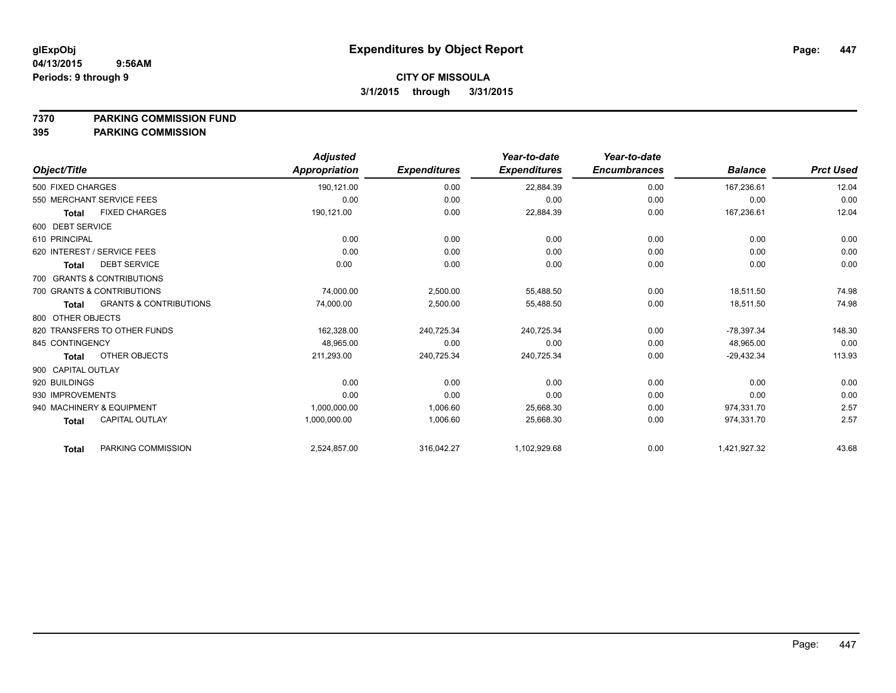glExpObj
04/13/2015 9:56AM
Periods: 9 through 9

# Expenditures by Object Report

**CITY OF MISSOULA**
**3/1/2015 through 3/31/2015**

**7370 PARKING COMMISSION FUND**
**395 PARKING COMMISSION**

| Object/Title | | Adjusted Appropriation | Expenditures | Year-to-date Expenditures | Year-to-date Encumbrances | Balance | Prct Used |
|---|---|---|---|---|---|---|---|
| 500 FIXED CHARGES | | 190,121.00 | 0.00 | 22,884.39 | 0.00 | 167,236.61 | 12.04 |
| 550 MERCHANT SERVICE FEES | | 0.00 | 0.00 | 0.00 | 0.00 | 0.00 | 0.00 |
| **Total** | FIXED CHARGES | 190,121.00 | 0.00 | 22,884.39 | 0.00 | 167,236.61 | 12.04 |
| 600 DEBT SERVICE | | | | | | | |
| 610 PRINCIPAL | | 0.00 | 0.00 | 0.00 | 0.00 | 0.00 | 0.00 |
| 620 INTEREST / SERVICE FEES | | 0.00 | 0.00 | 0.00 | 0.00 | 0.00 | 0.00 |
| **Total** | DEBT SERVICE | 0.00 | 0.00 | 0.00 | 0.00 | 0.00 | 0.00 |
| 700 GRANTS & CONTRIBUTIONS | | | | | | | |
| 700 GRANTS & CONTRIBUTIONS | | 74,000.00 | 2,500.00 | 55,488.50 | 0.00 | 18,511.50 | 74.98 |
| **Total** | GRANTS & CONTRIBUTIONS | 74,000.00 | 2,500.00 | 55,488.50 | 0.00 | 18,511.50 | 74.98 |
| 800 OTHER OBJECTS | | | | | | | |
| 820 TRANSFERS TO OTHER FUNDS | | 162,328.00 | 240,725.34 | 240,725.34 | 0.00 | -78,397.34 | 148.30 |
| 845 CONTINGENCY | | 48,965.00 | 0.00 | 0.00 | 0.00 | 48,965.00 | 0.00 |
| **Total** | OTHER OBJECTS | 211,293.00 | 240,725.34 | 240,725.34 | 0.00 | -29,432.34 | 113.93 |
| 900 CAPITAL OUTLAY | | | | | | | |
| 920 BUILDINGS | | 0.00 | 0.00 | 0.00 | 0.00 | 0.00 | 0.00 |
| 930 IMPROVEMENTS | | 0.00 | 0.00 | 0.00 | 0.00 | 0.00 | 0.00 |
| 940 MACHINERY & EQUIPMENT | | 1,000,000.00 | 1,006.60 | 25,668.30 | 0.00 | 974,331.70 | 2.57 |
| **Total** | CAPITAL OUTLAY | 1,000,000.00 | 1,006.60 | 25,668.30 | 0.00 | 974,331.70 | 2.57 |
| **Total** | PARKING COMMISSION | 2,524,857.00 | 316,042.27 | 1,102,929.68 | 0.00 | 1,421,927.32 | 43.68 |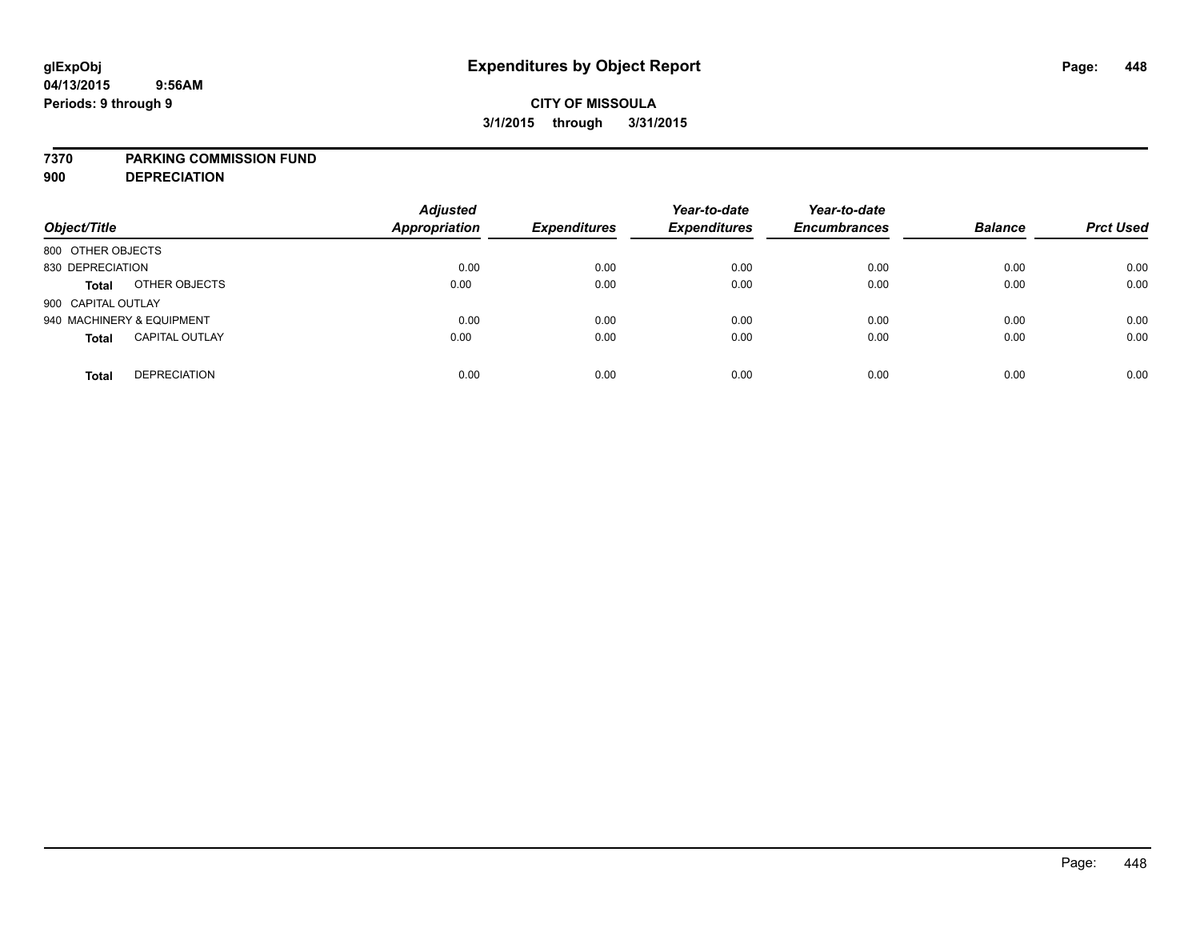# Expenditures by Object Report

glExpObj
04/13/2015 9:56AM
Periods: 9 through 9

**CITY OF MISSOULA**
**3/1/2015 through 3/31/2015**

**7370 PARKING COMMISSION FUND**
**900 DEPRECIATION**

| Object/Title | | Adjusted Appropriation | Expenditures | Year-to-date Expenditures | Year-to-date Encumbrances | Balance | Prct Used |
|---|---|---|---|---|---|---|---|
| 800 OTHER OBJECTS | | | | | | | |
| 830 DEPRECIATION | | 0.00 | 0.00 | 0.00 | 0.00 | 0.00 | 0.00 |
| **Total** | OTHER OBJECTS | 0.00 | 0.00 | 0.00 | 0.00 | 0.00 | 0.00 |
| 900 CAPITAL OUTLAY | | | | | | | |
| 940 MACHINERY & EQUIPMENT | | 0.00 | 0.00 | 0.00 | 0.00 | 0.00 | 0.00 |
| **Total** | CAPITAL OUTLAY | 0.00 | 0.00 | 0.00 | 0.00 | 0.00 | 0.00 |
| **Total** | DEPRECIATION | 0.00 | 0.00 | 0.00 | 0.00 | 0.00 | 0.00 |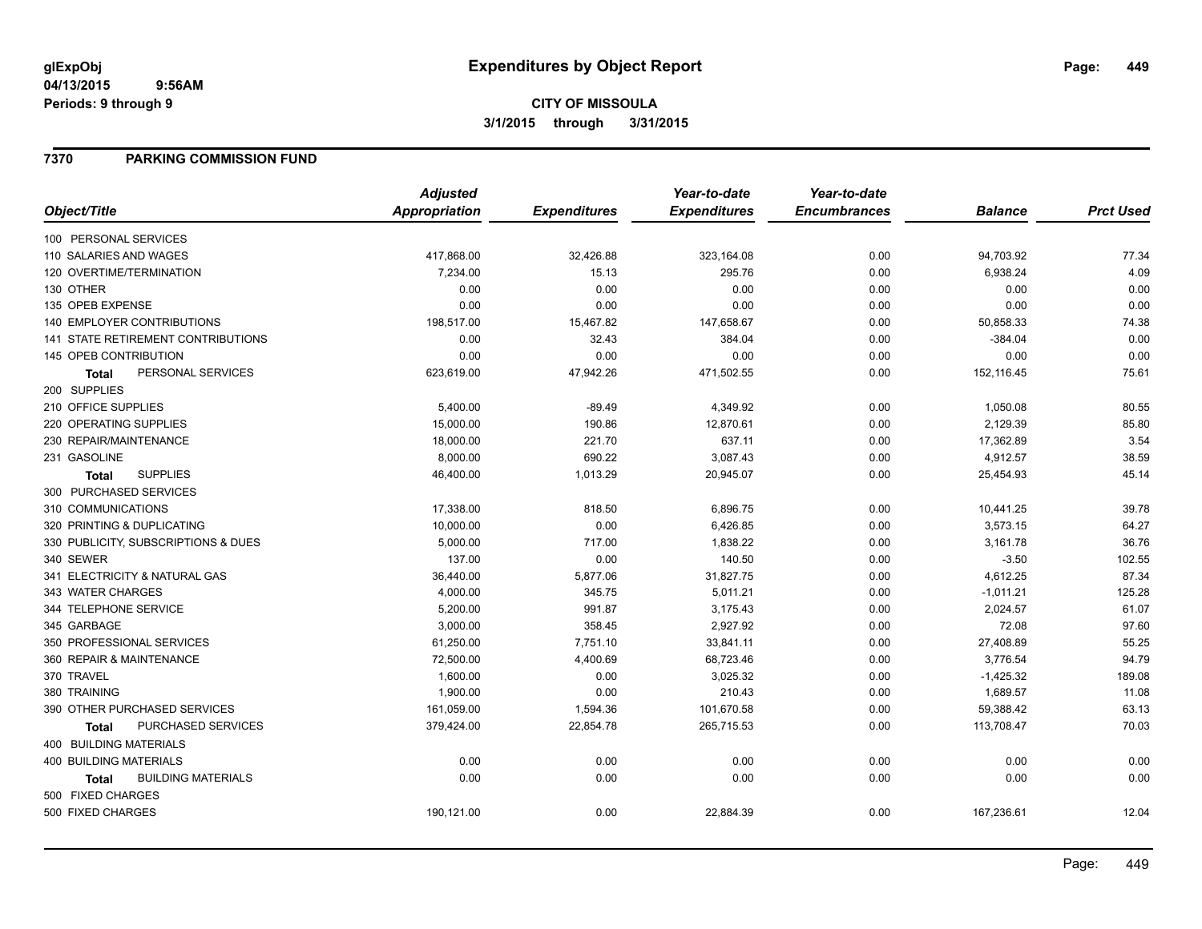# Expenditures by Object Report

glExpObj
04/13/2015 9:56AM
Periods: 9 through 9

**CITY OF MISSOULA**
**3/1/2015 through 3/31/2015**

## 7370 PARKING COMMISSION FUND

| Object/Title | Adjusted Appropriation | Expenditures | Year-to-date Expenditures | Year-to-date Encumbrances | Balance | Prct Used |
|---|---|---|---|---|---|---|
| 100 PERSONAL SERVICES | | | | | | |
| 110 SALARIES AND WAGES | 417,868.00 | 32,426.88 | 323,164.08 | 0.00 | 94,703.92 | 77.34 |
| 120 OVERTIME/TERMINATION | 7,234.00 | 15.13 | 295.76 | 0.00 | 6,938.24 | 4.09 |
| 130 OTHER | 0.00 | 0.00 | 0.00 | 0.00 | 0.00 | 0.00 |
| 135 OPEB EXPENSE | 0.00 | 0.00 | 0.00 | 0.00 | 0.00 | 0.00 |
| 140 EMPLOYER CONTRIBUTIONS | 198,517.00 | 15,467.82 | 147,658.67 | 0.00 | 50,858.33 | 74.38 |
| 141 STATE RETIREMENT CONTRIBUTIONS | 0.00 | 32.43 | 384.04 | 0.00 | -384.04 | 0.00 |
| 145 OPEB CONTRIBUTION | 0.00 | 0.00 | 0.00 | 0.00 | 0.00 | 0.00 |
| **Total** PERSONAL SERVICES | 623,619.00 | 47,942.26 | 471,502.55 | 0.00 | 152,116.45 | 75.61 |
| 200 SUPPLIES | | | | | | |
| 210 OFFICE SUPPLIES | 5,400.00 | -89.49 | 4,349.92 | 0.00 | 1,050.08 | 80.55 |
| 220 OPERATING SUPPLIES | 15,000.00 | 190.86 | 12,870.61 | 0.00 | 2,129.39 | 85.80 |
| 230 REPAIR/MAINTENANCE | 18,000.00 | 221.70 | 637.11 | 0.00 | 17,362.89 | 3.54 |
| 231 GASOLINE | 8,000.00 | 690.22 | 3,087.43 | 0.00 | 4,912.57 | 38.59 |
| **Total** SUPPLIES | 46,400.00 | 1,013.29 | 20,945.07 | 0.00 | 25,454.93 | 45.14 |
| 300 PURCHASED SERVICES | | | | | | |
| 310 COMMUNICATIONS | 17,338.00 | 818.50 | 6,896.75 | 0.00 | 10,441.25 | 39.78 |
| 320 PRINTING & DUPLICATING | 10,000.00 | 0.00 | 6,426.85 | 0.00 | 3,573.15 | 64.27 |
| 330 PUBLICITY, SUBSCRIPTIONS & DUES | 5,000.00 | 717.00 | 1,838.22 | 0.00 | 3,161.78 | 36.76 |
| 340 SEWER | 137.00 | 0.00 | 140.50 | 0.00 | -3.50 | 102.55 |
| 341 ELECTRICITY & NATURAL GAS | 36,440.00 | 5,877.06 | 31,827.75 | 0.00 | 4,612.25 | 87.34 |
| 343 WATER CHARGES | 4,000.00 | 345.75 | 5,011.21 | 0.00 | -1,011.21 | 125.28 |
| 344 TELEPHONE SERVICE | 5,200.00 | 991.87 | 3,175.43 | 0.00 | 2,024.57 | 61.07 |
| 345 GARBAGE | 3,000.00 | 358.45 | 2,927.92 | 0.00 | 72.08 | 97.60 |
| 350 PROFESSIONAL SERVICES | 61,250.00 | 7,751.10 | 33,841.11 | 0.00 | 27,408.89 | 55.25 |
| 360 REPAIR & MAINTENANCE | 72,500.00 | 4,400.69 | 68,723.46 | 0.00 | 3,776.54 | 94.79 |
| 370 TRAVEL | 1,600.00 | 0.00 | 3,025.32 | 0.00 | -1,425.32 | 189.08 |
| 380 TRAINING | 1,900.00 | 0.00 | 210.43 | 0.00 | 1,689.57 | 11.08 |
| 390 OTHER PURCHASED SERVICES | 161,059.00 | 1,594.36 | 101,670.58 | 0.00 | 59,388.42 | 63.13 |
| **Total** PURCHASED SERVICES | 379,424.00 | 22,854.78 | 265,715.53 | 0.00 | 113,708.47 | 70.03 |
| 400 BUILDING MATERIALS | | | | | | |
| 400 BUILDING MATERIALS | 0.00 | 0.00 | 0.00 | 0.00 | 0.00 | 0.00 |
| **Total** BUILDING MATERIALS | 0.00 | 0.00 | 0.00 | 0.00 | 0.00 | 0.00 |
| 500 FIXED CHARGES | | | | | | |
| 500 FIXED CHARGES | 190,121.00 | 0.00 | 22,884.39 | 0.00 | 167,236.61 | 12.04 |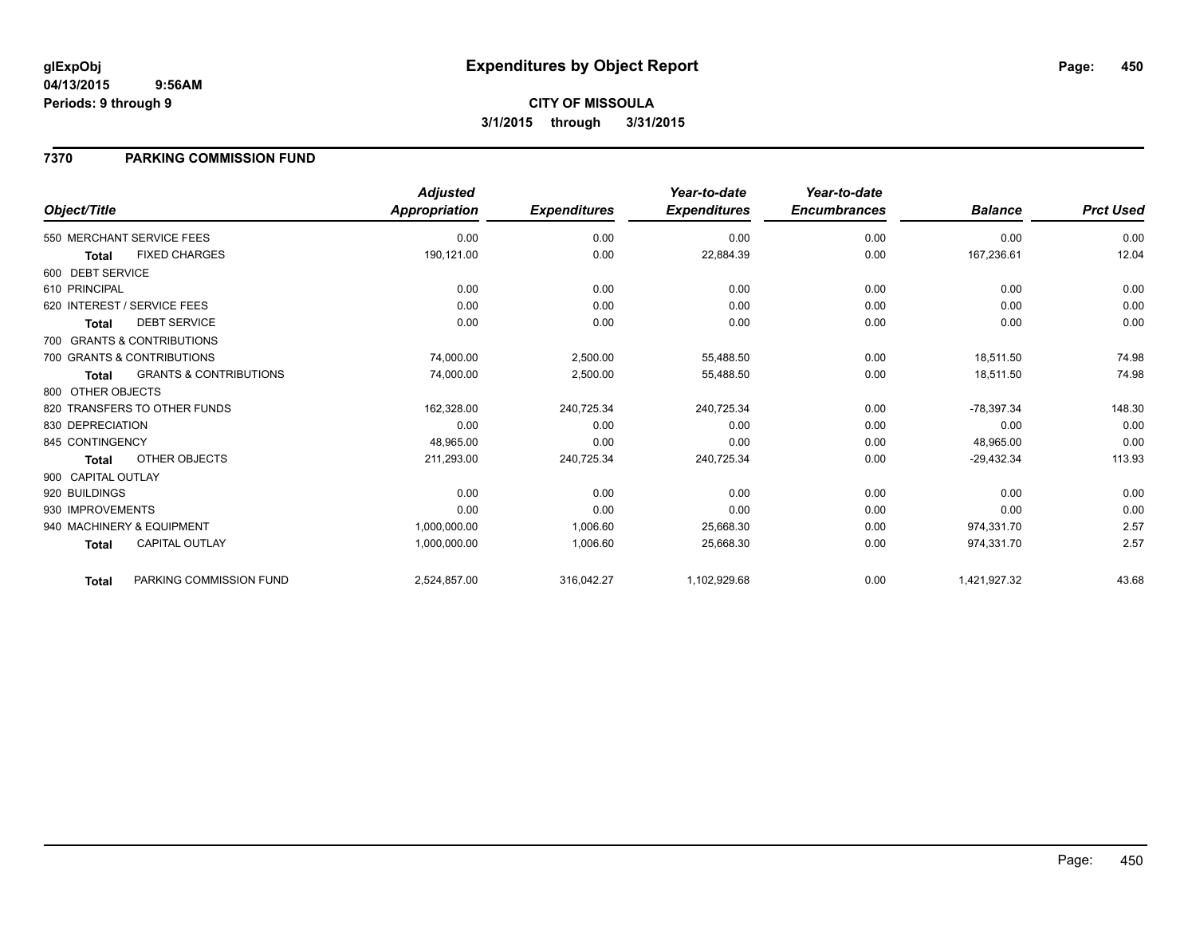# Expenditures by Object Report

glExpObj
04/13/2015 9:56AM
Periods: 9 through 9

**CITY OF MISSOULA**
**3/1/2015 through 3/31/2015**

## 7370 PARKING COMMISSION FUND

| Object/Title | | Adjusted Appropriation | Expenditures | Year-to-date Expenditures | Year-to-date Encumbrances | Balance | Prct Used |
|---|---|---|---|---|---|---|---|
| 550 MERCHANT SERVICE FEES | | 0.00 | 0.00 | 0.00 | 0.00 | 0.00 | 0.00 |
| **Total** | FIXED CHARGES | 190,121.00 | 0.00 | 22,884.39 | 0.00 | 167,236.61 | 12.04 |
| 600 DEBT SERVICE | | | | | | | |
| 610 PRINCIPAL | | 0.00 | 0.00 | 0.00 | 0.00 | 0.00 | 0.00 |
| 620 INTEREST / SERVICE FEES | | 0.00 | 0.00 | 0.00 | 0.00 | 0.00 | 0.00 |
| **Total** | DEBT SERVICE | 0.00 | 0.00 | 0.00 | 0.00 | 0.00 | 0.00 |
| 700 GRANTS & CONTRIBUTIONS | | | | | | | |
| 700 GRANTS & CONTRIBUTIONS | | 74,000.00 | 2,500.00 | 55,488.50 | 0.00 | 18,511.50 | 74.98 |
| **Total** | GRANTS & CONTRIBUTIONS | 74,000.00 | 2,500.00 | 55,488.50 | 0.00 | 18,511.50 | 74.98 |
| 800 OTHER OBJECTS | | | | | | | |
| 820 TRANSFERS TO OTHER FUNDS | | 162,328.00 | 240,725.34 | 240,725.34 | 0.00 | -78,397.34 | 148.30 |
| 830 DEPRECIATION | | 0.00 | 0.00 | 0.00 | 0.00 | 0.00 | 0.00 |
| 845 CONTINGENCY | | 48,965.00 | 0.00 | 0.00 | 0.00 | 48,965.00 | 0.00 |
| **Total** | OTHER OBJECTS | 211,293.00 | 240,725.34 | 240,725.34 | 0.00 | -29,432.34 | 113.93 |
| 900 CAPITAL OUTLAY | | | | | | | |
| 920 BUILDINGS | | 0.00 | 0.00 | 0.00 | 0.00 | 0.00 | 0.00 |
| 930 IMPROVEMENTS | | 0.00 | 0.00 | 0.00 | 0.00 | 0.00 | 0.00 |
| 940 MACHINERY & EQUIPMENT | | 1,000,000.00 | 1,006.60 | 25,668.30 | 0.00 | 974,331.70 | 2.57 |
| **Total** | CAPITAL OUTLAY | 1,000,000.00 | 1,006.60 | 25,668.30 | 0.00 | 974,331.70 | 2.57 |
| **Total** | PARKING COMMISSION FUND | 2,524,857.00 | 316,042.27 | 1,102,929.68 | 0.00 | 1,421,927.32 | 43.68 |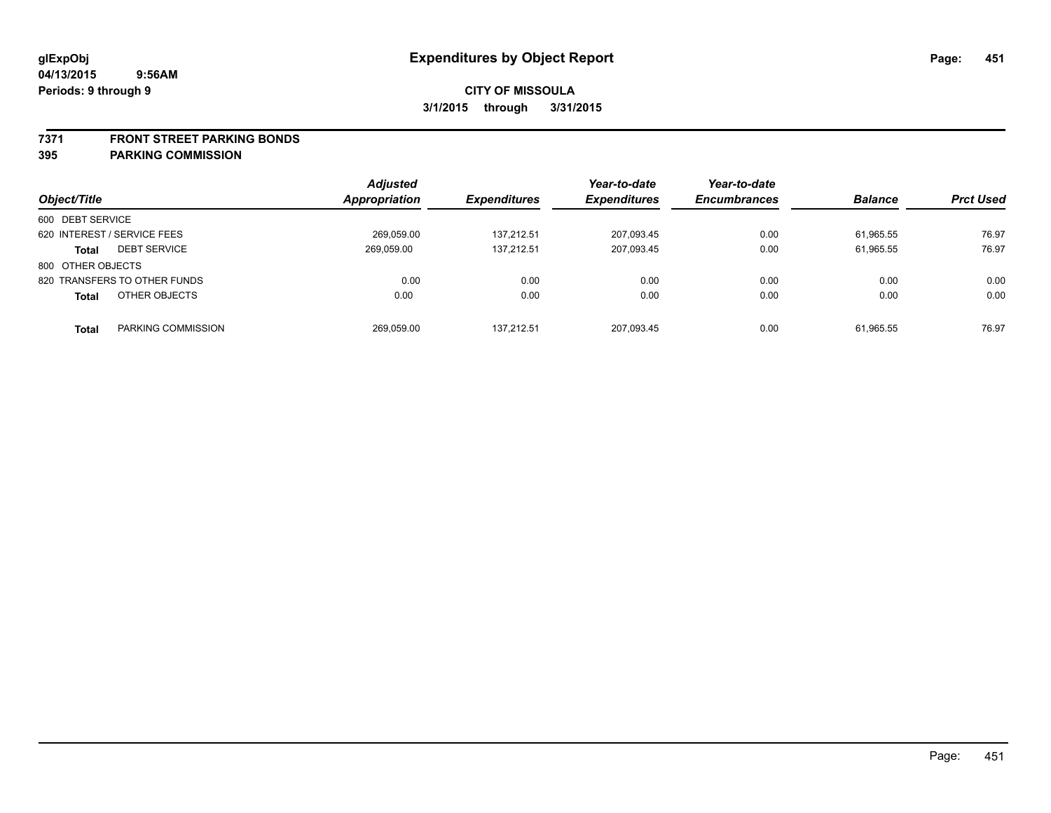**glExpObj** **Expenditures by Object Report**

**04/13/2015 9:56AM**

**Periods: 9 through 9**

**CITY OF MISSOULA**

**3/1/2015 through 3/31/2015**

**7371 FRONT STREET PARKING BONDS**

**395 PARKING COMMISSION**

| Object/Title | | Adjusted Appropriation | Expenditures | Year-to-date Expenditures | Year-to-date Encumbrances | Balance | Prct Used |
|---|---|---|---|---|---|---|---|
| 600 DEBT SERVICE | | | | | | | |
| 620 INTEREST / SERVICE FEES | | 269,059.00 | 137,212.51 | 207,093.45 | 0.00 | 61,965.55 | 76.97 |
| **Total** | DEBT SERVICE | 269,059.00 | 137,212.51 | 207,093.45 | 0.00 | 61,965.55 | 76.97 |
| 800 OTHER OBJECTS | | | | | | | |
| 820 TRANSFERS TO OTHER FUNDS | | 0.00 | 0.00 | 0.00 | 0.00 | 0.00 | 0.00 |
| **Total** | OTHER OBJECTS | 0.00 | 0.00 | 0.00 | 0.00 | 0.00 | 0.00 |
| **Total** | PARKING COMMISSION | 269,059.00 | 137,212.51 | 207,093.45 | 0.00 | 61,965.55 | 76.97 |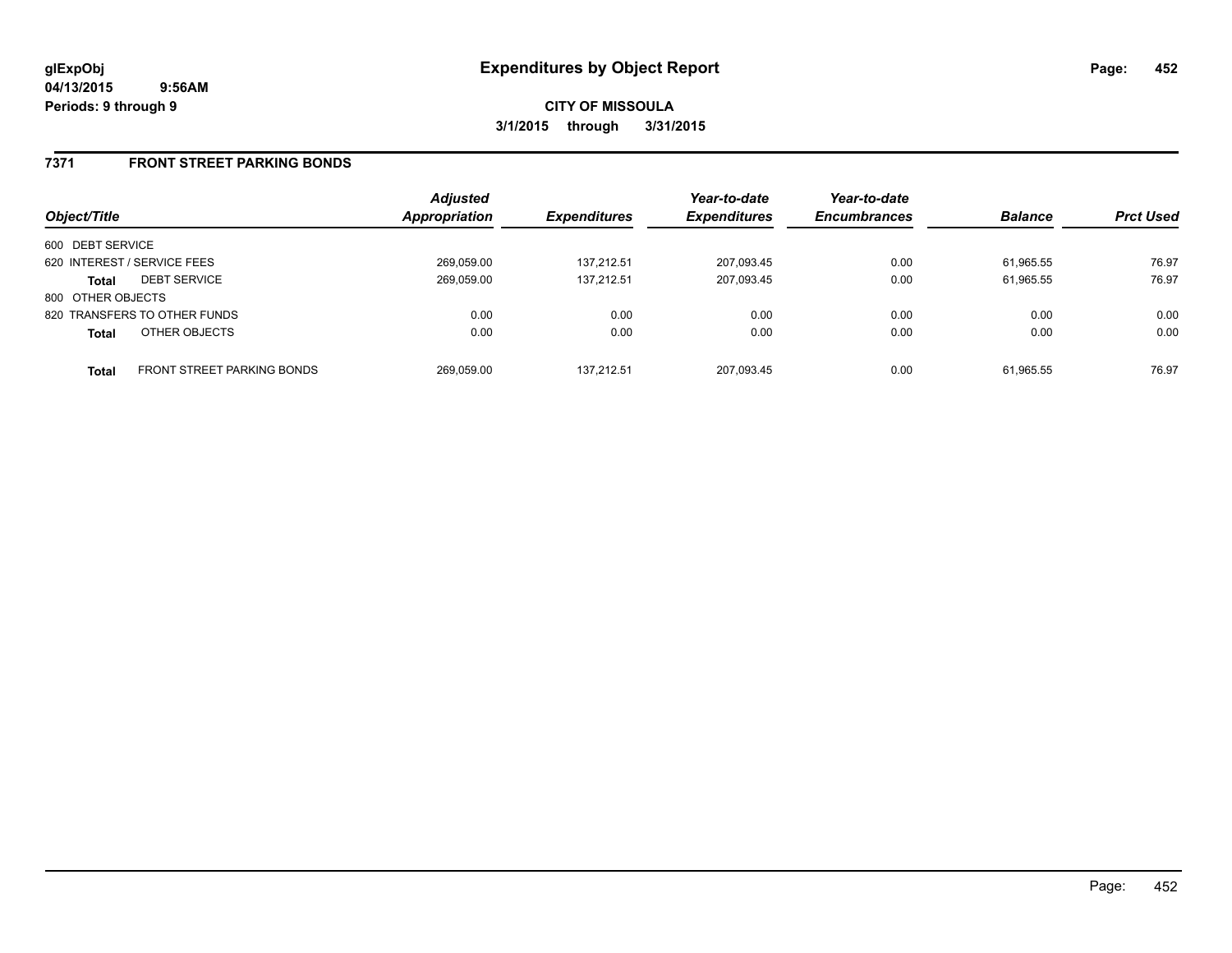# Expenditures by Object Report

glExpObj
04/13/2015 9:56AM
Periods: 9 through 9

**CITY OF MISSOULA**
**3/1/2015 through 3/31/2015**

## 7371 FRONT STREET PARKING BONDS

| Object/Title | | Adjusted Appropriation | Expenditures | Year-to-date Expenditures | Year-to-date Encumbrances | Balance | Prct Used |
|---|---|---|---|---|---|---|---|
| 600 DEBT SERVICE | | | | | | | |
| 620 INTEREST / SERVICE FEES | | 269,059.00 | 137,212.51 | 207,093.45 | 0.00 | 61,965.55 | 76.97 |
| **Total** | DEBT SERVICE | 269,059.00 | 137,212.51 | 207,093.45 | 0.00 | 61,965.55 | 76.97 |
| 800 OTHER OBJECTS | | | | | | | |
| 820 TRANSFERS TO OTHER FUNDS | | 0.00 | 0.00 | 0.00 | 0.00 | 0.00 | 0.00 |
| **Total** | OTHER OBJECTS | 0.00 | 0.00 | 0.00 | 0.00 | 0.00 | 0.00 |
| **Total** | FRONT STREET PARKING BONDS | 269,059.00 | 137,212.51 | 207,093.45 | 0.00 | 61,965.55 | 76.97 |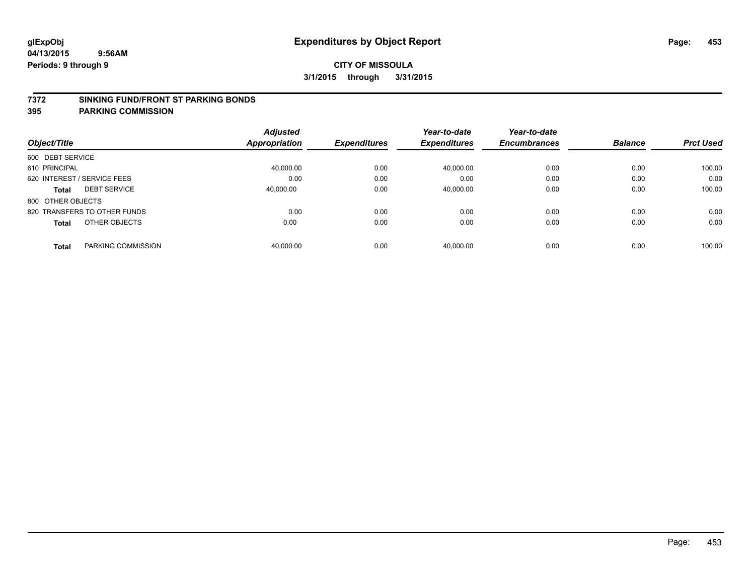glExpObj
04/13/2015 9:56AM
Periods: 9 through 9

# Expenditures by Object Report

**CITY OF MISSOULA**

**3/1/2015 through 3/31/2015**

**7372 SINKING FUND/FRONT ST PARKING BONDS**

**395 PARKING COMMISSION**

| Object/Title | Adjusted Appropriation | Expenditures | Year-to-date Expenditures | Year-to-date Encumbrances | Balance | Prct Used |
|---|---|---|---|---|---|---|
| 600 DEBT SERVICE | | | | | | |
| 610 PRINCIPAL | 40,000.00 | 0.00 | 40,000.00 | 0.00 | 0.00 | 100.00 |
| 620 INTEREST / SERVICE FEES | 0.00 | 0.00 | 0.00 | 0.00 | 0.00 | 0.00 |
| **Total** DEBT SERVICE | 40,000.00 | 0.00 | 40,000.00 | 0.00 | 0.00 | 100.00 |
| 800 OTHER OBJECTS | | | | | | |
| 820 TRANSFERS TO OTHER FUNDS | 0.00 | 0.00 | 0.00 | 0.00 | 0.00 | 0.00 |
| **Total** OTHER OBJECTS | 0.00 | 0.00 | 0.00 | 0.00 | 0.00 | 0.00 |
| **Total** PARKING COMMISSION | 40,000.00 | 0.00 | 40,000.00 | 0.00 | 0.00 | 100.00 |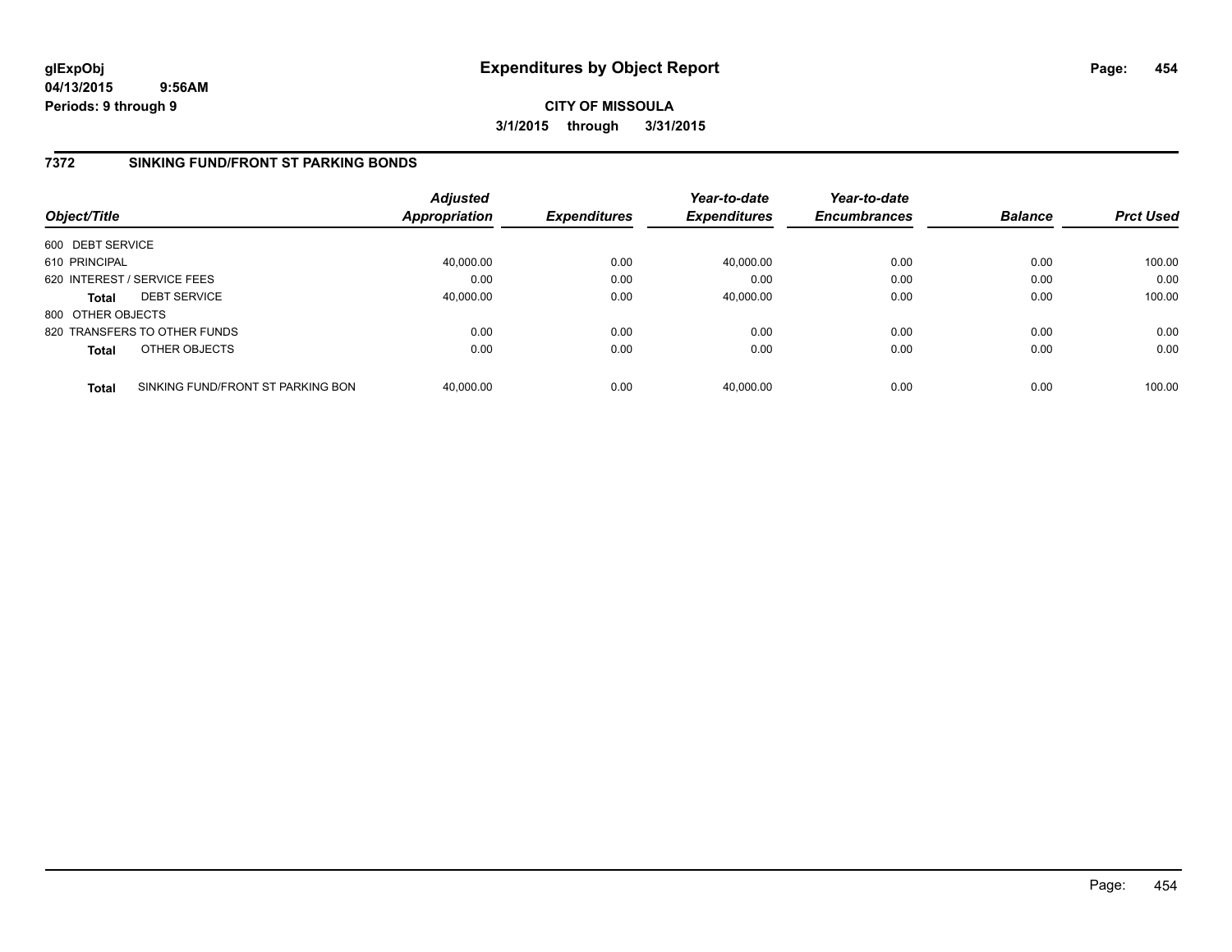# Expenditures by Object Report

glExpObj
04/13/2015 9:56AM
Periods: 9 through 9

**CITY OF MISSOULA**
**3/1/2015 through 3/31/2015**

## 7372 SINKING FUND/FRONT ST PARKING BONDS

| Object/Title | | Adjusted Appropriation | Expenditures | Year-to-date Expenditures | Year-to-date Encumbrances | Balance | Prct Used |
|---|---|---|---|---|---|---|---|
| 600 DEBT SERVICE | | | | | | | |
| 610 PRINCIPAL | | 40,000.00 | 0.00 | 40,000.00 | 0.00 | 0.00 | 100.00 |
| 620 INTEREST / SERVICE FEES | | 0.00 | 0.00 | 0.00 | 0.00 | 0.00 | 0.00 |
| **Total** | DEBT SERVICE | 40,000.00 | 0.00 | 40,000.00 | 0.00 | 0.00 | 100.00 |
| 800 OTHER OBJECTS | | | | | | | |
| 820 TRANSFERS TO OTHER FUNDS | | 0.00 | 0.00 | 0.00 | 0.00 | 0.00 | 0.00 |
| **Total** | OTHER OBJECTS | 0.00 | 0.00 | 0.00 | 0.00 | 0.00 | 0.00 |
| **Total** | SINKING FUND/FRONT ST PARKING BON | 40,000.00 | 0.00 | 40,000.00 | 0.00 | 0.00 | 100.00 |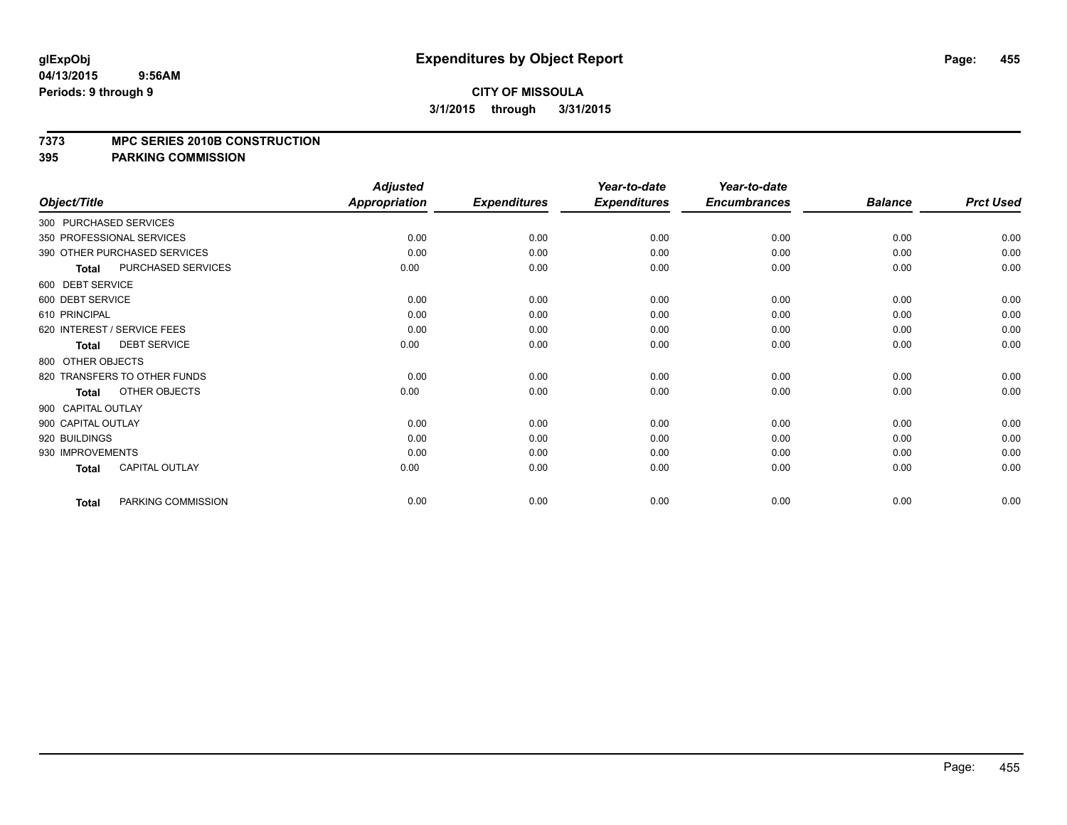**glExpObj** **Expenditures by Object Report**

**04/13/2015 9:56AM**

**Periods: 9 through 9**

**CITY OF MISSOULA**

**3/1/2015 through 3/31/2015**

**7373 MPC SERIES 2010B CONSTRUCTION**

**395 PARKING COMMISSION**

| Object/Title | | Adjusted Appropriation | Expenditures | Year-to-date Expenditures | Year-to-date Encumbrances | Balance | Prct Used |
|---|---|---|---|---|---|---|---|
| 300 PURCHASED SERVICES | | | | | | | |
| 350 PROFESSIONAL SERVICES | | 0.00 | 0.00 | 0.00 | 0.00 | 0.00 | 0.00 |
| 390 OTHER PURCHASED SERVICES | | 0.00 | 0.00 | 0.00 | 0.00 | 0.00 | 0.00 |
| Total | PURCHASED SERVICES | 0.00 | 0.00 | 0.00 | 0.00 | 0.00 | 0.00 |
| 600 DEBT SERVICE | | | | | | | |
| 600 DEBT SERVICE | | 0.00 | 0.00 | 0.00 | 0.00 | 0.00 | 0.00 |
| 610 PRINCIPAL | | 0.00 | 0.00 | 0.00 | 0.00 | 0.00 | 0.00 |
| 620 INTEREST / SERVICE FEES | | 0.00 | 0.00 | 0.00 | 0.00 | 0.00 | 0.00 |
| Total | DEBT SERVICE | 0.00 | 0.00 | 0.00 | 0.00 | 0.00 | 0.00 |
| 800 OTHER OBJECTS | | | | | | | |
| 820 TRANSFERS TO OTHER FUNDS | | 0.00 | 0.00 | 0.00 | 0.00 | 0.00 | 0.00 |
| Total | OTHER OBJECTS | 0.00 | 0.00 | 0.00 | 0.00 | 0.00 | 0.00 |
| 900 CAPITAL OUTLAY | | | | | | | |
| 900 CAPITAL OUTLAY | | 0.00 | 0.00 | 0.00 | 0.00 | 0.00 | 0.00 |
| 920 BUILDINGS | | 0.00 | 0.00 | 0.00 | 0.00 | 0.00 | 0.00 |
| 930 IMPROVEMENTS | | 0.00 | 0.00 | 0.00 | 0.00 | 0.00 | 0.00 |
| Total | CAPITAL OUTLAY | 0.00 | 0.00 | 0.00 | 0.00 | 0.00 | 0.00 |
| Total | PARKING COMMISSION | 0.00 | 0.00 | 0.00 | 0.00 | 0.00 | 0.00 |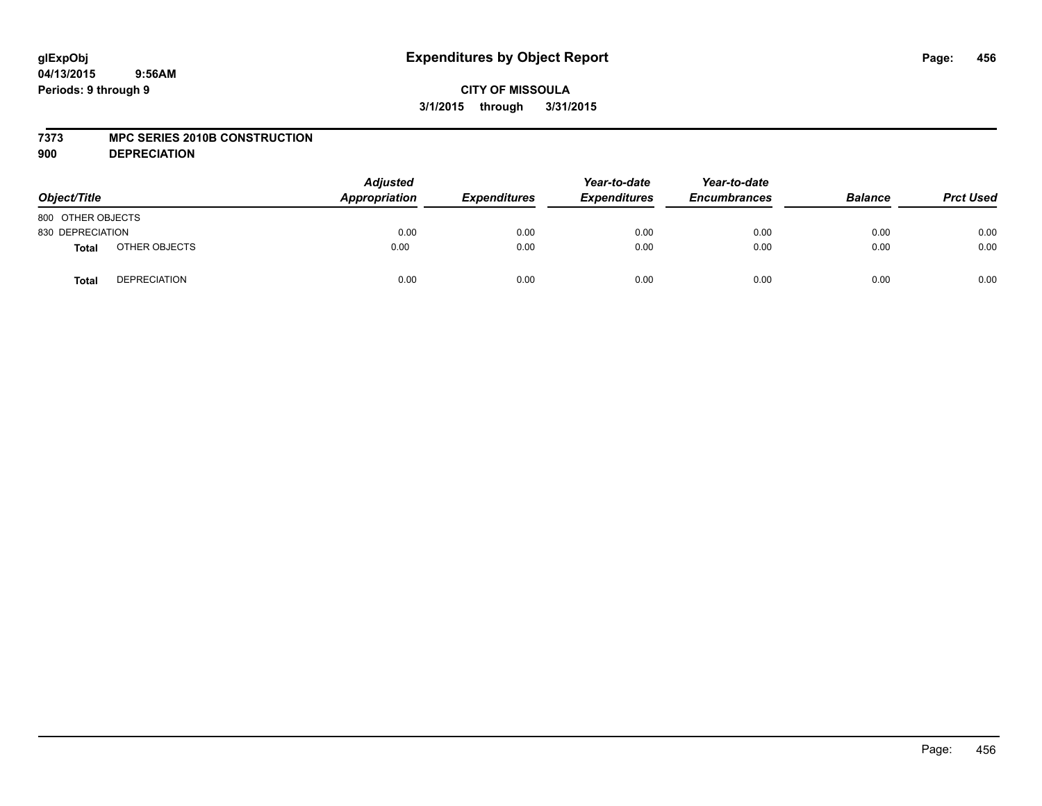**glExpObj**
**04/13/2015 9:56AM**
**Periods: 9 through 9**

# Expenditures by Object Report

**CITY OF MISSOULA**
**3/1/2015 through 3/31/2015**

**7373 MPC SERIES 2010B CONSTRUCTION**
**900 DEPRECIATION**

| Object/Title | | *Adjusted Appropriation* | *Expenditures* | *Year-to-date Expenditures* | *Year-to-date Encumbrances* | *Balance* | *Prct Used* |
|---|---|---|---|---|---|---|---|
| 800 OTHER OBJECTS | | | | | | | |
| 830 DEPRECIATION | | 0.00 | 0.00 | 0.00 | 0.00 | 0.00 | 0.00 |
| **Total** | OTHER OBJECTS | 0.00 | 0.00 | 0.00 | 0.00 | 0.00 | 0.00 |
| **Total** | DEPRECIATION | 0.00 | 0.00 | 0.00 | 0.00 | 0.00 | 0.00 |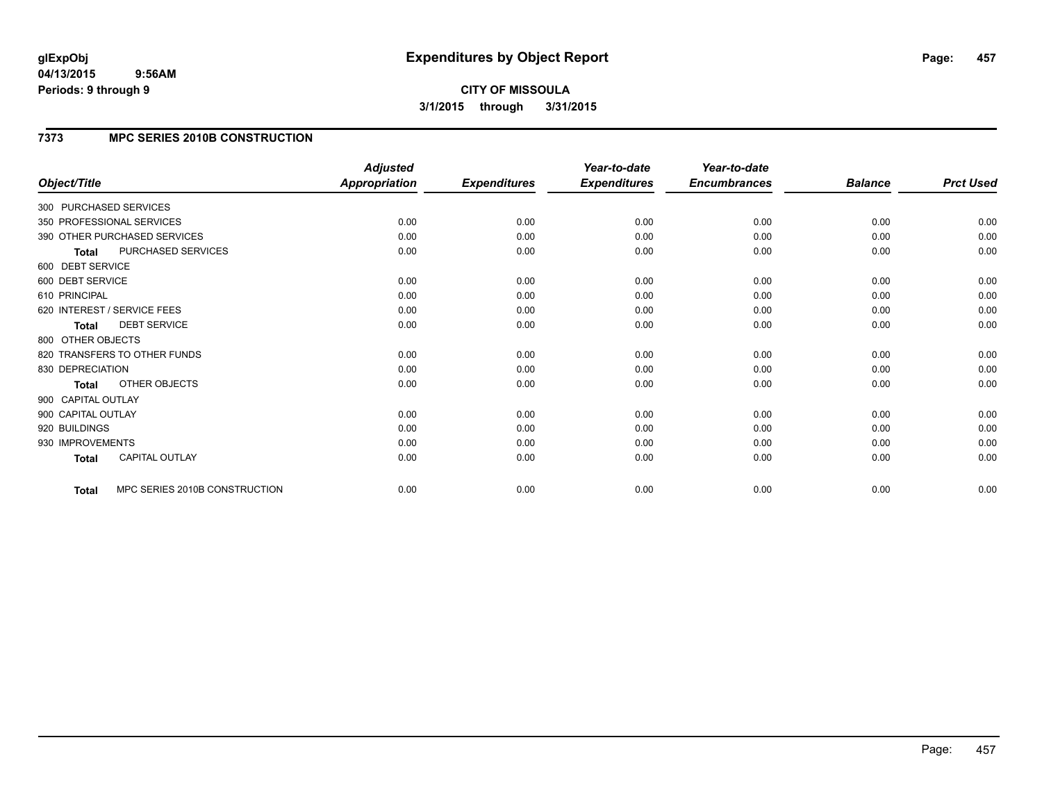glExpObj
04/13/2015 9:56AM
Periods: 9 through 9

# Expenditures by Object Report

**CITY OF MISSOULA**
**3/1/2015 through 3/31/2015**

## 7373 MPC SERIES 2010B CONSTRUCTION

| Object/Title | Adjusted Appropriation | Expenditures | Year-to-date Expenditures | Year-to-date Encumbrances | Balance | Prct Used |
|---|---|---|---|---|---|---|
| 300 PURCHASED SERVICES | | | | | | |
| 350 PROFESSIONAL SERVICES | 0.00 | 0.00 | 0.00 | 0.00 | 0.00 | 0.00 |
| 390 OTHER PURCHASED SERVICES | 0.00 | 0.00 | 0.00 | 0.00 | 0.00 | 0.00 |
| **Total** PURCHASED SERVICES | 0.00 | 0.00 | 0.00 | 0.00 | 0.00 | 0.00 |
| 600 DEBT SERVICE | | | | | | |
| 600 DEBT SERVICE | 0.00 | 0.00 | 0.00 | 0.00 | 0.00 | 0.00 |
| 610 PRINCIPAL | 0.00 | 0.00 | 0.00 | 0.00 | 0.00 | 0.00 |
| 620 INTEREST / SERVICE FEES | 0.00 | 0.00 | 0.00 | 0.00 | 0.00 | 0.00 |
| **Total** DEBT SERVICE | 0.00 | 0.00 | 0.00 | 0.00 | 0.00 | 0.00 |
| 800 OTHER OBJECTS | | | | | | |
| 820 TRANSFERS TO OTHER FUNDS | 0.00 | 0.00 | 0.00 | 0.00 | 0.00 | 0.00 |
| 830 DEPRECIATION | 0.00 | 0.00 | 0.00 | 0.00 | 0.00 | 0.00 |
| **Total** OTHER OBJECTS | 0.00 | 0.00 | 0.00 | 0.00 | 0.00 | 0.00 |
| 900 CAPITAL OUTLAY | | | | | | |
| 900 CAPITAL OUTLAY | 0.00 | 0.00 | 0.00 | 0.00 | 0.00 | 0.00 |
| 920 BUILDINGS | 0.00 | 0.00 | 0.00 | 0.00 | 0.00 | 0.00 |
| 930 IMPROVEMENTS | 0.00 | 0.00 | 0.00 | 0.00 | 0.00 | 0.00 |
| **Total** CAPITAL OUTLAY | 0.00 | 0.00 | 0.00 | 0.00 | 0.00 | 0.00 |
| **Total** MPC SERIES 2010B CONSTRUCTION | 0.00 | 0.00 | 0.00 | 0.00 | 0.00 | 0.00 |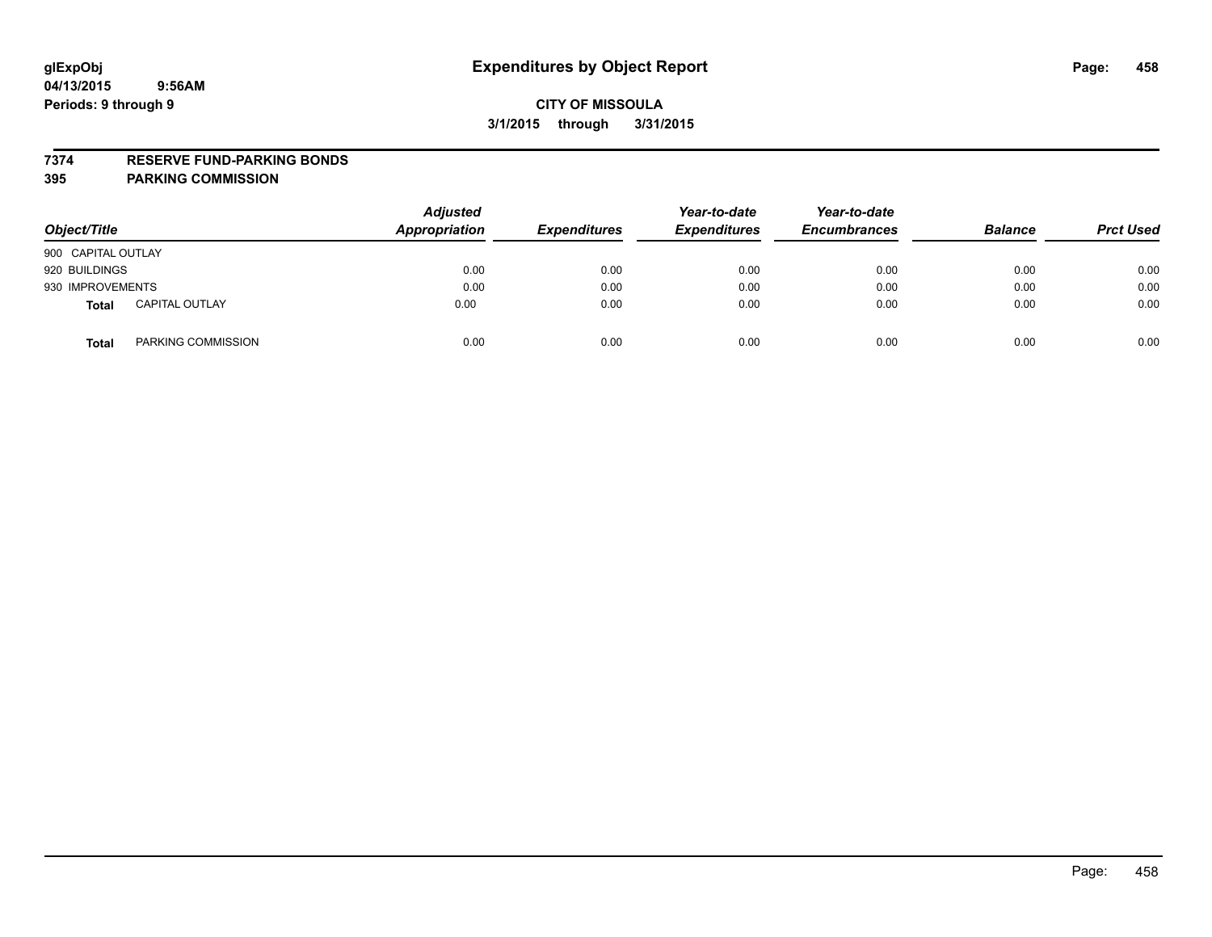glExpObj
04/13/2015 9:56AM
Periods: 9 through 9

# Expenditures by Object Report

**CITY OF MISSOULA**
**3/1/2015 through 3/31/2015**

**7374 RESERVE FUND-PARKING BONDS**
**395 PARKING COMMISSION**

| Object/Title | Adjusted Appropriation | Expenditures | Year-to-date Expenditures | Year-to-date Encumbrances | Balance | Prct Used |
|---|---|---|---|---|---|---|
| 900 CAPITAL OUTLAY | | | | | | |
| 920 BUILDINGS | 0.00 | 0.00 | 0.00 | 0.00 | 0.00 | 0.00 |
| 930 IMPROVEMENTS | 0.00 | 0.00 | 0.00 | 0.00 | 0.00 | 0.00 |
| **Total** CAPITAL OUTLAY | 0.00 | 0.00 | 0.00 | 0.00 | 0.00 | 0.00 |
| **Total** PARKING COMMISSION | 0.00 | 0.00 | 0.00 | 0.00 | 0.00 | 0.00 |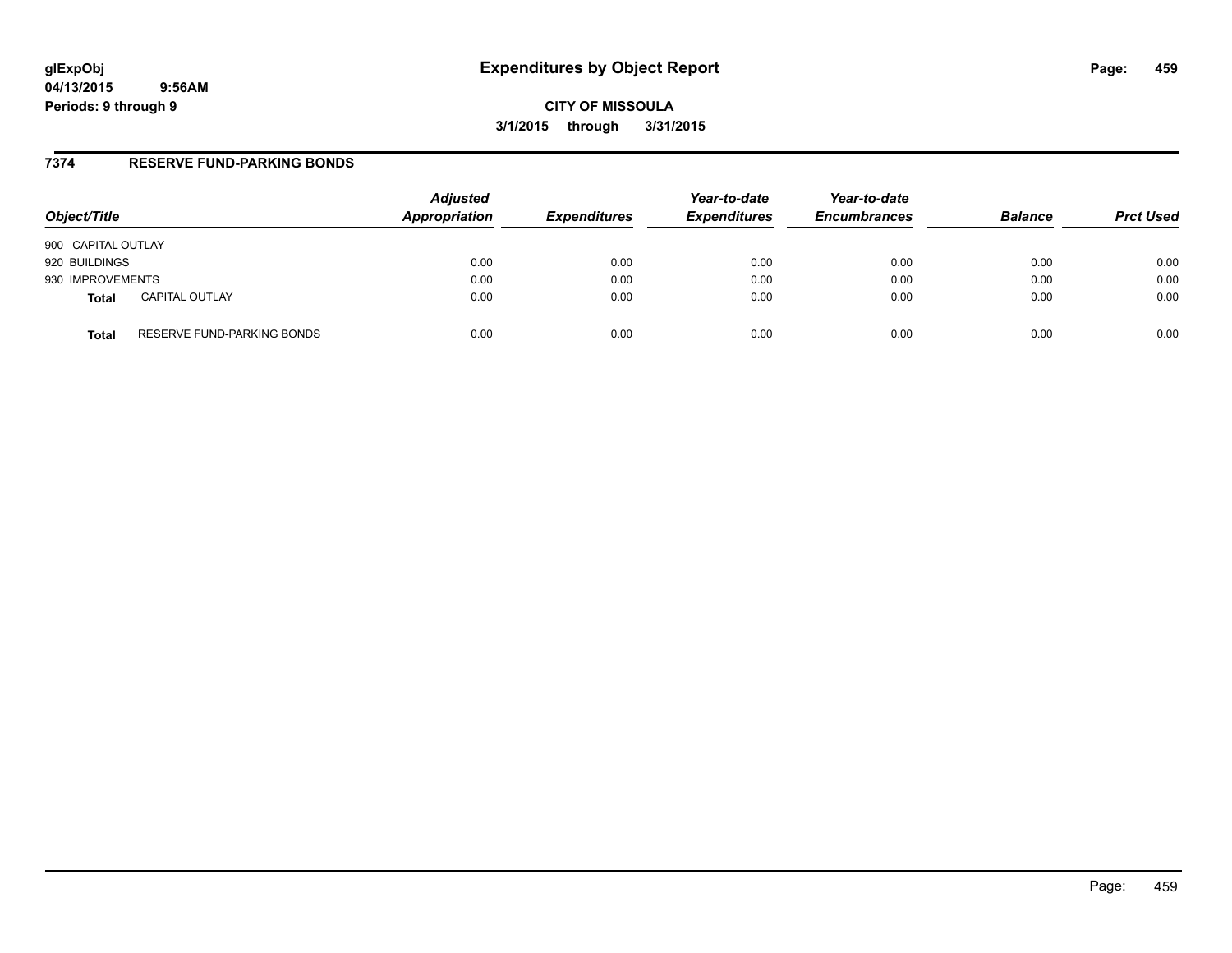# Expenditures by Object Report

glExpObj
04/13/2015 9:56AM
Periods: 9 through 9

**CITY OF MISSOULA**
**3/1/2015 through 3/31/2015**

## 7374 RESERVE FUND-PARKING BONDS

| Object/Title | | *Adjusted Appropriation* | *Expenditures* | *Year-to-date Expenditures* | *Year-to-date Encumbrances* | *Balance* | *Prct Used* |
|---|---|---|---|---|---|---|---|
| 900 CAPITAL OUTLAY | | | | | | | |
| 920 BUILDINGS | | 0.00 | 0.00 | 0.00 | 0.00 | 0.00 | 0.00 |
| 930 IMPROVEMENTS | | 0.00 | 0.00 | 0.00 | 0.00 | 0.00 | 0.00 |
| **Total** | CAPITAL OUTLAY | 0.00 | 0.00 | 0.00 | 0.00 | 0.00 | 0.00 |
| **Total** | RESERVE FUND-PARKING BONDS | 0.00 | 0.00 | 0.00 | 0.00 | 0.00 | 0.00 |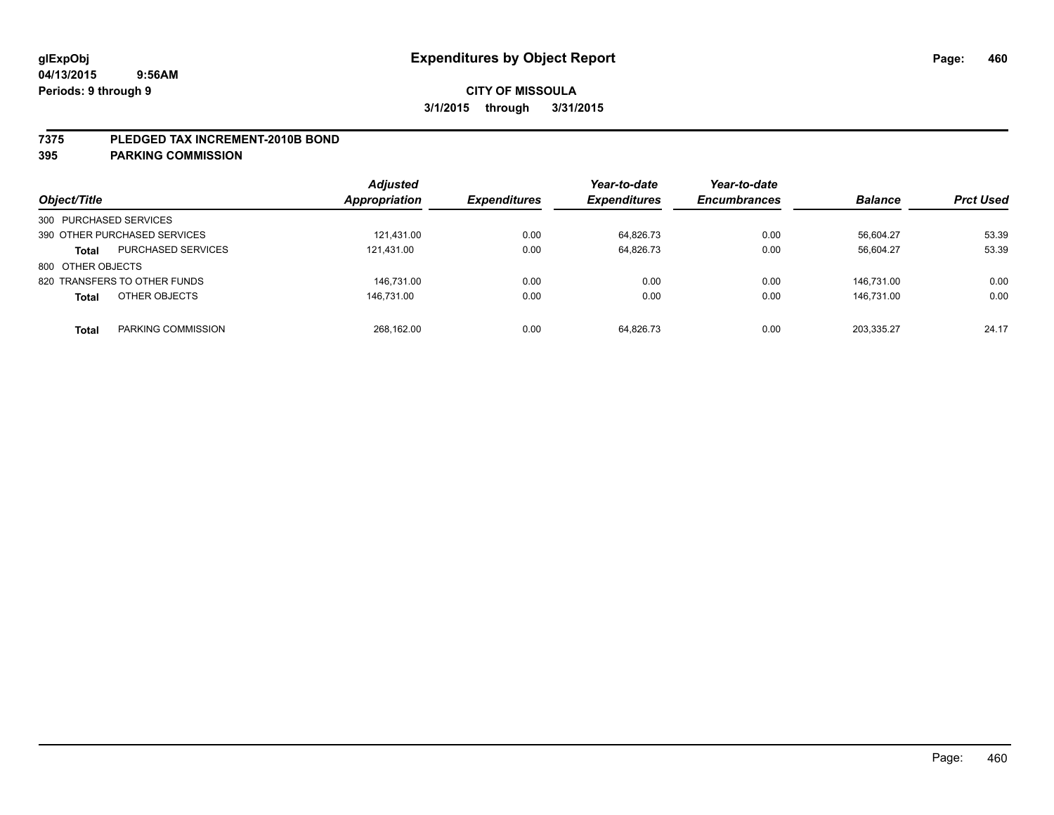**glExpObj**
**04/13/2015 9:56AM**
**Periods: 9 through 9**

# Expenditures by Object Report

**CITY OF MISSOULA**
**3/1/2015 through 3/31/2015**

## 7375 PLEDGED TAX INCREMENT-2010B BOND
## 395 PARKING COMMISSION

| Object/Title | | Adjusted Appropriation | Expenditures | Year-to-date Expenditures | Year-to-date Encumbrances | Balance | Prct Used |
|---|---|---|---|---|---|---|---|
| 300 PURCHASED SERVICES | | | | | | | |
| 390 OTHER PURCHASED SERVICES | | 121,431.00 | 0.00 | 64,826.73 | 0.00 | 56,604.27 | 53.39 |
| **Total** | PURCHASED SERVICES | 121,431.00 | 0.00 | 64,826.73 | 0.00 | 56,604.27 | 53.39 |
| 800 OTHER OBJECTS | | | | | | | |
| 820 TRANSFERS TO OTHER FUNDS | | 146,731.00 | 0.00 | 0.00 | 0.00 | 146,731.00 | 0.00 |
| **Total** | OTHER OBJECTS | 146,731.00 | 0.00 | 0.00 | 0.00 | 146,731.00 | 0.00 |
| **Total** | PARKING COMMISSION | 268,162.00 | 0.00 | 64,826.73 | 0.00 | 203,335.27 | 24.17 |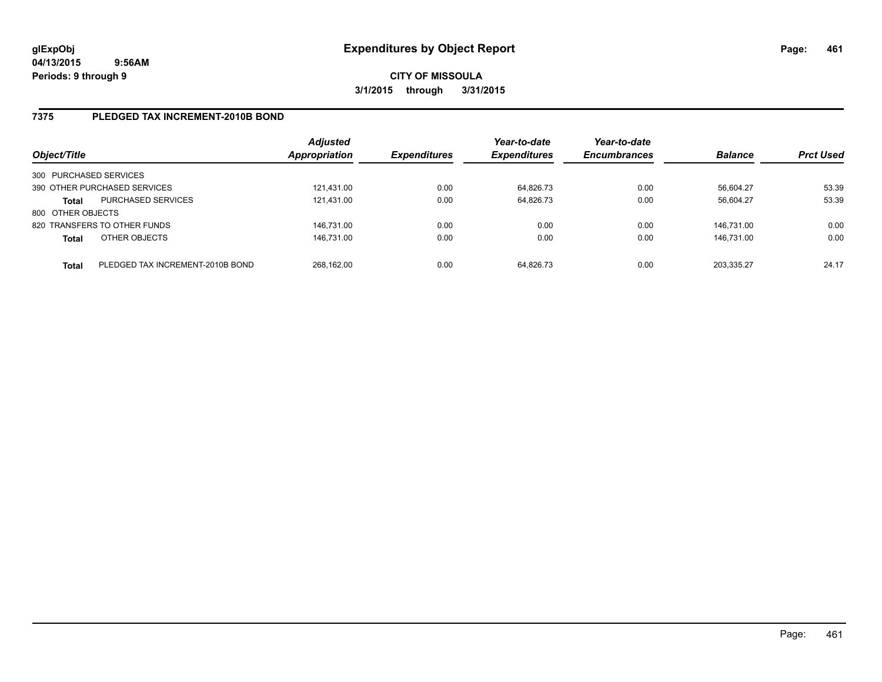# Expenditures by Object Report

**CITY OF MISSOULA**

**3/1/2015 through 3/31/2015**

glExpObj
04/13/2015 9:56AM
Periods: 9 through 9

## 7375 PLEDGED TAX INCREMENT-2010B BOND

| Object/Title | | Adjusted Appropriation | Expenditures | Year-to-date Expenditures | Year-to-date Encumbrances | Balance | Prct Used |
|---|---|---|---|---|---|---|---|
| 300 PURCHASED SERVICES | | | | | | | |
| 390 OTHER PURCHASED SERVICES | | 121,431.00 | 0.00 | 64,826.73 | 0.00 | 56,604.27 | 53.39 |
| **Total** | PURCHASED SERVICES | 121,431.00 | 0.00 | 64,826.73 | 0.00 | 56,604.27 | 53.39 |
| 800 OTHER OBJECTS | | | | | | | |
| 820 TRANSFERS TO OTHER FUNDS | | 146,731.00 | 0.00 | 0.00 | 0.00 | 146,731.00 | 0.00 |
| **Total** | OTHER OBJECTS | 146,731.00 | 0.00 | 0.00 | 0.00 | 146,731.00 | 0.00 |
| **Total** | PLEDGED TAX INCREMENT-2010B BOND | 268,162.00 | 0.00 | 64,826.73 | 0.00 | 203,335.27 | 24.17 |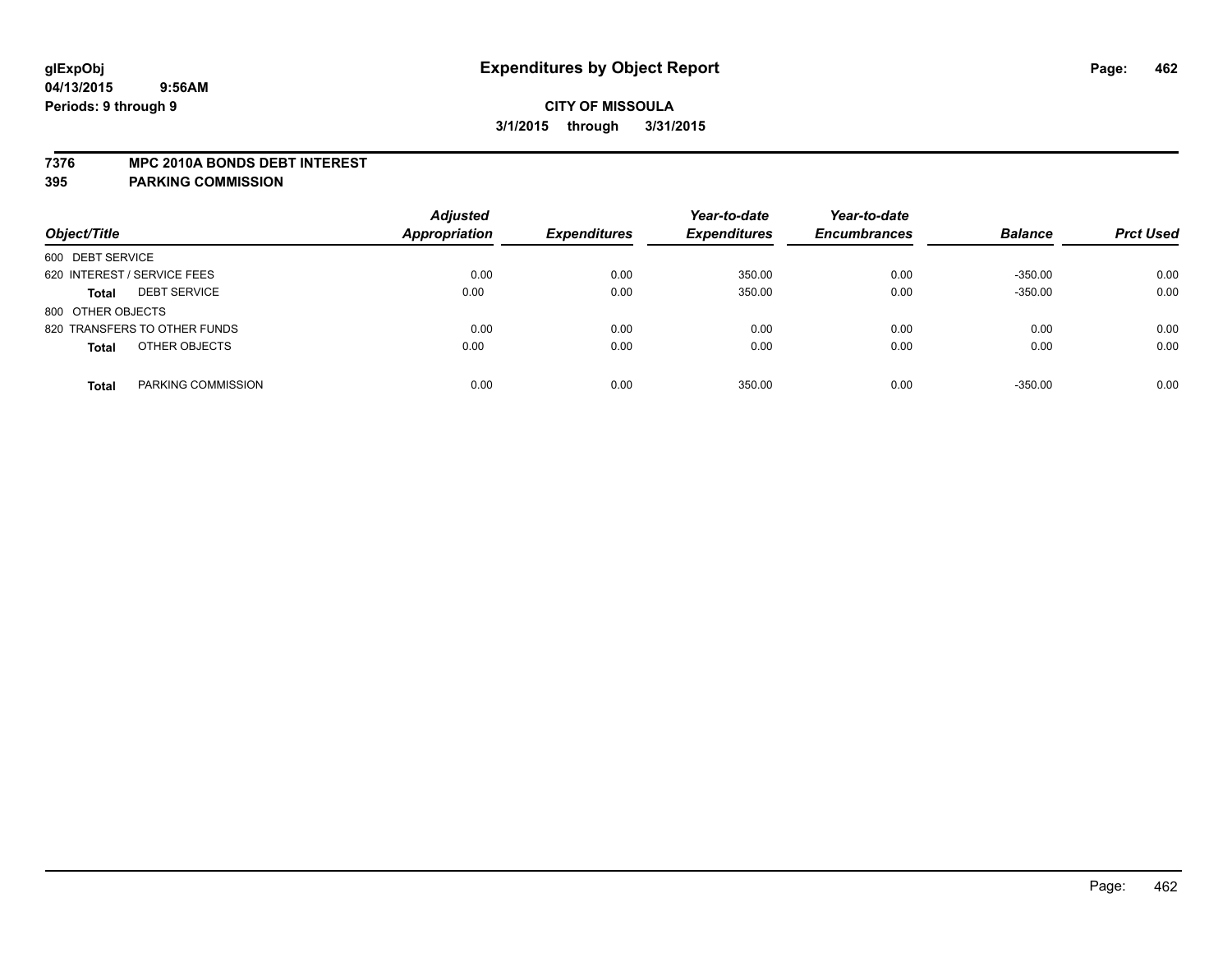**glExpObj** **Expenditures by Object Report**

**04/13/2015 9:56AM**

**Periods: 9 through 9**

**CITY OF MISSOULA**

**3/1/2015 through 3/31/2015**

## 7376 MPC 2010A BONDS DEBT INTEREST
## 395 PARKING COMMISSION

| Object/Title | | Adjusted Appropriation | Expenditures | Year-to-date Expenditures | Year-to-date Encumbrances | Balance | Prct Used |
|---|---|---|---|---|---|---|---|
| 600 DEBT SERVICE | | | | | | | |
| 620 INTEREST / SERVICE FEES | | 0.00 | 0.00 | 350.00 | 0.00 | -350.00 | 0.00 |
| **Total** | DEBT SERVICE | 0.00 | 0.00 | 350.00 | 0.00 | -350.00 | 0.00 |
| 800 OTHER OBJECTS | | | | | | | |
| 820 TRANSFERS TO OTHER FUNDS | | 0.00 | 0.00 | 0.00 | 0.00 | 0.00 | 0.00 |
| **Total** | OTHER OBJECTS | 0.00 | 0.00 | 0.00 | 0.00 | 0.00 | 0.00 |
| **Total** | PARKING COMMISSION | 0.00 | 0.00 | 350.00 | 0.00 | -350.00 | 0.00 |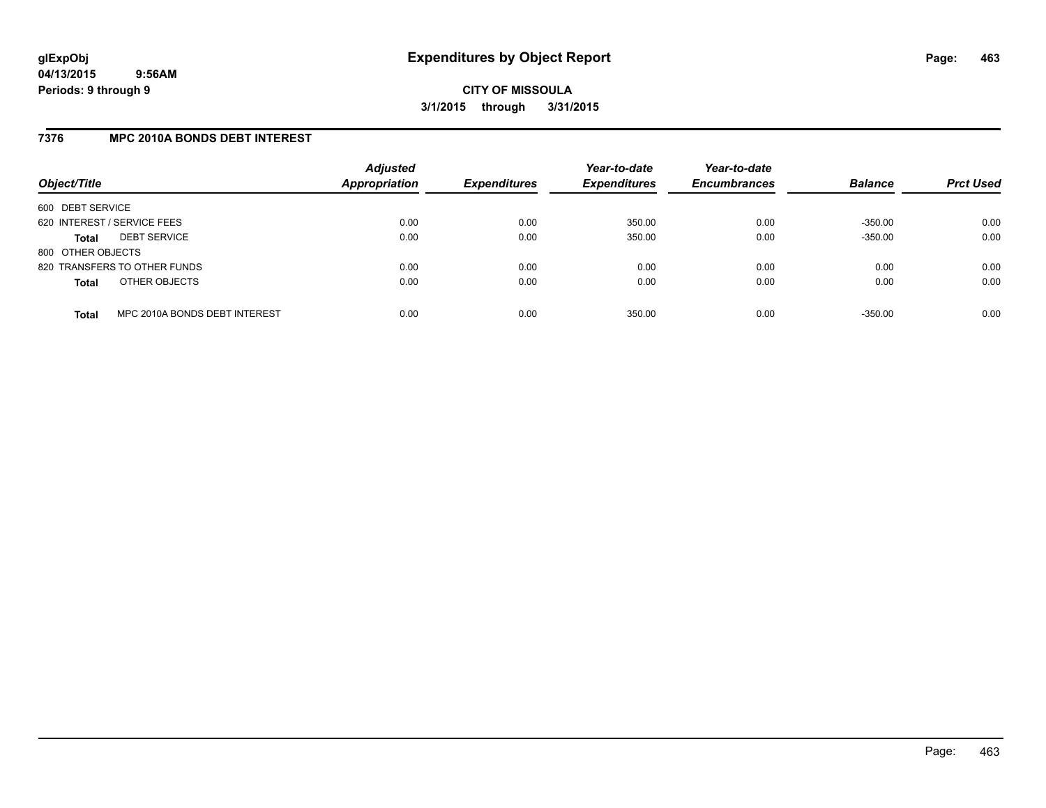glExpObj
04/13/2015 9:56AM
Periods: 9 through 9

# Expenditures by Object Report

**CITY OF MISSOULA**
**3/1/2015 through 3/31/2015**

## 7376 MPC 2010A BONDS DEBT INTEREST

| Object/Title | Adjusted Appropriation | Expenditures | Year-to-date Expenditures | Year-to-date Encumbrances | Balance | Prct Used |
|---|---|---|---|---|---|---|
| 600 DEBT SERVICE | | | | | | |
| 620 INTEREST / SERVICE FEES | 0.00 | 0.00 | 350.00 | 0.00 | -350.00 | 0.00 |
| **Total** DEBT SERVICE | 0.00 | 0.00 | 350.00 | 0.00 | -350.00 | 0.00 |
| 800 OTHER OBJECTS | | | | | | |
| 820 TRANSFERS TO OTHER FUNDS | 0.00 | 0.00 | 0.00 | 0.00 | 0.00 | 0.00 |
| **Total** OTHER OBJECTS | 0.00 | 0.00 | 0.00 | 0.00 | 0.00 | 0.00 |
| **Total** MPC 2010A BONDS DEBT INTEREST | 0.00 | 0.00 | 350.00 | 0.00 | -350.00 | 0.00 |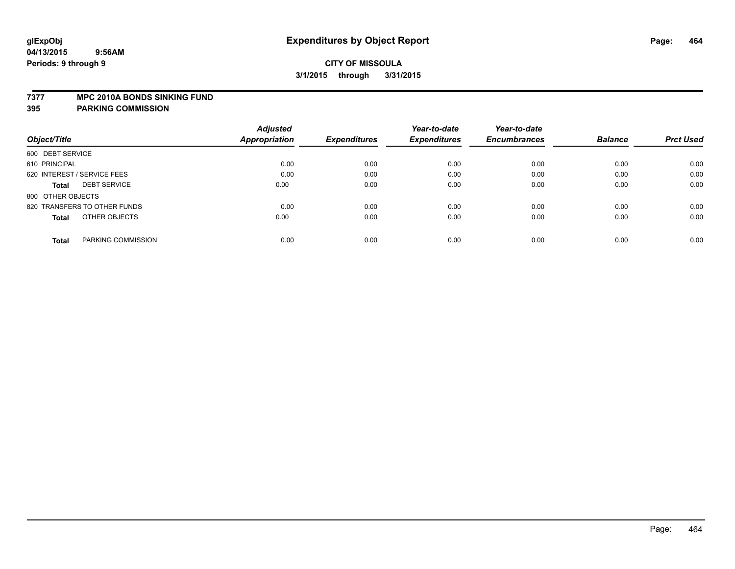# Expenditures by Object Report

glExpObj
04/13/2015 9:56AM
Periods: 9 through 9

**CITY OF MISSOULA**
**3/1/2015 through 3/31/2015**

**7377 MPC 2010A BONDS SINKING FUND**
**395 PARKING COMMISSION**

| Object/Title | | Adjusted Appropriation | Expenditures | Year-to-date Expenditures | Year-to-date Encumbrances | Balance | Prct Used |
|---|---|---|---|---|---|---|---|
| 600 DEBT SERVICE | | | | | | | |
| 610 PRINCIPAL | | 0.00 | 0.00 | 0.00 | 0.00 | 0.00 | 0.00 |
| 620 INTEREST / SERVICE FEES | | 0.00 | 0.00 | 0.00 | 0.00 | 0.00 | 0.00 |
| **Total** | DEBT SERVICE | 0.00 | 0.00 | 0.00 | 0.00 | 0.00 | 0.00 |
| 800 OTHER OBJECTS | | | | | | | |
| 820 TRANSFERS TO OTHER FUNDS | | 0.00 | 0.00 | 0.00 | 0.00 | 0.00 | 0.00 |
| **Total** | OTHER OBJECTS | 0.00 | 0.00 | 0.00 | 0.00 | 0.00 | 0.00 |
| **Total** | PARKING COMMISSION | 0.00 | 0.00 | 0.00 | 0.00 | 0.00 | 0.00 |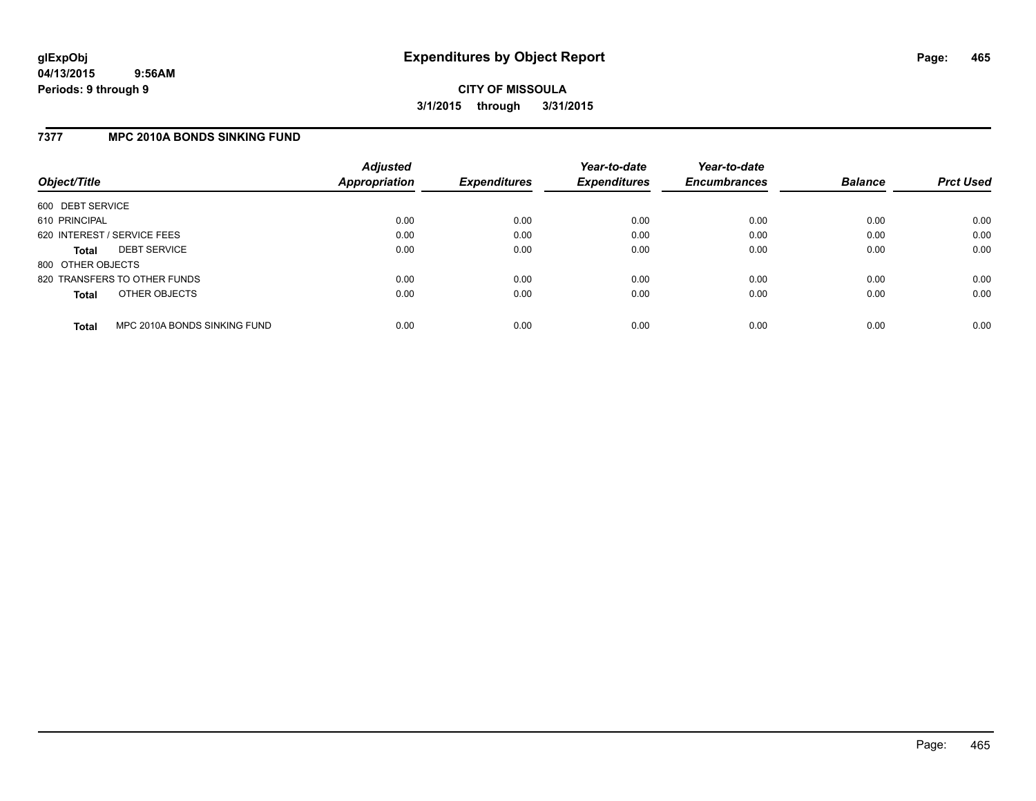**glExpObj**
**04/13/2015 9:56AM**
**Periods: 9 through 9**

# Expenditures by Object Report

**CITY OF MISSOULA**
**3/1/2015 through 3/31/2015**

## 7377 MPC 2010A BONDS SINKING FUND

| Object/Title | Adjusted Appropriation | Expenditures | Year-to-date Expenditures | Year-to-date Encumbrances | Balance | Prct Used |
|---|---|---|---|---|---|---|
| 600 DEBT SERVICE | | | | | | |
| 610 PRINCIPAL | 0.00 | 0.00 | 0.00 | 0.00 | 0.00 | 0.00 |
| 620 INTEREST / SERVICE FEES | 0.00 | 0.00 | 0.00 | 0.00 | 0.00 | 0.00 |
| **Total** DEBT SERVICE | 0.00 | 0.00 | 0.00 | 0.00 | 0.00 | 0.00 |
| 800 OTHER OBJECTS | | | | | | |
| 820 TRANSFERS TO OTHER FUNDS | 0.00 | 0.00 | 0.00 | 0.00 | 0.00 | 0.00 |
| **Total** OTHER OBJECTS | 0.00 | 0.00 | 0.00 | 0.00 | 0.00 | 0.00 |
| **Total** MPC 2010A BONDS SINKING FUND | 0.00 | 0.00 | 0.00 | 0.00 | 0.00 | 0.00 |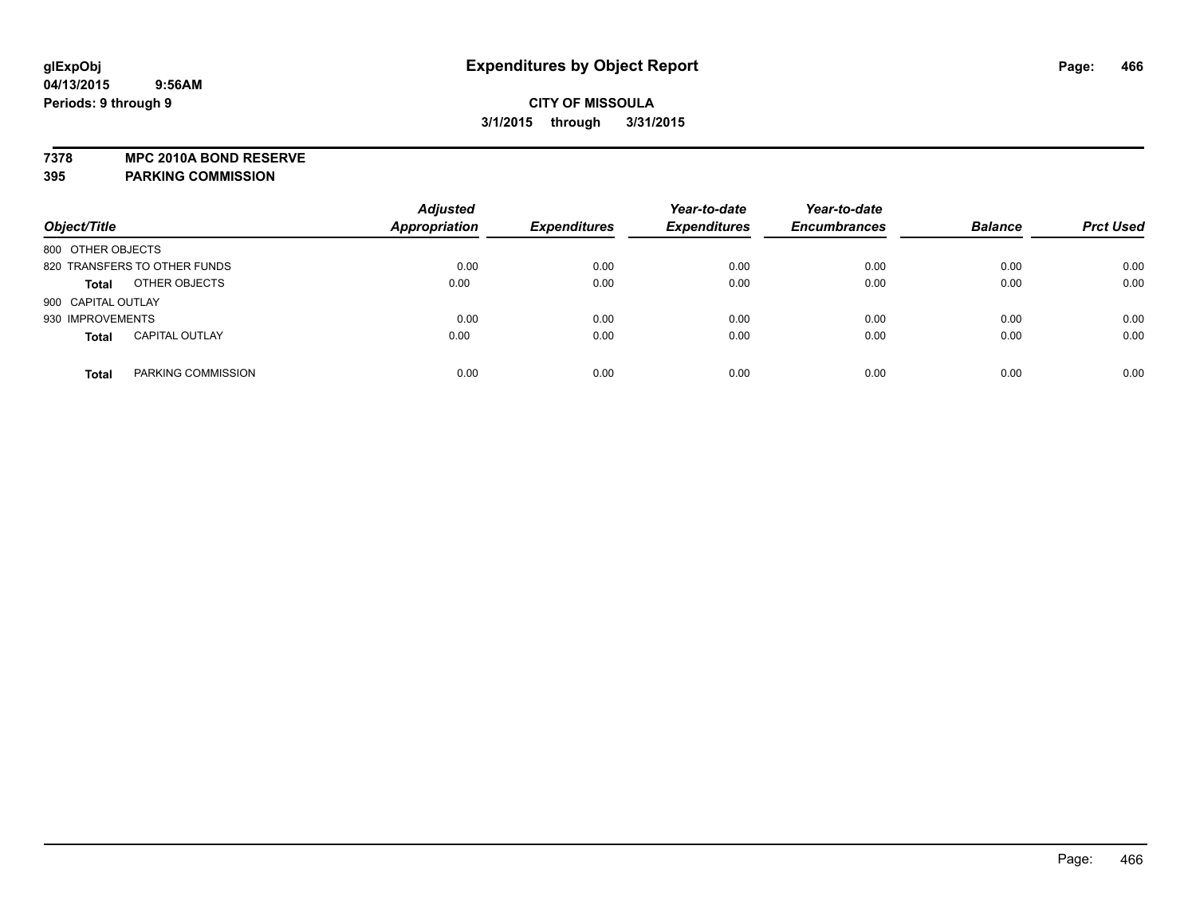glExpObj
04/13/2015 9:56AM
Periods: 9 through 9

# Expenditures by Object Report

**CITY OF MISSOULA**

**3/1/2015 through 3/31/2015**

**7378 MPC 2010A BOND RESERVE**
**395 PARKING COMMISSION**

| Object/Title | | Adjusted Appropriation | Expenditures | Year-to-date Expenditures | Year-to-date Encumbrances | Balance | Prct Used |
|---|---|---|---|---|---|---|---|
| 800 OTHER OBJECTS | | | | | | | |
| 820 TRANSFERS TO OTHER FUNDS | | 0.00 | 0.00 | 0.00 | 0.00 | 0.00 | 0.00 |
| **Total** | OTHER OBJECTS | 0.00 | 0.00 | 0.00 | 0.00 | 0.00 | 0.00 |
| 900 CAPITAL OUTLAY | | | | | | | |
| 930 IMPROVEMENTS | | 0.00 | 0.00 | 0.00 | 0.00 | 0.00 | 0.00 |
| **Total** | CAPITAL OUTLAY | 0.00 | 0.00 | 0.00 | 0.00 | 0.00 | 0.00 |
| **Total** | PARKING COMMISSION | 0.00 | 0.00 | 0.00 | 0.00 | 0.00 | 0.00 |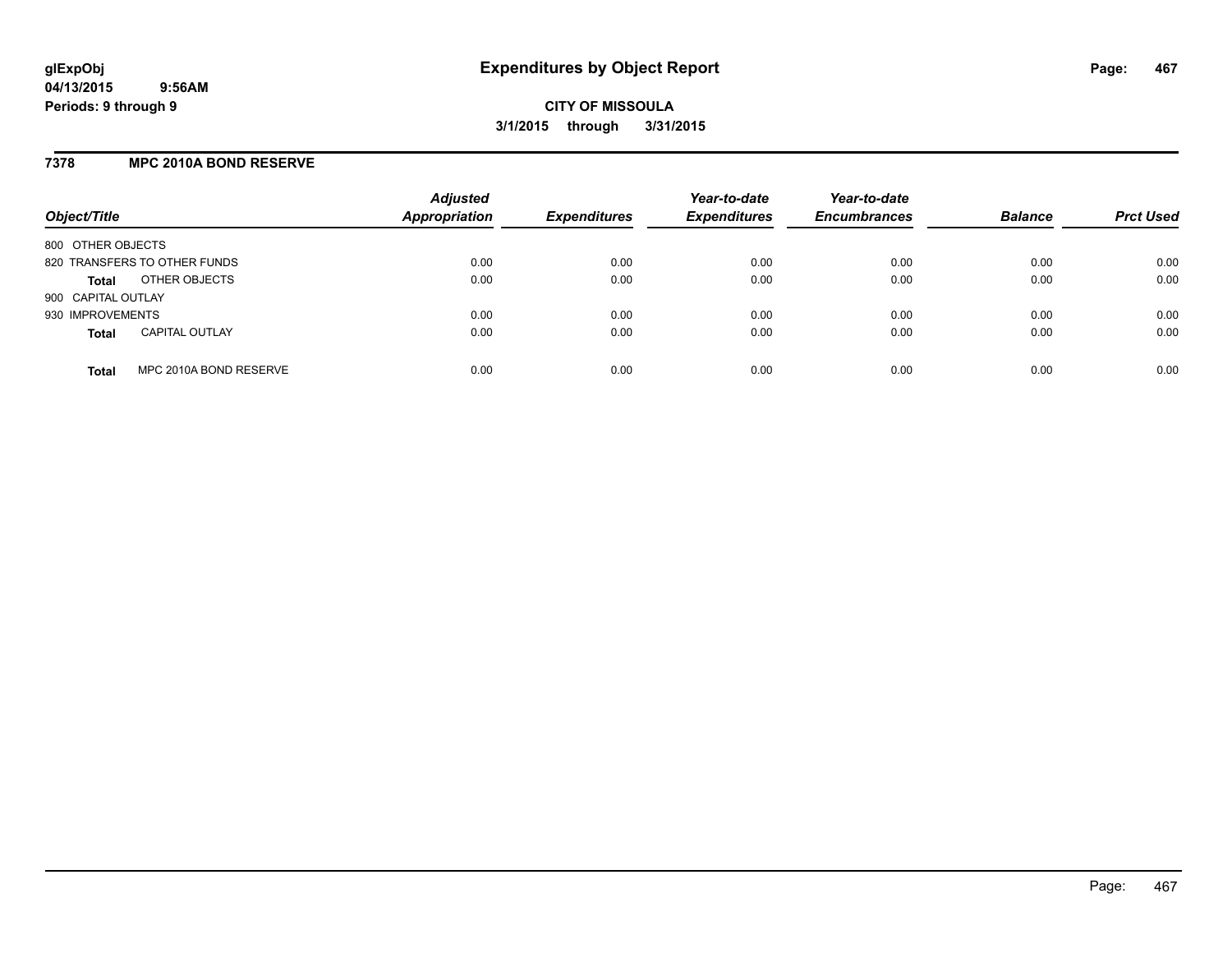# Expenditures by Object Report

**CITY OF MISSOULA**

**3/1/2015 through 3/31/2015**

glExpObj
04/13/2015 9:56AM
Periods: 9 through 9

## 7378 MPC 2010A BOND RESERVE

| Object/Title | Adjusted Appropriation | Expenditures | Year-to-date Expenditures | Year-to-date Encumbrances | Balance | Prct Used |
|---|---|---|---|---|---|---|
| 800 OTHER OBJECTS | | | | | | |
| 820 TRANSFERS TO OTHER FUNDS | 0.00 | 0.00 | 0.00 | 0.00 | 0.00 | 0.00 |
| **Total** OTHER OBJECTS | 0.00 | 0.00 | 0.00 | 0.00 | 0.00 | 0.00 |
| 900 CAPITAL OUTLAY | | | | | | |
| 930 IMPROVEMENTS | 0.00 | 0.00 | 0.00 | 0.00 | 0.00 | 0.00 |
| **Total** CAPITAL OUTLAY | 0.00 | 0.00 | 0.00 | 0.00 | 0.00 | 0.00 |
| **Total** MPC 2010A BOND RESERVE | 0.00 | 0.00 | 0.00 | 0.00 | 0.00 | 0.00 |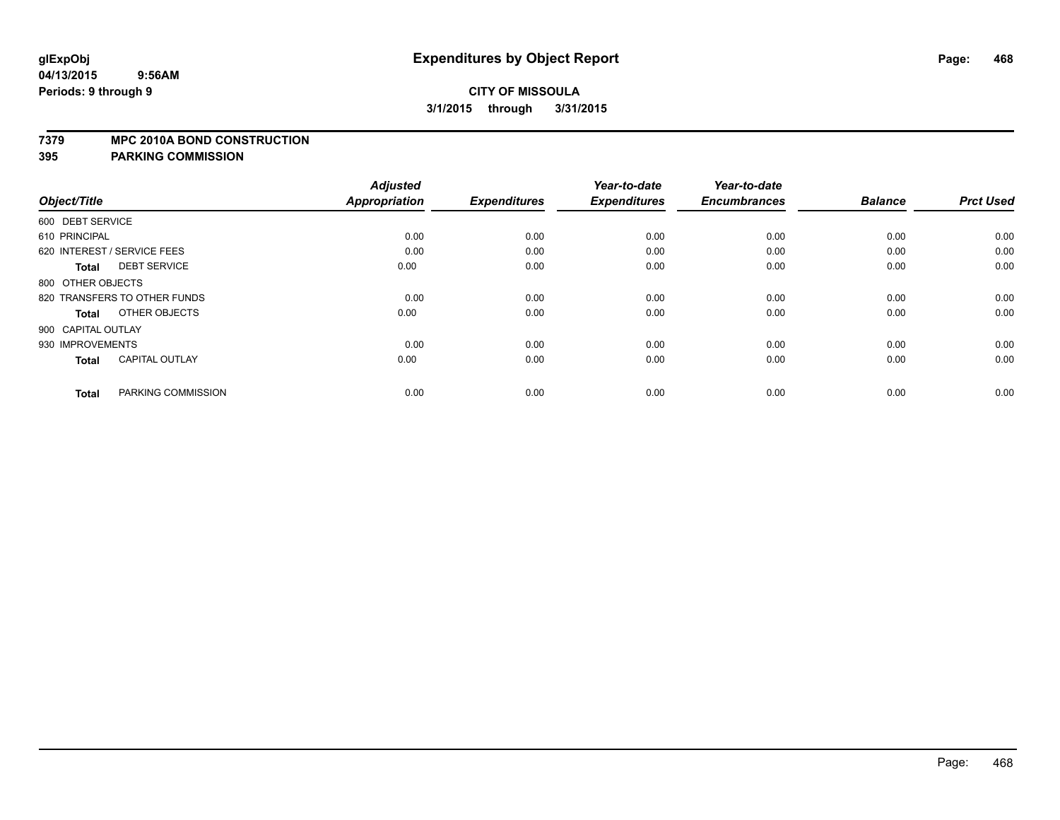# Expenditures by Object Report

glExpObj
04/13/2015 9:56AM
Periods: 9 through 9

**CITY OF MISSOULA**
**3/1/2015 through 3/31/2015**

**7379 MPC 2010A BOND CONSTRUCTION**
**395 PARKING COMMISSION**

| Object/Title | | Adjusted Appropriation | Expenditures | Year-to-date Expenditures | Year-to-date Encumbrances | Balance | Prct Used |
|---|---|---|---|---|---|---|---|
| 600 DEBT SERVICE | | | | | | | |
| 610 PRINCIPAL | | 0.00 | 0.00 | 0.00 | 0.00 | 0.00 | 0.00 |
| 620 INTEREST / SERVICE FEES | | 0.00 | 0.00 | 0.00 | 0.00 | 0.00 | 0.00 |
| **Total** | DEBT SERVICE | 0.00 | 0.00 | 0.00 | 0.00 | 0.00 | 0.00 |
| 800 OTHER OBJECTS | | | | | | | |
| 820 TRANSFERS TO OTHER FUNDS | | 0.00 | 0.00 | 0.00 | 0.00 | 0.00 | 0.00 |
| **Total** | OTHER OBJECTS | 0.00 | 0.00 | 0.00 | 0.00 | 0.00 | 0.00 |
| 900 CAPITAL OUTLAY | | | | | | | |
| 930 IMPROVEMENTS | | 0.00 | 0.00 | 0.00 | 0.00 | 0.00 | 0.00 |
| **Total** | CAPITAL OUTLAY | 0.00 | 0.00 | 0.00 | 0.00 | 0.00 | 0.00 |
| **Total** | PARKING COMMISSION | 0.00 | 0.00 | 0.00 | 0.00 | 0.00 | 0.00 |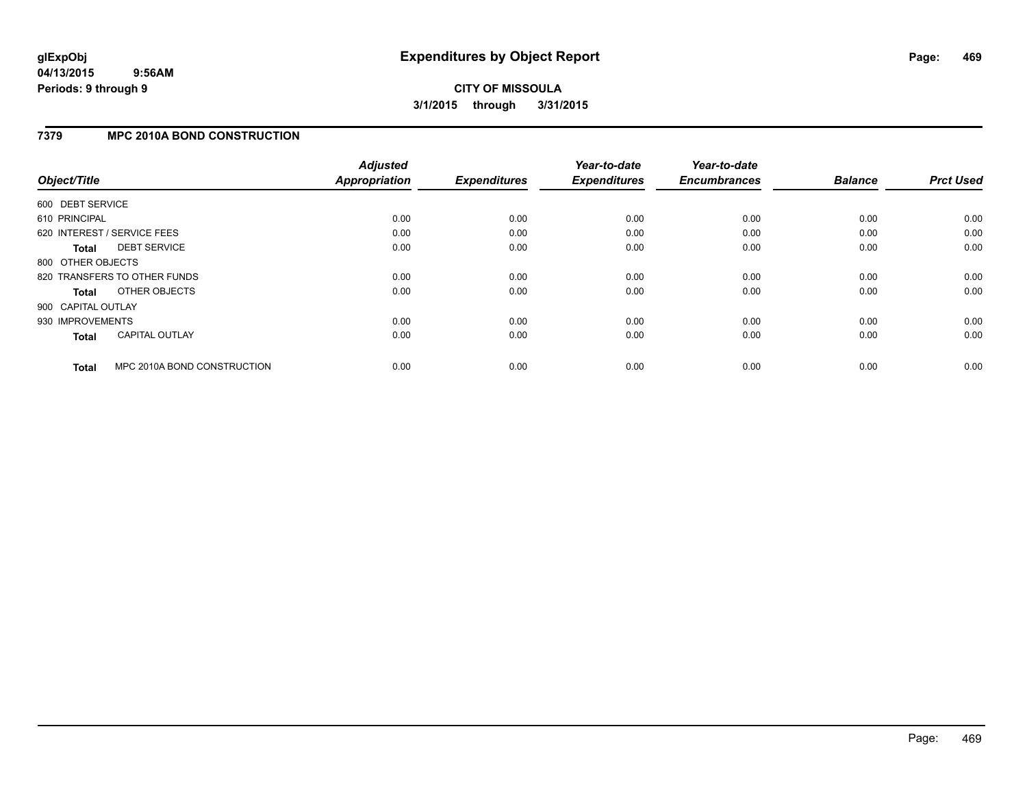# Expenditures by Object Report

glExpObj
04/13/2015 9:56AM
Periods: 9 through 9

**CITY OF MISSOULA**
**3/1/2015 through 3/31/2015**

## 7379 MPC 2010A BOND CONSTRUCTION

| Object/Title | Adjusted Appropriation | Expenditures | Year-to-date Expenditures | Year-to-date Encumbrances | Balance | Prct Used |
|---|---|---|---|---|---|---|
| 600 DEBT SERVICE | | | | | | |
| 610 PRINCIPAL | 0.00 | 0.00 | 0.00 | 0.00 | 0.00 | 0.00 |
| 620 INTEREST / SERVICE FEES | 0.00 | 0.00 | 0.00 | 0.00 | 0.00 | 0.00 |
| **Total** DEBT SERVICE | 0.00 | 0.00 | 0.00 | 0.00 | 0.00 | 0.00 |
| 800 OTHER OBJECTS | | | | | | |
| 820 TRANSFERS TO OTHER FUNDS | 0.00 | 0.00 | 0.00 | 0.00 | 0.00 | 0.00 |
| **Total** OTHER OBJECTS | 0.00 | 0.00 | 0.00 | 0.00 | 0.00 | 0.00 |
| 900 CAPITAL OUTLAY | | | | | | |
| 930 IMPROVEMENTS | 0.00 | 0.00 | 0.00 | 0.00 | 0.00 | 0.00 |
| **Total** CAPITAL OUTLAY | 0.00 | 0.00 | 0.00 | 0.00 | 0.00 | 0.00 |
| **Total** MPC 2010A BOND CONSTRUCTION | 0.00 | 0.00 | 0.00 | 0.00 | 0.00 | 0.00 |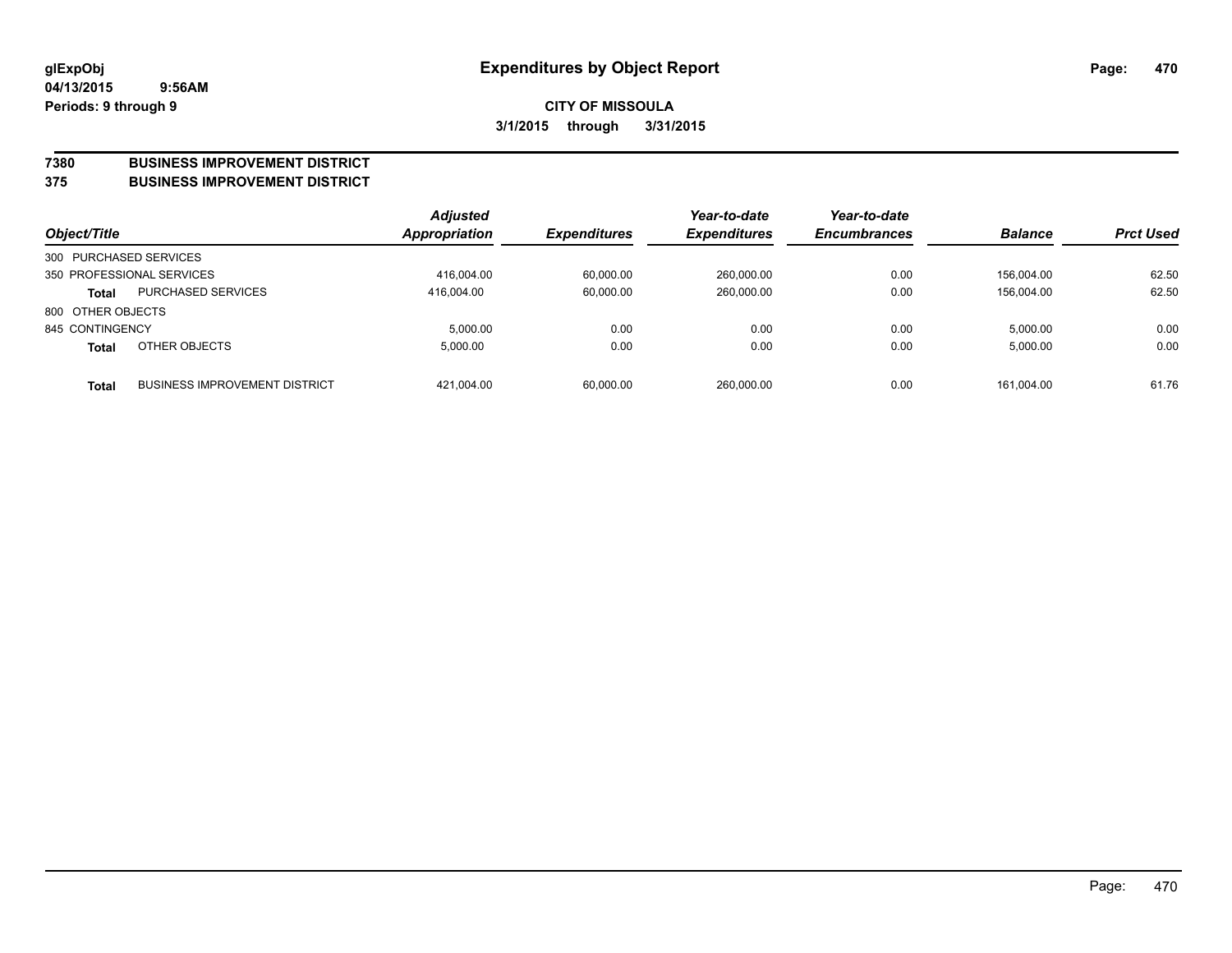**glExpObj**
**04/13/2015 9:56AM**
**Periods: 9 through 9**

# Expenditures by Object Report

**CITY OF MISSOULA**
**3/1/2015 through 3/31/2015**

**7380 BUSINESS IMPROVEMENT DISTRICT**
**375 BUSINESS IMPROVEMENT DISTRICT**

| Object/Title | | Adjusted Appropriation | Expenditures | Year-to-date Expenditures | Year-to-date Encumbrances | Balance | Prct Used |
|---|---|---|---|---|---|---|---|
| 300 PURCHASED SERVICES | | | | | | | |
| 350 PROFESSIONAL SERVICES | | 416,004.00 | 60,000.00 | 260,000.00 | 0.00 | 156,004.00 | 62.50 |
| **Total** | PURCHASED SERVICES | 416,004.00 | 60,000.00 | 260,000.00 | 0.00 | 156,004.00 | 62.50 |
| 800 OTHER OBJECTS | | | | | | | |
| 845 CONTINGENCY | | 5,000.00 | 0.00 | 0.00 | 0.00 | 5,000.00 | 0.00 |
| **Total** | OTHER OBJECTS | 5,000.00 | 0.00 | 0.00 | 0.00 | 5,000.00 | 0.00 |
| **Total** | BUSINESS IMPROVEMENT DISTRICT | 421,004.00 | 60,000.00 | 260,000.00 | 0.00 | 161,004.00 | 61.76 |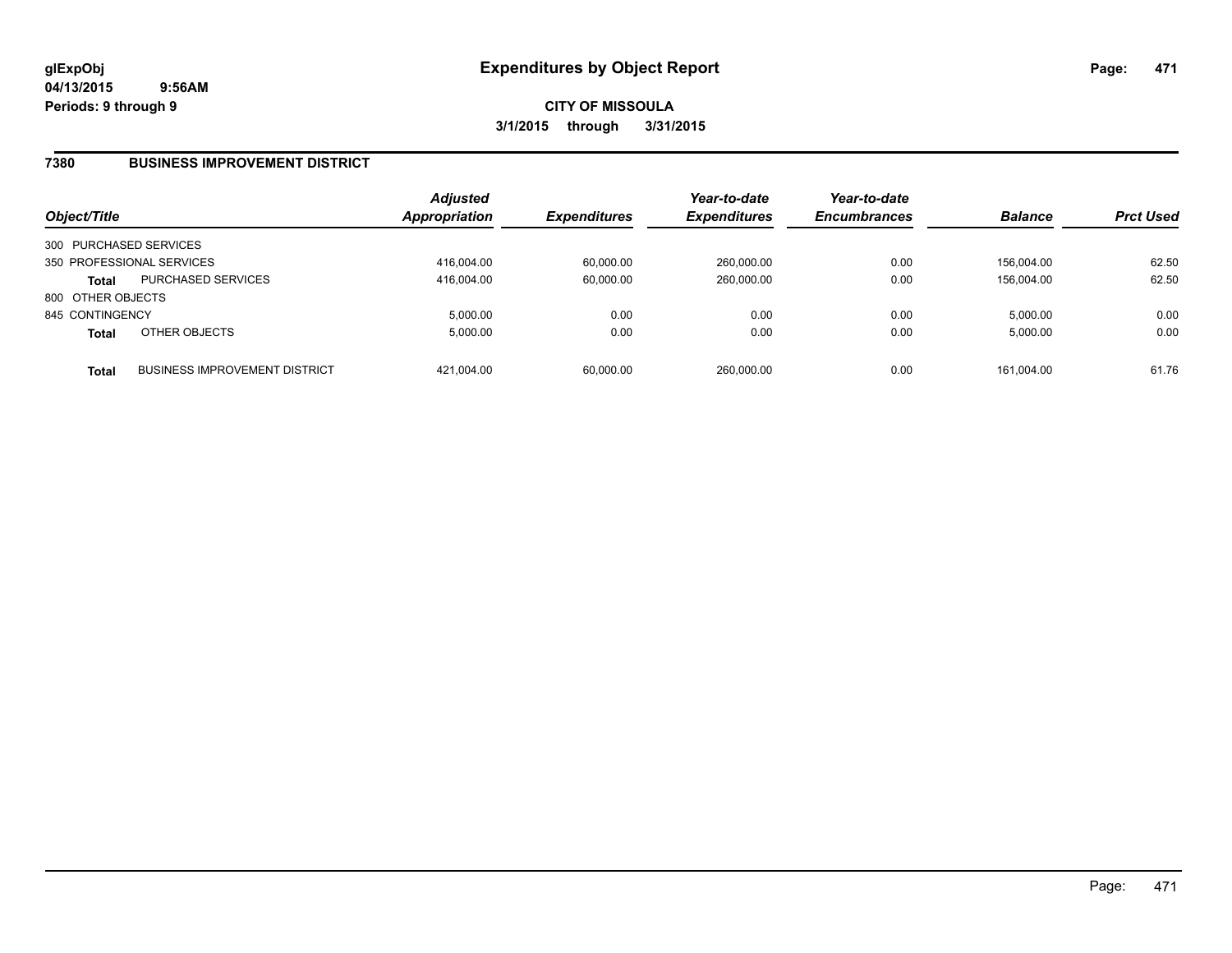# Expenditures by Object Report

glExpObj
04/13/2015 9:56AM
Periods: 9 through 9

**CITY OF MISSOULA**
**3/1/2015 through 3/31/2015**

## 7380 BUSINESS IMPROVEMENT DISTRICT

| Object/Title | | Adjusted Appropriation | Expenditures | Year-to-date Expenditures | Year-to-date Encumbrances | Balance | Prct Used |
|---|---|---|---|---|---|---|---|
| 300 PURCHASED SERVICES | | | | | | | |
| 350 PROFESSIONAL SERVICES | | 416,004.00 | 60,000.00 | 260,000.00 | 0.00 | 156,004.00 | 62.50 |
| **Total** | PURCHASED SERVICES | 416,004.00 | 60,000.00 | 260,000.00 | 0.00 | 156,004.00 | 62.50 |
| 800 OTHER OBJECTS | | | | | | | |
| 845 CONTINGENCY | | 5,000.00 | 0.00 | 0.00 | 0.00 | 5,000.00 | 0.00 |
| **Total** | OTHER OBJECTS | 5,000.00 | 0.00 | 0.00 | 0.00 | 5,000.00 | 0.00 |
| **Total** | BUSINESS IMPROVEMENT DISTRICT | 421,004.00 | 60,000.00 | 260,000.00 | 0.00 | 161,004.00 | 61.76 |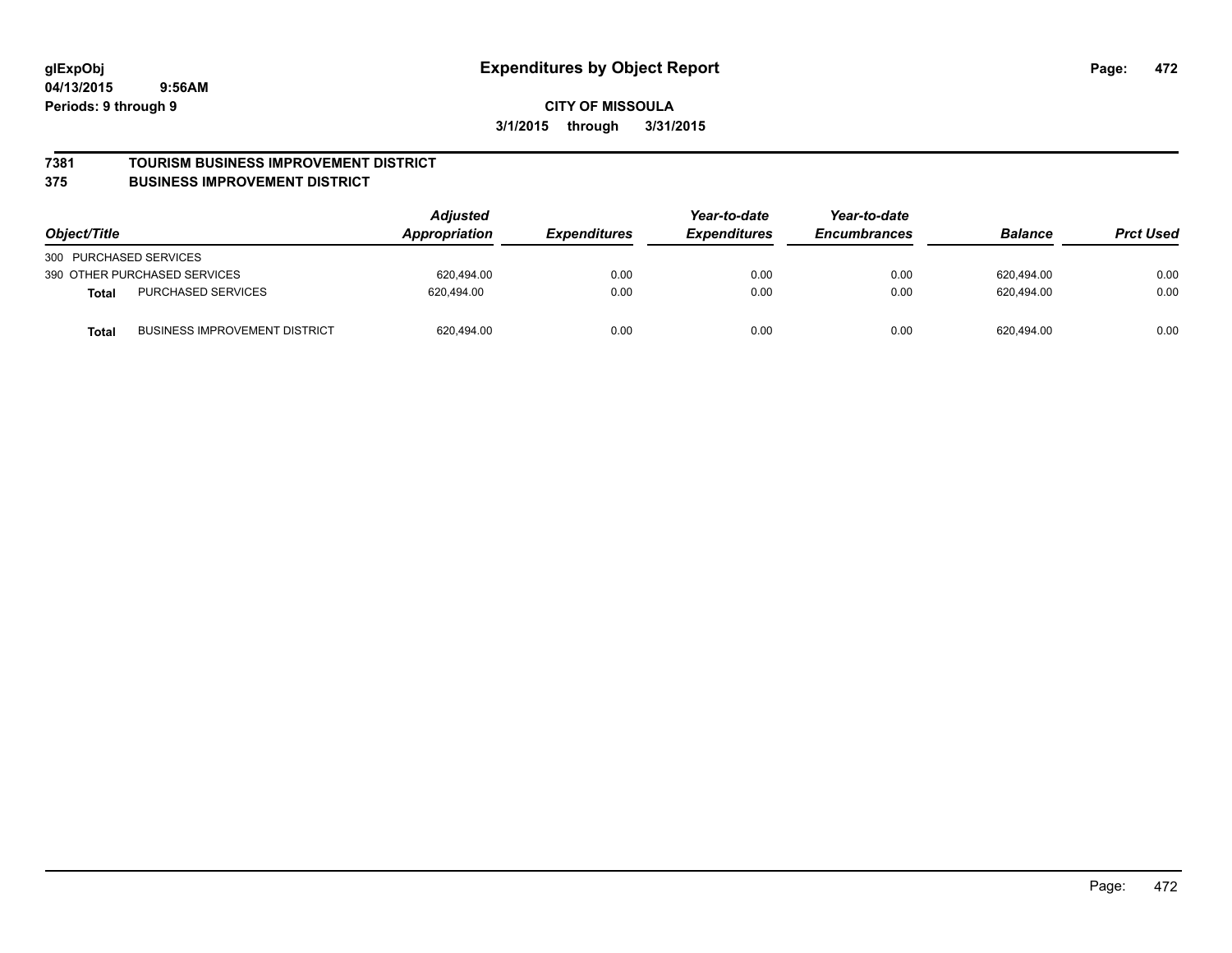**glExpObj**
**04/13/2015 9:56AM**
**Periods: 9 through 9**

# Expenditures by Object Report

**CITY OF MISSOULA**
**3/1/2015 through 3/31/2015**

## 7381 TOURISM BUSINESS IMPROVEMENT DISTRICT
## 375 BUSINESS IMPROVEMENT DISTRICT

| Object/Title | | Adjusted Appropriation | Expenditures | Year-to-date Expenditures | Year-to-date Encumbrances | Balance | Prct Used |
|---|---|---|---|---|---|---|---|
| 300 PURCHASED SERVICES | | | | | | | |
| 390 OTHER PURCHASED SERVICES | | 620,494.00 | 0.00 | 0.00 | 0.00 | 620,494.00 | 0.00 |
| **Total** | PURCHASED SERVICES | 620,494.00 | 0.00 | 0.00 | 0.00 | 620,494.00 | 0.00 |
| **Total** | BUSINESS IMPROVEMENT DISTRICT | 620,494.00 | 0.00 | 0.00 | 0.00 | 620,494.00 | 0.00 |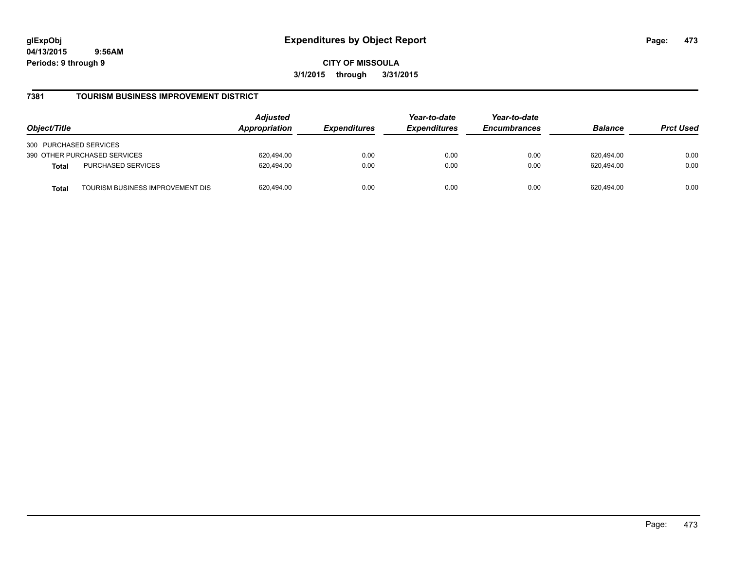# Expenditures by Object Report

**CITY OF MISSOULA**

**3/1/2015 through 3/31/2015**

glExpObj
04/13/2015 9:56AM
Periods: 9 through 9

## 7381 TOURISM BUSINESS IMPROVEMENT DISTRICT

| Object/Title | | Adjusted Appropriation | Expenditures | Year-to-date Expenditures | Year-to-date Encumbrances | Balance | Prct Used |
|---|---|---|---|---|---|---|---|
| 300 PURCHASED SERVICES | | | | | | | |
| 390 OTHER PURCHASED SERVICES | | 620,494.00 | 0.00 | 0.00 | 0.00 | 620,494.00 | 0.00 |
| **Total** | PURCHASED SERVICES | 620,494.00 | 0.00 | 0.00 | 0.00 | 620,494.00 | 0.00 |
| **Total** | TOURISM BUSINESS IMPROVEMENT DIS | 620,494.00 | 0.00 | 0.00 | 0.00 | 620,494.00 | 0.00 |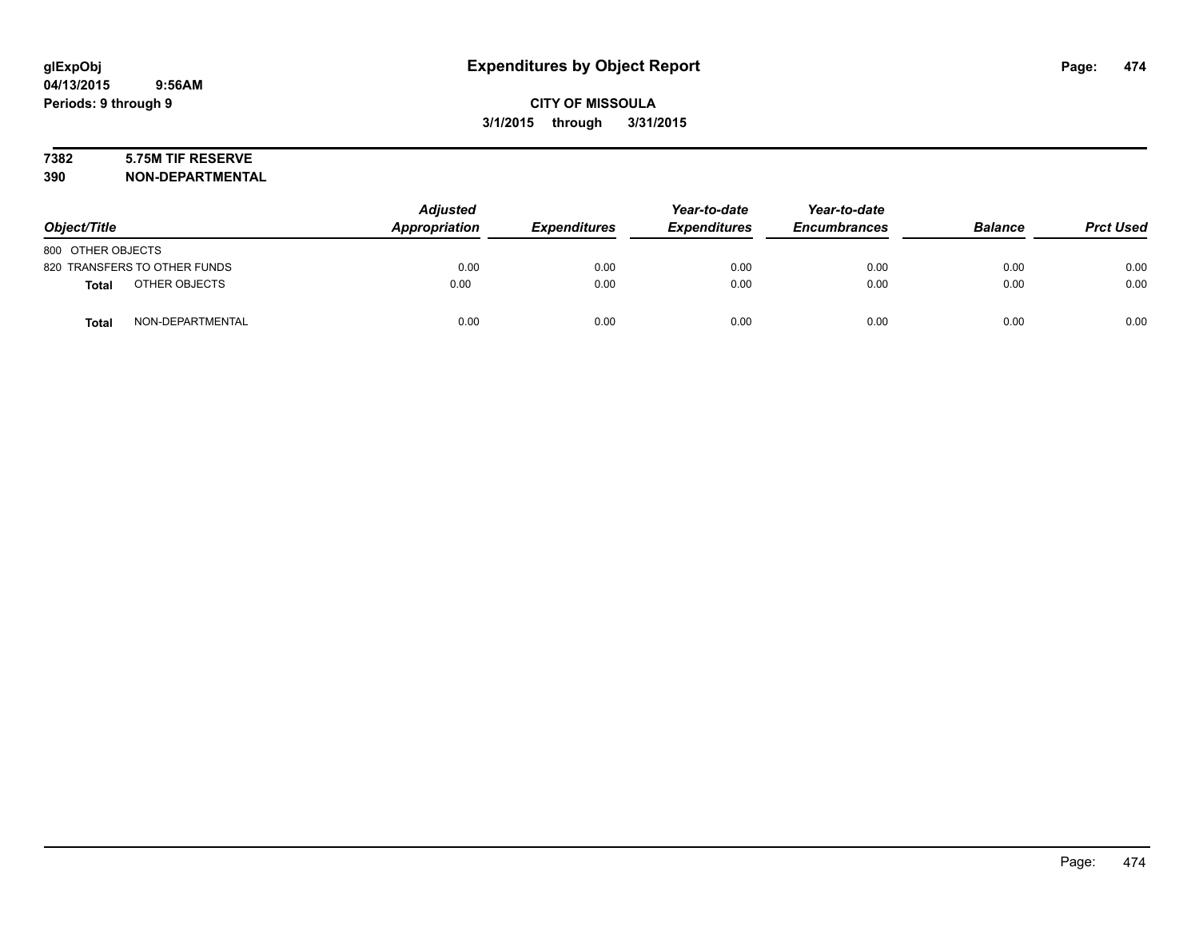# Expenditures by Object Report

glExpObj
04/13/2015 9:56AM
Periods: 9 through 9

**CITY OF MISSOULA**
**3/1/2015 through 3/31/2015**

**7382 5.75M TIF RESERVE**
**390 NON-DEPARTMENTAL**

| Object/Title | Adjusted Appropriation | Expenditures | Year-to-date Expenditures | Year-to-date Encumbrances | Balance | Prct Used |
|---|---|---|---|---|---|---|
| 800 OTHER OBJECTS | | | | | | |
| 820 TRANSFERS TO OTHER FUNDS | 0.00 | 0.00 | 0.00 | 0.00 | 0.00 | 0.00 |
| **Total** OTHER OBJECTS | 0.00 | 0.00 | 0.00 | 0.00 | 0.00 | 0.00 |
| **Total** NON-DEPARTMENTAL | 0.00 | 0.00 | 0.00 | 0.00 | 0.00 | 0.00 |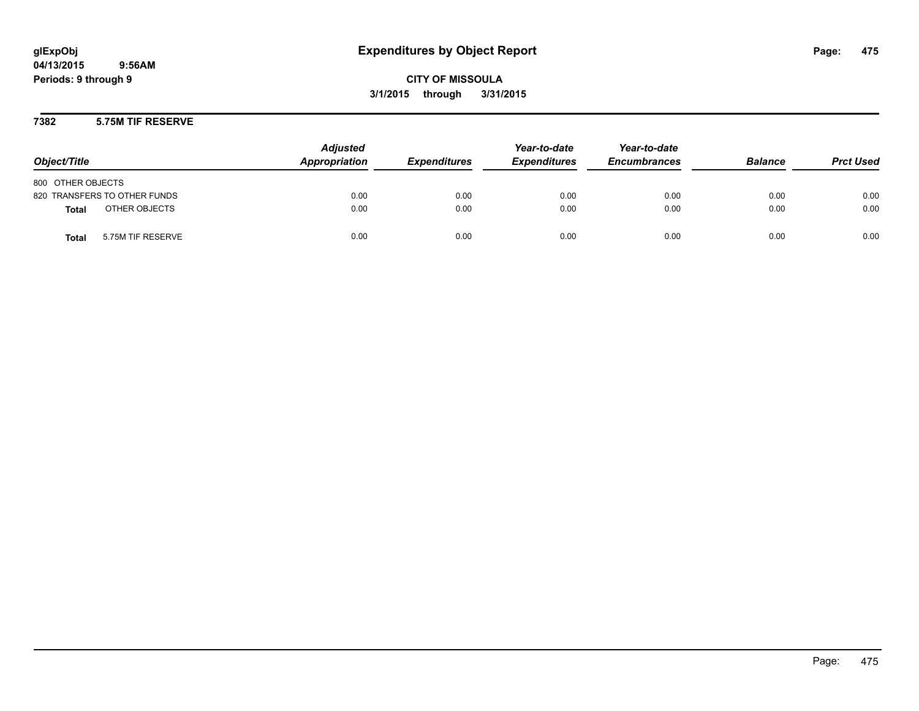# Expenditures by Object Report

glExpObj
04/13/2015 9:56AM
Periods: 9 through 9

**CITY OF MISSOULA**
**3/1/2015 through 3/31/2015**

## 7382 5.75M TIF RESERVE

| Object/Title | Adjusted Appropriation | Expenditures | Year-to-date Expenditures | Year-to-date Encumbrances | Balance | Prct Used |
|---|---|---|---|---|---|---|
| 800 OTHER OBJECTS | | | | | | |
| 820 TRANSFERS TO OTHER FUNDS | 0.00 | 0.00 | 0.00 | 0.00 | 0.00 | 0.00 |
| **Total** OTHER OBJECTS | 0.00 | 0.00 | 0.00 | 0.00 | 0.00 | 0.00 |
| **Total** 5.75M TIF RESERVE | 0.00 | 0.00 | 0.00 | 0.00 | 0.00 | 0.00 |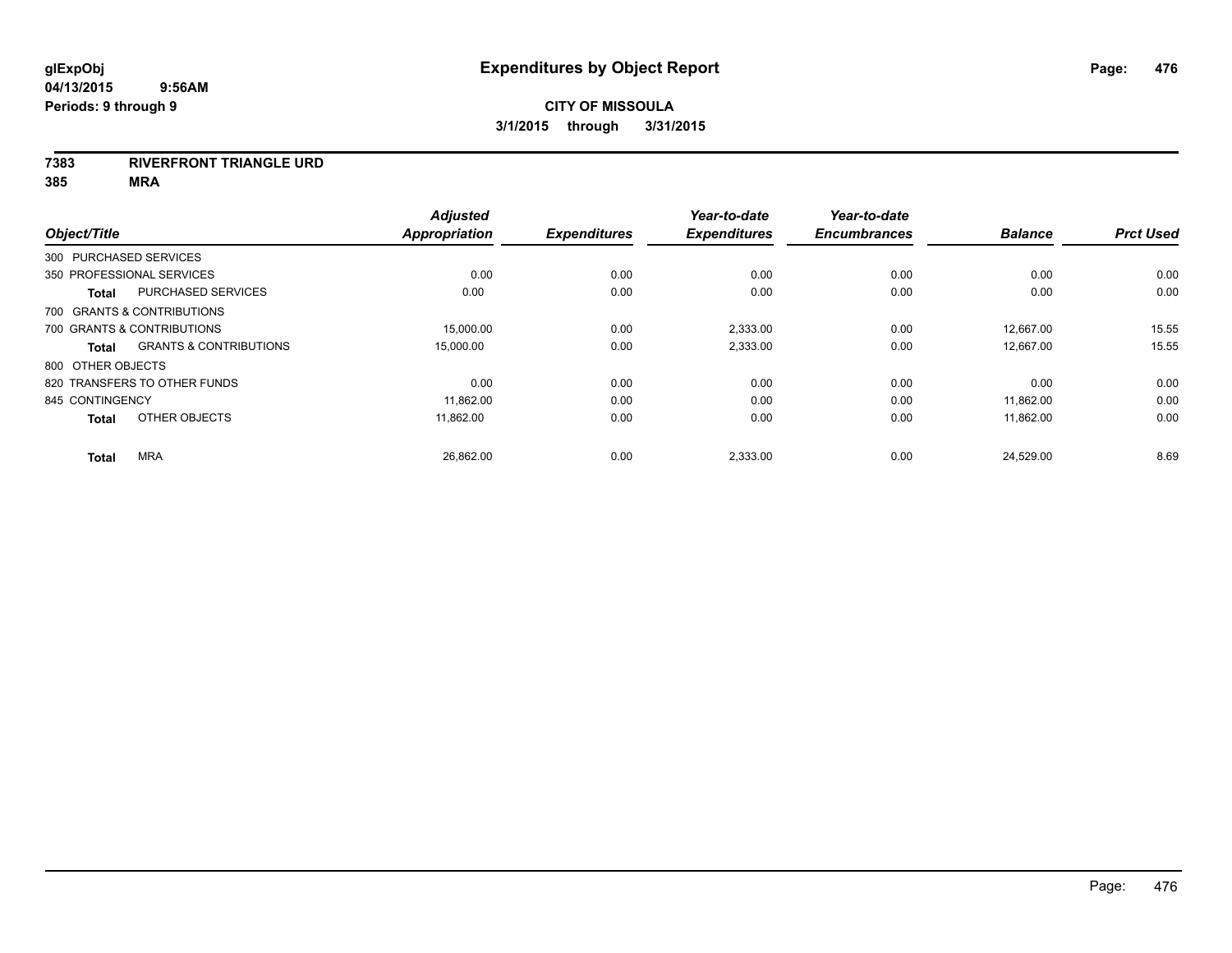**glExpObj**
**04/13/2015 9:56AM**
**Periods: 9 through 9**

# Expenditures by Object Report

**CITY OF MISSOULA**
**3/1/2015 through 3/31/2015**

**7383 RIVERFRONT TRIANGLE URD**
**385 MRA**

| Object/Title | Adjusted Appropriation | Expenditures | Year-to-date Expenditures | Year-to-date Encumbrances | Balance | Prct Used |
|---|---|---|---|---|---|---|
| 300 PURCHASED SERVICES | | | | | | |
| 350 PROFESSIONAL SERVICES | 0.00 | 0.00 | 0.00 | 0.00 | 0.00 | 0.00 |
| **Total** PURCHASED SERVICES | 0.00 | 0.00 | 0.00 | 0.00 | 0.00 | 0.00 |
| 700 GRANTS & CONTRIBUTIONS | | | | | | |
| 700 GRANTS & CONTRIBUTIONS | 15,000.00 | 0.00 | 2,333.00 | 0.00 | 12,667.00 | 15.55 |
| **Total** GRANTS & CONTRIBUTIONS | 15,000.00 | 0.00 | 2,333.00 | 0.00 | 12,667.00 | 15.55 |
| 800 OTHER OBJECTS | | | | | | |
| 820 TRANSFERS TO OTHER FUNDS | 0.00 | 0.00 | 0.00 | 0.00 | 0.00 | 0.00 |
| 845 CONTINGENCY | 11,862.00 | 0.00 | 0.00 | 0.00 | 11,862.00 | 0.00 |
| **Total** OTHER OBJECTS | 11,862.00 | 0.00 | 0.00 | 0.00 | 11,862.00 | 0.00 |
| **Total** MRA | 26,862.00 | 0.00 | 2,333.00 | 0.00 | 24,529.00 | 8.69 |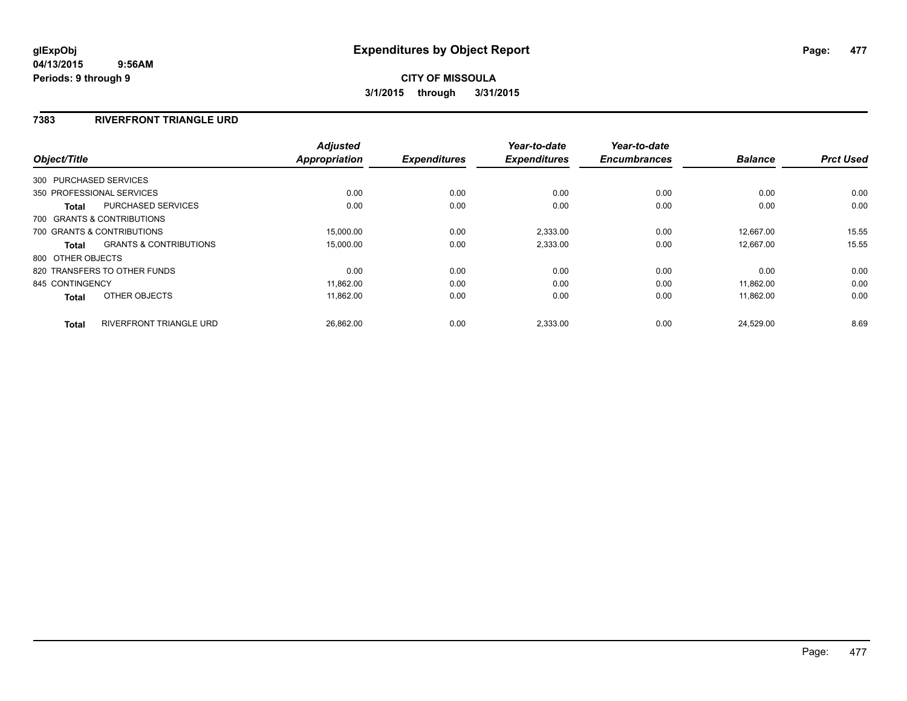glExpObj
04/13/2015 9:56AM
Periods: 9 through 9

# Expenditures by Object Report

**CITY OF MISSOULA**
**3/1/2015 through 3/31/2015**

## 7383 RIVERFRONT TRIANGLE URD

| Object/Title | Adjusted Appropriation | Expenditures | Year-to-date Expenditures | Year-to-date Encumbrances | Balance | Prct Used |
|---|---|---|---|---|---|---|
| 300 PURCHASED SERVICES | | | | | | |
| 350 PROFESSIONAL SERVICES | 0.00 | 0.00 | 0.00 | 0.00 | 0.00 | 0.00 |
| **Total** PURCHASED SERVICES | 0.00 | 0.00 | 0.00 | 0.00 | 0.00 | 0.00 |
| 700 GRANTS & CONTRIBUTIONS | | | | | | |
| 700 GRANTS & CONTRIBUTIONS | 15,000.00 | 0.00 | 2,333.00 | 0.00 | 12,667.00 | 15.55 |
| **Total** GRANTS & CONTRIBUTIONS | 15,000.00 | 0.00 | 2,333.00 | 0.00 | 12,667.00 | 15.55 |
| 800 OTHER OBJECTS | | | | | | |
| 820 TRANSFERS TO OTHER FUNDS | 0.00 | 0.00 | 0.00 | 0.00 | 0.00 | 0.00 |
| 845 CONTINGENCY | 11,862.00 | 0.00 | 0.00 | 0.00 | 11,862.00 | 0.00 |
| **Total** OTHER OBJECTS | 11,862.00 | 0.00 | 0.00 | 0.00 | 11,862.00 | 0.00 |
| **Total** RIVERFRONT TRIANGLE URD | 26,862.00 | 0.00 | 2,333.00 | 0.00 | 24,529.00 | 8.69 |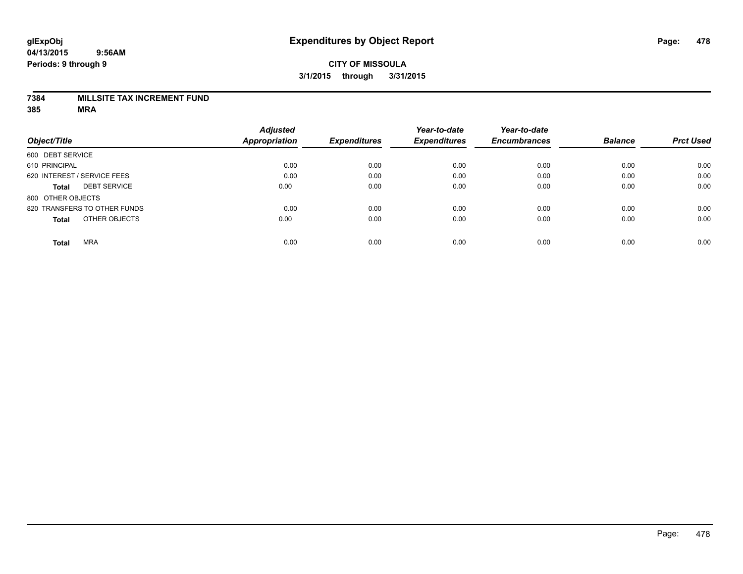# Expenditures by Object Report

glExpObj
04/13/2015 9:56AM
Periods: 9 through 9

**CITY OF MISSOULA**
**3/1/2015 through 3/31/2015**

**7384 MILLSITE TAX INCREMENT FUND**
**385 MRA**

| Object/Title | Adjusted Appropriation | Expenditures | Year-to-date Expenditures | Year-to-date Encumbrances | Balance | Prct Used |
|---|---|---|---|---|---|---|
| 600 DEBT SERVICE | | | | | | |
| 610 PRINCIPAL | 0.00 | 0.00 | 0.00 | 0.00 | 0.00 | 0.00 |
| 620 INTEREST / SERVICE FEES | 0.00 | 0.00 | 0.00 | 0.00 | 0.00 | 0.00 |
| **Total** DEBT SERVICE | 0.00 | 0.00 | 0.00 | 0.00 | 0.00 | 0.00 |
| 800 OTHER OBJECTS | | | | | | |
| 820 TRANSFERS TO OTHER FUNDS | 0.00 | 0.00 | 0.00 | 0.00 | 0.00 | 0.00 |
| **Total** OTHER OBJECTS | 0.00 | 0.00 | 0.00 | 0.00 | 0.00 | 0.00 |
| **Total** MRA | 0.00 | 0.00 | 0.00 | 0.00 | 0.00 | 0.00 |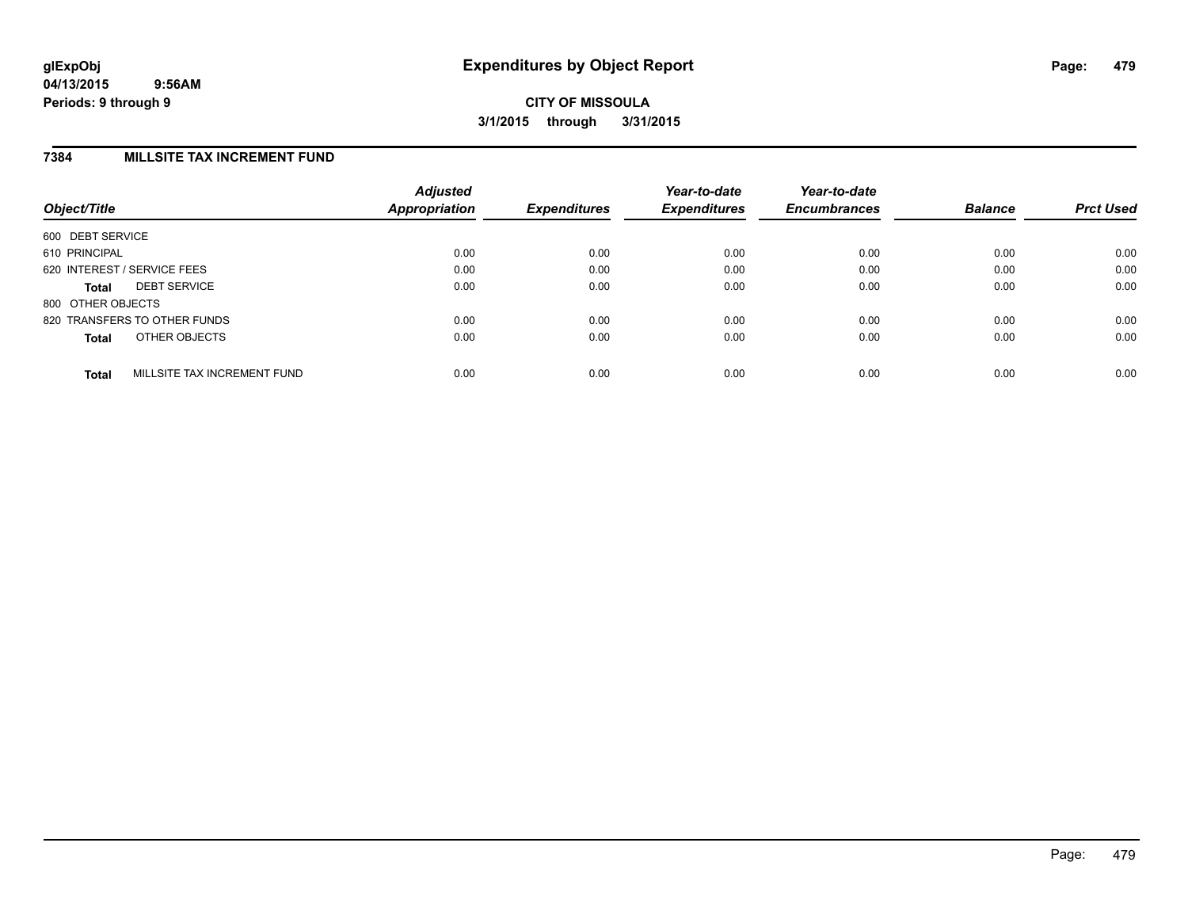# Expenditures by Object Report

glExpObj
04/13/2015 9:56AM
Periods: 9 through 9

**CITY OF MISSOULA**
**3/1/2015 through 3/31/2015**

## 7384 MILLSITE TAX INCREMENT FUND

| Object/Title | | Adjusted Appropriation | Expenditures | Year-to-date Expenditures | Year-to-date Encumbrances | Balance | Prct Used |
|---|---|---|---|---|---|---|---|
| 600 DEBT SERVICE | | | | | | | |
| 610 PRINCIPAL | | 0.00 | 0.00 | 0.00 | 0.00 | 0.00 | 0.00 |
| 620 INTEREST / SERVICE FEES | | 0.00 | 0.00 | 0.00 | 0.00 | 0.00 | 0.00 |
| **Total** | DEBT SERVICE | 0.00 | 0.00 | 0.00 | 0.00 | 0.00 | 0.00 |
| 800 OTHER OBJECTS | | | | | | | |
| 820 TRANSFERS TO OTHER FUNDS | | 0.00 | 0.00 | 0.00 | 0.00 | 0.00 | 0.00 |
| **Total** | OTHER OBJECTS | 0.00 | 0.00 | 0.00 | 0.00 | 0.00 | 0.00 |
| **Total** | MILLSITE TAX INCREMENT FUND | 0.00 | 0.00 | 0.00 | 0.00 | 0.00 | 0.00 |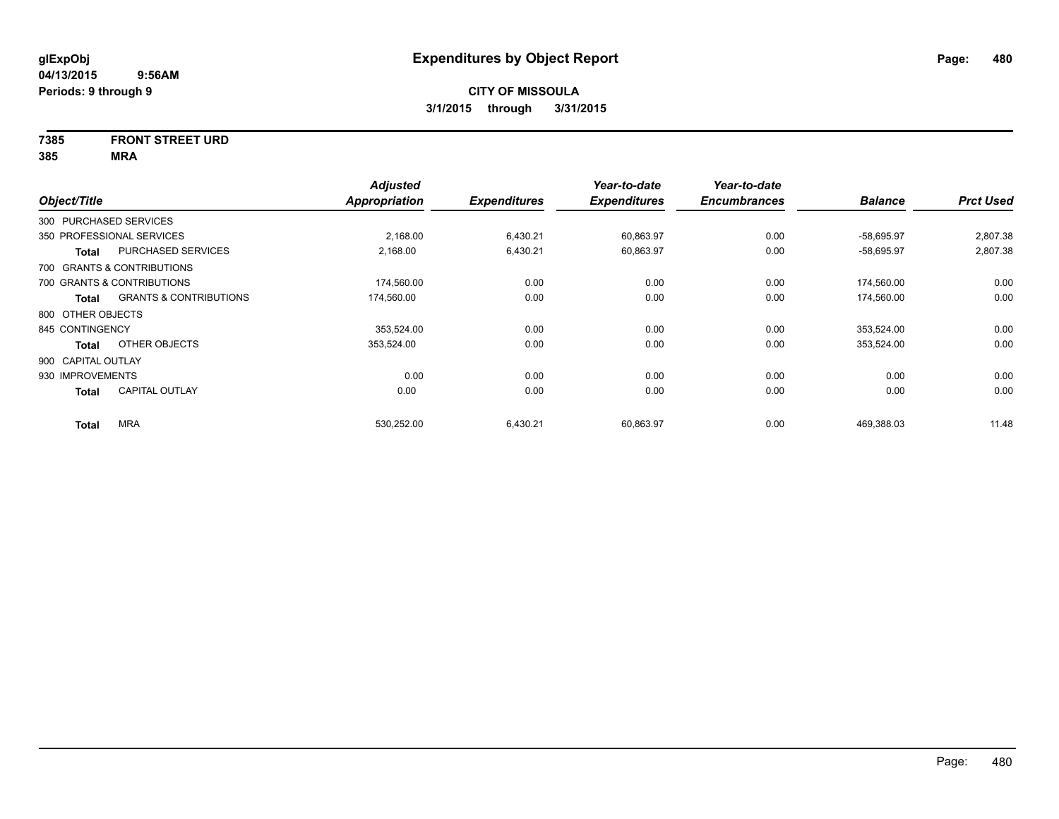**glExpObj** **Expenditures by Object Report**

**04/13/2015 9:56AM**

**Periods: 9 through 9**

**CITY OF MISSOULA**

**3/1/2015 through 3/31/2015**

**7385 FRONT STREET URD**

**385 MRA**

| Object/Title | | Adjusted Appropriation | Expenditures | Year-to-date Expenditures | Year-to-date Encumbrances | Balance | Prct Used |
|---|---|---|---|---|---|---|---|
| 300 PURCHASED SERVICES | | | | | | | |
| 350 PROFESSIONAL SERVICES | | 2,168.00 | 6,430.21 | 60,863.97 | 0.00 | -58,695.97 | 2,807.38 |
| **Total** | PURCHASED SERVICES | 2,168.00 | 6,430.21 | 60,863.97 | 0.00 | -58,695.97 | 2,807.38 |
| 700 GRANTS & CONTRIBUTIONS | | | | | | | |
| 700 GRANTS & CONTRIBUTIONS | | 174,560.00 | 0.00 | 0.00 | 0.00 | 174,560.00 | 0.00 |
| **Total** | GRANTS & CONTRIBUTIONS | 174,560.00 | 0.00 | 0.00 | 0.00 | 174,560.00 | 0.00 |
| 800 OTHER OBJECTS | | | | | | | |
| 845 CONTINGENCY | | 353,524.00 | 0.00 | 0.00 | 0.00 | 353,524.00 | 0.00 |
| **Total** | OTHER OBJECTS | 353,524.00 | 0.00 | 0.00 | 0.00 | 353,524.00 | 0.00 |
| 900 CAPITAL OUTLAY | | | | | | | |
| 930 IMPROVEMENTS | | 0.00 | 0.00 | 0.00 | 0.00 | 0.00 | 0.00 |
| **Total** | CAPITAL OUTLAY | 0.00 | 0.00 | 0.00 | 0.00 | 0.00 | 0.00 |
| **Total** | MRA | 530,252.00 | 6,430.21 | 60,863.97 | 0.00 | 469,388.03 | 11.48 |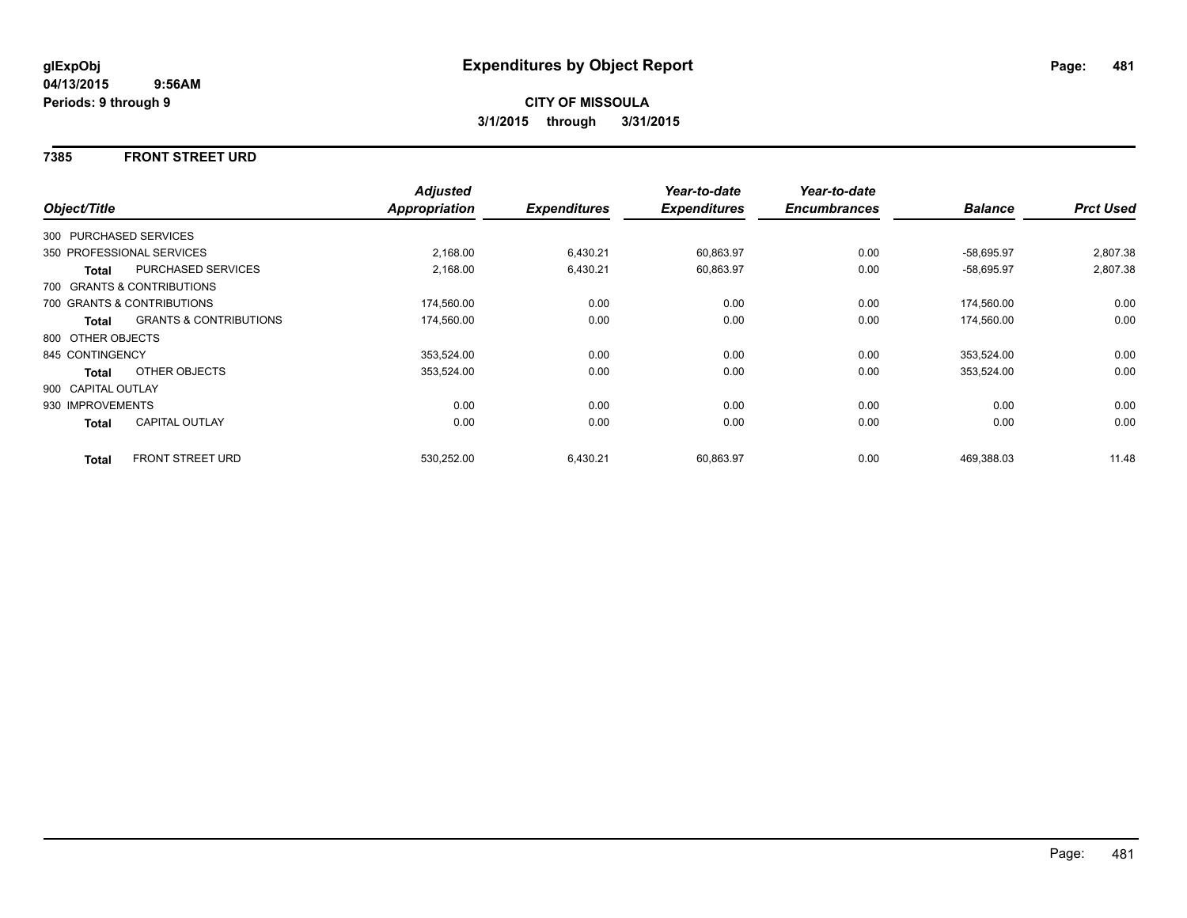**glExpObj**
**04/13/2015 9:56AM**
**Periods: 9 through 9**

# Expenditures by Object Report

**CITY OF MISSOULA**
**3/1/2015 through 3/31/2015**

## 7385 FRONT STREET URD

| Object/Title | | Adjusted Appropriation | Expenditures | Year-to-date Expenditures | Year-to-date Encumbrances | Balance | Prct Used |
|---|---|---|---|---|---|---|---|
| 300 PURCHASED SERVICES | | | | | | | |
| 350 PROFESSIONAL SERVICES | | 2,168.00 | 6,430.21 | 60,863.97 | 0.00 | -58,695.97 | 2,807.38 |
| **Total** | PURCHASED SERVICES | 2,168.00 | 6,430.21 | 60,863.97 | 0.00 | -58,695.97 | 2,807.38 |
| 700 GRANTS & CONTRIBUTIONS | | | | | | | |
| 700 GRANTS & CONTRIBUTIONS | | 174,560.00 | 0.00 | 0.00 | 0.00 | 174,560.00 | 0.00 |
| **Total** | GRANTS & CONTRIBUTIONS | 174,560.00 | 0.00 | 0.00 | 0.00 | 174,560.00 | 0.00 |
| 800 OTHER OBJECTS | | | | | | | |
| 845 CONTINGENCY | | 353,524.00 | 0.00 | 0.00 | 0.00 | 353,524.00 | 0.00 |
| **Total** | OTHER OBJECTS | 353,524.00 | 0.00 | 0.00 | 0.00 | 353,524.00 | 0.00 |
| 900 CAPITAL OUTLAY | | | | | | | |
| 930 IMPROVEMENTS | | 0.00 | 0.00 | 0.00 | 0.00 | 0.00 | 0.00 |
| **Total** | CAPITAL OUTLAY | 0.00 | 0.00 | 0.00 | 0.00 | 0.00 | 0.00 |
| **Total** | FRONT STREET URD | 530,252.00 | 6,430.21 | 60,863.97 | 0.00 | 469,388.03 | 11.48 |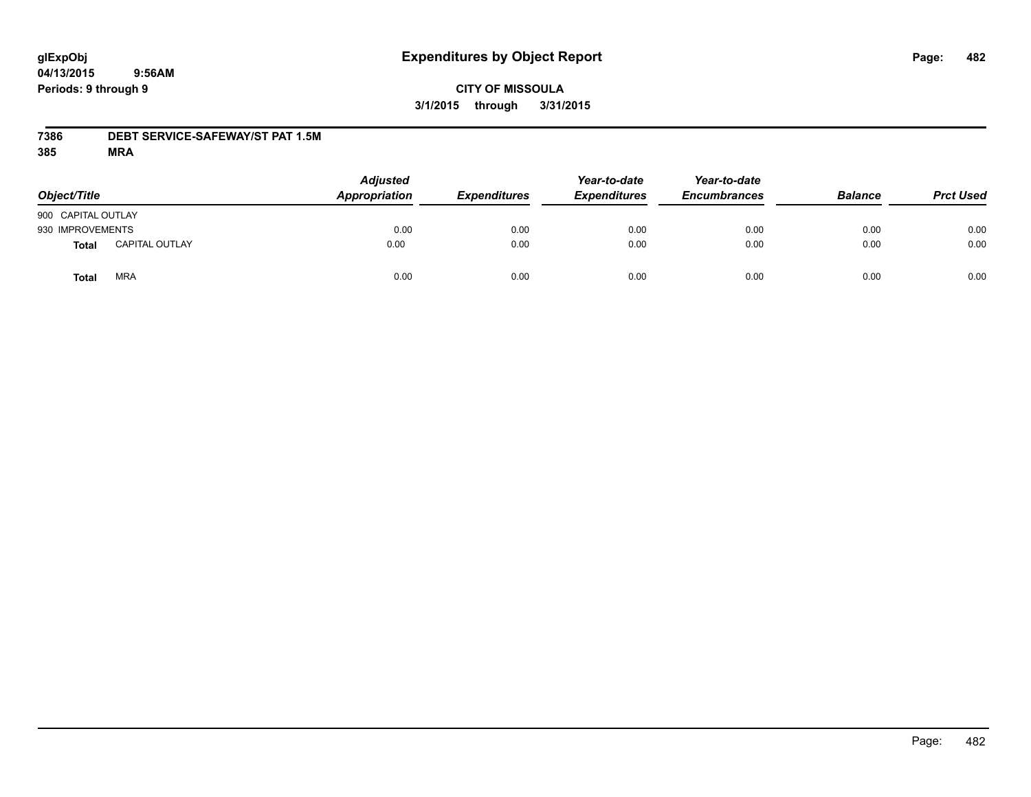glExpObj
04/13/2015 9:56AM
Periods: 9 through 9

# Expenditures by Object Report

**CITY OF MISSOULA**
**3/1/2015 through 3/31/2015**

**7386 DEBT SERVICE-SAFEWAY/ST PAT 1.5M**
**385 MRA**

| Object/Title | | Adjusted Appropriation | Expenditures | Year-to-date Expenditures | Year-to-date Encumbrances | Balance | Prct Used |
|---|---|---|---|---|---|---|---|
| 900 CAPITAL OUTLAY | | | | | | | |
| 930 IMPROVEMENTS | | 0.00 | 0.00 | 0.00 | 0.00 | 0.00 | 0.00 |
| **Total** | CAPITAL OUTLAY | 0.00 | 0.00 | 0.00 | 0.00 | 0.00 | 0.00 |
| **Total** | MRA | 0.00 | 0.00 | 0.00 | 0.00 | 0.00 | 0.00 |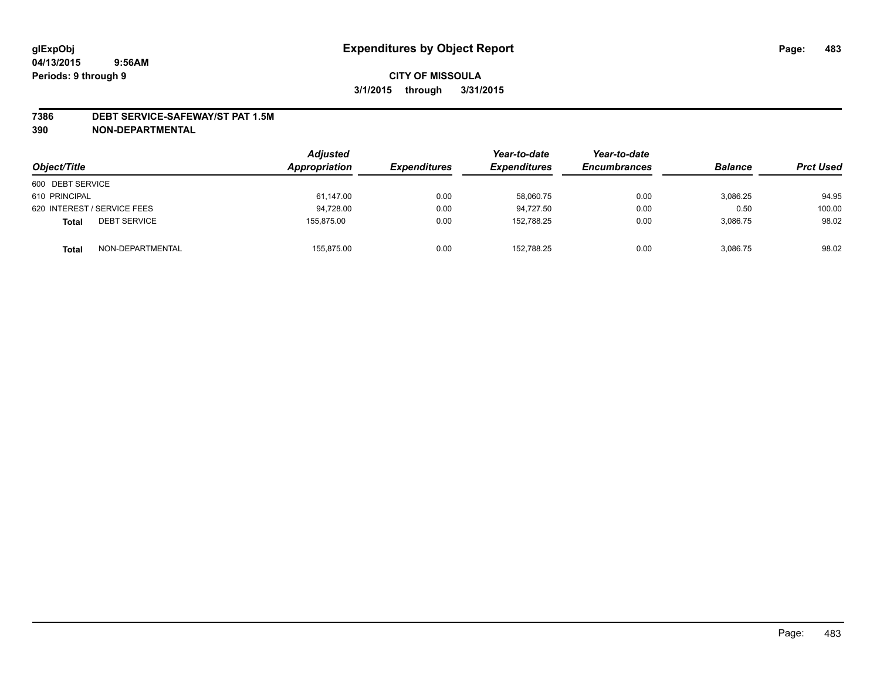glExpObj
04/13/2015 9:56AM
Periods: 9 through 9

# Expenditures by Object Report

**CITY OF MISSOULA**
**3/1/2015 through 3/31/2015**

**7386 DEBT SERVICE-SAFEWAY/ST PAT 1.5M**
**390 NON-DEPARTMENTAL**

| Object/Title | | Adjusted Appropriation | Expenditures | Year-to-date Expenditures | Year-to-date Encumbrances | Balance | Prct Used |
|---|---|---|---|---|---|---|---|
| 600 DEBT SERVICE | | | | | | | |
| 610 PRINCIPAL | | 61,147.00 | 0.00 | 58,060.75 | 0.00 | 3,086.25 | 94.95 |
| 620 INTEREST / SERVICE FEES | | 94,728.00 | 0.00 | 94,727.50 | 0.00 | 0.50 | 100.00 |
| **Total** | DEBT SERVICE | 155,875.00 | 0.00 | 152,788.25 | 0.00 | 3,086.75 | 98.02 |
| **Total** | NON-DEPARTMENTAL | 155,875.00 | 0.00 | 152,788.25 | 0.00 | 3,086.75 | 98.02 |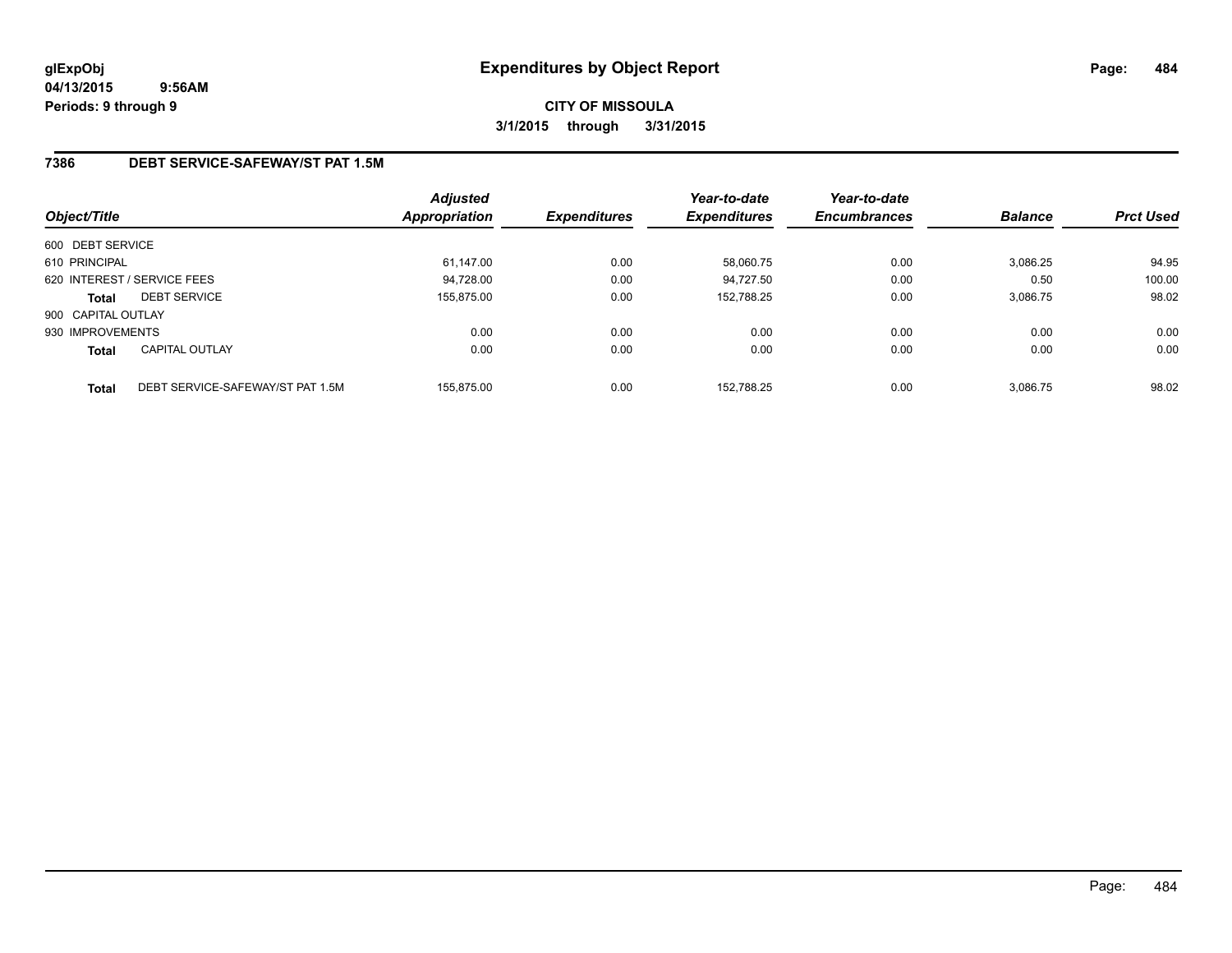# Expenditures by Object Report

glExpObj
04/13/2015 9:56AM
Periods: 9 through 9

**CITY OF MISSOULA**
**3/1/2015 through 3/31/2015**

## 7386 DEBT SERVICE-SAFEWAY/ST PAT 1.5M

| Object/Title | | Adjusted Appropriation | Expenditures | Year-to-date Expenditures | Year-to-date Encumbrances | Balance | Prct Used |
|---|---|---|---|---|---|---|---|
| 600 DEBT SERVICE | | | | | | | |
| 610 PRINCIPAL | | 61,147.00 | 0.00 | 58,060.75 | 0.00 | 3,086.25 | 94.95 |
| 620 INTEREST / SERVICE FEES | | 94,728.00 | 0.00 | 94,727.50 | 0.00 | 0.50 | 100.00 |
| **Total** | DEBT SERVICE | 155,875.00 | 0.00 | 152,788.25 | 0.00 | 3,086.75 | 98.02 |
| 900 CAPITAL OUTLAY | | | | | | | |
| 930 IMPROVEMENTS | | 0.00 | 0.00 | 0.00 | 0.00 | 0.00 | 0.00 |
| **Total** | CAPITAL OUTLAY | 0.00 | 0.00 | 0.00 | 0.00 | 0.00 | 0.00 |
| **Total** | DEBT SERVICE-SAFEWAY/ST PAT 1.5M | 155,875.00 | 0.00 | 152,788.25 | 0.00 | 3,086.75 | 98.02 |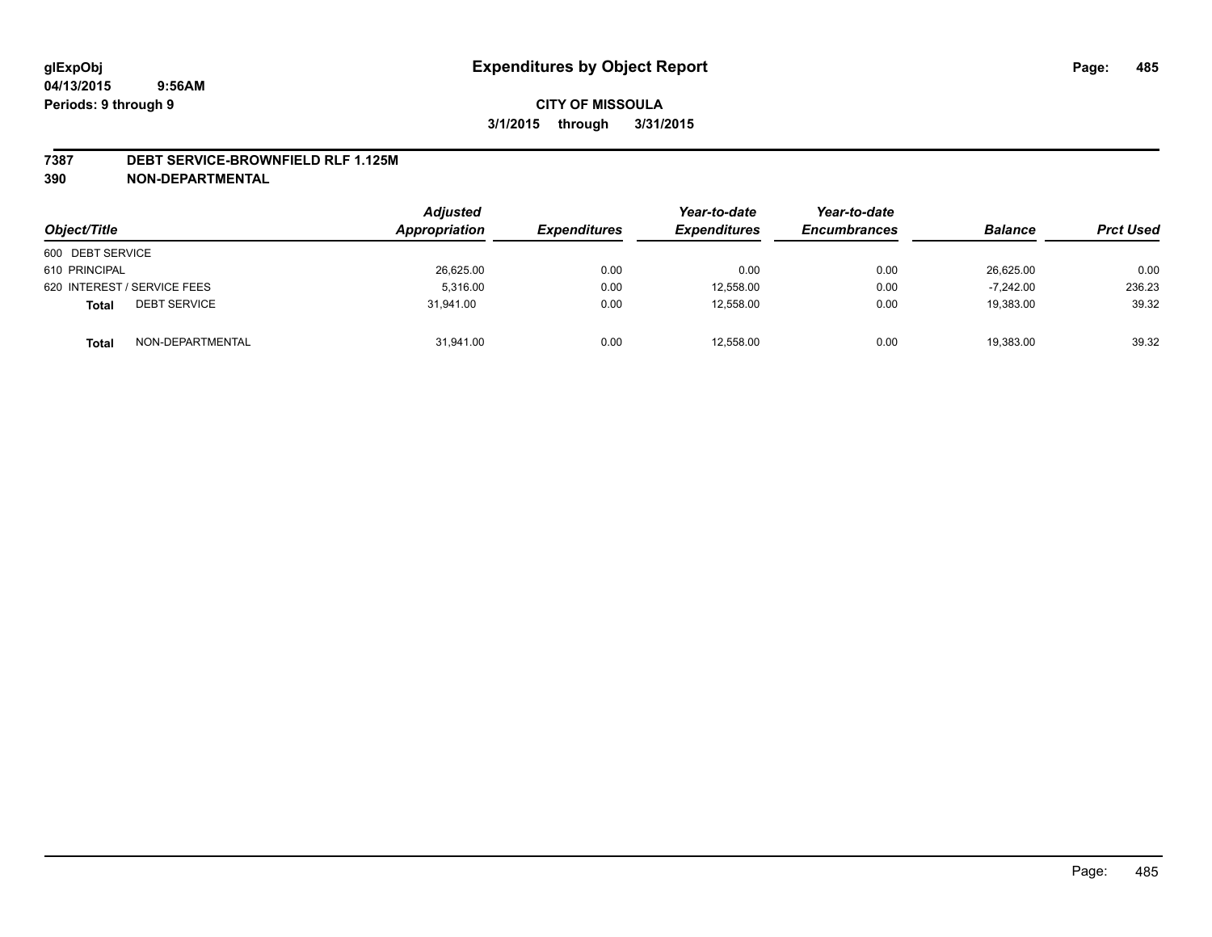# Expenditures by Object Report

**CITY OF MISSOULA**

**3/1/2015 through 3/31/2015**

glExpObj
04/13/2015 9:56AM
Periods: 9 through 9

## 7387 DEBT SERVICE-BROWNFIELD RLF 1.125M
## 390 NON-DEPARTMENTAL

| Object/Title | | Adjusted Appropriation | Expenditures | Year-to-date Expenditures | Year-to-date Encumbrances | Balance | Prct Used |
|---|---|---|---|---|---|---|---|
| 600 DEBT SERVICE | | | | | | | |
| 610 PRINCIPAL | | 26,625.00 | 0.00 | 0.00 | 0.00 | 26,625.00 | 0.00 |
| 620 INTEREST / SERVICE FEES | | 5,316.00 | 0.00 | 12,558.00 | 0.00 | -7,242.00 | 236.23 |
| **Total** | DEBT SERVICE | 31,941.00 | 0.00 | 12,558.00 | 0.00 | 19,383.00 | 39.32 |
| **Total** | NON-DEPARTMENTAL | 31,941.00 | 0.00 | 12,558.00 | 0.00 | 19,383.00 | 39.32 |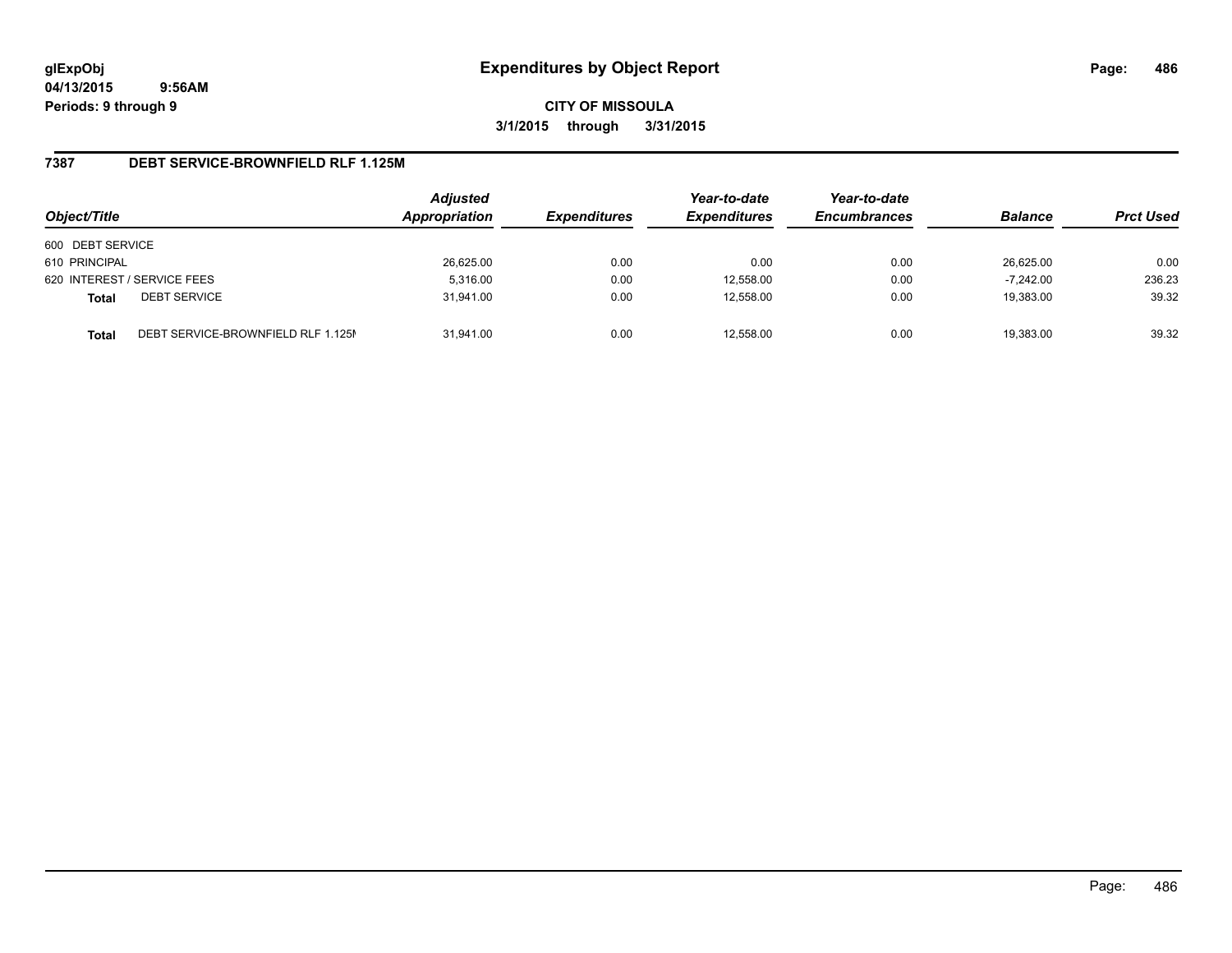# Expenditures by Object Report

glExpObj
04/13/2015 9:56AM
Periods: 9 through 9

**CITY OF MISSOULA**
**3/1/2015 through 3/31/2015**

## 7387 DEBT SERVICE-BROWNFIELD RLF 1.125M

| Object/Title | | Adjusted Appropriation | Expenditures | Year-to-date Expenditures | Year-to-date Encumbrances | Balance | Prct Used |
|---|---|---|---|---|---|---|---|
| 600 DEBT SERVICE | | | | | | | |
| 610 PRINCIPAL | | 26,625.00 | 0.00 | 0.00 | 0.00 | 26,625.00 | 0.00 |
| 620 INTEREST / SERVICE FEES | | 5,316.00 | 0.00 | 12,558.00 | 0.00 | -7,242.00 | 236.23 |
| **Total** | DEBT SERVICE | 31,941.00 | 0.00 | 12,558.00 | 0.00 | 19,383.00 | 39.32 |
| **Total** | DEBT SERVICE-BROWNFIELD RLF 1.125M | 31,941.00 | 0.00 | 12,558.00 | 0.00 | 19,383.00 | 39.32 |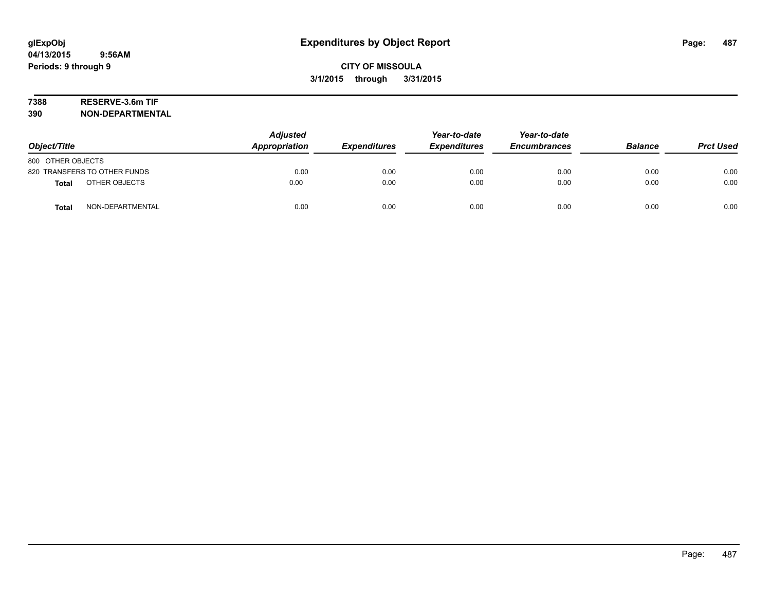glExpObj
04/13/2015 9:56AM
Periods: 9 through 9

# Expenditures by Object Report

**CITY OF MISSOULA**
**3/1/2015 through 3/31/2015**

**7388 RESERVE-3.6m TIF**
**390 NON-DEPARTMENTAL**

| Object/Title | Adjusted Appropriation | Expenditures | Year-to-date Expenditures | Year-to-date Encumbrances | Balance | Prct Used |
|---|---|---|---|---|---|---|
| 800 OTHER OBJECTS | | | | | | |
| 820 TRANSFERS TO OTHER FUNDS | 0.00 | 0.00 | 0.00 | 0.00 | 0.00 | 0.00 |
| **Total** OTHER OBJECTS | 0.00 | 0.00 | 0.00 | 0.00 | 0.00 | 0.00 |
| **Total** NON-DEPARTMENTAL | 0.00 | 0.00 | 0.00 | 0.00 | 0.00 | 0.00 |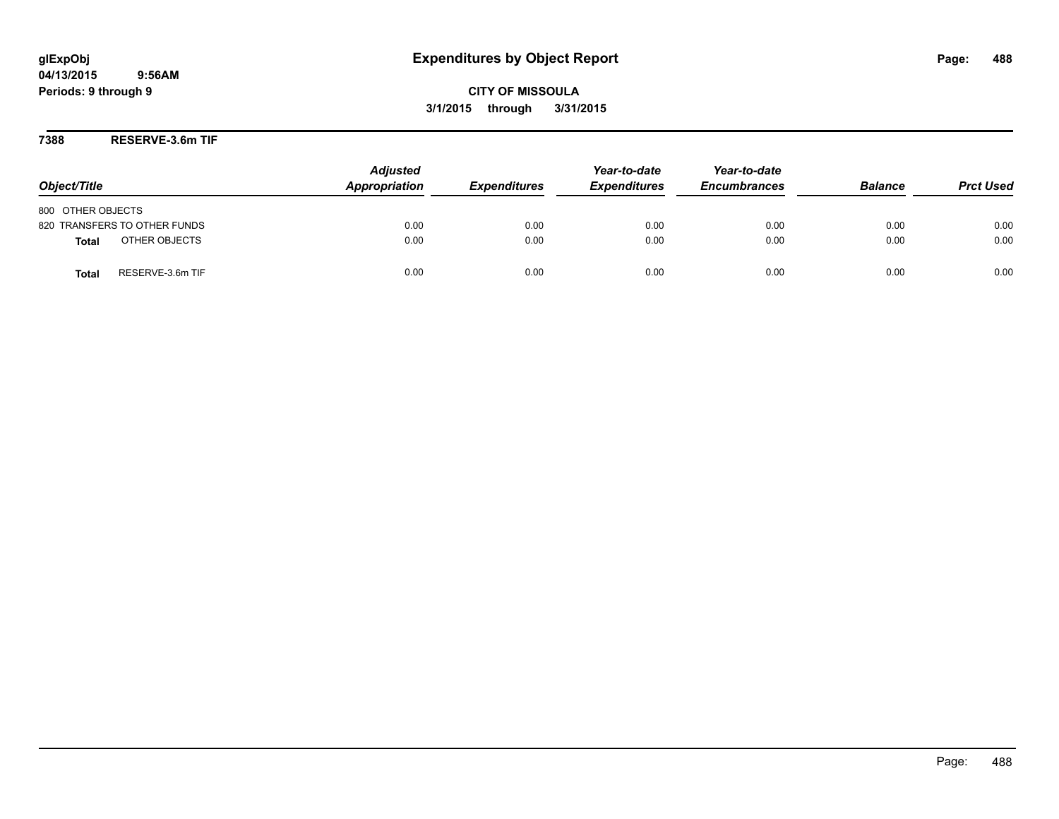# Expenditures by Object Report

glExpObj
04/13/2015 9:56AM
Periods: 9 through 9

**CITY OF MISSOULA**
**3/1/2015 through 3/31/2015**

**7388 RESERVE-3.6m TIF**

| Object/Title | Adjusted Appropriation | Expenditures | Year-to-date Expenditures | Year-to-date Encumbrances | Balance | Prct Used |
|---|---|---|---|---|---|---|
| 800 OTHER OBJECTS | | | | | | |
| 820 TRANSFERS TO OTHER FUNDS | 0.00 | 0.00 | 0.00 | 0.00 | 0.00 | 0.00 |
| **Total** OTHER OBJECTS | 0.00 | 0.00 | 0.00 | 0.00 | 0.00 | 0.00 |
| **Total** RESERVE-3.6m TIF | 0.00 | 0.00 | 0.00 | 0.00 | 0.00 | 0.00 |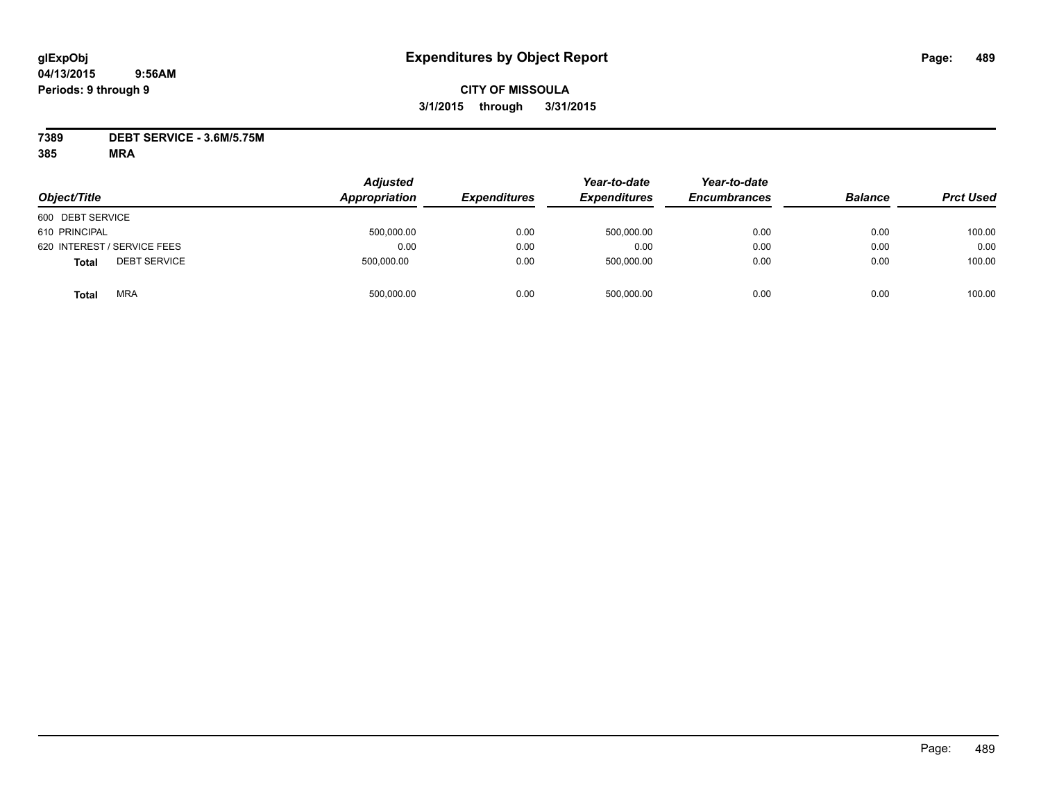**glExpObj** **Expenditures by Object Report**

**04/13/2015 9:56AM**

**Periods: 9 through 9**

**CITY OF MISSOULA**

**3/1/2015 through 3/31/2015**

**7389 DEBT SERVICE - 3.6M/5.75M**

**385 MRA**

| Object/Title | Adjusted Appropriation | Expenditures | Year-to-date Expenditures | Year-to-date Encumbrances | Balance | Prct Used |
|---|---|---|---|---|---|---|
| 600 DEBT SERVICE | | | | | | |
| 610 PRINCIPAL | 500,000.00 | 0.00 | 500,000.00 | 0.00 | 0.00 | 100.00 |
| 620 INTEREST / SERVICE FEES | 0.00 | 0.00 | 0.00 | 0.00 | 0.00 | 0.00 |
| **Total** DEBT SERVICE | 500,000.00 | 0.00 | 500,000.00 | 0.00 | 0.00 | 100.00 |
| **Total** MRA | 500,000.00 | 0.00 | 500,000.00 | 0.00 | 0.00 | 100.00 |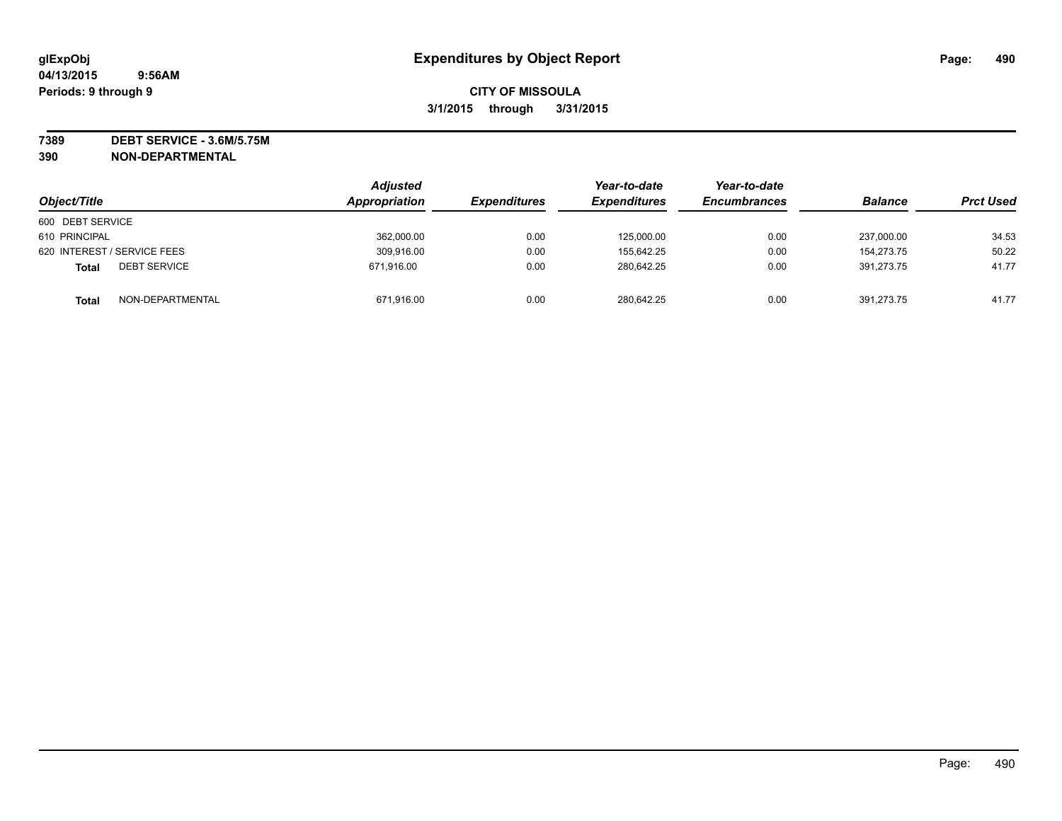# Expenditures by Object Report

glExpObj
04/13/2015 9:56AM
Periods: 9 through 9

**CITY OF MISSOULA**
**3/1/2015 through 3/31/2015**

**7389 DEBT SERVICE - 3.6M/5.75M**
**390 NON-DEPARTMENTAL**

| Object/Title | Adjusted Appropriation | Expenditures | Year-to-date Expenditures | Year-to-date Encumbrances | Balance | Prct Used |
|---|---|---|---|---|---|---|
| 600 DEBT SERVICE | | | | | | |
| 610 PRINCIPAL | 362,000.00 | 0.00 | 125,000.00 | 0.00 | 237,000.00 | 34.53 |
| 620 INTEREST / SERVICE FEES | 309,916.00 | 0.00 | 155,642.25 | 0.00 | 154,273.75 | 50.22 |
| **Total** DEBT SERVICE | 671,916.00 | 0.00 | 280,642.25 | 0.00 | 391,273.75 | 41.77 |
| **Total** NON-DEPARTMENTAL | 671,916.00 | 0.00 | 280,642.25 | 0.00 | 391,273.75 | 41.77 |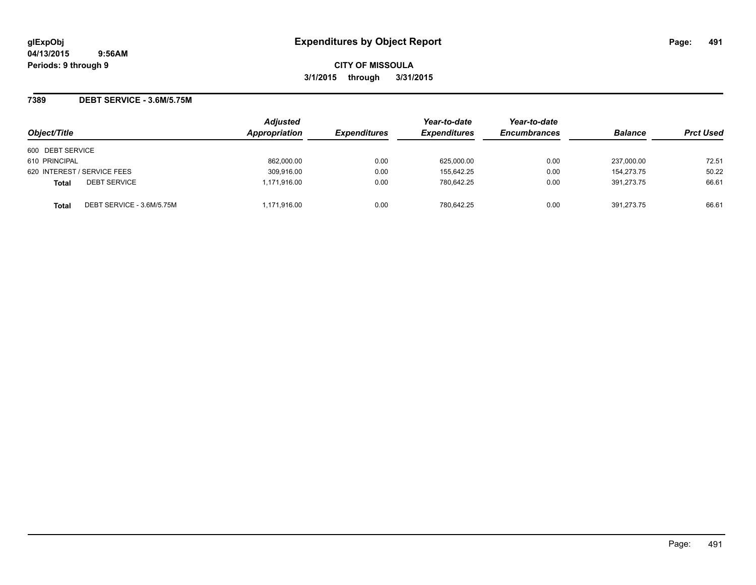# Expenditures by Object Report

glExpObj
04/13/2015 9:56AM
Periods: 9 through 9

**CITY OF MISSOULA**
**3/1/2015 through 3/31/2015**

## 7389 DEBT SERVICE - 3.6M/5.75M

| Object/Title | | Adjusted Appropriation | Expenditures | Year-to-date Expenditures | Year-to-date Encumbrances | Balance | Prct Used |
|---|---|---|---|---|---|---|---|
| 600 DEBT SERVICE | | | | | | | |
| 610 PRINCIPAL | | 862,000.00 | 0.00 | 625,000.00 | 0.00 | 237,000.00 | 72.51 |
| 620 INTEREST / SERVICE FEES | | 309,916.00 | 0.00 | 155,642.25 | 0.00 | 154,273.75 | 50.22 |
| **Total** | DEBT SERVICE | 1,171,916.00 | 0.00 | 780,642.25 | 0.00 | 391,273.75 | 66.61 |
| **Total** | DEBT SERVICE - 3.6M/5.75M | 1,171,916.00 | 0.00 | 780,642.25 | 0.00 | 391,273.75 | 66.61 |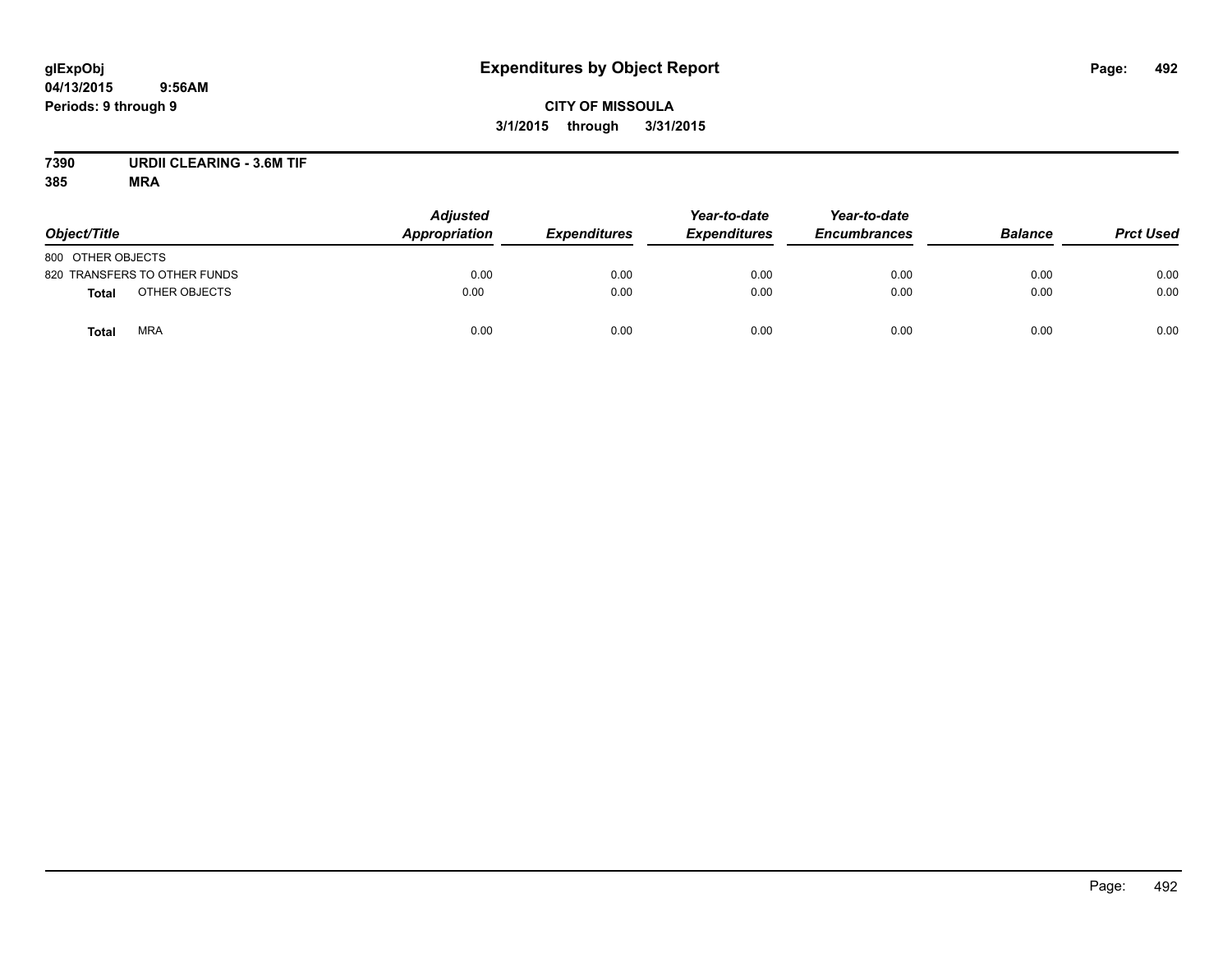# Expenditures by Object Report

**glExpObj**
**04/13/2015 9:56AM**
**Periods: 9 through 9**

**CITY OF MISSOULA**
**3/1/2015 through 3/31/2015**

**7390 URDII CLEARING - 3.6M TIF**
**385 MRA**

| Object/Title | Adjusted Appropriation | Expenditures | Year-to-date Expenditures | Year-to-date Encumbrances | Balance | Prct Used |
|---|---|---|---|---|---|---|
| 800 OTHER OBJECTS | | | | | | |
| 820 TRANSFERS TO OTHER FUNDS | 0.00 | 0.00 | 0.00 | 0.00 | 0.00 | 0.00 |
| **Total** OTHER OBJECTS | 0.00 | 0.00 | 0.00 | 0.00 | 0.00 | 0.00 |
| **Total** MRA | 0.00 | 0.00 | 0.00 | 0.00 | 0.00 | 0.00 |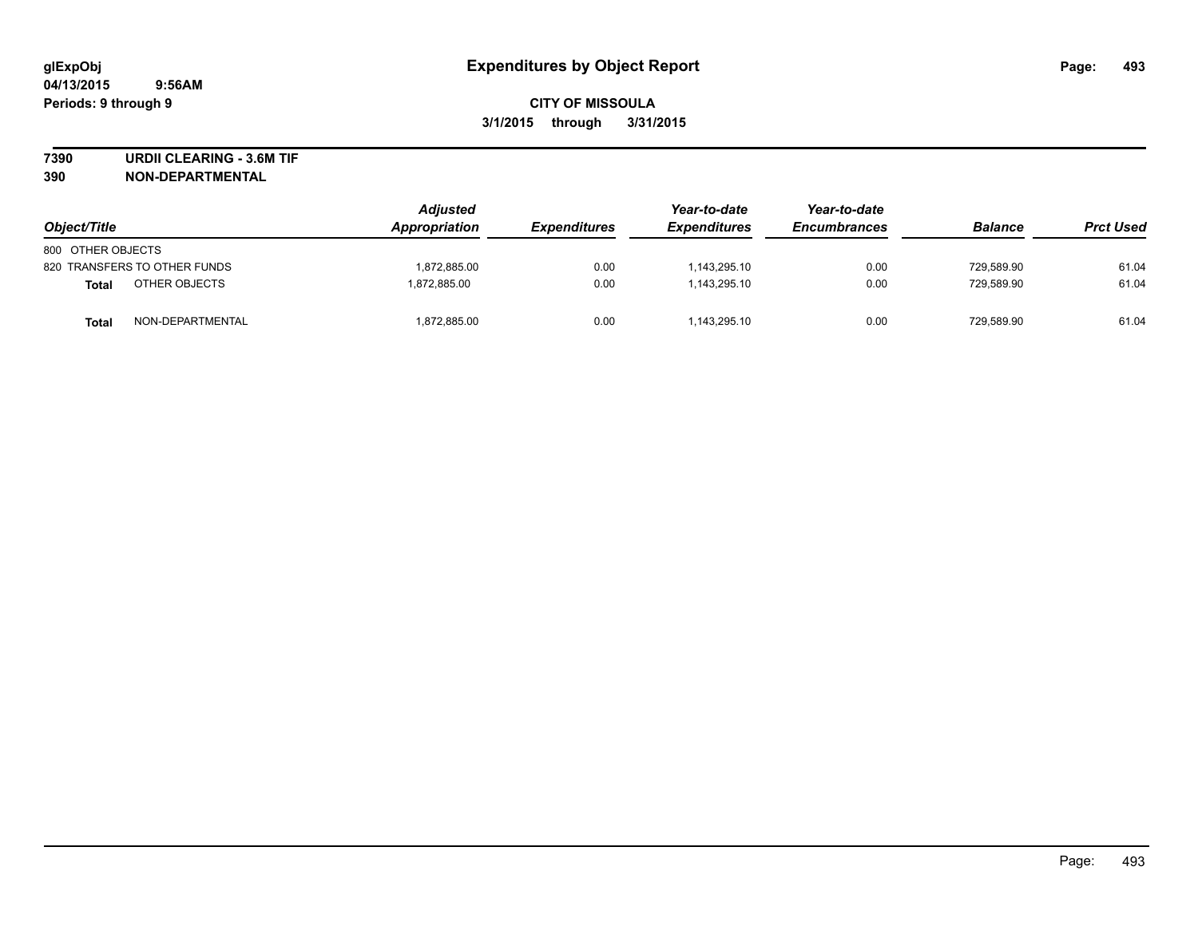# Expenditures by Object Report

glExpObj
04/13/2015 9:56AM
Periods: 9 through 9

**CITY OF MISSOULA**
**3/1/2015 through 3/31/2015**

**7390 URDII CLEARING - 3.6M TIF**
**390 NON-DEPARTMENTAL**

| Object/Title | Adjusted Appropriation | Expenditures | Year-to-date Expenditures | Year-to-date Encumbrances | Balance | Prct Used |
|---|---|---|---|---|---|---|
| 800 OTHER OBJECTS | | | | | | |
| 820 TRANSFERS TO OTHER FUNDS | 1,872,885.00 | 0.00 | 1,143,295.10 | 0.00 | 729,589.90 | 61.04 |
| **Total** OTHER OBJECTS | 1,872,885.00 | 0.00 | 1,143,295.10 | 0.00 | 729,589.90 | 61.04 |
| **Total** NON-DEPARTMENTAL | 1,872,885.00 | 0.00 | 1,143,295.10 | 0.00 | 729,589.90 | 61.04 |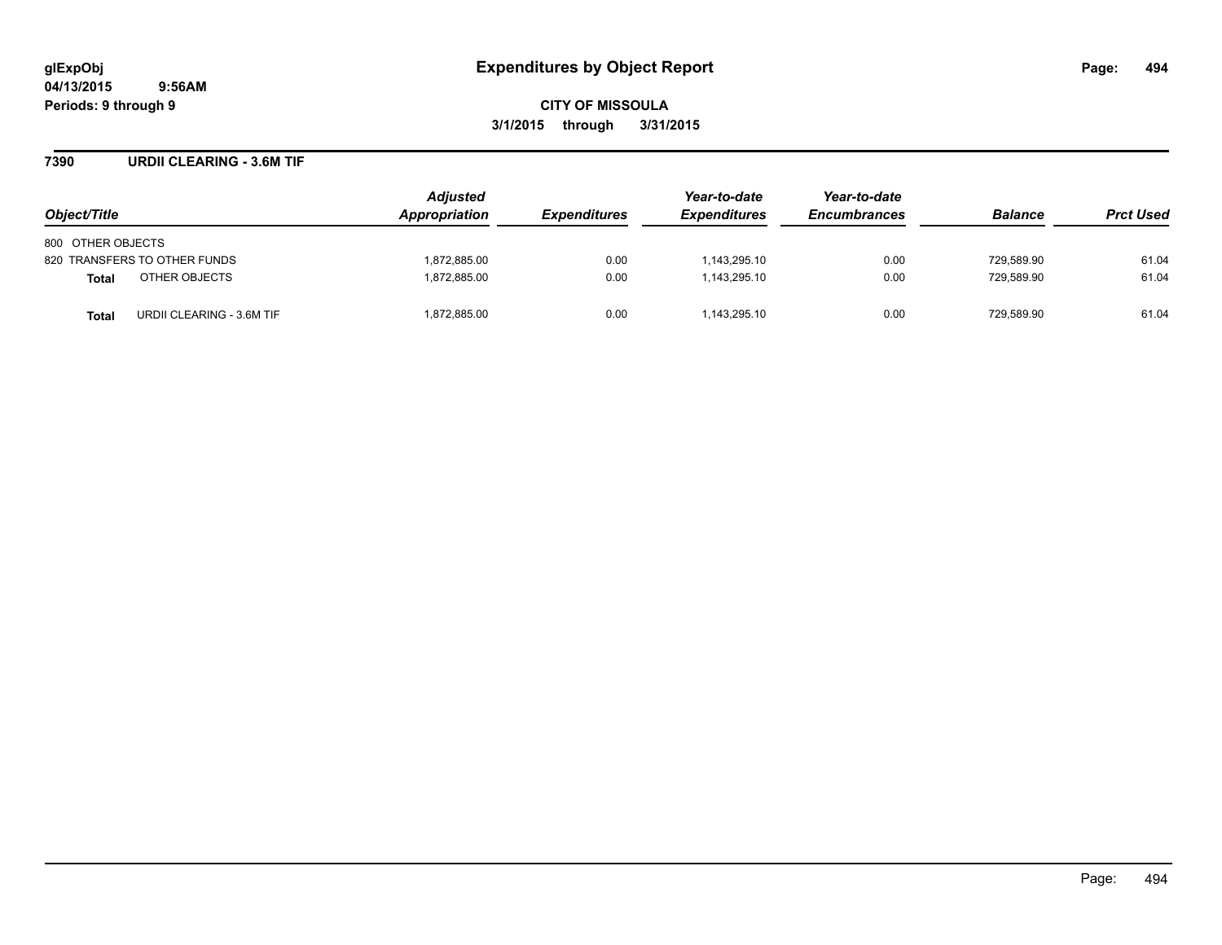# Expenditures by Object Report

glExpObj
04/13/2015 9:56AM
Periods: 9 through 9

**CITY OF MISSOULA**
**3/1/2015 through 3/31/2015**

## 7390 URDII CLEARING - 3.6M TIF

| Object/Title | | Adjusted Appropriation | Expenditures | Year-to-date Expenditures | Year-to-date Encumbrances | Balance | Prct Used |
|---|---|---|---|---|---|---|---|
| 800 OTHER OBJECTS | | | | | | | |
| 820 TRANSFERS TO OTHER FUNDS | | 1,872,885.00 | 0.00 | 1,143,295.10 | 0.00 | 729,589.90 | 61.04 |
| **Total** | OTHER OBJECTS | 1,872,885.00 | 0.00 | 1,143,295.10 | 0.00 | 729,589.90 | 61.04 |
| **Total** | URDII CLEARING - 3.6M TIF | 1,872,885.00 | 0.00 | 1,143,295.10 | 0.00 | 729,589.90 | 61.04 |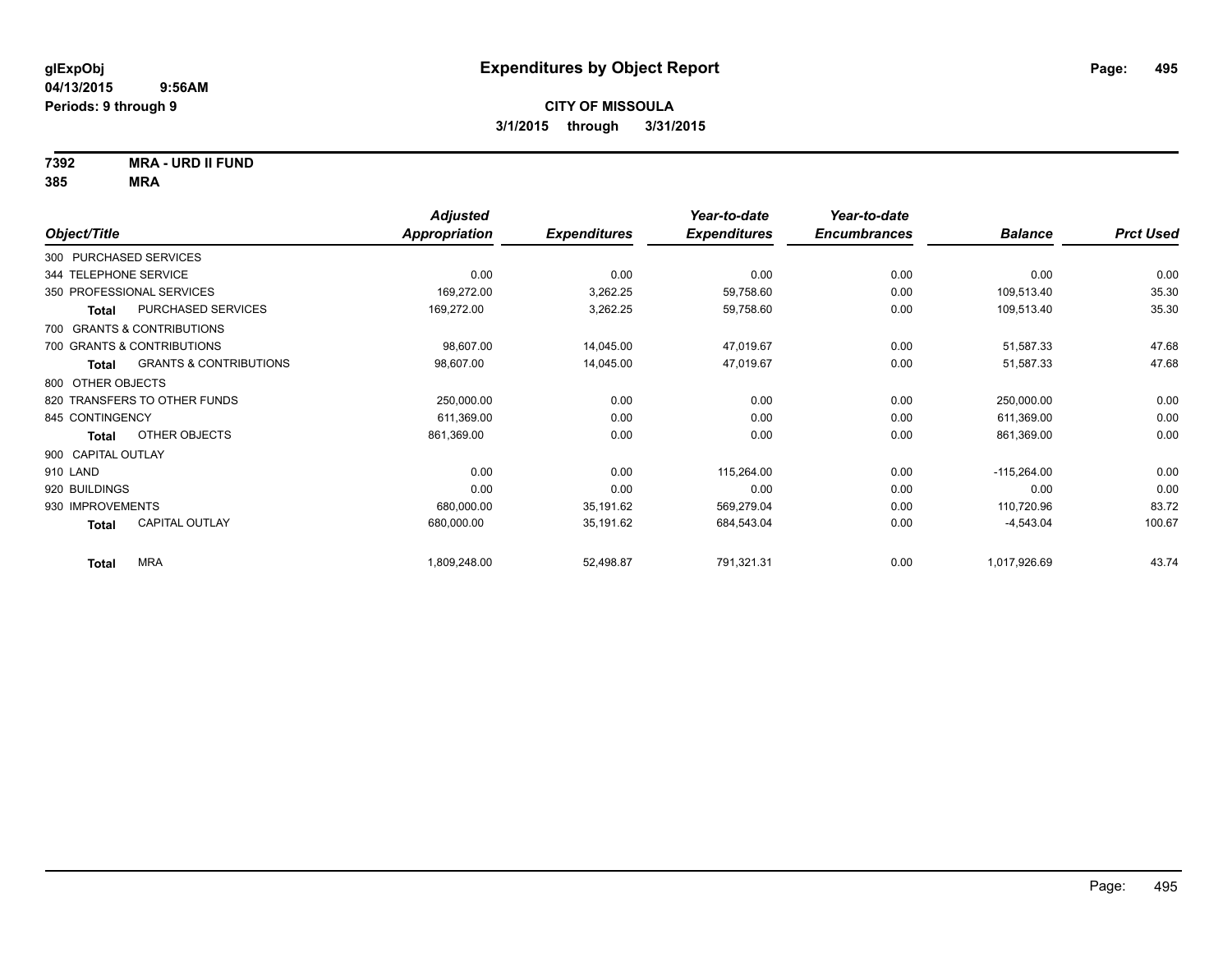**glExpObj**
**04/13/2015 9:56AM**
**Periods: 9 through 9**

# Expenditures by Object Report

**CITY OF MISSOULA**
**3/1/2015 through 3/31/2015**

**7392 MRA - URD II FUND**
**385 MRA**

| Object/Title | Adjusted Appropriation | Expenditures | Year-to-date Expenditures | Year-to-date Encumbrances | Balance | Prct Used |
|---|---|---|---|---|---|---|
| 300 PURCHASED SERVICES | | | | | | |
| 344 TELEPHONE SERVICE | 0.00 | 0.00 | 0.00 | 0.00 | 0.00 | 0.00 |
| 350 PROFESSIONAL SERVICES | 169,272.00 | 3,262.25 | 59,758.60 | 0.00 | 109,513.40 | 35.30 |
| **Total** PURCHASED SERVICES | 169,272.00 | 3,262.25 | 59,758.60 | 0.00 | 109,513.40 | 35.30 |
| 700 GRANTS & CONTRIBUTIONS | | | | | | |
| 700 GRANTS & CONTRIBUTIONS | 98,607.00 | 14,045.00 | 47,019.67 | 0.00 | 51,587.33 | 47.68 |
| **Total** GRANTS & CONTRIBUTIONS | 98,607.00 | 14,045.00 | 47,019.67 | 0.00 | 51,587.33 | 47.68 |
| 800 OTHER OBJECTS | | | | | | |
| 820 TRANSFERS TO OTHER FUNDS | 250,000.00 | 0.00 | 0.00 | 0.00 | 250,000.00 | 0.00 |
| 845 CONTINGENCY | 611,369.00 | 0.00 | 0.00 | 0.00 | 611,369.00 | 0.00 |
| **Total** OTHER OBJECTS | 861,369.00 | 0.00 | 0.00 | 0.00 | 861,369.00 | 0.00 |
| 900 CAPITAL OUTLAY | | | | | | |
| 910 LAND | 0.00 | 0.00 | 115,264.00 | 0.00 | -115,264.00 | 0.00 |
| 920 BUILDINGS | 0.00 | 0.00 | 0.00 | 0.00 | 0.00 | 0.00 |
| 930 IMPROVEMENTS | 680,000.00 | 35,191.62 | 569,279.04 | 0.00 | 110,720.96 | 83.72 |
| **Total** CAPITAL OUTLAY | 680,000.00 | 35,191.62 | 684,543.04 | 0.00 | -4,543.04 | 100.67 |
| **Total** MRA | 1,809,248.00 | 52,498.87 | 791,321.31 | 0.00 | 1,017,926.69 | 43.74 |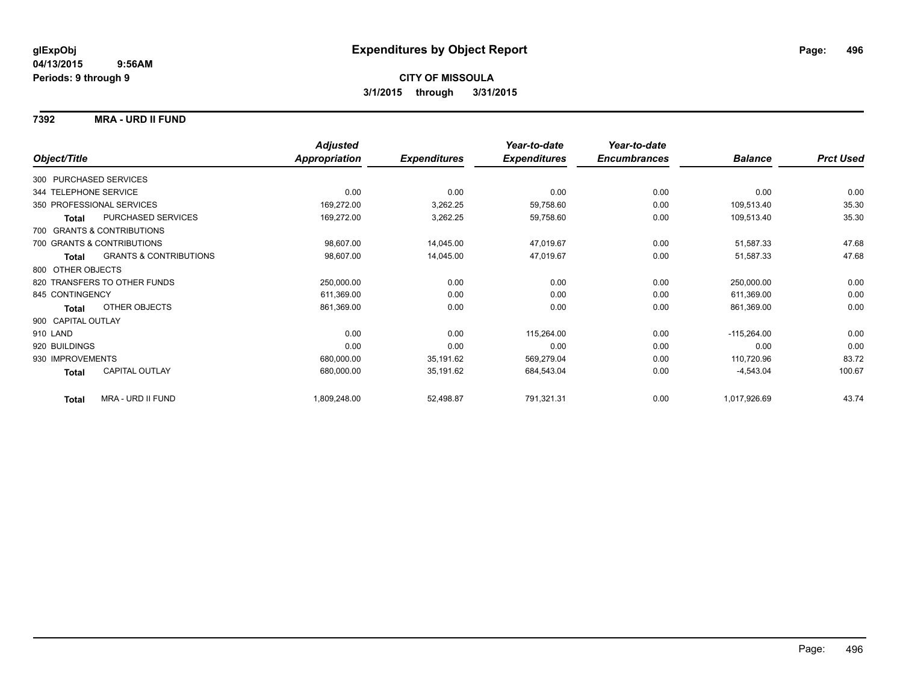glExpObj
04/13/2015 9:56AM
Periods: 9 through 9

# Expenditures by Object Report

**CITY OF MISSOULA**

**3/1/2015 through 3/31/2015**

**7392 MRA - URD II FUND**

| Object/Title | Adjusted Appropriation | Expenditures | Year-to-date Expenditures | Year-to-date Encumbrances | Balance | Prct Used |
|---|---|---|---|---|---|---|
| 300 PURCHASED SERVICES | | | | | | |
| 344 TELEPHONE SERVICE | 0.00 | 0.00 | 0.00 | 0.00 | 0.00 | 0.00 |
| 350 PROFESSIONAL SERVICES | 169,272.00 | 3,262.25 | 59,758.60 | 0.00 | 109,513.40 | 35.30 |
| **Total** PURCHASED SERVICES | 169,272.00 | 3,262.25 | 59,758.60 | 0.00 | 109,513.40 | 35.30 |
| 700 GRANTS & CONTRIBUTIONS | | | | | | |
| 700 GRANTS & CONTRIBUTIONS | 98,607.00 | 14,045.00 | 47,019.67 | 0.00 | 51,587.33 | 47.68 |
| **Total** GRANTS & CONTRIBUTIONS | 98,607.00 | 14,045.00 | 47,019.67 | 0.00 | 51,587.33 | 47.68 |
| 800 OTHER OBJECTS | | | | | | |
| 820 TRANSFERS TO OTHER FUNDS | 250,000.00 | 0.00 | 0.00 | 0.00 | 250,000.00 | 0.00 |
| 845 CONTINGENCY | 611,369.00 | 0.00 | 0.00 | 0.00 | 611,369.00 | 0.00 |
| **Total** OTHER OBJECTS | 861,369.00 | 0.00 | 0.00 | 0.00 | 861,369.00 | 0.00 |
| 900 CAPITAL OUTLAY | | | | | | |
| 910 LAND | 0.00 | 0.00 | 115,264.00 | 0.00 | -115,264.00 | 0.00 |
| 920 BUILDINGS | 0.00 | 0.00 | 0.00 | 0.00 | 0.00 | 0.00 |
| 930 IMPROVEMENTS | 680,000.00 | 35,191.62 | 569,279.04 | 0.00 | 110,720.96 | 83.72 |
| **Total** CAPITAL OUTLAY | 680,000.00 | 35,191.62 | 684,543.04 | 0.00 | -4,543.04 | 100.67 |
| **Total** MRA - URD II FUND | 1,809,248.00 | 52,498.87 | 791,321.31 | 0.00 | 1,017,926.69 | 43.74 |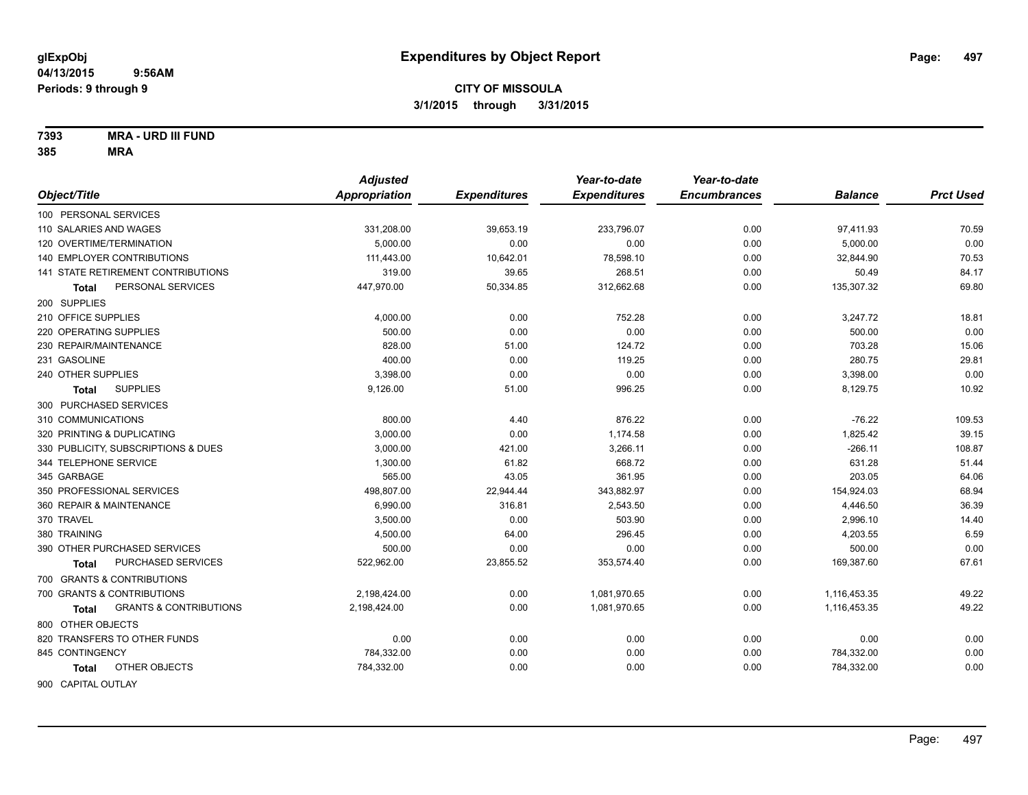glExpObj
04/13/2015 9:56AM
Periods: 9 through 9

# Expenditures by Object Report

**CITY OF MISSOULA**
**3/1/2015 through 3/31/2015**

**7393 MRA - URD III FUND**
**385 MRA**

| Object/Title | Adjusted Appropriation | Expenditures | Year-to-date Expenditures | Year-to-date Encumbrances | Balance | Prct Used |
|---|---|---|---|---|---|---|
| 100 PERSONAL SERVICES | | | | | | |
| 110 SALARIES AND WAGES | 331,208.00 | 39,653.19 | 233,796.07 | 0.00 | 97,411.93 | 70.59 |
| 120 OVERTIME/TERMINATION | 5,000.00 | 0.00 | 0.00 | 0.00 | 5,000.00 | 0.00 |
| 140 EMPLOYER CONTRIBUTIONS | 111,443.00 | 10,642.01 | 78,598.10 | 0.00 | 32,844.90 | 70.53 |
| 141 STATE RETIREMENT CONTRIBUTIONS | 319.00 | 39.65 | 268.51 | 0.00 | 50.49 | 84.17 |
| **Total** PERSONAL SERVICES | 447,970.00 | 50,334.85 | 312,662.68 | 0.00 | 135,307.32 | 69.80 |
| 200 SUPPLIES | | | | | | |
| 210 OFFICE SUPPLIES | 4,000.00 | 0.00 | 752.28 | 0.00 | 3,247.72 | 18.81 |
| 220 OPERATING SUPPLIES | 500.00 | 0.00 | 0.00 | 0.00 | 500.00 | 0.00 |
| 230 REPAIR/MAINTENANCE | 828.00 | 51.00 | 124.72 | 0.00 | 703.28 | 15.06 |
| 231 GASOLINE | 400.00 | 0.00 | 119.25 | 0.00 | 280.75 | 29.81 |
| 240 OTHER SUPPLIES | 3,398.00 | 0.00 | 0.00 | 0.00 | 3,398.00 | 0.00 |
| **Total** SUPPLIES | 9,126.00 | 51.00 | 996.25 | 0.00 | 8,129.75 | 10.92 |
| 300 PURCHASED SERVICES | | | | | | |
| 310 COMMUNICATIONS | 800.00 | 4.40 | 876.22 | 0.00 | -76.22 | 109.53 |
| 320 PRINTING & DUPLICATING | 3,000.00 | 0.00 | 1,174.58 | 0.00 | 1,825.42 | 39.15 |
| 330 PUBLICITY, SUBSCRIPTIONS & DUES | 3,000.00 | 421.00 | 3,266.11 | 0.00 | -266.11 | 108.87 |
| 344 TELEPHONE SERVICE | 1,300.00 | 61.82 | 668.72 | 0.00 | 631.28 | 51.44 |
| 345 GARBAGE | 565.00 | 43.05 | 361.95 | 0.00 | 203.05 | 64.06 |
| 350 PROFESSIONAL SERVICES | 498,807.00 | 22,944.44 | 343,882.97 | 0.00 | 154,924.03 | 68.94 |
| 360 REPAIR & MAINTENANCE | 6,990.00 | 316.81 | 2,543.50 | 0.00 | 4,446.50 | 36.39 |
| 370 TRAVEL | 3,500.00 | 0.00 | 503.90 | 0.00 | 2,996.10 | 14.40 |
| 380 TRAINING | 4,500.00 | 64.00 | 296.45 | 0.00 | 4,203.55 | 6.59 |
| 390 OTHER PURCHASED SERVICES | 500.00 | 0.00 | 0.00 | 0.00 | 500.00 | 0.00 |
| **Total** PURCHASED SERVICES | 522,962.00 | 23,855.52 | 353,574.40 | 0.00 | 169,387.60 | 67.61 |
| 700 GRANTS & CONTRIBUTIONS | | | | | | |
| 700 GRANTS & CONTRIBUTIONS | 2,198,424.00 | 0.00 | 1,081,970.65 | 0.00 | 1,116,453.35 | 49.22 |
| **Total** GRANTS & CONTRIBUTIONS | 2,198,424.00 | 0.00 | 1,081,970.65 | 0.00 | 1,116,453.35 | 49.22 |
| 800 OTHER OBJECTS | | | | | | |
| 820 TRANSFERS TO OTHER FUNDS | 0.00 | 0.00 | 0.00 | 0.00 | 0.00 | 0.00 |
| 845 CONTINGENCY | 784,332.00 | 0.00 | 0.00 | 0.00 | 784,332.00 | 0.00 |
| **Total** OTHER OBJECTS | 784,332.00 | 0.00 | 0.00 | 0.00 | 784,332.00 | 0.00 |
| 900 CAPITAL OUTLAY | | | | | | |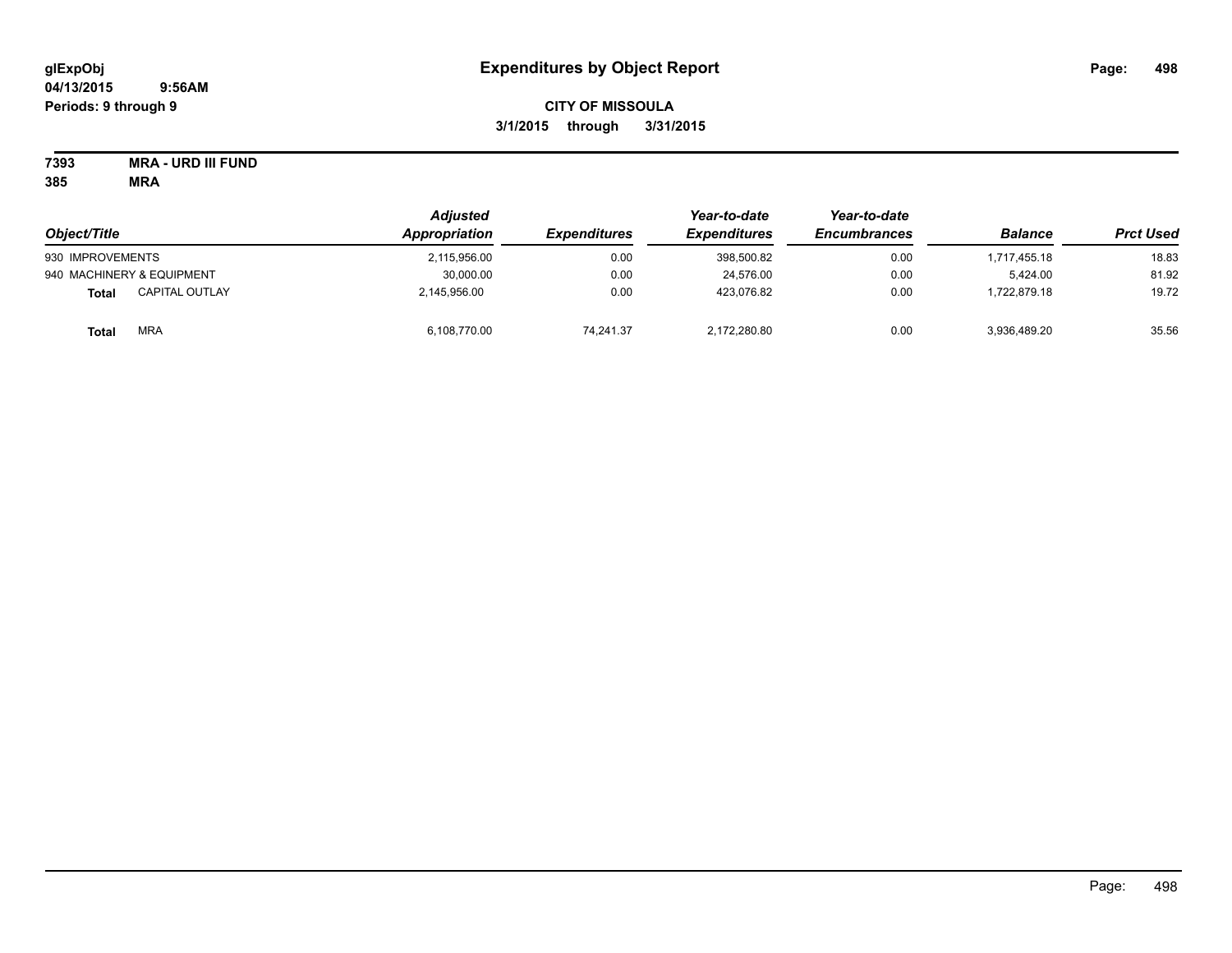**glExpObj**
**04/13/2015 9:56AM**
**Periods: 9 through 9**

# Expenditures by Object Report

**CITY OF MISSOULA**
**3/1/2015 through 3/31/2015**

**7393 MRA - URD III FUND**
**385 MRA**

| Object/Title | | Adjusted Appropriation | Expenditures | Year-to-date Expenditures | Year-to-date Encumbrances | Balance | Prct Used |
|---|---|---|---|---|---|---|---|
| 930 IMPROVEMENTS | | 2,115,956.00 | 0.00 | 398,500.82 | 0.00 | 1,717,455.18 | 18.83 |
| 940 MACHINERY & EQUIPMENT | | 30,000.00 | 0.00 | 24,576.00 | 0.00 | 5,424.00 | 81.92 |
| **Total** | CAPITAL OUTLAY | 2,145,956.00 | 0.00 | 423,076.82 | 0.00 | 1,722,879.18 | 19.72 |
| **Total** | MRA | 6,108,770.00 | 74,241.37 | 2,172,280.80 | 0.00 | 3,936,489.20 | 35.56 |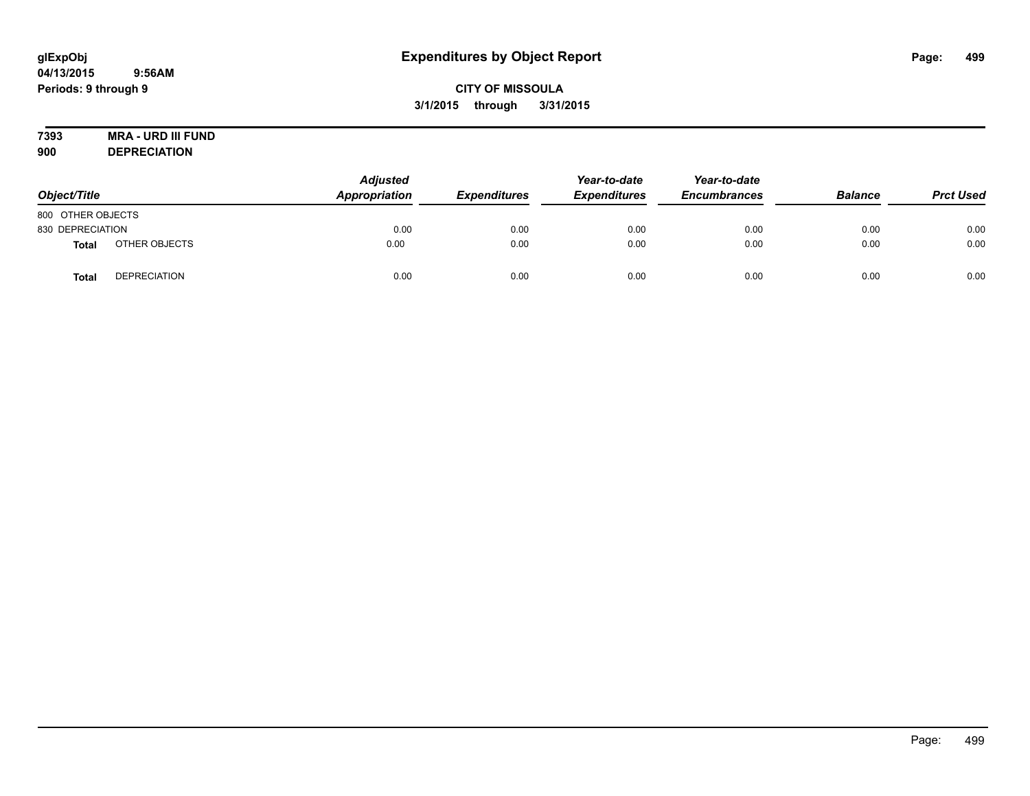# Expenditures by Object Report

glExpObj
04/13/2015 9:56AM
Periods: 9 through 9

**CITY OF MISSOULA**
**3/1/2015 through 3/31/2015**

**7393 MRA - URD III FUND**
**900 DEPRECIATION**

| Object/Title | | Adjusted Appropriation | Expenditures | Year-to-date Expenditures | Year-to-date Encumbrances | Balance | Prct Used |
|---|---|---|---|---|---|---|---|
| 800 OTHER OBJECTS | | | | | | | |
| 830 DEPRECIATION | | 0.00 | 0.00 | 0.00 | 0.00 | 0.00 | 0.00 |
| **Total** | OTHER OBJECTS | 0.00 | 0.00 | 0.00 | 0.00 | 0.00 | 0.00 |
| **Total** | DEPRECIATION | 0.00 | 0.00 | 0.00 | 0.00 | 0.00 | 0.00 |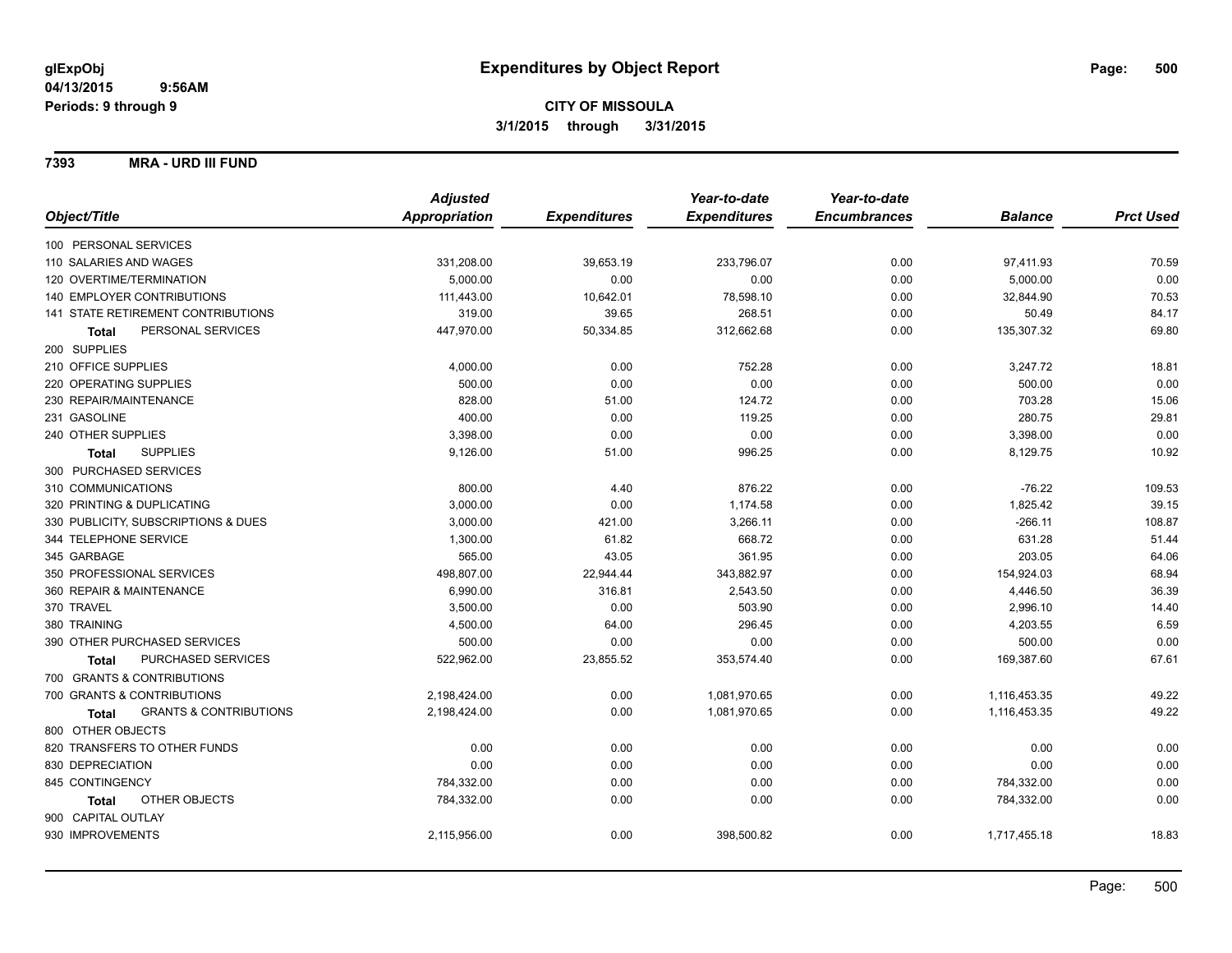**glExpObj**
**04/13/2015 9:56AM**
**Periods: 9 through 9**

# Expenditures by Object Report

**CITY OF MISSOULA**
**3/1/2015 through 3/31/2015**

**7393 MRA - URD III FUND**

| Object/Title | Adjusted Appropriation | Expenditures | Year-to-date Expenditures | Year-to-date Encumbrances | Balance | Prct Used |
|---|---|---|---|---|---|---|
| 100 PERSONAL SERVICES | | | | | | |
| 110 SALARIES AND WAGES | 331,208.00 | 39,653.19 | 233,796.07 | 0.00 | 97,411.93 | 70.59 |
| 120 OVERTIME/TERMINATION | 5,000.00 | 0.00 | 0.00 | 0.00 | 5,000.00 | 0.00 |
| 140 EMPLOYER CONTRIBUTIONS | 111,443.00 | 10,642.01 | 78,598.10 | 0.00 | 32,844.90 | 70.53 |
| 141 STATE RETIREMENT CONTRIBUTIONS | 319.00 | 39.65 | 268.51 | 0.00 | 50.49 | 84.17 |
| **Total** PERSONAL SERVICES | 447,970.00 | 50,334.85 | 312,662.68 | 0.00 | 135,307.32 | 69.80 |
| 200 SUPPLIES | | | | | | |
| 210 OFFICE SUPPLIES | 4,000.00 | 0.00 | 752.28 | 0.00 | 3,247.72 | 18.81 |
| 220 OPERATING SUPPLIES | 500.00 | 0.00 | 0.00 | 0.00 | 500.00 | 0.00 |
| 230 REPAIR/MAINTENANCE | 828.00 | 51.00 | 124.72 | 0.00 | 703.28 | 15.06 |
| 231 GASOLINE | 400.00 | 0.00 | 119.25 | 0.00 | 280.75 | 29.81 |
| 240 OTHER SUPPLIES | 3,398.00 | 0.00 | 0.00 | 0.00 | 3,398.00 | 0.00 |
| **Total** SUPPLIES | 9,126.00 | 51.00 | 996.25 | 0.00 | 8,129.75 | 10.92 |
| 300 PURCHASED SERVICES | | | | | | |
| 310 COMMUNICATIONS | 800.00 | 4.40 | 876.22 | 0.00 | -76.22 | 109.53 |
| 320 PRINTING & DUPLICATING | 3,000.00 | 0.00 | 1,174.58 | 0.00 | 1,825.42 | 39.15 |
| 330 PUBLICITY, SUBSCRIPTIONS & DUES | 3,000.00 | 421.00 | 3,266.11 | 0.00 | -266.11 | 108.87 |
| 344 TELEPHONE SERVICE | 1,300.00 | 61.82 | 668.72 | 0.00 | 631.28 | 51.44 |
| 345 GARBAGE | 565.00 | 43.05 | 361.95 | 0.00 | 203.05 | 64.06 |
| 350 PROFESSIONAL SERVICES | 498,807.00 | 22,944.44 | 343,882.97 | 0.00 | 154,924.03 | 68.94 |
| 360 REPAIR & MAINTENANCE | 6,990.00 | 316.81 | 2,543.50 | 0.00 | 4,446.50 | 36.39 |
| 370 TRAVEL | 3,500.00 | 0.00 | 503.90 | 0.00 | 2,996.10 | 14.40 |
| 380 TRAINING | 4,500.00 | 64.00 | 296.45 | 0.00 | 4,203.55 | 6.59 |
| 390 OTHER PURCHASED SERVICES | 500.00 | 0.00 | 0.00 | 0.00 | 500.00 | 0.00 |
| **Total** PURCHASED SERVICES | 522,962.00 | 23,855.52 | 353,574.40 | 0.00 | 169,387.60 | 67.61 |
| 700 GRANTS & CONTRIBUTIONS | | | | | | |
| 700 GRANTS & CONTRIBUTIONS | 2,198,424.00 | 0.00 | 1,081,970.65 | 0.00 | 1,116,453.35 | 49.22 |
| **Total** GRANTS & CONTRIBUTIONS | 2,198,424.00 | 0.00 | 1,081,970.65 | 0.00 | 1,116,453.35 | 49.22 |
| 800 OTHER OBJECTS | | | | | | |
| 820 TRANSFERS TO OTHER FUNDS | 0.00 | 0.00 | 0.00 | 0.00 | 0.00 | 0.00 |
| 830 DEPRECIATION | 0.00 | 0.00 | 0.00 | 0.00 | 0.00 | 0.00 |
| 845 CONTINGENCY | 784,332.00 | 0.00 | 0.00 | 0.00 | 784,332.00 | 0.00 |
| **Total** OTHER OBJECTS | 784,332.00 | 0.00 | 0.00 | 0.00 | 784,332.00 | 0.00 |
| 900 CAPITAL OUTLAY | | | | | | |
| 930 IMPROVEMENTS | 2,115,956.00 | 0.00 | 398,500.82 | 0.00 | 1,717,455.18 | 18.83 |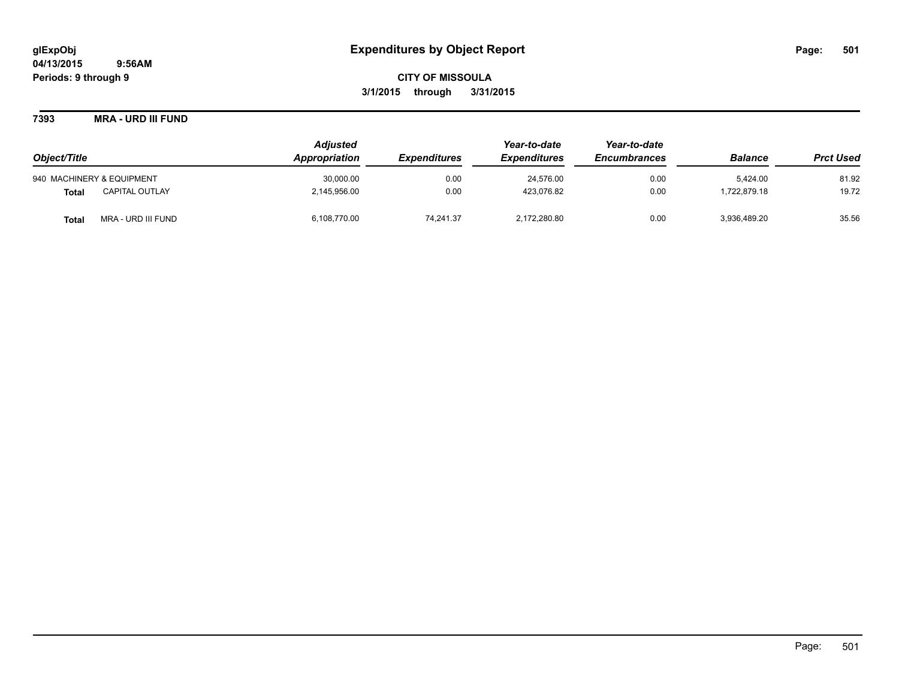**glExpObj**
**04/13/2015 9:56AM**
**Periods: 9 through 9**

# Expenditures by Object Report

**CITY OF MISSOULA**
**3/1/2015 through 3/31/2015**

**7393 MRA - URD III FUND**

| Object/Title | | Adjusted Appropriation | Expenditures | Year-to-date Expenditures | Year-to-date Encumbrances | Balance | Prct Used |
|---|---|---|---|---|---|---|---|
| 940 MACHINERY & EQUIPMENT | | 30,000.00 | 0.00 | 24,576.00 | 0.00 | 5,424.00 | 81.92 |
| **Total** | CAPITAL OUTLAY | 2,145,956.00 | 0.00 | 423,076.82 | 0.00 | 1,722,879.18 | 19.72 |
| **Total** | MRA - URD III FUND | 6,108,770.00 | 74,241.37 | 2,172,280.80 | 0.00 | 3,936,489.20 | 35.56 |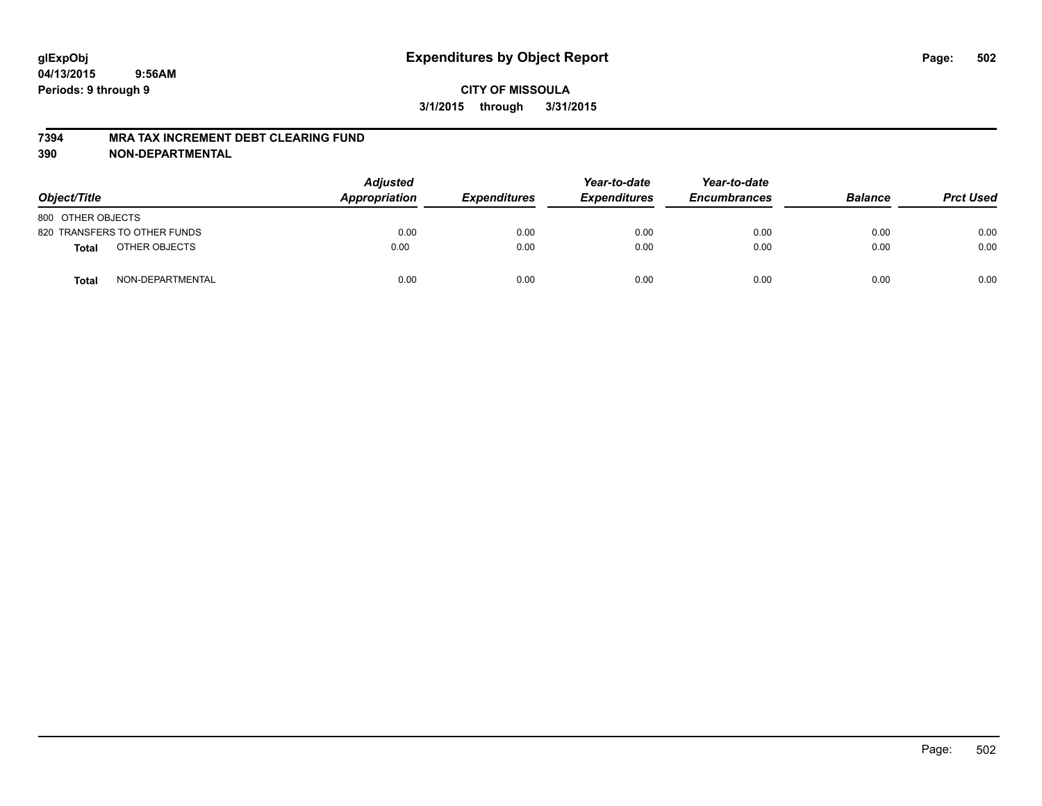glExpObj
04/13/2015 9:56AM
Periods: 9 through 9

# Expenditures by Object Report

**CITY OF MISSOULA**

**3/1/2015 through 3/31/2015**

**7394 MRA TAX INCREMENT DEBT CLEARING FUND**
**390 NON-DEPARTMENTAL**

| Object/Title | Adjusted Appropriation | Expenditures | Year-to-date Expenditures | Year-to-date Encumbrances | Balance | Prct Used |
|---|---|---|---|---|---|---|
| 800 OTHER OBJECTS | | | | | | |
| 820 TRANSFERS TO OTHER FUNDS | 0.00 | 0.00 | 0.00 | 0.00 | 0.00 | 0.00 |
| **Total** OTHER OBJECTS | 0.00 | 0.00 | 0.00 | 0.00 | 0.00 | 0.00 |
| **Total** NON-DEPARTMENTAL | 0.00 | 0.00 | 0.00 | 0.00 | 0.00 | 0.00 |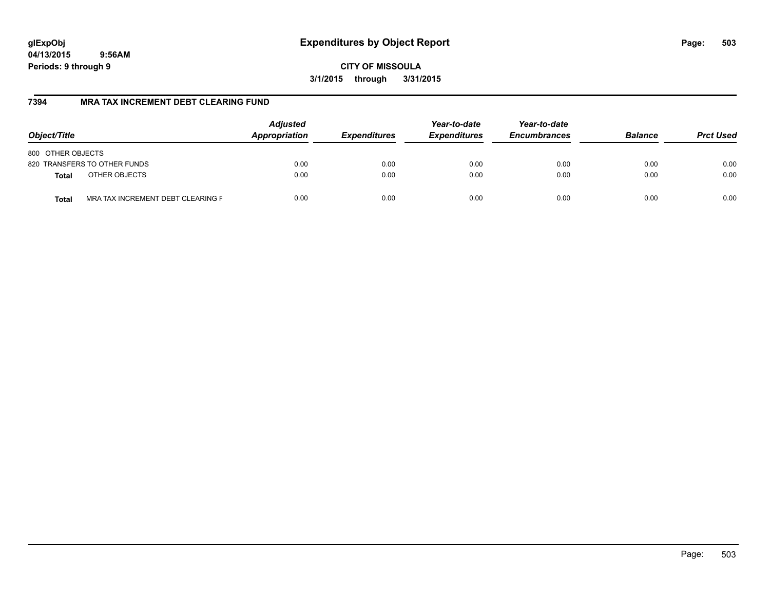# Expenditures by Object Report

glExpObj
04/13/2015 9:56AM
Periods: 9 through 9

**CITY OF MISSOULA**
**3/1/2015 through 3/31/2015**

## 7394 MRA TAX INCREMENT DEBT CLEARING FUND

| Object/Title | | Adjusted Appropriation | Expenditures | Year-to-date Expenditures | Year-to-date Encumbrances | Balance | Prct Used |
|---|---|---|---|---|---|---|---|
| 800 OTHER OBJECTS | | | | | | | |
| 820 TRANSFERS TO OTHER FUNDS | | 0.00 | 0.00 | 0.00 | 0.00 | 0.00 | 0.00 |
| **Total** | OTHER OBJECTS | 0.00 | 0.00 | 0.00 | 0.00 | 0.00 | 0.00 |
| **Total** | MRA TAX INCREMENT DEBT CLEARING F | 0.00 | 0.00 | 0.00 | 0.00 | 0.00 | 0.00 |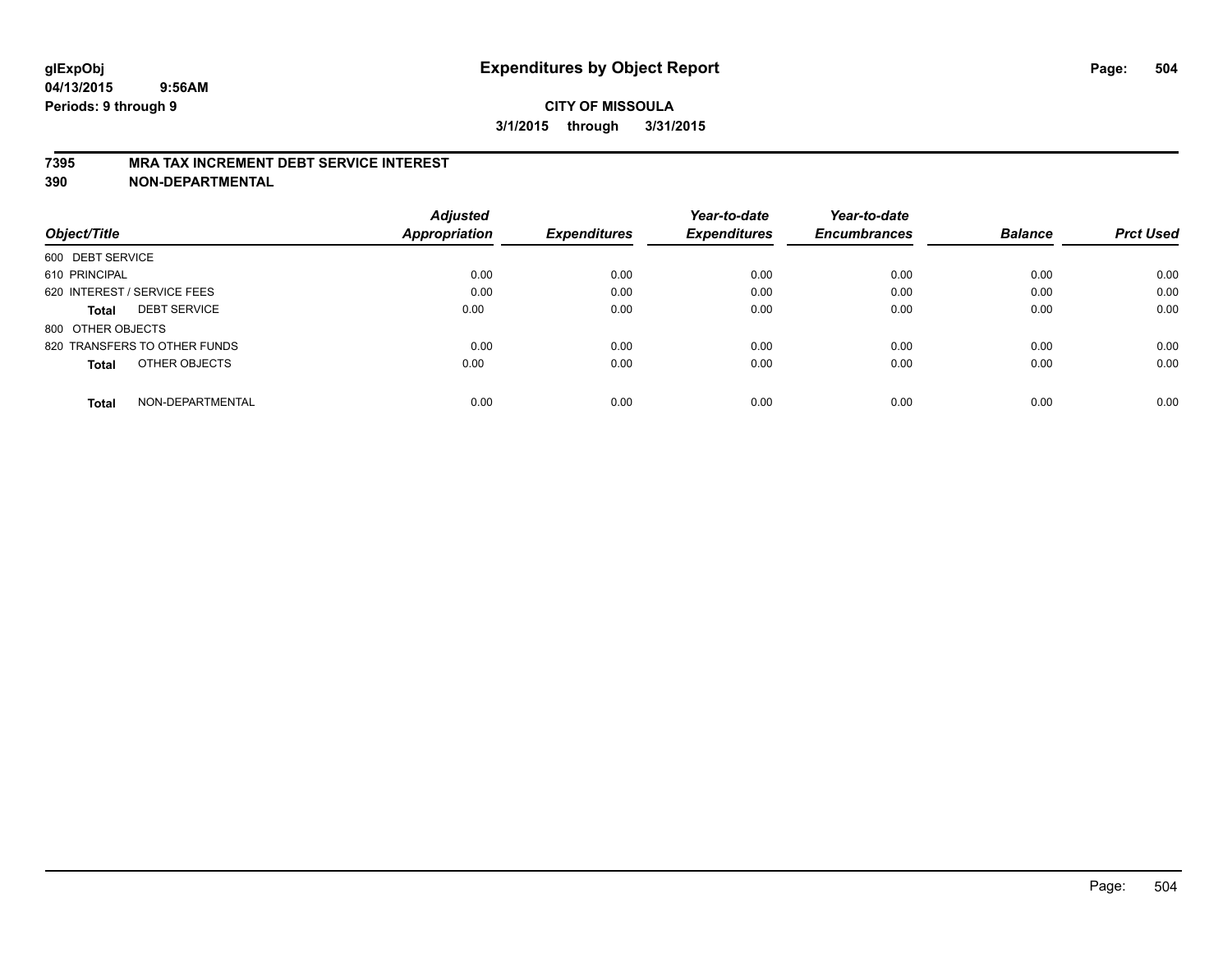# Expenditures by Object Report

glExpObj
04/13/2015 9:56AM
Periods: 9 through 9

**CITY OF MISSOULA**
**3/1/2015 through 3/31/2015**

## 7395 MRA TAX INCREMENT DEBT SERVICE INTEREST
## 390 NON-DEPARTMENTAL

| Object/Title | Adjusted Appropriation | Expenditures | Year-to-date Expenditures | Year-to-date Encumbrances | Balance | Prct Used |
|---|---|---|---|---|---|---|
| 600 DEBT SERVICE | | | | | | |
| 610 PRINCIPAL | 0.00 | 0.00 | 0.00 | 0.00 | 0.00 | 0.00 |
| 620 INTEREST / SERVICE FEES | 0.00 | 0.00 | 0.00 | 0.00 | 0.00 | 0.00 |
| **Total** DEBT SERVICE | 0.00 | 0.00 | 0.00 | 0.00 | 0.00 | 0.00 |
| 800 OTHER OBJECTS | | | | | | |
| 820 TRANSFERS TO OTHER FUNDS | 0.00 | 0.00 | 0.00 | 0.00 | 0.00 | 0.00 |
| **Total** OTHER OBJECTS | 0.00 | 0.00 | 0.00 | 0.00 | 0.00 | 0.00 |
| **Total** NON-DEPARTMENTAL | 0.00 | 0.00 | 0.00 | 0.00 | 0.00 | 0.00 |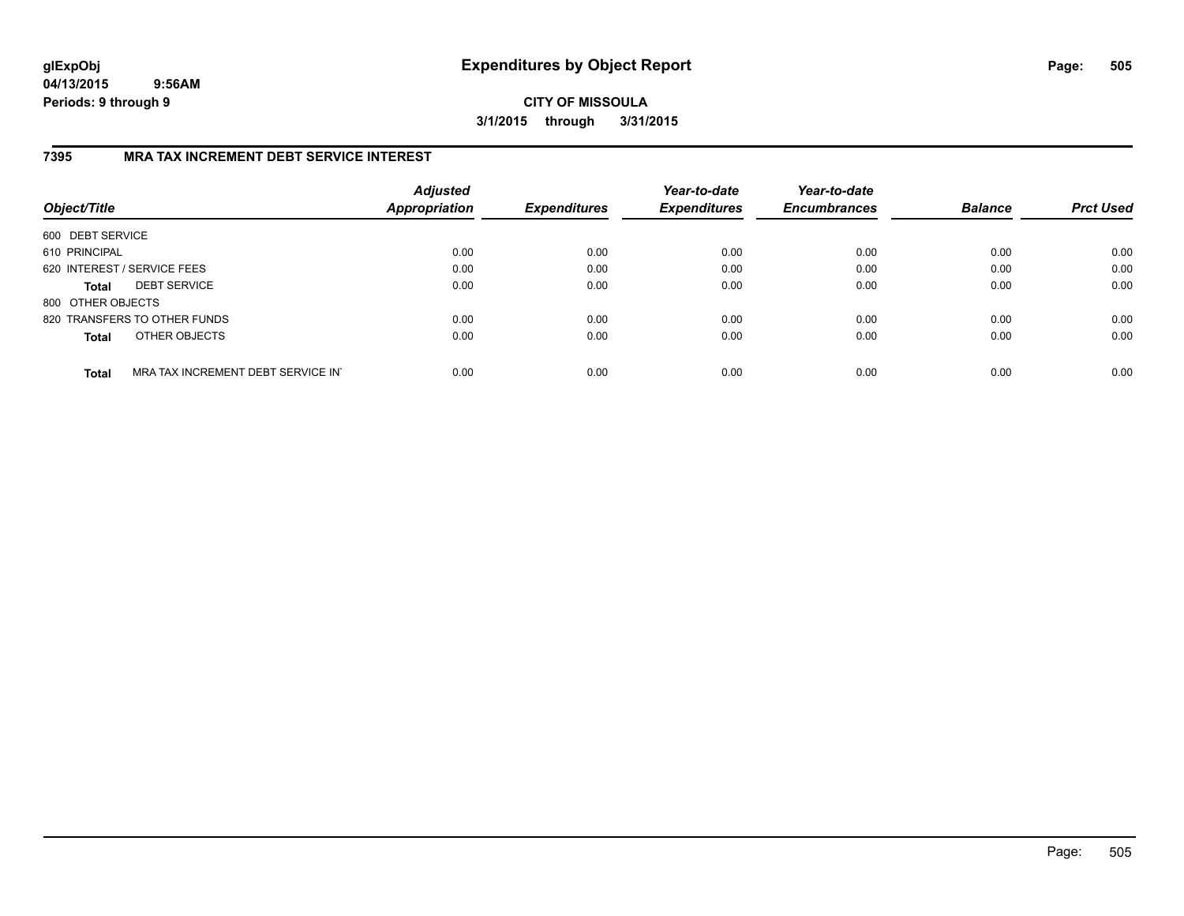**glExpObj**
**04/13/2015 9:56AM**
**Periods: 9 through 9**

# Expenditures by Object Report

**CITY OF MISSOULA**
**3/1/2015 through 3/31/2015**

## 7395 MRA TAX INCREMENT DEBT SERVICE INTEREST

| Object/Title | Adjusted Appropriation | Expenditures | Year-to-date Expenditures | Year-to-date Encumbrances | Balance | Prct Used |
|---|---|---|---|---|---|---|
| 600 DEBT SERVICE | | | | | | |
| 610 PRINCIPAL | 0.00 | 0.00 | 0.00 | 0.00 | 0.00 | 0.00 |
| 620 INTEREST / SERVICE FEES | 0.00 | 0.00 | 0.00 | 0.00 | 0.00 | 0.00 |
| **Total** DEBT SERVICE | 0.00 | 0.00 | 0.00 | 0.00 | 0.00 | 0.00 |
| 800 OTHER OBJECTS | | | | | | |
| 820 TRANSFERS TO OTHER FUNDS | 0.00 | 0.00 | 0.00 | 0.00 | 0.00 | 0.00 |
| **Total** OTHER OBJECTS | 0.00 | 0.00 | 0.00 | 0.00 | 0.00 | 0.00 |
| **Total** MRA TAX INCREMENT DEBT SERVICE IN' | 0.00 | 0.00 | 0.00 | 0.00 | 0.00 | 0.00 |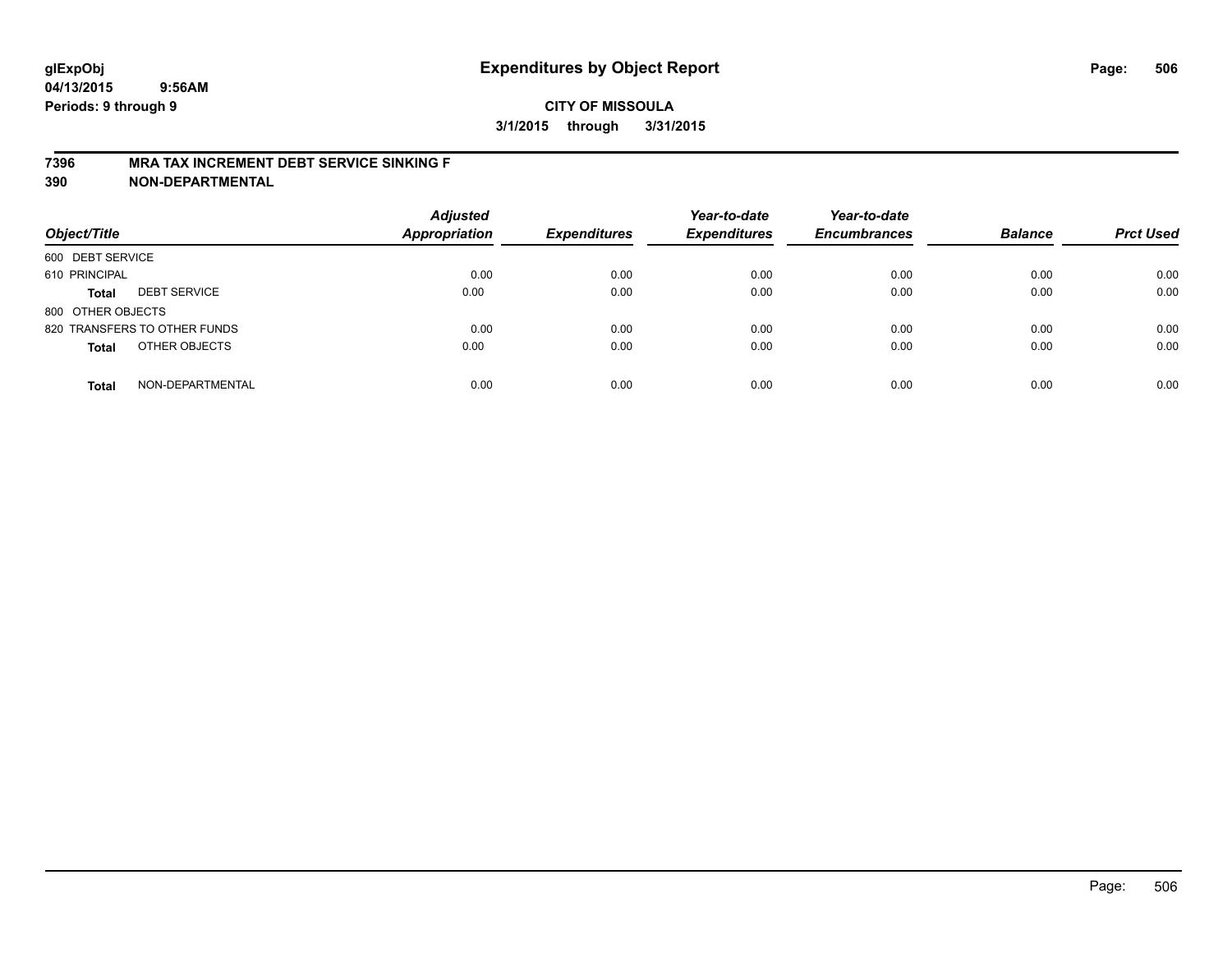**glExpObj** **Expenditures by Object Report**
**04/13/2015 9:56AM**
**Periods: 9 through 9**

**CITY OF MISSOULA**
**3/1/2015 through 3/31/2015**

## 7396 MRA TAX INCREMENT DEBT SERVICE SINKING F
## 390 NON-DEPARTMENTAL

| Object/Title | | Adjusted Appropriation | Expenditures | Year-to-date Expenditures | Year-to-date Encumbrances | Balance | Prct Used |
|---|---|---|---|---|---|---|---|
| 600 DEBT SERVICE | | | | | | | |
| 610 PRINCIPAL | | 0.00 | 0.00 | 0.00 | 0.00 | 0.00 | 0.00 |
| **Total** | DEBT SERVICE | 0.00 | 0.00 | 0.00 | 0.00 | 0.00 | 0.00 |
| 800 OTHER OBJECTS | | | | | | | |
| 820 TRANSFERS TO OTHER FUNDS | | 0.00 | 0.00 | 0.00 | 0.00 | 0.00 | 0.00 |
| **Total** | OTHER OBJECTS | 0.00 | 0.00 | 0.00 | 0.00 | 0.00 | 0.00 |
| **Total** | NON-DEPARTMENTAL | 0.00 | 0.00 | 0.00 | 0.00 | 0.00 | 0.00 |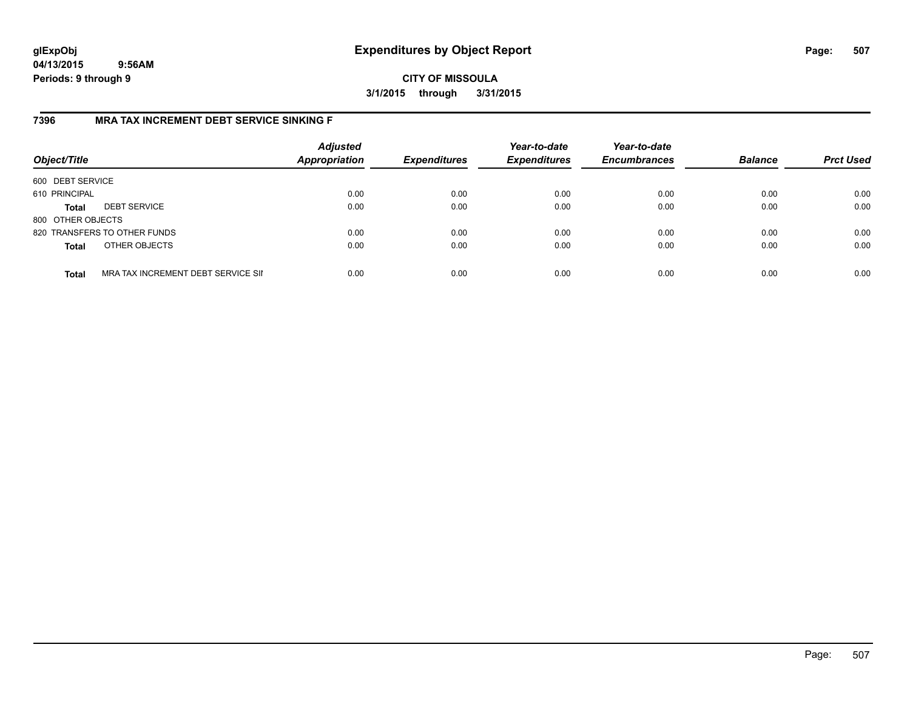# Expenditures by Object Report

glExpObj
04/13/2015 9:56AM
Periods: 9 through 9

**CITY OF MISSOULA**
**3/1/2015 through 3/31/2015**

## 7396 MRA TAX INCREMENT DEBT SERVICE SINKING F

| Object/Title | | Adjusted Appropriation | Expenditures | Year-to-date Expenditures | Year-to-date Encumbrances | Balance | Prct Used |
|---|---|---|---|---|---|---|---|
| 600 DEBT SERVICE | | | | | | | |
| 610 PRINCIPAL | | 0.00 | 0.00 | 0.00 | 0.00 | 0.00 | 0.00 |
| **Total** | DEBT SERVICE | 0.00 | 0.00 | 0.00 | 0.00 | 0.00 | 0.00 |
| 800 OTHER OBJECTS | | | | | | | |
| 820 TRANSFERS TO OTHER FUNDS | | 0.00 | 0.00 | 0.00 | 0.00 | 0.00 | 0.00 |
| **Total** | OTHER OBJECTS | 0.00 | 0.00 | 0.00 | 0.00 | 0.00 | 0.00 |
| **Total** | MRA TAX INCREMENT DEBT SERVICE SII | 0.00 | 0.00 | 0.00 | 0.00 | 0.00 | 0.00 |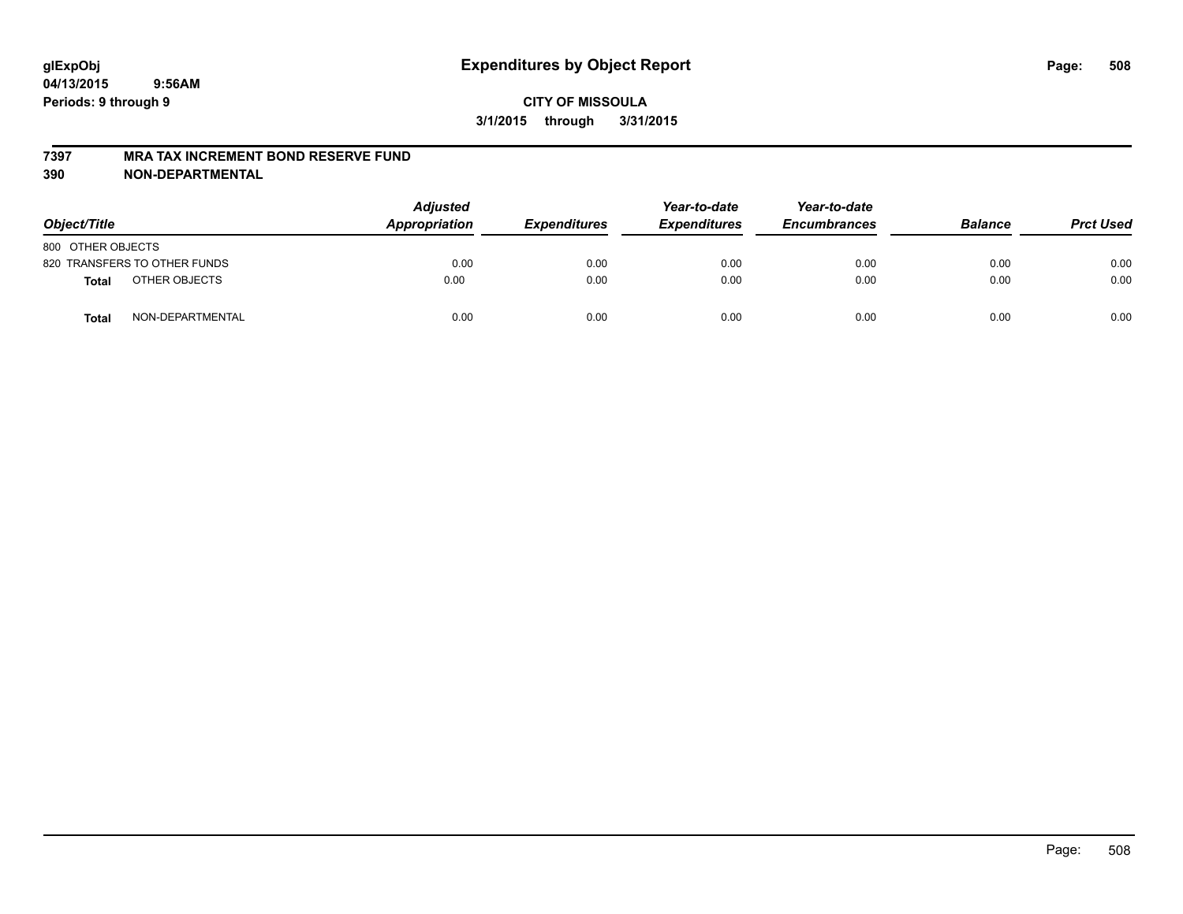**glExpObj** **Expenditures by Object Report**
**04/13/2015 9:56AM**
**Periods: 9 through 9**

**CITY OF MISSOULA**
**3/1/2015 through 3/31/2015**

**7397 MRA TAX INCREMENT BOND RESERVE FUND**
**390 NON-DEPARTMENTAL**

| Object/Title | | Adjusted Appropriation | Expenditures | Year-to-date Expenditures | Year-to-date Encumbrances | Balance | Prct Used |
|---|---|---|---|---|---|---|---|
| 800 OTHER OBJECTS | | | | | | | |
| 820 TRANSFERS TO OTHER FUNDS | | 0.00 | 0.00 | 0.00 | 0.00 | 0.00 | 0.00 |
| **Total** | OTHER OBJECTS | 0.00 | 0.00 | 0.00 | 0.00 | 0.00 | 0.00 |
| **Total** | NON-DEPARTMENTAL | 0.00 | 0.00 | 0.00 | 0.00 | 0.00 | 0.00 |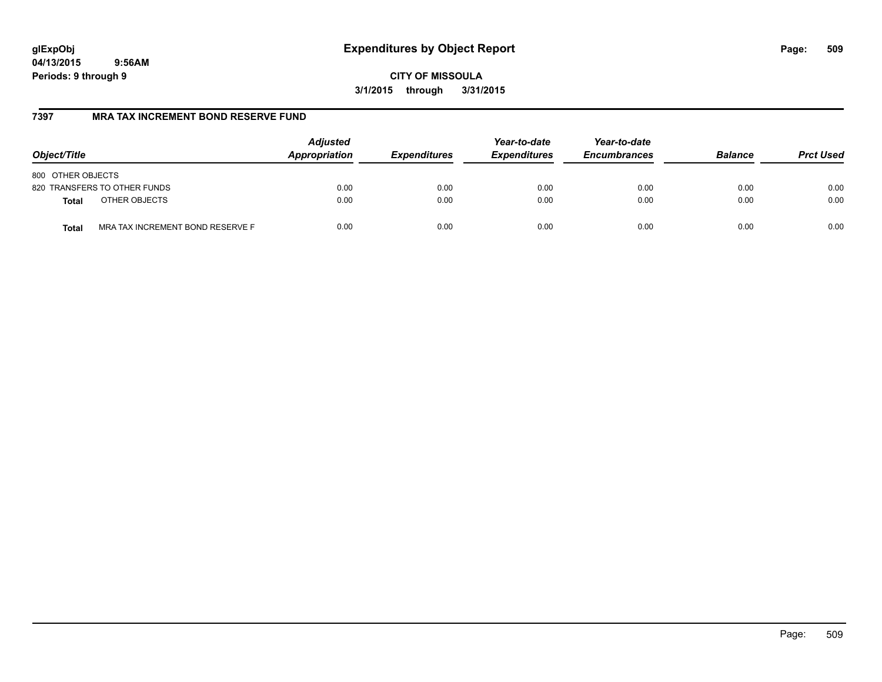# Expenditures by Object Report

glExpObj
04/13/2015 9:56AM
Periods: 9 through 9

**CITY OF MISSOULA**
**3/1/2015 through 3/31/2015**

## 7397 MRA TAX INCREMENT BOND RESERVE FUND

| Object/Title | Adjusted Appropriation | Expenditures | Year-to-date Expenditures | Year-to-date Encumbrances | Balance | Prct Used |
|---|---|---|---|---|---|---|
| 800 OTHER OBJECTS | | | | | | |
| 820 TRANSFERS TO OTHER FUNDS | 0.00 | 0.00 | 0.00 | 0.00 | 0.00 | 0.00 |
| **Total** OTHER OBJECTS | 0.00 | 0.00 | 0.00 | 0.00 | 0.00 | 0.00 |
| **Total** MRA TAX INCREMENT BOND RESERVE F | 0.00 | 0.00 | 0.00 | 0.00 | 0.00 | 0.00 |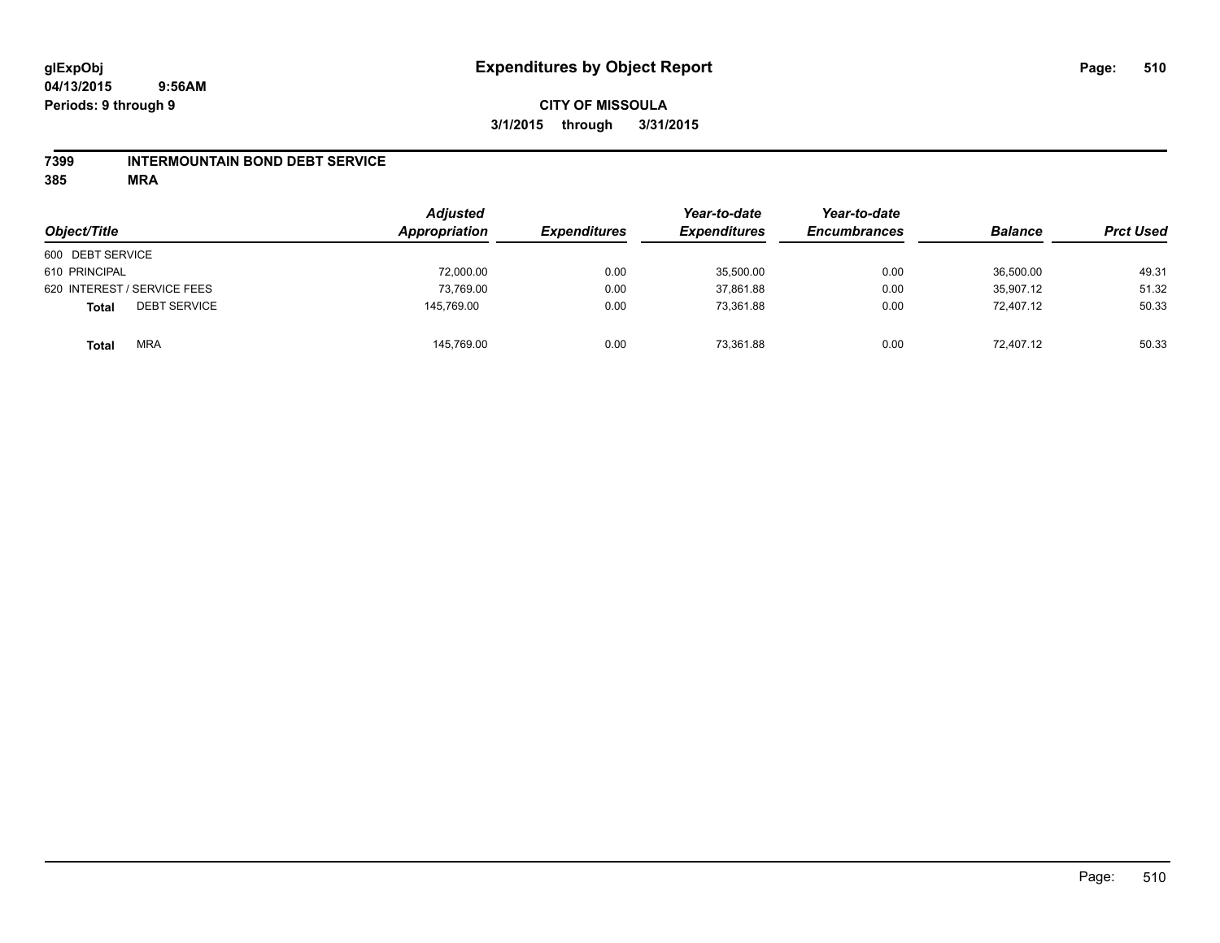# Expenditures by Object Report

glExpObj
04/13/2015 9:56AM
Periods: 9 through 9

**CITY OF MISSOULA**
**3/1/2015 through 3/31/2015**

## 7399 INTERMOUNTAIN BOND DEBT SERVICE
## 385 MRA

| Object/Title | Adjusted Appropriation | Expenditures | Year-to-date Expenditures | Year-to-date Encumbrances | Balance | Prct Used |
|---|---|---|---|---|---|---|
| 600 DEBT SERVICE | | | | | | |
| 610 PRINCIPAL | 72,000.00 | 0.00 | 35,500.00 | 0.00 | 36,500.00 | 49.31 |
| 620 INTEREST / SERVICE FEES | 73,769.00 | 0.00 | 37,861.88 | 0.00 | 35,907.12 | 51.32 |
| **Total** DEBT SERVICE | 145,769.00 | 0.00 | 73,361.88 | 0.00 | 72,407.12 | 50.33 |
| **Total** MRA | 145,769.00 | 0.00 | 73,361.88 | 0.00 | 72,407.12 | 50.33 |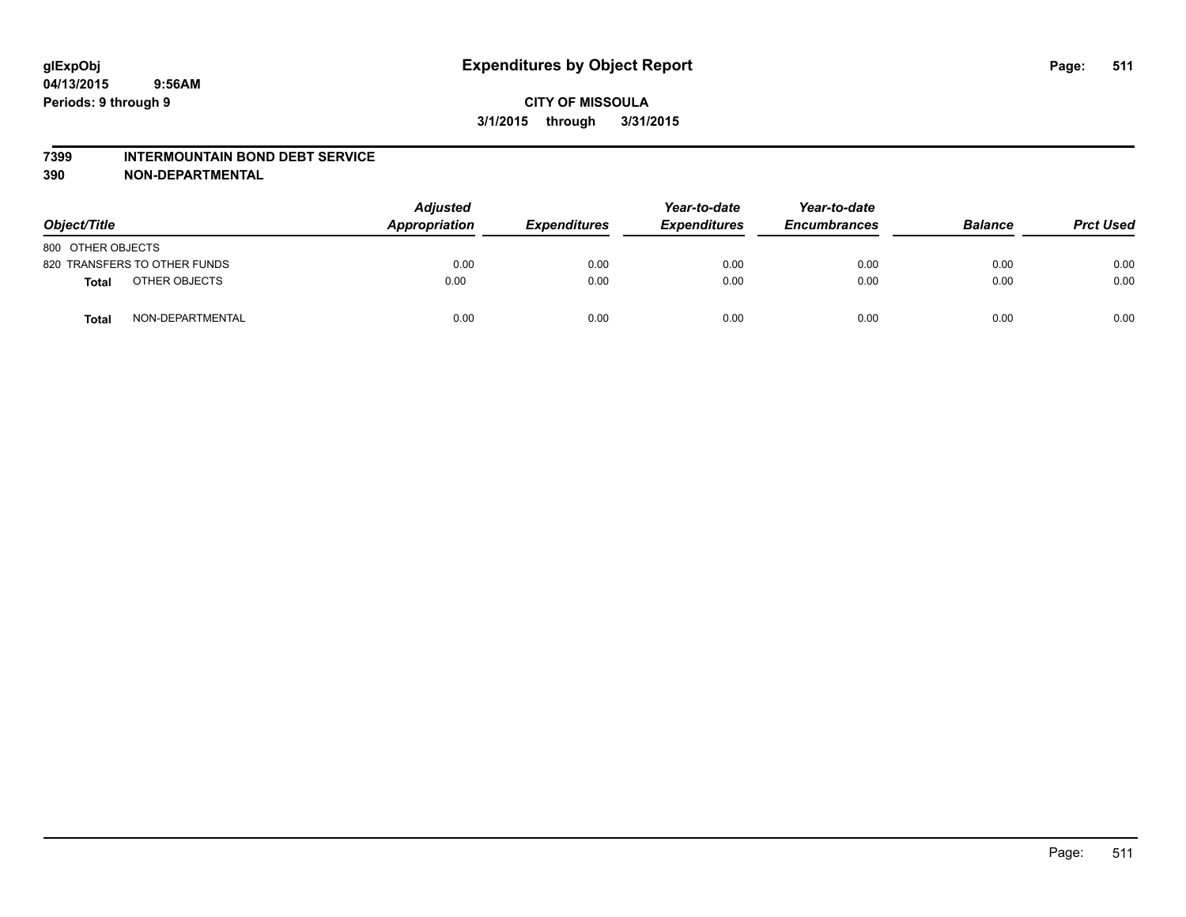glExpObj
04/13/2015 9:56AM
Periods: 9 through 9

# Expenditures by Object Report

**CITY OF MISSOULA**
**3/1/2015 through 3/31/2015**

**7399 INTERMOUNTAIN BOND DEBT SERVICE**
**390 NON-DEPARTMENTAL**

| Object/Title | | Adjusted Appropriation | Expenditures | Year-to-date Expenditures | Year-to-date Encumbrances | Balance | Prct Used |
|---|---|---|---|---|---|---|---|
| 800 OTHER OBJECTS | | | | | | | |
| 820 TRANSFERS TO OTHER FUNDS | | 0.00 | 0.00 | 0.00 | 0.00 | 0.00 | 0.00 |
| **Total** | OTHER OBJECTS | 0.00 | 0.00 | 0.00 | 0.00 | 0.00 | 0.00 |
| **Total** | NON-DEPARTMENTAL | 0.00 | 0.00 | 0.00 | 0.00 | 0.00 | 0.00 |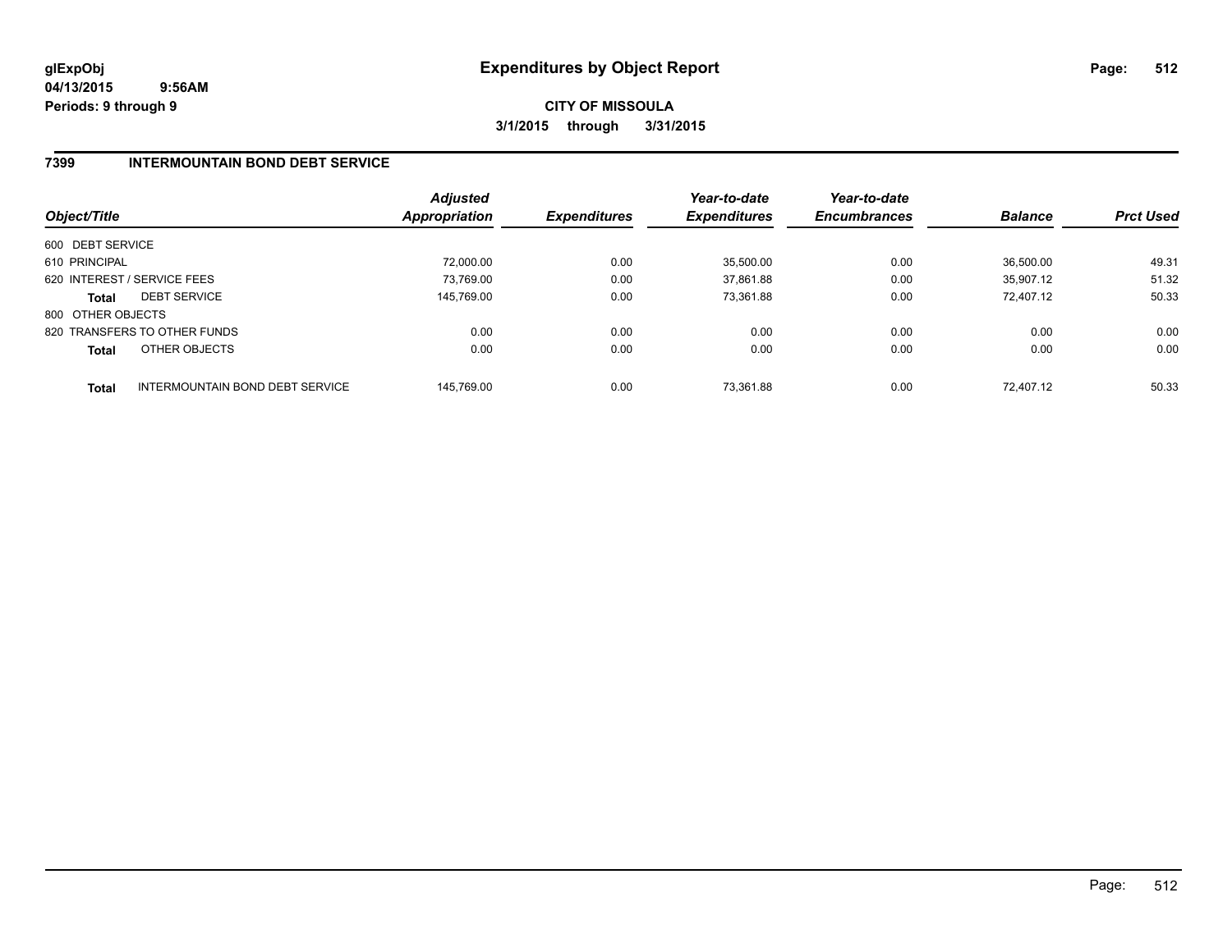**glExpObj** 
**04/13/2015 9:56AM** 
**Periods: 9 through 9**

# Expenditures by Object Report

**CITY OF MISSOULA**
**3/1/2015 through 3/31/2015**

## 7399 INTERMOUNTAIN BOND DEBT SERVICE

| Object/Title | | Adjusted Appropriation | Expenditures | Year-to-date Expenditures | Year-to-date Encumbrances | Balance | Prct Used |
|---|---|---|---|---|---|---|---|
| 600 DEBT SERVICE | | | | | | | |
| 610 PRINCIPAL | | 72,000.00 | 0.00 | 35,500.00 | 0.00 | 36,500.00 | 49.31 |
| 620 INTEREST / SERVICE FEES | | 73,769.00 | 0.00 | 37,861.88 | 0.00 | 35,907.12 | 51.32 |
| **Total** | DEBT SERVICE | 145,769.00 | 0.00 | 73,361.88 | 0.00 | 72,407.12 | 50.33 |
| 800 OTHER OBJECTS | | | | | | | |
| 820 TRANSFERS TO OTHER FUNDS | | 0.00 | 0.00 | 0.00 | 0.00 | 0.00 | 0.00 |
| **Total** | OTHER OBJECTS | 0.00 | 0.00 | 0.00 | 0.00 | 0.00 | 0.00 |
| **Total** | INTERMOUNTAIN BOND DEBT SERVICE | 145,769.00 | 0.00 | 73,361.88 | 0.00 | 72,407.12 | 50.33 |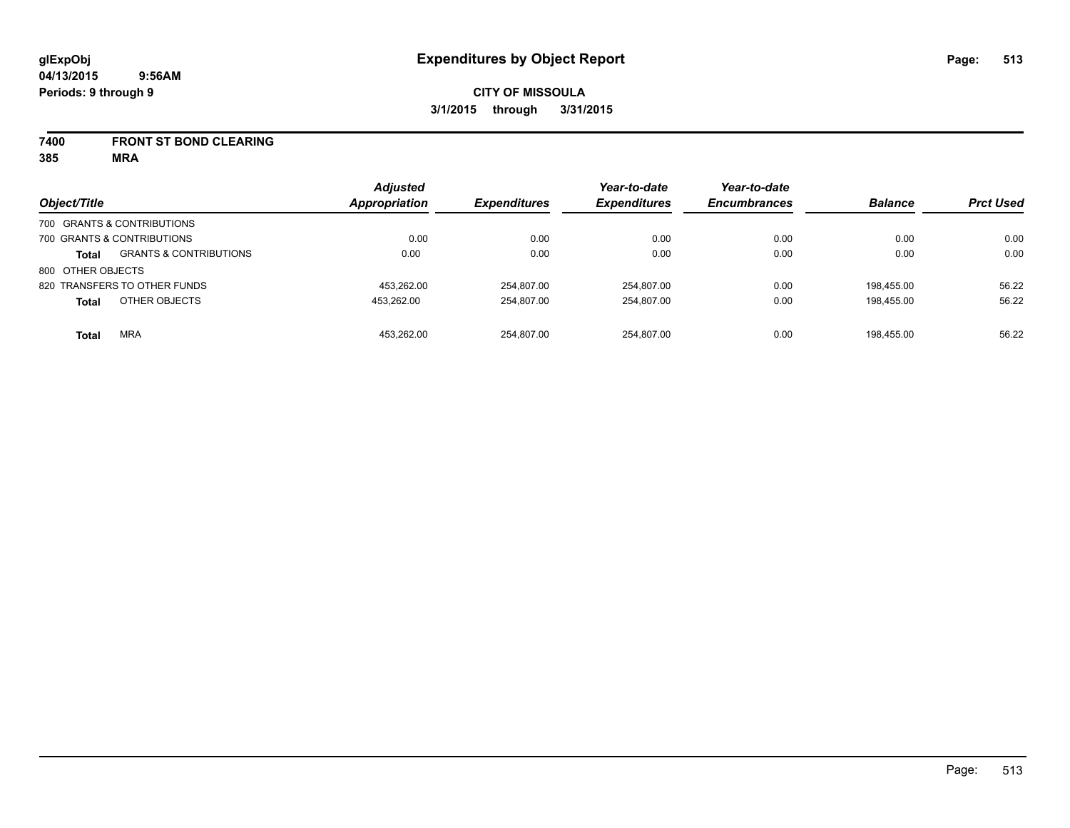**glExpObj** **Expenditures by Object Report**
**04/13/2015 9:56AM**
**Periods: 9 through 9**

**CITY OF MISSOULA**
**3/1/2015 through 3/31/2015**

**7400 FRONT ST BOND CLEARING**
**385 MRA**

| Object/Title | | Adjusted Appropriation | Expenditures | Year-to-date Expenditures | Year-to-date Encumbrances | Balance | Prct Used |
|---|---|---|---|---|---|---|---|
| 700 GRANTS & CONTRIBUTIONS | | | | | | | |
| 700 GRANTS & CONTRIBUTIONS | | 0.00 | 0.00 | 0.00 | 0.00 | 0.00 | 0.00 |
| **Total** | GRANTS & CONTRIBUTIONS | 0.00 | 0.00 | 0.00 | 0.00 | 0.00 | 0.00 |
| 800 OTHER OBJECTS | | | | | | | |
| 820 TRANSFERS TO OTHER FUNDS | | 453,262.00 | 254,807.00 | 254,807.00 | 0.00 | 198,455.00 | 56.22 |
| **Total** | OTHER OBJECTS | 453,262.00 | 254,807.00 | 254,807.00 | 0.00 | 198,455.00 | 56.22 |
| **Total** | MRA | 453,262.00 | 254,807.00 | 254,807.00 | 0.00 | 198,455.00 | 56.22 |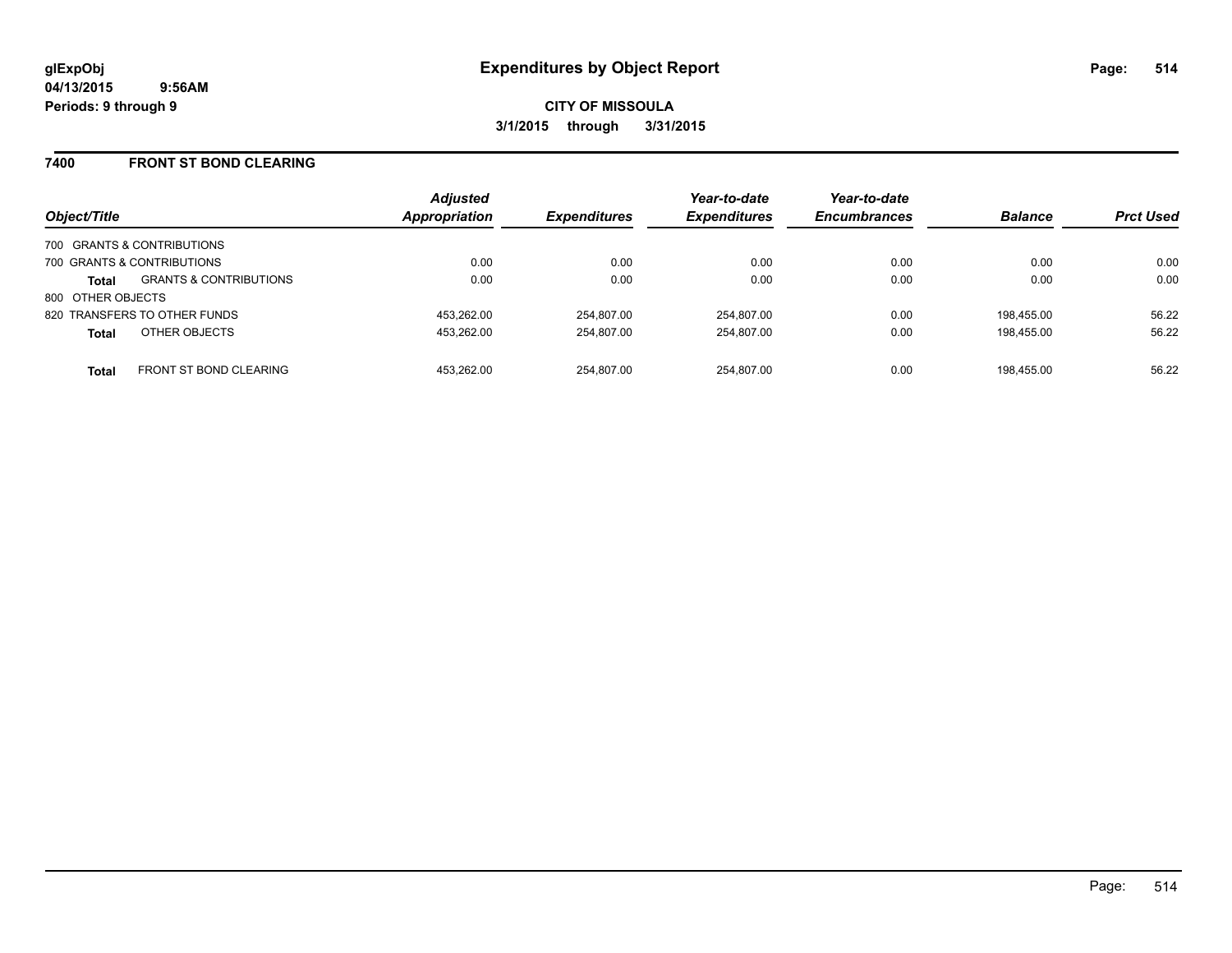**glExpObj**
**04/13/2015 9:56AM**
**Periods: 9 through 9**

# Expenditures by Object Report

**CITY OF MISSOULA**
**3/1/2015 through 3/31/2015**

## 7400 FRONT ST BOND CLEARING

| Object/Title | | Adjusted Appropriation | Expenditures | Year-to-date Expenditures | Year-to-date Encumbrances | Balance | Prct Used |
|---|---|---|---|---|---|---|---|
| 700 GRANTS & CONTRIBUTIONS | | | | | | | |
| 700 GRANTS & CONTRIBUTIONS | | 0.00 | 0.00 | 0.00 | 0.00 | 0.00 | 0.00 |
| **Total** | GRANTS & CONTRIBUTIONS | 0.00 | 0.00 | 0.00 | 0.00 | 0.00 | 0.00 |
| 800 OTHER OBJECTS | | | | | | | |
| 820 TRANSFERS TO OTHER FUNDS | | 453,262.00 | 254,807.00 | 254,807.00 | 0.00 | 198,455.00 | 56.22 |
| **Total** | OTHER OBJECTS | 453,262.00 | 254,807.00 | 254,807.00 | 0.00 | 198,455.00 | 56.22 |
| **Total** | FRONT ST BOND CLEARING | 453,262.00 | 254,807.00 | 254,807.00 | 0.00 | 198,455.00 | 56.22 |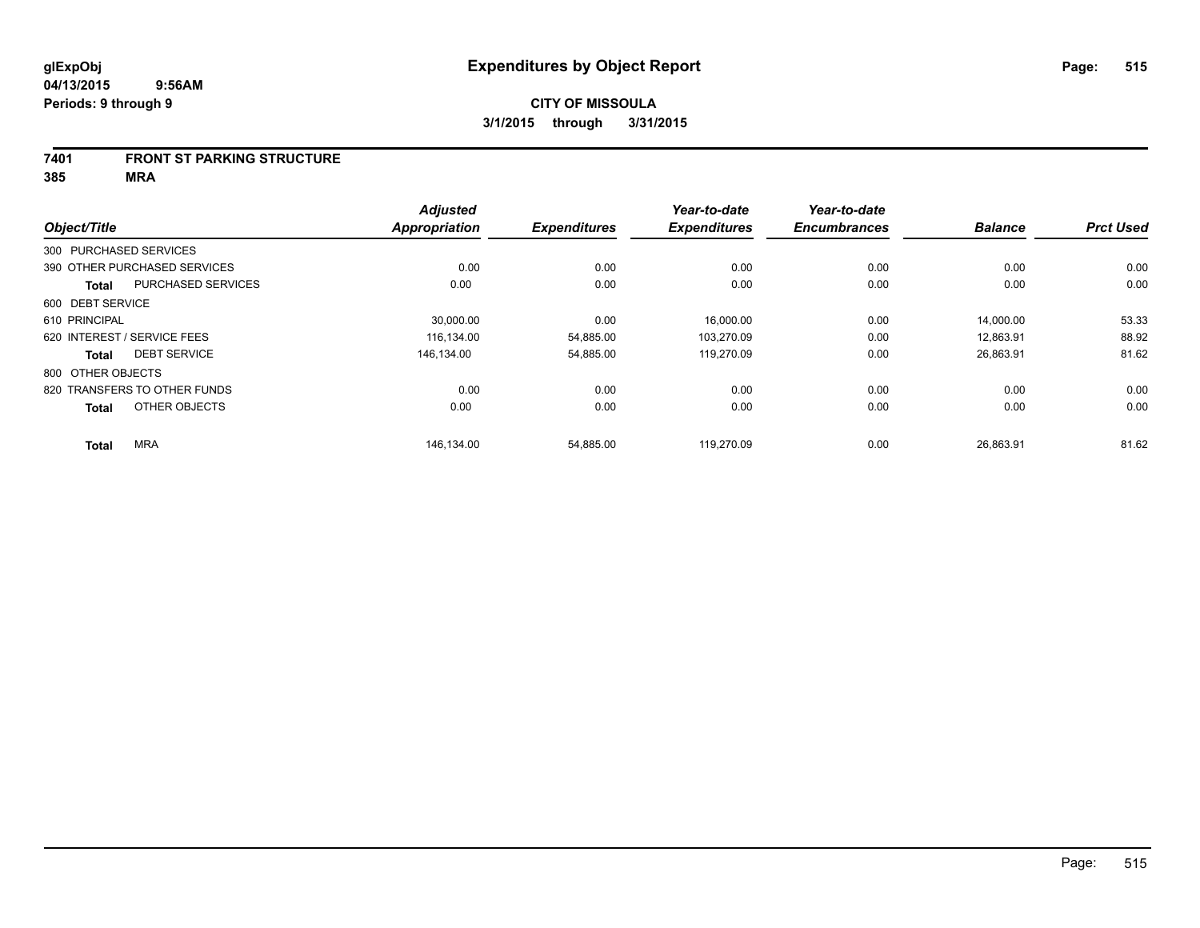**glExpObj**
**04/13/2015 9:56AM**
**Periods: 9 through 9**

# Expenditures by Object Report

**CITY OF MISSOULA**
**3/1/2015 through 3/31/2015**

## 7401 FRONT ST PARKING STRUCTURE
## 385 MRA

| Object/Title | | Adjusted Appropriation | Expenditures | Year-to-date Expenditures | Year-to-date Encumbrances | Balance | Prct Used |
|---|---|---|---|---|---|---|---|
| 300 PURCHASED SERVICES | | | | | | | |
| 390 OTHER PURCHASED SERVICES | | 0.00 | 0.00 | 0.00 | 0.00 | 0.00 | 0.00 |
| **Total** | PURCHASED SERVICES | 0.00 | 0.00 | 0.00 | 0.00 | 0.00 | 0.00 |
| 600 DEBT SERVICE | | | | | | | |
| 610 PRINCIPAL | | 30,000.00 | 0.00 | 16,000.00 | 0.00 | 14,000.00 | 53.33 |
| 620 INTEREST / SERVICE FEES | | 116,134.00 | 54,885.00 | 103,270.09 | 0.00 | 12,863.91 | 88.92 |
| **Total** | DEBT SERVICE | 146,134.00 | 54,885.00 | 119,270.09 | 0.00 | 26,863.91 | 81.62 |
| 800 OTHER OBJECTS | | | | | | | |
| 820 TRANSFERS TO OTHER FUNDS | | 0.00 | 0.00 | 0.00 | 0.00 | 0.00 | 0.00 |
| **Total** | OTHER OBJECTS | 0.00 | 0.00 | 0.00 | 0.00 | 0.00 | 0.00 |
| **Total** | MRA | 146,134.00 | 54,885.00 | 119,270.09 | 0.00 | 26,863.91 | 81.62 |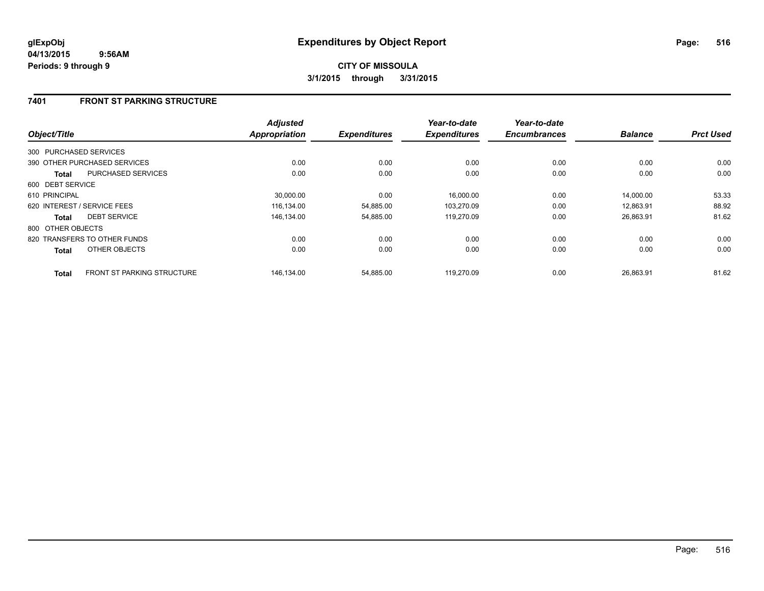**glExpObj** **Expenditures by Object Report**
**04/13/2015 9:56AM**
**Periods: 9 through 9**

**CITY OF MISSOULA**
**3/1/2015 through 3/31/2015**

## 7401 FRONT ST PARKING STRUCTURE

| Object/Title | | Adjusted Appropriation | Expenditures | Year-to-date Expenditures | Year-to-date Encumbrances | Balance | Prct Used |
|---|---|---|---|---|---|---|---|
| 300 PURCHASED SERVICES | | | | | | | |
| 390 OTHER PURCHASED SERVICES | | 0.00 | 0.00 | 0.00 | 0.00 | 0.00 | 0.00 |
| **Total** | PURCHASED SERVICES | 0.00 | 0.00 | 0.00 | 0.00 | 0.00 | 0.00 |
| 600 DEBT SERVICE | | | | | | | |
| 610 PRINCIPAL | | 30,000.00 | 0.00 | 16,000.00 | 0.00 | 14,000.00 | 53.33 |
| 620 INTEREST / SERVICE FEES | | 116,134.00 | 54,885.00 | 103,270.09 | 0.00 | 12,863.91 | 88.92 |
| **Total** | DEBT SERVICE | 146,134.00 | 54,885.00 | 119,270.09 | 0.00 | 26,863.91 | 81.62 |
| 800 OTHER OBJECTS | | | | | | | |
| 820 TRANSFERS TO OTHER FUNDS | | 0.00 | 0.00 | 0.00 | 0.00 | 0.00 | 0.00 |
| **Total** | OTHER OBJECTS | 0.00 | 0.00 | 0.00 | 0.00 | 0.00 | 0.00 |
| **Total** | FRONT ST PARKING STRUCTURE | 146,134.00 | 54,885.00 | 119,270.09 | 0.00 | 26,863.91 | 81.62 |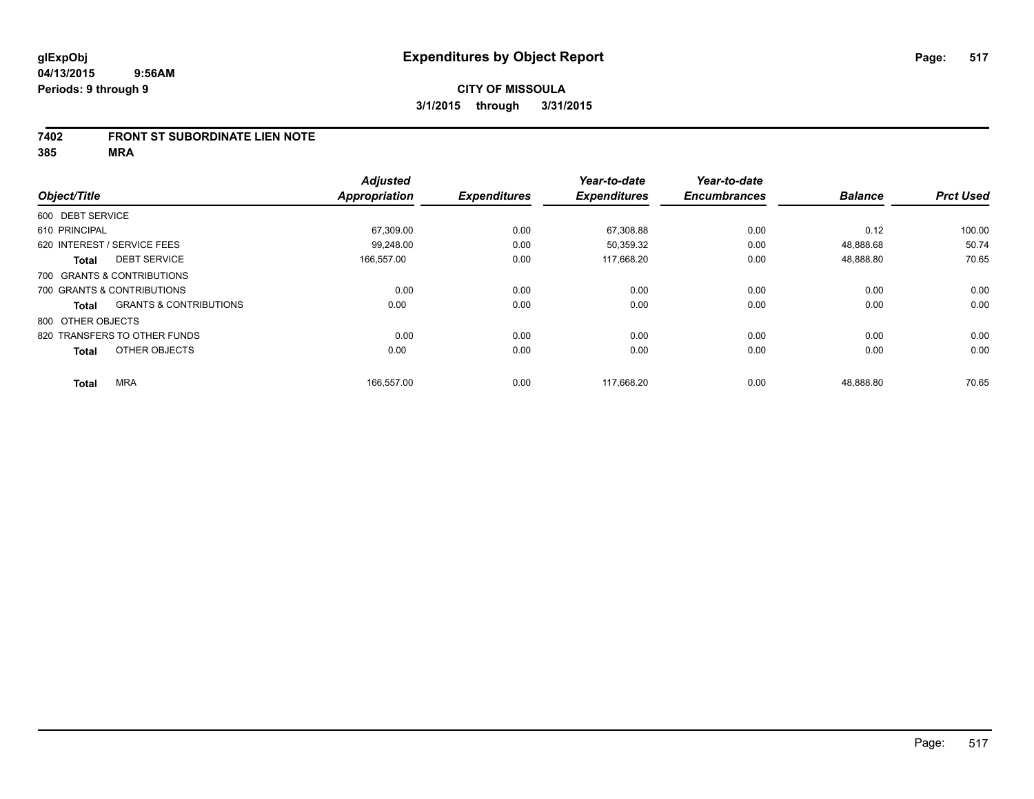# Expenditures by Object Report

glExpObj
04/13/2015 9:56AM
Periods: 9 through 9

**CITY OF MISSOULA**
**3/1/2015 through 3/31/2015**

**7402 FRONT ST SUBORDINATE LIEN NOTE**
**385 MRA**

| Object/Title | | Adjusted Appropriation | Expenditures | Year-to-date Expenditures | Year-to-date Encumbrances | Balance | Prct Used |
|---|---|---|---|---|---|---|---|
| 600 DEBT SERVICE | | | | | | | |
| 610 PRINCIPAL | | 67,309.00 | 0.00 | 67,308.88 | 0.00 | 0.12 | 100.00 |
| 620 INTEREST / SERVICE FEES | | 99,248.00 | 0.00 | 50,359.32 | 0.00 | 48,888.68 | 50.74 |
| **Total** | DEBT SERVICE | 166,557.00 | 0.00 | 117,668.20 | 0.00 | 48,888.80 | 70.65 |
| 700 GRANTS & CONTRIBUTIONS | | | | | | | |
| 700 GRANTS & CONTRIBUTIONS | | 0.00 | 0.00 | 0.00 | 0.00 | 0.00 | 0.00 |
| **Total** | GRANTS & CONTRIBUTIONS | 0.00 | 0.00 | 0.00 | 0.00 | 0.00 | 0.00 |
| 800 OTHER OBJECTS | | | | | | | |
| 820 TRANSFERS TO OTHER FUNDS | | 0.00 | 0.00 | 0.00 | 0.00 | 0.00 | 0.00 |
| **Total** | OTHER OBJECTS | 0.00 | 0.00 | 0.00 | 0.00 | 0.00 | 0.00 |
| **Total** | MRA | 166,557.00 | 0.00 | 117,668.20 | 0.00 | 48,888.80 | 70.65 |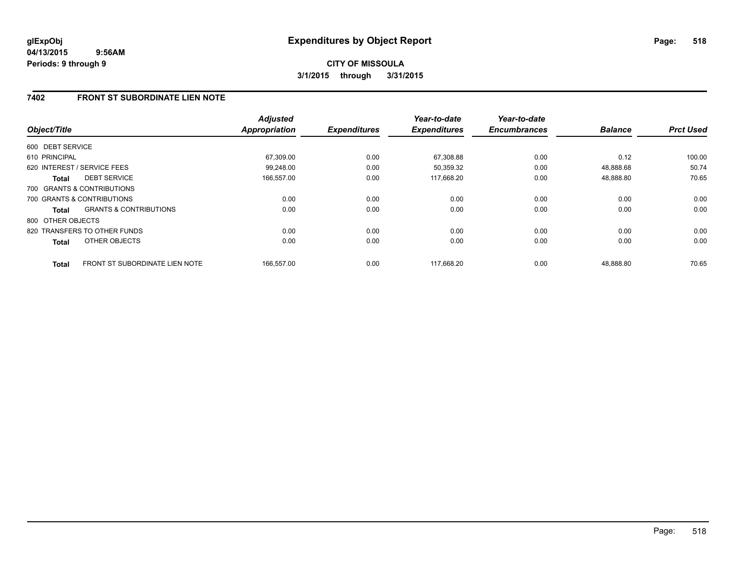**glExpObj**
**04/13/2015 9:56AM**
**Periods: 9 through 9**

# Expenditures by Object Report

**CITY OF MISSOULA**
**3/1/2015 through 3/31/2015**

## 7402 FRONT ST SUBORDINATE LIEN NOTE

| Object/Title | Adjusted Appropriation | Expenditures | Year-to-date Expenditures | Year-to-date Encumbrances | Balance | Prct Used |
|---|---|---|---|---|---|---|
| 600 DEBT SERVICE | | | | | | |
| 610 PRINCIPAL | 67,309.00 | 0.00 | 67,308.88 | 0.00 | 0.12 | 100.00 |
| 620 INTEREST / SERVICE FEES | 99,248.00 | 0.00 | 50,359.32 | 0.00 | 48,888.68 | 50.74 |
| **Total** DEBT SERVICE | 166,557.00 | 0.00 | 117,668.20 | 0.00 | 48,888.80 | 70.65 |
| 700 GRANTS & CONTRIBUTIONS | | | | | | |
| 700 GRANTS & CONTRIBUTIONS | 0.00 | 0.00 | 0.00 | 0.00 | 0.00 | 0.00 |
| **Total** GRANTS & CONTRIBUTIONS | 0.00 | 0.00 | 0.00 | 0.00 | 0.00 | 0.00 |
| 800 OTHER OBJECTS | | | | | | |
| 820 TRANSFERS TO OTHER FUNDS | 0.00 | 0.00 | 0.00 | 0.00 | 0.00 | 0.00 |
| **Total** OTHER OBJECTS | 0.00 | 0.00 | 0.00 | 0.00 | 0.00 | 0.00 |
| **Total** FRONT ST SUBORDINATE LIEN NOTE | 166,557.00 | 0.00 | 117,668.20 | 0.00 | 48,888.80 | 70.65 |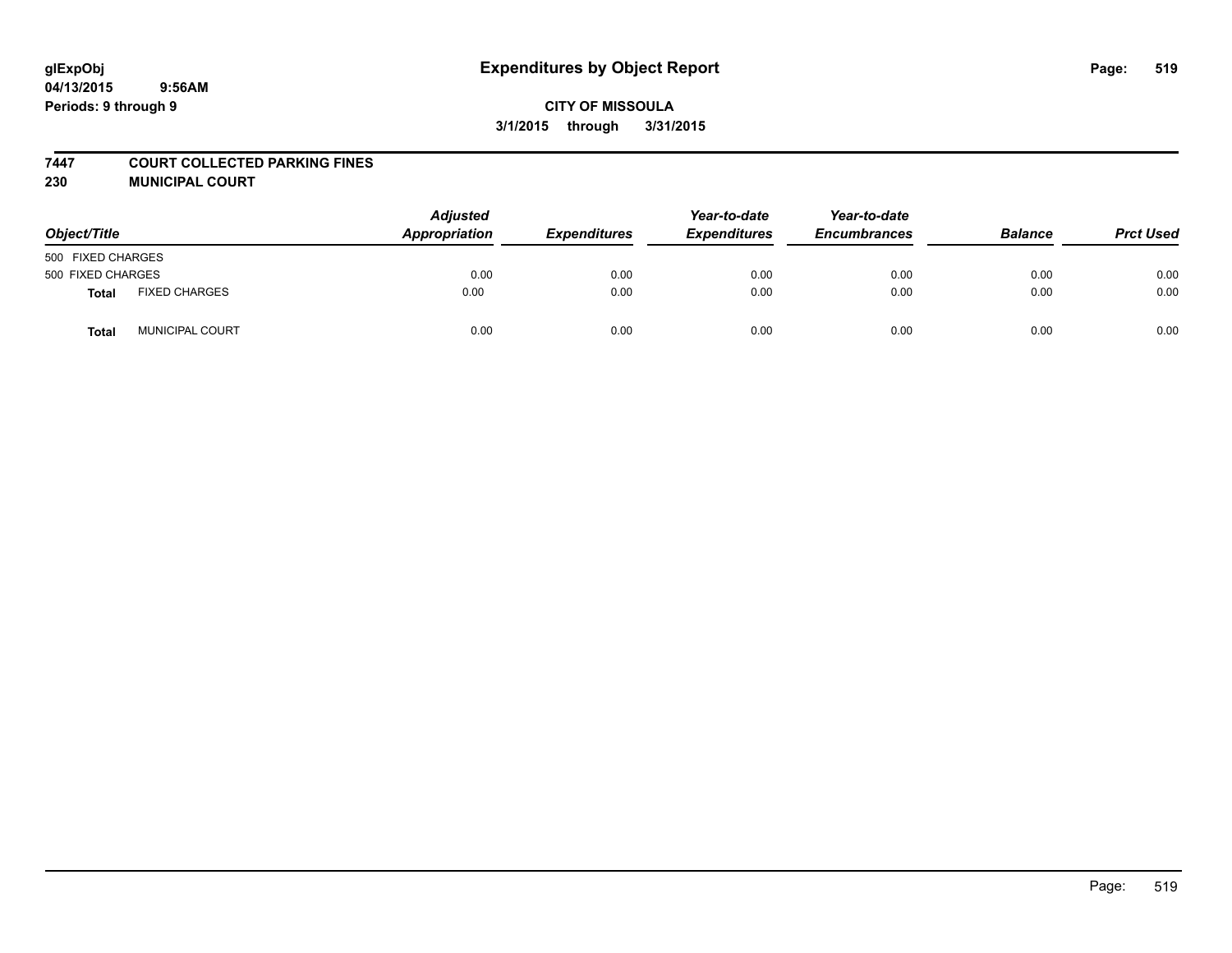glExpObj
04/13/2015 9:56AM
Periods: 9 through 9

# Expenditures by Object Report

**CITY OF MISSOULA**
**3/1/2015 through 3/31/2015**

**7447 COURT COLLECTED PARKING FINES**
**230 MUNICIPAL COURT**

| Object/Title | | Adjusted Appropriation | Expenditures | Year-to-date Expenditures | Year-to-date Encumbrances | Balance | Prct Used |
|---|---|---|---|---|---|---|---|
| 500 FIXED CHARGES | | | | | | | |
| 500 FIXED CHARGES | | 0.00 | 0.00 | 0.00 | 0.00 | 0.00 | 0.00 |
| **Total** | FIXED CHARGES | 0.00 | 0.00 | 0.00 | 0.00 | 0.00 | 0.00 |
| **Total** | MUNICIPAL COURT | 0.00 | 0.00 | 0.00 | 0.00 | 0.00 | 0.00 |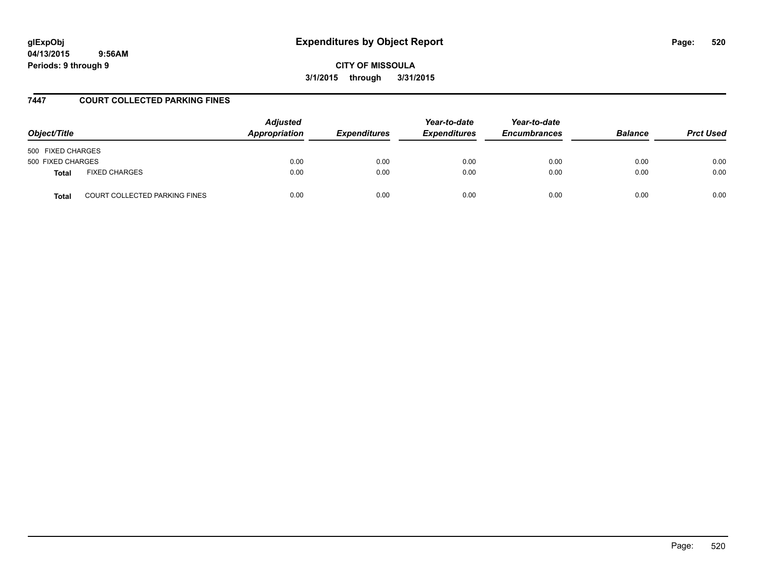# Expenditures by Object Report

**glExpObj**
**04/13/2015 9:56AM**
**Periods: 9 through 9**

**CITY OF MISSOULA**
**3/1/2015 through 3/31/2015**

## 7447 COURT COLLECTED PARKING FINES

| Object/Title | | Adjusted Appropriation | Expenditures | Year-to-date Expenditures | Year-to-date Encumbrances | Balance | Prct Used |
|---|---|---|---|---|---|---|---|
| 500 FIXED CHARGES | | | | | | | |
| 500 FIXED CHARGES | | 0.00 | 0.00 | 0.00 | 0.00 | 0.00 | 0.00 |
| **Total** | FIXED CHARGES | 0.00 | 0.00 | 0.00 | 0.00 | 0.00 | 0.00 |
| **Total** | COURT COLLECTED PARKING FINES | 0.00 | 0.00 | 0.00 | 0.00 | 0.00 | 0.00 |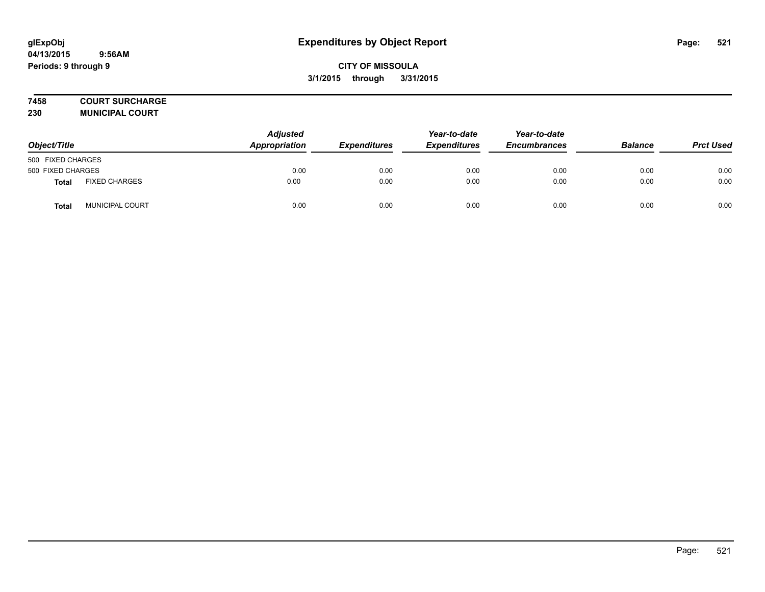**glExpObj**
**04/13/2015 9:56AM**
**Periods: 9 through 9**

# Expenditures by Object Report

**CITY OF MISSOULA**
**3/1/2015 through 3/31/2015**

**7458 COURT SURCHARGE**
**230 MUNICIPAL COURT**

| Object/Title | | Adjusted Appropriation | Expenditures | Year-to-date Expenditures | Year-to-date Encumbrances | Balance | Prct Used |
|---|---|---|---|---|---|---|---|
| 500 FIXED CHARGES | | | | | | | |
| 500 FIXED CHARGES | | 0.00 | 0.00 | 0.00 | 0.00 | 0.00 | 0.00 |
| **Total** | FIXED CHARGES | 0.00 | 0.00 | 0.00 | 0.00 | 0.00 | 0.00 |
| **Total** | MUNICIPAL COURT | 0.00 | 0.00 | 0.00 | 0.00 | 0.00 | 0.00 |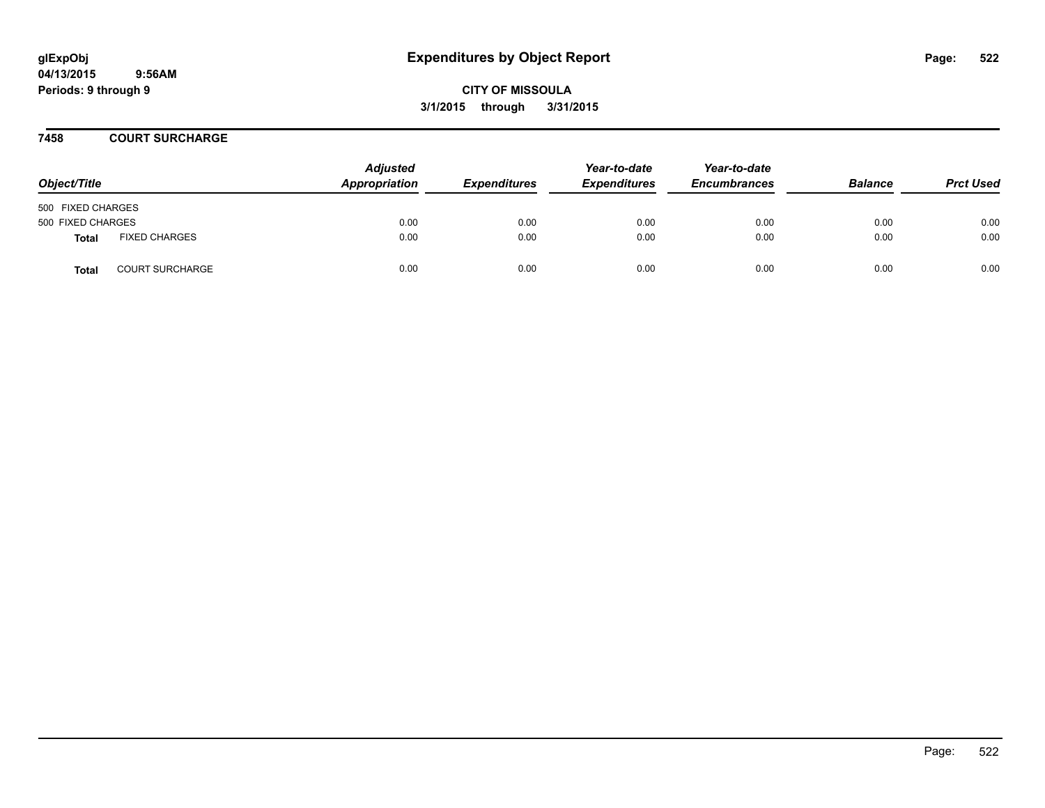# Expenditures by Object Report

**CITY OF MISSOULA**

**3/1/2015 through 3/31/2015**

glExpObj
04/13/2015 9:56AM
Periods: 9 through 9

## 7458 COURT SURCHARGE

| Object/Title | | Adjusted Appropriation | Expenditures | Year-to-date Expenditures | Year-to-date Encumbrances | Balance | Prct Used |
|---|---|---|---|---|---|---|---|
| 500 FIXED CHARGES | | | | | | | |
| 500 FIXED CHARGES | | 0.00 | 0.00 | 0.00 | 0.00 | 0.00 | 0.00 |
| **Total** | FIXED CHARGES | 0.00 | 0.00 | 0.00 | 0.00 | 0.00 | 0.00 |
| **Total** | COURT SURCHARGE | 0.00 | 0.00 | 0.00 | 0.00 | 0.00 | 0.00 |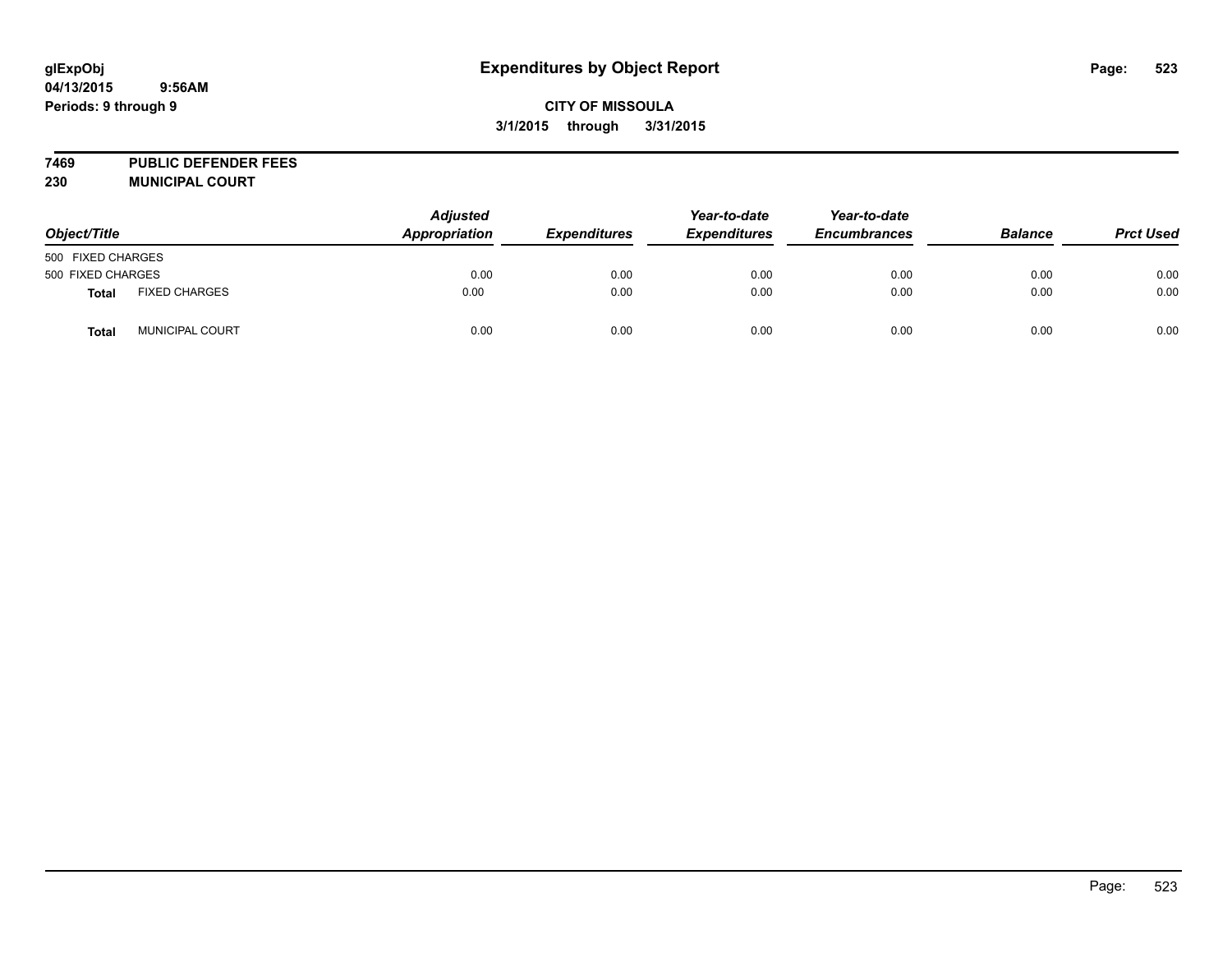**glExpObj** **Expenditures by Object Report**

**04/13/2015 9:56AM**

**Periods: 9 through 9**

**CITY OF MISSOULA**

**3/1/2015 through 3/31/2015**

**7469 PUBLIC DEFENDER FEES**

**230 MUNICIPAL COURT**

| Object/Title | | Adjusted Appropriation | Expenditures | Year-to-date Expenditures | Year-to-date Encumbrances | Balance | Prct Used |
|---|---|---|---|---|---|---|---|
| 500 FIXED CHARGES | | | | | | | |
| 500 FIXED CHARGES | | 0.00 | 0.00 | 0.00 | 0.00 | 0.00 | 0.00 |
| **Total** | FIXED CHARGES | 0.00 | 0.00 | 0.00 | 0.00 | 0.00 | 0.00 |
| **Total** | MUNICIPAL COURT | 0.00 | 0.00 | 0.00 | 0.00 | 0.00 | 0.00 |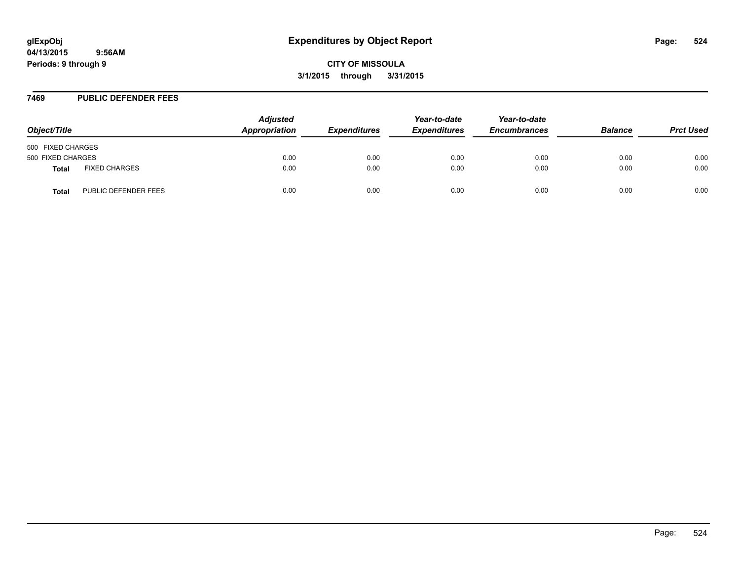glExpObj
04/13/2015 9:56AM
Periods: 9 through 9

# Expenditures by Object Report

CITY OF MISSOULA

3/1/2015 through 3/31/2015

## 7469 PUBLIC DEFENDER FEES

| Object/Title | | Adjusted Appropriation | Expenditures | Year-to-date Expenditures | Year-to-date Encumbrances | Balance | Prct Used |
|---|---|---|---|---|---|---|---|
| 500 FIXED CHARGES | | | | | | | |
| 500 FIXED CHARGES | | 0.00 | 0.00 | 0.00 | 0.00 | 0.00 | 0.00 |
| **Total** | FIXED CHARGES | 0.00 | 0.00 | 0.00 | 0.00 | 0.00 | 0.00 |
| **Total** | PUBLIC DEFENDER FEES | 0.00 | 0.00 | 0.00 | 0.00 | 0.00 | 0.00 |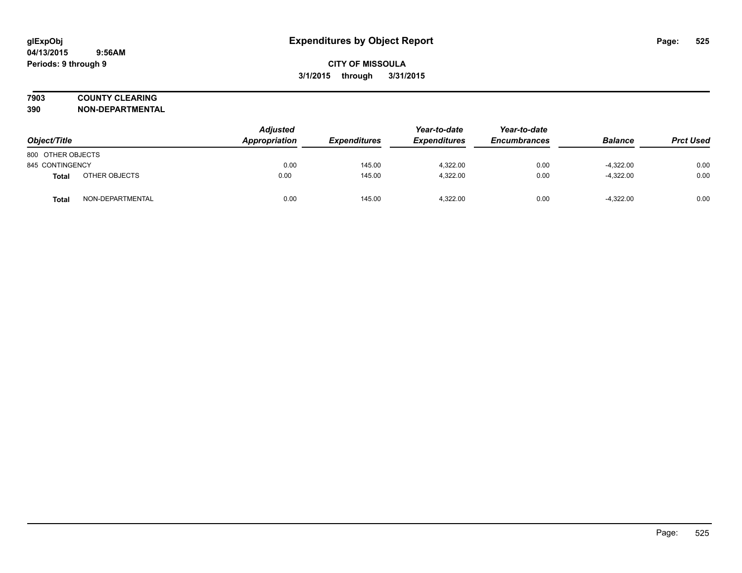# Expenditures by Object Report

glExpObj
04/13/2015 9:56AM
Periods: 9 through 9

**CITY OF MISSOULA**
**3/1/2015 through 3/31/2015**

**7903 COUNTY CLEARING**
**390 NON-DEPARTMENTAL**

| Object/Title | | Adjusted Appropriation | Expenditures | Year-to-date Expenditures | Year-to-date Encumbrances | Balance | Prct Used |
|---|---|---|---|---|---|---|---|
| 800 OTHER OBJECTS | | | | | | | |
| 845 CONTINGENCY | | 0.00 | 145.00 | 4,322.00 | 0.00 | -4,322.00 | 0.00 |
| **Total** | OTHER OBJECTS | 0.00 | 145.00 | 4,322.00 | 0.00 | -4,322.00 | 0.00 |
| **Total** | NON-DEPARTMENTAL | 0.00 | 145.00 | 4,322.00 | 0.00 | -4,322.00 | 0.00 |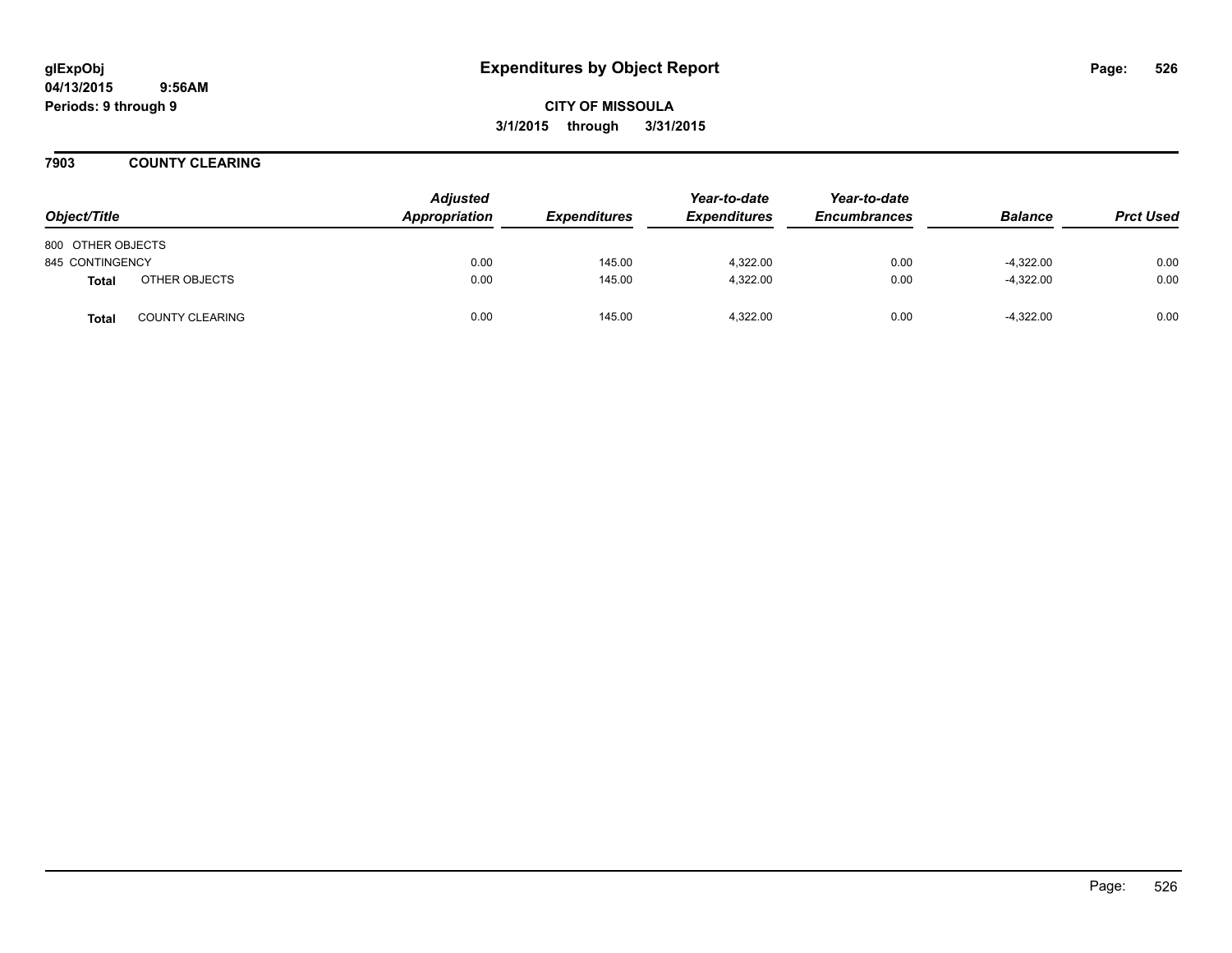# Expenditures by Object Report

**glExpObj**
**04/13/2015 9:56AM**
**Periods: 9 through 9**

**CITY OF MISSOULA**
**3/1/2015 through 3/31/2015**

## 7903 COUNTY CLEARING

| Object/Title | | Adjusted Appropriation | Expenditures | Year-to-date Expenditures | Year-to-date Encumbrances | Balance | Prct Used |
|---|---|---|---|---|---|---|---|
| 800 OTHER OBJECTS | | | | | | | |
| 845 CONTINGENCY | | 0.00 | 145.00 | 4,322.00 | 0.00 | -4,322.00 | 0.00 |
| **Total** | OTHER OBJECTS | 0.00 | 145.00 | 4,322.00 | 0.00 | -4,322.00 | 0.00 |
| **Total** | COUNTY CLEARING | 0.00 | 145.00 | 4,322.00 | 0.00 | -4,322.00 | 0.00 |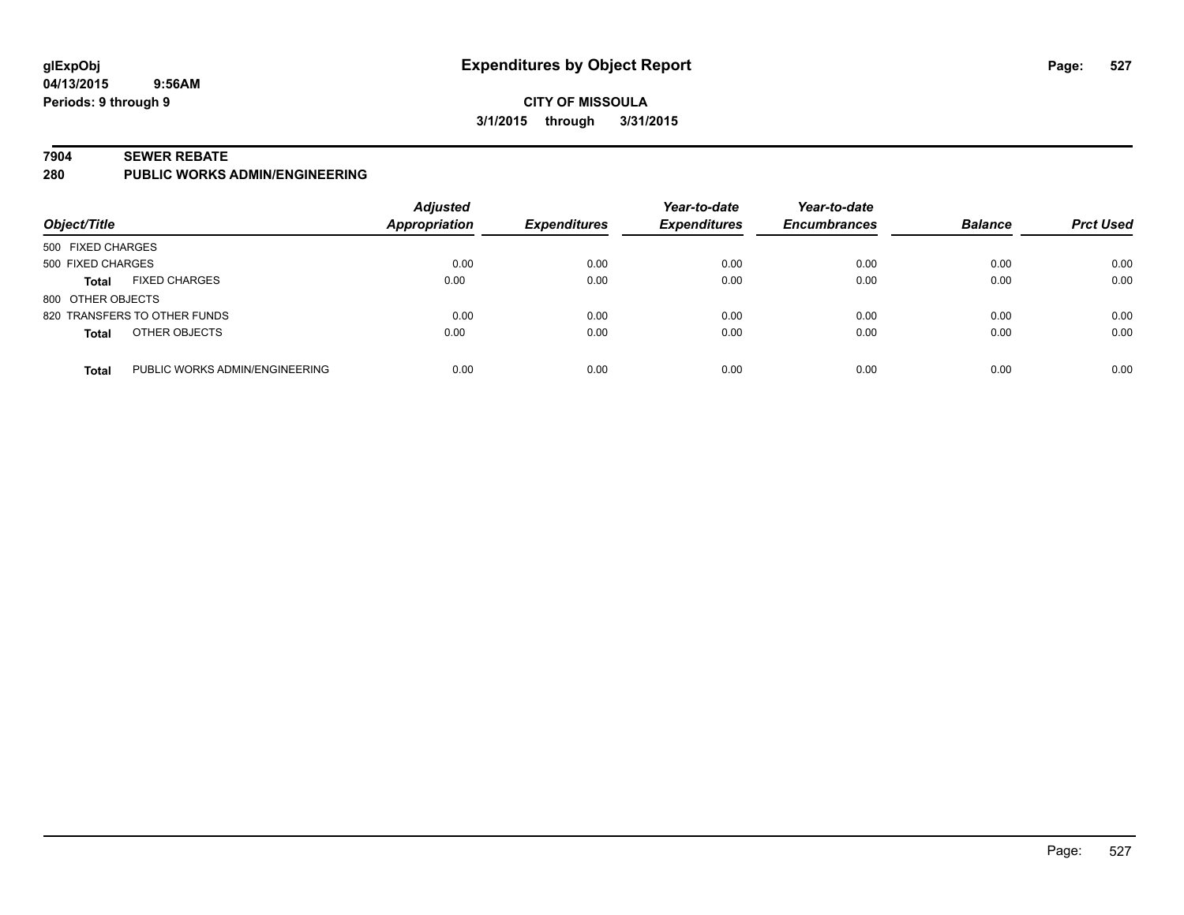**glExpObj**
**04/13/2015 9:56AM**
**Periods: 9 through 9**

# Expenditures by Object Report

**CITY OF MISSOULA**
**3/1/2015 through 3/31/2015**

## 7904 SEWER REBATE
## 280 PUBLIC WORKS ADMIN/ENGINEERING

| Object/Title | | Adjusted Appropriation | Expenditures | Year-to-date Expenditures | Year-to-date Encumbrances | Balance | Prct Used |
|---|---|---|---|---|---|---|---|
| 500 FIXED CHARGES | | | | | | | |
| 500 FIXED CHARGES | | 0.00 | 0.00 | 0.00 | 0.00 | 0.00 | 0.00 |
| **Total** | FIXED CHARGES | 0.00 | 0.00 | 0.00 | 0.00 | 0.00 | 0.00 |
| 800 OTHER OBJECTS | | | | | | | |
| 820 TRANSFERS TO OTHER FUNDS | | 0.00 | 0.00 | 0.00 | 0.00 | 0.00 | 0.00 |
| **Total** | OTHER OBJECTS | 0.00 | 0.00 | 0.00 | 0.00 | 0.00 | 0.00 |
| **Total** | PUBLIC WORKS ADMIN/ENGINEERING | 0.00 | 0.00 | 0.00 | 0.00 | 0.00 | 0.00 |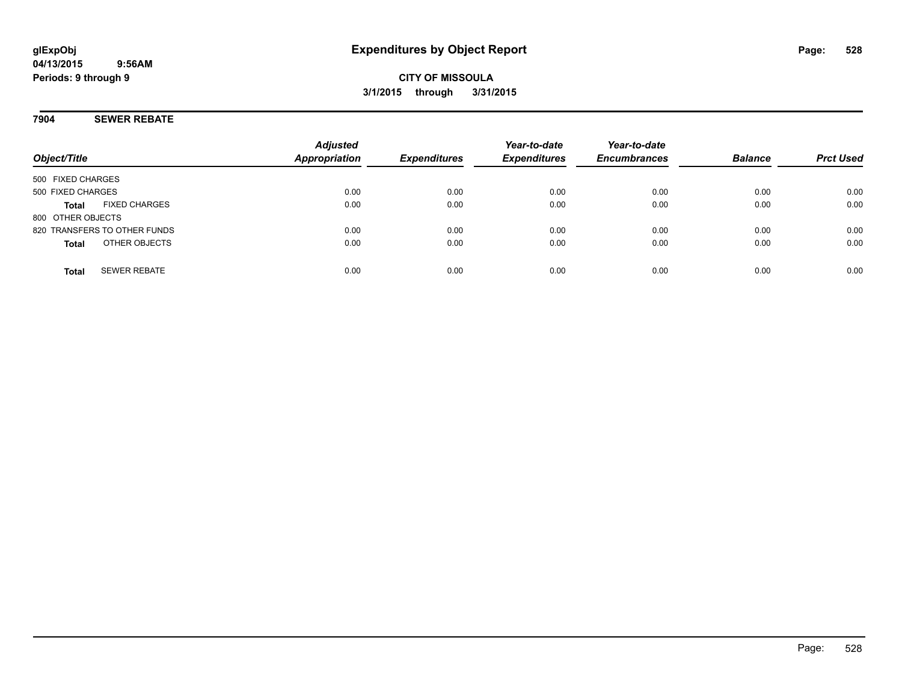**glExpObj** **Expenditures by Object Report**

**04/13/2015 9:56AM**

**Periods: 9 through 9**

**CITY OF MISSOULA**

**3/1/2015 through 3/31/2015**

## 7904 SEWER REBATE

| Object/Title | | Adjusted Appropriation | Expenditures | Year-to-date Expenditures | Year-to-date Encumbrances | Balance | Prct Used |
|---|---|---|---|---|---|---|---|
| 500 FIXED CHARGES | | | | | | | |
| 500 FIXED CHARGES | | 0.00 | 0.00 | 0.00 | 0.00 | 0.00 | 0.00 |
| **Total** | FIXED CHARGES | 0.00 | 0.00 | 0.00 | 0.00 | 0.00 | 0.00 |
| 800 OTHER OBJECTS | | | | | | | |
| 820 TRANSFERS TO OTHER FUNDS | | 0.00 | 0.00 | 0.00 | 0.00 | 0.00 | 0.00 |
| **Total** | OTHER OBJECTS | 0.00 | 0.00 | 0.00 | 0.00 | 0.00 | 0.00 |
| **Total** | SEWER REBATE | 0.00 | 0.00 | 0.00 | 0.00 | 0.00 | 0.00 |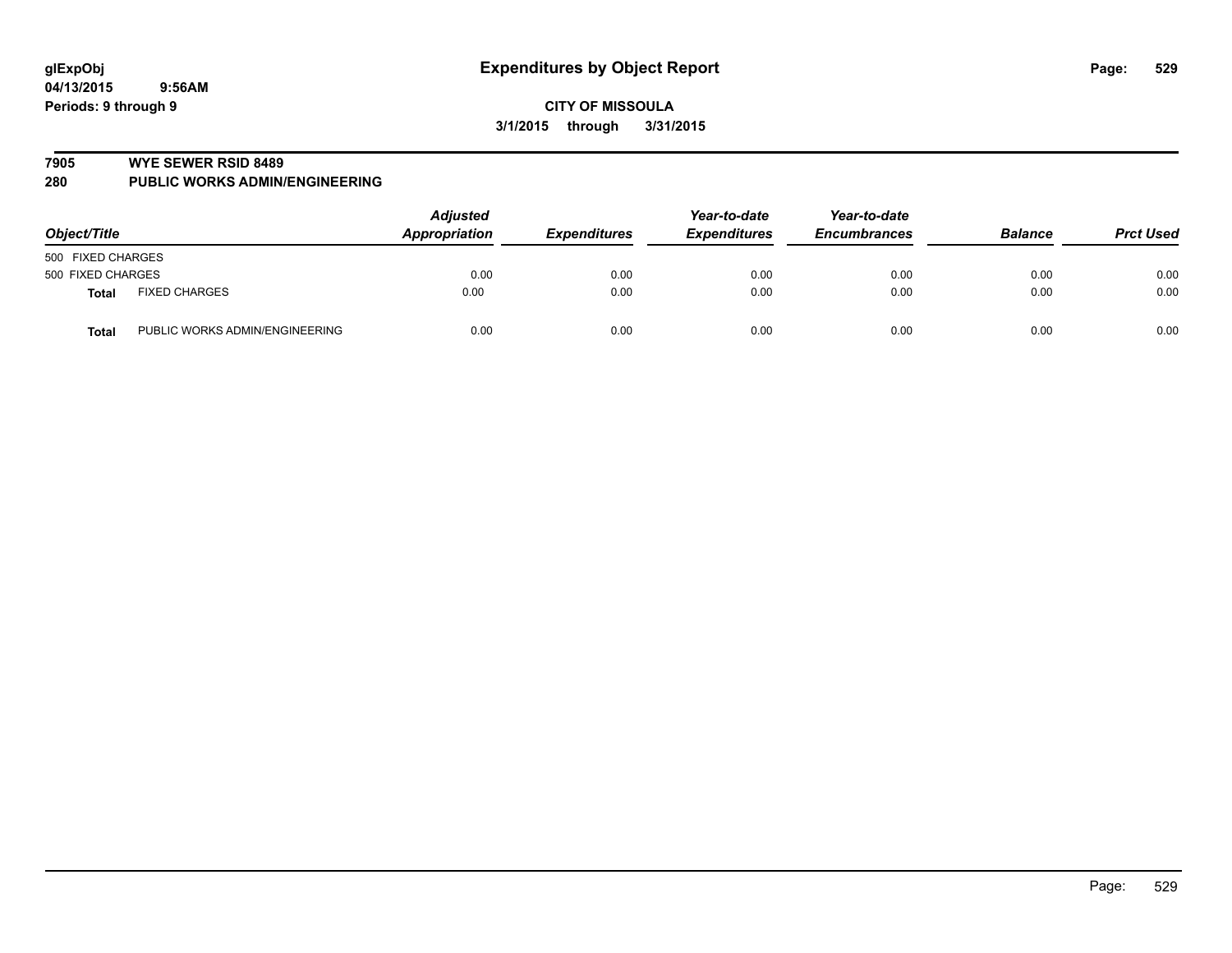glExpObj
04/13/2015 9:56AM
Periods: 9 through 9

# Expenditures by Object Report

CITY OF MISSOULA

3/1/2015 through 3/31/2015

## 7905 WYE SEWER RSID 8489
## 280 PUBLIC WORKS ADMIN/ENGINEERING

| Object/Title | | Adjusted Appropriation | Expenditures | Year-to-date Expenditures | Year-to-date Encumbrances | Balance | Prct Used |
|---|---|---|---|---|---|---|---|
| 500 FIXED CHARGES | | | | | | | |
| 500 FIXED CHARGES | | 0.00 | 0.00 | 0.00 | 0.00 | 0.00 | 0.00 |
| **Total** | FIXED CHARGES | 0.00 | 0.00 | 0.00 | 0.00 | 0.00 | 0.00 |
| **Total** | PUBLIC WORKS ADMIN/ENGINEERING | 0.00 | 0.00 | 0.00 | 0.00 | 0.00 | 0.00 |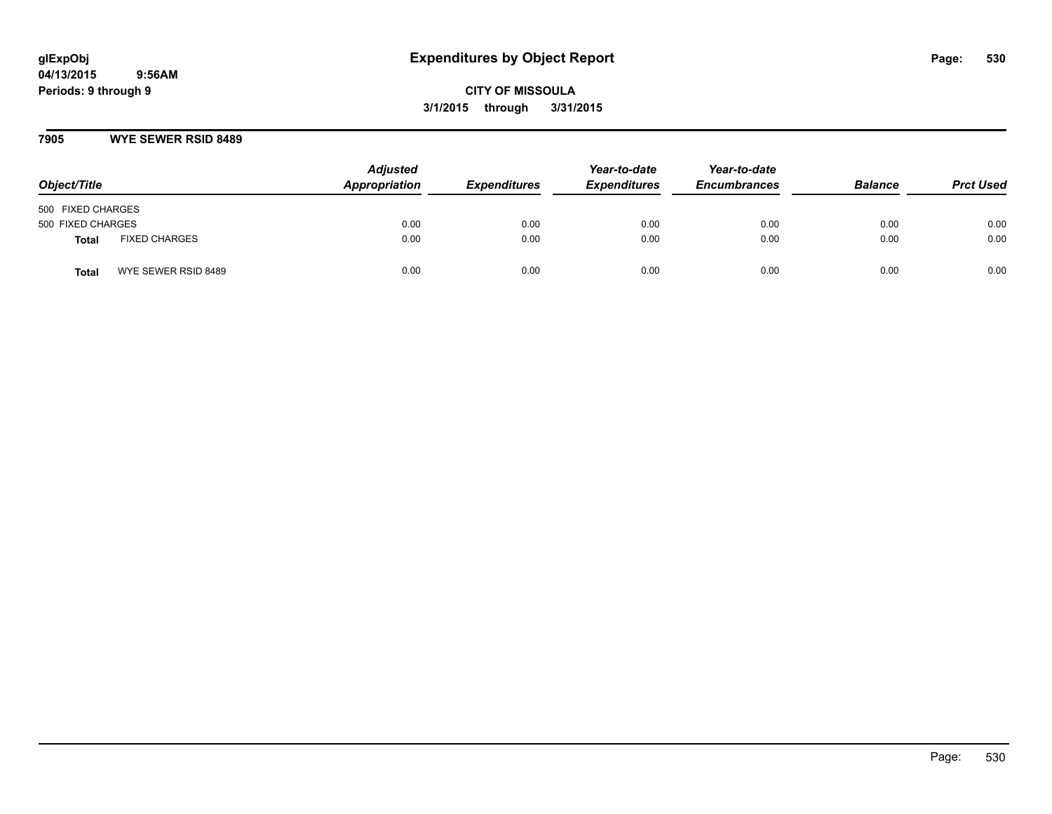**glExpObj**
**04/13/2015 9:56AM**
**Periods: 9 through 9**

# Expenditures by Object Report

**CITY OF MISSOULA**
**3/1/2015 through 3/31/2015**

## 7905 WYE SEWER RSID 8489

| Object/Title | | Adjusted Appropriation | Expenditures | Year-to-date Expenditures | Year-to-date Encumbrances | Balance | Prct Used |
|---|---|---|---|---|---|---|---|
| 500 FIXED CHARGES | | | | | | | |
| 500 FIXED CHARGES | | 0.00 | 0.00 | 0.00 | 0.00 | 0.00 | 0.00 |
| **Total** | FIXED CHARGES | 0.00 | 0.00 | 0.00 | 0.00 | 0.00 | 0.00 |
| **Total** | WYE SEWER RSID 8489 | 0.00 | 0.00 | 0.00 | 0.00 | 0.00 | 0.00 |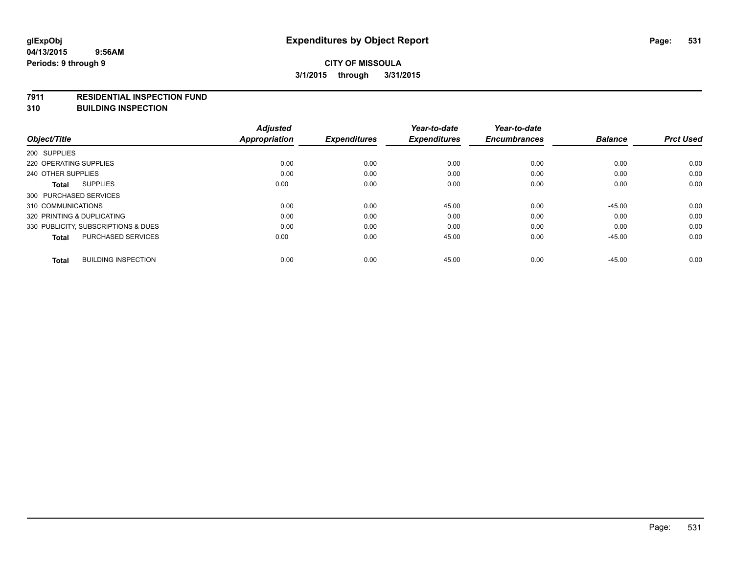glExpObj
04/13/2015 9:56AM
Periods: 9 through 9

# Expenditures by Object Report

**CITY OF MISSOULA**
**3/1/2015 through 3/31/2015**

**7911 RESIDENTIAL INSPECTION FUND**
**310 BUILDING INSPECTION**

| Object/Title | Adjusted Appropriation | Expenditures | Year-to-date Expenditures | Year-to-date Encumbrances | Balance | Prct Used |
|---|---|---|---|---|---|---|
| 200 SUPPLIES | | | | | | |
| 220 OPERATING SUPPLIES | 0.00 | 0.00 | 0.00 | 0.00 | 0.00 | 0.00 |
| 240 OTHER SUPPLIES | 0.00 | 0.00 | 0.00 | 0.00 | 0.00 | 0.00 |
| **Total** SUPPLIES | 0.00 | 0.00 | 0.00 | 0.00 | 0.00 | 0.00 |
| 300 PURCHASED SERVICES | | | | | | |
| 310 COMMUNICATIONS | 0.00 | 0.00 | 45.00 | 0.00 | -45.00 | 0.00 |
| 320 PRINTING & DUPLICATING | 0.00 | 0.00 | 0.00 | 0.00 | 0.00 | 0.00 |
| 330 PUBLICITY, SUBSCRIPTIONS & DUES | 0.00 | 0.00 | 0.00 | 0.00 | 0.00 | 0.00 |
| **Total** PURCHASED SERVICES | 0.00 | 0.00 | 45.00 | 0.00 | -45.00 | 0.00 |
| **Total** BUILDING INSPECTION | 0.00 | 0.00 | 45.00 | 0.00 | -45.00 | 0.00 |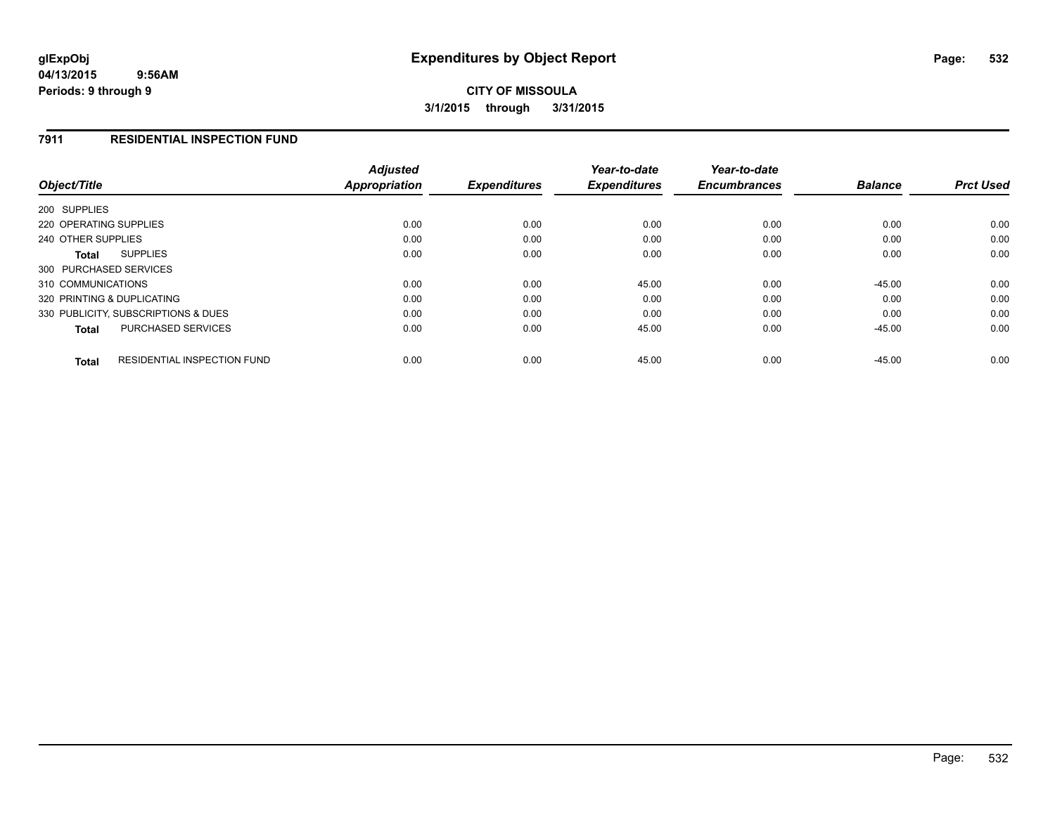**glExpObj**
**04/13/2015 9:56AM**
**Periods: 9 through 9**

# Expenditures by Object Report

**CITY OF MISSOULA**
**3/1/2015 through 3/31/2015**

## 7911 RESIDENTIAL INSPECTION FUND

| Object/Title | Adjusted Appropriation | Expenditures | Year-to-date Expenditures | Year-to-date Encumbrances | Balance | Prct Used |
|---|---|---|---|---|---|---|
| 200 SUPPLIES | | | | | | |
| 220 OPERATING SUPPLIES | 0.00 | 0.00 | 0.00 | 0.00 | 0.00 | 0.00 |
| 240 OTHER SUPPLIES | 0.00 | 0.00 | 0.00 | 0.00 | 0.00 | 0.00 |
| **Total** SUPPLIES | 0.00 | 0.00 | 0.00 | 0.00 | 0.00 | 0.00 |
| 300 PURCHASED SERVICES | | | | | | |
| 310 COMMUNICATIONS | 0.00 | 0.00 | 45.00 | 0.00 | -45.00 | 0.00 |
| 320 PRINTING & DUPLICATING | 0.00 | 0.00 | 0.00 | 0.00 | 0.00 | 0.00 |
| 330 PUBLICITY, SUBSCRIPTIONS & DUES | 0.00 | 0.00 | 0.00 | 0.00 | 0.00 | 0.00 |
| **Total** PURCHASED SERVICES | 0.00 | 0.00 | 45.00 | 0.00 | -45.00 | 0.00 |
| **Total** RESIDENTIAL INSPECTION FUND | 0.00 | 0.00 | 45.00 | 0.00 | -45.00 | 0.00 |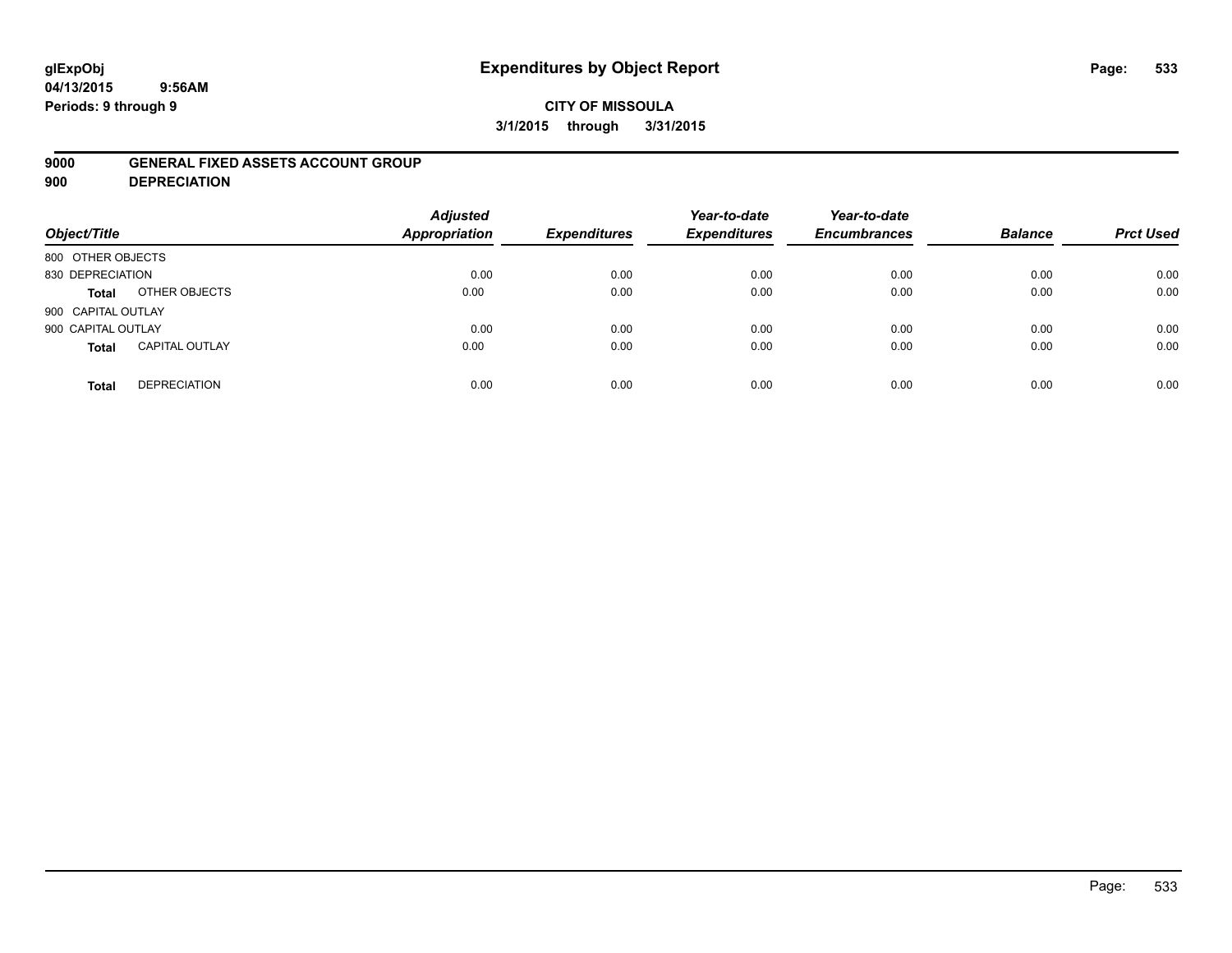glExpObj
04/13/2015 9:56AM
Periods: 9 through 9

# Expenditures by Object Report

**CITY OF MISSOULA**

**3/1/2015 through 3/31/2015**

**9000 GENERAL FIXED ASSETS ACCOUNT GROUP**

**900 DEPRECIATION**

| Object/Title | | Adjusted Appropriation | Expenditures | Year-to-date Expenditures | Year-to-date Encumbrances | Balance | Prct Used |
|---|---|---|---|---|---|---|---|
| 800 OTHER OBJECTS | | | | | | | |
| 830 DEPRECIATION | | 0.00 | 0.00 | 0.00 | 0.00 | 0.00 | 0.00 |
| **Total** | OTHER OBJECTS | 0.00 | 0.00 | 0.00 | 0.00 | 0.00 | 0.00 |
| 900 CAPITAL OUTLAY | | | | | | | |
| 900 CAPITAL OUTLAY | | 0.00 | 0.00 | 0.00 | 0.00 | 0.00 | 0.00 |
| **Total** | CAPITAL OUTLAY | 0.00 | 0.00 | 0.00 | 0.00 | 0.00 | 0.00 |
| **Total** | DEPRECIATION | 0.00 | 0.00 | 0.00 | 0.00 | 0.00 | 0.00 |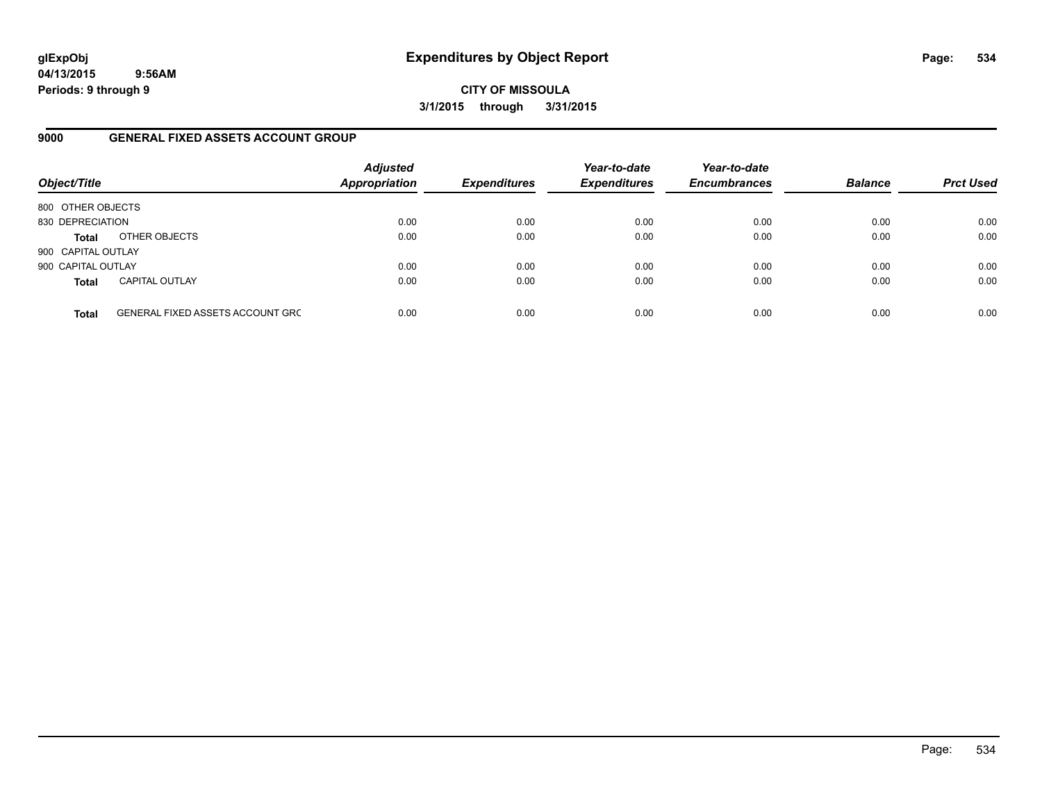# Expenditures by Object Report

glExpObj
04/13/2015 9:56AM
Periods: 9 through 9

**CITY OF MISSOULA**
**3/1/2015 through 3/31/2015**

## 9000 GENERAL FIXED ASSETS ACCOUNT GROUP

| Object/Title | | Adjusted Appropriation | Expenditures | Year-to-date Expenditures | Year-to-date Encumbrances | Balance | Prct Used |
|---|---|---|---|---|---|---|---|
| 800 OTHER OBJECTS | | | | | | | |
| 830 DEPRECIATION | | 0.00 | 0.00 | 0.00 | 0.00 | 0.00 | 0.00 |
| **Total** | OTHER OBJECTS | 0.00 | 0.00 | 0.00 | 0.00 | 0.00 | 0.00 |
| 900 CAPITAL OUTLAY | | | | | | | |
| 900 CAPITAL OUTLAY | | 0.00 | 0.00 | 0.00 | 0.00 | 0.00 | 0.00 |
| **Total** | CAPITAL OUTLAY | 0.00 | 0.00 | 0.00 | 0.00 | 0.00 | 0.00 |
| **Total** | GENERAL FIXED ASSETS ACCOUNT GRC | 0.00 | 0.00 | 0.00 | 0.00 | 0.00 | 0.00 |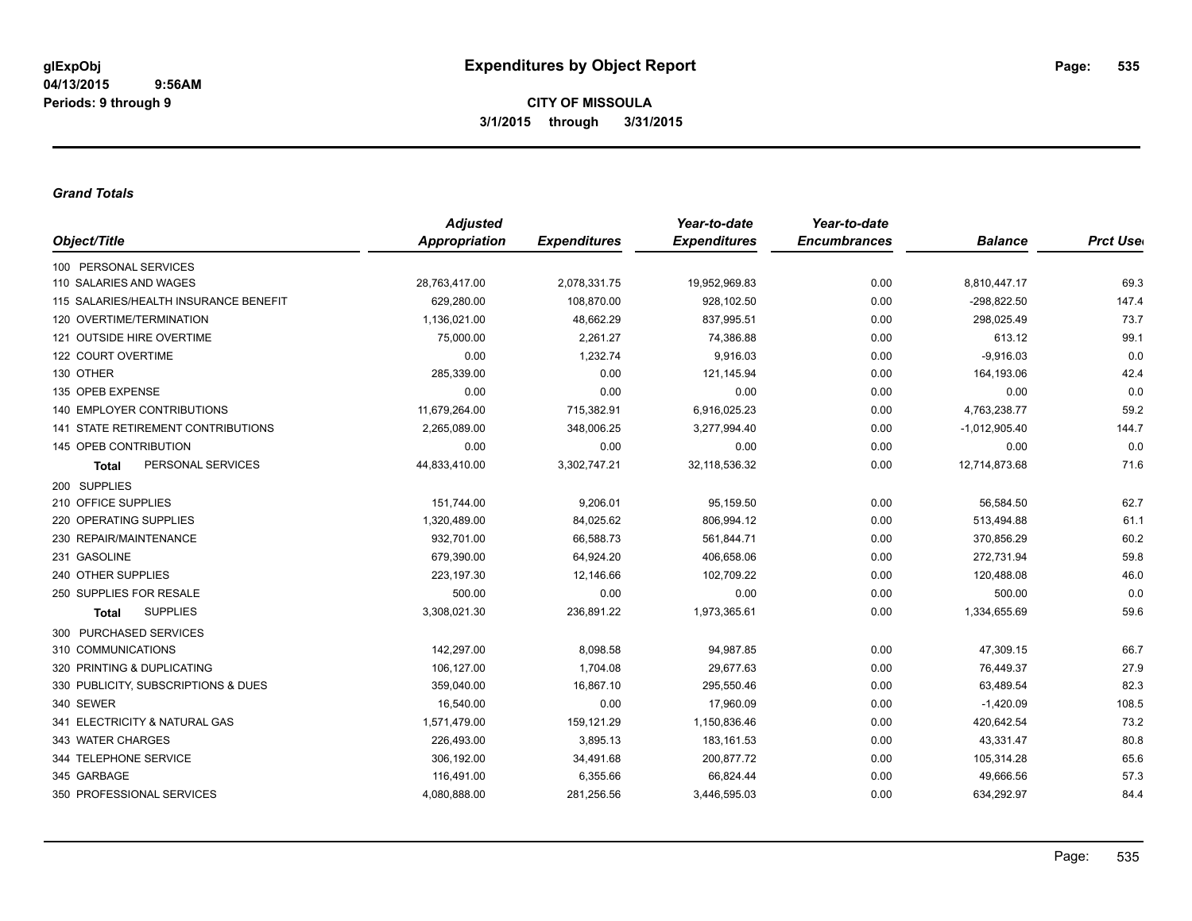**glExpObj**
**04/13/2015 9:56AM**
**Periods: 9 through 9**

# Expenditures by Object Report

**CITY OF MISSOULA**
**3/1/2015 through 3/31/2015**

### *Grand Totals*

| Object/Title | Adjusted Appropriation | Expenditures | Year-to-date Expenditures | Year-to-date Encumbrances | Balance | Prct Used |
|---|---|---|---|---|---|---|
| 100 PERSONAL SERVICES | | | | | | |
| 110 SALARIES AND WAGES | 28,763,417.00 | 2,078,331.75 | 19,952,969.83 | 0.00 | 8,810,447.17 | 69.3 |
| 115 SALARIES/HEALTH INSURANCE BENEFIT | 629,280.00 | 108,870.00 | 928,102.50 | 0.00 | -298,822.50 | 147.4 |
| 120 OVERTIME/TERMINATION | 1,136,021.00 | 48,662.29 | 837,995.51 | 0.00 | 298,025.49 | 73.7 |
| 121 OUTSIDE HIRE OVERTIME | 75,000.00 | 2,261.27 | 74,386.88 | 0.00 | 613.12 | 99.1 |
| 122 COURT OVERTIME | 0.00 | 1,232.74 | 9,916.03 | 0.00 | -9,916.03 | 0.0 |
| 130 OTHER | 285,339.00 | 0.00 | 121,145.94 | 0.00 | 164,193.06 | 42.4 |
| 135 OPEB EXPENSE | 0.00 | 0.00 | 0.00 | 0.00 | 0.00 | 0.0 |
| 140 EMPLOYER CONTRIBUTIONS | 11,679,264.00 | 715,382.91 | 6,916,025.23 | 0.00 | 4,763,238.77 | 59.2 |
| 141 STATE RETIREMENT CONTRIBUTIONS | 2,265,089.00 | 348,006.25 | 3,277,994.40 | 0.00 | -1,012,905.40 | 144.7 |
| 145 OPEB CONTRIBUTION | 0.00 | 0.00 | 0.00 | 0.00 | 0.00 | 0.0 |
| **Total** PERSONAL SERVICES | 44,833,410.00 | 3,302,747.21 | 32,118,536.32 | 0.00 | 12,714,873.68 | 71.6 |
| 200 SUPPLIES | | | | | | |
| 210 OFFICE SUPPLIES | 151,744.00 | 9,206.01 | 95,159.50 | 0.00 | 56,584.50 | 62.7 |
| 220 OPERATING SUPPLIES | 1,320,489.00 | 84,025.62 | 806,994.12 | 0.00 | 513,494.88 | 61.1 |
| 230 REPAIR/MAINTENANCE | 932,701.00 | 66,588.73 | 561,844.71 | 0.00 | 370,856.29 | 60.2 |
| 231 GASOLINE | 679,390.00 | 64,924.20 | 406,658.06 | 0.00 | 272,731.94 | 59.8 |
| 240 OTHER SUPPLIES | 223,197.30 | 12,146.66 | 102,709.22 | 0.00 | 120,488.08 | 46.0 |
| 250 SUPPLIES FOR RESALE | 500.00 | 0.00 | 0.00 | 0.00 | 500.00 | 0.0 |
| **Total** SUPPLIES | 3,308,021.30 | 236,891.22 | 1,973,365.61 | 0.00 | 1,334,655.69 | 59.6 |
| 300 PURCHASED SERVICES | | | | | | |
| 310 COMMUNICATIONS | 142,297.00 | 8,098.58 | 94,987.85 | 0.00 | 47,309.15 | 66.7 |
| 320 PRINTING & DUPLICATING | 106,127.00 | 1,704.08 | 29,677.63 | 0.00 | 76,449.37 | 27.9 |
| 330 PUBLICITY, SUBSCRIPTIONS & DUES | 359,040.00 | 16,867.10 | 295,550.46 | 0.00 | 63,489.54 | 82.3 |
| 340 SEWER | 16,540.00 | 0.00 | 17,960.09 | 0.00 | -1,420.09 | 108.5 |
| 341 ELECTRICITY & NATURAL GAS | 1,571,479.00 | 159,121.29 | 1,150,836.46 | 0.00 | 420,642.54 | 73.2 |
| 343 WATER CHARGES | 226,493.00 | 3,895.13 | 183,161.53 | 0.00 | 43,331.47 | 80.8 |
| 344 TELEPHONE SERVICE | 306,192.00 | 34,491.68 | 200,877.72 | 0.00 | 105,314.28 | 65.6 |
| 345 GARBAGE | 116,491.00 | 6,355.66 | 66,824.44 | 0.00 | 49,666.56 | 57.3 |
| 350 PROFESSIONAL SERVICES | 4,080,888.00 | 281,256.56 | 3,446,595.03 | 0.00 | 634,292.97 | 84.4 |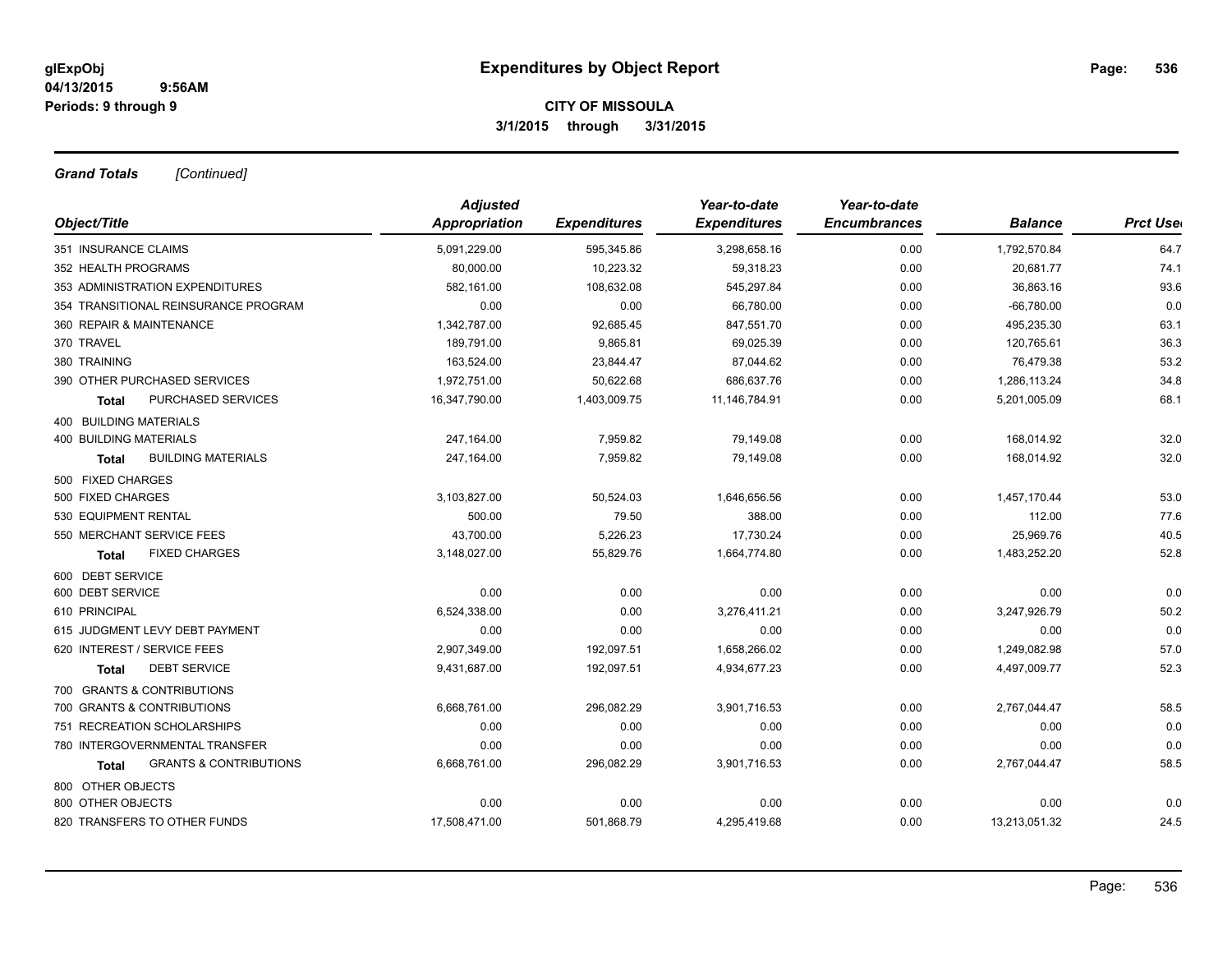**Expenditures by Object Report**

**CITY OF MISSOULA**

**3/1/2015 through 3/31/2015**

glExpObj
04/13/2015 9:56AM
Periods: 9 through 9

***Grand Totals*** *[Continued]*

| Object/Title | | Adjusted Appropriation | Expenditures | Year-to-date Expenditures | Year-to-date Encumbrances | Balance | Prct Used |
|---|---|---|---|---|---|---|---|
| 351 INSURANCE CLAIMS | | 5,091,229.00 | 595,345.86 | 3,298,658.16 | 0.00 | 1,792,570.84 | 64.7 |
| 352 HEALTH PROGRAMS | | 80,000.00 | 10,223.32 | 59,318.23 | 0.00 | 20,681.77 | 74.1 |
| 353 ADMINISTRATION EXPENDITURES | | 582,161.00 | 108,632.08 | 545,297.84 | 0.00 | 36,863.16 | 93.6 |
| 354 TRANSITIONAL REINSURANCE PROGRAM | | 0.00 | 0.00 | 66,780.00 | 0.00 | -66,780.00 | 0.0 |
| 360 REPAIR & MAINTENANCE | | 1,342,787.00 | 92,685.45 | 847,551.70 | 0.00 | 495,235.30 | 63.1 |
| 370 TRAVEL | | 189,791.00 | 9,865.81 | 69,025.39 | 0.00 | 120,765.61 | 36.3 |
| 380 TRAINING | | 163,524.00 | 23,844.47 | 87,044.62 | 0.00 | 76,479.38 | 53.2 |
| 390 OTHER PURCHASED SERVICES | | 1,972,751.00 | 50,622.68 | 686,637.76 | 0.00 | 1,286,113.24 | 34.8 |
| **Total** | PURCHASED SERVICES | 16,347,790.00 | 1,403,009.75 | 11,146,784.91 | 0.00 | 5,201,005.09 | 68.1 |
| 400 BUILDING MATERIALS | | | | | | | |
| 400 BUILDING MATERIALS | | 247,164.00 | 7,959.82 | 79,149.08 | 0.00 | 168,014.92 | 32.0 |
| **Total** | BUILDING MATERIALS | 247,164.00 | 7,959.82 | 79,149.08 | 0.00 | 168,014.92 | 32.0 |
| 500 FIXED CHARGES | | | | | | | |
| 500 FIXED CHARGES | | 3,103,827.00 | 50,524.03 | 1,646,656.56 | 0.00 | 1,457,170.44 | 53.0 |
| 530 EQUIPMENT RENTAL | | 500.00 | 79.50 | 388.00 | 0.00 | 112.00 | 77.6 |
| 550 MERCHANT SERVICE FEES | | 43,700.00 | 5,226.23 | 17,730.24 | 0.00 | 25,969.76 | 40.5 |
| **Total** | FIXED CHARGES | 3,148,027.00 | 55,829.76 | 1,664,774.80 | 0.00 | 1,483,252.20 | 52.8 |
| 600 DEBT SERVICE | | | | | | | |
| 600 DEBT SERVICE | | 0.00 | 0.00 | 0.00 | 0.00 | 0.00 | 0.0 |
| 610 PRINCIPAL | | 6,524,338.00 | 0.00 | 3,276,411.21 | 0.00 | 3,247,926.79 | 50.2 |
| 615 JUDGMENT LEVY DEBT PAYMENT | | 0.00 | 0.00 | 0.00 | 0.00 | 0.00 | 0.0 |
| 620 INTEREST / SERVICE FEES | | 2,907,349.00 | 192,097.51 | 1,658,266.02 | 0.00 | 1,249,082.98 | 57.0 |
| **Total** | DEBT SERVICE | 9,431,687.00 | 192,097.51 | 4,934,677.23 | 0.00 | 4,497,009.77 | 52.3 |
| 700 GRANTS & CONTRIBUTIONS | | | | | | | |
| 700 GRANTS & CONTRIBUTIONS | | 6,668,761.00 | 296,082.29 | 3,901,716.53 | 0.00 | 2,767,044.47 | 58.5 |
| 751 RECREATION SCHOLARSHIPS | | 0.00 | 0.00 | 0.00 | 0.00 | 0.00 | 0.0 |
| 780 INTERGOVERNMENTAL TRANSFER | | 0.00 | 0.00 | 0.00 | 0.00 | 0.00 | 0.0 |
| **Total** | GRANTS & CONTRIBUTIONS | 6,668,761.00 | 296,082.29 | 3,901,716.53 | 0.00 | 2,767,044.47 | 58.5 |
| 800 OTHER OBJECTS | | | | | | | |
| 800 OTHER OBJECTS | | 0.00 | 0.00 | 0.00 | 0.00 | 0.00 | 0.0 |
| 820 TRANSFERS TO OTHER FUNDS | | 17,508,471.00 | 501,868.79 | 4,295,419.68 | 0.00 | 13,213,051.32 | 24.5 |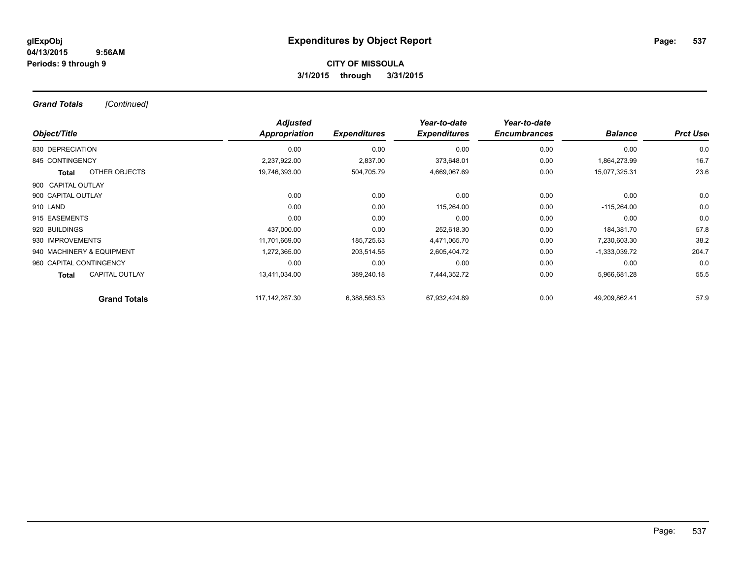**glExpObj**
**04/13/2015 9:56AM**
**Periods: 9 through 9**

# Expenditures by Object Report

**CITY OF MISSOULA**
**3/1/2015 through 3/31/2015**

***Grand Totals*** *[Continued]*

| Object/Title | | *Adjusted Appropriation* | *Expenditures* | *Year-to-date Expenditures* | *Year-to-date Encumbrances* | *Balance* | *Prct Used* |
|---|---|---|---|---|---|---|---|
| 830 DEPRECIATION | | 0.00 | 0.00 | 0.00 | 0.00 | 0.00 | 0.0 |
| 845 CONTINGENCY | | 2,237,922.00 | 2,837.00 | 373,648.01 | 0.00 | 1,864,273.99 | 16.7 |
| **Total** | OTHER OBJECTS | 19,746,393.00 | 504,705.79 | 4,669,067.69 | 0.00 | 15,077,325.31 | 23.6 |
| 900 CAPITAL OUTLAY | | | | | | | |
| 900 CAPITAL OUTLAY | | 0.00 | 0.00 | 0.00 | 0.00 | 0.00 | 0.0 |
| 910 LAND | | 0.00 | 0.00 | 115,264.00 | 0.00 | -115,264.00 | 0.0 |
| 915 EASEMENTS | | 0.00 | 0.00 | 0.00 | 0.00 | 0.00 | 0.0 |
| 920 BUILDINGS | | 437,000.00 | 0.00 | 252,618.30 | 0.00 | 184,381.70 | 57.8 |
| 930 IMPROVEMENTS | | 11,701,669.00 | 185,725.63 | 4,471,065.70 | 0.00 | 7,230,603.30 | 38.2 |
| 940 MACHINERY & EQUIPMENT | | 1,272,365.00 | 203,514.55 | 2,605,404.72 | 0.00 | -1,333,039.72 | 204.7 |
| 960 CAPITAL CONTINGENCY | | 0.00 | 0.00 | 0.00 | 0.00 | 0.00 | 0.0 |
| **Total** | CAPITAL OUTLAY | 13,411,034.00 | 389,240.18 | 7,444,352.72 | 0.00 | 5,966,681.28 | 55.5 |
| **Grand Totals** | | 117,142,287.30 | 6,388,563.53 | 67,932,424.89 | 0.00 | 49,209,862.41 | 57.9 |